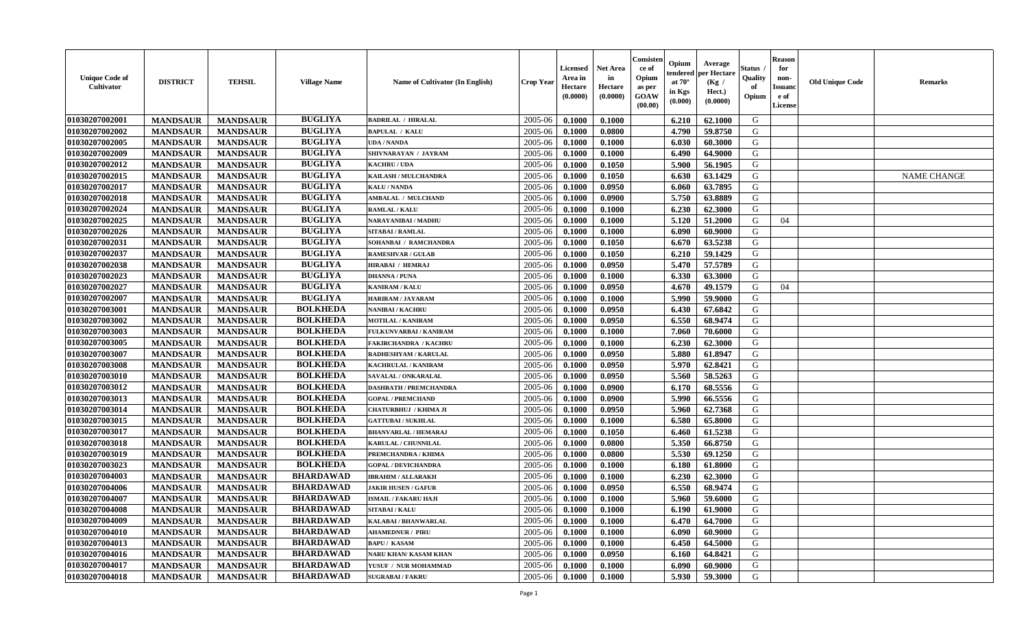| Unique Code of Cultivator | DISTRICT | TEHSIL | Village Name | Name of Cultivator (In English) | Crop Year | Licensed Area in Hectare (0.0000) | Net Area in Hectare (0.0000) | Consistence of Opium as per GOAW (00.00) | Opium tendered at 70° in Kgs (0.000) | Average per Hectare (Kg / Hect.) (0.0000) | Status / Quality of Opium | Reason for non-Issuance of License | Old Unique Code | Remarks |
|---|---|---|---|---|---|---|---|---|---|---|---|---|---|---|
| 01030207002001 | MANDSAUR | MANDSAUR | BUGLIYA | BADRILAL / HIRALAL | 2005-06 | 0.1000 | 0.1000 | | 6.210 | 62.1000 | G | | | |
| 01030207002002 | MANDSAUR | MANDSAUR | BUGLIYA | BAPULAL / KALU | 2005-06 | 0.1000 | 0.0800 | | 4.790 | 59.8750 | G | | | |
| 01030207002005 | MANDSAUR | MANDSAUR | BUGLIYA | UDA / NANDA | 2005-06 | 0.1000 | 0.1000 | | 6.030 | 60.3000 | G | | | |
| 01030207002009 | MANDSAUR | MANDSAUR | BUGLIYA | SHIVNARAYAN / JAYRAM | 2005-06 | 0.1000 | 0.1000 | | 6.490 | 64.9000 | G | | | |
| 01030207002012 | MANDSAUR | MANDSAUR | BUGLIYA | KACHRU / UDA | 2005-06 | 0.1000 | 0.1050 | | 5.900 | 56.1905 | G | | | |
| 01030207002015 | MANDSAUR | MANDSAUR | BUGLIYA | KAILASH / MULCHANDRA | 2005-06 | 0.1000 | 0.1050 | | 6.630 | 63.1429 | G | | | NAME CHANGE |
| 01030207002017 | MANDSAUR | MANDSAUR | BUGLIYA | KALU / NANDA | 2005-06 | 0.1000 | 0.0950 | | 6.060 | 63.7895 | G | | | |
| 01030207002018 | MANDSAUR | MANDSAUR | BUGLIYA | AMBALAL / MULCHAND | 2005-06 | 0.1000 | 0.0900 | | 5.750 | 63.8889 | G | | | |
| 01030207002024 | MANDSAUR | MANDSAUR | BUGLIYA | RAMLAL / KALU | 2005-06 | 0.1000 | 0.1000 | | 6.230 | 62.3000 | G | | | |
| 01030207002025 | MANDSAUR | MANDSAUR | BUGLIYA | NARAYANIBAI / MADHU | 2005-06 | 0.1000 | 0.1000 | | 5.120 | 51.2000 | G | 04 | | |
| 01030207002026 | MANDSAUR | MANDSAUR | BUGLIYA | SITABAI / RAMLAL | 2005-06 | 0.1000 | 0.1000 | | 6.090 | 60.9000 | G | | | |
| 01030207002031 | MANDSAUR | MANDSAUR | BUGLIYA | SOHANBAI / RAMCHANDRA | 2005-06 | 0.1000 | 0.1050 | | 6.670 | 63.5238 | G | | | |
| 01030207002037 | MANDSAUR | MANDSAUR | BUGLIYA | RAMESHVAR / GULAB | 2005-06 | 0.1000 | 0.1050 | | 6.210 | 59.1429 | G | | | |
| 01030207002038 | MANDSAUR | MANDSAUR | BUGLIYA | HIRABAI / HEMRAJ | 2005-06 | 0.1000 | 0.0950 | | 5.470 | 57.5789 | G | | | |
| 01030207002023 | MANDSAUR | MANDSAUR | BUGLIYA | DHANNA / PUNA | 2005-06 | 0.1000 | 0.1000 | | 6.330 | 63.3000 | G | | | |
| 01030207002027 | MANDSAUR | MANDSAUR | BUGLIYA | KANIRAM / KALU | 2005-06 | 0.1000 | 0.0950 | | 4.670 | 49.1579 | G | 04 | | |
| 01030207002007 | MANDSAUR | MANDSAUR | BUGLIYA | HARIRAM / JAYARAM | 2005-06 | 0.1000 | 0.1000 | | 5.990 | 59.9000 | G | | | |
| 01030207003001 | MANDSAUR | MANDSAUR | BOLKHEDA | NANIBAI / KACHRU | 2005-06 | 0.1000 | 0.0950 | | 6.430 | 67.6842 | G | | | |
| 01030207003002 | MANDSAUR | MANDSAUR | BOLKHEDA | MOTILAL / KANIRAM | 2005-06 | 0.1000 | 0.0950 | | 6.550 | 68.9474 | G | | | |
| 01030207003003 | MANDSAUR | MANDSAUR | BOLKHEDA | FULKUNVARBAI / KANIRAM | 2005-06 | 0.1000 | 0.1000 | | 7.060 | 70.6000 | G | | | |
| 01030207003005 | MANDSAUR | MANDSAUR | BOLKHEDA | FAKIRCHANDRA / KACHRU | 2005-06 | 0.1000 | 0.1000 | | 6.230 | 62.3000 | G | | | |
| 01030207003007 | MANDSAUR | MANDSAUR | BOLKHEDA | RADHESHYAM / KARULAL | 2005-06 | 0.1000 | 0.0950 | | 5.880 | 61.8947 | G | | | |
| 01030207003008 | MANDSAUR | MANDSAUR | BOLKHEDA | KACHRULAL / KANIRAM | 2005-06 | 0.1000 | 0.0950 | | 5.970 | 62.8421 | G | | | |
| 01030207003010 | MANDSAUR | MANDSAUR | BOLKHEDA | SAVALAL / ONKARALAL | 2005-06 | 0.1000 | 0.0950 | | 5.560 | 58.5263 | G | | | |
| 01030207003012 | MANDSAUR | MANDSAUR | BOLKHEDA | DASHRATH / PREMCHANDRA | 2005-06 | 0.1000 | 0.0900 | | 6.170 | 68.5556 | G | | | |
| 01030207003013 | MANDSAUR | MANDSAUR | BOLKHEDA | GOPAL / PREMCHAND | 2005-06 | 0.1000 | 0.0900 | | 5.990 | 66.5556 | G | | | |
| 01030207003014 | MANDSAUR | MANDSAUR | BOLKHEDA | CHATURBHUJ / KHIMA JI | 2005-06 | 0.1000 | 0.0950 | | 5.960 | 62.7368 | G | | | |
| 01030207003015 | MANDSAUR | MANDSAUR | BOLKHEDA | GATTUBAI / SUKHLAL | 2005-06 | 0.1000 | 0.1000 | | 6.580 | 65.8000 | G | | | |
| 01030207003017 | MANDSAUR | MANDSAUR | BOLKHEDA | BHANVARLAL / HEMARAJ | 2005-06 | 0.1000 | 0.1050 | | 6.460 | 61.5238 | G | | | |
| 01030207003018 | MANDSAUR | MANDSAUR | BOLKHEDA | KARULAL / CHUNNILAL | 2005-06 | 0.1000 | 0.0800 | | 5.350 | 66.8750 | G | | | |
| 01030207003019 | MANDSAUR | MANDSAUR | BOLKHEDA | PREMCHANDRA / KHIMA | 2005-06 | 0.1000 | 0.0800 | | 5.530 | 69.1250 | G | | | |
| 01030207003023 | MANDSAUR | MANDSAUR | BOLKHEDA | GOPAL / DEVICHANDRA | 2005-06 | 0.1000 | 0.1000 | | 6.180 | 61.8000 | G | | | |
| 01030207004003 | MANDSAUR | MANDSAUR | BHARDAWAD | IBRAHIM / ALLARAKH | 2005-06 | 0.1000 | 0.1000 | | 6.230 | 62.3000 | G | | | |
| 01030207004006 | MANDSAUR | MANDSAUR | BHARDAWAD | JAKIR HUSEN / GAFUR | 2005-06 | 0.1000 | 0.0950 | | 6.550 | 68.9474 | G | | | |
| 01030207004007 | MANDSAUR | MANDSAUR | BHARDAWAD | ISMAIL / FAKARU HAJI | 2005-06 | 0.1000 | 0.1000 | | 5.960 | 59.6000 | G | | | |
| 01030207004008 | MANDSAUR | MANDSAUR | BHARDAWAD | SITABAI / KALU | 2005-06 | 0.1000 | 0.1000 | | 6.190 | 61.9000 | G | | | |
| 01030207004009 | MANDSAUR | MANDSAUR | BHARDAWAD | KALABAI / BHANWARLAL | 2005-06 | 0.1000 | 0.1000 | | 6.470 | 64.7000 | G | | | |
| 01030207004010 | MANDSAUR | MANDSAUR | BHARDAWAD | AHAMEDNUR / PIRU | 2005-06 | 0.1000 | 0.1000 | | 6.090 | 60.9000 | G | | | |
| 01030207004013 | MANDSAUR | MANDSAUR | BHARDAWAD | BAPU / KASAM | 2005-06 | 0.1000 | 0.1000 | | 6.450 | 64.5000 | G | | | |
| 01030207004016 | MANDSAUR | MANDSAUR | BHARDAWAD | NARU KHAN/ KASAM KHAN | 2005-06 | 0.1000 | 0.0950 | | 6.160 | 64.8421 | G | | | |
| 01030207004017 | MANDSAUR | MANDSAUR | BHARDAWAD | YUSUF / NUR MOHAMMAD | 2005-06 | 0.1000 | 0.1000 | | 6.090 | 60.9000 | G | | | |
| 01030207004018 | MANDSAUR | MANDSAUR | BHARDAWAD | SUGRABAI / FAKRU | 2005-06 | 0.1000 | 0.1000 | | 5.930 | 59.3000 | G | | | |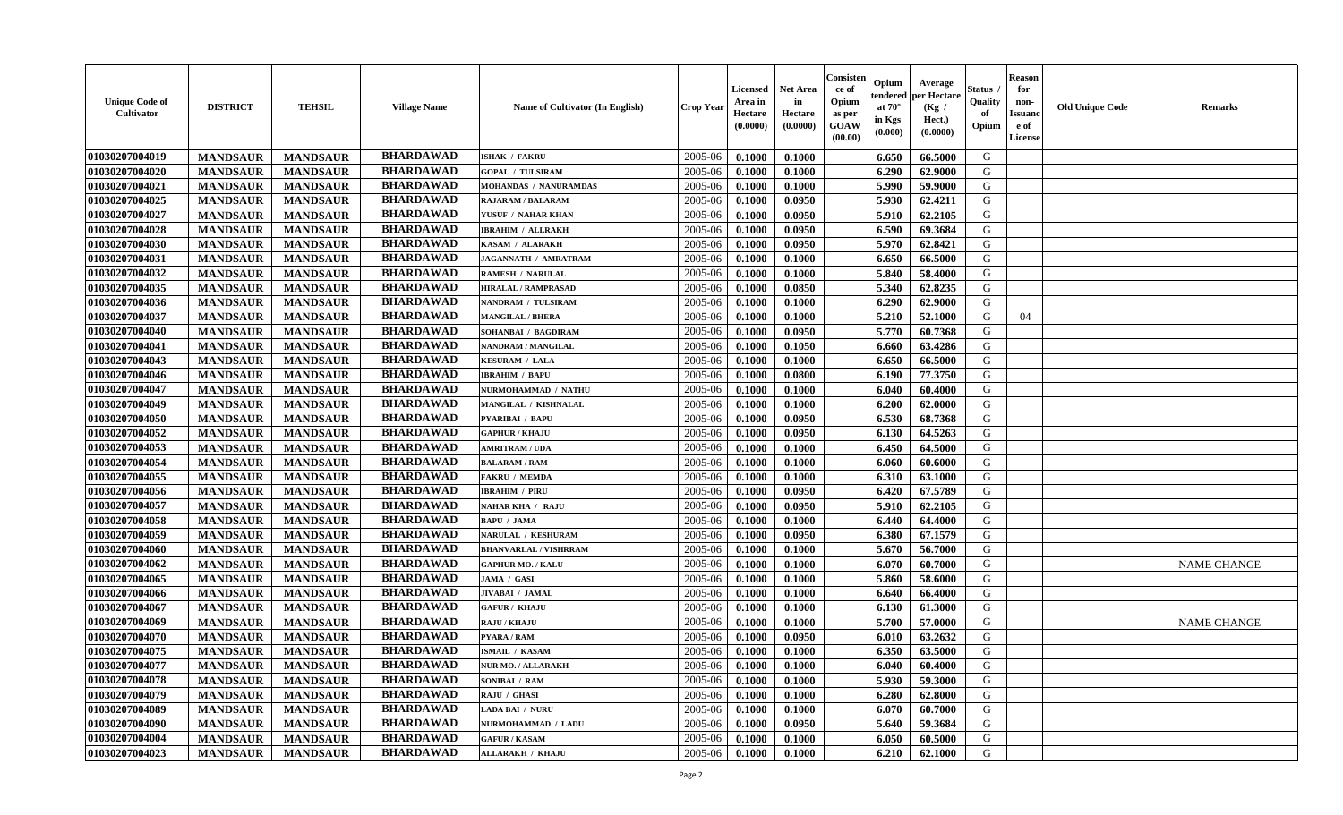| Unique Code of Cultivator | DISTRICT | TEHSIL | Village Name | Name of Cultivator (In English) | Crop Year | Licensed Area in Hectare (0.0000) | Net Area in Hectare (0.0000) | Consistence of Opium as per GOAW (00.00) | Opium tendered at 70° in Kgs (0.000) | Average per Hectare (Kg / Hect.) (0.0000) | Status / Quality of Opium | Reason for non-Issuance of License | Old Unique Code | Remarks |
|---|---|---|---|---|---|---|---|---|---|---|---|---|---|---|
| 01030207004019 | MANDSAUR | MANDSAUR | BHARDAWAD | ISHAK / FAKRU | 2005-06 | 0.1000 | 0.1000 | | 6.650 | 66.5000 | G | | | |
| 01030207004020 | MANDSAUR | MANDSAUR | BHARDAWAD | GOPAL / TULSIRAM | 2005-06 | 0.1000 | 0.1000 | | 6.290 | 62.9000 | G | | | |
| 01030207004021 | MANDSAUR | MANDSAUR | BHARDAWAD | MOHANDAS / NANURAMDAS | 2005-06 | 0.1000 | 0.1000 | | 5.990 | 59.9000 | G | | | |
| 01030207004025 | MANDSAUR | MANDSAUR | BHARDAWAD | RAJARAM / BALARAM | 2005-06 | 0.1000 | 0.0950 | | 5.930 | 62.4211 | G | | | |
| 01030207004027 | MANDSAUR | MANDSAUR | BHARDAWAD | YUSUF / NAHAR KHAN | 2005-06 | 0.1000 | 0.0950 | | 5.910 | 62.2105 | G | | | |
| 01030207004028 | MANDSAUR | MANDSAUR | BHARDAWAD | IBRAHIM / ALLRAKH | 2005-06 | 0.1000 | 0.0950 | | 6.590 | 69.3684 | G | | | |
| 01030207004030 | MANDSAUR | MANDSAUR | BHARDAWAD | KASAM / ALARAKH | 2005-06 | 0.1000 | 0.0950 | | 5.970 | 62.8421 | G | | | |
| 01030207004031 | MANDSAUR | MANDSAUR | BHARDAWAD | JAGANNATH / AMRATRAM | 2005-06 | 0.1000 | 0.1000 | | 6.650 | 66.5000 | G | | | |
| 01030207004032 | MANDSAUR | MANDSAUR | BHARDAWAD | RAMESH / NARULAL | 2005-06 | 0.1000 | 0.1000 | | 5.840 | 58.4000 | G | | | |
| 01030207004035 | MANDSAUR | MANDSAUR | BHARDAWAD | HIRALAL / RAMPRASAD | 2005-06 | 0.1000 | 0.0850 | | 5.340 | 62.8235 | G | | | |
| 01030207004036 | MANDSAUR | MANDSAUR | BHARDAWAD | NANDRAM / TULSIRAM | 2005-06 | 0.1000 | 0.1000 | | 6.290 | 62.9000 | G | | | |
| 01030207004037 | MANDSAUR | MANDSAUR | BHARDAWAD | MANGILAL / BHERA | 2005-06 | 0.1000 | 0.1000 | | 5.210 | 52.1000 | G | 04 | | |
| 01030207004040 | MANDSAUR | MANDSAUR | BHARDAWAD | SOHANBAI / BAGDIRAM | 2005-06 | 0.1000 | 0.0950 | | 5.770 | 60.7368 | G | | | |
| 01030207004041 | MANDSAUR | MANDSAUR | BHARDAWAD | NANDRAM / MANGILAL | 2005-06 | 0.1000 | 0.1050 | | 6.660 | 63.4286 | G | | | |
| 01030207004043 | MANDSAUR | MANDSAUR | BHARDAWAD | KESURAM / LALA | 2005-06 | 0.1000 | 0.1000 | | 6.650 | 66.5000 | G | | | |
| 01030207004046 | MANDSAUR | MANDSAUR | BHARDAWAD | IBRAHIM / BAPU | 2005-06 | 0.1000 | 0.0800 | | 6.190 | 77.3750 | G | | | |
| 01030207004047 | MANDSAUR | MANDSAUR | BHARDAWAD | NURMOHAMMAD / NATHU | 2005-06 | 0.1000 | 0.1000 | | 6.040 | 60.4000 | G | | | |
| 01030207004049 | MANDSAUR | MANDSAUR | BHARDAWAD | MANGILAL / KISHNALAL | 2005-06 | 0.1000 | 0.1000 | | 6.200 | 62.0000 | G | | | |
| 01030207004050 | MANDSAUR | MANDSAUR | BHARDAWAD | PYARIBAI / BAPU | 2005-06 | 0.1000 | 0.0950 | | 6.530 | 68.7368 | G | | | |
| 01030207004052 | MANDSAUR | MANDSAUR | BHARDAWAD | GAPHUR / KHAJU | 2005-06 | 0.1000 | 0.0950 | | 6.130 | 64.5263 | G | | | |
| 01030207004053 | MANDSAUR | MANDSAUR | BHARDAWAD | AMRITRAM / UDA | 2005-06 | 0.1000 | 0.1000 | | 6.450 | 64.5000 | G | | | |
| 01030207004054 | MANDSAUR | MANDSAUR | BHARDAWAD | BALARAM / RAM | 2005-06 | 0.1000 | 0.1000 | | 6.060 | 60.6000 | G | | | |
| 01030207004055 | MANDSAUR | MANDSAUR | BHARDAWAD | FAKRU / MEMDA | 2005-06 | 0.1000 | 0.1000 | | 6.310 | 63.1000 | G | | | |
| 01030207004056 | MANDSAUR | MANDSAUR | BHARDAWAD | IBRAHIM / PIRU | 2005-06 | 0.1000 | 0.0950 | | 6.420 | 67.5789 | G | | | |
| 01030207004057 | MANDSAUR | MANDSAUR | BHARDAWAD | NAHAR KHA / RAJU | 2005-06 | 0.1000 | 0.0950 | | 5.910 | 62.2105 | G | | | |
| 01030207004058 | MANDSAUR | MANDSAUR | BHARDAWAD | BAPU / JAMA | 2005-06 | 0.1000 | 0.1000 | | 6.440 | 64.4000 | G | | | |
| 01030207004059 | MANDSAUR | MANDSAUR | BHARDAWAD | NARULAL / KESHURAM | 2005-06 | 0.1000 | 0.0950 | | 6.380 | 67.1579 | G | | | |
| 01030207004060 | MANDSAUR | MANDSAUR | BHARDAWAD | BHANVARLAL / VISHRRAM | 2005-06 | 0.1000 | 0.1000 | | 5.670 | 56.7000 | G | | | |
| 01030207004062 | MANDSAUR | MANDSAUR | BHARDAWAD | GAPHUR MO. / KALU | 2005-06 | 0.1000 | 0.1000 | | 6.070 | 60.7000 | G | | | NAME CHANGE |
| 01030207004065 | MANDSAUR | MANDSAUR | BHARDAWAD | JAMA / GASI | 2005-06 | 0.1000 | 0.1000 | | 5.860 | 58.6000 | G | | | |
| 01030207004066 | MANDSAUR | MANDSAUR | BHARDAWAD | JIVABAI / JAMAL | 2005-06 | 0.1000 | 0.1000 | | 6.640 | 66.4000 | G | | | |
| 01030207004067 | MANDSAUR | MANDSAUR | BHARDAWAD | GAFUR / KHAJU | 2005-06 | 0.1000 | 0.1000 | | 6.130 | 61.3000 | G | | | |
| 01030207004069 | MANDSAUR | MANDSAUR | BHARDAWAD | RAJU / KHAJU | 2005-06 | 0.1000 | 0.1000 | | 5.700 | 57.0000 | G | | | NAME CHANGE |
| 01030207004070 | MANDSAUR | MANDSAUR | BHARDAWAD | PYARA / RAM | 2005-06 | 0.1000 | 0.0950 | | 6.010 | 63.2632 | G | | | |
| 01030207004075 | MANDSAUR | MANDSAUR | BHARDAWAD | ISMAIL / KASAM | 2005-06 | 0.1000 | 0.1000 | | 6.350 | 63.5000 | G | | | |
| 01030207004077 | MANDSAUR | MANDSAUR | BHARDAWAD | NUR MO. / ALLARAKH | 2005-06 | 0.1000 | 0.1000 | | 6.040 | 60.4000 | G | | | |
| 01030207004078 | MANDSAUR | MANDSAUR | BHARDAWAD | SONIBAI / RAM | 2005-06 | 0.1000 | 0.1000 | | 5.930 | 59.3000 | G | | | |
| 01030207004079 | MANDSAUR | MANDSAUR | BHARDAWAD | RAJU / GHASI | 2005-06 | 0.1000 | 0.1000 | | 6.280 | 62.8000 | G | | | |
| 01030207004089 | MANDSAUR | MANDSAUR | BHARDAWAD | LADA BAI / NURU | 2005-06 | 0.1000 | 0.1000 | | 6.070 | 60.7000 | G | | | |
| 01030207004090 | MANDSAUR | MANDSAUR | BHARDAWAD | NURMOHAMMAD / LADU | 2005-06 | 0.1000 | 0.0950 | | 5.640 | 59.3684 | G | | | |
| 01030207004004 | MANDSAUR | MANDSAUR | BHARDAWAD | GAFUR / KASAM | 2005-06 | 0.1000 | 0.1000 | | 6.050 | 60.5000 | G | | | |
| 01030207004023 | MANDSAUR | MANDSAUR | BHARDAWAD | ALLARAKH / KHAJU | 2005-06 | 0.1000 | 0.1000 | | 6.210 | 62.1000 | G | | | |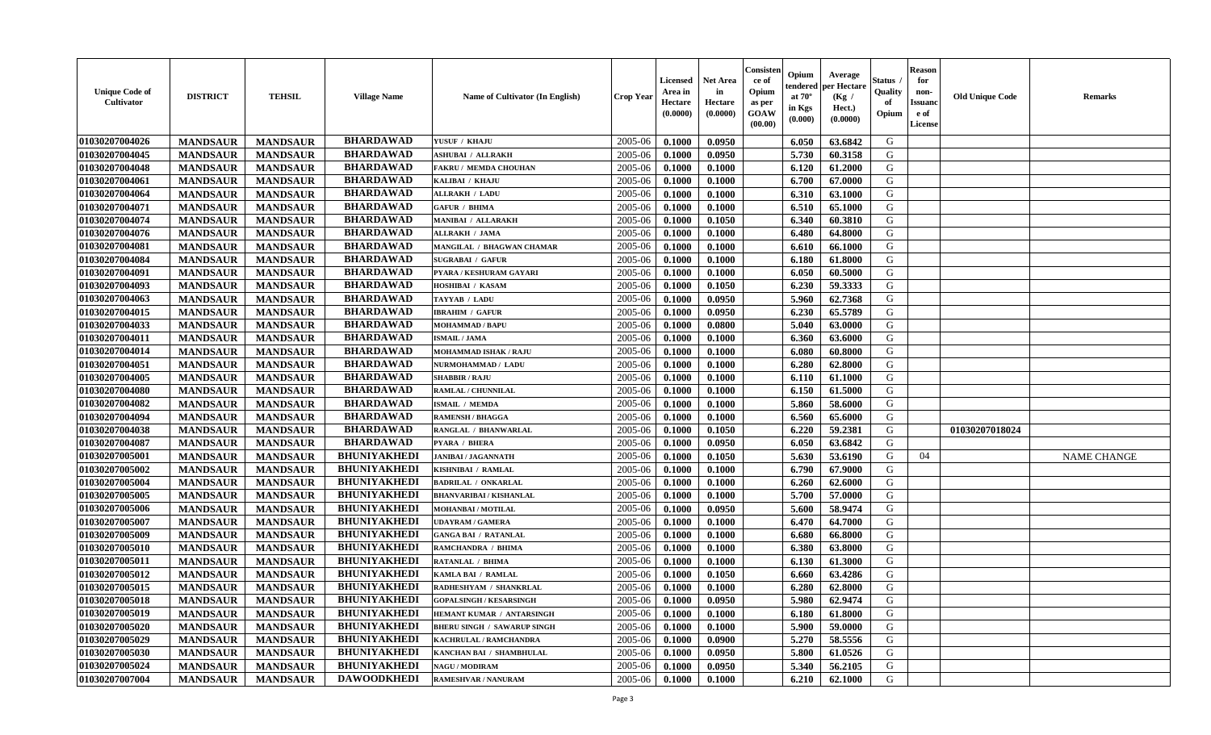| Unique Code of Cultivator | DISTRICT | TEHSIL | Village Name | Name of Cultivator (In English) | Crop Year | Licensed Area in Hectare (0.0000) | Net Area in Hectare (0.0000) | Consistence of Opium as per GOAW (00.00) | Opium tendered at 70° in Kgs (0.000) | Average per Hectare (Kg / Hect.) (0.0000) | Status / Quality of Opium | Reason for non-Issuance of License | Old Unique Code | Remarks |
|---|---|---|---|---|---|---|---|---|---|---|---|---|---|---|
| 01030207004026 | MANDSAUR | MANDSAUR | BHARDAWAD | YUSUF / KHAJU | 2005-06 | 0.1000 | 0.0950 | | 6.050 | 63.6842 | G | | | |
| 01030207004045 | MANDSAUR | MANDSAUR | BHARDAWAD | ASHUBAI / ALLRAKH | 2005-06 | 0.1000 | 0.0950 | | 5.730 | 60.3158 | G | | | |
| 01030207004048 | MANDSAUR | MANDSAUR | BHARDAWAD | FAKRU / MEMDA CHOUHAN | 2005-06 | 0.1000 | 0.1000 | | 6.120 | 61.2000 | G | | | |
| 01030207004061 | MANDSAUR | MANDSAUR | BHARDAWAD | KALIBAI / KHAJU | 2005-06 | 0.1000 | 0.1000 | | 6.700 | 67.0000 | G | | | |
| 01030207004064 | MANDSAUR | MANDSAUR | BHARDAWAD | ALLRAKH / LADU | 2005-06 | 0.1000 | 0.1000 | | 6.310 | 63.1000 | G | | | |
| 01030207004071 | MANDSAUR | MANDSAUR | BHARDAWAD | GAFUR / BHIMA | 2005-06 | 0.1000 | 0.1000 | | 6.510 | 65.1000 | G | | | |
| 01030207004074 | MANDSAUR | MANDSAUR | BHARDAWAD | MANIBAI / ALLARAKH | 2005-06 | 0.1000 | 0.1050 | | 6.340 | 60.3810 | G | | | |
| 01030207004076 | MANDSAUR | MANDSAUR | BHARDAWAD | ALLRAKH / JAMA | 2005-06 | 0.1000 | 0.1000 | | 6.480 | 64.8000 | G | | | |
| 01030207004081 | MANDSAUR | MANDSAUR | BHARDAWAD | MANGILAL / BHAGWAN CHAMAR | 2005-06 | 0.1000 | 0.1000 | | 6.610 | 66.1000 | G | | | |
| 01030207004084 | MANDSAUR | MANDSAUR | BHARDAWAD | SUGRABAI / GAFUR | 2005-06 | 0.1000 | 0.1000 | | 6.180 | 61.8000 | G | | | |
| 01030207004091 | MANDSAUR | MANDSAUR | BHARDAWAD | PYARA / KESHURAM GAYARI | 2005-06 | 0.1000 | 0.1000 | | 6.050 | 60.5000 | G | | | |
| 01030207004093 | MANDSAUR | MANDSAUR | BHARDAWAD | HOSHIBAI / KASAM | 2005-06 | 0.1000 | 0.1050 | | 6.230 | 59.3333 | G | | | |
| 01030207004063 | MANDSAUR | MANDSAUR | BHARDAWAD | TAYYAB / LADU | 2005-06 | 0.1000 | 0.0950 | | 5.960 | 62.7368 | G | | | |
| 01030207004015 | MANDSAUR | MANDSAUR | BHARDAWAD | IBRAHIM / GAFUR | 2005-06 | 0.1000 | 0.0950 | | 6.230 | 65.5789 | G | | | |
| 01030207004033 | MANDSAUR | MANDSAUR | BHARDAWAD | MOHAMMAD / BAPU | 2005-06 | 0.1000 | 0.0800 | | 5.040 | 63.0000 | G | | | |
| 01030207004011 | MANDSAUR | MANDSAUR | BHARDAWAD | ISMAIL / JAMA | 2005-06 | 0.1000 | 0.1000 | | 6.360 | 63.6000 | G | | | |
| 01030207004014 | MANDSAUR | MANDSAUR | BHARDAWAD | MOHAMMAD ISHAK / RAJU | 2005-06 | 0.1000 | 0.1000 | | 6.080 | 60.8000 | G | | | |
| 01030207004051 | MANDSAUR | MANDSAUR | BHARDAWAD | NURMOHAMMAD / LADU | 2005-06 | 0.1000 | 0.1000 | | 6.280 | 62.8000 | G | | | |
| 01030207004005 | MANDSAUR | MANDSAUR | BHARDAWAD | SHABBIR / RAJU | 2005-06 | 0.1000 | 0.1000 | | 6.110 | 61.1000 | G | | | |
| 01030207004080 | MANDSAUR | MANDSAUR | BHARDAWAD | RAMLAL / CHUNNILAL | 2005-06 | 0.1000 | 0.1000 | | 6.150 | 61.5000 | G | | | |
| 01030207004082 | MANDSAUR | MANDSAUR | BHARDAWAD | ISMAIL / MEMDA | 2005-06 | 0.1000 | 0.1000 | | 5.860 | 58.6000 | G | | | |
| 01030207004094 | MANDSAUR | MANDSAUR | BHARDAWAD | RAMENSH / BHAGGA | 2005-06 | 0.1000 | 0.1000 | | 6.560 | 65.6000 | G | | | |
| 01030207004038 | MANDSAUR | MANDSAUR | BHARDAWAD | RANGLAL / BHANWARLAL | 2005-06 | 0.1000 | 0.1050 | | 6.220 | 59.2381 | G | | 01030207018024 | |
| 01030207004087 | MANDSAUR | MANDSAUR | BHARDAWAD | PYARA / BHERA | 2005-06 | 0.1000 | 0.0950 | | 6.050 | 63.6842 | G | | | |
| 01030207005001 | MANDSAUR | MANDSAUR | BHUNIYAKHEDI | JANIBAI / JAGANNATH | 2005-06 | 0.1000 | 0.1050 | | 5.630 | 53.6190 | G | 04 | | NAME CHANGE |
| 01030207005002 | MANDSAUR | MANDSAUR | BHUNIYAKHEDI | KISHNIBAI / RAMLAL | 2005-06 | 0.1000 | 0.1000 | | 6.790 | 67.9000 | G | | | |
| 01030207005004 | MANDSAUR | MANDSAUR | BHUNIYAKHEDI | BADRILAL / ONKARLAL | 2005-06 | 0.1000 | 0.1000 | | 6.260 | 62.6000 | G | | | |
| 01030207005005 | MANDSAUR | MANDSAUR | BHUNIYAKHEDI | BHANVARIBAI / KISHANLAL | 2005-06 | 0.1000 | 0.1000 | | 5.700 | 57.0000 | G | | | |
| 01030207005006 | MANDSAUR | MANDSAUR | BHUNIYAKHEDI | MOHANBAI / MOTILAL | 2005-06 | 0.1000 | 0.0950 | | 5.600 | 58.9474 | G | | | |
| 01030207005007 | MANDSAUR | MANDSAUR | BHUNIYAKHEDI | UDAYRAM / GAMERA | 2005-06 | 0.1000 | 0.1000 | | 6.470 | 64.7000 | G | | | |
| 01030207005009 | MANDSAUR | MANDSAUR | BHUNIYAKHEDI | GANGA BAI / RATANLAL | 2005-06 | 0.1000 | 0.1000 | | 6.680 | 66.8000 | G | | | |
| 01030207005010 | MANDSAUR | MANDSAUR | BHUNIYAKHEDI | RAMCHANDRA / BHIMA | 2005-06 | 0.1000 | 0.1000 | | 6.380 | 63.8000 | G | | | |
| 01030207005011 | MANDSAUR | MANDSAUR | BHUNIYAKHEDI | RATANLAL / BHIMA | 2005-06 | 0.1000 | 0.1000 | | 6.130 | 61.3000 | G | | | |
| 01030207005012 | MANDSAUR | MANDSAUR | BHUNIYAKHEDI | KAMLA BAI / RAMLAL | 2005-06 | 0.1000 | 0.1050 | | 6.660 | 63.4286 | G | | | |
| 01030207005015 | MANDSAUR | MANDSAUR | BHUNIYAKHEDI | RADHESHYAM / SHANKRLAL | 2005-06 | 0.1000 | 0.1000 | | 6.280 | 62.8000 | G | | | |
| 01030207005018 | MANDSAUR | MANDSAUR | BHUNIYAKHEDI | GOPALSINGH / KESARSINGH | 2005-06 | 0.1000 | 0.0950 | | 5.980 | 62.9474 | G | | | |
| 01030207005019 | MANDSAUR | MANDSAUR | BHUNIYAKHEDI | HEMANT KUMAR / ANTARSINGH | 2005-06 | 0.1000 | 0.1000 | | 6.180 | 61.8000 | G | | | |
| 01030207005020 | MANDSAUR | MANDSAUR | BHUNIYAKHEDI | BHERU SINGH / SAWARUP SINGH | 2005-06 | 0.1000 | 0.1000 | | 5.900 | 59.0000 | G | | | |
| 01030207005029 | MANDSAUR | MANDSAUR | BHUNIYAKHEDI | KACHRULAL / RAMCHANDRA | 2005-06 | 0.1000 | 0.0900 | | 5.270 | 58.5556 | G | | | |
| 01030207005030 | MANDSAUR | MANDSAUR | BHUNIYAKHEDI | KANCHAN BAI / SHAMBHULAL | 2005-06 | 0.1000 | 0.0950 | | 5.800 | 61.0526 | G | | | |
| 01030207005024 | MANDSAUR | MANDSAUR | BHUNIYAKHEDI | NAGU / MODIRAM | 2005-06 | 0.1000 | 0.0950 | | 5.340 | 56.2105 | G | | | |
| 01030207007004 | MANDSAUR | MANDSAUR | DAWOODKHEDI | RAMESHVAR / NANURAM | 2005-06 | 0.1000 | 0.1000 | | 6.210 | 62.1000 | G | | | |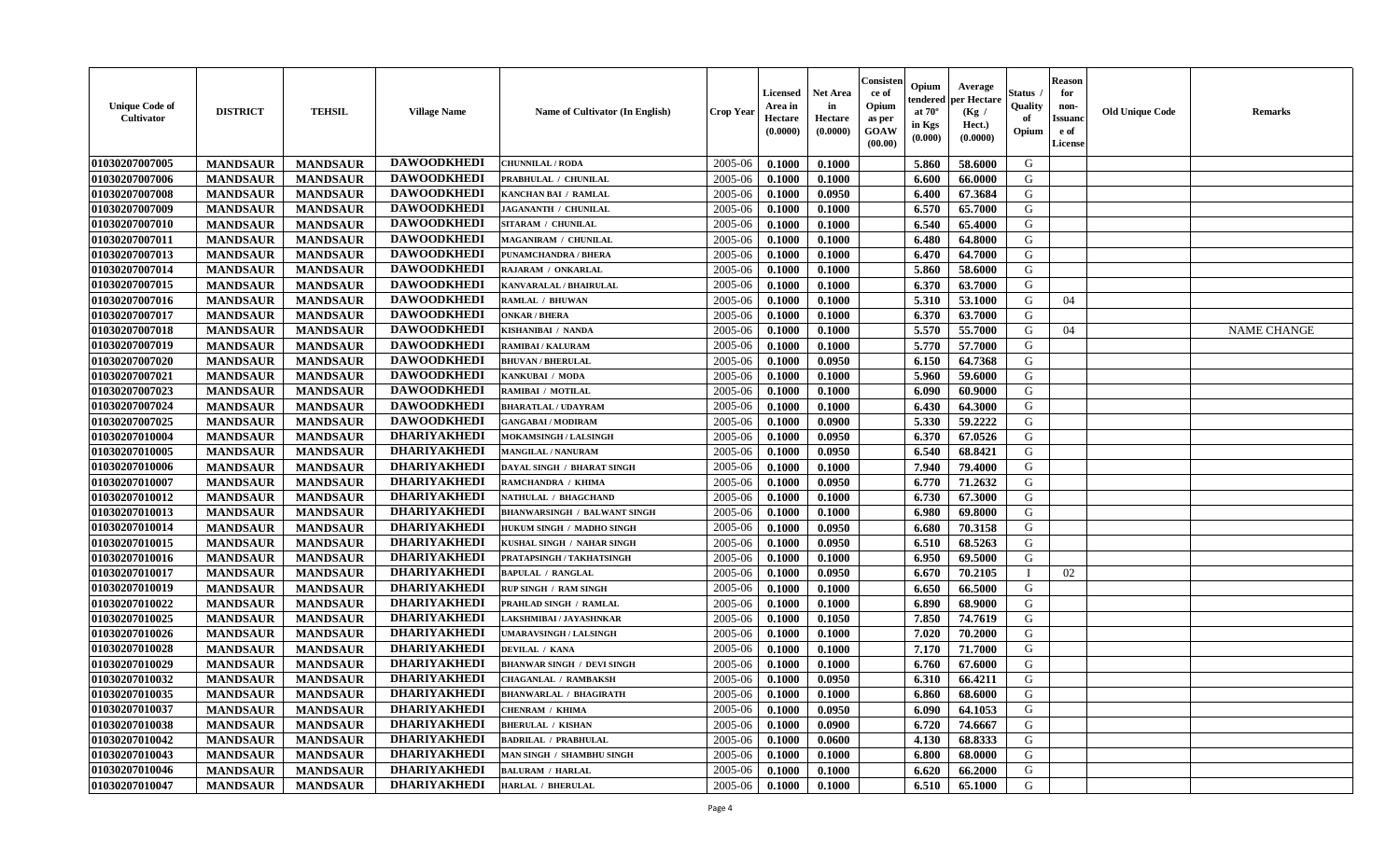| Unique Code of Cultivator | DISTRICT | TEHSIL | Village Name | Name of Cultivator (In English) | Crop Year | Licensed Area in Hectare (0.0000) | Net Area in Hectare (0.0000) | Consistence of Opium as per GOAW (00.00) | Opium tendered at 70° in Kgs (0.000) | Average per Hectare (Kg / Hect.) (0.0000) | Status / Quality of Opium | Reason for non-Issuance of License | Old Unique Code | Remarks |
|---|---|---|---|---|---|---|---|---|---|---|---|---|---|---|
| 01030207007005 | MANDSAUR | MANDSAUR | DAWOODKHEDI | CHUNNILAL / RODA | 2005-06 | 0.1000 | 0.1000 | | 5.860 | 58.6000 | G | | | |
| 01030207007006 | MANDSAUR | MANDSAUR | DAWOODKHEDI | PRABHULAL / CHUNILAL | 2005-06 | 0.1000 | 0.1000 | | 6.600 | 66.0000 | G | | | |
| 01030207007008 | MANDSAUR | MANDSAUR | DAWOODKHEDI | KANCHAN BAI / RAMLAL | 2005-06 | 0.1000 | 0.0950 | | 6.400 | 67.3684 | G | | | |
| 01030207007009 | MANDSAUR | MANDSAUR | DAWOODKHEDI | JAGANANTH / CHUNILAL | 2005-06 | 0.1000 | 0.1000 | | 6.570 | 65.7000 | G | | | |
| 01030207007010 | MANDSAUR | MANDSAUR | DAWOODKHEDI | SITARAM / CHUNILAL | 2005-06 | 0.1000 | 0.1000 | | 6.540 | 65.4000 | G | | | |
| 01030207007011 | MANDSAUR | MANDSAUR | DAWOODKHEDI | MAGANIRAM / CHUNILAL | 2005-06 | 0.1000 | 0.1000 | | 6.480 | 64.8000 | G | | | |
| 01030207007013 | MANDSAUR | MANDSAUR | DAWOODKHEDI | PUNAMCHANDRA / BHERA | 2005-06 | 0.1000 | 0.1000 | | 6.470 | 64.7000 | G | | | |
| 01030207007014 | MANDSAUR | MANDSAUR | DAWOODKHEDI | RAJARAM / ONKARLAL | 2005-06 | 0.1000 | 0.1000 | | 5.860 | 58.6000 | G | | | |
| 01030207007015 | MANDSAUR | MANDSAUR | DAWOODKHEDI | KANVARALAL / BHAIRULAL | 2005-06 | 0.1000 | 0.1000 | | 6.370 | 63.7000 | G | | | |
| 01030207007016 | MANDSAUR | MANDSAUR | DAWOODKHEDI | RAMLAL / BHUWAN | 2005-06 | 0.1000 | 0.1000 | | 5.310 | 53.1000 | G | 04 | | |
| 01030207007017 | MANDSAUR | MANDSAUR | DAWOODKHEDI | ONKAR / BHERA | 2005-06 | 0.1000 | 0.1000 | | 6.370 | 63.7000 | G | | | |
| 01030207007018 | MANDSAUR | MANDSAUR | DAWOODKHEDI | KISHANIBAI / NANDA | 2005-06 | 0.1000 | 0.1000 | | 5.570 | 55.7000 | G | 04 | | NAME CHANGE |
| 01030207007019 | MANDSAUR | MANDSAUR | DAWOODKHEDI | RAMIBAI / KALURAM | 2005-06 | 0.1000 | 0.1000 | | 5.770 | 57.7000 | G | | | |
| 01030207007020 | MANDSAUR | MANDSAUR | DAWOODKHEDI | BHUVAN / BHERULAL | 2005-06 | 0.1000 | 0.0950 | | 6.150 | 64.7368 | G | | | |
| 01030207007021 | MANDSAUR | MANDSAUR | DAWOODKHEDI | KANKUBAI / MODA | 2005-06 | 0.1000 | 0.1000 | | 5.960 | 59.6000 | G | | | |
| 01030207007023 | MANDSAUR | MANDSAUR | DAWOODKHEDI | RAMIBAI / MOTILAL | 2005-06 | 0.1000 | 0.1000 | | 6.090 | 60.9000 | G | | | |
| 01030207007024 | MANDSAUR | MANDSAUR | DAWOODKHEDI | BHARATLAL / UDAYRAM | 2005-06 | 0.1000 | 0.1000 | | 6.430 | 64.3000 | G | | | |
| 01030207007025 | MANDSAUR | MANDSAUR | DAWOODKHEDI | GANGABAI / MODIRAM | 2005-06 | 0.1000 | 0.0900 | | 5.330 | 59.2222 | G | | | |
| 01030207010004 | MANDSAUR | MANDSAUR | DHARIYAKHEDI | MOKAMSINGH / LALSINGH | 2005-06 | 0.1000 | 0.0950 | | 6.370 | 67.0526 | G | | | |
| 01030207010005 | MANDSAUR | MANDSAUR | DHARIYAKHEDI | MANGILAL / NANURAM | 2005-06 | 0.1000 | 0.0950 | | 6.540 | 68.8421 | G | | | |
| 01030207010006 | MANDSAUR | MANDSAUR | DHARIYAKHEDI | DAYAL SINGH / BHARAT SINGH | 2005-06 | 0.1000 | 0.1000 | | 7.940 | 79.4000 | G | | | |
| 01030207010007 | MANDSAUR | MANDSAUR | DHARIYAKHEDI | RAMCHANDRA / KHIMA | 2005-06 | 0.1000 | 0.0950 | | 6.770 | 71.2632 | G | | | |
| 01030207010012 | MANDSAUR | MANDSAUR | DHARIYAKHEDI | NATHULAL / BHAGCHAND | 2005-06 | 0.1000 | 0.1000 | | 6.730 | 67.3000 | G | | | |
| 01030207010013 | MANDSAUR | MANDSAUR | DHARIYAKHEDI | BHANWARSINGH / BALWANT SINGH | 2005-06 | 0.1000 | 0.1000 | | 6.980 | 69.8000 | G | | | |
| 01030207010014 | MANDSAUR | MANDSAUR | DHARIYAKHEDI | HUKUM SINGH / MADHO SINGH | 2005-06 | 0.1000 | 0.0950 | | 6.680 | 70.3158 | G | | | |
| 01030207010015 | MANDSAUR | MANDSAUR | DHARIYAKHEDI | KUSHAL SINGH / NAHAR SINGH | 2005-06 | 0.1000 | 0.0950 | | 6.510 | 68.5263 | G | | | |
| 01030207010016 | MANDSAUR | MANDSAUR | DHARIYAKHEDI | PRATAPSINGH / TAKHATSINGH | 2005-06 | 0.1000 | 0.1000 | | 6.950 | 69.5000 | G | | | |
| 01030207010017 | MANDSAUR | MANDSAUR | DHARIYAKHEDI | BAPULAL / RANGLAL | 2005-06 | 0.1000 | 0.0950 | | 6.670 | 70.2105 | I | 02 | | |
| 01030207010019 | MANDSAUR | MANDSAUR | DHARIYAKHEDI | RUP SINGH / RAM SINGH | 2005-06 | 0.1000 | 0.1000 | | 6.650 | 66.5000 | G | | | |
| 01030207010022 | MANDSAUR | MANDSAUR | DHARIYAKHEDI | PRAHLAD SINGH / RAMLAL | 2005-06 | 0.1000 | 0.1000 | | 6.890 | 68.9000 | G | | | |
| 01030207010025 | MANDSAUR | MANDSAUR | DHARIYAKHEDI | LAKSHMIBAI / JAYASHNKAR | 2005-06 | 0.1000 | 0.1050 | | 7.850 | 74.7619 | G | | | |
| 01030207010026 | MANDSAUR | MANDSAUR | DHARIYAKHEDI | UMARAVSINGH / LALSINGH | 2005-06 | 0.1000 | 0.1000 | | 7.020 | 70.2000 | G | | | |
| 01030207010028 | MANDSAUR | MANDSAUR | DHARIYAKHEDI | DEVILAL / KANA | 2005-06 | 0.1000 | 0.1000 | | 7.170 | 71.7000 | G | | | |
| 01030207010029 | MANDSAUR | MANDSAUR | DHARIYAKHEDI | BHANWAR SINGH / DEVI SINGH | 2005-06 | 0.1000 | 0.1000 | | 6.760 | 67.6000 | G | | | |
| 01030207010032 | MANDSAUR | MANDSAUR | DHARIYAKHEDI | CHAGANLAL / RAMBAKSH | 2005-06 | 0.1000 | 0.0950 | | 6.310 | 66.4211 | G | | | |
| 01030207010035 | MANDSAUR | MANDSAUR | DHARIYAKHEDI | BHANWARLAL / BHAGIRATH | 2005-06 | 0.1000 | 0.1000 | | 6.860 | 68.6000 | G | | | |
| 01030207010037 | MANDSAUR | MANDSAUR | DHARIYAKHEDI | CHENRAM / KHIMA | 2005-06 | 0.1000 | 0.0950 | | 6.090 | 64.1053 | G | | | |
| 01030207010038 | MANDSAUR | MANDSAUR | DHARIYAKHEDI | BHERULAL / KISHAN | 2005-06 | 0.1000 | 0.0900 | | 6.720 | 74.6667 | G | | | |
| 01030207010042 | MANDSAUR | MANDSAUR | DHARIYAKHEDI | BADRILAL / PRABHULAL | 2005-06 | 0.1000 | 0.0600 | | 4.130 | 68.8333 | G | | | |
| 01030207010043 | MANDSAUR | MANDSAUR | DHARIYAKHEDI | MAN SINGH / SHAMBHU SINGH | 2005-06 | 0.1000 | 0.1000 | | 6.800 | 68.0000 | G | | | |
| 01030207010046 | MANDSAUR | MANDSAUR | DHARIYAKHEDI | BALURAM / HARLAL | 2005-06 | 0.1000 | 0.1000 | | 6.620 | 66.2000 | G | | | |
| 01030207010047 | MANDSAUR | MANDSAUR | DHARIYAKHEDI | HARLAL / BHERULAL | 2005-06 | 0.1000 | 0.1000 | | 6.510 | 65.1000 | G | | | |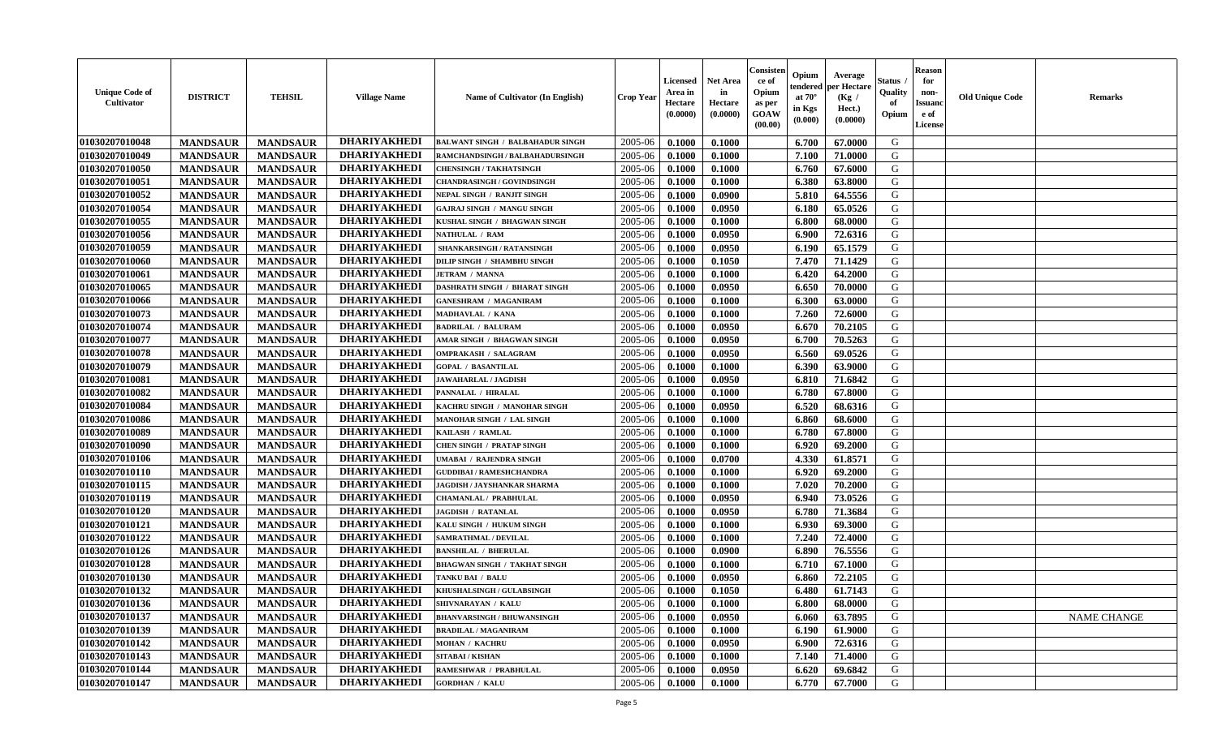| Unique Code of Cultivator | DISTRICT | TEHSIL | Village Name | Name of Cultivator (In English) | Crop Year | Licensed Area in Hectare (0.0000) | Net Area in Hectare (0.0000) | Consistence of Opium as per GOAW (00.00) | Opium tendered at 70° in Kgs (0.000) | Average per Hectare (Kg / Hect.) (0.0000) | Status / Quality of Opium | Reason for non-Issuance of License | Old Unique Code | Remarks |
|---|---|---|---|---|---|---|---|---|---|---|---|---|---|---|
| 01030207010048 | MANDSAUR | MANDSAUR | DHARIYAKHEDI | BALWANT SINGH / BALBAHADUR SINGH | 2005-06 | 0.1000 | 0.1000 | | 6.700 | 67.0000 | G | | | |
| 01030207010049 | MANDSAUR | MANDSAUR | DHARIYAKHEDI | RAMCHANDSINGH / BALBAHADURSINGH | 2005-06 | 0.1000 | 0.1000 | | 7.100 | 71.0000 | G | | | |
| 01030207010050 | MANDSAUR | MANDSAUR | DHARIYAKHEDI | CHENSINGH / TAKHATSINGH | 2005-06 | 0.1000 | 0.1000 | | 6.760 | 67.6000 | G | | | |
| 01030207010051 | MANDSAUR | MANDSAUR | DHARIYAKHEDI | CHANDRASINGH / GOVINDSINGH | 2005-06 | 0.1000 | 0.1000 | | 6.380 | 63.8000 | G | | | |
| 01030207010052 | MANDSAUR | MANDSAUR | DHARIYAKHEDI | NEPAL SINGH / RANJIT SINGH | 2005-06 | 0.1000 | 0.0900 | | 5.810 | 64.5556 | G | | | |
| 01030207010054 | MANDSAUR | MANDSAUR | DHARIYAKHEDI | GAJRAJ SINGH / MANGU SINGH | 2005-06 | 0.1000 | 0.0950 | | 6.180 | 65.0526 | G | | | |
| 01030207010055 | MANDSAUR | MANDSAUR | DHARIYAKHEDI | KUSHAL SINGH / BHAGWAN SINGH | 2005-06 | 0.1000 | 0.1000 | | 6.800 | 68.0000 | G | | | |
| 01030207010056 | MANDSAUR | MANDSAUR | DHARIYAKHEDI | NATHULAL / RAM | 2005-06 | 0.1000 | 0.0950 | | 6.900 | 72.6316 | G | | | |
| 01030207010059 | MANDSAUR | MANDSAUR | DHARIYAKHEDI | SHANKARSINGH / RATANSINGH | 2005-06 | 0.1000 | 0.0950 | | 6.190 | 65.1579 | G | | | |
| 01030207010060 | MANDSAUR | MANDSAUR | DHARIYAKHEDI | DILIP SINGH / SHAMBHU SINGH | 2005-06 | 0.1000 | 0.1050 | | 7.470 | 71.1429 | G | | | |
| 01030207010061 | MANDSAUR | MANDSAUR | DHARIYAKHEDI | JETRAM / MANNA | 2005-06 | 0.1000 | 0.1000 | | 6.420 | 64.2000 | G | | | |
| 01030207010065 | MANDSAUR | MANDSAUR | DHARIYAKHEDI | DASHRATH SINGH / BHARAT SINGH | 2005-06 | 0.1000 | 0.0950 | | 6.650 | 70.0000 | G | | | |
| 01030207010066 | MANDSAUR | MANDSAUR | DHARIYAKHEDI | GANESHRAM / MAGANIRAM | 2005-06 | 0.1000 | 0.1000 | | 6.300 | 63.0000 | G | | | |
| 01030207010073 | MANDSAUR | MANDSAUR | DHARIYAKHEDI | MADHAVLAL / KANA | 2005-06 | 0.1000 | 0.1000 | | 7.260 | 72.6000 | G | | | |
| 01030207010074 | MANDSAUR | MANDSAUR | DHARIYAKHEDI | BADRILAL / BALURAM | 2005-06 | 0.1000 | 0.0950 | | 6.670 | 70.2105 | G | | | |
| 01030207010077 | MANDSAUR | MANDSAUR | DHARIYAKHEDI | AMAR SINGH / BHAGWAN SINGH | 2005-06 | 0.1000 | 0.0950 | | 6.700 | 70.5263 | G | | | |
| 01030207010078 | MANDSAUR | MANDSAUR | DHARIYAKHEDI | OMPRAKASH / SALAGRAM | 2005-06 | 0.1000 | 0.0950 | | 6.560 | 69.0526 | G | | | |
| 01030207010079 | MANDSAUR | MANDSAUR | DHARIYAKHEDI | GOPAL / BASANTILAL | 2005-06 | 0.1000 | 0.1000 | | 6.390 | 63.9000 | G | | | |
| 01030207010081 | MANDSAUR | MANDSAUR | DHARIYAKHEDI | JAWAHARLAL / JAGDISH | 2005-06 | 0.1000 | 0.0950 | | 6.810 | 71.6842 | G | | | |
| 01030207010082 | MANDSAUR | MANDSAUR | DHARIYAKHEDI | PANNALAL / HIRALAL | 2005-06 | 0.1000 | 0.1000 | | 6.780 | 67.8000 | G | | | |
| 01030207010084 | MANDSAUR | MANDSAUR | DHARIYAKHEDI | KACHRU SINGH / MANOHAR SINGH | 2005-06 | 0.1000 | 0.0950 | | 6.520 | 68.6316 | G | | | |
| 01030207010086 | MANDSAUR | MANDSAUR | DHARIYAKHEDI | MANOHAR SINGH / LAL SINGH | 2005-06 | 0.1000 | 0.1000 | | 6.860 | 68.6000 | G | | | |
| 01030207010089 | MANDSAUR | MANDSAUR | DHARIYAKHEDI | KAILASH / RAMLAL | 2005-06 | 0.1000 | 0.1000 | | 6.780 | 67.8000 | G | | | |
| 01030207010090 | MANDSAUR | MANDSAUR | DHARIYAKHEDI | CHEN SINGH / PRATAP SINGH | 2005-06 | 0.1000 | 0.1000 | | 6.920 | 69.2000 | G | | | |
| 01030207010106 | MANDSAUR | MANDSAUR | DHARIYAKHEDI | UMABAI / RAJENDRA SINGH | 2005-06 | 0.1000 | 0.0700 | | 4.330 | 61.8571 | G | | | |
| 01030207010110 | MANDSAUR | MANDSAUR | DHARIYAKHEDI | GUDDIBAI / RAMESHCHANDRA | 2005-06 | 0.1000 | 0.1000 | | 6.920 | 69.2000 | G | | | |
| 01030207010115 | MANDSAUR | MANDSAUR | DHARIYAKHEDI | JAGDISH / JAYSHANKAR SHARMA | 2005-06 | 0.1000 | 0.1000 | | 7.020 | 70.2000 | G | | | |
| 01030207010119 | MANDSAUR | MANDSAUR | DHARIYAKHEDI | CHAMANLAL / PRABHULAL | 2005-06 | 0.1000 | 0.0950 | | 6.940 | 73.0526 | G | | | |
| 01030207010120 | MANDSAUR | MANDSAUR | DHARIYAKHEDI | JAGDISH / RATANLAL | 2005-06 | 0.1000 | 0.0950 | | 6.780 | 71.3684 | G | | | |
| 01030207010121 | MANDSAUR | MANDSAUR | DHARIYAKHEDI | KALU SINGH / HUKUM SINGH | 2005-06 | 0.1000 | 0.1000 | | 6.930 | 69.3000 | G | | | |
| 01030207010122 | MANDSAUR | MANDSAUR | DHARIYAKHEDI | SAMRATHMAL / DEVILAL | 2005-06 | 0.1000 | 0.1000 | | 7.240 | 72.4000 | G | | | |
| 01030207010126 | MANDSAUR | MANDSAUR | DHARIYAKHEDI | BANSHILAL / BHERULAL | 2005-06 | 0.1000 | 0.0900 | | 6.890 | 76.5556 | G | | | |
| 01030207010128 | MANDSAUR | MANDSAUR | DHARIYAKHEDI | BHAGWAN SINGH / TAKHAT SINGH | 2005-06 | 0.1000 | 0.1000 | | 6.710 | 67.1000 | G | | | |
| 01030207010130 | MANDSAUR | MANDSAUR | DHARIYAKHEDI | TANKU BAI / BALU | 2005-06 | 0.1000 | 0.0950 | | 6.860 | 72.2105 | G | | | |
| 01030207010132 | MANDSAUR | MANDSAUR | DHARIYAKHEDI | KHUSHALSINGH / GULABSINGH | 2005-06 | 0.1000 | 0.1050 | | 6.480 | 61.7143 | G | | | |
| 01030207010136 | MANDSAUR | MANDSAUR | DHARIYAKHEDI | SHIVNARAYAN / KALU | 2005-06 | 0.1000 | 0.1000 | | 6.800 | 68.0000 | G | | | |
| 01030207010137 | MANDSAUR | MANDSAUR | DHARIYAKHEDI | BHANVARSINGH / BHUWANSINGH | 2005-06 | 0.1000 | 0.0950 | | 6.060 | 63.7895 | G | | | NAME CHANGE |
| 01030207010139 | MANDSAUR | MANDSAUR | DHARIYAKHEDI | BRADILAL / MAGANIRAM | 2005-06 | 0.1000 | 0.1000 | | 6.190 | 61.9000 | G | | | |
| 01030207010142 | MANDSAUR | MANDSAUR | DHARIYAKHEDI | MOHAN / KACHRU | 2005-06 | 0.1000 | 0.0950 | | 6.900 | 72.6316 | G | | | |
| 01030207010143 | MANDSAUR | MANDSAUR | DHARIYAKHEDI | SITABAI / KISHAN | 2005-06 | 0.1000 | 0.1000 | | 7.140 | 71.4000 | G | | | |
| 01030207010144 | MANDSAUR | MANDSAUR | DHARIYAKHEDI | RAMESHWAR / PRABHULAL | 2005-06 | 0.1000 | 0.0950 | | 6.620 | 69.6842 | G | | | |
| 01030207010147 | MANDSAUR | MANDSAUR | DHARIYAKHEDI | GORDHAN / KALU | 2005-06 | 0.1000 | 0.1000 | | 6.770 | 67.7000 | G | | | |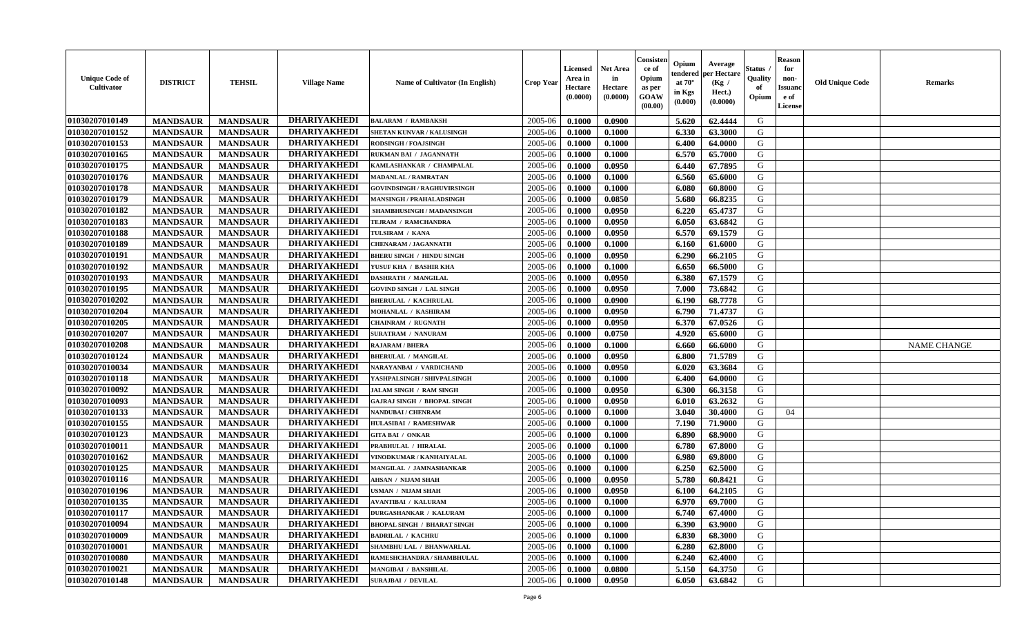| Unique Code of Cultivator | DISTRICT | TEHSIL | Village Name | Name of Cultivator (In English) | Crop Year | Licensed Area in Hectare (0.0000) | Net Area in Hectare (0.0000) | Consistence of Opium as per GOAW (00.00) | Opium tendered at 70° in Kgs (0.000) | Average per Hectare (Kg / Hect.) (0.0000) | Status / Quality of Opium | Reason for non-Issuance of License | Old Unique Code | Remarks |
|---|---|---|---|---|---|---|---|---|---|---|---|---|---|---|
| 01030207010149 | MANDSAUR | MANDSAUR | DHARIYAKHEDI | BALARAM / RAMBAKSH | 2005-06 | 0.1000 | 0.0900 | | 5.620 | 62.4444 | G | | | |
| 01030207010152 | MANDSAUR | MANDSAUR | DHARIYAKHEDI | SHETAN KUNVAR / KALUSINGH | 2005-06 | 0.1000 | 0.1000 | | 6.330 | 63.3000 | G | | | |
| 01030207010153 | MANDSAUR | MANDSAUR | DHARIYAKHEDI | RODSINGH / FOAJSINGH | 2005-06 | 0.1000 | 0.1000 | | 6.400 | 64.0000 | G | | | |
| 01030207010165 | MANDSAUR | MANDSAUR | DHARIYAKHEDI | RUKMAN BAI / JAGANNATH | 2005-06 | 0.1000 | 0.1000 | | 6.570 | 65.7000 | G | | | |
| 01030207010175 | MANDSAUR | MANDSAUR | DHARIYAKHEDI | KAMLASHANKAR / CHAMPALAL | 2005-06 | 0.1000 | 0.0950 | | 6.440 | 67.7895 | G | | | |
| 01030207010176 | MANDSAUR | MANDSAUR | DHARIYAKHEDI | MADANLAL / RAMRATAN | 2005-06 | 0.1000 | 0.1000 | | 6.560 | 65.6000 | G | | | |
| 01030207010178 | MANDSAUR | MANDSAUR | DHARIYAKHEDI | GOVINDSINGH / RAGHUVIRSINGH | 2005-06 | 0.1000 | 0.1000 | | 6.080 | 60.8000 | G | | | |
| 01030207010179 | MANDSAUR | MANDSAUR | DHARIYAKHEDI | MANSINGH / PRAHALADSINGH | 2005-06 | 0.1000 | 0.0850 | | 5.680 | 66.8235 | G | | | |
| 01030207010182 | MANDSAUR | MANDSAUR | DHARIYAKHEDI | SHAMBHUSINGH / MADANSINGH | 2005-06 | 0.1000 | 0.0950 | | 6.220 | 65.4737 | G | | | |
| 01030207010183 | MANDSAUR | MANDSAUR | DHARIYAKHEDI | TEJRAM / RAMCHANDRA | 2005-06 | 0.1000 | 0.0950 | | 6.050 | 63.6842 | G | | | |
| 01030207010188 | MANDSAUR | MANDSAUR | DHARIYAKHEDI | TULSIRAM / KANA | 2005-06 | 0.1000 | 0.0950 | | 6.570 | 69.1579 | G | | | |
| 01030207010189 | MANDSAUR | MANDSAUR | DHARIYAKHEDI | CHENARAM / JAGANNATH | 2005-06 | 0.1000 | 0.1000 | | 6.160 | 61.6000 | G | | | |
| 01030207010191 | MANDSAUR | MANDSAUR | DHARIYAKHEDI | BHERU SINGH / HINDU SINGH | 2005-06 | 0.1000 | 0.0950 | | 6.290 | 66.2105 | G | | | |
| 01030207010192 | MANDSAUR | MANDSAUR | DHARIYAKHEDI | YUSUF KHA / BASHIR KHA | 2005-06 | 0.1000 | 0.1000 | | 6.650 | 66.5000 | G | | | |
| 01030207010193 | MANDSAUR | MANDSAUR | DHARIYAKHEDI | DASHRATH / MANGILAL | 2005-06 | 0.1000 | 0.0950 | | 6.380 | 67.1579 | G | | | |
| 01030207010195 | MANDSAUR | MANDSAUR | DHARIYAKHEDI | GOVIND SINGH / LAL SINGH | 2005-06 | 0.1000 | 0.0950 | | 7.000 | 73.6842 | G | | | |
| 01030207010202 | MANDSAUR | MANDSAUR | DHARIYAKHEDI | BHERULAL / KACHRULAL | 2005-06 | 0.1000 | 0.0900 | | 6.190 | 68.7778 | G | | | |
| 01030207010204 | MANDSAUR | MANDSAUR | DHARIYAKHEDI | MOHANLAL / KASHIRAM | 2005-06 | 0.1000 | 0.0950 | | 6.790 | 71.4737 | G | | | |
| 01030207010205 | MANDSAUR | MANDSAUR | DHARIYAKHEDI | CHAINRAM / RUGNATH | 2005-06 | 0.1000 | 0.0950 | | 6.370 | 67.0526 | G | | | |
| 01030207010207 | MANDSAUR | MANDSAUR | DHARIYAKHEDI | SURATRAM / NANURAM | 2005-06 | 0.1000 | 0.0750 | | 4.920 | 65.6000 | G | | | |
| 01030207010208 | MANDSAUR | MANDSAUR | DHARIYAKHEDI | RAJARAM / BHERA | 2005-06 | 0.1000 | 0.1000 | | 6.660 | 66.6000 | G | | | NAME CHANGE |
| 01030207010124 | MANDSAUR | MANDSAUR | DHARIYAKHEDI | BHERULAL / MANGILAL | 2005-06 | 0.1000 | 0.0950 | | 6.800 | 71.5789 | G | | | |
| 01030207010034 | MANDSAUR | MANDSAUR | DHARIYAKHEDI | NARAYANBAI / VARDICHAND | 2005-06 | 0.1000 | 0.0950 | | 6.020 | 63.3684 | G | | | |
| 01030207010118 | MANDSAUR | MANDSAUR | DHARIYAKHEDI | YASHPALSINGH / SHIVPALSINGH | 2005-06 | 0.1000 | 0.1000 | | 6.400 | 64.0000 | G | | | |
| 01030207010092 | MANDSAUR | MANDSAUR | DHARIYAKHEDI | JALAM SINGH / RAM SINGH | 2005-06 | 0.1000 | 0.0950 | | 6.300 | 66.3158 | G | | | |
| 01030207010093 | MANDSAUR | MANDSAUR | DHARIYAKHEDI | GAJRAJ SINGH / BHOPAL SINGH | 2005-06 | 0.1000 | 0.0950 | | 6.010 | 63.2632 | G | | | |
| 01030207010133 | MANDSAUR | MANDSAUR | DHARIYAKHEDI | NANDUBAI / CHENRAM | 2005-06 | 0.1000 | 0.1000 | | 3.040 | 30.4000 | G | 04 | | |
| 01030207010155 | MANDSAUR | MANDSAUR | DHARIYAKHEDI | HULASIBAI / RAMESHWAR | 2005-06 | 0.1000 | 0.1000 | | 7.190 | 71.9000 | G | | | |
| 01030207010123 | MANDSAUR | MANDSAUR | DHARIYAKHEDI | GITA BAI / ONKAR | 2005-06 | 0.1000 | 0.1000 | | 6.890 | 68.9000 | G | | | |
| 01030207010011 | MANDSAUR | MANDSAUR | DHARIYAKHEDI | PRABHULAL / HIRALAL | 2005-06 | 0.1000 | 0.1000 | | 6.780 | 67.8000 | G | | | |
| 01030207010162 | MANDSAUR | MANDSAUR | DHARIYAKHEDI | VINODKUMAR / KANHAIYALAL | 2005-06 | 0.1000 | 0.1000 | | 6.980 | 69.8000 | G | | | |
| 01030207010125 | MANDSAUR | MANDSAUR | DHARIYAKHEDI | MANGILAL / JAMNASHANKAR | 2005-06 | 0.1000 | 0.1000 | | 6.250 | 62.5000 | G | | | |
| 01030207010116 | MANDSAUR | MANDSAUR | DHARIYAKHEDI | AHSAN / NIJAM SHAH | 2005-06 | 0.1000 | 0.0950 | | 5.780 | 60.8421 | G | | | |
| 01030207010196 | MANDSAUR | MANDSAUR | DHARIYAKHEDI | USMAN / NIJAM SHAH | 2005-06 | 0.1000 | 0.0950 | | 6.100 | 64.2105 | G | | | |
| 01030207010135 | MANDSAUR | MANDSAUR | DHARIYAKHEDI | AVANTIBAI / KALURAM | 2005-06 | 0.1000 | 0.1000 | | 6.970 | 69.7000 | G | | | |
| 01030207010117 | MANDSAUR | MANDSAUR | DHARIYAKHEDI | DURGASHANKAR / KALURAM | 2005-06 | 0.1000 | 0.1000 | | 6.740 | 67.4000 | G | | | |
| 01030207010094 | MANDSAUR | MANDSAUR | DHARIYAKHEDI | BHOPAL SINGH / BHARAT SINGH | 2005-06 | 0.1000 | 0.1000 | | 6.390 | 63.9000 | G | | | |
| 01030207010009 | MANDSAUR | MANDSAUR | DHARIYAKHEDI | BADRILAL / KACHRU | 2005-06 | 0.1000 | 0.1000 | | 6.830 | 68.3000 | G | | | |
| 01030207010001 | MANDSAUR | MANDSAUR | DHARIYAKHEDI | SHAMBHU LAL / BHANWARLAL | 2005-06 | 0.1000 | 0.1000 | | 6.280 | 62.8000 | G | | | |
| 01030207010080 | MANDSAUR | MANDSAUR | DHARIYAKHEDI | RAMESHCHANDRA / SHAMBHULAL | 2005-06 | 0.1000 | 0.1000 | | 6.240 | 62.4000 | G | | | |
| 01030207010021 | MANDSAUR | MANDSAUR | DHARIYAKHEDI | MANGIBAI / BANSHILAL | 2005-06 | 0.1000 | 0.0800 | | 5.150 | 64.3750 | G | | | |
| 01030207010148 | MANDSAUR | MANDSAUR | DHARIYAKHEDI | SURAJBAI / DEVILAL | 2005-06 | 0.1000 | 0.0950 | | 6.050 | 63.6842 | G | | | |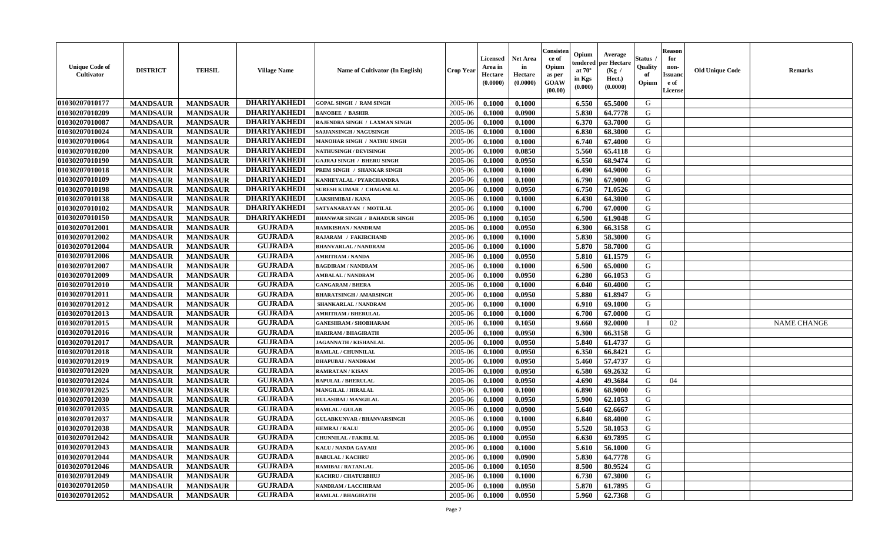| Unique Code of Cultivator | DISTRICT | TEHSIL | Village Name | Name of Cultivator (In English) | Crop Year | Licensed Area in Hectare (0.0000) | Net Area in Hectare (0.0000) | Consistence of Opium as per GOAW (00.00) | Opium tendered at 70° in Kgs (0.000) | Average per Hectare (Kg / Hect.) (0.0000) | Status / Quality of Opium | Reason for non-Issuance of License | Old Unique Code | Remarks |
|---|---|---|---|---|---|---|---|---|---|---|---|---|---|---|
| 01030207010177 | MANDSAUR | MANDSAUR | DHARIYAKHEDI | GOPAL SINGH / RAM SINGH | 2005-06 | 0.1000 | 0.1000 | | 6.550 | 65.5000 | G | | | |
| 01030207010209 | MANDSAUR | MANDSAUR | DHARIYAKHEDI | BANOBEE / BASHIR | 2005-06 | 0.1000 | 0.0900 | | 5.830 | 64.7778 | G | | | |
| 01030207010087 | MANDSAUR | MANDSAUR | DHARIYAKHEDI | RAJENDRA SINGH / LAXMAN SINGH | 2005-06 | 0.1000 | 0.1000 | | 6.370 | 63.7000 | G | | | |
| 01030207010024 | MANDSAUR | MANDSAUR | DHARIYAKHEDI | SAJJANSINGH / NAGUSINGH | 2005-06 | 0.1000 | 0.1000 | | 6.830 | 68.3000 | G | | | |
| 01030207010064 | MANDSAUR | MANDSAUR | DHARIYAKHEDI | MANOHAR SINGH / NATHU SINGH | 2005-06 | 0.1000 | 0.1000 | | 6.740 | 67.4000 | G | | | |
| 01030207010200 | MANDSAUR | MANDSAUR | DHARIYAKHEDI | NATHUSINGH / DEVISINGH | 2005-06 | 0.1000 | 0.0850 | | 5.560 | 65.4118 | G | | | |
| 01030207010190 | MANDSAUR | MANDSAUR | DHARIYAKHEDI | GAJRAJ SINGH / BHERU SINGH | 2005-06 | 0.1000 | 0.0950 | | 6.550 | 68.9474 | G | | | |
| 01030207010018 | MANDSAUR | MANDSAUR | DHARIYAKHEDI | PREM SINGH / SHANKAR SINGH | 2005-06 | 0.1000 | 0.1000 | | 6.490 | 64.9000 | G | | | |
| 01030207010109 | MANDSAUR | MANDSAUR | DHARIYAKHEDI | KANHEYALAL / PYARCHANDRA | 2005-06 | 0.1000 | 0.1000 | | 6.790 | 67.9000 | G | | | |
| 01030207010198 | MANDSAUR | MANDSAUR | DHARIYAKHEDI | SURESH KUMAR / CHAGANLAL | 2005-06 | 0.1000 | 0.0950 | | 6.750 | 71.0526 | G | | | |
| 01030207010138 | MANDSAUR | MANDSAUR | DHARIYAKHEDI | LAKSHMIBAI / KANA | 2005-06 | 0.1000 | 0.1000 | | 6.430 | 64.3000 | G | | | |
| 01030207010102 | MANDSAUR | MANDSAUR | DHARIYAKHEDI | SATYANARAYAN / MOTILAL | 2005-06 | 0.1000 | 0.1000 | | 6.700 | 67.0000 | G | | | |
| 01030207010150 | MANDSAUR | MANDSAUR | DHARIYAKHEDI | BHANWAR SINGH / BAHADUR SINGH | 2005-06 | 0.1000 | 0.1050 | | 6.500 | 61.9048 | G | | | |
| 01030207012001 | MANDSAUR | MANDSAUR | GUJRADA | RAMKISHAN / NANDRAM | 2005-06 | 0.1000 | 0.0950 | | 6.300 | 66.3158 | G | | | |
| 01030207012002 | MANDSAUR | MANDSAUR | GUJRADA | RAJARAM / FAKIRCHAND | 2005-06 | 0.1000 | 0.1000 | | 5.830 | 58.3000 | G | | | |
| 01030207012004 | MANDSAUR | MANDSAUR | GUJRADA | BHANVARLAL / NANDRAM | 2005-06 | 0.1000 | 0.1000 | | 5.870 | 58.7000 | G | | | |
| 01030207012006 | MANDSAUR | MANDSAUR | GUJRADA | AMRITRAM / NANDA | 2005-06 | 0.1000 | 0.0950 | | 5.810 | 61.1579 | G | | | |
| 01030207012007 | MANDSAUR | MANDSAUR | GUJRADA | BAGDIRAM / NANDRAM | 2005-06 | 0.1000 | 0.1000 | | 6.500 | 65.0000 | G | | | |
| 01030207012009 | MANDSAUR | MANDSAUR | GUJRADA | AMBALAL / NANDRAM | 2005-06 | 0.1000 | 0.0950 | | 6.280 | 66.1053 | G | | | |
| 01030207012010 | MANDSAUR | MANDSAUR | GUJRADA | GANGARAM / BHERA | 2005-06 | 0.1000 | 0.1000 | | 6.040 | 60.4000 | G | | | |
| 01030207012011 | MANDSAUR | MANDSAUR | GUJRADA | BHARATSINGH / AMARSINGH | 2005-06 | 0.1000 | 0.0950 | | 5.880 | 61.8947 | G | | | |
| 01030207012012 | MANDSAUR | MANDSAUR | GUJRADA | SHANKARLAL / NANDRAM | 2005-06 | 0.1000 | 0.1000 | | 6.910 | 69.1000 | G | | | |
| 01030207012013 | MANDSAUR | MANDSAUR | GUJRADA | AMRITRAM / BHERULAL | 2005-06 | 0.1000 | 0.1000 | | 6.700 | 67.0000 | G | | | |
| 01030207012015 | MANDSAUR | MANDSAUR | GUJRADA | GANESHRAM / SHOBHARAM | 2005-06 | 0.1000 | 0.1050 | | 9.660 | 92.0000 | I | 02 | | NAME CHANGE |
| 01030207012016 | MANDSAUR | MANDSAUR | GUJRADA | HARIRAM / BHAGIRATH | 2005-06 | 0.1000 | 0.0950 | | 6.300 | 66.3158 | G | | | |
| 01030207012017 | MANDSAUR | MANDSAUR | GUJRADA | JAGANNATH / KISHANLAL | 2005-06 | 0.1000 | 0.0950 | | 5.840 | 61.4737 | G | | | |
| 01030207012018 | MANDSAUR | MANDSAUR | GUJRADA | RAMLAL / CHUNNILAL | 2005-06 | 0.1000 | 0.0950 | | 6.350 | 66.8421 | G | | | |
| 01030207012019 | MANDSAUR | MANDSAUR | GUJRADA | DHAPUBAI / NANDRAM | 2005-06 | 0.1000 | 0.0950 | | 5.460 | 57.4737 | G | | | |
| 01030207012020 | MANDSAUR | MANDSAUR | GUJRADA | RAMRATAN / KISAN | 2005-06 | 0.1000 | 0.0950 | | 6.580 | 69.2632 | G | | | |
| 01030207012024 | MANDSAUR | MANDSAUR | GUJRADA | BAPULAL / BHERULAL | 2005-06 | 0.1000 | 0.0950 | | 4.690 | 49.3684 | G | 04 | | |
| 01030207012025 | MANDSAUR | MANDSAUR | GUJRADA | MANGILAL / HIRALAL | 2005-06 | 0.1000 | 0.1000 | | 6.890 | 68.9000 | G | | | |
| 01030207012030 | MANDSAUR | MANDSAUR | GUJRADA | HULASIBAI / MANGILAL | 2005-06 | 0.1000 | 0.0950 | | 5.900 | 62.1053 | G | | | |
| 01030207012035 | MANDSAUR | MANDSAUR | GUJRADA | RAMLAL / GULAB | 2005-06 | 0.1000 | 0.0900 | | 5.640 | 62.6667 | G | | | |
| 01030207012037 | MANDSAUR | MANDSAUR | GUJRADA | GULABKUNVAR / BHANVARSINGH | 2005-06 | 0.1000 | 0.1000 | | 6.840 | 68.4000 | G | | | |
| 01030207012038 | MANDSAUR | MANDSAUR | GUJRADA | HEMRAJ / KALU | 2005-06 | 0.1000 | 0.0950 | | 5.520 | 58.1053 | G | | | |
| 01030207012042 | MANDSAUR | MANDSAUR | GUJRADA | CHUNNILAL / FAKIRLAL | 2005-06 | 0.1000 | 0.0950 | | 6.630 | 69.7895 | G | | | |
| 01030207012043 | MANDSAUR | MANDSAUR | GUJRADA | KALU / NANDA GAYARI | 2005-06 | 0.1000 | 0.1000 | | 5.610 | 56.1000 | G | | | |
| 01030207012044 | MANDSAUR | MANDSAUR | GUJRADA | BABULAL / KACHRU | 2005-06 | 0.1000 | 0.0900 | | 5.830 | 64.7778 | G | | | |
| 01030207012046 | MANDSAUR | MANDSAUR | GUJRADA | RAMIBAI / RATANLAL | 2005-06 | 0.1000 | 0.1050 | | 8.500 | 80.9524 | G | | | |
| 01030207012049 | MANDSAUR | MANDSAUR | GUJRADA | KACHRU / CHATURBHUJ | 2005-06 | 0.1000 | 0.1000 | | 6.730 | 67.3000 | G | | | |
| 01030207012050 | MANDSAUR | MANDSAUR | GUJRADA | NANDRAM / LACCHIRAM | 2005-06 | 0.1000 | 0.0950 | | 5.870 | 61.7895 | G | | | |
| 01030207012052 | MANDSAUR | MANDSAUR | GUJRADA | RAMLAL / BHAGIRATH | 2005-06 | 0.1000 | 0.0950 | | 5.960 | 62.7368 | G | | | |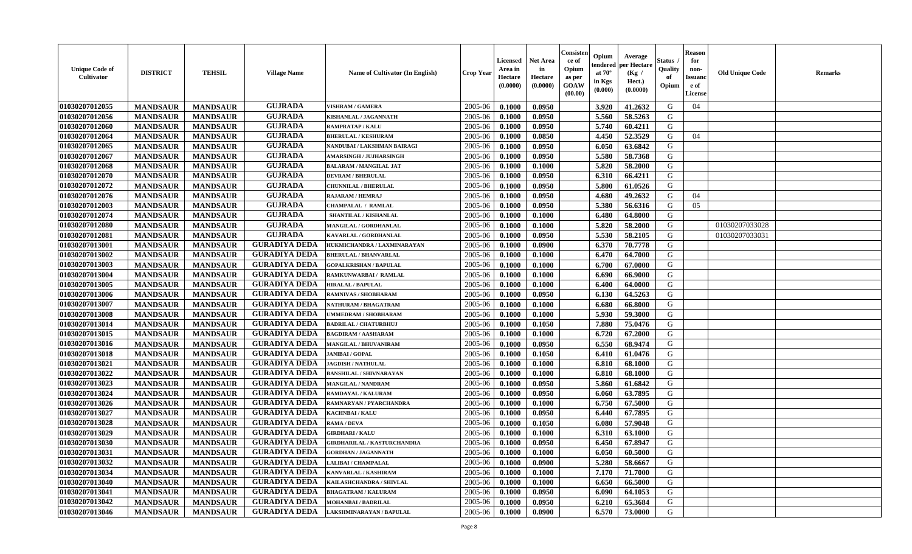| Unique Code of Cultivator | DISTRICT | TEHSIL | Village Name | Name of Cultivator (In English) | Crop Year | Licensed Area in Hectare (0.0000) | Net Area in Hectare (0.0000) | Consistence of Opium as per GOAW (00.00) | Opium tendered at 70° in Kgs (0.000) | Average per Hectare (Kg / Hect.) (0.0000) | Status / Quality of Opium | Reason for non-Issuance of License | Old Unique Code | Remarks |
|---|---|---|---|---|---|---|---|---|---|---|---|---|---|---|
| 01030207012055 | MANDSAUR | MANDSAUR | GUJRADA | VISHRAM / GAMERA | 2005-06 | 0.1000 | 0.0950 | | 3.920 | 41.2632 | G | 04 | | |
| 01030207012056 | MANDSAUR | MANDSAUR | GUJRADA | KISHANLAL / JAGANNATH | 2005-06 | 0.1000 | 0.0950 | | 5.560 | 58.5263 | G | | | |
| 01030207012060 | MANDSAUR | MANDSAUR | GUJRADA | RAMPRATAP / KALU | 2005-06 | 0.1000 | 0.0950 | | 5.740 | 60.4211 | G | | | |
| 01030207012064 | MANDSAUR | MANDSAUR | GUJRADA | BHERULAL / KESHURAM | 2005-06 | 0.1000 | 0.0850 | | 4.450 | 52.3529 | G | 04 | | |
| 01030207012065 | MANDSAUR | MANDSAUR | GUJRADA | NANDUBAI / LAKSHMAN BAIRAGI | 2005-06 | 0.1000 | 0.0950 | | 6.050 | 63.6842 | G | | | |
| 01030207012067 | MANDSAUR | MANDSAUR | GUJRADA | AMARSINGH / JUJHARSINGH | 2005-06 | 0.1000 | 0.0950 | | 5.580 | 58.7368 | G | | | |
| 01030207012068 | MANDSAUR | MANDSAUR | GUJRADA | BALARAM / MANGILAL JAT | 2005-06 | 0.1000 | 0.1000 | | 5.820 | 58.2000 | G | | | |
| 01030207012070 | MANDSAUR | MANDSAUR | GUJRADA | DEVRAM / BHERULAL | 2005-06 | 0.1000 | 0.0950 | | 6.310 | 66.4211 | G | | | |
| 01030207012072 | MANDSAUR | MANDSAUR | GUJRADA | CHUNNILAL / BHERULAL | 2005-06 | 0.1000 | 0.0950 | | 5.800 | 61.0526 | G | | | |
| 01030207012076 | MANDSAUR | MANDSAUR | GUJRADA | RAJARAM / HEMRAJ | 2005-06 | 0.1000 | 0.0950 | | 4.680 | 49.2632 | G | 04 | | |
| 01030207012003 | MANDSAUR | MANDSAUR | GUJRADA | CHAMPALAL / RAMLAL | 2005-06 | 0.1000 | 0.0950 | | 5.380 | 56.6316 | G | 05 | | |
| 01030207012074 | MANDSAUR | MANDSAUR | GUJRADA | SHANTILAL / KISHANLAL | 2005-06 | 0.1000 | 0.1000 | | 6.480 | 64.8000 | G | | | |
| 01030207012080 | MANDSAUR | MANDSAUR | GUJRADA | MANGILAL / GORDHANLAL | 2005-06 | 0.1000 | 0.1000 | | 5.820 | 58.2000 | G | | 01030207033028 | |
| 01030207012081 | MANDSAUR | MANDSAUR | GUJRADA | KAVARLAL / GORDHANLAL | 2005-06 | 0.1000 | 0.0950 | | 5.530 | 58.2105 | G | | 01030207033031 | |
| 01030207013001 | MANDSAUR | MANDSAUR | GURADIYA DEDA | HUKMICHANDRA / LAXMINARAYAN | 2005-06 | 0.1000 | 0.0900 | | 6.370 | 70.7778 | G | | | |
| 01030207013002 | MANDSAUR | MANDSAUR | GURADIYA DEDA | BHERULAL / BHANVARLAL | 2005-06 | 0.1000 | 0.1000 | | 6.470 | 64.7000 | G | | | |
| 01030207013003 | MANDSAUR | MANDSAUR | GURADIYA DEDA | GOPALKRISHAN / BAPULAL | 2005-06 | 0.1000 | 0.1000 | | 6.700 | 67.0000 | G | | | |
| 01030207013004 | MANDSAUR | MANDSAUR | GURADIYA DEDA | RAMKUNWARBAI / RAMLAL | 2005-06 | 0.1000 | 0.1000 | | 6.690 | 66.9000 | G | | | |
| 01030207013005 | MANDSAUR | MANDSAUR | GURADIYA DEDA | HIRALAL / BAPULAL | 2005-06 | 0.1000 | 0.1000 | | 6.400 | 64.0000 | G | | | |
| 01030207013006 | MANDSAUR | MANDSAUR | GURADIYA DEDA | RAMNIVAS / SHOBHARAM | 2005-06 | 0.1000 | 0.0950 | | 6.130 | 64.5263 | G | | | |
| 01030207013007 | MANDSAUR | MANDSAUR | GURADIYA DEDA | NATHURAM / BHAGATRAM | 2005-06 | 0.1000 | 0.1000 | | 6.680 | 66.8000 | G | | | |
| 01030207013008 | MANDSAUR | MANDSAUR | GURADIYA DEDA | UMMEDRAM / SHOBHARAM | 2005-06 | 0.1000 | 0.1000 | | 5.930 | 59.3000 | G | | | |
| 01030207013014 | MANDSAUR | MANDSAUR | GURADIYA DEDA | BADRILAL / CHATURBHUJ | 2005-06 | 0.1000 | 0.1050 | | 7.880 | 75.0476 | G | | | |
| 01030207013015 | MANDSAUR | MANDSAUR | GURADIYA DEDA | BAGDIRAM / AASHARAM | 2005-06 | 0.1000 | 0.1000 | | 6.720 | 67.2000 | G | | | |
| 01030207013016 | MANDSAUR | MANDSAUR | GURADIYA DEDA | MANGILAL / BHUVANIRAM | 2005-06 | 0.1000 | 0.0950 | | 6.550 | 68.9474 | G | | | |
| 01030207013018 | MANDSAUR | MANDSAUR | GURADIYA DEDA | JANIBAI / GOPAL | 2005-06 | 0.1000 | 0.1050 | | 6.410 | 61.0476 | G | | | |
| 01030207013021 | MANDSAUR | MANDSAUR | GURADIYA DEDA | JAGDISH / NATHULAL | 2005-06 | 0.1000 | 0.1000 | | 6.810 | 68.1000 | G | | | |
| 01030207013022 | MANDSAUR | MANDSAUR | GURADIYA DEDA | BANSHILAL / SHIVNARAYAN | 2005-06 | 0.1000 | 0.1000 | | 6.810 | 68.1000 | G | | | |
| 01030207013023 | MANDSAUR | MANDSAUR | GURADIYA DEDA | MANGILAL / NANDRAM | 2005-06 | 0.1000 | 0.0950 | | 5.860 | 61.6842 | G | | | |
| 01030207013024 | MANDSAUR | MANDSAUR | GURADIYA DEDA | RAMDAYAL / KALURAM | 2005-06 | 0.1000 | 0.0950 | | 6.060 | 63.7895 | G | | | |
| 01030207013026 | MANDSAUR | MANDSAUR | GURADIYA DEDA | RAMNARYAN / PYARCHANDRA | 2005-06 | 0.1000 | 0.1000 | | 6.750 | 67.5000 | G | | | |
| 01030207013027 | MANDSAUR | MANDSAUR | GURADIYA DEDA | KACHNBAI / KALU | 2005-06 | 0.1000 | 0.0950 | | 6.440 | 67.7895 | G | | | |
| 01030207013028 | MANDSAUR | MANDSAUR | GURADIYA DEDA | RAMA / DEVA | 2005-06 | 0.1000 | 0.1050 | | 6.080 | 57.9048 | G | | | |
| 01030207013029 | MANDSAUR | MANDSAUR | GURADIYA DEDA | GIRDHARI / KALU | 2005-06 | 0.1000 | 0.1000 | | 6.310 | 63.1000 | G | | | |
| 01030207013030 | MANDSAUR | MANDSAUR | GURADIYA DEDA | GIRDHARILAL / KASTURCHANDRA | 2005-06 | 0.1000 | 0.0950 | | 6.450 | 67.8947 | G | | | |
| 01030207013031 | MANDSAUR | MANDSAUR | GURADIYA DEDA | GORDHAN / JAGANNATH | 2005-06 | 0.1000 | 0.1000 | | 6.050 | 60.5000 | G | | | |
| 01030207013032 | MANDSAUR | MANDSAUR | GURADIYA DEDA | LALIBAI / CHAMPALAL | 2005-06 | 0.1000 | 0.0900 | | 5.280 | 58.6667 | G | | | |
| 01030207013034 | MANDSAUR | MANDSAUR | GURADIYA DEDA | KANVARLAL / KASHIRAM | 2005-06 | 0.1000 | 0.1000 | | 7.170 | 71.7000 | G | | | |
| 01030207013040 | MANDSAUR | MANDSAUR | GURADIYA DEDA | KAILASHCHANDRA / SHIVLAL | 2005-06 | 0.1000 | 0.1000 | | 6.650 | 66.5000 | G | | | |
| 01030207013041 | MANDSAUR | MANDSAUR | GURADIYA DEDA | BHAGATRAM / KALURAM | 2005-06 | 0.1000 | 0.0950 | | 6.090 | 64.1053 | G | | | |
| 01030207013042 | MANDSAUR | MANDSAUR | GURADIYA DEDA | MOHANBAI / BADRILAL | 2005-06 | 0.1000 | 0.0950 | | 6.210 | 65.3684 | G | | | |
| 01030207013046 | MANDSAUR | MANDSAUR | GURADIYA DEDA | LAKSHMINARAYAN / BAPULAL | 2005-06 | 0.1000 | 0.0900 | | 6.570 | 73.0000 | G | | | |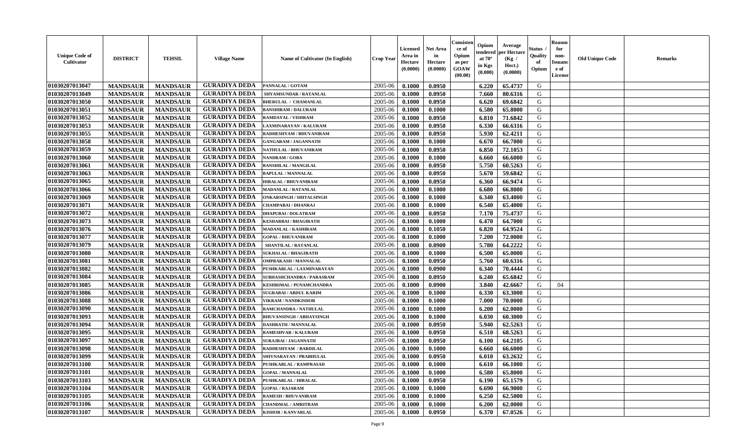| Unique Code of Cultivator | DISTRICT | TEHSIL | Village Name | Name of Cultivator (In English) | Crop Year | Licensed Area in Hectare (0.0000) | Net Area in Hectare (0.0000) | Consistence of Opium as per GOAW (00.00) | Opium tendered at 70° in Kgs (0.000) | Average per Hectare (Kg / Hect.) (0.0000) | Status / Quality of Opium | Reason for non-Issuance of License | Old Unique Code | Remarks |
|---|---|---|---|---|---|---|---|---|---|---|---|---|---|---|
| 01030207013047 | MANDSAUR | MANDSAUR | GURADIYA DEDA | PANNALAL / GOTAM | 2005-06 | 0.1000 | 0.0950 | | 6.220 | 65.4737 | G | | | |
| 01030207013049 | MANDSAUR | MANDSAUR | GURADIYA DEDA | SHYAMSUNDAR / RATANLAL | 2005-06 | 0.1000 | 0.0950 | | 7.660 | 80.6316 | G | | | |
| 01030207013050 | MANDSAUR | MANDSAUR | GURADIYA DEDA | BHERULAL / CHAMANLAL | 2005-06 | 0.1000 | 0.0950 | | 6.620 | 69.6842 | G | | | |
| 01030207013051 | MANDSAUR | MANDSAUR | GURADIYA DEDA | BANSHIRAM / DALURAM | 2005-06 | 0.1000 | 0.1000 | | 6.580 | 65.8000 | G | | | |
| 01030207013052 | MANDSAUR | MANDSAUR | GURADIYA DEDA | RAMDAYAL / VISHRAM | 2005-06 | 0.1000 | 0.0950 | | 6.810 | 71.6842 | G | | | |
| 01030207013053 | MANDSAUR | MANDSAUR | GURADIYA DEDA | LAXMINARAYAN / KALURAM | 2005-06 | 0.1000 | 0.0950 | | 6.330 | 66.6316 | G | | | |
| 01030207013055 | MANDSAUR | MANDSAUR | GURADIYA DEDA | RADHESHYAM / BHUVANIRAM | 2005-06 | 0.1000 | 0.0950 | | 5.930 | 62.4211 | G | | | |
| 01030207013058 | MANDSAUR | MANDSAUR | GURADIYA DEDA | GANGARAM / JAGANNATH | 2005-06 | 0.1000 | 0.1000 | | 6.670 | 66.7000 | G | | | |
| 01030207013059 | MANDSAUR | MANDSAUR | GURADIYA DEDA | NATHULAL / BHUVANIRAM | 2005-06 | 0.1000 | 0.0950 | | 6.850 | 72.1053 | G | | | |
| 01030207013060 | MANDSAUR | MANDSAUR | GURADIYA DEDA | NANDRAM / GOBA | 2005-06 | 0.1000 | 0.1000 | | 6.660 | 66.6000 | G | | | |
| 01030207013061 | MANDSAUR | MANDSAUR | GURADIYA DEDA | BANSHILAL / MANGILAL | 2005-06 | 0.1000 | 0.0950 | | 5.750 | 60.5263 | G | | | |
| 01030207013063 | MANDSAUR | MANDSAUR | GURADIYA DEDA | BAPULAL / MANNALAL | 2005-06 | 0.1000 | 0.0950 | | 5.670 | 59.6842 | G | | | |
| 01030207013065 | MANDSAUR | MANDSAUR | GURADIYA DEDA | HIRALAL / BHUVANIRAM | 2005-06 | 0.1000 | 0.0950 | | 6.360 | 66.9474 | G | | | |
| 01030207013066 | MANDSAUR | MANDSAUR | GURADIYA DEDA | MADANLAL / RATANLAL | 2005-06 | 0.1000 | 0.1000 | | 6.680 | 66.8000 | G | | | |
| 01030207013069 | MANDSAUR | MANDSAUR | GURADIYA DEDA | ONKARSINGH / SHITALSINGH | 2005-06 | 0.1000 | 0.1000 | | 6.340 | 63.4000 | G | | | |
| 01030207013071 | MANDSAUR | MANDSAUR | GURADIYA DEDA | CHAMPABAI / DHANRAJ | 2005-06 | 0.1000 | 0.1000 | | 6.540 | 65.4000 | G | | | |
| 01030207013072 | MANDSAUR | MANDSAUR | GURADIYA DEDA | DHAPUBAI / DOLATRAM | 2005-06 | 0.1000 | 0.0950 | | 7.170 | 75.4737 | G | | | |
| 01030207013073 | MANDSAUR | MANDSAUR | GURADIYA DEDA | KESHARBAI / BHAGIRATH | 2005-06 | 0.1000 | 0.1000 | | 6.470 | 64.7000 | G | | | |
| 01030207013076 | MANDSAUR | MANDSAUR | GURADIYA DEDA | MADANLAL / KASHIRAM | 2005-06 | 0.1000 | 0.1050 | | 6.820 | 64.9524 | G | | | |
| 01030207013077 | MANDSAUR | MANDSAUR | GURADIYA DEDA | GOPAL / BHUVANIRAM | 2005-06 | 0.1000 | 0.1000 | | 7.200 | 72.0000 | G | | | |
| 01030207013079 | MANDSAUR | MANDSAUR | GURADIYA DEDA | SHANTILAL / RATANLAL | 2005-06 | 0.1000 | 0.0900 | | 5.780 | 64.2222 | G | | | |
| 01030207013080 | MANDSAUR | MANDSAUR | GURADIYA DEDA | SUKHALAL / BHAGIRATH | 2005-06 | 0.1000 | 0.1000 | | 6.500 | 65.0000 | G | | | |
| 01030207013081 | MANDSAUR | MANDSAUR | GURADIYA DEDA | OMPRAKASH / MANNALAL | 2005-06 | 0.1000 | 0.0950 | | 5.760 | 60.6316 | G | | | |
| 01030207013082 | MANDSAUR | MANDSAUR | GURADIYA DEDA | PUSHKARLAL / LAXMINARAYAN | 2005-06 | 0.1000 | 0.0900 | | 6.340 | 70.4444 | G | | | |
| 01030207013084 | MANDSAUR | MANDSAUR | GURADIYA DEDA | SUBHASHCHANDRA / PARASRAM | 2005-06 | 0.1000 | 0.0950 | | 6.240 | 65.6842 | G | | | |
| 01030207013085 | MANDSAUR | MANDSAUR | GURADIYA DEDA | KESHRIMAL / PUNAMCHANDRA | 2005-06 | 0.1000 | 0.0900 | | 3.840 | 42.6667 | G | 04 | | |
| 01030207013086 | MANDSAUR | MANDSAUR | GURADIYA DEDA | SUGRABAI / ABDUL KARIM | 2005-06 | 0.1000 | 0.1000 | | 6.330 | 63.3000 | G | | | |
| 01030207013088 | MANDSAUR | MANDSAUR | GURADIYA DEDA | VIKRAM / NANDKISHOR | 2005-06 | 0.1000 | 0.1000 | | 7.000 | 70.0000 | G | | | |
| 01030207013090 | MANDSAUR | MANDSAUR | GURADIYA DEDA | RAMCHANDRA / NATHULAL | 2005-06 | 0.1000 | 0.1000 | | 6.200 | 62.0000 | G | | | |
| 01030207013093 | MANDSAUR | MANDSAUR | GURADIYA DEDA | BHUVANSINGH / ABHAYSINGH | 2005-06 | 0.1000 | 0.1000 | | 6.030 | 60.3000 | G | | | |
| 01030207013094 | MANDSAUR | MANDSAUR | GURADIYA DEDA | DASHRATH / MANNALAL | 2005-06 | 0.1000 | 0.0950 | | 5.940 | 62.5263 | G | | | |
| 01030207013095 | MANDSAUR | MANDSAUR | GURADIYA DEDA | RAMESHVAR / KALURAM | 2005-06 | 0.1000 | 0.0950 | | 6.510 | 68.5263 | G | | | |
| 01030207013097 | MANDSAUR | MANDSAUR | GURADIYA DEDA | SURAJBAI / JAGANNATH | 2005-06 | 0.1000 | 0.0950 | | 6.100 | 64.2105 | G | | | |
| 01030207013098 | MANDSAUR | MANDSAUR | GURADIYA DEDA | RADHESHYAM / BARDILAL | 2005-06 | 0.1000 | 0.1000 | | 6.660 | 66.6000 | G | | | |
| 01030207013099 | MANDSAUR | MANDSAUR | GURADIYA DEDA | SHIVNARAYAN / PRABHULAL | 2005-06 | 0.1000 | 0.0950 | | 6.010 | 63.2632 | G | | | |
| 01030207013100 | MANDSAUR | MANDSAUR | GURADIYA DEDA | PUSHKARLAL / RAMPRASAD | 2005-06 | 0.1000 | 0.1000 | | 6.610 | 66.1000 | G | | | |
| 01030207013101 | MANDSAUR | MANDSAUR | GURADIYA DEDA | GOPAL / MANNALAL | 2005-06 | 0.1000 | 0.1000 | | 6.580 | 65.8000 | G | | | |
| 01030207013103 | MANDSAUR | MANDSAUR | GURADIYA DEDA | PUSHKARLAL / HIRALAL | 2005-06 | 0.1000 | 0.0950 | | 6.190 | 65.1579 | G | | | |
| 01030207013104 | MANDSAUR | MANDSAUR | GURADIYA DEDA | GOPAL / RAJARAM | 2005-06 | 0.1000 | 0.1000 | | 6.690 | 66.9000 | G | | | |
| 01030207013105 | MANDSAUR | MANDSAUR | GURADIYA DEDA | RAMESH / BHUVANIRAM | 2005-06 | 0.1000 | 0.1000 | | 6.250 | 62.5000 | G | | | |
| 01030207013106 | MANDSAUR | MANDSAUR | GURADIYA DEDA | CHANDMAL / AMRITRAM | 2005-06 | 0.1000 | 0.1000 | | 6.200 | 62.0000 | G | | | |
| 01030207013107 | MANDSAUR | MANDSAUR | GURADIYA DEDA | KISHOR / KANVARLAL | 2005-06 | 0.1000 | 0.0950 | | 6.370 | 67.0526 | G | | | |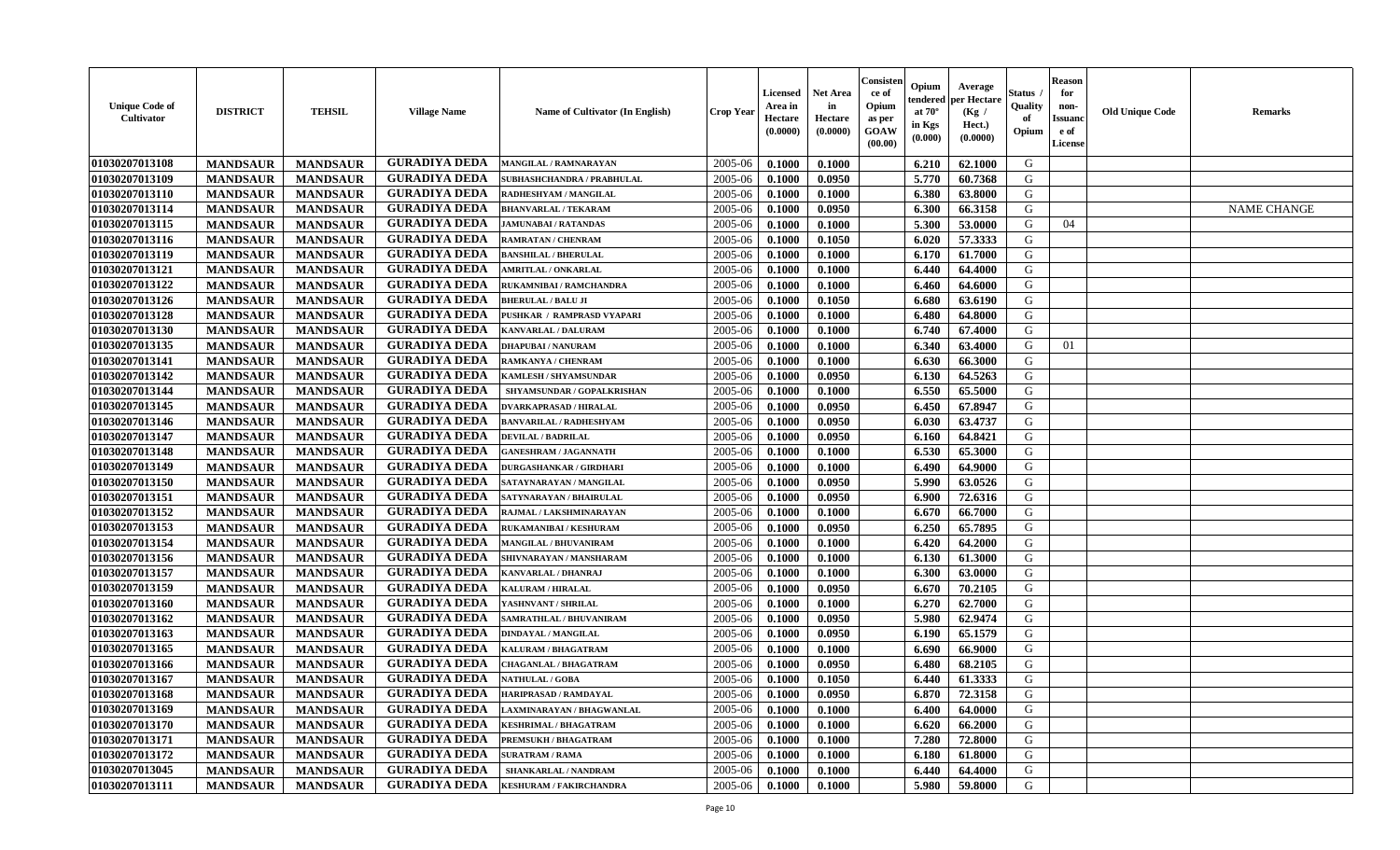| Unique Code of Cultivator | DISTRICT | TEHSIL | Village Name | Name of Cultivator (In English) | Crop Year | Licensed Area in Hectare (0.0000) | Net Area in Hectare (0.0000) | Consistence of Opium as per GOAW (00.00) | Opium tendered at 70° in Kgs (0.000) | Average per Hectare (Kg / Hect.) (0.0000) | Status / Quality of Opium | Reason for non-Issuance of License | Old Unique Code | Remarks |
|---|---|---|---|---|---|---|---|---|---|---|---|---|---|---|
| 01030207013108 | MANDSAUR | MANDSAUR | GURADIYA DEDA | MANGILAL / RAMNARAYAN | 2005-06 | 0.1000 | 0.1000 | | 6.210 | 62.1000 | G | | | |
| 01030207013109 | MANDSAUR | MANDSAUR | GURADIYA DEDA | SUBHASHCHANDRA / PRABHULAL | 2005-06 | 0.1000 | 0.0950 | | 5.770 | 60.7368 | G | | | |
| 01030207013110 | MANDSAUR | MANDSAUR | GURADIYA DEDA | RADHESHYAM / MANGILAL | 2005-06 | 0.1000 | 0.1000 | | 6.380 | 63.8000 | G | | | |
| 01030207013114 | MANDSAUR | MANDSAUR | GURADIYA DEDA | BHANVARLAL / TEKARAM | 2005-06 | 0.1000 | 0.0950 | | 6.300 | 66.3158 | G | | | NAME CHANGE |
| 01030207013115 | MANDSAUR | MANDSAUR | GURADIYA DEDA | JAMUNABAI / RATANDAS | 2005-06 | 0.1000 | 0.1000 | | 5.300 | 53.0000 | G | 04 | | |
| 01030207013116 | MANDSAUR | MANDSAUR | GURADIYA DEDA | RAMRATAN / CHENRAM | 2005-06 | 0.1000 | 0.1050 | | 6.020 | 57.3333 | G | | | |
| 01030207013119 | MANDSAUR | MANDSAUR | GURADIYA DEDA | BANSHILAL / BHERULAL | 2005-06 | 0.1000 | 0.1000 | | 6.170 | 61.7000 | G | | | |
| 01030207013121 | MANDSAUR | MANDSAUR | GURADIYA DEDA | AMRITLAL / ONKARLAL | 2005-06 | 0.1000 | 0.1000 | | 6.440 | 64.4000 | G | | | |
| 01030207013122 | MANDSAUR | MANDSAUR | GURADIYA DEDA | RUKAMNIBAI / RAMCHANDRA | 2005-06 | 0.1000 | 0.1000 | | 6.460 | 64.6000 | G | | | |
| 01030207013126 | MANDSAUR | MANDSAUR | GURADIYA DEDA | BHERULAL / BALU JI | 2005-06 | 0.1000 | 0.1050 | | 6.680 | 63.6190 | G | | | |
| 01030207013128 | MANDSAUR | MANDSAUR | GURADIYA DEDA | PUSHKAR / RAMPRASD VYAPARI | 2005-06 | 0.1000 | 0.1000 | | 6.480 | 64.8000 | G | | | |
| 01030207013130 | MANDSAUR | MANDSAUR | GURADIYA DEDA | KANVARLAL / DALURAM | 2005-06 | 0.1000 | 0.1000 | | 6.740 | 67.4000 | G | | | |
| 01030207013135 | MANDSAUR | MANDSAUR | GURADIYA DEDA | DHAPUBAI / NANURAM | 2005-06 | 0.1000 | 0.1000 | | 6.340 | 63.4000 | G | 01 | | |
| 01030207013141 | MANDSAUR | MANDSAUR | GURADIYA DEDA | RAMKANYA / CHENRAM | 2005-06 | 0.1000 | 0.1000 | | 6.630 | 66.3000 | G | | | |
| 01030207013142 | MANDSAUR | MANDSAUR | GURADIYA DEDA | KAMLESH / SHYAMSUNDAR | 2005-06 | 0.1000 | 0.0950 | | 6.130 | 64.5263 | G | | | |
| 01030207013144 | MANDSAUR | MANDSAUR | GURADIYA DEDA | SHYAMSUNDAR / GOPALKRISHAN | 2005-06 | 0.1000 | 0.1000 | | 6.550 | 65.5000 | G | | | |
| 01030207013145 | MANDSAUR | MANDSAUR | GURADIYA DEDA | DVARKAPRASAD / HIRALAL | 2005-06 | 0.1000 | 0.0950 | | 6.450 | 67.8947 | G | | | |
| 01030207013146 | MANDSAUR | MANDSAUR | GURADIYA DEDA | BANVARILAL / RADHESHYAM | 2005-06 | 0.1000 | 0.0950 | | 6.030 | 63.4737 | G | | | |
| 01030207013147 | MANDSAUR | MANDSAUR | GURADIYA DEDA | DEVILAL / BADRILAL | 2005-06 | 0.1000 | 0.0950 | | 6.160 | 64.8421 | G | | | |
| 01030207013148 | MANDSAUR | MANDSAUR | GURADIYA DEDA | GANESHRAM / JAGANNATH | 2005-06 | 0.1000 | 0.1000 | | 6.530 | 65.3000 | G | | | |
| 01030207013149 | MANDSAUR | MANDSAUR | GURADIYA DEDA | DURGASHANKAR / GIRDHARI | 2005-06 | 0.1000 | 0.1000 | | 6.490 | 64.9000 | G | | | |
| 01030207013150 | MANDSAUR | MANDSAUR | GURADIYA DEDA | SATAYNARAYAN / MANGILAL | 2005-06 | 0.1000 | 0.0950 | | 5.990 | 63.0526 | G | | | |
| 01030207013151 | MANDSAUR | MANDSAUR | GURADIYA DEDA | SATYNARAYAN / BHAIRULAL | 2005-06 | 0.1000 | 0.0950 | | 6.900 | 72.6316 | G | | | |
| 01030207013152 | MANDSAUR | MANDSAUR | GURADIYA DEDA | RAJMAL / LAKSHMINARAYAN | 2005-06 | 0.1000 | 0.1000 | | 6.670 | 66.7000 | G | | | |
| 01030207013153 | MANDSAUR | MANDSAUR | GURADIYA DEDA | RUKAMANIBAI / KESHURAM | 2005-06 | 0.1000 | 0.0950 | | 6.250 | 65.7895 | G | | | |
| 01030207013154 | MANDSAUR | MANDSAUR | GURADIYA DEDA | MANGILAL / BHUVANIRAM | 2005-06 | 0.1000 | 0.1000 | | 6.420 | 64.2000 | G | | | |
| 01030207013156 | MANDSAUR | MANDSAUR | GURADIYA DEDA | SHIVNARAYAN / MANSHARAM | 2005-06 | 0.1000 | 0.1000 | | 6.130 | 61.3000 | G | | | |
| 01030207013157 | MANDSAUR | MANDSAUR | GURADIYA DEDA | KANVARLAL / DHANRAJ | 2005-06 | 0.1000 | 0.1000 | | 6.300 | 63.0000 | G | | | |
| 01030207013159 | MANDSAUR | MANDSAUR | GURADIYA DEDA | KALURAM / HIRALAL | 2005-06 | 0.1000 | 0.0950 | | 6.670 | 70.2105 | G | | | |
| 01030207013160 | MANDSAUR | MANDSAUR | GURADIYA DEDA | YASHNVANT / SHRILAL | 2005-06 | 0.1000 | 0.1000 | | 6.270 | 62.7000 | G | | | |
| 01030207013162 | MANDSAUR | MANDSAUR | GURADIYA DEDA | SAMRATHLAL / BHUVANIRAM | 2005-06 | 0.1000 | 0.0950 | | 5.980 | 62.9474 | G | | | |
| 01030207013163 | MANDSAUR | MANDSAUR | GURADIYA DEDA | DINDAYAL / MANGILAL | 2005-06 | 0.1000 | 0.0950 | | 6.190 | 65.1579 | G | | | |
| 01030207013165 | MANDSAUR | MANDSAUR | GURADIYA DEDA | KALURAM / BHAGATRAM | 2005-06 | 0.1000 | 0.1000 | | 6.690 | 66.9000 | G | | | |
| 01030207013166 | MANDSAUR | MANDSAUR | GURADIYA DEDA | CHAGANLAL / BHAGATRAM | 2005-06 | 0.1000 | 0.0950 | | 6.480 | 68.2105 | G | | | |
| 01030207013167 | MANDSAUR | MANDSAUR | GURADIYA DEDA | NATHULAL / GOBA | 2005-06 | 0.1000 | 0.1050 | | 6.440 | 61.3333 | G | | | |
| 01030207013168 | MANDSAUR | MANDSAUR | GURADIYA DEDA | HARIPRASAD / RAMDAYAL | 2005-06 | 0.1000 | 0.0950 | | 6.870 | 72.3158 | G | | | |
| 01030207013169 | MANDSAUR | MANDSAUR | GURADIYA DEDA | LAXMINARAYAN / BHAGWANLAL | 2005-06 | 0.1000 | 0.1000 | | 6.400 | 64.0000 | G | | | |
| 01030207013170 | MANDSAUR | MANDSAUR | GURADIYA DEDA | KESHRIMAL / BHAGATRAM | 2005-06 | 0.1000 | 0.1000 | | 6.620 | 66.2000 | G | | | |
| 01030207013171 | MANDSAUR | MANDSAUR | GURADIYA DEDA | PREMSUKH / BHAGATRAM | 2005-06 | 0.1000 | 0.1000 | | 7.280 | 72.8000 | G | | | |
| 01030207013172 | MANDSAUR | MANDSAUR | GURADIYA DEDA | SURATRAM / RAMA | 2005-06 | 0.1000 | 0.1000 | | 6.180 | 61.8000 | G | | | |
| 01030207013045 | MANDSAUR | MANDSAUR | GURADIYA DEDA | SHANKARLAL / NANDRAM | 2005-06 | 0.1000 | 0.1000 | | 6.440 | 64.4000 | G | | | |
| 01030207013111 | MANDSAUR | MANDSAUR | GURADIYA DEDA | KESHURAM / FAKIRCHANDRA | 2005-06 | 0.1000 | 0.1000 | | 5.980 | 59.8000 | G | | | |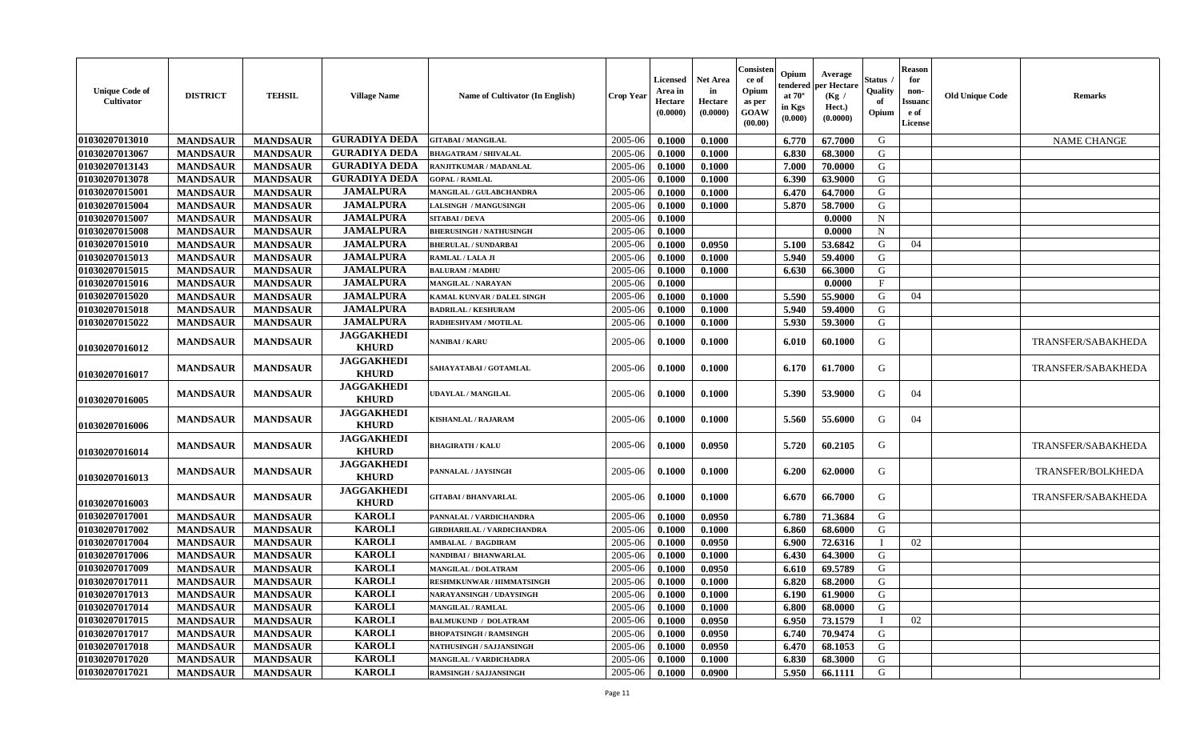| Unique Code of Cultivator | DISTRICT | TEHSIL | Village Name | Name of Cultivator (In English) | Crop Year | Licensed Area in Hectare (0.0000) | Net Area in Hectare (0.0000) | Consistence of Opium as per GOAW (00.00) | Opium tendered at 70° in Kgs (0.000) | Average per Hectare (Kg / Hect.) (0.0000) | Status / Quality of Opium | Reason for non-Issuance of License | Old Unique Code | Remarks |
|---|---|---|---|---|---|---|---|---|---|---|---|---|---|---|
| 01030207013010 | MANDSAUR | MANDSAUR | GURADIYA DEDA | GITABAI / MANGILAL | 2005-06 | 0.1000 | 0.1000 | | 6.770 | 67.7000 | G | | | NAME CHANGE |
| 01030207013067 | MANDSAUR | MANDSAUR | GURADIYA DEDA | BHAGATRAM / SHIVALAL | 2005-06 | 0.1000 | 0.1000 | | 6.830 | 68.3000 | G | | | |
| 01030207013143 | MANDSAUR | MANDSAUR | GURADIYA DEDA | RANJITKUMAR / MADANLAL | 2005-06 | 0.1000 | 0.1000 | | 7.000 | 70.0000 | G | | | |
| 01030207013078 | MANDSAUR | MANDSAUR | GURADIYA DEDA | GOPAL / RAMLAL | 2005-06 | 0.1000 | 0.1000 | | 6.390 | 63.9000 | G | | | |
| 01030207015001 | MANDSAUR | MANDSAUR | JAMALPURA | MANGILAL / GULABCHANDRA | 2005-06 | 0.1000 | 0.1000 | | 6.470 | 64.7000 | G | | | |
| 01030207015004 | MANDSAUR | MANDSAUR | JAMALPURA | LALSINGH / MANGUSINGH | 2005-06 | 0.1000 | 0.1000 | | 5.870 | 58.7000 | G | | | |
| 01030207015007 | MANDSAUR | MANDSAUR | JAMALPURA | SITABAI / DEVA | 2005-06 | 0.1000 | | | | 0.0000 | N | | | |
| 01030207015008 | MANDSAUR | MANDSAUR | JAMALPURA | BHERUSINGH / NATHUSINGH | 2005-06 | 0.1000 | | | | 0.0000 | N | | | |
| 01030207015010 | MANDSAUR | MANDSAUR | JAMALPURA | BHERULAL / SUNDARBAI | 2005-06 | 0.1000 | 0.0950 | | 5.100 | 53.6842 | G | 04 | | |
| 01030207015013 | MANDSAUR | MANDSAUR | JAMALPURA | RAMLAL / LALA JI | 2005-06 | 0.1000 | 0.1000 | | 5.940 | 59.4000 | G | | | |
| 01030207015015 | MANDSAUR | MANDSAUR | JAMALPURA | BALURAM / MADHU | 2005-06 | 0.1000 | 0.1000 | | 6.630 | 66.3000 | G | | | |
| 01030207015016 | MANDSAUR | MANDSAUR | JAMALPURA | MANGILAL / NARAYAN | 2005-06 | 0.1000 | | | | 0.0000 | F | | | |
| 01030207015020 | MANDSAUR | MANDSAUR | JAMALPURA | KAMAL KUNVAR / DALEL SINGH | 2005-06 | 0.1000 | 0.1000 | | 5.590 | 55.9000 | G | 04 | | |
| 01030207015018 | MANDSAUR | MANDSAUR | JAMALPURA | BADRILAL / KESHURAM | 2005-06 | 0.1000 | 0.1000 | | 5.940 | 59.4000 | G | | | |
| 01030207015022 | MANDSAUR | MANDSAUR | JAMALPURA | RADHESHYAM / MOTILAL | 2005-06 | 0.1000 | 0.1000 | | 5.930 | 59.3000 | G | | | |
| 01030207016012 | MANDSAUR | MANDSAUR | JAGGAKHEDI KHURD | NANIBAI / KARU | 2005-06 | 0.1000 | 0.1000 | | 6.010 | 60.1000 | G | | | TRANSFER/SABAKHEDA |
| 01030207016017 | MANDSAUR | MANDSAUR | JAGGAKHEDI KHURD | SAHAYATABAI / GOTAMLAL | 2005-06 | 0.1000 | 0.1000 | | 6.170 | 61.7000 | G | | | TRANSFER/SABAKHEDA |
| 01030207016005 | MANDSAUR | MANDSAUR | JAGGAKHEDI KHURD | UDAYLAL / MANGILAL | 2005-06 | 0.1000 | 0.1000 | | 5.390 | 53.9000 | G | 04 | | |
| 01030207016006 | MANDSAUR | MANDSAUR | JAGGAKHEDI KHURD | KISHANLAL / RAJARAM | 2005-06 | 0.1000 | 0.1000 | | 5.560 | 55.6000 | G | 04 | | |
| 01030207016014 | MANDSAUR | MANDSAUR | JAGGAKHEDI KHURD | BHAGIRATH / KALU | 2005-06 | 0.1000 | 0.0950 | | 5.720 | 60.2105 | G | | | TRANSFER/SABAKHEDA |
| 01030207016013 | MANDSAUR | MANDSAUR | JAGGAKHEDI KHURD | PANNALAL / JAYSINGH | 2005-06 | 0.1000 | 0.1000 | | 6.200 | 62.0000 | G | | | TRANSFER/BOLKHEDA |
| 01030207016003 | MANDSAUR | MANDSAUR | JAGGAKHEDI KHURD | GITABAI / BHANVARLAL | 2005-06 | 0.1000 | 0.1000 | | 6.670 | 66.7000 | G | | | TRANSFER/SABAKHEDA |
| 01030207017001 | MANDSAUR | MANDSAUR | KAROLI | PANNALAL / VARDICHANDRA | 2005-06 | 0.1000 | 0.0950 | | 6.780 | 71.3684 | G | | | |
| 01030207017002 | MANDSAUR | MANDSAUR | KAROLI | GIRDHARILAL / VARDICHANDRA | 2005-06 | 0.1000 | 0.1000 | | 6.860 | 68.6000 | G | | | |
| 01030207017004 | MANDSAUR | MANDSAUR | KAROLI | AMBALAL / BAGDIRAM | 2005-06 | 0.1000 | 0.0950 | | 6.900 | 72.6316 | I | 02 | | |
| 01030207017006 | MANDSAUR | MANDSAUR | KAROLI | NANDIBAI / BHANWARLAL | 2005-06 | 0.1000 | 0.1000 | | 6.430 | 64.3000 | G | | | |
| 01030207017009 | MANDSAUR | MANDSAUR | KAROLI | MANGILAL / DOLATRAM | 2005-06 | 0.1000 | 0.0950 | | 6.610 | 69.5789 | G | | | |
| 01030207017011 | MANDSAUR | MANDSAUR | KAROLI | RESHMKUNWAR / HIMMATSINGH | 2005-06 | 0.1000 | 0.1000 | | 6.820 | 68.2000 | G | | | |
| 01030207017013 | MANDSAUR | MANDSAUR | KAROLI | NARAYANSINGH / UDAYSINGH | 2005-06 | 0.1000 | 0.1000 | | 6.190 | 61.9000 | G | | | |
| 01030207017014 | MANDSAUR | MANDSAUR | KAROLI | MANGILAL / RAMLAL | 2005-06 | 0.1000 | 0.1000 | | 6.800 | 68.0000 | G | | | |
| 01030207017015 | MANDSAUR | MANDSAUR | KAROLI | BALMUKUND / DOLATRAM | 2005-06 | 0.1000 | 0.0950 | | 6.950 | 73.1579 | I | 02 | | |
| 01030207017017 | MANDSAUR | MANDSAUR | KAROLI | BHOPATSINGH / RAMSINGH | 2005-06 | 0.1000 | 0.0950 | | 6.740 | 70.9474 | G | | | |
| 01030207017018 | MANDSAUR | MANDSAUR | KAROLI | NATHUSINGH / SAJJANSINGH | 2005-06 | 0.1000 | 0.0950 | | 6.470 | 68.1053 | G | | | |
| 01030207017020 | MANDSAUR | MANDSAUR | KAROLI | MANGILAL / VARDICHADRA | 2005-06 | 0.1000 | 0.1000 | | 6.830 | 68.3000 | G | | | |
| 01030207017021 | MANDSAUR | MANDSAUR | KAROLI | RAMSINGH / SAJJANSINGH | 2005-06 | 0.1000 | 0.0900 | | 5.950 | 66.1111 | G | | | |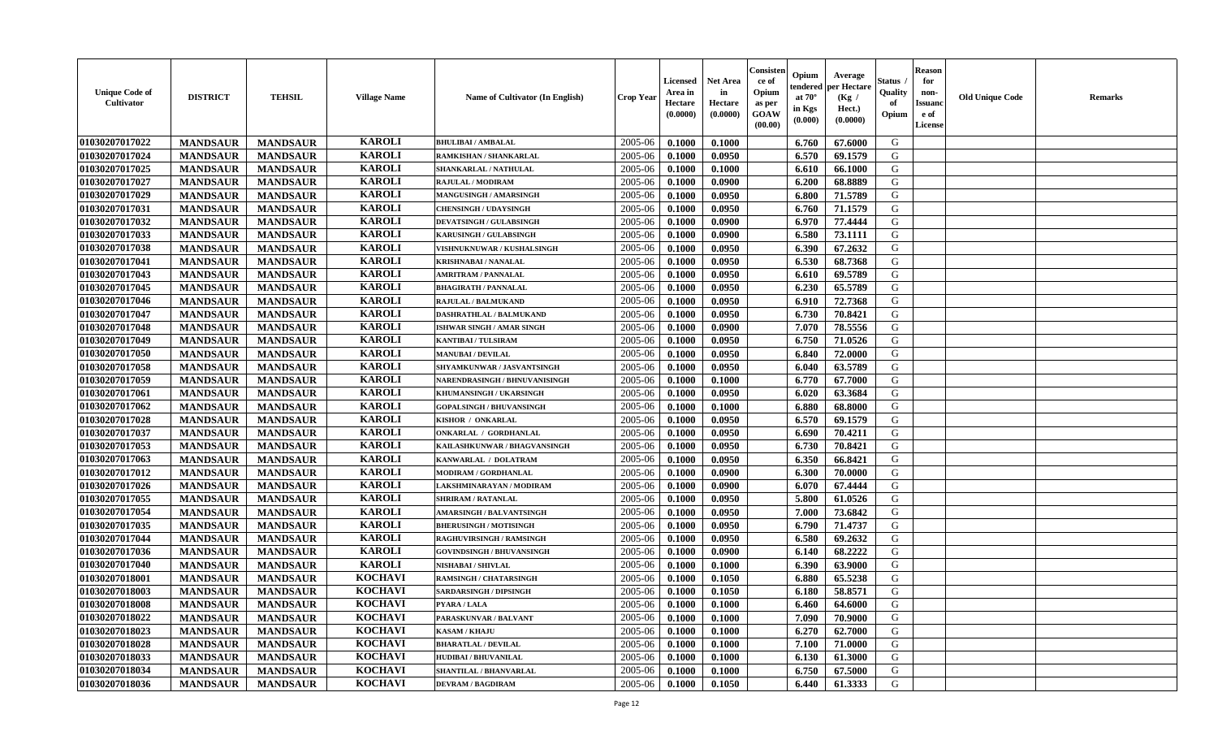| Unique Code of Cultivator | DISTRICT | TEHSIL | Village Name | Name of Cultivator (In English) | Crop Year | Licensed Area in Hectare (0.0000) | Net Area in Hectare (0.0000) | Consistence of Opium as per GOAW (00.00) | Opium tendered at 70° in Kgs (0.000) | Average per Hectare (Kg / Hect.) (0.0000) | Status / Quality of Opium | Reason for non-Issuance of License | Old Unique Code | Remarks |
|---|---|---|---|---|---|---|---|---|---|---|---|---|---|---|
| 01030207017022 | MANDSAUR | MANDSAUR | KAROLI | BHULIBAI / AMBALAL | 2005-06 | 0.1000 | 0.1000 | | 6.760 | 67.6000 | G | | | |
| 01030207017024 | MANDSAUR | MANDSAUR | KAROLI | RAMKISHAN / SHANKARLAL | 2005-06 | 0.1000 | 0.0950 | | 6.570 | 69.1579 | G | | | |
| 01030207017025 | MANDSAUR | MANDSAUR | KAROLI | SHANKARLAL / NATHULAL | 2005-06 | 0.1000 | 0.1000 | | 6.610 | 66.1000 | G | | | |
| 01030207017027 | MANDSAUR | MANDSAUR | KAROLI | RAJULAL / MODIRAM | 2005-06 | 0.1000 | 0.0900 | | 6.200 | 68.8889 | G | | | |
| 01030207017029 | MANDSAUR | MANDSAUR | KAROLI | MANGUSINGH / AMARSINGH | 2005-06 | 0.1000 | 0.0950 | | 6.800 | 71.5789 | G | | | |
| 01030207017031 | MANDSAUR | MANDSAUR | KAROLI | CHENSINGH / UDAYSINGH | 2005-06 | 0.1000 | 0.0950 | | 6.760 | 71.1579 | G | | | |
| 01030207017032 | MANDSAUR | MANDSAUR | KAROLI | DEVATSINGH / GULABSINGH | 2005-06 | 0.1000 | 0.0900 | | 6.970 | 77.4444 | G | | | |
| 01030207017033 | MANDSAUR | MANDSAUR | KAROLI | KARUSINGH / GULABSINGH | 2005-06 | 0.1000 | 0.0900 | | 6.580 | 73.1111 | G | | | |
| 01030207017038 | MANDSAUR | MANDSAUR | KAROLI | VISHNUKNUWAR / KUSHALSINGH | 2005-06 | 0.1000 | 0.0950 | | 6.390 | 67.2632 | G | | | |
| 01030207017041 | MANDSAUR | MANDSAUR | KAROLI | KRISHNABAI / NANALAL | 2005-06 | 0.1000 | 0.0950 | | 6.530 | 68.7368 | G | | | |
| 01030207017043 | MANDSAUR | MANDSAUR | KAROLI | AMRITRAM / PANNALAL | 2005-06 | 0.1000 | 0.0950 | | 6.610 | 69.5789 | G | | | |
| 01030207017045 | MANDSAUR | MANDSAUR | KAROLI | BHAGIRATH / PANNALAL | 2005-06 | 0.1000 | 0.0950 | | 6.230 | 65.5789 | G | | | |
| 01030207017046 | MANDSAUR | MANDSAUR | KAROLI | RAJULAL / BALMUKAND | 2005-06 | 0.1000 | 0.0950 | | 6.910 | 72.7368 | G | | | |
| 01030207017047 | MANDSAUR | MANDSAUR | KAROLI | DASHRATHLAL / BALMUKAND | 2005-06 | 0.1000 | 0.0950 | | 6.730 | 70.8421 | G | | | |
| 01030207017048 | MANDSAUR | MANDSAUR | KAROLI | ISHWAR SINGH / AMAR SINGH | 2005-06 | 0.1000 | 0.0900 | | 7.070 | 78.5556 | G | | | |
| 01030207017049 | MANDSAUR | MANDSAUR | KAROLI | KANTIBAI / TULSIRAM | 2005-06 | 0.1000 | 0.0950 | | 6.750 | 71.0526 | G | | | |
| 01030207017050 | MANDSAUR | MANDSAUR | KAROLI | MANUBAI / DEVILAL | 2005-06 | 0.1000 | 0.0950 | | 6.840 | 72.0000 | G | | | |
| 01030207017058 | MANDSAUR | MANDSAUR | KAROLI | SHYAMKUNWAR / JASVANTSINGH | 2005-06 | 0.1000 | 0.0950 | | 6.040 | 63.5789 | G | | | |
| 01030207017059 | MANDSAUR | MANDSAUR | KAROLI | NARENDRASINGH / BHNUVANISINGH | 2005-06 | 0.1000 | 0.1000 | | 6.770 | 67.7000 | G | | | |
| 01030207017061 | MANDSAUR | MANDSAUR | KAROLI | KHUMANSINGH / UKARSINGH | 2005-06 | 0.1000 | 0.0950 | | 6.020 | 63.3684 | G | | | |
| 01030207017062 | MANDSAUR | MANDSAUR | KAROLI | GOPALSINGH / BHUVANSINGH | 2005-06 | 0.1000 | 0.1000 | | 6.880 | 68.8000 | G | | | |
| 01030207017028 | MANDSAUR | MANDSAUR | KAROLI | KISHOR / ONKARLAL | 2005-06 | 0.1000 | 0.0950 | | 6.570 | 69.1579 | G | | | |
| 01030207017037 | MANDSAUR | MANDSAUR | KAROLI | ONKARLAL / GORDHANLAL | 2005-06 | 0.1000 | 0.0950 | | 6.690 | 70.4211 | G | | | |
| 01030207017053 | MANDSAUR | MANDSAUR | KAROLI | KAILASHKUNWAR / BHAGVANSINGH | 2005-06 | 0.1000 | 0.0950 | | 6.730 | 70.8421 | G | | | |
| 01030207017063 | MANDSAUR | MANDSAUR | KAROLI | KANWARLAL / DOLATRAM | 2005-06 | 0.1000 | 0.0950 | | 6.350 | 66.8421 | G | | | |
| 01030207017012 | MANDSAUR | MANDSAUR | KAROLI | MODIRAM / GORDHANLAL | 2005-06 | 0.1000 | 0.0900 | | 6.300 | 70.0000 | G | | | |
| 01030207017026 | MANDSAUR | MANDSAUR | KAROLI | LAKSHMINARAYAN / MODIRAM | 2005-06 | 0.1000 | 0.0900 | | 6.070 | 67.4444 | G | | | |
| 01030207017055 | MANDSAUR | MANDSAUR | KAROLI | SHRIRAM / RATANLAL | 2005-06 | 0.1000 | 0.0950 | | 5.800 | 61.0526 | G | | | |
| 01030207017054 | MANDSAUR | MANDSAUR | KAROLI | AMARSINGH / BALVANTSINGH | 2005-06 | 0.1000 | 0.0950 | | 7.000 | 73.6842 | G | | | |
| 01030207017035 | MANDSAUR | MANDSAUR | KAROLI | BHERUSINGH / MOTISINGH | 2005-06 | 0.1000 | 0.0950 | | 6.790 | 71.4737 | G | | | |
| 01030207017044 | MANDSAUR | MANDSAUR | KAROLI | RAGHUVIRSINGH / RAMSINGH | 2005-06 | 0.1000 | 0.0950 | | 6.580 | 69.2632 | G | | | |
| 01030207017036 | MANDSAUR | MANDSAUR | KAROLI | GOVINDSINGH / BHUVANSINGH | 2005-06 | 0.1000 | 0.0900 | | 6.140 | 68.2222 | G | | | |
| 01030207017040 | MANDSAUR | MANDSAUR | KAROLI | NISHABAI / SHIVLAL | 2005-06 | 0.1000 | 0.1000 | | 6.390 | 63.9000 | G | | | |
| 01030207018001 | MANDSAUR | MANDSAUR | KOCHAVI | RAMSINGH / CHATARSINGH | 2005-06 | 0.1000 | 0.1050 | | 6.880 | 65.5238 | G | | | |
| 01030207018003 | MANDSAUR | MANDSAUR | KOCHAVI | SARDARSINGH / DIPSINGH | 2005-06 | 0.1000 | 0.1050 | | 6.180 | 58.8571 | G | | | |
| 01030207018008 | MANDSAUR | MANDSAUR | KOCHAVI | PYARA / LALA | 2005-06 | 0.1000 | 0.1000 | | 6.460 | 64.6000 | G | | | |
| 01030207018022 | MANDSAUR | MANDSAUR | KOCHAVI | PARASKUNVAR / BALVANT | 2005-06 | 0.1000 | 0.1000 | | 7.090 | 70.9000 | G | | | |
| 01030207018023 | MANDSAUR | MANDSAUR | KOCHAVI | KASAM / KHAJU | 2005-06 | 0.1000 | 0.1000 | | 6.270 | 62.7000 | G | | | |
| 01030207018028 | MANDSAUR | MANDSAUR | KOCHAVI | BHARATLAL / DEVILAL | 2005-06 | 0.1000 | 0.1000 | | 7.100 | 71.0000 | G | | | |
| 01030207018033 | MANDSAUR | MANDSAUR | KOCHAVI | HUDIBAI / BHUVANILAL | 2005-06 | 0.1000 | 0.1000 | | 6.130 | 61.3000 | G | | | |
| 01030207018034 | MANDSAUR | MANDSAUR | KOCHAVI | SHANTILAL / BHANVARLAL | 2005-06 | 0.1000 | 0.1000 | | 6.750 | 67.5000 | G | | | |
| 01030207018036 | MANDSAUR | MANDSAUR | KOCHAVI | DEVRAM / BAGDIRAM | 2005-06 | 0.1000 | 0.1050 | | 6.440 | 61.3333 | G | | | |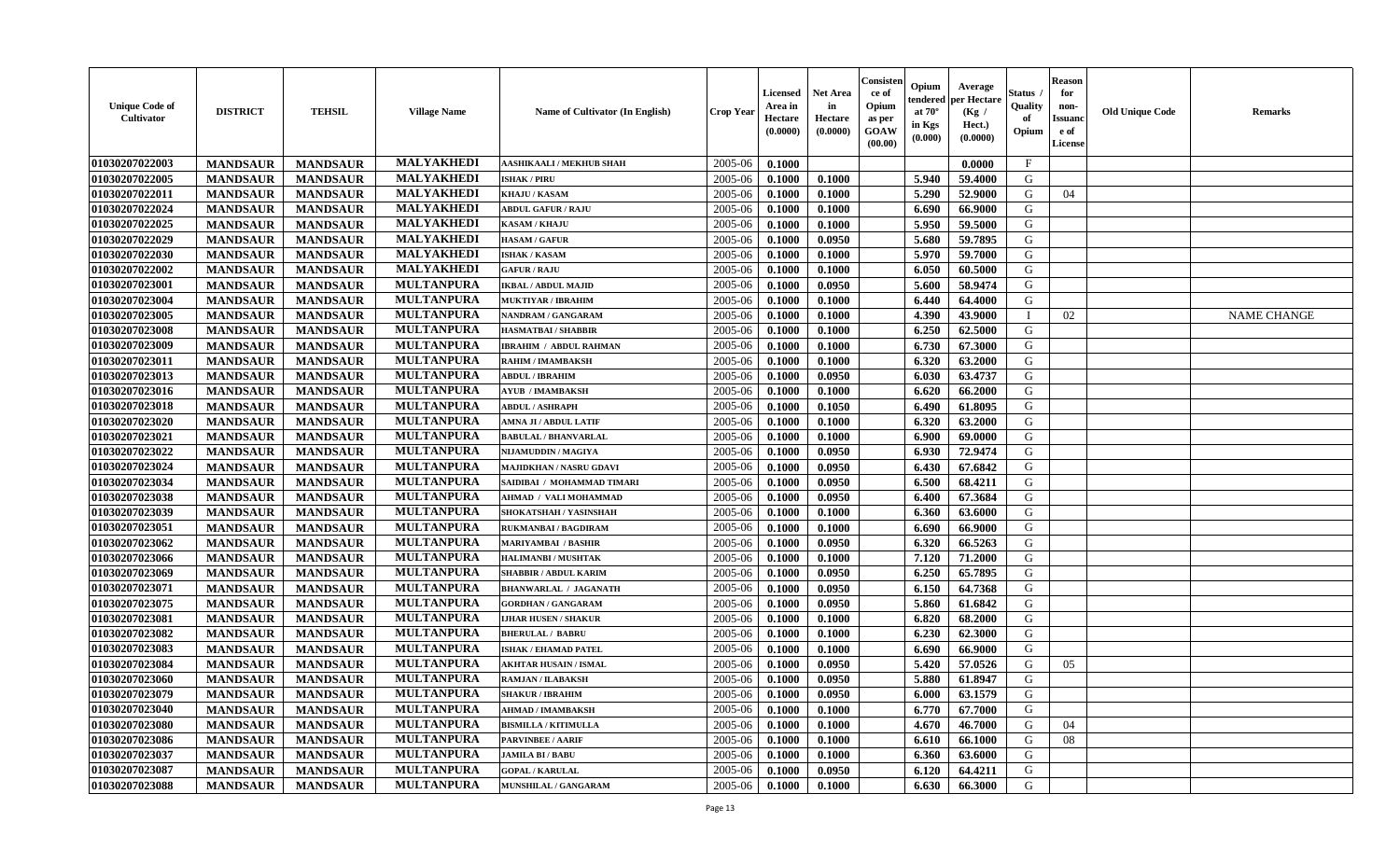| Unique Code of Cultivator | DISTRICT | TEHSIL | Village Name | Name of Cultivator (In English) | Crop Year | Licensed Area in Hectare (0.0000) | Net Area in Hectare (0.0000) | Consistence of Opium as per GOAW (00.00) | Opium tendered at 70° in Kgs (0.000) | Average per Hectare (Kg / Hect.) (0.0000) | Status / Quality of Opium | Reason for non-Issuance of License | Old Unique Code | Remarks |
|---|---|---|---|---|---|---|---|---|---|---|---|---|---|---|
| 01030207022003 | MANDSAUR | MANDSAUR | MALYAKHEDI | AASHIKAALI / MEKHUB SHAH | 2005-06 | 0.1000 | | | | 0.0000 | F | | | |
| 01030207022005 | MANDSAUR | MANDSAUR | MALYAKHEDI | ISHAK / PIRU | 2005-06 | 0.1000 | 0.1000 | | 5.940 | 59.4000 | G | | | |
| 01030207022011 | MANDSAUR | MANDSAUR | MALYAKHEDI | KHAJU / KASAM | 2005-06 | 0.1000 | 0.1000 | | 5.290 | 52.9000 | G | 04 | | |
| 01030207022024 | MANDSAUR | MANDSAUR | MALYAKHEDI | ABDUL GAFUR / RAJU | 2005-06 | 0.1000 | 0.1000 | | 6.690 | 66.9000 | G | | | |
| 01030207022025 | MANDSAUR | MANDSAUR | MALYAKHEDI | KASAM / KHAJU | 2005-06 | 0.1000 | 0.1000 | | 5.950 | 59.5000 | G | | | |
| 01030207022029 | MANDSAUR | MANDSAUR | MALYAKHEDI | HASAM / GAFUR | 2005-06 | 0.1000 | 0.0950 | | 5.680 | 59.7895 | G | | | |
| 01030207022030 | MANDSAUR | MANDSAUR | MALYAKHEDI | ISHAK / KASAM | 2005-06 | 0.1000 | 0.1000 | | 5.970 | 59.7000 | G | | | |
| 01030207022002 | MANDSAUR | MANDSAUR | MALYAKHEDI | GAFUR / RAJU | 2005-06 | 0.1000 | 0.1000 | | 6.050 | 60.5000 | G | | | |
| 01030207023001 | MANDSAUR | MANDSAUR | MULTANPURA | IKBAL / ABDUL MAJID | 2005-06 | 0.1000 | 0.0950 | | 5.600 | 58.9474 | G | | | |
| 01030207023004 | MANDSAUR | MANDSAUR | MULTANPURA | MUKTIYAR / IBRAHIM | 2005-06 | 0.1000 | 0.1000 | | 6.440 | 64.4000 | G | | | |
| 01030207023005 | MANDSAUR | MANDSAUR | MULTANPURA | NANDRAM / GANGARAM | 2005-06 | 0.1000 | 0.1000 | | 4.390 | 43.9000 | I | 02 | | NAME CHANGE |
| 01030207023008 | MANDSAUR | MANDSAUR | MULTANPURA | HASMATBAI / SHABBIR | 2005-06 | 0.1000 | 0.1000 | | 6.250 | 62.5000 | G | | | |
| 01030207023009 | MANDSAUR | MANDSAUR | MULTANPURA | IBRAHIM / ABDUL RAHMAN | 2005-06 | 0.1000 | 0.1000 | | 6.730 | 67.3000 | G | | | |
| 01030207023011 | MANDSAUR | MANDSAUR | MULTANPURA | RAHIM / IMAMBAKSH | 2005-06 | 0.1000 | 0.1000 | | 6.320 | 63.2000 | G | | | |
| 01030207023013 | MANDSAUR | MANDSAUR | MULTANPURA | ABDUL / IBRAHIM | 2005-06 | 0.1000 | 0.0950 | | 6.030 | 63.4737 | G | | | |
| 01030207023016 | MANDSAUR | MANDSAUR | MULTANPURA | AYUB / IMAMBAKSH | 2005-06 | 0.1000 | 0.1000 | | 6.620 | 66.2000 | G | | | |
| 01030207023018 | MANDSAUR | MANDSAUR | MULTANPURA | ABDUL / ASHRAPH | 2005-06 | 0.1000 | 0.1050 | | 6.490 | 61.8095 | G | | | |
| 01030207023020 | MANDSAUR | MANDSAUR | MULTANPURA | AMNA JI / ABDUL LATIF | 2005-06 | 0.1000 | 0.1000 | | 6.320 | 63.2000 | G | | | |
| 01030207023021 | MANDSAUR | MANDSAUR | MULTANPURA | BABULAL / BHANVARLAL | 2005-06 | 0.1000 | 0.1000 | | 6.900 | 69.0000 | G | | | |
| 01030207023022 | MANDSAUR | MANDSAUR | MULTANPURA | NIJAMUDDIN / MAGIYA | 2005-06 | 0.1000 | 0.0950 | | 6.930 | 72.9474 | G | | | |
| 01030207023024 | MANDSAUR | MANDSAUR | MULTANPURA | MAJIDKHAN / NASRU GDAVI | 2005-06 | 0.1000 | 0.0950 | | 6.430 | 67.6842 | G | | | |
| 01030207023034 | MANDSAUR | MANDSAUR | MULTANPURA | SAIDIBAI / MOHAMMAD TIMARI | 2005-06 | 0.1000 | 0.0950 | | 6.500 | 68.4211 | G | | | |
| 01030207023038 | MANDSAUR | MANDSAUR | MULTANPURA | AHMAD / VALI MOHAMMAD | 2005-06 | 0.1000 | 0.0950 | | 6.400 | 67.3684 | G | | | |
| 01030207023039 | MANDSAUR | MANDSAUR | MULTANPURA | SHOKATSHAH / YASINSHAH | 2005-06 | 0.1000 | 0.1000 | | 6.360 | 63.6000 | G | | | |
| 01030207023051 | MANDSAUR | MANDSAUR | MULTANPURA | RUKMANBAI / BAGDIRAM | 2005-06 | 0.1000 | 0.1000 | | 6.690 | 66.9000 | G | | | |
| 01030207023062 | MANDSAUR | MANDSAUR | MULTANPURA | MARIYAMBAI / BASHIR | 2005-06 | 0.1000 | 0.0950 | | 6.320 | 66.5263 | G | | | |
| 01030207023066 | MANDSAUR | MANDSAUR | MULTANPURA | HALIMANBI / MUSHTAK | 2005-06 | 0.1000 | 0.1000 | | 7.120 | 71.2000 | G | | | |
| 01030207023069 | MANDSAUR | MANDSAUR | MULTANPURA | SHABBIR / ABDUL KARIM | 2005-06 | 0.1000 | 0.0950 | | 6.250 | 65.7895 | G | | | |
| 01030207023071 | MANDSAUR | MANDSAUR | MULTANPURA | BHANWARLAL / JAGANATH | 2005-06 | 0.1000 | 0.0950 | | 6.150 | 64.7368 | G | | | |
| 01030207023075 | MANDSAUR | MANDSAUR | MULTANPURA | GORDHAN / GANGARAM | 2005-06 | 0.1000 | 0.0950 | | 5.860 | 61.6842 | G | | | |
| 01030207023081 | MANDSAUR | MANDSAUR | MULTANPURA | IJHAR HUSEN / SHAKUR | 2005-06 | 0.1000 | 0.1000 | | 6.820 | 68.2000 | G | | | |
| 01030207023082 | MANDSAUR | MANDSAUR | MULTANPURA | BHERULAL / BABRU | 2005-06 | 0.1000 | 0.1000 | | 6.230 | 62.3000 | G | | | |
| 01030207023083 | MANDSAUR | MANDSAUR | MULTANPURA | ISHAK / EHAMAD PATEL | 2005-06 | 0.1000 | 0.1000 | | 6.690 | 66.9000 | G | | | |
| 01030207023084 | MANDSAUR | MANDSAUR | MULTANPURA | AKHTAR HUSAIN / ISMAL | 2005-06 | 0.1000 | 0.0950 | | 5.420 | 57.0526 | G | 05 | | |
| 01030207023060 | MANDSAUR | MANDSAUR | MULTANPURA | RAMJAN / ILABAKSH | 2005-06 | 0.1000 | 0.0950 | | 5.880 | 61.8947 | G | | | |
| 01030207023079 | MANDSAUR | MANDSAUR | MULTANPURA | SHAKUR / IBRAHIM | 2005-06 | 0.1000 | 0.0950 | | 6.000 | 63.1579 | G | | | |
| 01030207023040 | MANDSAUR | MANDSAUR | MULTANPURA | AHMAD / IMAMBAKSH | 2005-06 | 0.1000 | 0.1000 | | 6.770 | 67.7000 | G | | | |
| 01030207023080 | MANDSAUR | MANDSAUR | MULTANPURA | BISMILLA / KITIMULLA | 2005-06 | 0.1000 | 0.1000 | | 4.670 | 46.7000 | G | 04 | | |
| 01030207023086 | MANDSAUR | MANDSAUR | MULTANPURA | PARVINBEE / AARIF | 2005-06 | 0.1000 | 0.1000 | | 6.610 | 66.1000 | G | 08 | | |
| 01030207023037 | MANDSAUR | MANDSAUR | MULTANPURA | JAMILA BI / BABU | 2005-06 | 0.1000 | 0.1000 | | 6.360 | 63.6000 | G | | | |
| 01030207023087 | MANDSAUR | MANDSAUR | MULTANPURA | GOPAL / KARULAL | 2005-06 | 0.1000 | 0.0950 | | 6.120 | 64.4211 | G | | | |
| 01030207023088 | MANDSAUR | MANDSAUR | MULTANPURA | MUNSHILAL / GANGARAM | 2005-06 | 0.1000 | 0.1000 | | 6.630 | 66.3000 | G | | | |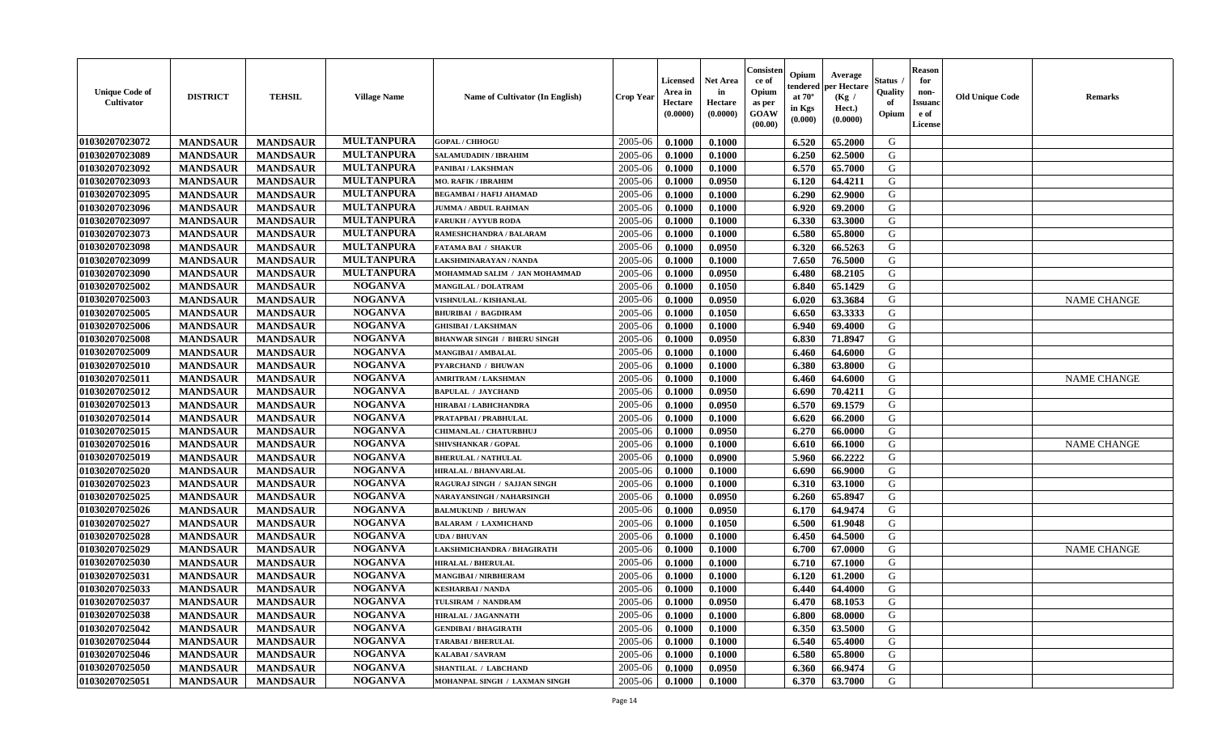| Unique Code of Cultivator | DISTRICT | TEHSIL | Village Name | Name of Cultivator (In English) | Crop Year | Licensed Area in Hectare (0.0000) | Net Area in Hectare (0.0000) | Consistence of Opium as per GOAW (00.00) | Opium tendered at 70° in Kgs (0.000) | Average per Hectare (Kg / Hect.) (0.0000) | Status / Quality of Opium | Reason for non-Issuance of License | Old Unique Code | Remarks |
|---|---|---|---|---|---|---|---|---|---|---|---|---|---|---|
| 01030207023072 | MANDSAUR | MANDSAUR | MULTANPURA | GOPAL / CHHOGU | 2005-06 | 0.1000 | 0.1000 | | 6.520 | 65.2000 | G | | | |
| 01030207023089 | MANDSAUR | MANDSAUR | MULTANPURA | SALAMUDADIN / IBRAHIM | 2005-06 | 0.1000 | 0.1000 | | 6.250 | 62.5000 | G | | | |
| 01030207023092 | MANDSAUR | MANDSAUR | MULTANPURA | PANIBAI / LAKSHMAN | 2005-06 | 0.1000 | 0.1000 | | 6.570 | 65.7000 | G | | | |
| 01030207023093 | MANDSAUR | MANDSAUR | MULTANPURA | MO. RAFIK / IBRAHIM | 2005-06 | 0.1000 | 0.0950 | | 6.120 | 64.4211 | G | | | |
| 01030207023095 | MANDSAUR | MANDSAUR | MULTANPURA | BEGAMBAI / HAFIJ AHAMAD | 2005-06 | 0.1000 | 0.1000 | | 6.290 | 62.9000 | G | | | |
| 01030207023096 | MANDSAUR | MANDSAUR | MULTANPURA | JUMMA / ABDUL RAHMAN | 2005-06 | 0.1000 | 0.1000 | | 6.920 | 69.2000 | G | | | |
| 01030207023097 | MANDSAUR | MANDSAUR | MULTANPURA | FARUKH / AYYUB RODA | 2005-06 | 0.1000 | 0.1000 | | 6.330 | 63.3000 | G | | | |
| 01030207023073 | MANDSAUR | MANDSAUR | MULTANPURA | RAMESHCHANDRA / BALARAM | 2005-06 | 0.1000 | 0.1000 | | 6.580 | 65.8000 | G | | | |
| 01030207023098 | MANDSAUR | MANDSAUR | MULTANPURA | FATAMA BAI / SHAKUR | 2005-06 | 0.1000 | 0.0950 | | 6.320 | 66.5263 | G | | | |
| 01030207023099 | MANDSAUR | MANDSAUR | MULTANPURA | LAKSHMINARAYAN / NANDA | 2005-06 | 0.1000 | 0.1000 | | 7.650 | 76.5000 | G | | | |
| 01030207023090 | MANDSAUR | MANDSAUR | MULTANPURA | MOHAMMAD SALIM / JAN MOHAMMAD | 2005-06 | 0.1000 | 0.0950 | | 6.480 | 68.2105 | G | | | |
| 01030207025002 | MANDSAUR | MANDSAUR | NOGANVA | MANGILAL / DOLATRAM | 2005-06 | 0.1000 | 0.1050 | | 6.840 | 65.1429 | G | | | |
| 01030207025003 | MANDSAUR | MANDSAUR | NOGANVA | VISHNULAL / KISHANLAL | 2005-06 | 0.1000 | 0.0950 | | 6.020 | 63.3684 | G | | | NAME CHANGE |
| 01030207025005 | MANDSAUR | MANDSAUR | NOGANVA | BHURIBAI / BAGDIRAM | 2005-06 | 0.1000 | 0.1050 | | 6.650 | 63.3333 | G | | | |
| 01030207025006 | MANDSAUR | MANDSAUR | NOGANVA | GHISIBAI / LAKSHMAN | 2005-06 | 0.1000 | 0.1000 | | 6.940 | 69.4000 | G | | | |
| 01030207025008 | MANDSAUR | MANDSAUR | NOGANVA | BHANWAR SINGH / BHERU SINGH | 2005-06 | 0.1000 | 0.0950 | | 6.830 | 71.8947 | G | | | |
| 01030207025009 | MANDSAUR | MANDSAUR | NOGANVA | MANGIBAI / AMBALAL | 2005-06 | 0.1000 | 0.1000 | | 6.460 | 64.6000 | G | | | |
| 01030207025010 | MANDSAUR | MANDSAUR | NOGANVA | PYARCHAND / BHUWAN | 2005-06 | 0.1000 | 0.1000 | | 6.380 | 63.8000 | G | | | |
| 01030207025011 | MANDSAUR | MANDSAUR | NOGANVA | AMRITRAM / LAKSHMAN | 2005-06 | 0.1000 | 0.1000 | | 6.460 | 64.6000 | G | | | NAME CHANGE |
| 01030207025012 | MANDSAUR | MANDSAUR | NOGANVA | BAPULAL / JAYCHAND | 2005-06 | 0.1000 | 0.0950 | | 6.690 | 70.4211 | G | | | |
| 01030207025013 | MANDSAUR | MANDSAUR | NOGANVA | HIRABAI / LABHCHANDRA | 2005-06 | 0.1000 | 0.0950 | | 6.570 | 69.1579 | G | | | |
| 01030207025014 | MANDSAUR | MANDSAUR | NOGANVA | PRATAPBAI / PRABHULAL | 2005-06 | 0.1000 | 0.1000 | | 6.620 | 66.2000 | G | | | |
| 01030207025015 | MANDSAUR | MANDSAUR | NOGANVA | CHIMANLAL / CHATURBHUJ | 2005-06 | 0.1000 | 0.0950 | | 6.270 | 66.0000 | G | | | |
| 01030207025016 | MANDSAUR | MANDSAUR | NOGANVA | SHIVSHANKAR / GOPAL | 2005-06 | 0.1000 | 0.1000 | | 6.610 | 66.1000 | G | | | NAME CHANGE |
| 01030207025019 | MANDSAUR | MANDSAUR | NOGANVA | BHERULAL / NATHULAL | 2005-06 | 0.1000 | 0.0900 | | 5.960 | 66.2222 | G | | | |
| 01030207025020 | MANDSAUR | MANDSAUR | NOGANVA | HIRALAL / BHANVARLAL | 2005-06 | 0.1000 | 0.1000 | | 6.690 | 66.9000 | G | | | |
| 01030207025023 | MANDSAUR | MANDSAUR | NOGANVA | RAGURAJ SINGH / SAJJAN SINGH | 2005-06 | 0.1000 | 0.1000 | | 6.310 | 63.1000 | G | | | |
| 01030207025025 | MANDSAUR | MANDSAUR | NOGANVA | NARAYANSINGH / NAHARSINGH | 2005-06 | 0.1000 | 0.0950 | | 6.260 | 65.8947 | G | | | |
| 01030207025026 | MANDSAUR | MANDSAUR | NOGANVA | BALMUKUND / BHUWAN | 2005-06 | 0.1000 | 0.0950 | | 6.170 | 64.9474 | G | | | |
| 01030207025027 | MANDSAUR | MANDSAUR | NOGANVA | BALARAM / LAXMICHAND | 2005-06 | 0.1000 | 0.1050 | | 6.500 | 61.9048 | G | | | |
| 01030207025028 | MANDSAUR | MANDSAUR | NOGANVA | UDA / BHUVAN | 2005-06 | 0.1000 | 0.1000 | | 6.450 | 64.5000 | G | | | |
| 01030207025029 | MANDSAUR | MANDSAUR | NOGANVA | LAKSHMICHANDRA / BHAGIRATH | 2005-06 | 0.1000 | 0.1000 | | 6.700 | 67.0000 | G | | | NAME CHANGE |
| 01030207025030 | MANDSAUR | MANDSAUR | NOGANVA | HIRALAL / BHERULAL | 2005-06 | 0.1000 | 0.1000 | | 6.710 | 67.1000 | G | | | |
| 01030207025031 | MANDSAUR | MANDSAUR | NOGANVA | MANGIBAI / NIRBHERAM | 2005-06 | 0.1000 | 0.1000 | | 6.120 | 61.2000 | G | | | |
| 01030207025033 | MANDSAUR | MANDSAUR | NOGANVA | KESHARBAI / NANDA | 2005-06 | 0.1000 | 0.1000 | | 6.440 | 64.4000 | G | | | |
| 01030207025037 | MANDSAUR | MANDSAUR | NOGANVA | TULSIRAM / NANDRAM | 2005-06 | 0.1000 | 0.0950 | | 6.470 | 68.1053 | G | | | |
| 01030207025038 | MANDSAUR | MANDSAUR | NOGANVA | HIRALAL / JAGANNATH | 2005-06 | 0.1000 | 0.1000 | | 6.800 | 68.0000 | G | | | |
| 01030207025042 | MANDSAUR | MANDSAUR | NOGANVA | GENDIBAI / BHAGIRATH | 2005-06 | 0.1000 | 0.1000 | | 6.350 | 63.5000 | G | | | |
| 01030207025044 | MANDSAUR | MANDSAUR | NOGANVA | TARABAI / BHERULAL | 2005-06 | 0.1000 | 0.1000 | | 6.540 | 65.4000 | G | | | |
| 01030207025046 | MANDSAUR | MANDSAUR | NOGANVA | KALABAI / SAVRAM | 2005-06 | 0.1000 | 0.1000 | | 6.580 | 65.8000 | G | | | |
| 01030207025050 | MANDSAUR | MANDSAUR | NOGANVA | SHANTILAL / LABCHAND | 2005-06 | 0.1000 | 0.0950 | | 6.360 | 66.9474 | G | | | |
| 01030207025051 | MANDSAUR | MANDSAUR | NOGANVA | MOHANPAL SINGH / LAXMAN SINGH | 2005-06 | 0.1000 | 0.1000 | | 6.370 | 63.7000 | G | | | |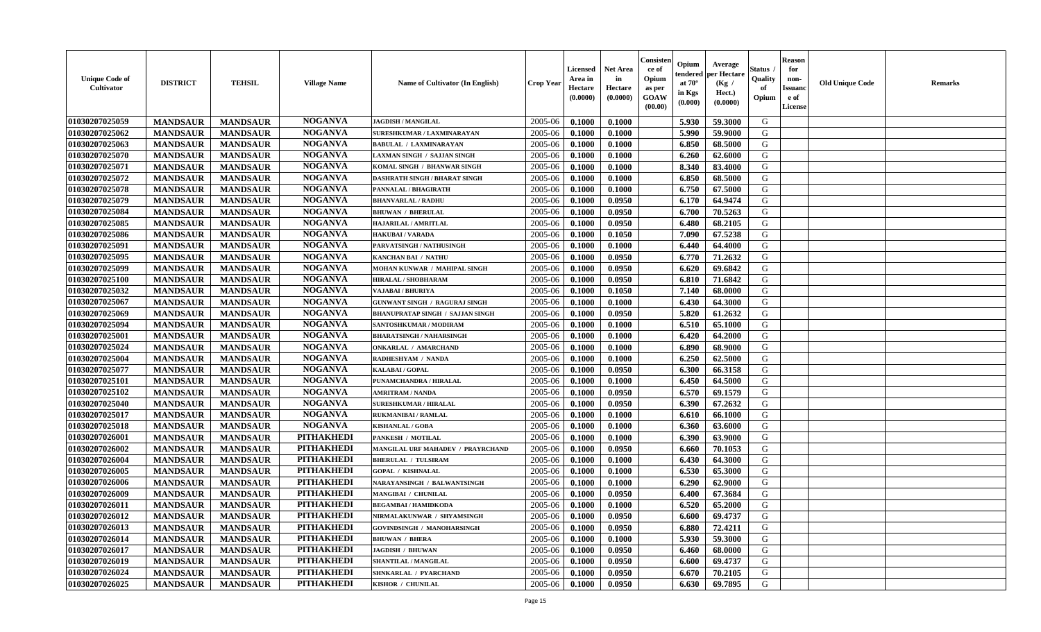| Unique Code of Cultivator | DISTRICT | TEHSIL | Village Name | Name of Cultivator (In English) | Crop Year | Licensed Area in Hectare (0.0000) | Net Area in Hectare (0.0000) | Consistence of Opium as per GOAW (00.00) | Opium tendered at 70° in Kgs (0.000) | Average per Hectare (Kg / Hect.) (0.0000) | Status / Quality of Opium | Reason for non-Issuance of License | Old Unique Code | Remarks |
|---|---|---|---|---|---|---|---|---|---|---|---|---|---|---|
| 01030207025059 | MANDSAUR | MANDSAUR | NOGANVA | JAGDISH / MANGILAL | 2005-06 | 0.1000 | 0.1000 | | 5.930 | 59.3000 | G | | | |
| 01030207025062 | MANDSAUR | MANDSAUR | NOGANVA | SURESHKUMAR / LAXMINARAYAN | 2005-06 | 0.1000 | 0.1000 | | 5.990 | 59.9000 | G | | | |
| 01030207025063 | MANDSAUR | MANDSAUR | NOGANVA | BABULAL / LAXMINARAYAN | 2005-06 | 0.1000 | 0.1000 | | 6.850 | 68.5000 | G | | | |
| 01030207025070 | MANDSAUR | MANDSAUR | NOGANVA | LAXMAN SINGH / SAJJAN SINGH | 2005-06 | 0.1000 | 0.1000 | | 6.260 | 62.6000 | G | | | |
| 01030207025071 | MANDSAUR | MANDSAUR | NOGANVA | KOMAL SINGH / BHANWAR SINGH | 2005-06 | 0.1000 | 0.1000 | | 8.340 | 83.4000 | G | | | |
| 01030207025072 | MANDSAUR | MANDSAUR | NOGANVA | DASHRATH SINGH / BHARAT SINGH | 2005-06 | 0.1000 | 0.1000 | | 6.850 | 68.5000 | G | | | |
| 01030207025078 | MANDSAUR | MANDSAUR | NOGANVA | PANNALAL / BHAGIRATH | 2005-06 | 0.1000 | 0.1000 | | 6.750 | 67.5000 | G | | | |
| 01030207025079 | MANDSAUR | MANDSAUR | NOGANVA | BHANVARLAL / RADHU | 2005-06 | 0.1000 | 0.0950 | | 6.170 | 64.9474 | G | | | |
| 01030207025084 | MANDSAUR | MANDSAUR | NOGANVA | BHUWAN / BHERULAL | 2005-06 | 0.1000 | 0.0950 | | 6.700 | 70.5263 | G | | | |
| 01030207025085 | MANDSAUR | MANDSAUR | NOGANVA | HAJARILAL / AMRITLAL | 2005-06 | 0.1000 | 0.0950 | | 6.480 | 68.2105 | G | | | |
| 01030207025086 | MANDSAUR | MANDSAUR | NOGANVA | HAKUBAI / VARADA | 2005-06 | 0.1000 | 0.1050 | | 7.090 | 67.5238 | G | | | |
| 01030207025091 | MANDSAUR | MANDSAUR | NOGANVA | PARVATSINGH / NATHUSINGH | 2005-06 | 0.1000 | 0.1000 | | 6.440 | 64.4000 | G | | | |
| 01030207025095 | MANDSAUR | MANDSAUR | NOGANVA | KANCHAN BAI / NATHU | 2005-06 | 0.1000 | 0.0950 | | 6.770 | 71.2632 | G | | | |
| 01030207025099 | MANDSAUR | MANDSAUR | NOGANVA | MOHAN KUNWAR / MAHIPAL SINGH | 2005-06 | 0.1000 | 0.0950 | | 6.620 | 69.6842 | G | | | |
| 01030207025100 | MANDSAUR | MANDSAUR | NOGANVA | HIRALAL / SHOBHARAM | 2005-06 | 0.1000 | 0.0950 | | 6.810 | 71.6842 | G | | | |
| 01030207025032 | MANDSAUR | MANDSAUR | NOGANVA | VAJABAI / BHURIYA | 2005-06 | 0.1000 | 0.1050 | | 7.140 | 68.0000 | G | | | |
| 01030207025067 | MANDSAUR | MANDSAUR | NOGANVA | GUNWANT SINGH / RAGURAJ SINGH | 2005-06 | 0.1000 | 0.1000 | | 6.430 | 64.3000 | G | | | |
| 01030207025069 | MANDSAUR | MANDSAUR | NOGANVA | BHANUPRATAP SINGH / SAJJAN SINGH | 2005-06 | 0.1000 | 0.0950 | | 5.820 | 61.2632 | G | | | |
| 01030207025094 | MANDSAUR | MANDSAUR | NOGANVA | SANTOSHKUMAR / MODIRAM | 2005-06 | 0.1000 | 0.1000 | | 6.510 | 65.1000 | G | | | |
| 01030207025001 | MANDSAUR | MANDSAUR | NOGANVA | BHARATSINGH / NAHARSINGH | 2005-06 | 0.1000 | 0.1000 | | 6.420 | 64.2000 | G | | | |
| 01030207025024 | MANDSAUR | MANDSAUR | NOGANVA | ONKARLAL / AMARCHAND | 2005-06 | 0.1000 | 0.1000 | | 6.890 | 68.9000 | G | | | |
| 01030207025004 | MANDSAUR | MANDSAUR | NOGANVA | RADHESHYAM / NANDA | 2005-06 | 0.1000 | 0.1000 | | 6.250 | 62.5000 | G | | | |
| 01030207025077 | MANDSAUR | MANDSAUR | NOGANVA | KALABAI / GOPAL | 2005-06 | 0.1000 | 0.0950 | | 6.300 | 66.3158 | G | | | |
| 01030207025101 | MANDSAUR | MANDSAUR | NOGANVA | PUNAMCHANDRA / HIRALAL | 2005-06 | 0.1000 | 0.1000 | | 6.450 | 64.5000 | G | | | |
| 01030207025102 | MANDSAUR | MANDSAUR | NOGANVA | AMRITRAM / NANDA | 2005-06 | 0.1000 | 0.0950 | | 6.570 | 69.1579 | G | | | |
| 01030207025040 | MANDSAUR | MANDSAUR | NOGANVA | SURESHKUMAR / HIRALAL | 2005-06 | 0.1000 | 0.0950 | | 6.390 | 67.2632 | G | | | |
| 01030207025017 | MANDSAUR | MANDSAUR | NOGANVA | RUKMANIBAI / RAMLAL | 2005-06 | 0.1000 | 0.1000 | | 6.610 | 66.1000 | G | | | |
| 01030207025018 | MANDSAUR | MANDSAUR | NOGANVA | KISHANLAL / GOBA | 2005-06 | 0.1000 | 0.1000 | | 6.360 | 63.6000 | G | | | |
| 01030207026001 | MANDSAUR | MANDSAUR | PITHAKHEDI | PANKESH / MOTILAL | 2005-06 | 0.1000 | 0.1000 | | 6.390 | 63.9000 | G | | | |
| 01030207026002 | MANDSAUR | MANDSAUR | PITHAKHEDI | MANGILAL URF MAHADEV / PRAYRCHAND | 2005-06 | 0.1000 | 0.0950 | | 6.660 | 70.1053 | G | | | |
| 01030207026004 | MANDSAUR | MANDSAUR | PITHAKHEDI | BHERULAL / TULSIRAM | 2005-06 | 0.1000 | 0.1000 | | 6.430 | 64.3000 | G | | | |
| 01030207026005 | MANDSAUR | MANDSAUR | PITHAKHEDI | GOPAL / KISHNALAL | 2005-06 | 0.1000 | 0.1000 | | 6.530 | 65.3000 | G | | | |
| 01030207026006 | MANDSAUR | MANDSAUR | PITHAKHEDI | NARAYANSINGH / BALWANTSINGH | 2005-06 | 0.1000 | 0.1000 | | 6.290 | 62.9000 | G | | | |
| 01030207026009 | MANDSAUR | MANDSAUR | PITHAKHEDI | MANGIBAI / CHUNILAL | 2005-06 | 0.1000 | 0.0950 | | 6.400 | 67.3684 | G | | | |
| 01030207026011 | MANDSAUR | MANDSAUR | PITHAKHEDI | BEGAMBAI / HAMIDKODA | 2005-06 | 0.1000 | 0.1000 | | 6.520 | 65.2000 | G | | | |
| 01030207026012 | MANDSAUR | MANDSAUR | PITHAKHEDI | NIRMALAKUNWAR / SHYAMSINGH | 2005-06 | 0.1000 | 0.0950 | | 6.600 | 69.4737 | G | | | |
| 01030207026013 | MANDSAUR | MANDSAUR | PITHAKHEDI | GOVINDSINGH / MANOHARSINGH | 2005-06 | 0.1000 | 0.0950 | | 6.880 | 72.4211 | G | | | |
| 01030207026014 | MANDSAUR | MANDSAUR | PITHAKHEDI | BHUWAN / BHERA | 2005-06 | 0.1000 | 0.1000 | | 5.930 | 59.3000 | G | | | |
| 01030207026017 | MANDSAUR | MANDSAUR | PITHAKHEDI | JAGDISH / BHUWAN | 2005-06 | 0.1000 | 0.0950 | | 6.460 | 68.0000 | G | | | |
| 01030207026019 | MANDSAUR | MANDSAUR | PITHAKHEDI | SHANTILAL / MANGILAL | 2005-06 | 0.1000 | 0.0950 | | 6.600 | 69.4737 | G | | | |
| 01030207026024 | MANDSAUR | MANDSAUR | PITHAKHEDI | SHNKARLAL / PYARCHAND | 2005-06 | 0.1000 | 0.0950 | | 6.670 | 70.2105 | G | | | |
| 01030207026025 | MANDSAUR | MANDSAUR | PITHAKHEDI | KISHOR / CHUNILAL | 2005-06 | 0.1000 | 0.0950 | | 6.630 | 69.7895 | G | | | |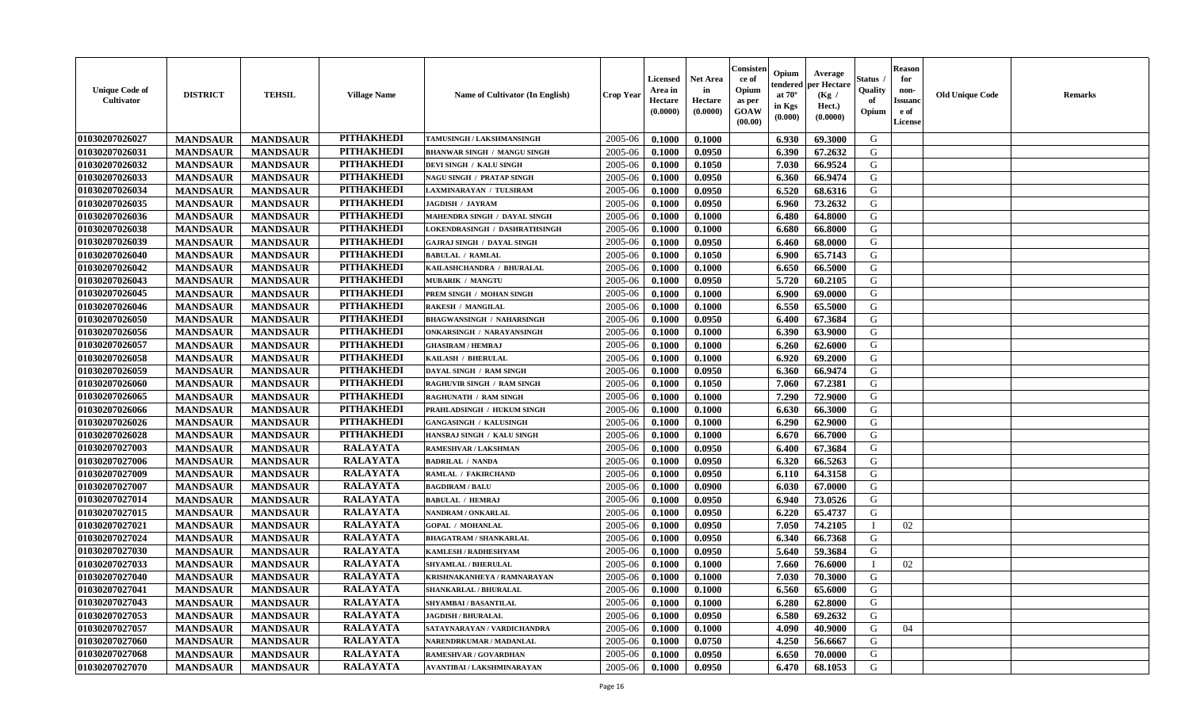| Unique Code of Cultivator | DISTRICT | TEHSIL | Village Name | Name of Cultivator (In English) | Crop Year | Licensed Area in Hectare (0.0000) | Net Area in Hectare (0.0000) | Consistence of Opium as per GOAW (00.00) | Opium tendered at 70° in Kgs (0.000) | Average per Hectare (Kg / Hect.) (0.0000) | Status / Quality of Opium | Reason for non-Issuance of License | Old Unique Code | Remarks |
|---|---|---|---|---|---|---|---|---|---|---|---|---|---|---|
| 01030207026027 | MANDSAUR | MANDSAUR | PITHAKHEDI | TAMUSINGH / LAKSHMANSINGH | 2005-06 | 0.1000 | 0.1000 | | 6.930 | 69.3000 | G | | | |
| 01030207026031 | MANDSAUR | MANDSAUR | PITHAKHEDI | BHANWAR SINGH / MANGU SINGH | 2005-06 | 0.1000 | 0.0950 | | 6.390 | 67.2632 | G | | | |
| 01030207026032 | MANDSAUR | MANDSAUR | PITHAKHEDI | DEVI SINGH / KALU SINGH | 2005-06 | 0.1000 | 0.1050 | | 7.030 | 66.9524 | G | | | |
| 01030207026033 | MANDSAUR | MANDSAUR | PITHAKHEDI | NAGU SINGH / PRATAP SINGH | 2005-06 | 0.1000 | 0.0950 | | 6.360 | 66.9474 | G | | | |
| 01030207026034 | MANDSAUR | MANDSAUR | PITHAKHEDI | LAXMINARAYAN / TULSIRAM | 2005-06 | 0.1000 | 0.0950 | | 6.520 | 68.6316 | G | | | |
| 01030207026035 | MANDSAUR | MANDSAUR | PITHAKHEDI | JAGDISH / JAYRAM | 2005-06 | 0.1000 | 0.0950 | | 6.960 | 73.2632 | G | | | |
| 01030207026036 | MANDSAUR | MANDSAUR | PITHAKHEDI | MAHENDRA SINGH / DAYAL SINGH | 2005-06 | 0.1000 | 0.1000 | | 6.480 | 64.8000 | G | | | |
| 01030207026038 | MANDSAUR | MANDSAUR | PITHAKHEDI | LOKENDRASINGH / DASHRATHSINGH | 2005-06 | 0.1000 | 0.1000 | | 6.680 | 66.8000 | G | | | |
| 01030207026039 | MANDSAUR | MANDSAUR | PITHAKHEDI | GAJRAJ SINGH / DAYAL SINGH | 2005-06 | 0.1000 | 0.0950 | | 6.460 | 68.0000 | G | | | |
| 01030207026040 | MANDSAUR | MANDSAUR | PITHAKHEDI | BABULAL / RAMLAL | 2005-06 | 0.1000 | 0.1050 | | 6.900 | 65.7143 | G | | | |
| 01030207026042 | MANDSAUR | MANDSAUR | PITHAKHEDI | KAILASHCHANDRA / BHURALAL | 2005-06 | 0.1000 | 0.1000 | | 6.650 | 66.5000 | G | | | |
| 01030207026043 | MANDSAUR | MANDSAUR | PITHAKHEDI | MUBARIK / MANGTU | 2005-06 | 0.1000 | 0.0950 | | 5.720 | 60.2105 | G | | | |
| 01030207026045 | MANDSAUR | MANDSAUR | PITHAKHEDI | PREM SINGH / MOHAN SINGH | 2005-06 | 0.1000 | 0.1000 | | 6.900 | 69.0000 | G | | | |
| 01030207026046 | MANDSAUR | MANDSAUR | PITHAKHEDI | RAKESH / MANGILAL | 2005-06 | 0.1000 | 0.1000 | | 6.550 | 65.5000 | G | | | |
| 01030207026050 | MANDSAUR | MANDSAUR | PITHAKHEDI | BHAGWANSINGH / NAHARSINGH | 2005-06 | 0.1000 | 0.0950 | | 6.400 | 67.3684 | G | | | |
| 01030207026056 | MANDSAUR | MANDSAUR | PITHAKHEDI | ONKARSINGH / NARAYANSINGH | 2005-06 | 0.1000 | 0.1000 | | 6.390 | 63.9000 | G | | | |
| 01030207026057 | MANDSAUR | MANDSAUR | PITHAKHEDI | GHASIRAM / HEMRAJ | 2005-06 | 0.1000 | 0.1000 | | 6.260 | 62.6000 | G | | | |
| 01030207026058 | MANDSAUR | MANDSAUR | PITHAKHEDI | KAILASH / BHERULAL | 2005-06 | 0.1000 | 0.1000 | | 6.920 | 69.2000 | G | | | |
| 01030207026059 | MANDSAUR | MANDSAUR | PITHAKHEDI | DAYAL SINGH / RAM SINGH | 2005-06 | 0.1000 | 0.0950 | | 6.360 | 66.9474 | G | | | |
| 01030207026060 | MANDSAUR | MANDSAUR | PITHAKHEDI | RAGHUVIR SINGH / RAM SINGH | 2005-06 | 0.1000 | 0.1050 | | 7.060 | 67.2381 | G | | | |
| 01030207026065 | MANDSAUR | MANDSAUR | PITHAKHEDI | RAGHUNATH / RAM SINGH | 2005-06 | 0.1000 | 0.1000 | | 7.290 | 72.9000 | G | | | |
| 01030207026066 | MANDSAUR | MANDSAUR | PITHAKHEDI | PRAHLADSINGH / HUKUM SINGH | 2005-06 | 0.1000 | 0.1000 | | 6.630 | 66.3000 | G | | | |
| 01030207026026 | MANDSAUR | MANDSAUR | PITHAKHEDI | GANGASINGH / KALUSINGH | 2005-06 | 0.1000 | 0.1000 | | 6.290 | 62.9000 | G | | | |
| 01030207026028 | MANDSAUR | MANDSAUR | PITHAKHEDI | HANSRAJ SINGH / KALU SINGH | 2005-06 | 0.1000 | 0.1000 | | 6.670 | 66.7000 | G | | | |
| 01030207027003 | MANDSAUR | MANDSAUR | RALAYATA | RAMESHVAR / LAKSHMAN | 2005-06 | 0.1000 | 0.0950 | | 6.400 | 67.3684 | G | | | |
| 01030207027006 | MANDSAUR | MANDSAUR | RALAYATA | BADRILAL / NANDA | 2005-06 | 0.1000 | 0.0950 | | 6.320 | 66.5263 | G | | | |
| 01030207027009 | MANDSAUR | MANDSAUR | RALAYATA | RAMLAL / FAKIRCHAND | 2005-06 | 0.1000 | 0.0950 | | 6.110 | 64.3158 | G | | | |
| 01030207027007 | MANDSAUR | MANDSAUR | RALAYATA | BAGDIRAM / BALU | 2005-06 | 0.1000 | 0.0900 | | 6.030 | 67.0000 | G | | | |
| 01030207027014 | MANDSAUR | MANDSAUR | RALAYATA | BABULAL / HEMRAJ | 2005-06 | 0.1000 | 0.0950 | | 6.940 | 73.0526 | G | | | |
| 01030207027015 | MANDSAUR | MANDSAUR | RALAYATA | NANDRAM / ONKARLAL | 2005-06 | 0.1000 | 0.0950 | | 6.220 | 65.4737 | G | | | |
| 01030207027021 | MANDSAUR | MANDSAUR | RALAYATA | GOPAL / MOHANLAL | 2005-06 | 0.1000 | 0.0950 | | 7.050 | 74.2105 | I | 02 | | |
| 01030207027024 | MANDSAUR | MANDSAUR | RALAYATA | BHAGATRAM / SHANKARLAL | 2005-06 | 0.1000 | 0.0950 | | 6.340 | 66.7368 | G | | | |
| 01030207027030 | MANDSAUR | MANDSAUR | RALAYATA | KAMLESH / RADHESHYAM | 2005-06 | 0.1000 | 0.0950 | | 5.640 | 59.3684 | G | | | |
| 01030207027033 | MANDSAUR | MANDSAUR | RALAYATA | SHYAMLAL / BHERULAL | 2005-06 | 0.1000 | 0.1000 | | 7.660 | 76.6000 | I | 02 | | |
| 01030207027040 | MANDSAUR | MANDSAUR | RALAYATA | KRISHNAKANHEYA / RAMNARAYAN | 2005-06 | 0.1000 | 0.1000 | | 7.030 | 70.3000 | G | | | |
| 01030207027041 | MANDSAUR | MANDSAUR | RALAYATA | SHANKARLAL / BHURALAL | 2005-06 | 0.1000 | 0.1000 | | 6.560 | 65.6000 | G | | | |
| 01030207027043 | MANDSAUR | MANDSAUR | RALAYATA | SHYAMBAI / BASANTILAL | 2005-06 | 0.1000 | 0.1000 | | 6.280 | 62.8000 | G | | | |
| 01030207027053 | MANDSAUR | MANDSAUR | RALAYATA | JAGDISH / BHURALAL | 2005-06 | 0.1000 | 0.0950 | | 6.580 | 69.2632 | G | | | |
| 01030207027057 | MANDSAUR | MANDSAUR | RALAYATA | SATAYNARAYAN / VARDICHANDRA | 2005-06 | 0.1000 | 0.1000 | | 4.090 | 40.9000 | G | 04 | | |
| 01030207027060 | MANDSAUR | MANDSAUR | RALAYATA | NARENDRKUMAR / MADANLAL | 2005-06 | 0.1000 | 0.0750 | | 4.250 | 56.6667 | G | | | |
| 01030207027068 | MANDSAUR | MANDSAUR | RALAYATA | RAMESHVAR / GOVARDHAN | 2005-06 | 0.1000 | 0.0950 | | 6.650 | 70.0000 | G | | | |
| 01030207027070 | MANDSAUR | MANDSAUR | RALAYATA | AVANTIBAI / LAKSHMINARAYAN | 2005-06 | 0.1000 | 0.0950 | | 6.470 | 68.1053 | G | | | |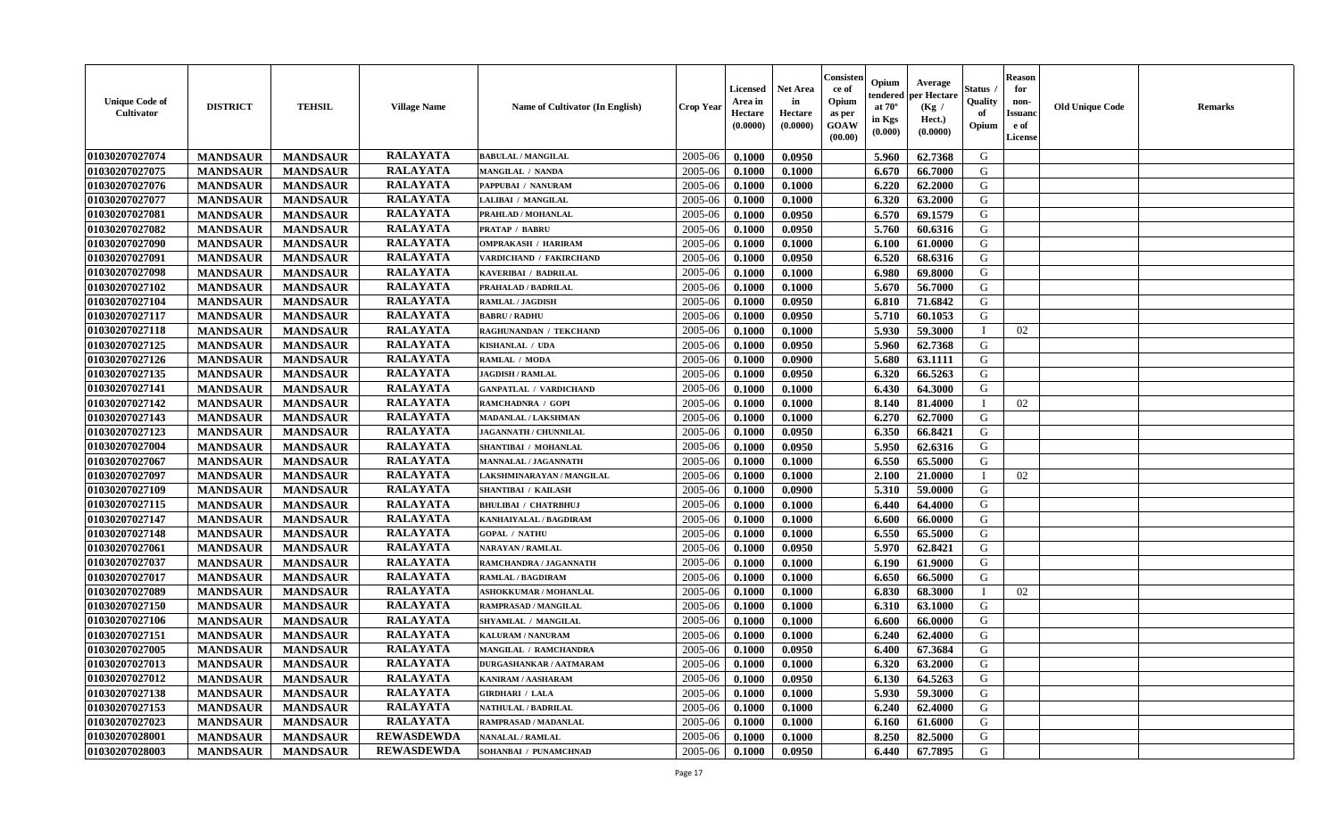| Unique Code of Cultivator | DISTRICT | TEHSIL | Village Name | Name of Cultivator (In English) | Crop Year | Licensed Area in Hectare (0.0000) | Net Area in Hectare (0.0000) | Consistence of Opium as per GOAW (00.00) | Opium tendered at 70° in Kgs (0.000) | Average per Hectare (Kg / Hect.) (0.0000) | Status / Quality of Opium | Reason for non-Issuance of License | Old Unique Code | Remarks |
|---|---|---|---|---|---|---|---|---|---|---|---|---|---|---|
| 01030207027074 | MANDSAUR | MANDSAUR | RALAYATA | BABULAL / MANGILAL | 2005-06 | 0.1000 | 0.0950 | | 5.960 | 62.7368 | G | | | |
| 01030207027075 | MANDSAUR | MANDSAUR | RALAYATA | MANGILAL / NANDA | 2005-06 | 0.1000 | 0.1000 | | 6.670 | 66.7000 | G | | | |
| 01030207027076 | MANDSAUR | MANDSAUR | RALAYATA | PAPPUBAI / NANURAM | 2005-06 | 0.1000 | 0.1000 | | 6.220 | 62.2000 | G | | | |
| 01030207027077 | MANDSAUR | MANDSAUR | RALAYATA | LALIBAI / MANGILAL | 2005-06 | 0.1000 | 0.1000 | | 6.320 | 63.2000 | G | | | |
| 01030207027081 | MANDSAUR | MANDSAUR | RALAYATA | PRAHLAD / MOHANLAL | 2005-06 | 0.1000 | 0.0950 | | 6.570 | 69.1579 | G | | | |
| 01030207027082 | MANDSAUR | MANDSAUR | RALAYATA | PRATAP / BABRU | 2005-06 | 0.1000 | 0.0950 | | 5.760 | 60.6316 | G | | | |
| 01030207027090 | MANDSAUR | MANDSAUR | RALAYATA | OMPRAKASH / HARIRAM | 2005-06 | 0.1000 | 0.1000 | | 6.100 | 61.0000 | G | | | |
| 01030207027091 | MANDSAUR | MANDSAUR | RALAYATA | VARDICHAND / FAKIRCHAND | 2005-06 | 0.1000 | 0.0950 | | 6.520 | 68.6316 | G | | | |
| 01030207027098 | MANDSAUR | MANDSAUR | RALAYATA | KAVERIBAI / BADRILAL | 2005-06 | 0.1000 | 0.1000 | | 6.980 | 69.8000 | G | | | |
| 01030207027102 | MANDSAUR | MANDSAUR | RALAYATA | PRAHALAD / BADRILAL | 2005-06 | 0.1000 | 0.1000 | | 5.670 | 56.7000 | G | | | |
| 01030207027104 | MANDSAUR | MANDSAUR | RALAYATA | RAMLAL / JAGDISH | 2005-06 | 0.1000 | 0.0950 | | 6.810 | 71.6842 | G | | | |
| 01030207027117 | MANDSAUR | MANDSAUR | RALAYATA | BABRU / RADHU | 2005-06 | 0.1000 | 0.0950 | | 5.710 | 60.1053 | G | | | |
| 01030207027118 | MANDSAUR | MANDSAUR | RALAYATA | RAGHUNANDAN / TEKCHAND | 2005-06 | 0.1000 | 0.1000 | | 5.930 | 59.3000 | I | 02 | | |
| 01030207027125 | MANDSAUR | MANDSAUR | RALAYATA | KISHANLAL / UDA | 2005-06 | 0.1000 | 0.0950 | | 5.960 | 62.7368 | G | | | |
| 01030207027126 | MANDSAUR | MANDSAUR | RALAYATA | RAMLAL / MODA | 2005-06 | 0.1000 | 0.0900 | | 5.680 | 63.1111 | G | | | |
| 01030207027135 | MANDSAUR | MANDSAUR | RALAYATA | JAGDISH / RAMLAL | 2005-06 | 0.1000 | 0.0950 | | 6.320 | 66.5263 | G | | | |
| 01030207027141 | MANDSAUR | MANDSAUR | RALAYATA | GANPATLAL / VARDICHAND | 2005-06 | 0.1000 | 0.1000 | | 6.430 | 64.3000 | G | | | |
| 01030207027142 | MANDSAUR | MANDSAUR | RALAYATA | RAMCHADNRA / GOPI | 2005-06 | 0.1000 | 0.1000 | | 8.140 | 81.4000 | I | 02 | | |
| 01030207027143 | MANDSAUR | MANDSAUR | RALAYATA | MADANLAL / LAKSHMAN | 2005-06 | 0.1000 | 0.1000 | | 6.270 | 62.7000 | G | | | |
| 01030207027123 | MANDSAUR | MANDSAUR | RALAYATA | JAGANNATH / CHUNNILAL | 2005-06 | 0.1000 | 0.0950 | | 6.350 | 66.8421 | G | | | |
| 01030207027004 | MANDSAUR | MANDSAUR | RALAYATA | SHANTIBAI / MOHANLAL | 2005-06 | 0.1000 | 0.0950 | | 5.950 | 62.6316 | G | | | |
| 01030207027067 | MANDSAUR | MANDSAUR | RALAYATA | MANNALAL / JAGANNATH | 2005-06 | 0.1000 | 0.1000 | | 6.550 | 65.5000 | G | | | |
| 01030207027097 | MANDSAUR | MANDSAUR | RALAYATA | LAKSHMINARAYAN / MANGILAL | 2005-06 | 0.1000 | 0.1000 | | 2.100 | 21.0000 | I | 02 | | |
| 01030207027109 | MANDSAUR | MANDSAUR | RALAYATA | SHANTIBAI / KAILASH | 2005-06 | 0.1000 | 0.0900 | | 5.310 | 59.0000 | G | | | |
| 01030207027115 | MANDSAUR | MANDSAUR | RALAYATA | BHULIBAI / CHATRBHUJ | 2005-06 | 0.1000 | 0.1000 | | 6.440 | 64.4000 | G | | | |
| 01030207027147 | MANDSAUR | MANDSAUR | RALAYATA | KANHAIYALAL / BAGDIRAM | 2005-06 | 0.1000 | 0.1000 | | 6.600 | 66.0000 | G | | | |
| 01030207027148 | MANDSAUR | MANDSAUR | RALAYATA | GOPAL / NATHU | 2005-06 | 0.1000 | 0.1000 | | 6.550 | 65.5000 | G | | | |
| 01030207027061 | MANDSAUR | MANDSAUR | RALAYATA | NARAYAN / RAMLAL | 2005-06 | 0.1000 | 0.0950 | | 5.970 | 62.8421 | G | | | |
| 01030207027037 | MANDSAUR | MANDSAUR | RALAYATA | RAMCHANDRA / JAGANNATH | 2005-06 | 0.1000 | 0.1000 | | 6.190 | 61.9000 | G | | | |
| 01030207027017 | MANDSAUR | MANDSAUR | RALAYATA | RAMLAL / BAGDIRAM | 2005-06 | 0.1000 | 0.1000 | | 6.650 | 66.5000 | G | | | |
| 01030207027089 | MANDSAUR | MANDSAUR | RALAYATA | ASHOKKUMAR / MOHANLAL | 2005-06 | 0.1000 | 0.1000 | | 6.830 | 68.3000 | I | 02 | | |
| 01030207027150 | MANDSAUR | MANDSAUR | RALAYATA | RAMPRASAD / MANGILAL | 2005-06 | 0.1000 | 0.1000 | | 6.310 | 63.1000 | G | | | |
| 01030207027106 | MANDSAUR | MANDSAUR | RALAYATA | SHYAMLAL / MANGILAL | 2005-06 | 0.1000 | 0.1000 | | 6.600 | 66.0000 | G | | | |
| 01030207027151 | MANDSAUR | MANDSAUR | RALAYATA | KALURAM / NANURAM | 2005-06 | 0.1000 | 0.1000 | | 6.240 | 62.4000 | G | | | |
| 01030207027005 | MANDSAUR | MANDSAUR | RALAYATA | MANGILAL / RAMCHANDRA | 2005-06 | 0.1000 | 0.0950 | | 6.400 | 67.3684 | G | | | |
| 01030207027013 | MANDSAUR | MANDSAUR | RALAYATA | DURGASHANKAR / AATMARAM | 2005-06 | 0.1000 | 0.1000 | | 6.320 | 63.2000 | G | | | |
| 01030207027012 | MANDSAUR | MANDSAUR | RALAYATA | KANIRAM / AASHARAM | 2005-06 | 0.1000 | 0.0950 | | 6.130 | 64.5263 | G | | | |
| 01030207027138 | MANDSAUR | MANDSAUR | RALAYATA | GIRDHARI / LALA | 2005-06 | 0.1000 | 0.1000 | | 5.930 | 59.3000 | G | | | |
| 01030207027153 | MANDSAUR | MANDSAUR | RALAYATA | NATHULAL / BADRILAL | 2005-06 | 0.1000 | 0.1000 | | 6.240 | 62.4000 | G | | | |
| 01030207027023 | MANDSAUR | MANDSAUR | RALAYATA | RAMPRASAD / MADANLAL | 2005-06 | 0.1000 | 0.1000 | | 6.160 | 61.6000 | G | | | |
| 01030207028001 | MANDSAUR | MANDSAUR | REWASDEWDA | NANALAL / RAMLAL | 2005-06 | 0.1000 | 0.1000 | | 8.250 | 82.5000 | G | | | |
| 01030207028003 | MANDSAUR | MANDSAUR | REWASDEWDA | SOHANBAI / PUNAMCHNAD | 2005-06 | 0.1000 | 0.0950 | | 6.440 | 67.7895 | G | | | |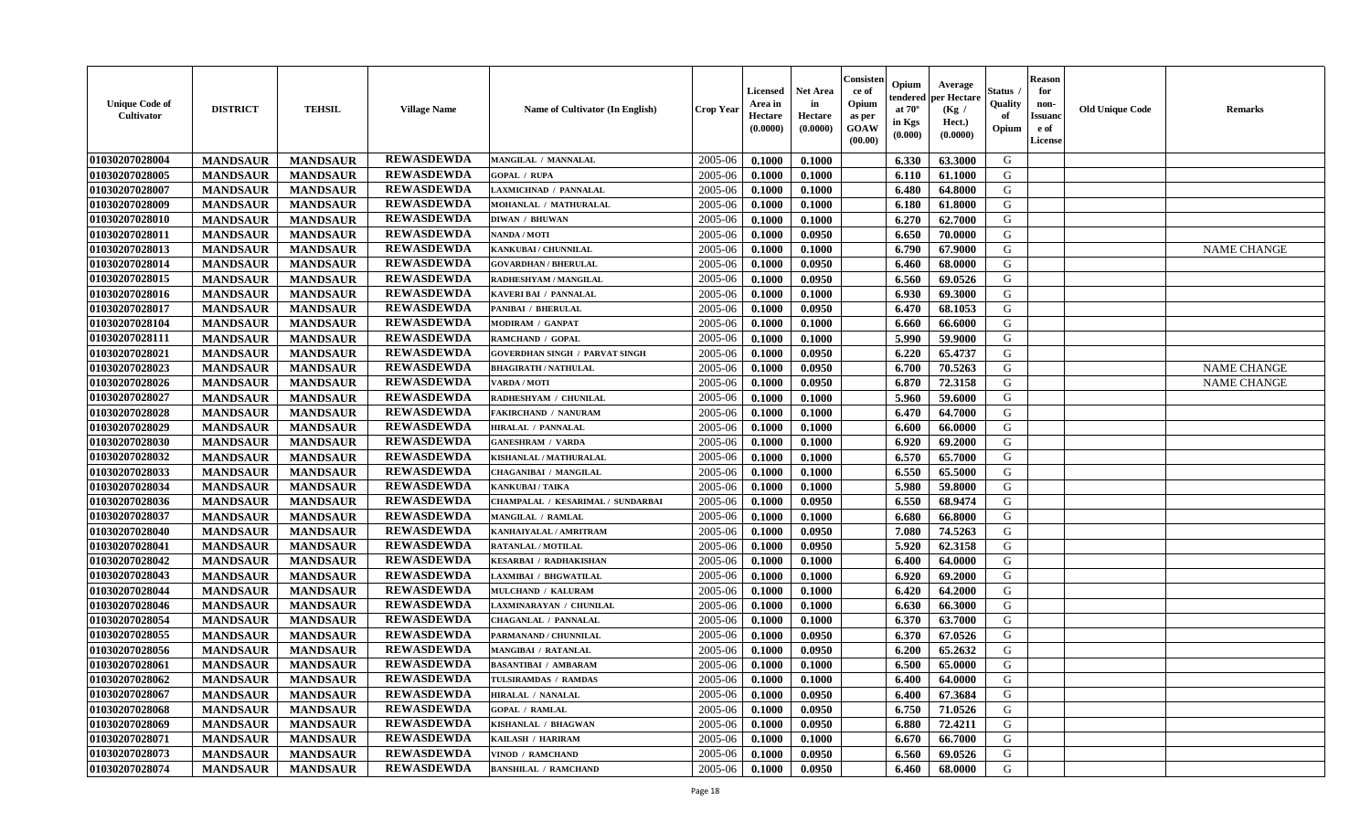| Unique Code of Cultivator | DISTRICT | TEHSIL | Village Name | Name of Cultivator (In English) | Crop Year | Licensed Area in Hectare (0.0000) | Net Area in Hectare (0.0000) | Consistence of Opium as per GOAW (00.00) | Opium tendered at 70° in Kgs (0.000) | Average per Hectare (Kg / Hect.) (0.0000) | Status / Quality of Opium | Reason for non-Issuance of License | Old Unique Code | Remarks |
|---|---|---|---|---|---|---|---|---|---|---|---|---|---|---|
| 01030207028004 | MANDSAUR | MANDSAUR | REWASDEWDA | MANGILAL / MANNALAL | 2005-06 | 0.1000 | 0.1000 | | 6.330 | 63.3000 | G | | | |
| 01030207028005 | MANDSAUR | MANDSAUR | REWASDEWDA | GOPAL / RUPA | 2005-06 | 0.1000 | 0.1000 | | 6.110 | 61.1000 | G | | | |
| 01030207028007 | MANDSAUR | MANDSAUR | REWASDEWDA | LAXMICHNAD / PANNALAL | 2005-06 | 0.1000 | 0.1000 | | 6.480 | 64.8000 | G | | | |
| 01030207028009 | MANDSAUR | MANDSAUR | REWASDEWDA | MOHANLAL / MATHURALAL | 2005-06 | 0.1000 | 0.1000 | | 6.180 | 61.8000 | G | | | |
| 01030207028010 | MANDSAUR | MANDSAUR | REWASDEWDA | DIWAN / BHUWAN | 2005-06 | 0.1000 | 0.1000 | | 6.270 | 62.7000 | G | | | |
| 01030207028011 | MANDSAUR | MANDSAUR | REWASDEWDA | NANDA / MOTI | 2005-06 | 0.1000 | 0.0950 | | 6.650 | 70.0000 | G | | | |
| 01030207028013 | MANDSAUR | MANDSAUR | REWASDEWDA | KANKUBAI / CHUNNILAL | 2005-06 | 0.1000 | 0.1000 | | 6.790 | 67.9000 | G | | | NAME CHANGE |
| 01030207028014 | MANDSAUR | MANDSAUR | REWASDEWDA | GOVARDHAN / BHERULAL | 2005-06 | 0.1000 | 0.0950 | | 6.460 | 68.0000 | G | | | |
| 01030207028015 | MANDSAUR | MANDSAUR | REWASDEWDA | RADHESHYAM / MANGILAL | 2005-06 | 0.1000 | 0.0950 | | 6.560 | 69.0526 | G | | | |
| 01030207028016 | MANDSAUR | MANDSAUR | REWASDEWDA | KAVERI BAI / PANNALAL | 2005-06 | 0.1000 | 0.1000 | | 6.930 | 69.3000 | G | | | |
| 01030207028017 | MANDSAUR | MANDSAUR | REWASDEWDA | PANIBAI / BHERULAL | 2005-06 | 0.1000 | 0.0950 | | 6.470 | 68.1053 | G | | | |
| 01030207028104 | MANDSAUR | MANDSAUR | REWASDEWDA | MODIRAM / GANPAT | 2005-06 | 0.1000 | 0.1000 | | 6.660 | 66.6000 | G | | | |
| 01030207028111 | MANDSAUR | MANDSAUR | REWASDEWDA | RAMCHAND / GOPAL | 2005-06 | 0.1000 | 0.1000 | | 5.990 | 59.9000 | G | | | |
| 01030207028021 | MANDSAUR | MANDSAUR | REWASDEWDA | GOVERDHAN SINGH / PARVAT SINGH | 2005-06 | 0.1000 | 0.0950 | | 6.220 | 65.4737 | G | | | |
| 01030207028023 | MANDSAUR | MANDSAUR | REWASDEWDA | BHAGIRATH / NATHULAL | 2005-06 | 0.1000 | 0.0950 | | 6.700 | 70.5263 | G | | | NAME CHANGE |
| 01030207028026 | MANDSAUR | MANDSAUR | REWASDEWDA | VARDA / MOTI | 2005-06 | 0.1000 | 0.0950 | | 6.870 | 72.3158 | G | | | NAME CHANGE |
| 01030207028027 | MANDSAUR | MANDSAUR | REWASDEWDA | RADHESHYAM / CHUNILAL | 2005-06 | 0.1000 | 0.1000 | | 5.960 | 59.6000 | G | | | |
| 01030207028028 | MANDSAUR | MANDSAUR | REWASDEWDA | FAKIRCHAND / NANURAM | 2005-06 | 0.1000 | 0.1000 | | 6.470 | 64.7000 | G | | | |
| 01030207028029 | MANDSAUR | MANDSAUR | REWASDEWDA | HIRALAL / PANNALAL | 2005-06 | 0.1000 | 0.1000 | | 6.600 | 66.0000 | G | | | |
| 01030207028030 | MANDSAUR | MANDSAUR | REWASDEWDA | GANESHRAM / VARDA | 2005-06 | 0.1000 | 0.1000 | | 6.920 | 69.2000 | G | | | |
| 01030207028032 | MANDSAUR | MANDSAUR | REWASDEWDA | KISHANLAL / MATHURALAL | 2005-06 | 0.1000 | 0.1000 | | 6.570 | 65.7000 | G | | | |
| 01030207028033 | MANDSAUR | MANDSAUR | REWASDEWDA | CHAGANIBAI / MANGILAL | 2005-06 | 0.1000 | 0.1000 | | 6.550 | 65.5000 | G | | | |
| 01030207028034 | MANDSAUR | MANDSAUR | REWASDEWDA | KANKUBAI / TAIKA | 2005-06 | 0.1000 | 0.1000 | | 5.980 | 59.8000 | G | | | |
| 01030207028036 | MANDSAUR | MANDSAUR | REWASDEWDA | CHAMPALAL / KESARIMAL / SUNDARBAI | 2005-06 | 0.1000 | 0.0950 | | 6.550 | 68.9474 | G | | | |
| 01030207028037 | MANDSAUR | MANDSAUR | REWASDEWDA | MANGILAL / RAMLAL | 2005-06 | 0.1000 | 0.1000 | | 6.680 | 66.8000 | G | | | |
| 01030207028040 | MANDSAUR | MANDSAUR | REWASDEWDA | KANHAIYALAL / AMRITRAM | 2005-06 | 0.1000 | 0.0950 | | 7.080 | 74.5263 | G | | | |
| 01030207028041 | MANDSAUR | MANDSAUR | REWASDEWDA | RATANLAL / MOTILAL | 2005-06 | 0.1000 | 0.0950 | | 5.920 | 62.3158 | G | | | |
| 01030207028042 | MANDSAUR | MANDSAUR | REWASDEWDA | KESARBAI / RADHAKISHAN | 2005-06 | 0.1000 | 0.1000 | | 6.400 | 64.0000 | G | | | |
| 01030207028043 | MANDSAUR | MANDSAUR | REWASDEWDA | LAXMIBAI / BHGWATILAL | 2005-06 | 0.1000 | 0.1000 | | 6.920 | 69.2000 | G | | | |
| 01030207028044 | MANDSAUR | MANDSAUR | REWASDEWDA | MULCHAND / KALURAM | 2005-06 | 0.1000 | 0.1000 | | 6.420 | 64.2000 | G | | | |
| 01030207028046 | MANDSAUR | MANDSAUR | REWASDEWDA | LAXMINARAYAN / CHUNILAL | 2005-06 | 0.1000 | 0.1000 | | 6.630 | 66.3000 | G | | | |
| 01030207028054 | MANDSAUR | MANDSAUR | REWASDEWDA | CHAGANLAL / PANNALAL | 2005-06 | 0.1000 | 0.1000 | | 6.370 | 63.7000 | G | | | |
| 01030207028055 | MANDSAUR | MANDSAUR | REWASDEWDA | PARMANAND / CHUNNILAL | 2005-06 | 0.1000 | 0.0950 | | 6.370 | 67.0526 | G | | | |
| 01030207028056 | MANDSAUR | MANDSAUR | REWASDEWDA | MANGIBAI / RATANLAL | 2005-06 | 0.1000 | 0.0950 | | 6.200 | 65.2632 | G | | | |
| 01030207028061 | MANDSAUR | MANDSAUR | REWASDEWDA | BASANTIBAI / AMBARAM | 2005-06 | 0.1000 | 0.1000 | | 6.500 | 65.0000 | G | | | |
| 01030207028062 | MANDSAUR | MANDSAUR | REWASDEWDA | TULSIRAMDAS / RAMDAS | 2005-06 | 0.1000 | 0.1000 | | 6.400 | 64.0000 | G | | | |
| 01030207028067 | MANDSAUR | MANDSAUR | REWASDEWDA | HIRALAL / NANALAL | 2005-06 | 0.1000 | 0.0950 | | 6.400 | 67.3684 | G | | | |
| 01030207028068 | MANDSAUR | MANDSAUR | REWASDEWDA | GOPAL / RAMLAL | 2005-06 | 0.1000 | 0.0950 | | 6.750 | 71.0526 | G | | | |
| 01030207028069 | MANDSAUR | MANDSAUR | REWASDEWDA | KISHANLAL / BHAGWAN | 2005-06 | 0.1000 | 0.0950 | | 6.880 | 72.4211 | G | | | |
| 01030207028071 | MANDSAUR | MANDSAUR | REWASDEWDA | KAILASH / HARIRAM | 2005-06 | 0.1000 | 0.1000 | | 6.670 | 66.7000 | G | | | |
| 01030207028073 | MANDSAUR | MANDSAUR | REWASDEWDA | VINOD / RAMCHAND | 2005-06 | 0.1000 | 0.0950 | | 6.560 | 69.0526 | G | | | |
| 01030207028074 | MANDSAUR | MANDSAUR | REWASDEWDA | BANSHILAL / RAMCHAND | 2005-06 | 0.1000 | 0.0950 | | 6.460 | 68.0000 | G | | | |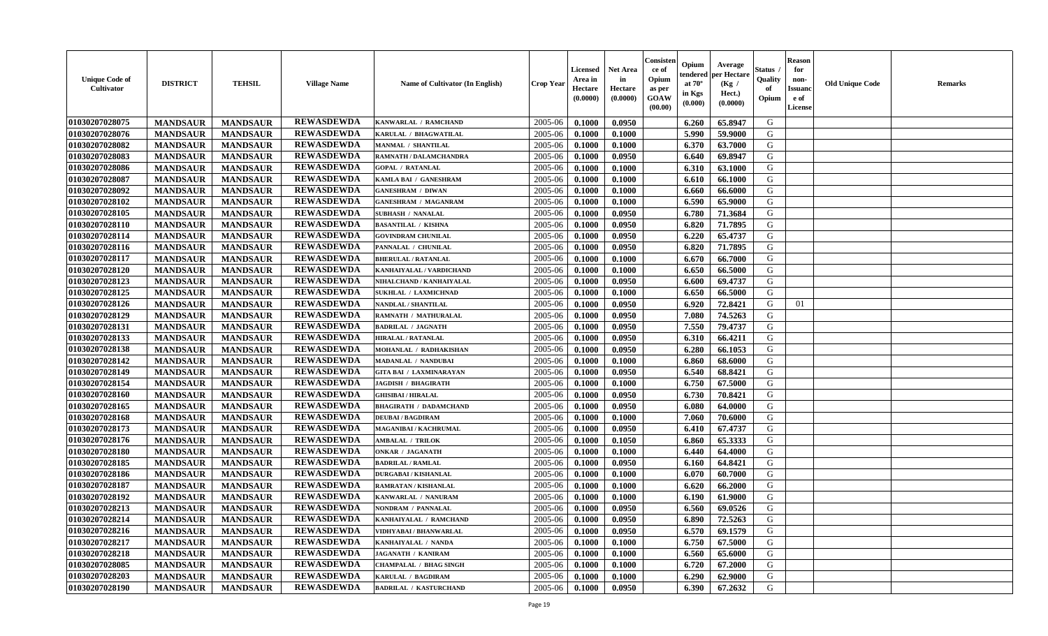| Unique Code of Cultivator | DISTRICT | TEHSIL | Village Name | Name of Cultivator (In English) | Crop Year | Licensed Area in Hectare (0.0000) | Net Area in Hectare (0.0000) | Consistence of Opium as per GOAW (00.00) | Opium tendered at 70° in Kgs (0.000) | Average per Hectare (Kg / Hect.) (0.0000) | Status / Quality of Opium | Reason for non-Issuance of License | Old Unique Code | Remarks |
|---|---|---|---|---|---|---|---|---|---|---|---|---|---|---|
| 01030207028075 | MANDSAUR | MANDSAUR | REWASDEWDA | KANWARLAL / RAMCHAND | 2005-06 | 0.1000 | 0.0950 | | 6.260 | 65.8947 | G | | | |
| 01030207028076 | MANDSAUR | MANDSAUR | REWASDEWDA | KARULAL / BHAGWATILAL | 2005-06 | 0.1000 | 0.1000 | | 5.990 | 59.9000 | G | | | |
| 01030207028082 | MANDSAUR | MANDSAUR | REWASDEWDA | MANMAL / SHANTILAL | 2005-06 | 0.1000 | 0.1000 | | 6.370 | 63.7000 | G | | | |
| 01030207028083 | MANDSAUR | MANDSAUR | REWASDEWDA | RAMNATH / DALAMCHANDRA | 2005-06 | 0.1000 | 0.0950 | | 6.640 | 69.8947 | G | | | |
| 01030207028086 | MANDSAUR | MANDSAUR | REWASDEWDA | GOPAL / RATANLAL | 2005-06 | 0.1000 | 0.1000 | | 6.310 | 63.1000 | G | | | |
| 01030207028087 | MANDSAUR | MANDSAUR | REWASDEWDA | KAMLA BAI / GANESHRAM | 2005-06 | 0.1000 | 0.1000 | | 6.610 | 66.1000 | G | | | |
| 01030207028092 | MANDSAUR | MANDSAUR | REWASDEWDA | GANESHRAM / DIWAN | 2005-06 | 0.1000 | 0.1000 | | 6.660 | 66.6000 | G | | | |
| 01030207028102 | MANDSAUR | MANDSAUR | REWASDEWDA | GANESHRAM / MAGANRAM | 2005-06 | 0.1000 | 0.1000 | | 6.590 | 65.9000 | G | | | |
| 01030207028105 | MANDSAUR | MANDSAUR | REWASDEWDA | SUBHASH / NANALAL | 2005-06 | 0.1000 | 0.0950 | | 6.780 | 71.3684 | G | | | |
| 01030207028110 | MANDSAUR | MANDSAUR | REWASDEWDA | BASANTILAL / KISHNA | 2005-06 | 0.1000 | 0.0950 | | 6.820 | 71.7895 | G | | | |
| 01030207028114 | MANDSAUR | MANDSAUR | REWASDEWDA | GOVINDRAM CHUNILAL | 2005-06 | 0.1000 | 0.0950 | | 6.220 | 65.4737 | G | | | |
| 01030207028116 | MANDSAUR | MANDSAUR | REWASDEWDA | PANNALAL / CHUNILAL | 2005-06 | 0.1000 | 0.0950 | | 6.820 | 71.7895 | G | | | |
| 01030207028117 | MANDSAUR | MANDSAUR | REWASDEWDA | BHERULAL / RATANLAL | 2005-06 | 0.1000 | 0.1000 | | 6.670 | 66.7000 | G | | | |
| 01030207028120 | MANDSAUR | MANDSAUR | REWASDEWDA | KANHAIYALAL / VARDICHAND | 2005-06 | 0.1000 | 0.1000 | | 6.650 | 66.5000 | G | | | |
| 01030207028123 | MANDSAUR | MANDSAUR | REWASDEWDA | NIHALCHAND / KANHAIYALAL | 2005-06 | 0.1000 | 0.0950 | | 6.600 | 69.4737 | G | | | |
| 01030207028125 | MANDSAUR | MANDSAUR | REWASDEWDA | SUKHLAL / LAXMICHNAD | 2005-06 | 0.1000 | 0.1000 | | 6.650 | 66.5000 | G | | | |
| 01030207028126 | MANDSAUR | MANDSAUR | REWASDEWDA | NANDLAL / SHANTILAL | 2005-06 | 0.1000 | 0.0950 | | 6.920 | 72.8421 | G | 01 | | |
| 01030207028129 | MANDSAUR | MANDSAUR | REWASDEWDA | RAMNATH / MATHURALAL | 2005-06 | 0.1000 | 0.0950 | | 7.080 | 74.5263 | G | | | |
| 01030207028131 | MANDSAUR | MANDSAUR | REWASDEWDA | BADRILAL / JAGNATH | 2005-06 | 0.1000 | 0.0950 | | 7.550 | 79.4737 | G | | | |
| 01030207028133 | MANDSAUR | MANDSAUR | REWASDEWDA | HIRALAL / RATANLAL | 2005-06 | 0.1000 | 0.0950 | | 6.310 | 66.4211 | G | | | |
| 01030207028138 | MANDSAUR | MANDSAUR | REWASDEWDA | MOHANLAL / RADHAKISHAN | 2005-06 | 0.1000 | 0.0950 | | 6.280 | 66.1053 | G | | | |
| 01030207028142 | MANDSAUR | MANDSAUR | REWASDEWDA | MADANLAL / NANDUBAI | 2005-06 | 0.1000 | 0.1000 | | 6.860 | 68.6000 | G | | | |
| 01030207028149 | MANDSAUR | MANDSAUR | REWASDEWDA | GITA BAI / LAXMINARAYAN | 2005-06 | 0.1000 | 0.0950 | | 6.540 | 68.8421 | G | | | |
| 01030207028154 | MANDSAUR | MANDSAUR | REWASDEWDA | JAGDISH / BHAGIRATH | 2005-06 | 0.1000 | 0.1000 | | 6.750 | 67.5000 | G | | | |
| 01030207028160 | MANDSAUR | MANDSAUR | REWASDEWDA | GHISIBAI / HIRALAL | 2005-06 | 0.1000 | 0.0950 | | 6.730 | 70.8421 | G | | | |
| 01030207028165 | MANDSAUR | MANDSAUR | REWASDEWDA | BHAGIRATH / DADAMCHAND | 2005-06 | 0.1000 | 0.0950 | | 6.080 | 64.0000 | G | | | |
| 01030207028168 | MANDSAUR | MANDSAUR | REWASDEWDA | DEUBAI / BAGDIRAM | 2005-06 | 0.1000 | 0.1000 | | 7.060 | 70.6000 | G | | | |
| 01030207028173 | MANDSAUR | MANDSAUR | REWASDEWDA | MAGANIBAI / KACHRUMAL | 2005-06 | 0.1000 | 0.0950 | | 6.410 | 67.4737 | G | | | |
| 01030207028176 | MANDSAUR | MANDSAUR | REWASDEWDA | AMBALAL / TRILOK | 2005-06 | 0.1000 | 0.1050 | | 6.860 | 65.3333 | G | | | |
| 01030207028180 | MANDSAUR | MANDSAUR | REWASDEWDA | ONKAR / JAGANATH | 2005-06 | 0.1000 | 0.1000 | | 6.440 | 64.4000 | G | | | |
| 01030207028185 | MANDSAUR | MANDSAUR | REWASDEWDA | BADRILAL / RAMLAL | 2005-06 | 0.1000 | 0.0950 | | 6.160 | 64.8421 | G | | | |
| 01030207028186 | MANDSAUR | MANDSAUR | REWASDEWDA | DURGABAI / KISHANLAL | 2005-06 | 0.1000 | 0.1000 | | 6.070 | 60.7000 | G | | | |
| 01030207028187 | MANDSAUR | MANDSAUR | REWASDEWDA | RAMRATAN / KISHANLAL | 2005-06 | 0.1000 | 0.1000 | | 6.620 | 66.2000 | G | | | |
| 01030207028192 | MANDSAUR | MANDSAUR | REWASDEWDA | KANWARLAL / NANURAM | 2005-06 | 0.1000 | 0.1000 | | 6.190 | 61.9000 | G | | | |
| 01030207028213 | MANDSAUR | MANDSAUR | REWASDEWDA | NONDRAM / PANNALAL | 2005-06 | 0.1000 | 0.0950 | | 6.560 | 69.0526 | G | | | |
| 01030207028214 | MANDSAUR | MANDSAUR | REWASDEWDA | KANHAIYALAL / RAMCHAND | 2005-06 | 0.1000 | 0.0950 | | 6.890 | 72.5263 | G | | | |
| 01030207028216 | MANDSAUR | MANDSAUR | REWASDEWDA | VIDHYABAI / BHANWARLAL | 2005-06 | 0.1000 | 0.0950 | | 6.570 | 69.1579 | G | | | |
| 01030207028217 | MANDSAUR | MANDSAUR | REWASDEWDA | KANHAIYALAL / NANDA | 2005-06 | 0.1000 | 0.1000 | | 6.750 | 67.5000 | G | | | |
| 01030207028218 | MANDSAUR | MANDSAUR | REWASDEWDA | JAGANATH / KANIRAM | 2005-06 | 0.1000 | 0.1000 | | 6.560 | 65.6000 | G | | | |
| 01030207028085 | MANDSAUR | MANDSAUR | REWASDEWDA | CHAMPALAL / BHAG SINGH | 2005-06 | 0.1000 | 0.1000 | | 6.720 | 67.2000 | G | | | |
| 01030207028203 | MANDSAUR | MANDSAUR | REWASDEWDA | KARULAL / BAGDIRAM | 2005-06 | 0.1000 | 0.1000 | | 6.290 | 62.9000 | G | | | |
| 01030207028190 | MANDSAUR | MANDSAUR | REWASDEWDA | BADRILAL / KASTURCHAND | 2005-06 | 0.1000 | 0.0950 | | 6.390 | 67.2632 | G | | | |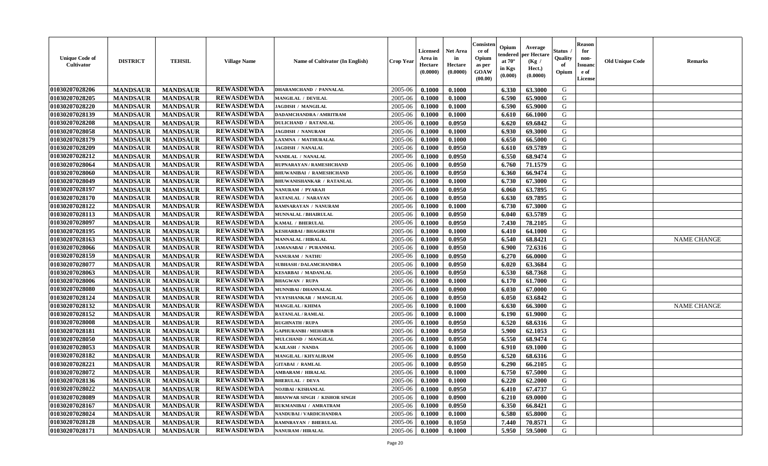| Unique Code of Cultivator | DISTRICT | TEHSIL | Village Name | Name of Cultivator (In English) | Crop Year | Licensed Area in Hectare (0.0000) | Net Area in Hectare (0.0000) | Consistence of Opium as per GOAW (00.00) | Opium tendered at 70° in Kgs (0.000) | Average per Hectare (Kg / Hect.) (0.0000) | Status / Quality of Opium | Reason for non-Issuance of License | Old Unique Code | Remarks |
|---|---|---|---|---|---|---|---|---|---|---|---|---|---|---|
| 01030207028206 | MANDSAUR | MANDSAUR | REWASDEWDA | DHARAMCHAND / PANNALAL | 2005-06 | 0.1000 | 0.1000 | | 6.330 | 63.3000 | G | | | |
| 01030207028205 | MANDSAUR | MANDSAUR | REWASDEWDA | MANGILAL / DEVILAL | 2005-06 | 0.1000 | 0.1000 | | 6.590 | 65.9000 | G | | | |
| 01030207028220 | MANDSAUR | MANDSAUR | REWASDEWDA | JAGDISH / MANGILAL | 2005-06 | 0.1000 | 0.1000 | | 6.590 | 65.9000 | G | | | |
| 01030207028139 | MANDSAUR | MANDSAUR | REWASDEWDA | DADAMCHANDRA / AMRITRAM | 2005-06 | 0.1000 | 0.1000 | | 6.610 | 66.1000 | G | | | |
| 01030207028208 | MANDSAUR | MANDSAUR | REWASDEWDA | DULICHAND / RATANLAL | 2005-06 | 0.1000 | 0.0950 | | 6.620 | 69.6842 | G | | | |
| 01030207028058 | MANDSAUR | MANDSAUR | REWASDEWDA | JAGDISH / NANURAM | 2005-06 | 0.1000 | 0.1000 | | 6.930 | 69.3000 | G | | | |
| 01030207028179 | MANDSAUR | MANDSAUR | REWASDEWDA | LAXMNA / MATHURALAL | 2005-06 | 0.1000 | 0.1000 | | 6.650 | 66.5000 | G | | | |
| 01030207028209 | MANDSAUR | MANDSAUR | REWASDEWDA | JAGDISH / NANALAL | 2005-06 | 0.1000 | 0.0950 | | 6.610 | 69.5789 | G | | | |
| 01030207028212 | MANDSAUR | MANDSAUR | REWASDEWDA | NANDLAL / NANALAL | 2005-06 | 0.1000 | 0.0950 | | 6.550 | 68.9474 | G | | | |
| 01030207028064 | MANDSAUR | MANDSAUR | REWASDEWDA | RUPNARAYAN / RAMESHCHAND | 2005-06 | 0.1000 | 0.0950 | | 6.760 | 71.1579 | G | | | |
| 01030207028060 | MANDSAUR | MANDSAUR | REWASDEWDA | BHUWANIBAI / RAMESHCHAND | 2005-06 | 0.1000 | 0.0950 | | 6.360 | 66.9474 | G | | | |
| 01030207028049 | MANDSAUR | MANDSAUR | REWASDEWDA | BHUWANISHANKAR / RATANLAL | 2005-06 | 0.1000 | 0.1000 | | 6.730 | 67.3000 | G | | | |
| 01030207028197 | MANDSAUR | MANDSAUR | REWASDEWDA | NANURAM / PYARAJI | 2005-06 | 0.1000 | 0.0950 | | 6.060 | 63.7895 | G | | | |
| 01030207028170 | MANDSAUR | MANDSAUR | REWASDEWDA | RATANLAL / NARAYAN | 2005-06 | 0.1000 | 0.0950 | | 6.630 | 69.7895 | G | | | |
| 01030207028122 | MANDSAUR | MANDSAUR | REWASDEWDA | RAMNARAYAN / NANURAM | 2005-06 | 0.1000 | 0.1000 | | 6.730 | 67.3000 | G | | | |
| 01030207028113 | MANDSAUR | MANDSAUR | REWASDEWDA | MUNNALAL / BHAIRULAL | 2005-06 | 0.1000 | 0.0950 | | 6.040 | 63.5789 | G | | | |
| 01030207028097 | MANDSAUR | MANDSAUR | REWASDEWDA | KAMAL / BHERULAL | 2005-06 | 0.1000 | 0.0950 | | 7.430 | 78.2105 | G | | | |
| 01030207028195 | MANDSAUR | MANDSAUR | REWASDEWDA | KESHARBAI / BHAGIRATH | 2005-06 | 0.1000 | 0.1000 | | 6.410 | 64.1000 | G | | | |
| 01030207028163 | MANDSAUR | MANDSAUR | REWASDEWDA | MANNALAL / HIRALAL | 2005-06 | 0.1000 | 0.0950 | | 6.540 | 68.8421 | G | | | NAME CHANGE |
| 01030207028066 | MANDSAUR | MANDSAUR | REWASDEWDA | JAMANABAI / PURANMAL | 2005-06 | 0.1000 | 0.0950 | | 6.900 | 72.6316 | G | | | |
| 01030207028159 | MANDSAUR | MANDSAUR | REWASDEWDA | NANURAM / NATHU | 2005-06 | 0.1000 | 0.0950 | | 6.270 | 66.0000 | G | | | |
| 01030207028077 | MANDSAUR | MANDSAUR | REWASDEWDA | SUBHASH / DALAMCHANDRA | 2005-06 | 0.1000 | 0.0950 | | 6.020 | 63.3684 | G | | | |
| 01030207028063 | MANDSAUR | MANDSAUR | REWASDEWDA | KESARBAI / MADANLAL | 2005-06 | 0.1000 | 0.0950 | | 6.530 | 68.7368 | G | | | |
| 01030207028006 | MANDSAUR | MANDSAUR | REWASDEWDA | BHAGWAN / RUPA | 2005-06 | 0.1000 | 0.1000 | | 6.170 | 61.7000 | G | | | |
| 01030207028080 | MANDSAUR | MANDSAUR | REWASDEWDA | MUNNIBAI / DHANNALAL | 2005-06 | 0.1000 | 0.0900 | | 6.030 | 67.0000 | G | | | |
| 01030207028124 | MANDSAUR | MANDSAUR | REWASDEWDA | NYAYSHANKAR / MANGILAL | 2005-06 | 0.1000 | 0.0950 | | 6.050 | 63.6842 | G | | | |
| 01030207028132 | MANDSAUR | MANDSAUR | REWASDEWDA | MANGILAL / KHIMA | 2005-06 | 0.1000 | 0.1000 | | 6.630 | 66.3000 | G | | | NAME CHANGE |
| 01030207028152 | MANDSAUR | MANDSAUR | REWASDEWDA | RATANLAL / RAMLAL | 2005-06 | 0.1000 | 0.1000 | | 6.190 | 61.9000 | G | | | |
| 01030207028008 | MANDSAUR | MANDSAUR | REWASDEWDA | RUGHNATH / RUPA | 2005-06 | 0.1000 | 0.0950 | | 6.520 | 68.6316 | G | | | |
| 01030207028181 | MANDSAUR | MANDSAUR | REWASDEWDA | GAPHURANBI / MEHABUB | 2005-06 | 0.1000 | 0.0950 | | 5.900 | 62.1053 | G | | | |
| 01030207028050 | MANDSAUR | MANDSAUR | REWASDEWDA | MULCHAND / MANGILAL | 2005-06 | 0.1000 | 0.0950 | | 6.550 | 68.9474 | G | | | |
| 01030207028053 | MANDSAUR | MANDSAUR | REWASDEWDA | KAILASH / NANDA | 2005-06 | 0.1000 | 0.1000 | | 6.910 | 69.1000 | G | | | |
| 01030207028182 | MANDSAUR | MANDSAUR | REWASDEWDA | MANGILAL / KHYALIRAM | 2005-06 | 0.1000 | 0.0950 | | 6.520 | 68.6316 | G | | | |
| 01030207028221 | MANDSAUR | MANDSAUR | REWASDEWDA | GITABAI / RAMLAL | 2005-06 | 0.1000 | 0.0950 | | 6.290 | 66.2105 | G | | | |
| 01030207028072 | MANDSAUR | MANDSAUR | REWASDEWDA | AMBARAM / HIRALAL | 2005-06 | 0.1000 | 0.1000 | | 6.750 | 67.5000 | G | | | |
| 01030207028136 | MANDSAUR | MANDSAUR | REWASDEWDA | BHERULAL / DEVA | 2005-06 | 0.1000 | 0.1000 | | 6.220 | 62.2000 | G | | | |
| 01030207028022 | MANDSAUR | MANDSAUR | REWASDEWDA | NOJIBAI / KISHANLAL | 2005-06 | 0.1000 | 0.0950 | | 6.410 | 67.4737 | G | | | |
| 01030207028089 | MANDSAUR | MANDSAUR | REWASDEWDA | BHANWAR SINGH / KISHOR SINGH | 2005-06 | 0.1000 | 0.0900 | | 6.210 | 69.0000 | G | | | |
| 01030207028167 | MANDSAUR | MANDSAUR | REWASDEWDA | RUKMANIBAI / AMRATRAM | 2005-06 | 0.1000 | 0.0950 | | 6.350 | 66.8421 | G | | | |
| 01030207028024 | MANDSAUR | MANDSAUR | REWASDEWDA | NANDUBAI / VARDICHANDRA | 2005-06 | 0.1000 | 0.1000 | | 6.580 | 65.8000 | G | | | |
| 01030207028128 | MANDSAUR | MANDSAUR | REWASDEWDA | RAMNRAYAN / BHERULAL | 2005-06 | 0.1000 | 0.1050 | | 7.440 | 70.8571 | G | | | |
| 01030207028171 | MANDSAUR | MANDSAUR | REWASDEWDA | NANURAM / HIRALAL | 2005-06 | 0.1000 | 0.1000 | | 5.950 | 59.5000 | G | | | |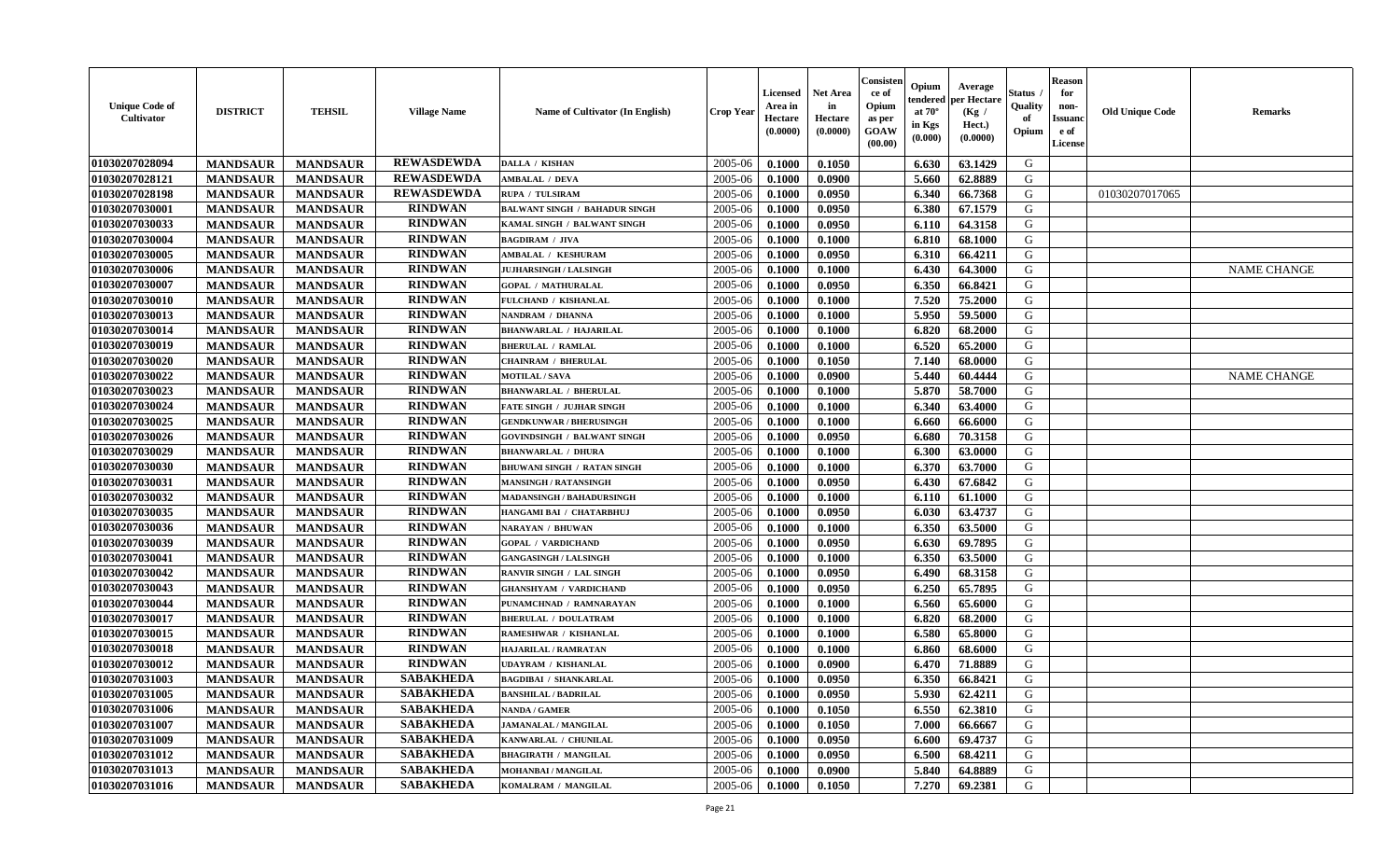| Unique Code of Cultivator | DISTRICT | TEHSIL | Village Name | Name of Cultivator (In English) | Crop Year | Licensed Area in Hectare (0.0000) | Net Area in Hectare (0.0000) | Consistence of Opium as per GOAW (00.00) | Opium tendered at 70° in Kgs (0.000) | Average per Hectare (Kg / Hect.) (0.0000) | Status / Quality of Opium | Reason for non-Issuance of License | Old Unique Code | Remarks |
|---|---|---|---|---|---|---|---|---|---|---|---|---|---|---|
| 01030207028094 | MANDSAUR | MANDSAUR | REWASDEWDA | DALLA / KISHAN | 2005-06 | 0.1000 | 0.1050 | | 6.630 | 63.1429 | G | | | |
| 01030207028121 | MANDSAUR | MANDSAUR | REWASDEWDA | AMBALAL / DEVA | 2005-06 | 0.1000 | 0.0900 | | 5.660 | 62.8889 | G | | | |
| 01030207028198 | MANDSAUR | MANDSAUR | REWASDEWDA | RUPA / TULSIRAM | 2005-06 | 0.1000 | 0.0950 | | 6.340 | 66.7368 | G | | 01030207017065 | |
| 01030207030001 | MANDSAUR | MANDSAUR | RINDWAN | BALWANT SINGH / BAHADUR SINGH | 2005-06 | 0.1000 | 0.0950 | | 6.380 | 67.1579 | G | | | |
| 01030207030033 | MANDSAUR | MANDSAUR | RINDWAN | KAMAL SINGH / BALWANT SINGH | 2005-06 | 0.1000 | 0.0950 | | 6.110 | 64.3158 | G | | | |
| 01030207030004 | MANDSAUR | MANDSAUR | RINDWAN | BAGDIRAM / JIVA | 2005-06 | 0.1000 | 0.1000 | | 6.810 | 68.1000 | G | | | |
| 01030207030005 | MANDSAUR | MANDSAUR | RINDWAN | AMBALAL / KESHURAM | 2005-06 | 0.1000 | 0.0950 | | 6.310 | 66.4211 | G | | | |
| 01030207030006 | MANDSAUR | MANDSAUR | RINDWAN | JUJHARSINGH / LALSINGH | 2005-06 | 0.1000 | 0.1000 | | 6.430 | 64.3000 | G | | | NAME CHANGE |
| 01030207030007 | MANDSAUR | MANDSAUR | RINDWAN | GOPAL / MATHURALAL | 2005-06 | 0.1000 | 0.0950 | | 6.350 | 66.8421 | G | | | |
| 01030207030010 | MANDSAUR | MANDSAUR | RINDWAN | FULCHAND / KISHANLAL | 2005-06 | 0.1000 | 0.1000 | | 7.520 | 75.2000 | G | | | |
| 01030207030013 | MANDSAUR | MANDSAUR | RINDWAN | NANDRAM / DHANNA | 2005-06 | 0.1000 | 0.1000 | | 5.950 | 59.5000 | G | | | |
| 01030207030014 | MANDSAUR | MANDSAUR | RINDWAN | BHANWARLAL / HAJARILAL | 2005-06 | 0.1000 | 0.1000 | | 6.820 | 68.2000 | G | | | |
| 01030207030019 | MANDSAUR | MANDSAUR | RINDWAN | BHERULAL / RAMLAL | 2005-06 | 0.1000 | 0.1000 | | 6.520 | 65.2000 | G | | | |
| 01030207030020 | MANDSAUR | MANDSAUR | RINDWAN | CHAINRAM / BHERULAL | 2005-06 | 0.1000 | 0.1050 | | 7.140 | 68.0000 | G | | | |
| 01030207030022 | MANDSAUR | MANDSAUR | RINDWAN | MOTILAL / SAVA | 2005-06 | 0.1000 | 0.0900 | | 5.440 | 60.4444 | G | | | NAME CHANGE |
| 01030207030023 | MANDSAUR | MANDSAUR | RINDWAN | BHANWARLAL / BHERULAL | 2005-06 | 0.1000 | 0.1000 | | 5.870 | 58.7000 | G | | | |
| 01030207030024 | MANDSAUR | MANDSAUR | RINDWAN | FATE SINGH / JUJHAR SINGH | 2005-06 | 0.1000 | 0.1000 | | 6.340 | 63.4000 | G | | | |
| 01030207030025 | MANDSAUR | MANDSAUR | RINDWAN | GENDKUNWAR / BHERUSINGH | 2005-06 | 0.1000 | 0.1000 | | 6.660 | 66.6000 | G | | | |
| 01030207030026 | MANDSAUR | MANDSAUR | RINDWAN | GOVINDSINGH / BALWANT SINGH | 2005-06 | 0.1000 | 0.0950 | | 6.680 | 70.3158 | G | | | |
| 01030207030029 | MANDSAUR | MANDSAUR | RINDWAN | BHANWARLAL / DHURA | 2005-06 | 0.1000 | 0.1000 | | 6.300 | 63.0000 | G | | | |
| 01030207030030 | MANDSAUR | MANDSAUR | RINDWAN | BHUWANI SINGH / RATAN SINGH | 2005-06 | 0.1000 | 0.1000 | | 6.370 | 63.7000 | G | | | |
| 01030207030031 | MANDSAUR | MANDSAUR | RINDWAN | MANSINGH / RATANSINGH | 2005-06 | 0.1000 | 0.0950 | | 6.430 | 67.6842 | G | | | |
| 01030207030032 | MANDSAUR | MANDSAUR | RINDWAN | MADANSINGH / BAHADURSINGH | 2005-06 | 0.1000 | 0.1000 | | 6.110 | 61.1000 | G | | | |
| 01030207030035 | MANDSAUR | MANDSAUR | RINDWAN | HANGAMI BAI / CHATARBHUJ | 2005-06 | 0.1000 | 0.0950 | | 6.030 | 63.4737 | G | | | |
| 01030207030036 | MANDSAUR | MANDSAUR | RINDWAN | NARAYAN / BHUWAN | 2005-06 | 0.1000 | 0.1000 | | 6.350 | 63.5000 | G | | | |
| 01030207030039 | MANDSAUR | MANDSAUR | RINDWAN | GOPAL / VARDICHAND | 2005-06 | 0.1000 | 0.0950 | | 6.630 | 69.7895 | G | | | |
| 01030207030041 | MANDSAUR | MANDSAUR | RINDWAN | GANGASINGH / LALSINGH | 2005-06 | 0.1000 | 0.1000 | | 6.350 | 63.5000 | G | | | |
| 01030207030042 | MANDSAUR | MANDSAUR | RINDWAN | RANVIR SINGH / LAL SINGH | 2005-06 | 0.1000 | 0.0950 | | 6.490 | 68.3158 | G | | | |
| 01030207030043 | MANDSAUR | MANDSAUR | RINDWAN | GHANSHYAM / VARDICHAND | 2005-06 | 0.1000 | 0.0950 | | 6.250 | 65.7895 | G | | | |
| 01030207030044 | MANDSAUR | MANDSAUR | RINDWAN | PUNAMCHNAD / RAMNARAYAN | 2005-06 | 0.1000 | 0.1000 | | 6.560 | 65.6000 | G | | | |
| 01030207030017 | MANDSAUR | MANDSAUR | RINDWAN | BHERULAL / DOULATRAM | 2005-06 | 0.1000 | 0.1000 | | 6.820 | 68.2000 | G | | | |
| 01030207030015 | MANDSAUR | MANDSAUR | RINDWAN | RAMESHWAR / KISHANLAL | 2005-06 | 0.1000 | 0.1000 | | 6.580 | 65.8000 | G | | | |
| 01030207030018 | MANDSAUR | MANDSAUR | RINDWAN | HAJARILAL / RAMRATAN | 2005-06 | 0.1000 | 0.1000 | | 6.860 | 68.6000 | G | | | |
| 01030207030012 | MANDSAUR | MANDSAUR | RINDWAN | UDAYRAM / KISHANLAL | 2005-06 | 0.1000 | 0.0900 | | 6.470 | 71.8889 | G | | | |
| 01030207031003 | MANDSAUR | MANDSAUR | SABAKHEDA | BAGDIBAI / SHANKARLAL | 2005-06 | 0.1000 | 0.0950 | | 6.350 | 66.8421 | G | | | |
| 01030207031005 | MANDSAUR | MANDSAUR | SABAKHEDA | BANSHILAL / BADRILAL | 2005-06 | 0.1000 | 0.0950 | | 5.930 | 62.4211 | G | | | |
| 01030207031006 | MANDSAUR | MANDSAUR | SABAKHEDA | NANDA / GAMER | 2005-06 | 0.1000 | 0.1050 | | 6.550 | 62.3810 | G | | | |
| 01030207031007 | MANDSAUR | MANDSAUR | SABAKHEDA | JAMANALAL / MANGILAL | 2005-06 | 0.1000 | 0.1050 | | 7.000 | 66.6667 | G | | | |
| 01030207031009 | MANDSAUR | MANDSAUR | SABAKHEDA | KANWARLAL / CHUNILAL | 2005-06 | 0.1000 | 0.0950 | | 6.600 | 69.4737 | G | | | |
| 01030207031012 | MANDSAUR | MANDSAUR | SABAKHEDA | BHAGIRATH / MANGILAL | 2005-06 | 0.1000 | 0.0950 | | 6.500 | 68.4211 | G | | | |
| 01030207031013 | MANDSAUR | MANDSAUR | SABAKHEDA | MOHANBAI / MANGILAL | 2005-06 | 0.1000 | 0.0900 | | 5.840 | 64.8889 | G | | | |
| 01030207031016 | MANDSAUR | MANDSAUR | SABAKHEDA | KOMALRAM / MANGILAL | 2005-06 | 0.1000 | 0.1050 | | 7.270 | 69.2381 | G | | | |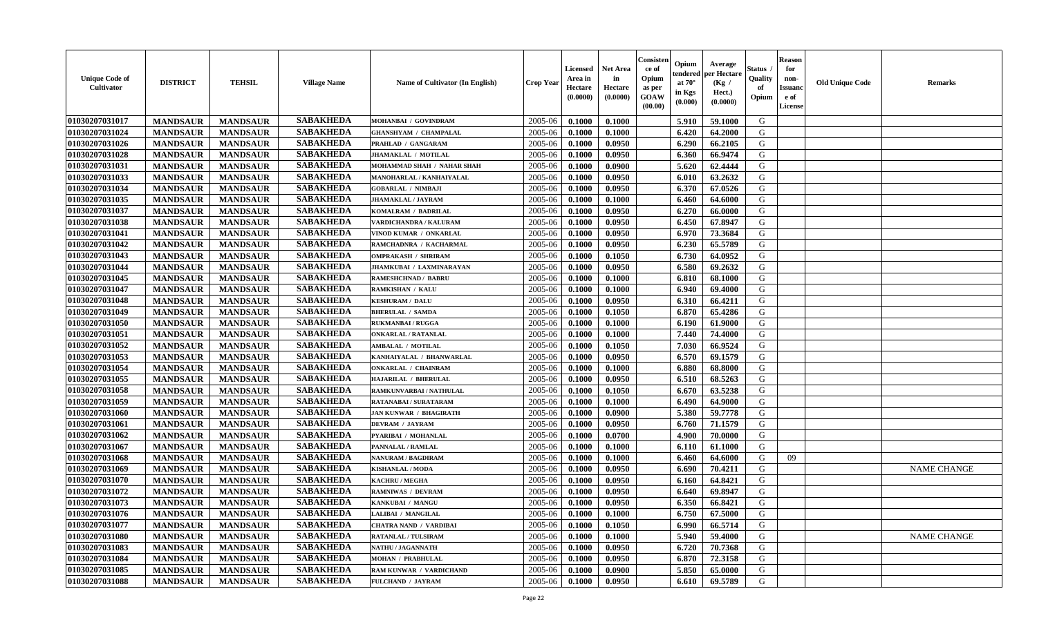| Unique Code of Cultivator | DISTRICT | TEHSIL | Village Name | Name of Cultivator (In English) | Crop Year | Licensed Area in Hectare (0.0000) | Net Area in Hectare (0.0000) | Consistence of Opium as per GOAW (00.00) | Opium tendered at 70° in Kgs (0.000) | Average per Hectare (Kg / Hect.) (0.0000) | Status / Quality of Opium | Reason for non-Issuance of License | Old Unique Code | Remarks |
|---|---|---|---|---|---|---|---|---|---|---|---|---|---|---|
| 01030207031017 | MANDSAUR | MANDSAUR | SABAKHEDA | MOHANBAI / GOVINDRAM | 2005-06 | 0.1000 | 0.1000 | | 5.910 | 59.1000 | G | | | |
| 01030207031024 | MANDSAUR | MANDSAUR | SABAKHEDA | GHANSHYAM / CHAMPALAL | 2005-06 | 0.1000 | 0.1000 | | 6.420 | 64.2000 | G | | | |
| 01030207031026 | MANDSAUR | MANDSAUR | SABAKHEDA | PRAHLAD / GANGARAM | 2005-06 | 0.1000 | 0.0950 | | 6.290 | 66.2105 | G | | | |
| 01030207031028 | MANDSAUR | MANDSAUR | SABAKHEDA | JHAMAKLAL / MOTILAL | 2005-06 | 0.1000 | 0.0950 | | 6.360 | 66.9474 | G | | | |
| 01030207031031 | MANDSAUR | MANDSAUR | SABAKHEDA | MOHAMMAD SHAH / NAHAR SHAH | 2005-06 | 0.1000 | 0.0900 | | 5.620 | 62.4444 | G | | | |
| 01030207031033 | MANDSAUR | MANDSAUR | SABAKHEDA | MANOHARLAL / KANHAIYALAL | 2005-06 | 0.1000 | 0.0950 | | 6.010 | 63.2632 | G | | | |
| 01030207031034 | MANDSAUR | MANDSAUR | SABAKHEDA | GOBARLAL / NIMBAJI | 2005-06 | 0.1000 | 0.0950 | | 6.370 | 67.0526 | G | | | |
| 01030207031035 | MANDSAUR | MANDSAUR | SABAKHEDA | JHAMAKLAL / JAYRAM | 2005-06 | 0.1000 | 0.1000 | | 6.460 | 64.6000 | G | | | |
| 01030207031037 | MANDSAUR | MANDSAUR | SABAKHEDA | KOMALRAM / BADRILAL | 2005-06 | 0.1000 | 0.0950 | | 6.270 | 66.0000 | G | | | |
| 01030207031038 | MANDSAUR | MANDSAUR | SABAKHEDA | VARDICHANDRA / KALURAM | 2005-06 | 0.1000 | 0.0950 | | 6.450 | 67.8947 | G | | | |
| 01030207031041 | MANDSAUR | MANDSAUR | SABAKHEDA | VINOD KUMAR / ONKARLAL | 2005-06 | 0.1000 | 0.0950 | | 6.970 | 73.3684 | G | | | |
| 01030207031042 | MANDSAUR | MANDSAUR | SABAKHEDA | RAMCHADNRA / KACHARMAL | 2005-06 | 0.1000 | 0.0950 | | 6.230 | 65.5789 | G | | | |
| 01030207031043 | MANDSAUR | MANDSAUR | SABAKHEDA | OMPRAKASH / SHRIRAM | 2005-06 | 0.1000 | 0.1050 | | 6.730 | 64.0952 | G | | | |
| 01030207031044 | MANDSAUR | MANDSAUR | SABAKHEDA | JHAMKUBAI / LAXMINARAYAN | 2005-06 | 0.1000 | 0.0950 | | 6.580 | 69.2632 | G | | | |
| 01030207031045 | MANDSAUR | MANDSAUR | SABAKHEDA | RAMESHCHNAD / BABRU | 2005-06 | 0.1000 | 0.1000 | | 6.810 | 68.1000 | G | | | |
| 01030207031047 | MANDSAUR | MANDSAUR | SABAKHEDA | RAMKISHAN / KALU | 2005-06 | 0.1000 | 0.1000 | | 6.940 | 69.4000 | G | | | |
| 01030207031048 | MANDSAUR | MANDSAUR | SABAKHEDA | KESHURAM / DALU | 2005-06 | 0.1000 | 0.0950 | | 6.310 | 66.4211 | G | | | |
| 01030207031049 | MANDSAUR | MANDSAUR | SABAKHEDA | BHERULAL / SAMDA | 2005-06 | 0.1000 | 0.1050 | | 6.870 | 65.4286 | G | | | |
| 01030207031050 | MANDSAUR | MANDSAUR | SABAKHEDA | RUKMANBAI / RUGGA | 2005-06 | 0.1000 | 0.1000 | | 6.190 | 61.9000 | G | | | |
| 01030207031051 | MANDSAUR | MANDSAUR | SABAKHEDA | ONKARLAL / RATANLAL | 2005-06 | 0.1000 | 0.1000 | | 7.440 | 74.4000 | G | | | |
| 01030207031052 | MANDSAUR | MANDSAUR | SABAKHEDA | AMBALAL / MOTILAL | 2005-06 | 0.1000 | 0.1050 | | 7.030 | 66.9524 | G | | | |
| 01030207031053 | MANDSAUR | MANDSAUR | SABAKHEDA | KANHAIYALAL / BHANWARLAL | 2005-06 | 0.1000 | 0.0950 | | 6.570 | 69.1579 | G | | | |
| 01030207031054 | MANDSAUR | MANDSAUR | SABAKHEDA | ONKARLAL / CHAINRAM | 2005-06 | 0.1000 | 0.1000 | | 6.880 | 68.8000 | G | | | |
| 01030207031055 | MANDSAUR | MANDSAUR | SABAKHEDA | HAJARILAL / BHERULAL | 2005-06 | 0.1000 | 0.0950 | | 6.510 | 68.5263 | G | | | |
| 01030207031058 | MANDSAUR | MANDSAUR | SABAKHEDA | RAMKUNVARBAI / NATHULAL | 2005-06 | 0.1000 | 0.1050 | | 6.670 | 63.5238 | G | | | |
| 01030207031059 | MANDSAUR | MANDSAUR | SABAKHEDA | RATANABAI / SURATARAM | 2005-06 | 0.1000 | 0.1000 | | 6.490 | 64.9000 | G | | | |
| 01030207031060 | MANDSAUR | MANDSAUR | SABAKHEDA | JAN KUNWAR / BHAGIRATH | 2005-06 | 0.1000 | 0.0900 | | 5.380 | 59.7778 | G | | | |
| 01030207031061 | MANDSAUR | MANDSAUR | SABAKHEDA | DEVRAM / JAYRAM | 2005-06 | 0.1000 | 0.0950 | | 6.760 | 71.1579 | G | | | |
| 01030207031062 | MANDSAUR | MANDSAUR | SABAKHEDA | PYARIBAI / MOHANLAL | 2005-06 | 0.1000 | 0.0700 | | 4.900 | 70.0000 | G | | | |
| 01030207031067 | MANDSAUR | MANDSAUR | SABAKHEDA | PANNALAL / RAMLAL | 2005-06 | 0.1000 | 0.1000 | | 6.110 | 61.1000 | G | | | |
| 01030207031068 | MANDSAUR | MANDSAUR | SABAKHEDA | NANURAM / BAGDIRAM | 2005-06 | 0.1000 | 0.1000 | | 6.460 | 64.6000 | G | 09 | | |
| 01030207031069 | MANDSAUR | MANDSAUR | SABAKHEDA | KISHANLAL / MODA | 2005-06 | 0.1000 | 0.0950 | | 6.690 | 70.4211 | G | | | NAME CHANGE |
| 01030207031070 | MANDSAUR | MANDSAUR | SABAKHEDA | KACHRU / MEGHA | 2005-06 | 0.1000 | 0.0950 | | 6.160 | 64.8421 | G | | | |
| 01030207031072 | MANDSAUR | MANDSAUR | SABAKHEDA | RAMNIWAS / DEVRAM | 2005-06 | 0.1000 | 0.0950 | | 6.640 | 69.8947 | G | | | |
| 01030207031073 | MANDSAUR | MANDSAUR | SABAKHEDA | KANKUBAI / MANGU | 2005-06 | 0.1000 | 0.0950 | | 6.350 | 66.8421 | G | | | |
| 01030207031076 | MANDSAUR | MANDSAUR | SABAKHEDA | LALIBAI / MANGILAL | 2005-06 | 0.1000 | 0.1000 | | 6.750 | 67.5000 | G | | | |
| 01030207031077 | MANDSAUR | MANDSAUR | SABAKHEDA | CHATRA NAND / VARDIBAI | 2005-06 | 0.1000 | 0.1050 | | 6.990 | 66.5714 | G | | | |
| 01030207031080 | MANDSAUR | MANDSAUR | SABAKHEDA | RATANLAL / TULSIRAM | 2005-06 | 0.1000 | 0.1000 | | 5.940 | 59.4000 | G | | | NAME CHANGE |
| 01030207031083 | MANDSAUR | MANDSAUR | SABAKHEDA | NATHU / JAGANNATH | 2005-06 | 0.1000 | 0.0950 | | 6.720 | 70.7368 | G | | | |
| 01030207031084 | MANDSAUR | MANDSAUR | SABAKHEDA | MOHAN / PRABHULAL | 2005-06 | 0.1000 | 0.0950 | | 6.870 | 72.3158 | G | | | |
| 01030207031085 | MANDSAUR | MANDSAUR | SABAKHEDA | RAM KUNWAR / VARDICHAND | 2005-06 | 0.1000 | 0.0900 | | 5.850 | 65.0000 | G | | | |
| 01030207031088 | MANDSAUR | MANDSAUR | SABAKHEDA | FULCHAND / JAYRAM | 2005-06 | 0.1000 | 0.0950 | | 6.610 | 69.5789 | G | | | |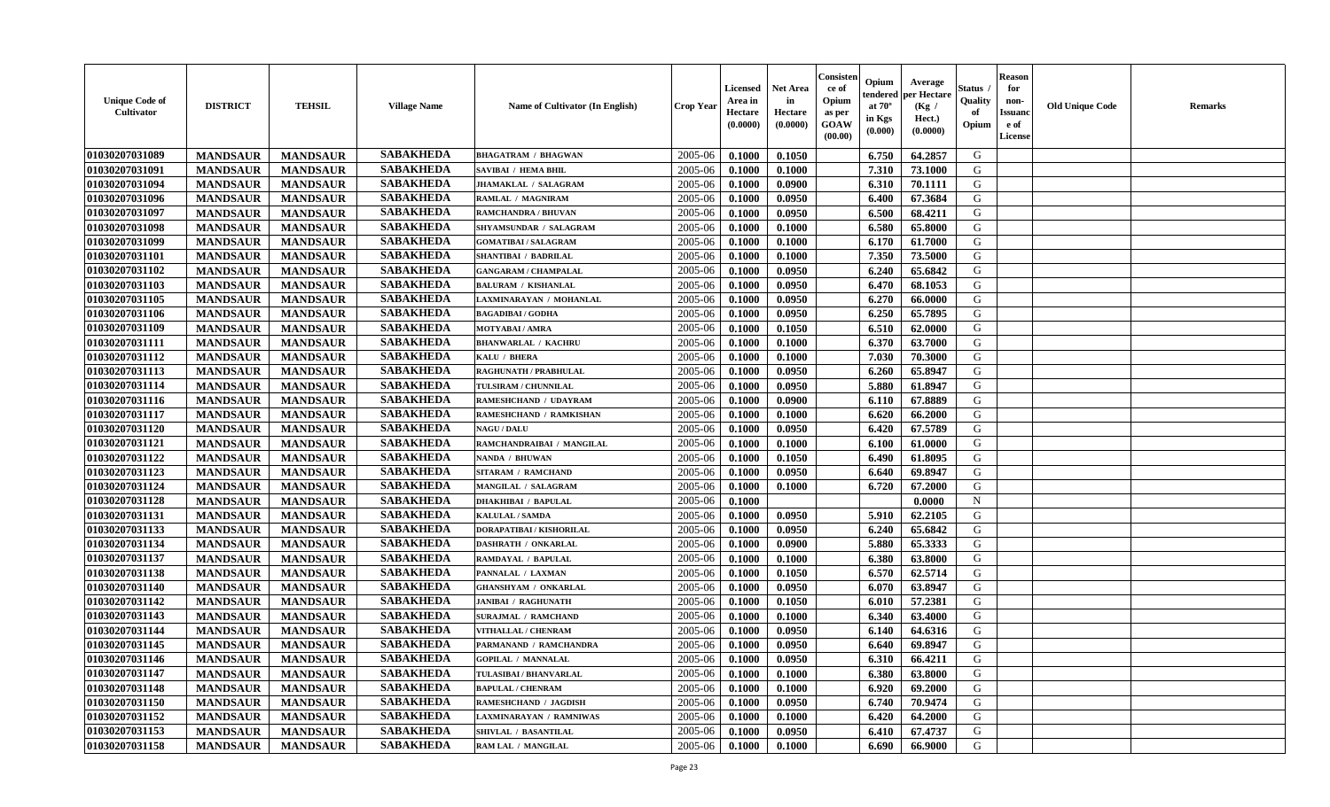| Unique Code of Cultivator | DISTRICT | TEHSIL | Village Name | Name of Cultivator (In English) | Crop Year | Licensed Area in Hectare (0.0000) | Net Area in Hectare (0.0000) | Consistence of Opium as per GOAW (00.00) | Opium tendered at 70° in Kgs (0.000) | Average per Hectare (Kg / Hect.) (0.0000) | Status / Quality of Opium | Reason for non-Issuance of License | Old Unique Code | Remarks |
|---|---|---|---|---|---|---|---|---|---|---|---|---|---|---|
| 01030207031089 | MANDSAUR | MANDSAUR | SABAKHEDA | BHAGATRAM / BHAGWAN | 2005-06 | 0.1000 | 0.1050 | | 6.750 | 64.2857 | G | | | |
| 01030207031091 | MANDSAUR | MANDSAUR | SABAKHEDA | SAVIBAI / HEMA BHIL | 2005-06 | 0.1000 | 0.1000 | | 7.310 | 73.1000 | G | | | |
| 01030207031094 | MANDSAUR | MANDSAUR | SABAKHEDA | JHAMAKLAL / SALAGRAM | 2005-06 | 0.1000 | 0.0900 | | 6.310 | 70.1111 | G | | | |
| 01030207031096 | MANDSAUR | MANDSAUR | SABAKHEDA | RAMLAL / MAGNIRAM | 2005-06 | 0.1000 | 0.0950 | | 6.400 | 67.3684 | G | | | |
| 01030207031097 | MANDSAUR | MANDSAUR | SABAKHEDA | RAMCHANDRA / BHUVAN | 2005-06 | 0.1000 | 0.0950 | | 6.500 | 68.4211 | G | | | |
| 01030207031098 | MANDSAUR | MANDSAUR | SABAKHEDA | SHYAMSUNDAR / SALAGRAM | 2005-06 | 0.1000 | 0.1000 | | 6.580 | 65.8000 | G | | | |
| 01030207031099 | MANDSAUR | MANDSAUR | SABAKHEDA | GOMATIBAI / SALAGRAM | 2005-06 | 0.1000 | 0.1000 | | 6.170 | 61.7000 | G | | | |
| 01030207031101 | MANDSAUR | MANDSAUR | SABAKHEDA | SHANTIBAI / BADRILAL | 2005-06 | 0.1000 | 0.1000 | | 7.350 | 73.5000 | G | | | |
| 01030207031102 | MANDSAUR | MANDSAUR | SABAKHEDA | GANGARAM / CHAMPALAL | 2005-06 | 0.1000 | 0.0950 | | 6.240 | 65.6842 | G | | | |
| 01030207031103 | MANDSAUR | MANDSAUR | SABAKHEDA | BALURAM / KISHANLAL | 2005-06 | 0.1000 | 0.0950 | | 6.470 | 68.1053 | G | | | |
| 01030207031105 | MANDSAUR | MANDSAUR | SABAKHEDA | LAXMINARAYAN / MOHANLAL | 2005-06 | 0.1000 | 0.0950 | | 6.270 | 66.0000 | G | | | |
| 01030207031106 | MANDSAUR | MANDSAUR | SABAKHEDA | BAGADIBAI / GODHA | 2005-06 | 0.1000 | 0.0950 | | 6.250 | 65.7895 | G | | | |
| 01030207031109 | MANDSAUR | MANDSAUR | SABAKHEDA | MOTYABAI / AMRA | 2005-06 | 0.1000 | 0.1050 | | 6.510 | 62.0000 | G | | | |
| 01030207031111 | MANDSAUR | MANDSAUR | SABAKHEDA | BHANWARLAL / KACHRU | 2005-06 | 0.1000 | 0.1000 | | 6.370 | 63.7000 | G | | | |
| 01030207031112 | MANDSAUR | MANDSAUR | SABAKHEDA | KALU / BHERA | 2005-06 | 0.1000 | 0.1000 | | 7.030 | 70.3000 | G | | | |
| 01030207031113 | MANDSAUR | MANDSAUR | SABAKHEDA | RAGHUNATH / PRABHULAL | 2005-06 | 0.1000 | 0.0950 | | 6.260 | 65.8947 | G | | | |
| 01030207031114 | MANDSAUR | MANDSAUR | SABAKHEDA | TULSIRAM / CHUNNILAL | 2005-06 | 0.1000 | 0.0950 | | 5.880 | 61.8947 | G | | | |
| 01030207031116 | MANDSAUR | MANDSAUR | SABAKHEDA | RAMESHCHAND / UDAYRAM | 2005-06 | 0.1000 | 0.0900 | | 6.110 | 67.8889 | G | | | |
| 01030207031117 | MANDSAUR | MANDSAUR | SABAKHEDA | RAMESHCHAND / RAMKISHAN | 2005-06 | 0.1000 | 0.1000 | | 6.620 | 66.2000 | G | | | |
| 01030207031120 | MANDSAUR | MANDSAUR | SABAKHEDA | NAGU / DALU | 2005-06 | 0.1000 | 0.0950 | | 6.420 | 67.5789 | G | | | |
| 01030207031121 | MANDSAUR | MANDSAUR | SABAKHEDA | RAMCHANDRAIBAI / MANGILAL | 2005-06 | 0.1000 | 0.1000 | | 6.100 | 61.0000 | G | | | |
| 01030207031122 | MANDSAUR | MANDSAUR | SABAKHEDA | NANDA / BHUWAN | 2005-06 | 0.1000 | 0.1050 | | 6.490 | 61.8095 | G | | | |
| 01030207031123 | MANDSAUR | MANDSAUR | SABAKHEDA | SITARAM / RAMCHAND | 2005-06 | 0.1000 | 0.0950 | | 6.640 | 69.8947 | G | | | |
| 01030207031124 | MANDSAUR | MANDSAUR | SABAKHEDA | MANGILAL / SALAGRAM | 2005-06 | 0.1000 | 0.1000 | | 6.720 | 67.2000 | G | | | |
| 01030207031128 | MANDSAUR | MANDSAUR | SABAKHEDA | DHAKHIBAI / BAPULAL | 2005-06 | 0.1000 | | | | 0.0000 | N | | | |
| 01030207031131 | MANDSAUR | MANDSAUR | SABAKHEDA | KALULAL / SAMDA | 2005-06 | 0.1000 | 0.0950 | | 5.910 | 62.2105 | G | | | |
| 01030207031133 | MANDSAUR | MANDSAUR | SABAKHEDA | DORAPATIBAI / KISHORILAL | 2005-06 | 0.1000 | 0.0950 | | 6.240 | 65.6842 | G | | | |
| 01030207031134 | MANDSAUR | MANDSAUR | SABAKHEDA | DASHRATH / ONKARLAL | 2005-06 | 0.1000 | 0.0900 | | 5.880 | 65.3333 | G | | | |
| 01030207031137 | MANDSAUR | MANDSAUR | SABAKHEDA | RAMDAYAL / BAPULAL | 2005-06 | 0.1000 | 0.1000 | | 6.380 | 63.8000 | G | | | |
| 01030207031138 | MANDSAUR | MANDSAUR | SABAKHEDA | PANNALAL / LAXMAN | 2005-06 | 0.1000 | 0.1050 | | 6.570 | 62.5714 | G | | | |
| 01030207031140 | MANDSAUR | MANDSAUR | SABAKHEDA | GHANSHYAM / ONKARLAL | 2005-06 | 0.1000 | 0.0950 | | 6.070 | 63.8947 | G | | | |
| 01030207031142 | MANDSAUR | MANDSAUR | SABAKHEDA | JANIBAI / RAGHUNATH | 2005-06 | 0.1000 | 0.1050 | | 6.010 | 57.2381 | G | | | |
| 01030207031143 | MANDSAUR | MANDSAUR | SABAKHEDA | SURAJMAL / RAMCHAND | 2005-06 | 0.1000 | 0.1000 | | 6.340 | 63.4000 | G | | | |
| 01030207031144 | MANDSAUR | MANDSAUR | SABAKHEDA | VITHALLAL / CHENRAM | 2005-06 | 0.1000 | 0.0950 | | 6.140 | 64.6316 | G | | | |
| 01030207031145 | MANDSAUR | MANDSAUR | SABAKHEDA | PARMANAND / RAMCHANDRA | 2005-06 | 0.1000 | 0.0950 | | 6.640 | 69.8947 | G | | | |
| 01030207031146 | MANDSAUR | MANDSAUR | SABAKHEDA | GOPILAL / MANNALAL | 2005-06 | 0.1000 | 0.0950 | | 6.310 | 66.4211 | G | | | |
| 01030207031147 | MANDSAUR | MANDSAUR | SABAKHEDA | TULASIBAI / BHANVARLAL | 2005-06 | 0.1000 | 0.1000 | | 6.380 | 63.8000 | G | | | |
| 01030207031148 | MANDSAUR | MANDSAUR | SABAKHEDA | BAPULAL / CHENRAM | 2005-06 | 0.1000 | 0.1000 | | 6.920 | 69.2000 | G | | | |
| 01030207031150 | MANDSAUR | MANDSAUR | SABAKHEDA | RAMESHCHAND / JAGDISH | 2005-06 | 0.1000 | 0.0950 | | 6.740 | 70.9474 | G | | | |
| 01030207031152 | MANDSAUR | MANDSAUR | SABAKHEDA | LAXMINARAYAN / RAMNIWAS | 2005-06 | 0.1000 | 0.1000 | | 6.420 | 64.2000 | G | | | |
| 01030207031153 | MANDSAUR | MANDSAUR | SABAKHEDA | SHIVLAL / BASANTILAL | 2005-06 | 0.1000 | 0.0950 | | 6.410 | 67.4737 | G | | | |
| 01030207031158 | MANDSAUR | MANDSAUR | SABAKHEDA | RAM LAL / MANGILAL | 2005-06 | 0.1000 | 0.1000 | | 6.690 | 66.9000 | G | | | |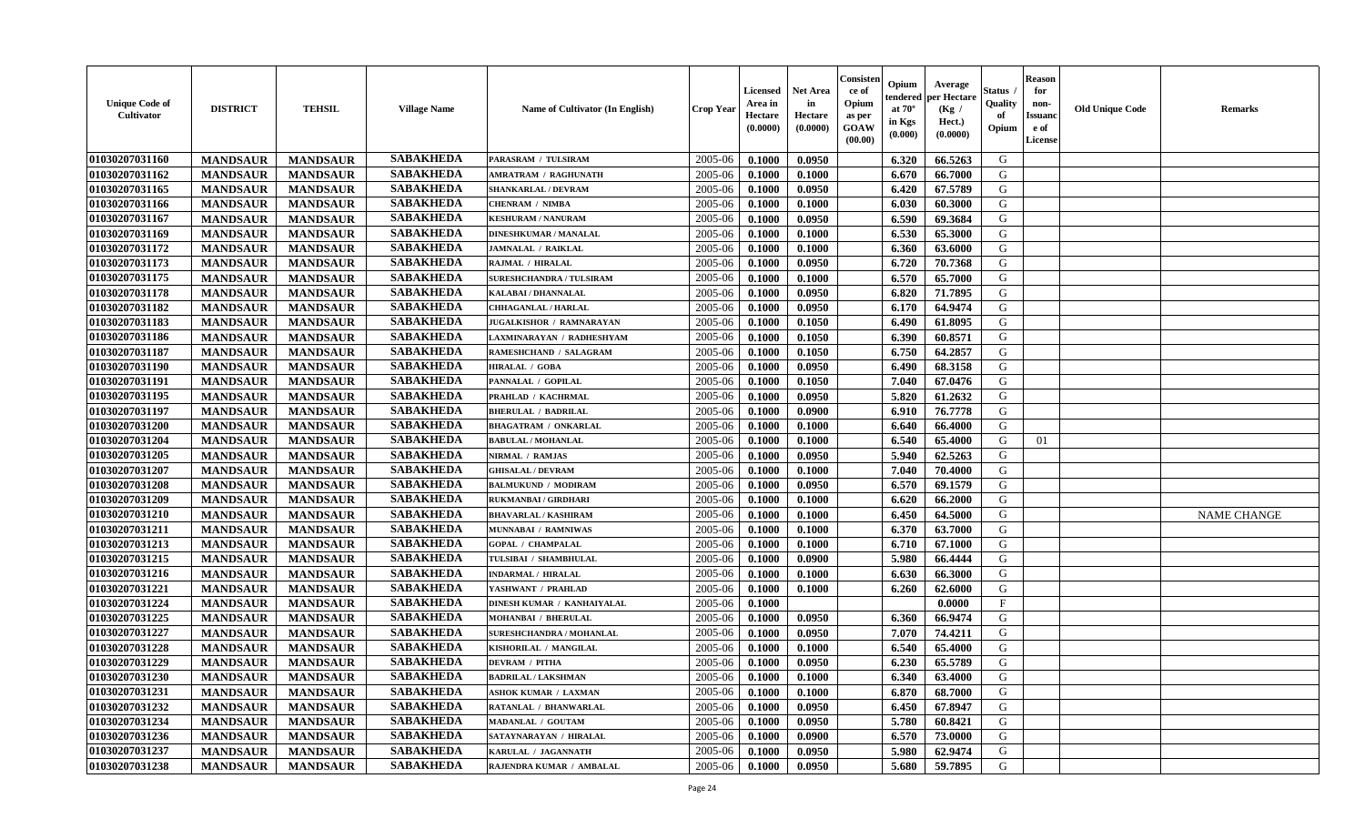| Unique Code of Cultivator | DISTRICT | TEHSIL | Village Name | Name of Cultivator (In English) | Crop Year | Licensed Area in Hectare (0.0000) | Net Area in Hectare (0.0000) | Consistence of Opium as per GOAW (00.00) | Opium tendered at 70° in Kgs (0.000) | Average per Hectare (Kg / Hect.) (0.0000) | Status / Quality of Opium | Reason for non-Issuance of License | Old Unique Code | Remarks |
|---|---|---|---|---|---|---|---|---|---|---|---|---|---|---|
| 01030207031160 | MANDSAUR | MANDSAUR | SABAKHEDA | PARASRAM / TULSIRAM | 2005-06 | 0.1000 | 0.0950 | | 6.320 | 66.5263 | G | | | |
| 01030207031162 | MANDSAUR | MANDSAUR | SABAKHEDA | AMRATRAM / RAGHUNATH | 2005-06 | 0.1000 | 0.1000 | | 6.670 | 66.7000 | G | | | |
| 01030207031165 | MANDSAUR | MANDSAUR | SABAKHEDA | SHANKARLAL / DEVRAM | 2005-06 | 0.1000 | 0.0950 | | 6.420 | 67.5789 | G | | | |
| 01030207031166 | MANDSAUR | MANDSAUR | SABAKHEDA | CHENRAM / NIMBA | 2005-06 | 0.1000 | 0.1000 | | 6.030 | 60.3000 | G | | | |
| 01030207031167 | MANDSAUR | MANDSAUR | SABAKHEDA | KESHURAM / NANURAM | 2005-06 | 0.1000 | 0.0950 | | 6.590 | 69.3684 | G | | | |
| 01030207031169 | MANDSAUR | MANDSAUR | SABAKHEDA | DINESHKUMAR / MANALAL | 2005-06 | 0.1000 | 0.1000 | | 6.530 | 65.3000 | G | | | |
| 01030207031172 | MANDSAUR | MANDSAUR | SABAKHEDA | JAMNALAL / RAIKLAL | 2005-06 | 0.1000 | 0.1000 | | 6.360 | 63.6000 | G | | | |
| 01030207031173 | MANDSAUR | MANDSAUR | SABAKHEDA | RAJMAL / HIRALAL | 2005-06 | 0.1000 | 0.0950 | | 6.720 | 70.7368 | G | | | |
| 01030207031175 | MANDSAUR | MANDSAUR | SABAKHEDA | SURESHCHANDRA / TULSIRAM | 2005-06 | 0.1000 | 0.1000 | | 6.570 | 65.7000 | G | | | |
| 01030207031178 | MANDSAUR | MANDSAUR | SABAKHEDA | KALABAI / DHANNALAL | 2005-06 | 0.1000 | 0.0950 | | 6.820 | 71.7895 | G | | | |
| 01030207031182 | MANDSAUR | MANDSAUR | SABAKHEDA | CHHAGANLAL / HARLAL | 2005-06 | 0.1000 | 0.0950 | | 6.170 | 64.9474 | G | | | |
| 01030207031183 | MANDSAUR | MANDSAUR | SABAKHEDA | JUGALKISHOR / RAMNARAYAN | 2005-06 | 0.1000 | 0.1050 | | 6.490 | 61.8095 | G | | | |
| 01030207031186 | MANDSAUR | MANDSAUR | SABAKHEDA | LAXMINARAYAN / RADHESHYAM | 2005-06 | 0.1000 | 0.1050 | | 6.390 | 60.8571 | G | | | |
| 01030207031187 | MANDSAUR | MANDSAUR | SABAKHEDA | RAMESHCHAND / SALAGRAM | 2005-06 | 0.1000 | 0.1050 | | 6.750 | 64.2857 | G | | | |
| 01030207031190 | MANDSAUR | MANDSAUR | SABAKHEDA | HIRALAL / GOBA | 2005-06 | 0.1000 | 0.0950 | | 6.490 | 68.3158 | G | | | |
| 01030207031191 | MANDSAUR | MANDSAUR | SABAKHEDA | PANNALAL / GOPILAL | 2005-06 | 0.1000 | 0.1050 | | 7.040 | 67.0476 | G | | | |
| 01030207031195 | MANDSAUR | MANDSAUR | SABAKHEDA | PRAHLAD / KACHRMAL | 2005-06 | 0.1000 | 0.0950 | | 5.820 | 61.2632 | G | | | |
| 01030207031197 | MANDSAUR | MANDSAUR | SABAKHEDA | BHERULAL / BADRILAL | 2005-06 | 0.1000 | 0.0900 | | 6.910 | 76.7778 | G | | | |
| 01030207031200 | MANDSAUR | MANDSAUR | SABAKHEDA | BHAGATRAM / ONKARLAL | 2005-06 | 0.1000 | 0.1000 | | 6.640 | 66.4000 | G | | | |
| 01030207031204 | MANDSAUR | MANDSAUR | SABAKHEDA | BABULAL / MOHANLAL | 2005-06 | 0.1000 | 0.1000 | | 6.540 | 65.4000 | G | 01 | | |
| 01030207031205 | MANDSAUR | MANDSAUR | SABAKHEDA | NIRMAL / RAMJAS | 2005-06 | 0.1000 | 0.0950 | | 5.940 | 62.5263 | G | | | |
| 01030207031207 | MANDSAUR | MANDSAUR | SABAKHEDA | GHISALAL / DEVRAM | 2005-06 | 0.1000 | 0.1000 | | 7.040 | 70.4000 | G | | | |
| 01030207031208 | MANDSAUR | MANDSAUR | SABAKHEDA | BALMUKUND / MODIRAM | 2005-06 | 0.1000 | 0.0950 | | 6.570 | 69.1579 | G | | | |
| 01030207031209 | MANDSAUR | MANDSAUR | SABAKHEDA | RUKMANBAI / GIRDHARI | 2005-06 | 0.1000 | 0.1000 | | 6.620 | 66.2000 | G | | | |
| 01030207031210 | MANDSAUR | MANDSAUR | SABAKHEDA | BHAVARLAL / KASHIRAM | 2005-06 | 0.1000 | 0.1000 | | 6.450 | 64.5000 | G | | | NAME CHANGE |
| 01030207031211 | MANDSAUR | MANDSAUR | SABAKHEDA | MUNNABAI / RAMNIWAS | 2005-06 | 0.1000 | 0.1000 | | 6.370 | 63.7000 | G | | | |
| 01030207031213 | MANDSAUR | MANDSAUR | SABAKHEDA | GOPAL / CHAMPALAL | 2005-06 | 0.1000 | 0.1000 | | 6.710 | 67.1000 | G | | | |
| 01030207031215 | MANDSAUR | MANDSAUR | SABAKHEDA | TULSIBAI / SHAMBHULAL | 2005-06 | 0.1000 | 0.0900 | | 5.980 | 66.4444 | G | | | |
| 01030207031216 | MANDSAUR | MANDSAUR | SABAKHEDA | INDARMAL / HIRALAL | 2005-06 | 0.1000 | 0.1000 | | 6.630 | 66.3000 | G | | | |
| 01030207031221 | MANDSAUR | MANDSAUR | SABAKHEDA | YASHWANT / PRAHLAD | 2005-06 | 0.1000 | 0.1000 | | 6.260 | 62.6000 | G | | | |
| 01030207031224 | MANDSAUR | MANDSAUR | SABAKHEDA | DINESH KUMAR / KANHAIYALAL | 2005-06 | 0.1000 | | | | 0.0000 | F | | | |
| 01030207031225 | MANDSAUR | MANDSAUR | SABAKHEDA | MOHANBAI / BHERULAL | 2005-06 | 0.1000 | 0.0950 | | 6.360 | 66.9474 | G | | | |
| 01030207031227 | MANDSAUR | MANDSAUR | SABAKHEDA | SURESHCHANDRA / MOHANLAL | 2005-06 | 0.1000 | 0.0950 | | 7.070 | 74.4211 | G | | | |
| 01030207031228 | MANDSAUR | MANDSAUR | SABAKHEDA | KISHORILAL / MANGILAL | 2005-06 | 0.1000 | 0.1000 | | 6.540 | 65.4000 | G | | | |
| 01030207031229 | MANDSAUR | MANDSAUR | SABAKHEDA | DEVRAM / PITHA | 2005-06 | 0.1000 | 0.0950 | | 6.230 | 65.5789 | G | | | |
| 01030207031230 | MANDSAUR | MANDSAUR | SABAKHEDA | BADRILAL / LAKSHMAN | 2005-06 | 0.1000 | 0.1000 | | 6.340 | 63.4000 | G | | | |
| 01030207031231 | MANDSAUR | MANDSAUR | SABAKHEDA | ASHOK KUMAR / LAXMAN | 2005-06 | 0.1000 | 0.1000 | | 6.870 | 68.7000 | G | | | |
| 01030207031232 | MANDSAUR | MANDSAUR | SABAKHEDA | RATANLAL / BHANWARLAL | 2005-06 | 0.1000 | 0.0950 | | 6.450 | 67.8947 | G | | | |
| 01030207031234 | MANDSAUR | MANDSAUR | SABAKHEDA | MADANLAL / GOUTAM | 2005-06 | 0.1000 | 0.0950 | | 5.780 | 60.8421 | G | | | |
| 01030207031236 | MANDSAUR | MANDSAUR | SABAKHEDA | SATAYNARAYAN / HIRALAL | 2005-06 | 0.1000 | 0.0900 | | 6.570 | 73.0000 | G | | | |
| 01030207031237 | MANDSAUR | MANDSAUR | SABAKHEDA | KARULAL / JAGANNATH | 2005-06 | 0.1000 | 0.0950 | | 5.980 | 62.9474 | G | | | |
| 01030207031238 | MANDSAUR | MANDSAUR | SABAKHEDA | RAJENDRA KUMAR / AMBALAL | 2005-06 | 0.1000 | 0.0950 | | 5.680 | 59.7895 | G | | | |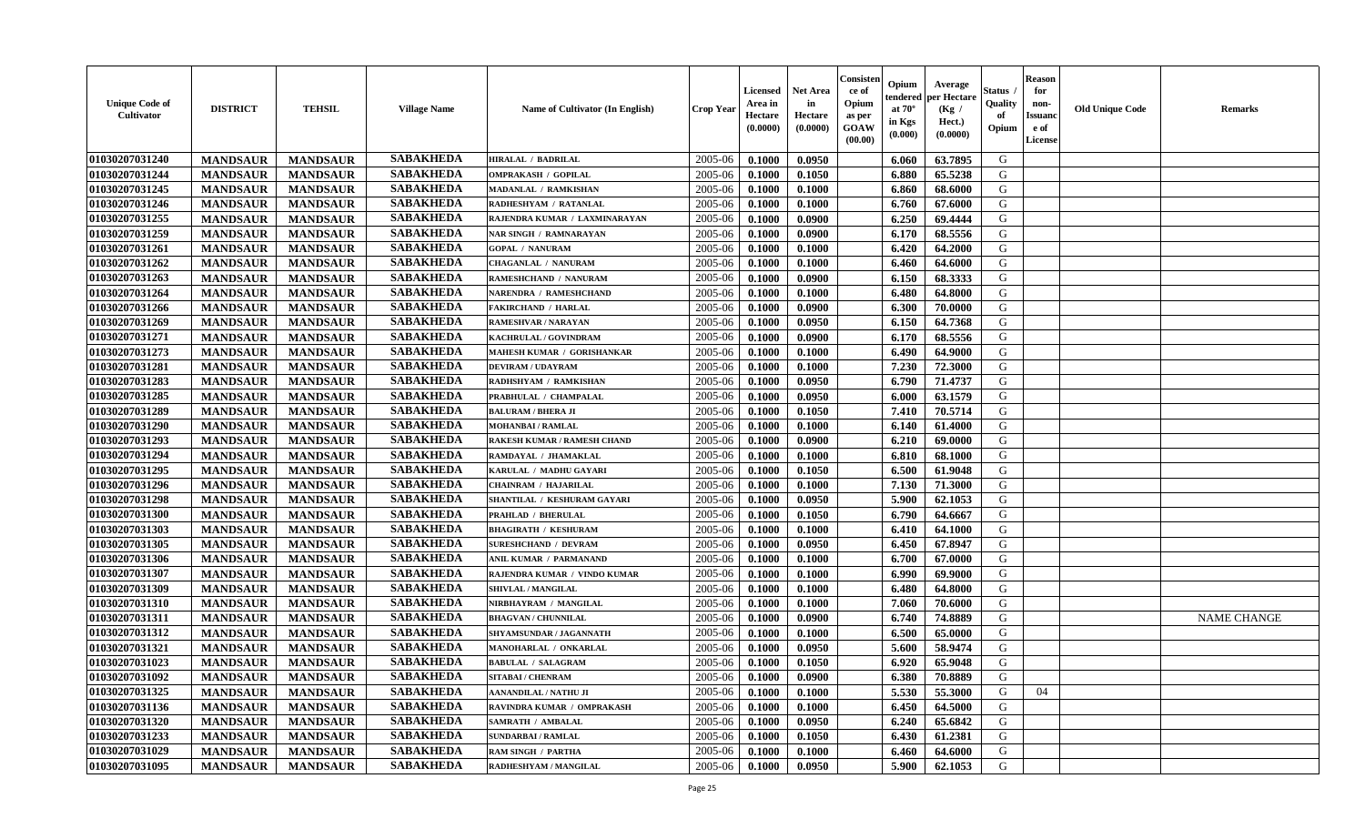| Unique Code of Cultivator | DISTRICT | TEHSIL | Village Name | Name of Cultivator (In English) | Crop Year | Licensed Area in Hectare (0.0000) | Net Area in Hectare (0.0000) | Consistence of Opium as per GOAW (00.00) | Opium tendered at 70° in Kgs (0.000) | Average per Hectare (Kg / Hect.) (0.0000) | Status / Quality of Opium | Reason for non-Issuance of License | Old Unique Code | Remarks |
|---|---|---|---|---|---|---|---|---|---|---|---|---|---|---|
| 01030207031240 | MANDSAUR | MANDSAUR | SABAKHEDA | HIRALAL / BADRILAL | 2005-06 | 0.1000 | 0.0950 | | 6.060 | 63.7895 | G | | | |
| 01030207031244 | MANDSAUR | MANDSAUR | SABAKHEDA | OMPRAKASH / GOPILAL | 2005-06 | 0.1000 | 0.1050 | | 6.880 | 65.5238 | G | | | |
| 01030207031245 | MANDSAUR | MANDSAUR | SABAKHEDA | MADANLAL / RAMKISHAN | 2005-06 | 0.1000 | 0.1000 | | 6.860 | 68.6000 | G | | | |
| 01030207031246 | MANDSAUR | MANDSAUR | SABAKHEDA | RADHESHYAM / RATANLAL | 2005-06 | 0.1000 | 0.1000 | | 6.760 | 67.6000 | G | | | |
| 01030207031255 | MANDSAUR | MANDSAUR | SABAKHEDA | RAJENDRA KUMAR / LAXMINARAYAN | 2005-06 | 0.1000 | 0.0900 | | 6.250 | 69.4444 | G | | | |
| 01030207031259 | MANDSAUR | MANDSAUR | SABAKHEDA | NAR SINGH / RAMNARAYAN | 2005-06 | 0.1000 | 0.0900 | | 6.170 | 68.5556 | G | | | |
| 01030207031261 | MANDSAUR | MANDSAUR | SABAKHEDA | GOPAL / NANURAM | 2005-06 | 0.1000 | 0.1000 | | 6.420 | 64.2000 | G | | | |
| 01030207031262 | MANDSAUR | MANDSAUR | SABAKHEDA | CHAGANLAL / NANURAM | 2005-06 | 0.1000 | 0.1000 | | 6.460 | 64.6000 | G | | | |
| 01030207031263 | MANDSAUR | MANDSAUR | SABAKHEDA | RAMESHCHAND / NANURAM | 2005-06 | 0.1000 | 0.0900 | | 6.150 | 68.3333 | G | | | |
| 01030207031264 | MANDSAUR | MANDSAUR | SABAKHEDA | NARENDRA / RAMESHCHAND | 2005-06 | 0.1000 | 0.1000 | | 6.480 | 64.8000 | G | | | |
| 01030207031266 | MANDSAUR | MANDSAUR | SABAKHEDA | FAKIRCHAND / HARLAL | 2005-06 | 0.1000 | 0.0900 | | 6.300 | 70.0000 | G | | | |
| 01030207031269 | MANDSAUR | MANDSAUR | SABAKHEDA | RAMESHVAR / NARAYAN | 2005-06 | 0.1000 | 0.0950 | | 6.150 | 64.7368 | G | | | |
| 01030207031271 | MANDSAUR | MANDSAUR | SABAKHEDA | KACHRULAL / GOVINDRAM | 2005-06 | 0.1000 | 0.0900 | | 6.170 | 68.5556 | G | | | |
| 01030207031273 | MANDSAUR | MANDSAUR | SABAKHEDA | MAHESH KUMAR / GORISHANKAR | 2005-06 | 0.1000 | 0.1000 | | 6.490 | 64.9000 | G | | | |
| 01030207031281 | MANDSAUR | MANDSAUR | SABAKHEDA | DEVIRAM / UDAYRAM | 2005-06 | 0.1000 | 0.1000 | | 7.230 | 72.3000 | G | | | |
| 01030207031283 | MANDSAUR | MANDSAUR | SABAKHEDA | RADHSHYAM / RAMKISHAN | 2005-06 | 0.1000 | 0.0950 | | 6.790 | 71.4737 | G | | | |
| 01030207031285 | MANDSAUR | MANDSAUR | SABAKHEDA | PRABHULAL / CHAMPALAL | 2005-06 | 0.1000 | 0.0950 | | 6.000 | 63.1579 | G | | | |
| 01030207031289 | MANDSAUR | MANDSAUR | SABAKHEDA | BALURAM / BHERA JI | 2005-06 | 0.1000 | 0.1050 | | 7.410 | 70.5714 | G | | | |
| 01030207031290 | MANDSAUR | MANDSAUR | SABAKHEDA | MOHANBAI / RAMLAL | 2005-06 | 0.1000 | 0.1000 | | 6.140 | 61.4000 | G | | | |
| 01030207031293 | MANDSAUR | MANDSAUR | SABAKHEDA | RAKESH KUMAR / RAMESH CHAND | 2005-06 | 0.1000 | 0.0900 | | 6.210 | 69.0000 | G | | | |
| 01030207031294 | MANDSAUR | MANDSAUR | SABAKHEDA | RAMDAYAL / JHAMAKLAL | 2005-06 | 0.1000 | 0.1000 | | 6.810 | 68.1000 | G | | | |
| 01030207031295 | MANDSAUR | MANDSAUR | SABAKHEDA | KARULAL / MADHU GAYARI | 2005-06 | 0.1000 | 0.1050 | | 6.500 | 61.9048 | G | | | |
| 01030207031296 | MANDSAUR | MANDSAUR | SABAKHEDA | CHAINRAM / HAJARILAL | 2005-06 | 0.1000 | 0.1000 | | 7.130 | 71.3000 | G | | | |
| 01030207031298 | MANDSAUR | MANDSAUR | SABAKHEDA | SHANTILAL / KESHURAM GAYARI | 2005-06 | 0.1000 | 0.0950 | | 5.900 | 62.1053 | G | | | |
| 01030207031300 | MANDSAUR | MANDSAUR | SABAKHEDA | PRAHLAD / BHERULAL | 2005-06 | 0.1000 | 0.1050 | | 6.790 | 64.6667 | G | | | |
| 01030207031303 | MANDSAUR | MANDSAUR | SABAKHEDA | BHAGIRATH / KESHURAM | 2005-06 | 0.1000 | 0.1000 | | 6.410 | 64.1000 | G | | | |
| 01030207031305 | MANDSAUR | MANDSAUR | SABAKHEDA | SURESHCHAND / DEVRAM | 2005-06 | 0.1000 | 0.0950 | | 6.450 | 67.8947 | G | | | |
| 01030207031306 | MANDSAUR | MANDSAUR | SABAKHEDA | ANIL KUMAR / PARMANAND | 2005-06 | 0.1000 | 0.1000 | | 6.700 | 67.0000 | G | | | |
| 01030207031307 | MANDSAUR | MANDSAUR | SABAKHEDA | RAJENDRA KUMAR / VINDO KUMAR | 2005-06 | 0.1000 | 0.1000 | | 6.990 | 69.9000 | G | | | |
| 01030207031309 | MANDSAUR | MANDSAUR | SABAKHEDA | SHIVLAL / MANGILAL | 2005-06 | 0.1000 | 0.1000 | | 6.480 | 64.8000 | G | | | |
| 01030207031310 | MANDSAUR | MANDSAUR | SABAKHEDA | NIRBHAYRAM / MANGILAL | 2005-06 | 0.1000 | 0.1000 | | 7.060 | 70.6000 | G | | | |
| 01030207031311 | MANDSAUR | MANDSAUR | SABAKHEDA | BHAGVAN / CHUNNILAL | 2005-06 | 0.1000 | 0.0900 | | 6.740 | 74.8889 | G | | | NAME CHANGE |
| 01030207031312 | MANDSAUR | MANDSAUR | SABAKHEDA | SHYAMSUNDAR / JAGANNATH | 2005-06 | 0.1000 | 0.1000 | | 6.500 | 65.0000 | G | | | |
| 01030207031321 | MANDSAUR | MANDSAUR | SABAKHEDA | MANOHARLAL / ONKARLAL | 2005-06 | 0.1000 | 0.0950 | | 5.600 | 58.9474 | G | | | |
| 01030207031023 | MANDSAUR | MANDSAUR | SABAKHEDA | BABULAL / SALAGRAM | 2005-06 | 0.1000 | 0.1050 | | 6.920 | 65.9048 | G | | | |
| 01030207031092 | MANDSAUR | MANDSAUR | SABAKHEDA | SITABAI / CHENRAM | 2005-06 | 0.1000 | 0.0900 | | 6.380 | 70.8889 | G | | | |
| 01030207031325 | MANDSAUR | MANDSAUR | SABAKHEDA | AANANDILAL / NATHU JI | 2005-06 | 0.1000 | 0.1000 | | 5.530 | 55.3000 | G | 04 | | |
| 01030207031136 | MANDSAUR | MANDSAUR | SABAKHEDA | RAVINDRA KUMAR / OMPRAKASH | 2005-06 | 0.1000 | 0.1000 | | 6.450 | 64.5000 | G | | | |
| 01030207031320 | MANDSAUR | MANDSAUR | SABAKHEDA | SAMRATH / AMBALAL | 2005-06 | 0.1000 | 0.0950 | | 6.240 | 65.6842 | G | | | |
| 01030207031233 | MANDSAUR | MANDSAUR | SABAKHEDA | SUNDARBAI / RAMLAL | 2005-06 | 0.1000 | 0.1050 | | 6.430 | 61.2381 | G | | | |
| 01030207031029 | MANDSAUR | MANDSAUR | SABAKHEDA | RAM SINGH / PARTHA | 2005-06 | 0.1000 | 0.1000 | | 6.460 | 64.6000 | G | | | |
| 01030207031095 | MANDSAUR | MANDSAUR | SABAKHEDA | RADHESHYAM / MANGILAL | 2005-06 | 0.1000 | 0.0950 | | 5.900 | 62.1053 | G | | | |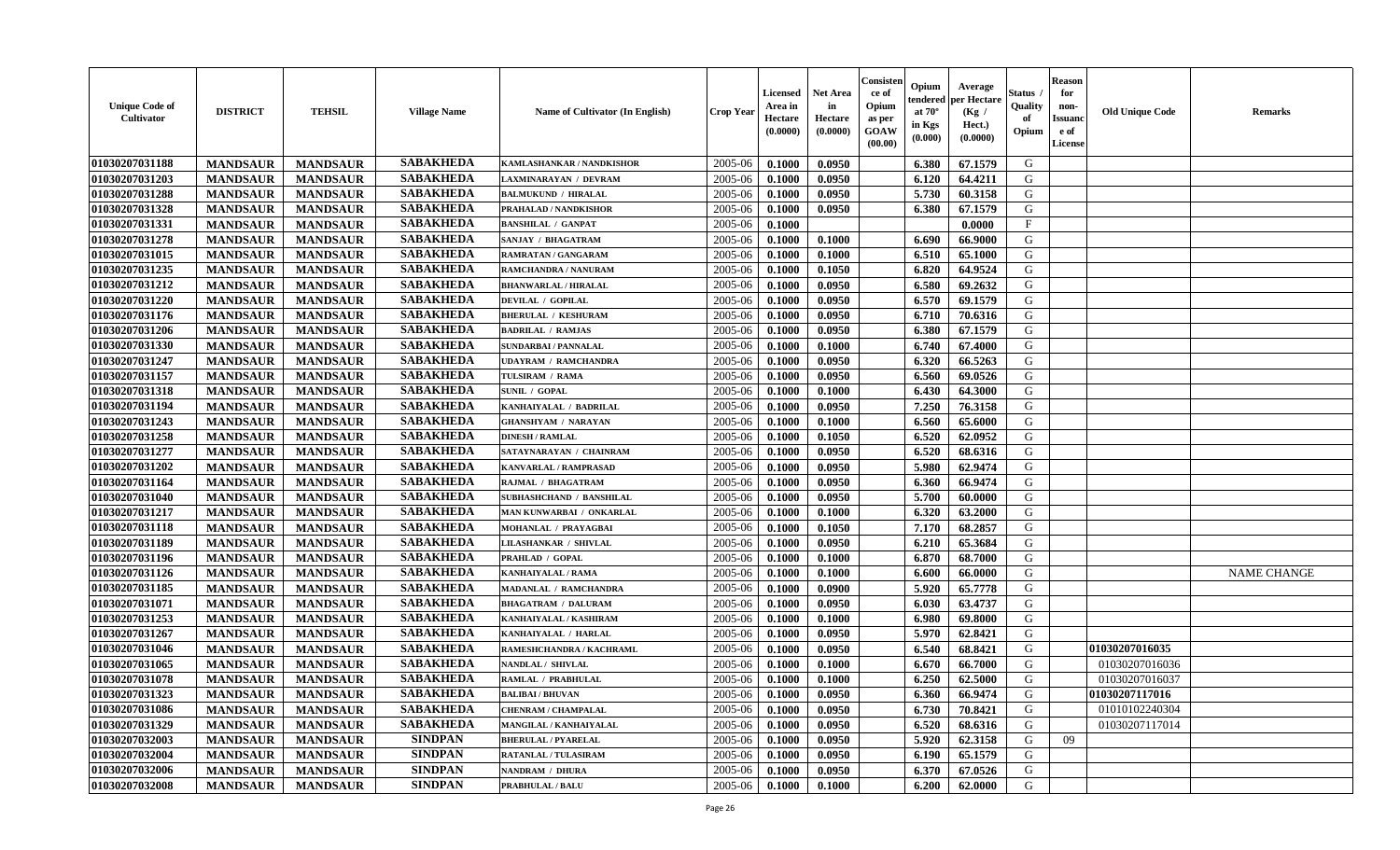| Unique Code of Cultivator | DISTRICT | TEHSIL | Village Name | Name of Cultivator (In English) | Crop Year | Licensed Area in Hectare (0.0000) | Net Area in Hectare (0.0000) | Consistence of Opium as per GOAW (00.00) | Opium tendered at 70° in Kgs (0.000) | Average per Hectare (Kg / Hect.) (0.0000) | Status / Quality of Opium | Reason for non-Issuance of License | Old Unique Code | Remarks |
|---|---|---|---|---|---|---|---|---|---|---|---|---|---|---|
| 01030207031188 | MANDSAUR | MANDSAUR | SABAKHEDA | KAMLASHANKAR / NANDKISHOR | 2005-06 | 0.1000 | 0.0950 | | 6.380 | 67.1579 | G | | | |
| 01030207031203 | MANDSAUR | MANDSAUR | SABAKHEDA | LAXMINARAYAN / DEVRAM | 2005-06 | 0.1000 | 0.0950 | | 6.120 | 64.4211 | G | | | |
| 01030207031288 | MANDSAUR | MANDSAUR | SABAKHEDA | BALMUKUND / HIRALAL | 2005-06 | 0.1000 | 0.0950 | | 5.730 | 60.3158 | G | | | |
| 01030207031328 | MANDSAUR | MANDSAUR | SABAKHEDA | PRAHALAD / NANDKISHOR | 2005-06 | 0.1000 | 0.0950 | | 6.380 | 67.1579 | G | | | |
| 01030207031331 | MANDSAUR | MANDSAUR | SABAKHEDA | BANSHILAL / GANPAT | 2005-06 | 0.1000 | | | | 0.0000 | F | | | |
| 01030207031278 | MANDSAUR | MANDSAUR | SABAKHEDA | SANJAY / BHAGATRAM | 2005-06 | 0.1000 | 0.1000 | | 6.690 | 66.9000 | G | | | |
| 01030207031015 | MANDSAUR | MANDSAUR | SABAKHEDA | RAMRATAN / GANGARAM | 2005-06 | 0.1000 | 0.1000 | | 6.510 | 65.1000 | G | | | |
| 01030207031235 | MANDSAUR | MANDSAUR | SABAKHEDA | RAMCHANDRA / NANURAM | 2005-06 | 0.1000 | 0.1050 | | 6.820 | 64.9524 | G | | | |
| 01030207031212 | MANDSAUR | MANDSAUR | SABAKHEDA | BHANWARLAL / HIRALAL | 2005-06 | 0.1000 | 0.0950 | | 6.580 | 69.2632 | G | | | |
| 01030207031220 | MANDSAUR | MANDSAUR | SABAKHEDA | DEVILAL / GOPILAL | 2005-06 | 0.1000 | 0.0950 | | 6.570 | 69.1579 | G | | | |
| 01030207031176 | MANDSAUR | MANDSAUR | SABAKHEDA | BHERULAL / KESHURAM | 2005-06 | 0.1000 | 0.0950 | | 6.710 | 70.6316 | G | | | |
| 01030207031206 | MANDSAUR | MANDSAUR | SABAKHEDA | BADRILAL / RAMJAS | 2005-06 | 0.1000 | 0.0950 | | 6.380 | 67.1579 | G | | | |
| 01030207031330 | MANDSAUR | MANDSAUR | SABAKHEDA | SUNDARBAI / PANNALAL | 2005-06 | 0.1000 | 0.1000 | | 6.740 | 67.4000 | G | | | |
| 01030207031247 | MANDSAUR | MANDSAUR | SABAKHEDA | UDAYRAM / RAMCHANDRA | 2005-06 | 0.1000 | 0.0950 | | 6.320 | 66.5263 | G | | | |
| 01030207031157 | MANDSAUR | MANDSAUR | SABAKHEDA | TULSIRAM / RAMA | 2005-06 | 0.1000 | 0.0950 | | 6.560 | 69.0526 | G | | | |
| 01030207031318 | MANDSAUR | MANDSAUR | SABAKHEDA | SUNIL / GOPAL | 2005-06 | 0.1000 | 0.1000 | | 6.430 | 64.3000 | G | | | |
| 01030207031194 | MANDSAUR | MANDSAUR | SABAKHEDA | KANHAIYALAL / BADRILAL | 2005-06 | 0.1000 | 0.0950 | | 7.250 | 76.3158 | G | | | |
| 01030207031243 | MANDSAUR | MANDSAUR | SABAKHEDA | GHANSHYAM / NARAYAN | 2005-06 | 0.1000 | 0.1000 | | 6.560 | 65.6000 | G | | | |
| 01030207031258 | MANDSAUR | MANDSAUR | SABAKHEDA | DINESH / RAMLAL | 2005-06 | 0.1000 | 0.1050 | | 6.520 | 62.0952 | G | | | |
| 01030207031277 | MANDSAUR | MANDSAUR | SABAKHEDA | SATAYNARAYAN / CHAINRAM | 2005-06 | 0.1000 | 0.0950 | | 6.520 | 68.6316 | G | | | |
| 01030207031202 | MANDSAUR | MANDSAUR | SABAKHEDA | KANVARLAL / RAMPRASAD | 2005-06 | 0.1000 | 0.0950 | | 5.980 | 62.9474 | G | | | |
| 01030207031164 | MANDSAUR | MANDSAUR | SABAKHEDA | RAJMAL / BHAGATRAM | 2005-06 | 0.1000 | 0.0950 | | 6.360 | 66.9474 | G | | | |
| 01030207031040 | MANDSAUR | MANDSAUR | SABAKHEDA | SUBHASHCHAND / BANSHILAL | 2005-06 | 0.1000 | 0.0950 | | 5.700 | 60.0000 | G | | | |
| 01030207031217 | MANDSAUR | MANDSAUR | SABAKHEDA | MAN KUNWARBAI / ONKARLAL | 2005-06 | 0.1000 | 0.1000 | | 6.320 | 63.2000 | G | | | |
| 01030207031118 | MANDSAUR | MANDSAUR | SABAKHEDA | MOHANLAL / PRAYAGBAI | 2005-06 | 0.1000 | 0.1050 | | 7.170 | 68.2857 | G | | | |
| 01030207031189 | MANDSAUR | MANDSAUR | SABAKHEDA | LILASHANKAR / SHIVLAL | 2005-06 | 0.1000 | 0.0950 | | 6.210 | 65.3684 | G | | | |
| 01030207031196 | MANDSAUR | MANDSAUR | SABAKHEDA | PRAHLAD / GOPAL | 2005-06 | 0.1000 | 0.1000 | | 6.870 | 68.7000 | G | | | |
| 01030207031126 | MANDSAUR | MANDSAUR | SABAKHEDA | KANHAIYALAL / RAMA | 2005-06 | 0.1000 | 0.1000 | | 6.600 | 66.0000 | G | | | NAME CHANGE |
| 01030207031185 | MANDSAUR | MANDSAUR | SABAKHEDA | MADANLAL / RAMCHANDRA | 2005-06 | 0.1000 | 0.0900 | | 5.920 | 65.7778 | G | | | |
| 01030207031071 | MANDSAUR | MANDSAUR | SABAKHEDA | BHAGATRAM / DALURAM | 2005-06 | 0.1000 | 0.0950 | | 6.030 | 63.4737 | G | | | |
| 01030207031253 | MANDSAUR | MANDSAUR | SABAKHEDA | KANHAIYALAL / KASHIRAM | 2005-06 | 0.1000 | 0.1000 | | 6.980 | 69.8000 | G | | | |
| 01030207031267 | MANDSAUR | MANDSAUR | SABAKHEDA | KANHAIYALAL / HARLAL | 2005-06 | 0.1000 | 0.0950 | | 5.970 | 62.8421 | G | | | |
| 01030207031046 | MANDSAUR | MANDSAUR | SABAKHEDA | RAMESHCHANDRA / KACHRAML | 2005-06 | 0.1000 | 0.0950 | | 6.540 | 68.8421 | G | | 01030207016035 | |
| 01030207031065 | MANDSAUR | MANDSAUR | SABAKHEDA | NANDLAL / SHIVLAL | 2005-06 | 0.1000 | 0.1000 | | 6.670 | 66.7000 | G | | 01030207016036 | |
| 01030207031078 | MANDSAUR | MANDSAUR | SABAKHEDA | RAMLAL / PRABHULAL | 2005-06 | 0.1000 | 0.1000 | | 6.250 | 62.5000 | G | | 01030207016037 | |
| 01030207031323 | MANDSAUR | MANDSAUR | SABAKHEDA | BALIBAI / BHUVAN | 2005-06 | 0.1000 | 0.0950 | | 6.360 | 66.9474 | G | | 01030207117016 | |
| 01030207031086 | MANDSAUR | MANDSAUR | SABAKHEDA | CHENRAM / CHAMPALAL | 2005-06 | 0.1000 | 0.0950 | | 6.730 | 70.8421 | G | | 01010102240304 | |
| 01030207031329 | MANDSAUR | MANDSAUR | SABAKHEDA | MANGILAL / KANHAIYALAL | 2005-06 | 0.1000 | 0.0950 | | 6.520 | 68.6316 | G | | 01030207117014 | |
| 01030207032003 | MANDSAUR | MANDSAUR | SINDPAN | BHERULAL / PYARELAL | 2005-06 | 0.1000 | 0.0950 | | 5.920 | 62.3158 | G | 09 | | |
| 01030207032004 | MANDSAUR | MANDSAUR | SINDPAN | RATANLAL / TULASIRAM | 2005-06 | 0.1000 | 0.0950 | | 6.190 | 65.1579 | G | | | |
| 01030207032006 | MANDSAUR | MANDSAUR | SINDPAN | NANDRAM / DHURA | 2005-06 | 0.1000 | 0.0950 | | 6.370 | 67.0526 | G | | | |
| 01030207032008 | MANDSAUR | MANDSAUR | SINDPAN | PRABHULAL / BALU | 2005-06 | 0.1000 | 0.1000 | | 6.200 | 62.0000 | G | | | |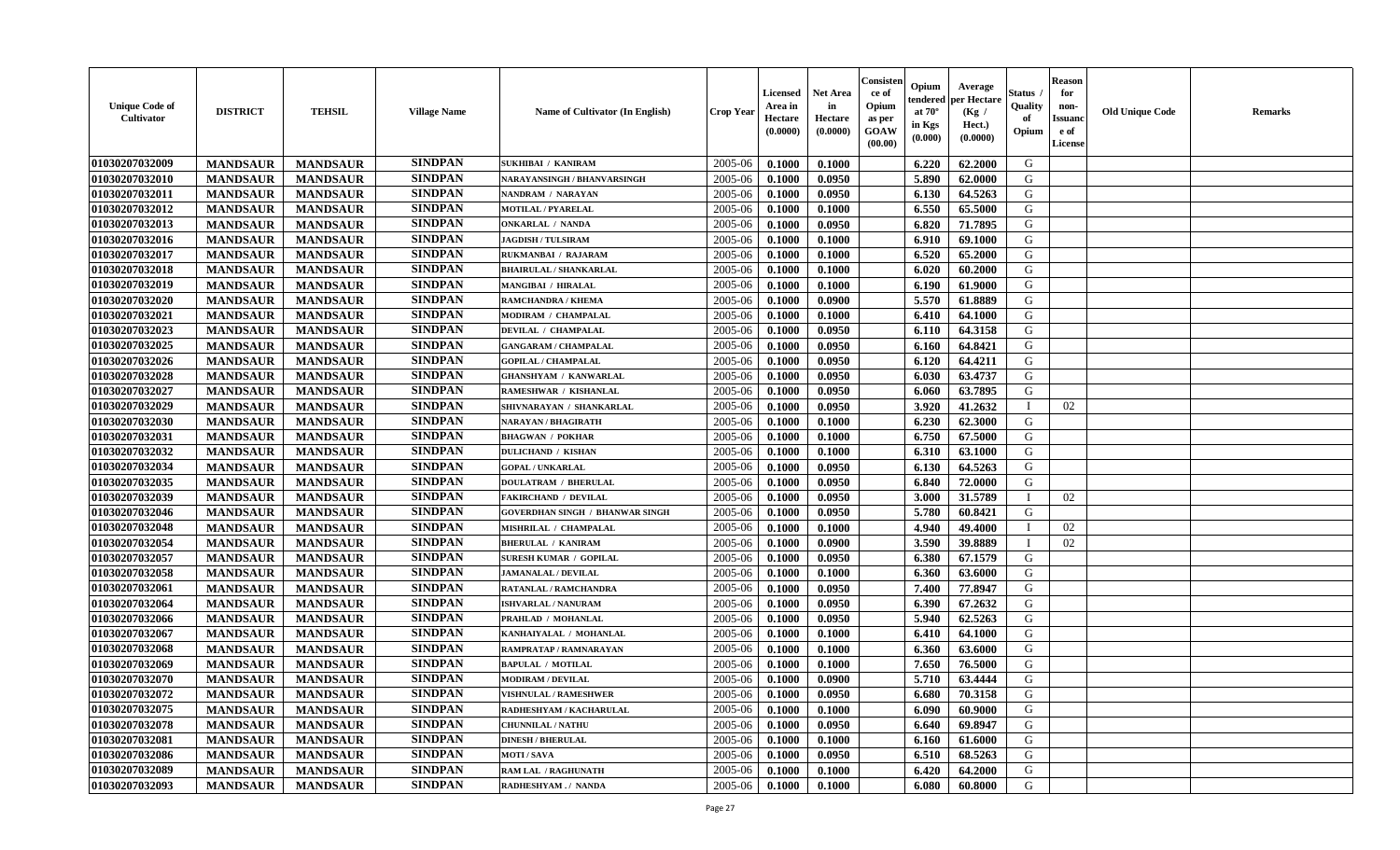| Unique Code of Cultivator | DISTRICT | TEHSIL | Village Name | Name of Cultivator (In English) | Crop Year | Licensed Area in Hectare (0.0000) | Net Area in Hectare (0.0000) | Consistence of Opium as per GOAW (00.00) | Opium tendered at 70° in Kgs (0.000) | Average per Hectare (Kg / Hect.) (0.0000) | Status / Quality of Opium | Reason for non-Issuance of License | Old Unique Code | Remarks |
|---|---|---|---|---|---|---|---|---|---|---|---|---|---|---|
| 01030207032009 | MANDSAUR | MANDSAUR | SINDPAN | SUKHIBAI / KANIRAM | 2005-06 | 0.1000 | 0.1000 | | 6.220 | 62.2000 | G | | | |
| 01030207032010 | MANDSAUR | MANDSAUR | SINDPAN | NARAYANSINGH / BHANVARSINGH | 2005-06 | 0.1000 | 0.0950 | | 5.890 | 62.0000 | G | | | |
| 01030207032011 | MANDSAUR | MANDSAUR | SINDPAN | NANDRAM / NARAYAN | 2005-06 | 0.1000 | 0.0950 | | 6.130 | 64.5263 | G | | | |
| 01030207032012 | MANDSAUR | MANDSAUR | SINDPAN | MOTILAL / PYARELAL | 2005-06 | 0.1000 | 0.1000 | | 6.550 | 65.5000 | G | | | |
| 01030207032013 | MANDSAUR | MANDSAUR | SINDPAN | ONKARLAL / NANDA | 2005-06 | 0.1000 | 0.0950 | | 6.820 | 71.7895 | G | | | |
| 01030207032016 | MANDSAUR | MANDSAUR | SINDPAN | JAGDISH / TULSIRAM | 2005-06 | 0.1000 | 0.1000 | | 6.910 | 69.1000 | G | | | |
| 01030207032017 | MANDSAUR | MANDSAUR | SINDPAN | RUKMANBAI / RAJARAM | 2005-06 | 0.1000 | 0.1000 | | 6.520 | 65.2000 | G | | | |
| 01030207032018 | MANDSAUR | MANDSAUR | SINDPAN | BHAIRULAL / SHANKARLAL | 2005-06 | 0.1000 | 0.1000 | | 6.020 | 60.2000 | G | | | |
| 01030207032019 | MANDSAUR | MANDSAUR | SINDPAN | MANGIBAI / HIRALAL | 2005-06 | 0.1000 | 0.1000 | | 6.190 | 61.9000 | G | | | |
| 01030207032020 | MANDSAUR | MANDSAUR | SINDPAN | RAMCHANDRA / KHEMA | 2005-06 | 0.1000 | 0.0900 | | 5.570 | 61.8889 | G | | | |
| 01030207032021 | MANDSAUR | MANDSAUR | SINDPAN | MODIRAM / CHAMPALAL | 2005-06 | 0.1000 | 0.1000 | | 6.410 | 64.1000 | G | | | |
| 01030207032023 | MANDSAUR | MANDSAUR | SINDPAN | DEVILAL / CHAMPALAL | 2005-06 | 0.1000 | 0.0950 | | 6.110 | 64.3158 | G | | | |
| 01030207032025 | MANDSAUR | MANDSAUR | SINDPAN | GANGARAM / CHAMPALAL | 2005-06 | 0.1000 | 0.0950 | | 6.160 | 64.8421 | G | | | |
| 01030207032026 | MANDSAUR | MANDSAUR | SINDPAN | GOPILAL / CHAMPALAL | 2005-06 | 0.1000 | 0.0950 | | 6.120 | 64.4211 | G | | | |
| 01030207032028 | MANDSAUR | MANDSAUR | SINDPAN | GHANSHYAM / KANWARLAL | 2005-06 | 0.1000 | 0.0950 | | 6.030 | 63.4737 | G | | | |
| 01030207032027 | MANDSAUR | MANDSAUR | SINDPAN | RAMESHWAR / KISHANLAL | 2005-06 | 0.1000 | 0.0950 | | 6.060 | 63.7895 | G | | | |
| 01030207032029 | MANDSAUR | MANDSAUR | SINDPAN | SHIVNARAYAN / SHANKARLAL | 2005-06 | 0.1000 | 0.0950 | | 3.920 | 41.2632 | I | 02 | | |
| 01030207032030 | MANDSAUR | MANDSAUR | SINDPAN | NARAYAN / BHAGIRATH | 2005-06 | 0.1000 | 0.1000 | | 6.230 | 62.3000 | G | | | |
| 01030207032031 | MANDSAUR | MANDSAUR | SINDPAN | BHAGWAN / POKHAR | 2005-06 | 0.1000 | 0.1000 | | 6.750 | 67.5000 | G | | | |
| 01030207032032 | MANDSAUR | MANDSAUR | SINDPAN | DULICHAND / KISHAN | 2005-06 | 0.1000 | 0.1000 | | 6.310 | 63.1000 | G | | | |
| 01030207032034 | MANDSAUR | MANDSAUR | SINDPAN | GOPAL / UNKARLAL | 2005-06 | 0.1000 | 0.0950 | | 6.130 | 64.5263 | G | | | |
| 01030207032035 | MANDSAUR | MANDSAUR | SINDPAN | DOULATRAM / BHERULAL | 2005-06 | 0.1000 | 0.0950 | | 6.840 | 72.0000 | G | | | |
| 01030207032039 | MANDSAUR | MANDSAUR | SINDPAN | FAKIRCHAND / DEVILAL | 2005-06 | 0.1000 | 0.0950 | | 3.000 | 31.5789 | I | 02 | | |
| 01030207032046 | MANDSAUR | MANDSAUR | SINDPAN | GOVERDHAN SINGH / BHANWAR SINGH | 2005-06 | 0.1000 | 0.0950 | | 5.780 | 60.8421 | G | | | |
| 01030207032048 | MANDSAUR | MANDSAUR | SINDPAN | MISHRILAL / CHAMPALAL | 2005-06 | 0.1000 | 0.1000 | | 4.940 | 49.4000 | I | 02 | | |
| 01030207032054 | MANDSAUR | MANDSAUR | SINDPAN | BHERULAL / KANIRAM | 2005-06 | 0.1000 | 0.0900 | | 3.590 | 39.8889 | I | 02 | | |
| 01030207032057 | MANDSAUR | MANDSAUR | SINDPAN | SURESH KUMAR / GOPILAL | 2005-06 | 0.1000 | 0.0950 | | 6.380 | 67.1579 | G | | | |
| 01030207032058 | MANDSAUR | MANDSAUR | SINDPAN | JAMANALAL / DEVILAL | 2005-06 | 0.1000 | 0.1000 | | 6.360 | 63.6000 | G | | | |
| 01030207032061 | MANDSAUR | MANDSAUR | SINDPAN | RATANLAL / RAMCHANDRA | 2005-06 | 0.1000 | 0.0950 | | 7.400 | 77.8947 | G | | | |
| 01030207032064 | MANDSAUR | MANDSAUR | SINDPAN | ISHVARLAL / NANURAM | 2005-06 | 0.1000 | 0.0950 | | 6.390 | 67.2632 | G | | | |
| 01030207032066 | MANDSAUR | MANDSAUR | SINDPAN | PRAHLAD / MOHANLAL | 2005-06 | 0.1000 | 0.0950 | | 5.940 | 62.5263 | G | | | |
| 01030207032067 | MANDSAUR | MANDSAUR | SINDPAN | KANHAIYALAL / MOHANLAL | 2005-06 | 0.1000 | 0.1000 | | 6.410 | 64.1000 | G | | | |
| 01030207032068 | MANDSAUR | MANDSAUR | SINDPAN | RAMPRATAP / RAMNARAYAN | 2005-06 | 0.1000 | 0.1000 | | 6.360 | 63.6000 | G | | | |
| 01030207032069 | MANDSAUR | MANDSAUR | SINDPAN | BAPULAL / MOTILAL | 2005-06 | 0.1000 | 0.1000 | | 7.650 | 76.5000 | G | | | |
| 01030207032070 | MANDSAUR | MANDSAUR | SINDPAN | MODIRAM / DEVILAL | 2005-06 | 0.1000 | 0.0900 | | 5.710 | 63.4444 | G | | | |
| 01030207032072 | MANDSAUR | MANDSAUR | SINDPAN | VISHNULAL / RAMESHWER | 2005-06 | 0.1000 | 0.0950 | | 6.680 | 70.3158 | G | | | |
| 01030207032075 | MANDSAUR | MANDSAUR | SINDPAN | RADHESHYAM / KACHARULAL | 2005-06 | 0.1000 | 0.1000 | | 6.090 | 60.9000 | G | | | |
| 01030207032078 | MANDSAUR | MANDSAUR | SINDPAN | CHUNNILAL / NATHU | 2005-06 | 0.1000 | 0.0950 | | 6.640 | 69.8947 | G | | | |
| 01030207032081 | MANDSAUR | MANDSAUR | SINDPAN | DINESH / BHERULAL | 2005-06 | 0.1000 | 0.1000 | | 6.160 | 61.6000 | G | | | |
| 01030207032086 | MANDSAUR | MANDSAUR | SINDPAN | MOTI / SAVA | 2005-06 | 0.1000 | 0.0950 | | 6.510 | 68.5263 | G | | | |
| 01030207032089 | MANDSAUR | MANDSAUR | SINDPAN | RAM LAL / RAGHUNATH | 2005-06 | 0.1000 | 0.1000 | | 6.420 | 64.2000 | G | | | |
| 01030207032093 | MANDSAUR | MANDSAUR | SINDPAN | RADHESHYAM . / NANDA | 2005-06 | 0.1000 | 0.1000 | | 6.080 | 60.8000 | G | | | |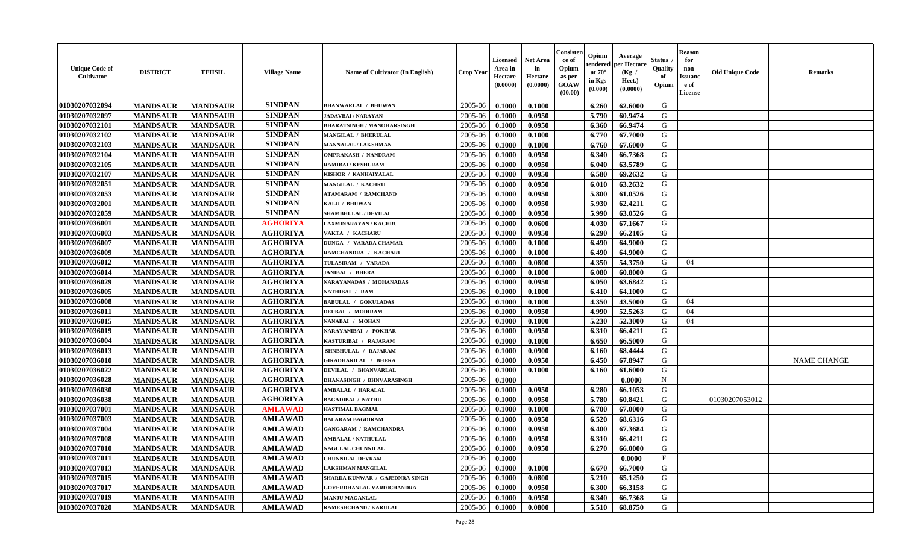| Unique Code of Cultivator | DISTRICT | TEHSIL | Village Name | Name of Cultivator (In English) | Crop Year | Licensed Area in Hectare (0.0000) | Net Area in Hectare (0.0000) | Consistence of Opium as per GOAW (00.00) | Opium tendered at 70° in Kgs (0.000) | Average per Hectare (Kg / Hect.) (0.0000) | Status / Quality of Opium | Reason for non-Issuance of License | Old Unique Code | Remarks |
|---|---|---|---|---|---|---|---|---|---|---|---|---|---|---|
| 01030207032094 | MANDSAUR | MANDSAUR | SINDPAN | BHANWARLAL / BHUWAN | 2005-06 | 0.1000 | 0.1000 | | 6.260 | 62.6000 | G | | | |
| 01030207032097 | MANDSAUR | MANDSAUR | SINDPAN | JADAVBAI / NARAYAN | 2005-06 | 0.1000 | 0.0950 | | 5.790 | 60.9474 | G | | | |
| 01030207032101 | MANDSAUR | MANDSAUR | SINDPAN | BHARATSINGH / MANOHARSINGH | 2005-06 | 0.1000 | 0.0950 | | 6.360 | 66.9474 | G | | | |
| 01030207032102 | MANDSAUR | MANDSAUR | SINDPAN | MANGILAL / BHERULAL | 2005-06 | 0.1000 | 0.1000 | | 6.770 | 67.7000 | G | | | |
| 01030207032103 | MANDSAUR | MANDSAUR | SINDPAN | MANNALAL / LAKSHMAN | 2005-06 | 0.1000 | 0.1000 | | 6.760 | 67.6000 | G | | | |
| 01030207032104 | MANDSAUR | MANDSAUR | SINDPAN | OMPRAKASH / NANDRAM | 2005-06 | 0.1000 | 0.0950 | | 6.340 | 66.7368 | G | | | |
| 01030207032105 | MANDSAUR | MANDSAUR | SINDPAN | RAMIBAI / KESHURAM | 2005-06 | 0.1000 | 0.0950 | | 6.040 | 63.5789 | G | | | |
| 01030207032107 | MANDSAUR | MANDSAUR | SINDPAN | KISHOR / KANHAIYALAL | 2005-06 | 0.1000 | 0.0950 | | 6.580 | 69.2632 | G | | | |
| 01030207032051 | MANDSAUR | MANDSAUR | SINDPAN | MANGILAL / KACHRU | 2005-06 | 0.1000 | 0.0950 | | 6.010 | 63.2632 | G | | | |
| 01030207032053 | MANDSAUR | MANDSAUR | SINDPAN | ATAMARAM / RAMCHAND | 2005-06 | 0.1000 | 0.0950 | | 5.800 | 61.0526 | G | | | |
| 01030207032001 | MANDSAUR | MANDSAUR | SINDPAN | KALU / BHUWAN | 2005-06 | 0.1000 | 0.0950 | | 5.930 | 62.4211 | G | | | |
| 01030207032059 | MANDSAUR | MANDSAUR | SINDPAN | SHAMBHULAL / DEVILAL | 2005-06 | 0.1000 | 0.0950 | | 5.990 | 63.0526 | G | | | |
| 01030207036001 | MANDSAUR | MANDSAUR | AGHORIYA | LAXMINARAYAN / KACHRU | 2005-06 | 0.1000 | 0.0600 | | 4.030 | 67.1667 | G | | | |
| 01030207036003 | MANDSAUR | MANDSAUR | AGHORIYA | VAKTA / KACHARU | 2005-06 | 0.1000 | 0.0950 | | 6.290 | 66.2105 | G | | | |
| 01030207036007 | MANDSAUR | MANDSAUR | AGHORIYA | DUNGA / VARADA CHAMAR | 2005-06 | 0.1000 | 0.1000 | | 6.490 | 64.9000 | G | | | |
| 01030207036009 | MANDSAUR | MANDSAUR | AGHORIYA | RAMCHANDRA / KACHARU | 2005-06 | 0.1000 | 0.1000 | | 6.490 | 64.9000 | G | | | |
| 01030207036012 | MANDSAUR | MANDSAUR | AGHORIYA | TULASIRAM / VARADA | 2005-06 | 0.1000 | 0.0800 | | 4.350 | 54.3750 | G | 04 | | |
| 01030207036014 | MANDSAUR | MANDSAUR | AGHORIYA | JANIBAI / BHERA | 2005-06 | 0.1000 | 0.1000 | | 6.080 | 60.8000 | G | | | |
| 01030207036029 | MANDSAUR | MANDSAUR | AGHORIYA | NARAYANADAS / MOHANADAS | 2005-06 | 0.1000 | 0.0950 | | 6.050 | 63.6842 | G | | | |
| 01030207036005 | MANDSAUR | MANDSAUR | AGHORIYA | NATHIBAI / RAM | 2005-06 | 0.1000 | 0.1000 | | 6.410 | 64.1000 | G | | | |
| 01030207036008 | MANDSAUR | MANDSAUR | AGHORIYA | BABULAL / GOKULADAS | 2005-06 | 0.1000 | 0.1000 | | 4.350 | 43.5000 | G | 04 | | |
| 01030207036011 | MANDSAUR | MANDSAUR | AGHORIYA | DEUBAI / MODIRAM | 2005-06 | 0.1000 | 0.0950 | | 4.990 | 52.5263 | G | 04 | | |
| 01030207036015 | MANDSAUR | MANDSAUR | AGHORIYA | NANABAI / MOHAN | 2005-06 | 0.1000 | 0.1000 | | 5.230 | 52.3000 | G | 04 | | |
| 01030207036019 | MANDSAUR | MANDSAUR | AGHORIYA | NARAYANIBAI / POKHAR | 2005-06 | 0.1000 | 0.0950 | | 6.310 | 66.4211 | G | | | |
| 01030207036004 | MANDSAUR | MANDSAUR | AGHORIYA | KASTURIBAI / RAJARAM | 2005-06 | 0.1000 | 0.1000 | | 6.650 | 66.5000 | G | | | |
| 01030207036013 | MANDSAUR | MANDSAUR | AGHORIYA | SHNBHULAL / RAJARAM | 2005-06 | 0.1000 | 0.0900 | | 6.160 | 68.4444 | G | | | |
| 01030207036010 | MANDSAUR | MANDSAUR | AGHORIYA | GIRADHARILAL / BHERA | 2005-06 | 0.1000 | 0.0950 | | 6.450 | 67.8947 | G | | | NAME CHANGE |
| 01030207036022 | MANDSAUR | MANDSAUR | AGHORIYA | DEVILAL / BHANVARLAL | 2005-06 | 0.1000 | 0.1000 | | 6.160 | 61.6000 | G | | | |
| 01030207036028 | MANDSAUR | MANDSAUR | AGHORIYA | DHANASINGH / BHNVARASINGH | 2005-06 | 0.1000 | | | | 0.0000 | N | | | |
| 01030207036030 | MANDSAUR | MANDSAUR | AGHORIYA | AMBALAL / HARALAL | 2005-06 | 0.1000 | 0.0950 | | 6.280 | 66.1053 | G | | | |
| 01030207036038 | MANDSAUR | MANDSAUR | AGHORIYA | BAGADIBAI / NATHU | 2005-06 | 0.1000 | 0.0950 | | 5.780 | 60.8421 | G | | 01030207053012 | |
| 01030207037001 | MANDSAUR | MANDSAUR | AMLAWAD | HASTIMAL BAGMAL | 2005-06 | 0.1000 | 0.1000 | | 6.700 | 67.0000 | G | | | |
| 01030207037003 | MANDSAUR | MANDSAUR | AMLAWAD | BALARAM BAGDIRAM | 2005-06 | 0.1000 | 0.0950 | | 6.520 | 68.6316 | G | | | |
| 01030207037004 | MANDSAUR | MANDSAUR | AMLAWAD | GANGARAM / RAMCHANDRA | 2005-06 | 0.1000 | 0.0950 | | 6.400 | 67.3684 | G | | | |
| 01030207037008 | MANDSAUR | MANDSAUR | AMLAWAD | AMBALAL / NATHULAL | 2005-06 | 0.1000 | 0.0950 | | 6.310 | 66.4211 | G | | | |
| 01030207037010 | MANDSAUR | MANDSAUR | AMLAWAD | NAGULAL CHUNNILAL | 2005-06 | 0.1000 | 0.0950 | | 6.270 | 66.0000 | G | | | |
| 01030207037011 | MANDSAUR | MANDSAUR | AMLAWAD | CHUNNILAL DEVRAM | 2005-06 | 0.1000 | | | | 0.0000 | F | | | |
| 01030207037013 | MANDSAUR | MANDSAUR | AMLAWAD | LAKSHMAN MANGILAL | 2005-06 | 0.1000 | 0.1000 | | 6.670 | 66.7000 | G | | | |
| 01030207037015 | MANDSAUR | MANDSAUR | AMLAWAD | SHARDA KUNWAR / GAJEDNRA SINGH | 2005-06 | 0.1000 | 0.0800 | | 5.210 | 65.1250 | G | | | |
| 01030207037017 | MANDSAUR | MANDSAUR | AMLAWAD | GOVERDHANLAL VARDICHANDRA | 2005-06 | 0.1000 | 0.0950 | | 6.300 | 66.3158 | G | | | |
| 01030207037019 | MANDSAUR | MANDSAUR | AMLAWAD | MANJU MAGANLAL | 2005-06 | 0.1000 | 0.0950 | | 6.340 | 66.7368 | G | | | |
| 01030207037020 | MANDSAUR | MANDSAUR | AMLAWAD | RAMESHCHAND / KARULAL | 2005-06 | 0.1000 | 0.0800 | | 5.510 | 68.8750 | G | | | |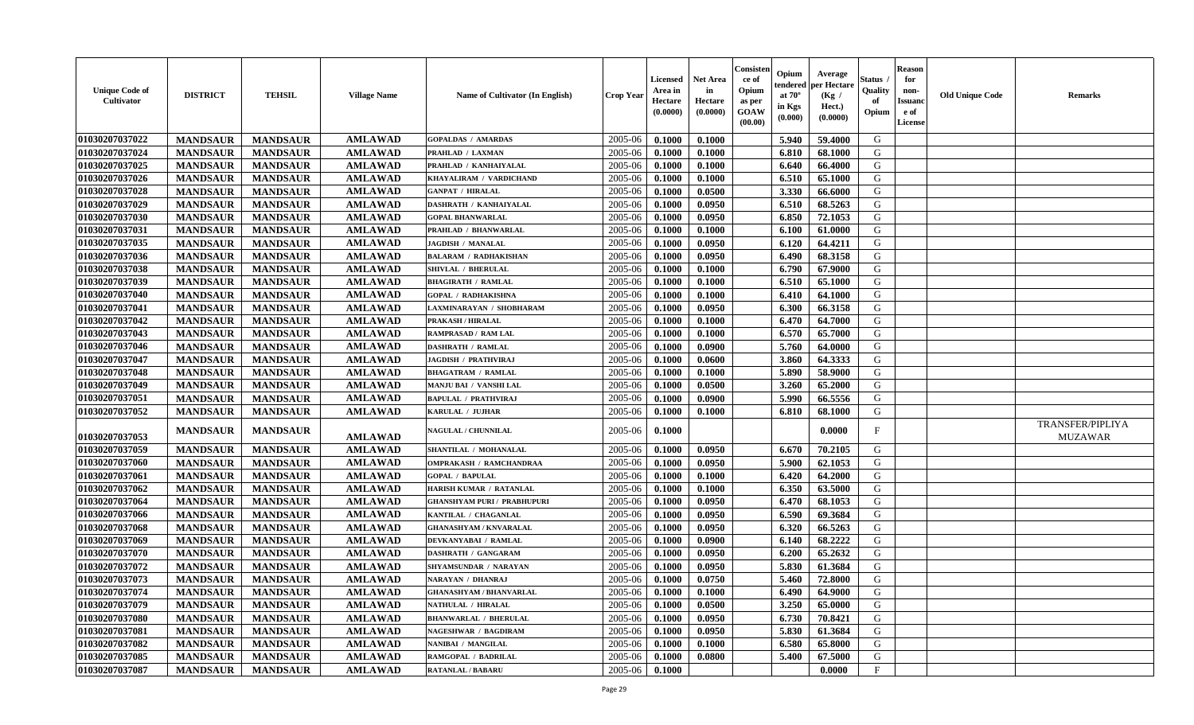| Unique Code of Cultivator | DISTRICT | TEHSIL | Village Name | Name of Cultivator (In English) | Crop Year | Licensed Area in Hectare (0.0000) | Net Area in Hectare (0.0000) | Consistence of Opium as per GOAW (00.00) | Opium tendered at 70° in Kgs (0.000) | Average per Hectare (Kg / Hect.) (0.0000) | Status / Quality of Opium | Reason for non-Issuance of License | Old Unique Code | Remarks |
|---|---|---|---|---|---|---|---|---|---|---|---|---|---|---|
| 01030207037022 | MANDSAUR | MANDSAUR | AMLAWAD | GOPALDAS / AMARDAS | 2005-06 | 0.1000 | 0.1000 | | 5.940 | 59.4000 | G | | | |
| 01030207037024 | MANDSAUR | MANDSAUR | AMLAWAD | PRAHLAD / LAXMAN | 2005-06 | 0.1000 | 0.1000 | | 6.810 | 68.1000 | G | | | |
| 01030207037025 | MANDSAUR | MANDSAUR | AMLAWAD | PRAHLAD / KANHAIYALAL | 2005-06 | 0.1000 | 0.1000 | | 6.640 | 66.4000 | G | | | |
| 01030207037026 | MANDSAUR | MANDSAUR | AMLAWAD | KHAYALIRAM / VARDICHAND | 2005-06 | 0.1000 | 0.1000 | | 6.510 | 65.1000 | G | | | |
| 01030207037028 | MANDSAUR | MANDSAUR | AMLAWAD | GANPAT / HIRALAL | 2005-06 | 0.1000 | 0.0500 | | 3.330 | 66.6000 | G | | | |
| 01030207037029 | MANDSAUR | MANDSAUR | AMLAWAD | DASHRATH / KANHAIYALAL | 2005-06 | 0.1000 | 0.0950 | | 6.510 | 68.5263 | G | | | |
| 01030207037030 | MANDSAUR | MANDSAUR | AMLAWAD | GOPAL BHANWARLAL | 2005-06 | 0.1000 | 0.0950 | | 6.850 | 72.1053 | G | | | |
| 01030207037031 | MANDSAUR | MANDSAUR | AMLAWAD | PRAHLAD / BHANWARLAL | 2005-06 | 0.1000 | 0.1000 | | 6.100 | 61.0000 | G | | | |
| 01030207037035 | MANDSAUR | MANDSAUR | AMLAWAD | JAGDISH / MANALAL | 2005-06 | 0.1000 | 0.0950 | | 6.120 | 64.4211 | G | | | |
| 01030207037036 | MANDSAUR | MANDSAUR | AMLAWAD | BALARAM / RADHAKISHAN | 2005-06 | 0.1000 | 0.0950 | | 6.490 | 68.3158 | G | | | |
| 01030207037038 | MANDSAUR | MANDSAUR | AMLAWAD | SHIVLAL / BHERULAL | 2005-06 | 0.1000 | 0.1000 | | 6.790 | 67.9000 | G | | | |
| 01030207037039 | MANDSAUR | MANDSAUR | AMLAWAD | BHAGIRATH / RAMLAL | 2005-06 | 0.1000 | 0.1000 | | 6.510 | 65.1000 | G | | | |
| 01030207037040 | MANDSAUR | MANDSAUR | AMLAWAD | GOPAL / RADHAKISHNA | 2005-06 | 0.1000 | 0.1000 | | 6.410 | 64.1000 | G | | | |
| 01030207037041 | MANDSAUR | MANDSAUR | AMLAWAD | LAXMINARAYAN / SHOBHARAM | 2005-06 | 0.1000 | 0.0950 | | 6.300 | 66.3158 | G | | | |
| 01030207037042 | MANDSAUR | MANDSAUR | AMLAWAD | PRAKASH / HIRALAL | 2005-06 | 0.1000 | 0.1000 | | 6.470 | 64.7000 | G | | | |
| 01030207037043 | MANDSAUR | MANDSAUR | AMLAWAD | RAMPRASAD / RAM LAL | 2005-06 | 0.1000 | 0.1000 | | 6.570 | 65.7000 | G | | | |
| 01030207037046 | MANDSAUR | MANDSAUR | AMLAWAD | DASHRATH / RAMLAL | 2005-06 | 0.1000 | 0.0900 | | 5.760 | 64.0000 | G | | | |
| 01030207037047 | MANDSAUR | MANDSAUR | AMLAWAD | JAGDISH / PRATHVIRAJ | 2005-06 | 0.1000 | 0.0600 | | 3.860 | 64.3333 | G | | | |
| 01030207037048 | MANDSAUR | MANDSAUR | AMLAWAD | BHAGATRAM / RAMLAL | 2005-06 | 0.1000 | 0.1000 | | 5.890 | 58.9000 | G | | | |
| 01030207037049 | MANDSAUR | MANDSAUR | AMLAWAD | MANJU BAI / VANSHI LAL | 2005-06 | 0.1000 | 0.0500 | | 3.260 | 65.2000 | G | | | |
| 01030207037051 | MANDSAUR | MANDSAUR | AMLAWAD | BAPULAL / PRATHVIRAJ | 2005-06 | 0.1000 | 0.0900 | | 5.990 | 66.5556 | G | | | |
| 01030207037052 | MANDSAUR | MANDSAUR | AMLAWAD | KARULAL / JUJHAR | 2005-06 | 0.1000 | 0.1000 | | 6.810 | 68.1000 | G | | | |
| 01030207037053 | MANDSAUR | MANDSAUR | AMLAWAD | NAGULAL / CHUNNILAL | 2005-06 | 0.1000 | | | | 0.0000 | F | | | TRANSFER/PIPLIYA MUZAWAR |
| 01030207037059 | MANDSAUR | MANDSAUR | AMLAWAD | SHANTILAL / MOHANALAL | 2005-06 | 0.1000 | 0.0950 | | 6.670 | 70.2105 | G | | | |
| 01030207037060 | MANDSAUR | MANDSAUR | AMLAWAD | OMPRAKASH / RAMCHANDRAA | 2005-06 | 0.1000 | 0.0950 | | 5.900 | 62.1053 | G | | | |
| 01030207037061 | MANDSAUR | MANDSAUR | AMLAWAD | GOPAL / BAPULAL | 2005-06 | 0.1000 | 0.1000 | | 6.420 | 64.2000 | G | | | |
| 01030207037062 | MANDSAUR | MANDSAUR | AMLAWAD | HARISH KUMAR / RATANLAL | 2005-06 | 0.1000 | 0.1000 | | 6.350 | 63.5000 | G | | | |
| 01030207037064 | MANDSAUR | MANDSAUR | AMLAWAD | GHANSHYAM PURI / PRABHUPURI | 2005-06 | 0.1000 | 0.0950 | | 6.470 | 68.1053 | G | | | |
| 01030207037066 | MANDSAUR | MANDSAUR | AMLAWAD | KANTILAL / CHAGANLAL | 2005-06 | 0.1000 | 0.0950 | | 6.590 | 69.3684 | G | | | |
| 01030207037068 | MANDSAUR | MANDSAUR | AMLAWAD | GHANASHYAM / KNVARALAL | 2005-06 | 0.1000 | 0.0950 | | 6.320 | 66.5263 | G | | | |
| 01030207037069 | MANDSAUR | MANDSAUR | AMLAWAD | DEVKANYABAI / RAMLAL | 2005-06 | 0.1000 | 0.0900 | | 6.140 | 68.2222 | G | | | |
| 01030207037070 | MANDSAUR | MANDSAUR | AMLAWAD | DASHRATH / GANGARAM | 2005-06 | 0.1000 | 0.0950 | | 6.200 | 65.2632 | G | | | |
| 01030207037072 | MANDSAUR | MANDSAUR | AMLAWAD | SHYAMSUNDAR / NARAYAN | 2005-06 | 0.1000 | 0.0950 | | 5.830 | 61.3684 | G | | | |
| 01030207037073 | MANDSAUR | MANDSAUR | AMLAWAD | NARAYAN / DHANRAJ | 2005-06 | 0.1000 | 0.0750 | | 5.460 | 72.8000 | G | | | |
| 01030207037074 | MANDSAUR | MANDSAUR | AMLAWAD | GHANASHYAM / BHANVARLAL | 2005-06 | 0.1000 | 0.1000 | | 6.490 | 64.9000 | G | | | |
| 01030207037079 | MANDSAUR | MANDSAUR | AMLAWAD | NATHULAL / HIRALAL | 2005-06 | 0.1000 | 0.0500 | | 3.250 | 65.0000 | G | | | |
| 01030207037080 | MANDSAUR | MANDSAUR | AMLAWAD | BHANWARLAL / BHERULAL | 2005-06 | 0.1000 | 0.0950 | | 6.730 | 70.8421 | G | | | |
| 01030207037081 | MANDSAUR | MANDSAUR | AMLAWAD | NAGESHWAR / BAGDIRAM | 2005-06 | 0.1000 | 0.0950 | | 5.830 | 61.3684 | G | | | |
| 01030207037082 | MANDSAUR | MANDSAUR | AMLAWAD | NANIBAI / MANGILAL | 2005-06 | 0.1000 | 0.1000 | | 6.580 | 65.8000 | G | | | |
| 01030207037085 | MANDSAUR | MANDSAUR | AMLAWAD | RAMGOPAL / BADRILAL | 2005-06 | 0.1000 | 0.0800 | | 5.400 | 67.5000 | G | | | |
| 01030207037087 | MANDSAUR | MANDSAUR | AMLAWAD | RATANLAL / BABARU | 2005-06 | 0.1000 | | | | 0.0000 | F | | | |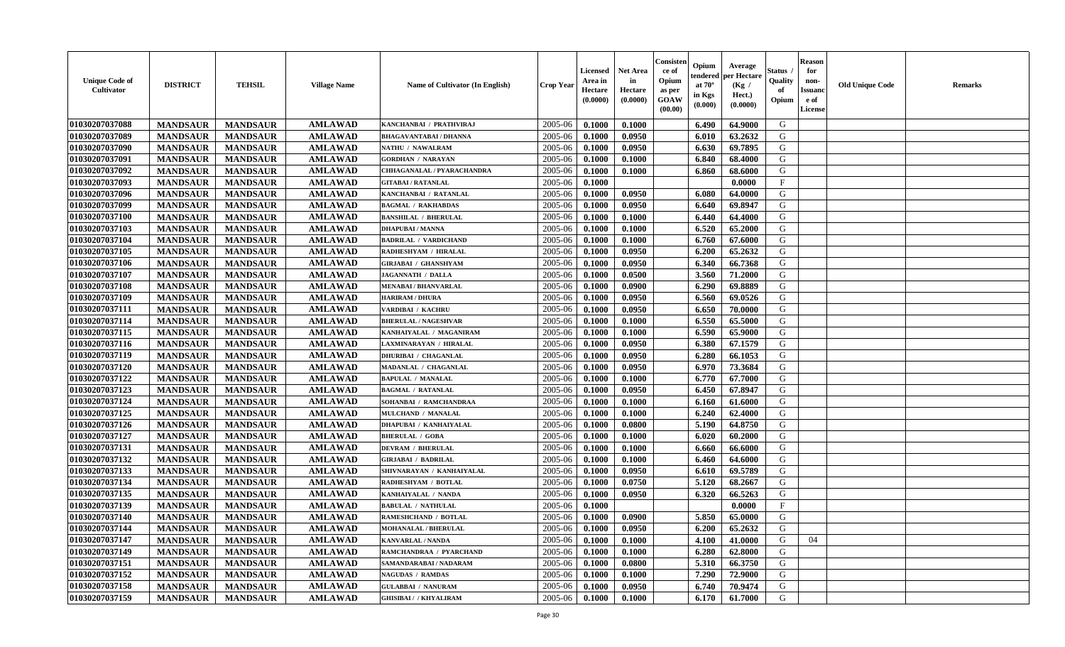| Unique Code of Cultivator | DISTRICT | TEHSIL | Village Name | Name of Cultivator (In English) | Crop Year | Licensed Area in Hectare (0.0000) | Net Area in Hectare (0.0000) | Consistence of Opium as per GOAW (00.00) | Opium tendered at 70° in Kgs (0.000) | Average per Hectare (Kg / Hect.) (0.0000) | Status / Quality of Opium | Reason for non-Issuance of License | Old Unique Code | Remarks |
|---|---|---|---|---|---|---|---|---|---|---|---|---|---|---|
| 01030207037088 | MANDSAUR | MANDSAUR | AMLAWAD | KANCHANBAI / PRATHVIRAJ | 2005-06 | 0.1000 | 0.1000 | | 6.490 | 64.9000 | G | | | |
| 01030207037089 | MANDSAUR | MANDSAUR | AMLAWAD | BHAGAVANTABAI / DHANNA | 2005-06 | 0.1000 | 0.0950 | | 6.010 | 63.2632 | G | | | |
| 01030207037090 | MANDSAUR | MANDSAUR | AMLAWAD | NATHU / NAWALRAM | 2005-06 | 0.1000 | 0.0950 | | 6.630 | 69.7895 | G | | | |
| 01030207037091 | MANDSAUR | MANDSAUR | AMLAWAD | GORDHAN / NARAYAN | 2005-06 | 0.1000 | 0.1000 | | 6.840 | 68.4000 | G | | | |
| 01030207037092 | MANDSAUR | MANDSAUR | AMLAWAD | CHHAGANALAL / PYARACHANDRA | 2005-06 | 0.1000 | 0.1000 | | 6.860 | 68.6000 | G | | | |
| 01030207037093 | MANDSAUR | MANDSAUR | AMLAWAD | GITABAI / RATANLAL | 2005-06 | 0.1000 | | | | 0.0000 | F | | | |
| 01030207037096 | MANDSAUR | MANDSAUR | AMLAWAD | KANCHANBAI / RATANLAL | 2005-06 | 0.1000 | 0.0950 | | 6.080 | 64.0000 | G | | | |
| 01030207037099 | MANDSAUR | MANDSAUR | AMLAWAD | BAGMAL / RAKHABDAS | 2005-06 | 0.1000 | 0.0950 | | 6.640 | 69.8947 | G | | | |
| 01030207037100 | MANDSAUR | MANDSAUR | AMLAWAD | BANSHILAL / BHERULAL | 2005-06 | 0.1000 | 0.1000 | | 6.440 | 64.4000 | G | | | |
| 01030207037103 | MANDSAUR | MANDSAUR | AMLAWAD | DHAPUBAI / MANNA | 2005-06 | 0.1000 | 0.1000 | | 6.520 | 65.2000 | G | | | |
| 01030207037104 | MANDSAUR | MANDSAUR | AMLAWAD | BADRILAL / VARDICHAND | 2005-06 | 0.1000 | 0.1000 | | 6.760 | 67.6000 | G | | | |
| 01030207037105 | MANDSAUR | MANDSAUR | AMLAWAD | RADHESHYAM / HIRALAL | 2005-06 | 0.1000 | 0.0950 | | 6.200 | 65.2632 | G | | | |
| 01030207037106 | MANDSAUR | MANDSAUR | AMLAWAD | GIRJABAI / GHANSHYAM | 2005-06 | 0.1000 | 0.0950 | | 6.340 | 66.7368 | G | | | |
| 01030207037107 | MANDSAUR | MANDSAUR | AMLAWAD | JAGANNATH / DALLA | 2005-06 | 0.1000 | 0.0500 | | 3.560 | 71.2000 | G | | | |
| 01030207037108 | MANDSAUR | MANDSAUR | AMLAWAD | MENABAI / BHANVARLAL | 2005-06 | 0.1000 | 0.0900 | | 6.290 | 69.8889 | G | | | |
| 01030207037109 | MANDSAUR | MANDSAUR | AMLAWAD | HARIRAM / DHURA | 2005-06 | 0.1000 | 0.0950 | | 6.560 | 69.0526 | G | | | |
| 01030207037111 | MANDSAUR | MANDSAUR | AMLAWAD | VARDIBAI / KACHRU | 2005-06 | 0.1000 | 0.0950 | | 6.650 | 70.0000 | G | | | |
| 01030207037114 | MANDSAUR | MANDSAUR | AMLAWAD | BHERULAL / NAGESHVAR | 2005-06 | 0.1000 | 0.1000 | | 6.550 | 65.5000 | G | | | |
| 01030207037115 | MANDSAUR | MANDSAUR | AMLAWAD | KANHAIYALAL / MAGANIRAM | 2005-06 | 0.1000 | 0.1000 | | 6.590 | 65.9000 | G | | | |
| 01030207037116 | MANDSAUR | MANDSAUR | AMLAWAD | LAXMINARAYAN / HIRALAL | 2005-06 | 0.1000 | 0.0950 | | 6.380 | 67.1579 | G | | | |
| 01030207037119 | MANDSAUR | MANDSAUR | AMLAWAD | DHURIBAI / CHAGANLAL | 2005-06 | 0.1000 | 0.0950 | | 6.280 | 66.1053 | G | | | |
| 01030207037120 | MANDSAUR | MANDSAUR | AMLAWAD | MADANLAL / CHAGANLAL | 2005-06 | 0.1000 | 0.0950 | | 6.970 | 73.3684 | G | | | |
| 01030207037122 | MANDSAUR | MANDSAUR | AMLAWAD | BAPULAL / MANALAL | 2005-06 | 0.1000 | 0.1000 | | 6.770 | 67.7000 | G | | | |
| 01030207037123 | MANDSAUR | MANDSAUR | AMLAWAD | BAGMAL / RATANLAL | 2005-06 | 0.1000 | 0.0950 | | 6.450 | 67.8947 | G | | | |
| 01030207037124 | MANDSAUR | MANDSAUR | AMLAWAD | SOHANBAI / RAMCHANDRAA | 2005-06 | 0.1000 | 0.1000 | | 6.160 | 61.6000 | G | | | |
| 01030207037125 | MANDSAUR | MANDSAUR | AMLAWAD | MULCHAND / MANALAL | 2005-06 | 0.1000 | 0.1000 | | 6.240 | 62.4000 | G | | | |
| 01030207037126 | MANDSAUR | MANDSAUR | AMLAWAD | DHAPUBAI / KANHAIYALAL | 2005-06 | 0.1000 | 0.0800 | | 5.190 | 64.8750 | G | | | |
| 01030207037127 | MANDSAUR | MANDSAUR | AMLAWAD | BHERULAL / GOBA | 2005-06 | 0.1000 | 0.1000 | | 6.020 | 60.2000 | G | | | |
| 01030207037131 | MANDSAUR | MANDSAUR | AMLAWAD | DEVRAM / BHERULAL | 2005-06 | 0.1000 | 0.1000 | | 6.660 | 66.6000 | G | | | |
| 01030207037132 | MANDSAUR | MANDSAUR | AMLAWAD | GIRJABAI / BADRILAL | 2005-06 | 0.1000 | 0.1000 | | 6.460 | 64.6000 | G | | | |
| 01030207037133 | MANDSAUR | MANDSAUR | AMLAWAD | SHIVNARAYAN / KANHAIYALAL | 2005-06 | 0.1000 | 0.0950 | | 6.610 | 69.5789 | G | | | |
| 01030207037134 | MANDSAUR | MANDSAUR | AMLAWAD | RADHESHYAM / BOTLAL | 2005-06 | 0.1000 | 0.0750 | | 5.120 | 68.2667 | G | | | |
| 01030207037135 | MANDSAUR | MANDSAUR | AMLAWAD | KANHAIYALAL / NANDA | 2005-06 | 0.1000 | 0.0950 | | 6.320 | 66.5263 | G | | | |
| 01030207037139 | MANDSAUR | MANDSAUR | AMLAWAD | BABULAL / NATHULAL | 2005-06 | 0.1000 | | | | 0.0000 | F | | | |
| 01030207037140 | MANDSAUR | MANDSAUR | AMLAWAD | RAMESHCHAND / BOTLAL | 2005-06 | 0.1000 | 0.0900 | | 5.850 | 65.0000 | G | | | |
| 01030207037144 | MANDSAUR | MANDSAUR | AMLAWAD | MOHANALAL / BHERULAL | 2005-06 | 0.1000 | 0.0950 | | 6.200 | 65.2632 | G | | | |
| 01030207037147 | MANDSAUR | MANDSAUR | AMLAWAD | KANVARLAL / NANDA | 2005-06 | 0.1000 | 0.1000 | | 4.100 | 41.0000 | G | 04 | | |
| 01030207037149 | MANDSAUR | MANDSAUR | AMLAWAD | RAMCHANDRAA / PYARCHAND | 2005-06 | 0.1000 | 0.1000 | | 6.280 | 62.8000 | G | | | |
| 01030207037151 | MANDSAUR | MANDSAUR | AMLAWAD | SAMANDARABAI / NADARAM | 2005-06 | 0.1000 | 0.0800 | | 5.310 | 66.3750 | G | | | |
| 01030207037152 | MANDSAUR | MANDSAUR | AMLAWAD | NAGUDAS / RAMDAS | 2005-06 | 0.1000 | 0.1000 | | 7.290 | 72.9000 | G | | | |
| 01030207037158 | MANDSAUR | MANDSAUR | AMLAWAD | GULABBAI / NANURAM | 2005-06 | 0.1000 | 0.0950 | | 6.740 | 70.9474 | G | | | |
| 01030207037159 | MANDSAUR | MANDSAUR | AMLAWAD | GHISIBAI / / KHYALIRAM | 2005-06 | 0.1000 | 0.1000 | | 6.170 | 61.7000 | G | | | |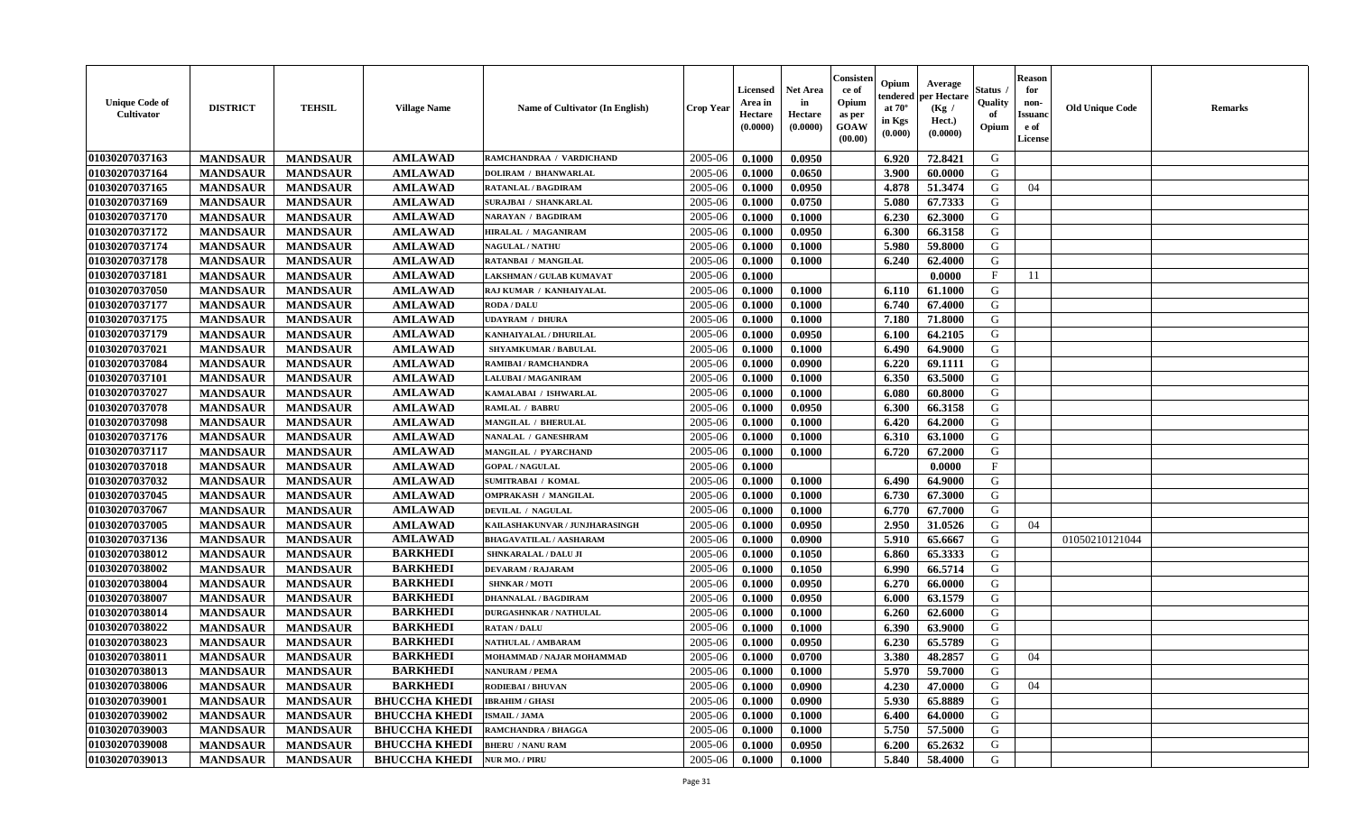| Unique Code of Cultivator | DISTRICT | TEHSIL | Village Name | Name of Cultivator (In English) | Crop Year | Licensed Area in Hectare (0.0000) | Net Area in Hectare (0.0000) | Consistence of Opium as per GOAW (00.00) | Opium tendered at 70° in Kgs (0.000) | Average per Hectare (Kg / Hect.) (0.0000) | Status / Quality of Opium | Reason for non-Issuance of License | Old Unique Code | Remarks |
|---|---|---|---|---|---|---|---|---|---|---|---|---|---|---|
| 01030207037163 | MANDSAUR | MANDSAUR | AMLAWAD | RAMCHANDRAA / VARDICHAND | 2005-06 | 0.1000 | 0.0950 | | 6.920 | 72.8421 | G | | | |
| 01030207037164 | MANDSAUR | MANDSAUR | AMLAWAD | DOLIRAM / BHANWARLAL | 2005-06 | 0.1000 | 0.0650 | | 3.900 | 60.0000 | G | | | |
| 01030207037165 | MANDSAUR | MANDSAUR | AMLAWAD | RATANLAL / BAGDIRAM | 2005-06 | 0.1000 | 0.0950 | | 4.878 | 51.3474 | G | 04 | | |
| 01030207037169 | MANDSAUR | MANDSAUR | AMLAWAD | SURAJBAI / SHANKARLAL | 2005-06 | 0.1000 | 0.0750 | | 5.080 | 67.7333 | G | | | |
| 01030207037170 | MANDSAUR | MANDSAUR | AMLAWAD | NARAYAN / BAGDIRAM | 2005-06 | 0.1000 | 0.1000 | | 6.230 | 62.3000 | G | | | |
| 01030207037172 | MANDSAUR | MANDSAUR | AMLAWAD | HIRALAL / MAGANIRAM | 2005-06 | 0.1000 | 0.0950 | | 6.300 | 66.3158 | G | | | |
| 01030207037174 | MANDSAUR | MANDSAUR | AMLAWAD | NAGULAL / NATHU | 2005-06 | 0.1000 | 0.1000 | | 5.980 | 59.8000 | G | | | |
| 01030207037178 | MANDSAUR | MANDSAUR | AMLAWAD | RATANBAI / MANGILAL | 2005-06 | 0.1000 | 0.1000 | | 6.240 | 62.4000 | G | | | |
| 01030207037181 | MANDSAUR | MANDSAUR | AMLAWAD | LAKSHMAN / GULAB KUMAVAT | 2005-06 | 0.1000 | | | | 0.0000 | F | 11 | | |
| 01030207037050 | MANDSAUR | MANDSAUR | AMLAWAD | RAJ KUMAR / KANHAIYALAL | 2005-06 | 0.1000 | 0.1000 | | 6.110 | 61.1000 | G | | | |
| 01030207037177 | MANDSAUR | MANDSAUR | AMLAWAD | RODA / DALU | 2005-06 | 0.1000 | 0.1000 | | 6.740 | 67.4000 | G | | | |
| 01030207037175 | MANDSAUR | MANDSAUR | AMLAWAD | UDAYRAM / DHURA | 2005-06 | 0.1000 | 0.1000 | | 7.180 | 71.8000 | G | | | |
| 01030207037179 | MANDSAUR | MANDSAUR | AMLAWAD | KANHAIYALAL / DHURILAL | 2005-06 | 0.1000 | 0.0950 | | 6.100 | 64.2105 | G | | | |
| 01030207037021 | MANDSAUR | MANDSAUR | AMLAWAD | SHYAMKUMAR / BABULAL | 2005-06 | 0.1000 | 0.1000 | | 6.490 | 64.9000 | G | | | |
| 01030207037084 | MANDSAUR | MANDSAUR | AMLAWAD | RAMIBAI / RAMCHANDRA | 2005-06 | 0.1000 | 0.0900 | | 6.220 | 69.1111 | G | | | |
| 01030207037101 | MANDSAUR | MANDSAUR | AMLAWAD | LALUBAI / MAGANIRAM | 2005-06 | 0.1000 | 0.1000 | | 6.350 | 63.5000 | G | | | |
| 01030207037027 | MANDSAUR | MANDSAUR | AMLAWAD | KAMALABAI / ISHWARLAL | 2005-06 | 0.1000 | 0.1000 | | 6.080 | 60.8000 | G | | | |
| 01030207037078 | MANDSAUR | MANDSAUR | AMLAWAD | RAMLAL / BABRU | 2005-06 | 0.1000 | 0.0950 | | 6.300 | 66.3158 | G | | | |
| 01030207037098 | MANDSAUR | MANDSAUR | AMLAWAD | MANGILAL / BHERULAL | 2005-06 | 0.1000 | 0.1000 | | 6.420 | 64.2000 | G | | | |
| 01030207037176 | MANDSAUR | MANDSAUR | AMLAWAD | NANALAL / GANESHRAM | 2005-06 | 0.1000 | 0.1000 | | 6.310 | 63.1000 | G | | | |
| 01030207037117 | MANDSAUR | MANDSAUR | AMLAWAD | MANGILAL / PYARCHAND | 2005-06 | 0.1000 | 0.1000 | | 6.720 | 67.2000 | G | | | |
| 01030207037018 | MANDSAUR | MANDSAUR | AMLAWAD | GOPAL / NAGULAL | 2005-06 | 0.1000 | | | | 0.0000 | F | | | |
| 01030207037032 | MANDSAUR | MANDSAUR | AMLAWAD | SUMITRABAI / KOMAL | 2005-06 | 0.1000 | 0.1000 | | 6.490 | 64.9000 | G | | | |
| 01030207037045 | MANDSAUR | MANDSAUR | AMLAWAD | OMPRAKASH / MANGILAL | 2005-06 | 0.1000 | 0.1000 | | 6.730 | 67.3000 | G | | | |
| 01030207037067 | MANDSAUR | MANDSAUR | AMLAWAD | DEVILAL / NAGULAL | 2005-06 | 0.1000 | 0.1000 | | 6.770 | 67.7000 | G | | | |
| 01030207037005 | MANDSAUR | MANDSAUR | AMLAWAD | KAILASHAKUNVAR / JUNJHARASINGH | 2005-06 | 0.1000 | 0.0950 | | 2.950 | 31.0526 | G | 04 | | |
| 01030207037136 | MANDSAUR | MANDSAUR | AMLAWAD | BHAGAVATILAL / AASHARAM | 2005-06 | 0.1000 | 0.0900 | | 5.910 | 65.6667 | G | | 01050210121044 | |
| 01030207038012 | MANDSAUR | MANDSAUR | BARKHEDI | SHNKARALAL / DALU JI | 2005-06 | 0.1000 | 0.1050 | | 6.860 | 65.3333 | G | | | |
| 01030207038002 | MANDSAUR | MANDSAUR | BARKHEDI | DEVARAM / RAJARAM | 2005-06 | 0.1000 | 0.1050 | | 6.990 | 66.5714 | G | | | |
| 01030207038004 | MANDSAUR | MANDSAUR | BARKHEDI | SHNKAR / MOTI | 2005-06 | 0.1000 | 0.0950 | | 6.270 | 66.0000 | G | | | |
| 01030207038007 | MANDSAUR | MANDSAUR | BARKHEDI | DHANNALAL / BAGDIRAM | 2005-06 | 0.1000 | 0.0950 | | 6.000 | 63.1579 | G | | | |
| 01030207038014 | MANDSAUR | MANDSAUR | BARKHEDI | DURGASHNKAR / NATHULAL | 2005-06 | 0.1000 | 0.1000 | | 6.260 | 62.6000 | G | | | |
| 01030207038022 | MANDSAUR | MANDSAUR | BARKHEDI | RATAN / DALU | 2005-06 | 0.1000 | 0.1000 | | 6.390 | 63.9000 | G | | | |
| 01030207038023 | MANDSAUR | MANDSAUR | BARKHEDI | NATHULAL / AMBARAM | 2005-06 | 0.1000 | 0.0950 | | 6.230 | 65.5789 | G | | | |
| 01030207038011 | MANDSAUR | MANDSAUR | BARKHEDI | MOHAMMAD / NAJAR MOHAMMAD | 2005-06 | 0.1000 | 0.0700 | | 3.380 | 48.2857 | G | 04 | | |
| 01030207038013 | MANDSAUR | MANDSAUR | BARKHEDI | NANURAM / PEMA | 2005-06 | 0.1000 | 0.1000 | | 5.970 | 59.7000 | G | | | |
| 01030207038006 | MANDSAUR | MANDSAUR | BARKHEDI | RODIEBAI / BHUVAN | 2005-06 | 0.1000 | 0.0900 | | 4.230 | 47.0000 | G | 04 | | |
| 01030207039001 | MANDSAUR | MANDSAUR | BHUCCHA KHEDI | IBRAHIM / GHASI | 2005-06 | 0.1000 | 0.0900 | | 5.930 | 65.8889 | G | | | |
| 01030207039002 | MANDSAUR | MANDSAUR | BHUCCHA KHEDI | ISMAIL / JAMA | 2005-06 | 0.1000 | 0.1000 | | 6.400 | 64.0000 | G | | | |
| 01030207039003 | MANDSAUR | MANDSAUR | BHUCCHA KHEDI | RAMCHANDRA / BHAGGA | 2005-06 | 0.1000 | 0.1000 | | 5.750 | 57.5000 | G | | | |
| 01030207039008 | MANDSAUR | MANDSAUR | BHUCCHA KHEDI | BHERU / NANU RAM | 2005-06 | 0.1000 | 0.0950 | | 6.200 | 65.2632 | G | | | |
| 01030207039013 | MANDSAUR | MANDSAUR | BHUCCHA KHEDI | NUR MO. / PIRU | 2005-06 | 0.1000 | 0.1000 | | 5.840 | 58.4000 | G | | | |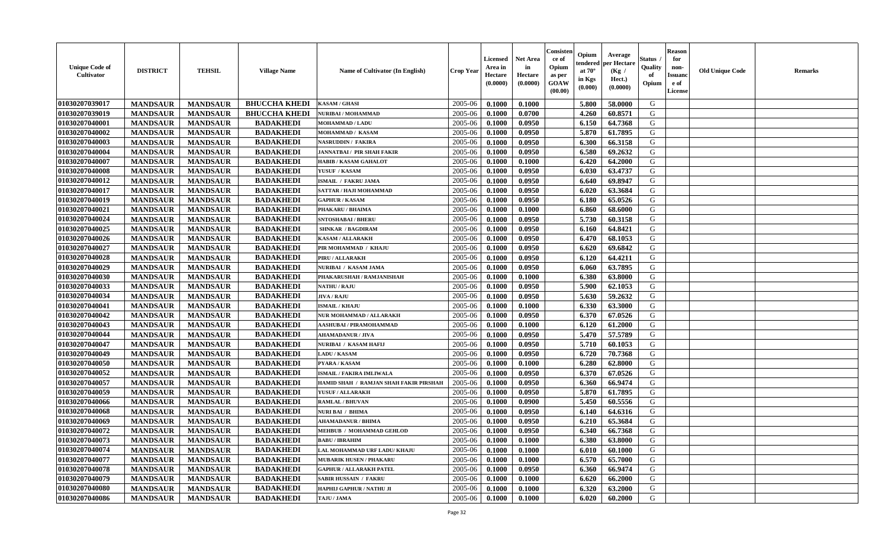| Unique Code of Cultivator | DISTRICT | TEHSIL | Village Name | Name of Cultivator (In English) | Crop Year | Licensed Area in Hectare (0.0000) | Net Area in Hectare (0.0000) | Consistence of Opium as per GOAW (00.00) | Opium tendered at 70° in Kgs (0.000) | Average per Hectare (Kg / Hect.) (0.0000) | Status / Quality of Opium | Reason for non-Issuance of License | Old Unique Code | Remarks |
|---|---|---|---|---|---|---|---|---|---|---|---|---|---|---|
| 01030207039017 | MANDSAUR | MANDSAUR | BHUCCHA KHEDI | KASAM / GHASI | 2005-06 | 0.1000 | 0.1000 | | 5.800 | 58.0000 | G | | | |
| 01030207039019 | MANDSAUR | MANDSAUR | BHUCCHA KHEDI | NURIBAI / MOHAMMAD | 2005-06 | 0.1000 | 0.0700 | | 4.260 | 60.8571 | G | | | |
| 01030207040001 | MANDSAUR | MANDSAUR | BADAKHEDI | MOHAMMAD / LADU | 2005-06 | 0.1000 | 0.0950 | | 6.150 | 64.7368 | G | | | |
| 01030207040002 | MANDSAUR | MANDSAUR | BADAKHEDI | MOHAMMAD / KASAM | 2005-06 | 0.1000 | 0.0950 | | 5.870 | 61.7895 | G | | | |
| 01030207040003 | MANDSAUR | MANDSAUR | BADAKHEDI | NASRUDDIN / FAKIRA | 2005-06 | 0.1000 | 0.0950 | | 6.300 | 66.3158 | G | | | |
| 01030207040004 | MANDSAUR | MANDSAUR | BADAKHEDI | JANNATBAI / PIR SHAH FAKIR | 2005-06 | 0.1000 | 0.0950 | | 6.580 | 69.2632 | G | | | |
| 01030207040007 | MANDSAUR | MANDSAUR | BADAKHEDI | HABIB / KASAM GAHALOT | 2005-06 | 0.1000 | 0.1000 | | 6.420 | 64.2000 | G | | | |
| 01030207040008 | MANDSAUR | MANDSAUR | BADAKHEDI | YUSUF / KASAM | 2005-06 | 0.1000 | 0.0950 | | 6.030 | 63.4737 | G | | | |
| 01030207040012 | MANDSAUR | MANDSAUR | BADAKHEDI | ISMAIL / FAKRU JAMA | 2005-06 | 0.1000 | 0.0950 | | 6.640 | 69.8947 | G | | | |
| 01030207040017 | MANDSAUR | MANDSAUR | BADAKHEDI | SATTAR / HAJI MOHAMMAD | 2005-06 | 0.1000 | 0.0950 | | 6.020 | 63.3684 | G | | | |
| 01030207040019 | MANDSAUR | MANDSAUR | BADAKHEDI | GAPHUR / KASAM | 2005-06 | 0.1000 | 0.0950 | | 6.180 | 65.0526 | G | | | |
| 01030207040021 | MANDSAUR | MANDSAUR | BADAKHEDI | PHAKARU / BHAIMA | 2005-06 | 0.1000 | 0.1000 | | 6.860 | 68.6000 | G | | | |
| 01030207040024 | MANDSAUR | MANDSAUR | BADAKHEDI | SNTOSHABAI / BHERU | 2005-06 | 0.1000 | 0.0950 | | 5.730 | 60.3158 | G | | | |
| 01030207040025 | MANDSAUR | MANDSAUR | BADAKHEDI | SHNKAR / BAGDIRAM | 2005-06 | 0.1000 | 0.0950 | | 6.160 | 64.8421 | G | | | |
| 01030207040026 | MANDSAUR | MANDSAUR | BADAKHEDI | KASAM / ALLARAKH | 2005-06 | 0.1000 | 0.0950 | | 6.470 | 68.1053 | G | | | |
| 01030207040027 | MANDSAUR | MANDSAUR | BADAKHEDI | PIR MOHAMMAD / KHAJU | 2005-06 | 0.1000 | 0.0950 | | 6.620 | 69.6842 | G | | | |
| 01030207040028 | MANDSAUR | MANDSAUR | BADAKHEDI | PIRU / ALLARAKH | 2005-06 | 0.1000 | 0.0950 | | 6.120 | 64.4211 | G | | | |
| 01030207040029 | MANDSAUR | MANDSAUR | BADAKHEDI | NURIBAI / KASAM JAMA | 2005-06 | 0.1000 | 0.0950 | | 6.060 | 63.7895 | G | | | |
| 01030207040030 | MANDSAUR | MANDSAUR | BADAKHEDI | PHAKARUSHAH / RAMJANISHAH | 2005-06 | 0.1000 | 0.1000 | | 6.380 | 63.8000 | G | | | |
| 01030207040033 | MANDSAUR | MANDSAUR | BADAKHEDI | NATHU / RAJU | 2005-06 | 0.1000 | 0.0950 | | 5.900 | 62.1053 | G | | | |
| 01030207040034 | MANDSAUR | MANDSAUR | BADAKHEDI | JIVA / RAJU | 2005-06 | 0.1000 | 0.0950 | | 5.630 | 59.2632 | G | | | |
| 01030207040041 | MANDSAUR | MANDSAUR | BADAKHEDI | ISMAIL / KHAJU | 2005-06 | 0.1000 | 0.1000 | | 6.330 | 63.3000 | G | | | |
| 01030207040042 | MANDSAUR | MANDSAUR | BADAKHEDI | NUR MOHAMMAD / ALLARAKH | 2005-06 | 0.1000 | 0.0950 | | 6.370 | 67.0526 | G | | | |
| 01030207040043 | MANDSAUR | MANDSAUR | BADAKHEDI | AASHUBAI / PIRAMOHAMMAD | 2005-06 | 0.1000 | 0.1000 | | 6.120 | 61.2000 | G | | | |
| 01030207040044 | MANDSAUR | MANDSAUR | BADAKHEDI | AHAMADANUR / JIVA | 2005-06 | 0.1000 | 0.0950 | | 5.470 | 57.5789 | G | | | |
| 01030207040047 | MANDSAUR | MANDSAUR | BADAKHEDI | NURIBAI / KASAM HAFIJ | 2005-06 | 0.1000 | 0.0950 | | 5.710 | 60.1053 | G | | | |
| 01030207040049 | MANDSAUR | MANDSAUR | BADAKHEDI | LADU / KASAM | 2005-06 | 0.1000 | 0.0950 | | 6.720 | 70.7368 | G | | | |
| 01030207040050 | MANDSAUR | MANDSAUR | BADAKHEDI | PYARA / KASAM | 2005-06 | 0.1000 | 0.1000 | | 6.280 | 62.8000 | G | | | |
| 01030207040052 | MANDSAUR | MANDSAUR | BADAKHEDI | ISMAIL / FAKIRA IMLIWALA | 2005-06 | 0.1000 | 0.0950 | | 6.370 | 67.0526 | G | | | |
| 01030207040057 | MANDSAUR | MANDSAUR | BADAKHEDI | HAMID SHAH / RAMJAN SHAH FAKIR PIRSHAH | 2005-06 | 0.1000 | 0.0950 | | 6.360 | 66.9474 | G | | | |
| 01030207040059 | MANDSAUR | MANDSAUR | BADAKHEDI | YUSUF / ALLARAKH | 2005-06 | 0.1000 | 0.0950 | | 5.870 | 61.7895 | G | | | |
| 01030207040066 | MANDSAUR | MANDSAUR | BADAKHEDI | RAMLAL / BHUVAN | 2005-06 | 0.1000 | 0.0900 | | 5.450 | 60.5556 | G | | | |
| 01030207040068 | MANDSAUR | MANDSAUR | BADAKHEDI | NURI BAI / BHIMA | 2005-06 | 0.1000 | 0.0950 | | 6.140 | 64.6316 | G | | | |
| 01030207040069 | MANDSAUR | MANDSAUR | BADAKHEDI | AHAMADANUR / BHIMA | 2005-06 | 0.1000 | 0.0950 | | 6.210 | 65.3684 | G | | | |
| 01030207040072 | MANDSAUR | MANDSAUR | BADAKHEDI | MEHBUB / MOHAMMAD GEHLOD | 2005-06 | 0.1000 | 0.0950 | | 6.340 | 66.7368 | G | | | |
| 01030207040073 | MANDSAUR | MANDSAUR | BADAKHEDI | BABU / IBRAHIM | 2005-06 | 0.1000 | 0.1000 | | 6.380 | 63.8000 | G | | | |
| 01030207040074 | MANDSAUR | MANDSAUR | BADAKHEDI | LAL MOHAMMAD URF LADU/ KHAJU | 2005-06 | 0.1000 | 0.1000 | | 6.010 | 60.1000 | G | | | |
| 01030207040077 | MANDSAUR | MANDSAUR | BADAKHEDI | MUBARIK HUSEN / PHAKARU | 2005-06 | 0.1000 | 0.1000 | | 6.570 | 65.7000 | G | | | |
| 01030207040078 | MANDSAUR | MANDSAUR | BADAKHEDI | GAPHUR / ALLARAKH PATEL | 2005-06 | 0.1000 | 0.0950 | | 6.360 | 66.9474 | G | | | |
| 01030207040079 | MANDSAUR | MANDSAUR | BADAKHEDI | SABIR HUSSAIN / FAKRU | 2005-06 | 0.1000 | 0.1000 | | 6.620 | 66.2000 | G | | | |
| 01030207040080 | MANDSAUR | MANDSAUR | BADAKHEDI | HAPHIJ GAPHUR / NATHU JI | 2005-06 | 0.1000 | 0.1000 | | 6.320 | 63.2000 | G | | | |
| 01030207040086 | MANDSAUR | MANDSAUR | BADAKHEDI | TAJU / JAMA | 2005-06 | 0.1000 | 0.1000 | | 6.020 | 60.2000 | G | | | |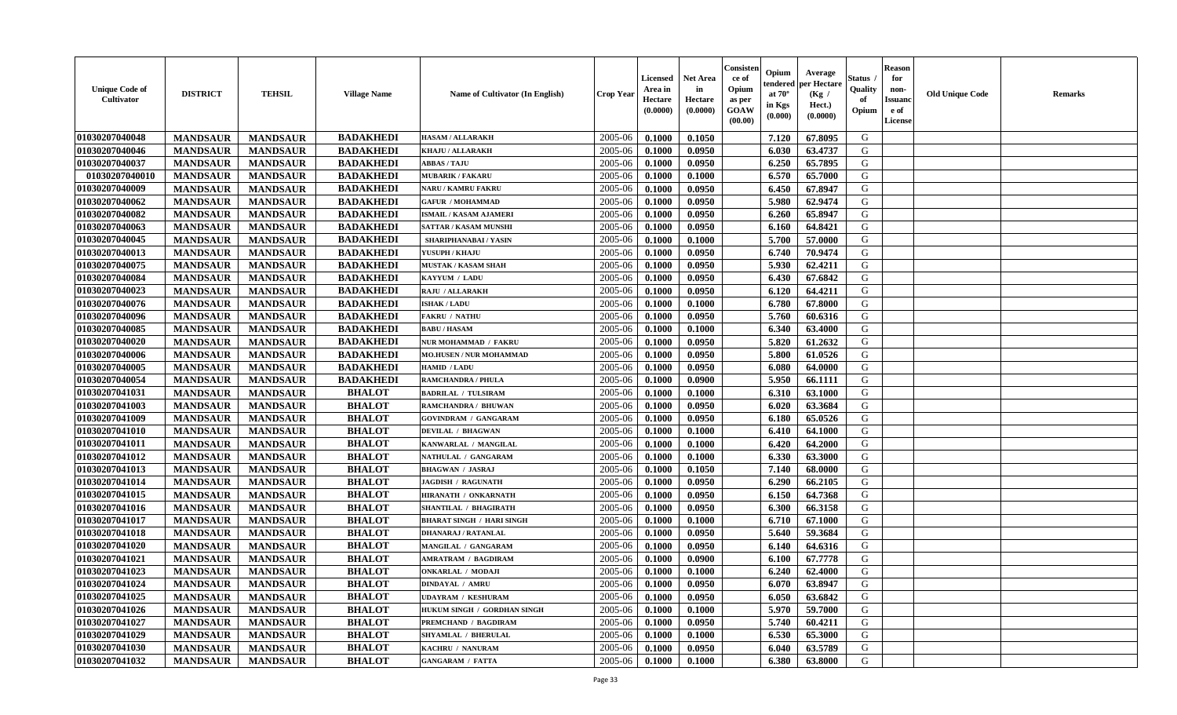| Unique Code of Cultivator | DISTRICT | TEHSIL | Village Name | Name of Cultivator (In English) | Crop Year | Licensed Area in Hectare (0.0000) | Net Area in Hectare (0.0000) | Consistence of Opium as per GOAW (00.00) | Opium tendered at 70° in Kgs (0.000) | Average per Hectare (Kg / Hect.) (0.0000) | Status / Quality of Opium | Reason for non-Issuance of License | Old Unique Code | Remarks |
|---|---|---|---|---|---|---|---|---|---|---|---|---|---|---|
| 01030207040048 | MANDSAUR | MANDSAUR | BADAKHEDI | HASAM / ALLARAKH | 2005-06 | 0.1000 | 0.1050 | | 7.120 | 67.8095 | G | | | |
| 01030207040046 | MANDSAUR | MANDSAUR | BADAKHEDI | KHAJU / ALLARAKH | 2005-06 | 0.1000 | 0.0950 | | 6.030 | 63.4737 | G | | | |
| 01030207040037 | MANDSAUR | MANDSAUR | BADAKHEDI | ABBAS / TAJU | 2005-06 | 0.1000 | 0.0950 | | 6.250 | 65.7895 | G | | | |
| 01030207040010 | MANDSAUR | MANDSAUR | BADAKHEDI | MUBARIK / FAKARU | 2005-06 | 0.1000 | 0.1000 | | 6.570 | 65.7000 | G | | | |
| 01030207040009 | MANDSAUR | MANDSAUR | BADAKHEDI | NARU / KAMRU FAKRU | 2005-06 | 0.1000 | 0.0950 | | 6.450 | 67.8947 | G | | | |
| 01030207040062 | MANDSAUR | MANDSAUR | BADAKHEDI | GAFUR / MOHAMMAD | 2005-06 | 0.1000 | 0.0950 | | 5.980 | 62.9474 | G | | | |
| 01030207040082 | MANDSAUR | MANDSAUR | BADAKHEDI | ISMAIL / KASAM AJAMERI | 2005-06 | 0.1000 | 0.0950 | | 6.260 | 65.8947 | G | | | |
| 01030207040063 | MANDSAUR | MANDSAUR | BADAKHEDI | SATTAR / KASAM MUNSHI | 2005-06 | 0.1000 | 0.0950 | | 6.160 | 64.8421 | G | | | |
| 01030207040045 | MANDSAUR | MANDSAUR | BADAKHEDI | SHARIPHANABAI / YASIN | 2005-06 | 0.1000 | 0.1000 | | 5.700 | 57.0000 | G | | | |
| 01030207040013 | MANDSAUR | MANDSAUR | BADAKHEDI | YUSUPH / KHAJU | 2005-06 | 0.1000 | 0.0950 | | 6.740 | 70.9474 | G | | | |
| 01030207040075 | MANDSAUR | MANDSAUR | BADAKHEDI | MUSTAK / KASAM SHAH | 2005-06 | 0.1000 | 0.0950 | | 5.930 | 62.4211 | G | | | |
| 01030207040084 | MANDSAUR | MANDSAUR | BADAKHEDI | KAYYUM / LADU | 2005-06 | 0.1000 | 0.0950 | | 6.430 | 67.6842 | G | | | |
| 01030207040023 | MANDSAUR | MANDSAUR | BADAKHEDI | RAJU / ALLARAKH | 2005-06 | 0.1000 | 0.0950 | | 6.120 | 64.4211 | G | | | |
| 01030207040076 | MANDSAUR | MANDSAUR | BADAKHEDI | ISHAK / LADU | 2005-06 | 0.1000 | 0.1000 | | 6.780 | 67.8000 | G | | | |
| 01030207040096 | MANDSAUR | MANDSAUR | BADAKHEDI | FAKRU / NATHU | 2005-06 | 0.1000 | 0.0950 | | 5.760 | 60.6316 | G | | | |
| 01030207040085 | MANDSAUR | MANDSAUR | BADAKHEDI | BABU / HASAM | 2005-06 | 0.1000 | 0.1000 | | 6.340 | 63.4000 | G | | | |
| 01030207040020 | MANDSAUR | MANDSAUR | BADAKHEDI | NUR MOHAMMAD / FAKRU | 2005-06 | 0.1000 | 0.0950 | | 5.820 | 61.2632 | G | | | |
| 01030207040006 | MANDSAUR | MANDSAUR | BADAKHEDI | MO.HUSEN / NUR MOHAMMAD | 2005-06 | 0.1000 | 0.0950 | | 5.800 | 61.0526 | G | | | |
| 01030207040005 | MANDSAUR | MANDSAUR | BADAKHEDI | HAMID / LADU | 2005-06 | 0.1000 | 0.0950 | | 6.080 | 64.0000 | G | | | |
| 01030207040054 | MANDSAUR | MANDSAUR | BADAKHEDI | RAMCHANDRA / PHULA | 2005-06 | 0.1000 | 0.0900 | | 5.950 | 66.1111 | G | | | |
| 01030207041031 | MANDSAUR | MANDSAUR | BHALOT | BADRILAL / TULSIRAM | 2005-06 | 0.1000 | 0.1000 | | 6.310 | 63.1000 | G | | | |
| 01030207041003 | MANDSAUR | MANDSAUR | BHALOT | RAMCHANDRA / BHUWAN | 2005-06 | 0.1000 | 0.0950 | | 6.020 | 63.3684 | G | | | |
| 01030207041009 | MANDSAUR | MANDSAUR | BHALOT | GOVINDRAM / GANGARAM | 2005-06 | 0.1000 | 0.0950 | | 6.180 | 65.0526 | G | | | |
| 01030207041010 | MANDSAUR | MANDSAUR | BHALOT | DEVILAL / BHAGWAN | 2005-06 | 0.1000 | 0.1000 | | 6.410 | 64.1000 | G | | | |
| 01030207041011 | MANDSAUR | MANDSAUR | BHALOT | KANWARLAL / MANGILAL | 2005-06 | 0.1000 | 0.1000 | | 6.420 | 64.2000 | G | | | |
| 01030207041012 | MANDSAUR | MANDSAUR | BHALOT | NATHULAL / GANGARAM | 2005-06 | 0.1000 | 0.1000 | | 6.330 | 63.3000 | G | | | |
| 01030207041013 | MANDSAUR | MANDSAUR | BHALOT | BHAGWAN / JASRAJ | 2005-06 | 0.1000 | 0.1050 | | 7.140 | 68.0000 | G | | | |
| 01030207041014 | MANDSAUR | MANDSAUR | BHALOT | JAGDISH / RAGUNATH | 2005-06 | 0.1000 | 0.0950 | | 6.290 | 66.2105 | G | | | |
| 01030207041015 | MANDSAUR | MANDSAUR | BHALOT | HIRANATH / ONKARNATH | 2005-06 | 0.1000 | 0.0950 | | 6.150 | 64.7368 | G | | | |
| 01030207041016 | MANDSAUR | MANDSAUR | BHALOT | SHANTILAL / BHAGIRATH | 2005-06 | 0.1000 | 0.0950 | | 6.300 | 66.3158 | G | | | |
| 01030207041017 | MANDSAUR | MANDSAUR | BHALOT | BHARAT SINGH / HARI SINGH | 2005-06 | 0.1000 | 0.1000 | | 6.710 | 67.1000 | G | | | |
| 01030207041018 | MANDSAUR | MANDSAUR | BHALOT | DHANARAJ / RATANLAL | 2005-06 | 0.1000 | 0.0950 | | 5.640 | 59.3684 | G | | | |
| 01030207041020 | MANDSAUR | MANDSAUR | BHALOT | MANGILAL / GANGARAM | 2005-06 | 0.1000 | 0.0950 | | 6.140 | 64.6316 | G | | | |
| 01030207041021 | MANDSAUR | MANDSAUR | BHALOT | AMRATRAM / BAGDIRAM | 2005-06 | 0.1000 | 0.0900 | | 6.100 | 67.7778 | G | | | |
| 01030207041023 | MANDSAUR | MANDSAUR | BHALOT | ONKARLAL / MODAJI | 2005-06 | 0.1000 | 0.1000 | | 6.240 | 62.4000 | G | | | |
| 01030207041024 | MANDSAUR | MANDSAUR | BHALOT | DINDAYAL / AMRU | 2005-06 | 0.1000 | 0.0950 | | 6.070 | 63.8947 | G | | | |
| 01030207041025 | MANDSAUR | MANDSAUR | BHALOT | UDAYRAM / KESHURAM | 2005-06 | 0.1000 | 0.0950 | | 6.050 | 63.6842 | G | | | |
| 01030207041026 | MANDSAUR | MANDSAUR | BHALOT | HUKUM SINGH / GORDHAN SINGH | 2005-06 | 0.1000 | 0.1000 | | 5.970 | 59.7000 | G | | | |
| 01030207041027 | MANDSAUR | MANDSAUR | BHALOT | PREMCHAND / BAGDIRAM | 2005-06 | 0.1000 | 0.0950 | | 5.740 | 60.4211 | G | | | |
| 01030207041029 | MANDSAUR | MANDSAUR | BHALOT | SHYAMLAL / BHERULAL | 2005-06 | 0.1000 | 0.1000 | | 6.530 | 65.3000 | G | | | |
| 01030207041030 | MANDSAUR | MANDSAUR | BHALOT | KACHRU / NANURAM | 2005-06 | 0.1000 | 0.0950 | | 6.040 | 63.5789 | G | | | |
| 01030207041032 | MANDSAUR | MANDSAUR | BHALOT | GANGARAM / FATTA | 2005-06 | 0.1000 | 0.1000 | | 6.380 | 63.8000 | G | | | |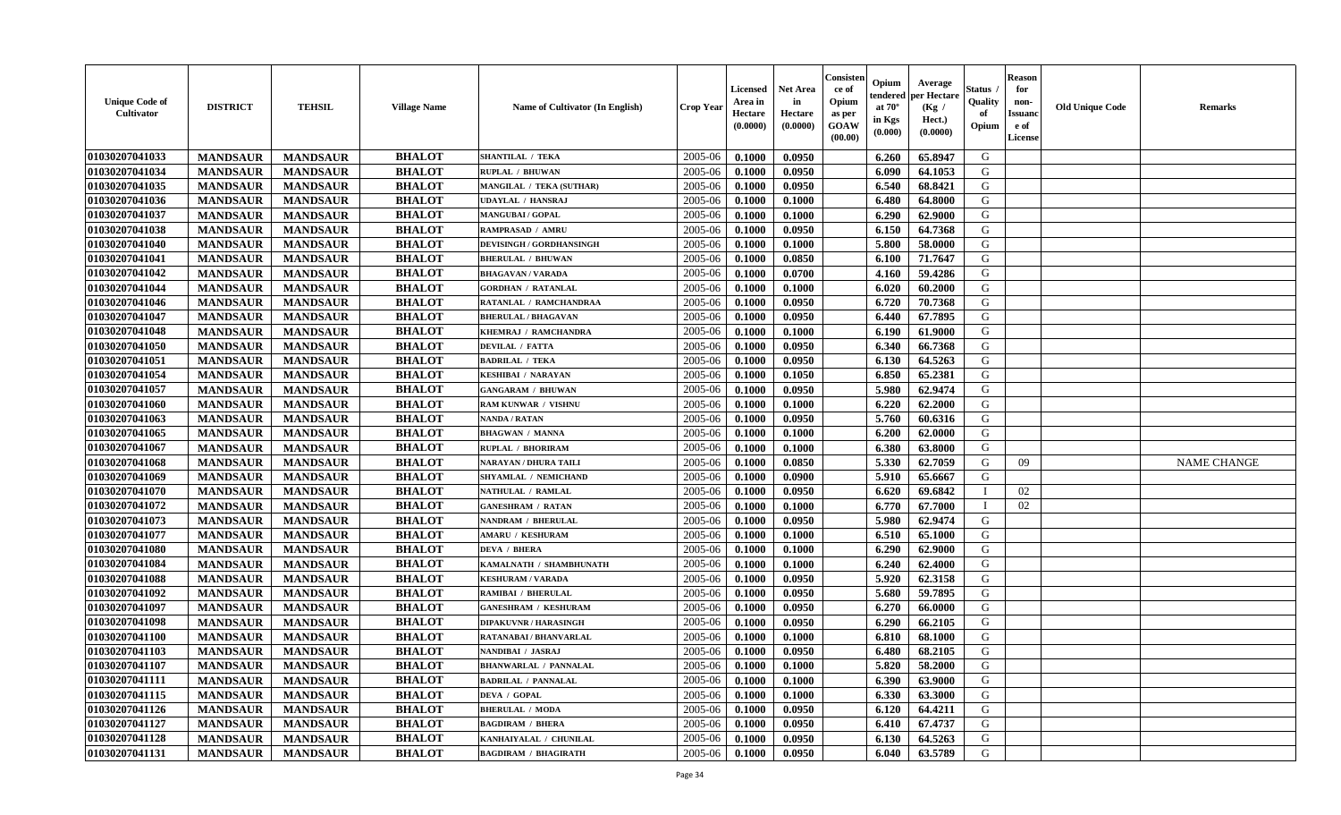| Unique Code of Cultivator | DISTRICT | TEHSIL | Village Name | Name of Cultivator (In English) | Crop Year | Licensed Area in Hectare (0.0000) | Net Area in Hectare (0.0000) | Consistence of Opium as per GOAW (00.00) | Opium tendered at 70° in Kgs (0.000) | Average per Hectare (Kg / Hect.) (0.0000) | Status / Quality of Opium | Reason for non-Issuance of License | Old Unique Code | Remarks |
|---|---|---|---|---|---|---|---|---|---|---|---|---|---|---|
| 01030207041033 | MANDSAUR | MANDSAUR | BHALOT | SHANTILAL / TEKA | 2005-06 | 0.1000 | 0.0950 | | 6.260 | 65.8947 | G | | | |
| 01030207041034 | MANDSAUR | MANDSAUR | BHALOT | RUPLAL / BHUWAN | 2005-06 | 0.1000 | 0.0950 | | 6.090 | 64.1053 | G | | | |
| 01030207041035 | MANDSAUR | MANDSAUR | BHALOT | MANGILAL / TEKA (SUTHAR) | 2005-06 | 0.1000 | 0.0950 | | 6.540 | 68.8421 | G | | | |
| 01030207041036 | MANDSAUR | MANDSAUR | BHALOT | UDAYLAL / HANSRAJ | 2005-06 | 0.1000 | 0.1000 | | 6.480 | 64.8000 | G | | | |
| 01030207041037 | MANDSAUR | MANDSAUR | BHALOT | MANGUBAI / GOPAL | 2005-06 | 0.1000 | 0.1000 | | 6.290 | 62.9000 | G | | | |
| 01030207041038 | MANDSAUR | MANDSAUR | BHALOT | RAMPRASAD / AMRU | 2005-06 | 0.1000 | 0.0950 | | 6.150 | 64.7368 | G | | | |
| 01030207041040 | MANDSAUR | MANDSAUR | BHALOT | DEVISINGH / GORDHANSINGH | 2005-06 | 0.1000 | 0.1000 | | 5.800 | 58.0000 | G | | | |
| 01030207041041 | MANDSAUR | MANDSAUR | BHALOT | BHERULAL / BHUWAN | 2005-06 | 0.1000 | 0.0850 | | 6.100 | 71.7647 | G | | | |
| 01030207041042 | MANDSAUR | MANDSAUR | BHALOT | BHAGAVAN / VARADA | 2005-06 | 0.1000 | 0.0700 | | 4.160 | 59.4286 | G | | | |
| 01030207041044 | MANDSAUR | MANDSAUR | BHALOT | GORDHAN / RATANLAL | 2005-06 | 0.1000 | 0.1000 | | 6.020 | 60.2000 | G | | | |
| 01030207041046 | MANDSAUR | MANDSAUR | BHALOT | RATANLAL / RAMCHANDRAA | 2005-06 | 0.1000 | 0.0950 | | 6.720 | 70.7368 | G | | | |
| 01030207041047 | MANDSAUR | MANDSAUR | BHALOT | BHERULAL / BHAGAVAN | 2005-06 | 0.1000 | 0.0950 | | 6.440 | 67.7895 | G | | | |
| 01030207041048 | MANDSAUR | MANDSAUR | BHALOT | KHEMRAJ / RAMCHANDRA | 2005-06 | 0.1000 | 0.1000 | | 6.190 | 61.9000 | G | | | |
| 01030207041050 | MANDSAUR | MANDSAUR | BHALOT | DEVILAL / FATTA | 2005-06 | 0.1000 | 0.0950 | | 6.340 | 66.7368 | G | | | |
| 01030207041051 | MANDSAUR | MANDSAUR | BHALOT | BADRILAL / TEKA | 2005-06 | 0.1000 | 0.0950 | | 6.130 | 64.5263 | G | | | |
| 01030207041054 | MANDSAUR | MANDSAUR | BHALOT | KESHIBAI / NARAYAN | 2005-06 | 0.1000 | 0.1050 | | 6.850 | 65.2381 | G | | | |
| 01030207041057 | MANDSAUR | MANDSAUR | BHALOT | GANGARAM / BHUWAN | 2005-06 | 0.1000 | 0.0950 | | 5.980 | 62.9474 | G | | | |
| 01030207041060 | MANDSAUR | MANDSAUR | BHALOT | RAM KUNWAR / VISHNU | 2005-06 | 0.1000 | 0.1000 | | 6.220 | 62.2000 | G | | | |
| 01030207041063 | MANDSAUR | MANDSAUR | BHALOT | NANDA / RATAN | 2005-06 | 0.1000 | 0.0950 | | 5.760 | 60.6316 | G | | | |
| 01030207041065 | MANDSAUR | MANDSAUR | BHALOT | BHAGWAN / MANNA | 2005-06 | 0.1000 | 0.1000 | | 6.200 | 62.0000 | G | | | |
| 01030207041067 | MANDSAUR | MANDSAUR | BHALOT | RUPLAL / BHORIRAM | 2005-06 | 0.1000 | 0.1000 | | 6.380 | 63.8000 | G | | | |
| 01030207041068 | MANDSAUR | MANDSAUR | BHALOT | NARAYAN / DHURA TAILI | 2005-06 | 0.1000 | 0.0850 | | 5.330 | 62.7059 | G | 09 | | NAME CHANGE |
| 01030207041069 | MANDSAUR | MANDSAUR | BHALOT | SHYAMLAL / NEMICHAND | 2005-06 | 0.1000 | 0.0900 | | 5.910 | 65.6667 | G | | | |
| 01030207041070 | MANDSAUR | MANDSAUR | BHALOT | NATHULAL / RAMLAL | 2005-06 | 0.1000 | 0.0950 | | 6.620 | 69.6842 | I | 02 | | |
| 01030207041072 | MANDSAUR | MANDSAUR | BHALOT | GANESHRAM / RATAN | 2005-06 | 0.1000 | 0.1000 | | 6.770 | 67.7000 | I | 02 | | |
| 01030207041073 | MANDSAUR | MANDSAUR | BHALOT | NANDRAM / BHERULAL | 2005-06 | 0.1000 | 0.0950 | | 5.980 | 62.9474 | G | | | |
| 01030207041077 | MANDSAUR | MANDSAUR | BHALOT | AMARU / KESHURAM | 2005-06 | 0.1000 | 0.1000 | | 6.510 | 65.1000 | G | | | |
| 01030207041080 | MANDSAUR | MANDSAUR | BHALOT | DEVA / BHERA | 2005-06 | 0.1000 | 0.1000 | | 6.290 | 62.9000 | G | | | |
| 01030207041084 | MANDSAUR | MANDSAUR | BHALOT | KAMALNATH / SHAMBHUNATH | 2005-06 | 0.1000 | 0.1000 | | 6.240 | 62.4000 | G | | | |
| 01030207041088 | MANDSAUR | MANDSAUR | BHALOT | KESHURAM / VARADA | 2005-06 | 0.1000 | 0.0950 | | 5.920 | 62.3158 | G | | | |
| 01030207041092 | MANDSAUR | MANDSAUR | BHALOT | RAMIBAI / BHERULAL | 2005-06 | 0.1000 | 0.0950 | | 5.680 | 59.7895 | G | | | |
| 01030207041097 | MANDSAUR | MANDSAUR | BHALOT | GANESHRAM / KESHURAM | 2005-06 | 0.1000 | 0.0950 | | 6.270 | 66.0000 | G | | | |
| 01030207041098 | MANDSAUR | MANDSAUR | BHALOT | DIPAKUVNR / HARASINGH | 2005-06 | 0.1000 | 0.0950 | | 6.290 | 66.2105 | G | | | |
| 01030207041100 | MANDSAUR | MANDSAUR | BHALOT | RATANABAI / BHANVARLAL | 2005-06 | 0.1000 | 0.1000 | | 6.810 | 68.1000 | G | | | |
| 01030207041103 | MANDSAUR | MANDSAUR | BHALOT | NANDIBAI / JASRAJ | 2005-06 | 0.1000 | 0.0950 | | 6.480 | 68.2105 | G | | | |
| 01030207041107 | MANDSAUR | MANDSAUR | BHALOT | BHANWARLAL / PANNALAL | 2005-06 | 0.1000 | 0.1000 | | 5.820 | 58.2000 | G | | | |
| 01030207041111 | MANDSAUR | MANDSAUR | BHALOT | BADRILAL / PANNALAL | 2005-06 | 0.1000 | 0.1000 | | 6.390 | 63.9000 | G | | | |
| 01030207041115 | MANDSAUR | MANDSAUR | BHALOT | DEVA / GOPAL | 2005-06 | 0.1000 | 0.1000 | | 6.330 | 63.3000 | G | | | |
| 01030207041126 | MANDSAUR | MANDSAUR | BHALOT | BHERULAL / MODA | 2005-06 | 0.1000 | 0.0950 | | 6.120 | 64.4211 | G | | | |
| 01030207041127 | MANDSAUR | MANDSAUR | BHALOT | BAGDIRAM / BHERA | 2005-06 | 0.1000 | 0.0950 | | 6.410 | 67.4737 | G | | | |
| 01030207041128 | MANDSAUR | MANDSAUR | BHALOT | KANHAIYALAL / CHUNILAL | 2005-06 | 0.1000 | 0.0950 | | 6.130 | 64.5263 | G | | | |
| 01030207041131 | MANDSAUR | MANDSAUR | BHALOT | BAGDIRAM / BHAGIRATH | 2005-06 | 0.1000 | 0.0950 | | 6.040 | 63.5789 | G | | | |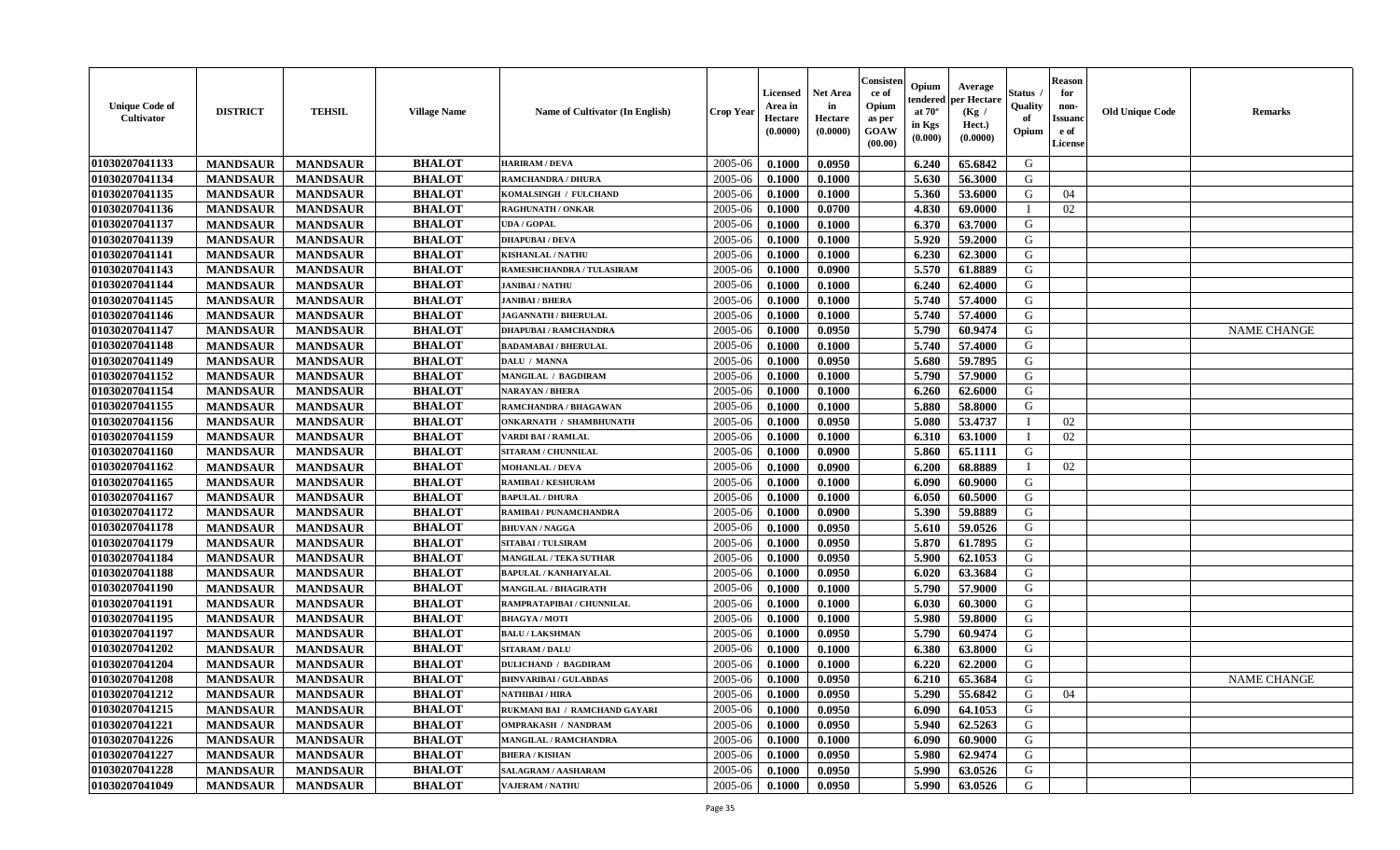| Unique Code of Cultivator | DISTRICT | TEHSIL | Village Name | Name of Cultivator (In English) | Crop Year | Licensed Area in Hectare (0.0000) | Net Area in Hectare (0.0000) | Consistence of Opium as per GOAW (00.00) | Opium tendered at 70° in Kgs (0.000) | Average per Hectare (Kg / Hect.) (0.0000) | Status / Quality of Opium | Reason for non-Issuance of License | Old Unique Code | Remarks |
|---|---|---|---|---|---|---|---|---|---|---|---|---|---|---|
| 01030207041133 | MANDSAUR | MANDSAUR | BHALOT | HARIRAM / DEVA | 2005-06 | 0.1000 | 0.0950 | | 6.240 | 65.6842 | G | | | |
| 01030207041134 | MANDSAUR | MANDSAUR | BHALOT | RAMCHANDRA / DHURA | 2005-06 | 0.1000 | 0.1000 | | 5.630 | 56.3000 | G | | | |
| 01030207041135 | MANDSAUR | MANDSAUR | BHALOT | KOMALSINGH / FULCHAND | 2005-06 | 0.1000 | 0.1000 | | 5.360 | 53.6000 | G | 04 | | |
| 01030207041136 | MANDSAUR | MANDSAUR | BHALOT | RAGHUNATH / ONKAR | 2005-06 | 0.1000 | 0.0700 | | 4.830 | 69.0000 | I | 02 | | |
| 01030207041137 | MANDSAUR | MANDSAUR | BHALOT | UDA / GOPAL | 2005-06 | 0.1000 | 0.1000 | | 6.370 | 63.7000 | G | | | |
| 01030207041139 | MANDSAUR | MANDSAUR | BHALOT | DHAPUBAI / DEVA | 2005-06 | 0.1000 | 0.1000 | | 5.920 | 59.2000 | G | | | |
| 01030207041141 | MANDSAUR | MANDSAUR | BHALOT | KISHANLAL / NATHU | 2005-06 | 0.1000 | 0.1000 | | 6.230 | 62.3000 | G | | | |
| 01030207041143 | MANDSAUR | MANDSAUR | BHALOT | RAMESHCHANDRA / TULASIRAM | 2005-06 | 0.1000 | 0.0900 | | 5.570 | 61.8889 | G | | | |
| 01030207041144 | MANDSAUR | MANDSAUR | BHALOT | JANIBAI / NATHU | 2005-06 | 0.1000 | 0.1000 | | 6.240 | 62.4000 | G | | | |
| 01030207041145 | MANDSAUR | MANDSAUR | BHALOT | JANIBAI / BHERA | 2005-06 | 0.1000 | 0.1000 | | 5.740 | 57.4000 | G | | | |
| 01030207041146 | MANDSAUR | MANDSAUR | BHALOT | JAGANNATH / BHERULAL | 2005-06 | 0.1000 | 0.1000 | | 5.740 | 57.4000 | G | | | |
| 01030207041147 | MANDSAUR | MANDSAUR | BHALOT | DHAPUBAI / RAMCHANDRA | 2005-06 | 0.1000 | 0.0950 | | 5.790 | 60.9474 | G | | | NAME CHANGE |
| 01030207041148 | MANDSAUR | MANDSAUR | BHALOT | BADAMABAI / BHERULAL | 2005-06 | 0.1000 | 0.1000 | | 5.740 | 57.4000 | G | | | |
| 01030207041149 | MANDSAUR | MANDSAUR | BHALOT | DALU / MANNA | 2005-06 | 0.1000 | 0.0950 | | 5.680 | 59.7895 | G | | | |
| 01030207041152 | MANDSAUR | MANDSAUR | BHALOT | MANGILAL / BAGDIRAM | 2005-06 | 0.1000 | 0.1000 | | 5.790 | 57.9000 | G | | | |
| 01030207041154 | MANDSAUR | MANDSAUR | BHALOT | NARAYAN / BHERA | 2005-06 | 0.1000 | 0.1000 | | 6.260 | 62.6000 | G | | | |
| 01030207041155 | MANDSAUR | MANDSAUR | BHALOT | RAMCHANDRA / BHAGAWAN | 2005-06 | 0.1000 | 0.1000 | | 5.880 | 58.8000 | G | | | |
| 01030207041156 | MANDSAUR | MANDSAUR | BHALOT | ONKARNATH / SHAMBHUNATH | 2005-06 | 0.1000 | 0.0950 | | 5.080 | 53.4737 | I | 02 | | |
| 01030207041159 | MANDSAUR | MANDSAUR | BHALOT | VARDI BAI / RAMLAL | 2005-06 | 0.1000 | 0.1000 | | 6.310 | 63.1000 | I | 02 | | |
| 01030207041160 | MANDSAUR | MANDSAUR | BHALOT | SITARAM / CHUNNILAL | 2005-06 | 0.1000 | 0.0900 | | 5.860 | 65.1111 | G | | | |
| 01030207041162 | MANDSAUR | MANDSAUR | BHALOT | MOHANLAL / DEVA | 2005-06 | 0.1000 | 0.0900 | | 6.200 | 68.8889 | I | 02 | | |
| 01030207041165 | MANDSAUR | MANDSAUR | BHALOT | RAMIBAI / KESHURAM | 2005-06 | 0.1000 | 0.1000 | | 6.090 | 60.9000 | G | | | |
| 01030207041167 | MANDSAUR | MANDSAUR | BHALOT | BAPULAL / DHURA | 2005-06 | 0.1000 | 0.1000 | | 6.050 | 60.5000 | G | | | |
| 01030207041172 | MANDSAUR | MANDSAUR | BHALOT | RAMIBAI / PUNAMCHANDRA | 2005-06 | 0.1000 | 0.0900 | | 5.390 | 59.8889 | G | | | |
| 01030207041178 | MANDSAUR | MANDSAUR | BHALOT | BHUVAN / NAGGA | 2005-06 | 0.1000 | 0.0950 | | 5.610 | 59.0526 | G | | | |
| 01030207041179 | MANDSAUR | MANDSAUR | BHALOT | SITABAI / TULSIRAM | 2005-06 | 0.1000 | 0.0950 | | 5.870 | 61.7895 | G | | | |
| 01030207041184 | MANDSAUR | MANDSAUR | BHALOT | MANGILAL / TEKA SUTHAR | 2005-06 | 0.1000 | 0.0950 | | 5.900 | 62.1053 | G | | | |
| 01030207041188 | MANDSAUR | MANDSAUR | BHALOT | BAPULAL / KANHAIYALAL | 2005-06 | 0.1000 | 0.0950 | | 6.020 | 63.3684 | G | | | |
| 01030207041190 | MANDSAUR | MANDSAUR | BHALOT | MANGILAL / BHAGIRATH | 2005-06 | 0.1000 | 0.1000 | | 5.790 | 57.9000 | G | | | |
| 01030207041191 | MANDSAUR | MANDSAUR | BHALOT | RAMPRATAPIBAI / CHUNNILAL | 2005-06 | 0.1000 | 0.1000 | | 6.030 | 60.3000 | G | | | |
| 01030207041195 | MANDSAUR | MANDSAUR | BHALOT | BHAGYA / MOTI | 2005-06 | 0.1000 | 0.1000 | | 5.980 | 59.8000 | G | | | |
| 01030207041197 | MANDSAUR | MANDSAUR | BHALOT | BALU / LAKSHMAN | 2005-06 | 0.1000 | 0.0950 | | 5.790 | 60.9474 | G | | | |
| 01030207041202 | MANDSAUR | MANDSAUR | BHALOT | SITARAM / DALU | 2005-06 | 0.1000 | 0.1000 | | 6.380 | 63.8000 | G | | | |
| 01030207041204 | MANDSAUR | MANDSAUR | BHALOT | DULICHAND / BAGDIRAM | 2005-06 | 0.1000 | 0.1000 | | 6.220 | 62.2000 | G | | | |
| 01030207041208 | MANDSAUR | MANDSAUR | BHALOT | BHNVARIBAI / GULABDAS | 2005-06 | 0.1000 | 0.0950 | | 6.210 | 65.3684 | G | | | NAME CHANGE |
| 01030207041212 | MANDSAUR | MANDSAUR | BHALOT | NATHIBAI / HIRA | 2005-06 | 0.1000 | 0.0950 | | 5.290 | 55.6842 | G | 04 | | |
| 01030207041215 | MANDSAUR | MANDSAUR | BHALOT | RUKMANI BAI / RAMCHAND GAYARI | 2005-06 | 0.1000 | 0.0950 | | 6.090 | 64.1053 | G | | | |
| 01030207041221 | MANDSAUR | MANDSAUR | BHALOT | OMPRAKASH / NANDRAM | 2005-06 | 0.1000 | 0.0950 | | 5.940 | 62.5263 | G | | | |
| 01030207041226 | MANDSAUR | MANDSAUR | BHALOT | MANGILAL / RAMCHANDRA | 2005-06 | 0.1000 | 0.1000 | | 6.090 | 60.9000 | G | | | |
| 01030207041227 | MANDSAUR | MANDSAUR | BHALOT | BHERA / KISHAN | 2005-06 | 0.1000 | 0.0950 | | 5.980 | 62.9474 | G | | | |
| 01030207041228 | MANDSAUR | MANDSAUR | BHALOT | SALAGRAM / AASHARAM | 2005-06 | 0.1000 | 0.0950 | | 5.990 | 63.0526 | G | | | |
| 01030207041049 | MANDSAUR | MANDSAUR | BHALOT | VAJERAM / NATHU | 2005-06 | 0.1000 | 0.0950 | | 5.990 | 63.0526 | G | | | |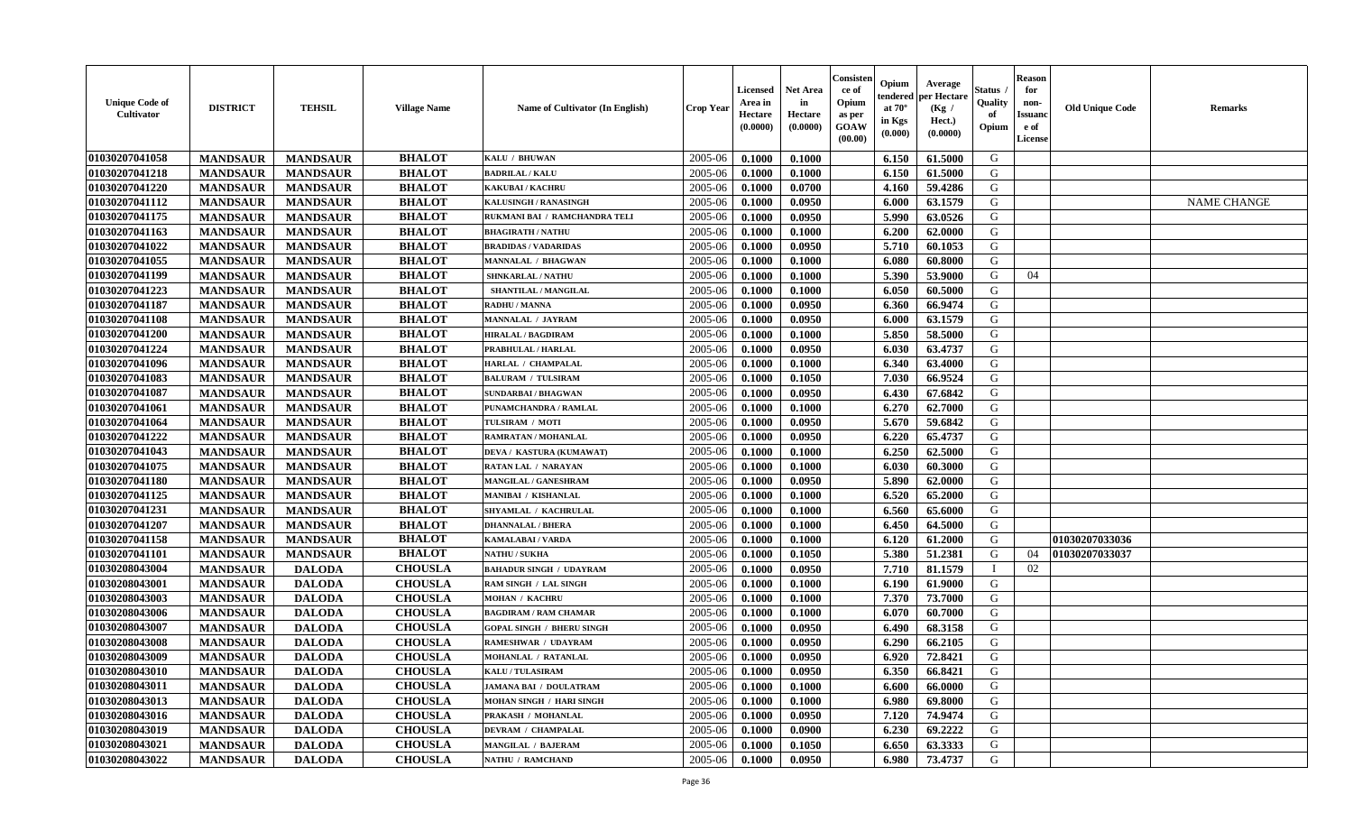| Unique Code of Cultivator | DISTRICT | TEHSIL | Village Name | Name of Cultivator (In English) | Crop Year | Licensed Area in Hectare (0.0000) | Net Area in Hectare (0.0000) | Consistence of Opium as per GOAW (00.00) | Opium tendered at 70° in Kgs (0.000) | Average per Hectare (Kg / Hect.) (0.0000) | Status / Quality of Opium | Reason for non-Issuance of License | Old Unique Code | Remarks |
|---|---|---|---|---|---|---|---|---|---|---|---|---|---|---|
| 01030207041058 | MANDSAUR | MANDSAUR | BHALOT | KALU / BHUWAN | 2005-06 | 0.1000 | 0.1000 | | 6.150 | 61.5000 | G | | | |
| 01030207041218 | MANDSAUR | MANDSAUR | BHALOT | BADRILAL / KALU | 2005-06 | 0.1000 | 0.1000 | | 6.150 | 61.5000 | G | | | |
| 01030207041220 | MANDSAUR | MANDSAUR | BHALOT | KAKUBAI / KACHRU | 2005-06 | 0.1000 | 0.0700 | | 4.160 | 59.4286 | G | | | |
| 01030207041112 | MANDSAUR | MANDSAUR | BHALOT | KALUSINGH / RANASINGH | 2005-06 | 0.1000 | 0.0950 | | 6.000 | 63.1579 | G | | | NAME CHANGE |
| 01030207041175 | MANDSAUR | MANDSAUR | BHALOT | RUKMANI BAI / RAMCHANDRA TELI | 2005-06 | 0.1000 | 0.0950 | | 5.990 | 63.0526 | G | | | |
| 01030207041163 | MANDSAUR | MANDSAUR | BHALOT | BHAGIRATH / NATHU | 2005-06 | 0.1000 | 0.1000 | | 6.200 | 62.0000 | G | | | |
| 01030207041022 | MANDSAUR | MANDSAUR | BHALOT | BRADIDAS / VADARIDAS | 2005-06 | 0.1000 | 0.0950 | | 5.710 | 60.1053 | G | | | |
| 01030207041055 | MANDSAUR | MANDSAUR | BHALOT | MANNALAL / BHAGWAN | 2005-06 | 0.1000 | 0.1000 | | 6.080 | 60.8000 | G | | | |
| 01030207041199 | MANDSAUR | MANDSAUR | BHALOT | SHNKARLAL / NATHU | 2005-06 | 0.1000 | 0.1000 | | 5.390 | 53.9000 | G | 04 | | |
| 01030207041223 | MANDSAUR | MANDSAUR | BHALOT | SHANTILAL / MANGILAL | 2005-06 | 0.1000 | 0.1000 | | 6.050 | 60.5000 | G | | | |
| 01030207041187 | MANDSAUR | MANDSAUR | BHALOT | RADHU / MANNA | 2005-06 | 0.1000 | 0.0950 | | 6.360 | 66.9474 | G | | | |
| 01030207041108 | MANDSAUR | MANDSAUR | BHALOT | MANNALAL / JAYRAM | 2005-06 | 0.1000 | 0.0950 | | 6.000 | 63.1579 | G | | | |
| 01030207041200 | MANDSAUR | MANDSAUR | BHALOT | HIRALAL / BAGDIRAM | 2005-06 | 0.1000 | 0.1000 | | 5.850 | 58.5000 | G | | | |
| 01030207041224 | MANDSAUR | MANDSAUR | BHALOT | PRABHULAL / HARLAL | 2005-06 | 0.1000 | 0.0950 | | 6.030 | 63.4737 | G | | | |
| 01030207041096 | MANDSAUR | MANDSAUR | BHALOT | HARLAL / CHAMPALAL | 2005-06 | 0.1000 | 0.1000 | | 6.340 | 63.4000 | G | | | |
| 01030207041083 | MANDSAUR | MANDSAUR | BHALOT | BALURAM / TULSIRAM | 2005-06 | 0.1000 | 0.1050 | | 7.030 | 66.9524 | G | | | |
| 01030207041087 | MANDSAUR | MANDSAUR | BHALOT | SUNDARBAI / BHAGWAN | 2005-06 | 0.1000 | 0.0950 | | 6.430 | 67.6842 | G | | | |
| 01030207041061 | MANDSAUR | MANDSAUR | BHALOT | PUNAMCHANDRA / RAMLAL | 2005-06 | 0.1000 | 0.1000 | | 6.270 | 62.7000 | G | | | |
| 01030207041064 | MANDSAUR | MANDSAUR | BHALOT | TULSIRAM / MOTI | 2005-06 | 0.1000 | 0.0950 | | 5.670 | 59.6842 | G | | | |
| 01030207041222 | MANDSAUR | MANDSAUR | BHALOT | RAMRATAN / MOHANLAL | 2005-06 | 0.1000 | 0.0950 | | 6.220 | 65.4737 | G | | | |
| 01030207041043 | MANDSAUR | MANDSAUR | BHALOT | DEVA / KASTURA (KUMAWAT) | 2005-06 | 0.1000 | 0.1000 | | 6.250 | 62.5000 | G | | | |
| 01030207041075 | MANDSAUR | MANDSAUR | BHALOT | RATAN LAL / NARAYAN | 2005-06 | 0.1000 | 0.1000 | | 6.030 | 60.3000 | G | | | |
| 01030207041180 | MANDSAUR | MANDSAUR | BHALOT | MANGILAL / GANESHRAM | 2005-06 | 0.1000 | 0.0950 | | 5.890 | 62.0000 | G | | | |
| 01030207041125 | MANDSAUR | MANDSAUR | BHALOT | MANIBAI / KISHANLAL | 2005-06 | 0.1000 | 0.1000 | | 6.520 | 65.2000 | G | | | |
| 01030207041231 | MANDSAUR | MANDSAUR | BHALOT | SHYAMLAL / KACHRULAL | 2005-06 | 0.1000 | 0.1000 | | 6.560 | 65.6000 | G | | | |
| 01030207041207 | MANDSAUR | MANDSAUR | BHALOT | DHANNALAL / BHERA | 2005-06 | 0.1000 | 0.1000 | | 6.450 | 64.5000 | G | | | |
| 01030207041158 | MANDSAUR | MANDSAUR | BHALOT | KAMALABAI / VARDA | 2005-06 | 0.1000 | 0.1000 | | 6.120 | 61.2000 | G | | 01030207033036 | |
| 01030207041101 | MANDSAUR | MANDSAUR | BHALOT | NATHU / SUKHA | 2005-06 | 0.1000 | 0.1050 | | 5.380 | 51.2381 | G | 04 | 01030207033037 | |
| 01030208043004 | MANDSAUR | DALODA | CHOUSLA | BAHADUR SINGH / UDAYRAM | 2005-06 | 0.1000 | 0.0950 | | 7.710 | 81.1579 | I | 02 | | |
| 01030208043001 | MANDSAUR | DALODA | CHOUSLA | RAM SINGH / LAL SINGH | 2005-06 | 0.1000 | 0.1000 | | 6.190 | 61.9000 | G | | | |
| 01030208043003 | MANDSAUR | DALODA | CHOUSLA | MOHAN / KACHRU | 2005-06 | 0.1000 | 0.1000 | | 7.370 | 73.7000 | G | | | |
| 01030208043006 | MANDSAUR | DALODA | CHOUSLA | BAGDIRAM / RAM CHAMAR | 2005-06 | 0.1000 | 0.1000 | | 6.070 | 60.7000 | G | | | |
| 01030208043007 | MANDSAUR | DALODA | CHOUSLA | GOPAL SINGH / BHERU SINGH | 2005-06 | 0.1000 | 0.0950 | | 6.490 | 68.3158 | G | | | |
| 01030208043008 | MANDSAUR | DALODA | CHOUSLA | RAMESHWAR / UDAYRAM | 2005-06 | 0.1000 | 0.0950 | | 6.290 | 66.2105 | G | | | |
| 01030208043009 | MANDSAUR | DALODA | CHOUSLA | MOHANLAL / RATANLAL | 2005-06 | 0.1000 | 0.0950 | | 6.920 | 72.8421 | G | | | |
| 01030208043010 | MANDSAUR | DALODA | CHOUSLA | KALU / TULASIRAM | 2005-06 | 0.1000 | 0.0950 | | 6.350 | 66.8421 | G | | | |
| 01030208043011 | MANDSAUR | DALODA | CHOUSLA | JAMANA BAI / DOULATRAM | 2005-06 | 0.1000 | 0.1000 | | 6.600 | 66.0000 | G | | | |
| 01030208043013 | MANDSAUR | DALODA | CHOUSLA | MOHAN SINGH / HARI SINGH | 2005-06 | 0.1000 | 0.1000 | | 6.980 | 69.8000 | G | | | |
| 01030208043016 | MANDSAUR | DALODA | CHOUSLA | PRAKASH / MOHANLAL | 2005-06 | 0.1000 | 0.0950 | | 7.120 | 74.9474 | G | | | |
| 01030208043019 | MANDSAUR | DALODA | CHOUSLA | DEVRAM / CHAMPALAL | 2005-06 | 0.1000 | 0.0900 | | 6.230 | 69.2222 | G | | | |
| 01030208043021 | MANDSAUR | DALODA | CHOUSLA | MANGILAL / BAJERAM | 2005-06 | 0.1000 | 0.1050 | | 6.650 | 63.3333 | G | | | |
| 01030208043022 | MANDSAUR | DALODA | CHOUSLA | NATHU / RAMCHAND | 2005-06 | 0.1000 | 0.0950 | | 6.980 | 73.4737 | G | | | |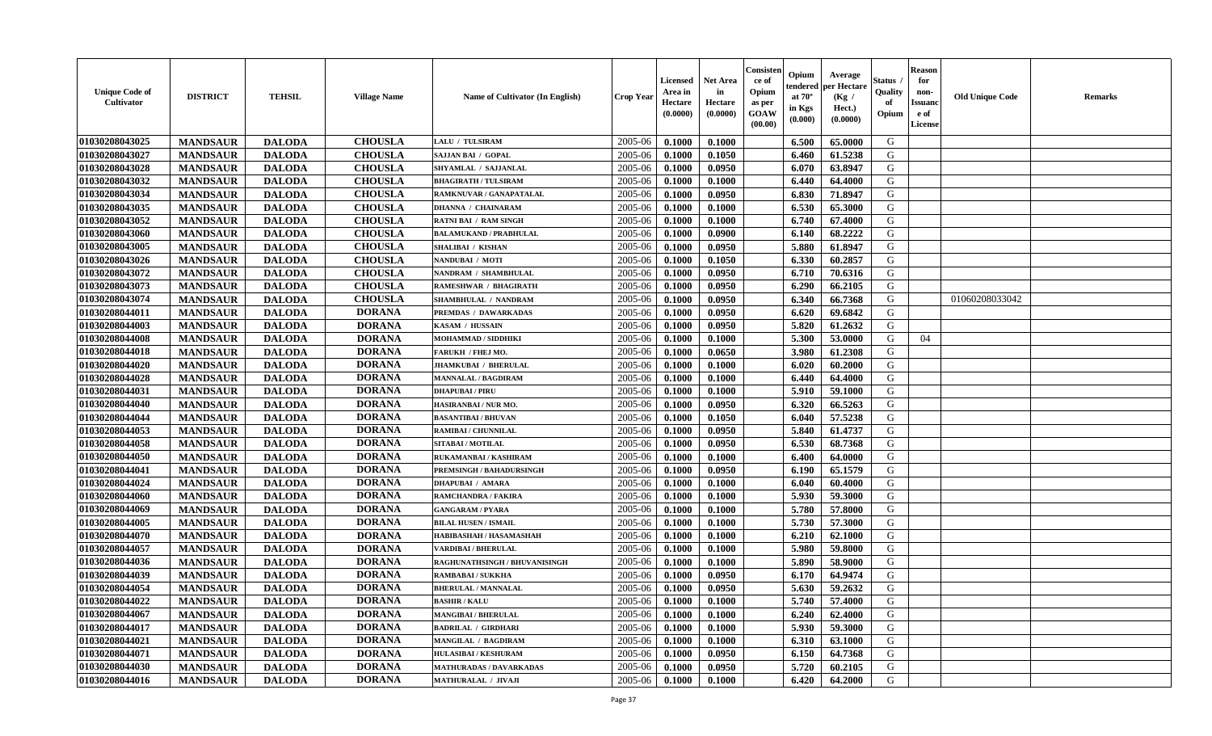| Unique Code of Cultivator | DISTRICT | TEHSIL | Village Name | Name of Cultivator (In English) | Crop Year | Licensed Area in Hectare (0.0000) | Net Area in Hectare (0.0000) | Consistence of Opium as per GOAW (00.00) | Opium tendered at 70° in Kgs (0.000) | Average per Hectare (Kg / Hect.) (0.0000) | Status / Quality of Opium | Reason for non-Issuance of License | Old Unique Code | Remarks |
|---|---|---|---|---|---|---|---|---|---|---|---|---|---|---|
| 01030208043025 | MANDSAUR | DALODA | CHOUSLA | LALU / TULSIRAM | 2005-06 | 0.1000 | 0.1000 | | 6.500 | 65.0000 | G | | | |
| 01030208043027 | MANDSAUR | DALODA | CHOUSLA | SAJJAN BAI / GOPAL | 2005-06 | 0.1000 | 0.1050 | | 6.460 | 61.5238 | G | | | |
| 01030208043028 | MANDSAUR | DALODA | CHOUSLA | SHYAMLAL / SAJJANLAL | 2005-06 | 0.1000 | 0.0950 | | 6.070 | 63.8947 | G | | | |
| 01030208043032 | MANDSAUR | DALODA | CHOUSLA | BHAGIRATH / TULSIRAM | 2005-06 | 0.1000 | 0.1000 | | 6.440 | 64.4000 | G | | | |
| 01030208043034 | MANDSAUR | DALODA | CHOUSLA | RAMKNUVAR / GANAPATALAL | 2005-06 | 0.1000 | 0.0950 | | 6.830 | 71.8947 | G | | | |
| 01030208043035 | MANDSAUR | DALODA | CHOUSLA | DHANNA / CHAINARAM | 2005-06 | 0.1000 | 0.1000 | | 6.530 | 65.3000 | G | | | |
| 01030208043052 | MANDSAUR | DALODA | CHOUSLA | RATNI BAI / RAM SINGH | 2005-06 | 0.1000 | 0.1000 | | 6.740 | 67.4000 | G | | | |
| 01030208043060 | MANDSAUR | DALODA | CHOUSLA | BALAMUKAND / PRABHULAL | 2005-06 | 0.1000 | 0.0900 | | 6.140 | 68.2222 | G | | | |
| 01030208043005 | MANDSAUR | DALODA | CHOUSLA | SHALIBAI / KISHAN | 2005-06 | 0.1000 | 0.0950 | | 5.880 | 61.8947 | G | | | |
| 01030208043026 | MANDSAUR | DALODA | CHOUSLA | NANDUBAI / MOTI | 2005-06 | 0.1000 | 0.1050 | | 6.330 | 60.2857 | G | | | |
| 01030208043072 | MANDSAUR | DALODA | CHOUSLA | NANDRAM / SHAMBHULAL | 2005-06 | 0.1000 | 0.0950 | | 6.710 | 70.6316 | G | | | |
| 01030208043073 | MANDSAUR | DALODA | CHOUSLA | RAMESHWAR / BHAGIRATH | 2005-06 | 0.1000 | 0.0950 | | 6.290 | 66.2105 | G | | | |
| 01030208043074 | MANDSAUR | DALODA | CHOUSLA | SHAMBHULAL / NANDRAM | 2005-06 | 0.1000 | 0.0950 | | 6.340 | 66.7368 | G | | 01060208033042 | |
| 01030208044011 | MANDSAUR | DALODA | DORANA | PREMDAS / DAWARKADAS | 2005-06 | 0.1000 | 0.0950 | | 6.620 | 69.6842 | G | | | |
| 01030208044003 | MANDSAUR | DALODA | DORANA | KASAM / HUSSAIN | 2005-06 | 0.1000 | 0.0950 | | 5.820 | 61.2632 | G | | | |
| 01030208044008 | MANDSAUR | DALODA | DORANA | MOHAMMAD / SIDDHIKI | 2005-06 | 0.1000 | 0.1000 | | 5.300 | 53.0000 | G | 04 | | |
| 01030208044018 | MANDSAUR | DALODA | DORANA | FARUKH / FHEJ MO. | 2005-06 | 0.1000 | 0.0650 | | 3.980 | 61.2308 | G | | | |
| 01030208044020 | MANDSAUR | DALODA | DORANA | JHAMKUBAI / BHERULAL | 2005-06 | 0.1000 | 0.1000 | | 6.020 | 60.2000 | G | | | |
| 01030208044028 | MANDSAUR | DALODA | DORANA | MANNALAL / BAGDIRAM | 2005-06 | 0.1000 | 0.1000 | | 6.440 | 64.4000 | G | | | |
| 01030208044031 | MANDSAUR | DALODA | DORANA | DHAPUBAI / PIRU | 2005-06 | 0.1000 | 0.1000 | | 5.910 | 59.1000 | G | | | |
| 01030208044040 | MANDSAUR | DALODA | DORANA | HASIRANBAI / NUR MO. | 2005-06 | 0.1000 | 0.0950 | | 6.320 | 66.5263 | G | | | |
| 01030208044044 | MANDSAUR | DALODA | DORANA | BASANTIBAI / BHUVAN | 2005-06 | 0.1000 | 0.1050 | | 6.040 | 57.5238 | G | | | |
| 01030208044053 | MANDSAUR | DALODA | DORANA | RAMIBAI / CHUNNILAL | 2005-06 | 0.1000 | 0.0950 | | 5.840 | 61.4737 | G | | | |
| 01030208044058 | MANDSAUR | DALODA | DORANA | SITABAI / MOTILAL | 2005-06 | 0.1000 | 0.0950 | | 6.530 | 68.7368 | G | | | |
| 01030208044050 | MANDSAUR | DALODA | DORANA | RUKAMANBAI / KASHIRAM | 2005-06 | 0.1000 | 0.1000 | | 6.400 | 64.0000 | G | | | |
| 01030208044041 | MANDSAUR | DALODA | DORANA | PREMSINGH / BAHADURSINGH | 2005-06 | 0.1000 | 0.0950 | | 6.190 | 65.1579 | G | | | |
| 01030208044024 | MANDSAUR | DALODA | DORANA | DHAPUBAI / AMARA | 2005-06 | 0.1000 | 0.1000 | | 6.040 | 60.4000 | G | | | |
| 01030208044060 | MANDSAUR | DALODA | DORANA | RAMCHANDRA / FAKIRA | 2005-06 | 0.1000 | 0.1000 | | 5.930 | 59.3000 | G | | | |
| 01030208044069 | MANDSAUR | DALODA | DORANA | GANGARAM / PYARA | 2005-06 | 0.1000 | 0.1000 | | 5.780 | 57.8000 | G | | | |
| 01030208044005 | MANDSAUR | DALODA | DORANA | BILAL HUSEN / ISMAIL | 2005-06 | 0.1000 | 0.1000 | | 5.730 | 57.3000 | G | | | |
| 01030208044070 | MANDSAUR | DALODA | DORANA | HABIBASHAH / HASAMASHAH | 2005-06 | 0.1000 | 0.1000 | | 6.210 | 62.1000 | G | | | |
| 01030208044057 | MANDSAUR | DALODA | DORANA | VARDIBAI / BHERULAL | 2005-06 | 0.1000 | 0.1000 | | 5.980 | 59.8000 | G | | | |
| 01030208044036 | MANDSAUR | DALODA | DORANA | RAGHUNATHSINGH / BHUVANISINGH | 2005-06 | 0.1000 | 0.1000 | | 5.890 | 58.9000 | G | | | |
| 01030208044039 | MANDSAUR | DALODA | DORANA | RAMBABAI / SUKKHA | 2005-06 | 0.1000 | 0.0950 | | 6.170 | 64.9474 | G | | | |
| 01030208044054 | MANDSAUR | DALODA | DORANA | BHERULAL / MANNALAL | 2005-06 | 0.1000 | 0.0950 | | 5.630 | 59.2632 | G | | | |
| 01030208044022 | MANDSAUR | DALODA | DORANA | BASHIR / KALU | 2005-06 | 0.1000 | 0.1000 | | 5.740 | 57.4000 | G | | | |
| 01030208044067 | MANDSAUR | DALODA | DORANA | MANGIBAI / BHERULAL | 2005-06 | 0.1000 | 0.1000 | | 6.240 | 62.4000 | G | | | |
| 01030208044017 | MANDSAUR | DALODA | DORANA | BADRILAL / GIRDHARI | 2005-06 | 0.1000 | 0.1000 | | 5.930 | 59.3000 | G | | | |
| 01030208044021 | MANDSAUR | DALODA | DORANA | MANGILAL / BAGDIRAM | 2005-06 | 0.1000 | 0.1000 | | 6.310 | 63.1000 | G | | | |
| 01030208044071 | MANDSAUR | DALODA | DORANA | HULASIBAI / KESHURAM | 2005-06 | 0.1000 | 0.0950 | | 6.150 | 64.7368 | G | | | |
| 01030208044030 | MANDSAUR | DALODA | DORANA | MATHURADAS / DAVARKADAS | 2005-06 | 0.1000 | 0.0950 | | 5.720 | 60.2105 | G | | | |
| 01030208044016 | MANDSAUR | DALODA | DORANA | MATHURALAL / JIVAJI | 2005-06 | 0.1000 | 0.1000 | | 6.420 | 64.2000 | G | | | |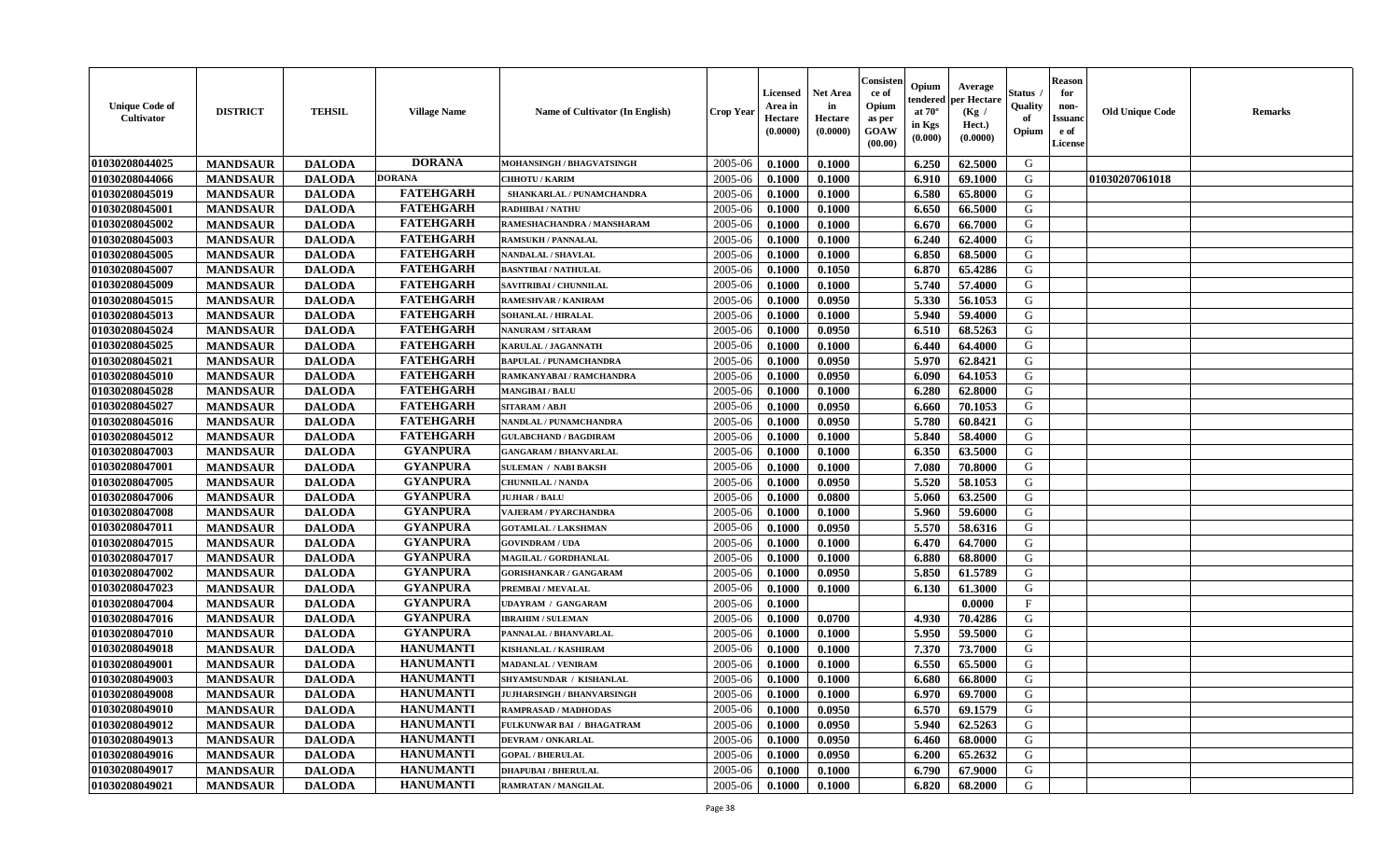| Unique Code of Cultivator | DISTRICT | TEHSIL | Village Name | Name of Cultivator (In English) | Crop Year | Licensed Area in Hectare (0.0000) | Net Area in Hectare (0.0000) | Consistence of Opium as per GOAW (00.00) | Opium tendered at 70° in Kgs (0.000) | Average per Hectare (Kg / Hect.) (0.0000) | Status / Quality of Opium | Reason for non-Issuance of License | Old Unique Code | Remarks |
|---|---|---|---|---|---|---|---|---|---|---|---|---|---|---|
| 01030208044025 | MANDSAUR | DALODA | DORANA | MOHANSINGH / BHAGVATSINGH | 2005-06 | 0.1000 | 0.1000 | | 6.250 | 62.5000 | G | | | |
| 01030208044066 | MANDSAUR | DALODA | DORANA | CHHOTU / KARIM | 2005-06 | 0.1000 | 0.1000 | | 6.910 | 69.1000 | G | | 01030207061018 | |
| 01030208045019 | MANDSAUR | DALODA | FATEHGARH | SHANKARLAL / PUNAMCHANDRA | 2005-06 | 0.1000 | 0.1000 | | 6.580 | 65.8000 | G | | | |
| 01030208045001 | MANDSAUR | DALODA | FATEHGARH | RADHIBAI / NATHU | 2005-06 | 0.1000 | 0.1000 | | 6.650 | 66.5000 | G | | | |
| 01030208045002 | MANDSAUR | DALODA | FATEHGARH | RAMESHACHANDRA / MANSHARAM | 2005-06 | 0.1000 | 0.1000 | | 6.670 | 66.7000 | G | | | |
| 01030208045003 | MANDSAUR | DALODA | FATEHGARH | RAMSUKH / PANNALAL | 2005-06 | 0.1000 | 0.1000 | | 6.240 | 62.4000 | G | | | |
| 01030208045005 | MANDSAUR | DALODA | FATEHGARH | NANDALAL / SHAVLAL | 2005-06 | 0.1000 | 0.1000 | | 6.850 | 68.5000 | G | | | |
| 01030208045007 | MANDSAUR | DALODA | FATEHGARH | BASNTIBAI / NATHULAL | 2005-06 | 0.1000 | 0.1050 | | 6.870 | 65.4286 | G | | | |
| 01030208045009 | MANDSAUR | DALODA | FATEHGARH | SAVITRIBAI / CHUNNILAL | 2005-06 | 0.1000 | 0.1000 | | 5.740 | 57.4000 | G | | | |
| 01030208045015 | MANDSAUR | DALODA | FATEHGARH | RAMESHVAR / KANIRAM | 2005-06 | 0.1000 | 0.0950 | | 5.330 | 56.1053 | G | | | |
| 01030208045013 | MANDSAUR | DALODA | FATEHGARH | SOHANLAL / HIRALAL | 2005-06 | 0.1000 | 0.1000 | | 5.940 | 59.4000 | G | | | |
| 01030208045024 | MANDSAUR | DALODA | FATEHGARH | NANURAM / SITARAM | 2005-06 | 0.1000 | 0.0950 | | 6.510 | 68.5263 | G | | | |
| 01030208045025 | MANDSAUR | DALODA | FATEHGARH | KARULAL / JAGANNATH | 2005-06 | 0.1000 | 0.1000 | | 6.440 | 64.4000 | G | | | |
| 01030208045021 | MANDSAUR | DALODA | FATEHGARH | BAPULAL / PUNAMCHANDRA | 2005-06 | 0.1000 | 0.0950 | | 5.970 | 62.8421 | G | | | |
| 01030208045010 | MANDSAUR | DALODA | FATEHGARH | RAMKANYABAI / RAMCHANDRA | 2005-06 | 0.1000 | 0.0950 | | 6.090 | 64.1053 | G | | | |
| 01030208045028 | MANDSAUR | DALODA | FATEHGARH | MANGIBAI / BALU | 2005-06 | 0.1000 | 0.1000 | | 6.280 | 62.8000 | G | | | |
| 01030208045027 | MANDSAUR | DALODA | FATEHGARH | SITARAM / ABJI | 2005-06 | 0.1000 | 0.0950 | | 6.660 | 70.1053 | G | | | |
| 01030208045016 | MANDSAUR | DALODA | FATEHGARH | NANDLAL / PUNAMCHANDRA | 2005-06 | 0.1000 | 0.0950 | | 5.780 | 60.8421 | G | | | |
| 01030208045012 | MANDSAUR | DALODA | FATEHGARH | GULABCHAND / BAGDIRAM | 2005-06 | 0.1000 | 0.1000 | | 5.840 | 58.4000 | G | | | |
| 01030208047003 | MANDSAUR | DALODA | GYANPURA | GANGARAM / BHANVARLAL | 2005-06 | 0.1000 | 0.1000 | | 6.350 | 63.5000 | G | | | |
| 01030208047001 | MANDSAUR | DALODA | GYANPURA | SULEMAN / NABI BAKSH | 2005-06 | 0.1000 | 0.1000 | | 7.080 | 70.8000 | G | | | |
| 01030208047005 | MANDSAUR | DALODA | GYANPURA | CHUNNILAL / NANDA | 2005-06 | 0.1000 | 0.0950 | | 5.520 | 58.1053 | G | | | |
| 01030208047006 | MANDSAUR | DALODA | GYANPURA | JUJHAR / BALU | 2005-06 | 0.1000 | 0.0800 | | 5.060 | 63.2500 | G | | | |
| 01030208047008 | MANDSAUR | DALODA | GYANPURA | VAJERAM / PYARCHANDRA | 2005-06 | 0.1000 | 0.1000 | | 5.960 | 59.6000 | G | | | |
| 01030208047011 | MANDSAUR | DALODA | GYANPURA | GOTAMLAL / LAKSHMAN | 2005-06 | 0.1000 | 0.0950 | | 5.570 | 58.6316 | G | | | |
| 01030208047015 | MANDSAUR | DALODA | GYANPURA | GOVINDRAM / UDA | 2005-06 | 0.1000 | 0.1000 | | 6.470 | 64.7000 | G | | | |
| 01030208047017 | MANDSAUR | DALODA | GYANPURA | MAGILAL / GORDHANLAL | 2005-06 | 0.1000 | 0.1000 | | 6.880 | 68.8000 | G | | | |
| 01030208047002 | MANDSAUR | DALODA | GYANPURA | GORISHANKAR / GANGARAM | 2005-06 | 0.1000 | 0.0950 | | 5.850 | 61.5789 | G | | | |
| 01030208047023 | MANDSAUR | DALODA | GYANPURA | PREMBAI / MEVALAL | 2005-06 | 0.1000 | 0.1000 | | 6.130 | 61.3000 | G | | | |
| 01030208047004 | MANDSAUR | DALODA | GYANPURA | UDAYRAM / GANGARAM | 2005-06 | 0.1000 | | | | 0.0000 | F | | | |
| 01030208047016 | MANDSAUR | DALODA | GYANPURA | IBRAHIM / SULEMAN | 2005-06 | 0.1000 | 0.0700 | | 4.930 | 70.4286 | G | | | |
| 01030208047010 | MANDSAUR | DALODA | GYANPURA | PANNALAL / BHANVARLAL | 2005-06 | 0.1000 | 0.1000 | | 5.950 | 59.5000 | G | | | |
| 01030208049018 | MANDSAUR | DALODA | HANUMANTI | KISHANLAL / KASHIRAM | 2005-06 | 0.1000 | 0.1000 | | 7.370 | 73.7000 | G | | | |
| 01030208049001 | MANDSAUR | DALODA | HANUMANTI | MADANLAL / VENIRAM | 2005-06 | 0.1000 | 0.1000 | | 6.550 | 65.5000 | G | | | |
| 01030208049003 | MANDSAUR | DALODA | HANUMANTI | SHYAMSUNDAR / KISHANLAL | 2005-06 | 0.1000 | 0.1000 | | 6.680 | 66.8000 | G | | | |
| 01030208049008 | MANDSAUR | DALODA | HANUMANTI | JUJHARSINGH / BHANVARSINGH | 2005-06 | 0.1000 | 0.1000 | | 6.970 | 69.7000 | G | | | |
| 01030208049010 | MANDSAUR | DALODA | HANUMANTI | RAMPRASAD / MADHODAS | 2005-06 | 0.1000 | 0.0950 | | 6.570 | 69.1579 | G | | | |
| 01030208049012 | MANDSAUR | DALODA | HANUMANTI | FULKUNWAR BAI / BHAGATRAM | 2005-06 | 0.1000 | 0.0950 | | 5.940 | 62.5263 | G | | | |
| 01030208049013 | MANDSAUR | DALODA | HANUMANTI | DEVRAM / ONKARLAL | 2005-06 | 0.1000 | 0.0950 | | 6.460 | 68.0000 | G | | | |
| 01030208049016 | MANDSAUR | DALODA | HANUMANTI | GOPAL / BHERULAL | 2005-06 | 0.1000 | 0.0950 | | 6.200 | 65.2632 | G | | | |
| 01030208049017 | MANDSAUR | DALODA | HANUMANTI | DHAPUBAI / BHERULAL | 2005-06 | 0.1000 | 0.1000 | | 6.790 | 67.9000 | G | | | |
| 01030208049021 | MANDSAUR | DALODA | HANUMANTI | RAMRATAN / MANGILAL | 2005-06 | 0.1000 | 0.1000 | | 6.820 | 68.2000 | G | | | |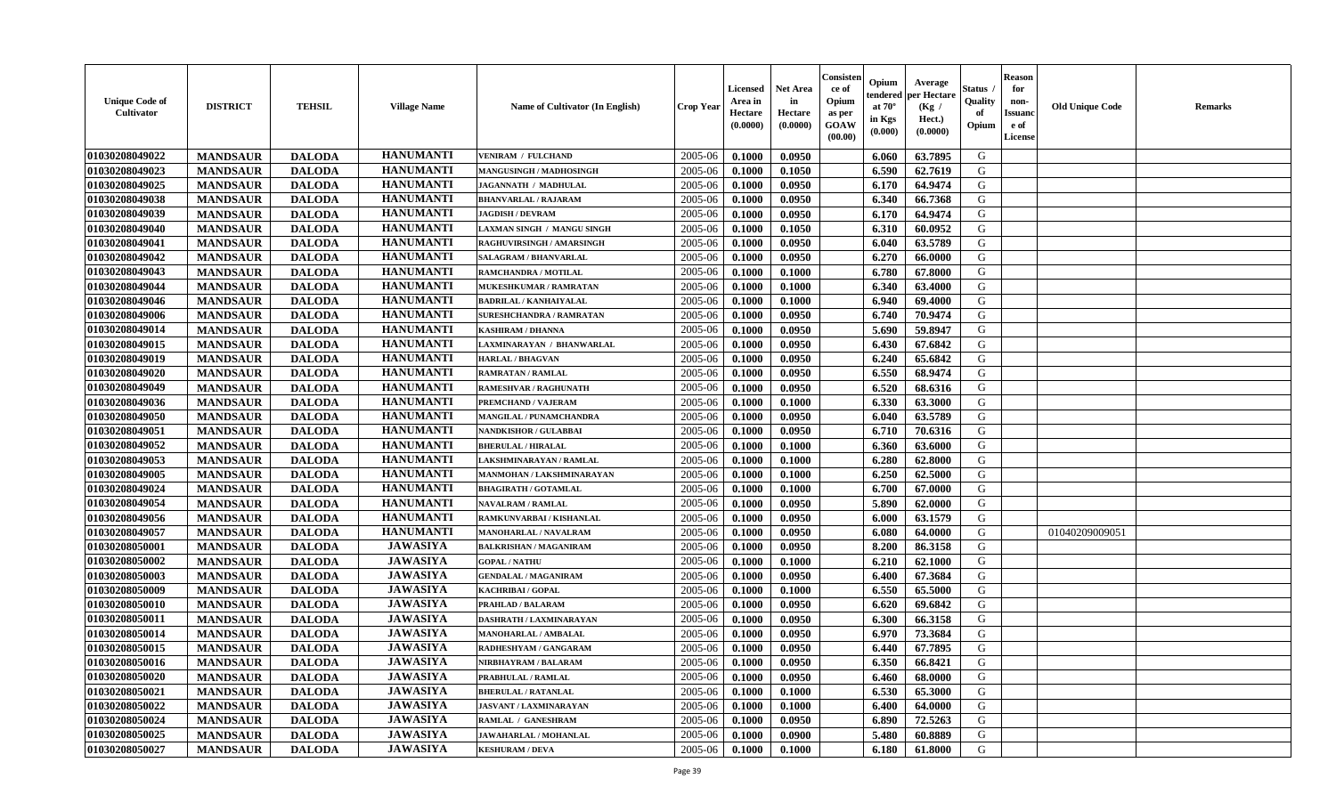| Unique Code of Cultivator | DISTRICT | TEHSIL | Village Name | Name of Cultivator (In English) | Crop Year | Licensed Area in Hectare (0.0000) | Net Area in Hectare (0.0000) | Consistence of Opium as per GOAW (00.00) | Opium tendered at 70° in Kgs (0.000) | Average per Hectare (Kg / Hect.) (0.0000) | Status / Quality of Opium | Reason for non-Issuance of License | Old Unique Code | Remarks |
|---|---|---|---|---|---|---|---|---|---|---|---|---|---|---|
| 01030208049022 | MANDSAUR | DALODA | HANUMANTI | VENIRAM / FULCHAND | 2005-06 | 0.1000 | 0.0950 | | 6.060 | 63.7895 | G | | | |
| 01030208049023 | MANDSAUR | DALODA | HANUMANTI | MANGUSINGH / MADHOSINGH | 2005-06 | 0.1000 | 0.1050 | | 6.590 | 62.7619 | G | | | |
| 01030208049025 | MANDSAUR | DALODA | HANUMANTI | JAGANNATH / MADHULAL | 2005-06 | 0.1000 | 0.0950 | | 6.170 | 64.9474 | G | | | |
| 01030208049038 | MANDSAUR | DALODA | HANUMANTI | BHANVARLAL / RAJARAM | 2005-06 | 0.1000 | 0.0950 | | 6.340 | 66.7368 | G | | | |
| 01030208049039 | MANDSAUR | DALODA | HANUMANTI | JAGDISH / DEVRAM | 2005-06 | 0.1000 | 0.0950 | | 6.170 | 64.9474 | G | | | |
| 01030208049040 | MANDSAUR | DALODA | HANUMANTI | LAXMAN SINGH / MANGU SINGH | 2005-06 | 0.1000 | 0.1050 | | 6.310 | 60.0952 | G | | | |
| 01030208049041 | MANDSAUR | DALODA | HANUMANTI | RAGHUVIRSINGH / AMARSINGH | 2005-06 | 0.1000 | 0.0950 | | 6.040 | 63.5789 | G | | | |
| 01030208049042 | MANDSAUR | DALODA | HANUMANTI | SALAGRAM / BHANVARLAL | 2005-06 | 0.1000 | 0.0950 | | 6.270 | 66.0000 | G | | | |
| 01030208049043 | MANDSAUR | DALODA | HANUMANTI | RAMCHANDRA / MOTILAL | 2005-06 | 0.1000 | 0.1000 | | 6.780 | 67.8000 | G | | | |
| 01030208049044 | MANDSAUR | DALODA | HANUMANTI | MUKESHKUMAR / RAMRATAN | 2005-06 | 0.1000 | 0.1000 | | 6.340 | 63.4000 | G | | | |
| 01030208049046 | MANDSAUR | DALODA | HANUMANTI | BADRILAL / KANHAIYALAL | 2005-06 | 0.1000 | 0.1000 | | 6.940 | 69.4000 | G | | | |
| 01030208049006 | MANDSAUR | DALODA | HANUMANTI | SURESHCHANDRA / RAMRATAN | 2005-06 | 0.1000 | 0.0950 | | 6.740 | 70.9474 | G | | | |
| 01030208049014 | MANDSAUR | DALODA | HANUMANTI | KASHIRAM / DHANNA | 2005-06 | 0.1000 | 0.0950 | | 5.690 | 59.8947 | G | | | |
| 01030208049015 | MANDSAUR | DALODA | HANUMANTI | LAXMINARAYAN / BHANWARLAL | 2005-06 | 0.1000 | 0.0950 | | 6.430 | 67.6842 | G | | | |
| 01030208049019 | MANDSAUR | DALODA | HANUMANTI | HARLAL / BHAGVAN | 2005-06 | 0.1000 | 0.0950 | | 6.240 | 65.6842 | G | | | |
| 01030208049020 | MANDSAUR | DALODA | HANUMANTI | RAMRATAN / RAMLAL | 2005-06 | 0.1000 | 0.0950 | | 6.550 | 68.9474 | G | | | |
| 01030208049049 | MANDSAUR | DALODA | HANUMANTI | RAMESHVAR / RAGHUNATH | 2005-06 | 0.1000 | 0.0950 | | 6.520 | 68.6316 | G | | | |
| 01030208049036 | MANDSAUR | DALODA | HANUMANTI | PREMCHAND / VAJERAM | 2005-06 | 0.1000 | 0.1000 | | 6.330 | 63.3000 | G | | | |
| 01030208049050 | MANDSAUR | DALODA | HANUMANTI | MANGILAL / PUNAMCHANDRA | 2005-06 | 0.1000 | 0.0950 | | 6.040 | 63.5789 | G | | | |
| 01030208049051 | MANDSAUR | DALODA | HANUMANTI | NANDKISHOR / GULABBAI | 2005-06 | 0.1000 | 0.0950 | | 6.710 | 70.6316 | G | | | |
| 01030208049052 | MANDSAUR | DALODA | HANUMANTI | BHERULAL / HIRALAL | 2005-06 | 0.1000 | 0.1000 | | 6.360 | 63.6000 | G | | | |
| 01030208049053 | MANDSAUR | DALODA | HANUMANTI | LAKSHMINARAYAN / RAMLAL | 2005-06 | 0.1000 | 0.1000 | | 6.280 | 62.8000 | G | | | |
| 01030208049005 | MANDSAUR | DALODA | HANUMANTI | MANMOHAN / LAKSHMINARAYAN | 2005-06 | 0.1000 | 0.1000 | | 6.250 | 62.5000 | G | | | |
| 01030208049024 | MANDSAUR | DALODA | HANUMANTI | BHAGIRATH / GOTAMLAL | 2005-06 | 0.1000 | 0.1000 | | 6.700 | 67.0000 | G | | | |
| 01030208049054 | MANDSAUR | DALODA | HANUMANTI | NAVALRAM / RAMLAL | 2005-06 | 0.1000 | 0.0950 | | 5.890 | 62.0000 | G | | | |
| 01030208049056 | MANDSAUR | DALODA | HANUMANTI | RAMKUNVARBAI / KISHANLAL | 2005-06 | 0.1000 | 0.0950 | | 6.000 | 63.1579 | G | | | |
| 01030208049057 | MANDSAUR | DALODA | HANUMANTI | MANOHARLAL / NAVALRAM | 2005-06 | 0.1000 | 0.0950 | | 6.080 | 64.0000 | G | | 01040209009051 | |
| 01030208050001 | MANDSAUR | DALODA | JAWASIYA | BALKRISHAN / MAGANIRAM | 2005-06 | 0.1000 | 0.0950 | | 8.200 | 86.3158 | G | | | |
| 01030208050002 | MANDSAUR | DALODA | JAWASIYA | GOPAL / NATHU | 2005-06 | 0.1000 | 0.1000 | | 6.210 | 62.1000 | G | | | |
| 01030208050003 | MANDSAUR | DALODA | JAWASIYA | GENDALAL / MAGANIRAM | 2005-06 | 0.1000 | 0.0950 | | 6.400 | 67.3684 | G | | | |
| 01030208050009 | MANDSAUR | DALODA | JAWASIYA | KACHRIBAI / GOPAL | 2005-06 | 0.1000 | 0.1000 | | 6.550 | 65.5000 | G | | | |
| 01030208050010 | MANDSAUR | DALODA | JAWASIYA | PRAHLAD / BALARAM | 2005-06 | 0.1000 | 0.0950 | | 6.620 | 69.6842 | G | | | |
| 01030208050011 | MANDSAUR | DALODA | JAWASIYA | DASHRATH / LAXMINARAYAN | 2005-06 | 0.1000 | 0.0950 | | 6.300 | 66.3158 | G | | | |
| 01030208050014 | MANDSAUR | DALODA | JAWASIYA | MANOHARLAL / AMBALAL | 2005-06 | 0.1000 | 0.0950 | | 6.970 | 73.3684 | G | | | |
| 01030208050015 | MANDSAUR | DALODA | JAWASIYA | RADHESHYAM / GANGARAM | 2005-06 | 0.1000 | 0.0950 | | 6.440 | 67.7895 | G | | | |
| 01030208050016 | MANDSAUR | DALODA | JAWASIYA | NIRBHAYRAM / BALARAM | 2005-06 | 0.1000 | 0.0950 | | 6.350 | 66.8421 | G | | | |
| 01030208050020 | MANDSAUR | DALODA | JAWASIYA | PRABHULAL / RAMLAL | 2005-06 | 0.1000 | 0.0950 | | 6.460 | 68.0000 | G | | | |
| 01030208050021 | MANDSAUR | DALODA | JAWASIYA | BHERULAL / RATANLAL | 2005-06 | 0.1000 | 0.1000 | | 6.530 | 65.3000 | G | | | |
| 01030208050022 | MANDSAUR | DALODA | JAWASIYA | JASVANT / LAXMINARAYAN | 2005-06 | 0.1000 | 0.1000 | | 6.400 | 64.0000 | G | | | |
| 01030208050024 | MANDSAUR | DALODA | JAWASIYA | RAMLAL / GANESHRAM | 2005-06 | 0.1000 | 0.0950 | | 6.890 | 72.5263 | G | | | |
| 01030208050025 | MANDSAUR | DALODA | JAWASIYA | JAWAHARLAL / MOHANLAL | 2005-06 | 0.1000 | 0.0900 | | 5.480 | 60.8889 | G | | | |
| 01030208050027 | MANDSAUR | DALODA | JAWASIYA | KESHURAM / DEVA | 2005-06 | 0.1000 | 0.1000 | | 6.180 | 61.8000 | G | | | |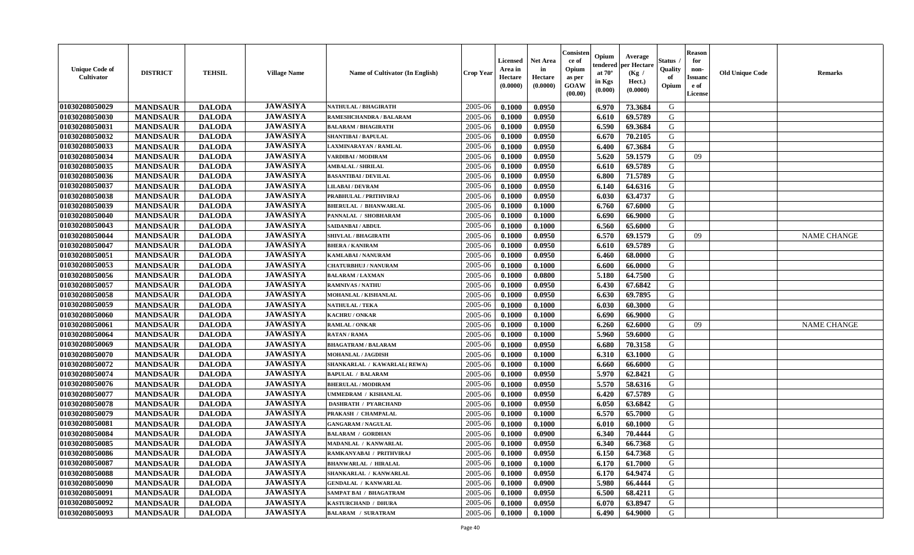| Unique Code of Cultivator | DISTRICT | TEHSIL | Village Name | Name of Cultivator (In English) | Crop Year | Licensed Area in Hectare (0.0000) | Net Area in Hectare (0.0000) | Consistence of Opium as per GOAW (00.00) | Opium tendered at 70° in Kgs (0.000) | Average per Hectare (Kg / Hect.) (0.0000) | Status / Quality of Opium | Reason for non-Issuance of License | Old Unique Code | Remarks |
|---|---|---|---|---|---|---|---|---|---|---|---|---|---|---|
| 01030208050029 | MANDSAUR | DALODA | JAWASIYA | NATHULAL / BHAGIRATH | 2005-06 | 0.1000 | 0.0950 | | 6.970 | 73.3684 | G | | | |
| 01030208050030 | MANDSAUR | DALODA | JAWASIYA | RAMESHCHANDRA / BALARAM | 2005-06 | 0.1000 | 0.0950 | | 6.610 | 69.5789 | G | | | |
| 01030208050031 | MANDSAUR | DALODA | JAWASIYA | BALARAM / BHAGIRATH | 2005-06 | 0.1000 | 0.0950 | | 6.590 | 69.3684 | G | | | |
| 01030208050032 | MANDSAUR | DALODA | JAWASIYA | SHANTIBAI / BAPULAL | 2005-06 | 0.1000 | 0.0950 | | 6.670 | 70.2105 | G | | | |
| 01030208050033 | MANDSAUR | DALODA | JAWASIYA | LAXMINARAYAN / RAMLAL | 2005-06 | 0.1000 | 0.0950 | | 6.400 | 67.3684 | G | | | |
| 01030208050034 | MANDSAUR | DALODA | JAWASIYA | VARDIBAI / MODIRAM | 2005-06 | 0.1000 | 0.0950 | | 5.620 | 59.1579 | G | 09 | | |
| 01030208050035 | MANDSAUR | DALODA | JAWASIYA | AMBALAL / SHRILAL | 2005-06 | 0.1000 | 0.0950 | | 6.610 | 69.5789 | G | | | |
| 01030208050036 | MANDSAUR | DALODA | JAWASIYA | BASANTIBAI / DEVILAL | 2005-06 | 0.1000 | 0.0950 | | 6.800 | 71.5789 | G | | | |
| 01030208050037 | MANDSAUR | DALODA | JAWASIYA | LILABAI / DEVRAM | 2005-06 | 0.1000 | 0.0950 | | 6.140 | 64.6316 | G | | | |
| 01030208050038 | MANDSAUR | DALODA | JAWASIYA | PRABHULAL / PRITHVIRAJ | 2005-06 | 0.1000 | 0.0950 | | 6.030 | 63.4737 | G | | | |
| 01030208050039 | MANDSAUR | DALODA | JAWASIYA | BHERULAL / BHANWARLAL | 2005-06 | 0.1000 | 0.1000 | | 6.760 | 67.6000 | G | | | |
| 01030208050040 | MANDSAUR | DALODA | JAWASIYA | PANNALAL / SHOBHARAM | 2005-06 | 0.1000 | 0.1000 | | 6.690 | 66.9000 | G | | | |
| 01030208050043 | MANDSAUR | DALODA | JAWASIYA | SAIDANBAI / ABDUL | 2005-06 | 0.1000 | 0.1000 | | 6.560 | 65.6000 | G | | | |
| 01030208050044 | MANDSAUR | DALODA | JAWASIYA | SHIVLAL / BHAGIRATH | 2005-06 | 0.1000 | 0.0950 | | 6.570 | 69.1579 | G | 09 | | NAME CHANGE |
| 01030208050047 | MANDSAUR | DALODA | JAWASIYA | BHERA / KANIRAM | 2005-06 | 0.1000 | 0.0950 | | 6.610 | 69.5789 | G | | | |
| 01030208050051 | MANDSAUR | DALODA | JAWASIYA | KAMLABAI / NANURAM | 2005-06 | 0.1000 | 0.0950 | | 6.460 | 68.0000 | G | | | |
| 01030208050053 | MANDSAUR | DALODA | JAWASIYA | CHATURBHUJ / NANURAM | 2005-06 | 0.1000 | 0.1000 | | 6.600 | 66.0000 | G | | | |
| 01030208050056 | MANDSAUR | DALODA | JAWASIYA | BALARAM / LAXMAN | 2005-06 | 0.1000 | 0.0800 | | 5.180 | 64.7500 | G | | | |
| 01030208050057 | MANDSAUR | DALODA | JAWASIYA | RAMNIVAS / NATHU | 2005-06 | 0.1000 | 0.0950 | | 6.430 | 67.6842 | G | | | |
| 01030208050058 | MANDSAUR | DALODA | JAWASIYA | MOHANLAL / KISHANLAL | 2005-06 | 0.1000 | 0.0950 | | 6.630 | 69.7895 | G | | | |
| 01030208050059 | MANDSAUR | DALODA | JAWASIYA | NATHULAL / TEKA | 2005-06 | 0.1000 | 0.1000 | | 6.030 | 60.3000 | G | | | |
| 01030208050060 | MANDSAUR | DALODA | JAWASIYA | KACHRU / ONKAR | 2005-06 | 0.1000 | 0.1000 | | 6.690 | 66.9000 | G | | | |
| 01030208050061 | MANDSAUR | DALODA | JAWASIYA | RAMLAL / ONKAR | 2005-06 | 0.1000 | 0.1000 | | 6.260 | 62.6000 | G | 09 | | NAME CHANGE |
| 01030208050064 | MANDSAUR | DALODA | JAWASIYA | RATAN / RAMA | 2005-06 | 0.1000 | 0.1000 | | 5.960 | 59.6000 | G | | | |
| 01030208050069 | MANDSAUR | DALODA | JAWASIYA | BHAGATRAM / BALARAM | 2005-06 | 0.1000 | 0.0950 | | 6.680 | 70.3158 | G | | | |
| 01030208050070 | MANDSAUR | DALODA | JAWASIYA | MOHANLAL / JAGDISH | 2005-06 | 0.1000 | 0.1000 | | 6.310 | 63.1000 | G | | | |
| 01030208050072 | MANDSAUR | DALODA | JAWASIYA | SHANKARLAL / KAWARLAL(REWA) | 2005-06 | 0.1000 | 0.1000 | | 6.660 | 66.6000 | G | | | |
| 01030208050074 | MANDSAUR | DALODA | JAWASIYA | BAPULAL / BALARAM | 2005-06 | 0.1000 | 0.0950 | | 5.970 | 62.8421 | G | | | |
| 01030208050076 | MANDSAUR | DALODA | JAWASIYA | BHERULAL / MODIRAM | 2005-06 | 0.1000 | 0.0950 | | 5.570 | 58.6316 | G | | | |
| 01030208050077 | MANDSAUR | DALODA | JAWASIYA | UMMEDRAM / KISHANLAL | 2005-06 | 0.1000 | 0.0950 | | 6.420 | 67.5789 | G | | | |
| 01030208050078 | MANDSAUR | DALODA | JAWASIYA | DASHRATH / PYARCHAND | 2005-06 | 0.1000 | 0.0950 | | 6.050 | 63.6842 | G | | | |
| 01030208050079 | MANDSAUR | DALODA | JAWASIYA | PRAKASH / CHAMPALAL | 2005-06 | 0.1000 | 0.1000 | | 6.570 | 65.7000 | G | | | |
| 01030208050081 | MANDSAUR | DALODA | JAWASIYA | GANGARAM / NAGULAL | 2005-06 | 0.1000 | 0.1000 | | 6.010 | 60.1000 | G | | | |
| 01030208050084 | MANDSAUR | DALODA | JAWASIYA | BALARAM / GORDHAN | 2005-06 | 0.1000 | 0.0900 | | 6.340 | 70.4444 | G | | | |
| 01030208050085 | MANDSAUR | DALODA | JAWASIYA | MADANLAL / KANWARLAL | 2005-06 | 0.1000 | 0.0950 | | 6.340 | 66.7368 | G | | | |
| 01030208050086 | MANDSAUR | DALODA | JAWASIYA | RAMKANYABAI / PRITHVIRAJ | 2005-06 | 0.1000 | 0.0950 | | 6.150 | 64.7368 | G | | | |
| 01030208050087 | MANDSAUR | DALODA | JAWASIYA | BHANWARLAL / HIRALAL | 2005-06 | 0.1000 | 0.1000 | | 6.170 | 61.7000 | G | | | |
| 01030208050088 | MANDSAUR | DALODA | JAWASIYA | SHANKARLAL / KANWARLAL | 2005-06 | 0.1000 | 0.0950 | | 6.170 | 64.9474 | G | | | |
| 01030208050090 | MANDSAUR | DALODA | JAWASIYA | GENDALAL / KANWARLAL | 2005-06 | 0.1000 | 0.0900 | | 5.980 | 66.4444 | G | | | |
| 01030208050091 | MANDSAUR | DALODA | JAWASIYA | SAMPAT BAI / BHAGATRAM | 2005-06 | 0.1000 | 0.0950 | | 6.500 | 68.4211 | G | | | |
| 01030208050092 | MANDSAUR | DALODA | JAWASIYA | KASTURCHAND / DHURA | 2005-06 | 0.1000 | 0.0950 | | 6.070 | 63.8947 | G | | | |
| 01030208050093 | MANDSAUR | DALODA | JAWASIYA | BALARAM / SURATRAM | 2005-06 | 0.1000 | 0.1000 | | 6.490 | 64.9000 | G | | | |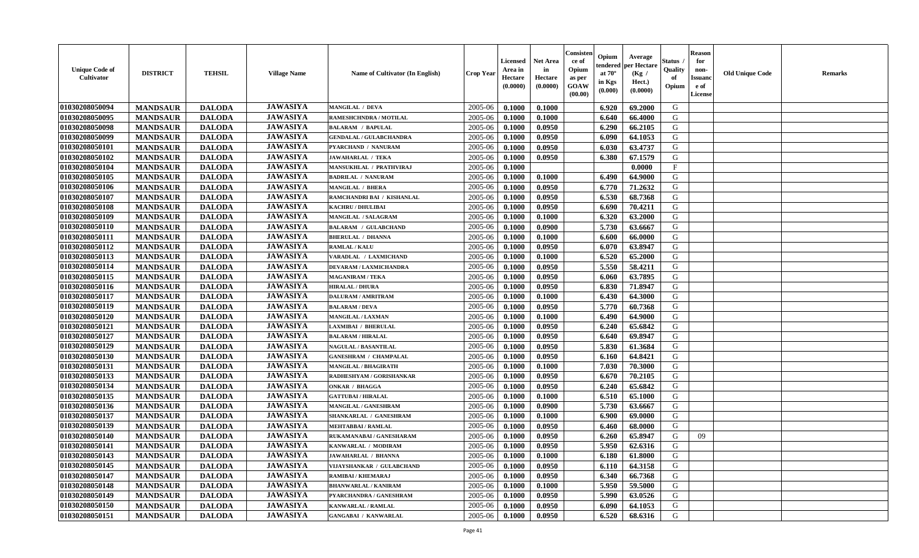| Unique Code of Cultivator | DISTRICT | TEHSIL | Village Name | Name of Cultivator (In English) | Crop Year | Licensed Area in Hectare (0.0000) | Net Area in Hectare (0.0000) | Consistence of Opium as per GOAW (00.00) | Opium tendered at 70° in Kgs (0.000) | Average per Hectare (Kg / Hect.) (0.0000) | Status / Quality of Opium | Reason for non-Issuance of License | Old Unique Code | Remarks |
|---|---|---|---|---|---|---|---|---|---|---|---|---|---|---|
| 01030208050094 | MANDSAUR | DALODA | JAWASIYA | MANGILAL / DEVA | 2005-06 | 0.1000 | 0.1000 | | 6.920 | 69.2000 | G | | | |
| 01030208050095 | MANDSAUR | DALODA | JAWASIYA | RAMESHCHNDRA / MOTILAL | 2005-06 | 0.1000 | 0.1000 | | 6.640 | 66.4000 | G | | | |
| 01030208050098 | MANDSAUR | DALODA | JAWASIYA | BALARAM / BAPULAL | 2005-06 | 0.1000 | 0.0950 | | 6.290 | 66.2105 | G | | | |
| 01030208050099 | MANDSAUR | DALODA | JAWASIYA | GENDALAL / GULABCHANDRA | 2005-06 | 0.1000 | 0.0950 | | 6.090 | 64.1053 | G | | | |
| 01030208050101 | MANDSAUR | DALODA | JAWASIYA | PYARCHAND / NANURAM | 2005-06 | 0.1000 | 0.0950 | | 6.030 | 63.4737 | G | | | |
| 01030208050102 | MANDSAUR | DALODA | JAWASIYA | JAWAHARLAL / TEKA | 2005-06 | 0.1000 | 0.0950 | | 6.380 | 67.1579 | G | | | |
| 01030208050104 | MANDSAUR | DALODA | JAWASIYA | MANSUKHLAL / PRATHVIRAJ | 2005-06 | 0.1000 | | | | 0.0000 | F | | | |
| 01030208050105 | MANDSAUR | DALODA | JAWASIYA | BADRILAL / NANURAM | 2005-06 | 0.1000 | 0.1000 | | 6.490 | 64.9000 | G | | | |
| 01030208050106 | MANDSAUR | DALODA | JAWASIYA | MANGILAL / BHERA | 2005-06 | 0.1000 | 0.0950 | | 6.770 | 71.2632 | G | | | |
| 01030208050107 | MANDSAUR | DALODA | JAWASIYA | RAMCHANDRI BAI / KISHANLAL | 2005-06 | 0.1000 | 0.0950 | | 6.530 | 68.7368 | G | | | |
| 01030208050108 | MANDSAUR | DALODA | JAWASIYA | KACHRU / DHULIBAI | 2005-06 | 0.1000 | 0.0950 | | 6.690 | 70.4211 | G | | | |
| 01030208050109 | MANDSAUR | DALODA | JAWASIYA | MANGILAL / SALAGRAM | 2005-06 | 0.1000 | 0.1000 | | 6.320 | 63.2000 | G | | | |
| 01030208050110 | MANDSAUR | DALODA | JAWASIYA | BALARAM / GULABCHAND | 2005-06 | 0.1000 | 0.0900 | | 5.730 | 63.6667 | G | | | |
| 01030208050111 | MANDSAUR | DALODA | JAWASIYA | BHERULAL / DHANNA | 2005-06 | 0.1000 | 0.1000 | | 6.600 | 66.0000 | G | | | |
| 01030208050112 | MANDSAUR | DALODA | JAWASIYA | RAMLAL / KALU | 2005-06 | 0.1000 | 0.0950 | | 6.070 | 63.8947 | G | | | |
| 01030208050113 | MANDSAUR | DALODA | JAWASIYA | VARADLAL / LAXMICHAND | 2005-06 | 0.1000 | 0.1000 | | 6.520 | 65.2000 | G | | | |
| 01030208050114 | MANDSAUR | DALODA | JAWASIYA | DEVARAM / LAXMICHANDRA | 2005-06 | 0.1000 | 0.0950 | | 5.550 | 58.4211 | G | | | |
| 01030208050115 | MANDSAUR | DALODA | JAWASIYA | MAGANIRAM / TEKA | 2005-06 | 0.1000 | 0.0950 | | 6.060 | 63.7895 | G | | | |
| 01030208050116 | MANDSAUR | DALODA | JAWASIYA | HIRALAL / DHURA | 2005-06 | 0.1000 | 0.0950 | | 6.830 | 71.8947 | G | | | |
| 01030208050117 | MANDSAUR | DALODA | JAWASIYA | DALURAM / AMRITRAM | 2005-06 | 0.1000 | 0.1000 | | 6.430 | 64.3000 | G | | | |
| 01030208050119 | MANDSAUR | DALODA | JAWASIYA | BALARAM / DEVA | 2005-06 | 0.1000 | 0.0950 | | 5.770 | 60.7368 | G | | | |
| 01030208050120 | MANDSAUR | DALODA | JAWASIYA | MANGILAL / LAXMAN | 2005-06 | 0.1000 | 0.1000 | | 6.490 | 64.9000 | G | | | |
| 01030208050121 | MANDSAUR | DALODA | JAWASIYA | LAXMIBAI / BHERULAL | 2005-06 | 0.1000 | 0.0950 | | 6.240 | 65.6842 | G | | | |
| 01030208050127 | MANDSAUR | DALODA | JAWASIYA | BALARAM / HIRALAL | 2005-06 | 0.1000 | 0.0950 | | 6.640 | 69.8947 | G | | | |
| 01030208050129 | MANDSAUR | DALODA | JAWASIYA | NAGULAL / BASANTILAL | 2005-06 | 0.1000 | 0.0950 | | 5.830 | 61.3684 | G | | | |
| 01030208050130 | MANDSAUR | DALODA | JAWASIYA | GANESHRAM / CHAMPALAL | 2005-06 | 0.1000 | 0.0950 | | 6.160 | 64.8421 | G | | | |
| 01030208050131 | MANDSAUR | DALODA | JAWASIYA | MANGILAL / BHAGIRATH | 2005-06 | 0.1000 | 0.1000 | | 7.030 | 70.3000 | G | | | |
| 01030208050133 | MANDSAUR | DALODA | JAWASIYA | RADHESHYAM / GORISHANKAR | 2005-06 | 0.1000 | 0.0950 | | 6.670 | 70.2105 | G | | | |
| 01030208050134 | MANDSAUR | DALODA | JAWASIYA | ONKAR / BHAGGA | 2005-06 | 0.1000 | 0.0950 | | 6.240 | 65.6842 | G | | | |
| 01030208050135 | MANDSAUR | DALODA | JAWASIYA | GATTUBAI / HIRALAL | 2005-06 | 0.1000 | 0.1000 | | 6.510 | 65.1000 | G | | | |
| 01030208050136 | MANDSAUR | DALODA | JAWASIYA | MANGILAL / GANESHRAM | 2005-06 | 0.1000 | 0.0900 | | 5.730 | 63.6667 | G | | | |
| 01030208050137 | MANDSAUR | DALODA | JAWASIYA | SHANKARLAL / GANESHRAM | 2005-06 | 0.1000 | 0.1000 | | 6.900 | 69.0000 | G | | | |
| 01030208050139 | MANDSAUR | DALODA | JAWASIYA | MEHTABBAI / RAMLAL | 2005-06 | 0.1000 | 0.0950 | | 6.460 | 68.0000 | G | | | |
| 01030208050140 | MANDSAUR | DALODA | JAWASIYA | RUKAMANABAI / GANESHARAM | 2005-06 | 0.1000 | 0.0950 | | 6.260 | 65.8947 | G | 09 | | |
| 01030208050141 | MANDSAUR | DALODA | JAWASIYA | KANWARLAL / MODIRAM | 2005-06 | 0.1000 | 0.0950 | | 5.950 | 62.6316 | G | | | |
| 01030208050143 | MANDSAUR | DALODA | JAWASIYA | JAWAHARLAL / BHANNA | 2005-06 | 0.1000 | 0.1000 | | 6.180 | 61.8000 | G | | | |
| 01030208050145 | MANDSAUR | DALODA | JAWASIYA | VIJAYSHANKAR / GULABCHAND | 2005-06 | 0.1000 | 0.0950 | | 6.110 | 64.3158 | G | | | |
| 01030208050147 | MANDSAUR | DALODA | JAWASIYA | RAMIBAI / KHEMARAJ | 2005-06 | 0.1000 | 0.0950 | | 6.340 | 66.7368 | G | | | |
| 01030208050148 | MANDSAUR | DALODA | JAWASIYA | BHANWARLAL / KANIRAM | 2005-06 | 0.1000 | 0.1000 | | 5.950 | 59.5000 | G | | | |
| 01030208050149 | MANDSAUR | DALODA | JAWASIYA | PYARCHANDRA / GANESHRAM | 2005-06 | 0.1000 | 0.0950 | | 5.990 | 63.0526 | G | | | |
| 01030208050150 | MANDSAUR | DALODA | JAWASIYA | KANWARLAL / RAMLAL | 2005-06 | 0.1000 | 0.0950 | | 6.090 | 64.1053 | G | | | |
| 01030208050151 | MANDSAUR | DALODA | JAWASIYA | GANGABAI / KANWARLAL | 2005-06 | 0.1000 | 0.0950 | | 6.520 | 68.6316 | G | | | |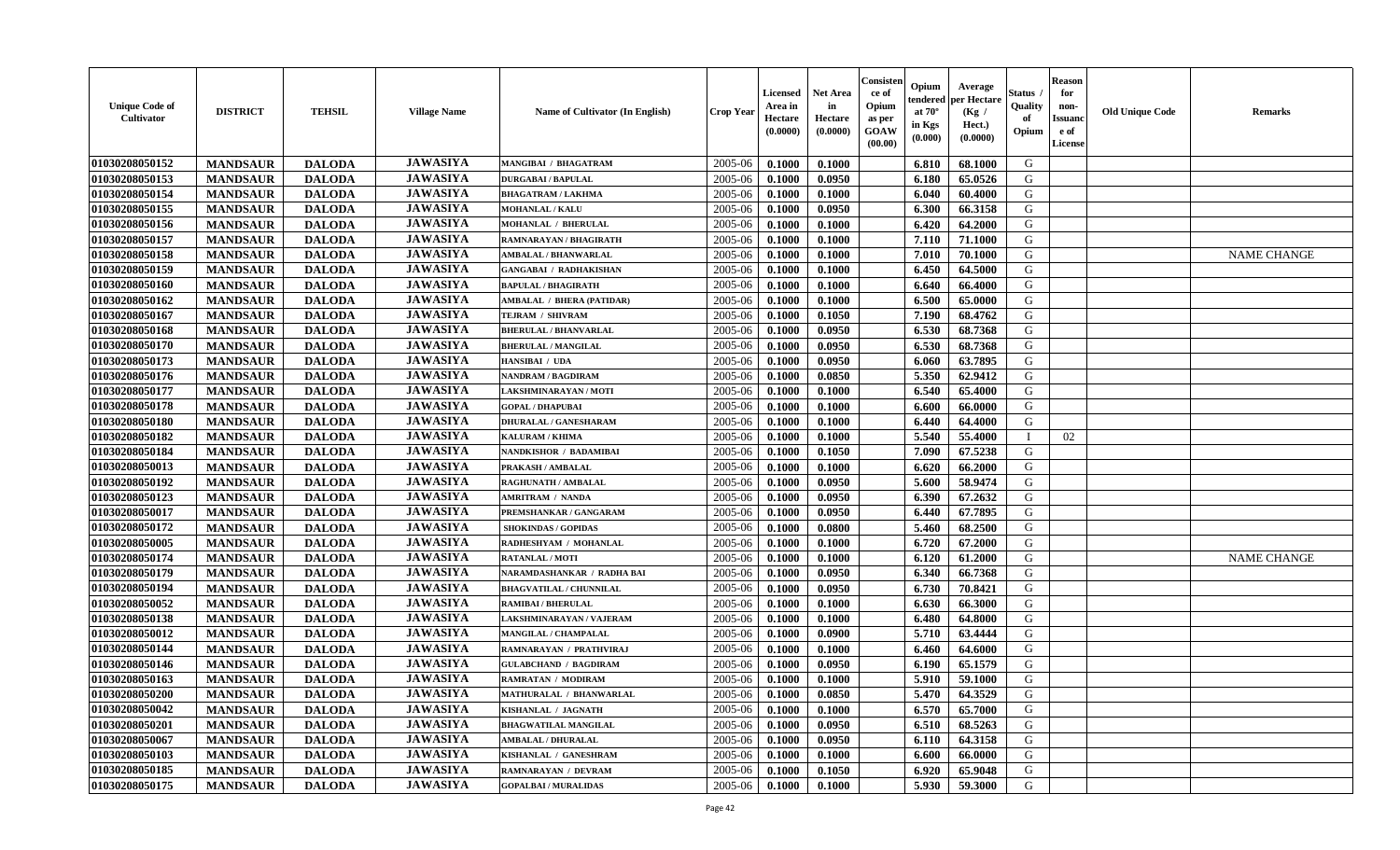| Unique Code of Cultivator | DISTRICT | TEHSIL | Village Name | Name of Cultivator (In English) | Crop Year | Licensed Area in Hectare (0.0000) | Net Area in Hectare (0.0000) | Consistence of Opium as per GOAW (00.00) | Opium tendered at 70° in Kgs (0.000) | Average per Hectare (Kg / Hect.) (0.0000) | Status / Quality of Opium | Reason for non-Issuance of License | Old Unique Code | Remarks |
|---|---|---|---|---|---|---|---|---|---|---|---|---|---|---|
| 01030208050152 | MANDSAUR | DALODA | JAWASIYA | MANGIBAI / BHAGATRAM | 2005-06 | 0.1000 | 0.1000 | | 6.810 | 68.1000 | G | | | |
| 01030208050153 | MANDSAUR | DALODA | JAWASIYA | DURGABAI / BAPULAL | 2005-06 | 0.1000 | 0.0950 | | 6.180 | 65.0526 | G | | | |
| 01030208050154 | MANDSAUR | DALODA | JAWASIYA | BHAGATRAM / LAKHMA | 2005-06 | 0.1000 | 0.1000 | | 6.040 | 60.4000 | G | | | |
| 01030208050155 | MANDSAUR | DALODA | JAWASIYA | MOHANLAL / KALU | 2005-06 | 0.1000 | 0.0950 | | 6.300 | 66.3158 | G | | | |
| 01030208050156 | MANDSAUR | DALODA | JAWASIYA | MOHANLAL / BHERULAL | 2005-06 | 0.1000 | 0.1000 | | 6.420 | 64.2000 | G | | | |
| 01030208050157 | MANDSAUR | DALODA | JAWASIYA | RAMNARAYAN / BHAGIRATH | 2005-06 | 0.1000 | 0.1000 | | 7.110 | 71.1000 | G | | | |
| 01030208050158 | MANDSAUR | DALODA | JAWASIYA | AMBALAL / BHANWARLAL | 2005-06 | 0.1000 | 0.1000 | | 7.010 | 70.1000 | G | | | NAME CHANGE |
| 01030208050159 | MANDSAUR | DALODA | JAWASIYA | GANGABAI / RADHAKISHAN | 2005-06 | 0.1000 | 0.1000 | | 6.450 | 64.5000 | G | | | |
| 01030208050160 | MANDSAUR | DALODA | JAWASIYA | BAPULAL / BHAGIRATH | 2005-06 | 0.1000 | 0.1000 | | 6.640 | 66.4000 | G | | | |
| 01030208050162 | MANDSAUR | DALODA | JAWASIYA | AMBALAL / BHERA (PATIDAR) | 2005-06 | 0.1000 | 0.1000 | | 6.500 | 65.0000 | G | | | |
| 01030208050167 | MANDSAUR | DALODA | JAWASIYA | TEJRAM / SHIVRAM | 2005-06 | 0.1000 | 0.1050 | | 7.190 | 68.4762 | G | | | |
| 01030208050168 | MANDSAUR | DALODA | JAWASIYA | BHERULAL / BHANVARLAL | 2005-06 | 0.1000 | 0.0950 | | 6.530 | 68.7368 | G | | | |
| 01030208050170 | MANDSAUR | DALODA | JAWASIYA | BHERULAL / MANGILAL | 2005-06 | 0.1000 | 0.0950 | | 6.530 | 68.7368 | G | | | |
| 01030208050173 | MANDSAUR | DALODA | JAWASIYA | HANSIBAI / UDA | 2005-06 | 0.1000 | 0.0950 | | 6.060 | 63.7895 | G | | | |
| 01030208050176 | MANDSAUR | DALODA | JAWASIYA | NANDRAM / BAGDIRAM | 2005-06 | 0.1000 | 0.0850 | | 5.350 | 62.9412 | G | | | |
| 01030208050177 | MANDSAUR | DALODA | JAWASIYA | LAKSHMINARAYAN / MOTI | 2005-06 | 0.1000 | 0.1000 | | 6.540 | 65.4000 | G | | | |
| 01030208050178 | MANDSAUR | DALODA | JAWASIYA | GOPAL / DHAPUBAI | 2005-06 | 0.1000 | 0.1000 | | 6.600 | 66.0000 | G | | | |
| 01030208050180 | MANDSAUR | DALODA | JAWASIYA | DHURALAL / GANESHARAM | 2005-06 | 0.1000 | 0.1000 | | 6.440 | 64.4000 | G | | | |
| 01030208050182 | MANDSAUR | DALODA | JAWASIYA | KALURAM / KHIMA | 2005-06 | 0.1000 | 0.1000 | | 5.540 | 55.4000 | I | 02 | | |
| 01030208050184 | MANDSAUR | DALODA | JAWASIYA | NANDKISHOR / BADAMIBAI | 2005-06 | 0.1000 | 0.1050 | | 7.090 | 67.5238 | G | | | |
| 01030208050013 | MANDSAUR | DALODA | JAWASIYA | PRAKASH / AMBALAL | 2005-06 | 0.1000 | 0.1000 | | 6.620 | 66.2000 | G | | | |
| 01030208050192 | MANDSAUR | DALODA | JAWASIYA | RAGHUNATH / AMBALAL | 2005-06 | 0.1000 | 0.0950 | | 5.600 | 58.9474 | G | | | |
| 01030208050123 | MANDSAUR | DALODA | JAWASIYA | AMRITRAM / NANDA | 2005-06 | 0.1000 | 0.0950 | | 6.390 | 67.2632 | G | | | |
| 01030208050017 | MANDSAUR | DALODA | JAWASIYA | PREMSHANKAR / GANGARAM | 2005-06 | 0.1000 | 0.0950 | | 6.440 | 67.7895 | G | | | |
| 01030208050172 | MANDSAUR | DALODA | JAWASIYA | SHOKINDAS / GOPIDAS | 2005-06 | 0.1000 | 0.0800 | | 5.460 | 68.2500 | G | | | |
| 01030208050005 | MANDSAUR | DALODA | JAWASIYA | RADHESHYAM / MOHANLAL | 2005-06 | 0.1000 | 0.1000 | | 6.720 | 67.2000 | G | | | |
| 01030208050174 | MANDSAUR | DALODA | JAWASIYA | RATANLAL / MOTI | 2005-06 | 0.1000 | 0.1000 | | 6.120 | 61.2000 | G | | | NAME CHANGE |
| 01030208050179 | MANDSAUR | DALODA | JAWASIYA | NARAMDASHANKAR / RADHA BAI | 2005-06 | 0.1000 | 0.0950 | | 6.340 | 66.7368 | G | | | |
| 01030208050194 | MANDSAUR | DALODA | JAWASIYA | BHAGVATILAL / CHUNNILAL | 2005-06 | 0.1000 | 0.0950 | | 6.730 | 70.8421 | G | | | |
| 01030208050052 | MANDSAUR | DALODA | JAWASIYA | RAMIBAI / BHERULAL | 2005-06 | 0.1000 | 0.1000 | | 6.630 | 66.3000 | G | | | |
| 01030208050138 | MANDSAUR | DALODA | JAWASIYA | LAKSHMINARAYAN / VAJERAM | 2005-06 | 0.1000 | 0.1000 | | 6.480 | 64.8000 | G | | | |
| 01030208050012 | MANDSAUR | DALODA | JAWASIYA | MANGILAL / CHAMPALAL | 2005-06 | 0.1000 | 0.0900 | | 5.710 | 63.4444 | G | | | |
| 01030208050144 | MANDSAUR | DALODA | JAWASIYA | RAMNARAYAN / PRATHVIRAJ | 2005-06 | 0.1000 | 0.1000 | | 6.460 | 64.6000 | G | | | |
| 01030208050146 | MANDSAUR | DALODA | JAWASIYA | GULABCHAND / BAGDIRAM | 2005-06 | 0.1000 | 0.0950 | | 6.190 | 65.1579 | G | | | |
| 01030208050163 | MANDSAUR | DALODA | JAWASIYA | RAMRATAN / MODIRAM | 2005-06 | 0.1000 | 0.1000 | | 5.910 | 59.1000 | G | | | |
| 01030208050200 | MANDSAUR | DALODA | JAWASIYA | MATHURALAL / BHANWARLAL | 2005-06 | 0.1000 | 0.0850 | | 5.470 | 64.3529 | G | | | |
| 01030208050042 | MANDSAUR | DALODA | JAWASIYA | KISHANLAL / JAGNATH | 2005-06 | 0.1000 | 0.1000 | | 6.570 | 65.7000 | G | | | |
| 01030208050201 | MANDSAUR | DALODA | JAWASIYA | BHAGWATILAL MANGILAL | 2005-06 | 0.1000 | 0.0950 | | 6.510 | 68.5263 | G | | | |
| 01030208050067 | MANDSAUR | DALODA | JAWASIYA | AMBALAL / DHURALAL | 2005-06 | 0.1000 | 0.0950 | | 6.110 | 64.3158 | G | | | |
| 01030208050103 | MANDSAUR | DALODA | JAWASIYA | KISHANLAL / GANESHRAM | 2005-06 | 0.1000 | 0.1000 | | 6.600 | 66.0000 | G | | | |
| 01030208050185 | MANDSAUR | DALODA | JAWASIYA | RAMNARAYAN / DEVRAM | 2005-06 | 0.1000 | 0.1050 | | 6.920 | 65.9048 | G | | | |
| 01030208050175 | MANDSAUR | DALODA | JAWASIYA | GOPALBAI / MURALIDAS | 2005-06 | 0.1000 | 0.1000 | | 5.930 | 59.3000 | G | | | |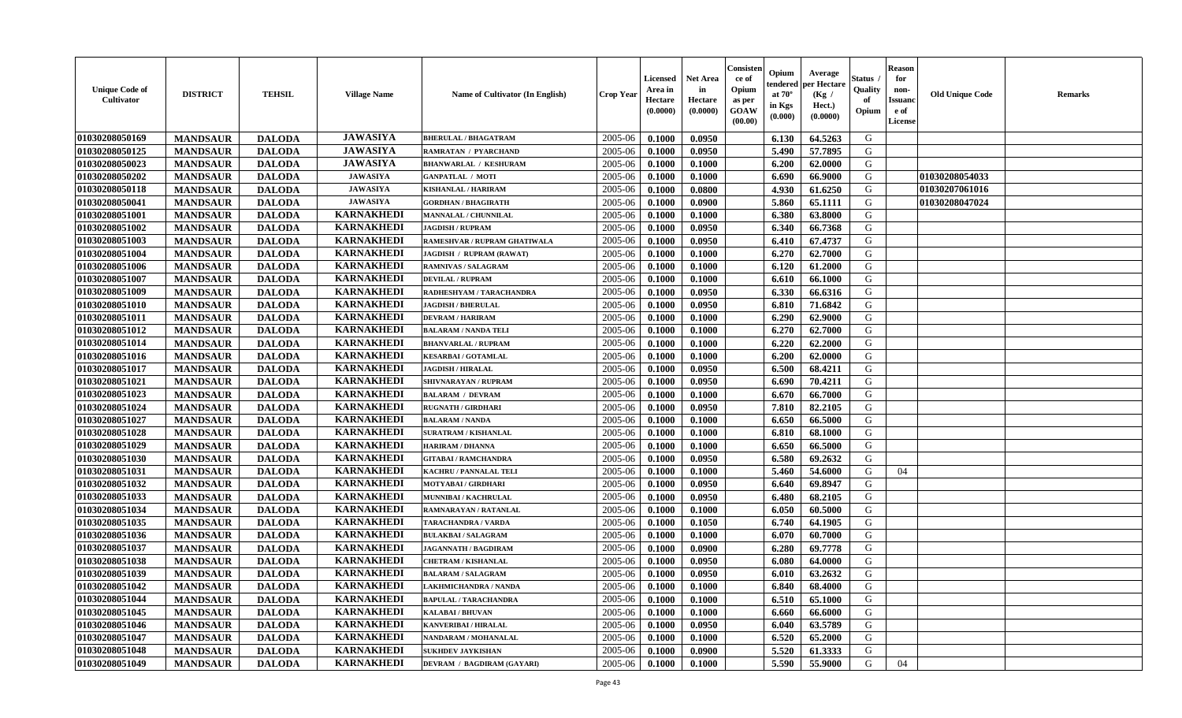| Unique Code of Cultivator | DISTRICT | TEHSIL | Village Name | Name of Cultivator (In English) | Crop Year | Licensed Area in Hectare (0.0000) | Net Area in Hectare (0.0000) | Consistence of Opium as per GOAW (00.00) | Opium tendered at 70° in Kgs (0.000) | Average per Hectare (Kg / Hect.) (0.0000) | Status / Quality of Opium | Reason for non-Issuance of License | Old Unique Code | Remarks |
|---|---|---|---|---|---|---|---|---|---|---|---|---|---|---|
| 01030208050169 | MANDSAUR | DALODA | JAWASIYA | BHERULAL / BHAGATRAM | 2005-06 | 0.1000 | 0.0950 | | 6.130 | 64.5263 | G | | | |
| 01030208050125 | MANDSAUR | DALODA | JAWASIYA | RAMRATAN / PYARCHAND | 2005-06 | 0.1000 | 0.0950 | | 5.490 | 57.7895 | G | | | |
| 01030208050023 | MANDSAUR | DALODA | JAWASIYA | BHANWARLAL / KESHURAM | 2005-06 | 0.1000 | 0.1000 | | 6.200 | 62.0000 | G | | | |
| 01030208050202 | MANDSAUR | DALODA | JAWASIYA | GANPATLAL / MOTI | 2005-06 | 0.1000 | 0.1000 | | 6.690 | 66.9000 | G | | 01030208054033 | |
| 01030208050118 | MANDSAUR | DALODA | JAWASIYA | KISHANLAL / HARIRAM | 2005-06 | 0.1000 | 0.0800 | | 4.930 | 61.6250 | G | | 01030207061016 | |
| 01030208050041 | MANDSAUR | DALODA | JAWASIYA | GORDHAN / BHAGIRATH | 2005-06 | 0.1000 | 0.0900 | | 5.860 | 65.1111 | G | | 01030208047024 | |
| 01030208051001 | MANDSAUR | DALODA | KARNAKHEDI | MANNALAL / CHUNNILAL | 2005-06 | 0.1000 | 0.1000 | | 6.380 | 63.8000 | G | | | |
| 01030208051002 | MANDSAUR | DALODA | KARNAKHEDI | JAGDISH / RUPRAM | 2005-06 | 0.1000 | 0.0950 | | 6.340 | 66.7368 | G | | | |
| 01030208051003 | MANDSAUR | DALODA | KARNAKHEDI | RAMESHVAR / RUPRAM GHATIWALA | 2005-06 | 0.1000 | 0.0950 | | 6.410 | 67.4737 | G | | | |
| 01030208051004 | MANDSAUR | DALODA | KARNAKHEDI | JAGDISH / RUPRAM (RAWAT) | 2005-06 | 0.1000 | 0.1000 | | 6.270 | 62.7000 | G | | | |
| 01030208051006 | MANDSAUR | DALODA | KARNAKHEDI | RAMNIVAS / SALAGRAM | 2005-06 | 0.1000 | 0.1000 | | 6.120 | 61.2000 | G | | | |
| 01030208051007 | MANDSAUR | DALODA | KARNAKHEDI | DEVILAL / RUPRAM | 2005-06 | 0.1000 | 0.1000 | | 6.610 | 66.1000 | G | | | |
| 01030208051009 | MANDSAUR | DALODA | KARNAKHEDI | RADHESHYAM / TARACHANDRA | 2005-06 | 0.1000 | 0.0950 | | 6.330 | 66.6316 | G | | | |
| 01030208051010 | MANDSAUR | DALODA | KARNAKHEDI | JAGDISH / BHERULAL | 2005-06 | 0.1000 | 0.0950 | | 6.810 | 71.6842 | G | | | |
| 01030208051011 | MANDSAUR | DALODA | KARNAKHEDI | DEVRAM / HARIRAM | 2005-06 | 0.1000 | 0.1000 | | 6.290 | 62.9000 | G | | | |
| 01030208051012 | MANDSAUR | DALODA | KARNAKHEDI | BALARAM / NANDA TELI | 2005-06 | 0.1000 | 0.1000 | | 6.270 | 62.7000 | G | | | |
| 01030208051014 | MANDSAUR | DALODA | KARNAKHEDI | BHANVARLAL / RUPRAM | 2005-06 | 0.1000 | 0.1000 | | 6.220 | 62.2000 | G | | | |
| 01030208051016 | MANDSAUR | DALODA | KARNAKHEDI | KESARBAI / GOTAMLAL | 2005-06 | 0.1000 | 0.1000 | | 6.200 | 62.0000 | G | | | |
| 01030208051017 | MANDSAUR | DALODA | KARNAKHEDI | JAGDISH / HIRALAL | 2005-06 | 0.1000 | 0.0950 | | 6.500 | 68.4211 | G | | | |
| 01030208051021 | MANDSAUR | DALODA | KARNAKHEDI | SHIVNARAYAN / RUPRAM | 2005-06 | 0.1000 | 0.0950 | | 6.690 | 70.4211 | G | | | |
| 01030208051023 | MANDSAUR | DALODA | KARNAKHEDI | BALARAM / DEVRAM | 2005-06 | 0.1000 | 0.1000 | | 6.670 | 66.7000 | G | | | |
| 01030208051024 | MANDSAUR | DALODA | KARNAKHEDI | RUGNATH / GIRDHARI | 2005-06 | 0.1000 | 0.0950 | | 7.810 | 82.2105 | G | | | |
| 01030208051027 | MANDSAUR | DALODA | KARNAKHEDI | BALARAM / NANDA | 2005-06 | 0.1000 | 0.1000 | | 6.650 | 66.5000 | G | | | |
| 01030208051028 | MANDSAUR | DALODA | KARNAKHEDI | SURATRAM / KISHANLAL | 2005-06 | 0.1000 | 0.1000 | | 6.810 | 68.1000 | G | | | |
| 01030208051029 | MANDSAUR | DALODA | KARNAKHEDI | HARIRAM / DHANNA | 2005-06 | 0.1000 | 0.1000 | | 6.650 | 66.5000 | G | | | |
| 01030208051030 | MANDSAUR | DALODA | KARNAKHEDI | GITABAI / RAMCHANDRA | 2005-06 | 0.1000 | 0.0950 | | 6.580 | 69.2632 | G | | | |
| 01030208051031 | MANDSAUR | DALODA | KARNAKHEDI | KACHRU / PANNALAL TELI | 2005-06 | 0.1000 | 0.1000 | | 5.460 | 54.6000 | G | 04 | | |
| 01030208051032 | MANDSAUR | DALODA | KARNAKHEDI | MOTYABAI / GIRDHARI | 2005-06 | 0.1000 | 0.0950 | | 6.640 | 69.8947 | G | | | |
| 01030208051033 | MANDSAUR | DALODA | KARNAKHEDI | MUNNIBAI / KACHRULAL | 2005-06 | 0.1000 | 0.0950 | | 6.480 | 68.2105 | G | | | |
| 01030208051034 | MANDSAUR | DALODA | KARNAKHEDI | RAMNARAYAN / RATANLAL | 2005-06 | 0.1000 | 0.1000 | | 6.050 | 60.5000 | G | | | |
| 01030208051035 | MANDSAUR | DALODA | KARNAKHEDI | TARACHANDRA / VARDA | 2005-06 | 0.1000 | 0.1050 | | 6.740 | 64.1905 | G | | | |
| 01030208051036 | MANDSAUR | DALODA | KARNAKHEDI | BULAKBAI / SALAGRAM | 2005-06 | 0.1000 | 0.1000 | | 6.070 | 60.7000 | G | | | |
| 01030208051037 | MANDSAUR | DALODA | KARNAKHEDI | JAGANNATH / BAGDIRAM | 2005-06 | 0.1000 | 0.0900 | | 6.280 | 69.7778 | G | | | |
| 01030208051038 | MANDSAUR | DALODA | KARNAKHEDI | CHETRAM / KISHANLAL | 2005-06 | 0.1000 | 0.0950 | | 6.080 | 64.0000 | G | | | |
| 01030208051039 | MANDSAUR | DALODA | KARNAKHEDI | BALARAM / SALAGRAM | 2005-06 | 0.1000 | 0.0950 | | 6.010 | 63.2632 | G | | | |
| 01030208051042 | MANDSAUR | DALODA | KARNAKHEDI | LAKHMICHANDRA / NANDA | 2005-06 | 0.1000 | 0.1000 | | 6.840 | 68.4000 | G | | | |
| 01030208051044 | MANDSAUR | DALODA | KARNAKHEDI | BAPULAL / TARACHANDRA | 2005-06 | 0.1000 | 0.1000 | | 6.510 | 65.1000 | G | | | |
| 01030208051045 | MANDSAUR | DALODA | KARNAKHEDI | KALABAI / BHUVAN | 2005-06 | 0.1000 | 0.1000 | | 6.660 | 66.6000 | G | | | |
| 01030208051046 | MANDSAUR | DALODA | KARNAKHEDI | KANVERIBAI / HIRALAL | 2005-06 | 0.1000 | 0.0950 | | 6.040 | 63.5789 | G | | | |
| 01030208051047 | MANDSAUR | DALODA | KARNAKHEDI | NANDARAM / MOHANALAL | 2005-06 | 0.1000 | 0.1000 | | 6.520 | 65.2000 | G | | | |
| 01030208051048 | MANDSAUR | DALODA | KARNAKHEDI | SUKHDEV JAYKISHAN | 2005-06 | 0.1000 | 0.0900 | | 5.520 | 61.3333 | G | | | |
| 01030208051049 | MANDSAUR | DALODA | KARNAKHEDI | DEVRAM / BAGDIRAM (GAYARI) | 2005-06 | 0.1000 | 0.1000 | | 5.590 | 55.9000 | G | 04 | | |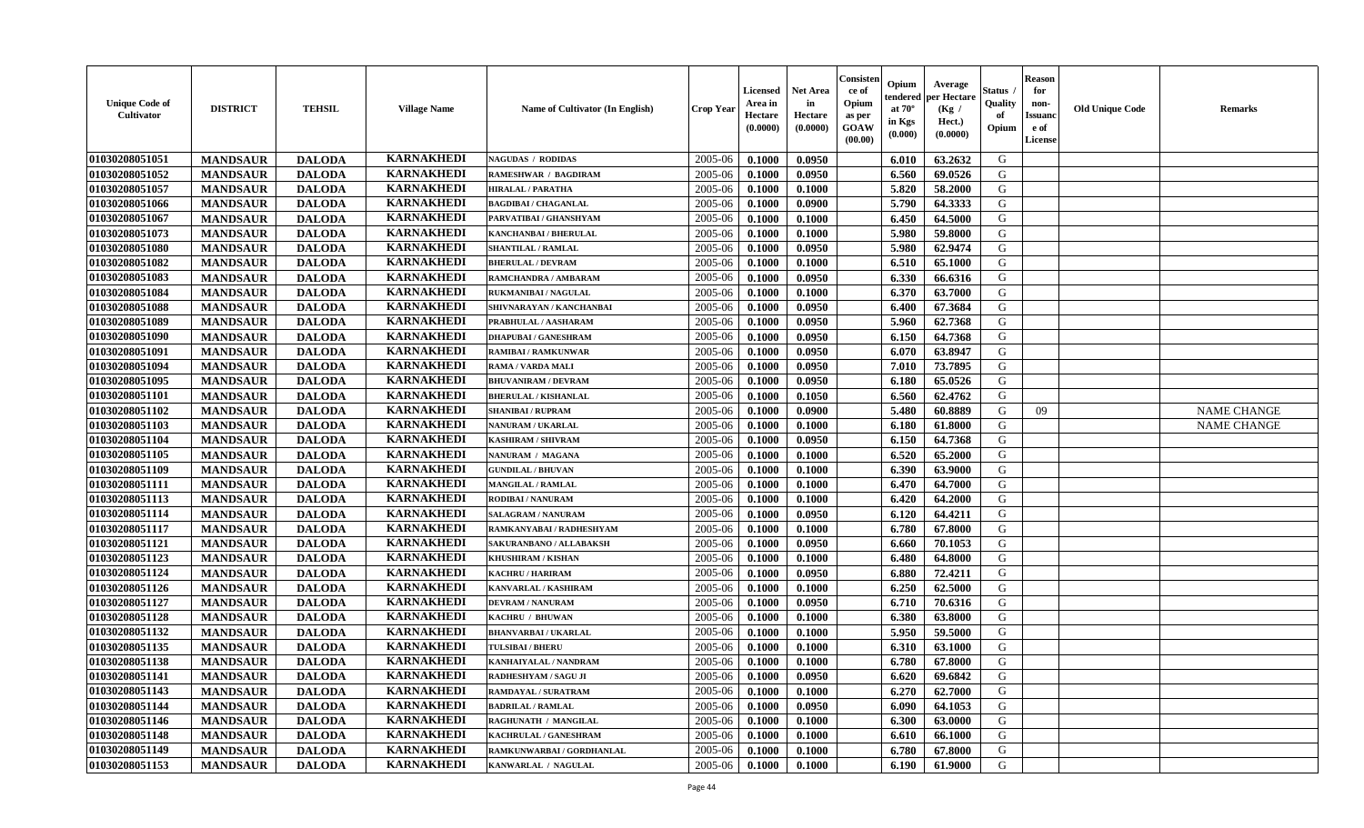| Unique Code of Cultivator | DISTRICT | TEHSIL | Village Name | Name of Cultivator (In English) | Crop Year | Licensed Area in Hectare (0.0000) | Net Area in Hectare (0.0000) | Consistence of Opium as per GOAW (00.00) | Opium tendered at 70° in Kgs (0.000) | Average per Hectare (Kg / Hect.) (0.0000) | Status / Quality of Opium | Reason for non-Issuance of License | Old Unique Code | Remarks |
|---|---|---|---|---|---|---|---|---|---|---|---|---|---|---|
| 01030208051051 | MANDSAUR | DALODA | KARNAKHEDI | NAGUDAS / RODIDAS | 2005-06 | 0.1000 | 0.0950 | | 6.010 | 63.2632 | G | | | |
| 01030208051052 | MANDSAUR | DALODA | KARNAKHEDI | RAMESHWAR / BAGDIRAM | 2005-06 | 0.1000 | 0.0950 | | 6.560 | 69.0526 | G | | | |
| 01030208051057 | MANDSAUR | DALODA | KARNAKHEDI | HIRALAL / PARATHA | 2005-06 | 0.1000 | 0.1000 | | 5.820 | 58.2000 | G | | | |
| 01030208051066 | MANDSAUR | DALODA | KARNAKHEDI | BAGDIBAI / CHAGANLAL | 2005-06 | 0.1000 | 0.0900 | | 5.790 | 64.3333 | G | | | |
| 01030208051067 | MANDSAUR | DALODA | KARNAKHEDI | PARVATIBAI / GHANSHYAM | 2005-06 | 0.1000 | 0.1000 | | 6.450 | 64.5000 | G | | | |
| 01030208051073 | MANDSAUR | DALODA | KARNAKHEDI | KANCHANBAI / BHERULAL | 2005-06 | 0.1000 | 0.1000 | | 5.980 | 59.8000 | G | | | |
| 01030208051080 | MANDSAUR | DALODA | KARNAKHEDI | SHANTILAL / RAMLAL | 2005-06 | 0.1000 | 0.0950 | | 5.980 | 62.9474 | G | | | |
| 01030208051082 | MANDSAUR | DALODA | KARNAKHEDI | BHERULAL / DEVRAM | 2005-06 | 0.1000 | 0.1000 | | 6.510 | 65.1000 | G | | | |
| 01030208051083 | MANDSAUR | DALODA | KARNAKHEDI | RAMCHANDRA / AMBARAM | 2005-06 | 0.1000 | 0.0950 | | 6.330 | 66.6316 | G | | | |
| 01030208051084 | MANDSAUR | DALODA | KARNAKHEDI | RUKMANIBAI / NAGULAL | 2005-06 | 0.1000 | 0.1000 | | 6.370 | 63.7000 | G | | | |
| 01030208051088 | MANDSAUR | DALODA | KARNAKHEDI | SHIVNARAYAN / KANCHANBAI | 2005-06 | 0.1000 | 0.0950 | | 6.400 | 67.3684 | G | | | |
| 01030208051089 | MANDSAUR | DALODA | KARNAKHEDI | PRABHULAL / AASHARAM | 2005-06 | 0.1000 | 0.0950 | | 5.960 | 62.7368 | G | | | |
| 01030208051090 | MANDSAUR | DALODA | KARNAKHEDI | DHAPUBAI / GANESHRAM | 2005-06 | 0.1000 | 0.0950 | | 6.150 | 64.7368 | G | | | |
| 01030208051091 | MANDSAUR | DALODA | KARNAKHEDI | RAMIBAI / RAMKUNWAR | 2005-06 | 0.1000 | 0.0950 | | 6.070 | 63.8947 | G | | | |
| 01030208051094 | MANDSAUR | DALODA | KARNAKHEDI | RAMA / VARDA MALI | 2005-06 | 0.1000 | 0.0950 | | 7.010 | 73.7895 | G | | | |
| 01030208051095 | MANDSAUR | DALODA | KARNAKHEDI | BHUVANIRAM / DEVRAM | 2005-06 | 0.1000 | 0.0950 | | 6.180 | 65.0526 | G | | | |
| 01030208051101 | MANDSAUR | DALODA | KARNAKHEDI | BHERULAL / KISHANLAL | 2005-06 | 0.1000 | 0.1050 | | 6.560 | 62.4762 | G | | | |
| 01030208051102 | MANDSAUR | DALODA | KARNAKHEDI | SHANIBAI / RUPRAM | 2005-06 | 0.1000 | 0.0900 | | 5.480 | 60.8889 | G | 09 | | NAME CHANGE |
| 01030208051103 | MANDSAUR | DALODA | KARNAKHEDI | NANURAM / UKARLAL | 2005-06 | 0.1000 | 0.1000 | | 6.180 | 61.8000 | G | | | NAME CHANGE |
| 01030208051104 | MANDSAUR | DALODA | KARNAKHEDI | KASHIRAM / SHIVRAM | 2005-06 | 0.1000 | 0.0950 | | 6.150 | 64.7368 | G | | | |
| 01030208051105 | MANDSAUR | DALODA | KARNAKHEDI | NANURAM / MAGANA | 2005-06 | 0.1000 | 0.1000 | | 6.520 | 65.2000 | G | | | |
| 01030208051109 | MANDSAUR | DALODA | KARNAKHEDI | GUNDILAL / BHUVAN | 2005-06 | 0.1000 | 0.1000 | | 6.390 | 63.9000 | G | | | |
| 01030208051111 | MANDSAUR | DALODA | KARNAKHEDI | MANGILAL / RAMLAL | 2005-06 | 0.1000 | 0.1000 | | 6.470 | 64.7000 | G | | | |
| 01030208051113 | MANDSAUR | DALODA | KARNAKHEDI | RODIBAI / NANURAM | 2005-06 | 0.1000 | 0.1000 | | 6.420 | 64.2000 | G | | | |
| 01030208051114 | MANDSAUR | DALODA | KARNAKHEDI | SALAGRAM / NANURAM | 2005-06 | 0.1000 | 0.0950 | | 6.120 | 64.4211 | G | | | |
| 01030208051117 | MANDSAUR | DALODA | KARNAKHEDI | RAMKANYABAI / RADHESHYAM | 2005-06 | 0.1000 | 0.1000 | | 6.780 | 67.8000 | G | | | |
| 01030208051121 | MANDSAUR | DALODA | KARNAKHEDI | SAKURANBANO / ALLABAKSH | 2005-06 | 0.1000 | 0.0950 | | 6.660 | 70.1053 | G | | | |
| 01030208051123 | MANDSAUR | DALODA | KARNAKHEDI | KHUSHIRAM / KISHAN | 2005-06 | 0.1000 | 0.1000 | | 6.480 | 64.8000 | G | | | |
| 01030208051124 | MANDSAUR | DALODA | KARNAKHEDI | KACHRU / HARIRAM | 2005-06 | 0.1000 | 0.0950 | | 6.880 | 72.4211 | G | | | |
| 01030208051126 | MANDSAUR | DALODA | KARNAKHEDI | KANVARLAL / KASHIRAM | 2005-06 | 0.1000 | 0.1000 | | 6.250 | 62.5000 | G | | | |
| 01030208051127 | MANDSAUR | DALODA | KARNAKHEDI | DEVRAM / NANURAM | 2005-06 | 0.1000 | 0.0950 | | 6.710 | 70.6316 | G | | | |
| 01030208051128 | MANDSAUR | DALODA | KARNAKHEDI | KACHRU / BHUWAN | 2005-06 | 0.1000 | 0.1000 | | 6.380 | 63.8000 | G | | | |
| 01030208051132 | MANDSAUR | DALODA | KARNAKHEDI | BHANVARBAI / UKARLAL | 2005-06 | 0.1000 | 0.1000 | | 5.950 | 59.5000 | G | | | |
| 01030208051135 | MANDSAUR | DALODA | KARNAKHEDI | TULSIBAI / BHERU | 2005-06 | 0.1000 | 0.1000 | | 6.310 | 63.1000 | G | | | |
| 01030208051138 | MANDSAUR | DALODA | KARNAKHEDI | KANHAIYALAL / NANDRAM | 2005-06 | 0.1000 | 0.1000 | | 6.780 | 67.8000 | G | | | |
| 01030208051141 | MANDSAUR | DALODA | KARNAKHEDI | RADHESHYAM / SAGU JI | 2005-06 | 0.1000 | 0.0950 | | 6.620 | 69.6842 | G | | | |
| 01030208051143 | MANDSAUR | DALODA | KARNAKHEDI | RAMDAYAL / SURATRAM | 2005-06 | 0.1000 | 0.1000 | | 6.270 | 62.7000 | G | | | |
| 01030208051144 | MANDSAUR | DALODA | KARNAKHEDI | BADRILAL / RAMLAL | 2005-06 | 0.1000 | 0.0950 | | 6.090 | 64.1053 | G | | | |
| 01030208051146 | MANDSAUR | DALODA | KARNAKHEDI | RAGHUNATH / MANGILAL | 2005-06 | 0.1000 | 0.1000 | | 6.300 | 63.0000 | G | | | |
| 01030208051148 | MANDSAUR | DALODA | KARNAKHEDI | KACHRULAL / GANESHRAM | 2005-06 | 0.1000 | 0.1000 | | 6.610 | 66.1000 | G | | | |
| 01030208051149 | MANDSAUR | DALODA | KARNAKHEDI | RAMKUNWARBAI / GORDHANLAL | 2005-06 | 0.1000 | 0.1000 | | 6.780 | 67.8000 | G | | | |
| 01030208051153 | MANDSAUR | DALODA | KARNAKHEDI | KANWARLAL / NAGULAL | 2005-06 | 0.1000 | 0.1000 | | 6.190 | 61.9000 | G | | | |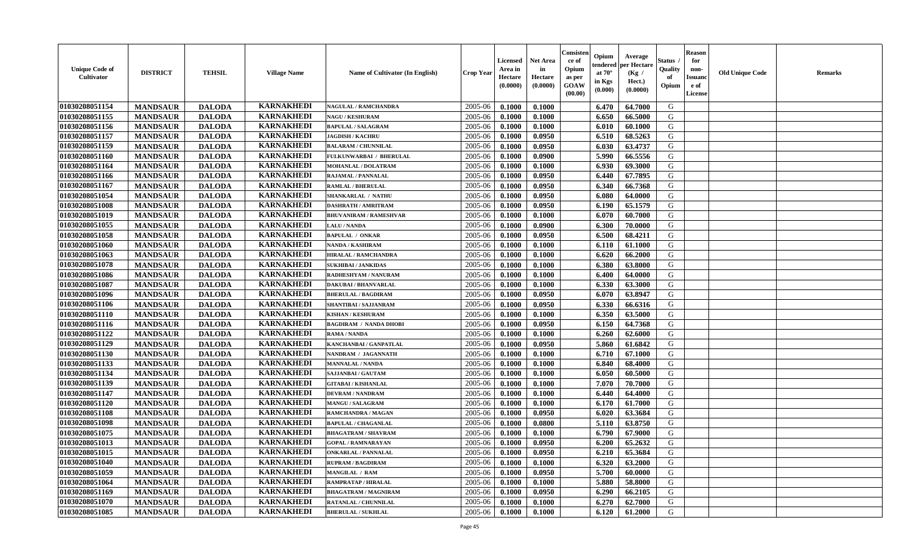| Unique Code of Cultivator | DISTRICT | TEHSIL | Village Name | Name of Cultivator (In English) | Crop Year | Licensed Area in Hectare (0.0000) | Net Area in Hectare (0.0000) | Consistence of Opium as per GOAW (00.00) | Opium tendered at 70° in Kgs (0.000) | Average per Hectare (Kg / Hect.) (0.0000) | Status / Quality of Opium | Reason for non-Issuance of License | Old Unique Code | Remarks |
|---|---|---|---|---|---|---|---|---|---|---|---|---|---|---|
| 01030208051154 | MANDSAUR | DALODA | KARNAKHEDI | NAGULAL / RAMCHANDRA | 2005-06 | 0.1000 | 0.1000 | | 6.470 | 64.7000 | G | | | |
| 01030208051155 | MANDSAUR | DALODA | KARNAKHEDI | NAGU / KESHURAM | 2005-06 | 0.1000 | 0.1000 | | 6.650 | 66.5000 | G | | | |
| 01030208051156 | MANDSAUR | DALODA | KARNAKHEDI | BAPULAL / SALAGRAM | 2005-06 | 0.1000 | 0.1000 | | 6.010 | 60.1000 | G | | | |
| 01030208051157 | MANDSAUR | DALODA | KARNAKHEDI | JAGDISH / KACHRU | 2005-06 | 0.1000 | 0.0950 | | 6.510 | 68.5263 | G | | | |
| 01030208051159 | MANDSAUR | DALODA | KARNAKHEDI | BALARAM / CHUNNILAL | 2005-06 | 0.1000 | 0.0950 | | 6.030 | 63.4737 | G | | | |
| 01030208051160 | MANDSAUR | DALODA | KARNAKHEDI | FULKUNWARBAI / BHERULAL | 2005-06 | 0.1000 | 0.0900 | | 5.990 | 66.5556 | G | | | |
| 01030208051164 | MANDSAUR | DALODA | KARNAKHEDI | MOHANLAL / DOLATRAM | 2005-06 | 0.1000 | 0.1000 | | 6.930 | 69.3000 | G | | | |
| 01030208051166 | MANDSAUR | DALODA | KARNAKHEDI | RAJAMAL / PANNALAL | 2005-06 | 0.1000 | 0.0950 | | 6.440 | 67.7895 | G | | | |
| 01030208051167 | MANDSAUR | DALODA | KARNAKHEDI | RAMLAL / BHERULAL | 2005-06 | 0.1000 | 0.0950 | | 6.340 | 66.7368 | G | | | |
| 01030208051054 | MANDSAUR | DALODA | KARNAKHEDI | SHANKARLAL / NATHU | 2005-06 | 0.1000 | 0.0950 | | 6.080 | 64.0000 | G | | | |
| 01030208051008 | MANDSAUR | DALODA | KARNAKHEDI | DASHRATH / AMRITRAM | 2005-06 | 0.1000 | 0.0950 | | 6.190 | 65.1579 | G | | | |
| 01030208051019 | MANDSAUR | DALODA | KARNAKHEDI | BHUVANIRAM / RAMESHVAR | 2005-06 | 0.1000 | 0.1000 | | 6.070 | 60.7000 | G | | | |
| 01030208051055 | MANDSAUR | DALODA | KARNAKHEDI | LALU / NANDA | 2005-06 | 0.1000 | 0.0900 | | 6.300 | 70.0000 | G | | | |
| 01030208051058 | MANDSAUR | DALODA | KARNAKHEDI | BAPULAL / ONKAR | 2005-06 | 0.1000 | 0.0950 | | 6.500 | 68.4211 | G | | | |
| 01030208051060 | MANDSAUR | DALODA | KARNAKHEDI | NANDA / KASHIRAM | 2005-06 | 0.1000 | 0.1000 | | 6.110 | 61.1000 | G | | | |
| 01030208051063 | MANDSAUR | DALODA | KARNAKHEDI | HIRALAL / RAMCHANDRA | 2005-06 | 0.1000 | 0.1000 | | 6.620 | 66.2000 | G | | | |
| 01030208051078 | MANDSAUR | DALODA | KARNAKHEDI | SUKHIBAI / JANKIDAS | 2005-06 | 0.1000 | 0.1000 | | 6.380 | 63.8000 | G | | | |
| 01030208051086 | MANDSAUR | DALODA | KARNAKHEDI | RADHESHYAM / NANURAM | 2005-06 | 0.1000 | 0.1000 | | 6.400 | 64.0000 | G | | | |
| 01030208051087 | MANDSAUR | DALODA | KARNAKHEDI | DAKUBAI / BHANVARLAL | 2005-06 | 0.1000 | 0.1000 | | 6.330 | 63.3000 | G | | | |
| 01030208051096 | MANDSAUR | DALODA | KARNAKHEDI | BHERULAL / BAGDIRAM | 2005-06 | 0.1000 | 0.0950 | | 6.070 | 63.8947 | G | | | |
| 01030208051106 | MANDSAUR | DALODA | KARNAKHEDI | SHANTIBAI / SAJJANRAM | 2005-06 | 0.1000 | 0.0950 | | 6.330 | 66.6316 | G | | | |
| 01030208051110 | MANDSAUR | DALODA | KARNAKHEDI | KISHAN / KESHURAM | 2005-06 | 0.1000 | 0.1000 | | 6.350 | 63.5000 | G | | | |
| 01030208051116 | MANDSAUR | DALODA | KARNAKHEDI | BAGDIRAM / NANDA DHOBI | 2005-06 | 0.1000 | 0.0950 | | 6.150 | 64.7368 | G | | | |
| 01030208051122 | MANDSAUR | DALODA | KARNAKHEDI | RAMA / NANDA | 2005-06 | 0.1000 | 0.1000 | | 6.260 | 62.6000 | G | | | |
| 01030208051129 | MANDSAUR | DALODA | KARNAKHEDI | KANCHANBAI / GANPATLAL | 2005-06 | 0.1000 | 0.0950 | | 5.860 | 61.6842 | G | | | |
| 01030208051130 | MANDSAUR | DALODA | KARNAKHEDI | NANDRAM / JAGANNATH | 2005-06 | 0.1000 | 0.1000 | | 6.710 | 67.1000 | G | | | |
| 01030208051133 | MANDSAUR | DALODA | KARNAKHEDI | MANNALAL / NANDA | 2005-06 | 0.1000 | 0.1000 | | 6.840 | 68.4000 | G | | | |
| 01030208051134 | MANDSAUR | DALODA | KARNAKHEDI | SAJJANBAI / GAUTAM | 2005-06 | 0.1000 | 0.1000 | | 6.050 | 60.5000 | G | | | |
| 01030208051139 | MANDSAUR | DALODA | KARNAKHEDI | GITABAI / KISHANLAL | 2005-06 | 0.1000 | 0.1000 | | 7.070 | 70.7000 | G | | | |
| 01030208051147 | MANDSAUR | DALODA | KARNAKHEDI | DEVRAM / NANDRAM | 2005-06 | 0.1000 | 0.1000 | | 6.440 | 64.4000 | G | | | |
| 01030208051120 | MANDSAUR | DALODA | KARNAKHEDI | MANGU / SALAGRAM | 2005-06 | 0.1000 | 0.1000 | | 6.170 | 61.7000 | G | | | |
| 01030208051108 | MANDSAUR | DALODA | KARNAKHEDI | RAMCHANDRA / MAGAN | 2005-06 | 0.1000 | 0.0950 | | 6.020 | 63.3684 | G | | | |
| 01030208051098 | MANDSAUR | DALODA | KARNAKHEDI | BAPULAL / CHAGANLAL | 2005-06 | 0.1000 | 0.0800 | | 5.110 | 63.8750 | G | | | |
| 01030208051075 | MANDSAUR | DALODA | KARNAKHEDI | BHAGATRAM / SHAVRAM | 2005-06 | 0.1000 | 0.1000 | | 6.790 | 67.9000 | G | | | |
| 01030208051013 | MANDSAUR | DALODA | KARNAKHEDI | GOPAL / RAMNARAYAN | 2005-06 | 0.1000 | 0.0950 | | 6.200 | 65.2632 | G | | | |
| 01030208051015 | MANDSAUR | DALODA | KARNAKHEDI | ONKARLAL / PANNALAL | 2005-06 | 0.1000 | 0.0950 | | 6.210 | 65.3684 | G | | | |
| 01030208051040 | MANDSAUR | DALODA | KARNAKHEDI | RUPRAM / BAGDIRAM | 2005-06 | 0.1000 | 0.1000 | | 6.320 | 63.2000 | G | | | |
| 01030208051059 | MANDSAUR | DALODA | KARNAKHEDI | MANGILAL / RAM | 2005-06 | 0.1000 | 0.0950 | | 5.700 | 60.0000 | G | | | |
| 01030208051064 | MANDSAUR | DALODA | KARNAKHEDI | RAMPRATAP / HIRALAL | 2005-06 | 0.1000 | 0.1000 | | 5.880 | 58.8000 | G | | | |
| 01030208051169 | MANDSAUR | DALODA | KARNAKHEDI | BHAGATRAM / MAGNIRAM | 2005-06 | 0.1000 | 0.0950 | | 6.290 | 66.2105 | G | | | |
| 01030208051070 | MANDSAUR | DALODA | KARNAKHEDI | RATANLAL / CHUNNILAL | 2005-06 | 0.1000 | 0.1000 | | 6.270 | 62.7000 | G | | | |
| 01030208051085 | MANDSAUR | DALODA | KARNAKHEDI | BHERULAL / SUKHLAL | 2005-06 | 0.1000 | 0.1000 | | 6.120 | 61.2000 | G | | | |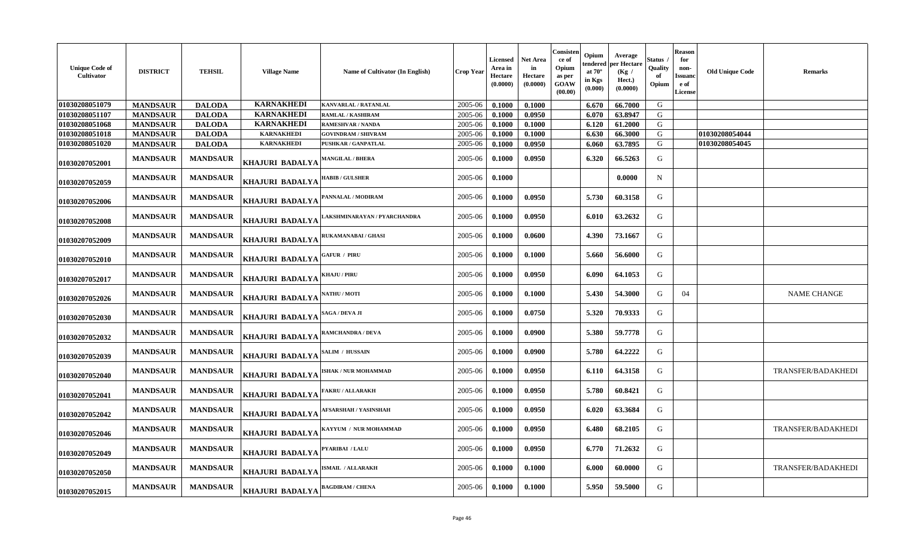| Unique Code of Cultivator | DISTRICT | TEHSIL | Village Name | Name of Cultivator (In English) | Crop Year | Licensed Area in Hectare (0.0000) | Net Area in Hectare (0.0000) | Consistence of Opium as per GOAW (00.00) | Opium tendered at 70° in Kgs (0.000) | Average per Hectare (Kg / Hect.) (0.0000) | Status / Quality of Opium | Reason for non-Issuance of License | Old Unique Code | Remarks |
|---|---|---|---|---|---|---|---|---|---|---|---|---|---|---|
| 01030208051079 | MANDSAUR | DALODA | KARNAKHEDI | KANVARLAL / RATANLAL | 2005-06 | 0.1000 | 0.1000 | | 6.670 | 66.7000 | G | | | |
| 01030208051107 | MANDSAUR | DALODA | KARNAKHEDI | RAMLAL / KASHIRAM | 2005-06 | 0.1000 | 0.0950 | | 6.070 | 63.8947 | G | | | |
| 01030208051068 | MANDSAUR | DALODA | KARNAKHEDI | RAMESHVAR / NANDA | 2005-06 | 0.1000 | 0.1000 | | 6.120 | 61.2000 | G | | | |
| 01030208051018 | MANDSAUR | DALODA | KARNAKHEDI | GOVINDRAM / SHIVRAM | 2005-06 | 0.1000 | 0.1000 | | 6.630 | 66.3000 | G | | 01030208054044 | |
| 01030208051020 | MANDSAUR | DALODA | KARNAKHEDI | PUSHKAR / GANPATLAL | 2005-06 | 0.1000 | 0.0950 | | 6.060 | 63.7895 | G | | 01030208054045 | |
| 01030207052001 | MANDSAUR | MANDSAUR | KHAJURI BADALYA | MANGILAL / BHERA | 2005-06 | 0.1000 | 0.0950 | | 6.320 | 66.5263 | G | | | |
| 01030207052059 | MANDSAUR | MANDSAUR | KHAJURI BADALYA | HABIB / GULSHER | 2005-06 | 0.1000 | | | | 0.0000 | N | | | |
| 01030207052006 | MANDSAUR | MANDSAUR | KHAJURI BADALYA | PANNALAL / MODIRAM | 2005-06 | 0.1000 | 0.0950 | | 5.730 | 60.3158 | G | | | |
| 01030207052008 | MANDSAUR | MANDSAUR | KHAJURI BADALYA | LAKSHMINARAYAN / PYARCHANDRA | 2005-06 | 0.1000 | 0.0950 | | 6.010 | 63.2632 | G | | | |
| 01030207052009 | MANDSAUR | MANDSAUR | KHAJURI BADALYA | RUKAMANABAI / GHASI | 2005-06 | 0.1000 | 0.0600 | | 4.390 | 73.1667 | G | | | |
| 01030207052010 | MANDSAUR | MANDSAUR | KHAJURI BADALYA | GAFUR / PIRU | 2005-06 | 0.1000 | 0.1000 | | 5.660 | 56.6000 | G | | | |
| 01030207052017 | MANDSAUR | MANDSAUR | KHAJURI BADALYA | KHAJU / PIRU | 2005-06 | 0.1000 | 0.0950 | | 6.090 | 64.1053 | G | | | |
| 01030207052026 | MANDSAUR | MANDSAUR | KHAJURI BADALYA | NATHU / MOTI | 2005-06 | 0.1000 | 0.1000 | | 5.430 | 54.3000 | G | 04 | | NAME CHANGE |
| 01030207052030 | MANDSAUR | MANDSAUR | KHAJURI BADALYA | SAGA / DEVA JI | 2005-06 | 0.1000 | 0.0750 | | 5.320 | 70.9333 | G | | | |
| 01030207052032 | MANDSAUR | MANDSAUR | KHAJURI BADALYA | RAMCHANDRA / DEVA | 2005-06 | 0.1000 | 0.0900 | | 5.380 | 59.7778 | G | | | |
| 01030207052039 | MANDSAUR | MANDSAUR | KHAJURI BADALYA | SALIM / HUSSAIN | 2005-06 | 0.1000 | 0.0900 | | 5.780 | 64.2222 | G | | | |
| 01030207052040 | MANDSAUR | MANDSAUR | KHAJURI BADALYA | ISHAK / NUR MOHAMMAD | 2005-06 | 0.1000 | 0.0950 | | 6.110 | 64.3158 | G | | | TRANSFER/BADAKHEDI |
| 01030207052041 | MANDSAUR | MANDSAUR | KHAJURI BADALYA | FAKRU / ALLARAKH | 2005-06 | 0.1000 | 0.0950 | | 5.780 | 60.8421 | G | | | |
| 01030207052042 | MANDSAUR | MANDSAUR | KHAJURI BADALYA | AFSARSHAH / YASINSHAH | 2005-06 | 0.1000 | 0.0950 | | 6.020 | 63.3684 | G | | | |
| 01030207052046 | MANDSAUR | MANDSAUR | KHAJURI BADALYA | KAYYUM / NUR MOHAMMAD | 2005-06 | 0.1000 | 0.0950 | | 6.480 | 68.2105 | G | | | TRANSFER/BADAKHEDI |
| 01030207052049 | MANDSAUR | MANDSAUR | KHAJURI BADALYA | PYARIBAI / LALU | 2005-06 | 0.1000 | 0.0950 | | 6.770 | 71.2632 | G | | | |
| 01030207052050 | MANDSAUR | MANDSAUR | KHAJURI BADALYA | ISMAIL / ALLARAKH | 2005-06 | 0.1000 | 0.1000 | | 6.000 | 60.0000 | G | | | TRANSFER/BADAKHEDI |
| 01030207052015 | MANDSAUR | MANDSAUR | KHAJURI BADALYA | BAGDIRAM / CHENA | 2005-06 | 0.1000 | 0.1000 | | 5.950 | 59.5000 | G | | | |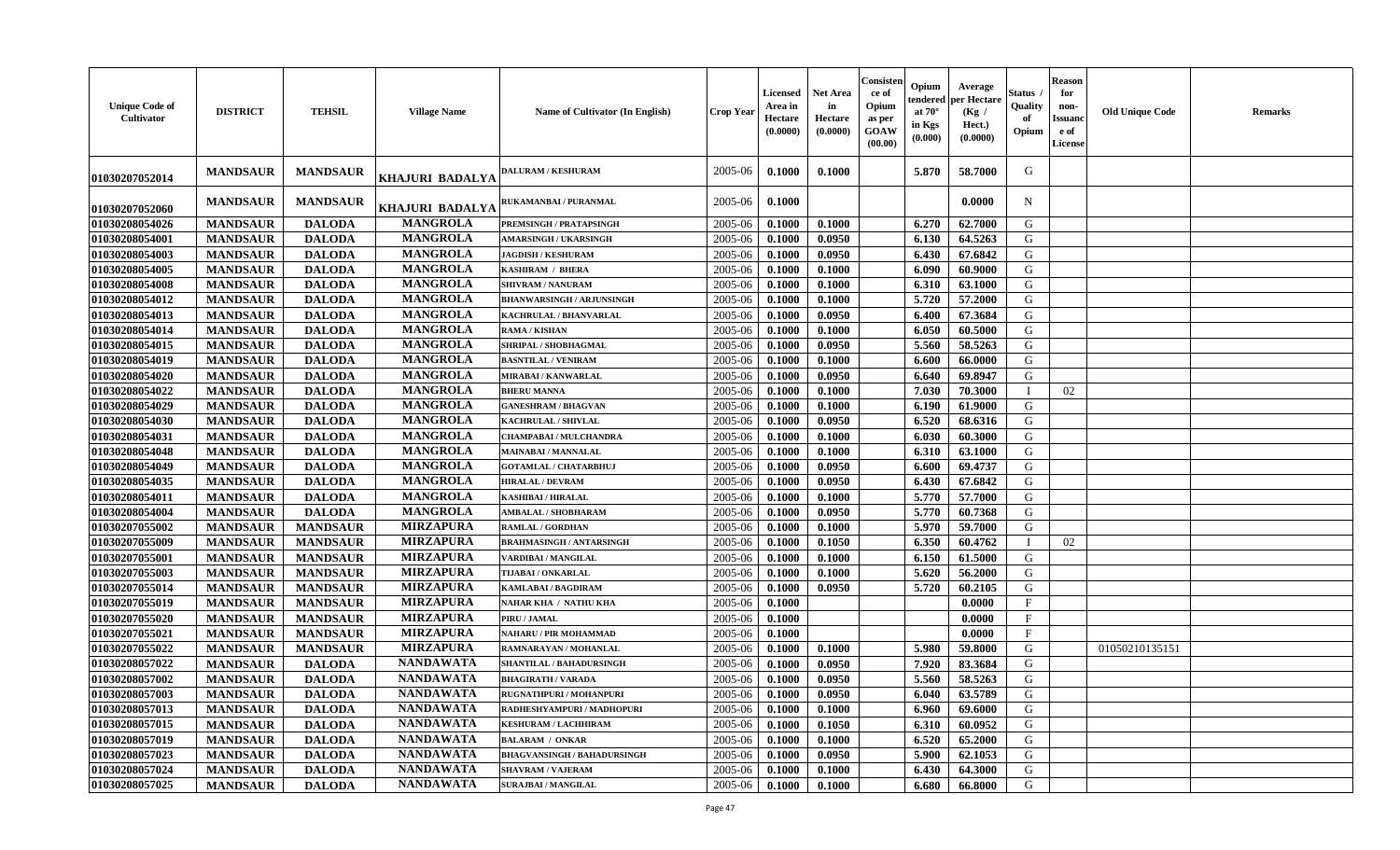| Unique Code of Cultivator | DISTRICT | TEHSIL | Village Name | Name of Cultivator (In English) | Crop Year | Licensed Area in Hectare (0.0000) | Net Area in Hectare (0.0000) | Consistence of Opium as per GOAW (00.00) | Opium tendered at 70° in Kgs (0.000) | Average per Hectare (Kg / Hect.) (0.0000) | Status / Quality of Opium | Reason for non-Issuance of License | Old Unique Code | Remarks |
|---|---|---|---|---|---|---|---|---|---|---|---|---|---|---|
| 01030207052014 | MANDSAUR | MANDSAUR | KHAJURI BADALYA | DALURAM / KESHURAM | 2005-06 | 0.1000 | 0.1000 | | 5.870 | 58.7000 | G | | | |
| 01030207052060 | MANDSAUR | MANDSAUR | KHAJURI BADALYA | RUKAMANBAI / PURANMAL | 2005-06 | 0.1000 | | | | 0.0000 | N | | | |
| 01030208054026 | MANDSAUR | DALODA | MANGROLA | PREMSINGH / PRATAPSINGH | 2005-06 | 0.1000 | 0.1000 | | 6.270 | 62.7000 | G | | | |
| 01030208054001 | MANDSAUR | DALODA | MANGROLA | AMARSINGH / UKARSINGH | 2005-06 | 0.1000 | 0.0950 | | 6.130 | 64.5263 | G | | | |
| 01030208054003 | MANDSAUR | DALODA | MANGROLA | JAGDISH / KESHURAM | 2005-06 | 0.1000 | 0.0950 | | 6.430 | 67.6842 | G | | | |
| 01030208054005 | MANDSAUR | DALODA | MANGROLA | KASHIRAM / BHERA | 2005-06 | 0.1000 | 0.1000 | | 6.090 | 60.9000 | G | | | |
| 01030208054008 | MANDSAUR | DALODA | MANGROLA | SHIVRAM / NANURAM | 2005-06 | 0.1000 | 0.1000 | | 6.310 | 63.1000 | G | | | |
| 01030208054012 | MANDSAUR | DALODA | MANGROLA | BHANWARSINGH / ARJUNSINGH | 2005-06 | 0.1000 | 0.1000 | | 5.720 | 57.2000 | G | | | |
| 01030208054013 | MANDSAUR | DALODA | MANGROLA | KACHRULAL / BHANVARLAL | 2005-06 | 0.1000 | 0.0950 | | 6.400 | 67.3684 | G | | | |
| 01030208054014 | MANDSAUR | DALODA | MANGROLA | RAMA / KISHAN | 2005-06 | 0.1000 | 0.1000 | | 6.050 | 60.5000 | G | | | |
| 01030208054015 | MANDSAUR | DALODA | MANGROLA | SHRIPAL / SHOBHAGMAL | 2005-06 | 0.1000 | 0.0950 | | 5.560 | 58.5263 | G | | | |
| 01030208054019 | MANDSAUR | DALODA | MANGROLA | BASNTILAL / VENIRAM | 2005-06 | 0.1000 | 0.1000 | | 6.600 | 66.0000 | G | | | |
| 01030208054020 | MANDSAUR | DALODA | MANGROLA | MIRABAI / KANWARLAL | 2005-06 | 0.1000 | 0.0950 | | 6.640 | 69.8947 | G | | | |
| 01030208054022 | MANDSAUR | DALODA | MANGROLA | BHERU MANNA | 2005-06 | 0.1000 | 0.1000 | | 7.030 | 70.3000 | I | 02 | | |
| 01030208054029 | MANDSAUR | DALODA | MANGROLA | GANESHRAM / BHAGVAN | 2005-06 | 0.1000 | 0.1000 | | 6.190 | 61.9000 | G | | | |
| 01030208054030 | MANDSAUR | DALODA | MANGROLA | KACHRULAL / SHIVLAL | 2005-06 | 0.1000 | 0.0950 | | 6.520 | 68.6316 | G | | | |
| 01030208054031 | MANDSAUR | DALODA | MANGROLA | CHAMPABAI / MULCHANDRA | 2005-06 | 0.1000 | 0.1000 | | 6.030 | 60.3000 | G | | | |
| 01030208054048 | MANDSAUR | DALODA | MANGROLA | MAINABAI / MANNALAL | 2005-06 | 0.1000 | 0.1000 | | 6.310 | 63.1000 | G | | | |
| 01030208054049 | MANDSAUR | DALODA | MANGROLA | GOTAMLAL / CHATARBHUJ | 2005-06 | 0.1000 | 0.0950 | | 6.600 | 69.4737 | G | | | |
| 01030208054035 | MANDSAUR | DALODA | MANGROLA | HIRALAL / DEVRAM | 2005-06 | 0.1000 | 0.0950 | | 6.430 | 67.6842 | G | | | |
| 01030208054011 | MANDSAUR | DALODA | MANGROLA | KASHIBAI / HIRALAL | 2005-06 | 0.1000 | 0.1000 | | 5.770 | 57.7000 | G | | | |
| 01030208054004 | MANDSAUR | DALODA | MANGROLA | AMBALAL / SHOBHARAM | 2005-06 | 0.1000 | 0.0950 | | 5.770 | 60.7368 | G | | | |
| 01030207055002 | MANDSAUR | MANDSAUR | MIRZAPURA | RAMLAL / GORDHAN | 2005-06 | 0.1000 | 0.1000 | | 5.970 | 59.7000 | G | | | |
| 01030207055009 | MANDSAUR | MANDSAUR | MIRZAPURA | BRAHMASINGH / ANTARSINGH | 2005-06 | 0.1000 | 0.1050 | | 6.350 | 60.4762 | I | 02 | | |
| 01030207055001 | MANDSAUR | MANDSAUR | MIRZAPURA | VARDIBAI / MANGILAL | 2005-06 | 0.1000 | 0.1000 | | 6.150 | 61.5000 | G | | | |
| 01030207055003 | MANDSAUR | MANDSAUR | MIRZAPURA | TIJABAI / ONKARLAL | 2005-06 | 0.1000 | 0.1000 | | 5.620 | 56.2000 | G | | | |
| 01030207055014 | MANDSAUR | MANDSAUR | MIRZAPURA | KAMLABAI / BAGDIRAM | 2005-06 | 0.1000 | 0.0950 | | 5.720 | 60.2105 | G | | | |
| 01030207055019 | MANDSAUR | MANDSAUR | MIRZAPURA | NAHAR KHA / NATHU KHA | 2005-06 | 0.1000 | | | | 0.0000 | F | | | |
| 01030207055020 | MANDSAUR | MANDSAUR | MIRZAPURA | PIRU / JAMAL | 2005-06 | 0.1000 | | | | 0.0000 | F | | | |
| 01030207055021 | MANDSAUR | MANDSAUR | MIRZAPURA | NAHARU / PIR MOHAMMAD | 2005-06 | 0.1000 | | | | 0.0000 | F | | | |
| 01030207055022 | MANDSAUR | MANDSAUR | MIRZAPURA | RAMNARAYAN / MOHANLAL | 2005-06 | 0.1000 | 0.1000 | | 5.980 | 59.8000 | G | | 01050210135151 | |
| 01030208057022 | MANDSAUR | DALODA | NANDAWATA | SHANTILAL / BAHADURSINGH | 2005-06 | 0.1000 | 0.0950 | | 7.920 | 83.3684 | G | | | |
| 01030208057002 | MANDSAUR | DALODA | NANDAWATA | BHAGIRATH / VARADA | 2005-06 | 0.1000 | 0.0950 | | 5.560 | 58.5263 | G | | | |
| 01030208057003 | MANDSAUR | DALODA | NANDAWATA | RUGNATHPURI / MOHANPURI | 2005-06 | 0.1000 | 0.0950 | | 6.040 | 63.5789 | G | | | |
| 01030208057013 | MANDSAUR | DALODA | NANDAWATA | RADHESHYAMPURI / MADHOPURI | 2005-06 | 0.1000 | 0.1000 | | 6.960 | 69.6000 | G | | | |
| 01030208057015 | MANDSAUR | DALODA | NANDAWATA | KESHURAM / LACHHIRAM | 2005-06 | 0.1000 | 0.1050 | | 6.310 | 60.0952 | G | | | |
| 01030208057019 | MANDSAUR | DALODA | NANDAWATA | BALARAM / ONKAR | 2005-06 | 0.1000 | 0.1000 | | 6.520 | 65.2000 | G | | | |
| 01030208057023 | MANDSAUR | DALODA | NANDAWATA | BHAGVANSINGH / BAHADURSINGH | 2005-06 | 0.1000 | 0.0950 | | 5.900 | 62.1053 | G | | | |
| 01030208057024 | MANDSAUR | DALODA | NANDAWATA | SHAVRAM / VAJERAM | 2005-06 | 0.1000 | 0.1000 | | 6.430 | 64.3000 | G | | | |
| 01030208057025 | MANDSAUR | DALODA | NANDAWATA | SURAJBAI / MANGILAL | 2005-06 | 0.1000 | 0.1000 | | 6.680 | 66.8000 | G | | | |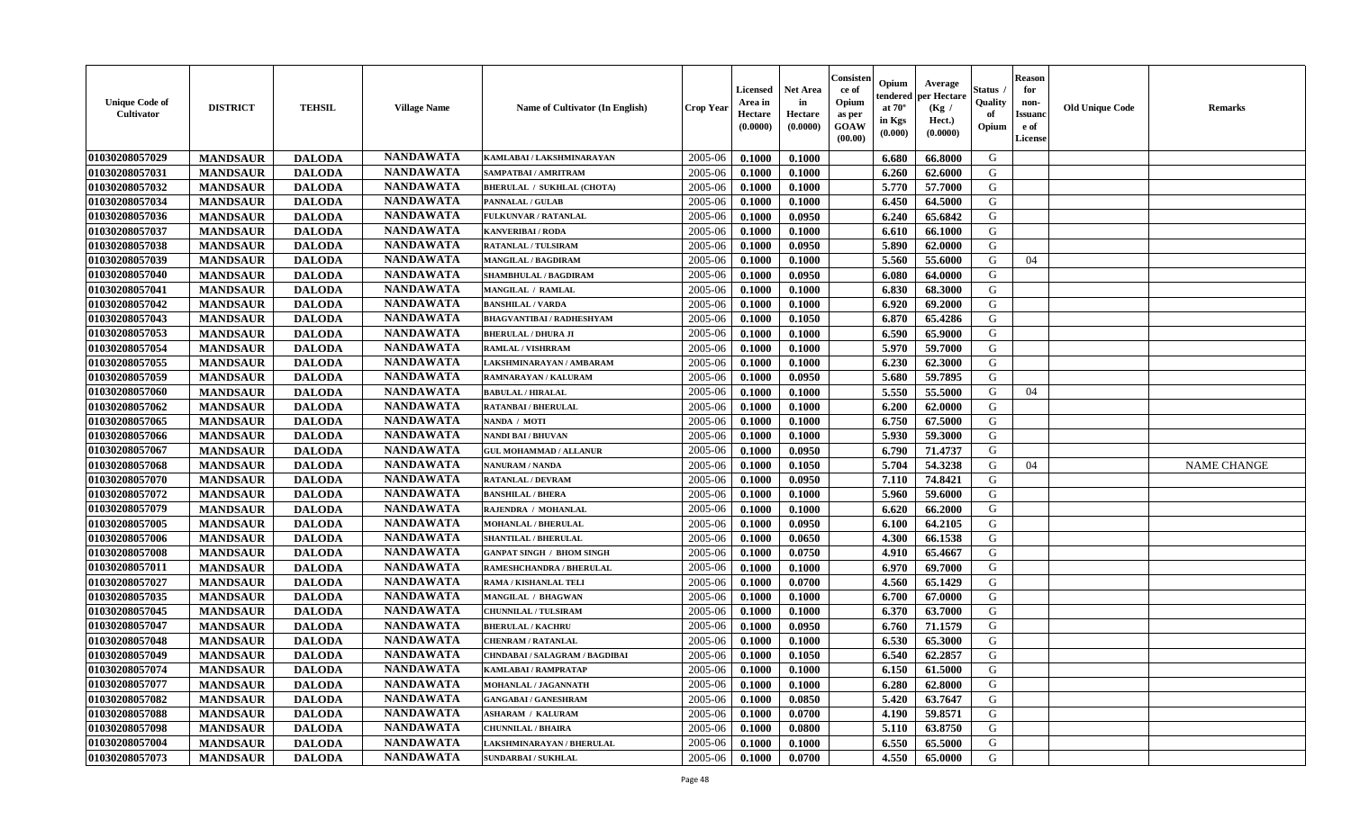| Unique Code of Cultivator | DISTRICT | TEHSIL | Village Name | Name of Cultivator (In English) | Crop Year | Licensed Area in Hectare (0.0000) | Net Area in Hectare (0.0000) | Consistence of Opium as per GOAW (00.00) | Opium tendered at 70° in Kgs (0.000) | Average per Hectare (Kg / Hect.) (0.0000) | Status / Quality of Opium | Reason for non-Issuance of License | Old Unique Code | Remarks |
|---|---|---|---|---|---|---|---|---|---|---|---|---|---|---|
| 01030208057029 | MANDSAUR | DALODA | NANDAWATA | KAMLABAI / LAKSHMINARAYAN | 2005-06 | 0.1000 | 0.1000 | | 6.680 | 66.8000 | G | | | |
| 01030208057031 | MANDSAUR | DALODA | NANDAWATA | SAMPATBAI / AMRITRAM | 2005-06 | 0.1000 | 0.1000 | | 6.260 | 62.6000 | G | | | |
| 01030208057032 | MANDSAUR | DALODA | NANDAWATA | BHERULAL / SUKHLAL (CHOTA) | 2005-06 | 0.1000 | 0.1000 | | 5.770 | 57.7000 | G | | | |
| 01030208057034 | MANDSAUR | DALODA | NANDAWATA | PANNALAL / GULAB | 2005-06 | 0.1000 | 0.1000 | | 6.450 | 64.5000 | G | | | |
| 01030208057036 | MANDSAUR | DALODA | NANDAWATA | FULKUNVAR / RATANLAL | 2005-06 | 0.1000 | 0.0950 | | 6.240 | 65.6842 | G | | | |
| 01030208057037 | MANDSAUR | DALODA | NANDAWATA | KANVERIBAI / RODA | 2005-06 | 0.1000 | 0.1000 | | 6.610 | 66.1000 | G | | | |
| 01030208057038 | MANDSAUR | DALODA | NANDAWATA | RATANLAL / TULSIRAM | 2005-06 | 0.1000 | 0.0950 | | 5.890 | 62.0000 | G | | | |
| 01030208057039 | MANDSAUR | DALODA | NANDAWATA | MANGILAL / BAGDIRAM | 2005-06 | 0.1000 | 0.1000 | | 5.560 | 55.6000 | G | 04 | | |
| 01030208057040 | MANDSAUR | DALODA | NANDAWATA | SHAMBHULAL / BAGDIRAM | 2005-06 | 0.1000 | 0.0950 | | 6.080 | 64.0000 | G | | | |
| 01030208057041 | MANDSAUR | DALODA | NANDAWATA | MANGILAL / RAMLAL | 2005-06 | 0.1000 | 0.1000 | | 6.830 | 68.3000 | G | | | |
| 01030208057042 | MANDSAUR | DALODA | NANDAWATA | BANSHILAL / VARDA | 2005-06 | 0.1000 | 0.1000 | | 6.920 | 69.2000 | G | | | |
| 01030208057043 | MANDSAUR | DALODA | NANDAWATA | BHAGVANTIBAI / RADHESHYAM | 2005-06 | 0.1000 | 0.1050 | | 6.870 | 65.4286 | G | | | |
| 01030208057053 | MANDSAUR | DALODA | NANDAWATA | BHERULAL / DHURA JI | 2005-06 | 0.1000 | 0.1000 | | 6.590 | 65.9000 | G | | | |
| 01030208057054 | MANDSAUR | DALODA | NANDAWATA | RAMLAL / VISHRRAM | 2005-06 | 0.1000 | 0.1000 | | 5.970 | 59.7000 | G | | | |
| 01030208057055 | MANDSAUR | DALODA | NANDAWATA | LAKSHMINARAYAN / AMBARAM | 2005-06 | 0.1000 | 0.1000 | | 6.230 | 62.3000 | G | | | |
| 01030208057059 | MANDSAUR | DALODA | NANDAWATA | RAMNARAYAN / KALURAM | 2005-06 | 0.1000 | 0.0950 | | 5.680 | 59.7895 | G | | | |
| 01030208057060 | MANDSAUR | DALODA | NANDAWATA | BABULAL / HIRALAL | 2005-06 | 0.1000 | 0.1000 | | 5.550 | 55.5000 | G | 04 | | |
| 01030208057062 | MANDSAUR | DALODA | NANDAWATA | RATANBAI / BHERULAL | 2005-06 | 0.1000 | 0.1000 | | 6.200 | 62.0000 | G | | | |
| 01030208057065 | MANDSAUR | DALODA | NANDAWATA | NANDA / MOTI | 2005-06 | 0.1000 | 0.1000 | | 6.750 | 67.5000 | G | | | |
| 01030208057066 | MANDSAUR | DALODA | NANDAWATA | NANDI BAI / BHUVAN | 2005-06 | 0.1000 | 0.1000 | | 5.930 | 59.3000 | G | | | |
| 01030208057067 | MANDSAUR | DALODA | NANDAWATA | GUL MOHAMMAD / ALLANUR | 2005-06 | 0.1000 | 0.0950 | | 6.790 | 71.4737 | G | | | |
| 01030208057068 | MANDSAUR | DALODA | NANDAWATA | NANURAM / NANDA | 2005-06 | 0.1000 | 0.1050 | | 5.704 | 54.3238 | G | 04 | | NAME CHANGE |
| 01030208057070 | MANDSAUR | DALODA | NANDAWATA | RATANLAL / DEVRAM | 2005-06 | 0.1000 | 0.0950 | | 7.110 | 74.8421 | G | | | |
| 01030208057072 | MANDSAUR | DALODA | NANDAWATA | BANSHILAL / BHERA | 2005-06 | 0.1000 | 0.1000 | | 5.960 | 59.6000 | G | | | |
| 01030208057079 | MANDSAUR | DALODA | NANDAWATA | RAJENDRA / MOHANLAL | 2005-06 | 0.1000 | 0.1000 | | 6.620 | 66.2000 | G | | | |
| 01030208057005 | MANDSAUR | DALODA | NANDAWATA | MOHANLAL / BHERULAL | 2005-06 | 0.1000 | 0.0950 | | 6.100 | 64.2105 | G | | | |
| 01030208057006 | MANDSAUR | DALODA | NANDAWATA | SHANTILAL / BHERULAL | 2005-06 | 0.1000 | 0.0650 | | 4.300 | 66.1538 | G | | | |
| 01030208057008 | MANDSAUR | DALODA | NANDAWATA | GANPAT SINGH / BHOM SINGH | 2005-06 | 0.1000 | 0.0750 | | 4.910 | 65.4667 | G | | | |
| 01030208057011 | MANDSAUR | DALODA | NANDAWATA | RAMESHCHANDRA / BHERULAL | 2005-06 | 0.1000 | 0.1000 | | 6.970 | 69.7000 | G | | | |
| 01030208057027 | MANDSAUR | DALODA | NANDAWATA | RAMA / KISHANLAL TELI | 2005-06 | 0.1000 | 0.0700 | | 4.560 | 65.1429 | G | | | |
| 01030208057035 | MANDSAUR | DALODA | NANDAWATA | MANGILAL / BHAGWAN | 2005-06 | 0.1000 | 0.1000 | | 6.700 | 67.0000 | G | | | |
| 01030208057045 | MANDSAUR | DALODA | NANDAWATA | CHUNNILAL / TULSIRAM | 2005-06 | 0.1000 | 0.1000 | | 6.370 | 63.7000 | G | | | |
| 01030208057047 | MANDSAUR | DALODA | NANDAWATA | BHERULAL / KACHRU | 2005-06 | 0.1000 | 0.0950 | | 6.760 | 71.1579 | G | | | |
| 01030208057048 | MANDSAUR | DALODA | NANDAWATA | CHENRAM / RATANLAL | 2005-06 | 0.1000 | 0.1000 | | 6.530 | 65.3000 | G | | | |
| 01030208057049 | MANDSAUR | DALODA | NANDAWATA | CHNDABAI / SALAGRAM / BAGDIBAI | 2005-06 | 0.1000 | 0.1050 | | 6.540 | 62.2857 | G | | | |
| 01030208057074 | MANDSAUR | DALODA | NANDAWATA | KAMLABAI / RAMPRATAP | 2005-06 | 0.1000 | 0.1000 | | 6.150 | 61.5000 | G | | | |
| 01030208057077 | MANDSAUR | DALODA | NANDAWATA | MOHANLAL / JAGANNATH | 2005-06 | 0.1000 | 0.1000 | | 6.280 | 62.8000 | G | | | |
| 01030208057082 | MANDSAUR | DALODA | NANDAWATA | GANGABAI / GANESHRAM | 2005-06 | 0.1000 | 0.0850 | | 5.420 | 63.7647 | G | | | |
| 01030208057088 | MANDSAUR | DALODA | NANDAWATA | ASHARAM / KALURAM | 2005-06 | 0.1000 | 0.0700 | | 4.190 | 59.8571 | G | | | |
| 01030208057098 | MANDSAUR | DALODA | NANDAWATA | CHUNNILAL / BHAIRA | 2005-06 | 0.1000 | 0.0800 | | 5.110 | 63.8750 | G | | | |
| 01030208057004 | MANDSAUR | DALODA | NANDAWATA | LAKSHMINARAYAN / BHERULAL | 2005-06 | 0.1000 | 0.1000 | | 6.550 | 65.5000 | G | | | |
| 01030208057073 | MANDSAUR | DALODA | NANDAWATA | SUNDARBAI / SUKHLAL | 2005-06 | 0.1000 | 0.0700 | | 4.550 | 65.0000 | G | | | |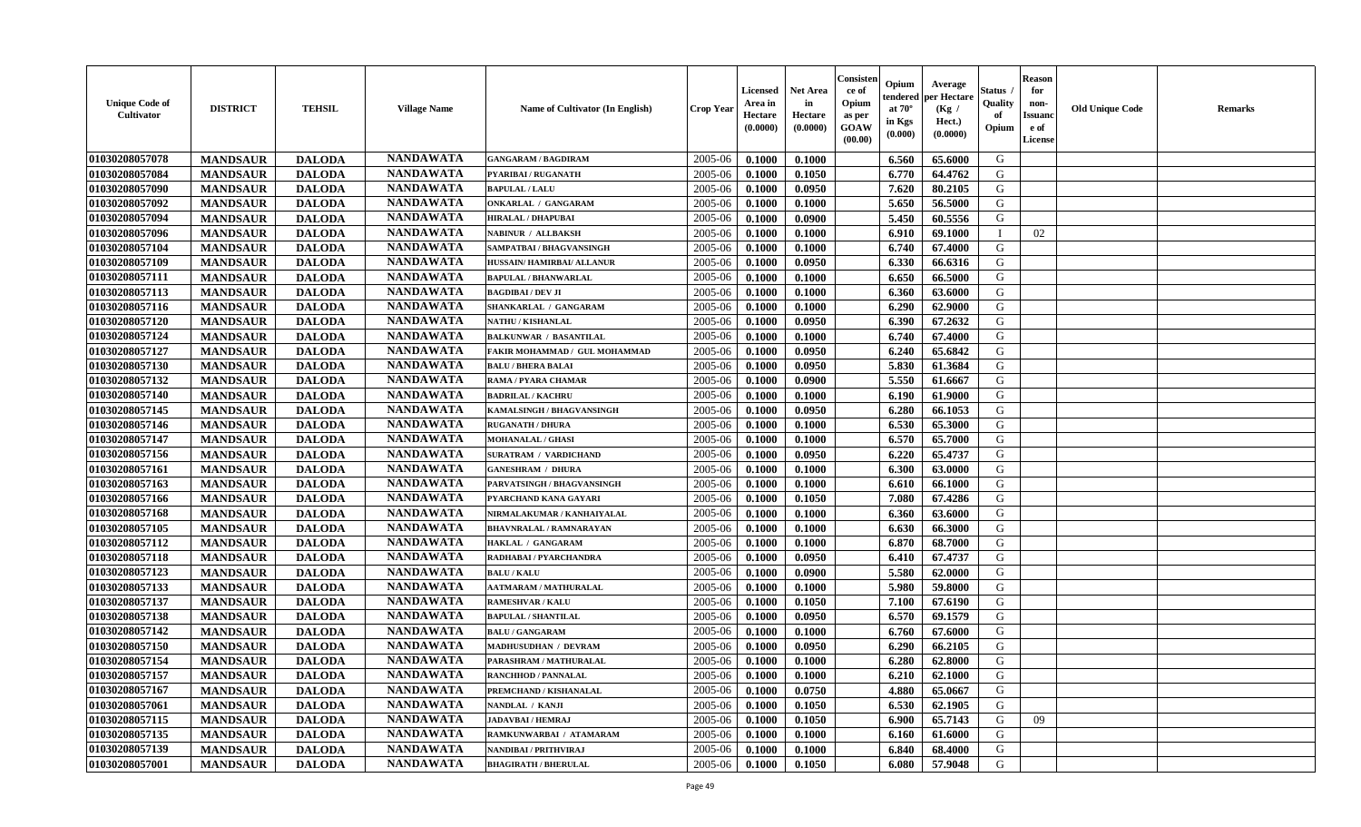| Unique Code of Cultivator | DISTRICT | TEHSIL | Village Name | Name of Cultivator (In English) | Crop Year | Licensed Area in Hectare (0.0000) | Net Area in Hectare (0.0000) | Consistence of Opium as per GOAW (00.00) | Opium tendered at 70° in Kgs (0.000) | Average per Hectare (Kg / Hect.) (0.0000) | Status / Quality of Opium | Reason for non-Issuance of License | Old Unique Code | Remarks |
|---|---|---|---|---|---|---|---|---|---|---|---|---|---|---|
| 01030208057078 | MANDSAUR | DALODA | NANDAWATA | GANGARAM / BAGDIRAM | 2005-06 | 0.1000 | 0.1000 | | 6.560 | 65.6000 | G | | | |
| 01030208057084 | MANDSAUR | DALODA | NANDAWATA | PYARIBAI / RUGANATH | 2005-06 | 0.1000 | 0.1050 | | 6.770 | 64.4762 | G | | | |
| 01030208057090 | MANDSAUR | DALODA | NANDAWATA | BAPULAL / LALU | 2005-06 | 0.1000 | 0.0950 | | 7.620 | 80.2105 | G | | | |
| 01030208057092 | MANDSAUR | DALODA | NANDAWATA | ONKARLAL / GANGARAM | 2005-06 | 0.1000 | 0.1000 | | 5.650 | 56.5000 | G | | | |
| 01030208057094 | MANDSAUR | DALODA | NANDAWATA | HIRALAL / DHAPUBAI | 2005-06 | 0.1000 | 0.0900 | | 5.450 | 60.5556 | G | | | |
| 01030208057096 | MANDSAUR | DALODA | NANDAWATA | NABINUR / ALLBAKSH | 2005-06 | 0.1000 | 0.1000 | | 6.910 | 69.1000 | I | 02 | | |
| 01030208057104 | MANDSAUR | DALODA | NANDAWATA | SAMPATBAI / BHAGVANSINGH | 2005-06 | 0.1000 | 0.1000 | | 6.740 | 67.4000 | G | | | |
| 01030208057109 | MANDSAUR | DALODA | NANDAWATA | HUSSAIN/ HAMIRBAI/ ALLANUR | 2005-06 | 0.1000 | 0.0950 | | 6.330 | 66.6316 | G | | | |
| 01030208057111 | MANDSAUR | DALODA | NANDAWATA | BAPULAL / BHANWARLAL | 2005-06 | 0.1000 | 0.1000 | | 6.650 | 66.5000 | G | | | |
| 01030208057113 | MANDSAUR | DALODA | NANDAWATA | BAGDIBAI / DEV JI | 2005-06 | 0.1000 | 0.1000 | | 6.360 | 63.6000 | G | | | |
| 01030208057116 | MANDSAUR | DALODA | NANDAWATA | SHANKARLAL / GANGARAM | 2005-06 | 0.1000 | 0.1000 | | 6.290 | 62.9000 | G | | | |
| 01030208057120 | MANDSAUR | DALODA | NANDAWATA | NATHU / KISHANLAL | 2005-06 | 0.1000 | 0.0950 | | 6.390 | 67.2632 | G | | | |
| 01030208057124 | MANDSAUR | DALODA | NANDAWATA | BALKUNWAR / BASANTILAL | 2005-06 | 0.1000 | 0.1000 | | 6.740 | 67.4000 | G | | | |
| 01030208057127 | MANDSAUR | DALODA | NANDAWATA | FAKIR MOHAMMAD / GUL MOHAMMAD | 2005-06 | 0.1000 | 0.0950 | | 6.240 | 65.6842 | G | | | |
| 01030208057130 | MANDSAUR | DALODA | NANDAWATA | BALU / BHERA BALAI | 2005-06 | 0.1000 | 0.0950 | | 5.830 | 61.3684 | G | | | |
| 01030208057132 | MANDSAUR | DALODA | NANDAWATA | RAMA / PYARA CHAMAR | 2005-06 | 0.1000 | 0.0900 | | 5.550 | 61.6667 | G | | | |
| 01030208057140 | MANDSAUR | DALODA | NANDAWATA | BADRILAL / KACHRU | 2005-06 | 0.1000 | 0.1000 | | 6.190 | 61.9000 | G | | | |
| 01030208057145 | MANDSAUR | DALODA | NANDAWATA | KAMALSINGH / BHAGVANSINGH | 2005-06 | 0.1000 | 0.0950 | | 6.280 | 66.1053 | G | | | |
| 01030208057146 | MANDSAUR | DALODA | NANDAWATA | RUGANATH / DHURA | 2005-06 | 0.1000 | 0.1000 | | 6.530 | 65.3000 | G | | | |
| 01030208057147 | MANDSAUR | DALODA | NANDAWATA | MOHANALAL / GHASI | 2005-06 | 0.1000 | 0.1000 | | 6.570 | 65.7000 | G | | | |
| 01030208057156 | MANDSAUR | DALODA | NANDAWATA | SURATRAM / VARDICHAND | 2005-06 | 0.1000 | 0.0950 | | 6.220 | 65.4737 | G | | | |
| 01030208057161 | MANDSAUR | DALODA | NANDAWATA | GANESHRAM / DHURA | 2005-06 | 0.1000 | 0.1000 | | 6.300 | 63.0000 | G | | | |
| 01030208057163 | MANDSAUR | DALODA | NANDAWATA | PARVATSINGH / BHAGVANSINGH | 2005-06 | 0.1000 | 0.1000 | | 6.610 | 66.1000 | G | | | |
| 01030208057166 | MANDSAUR | DALODA | NANDAWATA | PYARCHAND KANA GAYARI | 2005-06 | 0.1000 | 0.1050 | | 7.080 | 67.4286 | G | | | |
| 01030208057168 | MANDSAUR | DALODA | NANDAWATA | NIRMALAKUMAR / KANHAIYALAL | 2005-06 | 0.1000 | 0.1000 | | 6.360 | 63.6000 | G | | | |
| 01030208057105 | MANDSAUR | DALODA | NANDAWATA | BHAVNRALAL / RAMNARAYAN | 2005-06 | 0.1000 | 0.1000 | | 6.630 | 66.3000 | G | | | |
| 01030208057112 | MANDSAUR | DALODA | NANDAWATA | HAKLAL / GANGARAM | 2005-06 | 0.1000 | 0.1000 | | 6.870 | 68.7000 | G | | | |
| 01030208057118 | MANDSAUR | DALODA | NANDAWATA | RADHABAI / PYARCHANDRA | 2005-06 | 0.1000 | 0.0950 | | 6.410 | 67.4737 | G | | | |
| 01030208057123 | MANDSAUR | DALODA | NANDAWATA | BALU / KALU | 2005-06 | 0.1000 | 0.0900 | | 5.580 | 62.0000 | G | | | |
| 01030208057133 | MANDSAUR | DALODA | NANDAWATA | AATMARAM / MATHURALAL | 2005-06 | 0.1000 | 0.1000 | | 5.980 | 59.8000 | G | | | |
| 01030208057137 | MANDSAUR | DALODA | NANDAWATA | RAMESHVAR / KALU | 2005-06 | 0.1000 | 0.1050 | | 7.100 | 67.6190 | G | | | |
| 01030208057138 | MANDSAUR | DALODA | NANDAWATA | BAPULAL / SHANTILAL | 2005-06 | 0.1000 | 0.0950 | | 6.570 | 69.1579 | G | | | |
| 01030208057142 | MANDSAUR | DALODA | NANDAWATA | BALU / GANGARAM | 2005-06 | 0.1000 | 0.1000 | | 6.760 | 67.6000 | G | | | |
| 01030208057150 | MANDSAUR | DALODA | NANDAWATA | MADHUSUDHAN / DEVRAM | 2005-06 | 0.1000 | 0.0950 | | 6.290 | 66.2105 | G | | | |
| 01030208057154 | MANDSAUR | DALODA | NANDAWATA | PARASHRAM / MATHURALAL | 2005-06 | 0.1000 | 0.1000 | | 6.280 | 62.8000 | G | | | |
| 01030208057157 | MANDSAUR | DALODA | NANDAWATA | RANCHHOD / PANNALAL | 2005-06 | 0.1000 | 0.1000 | | 6.210 | 62.1000 | G | | | |
| 01030208057167 | MANDSAUR | DALODA | NANDAWATA | PREMCHAND / KISHANALAL | 2005-06 | 0.1000 | 0.0750 | | 4.880 | 65.0667 | G | | | |
| 01030208057061 | MANDSAUR | DALODA | NANDAWATA | NANDLAL / KANJI | 2005-06 | 0.1000 | 0.1050 | | 6.530 | 62.1905 | G | | | |
| 01030208057115 | MANDSAUR | DALODA | NANDAWATA | JADAVBAI / HEMRAJ | 2005-06 | 0.1000 | 0.1050 | | 6.900 | 65.7143 | G | 09 | | |
| 01030208057135 | MANDSAUR | DALODA | NANDAWATA | RAMKUNWARBAI / ATAMARAM | 2005-06 | 0.1000 | 0.1000 | | 6.160 | 61.6000 | G | | | |
| 01030208057139 | MANDSAUR | DALODA | NANDAWATA | NANDIBAI / PRITHVIRAJ | 2005-06 | 0.1000 | 0.1000 | | 6.840 | 68.4000 | G | | | |
| 01030208057001 | MANDSAUR | DALODA | NANDAWATA | BHAGIRATH / BHERULAL | 2005-06 | 0.1000 | 0.1050 | | 6.080 | 57.9048 | G | | | |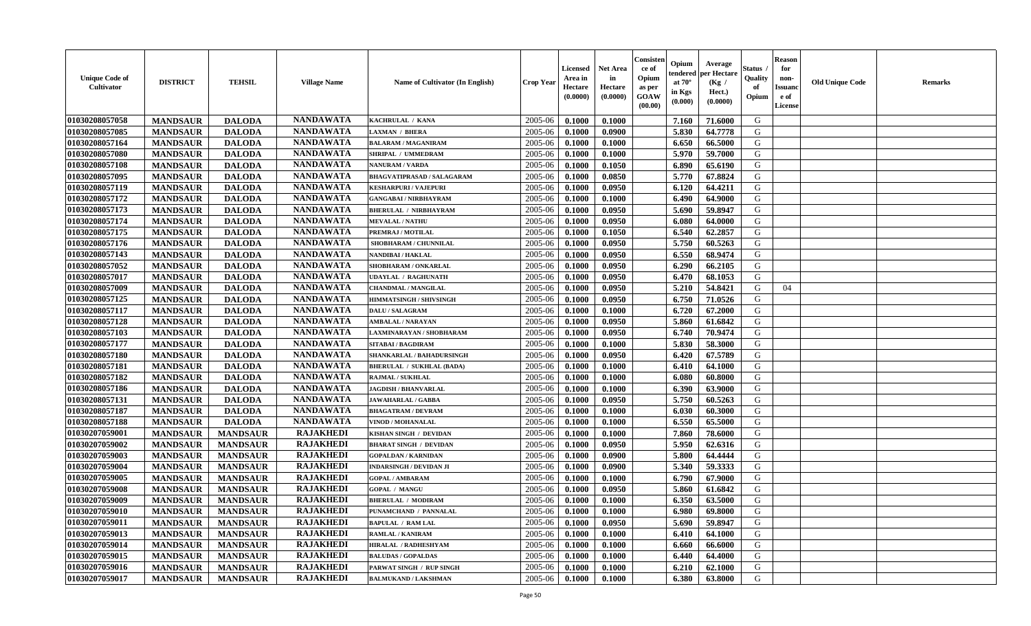| Unique Code of Cultivator | DISTRICT | TEHSIL | Village Name | Name of Cultivator (In English) | Crop Year | Licensed Area in Hectare (0.0000) | Net Area in Hectare (0.0000) | Consistence of Opium as per GOAW (00.00) | Opium tendered at 70° in Kgs (0.000) | Average per Hectare (Kg / Hect.) (0.0000) | Status / Quality of Opium | Reason for non-Issuance of License | Old Unique Code | Remarks |
|---|---|---|---|---|---|---|---|---|---|---|---|---|---|---|
| 01030208057058 | MANDSAUR | DALODA | NANDAWATA | KACHRULAL / KANA | 2005-06 | 0.1000 | 0.1000 | | 7.160 | 71.6000 | G | | | |
| 01030208057085 | MANDSAUR | DALODA | NANDAWATA | LAXMAN / BHERA | 2005-06 | 0.1000 | 0.0900 | | 5.830 | 64.7778 | G | | | |
| 01030208057164 | MANDSAUR | DALODA | NANDAWATA | BALARAM / MAGANIRAM | 2005-06 | 0.1000 | 0.1000 | | 6.650 | 66.5000 | G | | | |
| 01030208057080 | MANDSAUR | DALODA | NANDAWATA | SHRIPAL / UMMEDRAM | 2005-06 | 0.1000 | 0.1000 | | 5.970 | 59.7000 | G | | | |
| 01030208057108 | MANDSAUR | DALODA | NANDAWATA | NANURAM / VARDA | 2005-06 | 0.1000 | 0.1050 | | 6.890 | 65.6190 | G | | | |
| 01030208057095 | MANDSAUR | DALODA | NANDAWATA | BHAGVATIPRASAD / SALAGARAM | 2005-06 | 0.1000 | 0.0850 | | 5.770 | 67.8824 | G | | | |
| 01030208057119 | MANDSAUR | DALODA | NANDAWATA | KESHARPURI / VAJEPURI | 2005-06 | 0.1000 | 0.0950 | | 6.120 | 64.4211 | G | | | |
| 01030208057172 | MANDSAUR | DALODA | NANDAWATA | GANGABAI / NIRBHAYRAM | 2005-06 | 0.1000 | 0.1000 | | 6.490 | 64.9000 | G | | | |
| 01030208057173 | MANDSAUR | DALODA | NANDAWATA | BHERULAL / NIRBHAYRAM | 2005-06 | 0.1000 | 0.0950 | | 5.690 | 59.8947 | G | | | |
| 01030208057174 | MANDSAUR | DALODA | NANDAWATA | MEVALAL / NATHU | 2005-06 | 0.1000 | 0.0950 | | 6.080 | 64.0000 | G | | | |
| 01030208057175 | MANDSAUR | DALODA | NANDAWATA | PREMRAJ / MOTILAL | 2005-06 | 0.1000 | 0.1050 | | 6.540 | 62.2857 | G | | | |
| 01030208057176 | MANDSAUR | DALODA | NANDAWATA | SHOBHARAM / CHUNNILAL | 2005-06 | 0.1000 | 0.0950 | | 5.750 | 60.5263 | G | | | |
| 01030208057143 | MANDSAUR | DALODA | NANDAWATA | NANDIBAI / HAKLAL | 2005-06 | 0.1000 | 0.0950 | | 6.550 | 68.9474 | G | | | |
| 01030208057052 | MANDSAUR | DALODA | NANDAWATA | SHOBHARAM / ONKARLAL | 2005-06 | 0.1000 | 0.0950 | | 6.290 | 66.2105 | G | | | |
| 01030208057017 | MANDSAUR | DALODA | NANDAWATA | UDAYLAL / RAGHUNATH | 2005-06 | 0.1000 | 0.0950 | | 6.470 | 68.1053 | G | | | |
| 01030208057009 | MANDSAUR | DALODA | NANDAWATA | CHANDMAL / MANGILAL | 2005-06 | 0.1000 | 0.0950 | | 5.210 | 54.8421 | G | 04 | | |
| 01030208057125 | MANDSAUR | DALODA | NANDAWATA | HIMMATSINGH / SHIVSINGH | 2005-06 | 0.1000 | 0.0950 | | 6.750 | 71.0526 | G | | | |
| 01030208057117 | MANDSAUR | DALODA | NANDAWATA | DALU / SALAGRAM | 2005-06 | 0.1000 | 0.1000 | | 6.720 | 67.2000 | G | | | |
| 01030208057128 | MANDSAUR | DALODA | NANDAWATA | AMBALAL / NARAYAN | 2005-06 | 0.1000 | 0.0950 | | 5.860 | 61.6842 | G | | | |
| 01030208057103 | MANDSAUR | DALODA | NANDAWATA | LAXMINARAYAN / SHOBHARAM | 2005-06 | 0.1000 | 0.0950 | | 6.740 | 70.9474 | G | | | |
| 01030208057177 | MANDSAUR | DALODA | NANDAWATA | SITABAI / BAGDIRAM | 2005-06 | 0.1000 | 0.1000 | | 5.830 | 58.3000 | G | | | |
| 01030208057180 | MANDSAUR | DALODA | NANDAWATA | SHANKARLAL / BAHADURSINGH | 2005-06 | 0.1000 | 0.0950 | | 6.420 | 67.5789 | G | | | |
| 01030208057181 | MANDSAUR | DALODA | NANDAWATA | BHERULAL / SUKHLAL (BADA) | 2005-06 | 0.1000 | 0.1000 | | 6.410 | 64.1000 | G | | | |
| 01030208057182 | MANDSAUR | DALODA | NANDAWATA | RAJMAL / SUKHLAL | 2005-06 | 0.1000 | 0.1000 | | 6.080 | 60.8000 | G | | | |
| 01030208057186 | MANDSAUR | DALODA | NANDAWATA | JAGDISH / BHANVARLAL | 2005-06 | 0.1000 | 0.1000 | | 6.390 | 63.9000 | G | | | |
| 01030208057131 | MANDSAUR | DALODA | NANDAWATA | JAWAHARLAL / GABBA | 2005-06 | 0.1000 | 0.0950 | | 5.750 | 60.5263 | G | | | |
| 01030208057187 | MANDSAUR | DALODA | NANDAWATA | BHAGATRAM / DEVRAM | 2005-06 | 0.1000 | 0.1000 | | 6.030 | 60.3000 | G | | | |
| 01030208057188 | MANDSAUR | DALODA | NANDAWATA | VINOD / MOHANALAL | 2005-06 | 0.1000 | 0.1000 | | 6.550 | 65.5000 | G | | | |
| 01030207059001 | MANDSAUR | MANDSAUR | RAJAKHEDI | KISHAN SINGH / DEVIDAN | 2005-06 | 0.1000 | 0.1000 | | 7.860 | 78.6000 | G | | | |
| 01030207059002 | MANDSAUR | MANDSAUR | RAJAKHEDI | BHARAT SINGH / DEVIDAN | 2005-06 | 0.1000 | 0.0950 | | 5.950 | 62.6316 | G | | | |
| 01030207059003 | MANDSAUR | MANDSAUR | RAJAKHEDI | GOPALDAN / KARNIDAN | 2005-06 | 0.1000 | 0.0900 | | 5.800 | 64.4444 | G | | | |
| 01030207059004 | MANDSAUR | MANDSAUR | RAJAKHEDI | INDARSINGH / DEVIDAN JI | 2005-06 | 0.1000 | 0.0900 | | 5.340 | 59.3333 | G | | | |
| 01030207059005 | MANDSAUR | MANDSAUR | RAJAKHEDI | GOPAL / AMBARAM | 2005-06 | 0.1000 | 0.1000 | | 6.790 | 67.9000 | G | | | |
| 01030207059008 | MANDSAUR | MANDSAUR | RAJAKHEDI | GOPAL / MANGU | 2005-06 | 0.1000 | 0.0950 | | 5.860 | 61.6842 | G | | | |
| 01030207059009 | MANDSAUR | MANDSAUR | RAJAKHEDI | BHERULAL / MODIRAM | 2005-06 | 0.1000 | 0.1000 | | 6.350 | 63.5000 | G | | | |
| 01030207059010 | MANDSAUR | MANDSAUR | RAJAKHEDI | PUNAMCHAND / PANNALAL | 2005-06 | 0.1000 | 0.1000 | | 6.980 | 69.8000 | G | | | |
| 01030207059011 | MANDSAUR | MANDSAUR | RAJAKHEDI | BAPULAL / RAM LAL | 2005-06 | 0.1000 | 0.0950 | | 5.690 | 59.8947 | G | | | |
| 01030207059013 | MANDSAUR | MANDSAUR | RAJAKHEDI | RAMLAL / KANIRAM | 2005-06 | 0.1000 | 0.1000 | | 6.410 | 64.1000 | G | | | |
| 01030207059014 | MANDSAUR | MANDSAUR | RAJAKHEDI | HIRALAL / RADHESHYAM | 2005-06 | 0.1000 | 0.1000 | | 6.660 | 66.6000 | G | | | |
| 01030207059015 | MANDSAUR | MANDSAUR | RAJAKHEDI | BALUDAS / GOPALDAS | 2005-06 | 0.1000 | 0.1000 | | 6.440 | 64.4000 | G | | | |
| 01030207059016 | MANDSAUR | MANDSAUR | RAJAKHEDI | PARWAT SINGH / RUP SINGH | 2005-06 | 0.1000 | 0.1000 | | 6.210 | 62.1000 | G | | | |
| 01030207059017 | MANDSAUR | MANDSAUR | RAJAKHEDI | BALMUKAND / LAKSHMAN | 2005-06 | 0.1000 | 0.1000 | | 6.380 | 63.8000 | G | | | |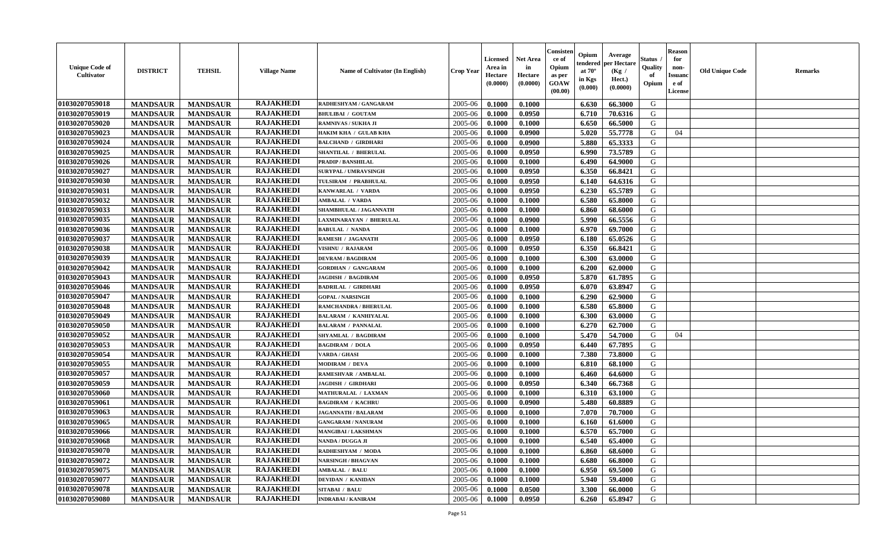| Unique Code of Cultivator | DISTRICT | TEHSIL | Village Name | Name of Cultivator (In English) | Crop Year | Licensed Area in Hectare (0.0000) | Net Area in Hectare (0.0000) | Consistence of Opium as per GOAW (00.00) | Opium tendered at 70° in Kgs (0.000) | Average per Hectare (Kg / Hect.) (0.0000) | Status / Quality of Opium | Reason for non-Issuance of License | Old Unique Code | Remarks |
|---|---|---|---|---|---|---|---|---|---|---|---|---|---|---|
| 01030207059018 | MANDSAUR | MANDSAUR | RAJAKHEDI | RADHESHYAM / GANGARAM | 2005-06 | 0.1000 | 0.1000 | | 6.630 | 66.3000 | G | | | |
| 01030207059019 | MANDSAUR | MANDSAUR | RAJAKHEDI | BHULIBAI / GOUTAM | 2005-06 | 0.1000 | 0.0950 | | 6.710 | 70.6316 | G | | | |
| 01030207059020 | MANDSAUR | MANDSAUR | RAJAKHEDI | RAMNIVAS / SUKHA JI | 2005-06 | 0.1000 | 0.1000 | | 6.650 | 66.5000 | G | | | |
| 01030207059023 | MANDSAUR | MANDSAUR | RAJAKHEDI | HAKIM KHA / GULAB KHA | 2005-06 | 0.1000 | 0.0900 | | 5.020 | 55.7778 | G | 04 | | |
| 01030207059024 | MANDSAUR | MANDSAUR | RAJAKHEDI | BALCHAND / GIRDHARI | 2005-06 | 0.1000 | 0.0900 | | 5.880 | 65.3333 | G | | | |
| 01030207059025 | MANDSAUR | MANDSAUR | RAJAKHEDI | SHANTILAL / BHERULAL | 2005-06 | 0.1000 | 0.0950 | | 6.990 | 73.5789 | G | | | |
| 01030207059026 | MANDSAUR | MANDSAUR | RAJAKHEDI | PRADIP / BANSHILAL | 2005-06 | 0.1000 | 0.1000 | | 6.490 | 64.9000 | G | | | |
| 01030207059027 | MANDSAUR | MANDSAUR | RAJAKHEDI | SURYPAL / UMRAVSINGH | 2005-06 | 0.1000 | 0.0950 | | 6.350 | 66.8421 | G | | | |
| 01030207059030 | MANDSAUR | MANDSAUR | RAJAKHEDI | TULSIRAM / PRABHULAL | 2005-06 | 0.1000 | 0.0950 | | 6.140 | 64.6316 | G | | | |
| 01030207059031 | MANDSAUR | MANDSAUR | RAJAKHEDI | KANWARLAL / VARDA | 2005-06 | 0.1000 | 0.0950 | | 6.230 | 65.5789 | G | | | |
| 01030207059032 | MANDSAUR | MANDSAUR | RAJAKHEDI | AMBALAL / VARDA | 2005-06 | 0.1000 | 0.1000 | | 6.580 | 65.8000 | G | | | |
| 01030207059033 | MANDSAUR | MANDSAUR | RAJAKHEDI | SHAMBHULAL / JAGANNATH | 2005-06 | 0.1000 | 0.1000 | | 6.860 | 68.6000 | G | | | |
| 01030207059035 | MANDSAUR | MANDSAUR | RAJAKHEDI | LAXMINARAYAN / BHERULAL | 2005-06 | 0.1000 | 0.0900 | | 5.990 | 66.5556 | G | | | |
| 01030207059036 | MANDSAUR | MANDSAUR | RAJAKHEDI | BABULAL / NANDA | 2005-06 | 0.1000 | 0.1000 | | 6.970 | 69.7000 | G | | | |
| 01030207059037 | MANDSAUR | MANDSAUR | RAJAKHEDI | RAMESH / JAGANATH | 2005-06 | 0.1000 | 0.0950 | | 6.180 | 65.0526 | G | | | |
| 01030207059038 | MANDSAUR | MANDSAUR | RAJAKHEDI | VISHNU / RAJARAM | 2005-06 | 0.1000 | 0.0950 | | 6.350 | 66.8421 | G | | | |
| 01030207059039 | MANDSAUR | MANDSAUR | RAJAKHEDI | DEVRAM / BAGDIRAM | 2005-06 | 0.1000 | 0.1000 | | 6.300 | 63.0000 | G | | | |
| 01030207059042 | MANDSAUR | MANDSAUR | RAJAKHEDI | GORDHAN / GANGARAM | 2005-06 | 0.1000 | 0.1000 | | 6.200 | 62.0000 | G | | | |
| 01030207059043 | MANDSAUR | MANDSAUR | RAJAKHEDI | JAGDISH / BAGDIRAM | 2005-06 | 0.1000 | 0.0950 | | 5.870 | 61.7895 | G | | | |
| 01030207059046 | MANDSAUR | MANDSAUR | RAJAKHEDI | BADRILAL / GIRDHARI | 2005-06 | 0.1000 | 0.0950 | | 6.070 | 63.8947 | G | | | |
| 01030207059047 | MANDSAUR | MANDSAUR | RAJAKHEDI | GOPAL / NARSINGH | 2005-06 | 0.1000 | 0.1000 | | 6.290 | 62.9000 | G | | | |
| 01030207059048 | MANDSAUR | MANDSAUR | RAJAKHEDI | RAMCHANDRA / BHERULAL | 2005-06 | 0.1000 | 0.1000 | | 6.580 | 65.8000 | G | | | |
| 01030207059049 | MANDSAUR | MANDSAUR | RAJAKHEDI | BALARAM / KANHIYALAL | 2005-06 | 0.1000 | 0.1000 | | 6.300 | 63.0000 | G | | | |
| 01030207059050 | MANDSAUR | MANDSAUR | RAJAKHEDI | BALARAM / PANNALAL | 2005-06 | 0.1000 | 0.1000 | | 6.270 | 62.7000 | G | | | |
| 01030207059052 | MANDSAUR | MANDSAUR | RAJAKHEDI | SHYAMLAL / BAGDIRAM | 2005-06 | 0.1000 | 0.1000 | | 5.470 | 54.7000 | G | 04 | | |
| 01030207059053 | MANDSAUR | MANDSAUR | RAJAKHEDI | BAGDIRAM / DOLA | 2005-06 | 0.1000 | 0.0950 | | 6.440 | 67.7895 | G | | | |
| 01030207059054 | MANDSAUR | MANDSAUR | RAJAKHEDI | VARDA / GHASI | 2005-06 | 0.1000 | 0.1000 | | 7.380 | 73.8000 | G | | | |
| 01030207059055 | MANDSAUR | MANDSAUR | RAJAKHEDI | MODIRAM / DEVA | 2005-06 | 0.1000 | 0.1000 | | 6.810 | 68.1000 | G | | | |
| 01030207059057 | MANDSAUR | MANDSAUR | RAJAKHEDI | RAMESHVAR / AMBALAL | 2005-06 | 0.1000 | 0.1000 | | 6.460 | 64.6000 | G | | | |
| 01030207059059 | MANDSAUR | MANDSAUR | RAJAKHEDI | JAGDISH / GIRDHARI | 2005-06 | 0.1000 | 0.0950 | | 6.340 | 66.7368 | G | | | |
| 01030207059060 | MANDSAUR | MANDSAUR | RAJAKHEDI | MATHURALAL / LAXMAN | 2005-06 | 0.1000 | 0.1000 | | 6.310 | 63.1000 | G | | | |
| 01030207059061 | MANDSAUR | MANDSAUR | RAJAKHEDI | BAGDIRAM / KACHRU | 2005-06 | 0.1000 | 0.0900 | | 5.480 | 60.8889 | G | | | |
| 01030207059063 | MANDSAUR | MANDSAUR | RAJAKHEDI | JAGANNATH / BALARAM | 2005-06 | 0.1000 | 0.1000 | | 7.070 | 70.7000 | G | | | |
| 01030207059065 | MANDSAUR | MANDSAUR | RAJAKHEDI | GANGARAM / NANURAM | 2005-06 | 0.1000 | 0.1000 | | 6.160 | 61.6000 | G | | | |
| 01030207059066 | MANDSAUR | MANDSAUR | RAJAKHEDI | MANGIBAI / LAKSHMAN | 2005-06 | 0.1000 | 0.1000 | | 6.570 | 65.7000 | G | | | |
| 01030207059068 | MANDSAUR | MANDSAUR | RAJAKHEDI | NANDA / DUGGA JI | 2005-06 | 0.1000 | 0.1000 | | 6.540 | 65.4000 | G | | | |
| 01030207059070 | MANDSAUR | MANDSAUR | RAJAKHEDI | RADHESHYAM / MODA | 2005-06 | 0.1000 | 0.1000 | | 6.860 | 68.6000 | G | | | |
| 01030207059072 | MANDSAUR | MANDSAUR | RAJAKHEDI | NARSINGH / BHAGVAN | 2005-06 | 0.1000 | 0.1000 | | 6.680 | 66.8000 | G | | | |
| 01030207059075 | MANDSAUR | MANDSAUR | RAJAKHEDI | AMBALAL / BALU | 2005-06 | 0.1000 | 0.1000 | | 6.950 | 69.5000 | G | | | |
| 01030207059077 | MANDSAUR | MANDSAUR | RAJAKHEDI | DEVIDAN / KANIDAN | 2005-06 | 0.1000 | 0.1000 | | 5.940 | 59.4000 | G | | | |
| 01030207059078 | MANDSAUR | MANDSAUR | RAJAKHEDI | SITABAI / BALU | 2005-06 | 0.1000 | 0.0500 | | 3.300 | 66.0000 | G | | | |
| 01030207059080 | MANDSAUR | MANDSAUR | RAJAKHEDI | INDRABAI / KANIRAM | 2005-06 | 0.1000 | 0.0950 | | 6.260 | 65.8947 | G | | | |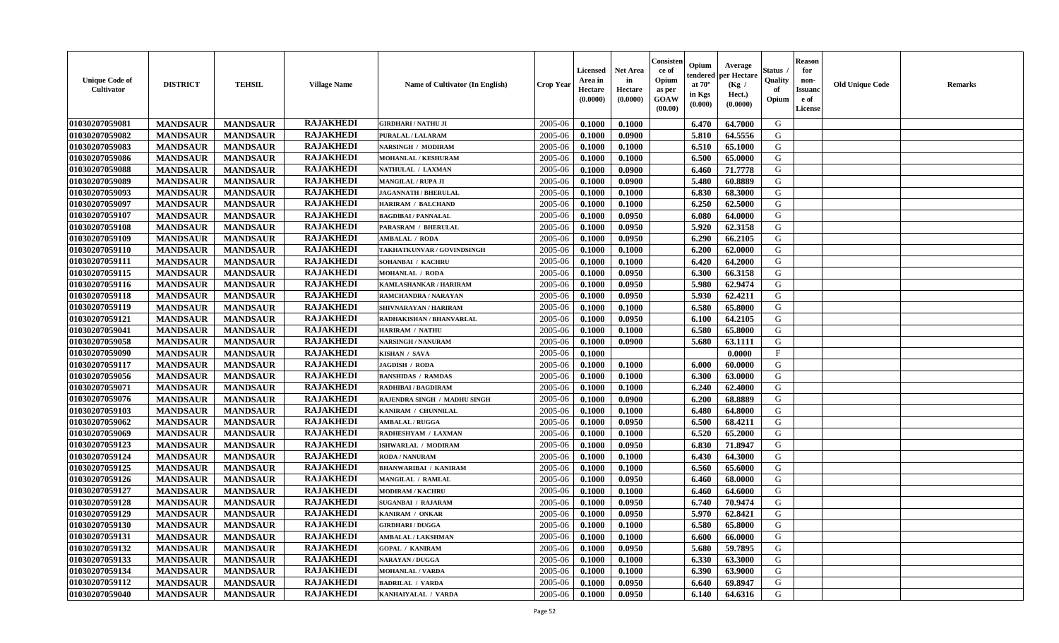| Unique Code of Cultivator | DISTRICT | TEHSIL | Village Name | Name of Cultivator (In English) | Crop Year | Licensed Area in Hectare (0.0000) | Net Area in Hectare (0.0000) | Consistence of Opium as per GOAW (00.00) | Opium tendered at 70° in Kgs (0.000) | Average per Hectare (Kg / Hect.) (0.0000) | Status / Quality of Opium | Reason for non-Issuance of License | Old Unique Code | Remarks |
|---|---|---|---|---|---|---|---|---|---|---|---|---|---|---|
| 01030207059081 | MANDSAUR | MANDSAUR | RAJAKHEDI | GIRDHARI / NATHU JI | 2005-06 | 0.1000 | 0.1000 | | 6.470 | 64.7000 | G | | | |
| 01030207059082 | MANDSAUR | MANDSAUR | RAJAKHEDI | PURALAL / LALARAM | 2005-06 | 0.1000 | 0.0900 | | 5.810 | 64.5556 | G | | | |
| 01030207059083 | MANDSAUR | MANDSAUR | RAJAKHEDI | NARSINGH / MODIRAM | 2005-06 | 0.1000 | 0.1000 | | 6.510 | 65.1000 | G | | | |
| 01030207059086 | MANDSAUR | MANDSAUR | RAJAKHEDI | MOHANLAL / KESHURAM | 2005-06 | 0.1000 | 0.1000 | | 6.500 | 65.0000 | G | | | |
| 01030207059088 | MANDSAUR | MANDSAUR | RAJAKHEDI | NATHULAL / LAXMAN | 2005-06 | 0.1000 | 0.0900 | | 6.460 | 71.7778 | G | | | |
| 01030207059089 | MANDSAUR | MANDSAUR | RAJAKHEDI | MANGILAL / RUPA JI | 2005-06 | 0.1000 | 0.0900 | | 5.480 | 60.8889 | G | | | |
| 01030207059093 | MANDSAUR | MANDSAUR | RAJAKHEDI | JAGANNATH / BHERULAL | 2005-06 | 0.1000 | 0.1000 | | 6.830 | 68.3000 | G | | | |
| 01030207059097 | MANDSAUR | MANDSAUR | RAJAKHEDI | HARIRAM / BALCHAND | 2005-06 | 0.1000 | 0.1000 | | 6.250 | 62.5000 | G | | | |
| 01030207059107 | MANDSAUR | MANDSAUR | RAJAKHEDI | BAGDIBAI / PANNALAL | 2005-06 | 0.1000 | 0.0950 | | 6.080 | 64.0000 | G | | | |
| 01030207059108 | MANDSAUR | MANDSAUR | RAJAKHEDI | PARASRAM / BHERULAL | 2005-06 | 0.1000 | 0.0950 | | 5.920 | 62.3158 | G | | | |
| 01030207059109 | MANDSAUR | MANDSAUR | RAJAKHEDI | AMBALAL / RODA | 2005-06 | 0.1000 | 0.0950 | | 6.290 | 66.2105 | G | | | |
| 01030207059110 | MANDSAUR | MANDSAUR | RAJAKHEDI | TAKHATKUNVAR / GOVINDSINGH | 2005-06 | 0.1000 | 0.1000 | | 6.200 | 62.0000 | G | | | |
| 01030207059111 | MANDSAUR | MANDSAUR | RAJAKHEDI | SOHANBAI / KACHRU | 2005-06 | 0.1000 | 0.1000 | | 6.420 | 64.2000 | G | | | |
| 01030207059115 | MANDSAUR | MANDSAUR | RAJAKHEDI | MOHANLAL / RODA | 2005-06 | 0.1000 | 0.0950 | | 6.300 | 66.3158 | G | | | |
| 01030207059116 | MANDSAUR | MANDSAUR | RAJAKHEDI | KAMLASHANKAR / HARIRAM | 2005-06 | 0.1000 | 0.0950 | | 5.980 | 62.9474 | G | | | |
| 01030207059118 | MANDSAUR | MANDSAUR | RAJAKHEDI | RAMCHANDRA / NARAYAN | 2005-06 | 0.1000 | 0.0950 | | 5.930 | 62.4211 | G | | | |
| 01030207059119 | MANDSAUR | MANDSAUR | RAJAKHEDI | SHIVNARAYAN / HARIRAM | 2005-06 | 0.1000 | 0.1000 | | 6.580 | 65.8000 | G | | | |
| 01030207059121 | MANDSAUR | MANDSAUR | RAJAKHEDI | RADHAKISHAN / BHANVARLAL | 2005-06 | 0.1000 | 0.0950 | | 6.100 | 64.2105 | G | | | |
| 01030207059041 | MANDSAUR | MANDSAUR | RAJAKHEDI | HARIRAM / NATHU | 2005-06 | 0.1000 | 0.1000 | | 6.580 | 65.8000 | G | | | |
| 01030207059058 | MANDSAUR | MANDSAUR | RAJAKHEDI | NARSINGH / NANURAM | 2005-06 | 0.1000 | 0.0900 | | 5.680 | 63.1111 | G | | | |
| 01030207059090 | MANDSAUR | MANDSAUR | RAJAKHEDI | KISHAN / SAVA | 2005-06 | 0.1000 | | | | 0.0000 | F | | | |
| 01030207059117 | MANDSAUR | MANDSAUR | RAJAKHEDI | JAGDISH / RODA | 2005-06 | 0.1000 | 0.1000 | | 6.000 | 60.0000 | G | | | |
| 01030207059056 | MANDSAUR | MANDSAUR | RAJAKHEDI | BANSHIDAS / RAMDAS | 2005-06 | 0.1000 | 0.1000 | | 6.300 | 63.0000 | G | | | |
| 01030207059071 | MANDSAUR | MANDSAUR | RAJAKHEDI | RADHIBAI / BAGDIRAM | 2005-06 | 0.1000 | 0.1000 | | 6.240 | 62.4000 | G | | | |
| 01030207059076 | MANDSAUR | MANDSAUR | RAJAKHEDI | RAJENDRA SINGH / MADHU SINGH | 2005-06 | 0.1000 | 0.0900 | | 6.200 | 68.8889 | G | | | |
| 01030207059103 | MANDSAUR | MANDSAUR | RAJAKHEDI | KANIRAM / CHUNNILAL | 2005-06 | 0.1000 | 0.1000 | | 6.480 | 64.8000 | G | | | |
| 01030207059062 | MANDSAUR | MANDSAUR | RAJAKHEDI | AMBALAL / RUGGA | 2005-06 | 0.1000 | 0.0950 | | 6.500 | 68.4211 | G | | | |
| 01030207059069 | MANDSAUR | MANDSAUR | RAJAKHEDI | RADHESHYAM / LAXMAN | 2005-06 | 0.1000 | 0.1000 | | 6.520 | 65.2000 | G | | | |
| 01030207059123 | MANDSAUR | MANDSAUR | RAJAKHEDI | ISHWARLAL / MODIRAM | 2005-06 | 0.1000 | 0.0950 | | 6.830 | 71.8947 | G | | | |
| 01030207059124 | MANDSAUR | MANDSAUR | RAJAKHEDI | RODA / NANURAM | 2005-06 | 0.1000 | 0.1000 | | 6.430 | 64.3000 | G | | | |
| 01030207059125 | MANDSAUR | MANDSAUR | RAJAKHEDI | BHANWARIBAI / KANIRAM | 2005-06 | 0.1000 | 0.1000 | | 6.560 | 65.6000 | G | | | |
| 01030207059126 | MANDSAUR | MANDSAUR | RAJAKHEDI | MANGILAL / RAMLAL | 2005-06 | 0.1000 | 0.0950 | | 6.460 | 68.0000 | G | | | |
| 01030207059127 | MANDSAUR | MANDSAUR | RAJAKHEDI | MODIRAM / KACHRU | 2005-06 | 0.1000 | 0.1000 | | 6.460 | 64.6000 | G | | | |
| 01030207059128 | MANDSAUR | MANDSAUR | RAJAKHEDI | SUGANBAI / RAJARAM | 2005-06 | 0.1000 | 0.0950 | | 6.740 | 70.9474 | G | | | |
| 01030207059129 | MANDSAUR | MANDSAUR | RAJAKHEDI | KANIRAM / ONKAR | 2005-06 | 0.1000 | 0.0950 | | 5.970 | 62.8421 | G | | | |
| 01030207059130 | MANDSAUR | MANDSAUR | RAJAKHEDI | GIRDHARI / DUGGA | 2005-06 | 0.1000 | 0.1000 | | 6.580 | 65.8000 | G | | | |
| 01030207059131 | MANDSAUR | MANDSAUR | RAJAKHEDI | AMBALAL / LAKSHMAN | 2005-06 | 0.1000 | 0.1000 | | 6.600 | 66.0000 | G | | | |
| 01030207059132 | MANDSAUR | MANDSAUR | RAJAKHEDI | GOPAL / KANIRAM | 2005-06 | 0.1000 | 0.0950 | | 5.680 | 59.7895 | G | | | |
| 01030207059133 | MANDSAUR | MANDSAUR | RAJAKHEDI | NARAYAN / DUGGA | 2005-06 | 0.1000 | 0.1000 | | 6.330 | 63.3000 | G | | | |
| 01030207059134 | MANDSAUR | MANDSAUR | RAJAKHEDI | MOHANLAL / VARDA | 2005-06 | 0.1000 | 0.1000 | | 6.390 | 63.9000 | G | | | |
| 01030207059112 | MANDSAUR | MANDSAUR | RAJAKHEDI | BADRILAL / VARDA | 2005-06 | 0.1000 | 0.0950 | | 6.640 | 69.8947 | G | | | |
| 01030207059040 | MANDSAUR | MANDSAUR | RAJAKHEDI | KANHAIYALAL / VARDA | 2005-06 | 0.1000 | 0.0950 | | 6.140 | 64.6316 | G | | | |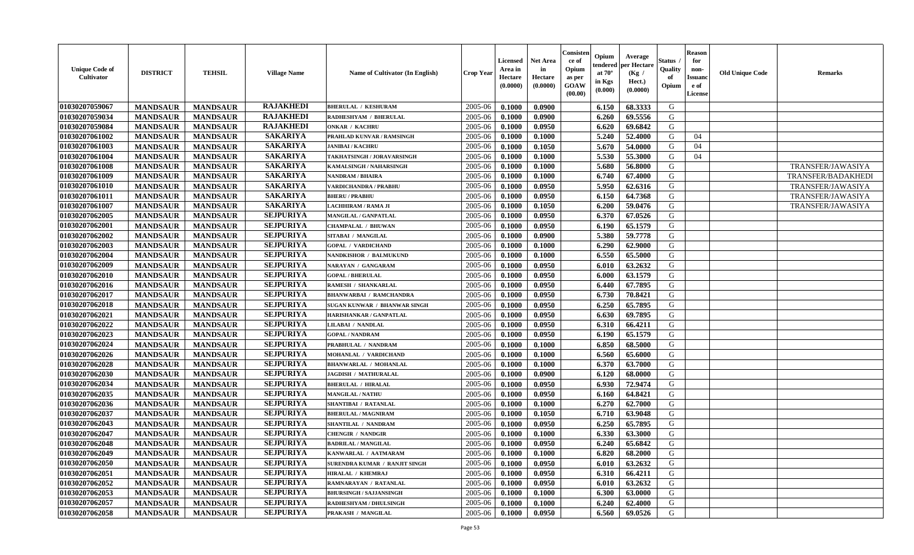| Unique Code of Cultivator | DISTRICT | TEHSIL | Village Name | Name of Cultivator (In English) | Crop Year | Licensed Area in Hectare (0.0000) | Net Area in Hectare (0.0000) | Consistence of Opium as per GOAW (00.00) | Opium tendered at 70° in Kgs (0.000) | Average per Hectare (Kg / Hect.) (0.0000) | Status / Quality of Opium | Reason for non-Issuance of License | Old Unique Code | Remarks |
|---|---|---|---|---|---|---|---|---|---|---|---|---|---|---|
| 01030207059067 | MANDSAUR | MANDSAUR | RAJAKHEDI | BHERULAL / KESHURAM | 2005-06 | 0.1000 | 0.0900 | | 6.150 | 68.3333 | G | | | |
| 01030207059034 | MANDSAUR | MANDSAUR | RAJAKHEDI | RADHESHYAM / BHERULAL | 2005-06 | 0.1000 | 0.0900 | | 6.260 | 69.5556 | G | | | |
| 01030207059084 | MANDSAUR | MANDSAUR | RAJAKHEDI | ONKAR / KACHRU | 2005-06 | 0.1000 | 0.0950 | | 6.620 | 69.6842 | G | | | |
| 01030207061002 | MANDSAUR | MANDSAUR | SAKARIYA | PRAHLAD KUNVAR / RAMSINGH | 2005-06 | 0.1000 | 0.1000 | | 5.240 | 52.4000 | G | 04 | | |
| 01030207061003 | MANDSAUR | MANDSAUR | SAKARIYA | JANIBAI / KACHRU | 2005-06 | 0.1000 | 0.1050 | | 5.670 | 54.0000 | G | 04 | | |
| 01030207061004 | MANDSAUR | MANDSAUR | SAKARIYA | TAKHATSINGH / JORAVARSINGH | 2005-06 | 0.1000 | 0.1000 | | 5.530 | 55.3000 | G | 04 | | |
| 01030207061008 | MANDSAUR | MANDSAUR | SAKARIYA | KAMALSINGH / NAHARSINGH | 2005-06 | 0.1000 | 0.1000 | | 5.680 | 56.8000 | G | | | TRANSFER/JAWASIYA |
| 01030207061009 | MANDSAUR | MANDSAUR | SAKARIYA | NANDRAM / BHAIRA | 2005-06 | 0.1000 | 0.1000 | | 6.740 | 67.4000 | G | | | TRANSFER/BADAKHEDI |
| 01030207061010 | MANDSAUR | MANDSAUR | SAKARIYA | VARDICHANDRA / PRABHU | 2005-06 | 0.1000 | 0.0950 | | 5.950 | 62.6316 | G | | | TRANSFER/JAWASIYA |
| 01030207061011 | MANDSAUR | MANDSAUR | SAKARIYA | BHERU / PRABHU | 2005-06 | 0.1000 | 0.0950 | | 6.150 | 64.7368 | G | | | TRANSFER/JAWASIYA |
| 01030207061007 | MANDSAUR | MANDSAUR | SAKARIYA | LACHHIRAM / RAMA JI | 2005-06 | 0.1000 | 0.1050 | | 6.200 | 59.0476 | G | | | TRANSFER/JAWASIYA |
| 01030207062005 | MANDSAUR | MANDSAUR | SEJPURIYA | MANGILAL / GANPATLAL | 2005-06 | 0.1000 | 0.0950 | | 6.370 | 67.0526 | G | | | |
| 01030207062001 | MANDSAUR | MANDSAUR | SEJPURIYA | CHAMPALAL / BHUWAN | 2005-06 | 0.1000 | 0.0950 | | 6.190 | 65.1579 | G | | | |
| 01030207062002 | MANDSAUR | MANDSAUR | SEJPURIYA | SITABAI / MANGILAL | 2005-06 | 0.1000 | 0.0900 | | 5.380 | 59.7778 | G | | | |
| 01030207062003 | MANDSAUR | MANDSAUR | SEJPURIYA | GOPAL / VARDICHAND | 2005-06 | 0.1000 | 0.1000 | | 6.290 | 62.9000 | G | | | |
| 01030207062004 | MANDSAUR | MANDSAUR | SEJPURIYA | NANDKISHOR / BALMUKUND | 2005-06 | 0.1000 | 0.1000 | | 6.550 | 65.5000 | G | | | |
| 01030207062009 | MANDSAUR | MANDSAUR | SEJPURIYA | NARAYAN / GANGARAM | 2005-06 | 0.1000 | 0.0950 | | 6.010 | 63.2632 | G | | | |
| 01030207062010 | MANDSAUR | MANDSAUR | SEJPURIYA | GOPAL / BHERULAL | 2005-06 | 0.1000 | 0.0950 | | 6.000 | 63.1579 | G | | | |
| 01030207062016 | MANDSAUR | MANDSAUR | SEJPURIYA | RAMESH / SHANKARLAL | 2005-06 | 0.1000 | 0.0950 | | 6.440 | 67.7895 | G | | | |
| 01030207062017 | MANDSAUR | MANDSAUR | SEJPURIYA | BHANWARBAI / RAMCHANDRA | 2005-06 | 0.1000 | 0.0950 | | 6.730 | 70.8421 | G | | | |
| 01030207062018 | MANDSAUR | MANDSAUR | SEJPURIYA | SUGAN KUNWAR / BHANWAR SINGH | 2005-06 | 0.1000 | 0.0950 | | 6.250 | 65.7895 | G | | | |
| 01030207062021 | MANDSAUR | MANDSAUR | SEJPURIYA | HARISHANKAR / GANPATLAL | 2005-06 | 0.1000 | 0.0950 | | 6.630 | 69.7895 | G | | | |
| 01030207062022 | MANDSAUR | MANDSAUR | SEJPURIYA | LILABAI / NANDLAL | 2005-06 | 0.1000 | 0.0950 | | 6.310 | 66.4211 | G | | | |
| 01030207062023 | MANDSAUR | MANDSAUR | SEJPURIYA | GOPAL / NANDRAM | 2005-06 | 0.1000 | 0.0950 | | 6.190 | 65.1579 | G | | | |
| 01030207062024 | MANDSAUR | MANDSAUR | SEJPURIYA | PRABHULAL / NANDRAM | 2005-06 | 0.1000 | 0.1000 | | 6.850 | 68.5000 | G | | | |
| 01030207062026 | MANDSAUR | MANDSAUR | SEJPURIYA | MOHANLAL / VARDICHAND | 2005-06 | 0.1000 | 0.1000 | | 6.560 | 65.6000 | G | | | |
| 01030207062028 | MANDSAUR | MANDSAUR | SEJPURIYA | BHANWARLAL / MOHANLAL | 2005-06 | 0.1000 | 0.1000 | | 6.370 | 63.7000 | G | | | |
| 01030207062030 | MANDSAUR | MANDSAUR | SEJPURIYA | JAGDISH / MATHURALAL | 2005-06 | 0.1000 | 0.0900 | | 6.120 | 68.0000 | G | | | |
| 01030207062034 | MANDSAUR | MANDSAUR | SEJPURIYA | BHERULAL / HIRALAL | 2005-06 | 0.1000 | 0.0950 | | 6.930 | 72.9474 | G | | | |
| 01030207062035 | MANDSAUR | MANDSAUR | SEJPURIYA | MANGILAL / NATHU | 2005-06 | 0.1000 | 0.0950 | | 6.160 | 64.8421 | G | | | |
| 01030207062036 | MANDSAUR | MANDSAUR | SEJPURIYA | SHANTIBAI / RATANLAL | 2005-06 | 0.1000 | 0.1000 | | 6.270 | 62.7000 | G | | | |
| 01030207062037 | MANDSAUR | MANDSAUR | SEJPURIYA | BHERULAL / MAGNIRAM | 2005-06 | 0.1000 | 0.1050 | | 6.710 | 63.9048 | G | | | |
| 01030207062043 | MANDSAUR | MANDSAUR | SEJPURIYA | SHANTILAL / NANDRAM | 2005-06 | 0.1000 | 0.0950 | | 6.250 | 65.7895 | G | | | |
| 01030207062047 | MANDSAUR | MANDSAUR | SEJPURIYA | CHENGIR / NANDGIR | 2005-06 | 0.1000 | 0.1000 | | 6.330 | 63.3000 | G | | | |
| 01030207062048 | MANDSAUR | MANDSAUR | SEJPURIYA | BADRILAL / MANGILAL | 2005-06 | 0.1000 | 0.0950 | | 6.240 | 65.6842 | G | | | |
| 01030207062049 | MANDSAUR | MANDSAUR | SEJPURIYA | KANWARLAL / AATMARAM | 2005-06 | 0.1000 | 0.1000 | | 6.820 | 68.2000 | G | | | |
| 01030207062050 | MANDSAUR | MANDSAUR | SEJPURIYA | SURENDRA KUMAR / RANJIT SINGH | 2005-06 | 0.1000 | 0.0950 | | 6.010 | 63.2632 | G | | | |
| 01030207062051 | MANDSAUR | MANDSAUR | SEJPURIYA | HIRALAL / KHEMRAJ | 2005-06 | 0.1000 | 0.0950 | | 6.310 | 66.4211 | G | | | |
| 01030207062052 | MANDSAUR | MANDSAUR | SEJPURIYA | RAMNARAYAN / RATANLAL | 2005-06 | 0.1000 | 0.0950 | | 6.010 | 63.2632 | G | | | |
| 01030207062053 | MANDSAUR | MANDSAUR | SEJPURIYA | BHURSINGH / SAJJANSINGH | 2005-06 | 0.1000 | 0.1000 | | 6.300 | 63.0000 | G | | | |
| 01030207062057 | MANDSAUR | MANDSAUR | SEJPURIYA | RADHESHYAM / DHULSINGH | 2005-06 | 0.1000 | 0.1000 | | 6.240 | 62.4000 | G | | | |
| 01030207062058 | MANDSAUR | MANDSAUR | SEJPURIYA | PRAKASH / MANGILAL | 2005-06 | 0.1000 | 0.0950 | | 6.560 | 69.0526 | G | | | |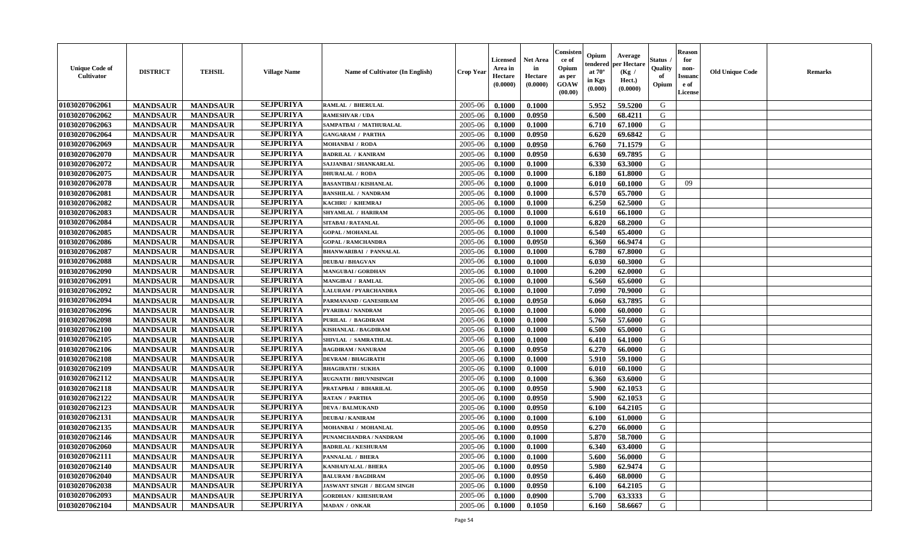| Unique Code of Cultivator | DISTRICT | TEHSIL | Village Name | Name of Cultivator (In English) | Crop Year | Licensed Area in Hectare (0.0000) | Net Area in Hectare (0.0000) | Consistence of Opium as per GOAW (00.00) | Opium tendered at 70° in Kgs (0.000) | Average per Hectare (Kg / Hect.) (0.0000) | Status / Quality of Opium | Reason for non-Issuance of License | Old Unique Code | Remarks |
|---|---|---|---|---|---|---|---|---|---|---|---|---|---|---|
| 01030207062061 | MANDSAUR | MANDSAUR | SEJPURIYA | RAMLAL / BHERULAL | 2005-06 | 0.1000 | 0.1000 | | 5.952 | 59.5200 | G | | | |
| 01030207062062 | MANDSAUR | MANDSAUR | SEJPURIYA | RAMESHVAR / UDA | 2005-06 | 0.1000 | 0.0950 | | 6.500 | 68.4211 | G | | | |
| 01030207062063 | MANDSAUR | MANDSAUR | SEJPURIYA | SAMPATBAI / MATHURALAL | 2005-06 | 0.1000 | 0.1000 | | 6.710 | 67.1000 | G | | | |
| 01030207062064 | MANDSAUR | MANDSAUR | SEJPURIYA | GANGARAM / PARTHA | 2005-06 | 0.1000 | 0.0950 | | 6.620 | 69.6842 | G | | | |
| 01030207062069 | MANDSAUR | MANDSAUR | SEJPURIYA | MOHANBAI / RODA | 2005-06 | 0.1000 | 0.0950 | | 6.760 | 71.1579 | G | | | |
| 01030207062070 | MANDSAUR | MANDSAUR | SEJPURIYA | BADRILAL / KANIRAM | 2005-06 | 0.1000 | 0.0950 | | 6.630 | 69.7895 | G | | | |
| 01030207062072 | MANDSAUR | MANDSAUR | SEJPURIYA | SAJJANBAI / SHANKARLAL | 2005-06 | 0.1000 | 0.1000 | | 6.330 | 63.3000 | G | | | |
| 01030207062075 | MANDSAUR | MANDSAUR | SEJPURIYA | DHURALAL / RODA | 2005-06 | 0.1000 | 0.1000 | | 6.180 | 61.8000 | G | | | |
| 01030207062078 | MANDSAUR | MANDSAUR | SEJPURIYA | BASANTIBAI / KISHANLAL | 2005-06 | 0.1000 | 0.1000 | | 6.010 | 60.1000 | G | 09 | | |
| 01030207062081 | MANDSAUR | MANDSAUR | SEJPURIYA | BANSHILAL / NANDRAM | 2005-06 | 0.1000 | 0.1000 | | 6.570 | 65.7000 | G | | | |
| 01030207062082 | MANDSAUR | MANDSAUR | SEJPURIYA | KACHRU / KHEMRAJ | 2005-06 | 0.1000 | 0.1000 | | 6.250 | 62.5000 | G | | | |
| 01030207062083 | MANDSAUR | MANDSAUR | SEJPURIYA | SHYAMLAL / HARIRAM | 2005-06 | 0.1000 | 0.1000 | | 6.610 | 66.1000 | G | | | |
| 01030207062084 | MANDSAUR | MANDSAUR | SEJPURIYA | SITABAI / RATANLAL | 2005-06 | 0.1000 | 0.1000 | | 6.820 | 68.2000 | G | | | |
| 01030207062085 | MANDSAUR | MANDSAUR | SEJPURIYA | GOPAL / MOHANLAL | 2005-06 | 0.1000 | 0.1000 | | 6.540 | 65.4000 | G | | | |
| 01030207062086 | MANDSAUR | MANDSAUR | SEJPURIYA | GOPAL / RAMCHANDRA | 2005-06 | 0.1000 | 0.0950 | | 6.360 | 66.9474 | G | | | |
| 01030207062087 | MANDSAUR | MANDSAUR | SEJPURIYA | BHANWARIBAI / PANNALAL | 2005-06 | 0.1000 | 0.1000 | | 6.780 | 67.8000 | G | | | |
| 01030207062088 | MANDSAUR | MANDSAUR | SEJPURIYA | DEUBAI / BHAGVAN | 2005-06 | 0.1000 | 0.1000 | | 6.030 | 60.3000 | G | | | |
| 01030207062090 | MANDSAUR | MANDSAUR | SEJPURIYA | MANGUBAI / GORDHAN | 2005-06 | 0.1000 | 0.1000 | | 6.200 | 62.0000 | G | | | |
| 01030207062091 | MANDSAUR | MANDSAUR | SEJPURIYA | MANGIBAI / RAMLAL | 2005-06 | 0.1000 | 0.1000 | | 6.560 | 65.6000 | G | | | |
| 01030207062092 | MANDSAUR | MANDSAUR | SEJPURIYA | LALURAM / PYARCHANDRA | 2005-06 | 0.1000 | 0.1000 | | 7.090 | 70.9000 | G | | | |
| 01030207062094 | MANDSAUR | MANDSAUR | SEJPURIYA | PARMANAND / GANESHRAM | 2005-06 | 0.1000 | 0.0950 | | 6.060 | 63.7895 | G | | | |
| 01030207062096 | MANDSAUR | MANDSAUR | SEJPURIYA | PYARIBAI / NANDRAM | 2005-06 | 0.1000 | 0.1000 | | 6.000 | 60.0000 | G | | | |
| 01030207062098 | MANDSAUR | MANDSAUR | SEJPURIYA | PURILAL / BAGDIRAM | 2005-06 | 0.1000 | 0.1000 | | 5.760 | 57.6000 | G | | | |
| 01030207062100 | MANDSAUR | MANDSAUR | SEJPURIYA | KISHANLAL / BAGDIRAM | 2005-06 | 0.1000 | 0.1000 | | 6.500 | 65.0000 | G | | | |
| 01030207062105 | MANDSAUR | MANDSAUR | SEJPURIYA | SHIVLAL / SAMRATHLAL | 2005-06 | 0.1000 | 0.1000 | | 6.410 | 64.1000 | G | | | |
| 01030207062106 | MANDSAUR | MANDSAUR | SEJPURIYA | BAGDIRAM / NANURAM | 2005-06 | 0.1000 | 0.0950 | | 6.270 | 66.0000 | G | | | |
| 01030207062108 | MANDSAUR | MANDSAUR | SEJPURIYA | DEVRAM / BHAGIRATH | 2005-06 | 0.1000 | 0.1000 | | 5.910 | 59.1000 | G | | | |
| 01030207062109 | MANDSAUR | MANDSAUR | SEJPURIYA | BHAGIRATH / SUKHA | 2005-06 | 0.1000 | 0.1000 | | 6.010 | 60.1000 | G | | | |
| 01030207062112 | MANDSAUR | MANDSAUR | SEJPURIYA | RUGNATH / BHUVNISINGH | 2005-06 | 0.1000 | 0.1000 | | 6.360 | 63.6000 | G | | | |
| 01030207062118 | MANDSAUR | MANDSAUR | SEJPURIYA | PRATAPBAI / BIHARILAL | 2005-06 | 0.1000 | 0.0950 | | 5.900 | 62.1053 | G | | | |
| 01030207062122 | MANDSAUR | MANDSAUR | SEJPURIYA | RATAN / PARTHA | 2005-06 | 0.1000 | 0.0950 | | 5.900 | 62.1053 | G | | | |
| 01030207062123 | MANDSAUR | MANDSAUR | SEJPURIYA | DEVA / BALMUKAND | 2005-06 | 0.1000 | 0.0950 | | 6.100 | 64.2105 | G | | | |
| 01030207062131 | MANDSAUR | MANDSAUR | SEJPURIYA | DEUBAI / KANIRAM | 2005-06 | 0.1000 | 0.1000 | | 6.100 | 61.0000 | G | | | |
| 01030207062135 | MANDSAUR | MANDSAUR | SEJPURIYA | MOHANBAI / MOHANLAL | 2005-06 | 0.1000 | 0.0950 | | 6.270 | 66.0000 | G | | | |
| 01030207062146 | MANDSAUR | MANDSAUR | SEJPURIYA | PUNAMCHANDRA / NANDRAM | 2005-06 | 0.1000 | 0.1000 | | 5.870 | 58.7000 | G | | | |
| 01030207062060 | MANDSAUR | MANDSAUR | SEJPURIYA | BADRILAL / KESHURAM | 2005-06 | 0.1000 | 0.1000 | | 6.340 | 63.4000 | G | | | |
| 01030207062111 | MANDSAUR | MANDSAUR | SEJPURIYA | PANNALAL / BHERA | 2005-06 | 0.1000 | 0.1000 | | 5.600 | 56.0000 | G | | | |
| 01030207062140 | MANDSAUR | MANDSAUR | SEJPURIYA | KANHAIYALAL / BHERA | 2005-06 | 0.1000 | 0.0950 | | 5.980 | 62.9474 | G | | | |
| 01030207062040 | MANDSAUR | MANDSAUR | SEJPURIYA | BALURAM / BAGDIRAM | 2005-06 | 0.1000 | 0.0950 | | 6.460 | 68.0000 | G | | | |
| 01030207062038 | MANDSAUR | MANDSAUR | SEJPURIYA | JASWANT SINGH / BEGAM SINGH | 2005-06 | 0.1000 | 0.0950 | | 6.100 | 64.2105 | G | | | |
| 01030207062093 | MANDSAUR | MANDSAUR | SEJPURIYA | GORDHAN / KHESHURAM | 2005-06 | 0.1000 | 0.0900 | | 5.700 | 63.3333 | G | | | |
| 01030207062104 | MANDSAUR | MANDSAUR | SEJPURIYA | MADAN / ONKAR | 2005-06 | 0.1000 | 0.1050 | | 6.160 | 58.6667 | G | | | |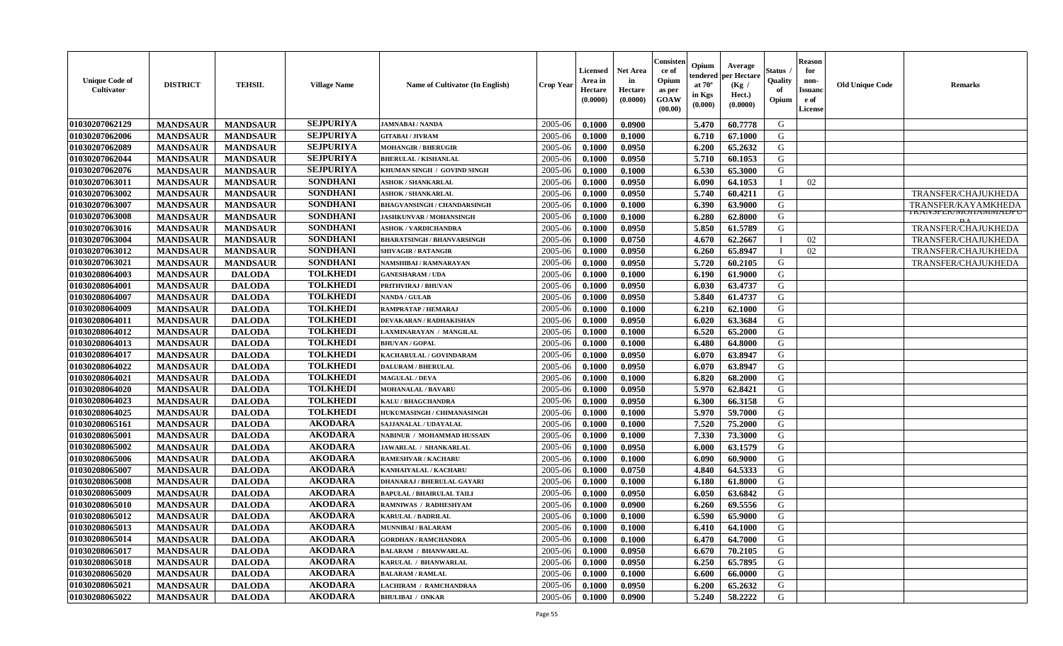| Unique Code of Cultivator | DISTRICT | TEHSIL | Village Name | Name of Cultivator (In English) | Crop Year | Licensed Area in Hectare (0.0000) | Net Area in Hectare (0.0000) | Consistence of Opium as per GOAW (00.00) | Opium tendered at 70° in Kgs (0.000) | Average per Hectare (Kg / Hect.) (0.0000) | Status / Quality of Opium | Reason for non-Issuance of License | Old Unique Code | Remarks |
|---|---|---|---|---|---|---|---|---|---|---|---|---|---|---|
| 01030207062129 | MANDSAUR | MANDSAUR | SEJPURIYA | JAMNABAI / NANDA | 2005-06 | 0.1000 | 0.0900 | | 5.470 | 60.7778 | G | | | |
| 01030207062006 | MANDSAUR | MANDSAUR | SEJPURIYA | GITABAI / JIVRAM | 2005-06 | 0.1000 | 0.1000 | | 6.710 | 67.1000 | G | | | |
| 01030207062089 | MANDSAUR | MANDSAUR | SEJPURIYA | MOHANGIR / BHERUGIR | 2005-06 | 0.1000 | 0.0950 | | 6.200 | 65.2632 | G | | | |
| 01030207062044 | MANDSAUR | MANDSAUR | SEJPURIYA | BHERULAL / KISHANLAL | 2005-06 | 0.1000 | 0.0950 | | 5.710 | 60.1053 | G | | | |
| 01030207062076 | MANDSAUR | MANDSAUR | SEJPURIYA | KHUMAN SINGH / GOVIND SINGH | 2005-06 | 0.1000 | 0.1000 | | 6.530 | 65.3000 | G | | | |
| 01030207063011 | MANDSAUR | MANDSAUR | SONDHANI | ASHOK / SHANKARLAL | 2005-06 | 0.1000 | 0.0950 | | 6.090 | 64.1053 | I | 02 | | |
| 01030207063002 | MANDSAUR | MANDSAUR | SONDHANI | ASHOK / SHANKARLAL | 2005-06 | 0.1000 | 0.0950 | | 5.740 | 60.4211 | G | | | TRANSFER/CHAJUKHEDA |
| 01030207063007 | MANDSAUR | MANDSAUR | SONDHANI | BHAGVANSINGH / CHANDARSINGH | 2005-06 | 0.1000 | 0.1000 | | 6.390 | 63.9000 | G | | | TRANSFER/KAYAMKHEDA |
| 01030207063008 | MANDSAUR | MANDSAUR | SONDHANI | JASHKUNVAR / MOHANSINGH | 2005-06 | 0.1000 | 0.1000 | | 6.280 | 62.8000 | G | | | TRANSFER/MOHAMMADPURA |
| 01030207063016 | MANDSAUR | MANDSAUR | SONDHANI | ASHOK / VARDICHANDRA | 2005-06 | 0.1000 | 0.0950 | | 5.850 | 61.5789 | G | | | TRANSFER/CHAJUKHEDA |
| 01030207063004 | MANDSAUR | MANDSAUR | SONDHANI | BHARATSINGH / BHANVARSINGH | 2005-06 | 0.1000 | 0.0750 | | 4.670 | 62.2667 | I | 02 | | TRANSFER/CHAJUKHEDA |
| 01030207063012 | MANDSAUR | MANDSAUR | SONDHANI | SHIVAGIR / RATANGIR | 2005-06 | 0.1000 | 0.0950 | | 6.260 | 65.8947 | I | 02 | | TRANSFER/CHAJUKHEDA |
| 01030207063021 | MANDSAUR | MANDSAUR | SONDHANI | NAMSHIBAI / RAMNARAYAN | 2005-06 | 0.1000 | 0.0950 | | 5.720 | 60.2105 | G | | | TRANSFER/CHAJUKHEDA |
| 01030208064003 | MANDSAUR | DALODA | TOLKHEDI | GANESHARAM / UDA | 2005-06 | 0.1000 | 0.1000 | | 6.190 | 61.9000 | G | | | |
| 01030208064001 | MANDSAUR | DALODA | TOLKHEDI | PRITHVIRAJ / BHUVAN | 2005-06 | 0.1000 | 0.0950 | | 6.030 | 63.4737 | G | | | |
| 01030208064007 | MANDSAUR | DALODA | TOLKHEDI | NANDA / GULAB | 2005-06 | 0.1000 | 0.0950 | | 5.840 | 61.4737 | G | | | |
| 01030208064009 | MANDSAUR | DALODA | TOLKHEDI | RAMPRATAP / HEMARAJ | 2005-06 | 0.1000 | 0.1000 | | 6.210 | 62.1000 | G | | | |
| 01030208064011 | MANDSAUR | DALODA | TOLKHEDI | DEVAKARAN / RADHAKISHAN | 2005-06 | 0.1000 | 0.0950 | | 6.020 | 63.3684 | G | | | |
| 01030208064012 | MANDSAUR | DALODA | TOLKHEDI | LAXMINARAYAN / MANGILAL | 2005-06 | 0.1000 | 0.1000 | | 6.520 | 65.2000 | G | | | |
| 01030208064013 | MANDSAUR | DALODA | TOLKHEDI | BHUVAN / GOPAL | 2005-06 | 0.1000 | 0.1000 | | 6.480 | 64.8000 | G | | | |
| 01030208064017 | MANDSAUR | DALODA | TOLKHEDI | KACHARULAL / GOVINDARAM | 2005-06 | 0.1000 | 0.0950 | | 6.070 | 63.8947 | G | | | |
| 01030208064022 | MANDSAUR | DALODA | TOLKHEDI | DALURAM / BHERULAL | 2005-06 | 0.1000 | 0.0950 | | 6.070 | 63.8947 | G | | | |
| 01030208064021 | MANDSAUR | DALODA | TOLKHEDI | MAGULAL / DEVA | 2005-06 | 0.1000 | 0.1000 | | 6.820 | 68.2000 | G | | | |
| 01030208064020 | MANDSAUR | DALODA | TOLKHEDI | MOHANALAL / BAVARU | 2005-06 | 0.1000 | 0.0950 | | 5.970 | 62.8421 | G | | | |
| 01030208064023 | MANDSAUR | DALODA | TOLKHEDI | KALU / BHAGCHANDRA | 2005-06 | 0.1000 | 0.0950 | | 6.300 | 66.3158 | G | | | |
| 01030208064025 | MANDSAUR | DALODA | TOLKHEDI | HUKUMASINGH / CHIMANASINGH | 2005-06 | 0.1000 | 0.1000 | | 5.970 | 59.7000 | G | | | |
| 01030208065161 | MANDSAUR | DALODA | AKODARA | SAJJANALAL / UDAYALAL | 2005-06 | 0.1000 | 0.1000 | | 7.520 | 75.2000 | G | | | |
| 01030208065001 | MANDSAUR | DALODA | AKODARA | NABINUR / MOHAMMAD HUSSAIN | 2005-06 | 0.1000 | 0.1000 | | 7.330 | 73.3000 | G | | | |
| 01030208065002 | MANDSAUR | DALODA | AKODARA | JAWARLAL / SHANKARLAL | 2005-06 | 0.1000 | 0.0950 | | 6.000 | 63.1579 | G | | | |
| 01030208065006 | MANDSAUR | DALODA | AKODARA | RAMESHVAR / KACHARU | 2005-06 | 0.1000 | 0.1000 | | 6.090 | 60.9000 | G | | | |
| 01030208065007 | MANDSAUR | DALODA | AKODARA | KANHAIYALAL / KACHARU | 2005-06 | 0.1000 | 0.0750 | | 4.840 | 64.5333 | G | | | |
| 01030208065008 | MANDSAUR | DALODA | AKODARA | DHANARAJ / BHERULAL GAYARI | 2005-06 | 0.1000 | 0.1000 | | 6.180 | 61.8000 | G | | | |
| 01030208065009 | MANDSAUR | DALODA | AKODARA | BAPULAL / BHAIRULAL TAILI | 2005-06 | 0.1000 | 0.0950 | | 6.050 | 63.6842 | G | | | |
| 01030208065010 | MANDSAUR | DALODA | AKODARA | RAMNIWAS / RADHESHYAM | 2005-06 | 0.1000 | 0.0900 | | 6.260 | 69.5556 | G | | | |
| 01030208065012 | MANDSAUR | DALODA | AKODARA | KARULAL / BADRILAL | 2005-06 | 0.1000 | 0.1000 | | 6.590 | 65.9000 | G | | | |
| 01030208065013 | MANDSAUR | DALODA | AKODARA | MUNNIBAI / BALARAM | 2005-06 | 0.1000 | 0.1000 | | 6.410 | 64.1000 | G | | | |
| 01030208065014 | MANDSAUR | DALODA | AKODARA | GORDHAN / RAMCHANDRA | 2005-06 | 0.1000 | 0.1000 | | 6.470 | 64.7000 | G | | | |
| 01030208065017 | MANDSAUR | DALODA | AKODARA | BALARAM / BHANWARLAL | 2005-06 | 0.1000 | 0.0950 | | 6.670 | 70.2105 | G | | | |
| 01030208065018 | MANDSAUR | DALODA | AKODARA | KARULAL / BHANWARLAL | 2005-06 | 0.1000 | 0.0950 | | 6.250 | 65.7895 | G | | | |
| 01030208065020 | MANDSAUR | DALODA | AKODARA | BALARAM / RAMLAL | 2005-06 | 0.1000 | 0.1000 | | 6.600 | 66.0000 | G | | | |
| 01030208065021 | MANDSAUR | DALODA | AKODARA | LACHIRAM / RAMCHANDRAA | 2005-06 | 0.1000 | 0.0950 | | 6.200 | 65.2632 | G | | | |
| 01030208065022 | MANDSAUR | DALODA | AKODARA | BHULIBAI / ONKAR | 2005-06 | 0.1000 | 0.0900 | | 5.240 | 58.2222 | G | | | |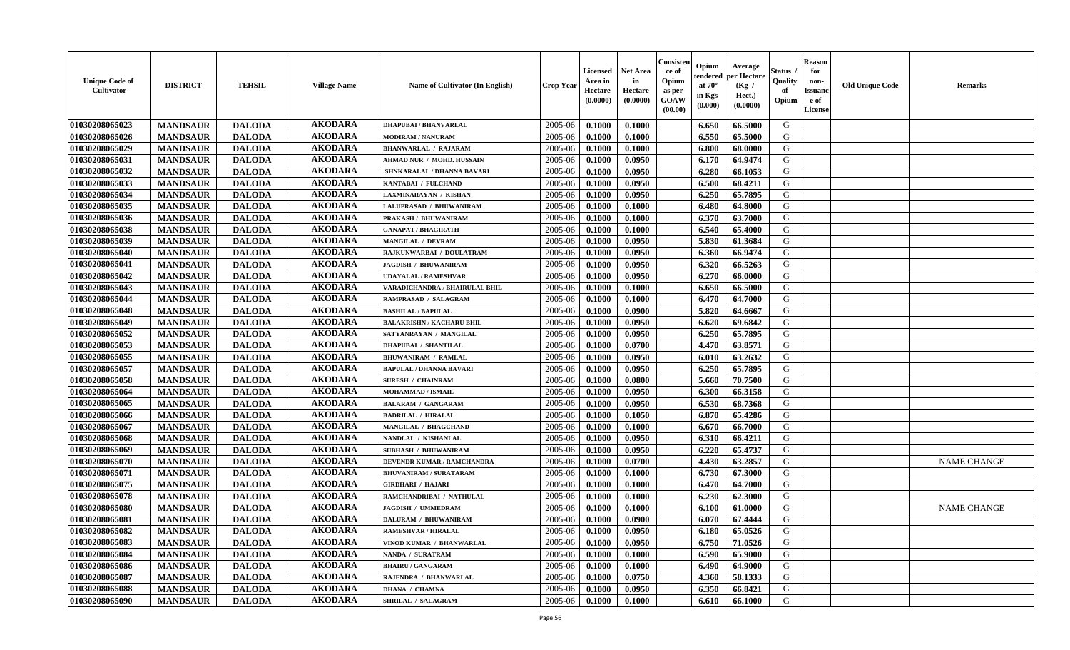| Unique Code of Cultivator | DISTRICT | TEHSIL | Village Name | Name of Cultivator (In English) | Crop Year | Licensed Area in Hectare (0.0000) | Net Area in Hectare (0.0000) | Consistence of Opium as per GOAW (00.00) | Opium tendered at 70° in Kgs (0.000) | Average per Hectare (Kg / Hect.) (0.0000) | Status / Quality of Opium | Reason for non-Issuance of License | Old Unique Code | Remarks |
|---|---|---|---|---|---|---|---|---|---|---|---|---|---|---|
| 01030208065023 | MANDSAUR | DALODA | AKODARA | DHAPUBAI / BHANVARLAL | 2005-06 | 0.1000 | 0.1000 | | 6.650 | 66.5000 | G | | | |
| 01030208065026 | MANDSAUR | DALODA | AKODARA | MODIRAM / NANURAM | 2005-06 | 0.1000 | 0.1000 | | 6.550 | 65.5000 | G | | | |
| 01030208065029 | MANDSAUR | DALODA | AKODARA | BHANWARLAL / RAJARAM | 2005-06 | 0.1000 | 0.1000 | | 6.800 | 68.0000 | G | | | |
| 01030208065031 | MANDSAUR | DALODA | AKODARA | AHMAD NUR / MOHD. HUSSAIN | 2005-06 | 0.1000 | 0.0950 | | 6.170 | 64.9474 | G | | | |
| 01030208065032 | MANDSAUR | DALODA | AKODARA | SHNKARALAL / DHANNA BAVARI | 2005-06 | 0.1000 | 0.0950 | | 6.280 | 66.1053 | G | | | |
| 01030208065033 | MANDSAUR | DALODA | AKODARA | KANTABAI / FULCHAND | 2005-06 | 0.1000 | 0.0950 | | 6.500 | 68.4211 | G | | | |
| 01030208065034 | MANDSAUR | DALODA | AKODARA | LAXMINARAYAN / KISHAN | 2005-06 | 0.1000 | 0.0950 | | 6.250 | 65.7895 | G | | | |
| 01030208065035 | MANDSAUR | DALODA | AKODARA | LALUPRASAD / BHUWANIRAM | 2005-06 | 0.1000 | 0.1000 | | 6.480 | 64.8000 | G | | | |
| 01030208065036 | MANDSAUR | DALODA | AKODARA | PRAKASH / BHUWANIRAM | 2005-06 | 0.1000 | 0.1000 | | 6.370 | 63.7000 | G | | | |
| 01030208065038 | MANDSAUR | DALODA | AKODARA | GANAPAT / BHAGIRATH | 2005-06 | 0.1000 | 0.1000 | | 6.540 | 65.4000 | G | | | |
| 01030208065039 | MANDSAUR | DALODA | AKODARA | MANGILAL / DEVRAM | 2005-06 | 0.1000 | 0.0950 | | 5.830 | 61.3684 | G | | | |
| 01030208065040 | MANDSAUR | DALODA | AKODARA | RAJKUNWARBAI / DOULATRAM | 2005-06 | 0.1000 | 0.0950 | | 6.360 | 66.9474 | G | | | |
| 01030208065041 | MANDSAUR | DALODA | AKODARA | JAGDISH / BHUWANIRAM | 2005-06 | 0.1000 | 0.0950 | | 6.320 | 66.5263 | G | | | |
| 01030208065042 | MANDSAUR | DALODA | AKODARA | UDAYALAL / RAMESHVAR | 2005-06 | 0.1000 | 0.0950 | | 6.270 | 66.0000 | G | | | |
| 01030208065043 | MANDSAUR | DALODA | AKODARA | VARADICHANDRA / BHAIRULAL BHIL | 2005-06 | 0.1000 | 0.1000 | | 6.650 | 66.5000 | G | | | |
| 01030208065044 | MANDSAUR | DALODA | AKODARA | RAMPRASAD / SALAGRAM | 2005-06 | 0.1000 | 0.1000 | | 6.470 | 64.7000 | G | | | |
| 01030208065048 | MANDSAUR | DALODA | AKODARA | BASHILAL / BAPULAL | 2005-06 | 0.1000 | 0.0900 | | 5.820 | 64.6667 | G | | | |
| 01030208065049 | MANDSAUR | DALODA | AKODARA | BALAKRISHN / KACHARU BHIL | 2005-06 | 0.1000 | 0.0950 | | 6.620 | 69.6842 | G | | | |
| 01030208065052 | MANDSAUR | DALODA | AKODARA | SATYANRAYAN / MANGILAL | 2005-06 | 0.1000 | 0.0950 | | 6.250 | 65.7895 | G | | | |
| 01030208065053 | MANDSAUR | DALODA | AKODARA | DHAPUBAI / SHANTILAL | 2005-06 | 0.1000 | 0.0700 | | 4.470 | 63.8571 | G | | | |
| 01030208065055 | MANDSAUR | DALODA | AKODARA | BHUWANIRAM / RAMLAL | 2005-06 | 0.1000 | 0.0950 | | 6.010 | 63.2632 | G | | | |
| 01030208065057 | MANDSAUR | DALODA | AKODARA | BAPULAL / DHANNA BAVARI | 2005-06 | 0.1000 | 0.0950 | | 6.250 | 65.7895 | G | | | |
| 01030208065058 | MANDSAUR | DALODA | AKODARA | SURESH / CHAINRAM | 2005-06 | 0.1000 | 0.0800 | | 5.660 | 70.7500 | G | | | |
| 01030208065064 | MANDSAUR | DALODA | AKODARA | MOHAMMAD / ISMAIL | 2005-06 | 0.1000 | 0.0950 | | 6.300 | 66.3158 | G | | | |
| 01030208065065 | MANDSAUR | DALODA | AKODARA | BALARAM / GANGARAM | 2005-06 | 0.1000 | 0.0950 | | 6.530 | 68.7368 | G | | | |
| 01030208065066 | MANDSAUR | DALODA | AKODARA | BADRILAL / HIRALAL | 2005-06 | 0.1000 | 0.1050 | | 6.870 | 65.4286 | G | | | |
| 01030208065067 | MANDSAUR | DALODA | AKODARA | MANGILAL / BHAGCHAND | 2005-06 | 0.1000 | 0.1000 | | 6.670 | 66.7000 | G | | | |
| 01030208065068 | MANDSAUR | DALODA | AKODARA | NANDLAL / KISHANLAL | 2005-06 | 0.1000 | 0.0950 | | 6.310 | 66.4211 | G | | | |
| 01030208065069 | MANDSAUR | DALODA | AKODARA | SUBHASH / BHUWANIRAM | 2005-06 | 0.1000 | 0.0950 | | 6.220 | 65.4737 | G | | | |
| 01030208065070 | MANDSAUR | DALODA | AKODARA | DEVENDR KUMAR / RAMCHANDRA | 2005-06 | 0.1000 | 0.0700 | | 4.430 | 63.2857 | G | | | NAME CHANGE |
| 01030208065071 | MANDSAUR | DALODA | AKODARA | BHUVANIRAM / SURATARAM | 2005-06 | 0.1000 | 0.1000 | | 6.730 | 67.3000 | G | | | |
| 01030208065075 | MANDSAUR | DALODA | AKODARA | GIRDHARI / HAJARI | 2005-06 | 0.1000 | 0.1000 | | 6.470 | 64.7000 | G | | | |
| 01030208065078 | MANDSAUR | DALODA | AKODARA | RAMCHANDRIBAI / NATHULAL | 2005-06 | 0.1000 | 0.1000 | | 6.230 | 62.3000 | G | | | |
| 01030208065080 | MANDSAUR | DALODA | AKODARA | JAGDISH / UMMEDRAM | 2005-06 | 0.1000 | 0.1000 | | 6.100 | 61.0000 | G | | | NAME CHANGE |
| 01030208065081 | MANDSAUR | DALODA | AKODARA | DALURAM / BHUWANIRAM | 2005-06 | 0.1000 | 0.0900 | | 6.070 | 67.4444 | G | | | |
| 01030208065082 | MANDSAUR | DALODA | AKODARA | RAMESHVAR / HIRALAL | 2005-06 | 0.1000 | 0.0950 | | 6.180 | 65.0526 | G | | | |
| 01030208065083 | MANDSAUR | DALODA | AKODARA | VINOD KUMAR / BHANWARLAL | 2005-06 | 0.1000 | 0.0950 | | 6.750 | 71.0526 | G | | | |
| 01030208065084 | MANDSAUR | DALODA | AKODARA | NANDA / SURATRAM | 2005-06 | 0.1000 | 0.1000 | | 6.590 | 65.9000 | G | | | |
| 01030208065086 | MANDSAUR | DALODA | AKODARA | BHAIRU / GANGARAM | 2005-06 | 0.1000 | 0.1000 | | 6.490 | 64.9000 | G | | | |
| 01030208065087 | MANDSAUR | DALODA | AKODARA | RAJENDRA / BHANWARLAL | 2005-06 | 0.1000 | 0.0750 | | 4.360 | 58.1333 | G | | | |
| 01030208065088 | MANDSAUR | DALODA | AKODARA | DHANA / CHAMNA | 2005-06 | 0.1000 | 0.0950 | | 6.350 | 66.8421 | G | | | |
| 01030208065090 | MANDSAUR | DALODA | AKODARA | SHRILAL / SALAGRAM | 2005-06 | 0.1000 | 0.1000 | | 6.610 | 66.1000 | G | | | |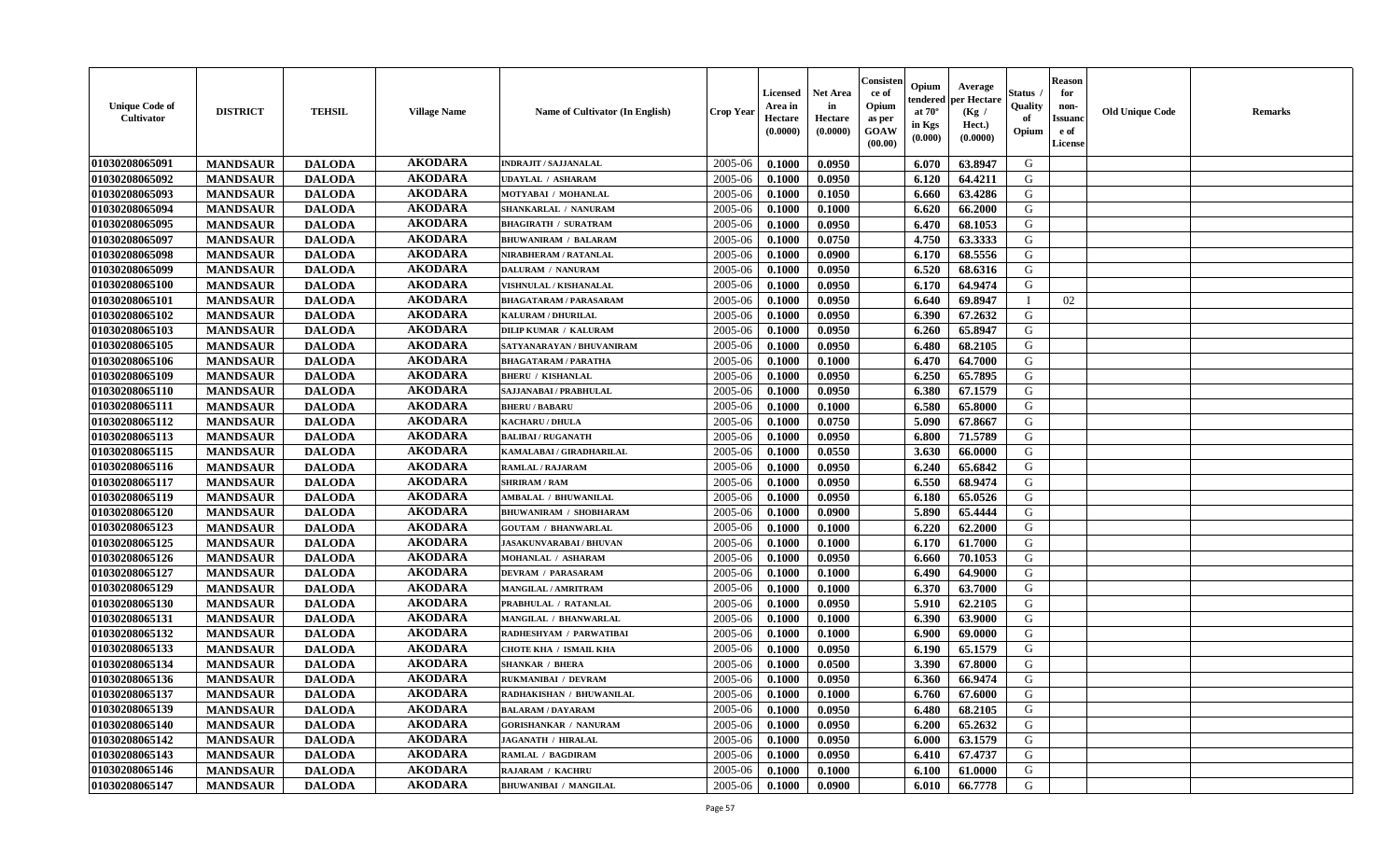| Unique Code of Cultivator | DISTRICT | TEHSIL | Village Name | Name of Cultivator (In English) | Crop Year | Licensed Area in Hectare (0.0000) | Net Area in Hectare (0.0000) | Consistence of Opium as per GOAW (00.00) | Opium tendered at 70° in Kgs (0.000) | Average per Hectare (Kg / Hect.) (0.0000) | Status / Quality of Opium | Reason for non-Issuance of License | Old Unique Code | Remarks |
|---|---|---|---|---|---|---|---|---|---|---|---|---|---|---|
| 01030208065091 | MANDSAUR | DALODA | AKODARA | INDRAJIT / SAJJANALAL | 2005-06 | 0.1000 | 0.0950 | | 6.070 | 63.8947 | G | | | |
| 01030208065092 | MANDSAUR | DALODA | AKODARA | UDAYLAL / ASHARAM | 2005-06 | 0.1000 | 0.0950 | | 6.120 | 64.4211 | G | | | |
| 01030208065093 | MANDSAUR | DALODA | AKODARA | MOTYABAI / MOHANLAL | 2005-06 | 0.1000 | 0.1050 | | 6.660 | 63.4286 | G | | | |
| 01030208065094 | MANDSAUR | DALODA | AKODARA | SHANKARLAL / NANURAM | 2005-06 | 0.1000 | 0.1000 | | 6.620 | 66.2000 | G | | | |
| 01030208065095 | MANDSAUR | DALODA | AKODARA | BHAGIRATH / SURATRAM | 2005-06 | 0.1000 | 0.0950 | | 6.470 | 68.1053 | G | | | |
| 01030208065097 | MANDSAUR | DALODA | AKODARA | BHUWANIRAM / BALARAM | 2005-06 | 0.1000 | 0.0750 | | 4.750 | 63.3333 | G | | | |
| 01030208065098 | MANDSAUR | DALODA | AKODARA | NIRABHERAM / RATANLAL | 2005-06 | 0.1000 | 0.0900 | | 6.170 | 68.5556 | G | | | |
| 01030208065099 | MANDSAUR | DALODA | AKODARA | DALURAM / NANURAM | 2005-06 | 0.1000 | 0.0950 | | 6.520 | 68.6316 | G | | | |
| 01030208065100 | MANDSAUR | DALODA | AKODARA | VISHNULAL / KISHANALAL | 2005-06 | 0.1000 | 0.0950 | | 6.170 | 64.9474 | G | | | |
| 01030208065101 | MANDSAUR | DALODA | AKODARA | BHAGATARAM / PARASARAM | 2005-06 | 0.1000 | 0.0950 | | 6.640 | 69.8947 | I | 02 | | |
| 01030208065102 | MANDSAUR | DALODA | AKODARA | KALURAM / DHURILAL | 2005-06 | 0.1000 | 0.0950 | | 6.390 | 67.2632 | G | | | |
| 01030208065103 | MANDSAUR | DALODA | AKODARA | DILIP KUMAR / KALURAM | 2005-06 | 0.1000 | 0.0950 | | 6.260 | 65.8947 | G | | | |
| 01030208065105 | MANDSAUR | DALODA | AKODARA | SATYANARAYAN / BHUVANIRAM | 2005-06 | 0.1000 | 0.0950 | | 6.480 | 68.2105 | G | | | |
| 01030208065106 | MANDSAUR | DALODA | AKODARA | BHAGATARAM / PARATHA | 2005-06 | 0.1000 | 0.1000 | | 6.470 | 64.7000 | G | | | |
| 01030208065109 | MANDSAUR | DALODA | AKODARA | BHERU / KISHANLAL | 2005-06 | 0.1000 | 0.0950 | | 6.250 | 65.7895 | G | | | |
| 01030208065110 | MANDSAUR | DALODA | AKODARA | SAJJANABAI / PRABHULAL | 2005-06 | 0.1000 | 0.0950 | | 6.380 | 67.1579 | G | | | |
| 01030208065111 | MANDSAUR | DALODA | AKODARA | BHERU / BABARU | 2005-06 | 0.1000 | 0.1000 | | 6.580 | 65.8000 | G | | | |
| 01030208065112 | MANDSAUR | DALODA | AKODARA | KACHARU / DHULA | 2005-06 | 0.1000 | 0.0750 | | 5.090 | 67.8667 | G | | | |
| 01030208065113 | MANDSAUR | DALODA | AKODARA | BALIBAI / RUGANATH | 2005-06 | 0.1000 | 0.0950 | | 6.800 | 71.5789 | G | | | |
| 01030208065115 | MANDSAUR | DALODA | AKODARA | KAMALABAI / GIRADHARILAL | 2005-06 | 0.1000 | 0.0550 | | 3.630 | 66.0000 | G | | | |
| 01030208065116 | MANDSAUR | DALODA | AKODARA | RAMLAL / RAJARAM | 2005-06 | 0.1000 | 0.0950 | | 6.240 | 65.6842 | G | | | |
| 01030208065117 | MANDSAUR | DALODA | AKODARA | SHRIRAM / RAM | 2005-06 | 0.1000 | 0.0950 | | 6.550 | 68.9474 | G | | | |
| 01030208065119 | MANDSAUR | DALODA | AKODARA | AMBALAL / BHUWANILAL | 2005-06 | 0.1000 | 0.0950 | | 6.180 | 65.0526 | G | | | |
| 01030208065120 | MANDSAUR | DALODA | AKODARA | BHUWANIRAM / SHOBHARAM | 2005-06 | 0.1000 | 0.0900 | | 5.890 | 65.4444 | G | | | |
| 01030208065123 | MANDSAUR | DALODA | AKODARA | GOUTAM / BHANWARLAL | 2005-06 | 0.1000 | 0.1000 | | 6.220 | 62.2000 | G | | | |
| 01030208065125 | MANDSAUR | DALODA | AKODARA | JASAKUNVARABAI / BHUVAN | 2005-06 | 0.1000 | 0.1000 | | 6.170 | 61.7000 | G | | | |
| 01030208065126 | MANDSAUR | DALODA | AKODARA | MOHANLAL / ASHARAM | 2005-06 | 0.1000 | 0.0950 | | 6.660 | 70.1053 | G | | | |
| 01030208065127 | MANDSAUR | DALODA | AKODARA | DEVRAM / PARASARAM | 2005-06 | 0.1000 | 0.1000 | | 6.490 | 64.9000 | G | | | |
| 01030208065129 | MANDSAUR | DALODA | AKODARA | MANGILAL / AMRITRAM | 2005-06 | 0.1000 | 0.1000 | | 6.370 | 63.7000 | G | | | |
| 01030208065130 | MANDSAUR | DALODA | AKODARA | PRABHULAL / RATANLAL | 2005-06 | 0.1000 | 0.0950 | | 5.910 | 62.2105 | G | | | |
| 01030208065131 | MANDSAUR | DALODA | AKODARA | MANGILAL / BHANWARLAL | 2005-06 | 0.1000 | 0.1000 | | 6.390 | 63.9000 | G | | | |
| 01030208065132 | MANDSAUR | DALODA | AKODARA | RADHESHYAM / PARWATIBAI | 2005-06 | 0.1000 | 0.1000 | | 6.900 | 69.0000 | G | | | |
| 01030208065133 | MANDSAUR | DALODA | AKODARA | CHOTE KHA / ISMAIL KHA | 2005-06 | 0.1000 | 0.0950 | | 6.190 | 65.1579 | G | | | |
| 01030208065134 | MANDSAUR | DALODA | AKODARA | SHANKAR / BHERA | 2005-06 | 0.1000 | 0.0500 | | 3.390 | 67.8000 | G | | | |
| 01030208065136 | MANDSAUR | DALODA | AKODARA | RUKMANIBAI / DEVRAM | 2005-06 | 0.1000 | 0.0950 | | 6.360 | 66.9474 | G | | | |
| 01030208065137 | MANDSAUR | DALODA | AKODARA | RADHAKISHAN / BHUWANILAL | 2005-06 | 0.1000 | 0.1000 | | 6.760 | 67.6000 | G | | | |
| 01030208065139 | MANDSAUR | DALODA | AKODARA | BALARAM / DAYARAM | 2005-06 | 0.1000 | 0.0950 | | 6.480 | 68.2105 | G | | | |
| 01030208065140 | MANDSAUR | DALODA | AKODARA | GORISHANKAR / NANURAM | 2005-06 | 0.1000 | 0.0950 | | 6.200 | 65.2632 | G | | | |
| 01030208065142 | MANDSAUR | DALODA | AKODARA | JAGANATH / HIRALAL | 2005-06 | 0.1000 | 0.0950 | | 6.000 | 63.1579 | G | | | |
| 01030208065143 | MANDSAUR | DALODA | AKODARA | RAMLAL / BAGDIRAM | 2005-06 | 0.1000 | 0.0950 | | 6.410 | 67.4737 | G | | | |
| 01030208065146 | MANDSAUR | DALODA | AKODARA | RAJARAM / KACHRU | 2005-06 | 0.1000 | 0.1000 | | 6.100 | 61.0000 | G | | | |
| 01030208065147 | MANDSAUR | DALODA | AKODARA | BHUWANIBAI / MANGILAL | 2005-06 | 0.1000 | 0.0900 | | 6.010 | 66.7778 | G | | | |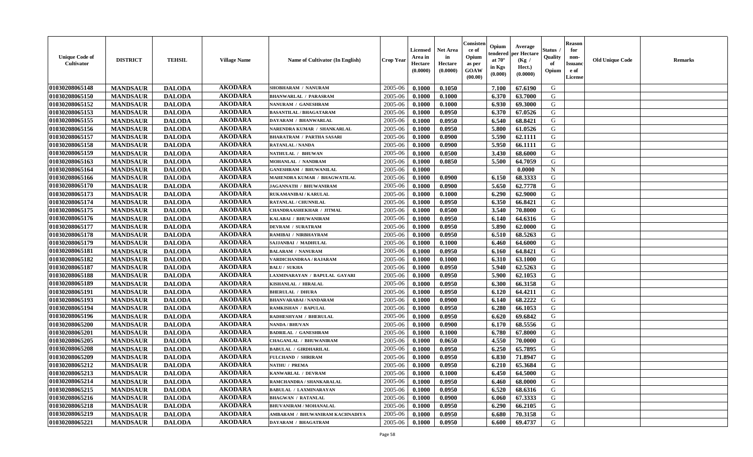| Unique Code of Cultivator | DISTRICT | TEHSIL | Village Name | Name of Cultivator (In English) | Crop Year | Licensed Area in Hectare (0.0000) | Net Area in Hectare (0.0000) | Consistence of Opium as per GOAW (00.00) | Opium tendered at 70° in Kgs (0.000) | Average per Hectare (Kg / Hect.) (0.0000) | Status / Quality of Opium | Reason for non-Issuance of License | Old Unique Code | Remarks |
|---|---|---|---|---|---|---|---|---|---|---|---|---|---|---|
| 01030208065148 | MANDSAUR | DALODA | AKODARA | SHOBHARAM / NANURAM | 2005-06 | 0.1000 | 0.1050 | | 7.100 | 67.6190 | G | | | |
| 01030208065150 | MANDSAUR | DALODA | AKODARA | BHANWARLAL / PARASRAM | 2005-06 | 0.1000 | 0.1000 | | 6.370 | 63.7000 | G | | | |
| 01030208065152 | MANDSAUR | DALODA | AKODARA | NANURAM / GANESHRAM | 2005-06 | 0.1000 | 0.1000 | | 6.930 | 69.3000 | G | | | |
| 01030208065153 | MANDSAUR | DALODA | AKODARA | BASANTILAL / BHAGATARAM | 2005-06 | 0.1000 | 0.0950 | | 6.370 | 67.0526 | G | | | |
| 01030208065155 | MANDSAUR | DALODA | AKODARA | DAYARAM / BHANWARLAL | 2005-06 | 0.1000 | 0.0950 | | 6.540 | 68.8421 | G | | | |
| 01030208065156 | MANDSAUR | DALODA | AKODARA | NARENDRA KUMAR / SHANKARLAL | 2005-06 | 0.1000 | 0.0950 | | 5.800 | 61.0526 | G | | | |
| 01030208065157 | MANDSAUR | DALODA | AKODARA | BHARATRAM / PARTHA SASARI | 2005-06 | 0.1000 | 0.0900 | | 5.590 | 62.1111 | G | | | |
| 01030208065158 | MANDSAUR | DALODA | AKODARA | RATANLAL / NANDA | 2005-06 | 0.1000 | 0.0900 | | 5.950 | 66.1111 | G | | | |
| 01030208065159 | MANDSAUR | DALODA | AKODARA | NATHULAL / BHUWAN | 2005-06 | 0.1000 | 0.0500 | | 3.430 | 68.6000 | G | | | |
| 01030208065163 | MANDSAUR | DALODA | AKODARA | MOHANLAL / NANDRAM | 2005-06 | 0.1000 | 0.0850 | | 5.500 | 64.7059 | G | | | |
| 01030208065164 | MANDSAUR | DALODA | AKODARA | GANESHRAM / BHUWANILAL | 2005-06 | 0.1000 | | | | 0.0000 | N | | | |
| 01030208065166 | MANDSAUR | DALODA | AKODARA | MAHENDRA KUMAR / BHAGWATILAL | 2005-06 | 0.1000 | 0.0900 | | 6.150 | 68.3333 | G | | | |
| 01030208065170 | MANDSAUR | DALODA | AKODARA | JAGANNATH / BHUWANIRAM | 2005-06 | 0.1000 | 0.0900 | | 5.650 | 62.7778 | G | | | |
| 01030208065173 | MANDSAUR | DALODA | AKODARA | RUKAMANIBAI / KARULAL | 2005-06 | 0.1000 | 0.1000 | | 6.290 | 62.9000 | G | | | |
| 01030208065174 | MANDSAUR | DALODA | AKODARA | RATANLAL / CHUNNILAL | 2005-06 | 0.1000 | 0.0950 | | 6.350 | 66.8421 | G | | | |
| 01030208065175 | MANDSAUR | DALODA | AKODARA | CHANDRAASHEKHAR / JITMAL | 2005-06 | 0.1000 | 0.0500 | | 3.540 | 70.8000 | G | | | |
| 01030208065176 | MANDSAUR | DALODA | AKODARA | KALABAI / BHUWANIRAM | 2005-06 | 0.1000 | 0.0950 | | 6.140 | 64.6316 | G | | | |
| 01030208065177 | MANDSAUR | DALODA | AKODARA | DEVRAM / SURATRAM | 2005-06 | 0.1000 | 0.0950 | | 5.890 | 62.0000 | G | | | |
| 01030208065178 | MANDSAUR | DALODA | AKODARA | RAMIBAI / NIRBHAYRAM | 2005-06 | 0.1000 | 0.0950 | | 6.510 | 68.5263 | G | | | |
| 01030208065179 | MANDSAUR | DALODA | AKODARA | SAJJANBAI / MADHULAL | 2005-06 | 0.1000 | 0.1000 | | 6.460 | 64.6000 | G | | | |
| 01030208065181 | MANDSAUR | DALODA | AKODARA | BALARAM / NANURAM | 2005-06 | 0.1000 | 0.0950 | | 6.160 | 64.8421 | G | | | |
| 01030208065182 | MANDSAUR | DALODA | AKODARA | VARDICHANDRAA / RAJARAM | 2005-06 | 0.1000 | 0.1000 | | 6.310 | 63.1000 | G | | | |
| 01030208065187 | MANDSAUR | DALODA | AKODARA | BALU / SUKHA | 2005-06 | 0.1000 | 0.0950 | | 5.940 | 62.5263 | G | | | |
| 01030208065188 | MANDSAUR | DALODA | AKODARA | LAXMINARAYAN / BAPULAL GAYARI | 2005-06 | 0.1000 | 0.0950 | | 5.900 | 62.1053 | G | | | |
| 01030208065189 | MANDSAUR | DALODA | AKODARA | KISHANLAL / HIRALAL | 2005-06 | 0.1000 | 0.0950 | | 6.300 | 66.3158 | G | | | |
| 01030208065191 | MANDSAUR | DALODA | AKODARA | BHERULAL / DHURA | 2005-06 | 0.1000 | 0.0950 | | 6.120 | 64.4211 | G | | | |
| 01030208065193 | MANDSAUR | DALODA | AKODARA | BHANVARABAI / NANDARAM | 2005-06 | 0.1000 | 0.0900 | | 6.140 | 68.2222 | G | | | |
| 01030208065194 | MANDSAUR | DALODA | AKODARA | RAMKISHAN / BAPULAL | 2005-06 | 0.1000 | 0.0950 | | 6.280 | 66.1053 | G | | | |
| 01030208065196 | MANDSAUR | DALODA | AKODARA | RADHESHYAM / BHERULAL | 2005-06 | 0.1000 | 0.0950 | | 6.620 | 69.6842 | G | | | |
| 01030208065200 | MANDSAUR | DALODA | AKODARA | NANDA / BHUVAN | 2005-06 | 0.1000 | 0.0900 | | 6.170 | 68.5556 | G | | | |
| 01030208065201 | MANDSAUR | DALODA | AKODARA | BADRILAL / GANESHRAM | 2005-06 | 0.1000 | 0.1000 | | 6.780 | 67.8000 | G | | | |
| 01030208065205 | MANDSAUR | DALODA | AKODARA | CHAGANLAL / BHUWANIRAM | 2005-06 | 0.1000 | 0.0650 | | 4.550 | 70.0000 | G | | | |
| 01030208065208 | MANDSAUR | DALODA | AKODARA | BABULAL / GIRDHARILAL | 2005-06 | 0.1000 | 0.0950 | | 6.250 | 65.7895 | G | | | |
| 01030208065209 | MANDSAUR | DALODA | AKODARA | FULCHAND / SHRIRAM | 2005-06 | 0.1000 | 0.0950 | | 6.830 | 71.8947 | G | | | |
| 01030208065212 | MANDSAUR | DALODA | AKODARA | NATHU / PREMA | 2005-06 | 0.1000 | 0.0950 | | 6.210 | 65.3684 | G | | | |
| 01030208065213 | MANDSAUR | DALODA | AKODARA | KANWARLAL / DEVRAM | 2005-06 | 0.1000 | 0.1000 | | 6.450 | 64.5000 | G | | | |
| 01030208065214 | MANDSAUR | DALODA | AKODARA | RAMCHANDRA / SHANKARALAL | 2005-06 | 0.1000 | 0.0950 | | 6.460 | 68.0000 | G | | | |
| 01030208065215 | MANDSAUR | DALODA | AKODARA | BABULAL / LAXMINARAYAN | 2005-06 | 0.1000 | 0.0950 | | 6.520 | 68.6316 | G | | | |
| 01030208065216 | MANDSAUR | DALODA | AKODARA | BHAGWAN / RATANLAL | 2005-06 | 0.1000 | 0.0900 | | 6.060 | 67.3333 | G | | | |
| 01030208065218 | MANDSAUR | DALODA | AKODARA | BHUVANIRAM / MOHANALAL | 2005-06 | 0.1000 | 0.0950 | | 6.290 | 66.2105 | G | | | |
| 01030208065219 | MANDSAUR | DALODA | AKODARA | AMBARAM / BHUWANIRAM KACHNADIYA | 2005-06 | 0.1000 | 0.0950 | | 6.680 | 70.3158 | G | | | |
| 01030208065221 | MANDSAUR | DALODA | AKODARA | DAYARAM / BHAGATRAM | 2005-06 | 0.1000 | 0.0950 | | 6.600 | 69.4737 | G | | | |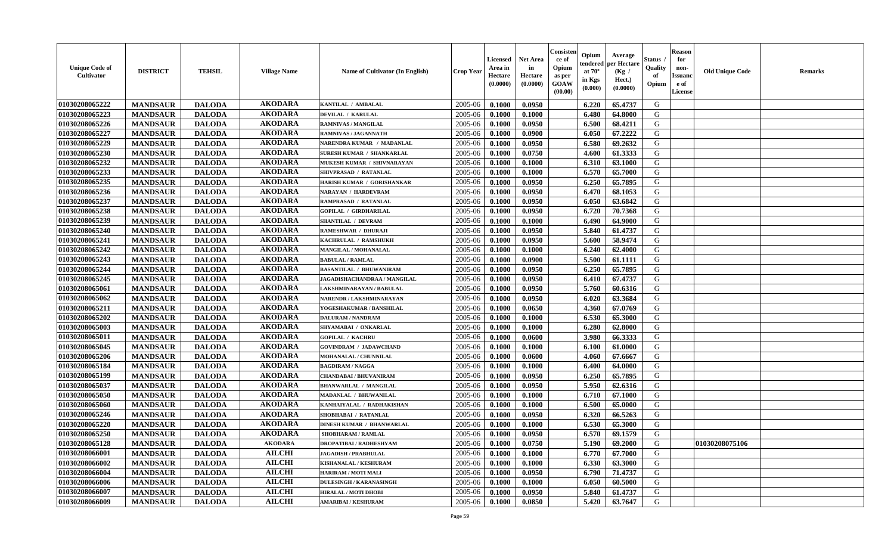| Unique Code of Cultivator | DISTRICT | TEHSIL | Village Name | Name of Cultivator (In English) | Crop Year | Licensed Area in Hectare (0.0000) | Net Area in Hectare (0.0000) | Consistence of Opium as per GOAW (00.00) | Opium tendered at 70° in Kgs (0.000) | Average per Hectare (Kg / Hect.) (0.0000) | Status / Quality of Opium | Reason for non-Issuance of License | Old Unique Code | Remarks |
|---|---|---|---|---|---|---|---|---|---|---|---|---|---|---|
| 01030208065222 | MANDSAUR | DALODA | AKODARA | KANTILAL / AMBALAL | 2005-06 | 0.1000 | 0.0950 | | 6.220 | 65.4737 | G | | | |
| 01030208065223 | MANDSAUR | DALODA | AKODARA | DEVILAL / KARULAL | 2005-06 | 0.1000 | 0.1000 | | 6.480 | 64.8000 | G | | | |
| 01030208065226 | MANDSAUR | DALODA | AKODARA | RAMNIVAS / MANGILAL | 2005-06 | 0.1000 | 0.0950 | | 6.500 | 68.4211 | G | | | |
| 01030208065227 | MANDSAUR | DALODA | AKODARA | RAMNIVAS / JAGANNATH | 2005-06 | 0.1000 | 0.0900 | | 6.050 | 67.2222 | G | | | |
| 01030208065229 | MANDSAUR | DALODA | AKODARA | NARENDRA KUMAR / MADANLAL | 2005-06 | 0.1000 | 0.0950 | | 6.580 | 69.2632 | G | | | |
| 01030208065230 | MANDSAUR | DALODA | AKODARA | SURESH KUMAR / SHANKARLAL | 2005-06 | 0.1000 | 0.0750 | | 4.600 | 61.3333 | G | | | |
| 01030208065232 | MANDSAUR | DALODA | AKODARA | MUKESH KUMAR / SHIVNARAYAN | 2005-06 | 0.1000 | 0.1000 | | 6.310 | 63.1000 | G | | | |
| 01030208065233 | MANDSAUR | DALODA | AKODARA | SHIVPRASAD / RATANLAL | 2005-06 | 0.1000 | 0.1000 | | 6.570 | 65.7000 | G | | | |
| 01030208065235 | MANDSAUR | DALODA | AKODARA | HARISH KUMAR / GORISHANKAR | 2005-06 | 0.1000 | 0.0950 | | 6.250 | 65.7895 | G | | | |
| 01030208065236 | MANDSAUR | DALODA | AKODARA | NARAYAN / HARDEVRAM | 2005-06 | 0.1000 | 0.0950 | | 6.470 | 68.1053 | G | | | |
| 01030208065237 | MANDSAUR | DALODA | AKODARA | RAMPRASAD / RATANLAL | 2005-06 | 0.1000 | 0.0950 | | 6.050 | 63.6842 | G | | | |
| 01030208065238 | MANDSAUR | DALODA | AKODARA | GOPILAL / GIRDHARILAL | 2005-06 | 0.1000 | 0.0950 | | 6.720 | 70.7368 | G | | | |
| 01030208065239 | MANDSAUR | DALODA | AKODARA | SHANTILAL / DEVRAM | 2005-06 | 0.1000 | 0.1000 | | 6.490 | 64.9000 | G | | | |
| 01030208065240 | MANDSAUR | DALODA | AKODARA | RAMESHWAR / DHURAJI | 2005-06 | 0.1000 | 0.0950 | | 5.840 | 61.4737 | G | | | |
| 01030208065241 | MANDSAUR | DALODA | AKODARA | KACHRULAL / RAMSHUKH | 2005-06 | 0.1000 | 0.0950 | | 5.600 | 58.9474 | G | | | |
| 01030208065242 | MANDSAUR | DALODA | AKODARA | MANGILAL / MOHANALAL | 2005-06 | 0.1000 | 0.1000 | | 6.240 | 62.4000 | G | | | |
| 01030208065243 | MANDSAUR | DALODA | AKODARA | BABULAL / RAMLAL | 2005-06 | 0.1000 | 0.0900 | | 5.500 | 61.1111 | G | | | |
| 01030208065244 | MANDSAUR | DALODA | AKODARA | BASANTILAL / BHUWANIRAM | 2005-06 | 0.1000 | 0.0950 | | 6.250 | 65.7895 | G | | | |
| 01030208065245 | MANDSAUR | DALODA | AKODARA | JAGADISHACHANDRAA / MANGILAL | 2005-06 | 0.1000 | 0.0950 | | 6.410 | 67.4737 | G | | | |
| 01030208065061 | MANDSAUR | DALODA | AKODARA | LAKSHMINARAYAN / BABULAL | 2005-06 | 0.1000 | 0.0950 | | 5.760 | 60.6316 | G | | | |
| 01030208065062 | MANDSAUR | DALODA | AKODARA | NARENDR / LAKSHMINARAYAN | 2005-06 | 0.1000 | 0.0950 | | 6.020 | 63.3684 | G | | | |
| 01030208065211 | MANDSAUR | DALODA | AKODARA | YOGESHAKUMAR / BANSHILAL | 2005-06 | 0.1000 | 0.0650 | | 4.360 | 67.0769 | G | | | |
| 01030208065202 | MANDSAUR | DALODA | AKODARA | DALURAM / NANDRAM | 2005-06 | 0.1000 | 0.1000 | | 6.530 | 65.3000 | G | | | |
| 01030208065003 | MANDSAUR | DALODA | AKODARA | SHYAMABAI / ONKARLAL | 2005-06 | 0.1000 | 0.1000 | | 6.280 | 62.8000 | G | | | |
| 01030208065011 | MANDSAUR | DALODA | AKODARA | GOPILAL / KACHRU | 2005-06 | 0.1000 | 0.0600 | | 3.980 | 66.3333 | G | | | |
| 01030208065045 | MANDSAUR | DALODA | AKODARA | GOVINDRAM / JADAWCHAND | 2005-06 | 0.1000 | 0.1000 | | 6.100 | 61.0000 | G | | | |
| 01030208065206 | MANDSAUR | DALODA | AKODARA | MOHANALAL / CHUNNILAL | 2005-06 | 0.1000 | 0.0600 | | 4.060 | 67.6667 | G | | | |
| 01030208065184 | MANDSAUR | DALODA | AKODARA | BAGDIRAM / NAGGA | 2005-06 | 0.1000 | 0.1000 | | 6.400 | 64.0000 | G | | | |
| 01030208065199 | MANDSAUR | DALODA | AKODARA | CHANDABAI / BHUVANIRAM | 2005-06 | 0.1000 | 0.0950 | | 6.250 | 65.7895 | G | | | |
| 01030208065037 | MANDSAUR | DALODA | AKODARA | BHANWARLAL / MANGILAL | 2005-06 | 0.1000 | 0.0950 | | 5.950 | 62.6316 | G | | | |
| 01030208065050 | MANDSAUR | DALODA | AKODARA | MADANLAL / BHUWANILAL | 2005-06 | 0.1000 | 0.1000 | | 6.710 | 67.1000 | G | | | |
| 01030208065060 | MANDSAUR | DALODA | AKODARA | KANHAIYALAL / RADHAKISHAN | 2005-06 | 0.1000 | 0.1000 | | 6.500 | 65.0000 | G | | | |
| 01030208065246 | MANDSAUR | DALODA | AKODARA | SHOBHABAI / RATANLAL | 2005-06 | 0.1000 | 0.0950 | | 6.320 | 66.5263 | G | | | |
| 01030208065220 | MANDSAUR | DALODA | AKODARA | DINESH KUMAR / BHANWARLAL | 2005-06 | 0.1000 | 0.1000 | | 6.530 | 65.3000 | G | | | |
| 01030208065250 | MANDSAUR | DALODA | AKODARA | SHOBHARAM / RAMLAL | 2005-06 | 0.1000 | 0.0950 | | 6.570 | 69.1579 | G | | | |
| 01030208065128 | MANDSAUR | DALODA | AKODARA | DROPATIBAI / RADHESHYAM | 2005-06 | 0.1000 | 0.0750 | | 5.190 | 69.2000 | G | | 01030208075106 | |
| 01030208066001 | MANDSAUR | DALODA | AILCHI | JAGADISH / PRABHULAL | 2005-06 | 0.1000 | 0.1000 | | 6.770 | 67.7000 | G | | | |
| 01030208066002 | MANDSAUR | DALODA | AILCHI | KISHANALAL / KESHURAM | 2005-06 | 0.1000 | 0.1000 | | 6.330 | 63.3000 | G | | | |
| 01030208066004 | MANDSAUR | DALODA | AILCHI | HARIRAM / MOTI MALI | 2005-06 | 0.1000 | 0.0950 | | 6.790 | 71.4737 | G | | | |
| 01030208066006 | MANDSAUR | DALODA | AILCHI | DULESINGH / KARANASINGH | 2005-06 | 0.1000 | 0.1000 | | 6.050 | 60.5000 | G | | | |
| 01030208066007 | MANDSAUR | DALODA | AILCHI | HIRALAL / MOTI DHOBI | 2005-06 | 0.1000 | 0.0950 | | 5.840 | 61.4737 | G | | | |
| 01030208066009 | MANDSAUR | DALODA | AILCHI | AMARIBAI / KESHURAM | 2005-06 | 0.1000 | 0.0850 | | 5.420 | 63.7647 | G | | | |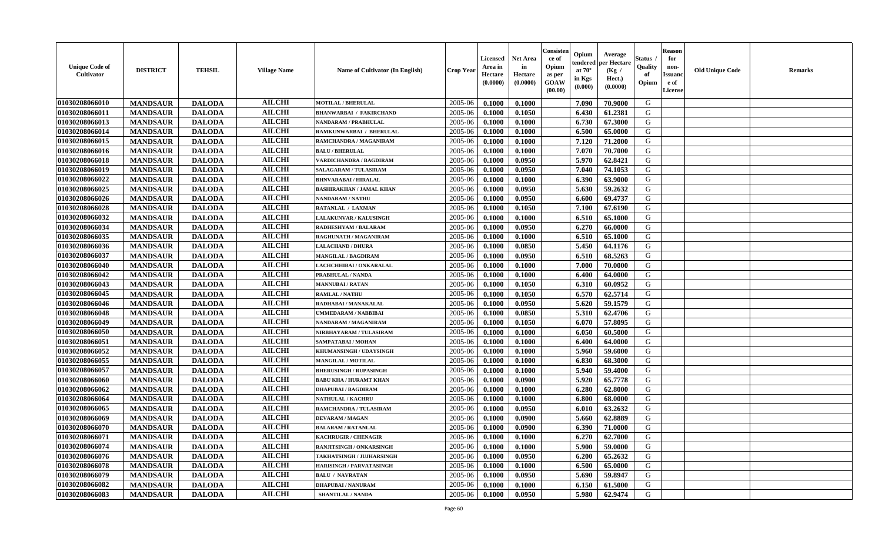| Unique Code of Cultivator | DISTRICT | TEHSIL | Village Name | Name of Cultivator (In English) | Crop Year | Licensed Area in Hectare (0.0000) | Net Area in Hectare (0.0000) | Consistence of Opium as per GOAW (00.00) | Opium tendered at 70° in Kgs (0.000) | Average per Hectare (Kg / Hect.) (0.0000) | Status / Quality of Opium | Reason for non-Issuance of License | Old Unique Code | Remarks |
|---|---|---|---|---|---|---|---|---|---|---|---|---|---|---|
| 01030208066010 | MANDSAUR | DALODA | AILCHI | MOTILAL / BHERULAL | 2005-06 | 0.1000 | 0.1000 | | 7.090 | 70.9000 | G | | | |
| 01030208066011 | MANDSAUR | DALODA | AILCHI | BHANWARBAI / FAKIRCHAND | 2005-06 | 0.1000 | 0.1050 | | 6.430 | 61.2381 | G | | | |
| 01030208066013 | MANDSAUR | DALODA | AILCHI | NANDARAM / PRABHULAL | 2005-06 | 0.1000 | 0.1000 | | 6.730 | 67.3000 | G | | | |
| 01030208066014 | MANDSAUR | DALODA | AILCHI | RAMKUNWARBAI / BHERULAL | 2005-06 | 0.1000 | 0.1000 | | 6.500 | 65.0000 | G | | | |
| 01030208066015 | MANDSAUR | DALODA | AILCHI | RAMCHANDRA / MAGANIRAM | 2005-06 | 0.1000 | 0.1000 | | 7.120 | 71.2000 | G | | | |
| 01030208066016 | MANDSAUR | DALODA | AILCHI | BALU / BHERULAL | 2005-06 | 0.1000 | 0.1000 | | 7.070 | 70.7000 | G | | | |
| 01030208066018 | MANDSAUR | DALODA | AILCHI | VARDICHANDRA / BAGDIRAM | 2005-06 | 0.1000 | 0.0950 | | 5.970 | 62.8421 | G | | | |
| 01030208066019 | MANDSAUR | DALODA | AILCHI | SALAGARAM / TULASIRAM | 2005-06 | 0.1000 | 0.0950 | | 7.040 | 74.1053 | G | | | |
| 01030208066022 | MANDSAUR | DALODA | AILCHI | BHNVARABAI / HIRALAL | 2005-06 | 0.1000 | 0.1000 | | 6.390 | 63.9000 | G | | | |
| 01030208066025 | MANDSAUR | DALODA | AILCHI | BASHIRAKHAN / JAMAL KHAN | 2005-06 | 0.1000 | 0.0950 | | 5.630 | 59.2632 | G | | | |
| 01030208066026 | MANDSAUR | DALODA | AILCHI | NANDARAM / NATHU | 2005-06 | 0.1000 | 0.0950 | | 6.600 | 69.4737 | G | | | |
| 01030208066028 | MANDSAUR | DALODA | AILCHI | RATANLAL / LAXMAN | 2005-06 | 0.1000 | 0.1050 | | 7.100 | 67.6190 | G | | | |
| 01030208066032 | MANDSAUR | DALODA | AILCHI | LALAKUNVAR / KALUSINGH | 2005-06 | 0.1000 | 0.1000 | | 6.510 | 65.1000 | G | | | |
| 01030208066034 | MANDSAUR | DALODA | AILCHI | RADHESHYAM / BALARAM | 2005-06 | 0.1000 | 0.0950 | | 6.270 | 66.0000 | G | | | |
| 01030208066035 | MANDSAUR | DALODA | AILCHI | RAGHUNATH / MAGANIRAM | 2005-06 | 0.1000 | 0.1000 | | 6.510 | 65.1000 | G | | | |
| 01030208066036 | MANDSAUR | DALODA | AILCHI | LALACHAND / DHURA | 2005-06 | 0.1000 | 0.0850 | | 5.450 | 64.1176 | G | | | |
| 01030208066037 | MANDSAUR | DALODA | AILCHI | MANGILAL / BAGDIRAM | 2005-06 | 0.1000 | 0.0950 | | 6.510 | 68.5263 | G | | | |
| 01030208066040 | MANDSAUR | DALODA | AILCHI | LACHCHHIBAI / ONKARALAL | 2005-06 | 0.1000 | 0.1000 | | 7.000 | 70.0000 | G | | | |
| 01030208066042 | MANDSAUR | DALODA | AILCHI | PRABHULAL / NANDA | 2005-06 | 0.1000 | 0.1000 | | 6.400 | 64.0000 | G | | | |
| 01030208066043 | MANDSAUR | DALODA | AILCHI | MANNUBAI / RATAN | 2005-06 | 0.1000 | 0.1050 | | 6.310 | 60.0952 | G | | | |
| 01030208066045 | MANDSAUR | DALODA | AILCHI | RAMLAL / NATHU | 2005-06 | 0.1000 | 0.1050 | | 6.570 | 62.5714 | G | | | |
| 01030208066046 | MANDSAUR | DALODA | AILCHI | RADHABAI / MANAKALAL | 2005-06 | 0.1000 | 0.0950 | | 5.620 | 59.1579 | G | | | |
| 01030208066048 | MANDSAUR | DALODA | AILCHI | UMMEDARAM / NABBIBAI | 2005-06 | 0.1000 | 0.0850 | | 5.310 | 62.4706 | G | | | |
| 01030208066049 | MANDSAUR | DALODA | AILCHI | NANDARAM / MAGANIRAM | 2005-06 | 0.1000 | 0.1050 | | 6.070 | 57.8095 | G | | | |
| 01030208066050 | MANDSAUR | DALODA | AILCHI | NIRBHAYARAM / TULASIRAM | 2005-06 | 0.1000 | 0.1000 | | 6.050 | 60.5000 | G | | | |
| 01030208066051 | MANDSAUR | DALODA | AILCHI | SAMPATABAI / MOHAN | 2005-06 | 0.1000 | 0.1000 | | 6.400 | 64.0000 | G | | | |
| 01030208066052 | MANDSAUR | DALODA | AILCHI | KHUMANSINGH / UDAYSINGH | 2005-06 | 0.1000 | 0.1000 | | 5.960 | 59.6000 | G | | | |
| 01030208066055 | MANDSAUR | DALODA | AILCHI | MANGILAL / MOTILAL | 2005-06 | 0.1000 | 0.1000 | | 6.830 | 68.3000 | G | | | |
| 01030208066057 | MANDSAUR | DALODA | AILCHI | BHERUSINGH / RUPASINGH | 2005-06 | 0.1000 | 0.1000 | | 5.940 | 59.4000 | G | | | |
| 01030208066060 | MANDSAUR | DALODA | AILCHI | BABU KHA / HURAMT KHAN | 2005-06 | 0.1000 | 0.0900 | | 5.920 | 65.7778 | G | | | |
| 01030208066062 | MANDSAUR | DALODA | AILCHI | DHAPUBAI / BAGDIRAM | 2005-06 | 0.1000 | 0.1000 | | 6.280 | 62.8000 | G | | | |
| 01030208066064 | MANDSAUR | DALODA | AILCHI | NATHULAL / KACHRU | 2005-06 | 0.1000 | 0.1000 | | 6.800 | 68.0000 | G | | | |
| 01030208066065 | MANDSAUR | DALODA | AILCHI | RAMCHANDRA / TULASIRAM | 2005-06 | 0.1000 | 0.0950 | | 6.010 | 63.2632 | G | | | |
| 01030208066069 | MANDSAUR | DALODA | AILCHI | DEVARAM / MAGAN | 2005-06 | 0.1000 | 0.0900 | | 5.660 | 62.8889 | G | | | |
| 01030208066070 | MANDSAUR | DALODA | AILCHI | BALARAM / RATANLAL | 2005-06 | 0.1000 | 0.0900 | | 6.390 | 71.0000 | G | | | |
| 01030208066071 | MANDSAUR | DALODA | AILCHI | KACHRUGIR / CHENAGIR | 2005-06 | 0.1000 | 0.1000 | | 6.270 | 62.7000 | G | | | |
| 01030208066074 | MANDSAUR | DALODA | AILCHI | RANJITSINGH / ONKARSINGH | 2005-06 | 0.1000 | 0.1000 | | 5.900 | 59.0000 | G | | | |
| 01030208066076 | MANDSAUR | DALODA | AILCHI | TAKHATSINGH / JUJHARSINGH | 2005-06 | 0.1000 | 0.0950 | | 6.200 | 65.2632 | G | | | |
| 01030208066078 | MANDSAUR | DALODA | AILCHI | HARISINGH / PARVATASINGH | 2005-06 | 0.1000 | 0.1000 | | 6.500 | 65.0000 | G | | | |
| 01030208066079 | MANDSAUR | DALODA | AILCHI | BALU / NAVRATAN | 2005-06 | 0.1000 | 0.0950 | | 5.690 | 59.8947 | G | | | |
| 01030208066082 | MANDSAUR | DALODA | AILCHI | DHAPUBAI / NANURAM | 2005-06 | 0.1000 | 0.1000 | | 6.150 | 61.5000 | G | | | |
| 01030208066083 | MANDSAUR | DALODA | AILCHI | SHANTILAL / NANDA | 2005-06 | 0.1000 | 0.0950 | | 5.980 | 62.9474 | G | | | |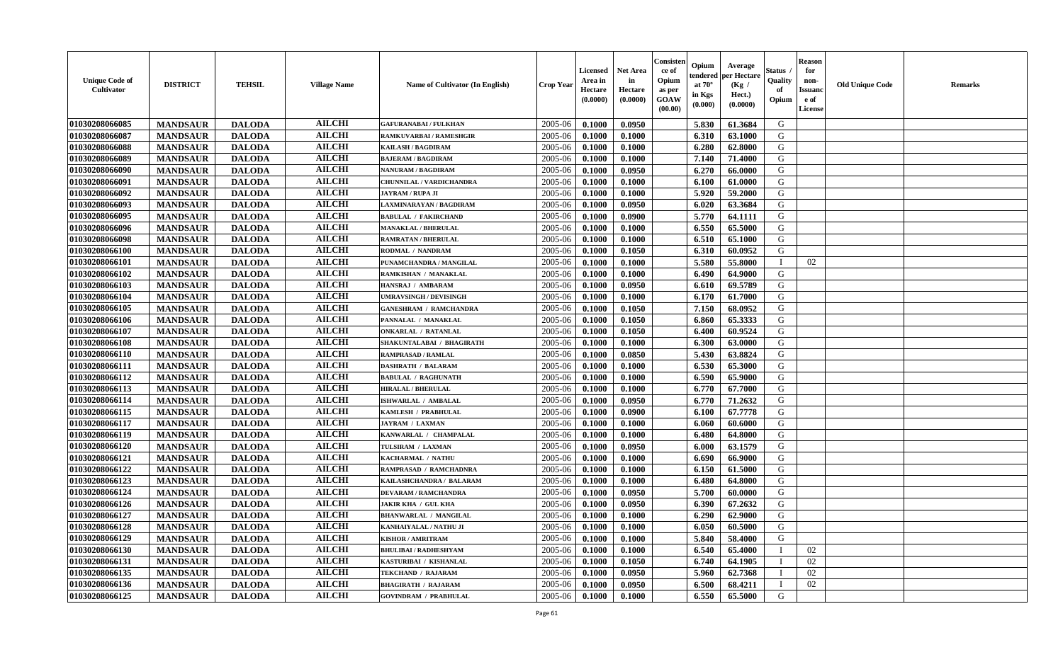| Unique Code of Cultivator | DISTRICT | TEHSIL | Village Name | Name of Cultivator (In English) | Crop Year | Licensed Area in Hectare (0.0000) | Net Area in Hectare (0.0000) | Consistence of Opium as per GOAW (00.00) | Opium tendered at 70° in Kgs (0.000) | Average per Hectare (Kg / Hect.) (0.0000) | Status / Quality of Opium | Reason for non-Issuance of License | Old Unique Code | Remarks |
|---|---|---|---|---|---|---|---|---|---|---|---|---|---|---|
| 01030208066085 | MANDSAUR | DALODA | AILCHI | GAFURANABAI / FULKHAN | 2005-06 | 0.1000 | 0.0950 | | 5.830 | 61.3684 | G | | | |
| 01030208066087 | MANDSAUR | DALODA | AILCHI | RAMKUVARBAI / RAMESHGIR | 2005-06 | 0.1000 | 0.1000 | | 6.310 | 63.1000 | G | | | |
| 01030208066088 | MANDSAUR | DALODA | AILCHI | KAILASH / BAGDIRAM | 2005-06 | 0.1000 | 0.1000 | | 6.280 | 62.8000 | G | | | |
| 01030208066089 | MANDSAUR | DALODA | AILCHI | BAJERAM / BAGDIRAM | 2005-06 | 0.1000 | 0.1000 | | 7.140 | 71.4000 | G | | | |
| 01030208066090 | MANDSAUR | DALODA | AILCHI | NANURAM / BAGDIRAM | 2005-06 | 0.1000 | 0.0950 | | 6.270 | 66.0000 | G | | | |
| 01030208066091 | MANDSAUR | DALODA | AILCHI | CHUNNILAL / VARDICHANDRA | 2005-06 | 0.1000 | 0.1000 | | 6.100 | 61.0000 | G | | | |
| 01030208066092 | MANDSAUR | DALODA | AILCHI | JAYRAM / RUPA JI | 2005-06 | 0.1000 | 0.1000 | | 5.920 | 59.2000 | G | | | |
| 01030208066093 | MANDSAUR | DALODA | AILCHI | LAXMINARAYAN / BAGDIRAM | 2005-06 | 0.1000 | 0.0950 | | 6.020 | 63.3684 | G | | | |
| 01030208066095 | MANDSAUR | DALODA | AILCHI | BABULAL / FAKIRCHAND | 2005-06 | 0.1000 | 0.0900 | | 5.770 | 64.1111 | G | | | |
| 01030208066096 | MANDSAUR | DALODA | AILCHI | MANAKLAL / BHERULAL | 2005-06 | 0.1000 | 0.1000 | | 6.550 | 65.5000 | G | | | |
| 01030208066098 | MANDSAUR | DALODA | AILCHI | RAMRATAN / BHERULAL | 2005-06 | 0.1000 | 0.1000 | | 6.510 | 65.1000 | G | | | |
| 01030208066100 | MANDSAUR | DALODA | AILCHI | RODMAL / NANDRAM | 2005-06 | 0.1000 | 0.1050 | | 6.310 | 60.0952 | G | | | |
| 01030208066101 | MANDSAUR | DALODA | AILCHI | PUNAMCHANDRA / MANGILAL | 2005-06 | 0.1000 | 0.1000 | | 5.580 | 55.8000 | I | 02 | | |
| 01030208066102 | MANDSAUR | DALODA | AILCHI | RAMKISHAN / MANAKLAL | 2005-06 | 0.1000 | 0.1000 | | 6.490 | 64.9000 | G | | | |
| 01030208066103 | MANDSAUR | DALODA | AILCHI | HANSRAJ / AMBARAM | 2005-06 | 0.1000 | 0.0950 | | 6.610 | 69.5789 | G | | | |
| 01030208066104 | MANDSAUR | DALODA | AILCHI | UMRAVSINGH / DEVISINGH | 2005-06 | 0.1000 | 0.1000 | | 6.170 | 61.7000 | G | | | |
| 01030208066105 | MANDSAUR | DALODA | AILCHI | GANESHRAM / RAMCHANDRA | 2005-06 | 0.1000 | 0.1050 | | 7.150 | 68.0952 | G | | | |
| 01030208066106 | MANDSAUR | DALODA | AILCHI | PANNALAL / MANAKLAL | 2005-06 | 0.1000 | 0.1050 | | 6.860 | 65.3333 | G | | | |
| 01030208066107 | MANDSAUR | DALODA | AILCHI | ONKARLAL / RATANLAL | 2005-06 | 0.1000 | 0.1050 | | 6.400 | 60.9524 | G | | | |
| 01030208066108 | MANDSAUR | DALODA | AILCHI | SHAKUNTALABAI / BHAGIRATH | 2005-06 | 0.1000 | 0.1000 | | 6.300 | 63.0000 | G | | | |
| 01030208066110 | MANDSAUR | DALODA | AILCHI | RAMPRASAD / RAMLAL | 2005-06 | 0.1000 | 0.0850 | | 5.430 | 63.8824 | G | | | |
| 01030208066111 | MANDSAUR | DALODA | AILCHI | DASHRATH / BALARAM | 2005-06 | 0.1000 | 0.1000 | | 6.530 | 65.3000 | G | | | |
| 01030208066112 | MANDSAUR | DALODA | AILCHI | BABULAL / RAGHUNATH | 2005-06 | 0.1000 | 0.1000 | | 6.590 | 65.9000 | G | | | |
| 01030208066113 | MANDSAUR | DALODA | AILCHI | HIRALAL / BHERULAL | 2005-06 | 0.1000 | 0.1000 | | 6.770 | 67.7000 | G | | | |
| 01030208066114 | MANDSAUR | DALODA | AILCHI | ISHWARLAL / AMBALAL | 2005-06 | 0.1000 | 0.0950 | | 6.770 | 71.2632 | G | | | |
| 01030208066115 | MANDSAUR | DALODA | AILCHI | KAMLESH / PRABHULAL | 2005-06 | 0.1000 | 0.0900 | | 6.100 | 67.7778 | G | | | |
| 01030208066117 | MANDSAUR | DALODA | AILCHI | JAYRAM / LAXMAN | 2005-06 | 0.1000 | 0.1000 | | 6.060 | 60.6000 | G | | | |
| 01030208066119 | MANDSAUR | DALODA | AILCHI | KANWARLAL / CHAMPALAL | 2005-06 | 0.1000 | 0.1000 | | 6.480 | 64.8000 | G | | | |
| 01030208066120 | MANDSAUR | DALODA | AILCHI | TULSIRAM / LAXMAN | 2005-06 | 0.1000 | 0.0950 | | 6.000 | 63.1579 | G | | | |
| 01030208066121 | MANDSAUR | DALODA | AILCHI | KACHARMAL / NATHU | 2005-06 | 0.1000 | 0.1000 | | 6.690 | 66.9000 | G | | | |
| 01030208066122 | MANDSAUR | DALODA | AILCHI | RAMPRASAD / RAMCHADNRA | 2005-06 | 0.1000 | 0.1000 | | 6.150 | 61.5000 | G | | | |
| 01030208066123 | MANDSAUR | DALODA | AILCHI | KAILASHCHANDRA / BALARAM | 2005-06 | 0.1000 | 0.1000 | | 6.480 | 64.8000 | G | | | |
| 01030208066124 | MANDSAUR | DALODA | AILCHI | DEVARAM / RAMCHANDRA | 2005-06 | 0.1000 | 0.0950 | | 5.700 | 60.0000 | G | | | |
| 01030208066126 | MANDSAUR | DALODA | AILCHI | JAKIR KHA / GUL KHA | 2005-06 | 0.1000 | 0.0950 | | 6.390 | 67.2632 | G | | | |
| 01030208066127 | MANDSAUR | DALODA | AILCHI | BHANWARLAL / MANGILAL | 2005-06 | 0.1000 | 0.1000 | | 6.290 | 62.9000 | G | | | |
| 01030208066128 | MANDSAUR | DALODA | AILCHI | KANHAIYALAL / NATHU JI | 2005-06 | 0.1000 | 0.1000 | | 6.050 | 60.5000 | G | | | |
| 01030208066129 | MANDSAUR | DALODA | AILCHI | KISHOR / AMRITRAM | 2005-06 | 0.1000 | 0.1000 | | 5.840 | 58.4000 | G | | | |
| 01030208066130 | MANDSAUR | DALODA | AILCHI | BHULIBAI / RADHESHYAM | 2005-06 | 0.1000 | 0.1000 | | 6.540 | 65.4000 | I | 02 | | |
| 01030208066131 | MANDSAUR | DALODA | AILCHI | KASTURIBAI / KISHANLAL | 2005-06 | 0.1000 | 0.1050 | | 6.740 | 64.1905 | I | 02 | | |
| 01030208066135 | MANDSAUR | DALODA | AILCHI | TEKCHAND / RAJARAM | 2005-06 | 0.1000 | 0.0950 | | 5.960 | 62.7368 | I | 02 | | |
| 01030208066136 | MANDSAUR | DALODA | AILCHI | BHAGIRATH / RAJARAM | 2005-06 | 0.1000 | 0.0950 | | 6.500 | 68.4211 | I | 02 | | |
| 01030208066125 | MANDSAUR | DALODA | AILCHI | GOVINDRAM / PRABHULAL | 2005-06 | 0.1000 | 0.1000 | | 6.550 | 65.5000 | G | | | |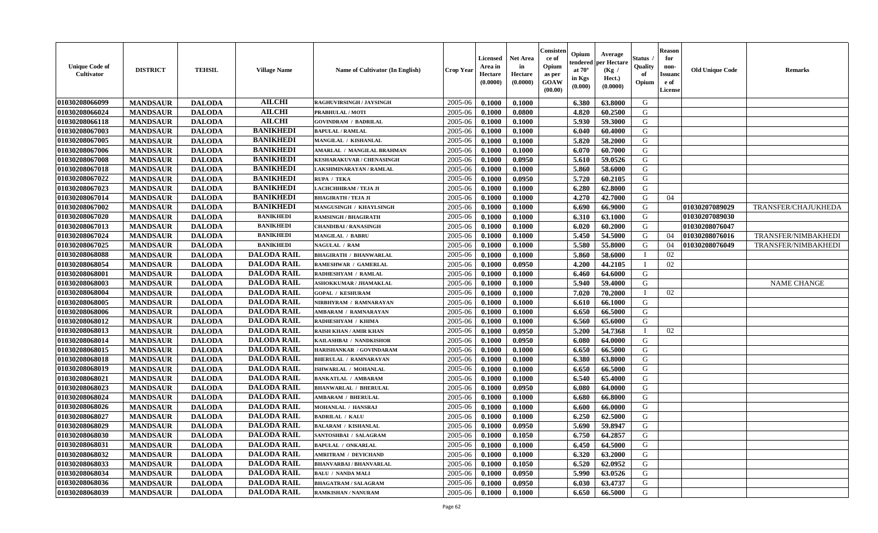| Unique Code of Cultivator | DISTRICT | TEHSIL | Village Name | Name of Cultivator (In English) | Crop Year | Licensed Area in Hectare (0.0000) | Net Area in Hectare (0.0000) | Consistence of Opium as per GOAW (00.00) | Opium tendered at 70° in Kgs (0.000) | Average per Hectare (Kg / Hect.) (0.0000) | Status / Quality of Opium | Reason for non-Issuance of License | Old Unique Code | Remarks |
|---|---|---|---|---|---|---|---|---|---|---|---|---|---|---|
| 01030208066099 | MANDSAUR | DALODA | AILCHI | RAGHUVIRSINGH / JAYSINGH | 2005-06 | 0.1000 | 0.1000 | | 6.380 | 63.8000 | G | | | |
| 01030208066024 | MANDSAUR | DALODA | AILCHI | PRABHULAL / MOTI | 2005-06 | 0.1000 | 0.0800 | | 4.820 | 60.2500 | G | | | |
| 01030208066118 | MANDSAUR | DALODA | AILCHI | GOVINDRAM / BADRILAL | 2005-06 | 0.1000 | 0.1000 | | 5.930 | 59.3000 | G | | | |
| 01030208067003 | MANDSAUR | DALODA | BANIKHEDI | BAPULAL / RAMLAL | 2005-06 | 0.1000 | 0.1000 | | 6.040 | 60.4000 | G | | | |
| 01030208067005 | MANDSAUR | DALODA | BANIKHEDI | MANGILAL / KISHANLAL | 2005-06 | 0.1000 | 0.1000 | | 5.820 | 58.2000 | G | | | |
| 01030208067006 | MANDSAUR | DALODA | BANIKHEDI | AMARLAL / MANGILAL BRAHMAN | 2005-06 | 0.1000 | 0.1000 | | 6.070 | 60.7000 | G | | | |
| 01030208067008 | MANDSAUR | DALODA | BANIKHEDI | KESHARAKUVAR / CHENASINGH | 2005-06 | 0.1000 | 0.0950 | | 5.610 | 59.0526 | G | | | |
| 01030208067018 | MANDSAUR | DALODA | BANIKHEDI | LAKSHMINARAYAN / RAMLAL | 2005-06 | 0.1000 | 0.1000 | | 5.860 | 58.6000 | G | | | |
| 01030208067022 | MANDSAUR | DALODA | BANIKHEDI | RUPA / TEKA | 2005-06 | 0.1000 | 0.0950 | | 5.720 | 60.2105 | G | | | |
| 01030208067023 | MANDSAUR | DALODA | BANIKHEDI | LACHCHHIRAM / TEJA JI | 2005-06 | 0.1000 | 0.1000 | | 6.280 | 62.8000 | G | | | |
| 01030208067014 | MANDSAUR | DALODA | BANIKHEDI | BHAGIRATH / TEJA JI | 2005-06 | 0.1000 | 0.1000 | | 4.270 | 42.7000 | G | 04 | | |
| 01030208067002 | MANDSAUR | DALODA | BANIKHEDI | MANGUSINGH / KHAYLSINGH | 2005-06 | 0.1000 | 0.1000 | | 6.690 | 66.9000 | G | | 01030207089029 | TRANSFER/CHAJUKHEDA |
| 01030208067020 | MANDSAUR | DALODA | BANIKHEDI | RAMSINGH / BHAGIRATH | 2005-06 | 0.1000 | 0.1000 | | 6.310 | 63.1000 | G | | 01030207089030 | |
| 01030208067013 | MANDSAUR | DALODA | BANIKHEDI | CHANDIBAI / RANASINGH | 2005-06 | 0.1000 | 0.1000 | | 6.020 | 60.2000 | G | | 01030208076047 | |
| 01030208067024 | MANDSAUR | DALODA | BANIKHEDI | MANGILAL / BABRU | 2005-06 | 0.1000 | 0.1000 | | 5.450 | 54.5000 | G | 04 | 01030208076016 | TRANSFER/NIMBAKHEDI |
| 01030208067025 | MANDSAUR | DALODA | BANIKHEDI | NAGULAL / RAM | 2005-06 | 0.1000 | 0.1000 | | 5.580 | 55.8000 | G | 04 | 01030208076049 | TRANSFER/NIMBAKHEDI |
| 01030208068088 | MANDSAUR | DALODA | DALODA RAIL | BHAGIRATH / BHANWARLAL | 2005-06 | 0.1000 | 0.1000 | | 5.860 | 58.6000 | I | 02 | | |
| 01030208068054 | MANDSAUR | DALODA | DALODA RAIL | RAMESHWAR / GAMERLAL | 2005-06 | 0.1000 | 0.0950 | | 4.200 | 44.2105 | I | 02 | | |
| 01030208068001 | MANDSAUR | DALODA | DALODA RAIL | RADHESHYAM / RAMLAL | 2005-06 | 0.1000 | 0.1000 | | 6.460 | 64.6000 | G | | | |
| 01030208068003 | MANDSAUR | DALODA | DALODA RAIL | ASHOKKUMAR / JHAMAKLAL | 2005-06 | 0.1000 | 0.1000 | | 5.940 | 59.4000 | G | | | NAME CHANGE |
| 01030208068004 | MANDSAUR | DALODA | DALODA RAIL | GOPAL / KESHURAM | 2005-06 | 0.1000 | 0.1000 | | 7.020 | 70.2000 | I | 02 | | |
| 01030208068005 | MANDSAUR | DALODA | DALODA RAIL | NIRBHYRAM / RAMNARAYAN | 2005-06 | 0.1000 | 0.1000 | | 6.610 | 66.1000 | G | | | |
| 01030208068006 | MANDSAUR | DALODA | DALODA RAIL | AMBARAM / RAMNARAYAN | 2005-06 | 0.1000 | 0.1000 | | 6.650 | 66.5000 | G | | | |
| 01030208068012 | MANDSAUR | DALODA | DALODA RAIL | RADHESHYAM / KHIMA | 2005-06 | 0.1000 | 0.1000 | | 6.560 | 65.6000 | G | | | |
| 01030208068013 | MANDSAUR | DALODA | DALODA RAIL | RAISH KHAN / AMIR KHAN | 2005-06 | 0.1000 | 0.0950 | | 5.200 | 54.7368 | I | 02 | | |
| 01030208068014 | MANDSAUR | DALODA | DALODA RAIL | KAILASHBAI / NANDKISHOR | 2005-06 | 0.1000 | 0.0950 | | 6.080 | 64.0000 | G | | | |
| 01030208068015 | MANDSAUR | DALODA | DALODA RAIL | HARISHANKAR / GOVINDARAM | 2005-06 | 0.1000 | 0.1000 | | 6.650 | 66.5000 | G | | | |
| 01030208068018 | MANDSAUR | DALODA | DALODA RAIL | BHERULAL / RAMNARAYAN | 2005-06 | 0.1000 | 0.1000 | | 6.380 | 63.8000 | G | | | |
| 01030208068019 | MANDSAUR | DALODA | DALODA RAIL | ISHWARLAL / MOHANLAL | 2005-06 | 0.1000 | 0.1000 | | 6.650 | 66.5000 | G | | | |
| 01030208068021 | MANDSAUR | DALODA | DALODA RAIL | BANKATLAL / AMBARAM | 2005-06 | 0.1000 | 0.1000 | | 6.540 | 65.4000 | G | | | |
| 01030208068023 | MANDSAUR | DALODA | DALODA RAIL | BHANWARLAL / BHERULAL | 2005-06 | 0.1000 | 0.0950 | | 6.080 | 64.0000 | G | | | |
| 01030208068024 | MANDSAUR | DALODA | DALODA RAIL | AMBARAM / BHERULAL | 2005-06 | 0.1000 | 0.1000 | | 6.680 | 66.8000 | G | | | |
| 01030208068026 | MANDSAUR | DALODA | DALODA RAIL | MOHANLAL / HANSRAJ | 2005-06 | 0.1000 | 0.1000 | | 6.600 | 66.0000 | G | | | |
| 01030208068027 | MANDSAUR | DALODA | DALODA RAIL | BADRILAL / KALU | 2005-06 | 0.1000 | 0.1000 | | 6.250 | 62.5000 | G | | | |
| 01030208068029 | MANDSAUR | DALODA | DALODA RAIL | BALARAM / KISHANLAL | 2005-06 | 0.1000 | 0.0950 | | 5.690 | 59.8947 | G | | | |
| 01030208068030 | MANDSAUR | DALODA | DALODA RAIL | SANTOSHBAI / SALAGRAM | 2005-06 | 0.1000 | 0.1050 | | 6.750 | 64.2857 | G | | | |
| 01030208068031 | MANDSAUR | DALODA | DALODA RAIL | BAPULAL / ONKARLAL | 2005-06 | 0.1000 | 0.1000 | | 6.450 | 64.5000 | G | | | |
| 01030208068032 | MANDSAUR | DALODA | DALODA RAIL | AMRITRAM / DEVICHAND | 2005-06 | 0.1000 | 0.1000 | | 6.320 | 63.2000 | G | | | |
| 01030208068033 | MANDSAUR | DALODA | DALODA RAIL | BHANVARBAI / BHANVARLAL | 2005-06 | 0.1000 | 0.1050 | | 6.520 | 62.0952 | G | | | |
| 01030208068034 | MANDSAUR | DALODA | DALODA RAIL | BALU / NANDA MALI | 2005-06 | 0.1000 | 0.0950 | | 5.990 | 63.0526 | G | | | |
| 01030208068036 | MANDSAUR | DALODA | DALODA RAIL | BHAGATRAM / SALAGRAM | 2005-06 | 0.1000 | 0.0950 | | 6.030 | 63.4737 | G | | | |
| 01030208068039 | MANDSAUR | DALODA | DALODA RAIL | RAMKISHAN / NANURAM | 2005-06 | 0.1000 | 0.1000 | | 6.650 | 66.5000 | G | | | |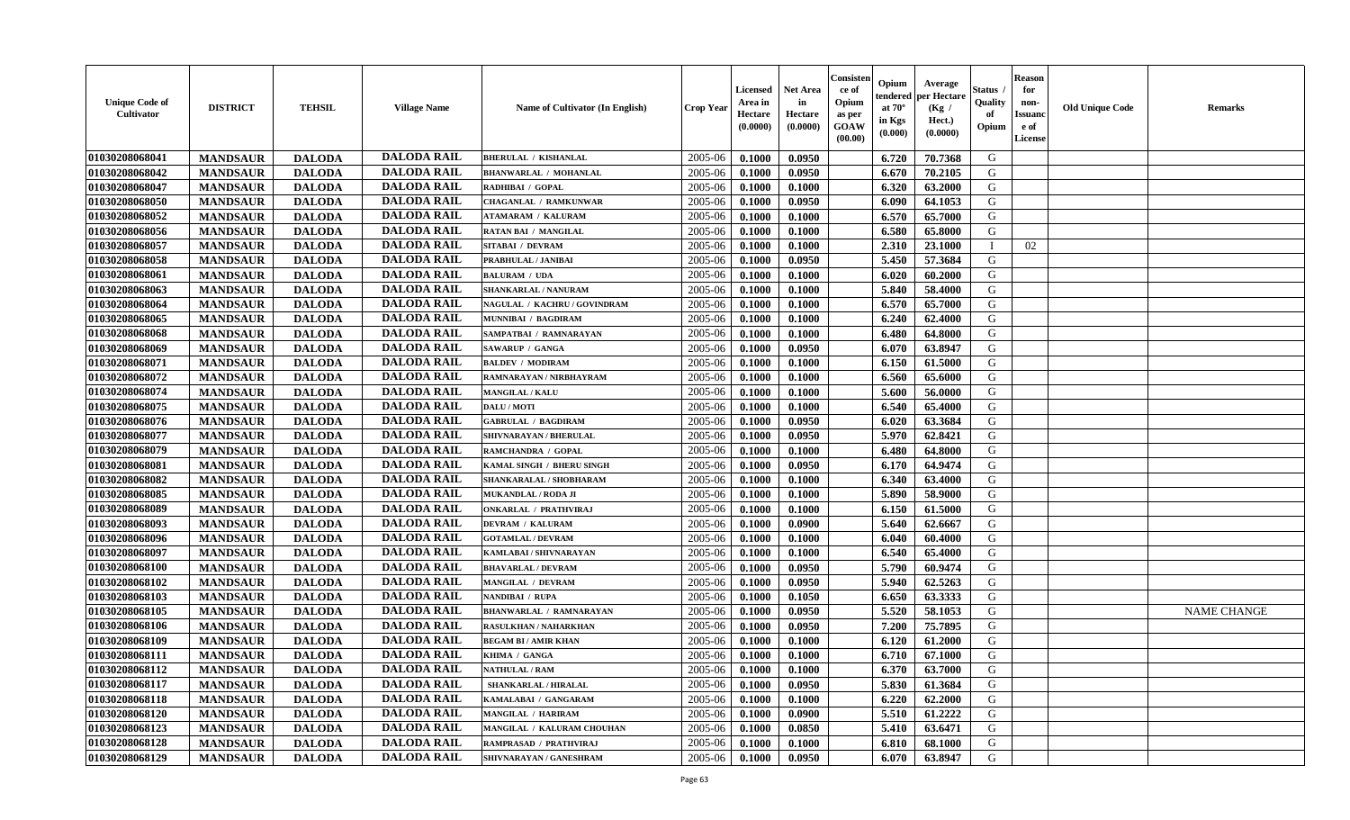| Unique Code of Cultivator | DISTRICT | TEHSIL | Village Name | Name of Cultivator (In English) | Crop Year | Licensed Area in Hectare (0.0000) | Net Area in Hectare (0.0000) | Consistence of Opium as per GOAW (00.00) | Opium tendered at 70° in Kgs (0.000) | Average per Hectare (Kg / Hect.) (0.0000) | Status / Quality of Opium | Reason for non-Issuance of License | Old Unique Code | Remarks |
|---|---|---|---|---|---|---|---|---|---|---|---|---|---|---|
| 01030208068041 | MANDSAUR | DALODA | DALODA RAIL | BHERULAL / KISHANLAL | 2005-06 | 0.1000 | 0.0950 | | 6.720 | 70.7368 | G | | | |
| 01030208068042 | MANDSAUR | DALODA | DALODA RAIL | BHANWARLAL / MOHANLAL | 2005-06 | 0.1000 | 0.0950 | | 6.670 | 70.2105 | G | | | |
| 01030208068047 | MANDSAUR | DALODA | DALODA RAIL | RADHIBAI / GOPAL | 2005-06 | 0.1000 | 0.1000 | | 6.320 | 63.2000 | G | | | |
| 01030208068050 | MANDSAUR | DALODA | DALODA RAIL | CHAGANLAL / RAMKUNWAR | 2005-06 | 0.1000 | 0.0950 | | 6.090 | 64.1053 | G | | | |
| 01030208068052 | MANDSAUR | DALODA | DALODA RAIL | ATAMARAM / KALURAM | 2005-06 | 0.1000 | 0.1000 | | 6.570 | 65.7000 | G | | | |
| 01030208068056 | MANDSAUR | DALODA | DALODA RAIL | RATAN BAI / MANGILAL | 2005-06 | 0.1000 | 0.1000 | | 6.580 | 65.8000 | G | | | |
| 01030208068057 | MANDSAUR | DALODA | DALODA RAIL | SITABAI / DEVRAM | 2005-06 | 0.1000 | 0.1000 | | 2.310 | 23.1000 | I | 02 | | |
| 01030208068058 | MANDSAUR | DALODA | DALODA RAIL | PRABHULAL / JANIBAI | 2005-06 | 0.1000 | 0.0950 | | 5.450 | 57.3684 | G | | | |
| 01030208068061 | MANDSAUR | DALODA | DALODA RAIL | BALURAM / UDA | 2005-06 | 0.1000 | 0.1000 | | 6.020 | 60.2000 | G | | | |
| 01030208068063 | MANDSAUR | DALODA | DALODA RAIL | SHANKARLAL / NANURAM | 2005-06 | 0.1000 | 0.1000 | | 5.840 | 58.4000 | G | | | |
| 01030208068064 | MANDSAUR | DALODA | DALODA RAIL | NAGULAL / KACHRU / GOVINDRAM | 2005-06 | 0.1000 | 0.1000 | | 6.570 | 65.7000 | G | | | |
| 01030208068065 | MANDSAUR | DALODA | DALODA RAIL | MUNNIBAI / BAGDIRAM | 2005-06 | 0.1000 | 0.1000 | | 6.240 | 62.4000 | G | | | |
| 01030208068068 | MANDSAUR | DALODA | DALODA RAIL | SAMPATBAI / RAMNARAYAN | 2005-06 | 0.1000 | 0.1000 | | 6.480 | 64.8000 | G | | | |
| 01030208068069 | MANDSAUR | DALODA | DALODA RAIL | SAWARUP / GANGA | 2005-06 | 0.1000 | 0.0950 | | 6.070 | 63.8947 | G | | | |
| 01030208068071 | MANDSAUR | DALODA | DALODA RAIL | BALDEV / MODIRAM | 2005-06 | 0.1000 | 0.1000 | | 6.150 | 61.5000 | G | | | |
| 01030208068072 | MANDSAUR | DALODA | DALODA RAIL | RAMNARAYAN / NIRBHAYRAM | 2005-06 | 0.1000 | 0.1000 | | 6.560 | 65.6000 | G | | | |
| 01030208068074 | MANDSAUR | DALODA | DALODA RAIL | MANGILAL / KALU | 2005-06 | 0.1000 | 0.1000 | | 5.600 | 56.0000 | G | | | |
| 01030208068075 | MANDSAUR | DALODA | DALODA RAIL | DALU / MOTI | 2005-06 | 0.1000 | 0.1000 | | 6.540 | 65.4000 | G | | | |
| 01030208068076 | MANDSAUR | DALODA | DALODA RAIL | GABRULAL / BAGDIRAM | 2005-06 | 0.1000 | 0.0950 | | 6.020 | 63.3684 | G | | | |
| 01030208068077 | MANDSAUR | DALODA | DALODA RAIL | SHIVNARAYAN / BHERULAL | 2005-06 | 0.1000 | 0.0950 | | 5.970 | 62.8421 | G | | | |
| 01030208068079 | MANDSAUR | DALODA | DALODA RAIL | RAMCHANDRA / GOPAL | 2005-06 | 0.1000 | 0.1000 | | 6.480 | 64.8000 | G | | | |
| 01030208068081 | MANDSAUR | DALODA | DALODA RAIL | KAMAL SINGH / BHERU SINGH | 2005-06 | 0.1000 | 0.0950 | | 6.170 | 64.9474 | G | | | |
| 01030208068082 | MANDSAUR | DALODA | DALODA RAIL | SHANKARALAL / SHOBHARAM | 2005-06 | 0.1000 | 0.1000 | | 6.340 | 63.4000 | G | | | |
| 01030208068085 | MANDSAUR | DALODA | DALODA RAIL | MUKANDLAL / RODA JI | 2005-06 | 0.1000 | 0.1000 | | 5.890 | 58.9000 | G | | | |
| 01030208068089 | MANDSAUR | DALODA | DALODA RAIL | ONKARLAL / PRATHVIRAJ | 2005-06 | 0.1000 | 0.1000 | | 6.150 | 61.5000 | G | | | |
| 01030208068093 | MANDSAUR | DALODA | DALODA RAIL | DEVRAM / KALURAM | 2005-06 | 0.1000 | 0.0900 | | 5.640 | 62.6667 | G | | | |
| 01030208068096 | MANDSAUR | DALODA | DALODA RAIL | GOTAMLAL / DEVRAM | 2005-06 | 0.1000 | 0.1000 | | 6.040 | 60.4000 | G | | | |
| 01030208068097 | MANDSAUR | DALODA | DALODA RAIL | KAMLABAI / SHIVNARAYAN | 2005-06 | 0.1000 | 0.1000 | | 6.540 | 65.4000 | G | | | |
| 01030208068100 | MANDSAUR | DALODA | DALODA RAIL | BHAVARLAL / DEVRAM | 2005-06 | 0.1000 | 0.0950 | | 5.790 | 60.9474 | G | | | |
| 01030208068102 | MANDSAUR | DALODA | DALODA RAIL | MANGILAL / DEVRAM | 2005-06 | 0.1000 | 0.0950 | | 5.940 | 62.5263 | G | | | |
| 01030208068103 | MANDSAUR | DALODA | DALODA RAIL | NANDIBAI / RUPA | 2005-06 | 0.1000 | 0.1050 | | 6.650 | 63.3333 | G | | | |
| 01030208068105 | MANDSAUR | DALODA | DALODA RAIL | BHANWARLAL / RAMNARAYAN | 2005-06 | 0.1000 | 0.0950 | | 5.520 | 58.1053 | G | | | NAME CHANGE |
| 01030208068106 | MANDSAUR | DALODA | DALODA RAIL | RASULKHAN / NAHARKHAN | 2005-06 | 0.1000 | 0.0950 | | 7.200 | 75.7895 | G | | | |
| 01030208068109 | MANDSAUR | DALODA | DALODA RAIL | BEGAM BI / AMIR KHAN | 2005-06 | 0.1000 | 0.1000 | | 6.120 | 61.2000 | G | | | |
| 01030208068111 | MANDSAUR | DALODA | DALODA RAIL | KHIMA / GANGA | 2005-06 | 0.1000 | 0.1000 | | 6.710 | 67.1000 | G | | | |
| 01030208068112 | MANDSAUR | DALODA | DALODA RAIL | NATHULAL / RAM | 2005-06 | 0.1000 | 0.1000 | | 6.370 | 63.7000 | G | | | |
| 01030208068117 | MANDSAUR | DALODA | DALODA RAIL | SHANKARLAL / HIRALAL | 2005-06 | 0.1000 | 0.0950 | | 5.830 | 61.3684 | G | | | |
| 01030208068118 | MANDSAUR | DALODA | DALODA RAIL | KAMALABAI / GANGARAM | 2005-06 | 0.1000 | 0.1000 | | 6.220 | 62.2000 | G | | | |
| 01030208068120 | MANDSAUR | DALODA | DALODA RAIL | MANGILAL / HARIRAM | 2005-06 | 0.1000 | 0.0900 | | 5.510 | 61.2222 | G | | | |
| 01030208068123 | MANDSAUR | DALODA | DALODA RAIL | MANGILAL / KALURAM CHOUHAN | 2005-06 | 0.1000 | 0.0850 | | 5.410 | 63.6471 | G | | | |
| 01030208068128 | MANDSAUR | DALODA | DALODA RAIL | RAMPRASAD / PRATHVIRAJ | 2005-06 | 0.1000 | 0.1000 | | 6.810 | 68.1000 | G | | | |
| 01030208068129 | MANDSAUR | DALODA | DALODA RAIL | SHIVNARAYAN / GANESHRAM | 2005-06 | 0.1000 | 0.0950 | | 6.070 | 63.8947 | G | | | |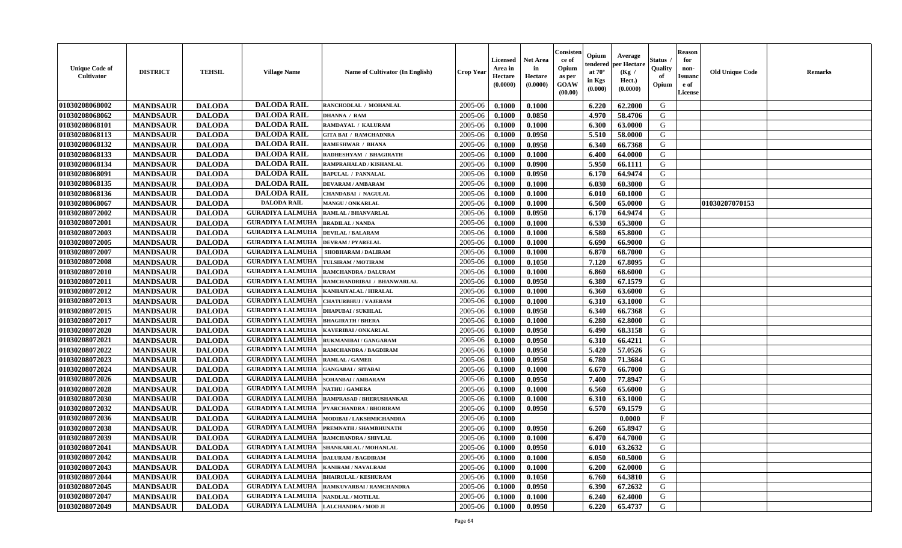| Unique Code of Cultivator | DISTRICT | TEHSIL | Village Name | Name of Cultivator (In English) | Crop Year | Licensed Area in Hectare (0.0000) | Net Area in Hectare (0.0000) | Consistence of Opium as per GOAW (00.00) | Opium tendered at 70° in Kgs (0.000) | Average per Hectare (Kg / Hect.) (0.0000) | Status / Quality of Opium | Reason for non-Issuance of License | Old Unique Code | Remarks |
|---|---|---|---|---|---|---|---|---|---|---|---|---|---|---|
| 01030208068002 | MANDSAUR | DALODA | DALODA RAIL | RANCHODLAL / MOHANLAL | 2005-06 | 0.1000 | 0.1000 | | 6.220 | 62.2000 | G | | | |
| 01030208068062 | MANDSAUR | DALODA | DALODA RAIL | DHANNA / RAM | 2005-06 | 0.1000 | 0.0850 | | 4.970 | 58.4706 | G | | | |
| 01030208068101 | MANDSAUR | DALODA | DALODA RAIL | RAMDAYAL / KALURAM | 2005-06 | 0.1000 | 0.1000 | | 6.300 | 63.0000 | G | | | |
| 01030208068113 | MANDSAUR | DALODA | DALODA RAIL | GITA BAI / RAMCHADNRA | 2005-06 | 0.1000 | 0.0950 | | 5.510 | 58.0000 | G | | | |
| 01030208068132 | MANDSAUR | DALODA | DALODA RAIL | RAMESHWAR / BHANA | 2005-06 | 0.1000 | 0.0950 | | 6.340 | 66.7368 | G | | | |
| 01030208068133 | MANDSAUR | DALODA | DALODA RAIL | RADHESHYAM / BHAGIRATH | 2005-06 | 0.1000 | 0.1000 | | 6.400 | 64.0000 | G | | | |
| 01030208068134 | MANDSAUR | DALODA | DALODA RAIL | RAMPRAHALAD / KISHANLAL | 2005-06 | 0.1000 | 0.0900 | | 5.950 | 66.1111 | G | | | |
| 01030208068091 | MANDSAUR | DALODA | DALODA RAIL | BAPULAL / PANNALAL | 2005-06 | 0.1000 | 0.0950 | | 6.170 | 64.9474 | G | | | |
| 01030208068135 | MANDSAUR | DALODA | DALODA RAIL | DEVARAM / AMBARAM | 2005-06 | 0.1000 | 0.1000 | | 6.030 | 60.3000 | G | | | |
| 01030208068136 | MANDSAUR | DALODA | DALODA RAIL | CHANDABAI / NAGULAL | 2005-06 | 0.1000 | 0.1000 | | 6.010 | 60.1000 | G | | | |
| 01030208068067 | MANDSAUR | DALODA | DALODA RAIL | MANGU / ONKARLAL | 2005-06 | 0.1000 | 0.1000 | | 6.500 | 65.0000 | G | | 01030207070153 | |
| 01030208072002 | MANDSAUR | DALODA | GURADIYA LALMUHA | RAMLAL / BHANVARLAL | 2005-06 | 0.1000 | 0.0950 | | 6.170 | 64.9474 | G | | | |
| 01030208072001 | MANDSAUR | DALODA | GURADIYA LALMUHA | BRADILAL / NANDA | 2005-06 | 0.1000 | 0.1000 | | 6.530 | 65.3000 | G | | | |
| 01030208072003 | MANDSAUR | DALODA | GURADIYA LALMUHA | DEVILAL / BALARAM | 2005-06 | 0.1000 | 0.1000 | | 6.580 | 65.8000 | G | | | |
| 01030208072005 | MANDSAUR | DALODA | GURADIYA LALMUHA | DEVRAM / PYARELAL | 2005-06 | 0.1000 | 0.1000 | | 6.690 | 66.9000 | G | | | |
| 01030208072007 | MANDSAUR | DALODA | GURADIYA LALMUHA | SHOBHARAM / DALIRAM | 2005-06 | 0.1000 | 0.1000 | | 6.870 | 68.7000 | G | | | |
| 01030208072008 | MANDSAUR | DALODA | GURADIYA LALMUHA | TULSIRAM / MOTIRAM | 2005-06 | 0.1000 | 0.1050 | | 7.120 | 67.8095 | G | | | |
| 01030208072010 | MANDSAUR | DALODA | GURADIYA LALMUHA | RAMCHANDRA / DALURAM | 2005-06 | 0.1000 | 0.1000 | | 6.860 | 68.6000 | G | | | |
| 01030208072011 | MANDSAUR | DALODA | GURADIYA LALMUHA | RAMCHANDRIBAI / BHANWARLAL | 2005-06 | 0.1000 | 0.0950 | | 6.380 | 67.1579 | G | | | |
| 01030208072012 | MANDSAUR | DALODA | GURADIYA LALMUHA | KANHAIYALAL / HIRALAL | 2005-06 | 0.1000 | 0.1000 | | 6.360 | 63.6000 | G | | | |
| 01030208072013 | MANDSAUR | DALODA | GURADIYA LALMUHA | CHATURBHUJ / VAJERAM | 2005-06 | 0.1000 | 0.1000 | | 6.310 | 63.1000 | G | | | |
| 01030208072015 | MANDSAUR | DALODA | GURADIYA LALMUHA | DHAPUBAI / SUKHLAL | 2005-06 | 0.1000 | 0.0950 | | 6.340 | 66.7368 | G | | | |
| 01030208072017 | MANDSAUR | DALODA | GURADIYA LALMUHA | BHAGIRATH / BHERA | 2005-06 | 0.1000 | 0.1000 | | 6.280 | 62.8000 | G | | | |
| 01030208072020 | MANDSAUR | DALODA | GURADIYA LALMUHA | KAVERIBAI / ONKARLAL | 2005-06 | 0.1000 | 0.0950 | | 6.490 | 68.3158 | G | | | |
| 01030208072021 | MANDSAUR | DALODA | GURADIYA LALMUHA | RUKMANIBAI / GANGARAM | 2005-06 | 0.1000 | 0.0950 | | 6.310 | 66.4211 | G | | | |
| 01030208072022 | MANDSAUR | DALODA | GURADIYA LALMUHA | RAMCHANDRA / BAGDIRAM | 2005-06 | 0.1000 | 0.0950 | | 5.420 | 57.0526 | G | | | |
| 01030208072023 | MANDSAUR | DALODA | GURADIYA LALMUHA | RAMLAL / GAMER | 2005-06 | 0.1000 | 0.0950 | | 6.780 | 71.3684 | G | | | |
| 01030208072024 | MANDSAUR | DALODA | GURADIYA LALMUHA | GANGABAI / SITABAI | 2005-06 | 0.1000 | 0.1000 | | 6.670 | 66.7000 | G | | | |
| 01030208072026 | MANDSAUR | DALODA | GURADIYA LALMUHA | SOHANBAI / AMBARAM | 2005-06 | 0.1000 | 0.0950 | | 7.400 | 77.8947 | G | | | |
| 01030208072028 | MANDSAUR | DALODA | GURADIYA LALMUHA | NATHU / GAMERA | 2005-06 | 0.1000 | 0.1000 | | 6.560 | 65.6000 | G | | | |
| 01030208072030 | MANDSAUR | DALODA | GURADIYA LALMUHA | RAMPRASAD / BHERUSHANKAR | 2005-06 | 0.1000 | 0.1000 | | 6.310 | 63.1000 | G | | | |
| 01030208072032 | MANDSAUR | DALODA | GURADIYA LALMUHA | PYARCHANDRA / BHORIRAM | 2005-06 | 0.1000 | 0.0950 | | 6.570 | 69.1579 | G | | | |
| 01030208072036 | MANDSAUR | DALODA | GURADIYA LALMUHA | MODIBAI / LAKSHMICHANDRA | 2005-06 | 0.1000 | | | | 0.0000 | F | | | |
| 01030208072038 | MANDSAUR | DALODA | GURADIYA LALMUHA | PREMNATH / SHAMBHUNATH | 2005-06 | 0.1000 | 0.0950 | | 6.260 | 65.8947 | G | | | |
| 01030208072039 | MANDSAUR | DALODA | GURADIYA LALMUHA | RAMCHANDRA / SHIVLAL | 2005-06 | 0.1000 | 0.1000 | | 6.470 | 64.7000 | G | | | |
| 01030208072041 | MANDSAUR | DALODA | GURADIYA LALMUHA | SHANKARLAL / MOHANLAL | 2005-06 | 0.1000 | 0.0950 | | 6.010 | 63.2632 | G | | | |
| 01030208072042 | MANDSAUR | DALODA | GURADIYA LALMUHA | DALURAM / BAGDIRAM | 2005-06 | 0.1000 | 0.1000 | | 6.050 | 60.5000 | G | | | |
| 01030208072043 | MANDSAUR | DALODA | GURADIYA LALMUHA | KANIRAM / NAVALRAM | 2005-06 | 0.1000 | 0.1000 | | 6.200 | 62.0000 | G | | | |
| 01030208072044 | MANDSAUR | DALODA | GURADIYA LALMUHA | BHAIRULAL / KESHURAM | 2005-06 | 0.1000 | 0.1050 | | 6.760 | 64.3810 | G | | | |
| 01030208072045 | MANDSAUR | DALODA | GURADIYA LALMUHA | RAMKUVARBAI / RAMCHANDRA | 2005-06 | 0.1000 | 0.0950 | | 6.390 | 67.2632 | G | | | |
| 01030208072047 | MANDSAUR | DALODA | GURADIYA LALMUHA | NANDLAL / MOTILAL | 2005-06 | 0.1000 | 0.1000 | | 6.240 | 62.4000 | G | | | |
| 01030208072049 | MANDSAUR | DALODA | GURADIYA LALMUHA | LALCHANDRA / MOD JI | 2005-06 | 0.1000 | 0.0950 | | 6.220 | 65.4737 | G | | | |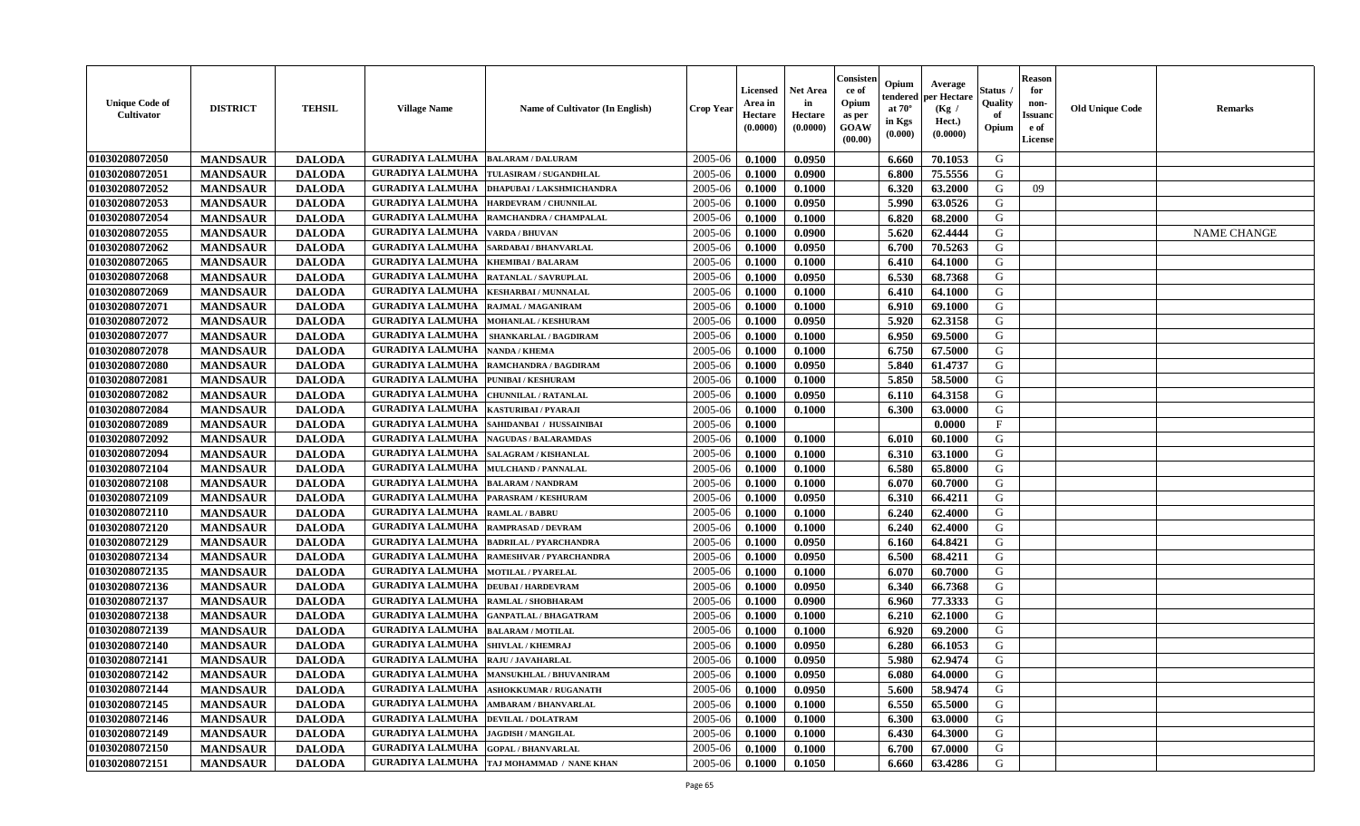| Unique Code of Cultivator | DISTRICT | TEHSIL | Village Name | Name of Cultivator (In English) | Crop Year | Licensed Area in Hectare (0.0000) | Net Area in Hectare (0.0000) | Consistence of Opium as per GOAW (00.00) | Opium tendered at 70° in Kgs (0.000) | Average per Hectare (Kg / Hect.) (0.0000) | Status / Quality of Opium | Reason for non-Issuance of License | Old Unique Code | Remarks |
|---|---|---|---|---|---|---|---|---|---|---|---|---|---|---|
| 01030208072050 | MANDSAUR | DALODA | GURADIYA LALMUHA | BALARAM / DALURAM | 2005-06 | 0.1000 | 0.0950 | | 6.660 | 70.1053 | G | | | |
| 01030208072051 | MANDSAUR | DALODA | GURADIYA LALMUHA | TULASIRAM / SUGANDHLAL | 2005-06 | 0.1000 | 0.0900 | | 6.800 | 75.5556 | G | | | |
| 01030208072052 | MANDSAUR | DALODA | GURADIYA LALMUHA | DHAPUBAI / LAKSHMICHANDRA | 2005-06 | 0.1000 | 0.1000 | | 6.320 | 63.2000 | G | 09 | | |
| 01030208072053 | MANDSAUR | DALODA | GURADIYA LALMUHA | HARDEVRAM / CHUNNILAL | 2005-06 | 0.1000 | 0.0950 | | 5.990 | 63.0526 | G | | | |
| 01030208072054 | MANDSAUR | DALODA | GURADIYA LALMUHA | RAMCHANDRA / CHAMPALAL | 2005-06 | 0.1000 | 0.1000 | | 6.820 | 68.2000 | G | | | |
| 01030208072055 | MANDSAUR | DALODA | GURADIYA LALMUHA | VARDA / BHUVAN | 2005-06 | 0.1000 | 0.0900 | | 5.620 | 62.4444 | G | | | NAME CHANGE |
| 01030208072062 | MANDSAUR | DALODA | GURADIYA LALMUHA | SARDABAI / BHANVARLAL | 2005-06 | 0.1000 | 0.0950 | | 6.700 | 70.5263 | G | | | |
| 01030208072065 | MANDSAUR | DALODA | GURADIYA LALMUHA | KHEMIBAI / BALARAM | 2005-06 | 0.1000 | 0.1000 | | 6.410 | 64.1000 | G | | | |
| 01030208072068 | MANDSAUR | DALODA | GURADIYA LALMUHA | RATANLAL / SAVRUPLAL | 2005-06 | 0.1000 | 0.0950 | | 6.530 | 68.7368 | G | | | |
| 01030208072069 | MANDSAUR | DALODA | GURADIYA LALMUHA | KESHARBAI / MUNNALAL | 2005-06 | 0.1000 | 0.1000 | | 6.410 | 64.1000 | G | | | |
| 01030208072071 | MANDSAUR | DALODA | GURADIYA LALMUHA | RAJMAL / MAGANIRAM | 2005-06 | 0.1000 | 0.1000 | | 6.910 | 69.1000 | G | | | |
| 01030208072072 | MANDSAUR | DALODA | GURADIYA LALMUHA | MOHANLAL / KESHURAM | 2005-06 | 0.1000 | 0.0950 | | 5.920 | 62.3158 | G | | | |
| 01030208072077 | MANDSAUR | DALODA | GURADIYA LALMUHA | SHANKARLAL / BAGDIRAM | 2005-06 | 0.1000 | 0.1000 | | 6.950 | 69.5000 | G | | | |
| 01030208072078 | MANDSAUR | DALODA | GURADIYA LALMUHA | NANDA / KHEMA | 2005-06 | 0.1000 | 0.1000 | | 6.750 | 67.5000 | G | | | |
| 01030208072080 | MANDSAUR | DALODA | GURADIYA LALMUHA | RAMCHANDRA / BAGDIRAM | 2005-06 | 0.1000 | 0.0950 | | 5.840 | 61.4737 | G | | | |
| 01030208072081 | MANDSAUR | DALODA | GURADIYA LALMUHA | PUNIBAI / KESHURAM | 2005-06 | 0.1000 | 0.1000 | | 5.850 | 58.5000 | G | | | |
| 01030208072082 | MANDSAUR | DALODA | GURADIYA LALMUHA | CHUNNILAL / RATANLAL | 2005-06 | 0.1000 | 0.0950 | | 6.110 | 64.3158 | G | | | |
| 01030208072084 | MANDSAUR | DALODA | GURADIYA LALMUHA | KASTURIBAI / PYARAJI | 2005-06 | 0.1000 | 0.1000 | | 6.300 | 63.0000 | G | | | |
| 01030208072089 | MANDSAUR | DALODA | GURADIYA LALMUHA | SAHIDANBAI / HUSSAINIBAI | 2005-06 | 0.1000 | | | | 0.0000 | F | | | |
| 01030208072092 | MANDSAUR | DALODA | GURADIYA LALMUHA | NAGUDAS / BALARAMDAS | 2005-06 | 0.1000 | 0.1000 | | 6.010 | 60.1000 | G | | | |
| 01030208072094 | MANDSAUR | DALODA | GURADIYA LALMUHA | SALAGRAM / KISHANLAL | 2005-06 | 0.1000 | 0.1000 | | 6.310 | 63.1000 | G | | | |
| 01030208072104 | MANDSAUR | DALODA | GURADIYA LALMUHA | MULCHAND / PANNALAL | 2005-06 | 0.1000 | 0.1000 | | 6.580 | 65.8000 | G | | | |
| 01030208072108 | MANDSAUR | DALODA | GURADIYA LALMUHA | BALARAM / NANDRAM | 2005-06 | 0.1000 | 0.1000 | | 6.070 | 60.7000 | G | | | |
| 01030208072109 | MANDSAUR | DALODA | GURADIYA LALMUHA | PARASRAM / KESHURAM | 2005-06 | 0.1000 | 0.0950 | | 6.310 | 66.4211 | G | | | |
| 01030208072110 | MANDSAUR | DALODA | GURADIYA LALMUHA | RAMLAL / BABRU | 2005-06 | 0.1000 | 0.1000 | | 6.240 | 62.4000 | G | | | |
| 01030208072120 | MANDSAUR | DALODA | GURADIYA LALMUHA | RAMPRASAD / DEVRAM | 2005-06 | 0.1000 | 0.1000 | | 6.240 | 62.4000 | G | | | |
| 01030208072129 | MANDSAUR | DALODA | GURADIYA LALMUHA | BADRILAL / PYARCHANDRA | 2005-06 | 0.1000 | 0.0950 | | 6.160 | 64.8421 | G | | | |
| 01030208072134 | MANDSAUR | DALODA | GURADIYA LALMUHA | RAMESHVAR / PYARCHANDRA | 2005-06 | 0.1000 | 0.0950 | | 6.500 | 68.4211 | G | | | |
| 01030208072135 | MANDSAUR | DALODA | GURADIYA LALMUHA | MOTILAL / PYARELAL | 2005-06 | 0.1000 | 0.1000 | | 6.070 | 60.7000 | G | | | |
| 01030208072136 | MANDSAUR | DALODA | GURADIYA LALMUHA | DEUBAI / HARDEVRAM | 2005-06 | 0.1000 | 0.0950 | | 6.340 | 66.7368 | G | | | |
| 01030208072137 | MANDSAUR | DALODA | GURADIYA LALMUHA | RAMLAL / SHOBHARAM | 2005-06 | 0.1000 | 0.0900 | | 6.960 | 77.3333 | G | | | |
| 01030208072138 | MANDSAUR | DALODA | GURADIYA LALMUHA | GANPATLAL / BHAGATRAM | 2005-06 | 0.1000 | 0.1000 | | 6.210 | 62.1000 | G | | | |
| 01030208072139 | MANDSAUR | DALODA | GURADIYA LALMUHA | BALARAM / MOTILAL | 2005-06 | 0.1000 | 0.1000 | | 6.920 | 69.2000 | G | | | |
| 01030208072140 | MANDSAUR | DALODA | GURADIYA LALMUHA | SHIVLAL / KHEMRAJ | 2005-06 | 0.1000 | 0.0950 | | 6.280 | 66.1053 | G | | | |
| 01030208072141 | MANDSAUR | DALODA | GURADIYA LALMUHA | RAJU / JAVAHARLAL | 2005-06 | 0.1000 | 0.0950 | | 5.980 | 62.9474 | G | | | |
| 01030208072142 | MANDSAUR | DALODA | GURADIYA LALMUHA | MANSUKHLAL / BHUVANIRAM | 2005-06 | 0.1000 | 0.0950 | | 6.080 | 64.0000 | G | | | |
| 01030208072144 | MANDSAUR | DALODA | GURADIYA LALMUHA | ASHOKKUMAR / RUGANATH | 2005-06 | 0.1000 | 0.0950 | | 5.600 | 58.9474 | G | | | |
| 01030208072145 | MANDSAUR | DALODA | GURADIYA LALMUHA | AMBARAM / BHANVARLAL | 2005-06 | 0.1000 | 0.1000 | | 6.550 | 65.5000 | G | | | |
| 01030208072146 | MANDSAUR | DALODA | GURADIYA LALMUHA | DEVILAL / DOLATRAM | 2005-06 | 0.1000 | 0.1000 | | 6.300 | 63.0000 | G | | | |
| 01030208072149 | MANDSAUR | DALODA | GURADIYA LALMUHA | JAGDISH / MANGILAL | 2005-06 | 0.1000 | 0.1000 | | 6.430 | 64.3000 | G | | | |
| 01030208072150 | MANDSAUR | DALODA | GURADIYA LALMUHA | GOPAL / BHANVARLAL | 2005-06 | 0.1000 | 0.1000 | | 6.700 | 67.0000 | G | | | |
| 01030208072151 | MANDSAUR | DALODA | GURADIYA LALMUHA | TAJ MOHAMMAD / NANE KHAN | 2005-06 | 0.1000 | 0.1050 | | 6.660 | 63.4286 | G | | | |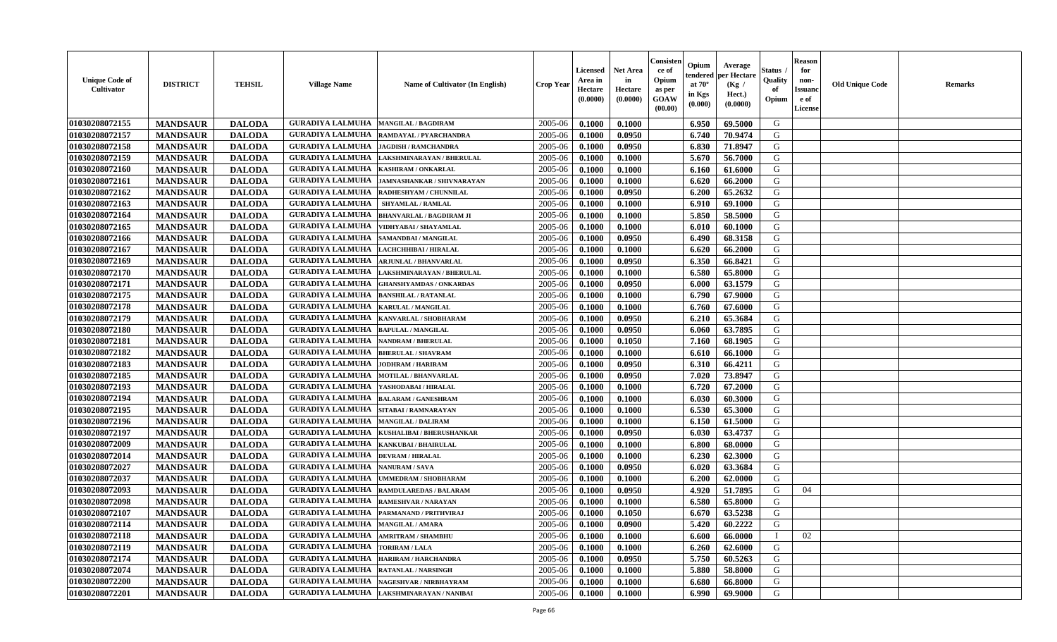| Unique Code of Cultivator | DISTRICT | TEHSIL | Village Name | Name of Cultivator (In English) | Crop Year | Licensed Area in Hectare (0.0000) | Net Area in Hectare (0.0000) | Consistence of Opium as per GOAW (00.00) | Opium tendered at 70° in Kgs (0.000) | Average per Hectare (Kg / Hect.) (0.0000) | Status / Quality of Opium | Reason for non-Issuance of License | Old Unique Code | Remarks |
|---|---|---|---|---|---|---|---|---|---|---|---|---|---|---|
| 01030208072155 | MANDSAUR | DALODA | GURADIYA LALMUHA | MANGILAL / BAGDIRAM | 2005-06 | 0.1000 | 0.1000 | | 6.950 | 69.5000 | G | | | |
| 01030208072157 | MANDSAUR | DALODA | GURADIYA LALMUHA | RAMDAYAL / PYARCHANDRA | 2005-06 | 0.1000 | 0.0950 | | 6.740 | 70.9474 | G | | | |
| 01030208072158 | MANDSAUR | DALODA | GURADIYA LALMUHA | JAGDISH / RAMCHANDRA | 2005-06 | 0.1000 | 0.0950 | | 6.830 | 71.8947 | G | | | |
| 01030208072159 | MANDSAUR | DALODA | GURADIYA LALMUHA | LAKSHMINARAYAN / BHERULAL | 2005-06 | 0.1000 | 0.1000 | | 5.670 | 56.7000 | G | | | |
| 01030208072160 | MANDSAUR | DALODA | GURADIYA LALMUHA | KASHIRAM / ONKARLAL | 2005-06 | 0.1000 | 0.1000 | | 6.160 | 61.6000 | G | | | |
| 01030208072161 | MANDSAUR | DALODA | GURADIYA LALMUHA | JAMNASHANKAR / SHIVNARAYAN | 2005-06 | 0.1000 | 0.1000 | | 6.620 | 66.2000 | G | | | |
| 01030208072162 | MANDSAUR | DALODA | GURADIYA LALMUHA | RADHESHYAM / CHUNNILAL | 2005-06 | 0.1000 | 0.0950 | | 6.200 | 65.2632 | G | | | |
| 01030208072163 | MANDSAUR | DALODA | GURADIYA LALMUHA | SHYAMLAL / RAMLAL | 2005-06 | 0.1000 | 0.1000 | | 6.910 | 69.1000 | G | | | |
| 01030208072164 | MANDSAUR | DALODA | GURADIYA LALMUHA | BHANVARLAL / BAGDIRAM JI | 2005-06 | 0.1000 | 0.1000 | | 5.850 | 58.5000 | G | | | |
| 01030208072165 | MANDSAUR | DALODA | GURADIYA LALMUHA | VIDHYABAI / SHAYAMLAL | 2005-06 | 0.1000 | 0.1000 | | 6.010 | 60.1000 | G | | | |
| 01030208072166 | MANDSAUR | DALODA | GURADIYA LALMUHA | SAMANDBAI / MANGILAL | 2005-06 | 0.1000 | 0.0950 | | 6.490 | 68.3158 | G | | | |
| 01030208072167 | MANDSAUR | DALODA | GURADIYA LALMUHA | LACHCHHIBAI / HIRALAL | 2005-06 | 0.1000 | 0.1000 | | 6.620 | 66.2000 | G | | | |
| 01030208072169 | MANDSAUR | DALODA | GURADIYA LALMUHA | ARJUNLAL / BHANVARLAL | 2005-06 | 0.1000 | 0.0950 | | 6.350 | 66.8421 | G | | | |
| 01030208072170 | MANDSAUR | DALODA | GURADIYA LALMUHA | LAKSHMINARAYAN / BHERULAL | 2005-06 | 0.1000 | 0.1000 | | 6.580 | 65.8000 | G | | | |
| 01030208072171 | MANDSAUR | DALODA | GURADIYA LALMUHA | GHANSHYAMDAS / ONKARDAS | 2005-06 | 0.1000 | 0.0950 | | 6.000 | 63.1579 | G | | | |
| 01030208072175 | MANDSAUR | DALODA | GURADIYA LALMUHA | BANSHILAL / RATANLAL | 2005-06 | 0.1000 | 0.1000 | | 6.790 | 67.9000 | G | | | |
| 01030208072178 | MANDSAUR | DALODA | GURADIYA LALMUHA | KARULAL / MANGILAL | 2005-06 | 0.1000 | 0.1000 | | 6.760 | 67.6000 | G | | | |
| 01030208072179 | MANDSAUR | DALODA | GURADIYA LALMUHA | KANVARLAL / SHOBHARAM | 2005-06 | 0.1000 | 0.0950 | | 6.210 | 65.3684 | G | | | |
| 01030208072180 | MANDSAUR | DALODA | GURADIYA LALMUHA | BAPULAL / MANGILAL | 2005-06 | 0.1000 | 0.0950 | | 6.060 | 63.7895 | G | | | |
| 01030208072181 | MANDSAUR | DALODA | GURADIYA LALMUHA | NANDRAM / BHERULAL | 2005-06 | 0.1000 | 0.1050 | | 7.160 | 68.1905 | G | | | |
| 01030208072182 | MANDSAUR | DALODA | GURADIYA LALMUHA | BHERULAL / SHAVRAM | 2005-06 | 0.1000 | 0.1000 | | 6.610 | 66.1000 | G | | | |
| 01030208072183 | MANDSAUR | DALODA | GURADIYA LALMUHA | JODHRAM / HARIRAM | 2005-06 | 0.1000 | 0.0950 | | 6.310 | 66.4211 | G | | | |
| 01030208072185 | MANDSAUR | DALODA | GURADIYA LALMUHA | MOTILAL / BHANVARLAL | 2005-06 | 0.1000 | 0.0950 | | 7.020 | 73.8947 | G | | | |
| 01030208072193 | MANDSAUR | DALODA | GURADIYA LALMUHA | YASHODABAI / HIRALAL | 2005-06 | 0.1000 | 0.1000 | | 6.720 | 67.2000 | G | | | |
| 01030208072194 | MANDSAUR | DALODA | GURADIYA LALMUHA | BALARAM / GANESHRAM | 2005-06 | 0.1000 | 0.1000 | | 6.030 | 60.3000 | G | | | |
| 01030208072195 | MANDSAUR | DALODA | GURADIYA LALMUHA | SITABAI / RAMNARAYAN | 2005-06 | 0.1000 | 0.1000 | | 6.530 | 65.3000 | G | | | |
| 01030208072196 | MANDSAUR | DALODA | GURADIYA LALMUHA | MANGILAL / DALIRAM | 2005-06 | 0.1000 | 0.1000 | | 6.150 | 61.5000 | G | | | |
| 01030208072197 | MANDSAUR | DALODA | GURADIYA LALMUHA | KUSHALIBAI / BHERUSHANKAR | 2005-06 | 0.1000 | 0.0950 | | 6.030 | 63.4737 | G | | | |
| 01030208072009 | MANDSAUR | DALODA | GURADIYA LALMUHA | KANKUBAI / BHAIRULAL | 2005-06 | 0.1000 | 0.1000 | | 6.800 | 68.0000 | G | | | |
| 01030208072014 | MANDSAUR | DALODA | GURADIYA LALMUHA | DEVRAM / HIRALAL | 2005-06 | 0.1000 | 0.1000 | | 6.230 | 62.3000 | G | | | |
| 01030208072027 | MANDSAUR | DALODA | GURADIYA LALMUHA | NANURAM / SAVA | 2005-06 | 0.1000 | 0.0950 | | 6.020 | 63.3684 | G | | | |
| 01030208072037 | MANDSAUR | DALODA | GURADIYA LALMUHA | UMMEDRAM / SHOBHARAM | 2005-06 | 0.1000 | 0.1000 | | 6.200 | 62.0000 | G | | | |
| 01030208072093 | MANDSAUR | DALODA | GURADIYA LALMUHA | RAMDULAREDAS / BALARAM | 2005-06 | 0.1000 | 0.0950 | | 4.920 | 51.7895 | G | 04 | | |
| 01030208072098 | MANDSAUR | DALODA | GURADIYA LALMUHA | RAMESHVAR / NARAYAN | 2005-06 | 0.1000 | 0.1000 | | 6.580 | 65.8000 | G | | | |
| 01030208072107 | MANDSAUR | DALODA | GURADIYA LALMUHA | PARMANAND / PRITHVIRAJ | 2005-06 | 0.1000 | 0.1050 | | 6.670 | 63.5238 | G | | | |
| 01030208072114 | MANDSAUR | DALODA | GURADIYA LALMUHA | MANGILAL / AMARA | 2005-06 | 0.1000 | 0.0900 | | 5.420 | 60.2222 | G | | | |
| 01030208072118 | MANDSAUR | DALODA | GURADIYA LALMUHA | AMRITRAM / SHAMBHU | 2005-06 | 0.1000 | 0.1000 | | 6.600 | 66.0000 | I | 02 | | |
| 01030208072119 | MANDSAUR | DALODA | GURADIYA LALMUHA | TORIRAM / LALA | 2005-06 | 0.1000 | 0.1000 | | 6.260 | 62.6000 | G | | | |
| 01030208072174 | MANDSAUR | DALODA | GURADIYA LALMUHA | HARIRAM / HARCHANDRA | 2005-06 | 0.1000 | 0.0950 | | 5.750 | 60.5263 | G | | | |
| 01030208072074 | MANDSAUR | DALODA | GURADIYA LALMUHA | RATANLAL / NARSINGH | 2005-06 | 0.1000 | 0.1000 | | 5.880 | 58.8000 | G | | | |
| 01030208072200 | MANDSAUR | DALODA | GURADIYA LALMUHA | NAGESHVAR / NIRBHAYRAM | 2005-06 | 0.1000 | 0.1000 | | 6.680 | 66.8000 | G | | | |
| 01030208072201 | MANDSAUR | DALODA | GURADIYA LALMUHA | LAKSHMINARAYAN / NANIBAI | 2005-06 | 0.1000 | 0.1000 | | 6.990 | 69.9000 | G | | | |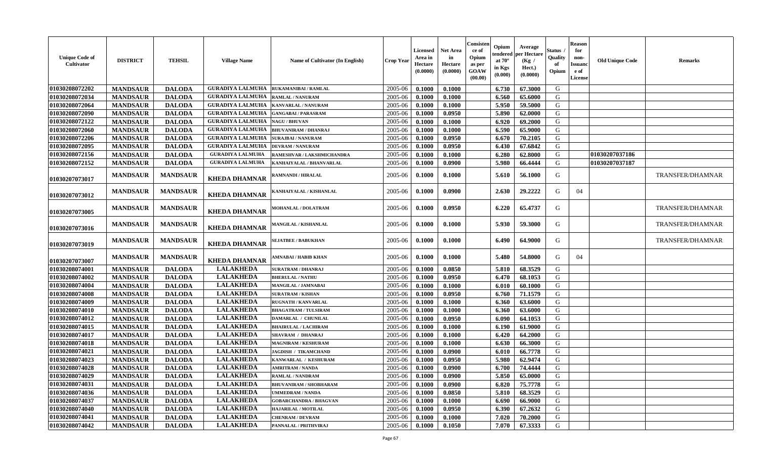| Unique Code of Cultivator | DISTRICT | TEHSIL | Village Name | Name of Cultivator (In English) | Crop Year | Licensed Area in Hectare (0.0000) | Net Area in Hectare (0.0000) | Consistence of Opium as per GOAW (00.00) | Opium tendered at 70° in Kgs (0.000) | Average per Hectare (Kg / Hect.) (0.0000) | Status / Quality of Opium | Reason for non-Issuance of License | Old Unique Code | Remarks |
|---|---|---|---|---|---|---|---|---|---|---|---|---|---|---|
| 01030208072202 | MANDSAUR | DALODA | GURADIYA LALMUHA | RUKAMANIBAI / RAMLAL | 2005-06 | 0.1000 | 0.1000 | | 6.730 | 67.3000 | G | | | |
| 01030208072034 | MANDSAUR | DALODA | GURADIYA LALMUHA | RAMLAL / NANURAM | 2005-06 | 0.1000 | 0.1000 | | 6.560 | 65.6000 | G | | | |
| 01030208072064 | MANDSAUR | DALODA | GURADIYA LALMUHA | KANVARLAL / NANURAM | 2005-06 | 0.1000 | 0.1000 | | 5.950 | 59.5000 | G | | | |
| 01030208072090 | MANDSAUR | DALODA | GURADIYA LALMUHA | GANGABAI / PARASRAM | 2005-06 | 0.1000 | 0.0950 | | 5.890 | 62.0000 | G | | | |
| 01030208072122 | MANDSAUR | DALODA | GURADIYA LALMUHA | NAGU / BHUVAN | 2005-06 | 0.1000 | 0.1000 | | 6.920 | 69.2000 | G | | | |
| 01030208072060 | MANDSAUR | DALODA | GURADIYA LALMUHA | BHUVANIRAM / DHANRAJ | 2005-06 | 0.1000 | 0.1000 | | 6.590 | 65.9000 | G | | | |
| 01030208072206 | MANDSAUR | DALODA | GURADIYA LALMUHA | SURAJBAI / NANURAM | 2005-06 | 0.1000 | 0.0950 | | 6.670 | 70.2105 | G | | | |
| 01030208072095 | MANDSAUR | DALODA | GURADIYA LALMUHA | DEVRAM / NANURAM | 2005-06 | 0.1000 | 0.0950 | | 6.430 | 67.6842 | G | | | |
| 01030208072156 | MANDSAUR | DALODA | GURADIYA LALMUHA | RAMESHVAR / LAKSHMICHANDRA | 2005-06 | 0.1000 | 0.1000 | | 6.280 | 62.8000 | G | | 01030207037186 | |
| 01030208072152 | MANDSAUR | DALODA | GURADIYA LALMUHA | KANHAIYALAL / BHANVARLAL | 2005-06 | 0.1000 | 0.0900 | | 5.980 | 66.4444 | G | | 01030207037187 | |
| 01030207073017 | MANDSAUR | MANDSAUR | KHEDA DHAMNAR | RAMNANDI / HIRALAL | 2005-06 | 0.1000 | 0.1000 | | 5.610 | 56.1000 | G | | | TRANSFER/DHAMNAR |
| 01030207073012 | MANDSAUR | MANDSAUR | KHEDA DHAMNAR | KANHAIYALAL / KISHANLAL | 2005-06 | 0.1000 | 0.0900 | | 2.630 | 29.2222 | G | 04 | | |
| 01030207073005 | MANDSAUR | MANDSAUR | KHEDA DHAMNAR | MOHANLAL / DOLATRAM | 2005-06 | 0.1000 | 0.0950 | | 6.220 | 65.4737 | G | | | TRANSFER/DHAMNAR |
| 01030207073016 | MANDSAUR | MANDSAUR | KHEDA DHAMNAR | MANGILAL / KISHANLAL | 2005-06 | 0.1000 | 0.1000 | | 5.930 | 59.3000 | G | | | TRANSFER/DHAMNAR |
| 01030207073019 | MANDSAUR | MANDSAUR | KHEDA DHAMNAR | SEJATBEE / BABUKHAN | 2005-06 | 0.1000 | 0.1000 | | 6.490 | 64.9000 | G | | | TRANSFER/DHAMNAR |
| 01030207073007 | MANDSAUR | MANDSAUR | KHEDA DHAMNAR | AMNABAI / HABIB KHAN | 2005-06 | 0.1000 | 0.1000 | | 5.480 | 54.8000 | G | 04 | | |
| 01030208074001 | MANDSAUR | DALODA | LALAKHEDA | SURATRAM / DHANRAJ | 2005-06 | 0.1000 | 0.0850 | | 5.810 | 68.3529 | G | | | |
| 01030208074002 | MANDSAUR | DALODA | LALAKHEDA | BHERULAL / NATHU | 2005-06 | 0.1000 | 0.0950 | | 6.470 | 68.1053 | G | | | |
| 01030208074004 | MANDSAUR | DALODA | LALAKHEDA | MANGILAL / JAMNABAI | 2005-06 | 0.1000 | 0.1000 | | 6.010 | 60.1000 | G | | | |
| 01030208074008 | MANDSAUR | DALODA | LALAKHEDA | SURATRAM / KISHAN | 2005-06 | 0.1000 | 0.0950 | | 6.760 | 71.1579 | G | | | |
| 01030208074009 | MANDSAUR | DALODA | LALAKHEDA | RUGNATH / KANVARLAL | 2005-06 | 0.1000 | 0.1000 | | 6.360 | 63.6000 | G | | | |
| 01030208074010 | MANDSAUR | DALODA | LALAKHEDA | BHAGATRAM / TULSIRAM | 2005-06 | 0.1000 | 0.1000 | | 6.360 | 63.6000 | G | | | |
| 01030208074012 | MANDSAUR | DALODA | LALAKHEDA | DAMARLAL / CHUNILAL | 2005-06 | 0.1000 | 0.0950 | | 6.090 | 64.1053 | G | | | |
| 01030208074015 | MANDSAUR | DALODA | LALAKHEDA | BHAIRULAL / LACHIRAM | 2005-06 | 0.1000 | 0.1000 | | 6.190 | 61.9000 | G | | | |
| 01030208074017 | MANDSAUR | DALODA | LALAKHEDA | SHAVRAM / DHANRAJ | 2005-06 | 0.1000 | 0.1000 | | 6.420 | 64.2000 | G | | | |
| 01030208074018 | MANDSAUR | DALODA | LALAKHEDA | MAGNIRAM / KESHURAM | 2005-06 | 0.1000 | 0.1000 | | 6.630 | 66.3000 | G | | | |
| 01030208074021 | MANDSAUR | DALODA | LALAKHEDA | JAGDISH / TIKAMCHAND | 2005-06 | 0.1000 | 0.0900 | | 6.010 | 66.7778 | G | | | |
| 01030208074023 | MANDSAUR | DALODA | LALAKHEDA | KANWARLAL / KESHURAM | 2005-06 | 0.1000 | 0.0950 | | 5.980 | 62.9474 | G | | | |
| 01030208074028 | MANDSAUR | DALODA | LALAKHEDA | AMRITRAM / NANDA | 2005-06 | 0.1000 | 0.0900 | | 6.700 | 74.4444 | G | | | |
| 01030208074029 | MANDSAUR | DALODA | LALAKHEDA | RAMLAL / NANDRAM | 2005-06 | 0.1000 | 0.0900 | | 5.850 | 65.0000 | G | | | |
| 01030208074031 | MANDSAUR | DALODA | LALAKHEDA | BHUVANIRAM / SHOBHARAM | 2005-06 | 0.1000 | 0.0900 | | 6.820 | 75.7778 | G | | | |
| 01030208074036 | MANDSAUR | DALODA | LALAKHEDA | UMMEDRAM / NANDA | 2005-06 | 0.1000 | 0.0850 | | 5.810 | 68.3529 | G | | | |
| 01030208074037 | MANDSAUR | DALODA | LALAKHEDA | GOBARCHANDRA / BHAGVAN | 2005-06 | 0.1000 | 0.1000 | | 6.690 | 66.9000 | G | | | |
| 01030208074040 | MANDSAUR | DALODA | LALAKHEDA | HAJARILAL / MOTILAL | 2005-06 | 0.1000 | 0.0950 | | 6.390 | 67.2632 | G | | | |
| 01030208074041 | MANDSAUR | DALODA | LALAKHEDA | CHENRAM / DEVRAM | 2005-06 | 0.1000 | 0.1000 | | 7.020 | 70.2000 | G | | | |
| 01030208074042 | MANDSAUR | DALODA | LALAKHEDA | PANNALAL / PRITHVIRAJ | 2005-06 | 0.1000 | 0.1050 | | 7.070 | 67.3333 | G | | | |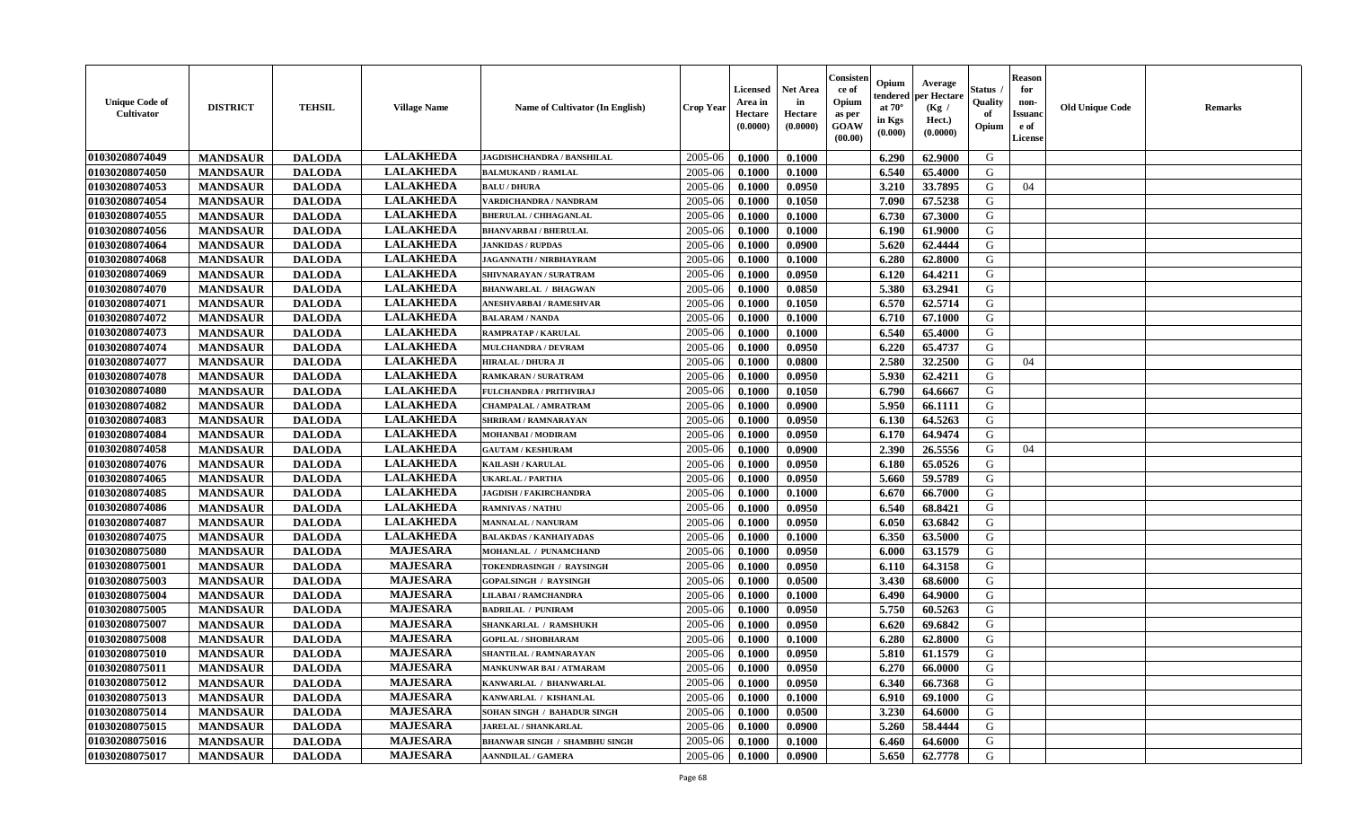| Unique Code of Cultivator | DISTRICT | TEHSIL | Village Name | Name of Cultivator (In English) | Crop Year | Licensed Area in Hectare (0.0000) | Net Area in Hectare (0.0000) | Consistence of Opium as per GOAW (00.00) | Opium tendered at 70° in Kgs (0.000) | Average per Hectare (Kg / Hect.) (0.0000) | Status / Quality of Opium | Reason for non-Issuance of License | Old Unique Code | Remarks |
|---|---|---|---|---|---|---|---|---|---|---|---|---|---|---|
| 01030208074049 | MANDSAUR | DALODA | LALAKHEDA | JAGDISHCHANDRA / BANSHILAL | 2005-06 | 0.1000 | 0.1000 | | 6.290 | 62.9000 | G | | | |
| 01030208074050 | MANDSAUR | DALODA | LALAKHEDA | BALMUKAND / RAMLAL | 2005-06 | 0.1000 | 0.1000 | | 6.540 | 65.4000 | G | | | |
| 01030208074053 | MANDSAUR | DALODA | LALAKHEDA | BALU / DHURA | 2005-06 | 0.1000 | 0.0950 | | 3.210 | 33.7895 | G | 04 | | |
| 01030208074054 | MANDSAUR | DALODA | LALAKHEDA | VARDICHANDRA / NANDRAM | 2005-06 | 0.1000 | 0.1050 | | 7.090 | 67.5238 | G | | | |
| 01030208074055 | MANDSAUR | DALODA | LALAKHEDA | BHERULAL / CHHAGANLAL | 2005-06 | 0.1000 | 0.1000 | | 6.730 | 67.3000 | G | | | |
| 01030208074056 | MANDSAUR | DALODA | LALAKHEDA | BHANVARBAI / BHERULAL | 2005-06 | 0.1000 | 0.1000 | | 6.190 | 61.9000 | G | | | |
| 01030208074064 | MANDSAUR | DALODA | LALAKHEDA | JANKIDAS / RUPDAS | 2005-06 | 0.1000 | 0.0900 | | 5.620 | 62.4444 | G | | | |
| 01030208074068 | MANDSAUR | DALODA | LALAKHEDA | JAGANNATH / NIRBHAYRAM | 2005-06 | 0.1000 | 0.1000 | | 6.280 | 62.8000 | G | | | |
| 01030208074069 | MANDSAUR | DALODA | LALAKHEDA | SHIVNARAYAN / SURATRAM | 2005-06 | 0.1000 | 0.0950 | | 6.120 | 64.4211 | G | | | |
| 01030208074070 | MANDSAUR | DALODA | LALAKHEDA | BHANWARLAL / BHAGWAN | 2005-06 | 0.1000 | 0.0850 | | 5.380 | 63.2941 | G | | | |
| 01030208074071 | MANDSAUR | DALODA | LALAKHEDA | ANESHVARBAI / RAMESHVAR | 2005-06 | 0.1000 | 0.1050 | | 6.570 | 62.5714 | G | | | |
| 01030208074072 | MANDSAUR | DALODA | LALAKHEDA | BALARAM / NANDA | 2005-06 | 0.1000 | 0.1000 | | 6.710 | 67.1000 | G | | | |
| 01030208074073 | MANDSAUR | DALODA | LALAKHEDA | RAMPRATAP / KARULAL | 2005-06 | 0.1000 | 0.1000 | | 6.540 | 65.4000 | G | | | |
| 01030208074074 | MANDSAUR | DALODA | LALAKHEDA | MULCHANDRA / DEVRAM | 2005-06 | 0.1000 | 0.0950 | | 6.220 | 65.4737 | G | | | |
| 01030208074077 | MANDSAUR | DALODA | LALAKHEDA | HIRALAL / DHURA JI | 2005-06 | 0.1000 | 0.0800 | | 2.580 | 32.2500 | G | 04 | | |
| 01030208074078 | MANDSAUR | DALODA | LALAKHEDA | RAMKARAN / SURATRAM | 2005-06 | 0.1000 | 0.0950 | | 5.930 | 62.4211 | G | | | |
| 01030208074080 | MANDSAUR | DALODA | LALAKHEDA | FULCHANDRA / PRITHVIRAJ | 2005-06 | 0.1000 | 0.1050 | | 6.790 | 64.6667 | G | | | |
| 01030208074082 | MANDSAUR | DALODA | LALAKHEDA | CHAMPALAL / AMRATRAM | 2005-06 | 0.1000 | 0.0900 | | 5.950 | 66.1111 | G | | | |
| 01030208074083 | MANDSAUR | DALODA | LALAKHEDA | SHRIRAM / RAMNARAYAN | 2005-06 | 0.1000 | 0.0950 | | 6.130 | 64.5263 | G | | | |
| 01030208074084 | MANDSAUR | DALODA | LALAKHEDA | MOHANBAI / MODIRAM | 2005-06 | 0.1000 | 0.0950 | | 6.170 | 64.9474 | G | | | |
| 01030208074058 | MANDSAUR | DALODA | LALAKHEDA | GAUTAM / KESHURAM | 2005-06 | 0.1000 | 0.0900 | | 2.390 | 26.5556 | G | 04 | | |
| 01030208074076 | MANDSAUR | DALODA | LALAKHEDA | KAILASH / KARULAL | 2005-06 | 0.1000 | 0.0950 | | 6.180 | 65.0526 | G | | | |
| 01030208074065 | MANDSAUR | DALODA | LALAKHEDA | UKARLAL / PARTHA | 2005-06 | 0.1000 | 0.0950 | | 5.660 | 59.5789 | G | | | |
| 01030208074085 | MANDSAUR | DALODA | LALAKHEDA | JAGDISH / FAKIRCHANDRA | 2005-06 | 0.1000 | 0.1000 | | 6.670 | 66.7000 | G | | | |
| 01030208074086 | MANDSAUR | DALODA | LALAKHEDA | RAMNIVAS / NATHU | 2005-06 | 0.1000 | 0.0950 | | 6.540 | 68.8421 | G | | | |
| 01030208074087 | MANDSAUR | DALODA | LALAKHEDA | MANNALAL / NANURAM | 2005-06 | 0.1000 | 0.0950 | | 6.050 | 63.6842 | G | | | |
| 01030208074075 | MANDSAUR | DALODA | LALAKHEDA | BALAKDAS / KANHAIYADAS | 2005-06 | 0.1000 | 0.1000 | | 6.350 | 63.5000 | G | | | |
| 01030208075080 | MANDSAUR | DALODA | MAJESARA | MOHANLAL / PUNAMCHAND | 2005-06 | 0.1000 | 0.0950 | | 6.000 | 63.1579 | G | | | |
| 01030208075001 | MANDSAUR | DALODA | MAJESARA | TOKENDRASINGH / RAYSINGH | 2005-06 | 0.1000 | 0.0950 | | 6.110 | 64.3158 | G | | | |
| 01030208075003 | MANDSAUR | DALODA | MAJESARA | GOPALSINGH / RAYSINGH | 2005-06 | 0.1000 | 0.0500 | | 3.430 | 68.6000 | G | | | |
| 01030208075004 | MANDSAUR | DALODA | MAJESARA | LILABAI / RAMCHANDRA | 2005-06 | 0.1000 | 0.1000 | | 6.490 | 64.9000 | G | | | |
| 01030208075005 | MANDSAUR | DALODA | MAJESARA | BADRILAL / PUNIRAM | 2005-06 | 0.1000 | 0.0950 | | 5.750 | 60.5263 | G | | | |
| 01030208075007 | MANDSAUR | DALODA | MAJESARA | SHANKARLAL / RAMSHUKH | 2005-06 | 0.1000 | 0.0950 | | 6.620 | 69.6842 | G | | | |
| 01030208075008 | MANDSAUR | DALODA | MAJESARA | GOPILAL / SHOBHARAM | 2005-06 | 0.1000 | 0.1000 | | 6.280 | 62.8000 | G | | | |
| 01030208075010 | MANDSAUR | DALODA | MAJESARA | SHANTILAL / RAMNARAYAN | 2005-06 | 0.1000 | 0.0950 | | 5.810 | 61.1579 | G | | | |
| 01030208075011 | MANDSAUR | DALODA | MAJESARA | MANKUNWAR BAI / ATMARAM | 2005-06 | 0.1000 | 0.0950 | | 6.270 | 66.0000 | G | | | |
| 01030208075012 | MANDSAUR | DALODA | MAJESARA | KANWARLAL / BHANWARLAL | 2005-06 | 0.1000 | 0.0950 | | 6.340 | 66.7368 | G | | | |
| 01030208075013 | MANDSAUR | DALODA | MAJESARA | KANWARLAL / KISHANLAL | 2005-06 | 0.1000 | 0.1000 | | 6.910 | 69.1000 | G | | | |
| 01030208075014 | MANDSAUR | DALODA | MAJESARA | SOHAN SINGH / BAHADUR SINGH | 2005-06 | 0.1000 | 0.0500 | | 3.230 | 64.6000 | G | | | |
| 01030208075015 | MANDSAUR | DALODA | MAJESARA | JARELAL / SHANKARLAL | 2005-06 | 0.1000 | 0.0900 | | 5.260 | 58.4444 | G | | | |
| 01030208075016 | MANDSAUR | DALODA | MAJESARA | BHANWAR SINGH / SHAMBHU SINGH | 2005-06 | 0.1000 | 0.1000 | | 6.460 | 64.6000 | G | | | |
| 01030208075017 | MANDSAUR | DALODA | MAJESARA | AANNDILAL / GAMERA | 2005-06 | 0.1000 | 0.0900 | | 5.650 | 62.7778 | G | | | |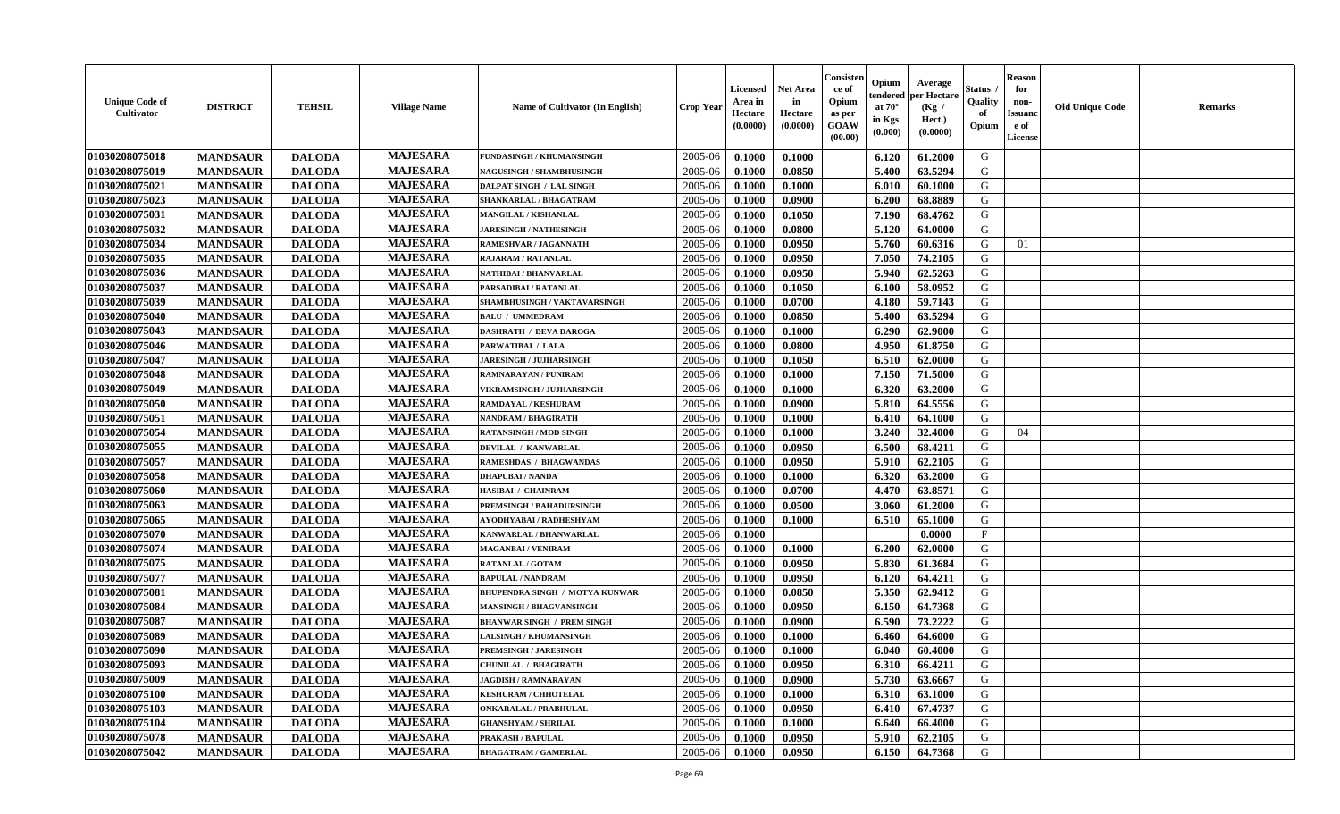| Unique Code of Cultivator | DISTRICT | TEHSIL | Village Name | Name of Cultivator (In English) | Crop Year | Licensed Area in Hectare (0.0000) | Net Area in Hectare (0.0000) | Consistence of Opium as per GOAW (00.00) | Opium tendered at 70° in Kgs (0.000) | Average per Hectare (Kg / Hect.) (0.0000) | Status / Quality of Opium | Reason for non-Issuance of License | Old Unique Code | Remarks |
|---|---|---|---|---|---|---|---|---|---|---|---|---|---|---|
| 01030208075018 | MANDSAUR | DALODA | MAJESARA | FUNDASINGH / KHUMANSINGH | 2005-06 | 0.1000 | 0.1000 | | 6.120 | 61.2000 | G | | | |
| 01030208075019 | MANDSAUR | DALODA | MAJESARA | NAGUSINGH / SHAMBHUSINGH | 2005-06 | 0.1000 | 0.0850 | | 5.400 | 63.5294 | G | | | |
| 01030208075021 | MANDSAUR | DALODA | MAJESARA | DALPAT SINGH / LAL SINGH | 2005-06 | 0.1000 | 0.1000 | | 6.010 | 60.1000 | G | | | |
| 01030208075023 | MANDSAUR | DALODA | MAJESARA | SHANKARLAL / BHAGATRAM | 2005-06 | 0.1000 | 0.0900 | | 6.200 | 68.8889 | G | | | |
| 01030208075031 | MANDSAUR | DALODA | MAJESARA | MANGILAL / KISHANLAL | 2005-06 | 0.1000 | 0.1050 | | 7.190 | 68.4762 | G | | | |
| 01030208075032 | MANDSAUR | DALODA | MAJESARA | JARESINGH / NATHESINGH | 2005-06 | 0.1000 | 0.0800 | | 5.120 | 64.0000 | G | | | |
| 01030208075034 | MANDSAUR | DALODA | MAJESARA | RAMESHVAR / JAGANNATH | 2005-06 | 0.1000 | 0.0950 | | 5.760 | 60.6316 | G | 01 | | |
| 01030208075035 | MANDSAUR | DALODA | MAJESARA | RAJARAM / RATANLAL | 2005-06 | 0.1000 | 0.0950 | | 7.050 | 74.2105 | G | | | |
| 01030208075036 | MANDSAUR | DALODA | MAJESARA | NATHIBAI / BHANVARLAL | 2005-06 | 0.1000 | 0.0950 | | 5.940 | 62.5263 | G | | | |
| 01030208075037 | MANDSAUR | DALODA | MAJESARA | PARSADIBAI / RATANLAL | 2005-06 | 0.1000 | 0.1050 | | 6.100 | 58.0952 | G | | | |
| 01030208075039 | MANDSAUR | DALODA | MAJESARA | SHAMBHUSINGH / VAKTAVARSINGH | 2005-06 | 0.1000 | 0.0700 | | 4.180 | 59.7143 | G | | | |
| 01030208075040 | MANDSAUR | DALODA | MAJESARA | BALU / UMMEDRAM | 2005-06 | 0.1000 | 0.0850 | | 5.400 | 63.5294 | G | | | |
| 01030208075043 | MANDSAUR | DALODA | MAJESARA | DASHRATH / DEVA DAROGA | 2005-06 | 0.1000 | 0.1000 | | 6.290 | 62.9000 | G | | | |
| 01030208075046 | MANDSAUR | DALODA | MAJESARA | PARWATIBAI / LALA | 2005-06 | 0.1000 | 0.0800 | | 4.950 | 61.8750 | G | | | |
| 01030208075047 | MANDSAUR | DALODA | MAJESARA | JARESINGH / JUJHARSINGH | 2005-06 | 0.1000 | 0.1050 | | 6.510 | 62.0000 | G | | | |
| 01030208075048 | MANDSAUR | DALODA | MAJESARA | RAMNARAYAN / PUNIRAM | 2005-06 | 0.1000 | 0.1000 | | 7.150 | 71.5000 | G | | | |
| 01030208075049 | MANDSAUR | DALODA | MAJESARA | VIKRAMSINGH / JUJHARSINGH | 2005-06 | 0.1000 | 0.1000 | | 6.320 | 63.2000 | G | | | |
| 01030208075050 | MANDSAUR | DALODA | MAJESARA | RAMDAYAL / KESHURAM | 2005-06 | 0.1000 | 0.0900 | | 5.810 | 64.5556 | G | | | |
| 01030208075051 | MANDSAUR | DALODA | MAJESARA | NANDRAM / BHAGIRATH | 2005-06 | 0.1000 | 0.1000 | | 6.410 | 64.1000 | G | | | |
| 01030208075054 | MANDSAUR | DALODA | MAJESARA | RATANSINGH / MOD SINGH | 2005-06 | 0.1000 | 0.1000 | | 3.240 | 32.4000 | G | 04 | | |
| 01030208075055 | MANDSAUR | DALODA | MAJESARA | DEVILAL / KANWARLAL | 2005-06 | 0.1000 | 0.0950 | | 6.500 | 68.4211 | G | | | |
| 01030208075057 | MANDSAUR | DALODA | MAJESARA | RAMESHDAS / BHAGWANDAS | 2005-06 | 0.1000 | 0.0950 | | 5.910 | 62.2105 | G | | | |
| 01030208075058 | MANDSAUR | DALODA | MAJESARA | DHAPUBAI / NANDA | 2005-06 | 0.1000 | 0.1000 | | 6.320 | 63.2000 | G | | | |
| 01030208075060 | MANDSAUR | DALODA | MAJESARA | HASIBAI / CHAINRAM | 2005-06 | 0.1000 | 0.0700 | | 4.470 | 63.8571 | G | | | |
| 01030208075063 | MANDSAUR | DALODA | MAJESARA | PREMSINGH / BAHADURSINGH | 2005-06 | 0.1000 | 0.0500 | | 3.060 | 61.2000 | G | | | |
| 01030208075065 | MANDSAUR | DALODA | MAJESARA | AYODHYABAI / RADHESHYAM | 2005-06 | 0.1000 | 0.1000 | | 6.510 | 65.1000 | G | | | |
| 01030208075070 | MANDSAUR | DALODA | MAJESARA | KANWARLAL / BHANWARLAL | 2005-06 | 0.1000 | | | | 0.0000 | F | | | |
| 01030208075074 | MANDSAUR | DALODA | MAJESARA | MAGANBAI / VENIRAM | 2005-06 | 0.1000 | 0.1000 | | 6.200 | 62.0000 | G | | | |
| 01030208075075 | MANDSAUR | DALODA | MAJESARA | RATANLAL / GOTAM | 2005-06 | 0.1000 | 0.0950 | | 5.830 | 61.3684 | G | | | |
| 01030208075077 | MANDSAUR | DALODA | MAJESARA | BAPULAL / NANDRAM | 2005-06 | 0.1000 | 0.0950 | | 6.120 | 64.4211 | G | | | |
| 01030208075081 | MANDSAUR | DALODA | MAJESARA | BHUPENDRA SINGH / MOTYA KUNWAR | 2005-06 | 0.1000 | 0.0850 | | 5.350 | 62.9412 | G | | | |
| 01030208075084 | MANDSAUR | DALODA | MAJESARA | MANSINGH / BHAGVANSINGH | 2005-06 | 0.1000 | 0.0950 | | 6.150 | 64.7368 | G | | | |
| 01030208075087 | MANDSAUR | DALODA | MAJESARA | BHANWAR SINGH / PREM SINGH | 2005-06 | 0.1000 | 0.0900 | | 6.590 | 73.2222 | G | | | |
| 01030208075089 | MANDSAUR | DALODA | MAJESARA | LALSINGH / KHUMANSINGH | 2005-06 | 0.1000 | 0.1000 | | 6.460 | 64.6000 | G | | | |
| 01030208075090 | MANDSAUR | DALODA | MAJESARA | PREMSINGH / JARESINGH | 2005-06 | 0.1000 | 0.1000 | | 6.040 | 60.4000 | G | | | |
| 01030208075093 | MANDSAUR | DALODA | MAJESARA | CHUNILAL / BHAGIRATH | 2005-06 | 0.1000 | 0.0950 | | 6.310 | 66.4211 | G | | | |
| 01030208075009 | MANDSAUR | DALODA | MAJESARA | JAGDISH / RAMNARAYAN | 2005-06 | 0.1000 | 0.0900 | | 5.730 | 63.6667 | G | | | |
| 01030208075100 | MANDSAUR | DALODA | MAJESARA | KESHURAM / CHHOTELAL | 2005-06 | 0.1000 | 0.1000 | | 6.310 | 63.1000 | G | | | |
| 01030208075103 | MANDSAUR | DALODA | MAJESARA | ONKARALAL / PRABHULAL | 2005-06 | 0.1000 | 0.0950 | | 6.410 | 67.4737 | G | | | |
| 01030208075104 | MANDSAUR | DALODA | MAJESARA | GHANSHYAM / SHRILAL | 2005-06 | 0.1000 | 0.1000 | | 6.640 | 66.4000 | G | | | |
| 01030208075078 | MANDSAUR | DALODA | MAJESARA | PRAKASH / BAPULAL | 2005-06 | 0.1000 | 0.0950 | | 5.910 | 62.2105 | G | | | |
| 01030208075042 | MANDSAUR | DALODA | MAJESARA | BHAGATRAM / GAMERLAL | 2005-06 | 0.1000 | 0.0950 | | 6.150 | 64.7368 | G | | | |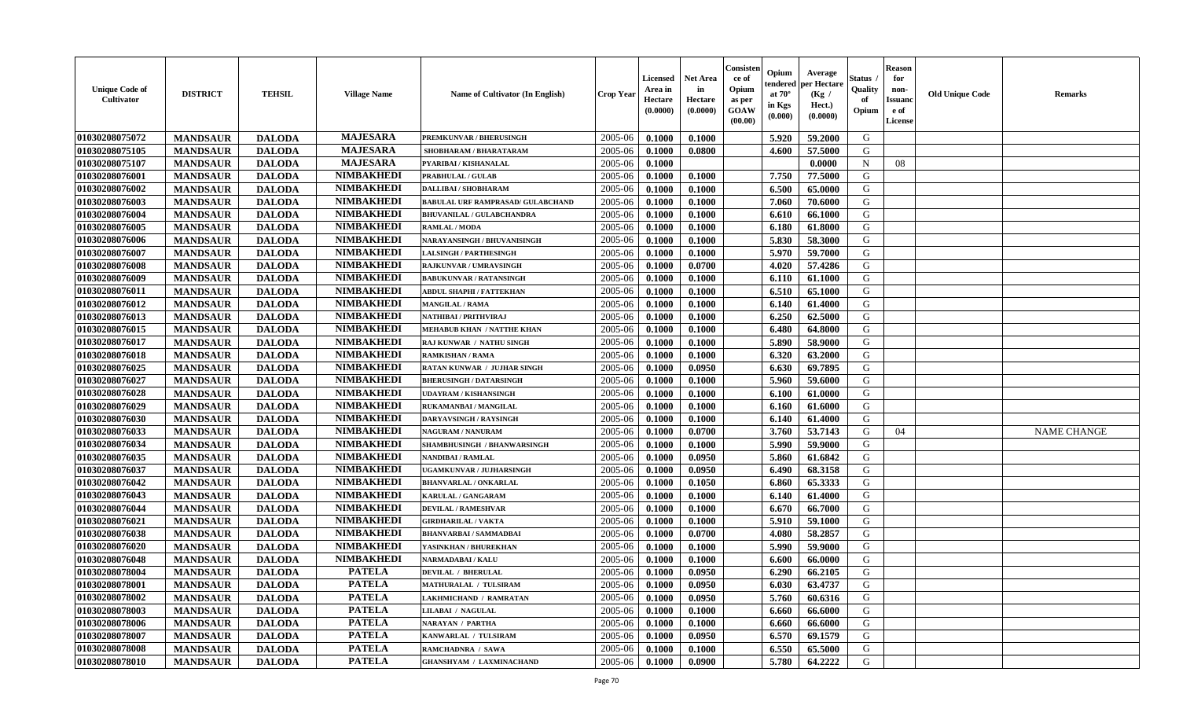| Unique Code of Cultivator | DISTRICT | TEHSIL | Village Name | Name of Cultivator (In English) | Crop Year | Licensed Area in Hectare (0.0000) | Net Area in Hectare (0.0000) | Consistence of Opium as per GOAW (00.00) | Opium tendered at 70° in Kgs (0.000) | Average per Hectare (Kg / Hect.) (0.0000) | Status / Quality of Opium | Reason for non-Issuance of License | Old Unique Code | Remarks |
|---|---|---|---|---|---|---|---|---|---|---|---|---|---|---|
| 01030208075072 | MANDSAUR | DALODA | MAJESARA | PREMKUNVAR / BHERUSINGH | 2005-06 | 0.1000 | 0.1000 | | 5.920 | 59.2000 | G | | | |
| 01030208075105 | MANDSAUR | DALODA | MAJESARA | SHOBHARAM / BHARATARAM | 2005-06 | 0.1000 | 0.0800 | | 4.600 | 57.5000 | G | | | |
| 01030208075107 | MANDSAUR | DALODA | MAJESARA | PYARIBAI / KISHANALAL | 2005-06 | 0.1000 | | | | 0.0000 | N | 08 | | |
| 01030208076001 | MANDSAUR | DALODA | NIMBAKHEDI | PRABHULAL / GULAB | 2005-06 | 0.1000 | 0.1000 | | 7.750 | 77.5000 | G | | | |
| 01030208076002 | MANDSAUR | DALODA | NIMBAKHEDI | DALLIBAI / SHOBHARAM | 2005-06 | 0.1000 | 0.1000 | | 6.500 | 65.0000 | G | | | |
| 01030208076003 | MANDSAUR | DALODA | NIMBAKHEDI | BABULAL URF RAMPRASAD/ GULABCHAND | 2005-06 | 0.1000 | 0.1000 | | 7.060 | 70.6000 | G | | | |
| 01030208076004 | MANDSAUR | DALODA | NIMBAKHEDI | BHUVANILAL / GULABCHANDRA | 2005-06 | 0.1000 | 0.1000 | | 6.610 | 66.1000 | G | | | |
| 01030208076005 | MANDSAUR | DALODA | NIMBAKHEDI | RAMLAL / MODA | 2005-06 | 0.1000 | 0.1000 | | 6.180 | 61.8000 | G | | | |
| 01030208076006 | MANDSAUR | DALODA | NIMBAKHEDI | NARAYANSINGH / BHUVANISINGH | 2005-06 | 0.1000 | 0.1000 | | 5.830 | 58.3000 | G | | | |
| 01030208076007 | MANDSAUR | DALODA | NIMBAKHEDI | LALSINGH / PARTHESINGH | 2005-06 | 0.1000 | 0.1000 | | 5.970 | 59.7000 | G | | | |
| 01030208076008 | MANDSAUR | DALODA | NIMBAKHEDI | RAJKUNVAR / UMRAVSINGH | 2005-06 | 0.1000 | 0.0700 | | 4.020 | 57.4286 | G | | | |
| 01030208076009 | MANDSAUR | DALODA | NIMBAKHEDI | BABUKUNVAR / RATANSINGH | 2005-06 | 0.1000 | 0.1000 | | 6.110 | 61.1000 | G | | | |
| 01030208076011 | MANDSAUR | DALODA | NIMBAKHEDI | ABDUL SHAPHI / FATTEKHAN | 2005-06 | 0.1000 | 0.1000 | | 6.510 | 65.1000 | G | | | |
| 01030208076012 | MANDSAUR | DALODA | NIMBAKHEDI | MANGILAL / RAMA | 2005-06 | 0.1000 | 0.1000 | | 6.140 | 61.4000 | G | | | |
| 01030208076013 | MANDSAUR | DALODA | NIMBAKHEDI | NATHIBAI / PRITHVIRAJ | 2005-06 | 0.1000 | 0.1000 | | 6.250 | 62.5000 | G | | | |
| 01030208076015 | MANDSAUR | DALODA | NIMBAKHEDI | MEHABUB KHAN / NATTHE KHAN | 2005-06 | 0.1000 | 0.1000 | | 6.480 | 64.8000 | G | | | |
| 01030208076017 | MANDSAUR | DALODA | NIMBAKHEDI | RAJ KUNWAR / NATHU SINGH | 2005-06 | 0.1000 | 0.1000 | | 5.890 | 58.9000 | G | | | |
| 01030208076018 | MANDSAUR | DALODA | NIMBAKHEDI | RAMKISHAN / RAMA | 2005-06 | 0.1000 | 0.1000 | | 6.320 | 63.2000 | G | | | |
| 01030208076025 | MANDSAUR | DALODA | NIMBAKHEDI | RATAN KUNWAR / JUJHAR SINGH | 2005-06 | 0.1000 | 0.0950 | | 6.630 | 69.7895 | G | | | |
| 01030208076027 | MANDSAUR | DALODA | NIMBAKHEDI | BHERUSINGH / DATARSINGH | 2005-06 | 0.1000 | 0.1000 | | 5.960 | 59.6000 | G | | | |
| 01030208076028 | MANDSAUR | DALODA | NIMBAKHEDI | UDAYRAM / KISHANSINGH | 2005-06 | 0.1000 | 0.1000 | | 6.100 | 61.0000 | G | | | |
| 01030208076029 | MANDSAUR | DALODA | NIMBAKHEDI | RUKAMANBAI / MANGILAL | 2005-06 | 0.1000 | 0.1000 | | 6.160 | 61.6000 | G | | | |
| 01030208076030 | MANDSAUR | DALODA | NIMBAKHEDI | DARYAVSINGH / RAYSINGH | 2005-06 | 0.1000 | 0.1000 | | 6.140 | 61.4000 | G | | | |
| 01030208076033 | MANDSAUR | DALODA | NIMBAKHEDI | NAGURAM / NANURAM | 2005-06 | 0.1000 | 0.0700 | | 3.760 | 53.7143 | G | 04 | | NAME CHANGE |
| 01030208076034 | MANDSAUR | DALODA | NIMBAKHEDI | SHAMBHUSINGH / BHANWARSINGH | 2005-06 | 0.1000 | 0.1000 | | 5.990 | 59.9000 | G | | | |
| 01030208076035 | MANDSAUR | DALODA | NIMBAKHEDI | NANDIBAI / RAMLAL | 2005-06 | 0.1000 | 0.0950 | | 5.860 | 61.6842 | G | | | |
| 01030208076037 | MANDSAUR | DALODA | NIMBAKHEDI | UGAMKUNVAR / JUJHARSINGH | 2005-06 | 0.1000 | 0.0950 | | 6.490 | 68.3158 | G | | | |
| 01030208076042 | MANDSAUR | DALODA | NIMBAKHEDI | BHANVARLAL / ONKARLAL | 2005-06 | 0.1000 | 0.1050 | | 6.860 | 65.3333 | G | | | |
| 01030208076043 | MANDSAUR | DALODA | NIMBAKHEDI | KARULAL / GANGARAM | 2005-06 | 0.1000 | 0.1000 | | 6.140 | 61.4000 | G | | | |
| 01030208076044 | MANDSAUR | DALODA | NIMBAKHEDI | DEVILAL / RAMESHVAR | 2005-06 | 0.1000 | 0.1000 | | 6.670 | 66.7000 | G | | | |
| 01030208076021 | MANDSAUR | DALODA | NIMBAKHEDI | GIRDHARILAL / VAKTA | 2005-06 | 0.1000 | 0.1000 | | 5.910 | 59.1000 | G | | | |
| 01030208076038 | MANDSAUR | DALODA | NIMBAKHEDI | BHANVARBAI / SAMMADBAI | 2005-06 | 0.1000 | 0.0700 | | 4.080 | 58.2857 | G | | | |
| 01030208076020 | MANDSAUR | DALODA | NIMBAKHEDI | YASINKHAN / BHUREKHAN | 2005-06 | 0.1000 | 0.1000 | | 5.990 | 59.9000 | G | | | |
| 01030208076048 | MANDSAUR | DALODA | NIMBAKHEDI | NARMADABAI / KALU | 2005-06 | 0.1000 | 0.1000 | | 6.600 | 66.0000 | G | | | |
| 01030208078004 | MANDSAUR | DALODA | PATELA | DEVILAL / BHERULAL | 2005-06 | 0.1000 | 0.0950 | | 6.290 | 66.2105 | G | | | |
| 01030208078001 | MANDSAUR | DALODA | PATELA | MATHURALAL / TULSIRAM | 2005-06 | 0.1000 | 0.0950 | | 6.030 | 63.4737 | G | | | |
| 01030208078002 | MANDSAUR | DALODA | PATELA | LAKHMICHAND / RAMRATAN | 2005-06 | 0.1000 | 0.0950 | | 5.760 | 60.6316 | G | | | |
| 01030208078003 | MANDSAUR | DALODA | PATELA | LILABAI / NAGULAL | 2005-06 | 0.1000 | 0.1000 | | 6.660 | 66.6000 | G | | | |
| 01030208078006 | MANDSAUR | DALODA | PATELA | NARAYAN / PARTHA | 2005-06 | 0.1000 | 0.1000 | | 6.660 | 66.6000 | G | | | |
| 01030208078007 | MANDSAUR | DALODA | PATELA | KANWARLAL / TULSIRAM | 2005-06 | 0.1000 | 0.0950 | | 6.570 | 69.1579 | G | | | |
| 01030208078008 | MANDSAUR | DALODA | PATELA | RAMCHADNRA / SAWA | 2005-06 | 0.1000 | 0.1000 | | 6.550 | 65.5000 | G | | | |
| 01030208078010 | MANDSAUR | DALODA | PATELA | GHANSHYAM / LAXMINACHAND | 2005-06 | 0.1000 | 0.0900 | | 5.780 | 64.2222 | G | | | |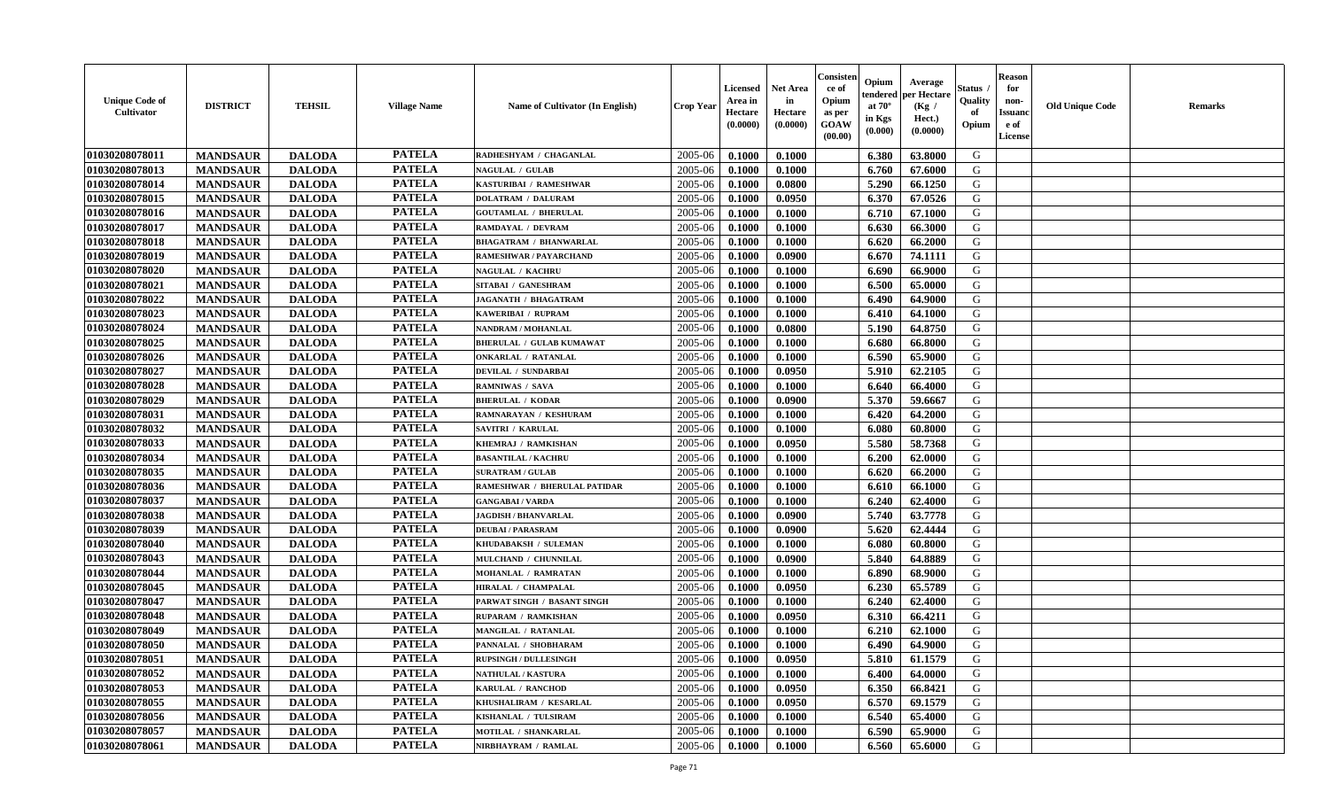| Unique Code of Cultivator | DISTRICT | TEHSIL | Village Name | Name of Cultivator (In English) | Crop Year | Licensed Area in Hectare (0.0000) | Net Area in Hectare (0.0000) | Consistence of Opium as per GOAW (00.00) | Opium tendered at 70° in Kgs (0.000) | Average per Hectare (Kg / Hect.) (0.0000) | Status / Quality of Opium | Reason for non-Issuance of License | Old Unique Code | Remarks |
|---|---|---|---|---|---|---|---|---|---|---|---|---|---|---|
| 01030208078011 | MANDSAUR | DALODA | PATELA | RADHESHYAM / CHAGANLAL | 2005-06 | 0.1000 | 0.1000 | | 6.380 | 63.8000 | G | | | |
| 01030208078013 | MANDSAUR | DALODA | PATELA | NAGULAL / GULAB | 2005-06 | 0.1000 | 0.1000 | | 6.760 | 67.6000 | G | | | |
| 01030208078014 | MANDSAUR | DALODA | PATELA | KASTURIBAI / RAMESHWAR | 2005-06 | 0.1000 | 0.0800 | | 5.290 | 66.1250 | G | | | |
| 01030208078015 | MANDSAUR | DALODA | PATELA | DOLATRAM / DALURAM | 2005-06 | 0.1000 | 0.0950 | | 6.370 | 67.0526 | G | | | |
| 01030208078016 | MANDSAUR | DALODA | PATELA | GOUTAMLAL / BHERULAL | 2005-06 | 0.1000 | 0.1000 | | 6.710 | 67.1000 | G | | | |
| 01030208078017 | MANDSAUR | DALODA | PATELA | RAMDAYAL / DEVRAM | 2005-06 | 0.1000 | 0.1000 | | 6.630 | 66.3000 | G | | | |
| 01030208078018 | MANDSAUR | DALODA | PATELA | BHAGATRAM / BHANWARLAL | 2005-06 | 0.1000 | 0.1000 | | 6.620 | 66.2000 | G | | | |
| 01030208078019 | MANDSAUR | DALODA | PATELA | RAMESHWAR / PAYARCHAND | 2005-06 | 0.1000 | 0.0900 | | 6.670 | 74.1111 | G | | | |
| 01030208078020 | MANDSAUR | DALODA | PATELA | NAGULAL / KACHRU | 2005-06 | 0.1000 | 0.1000 | | 6.690 | 66.9000 | G | | | |
| 01030208078021 | MANDSAUR | DALODA | PATELA | SITABAI / GANESHRAM | 2005-06 | 0.1000 | 0.1000 | | 6.500 | 65.0000 | G | | | |
| 01030208078022 | MANDSAUR | DALODA | PATELA | JAGANATH / BHAGATRAM | 2005-06 | 0.1000 | 0.1000 | | 6.490 | 64.9000 | G | | | |
| 01030208078023 | MANDSAUR | DALODA | PATELA | KAWERIBAI / RUPRAM | 2005-06 | 0.1000 | 0.1000 | | 6.410 | 64.1000 | G | | | |
| 01030208078024 | MANDSAUR | DALODA | PATELA | NANDRAM / MOHANLAL | 2005-06 | 0.1000 | 0.0800 | | 5.190 | 64.8750 | G | | | |
| 01030208078025 | MANDSAUR | DALODA | PATELA | BHERULAL / GULAB KUMAWAT | 2005-06 | 0.1000 | 0.1000 | | 6.680 | 66.8000 | G | | | |
| 01030208078026 | MANDSAUR | DALODA | PATELA | ONKARLAL / RATANLAL | 2005-06 | 0.1000 | 0.1000 | | 6.590 | 65.9000 | G | | | |
| 01030208078027 | MANDSAUR | DALODA | PATELA | DEVILAL / SUNDARBAI | 2005-06 | 0.1000 | 0.0950 | | 5.910 | 62.2105 | G | | | |
| 01030208078028 | MANDSAUR | DALODA | PATELA | RAMNIWAS / SAVA | 2005-06 | 0.1000 | 0.1000 | | 6.640 | 66.4000 | G | | | |
| 01030208078029 | MANDSAUR | DALODA | PATELA | BHERULAL / KODAR | 2005-06 | 0.1000 | 0.0900 | | 5.370 | 59.6667 | G | | | |
| 01030208078031 | MANDSAUR | DALODA | PATELA | RAMNARAYAN / KESHURAM | 2005-06 | 0.1000 | 0.1000 | | 6.420 | 64.2000 | G | | | |
| 01030208078032 | MANDSAUR | DALODA | PATELA | SAVITRI / KARULAL | 2005-06 | 0.1000 | 0.1000 | | 6.080 | 60.8000 | G | | | |
| 01030208078033 | MANDSAUR | DALODA | PATELA | KHEMRAJ / RAMKISHAN | 2005-06 | 0.1000 | 0.0950 | | 5.580 | 58.7368 | G | | | |
| 01030208078034 | MANDSAUR | DALODA | PATELA | BASANTILAL / KACHRU | 2005-06 | 0.1000 | 0.1000 | | 6.200 | 62.0000 | G | | | |
| 01030208078035 | MANDSAUR | DALODA | PATELA | SURATRAM / GULAB | 2005-06 | 0.1000 | 0.1000 | | 6.620 | 66.2000 | G | | | |
| 01030208078036 | MANDSAUR | DALODA | PATELA | RAMESHWAR / BHERULAL PATIDAR | 2005-06 | 0.1000 | 0.1000 | | 6.610 | 66.1000 | G | | | |
| 01030208078037 | MANDSAUR | DALODA | PATELA | GANGABAI / VARDA | 2005-06 | 0.1000 | 0.1000 | | 6.240 | 62.4000 | G | | | |
| 01030208078038 | MANDSAUR | DALODA | PATELA | JAGDISH / BHANVARLAL | 2005-06 | 0.1000 | 0.0900 | | 5.740 | 63.7778 | G | | | |
| 01030208078039 | MANDSAUR | DALODA | PATELA | DEUBAI / PARASRAM | 2005-06 | 0.1000 | 0.0900 | | 5.620 | 62.4444 | G | | | |
| 01030208078040 | MANDSAUR | DALODA | PATELA | KHUDABAKSH / SULEMAN | 2005-06 | 0.1000 | 0.1000 | | 6.080 | 60.8000 | G | | | |
| 01030208078043 | MANDSAUR | DALODA | PATELA | MULCHAND / CHUNNILAL | 2005-06 | 0.1000 | 0.0900 | | 5.840 | 64.8889 | G | | | |
| 01030208078044 | MANDSAUR | DALODA | PATELA | MOHANLAL / RAMRATAN | 2005-06 | 0.1000 | 0.1000 | | 6.890 | 68.9000 | G | | | |
| 01030208078045 | MANDSAUR | DALODA | PATELA | HIRALAL / CHAMPALAL | 2005-06 | 0.1000 | 0.0950 | | 6.230 | 65.5789 | G | | | |
| 01030208078047 | MANDSAUR | DALODA | PATELA | PARWAT SINGH / BASANT SINGH | 2005-06 | 0.1000 | 0.1000 | | 6.240 | 62.4000 | G | | | |
| 01030208078048 | MANDSAUR | DALODA | PATELA | RUPARAM / RAMKISHAN | 2005-06 | 0.1000 | 0.0950 | | 6.310 | 66.4211 | G | | | |
| 01030208078049 | MANDSAUR | DALODA | PATELA | MANGILAL / RATANLAL | 2005-06 | 0.1000 | 0.1000 | | 6.210 | 62.1000 | G | | | |
| 01030208078050 | MANDSAUR | DALODA | PATELA | PANNALAL / SHOBHARAM | 2005-06 | 0.1000 | 0.1000 | | 6.490 | 64.9000 | G | | | |
| 01030208078051 | MANDSAUR | DALODA | PATELA | RUPSINGH / DULLESINGH | 2005-06 | 0.1000 | 0.0950 | | 5.810 | 61.1579 | G | | | |
| 01030208078052 | MANDSAUR | DALODA | PATELA | NATHULAL / KASTURA | 2005-06 | 0.1000 | 0.1000 | | 6.400 | 64.0000 | G | | | |
| 01030208078053 | MANDSAUR | DALODA | PATELA | KARULAL / RANCHOD | 2005-06 | 0.1000 | 0.0950 | | 6.350 | 66.8421 | G | | | |
| 01030208078055 | MANDSAUR | DALODA | PATELA | KHUSHALIRAM / KESARLAL | 2005-06 | 0.1000 | 0.0950 | | 6.570 | 69.1579 | G | | | |
| 01030208078056 | MANDSAUR | DALODA | PATELA | KISHANLAL / TULSIRAM | 2005-06 | 0.1000 | 0.1000 | | 6.540 | 65.4000 | G | | | |
| 01030208078057 | MANDSAUR | DALODA | PATELA | MOTILAL / SHANKARLAL | 2005-06 | 0.1000 | 0.1000 | | 6.590 | 65.9000 | G | | | |
| 01030208078061 | MANDSAUR | DALODA | PATELA | NIRBHAYRAM / RAMLAL | 2005-06 | 0.1000 | 0.1000 | | 6.560 | 65.6000 | G | | | |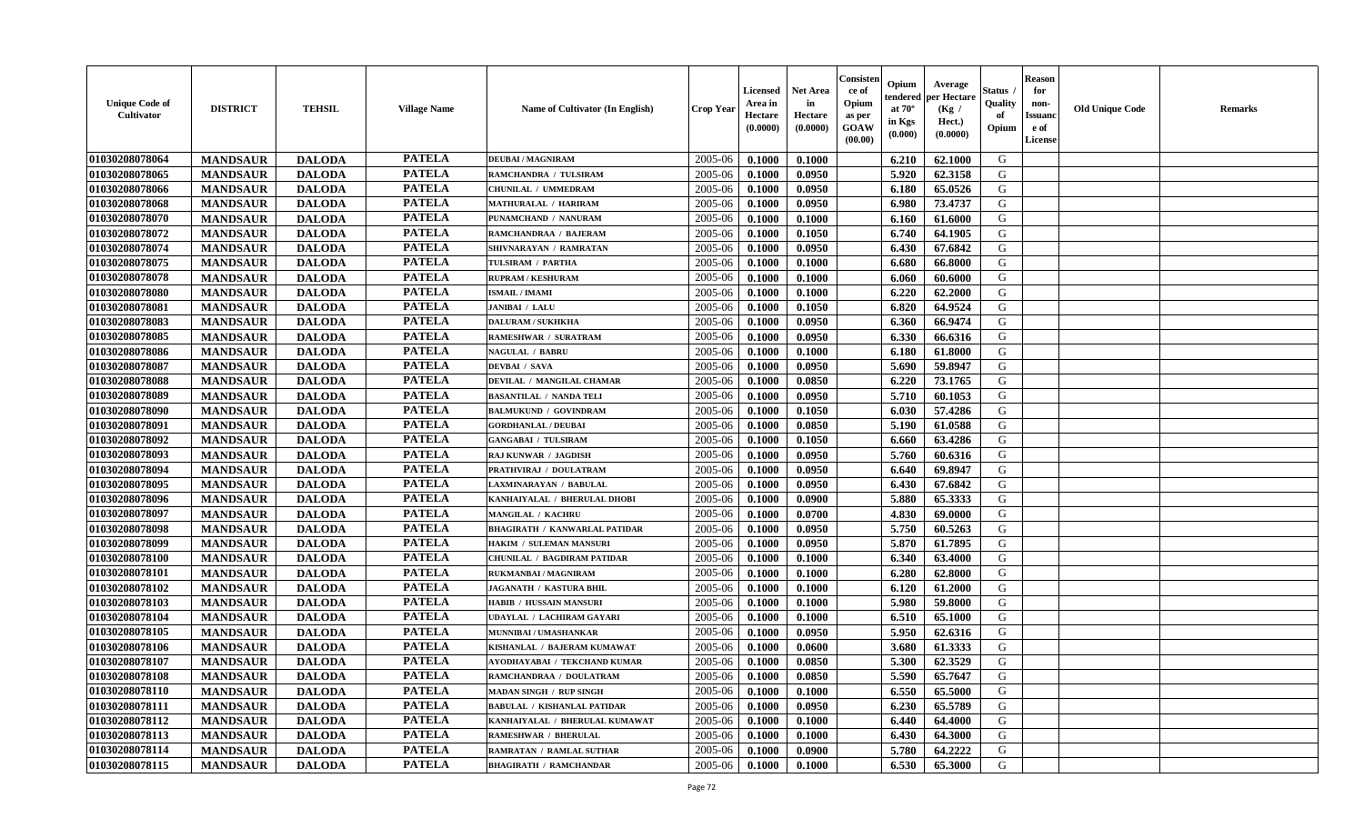| Unique Code of Cultivator | DISTRICT | TEHSIL | Village Name | Name of Cultivator (In English) | Crop Year | Licensed Area in Hectare (0.0000) | Net Area in Hectare (0.0000) | Consistence of Opium as per GOAW (00.00) | Opium tendered at 70° in Kgs (0.000) | Average per Hectare (Kg / Hect.) (0.0000) | Status / Quality of Opium | Reason for non-Issuance of License | Old Unique Code | Remarks |
|---|---|---|---|---|---|---|---|---|---|---|---|---|---|---|
| 01030208078064 | MANDSAUR | DALODA | PATELA | DEUBAI / MAGNIRAM | 2005-06 | 0.1000 | 0.1000 | | 6.210 | 62.1000 | G | | | |
| 01030208078065 | MANDSAUR | DALODA | PATELA | RAMCHANDRA / TULSIRAM | 2005-06 | 0.1000 | 0.0950 | | 5.920 | 62.3158 | G | | | |
| 01030208078066 | MANDSAUR | DALODA | PATELA | CHUNILAL / UMMEDRAM | 2005-06 | 0.1000 | 0.0950 | | 6.180 | 65.0526 | G | | | |
| 01030208078068 | MANDSAUR | DALODA | PATELA | MATHURALAL / HARIRAM | 2005-06 | 0.1000 | 0.0950 | | 6.980 | 73.4737 | G | | | |
| 01030208078070 | MANDSAUR | DALODA | PATELA | PUNAMCHAND / NANURAM | 2005-06 | 0.1000 | 0.1000 | | 6.160 | 61.6000 | G | | | |
| 01030208078072 | MANDSAUR | DALODA | PATELA | RAMCHANDRAA / BAJERAM | 2005-06 | 0.1000 | 0.1050 | | 6.740 | 64.1905 | G | | | |
| 01030208078074 | MANDSAUR | DALODA | PATELA | SHIVNARAYAN / RAMRATAN | 2005-06 | 0.1000 | 0.0950 | | 6.430 | 67.6842 | G | | | |
| 01030208078075 | MANDSAUR | DALODA | PATELA | TULSIRAM / PARTHA | 2005-06 | 0.1000 | 0.1000 | | 6.680 | 66.8000 | G | | | |
| 01030208078078 | MANDSAUR | DALODA | PATELA | RUPRAM / KESHURAM | 2005-06 | 0.1000 | 0.1000 | | 6.060 | 60.6000 | G | | | |
| 01030208078080 | MANDSAUR | DALODA | PATELA | ISMAIL / IMAMI | 2005-06 | 0.1000 | 0.1000 | | 6.220 | 62.2000 | G | | | |
| 01030208078081 | MANDSAUR | DALODA | PATELA | JANIBAI / LALU | 2005-06 | 0.1000 | 0.1050 | | 6.820 | 64.9524 | G | | | |
| 01030208078083 | MANDSAUR | DALODA | PATELA | DALURAM / SUKHKHA | 2005-06 | 0.1000 | 0.0950 | | 6.360 | 66.9474 | G | | | |
| 01030208078085 | MANDSAUR | DALODA | PATELA | RAMESHWAR / SURATRAM | 2005-06 | 0.1000 | 0.0950 | | 6.330 | 66.6316 | G | | | |
| 01030208078086 | MANDSAUR | DALODA | PATELA | NAGULAL / BABRU | 2005-06 | 0.1000 | 0.1000 | | 6.180 | 61.8000 | G | | | |
| 01030208078087 | MANDSAUR | DALODA | PATELA | DEVBAI / SAVA | 2005-06 | 0.1000 | 0.0950 | | 5.690 | 59.8947 | G | | | |
| 01030208078088 | MANDSAUR | DALODA | PATELA | DEVILAL / MANGILAL CHAMAR | 2005-06 | 0.1000 | 0.0850 | | 6.220 | 73.1765 | G | | | |
| 01030208078089 | MANDSAUR | DALODA | PATELA | BASANTILAL / NANDA TELI | 2005-06 | 0.1000 | 0.0950 | | 5.710 | 60.1053 | G | | | |
| 01030208078090 | MANDSAUR | DALODA | PATELA | BALMUKUND / GOVINDRAM | 2005-06 | 0.1000 | 0.1050 | | 6.030 | 57.4286 | G | | | |
| 01030208078091 | MANDSAUR | DALODA | PATELA | GORDHANLAL / DEUBAI | 2005-06 | 0.1000 | 0.0850 | | 5.190 | 61.0588 | G | | | |
| 01030208078092 | MANDSAUR | DALODA | PATELA | GANGABAI / TULSIRAM | 2005-06 | 0.1000 | 0.1050 | | 6.660 | 63.4286 | G | | | |
| 01030208078093 | MANDSAUR | DALODA | PATELA | RAJ KUNWAR / JAGDISH | 2005-06 | 0.1000 | 0.0950 | | 5.760 | 60.6316 | G | | | |
| 01030208078094 | MANDSAUR | DALODA | PATELA | PRATHVIRAJ / DOULATRAM | 2005-06 | 0.1000 | 0.0950 | | 6.640 | 69.8947 | G | | | |
| 01030208078095 | MANDSAUR | DALODA | PATELA | LAXMINARAYAN / BABULAL | 2005-06 | 0.1000 | 0.0950 | | 6.430 | 67.6842 | G | | | |
| 01030208078096 | MANDSAUR | DALODA | PATELA | KANHAIYALAL / BHERULAL DHOBI | 2005-06 | 0.1000 | 0.0900 | | 5.880 | 65.3333 | G | | | |
| 01030208078097 | MANDSAUR | DALODA | PATELA | MANGILAL / KACHRU | 2005-06 | 0.1000 | 0.0700 | | 4.830 | 69.0000 | G | | | |
| 01030208078098 | MANDSAUR | DALODA | PATELA | BHAGIRATH / KANWARLAL PATIDAR | 2005-06 | 0.1000 | 0.0950 | | 5.750 | 60.5263 | G | | | |
| 01030208078099 | MANDSAUR | DALODA | PATELA | HAKIM / SULEMAN MANSURI | 2005-06 | 0.1000 | 0.0950 | | 5.870 | 61.7895 | G | | | |
| 01030208078100 | MANDSAUR | DALODA | PATELA | CHUNILAL / BAGDIRAM PATIDAR | 2005-06 | 0.1000 | 0.1000 | | 6.340 | 63.4000 | G | | | |
| 01030208078101 | MANDSAUR | DALODA | PATELA | RUKMANBAI / MAGNIRAM | 2005-06 | 0.1000 | 0.1000 | | 6.280 | 62.8000 | G | | | |
| 01030208078102 | MANDSAUR | DALODA | PATELA | JAGANATH / KASTURA BHIL | 2005-06 | 0.1000 | 0.1000 | | 6.120 | 61.2000 | G | | | |
| 01030208078103 | MANDSAUR | DALODA | PATELA | HABIB / HUSSAIN MANSURI | 2005-06 | 0.1000 | 0.1000 | | 5.980 | 59.8000 | G | | | |
| 01030208078104 | MANDSAUR | DALODA | PATELA | UDAYLAL / LACHIRAM GAYARI | 2005-06 | 0.1000 | 0.1000 | | 6.510 | 65.1000 | G | | | |
| 01030208078105 | MANDSAUR | DALODA | PATELA | MUNNIBAI / UMASHANKAR | 2005-06 | 0.1000 | 0.0950 | | 5.950 | 62.6316 | G | | | |
| 01030208078106 | MANDSAUR | DALODA | PATELA | KISHANLAL / BAJERAM KUMAWAT | 2005-06 | 0.1000 | 0.0600 | | 3.680 | 61.3333 | G | | | |
| 01030208078107 | MANDSAUR | DALODA | PATELA | AYODHAYABAI / TEKCHAND KUMAR | 2005-06 | 0.1000 | 0.0850 | | 5.300 | 62.3529 | G | | | |
| 01030208078108 | MANDSAUR | DALODA | PATELA | RAMCHANDRAA / DOULATRAM | 2005-06 | 0.1000 | 0.0850 | | 5.590 | 65.7647 | G | | | |
| 01030208078110 | MANDSAUR | DALODA | PATELA | MADAN SINGH / RUP SINGH | 2005-06 | 0.1000 | 0.1000 | | 6.550 | 65.5000 | G | | | |
| 01030208078111 | MANDSAUR | DALODA | PATELA | BABULAL / KISHANLAL PATIDAR | 2005-06 | 0.1000 | 0.0950 | | 6.230 | 65.5789 | G | | | |
| 01030208078112 | MANDSAUR | DALODA | PATELA | KANHAIYALAL / BHERULAL KUMAWAT | 2005-06 | 0.1000 | 0.1000 | | 6.440 | 64.4000 | G | | | |
| 01030208078113 | MANDSAUR | DALODA | PATELA | RAMESHWAR / BHERULAL | 2005-06 | 0.1000 | 0.1000 | | 6.430 | 64.3000 | G | | | |
| 01030208078114 | MANDSAUR | DALODA | PATELA | RAMRATAN / RAMLAL SUTHAR | 2005-06 | 0.1000 | 0.0900 | | 5.780 | 64.2222 | G | | | |
| 01030208078115 | MANDSAUR | DALODA | PATELA | BHAGIRATH / RAMCHANDAR | 2005-06 | 0.1000 | 0.1000 | | 6.530 | 65.3000 | G | | | |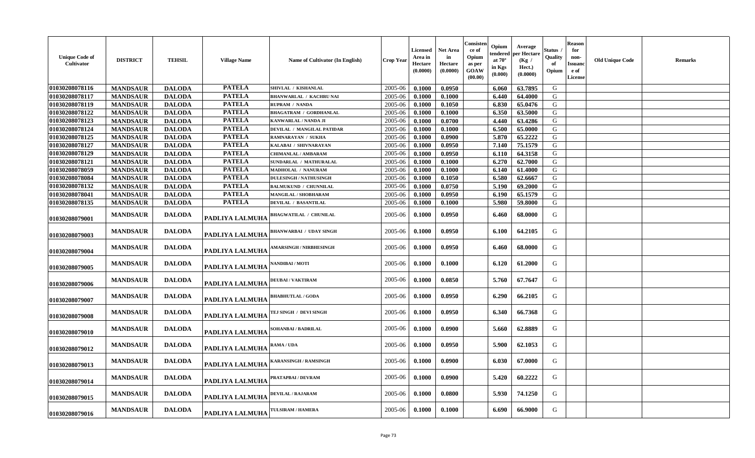| Unique Code of Cultivator | DISTRICT | TEHSIL | Village Name | Name of Cultivator (In English) | Crop Year | Licensed Area in Hectare (0.0000) | Net Area in Hectare (0.0000) | Consistence of Opium as per GOAW (00.00) | Opium tendered at 70° in Kgs (0.000) | Average per Hectare (Kg / Hect.) (0.0000) | Status / Quality of Opium | Reason for non-Issuance of License | Old Unique Code | Remarks |
|---|---|---|---|---|---|---|---|---|---|---|---|---|---|---|
| 01030208078116 | MANDSAUR | DALODA | PATELA | SHIVLAL / KISHANLAL | 2005-06 | 0.1000 | 0.0950 | | 6.060 | 63.7895 | G | | | |
| 01030208078117 | MANDSAUR | DALODA | PATELA | BHANWARLAL / KACHRU NAI | 2005-06 | 0.1000 | 0.1000 | | 6.440 | 64.4000 | G | | | |
| 01030208078119 | MANDSAUR | DALODA | PATELA | RUPRAM / NANDA | 2005-06 | 0.1000 | 0.1050 | | 6.830 | 65.0476 | G | | | |
| 01030208078122 | MANDSAUR | DALODA | PATELA | BHAGATRAM / GORDHANLAL | 2005-06 | 0.1000 | 0.1000 | | 6.350 | 63.5000 | G | | | |
| 01030208078123 | MANDSAUR | DALODA | PATELA | KANWARLAL / NANDA JI | 2005-06 | 0.1000 | 0.0700 | | 4.440 | 63.4286 | G | | | |
| 01030208078124 | MANDSAUR | DALODA | PATELA | DEVILAL / MANGILAL PATIDAR | 2005-06 | 0.1000 | 0.1000 | | 6.500 | 65.0000 | G | | | |
| 01030208078125 | MANDSAUR | DALODA | PATELA | RAMNARAYAN / SUKHA | 2005-06 | 0.1000 | 0.0900 | | 5.870 | 65.2222 | G | | | |
| 01030208078127 | MANDSAUR | DALODA | PATELA | KALABAI / SHIVNARAYAN | 2005-06 | 0.1000 | 0.0950 | | 7.140 | 75.1579 | G | | | |
| 01030208078129 | MANDSAUR | DALODA | PATELA | CHIMANLAL / AMBARAM | 2005-06 | 0.1000 | 0.0950 | | 6.110 | 64.3158 | G | | | |
| 01030208078121 | MANDSAUR | DALODA | PATELA | SUNDARLAL / MATHURALAL | 2005-06 | 0.1000 | 0.1000 | | 6.270 | 62.7000 | G | | | |
| 01030208078059 | MANDSAUR | DALODA | PATELA | MADHOLAL / NANURAM | 2005-06 | 0.1000 | 0.1000 | | 6.140 | 61.4000 | G | | | |
| 01030208078084 | MANDSAUR | DALODA | PATELA | DULESINGH / NATHUSINGH | 2005-06 | 0.1000 | 0.1050 | | 6.580 | 62.6667 | G | | | |
| 01030208078132 | MANDSAUR | DALODA | PATELA | BALMUKUND / CHUNNILAL | 2005-06 | 0.1000 | 0.0750 | | 5.190 | 69.2000 | G | | | |
| 01030208078041 | MANDSAUR | DALODA | PATELA | MANGILAL / SHOBHARAM | 2005-06 | 0.1000 | 0.0950 | | 6.190 | 65.1579 | G | | | |
| 01030208078135 | MANDSAUR | DALODA | PATELA | DEVILAL / BASANTILAL | 2005-06 | 0.1000 | 0.1000 | | 5.980 | 59.8000 | G | | | |
| 01030208079001 | MANDSAUR | DALODA | PADLIYA LALMUHA | BHAGWATILAL / CHUNILAL | 2005-06 | 0.1000 | 0.0950 | | 6.460 | 68.0000 | G | | | |
| 01030208079003 | MANDSAUR | DALODA | PADLIYA LALMUHA | BHANWARBAI / UDAY SINGH | 2005-06 | 0.1000 | 0.0950 | | 6.100 | 64.2105 | G | | | |
| 01030208079004 | MANDSAUR | DALODA | PADLIYA LALMUHA | AMARSINGH / NIRBHESINGH | 2005-06 | 0.1000 | 0.0950 | | 6.460 | 68.0000 | G | | | |
| 01030208079005 | MANDSAUR | DALODA | PADLIYA LALMUHA | NANDIBAI / MOTI | 2005-06 | 0.1000 | 0.1000 | | 6.120 | 61.2000 | G | | | |
| 01030208079006 | MANDSAUR | DALODA | PADLIYA LALMUHA | DEUBAI / VAKTIRAM | 2005-06 | 0.1000 | 0.0850 | | 5.760 | 67.7647 | G | | | |
| 01030208079007 | MANDSAUR | DALODA | PADLIYA LALMUHA | BHABHUTLAL / GODA | 2005-06 | 0.1000 | 0.0950 | | 6.290 | 66.2105 | G | | | |
| 01030208079008 | MANDSAUR | DALODA | PADLIYA LALMUHA | TEJ SINGH / DEVI SINGH | 2005-06 | 0.1000 | 0.0950 | | 6.340 | 66.7368 | G | | | |
| 01030208079010 | MANDSAUR | DALODA | PADLIYA LALMUHA | SOHANBAI / BADRILAL | 2005-06 | 0.1000 | 0.0900 | | 5.660 | 62.8889 | G | | | |
| 01030208079012 | MANDSAUR | DALODA | PADLIYA LALMUHA | RAMA / UDA | 2005-06 | 0.1000 | 0.0950 | | 5.900 | 62.1053 | G | | | |
| 01030208079013 | MANDSAUR | DALODA | PADLIYA LALMUHA | KARANSINGH / RAMSINGH | 2005-06 | 0.1000 | 0.0900 | | 6.030 | 67.0000 | G | | | |
| 01030208079014 | MANDSAUR | DALODA | PADLIYA LALMUHA | PRATAPBAI / DEVRAM | 2005-06 | 0.1000 | 0.0900 | | 5.420 | 60.2222 | G | | | |
| 01030208079015 | MANDSAUR | DALODA | PADLIYA LALMUHA | DEVILAL / RAJARAM | 2005-06 | 0.1000 | 0.0800 | | 5.930 | 74.1250 | G | | | |
| 01030208079016 | MANDSAUR | DALODA | PADLIYA LALMUHA | TULSIRAM / HAMERA | 2005-06 | 0.1000 | 0.1000 | | 6.690 | 66.9000 | G | | | |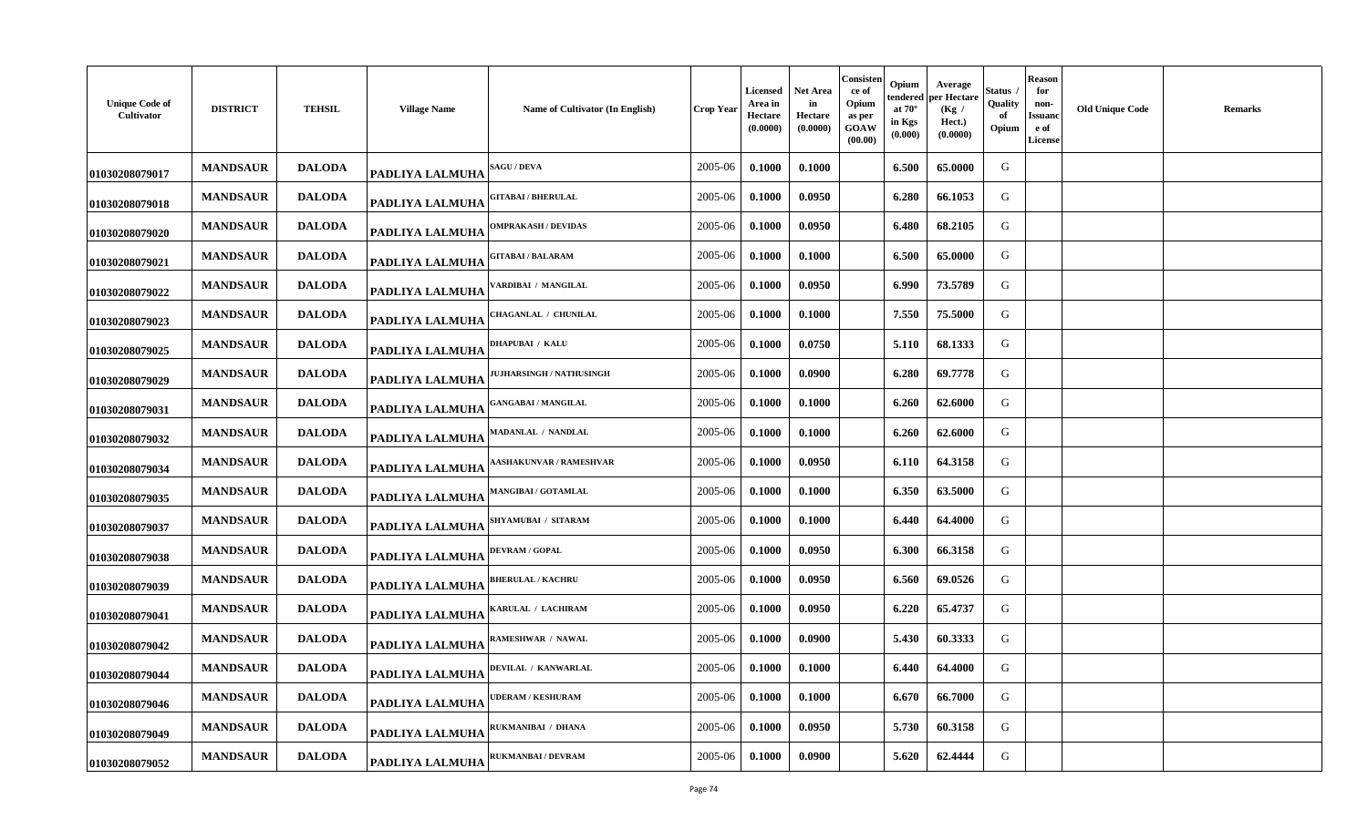| Unique Code of Cultivator | DISTRICT | TEHSIL | Village Name | Name of Cultivator (In English) | Crop Year | Licensed Area in Hectare (0.0000) | Net Area in Hectare (0.0000) | Consistence of Opium as per GOAW (00.00) | Opium tendered at 70° in Kgs (0.000) | Average per Hectare (Kg / Hect.) (0.0000) | Status / Quality of Opium | Reason for non-Issuance of License | Old Unique Code | Remarks |
|---|---|---|---|---|---|---|---|---|---|---|---|---|---|---|
| 01030208079017 | MANDSAUR | DALODA | PADLIYA LALMUHA | SAGU / DEVA | 2005-06 | 0.1000 | 0.1000 | | 6.500 | 65.0000 | G | | | |
| 01030208079018 | MANDSAUR | DALODA | PADLIYA LALMUHA | GITABAI / BHERULAL | 2005-06 | 0.1000 | 0.0950 | | 6.280 | 66.1053 | G | | | |
| 01030208079020 | MANDSAUR | DALODA | PADLIYA LALMUHA | OMPRAKASH / DEVIDAS | 2005-06 | 0.1000 | 0.0950 | | 6.480 | 68.2105 | G | | | |
| 01030208079021 | MANDSAUR | DALODA | PADLIYA LALMUHA | GITABAI / BALARAM | 2005-06 | 0.1000 | 0.1000 | | 6.500 | 65.0000 | G | | | |
| 01030208079022 | MANDSAUR | DALODA | PADLIYA LALMUHA | VARDIBAI / MANGILAL | 2005-06 | 0.1000 | 0.0950 | | 6.990 | 73.5789 | G | | | |
| 01030208079023 | MANDSAUR | DALODA | PADLIYA LALMUHA | CHAGANLAL / CHUNILAL | 2005-06 | 0.1000 | 0.1000 | | 7.550 | 75.5000 | G | | | |
| 01030208079025 | MANDSAUR | DALODA | PADLIYA LALMUHA | DHAPUBAI / KALU | 2005-06 | 0.1000 | 0.0750 | | 5.110 | 68.1333 | G | | | |
| 01030208079029 | MANDSAUR | DALODA | PADLIYA LALMUHA | JUJHARSINGH / NATHUSINGH | 2005-06 | 0.1000 | 0.0900 | | 6.280 | 69.7778 | G | | | |
| 01030208079031 | MANDSAUR | DALODA | PADLIYA LALMUHA | GANGABAI / MANGILAL | 2005-06 | 0.1000 | 0.1000 | | 6.260 | 62.6000 | G | | | |
| 01030208079032 | MANDSAUR | DALODA | PADLIYA LALMUHA | MADANLAL / NANDLAL | 2005-06 | 0.1000 | 0.1000 | | 6.260 | 62.6000 | G | | | |
| 01030208079034 | MANDSAUR | DALODA | PADLIYA LALMUHA | AASHAKUNVAR / RAMESHVAR | 2005-06 | 0.1000 | 0.0950 | | 6.110 | 64.3158 | G | | | |
| 01030208079035 | MANDSAUR | DALODA | PADLIYA LALMUHA | MANGIBAI / GOTAMLAL | 2005-06 | 0.1000 | 0.1000 | | 6.350 | 63.5000 | G | | | |
| 01030208079037 | MANDSAUR | DALODA | PADLIYA LALMUHA | SHYAMUBAI / SITARAM | 2005-06 | 0.1000 | 0.1000 | | 6.440 | 64.4000 | G | | | |
| 01030208079038 | MANDSAUR | DALODA | PADLIYA LALMUHA | DEVRAM / GOPAL | 2005-06 | 0.1000 | 0.0950 | | 6.300 | 66.3158 | G | | | |
| 01030208079039 | MANDSAUR | DALODA | PADLIYA LALMUHA | BHERULAL / KACHRU | 2005-06 | 0.1000 | 0.0950 | | 6.560 | 69.0526 | G | | | |
| 01030208079041 | MANDSAUR | DALODA | PADLIYA LALMUHA | KARULAL / LACHIRAM | 2005-06 | 0.1000 | 0.0950 | | 6.220 | 65.4737 | G | | | |
| 01030208079042 | MANDSAUR | DALODA | PADLIYA LALMUHA | RAMESHWAR / NAWAL | 2005-06 | 0.1000 | 0.0900 | | 5.430 | 60.3333 | G | | | |
| 01030208079044 | MANDSAUR | DALODA | PADLIYA LALMUHA | DEVILAL / KANWARLAL | 2005-06 | 0.1000 | 0.1000 | | 6.440 | 64.4000 | G | | | |
| 01030208079046 | MANDSAUR | DALODA | PADLIYA LALMUHA | UDERAM / KESHURAM | 2005-06 | 0.1000 | 0.1000 | | 6.670 | 66.7000 | G | | | |
| 01030208079049 | MANDSAUR | DALODA | PADLIYA LALMUHA | RUKMANIBAI / DHANA | 2005-06 | 0.1000 | 0.0950 | | 5.730 | 60.3158 | G | | | |
| 01030208079052 | MANDSAUR | DALODA | PADLIYA LALMUHA | RUKMANBAI / DEVRAM | 2005-06 | 0.1000 | 0.0900 | | 5.620 | 62.4444 | G | | | |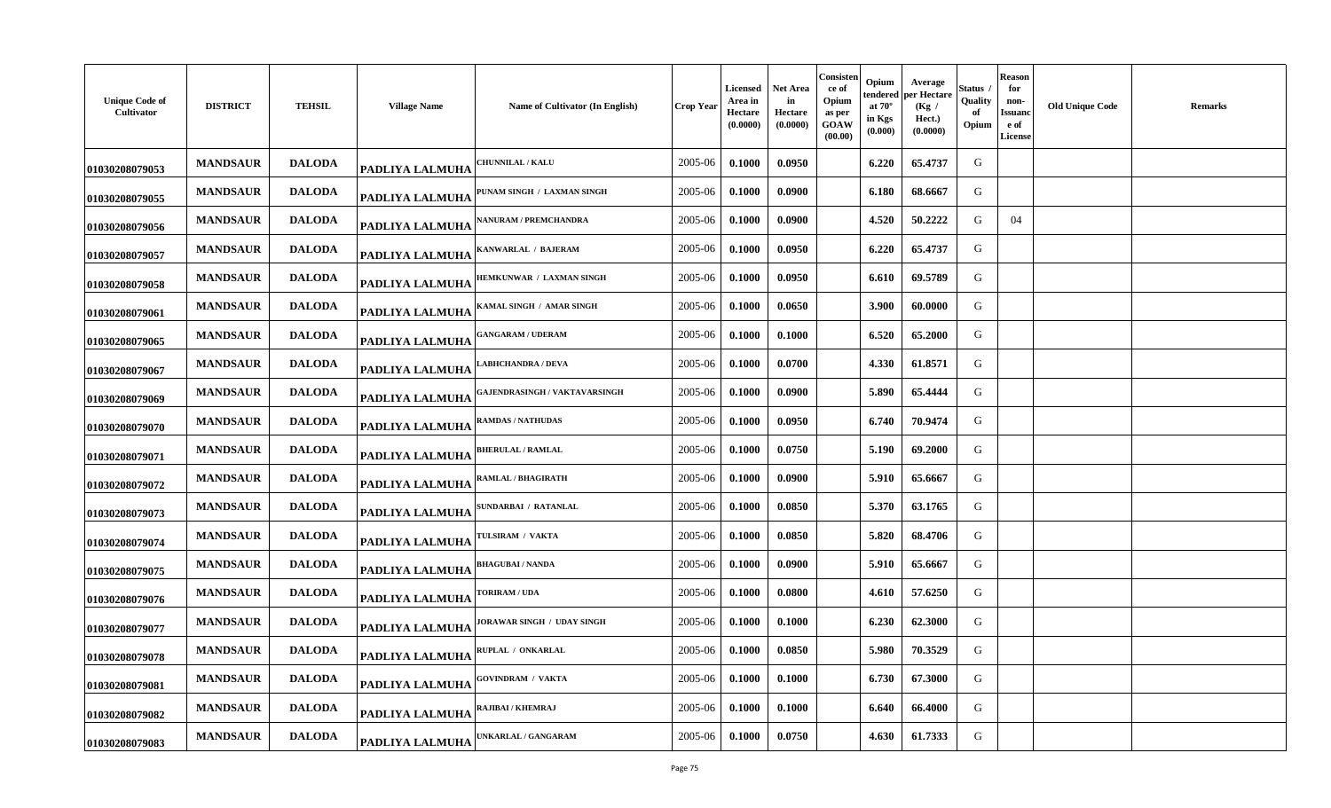| Unique Code of Cultivator | DISTRICT | TEHSIL | Village Name | Name of Cultivator (In English) | Crop Year | Licensed Area in Hectare (0.0000) | Net Area in Hectare (0.0000) | Consistence of Opium as per GOAW (00.00) | Opium tendered at 70° in Kgs (0.000) | Average per Hectare (Kg / Hect.) (0.0000) | Status / Quality of Opium | Reason for non-Issuance of License | Old Unique Code | Remarks |
|---|---|---|---|---|---|---|---|---|---|---|---|---|---|---|
| 01030208079053 | MANDSAUR | DALODA | PADLIYA LALMUHA | CHUNNILAL / KALU | 2005-06 | 0.1000 | 0.0950 | | 6.220 | 65.4737 | G | | | |
| 01030208079055 | MANDSAUR | DALODA | PADLIYA LALMUHA | PUNAM SINGH / LAXMAN SINGH | 2005-06 | 0.1000 | 0.0900 | | 6.180 | 68.6667 | G | | | |
| 01030208079056 | MANDSAUR | DALODA | PADLIYA LALMUHA | NANURAM / PREMCHANDRA | 2005-06 | 0.1000 | 0.0900 | | 4.520 | 50.2222 | G | 04 | | |
| 01030208079057 | MANDSAUR | DALODA | PADLIYA LALMUHA | KANWARLAL / BAJERAM | 2005-06 | 0.1000 | 0.0950 | | 6.220 | 65.4737 | G | | | |
| 01030208079058 | MANDSAUR | DALODA | PADLIYA LALMUHA | HEMKUNWAR / LAXMAN SINGH | 2005-06 | 0.1000 | 0.0950 | | 6.610 | 69.5789 | G | | | |
| 01030208079061 | MANDSAUR | DALODA | PADLIYA LALMUHA | KAMAL SINGH / AMAR SINGH | 2005-06 | 0.1000 | 0.0650 | | 3.900 | 60.0000 | G | | | |
| 01030208079065 | MANDSAUR | DALODA | PADLIYA LALMUHA | GANGARAM / UDERAM | 2005-06 | 0.1000 | 0.1000 | | 6.520 | 65.2000 | G | | | |
| 01030208079067 | MANDSAUR | DALODA | PADLIYA LALMUHA | LABHCHANDRA / DEVA | 2005-06 | 0.1000 | 0.0700 | | 4.330 | 61.8571 | G | | | |
| 01030208079069 | MANDSAUR | DALODA | PADLIYA LALMUHA | GAJENDRASINGH / VAKTAVARSINGH | 2005-06 | 0.1000 | 0.0900 | | 5.890 | 65.4444 | G | | | |
| 01030208079070 | MANDSAUR | DALODA | PADLIYA LALMUHA | RAMDAS / NATHUDAS | 2005-06 | 0.1000 | 0.0950 | | 6.740 | 70.9474 | G | | | |
| 01030208079071 | MANDSAUR | DALODA | PADLIYA LALMUHA | BHERULAL / RAMLAL | 2005-06 | 0.1000 | 0.0750 | | 5.190 | 69.2000 | G | | | |
| 01030208079072 | MANDSAUR | DALODA | PADLIYA LALMUHA | RAMLAL / BHAGIRATH | 2005-06 | 0.1000 | 0.0900 | | 5.910 | 65.6667 | G | | | |
| 01030208079073 | MANDSAUR | DALODA | PADLIYA LALMUHA | SUNDARBAI / RATANLAL | 2005-06 | 0.1000 | 0.0850 | | 5.370 | 63.1765 | G | | | |
| 01030208079074 | MANDSAUR | DALODA | PADLIYA LALMUHA | TULSIRAM / VAKTA | 2005-06 | 0.1000 | 0.0850 | | 5.820 | 68.4706 | G | | | |
| 01030208079075 | MANDSAUR | DALODA | PADLIYA LALMUHA | BHAGUBAI / NANDA | 2005-06 | 0.1000 | 0.0900 | | 5.910 | 65.6667 | G | | | |
| 01030208079076 | MANDSAUR | DALODA | PADLIYA LALMUHA | TORIRAM / UDA | 2005-06 | 0.1000 | 0.0800 | | 4.610 | 57.6250 | G | | | |
| 01030208079077 | MANDSAUR | DALODA | PADLIYA LALMUHA | JORAWAR SINGH / UDAY SINGH | 2005-06 | 0.1000 | 0.1000 | | 6.230 | 62.3000 | G | | | |
| 01030208079078 | MANDSAUR | DALODA | PADLIYA LALMUHA | RUPLAL / ONKARLAL | 2005-06 | 0.1000 | 0.0850 | | 5.980 | 70.3529 | G | | | |
| 01030208079081 | MANDSAUR | DALODA | PADLIYA LALMUHA | GOVINDRAM / VAKTA | 2005-06 | 0.1000 | 0.1000 | | 6.730 | 67.3000 | G | | | |
| 01030208079082 | MANDSAUR | DALODA | PADLIYA LALMUHA | RAJIBAI / KHEMRAJ | 2005-06 | 0.1000 | 0.1000 | | 6.640 | 66.4000 | G | | | |
| 01030208079083 | MANDSAUR | DALODA | PADLIYA LALMUHA | UNKARLAL / GANGARAM | 2005-06 | 0.1000 | 0.0750 | | 4.630 | 61.7333 | G | | | |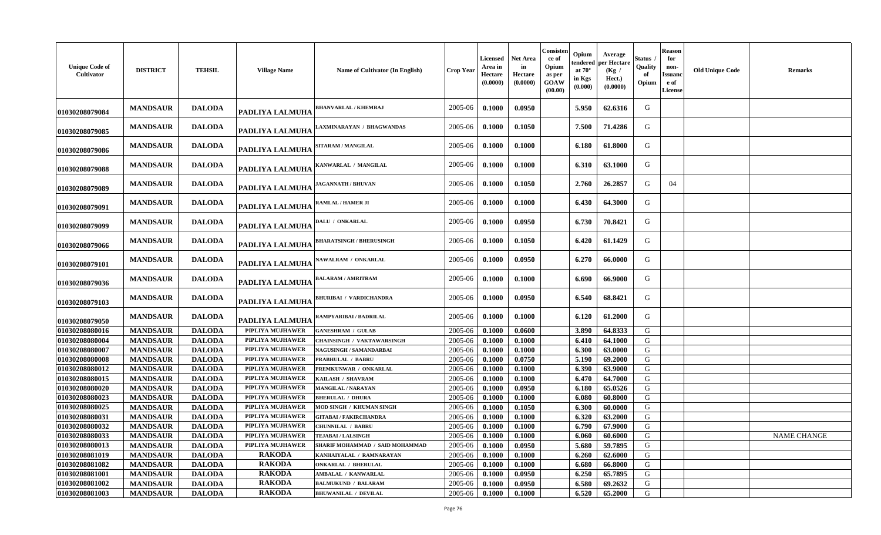| Unique Code of Cultivator | DISTRICT | TEHSIL | Village Name | Name of Cultivator (In English) | Crop Year | Licensed Area in Hectare (0.0000) | Net Area in Hectare (0.0000) | Consistence of Opium as per GOAW (00.00) | Opium tendered at 70° in Kgs (0.000) | Average per Hectare (Kg / Hect.) (0.0000) | Status / Quality of Opium | Reason for non-Issuance of License | Old Unique Code | Remarks |
|---|---|---|---|---|---|---|---|---|---|---|---|---|---|---|
| 01030208079084 | MANDSAUR | DALODA | PADLIYA LALMUHA | BHANVARLAL / KHEMRAJ | 2005-06 | 0.1000 | 0.0950 | | 5.950 | 62.6316 | G | | | |
| 01030208079085 | MANDSAUR | DALODA | PADLIYA LALMUHA | LAXMINARAYAN / BHAGWANDAS | 2005-06 | 0.1000 | 0.1050 | | 7.500 | 71.4286 | G | | | |
| 01030208079086 | MANDSAUR | DALODA | PADLIYA LALMUHA | SITARAM / MANGILAL | 2005-06 | 0.1000 | 0.1000 | | 6.180 | 61.8000 | G | | | |
| 01030208079088 | MANDSAUR | DALODA | PADLIYA LALMUHA | KANWARLAL / MANGILAL | 2005-06 | 0.1000 | 0.1000 | | 6.310 | 63.1000 | G | | | |
| 01030208079089 | MANDSAUR | DALODA | PADLIYA LALMUHA | JAGANNATH / BHUVAN | 2005-06 | 0.1000 | 0.1050 | | 2.760 | 26.2857 | G | 04 | | |
| 01030208079091 | MANDSAUR | DALODA | PADLIYA LALMUHA | RAMLAL / HAMER JI | 2005-06 | 0.1000 | 0.1000 | | 6.430 | 64.3000 | G | | | |
| 01030208079099 | MANDSAUR | DALODA | PADLIYA LALMUHA | DALU / ONKARLAL | 2005-06 | 0.1000 | 0.0950 | | 6.730 | 70.8421 | G | | | |
| 01030208079066 | MANDSAUR | DALODA | PADLIYA LALMUHA | BHARATSINGH / BHERUSINGH | 2005-06 | 0.1000 | 0.1050 | | 6.420 | 61.1429 | G | | | |
| 01030208079101 | MANDSAUR | DALODA | PADLIYA LALMUHA | NAWALRAM / ONKARLAL | 2005-06 | 0.1000 | 0.0950 | | 6.270 | 66.0000 | G | | | |
| 01030208079036 | MANDSAUR | DALODA | PADLIYA LALMUHA | BALARAM / AMRITRAM | 2005-06 | 0.1000 | 0.1000 | | 6.690 | 66.9000 | G | | | |
| 01030208079103 | MANDSAUR | DALODA | PADLIYA LALMUHA | BHURIBAI / VARDICHANDRA | 2005-06 | 0.1000 | 0.0950 | | 6.540 | 68.8421 | G | | | |
| 01030208079050 | MANDSAUR | DALODA | PADLIYA LALMUHA | RAMPYARIBAI / BADRILAL | 2005-06 | 0.1000 | 0.1000 | | 6.120 | 61.2000 | G | | | |
| 01030208080016 | MANDSAUR | DALODA | PIPLIYA MUJHAWER | GANESHRAM / GULAB | 2005-06 | 0.1000 | 0.0600 | | 3.890 | 64.8333 | G | | | |
| 01030208080004 | MANDSAUR | DALODA | PIPLIYA MUJHAWER | CHAINSINGH / VAKTAWARSINGH | 2005-06 | 0.1000 | 0.1000 | | 6.410 | 64.1000 | G | | | |
| 01030208080007 | MANDSAUR | DALODA | PIPLIYA MUJHAWER | NAGUSINGH / SAMANDARBAI | 2005-06 | 0.1000 | 0.1000 | | 6.300 | 63.0000 | G | | | |
| 01030208080008 | MANDSAUR | DALODA | PIPLIYA MUJHAWER | PRABHULAL / BABRU | 2005-06 | 0.1000 | 0.0750 | | 5.190 | 69.2000 | G | | | |
| 01030208080012 | MANDSAUR | DALODA | PIPLIYA MUJHAWER | PREMKUNWAR / ONKARLAL | 2005-06 | 0.1000 | 0.1000 | | 6.390 | 63.9000 | G | | | |
| 01030208080015 | MANDSAUR | DALODA | PIPLIYA MUJHAWER | KAILASH / SHAVRAM | 2005-06 | 0.1000 | 0.1000 | | 6.470 | 64.7000 | G | | | |
| 01030208080020 | MANDSAUR | DALODA | PIPLIYA MUJHAWER | MANGILAL / NARAYAN | 2005-06 | 0.1000 | 0.0950 | | 6.180 | 65.0526 | G | | | |
| 01030208080023 | MANDSAUR | DALODA | PIPLIYA MUJHAWER | BHERULAL / DHURA | 2005-06 | 0.1000 | 0.1000 | | 6.080 | 60.8000 | G | | | |
| 01030208080025 | MANDSAUR | DALODA | PIPLIYA MUJHAWER | MOD SINGH / KHUMAN SINGH | 2005-06 | 0.1000 | 0.1050 | | 6.300 | 60.0000 | G | | | |
| 01030208080031 | MANDSAUR | DALODA | PIPLIYA MUJHAWER | GITABAI / FAKIRCHANDRA | 2005-06 | 0.1000 | 0.1000 | | 6.320 | 63.2000 | G | | | |
| 01030208080032 | MANDSAUR | DALODA | PIPLIYA MUJHAWER | CHUNNILAL / BABRU | 2005-06 | 0.1000 | 0.1000 | | 6.790 | 67.9000 | G | | | |
| 01030208080033 | MANDSAUR | DALODA | PIPLIYA MUJHAWER | TEJABAI / LALSINGH | 2005-06 | 0.1000 | 0.1000 | | 6.060 | 60.6000 | G | | | NAME CHANGE |
| 01030208080013 | MANDSAUR | DALODA | PIPLIYA MUJHAWER | SHARIF MOHAMMAD / SAID MOHAMMAD | 2005-06 | 0.1000 | 0.0950 | | 5.680 | 59.7895 | G | | | |
| 01030208081019 | MANDSAUR | DALODA | RAKODA | KANHAIYALAL / RAMNARAYAN | 2005-06 | 0.1000 | 0.1000 | | 6.260 | 62.6000 | G | | | |
| 01030208081082 | MANDSAUR | DALODA | RAKODA | ONKARLAL / BHERULAL | 2005-06 | 0.1000 | 0.1000 | | 6.680 | 66.8000 | G | | | |
| 01030208081001 | MANDSAUR | DALODA | RAKODA | AMBALAL / KANWARLAL | 2005-06 | 0.1000 | 0.0950 | | 6.250 | 65.7895 | G | | | |
| 01030208081002 | MANDSAUR | DALODA | RAKODA | BALMUKUND / BALARAM | 2005-06 | 0.1000 | 0.0950 | | 6.580 | 69.2632 | G | | | |
| 01030208081003 | MANDSAUR | DALODA | RAKODA | BHUWANILAL / DEVILAL | 2005-06 | 0.1000 | 0.1000 | | 6.520 | 65.2000 | G | | | |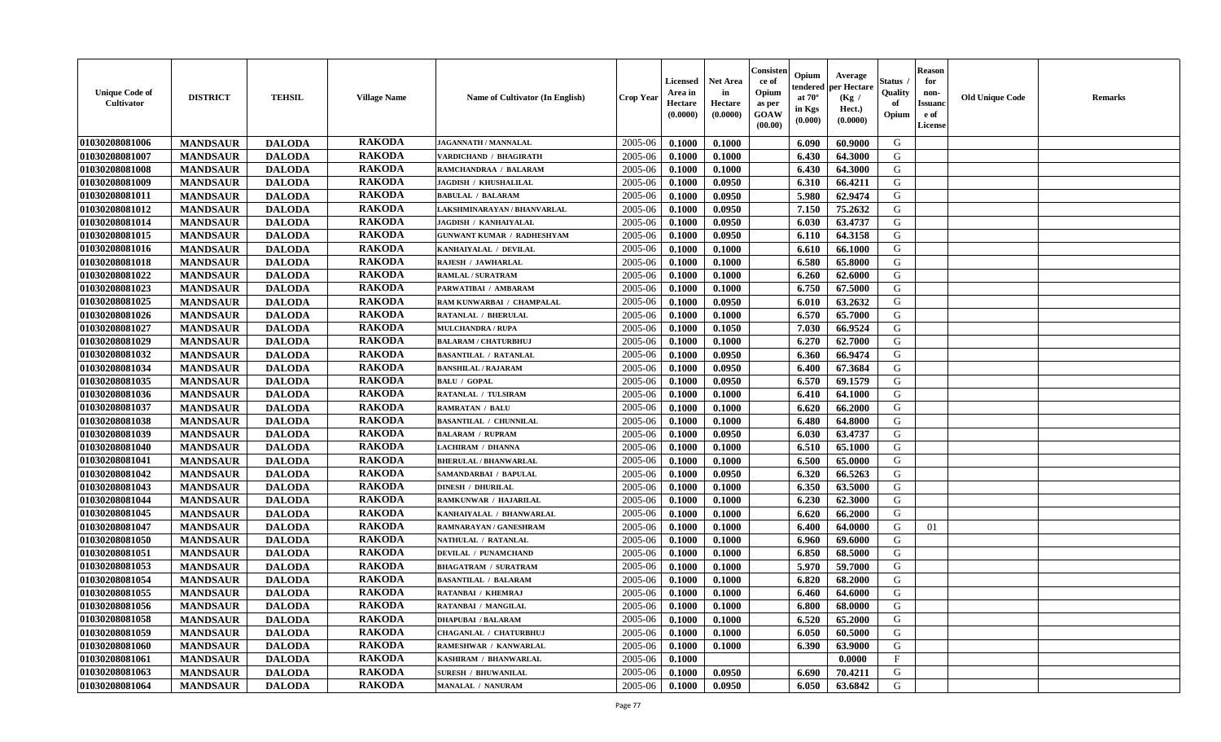| Unique Code of Cultivator | DISTRICT | TEHSIL | Village Name | Name of Cultivator (In English) | Crop Year | Licensed Area in Hectare (0.0000) | Net Area in Hectare (0.0000) | Consistence of Opium as per GOAW (00.00) | Opium tendered at 70° in Kgs (0.000) | Average per Hectare (Kg / Hect.) (0.0000) | Status / Quality of Opium | Reason for non-Issuance of License | Old Unique Code | Remarks |
|---|---|---|---|---|---|---|---|---|---|---|---|---|---|---|
| 01030208081006 | MANDSAUR | DALODA | RAKODA | JAGANNATH / MANNALAL | 2005-06 | 0.1000 | 0.1000 | | 6.090 | 60.9000 | G | | | |
| 01030208081007 | MANDSAUR | DALODA | RAKODA | VARDICHAND / BHAGIRATH | 2005-06 | 0.1000 | 0.1000 | | 6.430 | 64.3000 | G | | | |
| 01030208081008 | MANDSAUR | DALODA | RAKODA | RAMCHANDRAA / BALARAM | 2005-06 | 0.1000 | 0.1000 | | 6.430 | 64.3000 | G | | | |
| 01030208081009 | MANDSAUR | DALODA | RAKODA | JAGDISH / KHUSHALILAL | 2005-06 | 0.1000 | 0.0950 | | 6.310 | 66.4211 | G | | | |
| 01030208081011 | MANDSAUR | DALODA | RAKODA | BABULAL / BALARAM | 2005-06 | 0.1000 | 0.0950 | | 5.980 | 62.9474 | G | | | |
| 01030208081012 | MANDSAUR | DALODA | RAKODA | LAKSHMINARAYAN / BHANVARLAL | 2005-06 | 0.1000 | 0.0950 | | 7.150 | 75.2632 | G | | | |
| 01030208081014 | MANDSAUR | DALODA | RAKODA | JAGDISH / KANHAIYALAL | 2005-06 | 0.1000 | 0.0950 | | 6.030 | 63.4737 | G | | | |
| 01030208081015 | MANDSAUR | DALODA | RAKODA | GUNWANT KUMAR / RADHESHYAM | 2005-06 | 0.1000 | 0.0950 | | 6.110 | 64.3158 | G | | | |
| 01030208081016 | MANDSAUR | DALODA | RAKODA | KANHAIYALAL / DEVILAL | 2005-06 | 0.1000 | 0.1000 | | 6.610 | 66.1000 | G | | | |
| 01030208081018 | MANDSAUR | DALODA | RAKODA | RAJESH / JAWHARLAL | 2005-06 | 0.1000 | 0.1000 | | 6.580 | 65.8000 | G | | | |
| 01030208081022 | MANDSAUR | DALODA | RAKODA | RAMLAL / SURATRAM | 2005-06 | 0.1000 | 0.1000 | | 6.260 | 62.6000 | G | | | |
| 01030208081023 | MANDSAUR | DALODA | RAKODA | PARWATIBAI / AMBARAM | 2005-06 | 0.1000 | 0.1000 | | 6.750 | 67.5000 | G | | | |
| 01030208081025 | MANDSAUR | DALODA | RAKODA | RAM KUNWARBAI / CHAMPALAL | 2005-06 | 0.1000 | 0.0950 | | 6.010 | 63.2632 | G | | | |
| 01030208081026 | MANDSAUR | DALODA | RAKODA | RATANLAL / BHERULAL | 2005-06 | 0.1000 | 0.1000 | | 6.570 | 65.7000 | G | | | |
| 01030208081027 | MANDSAUR | DALODA | RAKODA | MULCHANDRA / RUPA | 2005-06 | 0.1000 | 0.1050 | | 7.030 | 66.9524 | G | | | |
| 01030208081029 | MANDSAUR | DALODA | RAKODA | BALARAM / CHATURBHUJ | 2005-06 | 0.1000 | 0.1000 | | 6.270 | 62.7000 | G | | | |
| 01030208081032 | MANDSAUR | DALODA | RAKODA | BASANTILAL / RATANLAL | 2005-06 | 0.1000 | 0.0950 | | 6.360 | 66.9474 | G | | | |
| 01030208081034 | MANDSAUR | DALODA | RAKODA | BANSHILAL / RAJARAM | 2005-06 | 0.1000 | 0.0950 | | 6.400 | 67.3684 | G | | | |
| 01030208081035 | MANDSAUR | DALODA | RAKODA | BALU / GOPAL | 2005-06 | 0.1000 | 0.0950 | | 6.570 | 69.1579 | G | | | |
| 01030208081036 | MANDSAUR | DALODA | RAKODA | RATANLAL / TULSIRAM | 2005-06 | 0.1000 | 0.1000 | | 6.410 | 64.1000 | G | | | |
| 01030208081037 | MANDSAUR | DALODA | RAKODA | RAMRATAN / BALU | 2005-06 | 0.1000 | 0.1000 | | 6.620 | 66.2000 | G | | | |
| 01030208081038 | MANDSAUR | DALODA | RAKODA | BASANTILAL / CHUNNILAL | 2005-06 | 0.1000 | 0.1000 | | 6.480 | 64.8000 | G | | | |
| 01030208081039 | MANDSAUR | DALODA | RAKODA | BALARAM / RUPRAM | 2005-06 | 0.1000 | 0.0950 | | 6.030 | 63.4737 | G | | | |
| 01030208081040 | MANDSAUR | DALODA | RAKODA | LACHIRAM / DHANNA | 2005-06 | 0.1000 | 0.1000 | | 6.510 | 65.1000 | G | | | |
| 01030208081041 | MANDSAUR | DALODA | RAKODA | BHERULAL / BHANWARLAL | 2005-06 | 0.1000 | 0.1000 | | 6.500 | 65.0000 | G | | | |
| 01030208081042 | MANDSAUR | DALODA | RAKODA | SAMANDARBAI / BAPULAL | 2005-06 | 0.1000 | 0.0950 | | 6.320 | 66.5263 | G | | | |
| 01030208081043 | MANDSAUR | DALODA | RAKODA | DINESH / DHURILAL | 2005-06 | 0.1000 | 0.1000 | | 6.350 | 63.5000 | G | | | |
| 01030208081044 | MANDSAUR | DALODA | RAKODA | RAMKUNWAR / HAJARILAL | 2005-06 | 0.1000 | 0.1000 | | 6.230 | 62.3000 | G | | | |
| 01030208081045 | MANDSAUR | DALODA | RAKODA | KANHAIYALAL / BHANWARLAL | 2005-06 | 0.1000 | 0.1000 | | 6.620 | 66.2000 | G | | | |
| 01030208081047 | MANDSAUR | DALODA | RAKODA | RAMNARAYAN / GANESHRAM | 2005-06 | 0.1000 | 0.1000 | | 6.400 | 64.0000 | G | 01 | | |
| 01030208081050 | MANDSAUR | DALODA | RAKODA | NATHULAL / RATANLAL | 2005-06 | 0.1000 | 0.1000 | | 6.960 | 69.6000 | G | | | |
| 01030208081051 | MANDSAUR | DALODA | RAKODA | DEVILAL / PUNAMCHAND | 2005-06 | 0.1000 | 0.1000 | | 6.850 | 68.5000 | G | | | |
| 01030208081053 | MANDSAUR | DALODA | RAKODA | BHAGATRAM / SURATRAM | 2005-06 | 0.1000 | 0.1000 | | 5.970 | 59.7000 | G | | | |
| 01030208081054 | MANDSAUR | DALODA | RAKODA | BASANTILAL / BALARAM | 2005-06 | 0.1000 | 0.1000 | | 6.820 | 68.2000 | G | | | |
| 01030208081055 | MANDSAUR | DALODA | RAKODA | RATANBAI / KHEMRAJ | 2005-06 | 0.1000 | 0.1000 | | 6.460 | 64.6000 | G | | | |
| 01030208081056 | MANDSAUR | DALODA | RAKODA | RATANBAI / MANGILAL | 2005-06 | 0.1000 | 0.1000 | | 6.800 | 68.0000 | G | | | |
| 01030208081058 | MANDSAUR | DALODA | RAKODA | DHAPUBAI / BALARAM | 2005-06 | 0.1000 | 0.1000 | | 6.520 | 65.2000 | G | | | |
| 01030208081059 | MANDSAUR | DALODA | RAKODA | CHAGANLAL / CHATURBHUJ | 2005-06 | 0.1000 | 0.1000 | | 6.050 | 60.5000 | G | | | |
| 01030208081060 | MANDSAUR | DALODA | RAKODA | RAMESHWAR / KANWARLAL | 2005-06 | 0.1000 | 0.1000 | | 6.390 | 63.9000 | G | | | |
| 01030208081061 | MANDSAUR | DALODA | RAKODA | KASHIRAM / BHANWARLAL | 2005-06 | 0.1000 | | | | 0.0000 | F | | | |
| 01030208081063 | MANDSAUR | DALODA | RAKODA | SURESH / BHUWANILAL | 2005-06 | 0.1000 | 0.0950 | | 6.690 | 70.4211 | G | | | |
| 01030208081064 | MANDSAUR | DALODA | RAKODA | MANALAL / NANURAM | 2005-06 | 0.1000 | 0.0950 | | 6.050 | 63.6842 | G | | | |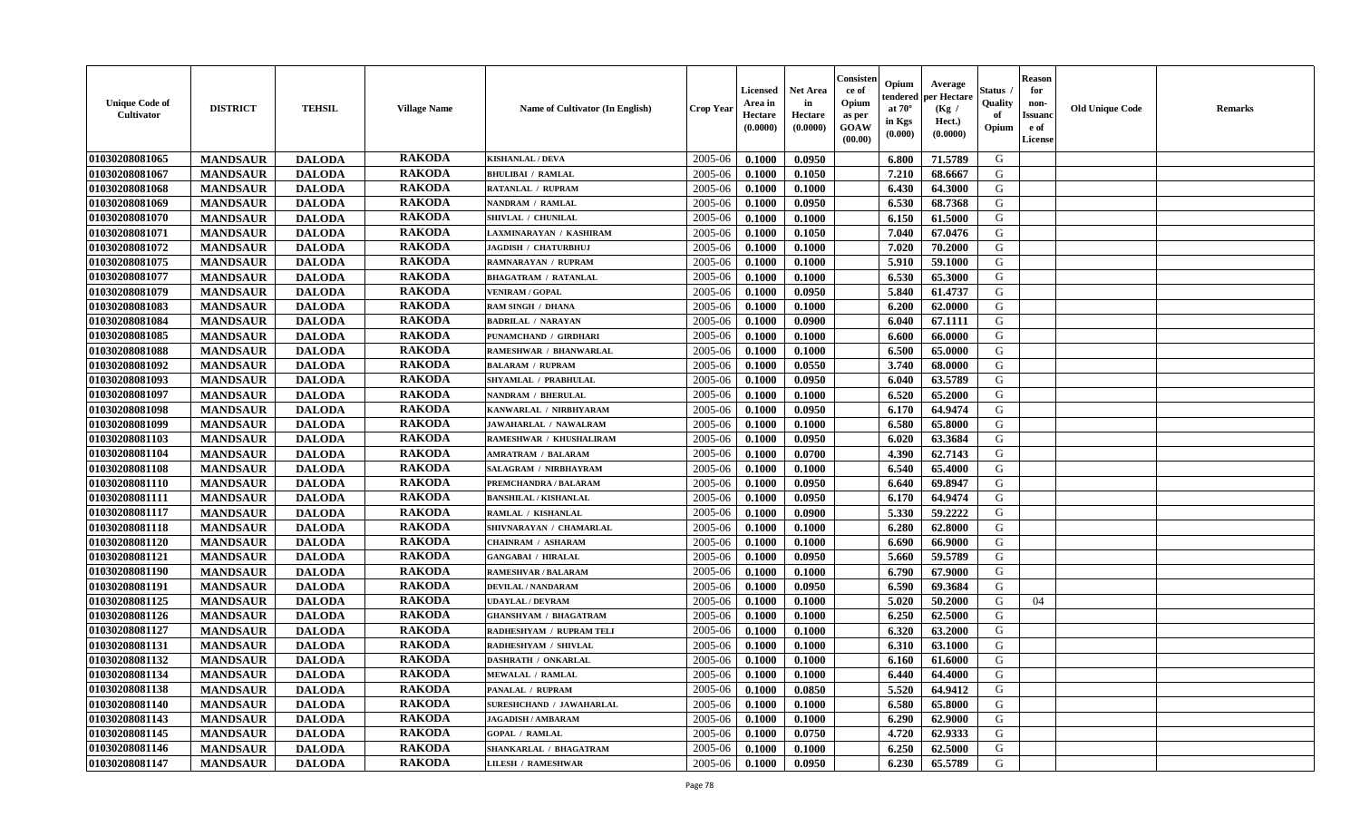| Unique Code of Cultivator | DISTRICT | TEHSIL | Village Name | Name of Cultivator (In English) | Crop Year | Licensed Area in Hectare (0.0000) | Net Area in Hectare (0.0000) | Consistence of Opium as per GOAW (00.00) | Opium tendered at 70° in Kgs (0.000) | Average per Hectare (Kg / Hect.) (0.0000) | Status / Quality of Opium | Reason for non-Issuance of License | Old Unique Code | Remarks |
|---|---|---|---|---|---|---|---|---|---|---|---|---|---|---|
| 01030208081065 | MANDSAUR | DALODA | RAKODA | KISHANLAL / DEVA | 2005-06 | 0.1000 | 0.0950 | | 6.800 | 71.5789 | G | | | |
| 01030208081067 | MANDSAUR | DALODA | RAKODA | BHULIBAI / RAMLAL | 2005-06 | 0.1000 | 0.1050 | | 7.210 | 68.6667 | G | | | |
| 01030208081068 | MANDSAUR | DALODA | RAKODA | RATANLAL / RUPRAM | 2005-06 | 0.1000 | 0.1000 | | 6.430 | 64.3000 | G | | | |
| 01030208081069 | MANDSAUR | DALODA | RAKODA | NANDRAM / RAMLAL | 2005-06 | 0.1000 | 0.0950 | | 6.530 | 68.7368 | G | | | |
| 01030208081070 | MANDSAUR | DALODA | RAKODA | SHIVLAL / CHUNILAL | 2005-06 | 0.1000 | 0.1000 | | 6.150 | 61.5000 | G | | | |
| 01030208081071 | MANDSAUR | DALODA | RAKODA | LAXMINARAYAN / KASHIRAM | 2005-06 | 0.1000 | 0.1050 | | 7.040 | 67.0476 | G | | | |
| 01030208081072 | MANDSAUR | DALODA | RAKODA | JAGDISH / CHATURBHUJ | 2005-06 | 0.1000 | 0.1000 | | 7.020 | 70.2000 | G | | | |
| 01030208081075 | MANDSAUR | DALODA | RAKODA | RAMNARAYAN / RUPRAM | 2005-06 | 0.1000 | 0.1000 | | 5.910 | 59.1000 | G | | | |
| 01030208081077 | MANDSAUR | DALODA | RAKODA | BHAGATRAM / RATANLAL | 2005-06 | 0.1000 | 0.1000 | | 6.530 | 65.3000 | G | | | |
| 01030208081079 | MANDSAUR | DALODA | RAKODA | VENIRAM / GOPAL | 2005-06 | 0.1000 | 0.0950 | | 5.840 | 61.4737 | G | | | |
| 01030208081083 | MANDSAUR | DALODA | RAKODA | RAM SINGH / DHANA | 2005-06 | 0.1000 | 0.1000 | | 6.200 | 62.0000 | G | | | |
| 01030208081084 | MANDSAUR | DALODA | RAKODA | BADRILAL / NARAYAN | 2005-06 | 0.1000 | 0.0900 | | 6.040 | 67.1111 | G | | | |
| 01030208081085 | MANDSAUR | DALODA | RAKODA | PUNAMCHAND / GIRDHARI | 2005-06 | 0.1000 | 0.1000 | | 6.600 | 66.0000 | G | | | |
| 01030208081088 | MANDSAUR | DALODA | RAKODA | RAMESHWAR / BHANWARLAL | 2005-06 | 0.1000 | 0.1000 | | 6.500 | 65.0000 | G | | | |
| 01030208081092 | MANDSAUR | DALODA | RAKODA | BALARAM / RUPRAM | 2005-06 | 0.1000 | 0.0550 | | 3.740 | 68.0000 | G | | | |
| 01030208081093 | MANDSAUR | DALODA | RAKODA | SHYAMLAL / PRABHULAL | 2005-06 | 0.1000 | 0.0950 | | 6.040 | 63.5789 | G | | | |
| 01030208081097 | MANDSAUR | DALODA | RAKODA | NANDRAM / BHERULAL | 2005-06 | 0.1000 | 0.1000 | | 6.520 | 65.2000 | G | | | |
| 01030208081098 | MANDSAUR | DALODA | RAKODA | KANWARLAL / NIRBHYARAM | 2005-06 | 0.1000 | 0.0950 | | 6.170 | 64.9474 | G | | | |
| 01030208081099 | MANDSAUR | DALODA | RAKODA | JAWAHARLAL / NAWALRAM | 2005-06 | 0.1000 | 0.1000 | | 6.580 | 65.8000 | G | | | |
| 01030208081103 | MANDSAUR | DALODA | RAKODA | RAMESHWAR / KHUSHALIRAM | 2005-06 | 0.1000 | 0.0950 | | 6.020 | 63.3684 | G | | | |
| 01030208081104 | MANDSAUR | DALODA | RAKODA | AMRATRAM / BALARAM | 2005-06 | 0.1000 | 0.0700 | | 4.390 | 62.7143 | G | | | |
| 01030208081108 | MANDSAUR | DALODA | RAKODA | SALAGRAM / NIRBHAYRAM | 2005-06 | 0.1000 | 0.1000 | | 6.540 | 65.4000 | G | | | |
| 01030208081110 | MANDSAUR | DALODA | RAKODA | PREMCHANDRA / BALARAM | 2005-06 | 0.1000 | 0.0950 | | 6.640 | 69.8947 | G | | | |
| 01030208081111 | MANDSAUR | DALODA | RAKODA | BANSHILAL / KISHANLAL | 2005-06 | 0.1000 | 0.0950 | | 6.170 | 64.9474 | G | | | |
| 01030208081117 | MANDSAUR | DALODA | RAKODA | RAMLAL / KISHANLAL | 2005-06 | 0.1000 | 0.0900 | | 5.330 | 59.2222 | G | | | |
| 01030208081118 | MANDSAUR | DALODA | RAKODA | SHIVNARAYAN / CHAMARLAL | 2005-06 | 0.1000 | 0.1000 | | 6.280 | 62.8000 | G | | | |
| 01030208081120 | MANDSAUR | DALODA | RAKODA | CHAINRAM / ASHARAM | 2005-06 | 0.1000 | 0.1000 | | 6.690 | 66.9000 | G | | | |
| 01030208081121 | MANDSAUR | DALODA | RAKODA | GANGABAI / HIRALAL | 2005-06 | 0.1000 | 0.0950 | | 5.660 | 59.5789 | G | | | |
| 01030208081190 | MANDSAUR | DALODA | RAKODA | RAMESHVAR / BALARAM | 2005-06 | 0.1000 | 0.1000 | | 6.790 | 67.9000 | G | | | |
| 01030208081191 | MANDSAUR | DALODA | RAKODA | DEVILAL / NANDARAM | 2005-06 | 0.1000 | 0.0950 | | 6.590 | 69.3684 | G | | | |
| 01030208081125 | MANDSAUR | DALODA | RAKODA | UDAYLAL / DEVRAM | 2005-06 | 0.1000 | 0.1000 | | 5.020 | 50.2000 | G | 04 | | |
| 01030208081126 | MANDSAUR | DALODA | RAKODA | GHANSHYAM / BHAGATRAM | 2005-06 | 0.1000 | 0.1000 | | 6.250 | 62.5000 | G | | | |
| 01030208081127 | MANDSAUR | DALODA | RAKODA | RADHESHYAM / RUPRAM TELI | 2005-06 | 0.1000 | 0.1000 | | 6.320 | 63.2000 | G | | | |
| 01030208081131 | MANDSAUR | DALODA | RAKODA | RADHESHYAM / SHIVLAL | 2005-06 | 0.1000 | 0.1000 | | 6.310 | 63.1000 | G | | | |
| 01030208081132 | MANDSAUR | DALODA | RAKODA | DASHRATH / ONKARLAL | 2005-06 | 0.1000 | 0.1000 | | 6.160 | 61.6000 | G | | | |
| 01030208081134 | MANDSAUR | DALODA | RAKODA | MEWALAL / RAMLAL | 2005-06 | 0.1000 | 0.1000 | | 6.440 | 64.4000 | G | | | |
| 01030208081138 | MANDSAUR | DALODA | RAKODA | PANALAL / RUPRAM | 2005-06 | 0.1000 | 0.0850 | | 5.520 | 64.9412 | G | | | |
| 01030208081140 | MANDSAUR | DALODA | RAKODA | SURESHCHAND / JAWAHARLAL | 2005-06 | 0.1000 | 0.1000 | | 6.580 | 65.8000 | G | | | |
| 01030208081143 | MANDSAUR | DALODA | RAKODA | JAGADISH / AMBARAM | 2005-06 | 0.1000 | 0.1000 | | 6.290 | 62.9000 | G | | | |
| 01030208081145 | MANDSAUR | DALODA | RAKODA | GOPAL / RAMLAL | 2005-06 | 0.1000 | 0.0750 | | 4.720 | 62.9333 | G | | | |
| 01030208081146 | MANDSAUR | DALODA | RAKODA | SHANKARLAL / BHAGATRAM | 2005-06 | 0.1000 | 0.1000 | | 6.250 | 62.5000 | G | | | |
| 01030208081147 | MANDSAUR | DALODA | RAKODA | LILESH / RAMESHWAR | 2005-06 | 0.1000 | 0.0950 | | 6.230 | 65.5789 | G | | | |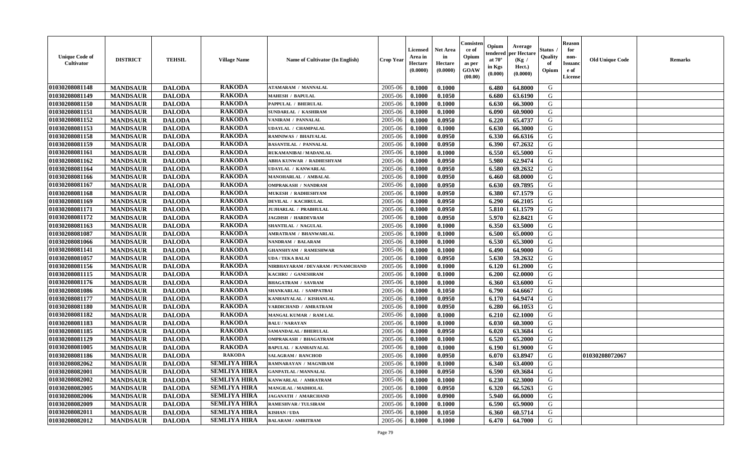| Unique Code of Cultivator | DISTRICT | TEHSIL | Village Name | Name of Cultivator (In English) | Crop Year | Licensed Area in Hectare (0.0000) | Net Area in Hectare (0.0000) | Consistence of Opium as per GOAW (00.00) | Opium tendered at 70° in Kgs (0.000) | Average per Hectare (Kg / Hect.) (0.0000) | Status / Quality of Opium | Reason for non-Issuance of License | Old Unique Code | Remarks |
|---|---|---|---|---|---|---|---|---|---|---|---|---|---|---|
| 01030208081148 | MANDSAUR | DALODA | RAKODA | ATAMARAM / MANNALAL | 2005-06 | 0.1000 | 0.1000 | | 6.480 | 64.8000 | G | | | |
| 01030208081149 | MANDSAUR | DALODA | RAKODA | MAHESH / BAPULAL | 2005-06 | 0.1000 | 0.1050 | | 6.680 | 63.6190 | G | | | |
| 01030208081150 | MANDSAUR | DALODA | RAKODA | PAPPULAL / BHERULAL | 2005-06 | 0.1000 | 0.1000 | | 6.630 | 66.3000 | G | | | |
| 01030208081151 | MANDSAUR | DALODA | RAKODA | SUNDARLAL / KASHIRAM | 2005-06 | 0.1000 | 0.1000 | | 6.090 | 60.9000 | G | | | |
| 01030208081152 | MANDSAUR | DALODA | RAKODA | VANIRAM / PANNALAL | 2005-06 | 0.1000 | 0.0950 | | 6.220 | 65.4737 | G | | | |
| 01030208081153 | MANDSAUR | DALODA | RAKODA | UDAYLAL / CHAMPALAL | 2005-06 | 0.1000 | 0.1000 | | 6.630 | 66.3000 | G | | | |
| 01030208081158 | MANDSAUR | DALODA | RAKODA | RAMNIWAS / BHAIYALAL | 2005-06 | 0.1000 | 0.0950 | | 6.330 | 66.6316 | G | | | |
| 01030208081159 | MANDSAUR | DALODA | RAKODA | BASANTILAL / PANNALAL | 2005-06 | 0.1000 | 0.0950 | | 6.390 | 67.2632 | G | | | |
| 01030208081161 | MANDSAUR | DALODA | RAKODA | RUKAMANIBAI / MADANLAL | 2005-06 | 0.1000 | 0.1000 | | 6.550 | 65.5000 | G | | | |
| 01030208081162 | MANDSAUR | DALODA | RAKODA | ABHA KUNWAR / RADHESHYAM | 2005-06 | 0.1000 | 0.0950 | | 5.980 | 62.9474 | G | | | |
| 01030208081164 | MANDSAUR | DALODA | RAKODA | UDAYLAL / KANWARLAL | 2005-06 | 0.1000 | 0.0950 | | 6.580 | 69.2632 | G | | | |
| 01030208081166 | MANDSAUR | DALODA | RAKODA | MANOHARLAL / AMBALAL | 2005-06 | 0.1000 | 0.0950 | | 6.460 | 68.0000 | G | | | |
| 01030208081167 | MANDSAUR | DALODA | RAKODA | OMPRAKASH / NANDRAM | 2005-06 | 0.1000 | 0.0950 | | 6.630 | 69.7895 | G | | | |
| 01030208081168 | MANDSAUR | DALODA | RAKODA | MUKESH / RADHESHYAM | 2005-06 | 0.1000 | 0.0950 | | 6.380 | 67.1579 | G | | | |
| 01030208081169 | MANDSAUR | DALODA | RAKODA | DEVILAL / KACHRULAL | 2005-06 | 0.1000 | 0.0950 | | 6.290 | 66.2105 | G | | | |
| 01030208081171 | MANDSAUR | DALODA | RAKODA | JUJHARLAL / PRABHULAL | 2005-06 | 0.1000 | 0.0950 | | 5.810 | 61.1579 | G | | | |
| 01030208081172 | MANDSAUR | DALODA | RAKODA | JAGDISH / HARDEVRAM | 2005-06 | 0.1000 | 0.0950 | | 5.970 | 62.8421 | G | | | |
| 01030208081163 | MANDSAUR | DALODA | RAKODA | SHANTILAL / NAGULAL | 2005-06 | 0.1000 | 0.1000 | | 6.350 | 63.5000 | G | | | |
| 01030208081087 | MANDSAUR | DALODA | RAKODA | AMRATRAM / BHANWARLAL | 2005-06 | 0.1000 | 0.1000 | | 6.500 | 65.0000 | G | | | |
| 01030208081066 | MANDSAUR | DALODA | RAKODA | NANDRAM / BALARAM | 2005-06 | 0.1000 | 0.1000 | | 6.530 | 65.3000 | G | | | |
| 01030208081141 | MANDSAUR | DALODA | RAKODA | GHANSHYAM / RAMESHWAR | 2005-06 | 0.1000 | 0.1000 | | 6.490 | 64.9000 | G | | | |
| 01030208081057 | MANDSAUR | DALODA | RAKODA | UDA / TEKA BALAI | 2005-06 | 0.1000 | 0.0950 | | 5.630 | 59.2632 | G | | | |
| 01030208081156 | MANDSAUR | DALODA | RAKODA | NIRBHAYARAM / DEVARAM / PUNAMCHAND | 2005-06 | 0.1000 | 0.1000 | | 6.120 | 61.2000 | G | | | |
| 01030208081115 | MANDSAUR | DALODA | RAKODA | KACHRU / GANESHRAM | 2005-06 | 0.1000 | 0.1000 | | 6.200 | 62.0000 | G | | | |
| 01030208081176 | MANDSAUR | DALODA | RAKODA | BHAGATRAM / SAVRAM | 2005-06 | 0.1000 | 0.1000 | | 6.360 | 63.6000 | G | | | |
| 01030208081086 | MANDSAUR | DALODA | RAKODA | SHANKARLAL / SAMPATBAI | 2005-06 | 0.1000 | 0.1050 | | 6.790 | 64.6667 | G | | | |
| 01030208081177 | MANDSAUR | DALODA | RAKODA | KANHAIYALAL / KISHANLAL | 2005-06 | 0.1000 | 0.0950 | | 6.170 | 64.9474 | G | | | |
| 01030208081180 | MANDSAUR | DALODA | RAKODA | VARDICHAND / AMRATRAM | 2005-06 | 0.1000 | 0.0950 | | 6.280 | 66.1053 | G | | | |
| 01030208081182 | MANDSAUR | DALODA | RAKODA | MANGAL KUMAR / RAM LAL | 2005-06 | 0.1000 | 0.1000 | | 6.210 | 62.1000 | G | | | |
| 01030208081183 | MANDSAUR | DALODA | RAKODA | BALU / NARAYAN | 2005-06 | 0.1000 | 0.1000 | | 6.030 | 60.3000 | G | | | |
| 01030208081185 | MANDSAUR | DALODA | RAKODA | SAMANDALAL / BHERULAL | 2005-06 | 0.1000 | 0.0950 | | 6.020 | 63.3684 | G | | | |
| 01030208081129 | MANDSAUR | DALODA | RAKODA | OMPRAKASH / BHAGATRAM | 2005-06 | 0.1000 | 0.1000 | | 6.520 | 65.2000 | G | | | |
| 01030208081005 | MANDSAUR | DALODA | RAKODA | BAPULAL / KANHAIYALAL | 2005-06 | 0.1000 | 0.1000 | | 6.190 | 61.9000 | G | | | |
| 01030208081186 | MANDSAUR | DALODA | RAKODA | SALAGRAM / RANCHOD | 2005-06 | 0.1000 | 0.0950 | | 6.070 | 63.8947 | G | | 01030208072067 | |
| 01030208082062 | MANDSAUR | DALODA | SEMLIYA HIRA | RAMNARAYAN / MAGNIRAM | 2005-06 | 0.1000 | 0.1000 | | 6.340 | 63.4000 | G | | | |
| 01030208082001 | MANDSAUR | DALODA | SEMLIYA HIRA | GANPATLAL / MANNALAL | 2005-06 | 0.1000 | 0.0950 | | 6.590 | 69.3684 | G | | | |
| 01030208082002 | MANDSAUR | DALODA | SEMLIYA HIRA | KANWARLAL / AMRATRAM | 2005-06 | 0.1000 | 0.1000 | | 6.230 | 62.3000 | G | | | |
| 01030208082005 | MANDSAUR | DALODA | SEMLIYA HIRA | MANGILAL / MADHOLAL | 2005-06 | 0.1000 | 0.0950 | | 6.320 | 66.5263 | G | | | |
| 01030208082006 | MANDSAUR | DALODA | SEMLIYA HIRA | JAGANATH / AMARCHAND | 2005-06 | 0.1000 | 0.0900 | | 5.940 | 66.0000 | G | | | |
| 01030208082009 | MANDSAUR | DALODA | SEMLIYA HIRA | RAMESHVAR / TULSIRAM | 2005-06 | 0.1000 | 0.1000 | | 6.590 | 65.9000 | G | | | |
| 01030208082011 | MANDSAUR | DALODA | SEMLIYA HIRA | KISHAN / UDA | 2005-06 | 0.1000 | 0.1050 | | 6.360 | 60.5714 | G | | | |
| 01030208082012 | MANDSAUR | DALODA | SEMLIYA HIRA | BALARAM / AMRITRAM | 2005-06 | 0.1000 | 0.1000 | | 6.470 | 64.7000 | G | | | |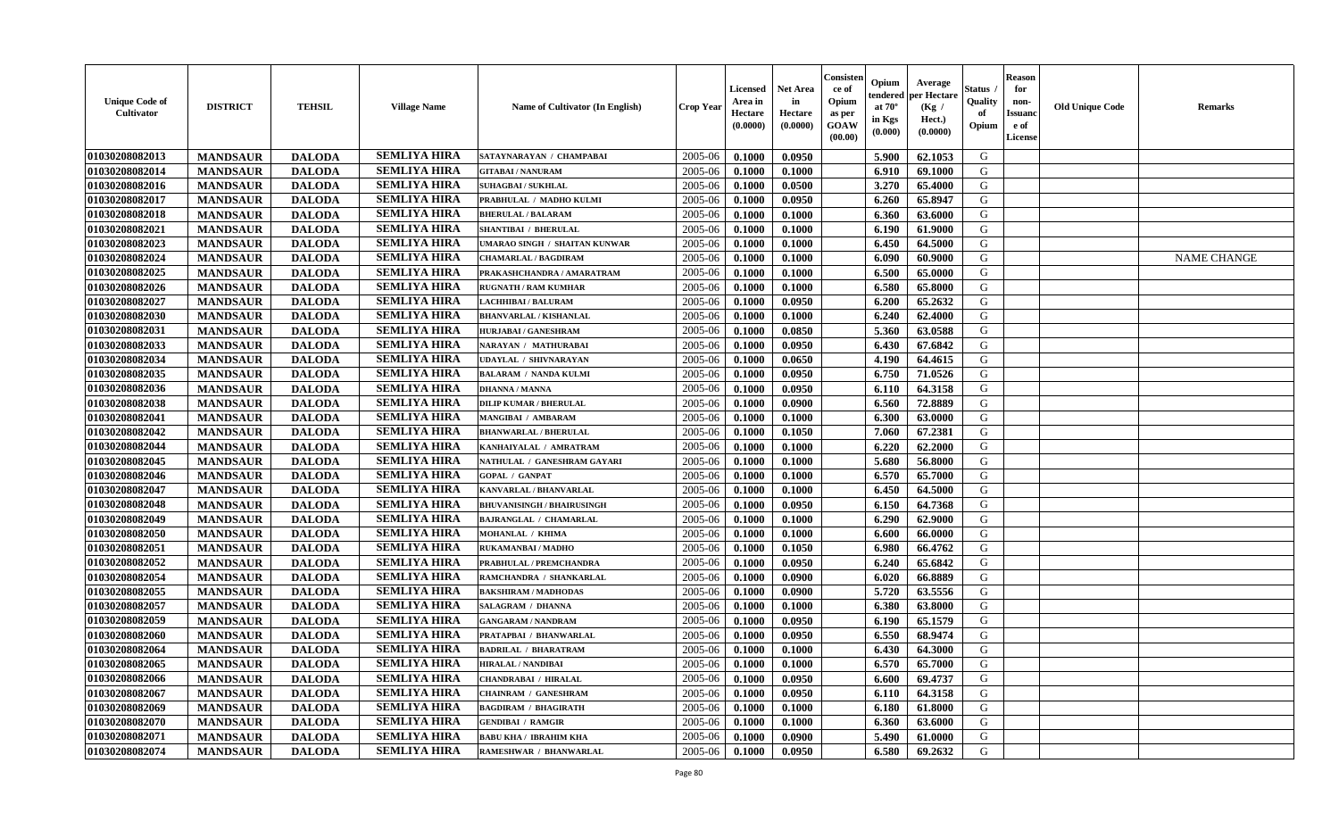| Unique Code of Cultivator | DISTRICT | TEHSIL | Village Name | Name of Cultivator (In English) | Crop Year | Licensed Area in Hectare (0.0000) | Net Area in Hectare (0.0000) | Consistence of Opium as per GOAW (00.00) | Opium tendered at 70° in Kgs (0.000) | Average per Hectare (Kg / Hect.) (0.0000) | Status / Quality of Opium | Reason for non-Issuance of License | Old Unique Code | Remarks |
|---|---|---|---|---|---|---|---|---|---|---|---|---|---|---|
| 01030208082013 | MANDSAUR | DALODA | SEMLIYA HIRA | SATAYNARAYAN / CHAMPABAI | 2005-06 | 0.1000 | 0.0950 | | 5.900 | 62.1053 | G | | | |
| 01030208082014 | MANDSAUR | DALODA | SEMLIYA HIRA | GITABAI / NANURAM | 2005-06 | 0.1000 | 0.1000 | | 6.910 | 69.1000 | G | | | |
| 01030208082016 | MANDSAUR | DALODA | SEMLIYA HIRA | SUHAGBAI / SUKHLAL | 2005-06 | 0.1000 | 0.0500 | | 3.270 | 65.4000 | G | | | |
| 01030208082017 | MANDSAUR | DALODA | SEMLIYA HIRA | PRABHULAL / MADHO KULMI | 2005-06 | 0.1000 | 0.0950 | | 6.260 | 65.8947 | G | | | |
| 01030208082018 | MANDSAUR | DALODA | SEMLIYA HIRA | BHERULAL / BALARAM | 2005-06 | 0.1000 | 0.1000 | | 6.360 | 63.6000 | G | | | |
| 01030208082021 | MANDSAUR | DALODA | SEMLIYA HIRA | SHANTIBAI / BHERULAL | 2005-06 | 0.1000 | 0.1000 | | 6.190 | 61.9000 | G | | | |
| 01030208082023 | MANDSAUR | DALODA | SEMLIYA HIRA | UMARAO SINGH / SHAITAN KUNWAR | 2005-06 | 0.1000 | 0.1000 | | 6.450 | 64.5000 | G | | | |
| 01030208082024 | MANDSAUR | DALODA | SEMLIYA HIRA | CHAMARLAL / BAGDIRAM | 2005-06 | 0.1000 | 0.1000 | | 6.090 | 60.9000 | G | | | NAME CHANGE |
| 01030208082025 | MANDSAUR | DALODA | SEMLIYA HIRA | PRAKASHCHANDRA / AMARATRAM | 2005-06 | 0.1000 | 0.1000 | | 6.500 | 65.0000 | G | | | |
| 01030208082026 | MANDSAUR | DALODA | SEMLIYA HIRA | RUGNATH / RAM KUMHAR | 2005-06 | 0.1000 | 0.1000 | | 6.580 | 65.8000 | G | | | |
| 01030208082027 | MANDSAUR | DALODA | SEMLIYA HIRA | LACHHIBAI / BALURAM | 2005-06 | 0.1000 | 0.0950 | | 6.200 | 65.2632 | G | | | |
| 01030208082030 | MANDSAUR | DALODA | SEMLIYA HIRA | BHANVARLAL / KISHANLAL | 2005-06 | 0.1000 | 0.1000 | | 6.240 | 62.4000 | G | | | |
| 01030208082031 | MANDSAUR | DALODA | SEMLIYA HIRA | HURJABAI / GANESHRAM | 2005-06 | 0.1000 | 0.0850 | | 5.360 | 63.0588 | G | | | |
| 01030208082033 | MANDSAUR | DALODA | SEMLIYA HIRA | NARAYAN / MATHURABAI | 2005-06 | 0.1000 | 0.0950 | | 6.430 | 67.6842 | G | | | |
| 01030208082034 | MANDSAUR | DALODA | SEMLIYA HIRA | UDAYLAL / SHIVNARAYAN | 2005-06 | 0.1000 | 0.0650 | | 4.190 | 64.4615 | G | | | |
| 01030208082035 | MANDSAUR | DALODA | SEMLIYA HIRA | BALARAM / NANDA KULMI | 2005-06 | 0.1000 | 0.0950 | | 6.750 | 71.0526 | G | | | |
| 01030208082036 | MANDSAUR | DALODA | SEMLIYA HIRA | DHANNA / MANNA | 2005-06 | 0.1000 | 0.0950 | | 6.110 | 64.3158 | G | | | |
| 01030208082038 | MANDSAUR | DALODA | SEMLIYA HIRA | DILIP KUMAR / BHERULAL | 2005-06 | 0.1000 | 0.0900 | | 6.560 | 72.8889 | G | | | |
| 01030208082041 | MANDSAUR | DALODA | SEMLIYA HIRA | MANGIBAI / AMBARAM | 2005-06 | 0.1000 | 0.1000 | | 6.300 | 63.0000 | G | | | |
| 01030208082042 | MANDSAUR | DALODA | SEMLIYA HIRA | BHANWARLAL / BHERULAL | 2005-06 | 0.1000 | 0.1050 | | 7.060 | 67.2381 | G | | | |
| 01030208082044 | MANDSAUR | DALODA | SEMLIYA HIRA | KANHAIYALAL / AMRATRAM | 2005-06 | 0.1000 | 0.1000 | | 6.220 | 62.2000 | G | | | |
| 01030208082045 | MANDSAUR | DALODA | SEMLIYA HIRA | NATHULAL / GANESHRAM GAYARI | 2005-06 | 0.1000 | 0.1000 | | 5.680 | 56.8000 | G | | | |
| 01030208082046 | MANDSAUR | DALODA | SEMLIYA HIRA | GOPAL / GANPAT | 2005-06 | 0.1000 | 0.1000 | | 6.570 | 65.7000 | G | | | |
| 01030208082047 | MANDSAUR | DALODA | SEMLIYA HIRA | KANVARLAL / BHANVARLAL | 2005-06 | 0.1000 | 0.1000 | | 6.450 | 64.5000 | G | | | |
| 01030208082048 | MANDSAUR | DALODA | SEMLIYA HIRA | BHUVANISINGH / BHAIRUSINGH | 2005-06 | 0.1000 | 0.0950 | | 6.150 | 64.7368 | G | | | |
| 01030208082049 | MANDSAUR | DALODA | SEMLIYA HIRA | BAJRANGLAL / CHAMARLAL | 2005-06 | 0.1000 | 0.1000 | | 6.290 | 62.9000 | G | | | |
| 01030208082050 | MANDSAUR | DALODA | SEMLIYA HIRA | MOHANLAL / KHIMA | 2005-06 | 0.1000 | 0.1000 | | 6.600 | 66.0000 | G | | | |
| 01030208082051 | MANDSAUR | DALODA | SEMLIYA HIRA | RUKAMANBAI / MADHO | 2005-06 | 0.1000 | 0.1050 | | 6.980 | 66.4762 | G | | | |
| 01030208082052 | MANDSAUR | DALODA | SEMLIYA HIRA | PRABHULAL / PREMCHANDRA | 2005-06 | 0.1000 | 0.0950 | | 6.240 | 65.6842 | G | | | |
| 01030208082054 | MANDSAUR | DALODA | SEMLIYA HIRA | RAMCHANDRA / SHANKARLAL | 2005-06 | 0.1000 | 0.0900 | | 6.020 | 66.8889 | G | | | |
| 01030208082055 | MANDSAUR | DALODA | SEMLIYA HIRA | BAKSHIRAM / MADHODAS | 2005-06 | 0.1000 | 0.0900 | | 5.720 | 63.5556 | G | | | |
| 01030208082057 | MANDSAUR | DALODA | SEMLIYA HIRA | SALAGRAM / DHANNA | 2005-06 | 0.1000 | 0.1000 | | 6.380 | 63.8000 | G | | | |
| 01030208082059 | MANDSAUR | DALODA | SEMLIYA HIRA | GANGARAM / NANDRAM | 2005-06 | 0.1000 | 0.0950 | | 6.190 | 65.1579 | G | | | |
| 01030208082060 | MANDSAUR | DALODA | SEMLIYA HIRA | PRATAPBAI / BHANWARLAL | 2005-06 | 0.1000 | 0.0950 | | 6.550 | 68.9474 | G | | | |
| 01030208082064 | MANDSAUR | DALODA | SEMLIYA HIRA | BADRILAL / BHARATRAM | 2005-06 | 0.1000 | 0.1000 | | 6.430 | 64.3000 | G | | | |
| 01030208082065 | MANDSAUR | DALODA | SEMLIYA HIRA | HIRALAL / NANDIBAI | 2005-06 | 0.1000 | 0.1000 | | 6.570 | 65.7000 | G | | | |
| 01030208082066 | MANDSAUR | DALODA | SEMLIYA HIRA | CHANDRABAI / HIRALAL | 2005-06 | 0.1000 | 0.0950 | | 6.600 | 69.4737 | G | | | |
| 01030208082067 | MANDSAUR | DALODA | SEMLIYA HIRA | CHAINRAM / GANESHRAM | 2005-06 | 0.1000 | 0.0950 | | 6.110 | 64.3158 | G | | | |
| 01030208082069 | MANDSAUR | DALODA | SEMLIYA HIRA | BAGDIRAM / BHAGIRATH | 2005-06 | 0.1000 | 0.1000 | | 6.180 | 61.8000 | G | | | |
| 01030208082070 | MANDSAUR | DALODA | SEMLIYA HIRA | GENDIBAI / RAMGIR | 2005-06 | 0.1000 | 0.1000 | | 6.360 | 63.6000 | G | | | |
| 01030208082071 | MANDSAUR | DALODA | SEMLIYA HIRA | BABU KHA / IBRAHIM KHA | 2005-06 | 0.1000 | 0.0900 | | 5.490 | 61.0000 | G | | | |
| 01030208082074 | MANDSAUR | DALODA | SEMLIYA HIRA | RAMESHWAR / BHANWARLAL | 2005-06 | 0.1000 | 0.0950 | | 6.580 | 69.2632 | G | | | |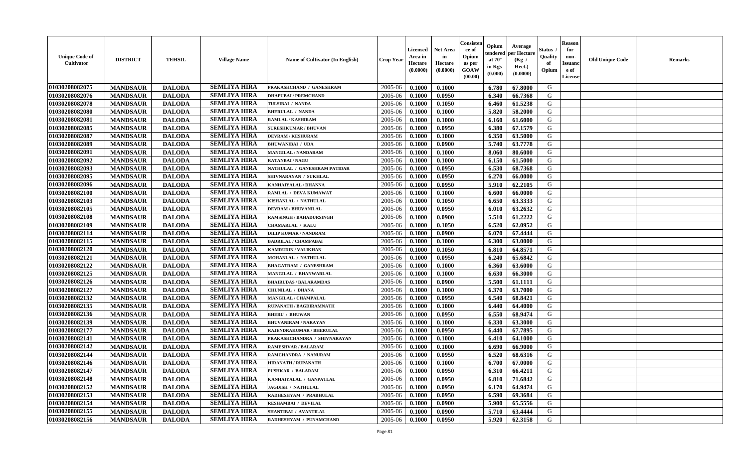| Unique Code of Cultivator | DISTRICT | TEHSIL | Village Name | Name of Cultivator (In English) | Crop Year | Licensed Area in Hectare (0.0000) | Net Area in Hectare (0.0000) | Consistence of Opium as per GOAW (00.00) | Opium tendered at 70° in Kgs (0.000) | Average per Hectare (Kg / Hect.) (0.0000) | Status / Quality of Opium | Reason for non-Issuance of License | Old Unique Code | Remarks |
|---|---|---|---|---|---|---|---|---|---|---|---|---|---|---|
| 01030208082075 | MANDSAUR | DALODA | SEMLIYA HIRA | PRAKASHCHAND / GANESHRAM | 2005-06 | 0.1000 | 0.1000 | | 6.780 | 67.8000 | G | | | |
| 01030208082076 | MANDSAUR | DALODA | SEMLIYA HIRA | DHAPUBAI / PREMCHAND | 2005-06 | 0.1000 | 0.0950 | | 6.340 | 66.7368 | G | | | |
| 01030208082078 | MANDSAUR | DALODA | SEMLIYA HIRA | TULSIBAI / NANDA | 2005-06 | 0.1000 | 0.1050 | | 6.460 | 61.5238 | G | | | |
| 01030208082080 | MANDSAUR | DALODA | SEMLIYA HIRA | BHERULAL / NANDA | 2005-06 | 0.1000 | 0.1000 | | 5.820 | 58.2000 | G | | | |
| 01030208082081 | MANDSAUR | DALODA | SEMLIYA HIRA | RAMLAL / KASHIRAM | 2005-06 | 0.1000 | 0.1000 | | 6.160 | 61.6000 | G | | | |
| 01030208082085 | MANDSAUR | DALODA | SEMLIYA HIRA | SURESHKUMAR / BHUVAN | 2005-06 | 0.1000 | 0.0950 | | 6.380 | 67.1579 | G | | | |
| 01030208082087 | MANDSAUR | DALODA | SEMLIYA HIRA | DEVRAM / KESHURAM | 2005-06 | 0.1000 | 0.1000 | | 6.350 | 63.5000 | G | | | |
| 01030208082089 | MANDSAUR | DALODA | SEMLIYA HIRA | BHUWANIBAI / UDA | 2005-06 | 0.1000 | 0.0900 | | 5.740 | 63.7778 | G | | | |
| 01030208082091 | MANDSAUR | DALODA | SEMLIYA HIRA | MANGILAL / NANDARAM | 2005-06 | 0.1000 | 0.1000 | | 8.060 | 80.6000 | G | | | |
| 01030208082092 | MANDSAUR | DALODA | SEMLIYA HIRA | RATANBAI / NAGU | 2005-06 | 0.1000 | 0.1000 | | 6.150 | 61.5000 | G | | | |
| 01030208082093 | MANDSAUR | DALODA | SEMLIYA HIRA | NATHULAL / GANESHRAM PATIDAR | 2005-06 | 0.1000 | 0.0950 | | 6.530 | 68.7368 | G | | | |
| 01030208082095 | MANDSAUR | DALODA | SEMLIYA HIRA | SHIVNARAYAN / SUKHLAL | 2005-06 | 0.1000 | 0.0950 | | 6.270 | 66.0000 | G | | | |
| 01030208082096 | MANDSAUR | DALODA | SEMLIYA HIRA | KANHAIYALAL / DHANNA | 2005-06 | 0.1000 | 0.0950 | | 5.910 | 62.2105 | G | | | |
| 01030208082100 | MANDSAUR | DALODA | SEMLIYA HIRA | RAMLAL / DEVA KUMAWAT | 2005-06 | 0.1000 | 0.1000 | | 6.600 | 66.0000 | G | | | |
| 01030208082103 | MANDSAUR | DALODA | SEMLIYA HIRA | KISHANLAL / NATHULAL | 2005-06 | 0.1000 | 0.1050 | | 6.650 | 63.3333 | G | | | |
| 01030208082105 | MANDSAUR | DALODA | SEMLIYA HIRA | DEVRAM / BHUVANILAL | 2005-06 | 0.1000 | 0.0950 | | 6.010 | 63.2632 | G | | | |
| 01030208082108 | MANDSAUR | DALODA | SEMLIYA HIRA | RAMSINGH / BAHADURSINGH | 2005-06 | 0.1000 | 0.0900 | | 5.510 | 61.2222 | G | | | |
| 01030208082109 | MANDSAUR | DALODA | SEMLIYA HIRA | CHAMARLAL / KALU | 2005-06 | 0.1000 | 0.1050 | | 6.520 | 62.0952 | G | | | |
| 01030208082114 | MANDSAUR | DALODA | SEMLIYA HIRA | DILIP KUMAR / NANDRAM | 2005-06 | 0.1000 | 0.0900 | | 6.070 | 67.4444 | G | | | |
| 01030208082115 | MANDSAUR | DALODA | SEMLIYA HIRA | BADRILAL / CHAMPABAI | 2005-06 | 0.1000 | 0.1000 | | 6.300 | 63.0000 | G | | | |
| 01030208082120 | MANDSAUR | DALODA | SEMLIYA HIRA | KAMRUDIN / VALIKHAN | 2005-06 | 0.1000 | 0.1050 | | 6.810 | 64.8571 | G | | | |
| 01030208082121 | MANDSAUR | DALODA | SEMLIYA HIRA | MOHANLAL / NATHULAL | 2005-06 | 0.1000 | 0.0950 | | 6.240 | 65.6842 | G | | | |
| 01030208082122 | MANDSAUR | DALODA | SEMLIYA HIRA | BHAGATRAM / GANESHRAM | 2005-06 | 0.1000 | 0.1000 | | 6.360 | 63.6000 | G | | | |
| 01030208082125 | MANDSAUR | DALODA | SEMLIYA HIRA | MANGILAL / BHANWARLAL | 2005-06 | 0.1000 | 0.1000 | | 6.630 | 66.3000 | G | | | |
| 01030208082126 | MANDSAUR | DALODA | SEMLIYA HIRA | BHAIRUDAS / BALARAMDAS | 2005-06 | 0.1000 | 0.0900 | | 5.500 | 61.1111 | G | | | |
| 01030208082127 | MANDSAUR | DALODA | SEMLIYA HIRA | CHUNILAL / DHANA | 2005-06 | 0.1000 | 0.1000 | | 6.370 | 63.7000 | G | | | |
| 01030208082132 | MANDSAUR | DALODA | SEMLIYA HIRA | MANGILAL / CHAMPALAL | 2005-06 | 0.1000 | 0.0950 | | 6.540 | 68.8421 | G | | | |
| 01030208082135 | MANDSAUR | DALODA | SEMLIYA HIRA | RUPANATH / BAGDIRAMNATH | 2005-06 | 0.1000 | 0.1000 | | 6.440 | 64.4000 | G | | | |
| 01030208082136 | MANDSAUR | DALODA | SEMLIYA HIRA | BHERU / BHUWAN | 2005-06 | 0.1000 | 0.0950 | | 6.550 | 68.9474 | G | | | |
| 01030208082139 | MANDSAUR | DALODA | SEMLIYA HIRA | BHUVANIRAM / NARAYAN | 2005-06 | 0.1000 | 0.1000 | | 6.330 | 63.3000 | G | | | |
| 01030208082177 | MANDSAUR | DALODA | SEMLIYA HIRA | RAJENDRAKUMAR / BHERULAL | 2005-06 | 0.1000 | 0.0950 | | 6.440 | 67.7895 | G | | | |
| 01030208082141 | MANDSAUR | DALODA | SEMLIYA HIRA | PRAKASHCHANDRA / SHIVNARAYAN | 2005-06 | 0.1000 | 0.1000 | | 6.410 | 64.1000 | G | | | |
| 01030208082142 | MANDSAUR | DALODA | SEMLIYA HIRA | RAMESHVAR / BALARAM | 2005-06 | 0.1000 | 0.1000 | | 6.690 | 66.9000 | G | | | |
| 01030208082144 | MANDSAUR | DALODA | SEMLIYA HIRA | RAMCHANDRA / NANURAM | 2005-06 | 0.1000 | 0.0950 | | 6.520 | 68.6316 | G | | | |
| 01030208082146 | MANDSAUR | DALODA | SEMLIYA HIRA | HIRANATH / RUPANATH | 2005-06 | 0.1000 | 0.1000 | | 6.700 | 67.0000 | G | | | |
| 01030208082147 | MANDSAUR | DALODA | SEMLIYA HIRA | PUSHKAR / BALARAM | 2005-06 | 0.1000 | 0.0950 | | 6.310 | 66.4211 | G | | | |
| 01030208082148 | MANDSAUR | DALODA | SEMLIYA HIRA | KANHAIYALAL / GANPATLAL | 2005-06 | 0.1000 | 0.0950 | | 6.810 | 71.6842 | G | | | |
| 01030208082152 | MANDSAUR | DALODA | SEMLIYA HIRA | JAGDISH / NATHULAL | 2005-06 | 0.1000 | 0.0950 | | 6.170 | 64.9474 | G | | | |
| 01030208082153 | MANDSAUR | DALODA | SEMLIYA HIRA | RADHESHYAM / PRABHULAL | 2005-06 | 0.1000 | 0.0950 | | 6.590 | 69.3684 | G | | | |
| 01030208082154 | MANDSAUR | DALODA | SEMLIYA HIRA | RESHAMBAI / DEVILAL | 2005-06 | 0.1000 | 0.0900 | | 5.900 | 65.5556 | G | | | |
| 01030208082155 | MANDSAUR | DALODA | SEMLIYA HIRA | SHANTIBAI / AVANTILAL | 2005-06 | 0.1000 | 0.0900 | | 5.710 | 63.4444 | G | | | |
| 01030208082156 | MANDSAUR | DALODA | SEMLIYA HIRA | RADHESHYAM / PUNAMCHAND | 2005-06 | 0.1000 | 0.0950 | | 5.920 | 62.3158 | G | | | |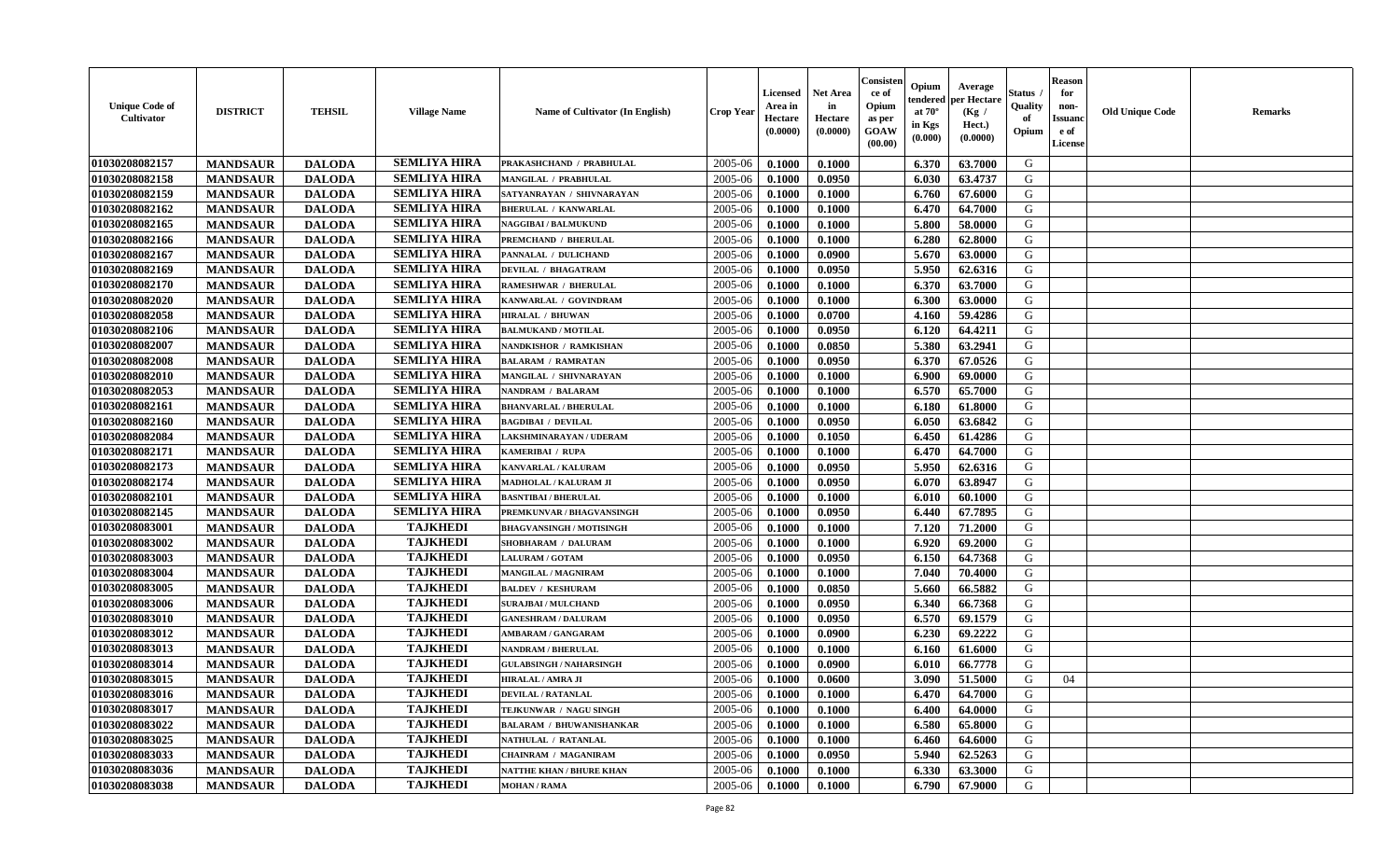| Unique Code of Cultivator | DISTRICT | TEHSIL | Village Name | Name of Cultivator (In English) | Crop Year | Licensed Area in Hectare (0.0000) | Net Area in Hectare (0.0000) | Consistence of Opium as per GOAW (00.00) | Opium tendered at 70° in Kgs (0.000) | Average per Hectare (Kg / Hect.) (0.0000) | Status / Quality of Opium | Reason for non-Issuance of License | Old Unique Code | Remarks |
|---|---|---|---|---|---|---|---|---|---|---|---|---|---|---|
| 01030208082157 | MANDSAUR | DALODA | SEMLIYA HIRA | PRAKASHCHAND / PRABHULAL | 2005-06 | 0.1000 | 0.1000 | | 6.370 | 63.7000 | G | | | |
| 01030208082158 | MANDSAUR | DALODA | SEMLIYA HIRA | MANGILAL / PRABHULAL | 2005-06 | 0.1000 | 0.0950 | | 6.030 | 63.4737 | G | | | |
| 01030208082159 | MANDSAUR | DALODA | SEMLIYA HIRA | SATYANRAYAN / SHIVNARAYAN | 2005-06 | 0.1000 | 0.1000 | | 6.760 | 67.6000 | G | | | |
| 01030208082162 | MANDSAUR | DALODA | SEMLIYA HIRA | BHERULAL / KANWARLAL | 2005-06 | 0.1000 | 0.1000 | | 6.470 | 64.7000 | G | | | |
| 01030208082165 | MANDSAUR | DALODA | SEMLIYA HIRA | NAGGIBAI / BALMUKUND | 2005-06 | 0.1000 | 0.1000 | | 5.800 | 58.0000 | G | | | |
| 01030208082166 | MANDSAUR | DALODA | SEMLIYA HIRA | PREMCHAND / BHERULAL | 2005-06 | 0.1000 | 0.1000 | | 6.280 | 62.8000 | G | | | |
| 01030208082167 | MANDSAUR | DALODA | SEMLIYA HIRA | PANNALAL / DULICHAND | 2005-06 | 0.1000 | 0.0900 | | 5.670 | 63.0000 | G | | | |
| 01030208082169 | MANDSAUR | DALODA | SEMLIYA HIRA | DEVILAL / BHAGATRAM | 2005-06 | 0.1000 | 0.0950 | | 5.950 | 62.6316 | G | | | |
| 01030208082170 | MANDSAUR | DALODA | SEMLIYA HIRA | RAMESHWAR / BHERULAL | 2005-06 | 0.1000 | 0.1000 | | 6.370 | 63.7000 | G | | | |
| 01030208082020 | MANDSAUR | DALODA | SEMLIYA HIRA | KANWARLAL / GOVINDRAM | 2005-06 | 0.1000 | 0.1000 | | 6.300 | 63.0000 | G | | | |
| 01030208082058 | MANDSAUR | DALODA | SEMLIYA HIRA | HIRALAL / BHUWAN | 2005-06 | 0.1000 | 0.0700 | | 4.160 | 59.4286 | G | | | |
| 01030208082106 | MANDSAUR | DALODA | SEMLIYA HIRA | BALMUKAND / MOTILAL | 2005-06 | 0.1000 | 0.0950 | | 6.120 | 64.4211 | G | | | |
| 01030208082007 | MANDSAUR | DALODA | SEMLIYA HIRA | NANDKISHOR / RAMKISHAN | 2005-06 | 0.1000 | 0.0850 | | 5.380 | 63.2941 | G | | | |
| 01030208082008 | MANDSAUR | DALODA | SEMLIYA HIRA | BALARAM / RAMRATAN | 2005-06 | 0.1000 | 0.0950 | | 6.370 | 67.0526 | G | | | |
| 01030208082010 | MANDSAUR | DALODA | SEMLIYA HIRA | MANGILAL / SHIVNARAYAN | 2005-06 | 0.1000 | 0.1000 | | 6.900 | 69.0000 | G | | | |
| 01030208082053 | MANDSAUR | DALODA | SEMLIYA HIRA | NANDRAM / BALARAM | 2005-06 | 0.1000 | 0.1000 | | 6.570 | 65.7000 | G | | | |
| 01030208082161 | MANDSAUR | DALODA | SEMLIYA HIRA | BHANVARLAL / BHERULAL | 2005-06 | 0.1000 | 0.1000 | | 6.180 | 61.8000 | G | | | |
| 01030208082160 | MANDSAUR | DALODA | SEMLIYA HIRA | BAGDIBAI / DEVILAL | 2005-06 | 0.1000 | 0.0950 | | 6.050 | 63.6842 | G | | | |
| 01030208082084 | MANDSAUR | DALODA | SEMLIYA HIRA | LAKSHMINARAYAN / UDERAM | 2005-06 | 0.1000 | 0.1050 | | 6.450 | 61.4286 | G | | | |
| 01030208082171 | MANDSAUR | DALODA | SEMLIYA HIRA | KAMERIBAI / RUPA | 2005-06 | 0.1000 | 0.1000 | | 6.470 | 64.7000 | G | | | |
| 01030208082173 | MANDSAUR | DALODA | SEMLIYA HIRA | KANVARLAL / KALURAM | 2005-06 | 0.1000 | 0.0950 | | 5.950 | 62.6316 | G | | | |
| 01030208082174 | MANDSAUR | DALODA | SEMLIYA HIRA | MADHOLAL / KALURAM JI | 2005-06 | 0.1000 | 0.0950 | | 6.070 | 63.8947 | G | | | |
| 01030208082101 | MANDSAUR | DALODA | SEMLIYA HIRA | BASNTIBAI / BHERULAL | 2005-06 | 0.1000 | 0.1000 | | 6.010 | 60.1000 | G | | | |
| 01030208082145 | MANDSAUR | DALODA | SEMLIYA HIRA | PREMKUNVAR / BHAGVANSINGH | 2005-06 | 0.1000 | 0.0950 | | 6.440 | 67.7895 | G | | | |
| 01030208083001 | MANDSAUR | DALODA | TAJKHEDI | BHAGVANSINGH / MOTISINGH | 2005-06 | 0.1000 | 0.1000 | | 7.120 | 71.2000 | G | | | |
| 01030208083002 | MANDSAUR | DALODA | TAJKHEDI | SHOBHARAM / DALURAM | 2005-06 | 0.1000 | 0.1000 | | 6.920 | 69.2000 | G | | | |
| 01030208083003 | MANDSAUR | DALODA | TAJKHEDI | LALURAM / GOTAM | 2005-06 | 0.1000 | 0.0950 | | 6.150 | 64.7368 | G | | | |
| 01030208083004 | MANDSAUR | DALODA | TAJKHEDI | MANGILAL / MAGNIRAM | 2005-06 | 0.1000 | 0.1000 | | 7.040 | 70.4000 | G | | | |
| 01030208083005 | MANDSAUR | DALODA | TAJKHEDI | BALDEV / KESHURAM | 2005-06 | 0.1000 | 0.0850 | | 5.660 | 66.5882 | G | | | |
| 01030208083006 | MANDSAUR | DALODA | TAJKHEDI | SURAJBAI / MULCHAND | 2005-06 | 0.1000 | 0.0950 | | 6.340 | 66.7368 | G | | | |
| 01030208083010 | MANDSAUR | DALODA | TAJKHEDI | GANESHRAM / DALURAM | 2005-06 | 0.1000 | 0.0950 | | 6.570 | 69.1579 | G | | | |
| 01030208083012 | MANDSAUR | DALODA | TAJKHEDI | AMBARAM / GANGARAM | 2005-06 | 0.1000 | 0.0900 | | 6.230 | 69.2222 | G | | | |
| 01030208083013 | MANDSAUR | DALODA | TAJKHEDI | NANDRAM / BHERULAL | 2005-06 | 0.1000 | 0.1000 | | 6.160 | 61.6000 | G | | | |
| 01030208083014 | MANDSAUR | DALODA | TAJKHEDI | GULABSINGH / NAHARSINGH | 2005-06 | 0.1000 | 0.0900 | | 6.010 | 66.7778 | G | | | |
| 01030208083015 | MANDSAUR | DALODA | TAJKHEDI | HIRALAL / AMRA JI | 2005-06 | 0.1000 | 0.0600 | | 3.090 | 51.5000 | G | 04 | | |
| 01030208083016 | MANDSAUR | DALODA | TAJKHEDI | DEVILAL / RATANLAL | 2005-06 | 0.1000 | 0.1000 | | 6.470 | 64.7000 | G | | | |
| 01030208083017 | MANDSAUR | DALODA | TAJKHEDI | TEJKUNWAR / NAGU SINGH | 2005-06 | 0.1000 | 0.1000 | | 6.400 | 64.0000 | G | | | |
| 01030208083022 | MANDSAUR | DALODA | TAJKHEDI | BALARAM / BHUWANISHANKAR | 2005-06 | 0.1000 | 0.1000 | | 6.580 | 65.8000 | G | | | |
| 01030208083025 | MANDSAUR | DALODA | TAJKHEDI | NATHULAL / RATANLAL | 2005-06 | 0.1000 | 0.1000 | | 6.460 | 64.6000 | G | | | |
| 01030208083033 | MANDSAUR | DALODA | TAJKHEDI | CHAINRAM / MAGANIRAM | 2005-06 | 0.1000 | 0.0950 | | 5.940 | 62.5263 | G | | | |
| 01030208083036 | MANDSAUR | DALODA | TAJKHEDI | NATTHE KHAN / BHURE KHAN | 2005-06 | 0.1000 | 0.1000 | | 6.330 | 63.3000 | G | | | |
| 01030208083038 | MANDSAUR | DALODA | TAJKHEDI | MOHAN / RAMA | 2005-06 | 0.1000 | 0.1000 | | 6.790 | 67.9000 | G | | | |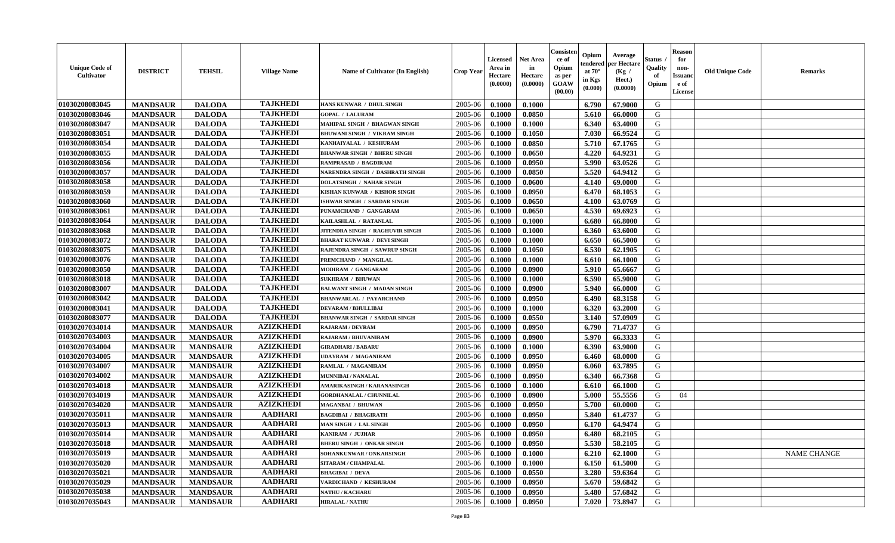| Unique Code of Cultivator | DISTRICT | TEHSIL | Village Name | Name of Cultivator (In English) | Crop Year | Licensed Area in Hectare (0.0000) | Net Area in Hectare (0.0000) | Consistence of Opium as per GOAW (00.00) | Opium tendered at 70° in Kgs (0.000) | Average per Hectare (Kg / Hect.) (0.0000) | Status / Quality of Opium | Reason for non-Issuance of License | Old Unique Code | Remarks |
|---|---|---|---|---|---|---|---|---|---|---|---|---|---|---|
| 01030208083045 | MANDSAUR | DALODA | TAJKHEDI | HANS KUNWAR / DHUL SINGH | 2005-06 | 0.1000 | 0.1000 | | 6.790 | 67.9000 | G | | | |
| 01030208083046 | MANDSAUR | DALODA | TAJKHEDI | GOPAL / LALURAM | 2005-06 | 0.1000 | 0.0850 | | 5.610 | 66.0000 | G | | | |
| 01030208083047 | MANDSAUR | DALODA | TAJKHEDI | MAHIPAL SINGH / BHAGWAN SINGH | 2005-06 | 0.1000 | 0.1000 | | 6.340 | 63.4000 | G | | | |
| 01030208083051 | MANDSAUR | DALODA | TAJKHEDI | BHUWANI SINGH / VIKRAM SINGH | 2005-06 | 0.1000 | 0.1050 | | 7.030 | 66.9524 | G | | | |
| 01030208083054 | MANDSAUR | DALODA | TAJKHEDI | KANHAIYALAL / KESHURAM | 2005-06 | 0.1000 | 0.0850 | | 5.710 | 67.1765 | G | | | |
| 01030208083055 | MANDSAUR | DALODA | TAJKHEDI | BHANWAR SINGH / BHERU SINGH | 2005-06 | 0.1000 | 0.0650 | | 4.220 | 64.9231 | G | | | |
| 01030208083056 | MANDSAUR | DALODA | TAJKHEDI | RAMPRASAD / BAGDIRAM | 2005-06 | 0.1000 | 0.0950 | | 5.990 | 63.0526 | G | | | |
| 01030208083057 | MANDSAUR | DALODA | TAJKHEDI | NARENDRA SINGH / DASHRATH SINGH | 2005-06 | 0.1000 | 0.0850 | | 5.520 | 64.9412 | G | | | |
| 01030208083058 | MANDSAUR | DALODA | TAJKHEDI | DOLATSINGH / NAHAR SINGH | 2005-06 | 0.1000 | 0.0600 | | 4.140 | 69.0000 | G | | | |
| 01030208083059 | MANDSAUR | DALODA | TAJKHEDI | KISHAN KUNWAR / KISHOR SINGH | 2005-06 | 0.1000 | 0.0950 | | 6.470 | 68.1053 | G | | | |
| 01030208083060 | MANDSAUR | DALODA | TAJKHEDI | ISHWAR SINGH / SARDAR SINGH | 2005-06 | 0.1000 | 0.0650 | | 4.100 | 63.0769 | G | | | |
| 01030208083061 | MANDSAUR | DALODA | TAJKHEDI | PUNAMCHAND / GANGARAM | 2005-06 | 0.1000 | 0.0650 | | 4.530 | 69.6923 | G | | | |
| 01030208083064 | MANDSAUR | DALODA | TAJKHEDI | KAILASHLAL / RATANLAL | 2005-06 | 0.1000 | 0.1000 | | 6.680 | 66.8000 | G | | | |
| 01030208083068 | MANDSAUR | DALODA | TAJKHEDI | JITENDRA SINGH / RAGHUVIR SINGH | 2005-06 | 0.1000 | 0.1000 | | 6.360 | 63.6000 | G | | | |
| 01030208083072 | MANDSAUR | DALODA | TAJKHEDI | BHARAT KUNWAR / DEVI SINGH | 2005-06 | 0.1000 | 0.1000 | | 6.650 | 66.5000 | G | | | |
| 01030208083075 | MANDSAUR | DALODA | TAJKHEDI | RAJENDRA SINGH / SAWRUP SINGH | 2005-06 | 0.1000 | 0.1050 | | 6.530 | 62.1905 | G | | | |
| 01030208083076 | MANDSAUR | DALODA | TAJKHEDI | PREMCHAND / MANGILAL | 2005-06 | 0.1000 | 0.1000 | | 6.610 | 66.1000 | G | | | |
| 01030208083050 | MANDSAUR | DALODA | TAJKHEDI | MODIRAM / GANGARAM | 2005-06 | 0.1000 | 0.0900 | | 5.910 | 65.6667 | G | | | |
| 01030208083018 | MANDSAUR | DALODA | TAJKHEDI | SUKHRAM / BHUWAN | 2005-06 | 0.1000 | 0.1000 | | 6.590 | 65.9000 | G | | | |
| 01030208083007 | MANDSAUR | DALODA | TAJKHEDI | BALWANT SINGH / MADAN SINGH | 2005-06 | 0.1000 | 0.0900 | | 5.940 | 66.0000 | G | | | |
| 01030208083042 | MANDSAUR | DALODA | TAJKHEDI | BHANWARLAL / PAYARCHAND | 2005-06 | 0.1000 | 0.0950 | | 6.490 | 68.3158 | G | | | |
| 01030208083041 | MANDSAUR | DALODA | TAJKHEDI | DEVARAM / BHULLIBAI | 2005-06 | 0.1000 | 0.1000 | | 6.320 | 63.2000 | G | | | |
| 01030208083077 | MANDSAUR | DALODA | TAJKHEDI | BHANWAR SINGH / SARDAR SINGH | 2005-06 | 0.1000 | 0.0550 | | 3.140 | 57.0909 | G | | | |
| 01030207034014 | MANDSAUR | MANDSAUR | AZIZKHEDI | RAJARAM / DEVRAM | 2005-06 | 0.1000 | 0.0950 | | 6.790 | 71.4737 | G | | | |
| 01030207034003 | MANDSAUR | MANDSAUR | AZIZKHEDI | RAJARAM / BHUVANIRAM | 2005-06 | 0.1000 | 0.0900 | | 5.970 | 66.3333 | G | | | |
| 01030207034004 | MANDSAUR | MANDSAUR | AZIZKHEDI | GIRADHARI / BABARU | 2005-06 | 0.1000 | 0.1000 | | 6.390 | 63.9000 | G | | | |
| 01030207034005 | MANDSAUR | MANDSAUR | AZIZKHEDI | UDAYRAM / MAGANIRAM | 2005-06 | 0.1000 | 0.0950 | | 6.460 | 68.0000 | G | | | |
| 01030207034007 | MANDSAUR | MANDSAUR | AZIZKHEDI | RAMLAL / MAGANIRAM | 2005-06 | 0.1000 | 0.0950 | | 6.060 | 63.7895 | G | | | |
| 01030207034002 | MANDSAUR | MANDSAUR | AZIZKHEDI | MUNNIBAI / NANALAL | 2005-06 | 0.1000 | 0.0950 | | 6.340 | 66.7368 | G | | | |
| 01030207034018 | MANDSAUR | MANDSAUR | AZIZKHEDI | AMARIKASINGH / KARANASINGH | 2005-06 | 0.1000 | 0.1000 | | 6.610 | 66.1000 | G | | | |
| 01030207034019 | MANDSAUR | MANDSAUR | AZIZKHEDI | GORDHANALAL / CHUNNILAL | 2005-06 | 0.1000 | 0.0900 | | 5.000 | 55.5556 | G | 04 | | |
| 01030207034020 | MANDSAUR | MANDSAUR | AZIZKHEDI | MAGANBAI / BHUWAN | 2005-06 | 0.1000 | 0.0950 | | 5.700 | 60.0000 | G | | | |
| 01030207035011 | MANDSAUR | MANDSAUR | AADHARI | BAGDIBAI / BHAGIRATH | 2005-06 | 0.1000 | 0.0950 | | 5.840 | 61.4737 | G | | | |
| 01030207035013 | MANDSAUR | MANDSAUR | AADHARI | MAN SINGH / LAL SINGH | 2005-06 | 0.1000 | 0.0950 | | 6.170 | 64.9474 | G | | | |
| 01030207035014 | MANDSAUR | MANDSAUR | AADHARI | KANIRAM / JUJHAR | 2005-06 | 0.1000 | 0.0950 | | 6.480 | 68.2105 | G | | | |
| 01030207035018 | MANDSAUR | MANDSAUR | AADHARI | BHERU SINGH / ONKAR SINGH | 2005-06 | 0.1000 | 0.0950 | | 5.530 | 58.2105 | G | | | |
| 01030207035019 | MANDSAUR | MANDSAUR | AADHARI | SOHANKUNWAR / ONKARSINGH | 2005-06 | 0.1000 | 0.1000 | | 6.210 | 62.1000 | G | | | NAME CHANGE |
| 01030207035020 | MANDSAUR | MANDSAUR | AADHARI | SITARAM / CHAMPALAL | 2005-06 | 0.1000 | 0.1000 | | 6.150 | 61.5000 | G | | | |
| 01030207035021 | MANDSAUR | MANDSAUR | AADHARI | BHAGIBAI / DEVA | 2005-06 | 0.1000 | 0.0550 | | 3.280 | 59.6364 | G | | | |
| 01030207035029 | MANDSAUR | MANDSAUR | AADHARI | VARDICHAND / KESHURAM | 2005-06 | 0.1000 | 0.0950 | | 5.670 | 59.6842 | G | | | |
| 01030207035038 | MANDSAUR | MANDSAUR | AADHARI | NATHU / KACHARU | 2005-06 | 0.1000 | 0.0950 | | 5.480 | 57.6842 | G | | | |
| 01030207035043 | MANDSAUR | MANDSAUR | AADHARI | HIRALAL / NATHU | 2005-06 | 0.1000 | 0.0950 | | 7.020 | 73.8947 | G | | | |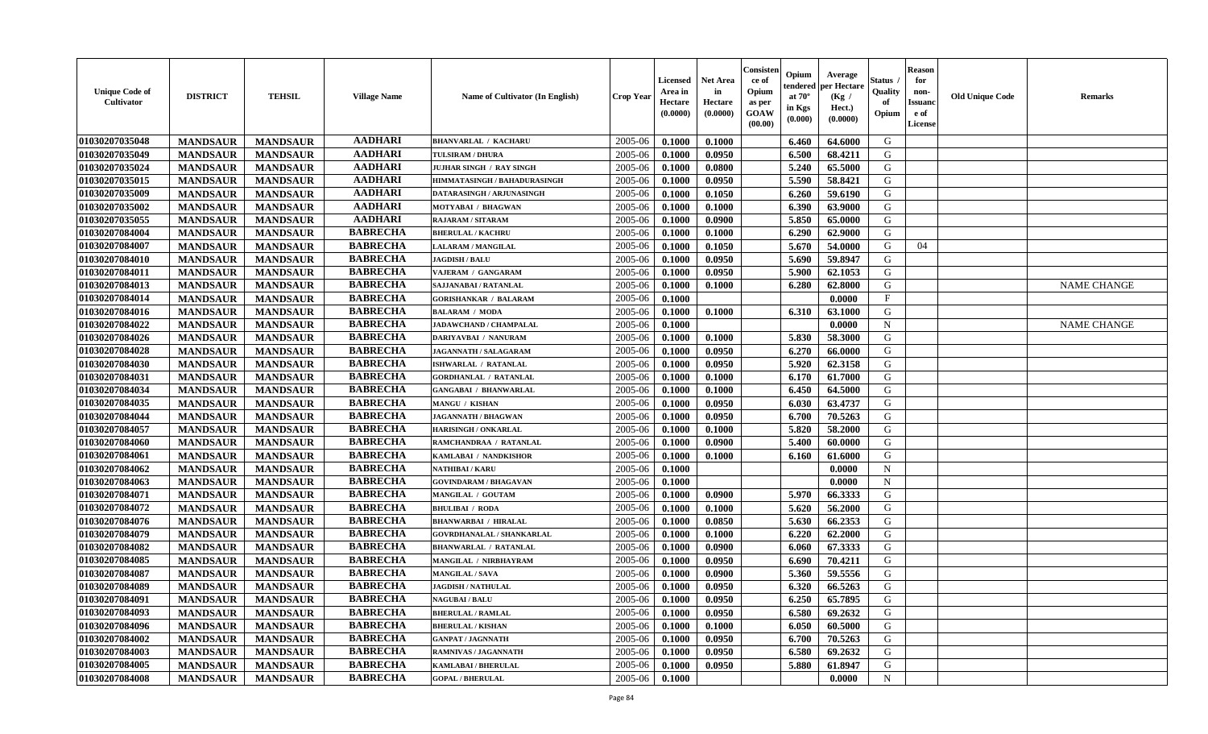| Unique Code of Cultivator | DISTRICT | TEHSIL | Village Name | Name of Cultivator (In English) | Crop Year | Licensed Area in Hectare (0.0000) | Net Area in Hectare (0.0000) | Consistence of Opium as per GOAW (00.00) | Opium tendered at 70° in Kgs (0.000) | Average per Hectare (Kg / Hect.) (0.0000) | Status / Quality of Opium | Reason for non-Issuance of License | Old Unique Code | Remarks |
|---|---|---|---|---|---|---|---|---|---|---|---|---|---|---|
| 01030207035048 | MANDSAUR | MANDSAUR | AADHARI | BHANVARLAL / KACHARU | 2005-06 | 0.1000 | 0.1000 | | 6.460 | 64.6000 | G | | | |
| 01030207035049 | MANDSAUR | MANDSAUR | AADHARI | TULSIRAM / DHURA | 2005-06 | 0.1000 | 0.0950 | | 6.500 | 68.4211 | G | | | |
| 01030207035024 | MANDSAUR | MANDSAUR | AADHARI | JUJHAR SINGH / RAY SINGH | 2005-06 | 0.1000 | 0.0800 | | 5.240 | 65.5000 | G | | | |
| 01030207035015 | MANDSAUR | MANDSAUR | AADHARI | HIMMATASINGH / BAHADURASINGH | 2005-06 | 0.1000 | 0.0950 | | 5.590 | 58.8421 | G | | | |
| 01030207035009 | MANDSAUR | MANDSAUR | AADHARI | DATARASINGH / ARJUNASINGH | 2005-06 | 0.1000 | 0.1050 | | 6.260 | 59.6190 | G | | | |
| 01030207035002 | MANDSAUR | MANDSAUR | AADHARI | MOTYABAI / BHAGWAN | 2005-06 | 0.1000 | 0.1000 | | 6.390 | 63.9000 | G | | | |
| 01030207035055 | MANDSAUR | MANDSAUR | AADHARI | RAJARAM / SITARAM | 2005-06 | 0.1000 | 0.0900 | | 5.850 | 65.0000 | G | | | |
| 01030207084004 | MANDSAUR | MANDSAUR | BABRECHA | BHERULAL / KACHRU | 2005-06 | 0.1000 | 0.1000 | | 6.290 | 62.9000 | G | | | |
| 01030207084007 | MANDSAUR | MANDSAUR | BABRECHA | LALARAM / MANGILAL | 2005-06 | 0.1000 | 0.1050 | | 5.670 | 54.0000 | G | 04 | | |
| 01030207084010 | MANDSAUR | MANDSAUR | BABRECHA | JAGDISH / BALU | 2005-06 | 0.1000 | 0.0950 | | 5.690 | 59.8947 | G | | | |
| 01030207084011 | MANDSAUR | MANDSAUR | BABRECHA | VAJERAM / GANGARAM | 2005-06 | 0.1000 | 0.0950 | | 5.900 | 62.1053 | G | | | |
| 01030207084013 | MANDSAUR | MANDSAUR | BABRECHA | SAJJANABAI / RATANLAL | 2005-06 | 0.1000 | 0.1000 | | 6.280 | 62.8000 | G | | | NAME CHANGE |
| 01030207084014 | MANDSAUR | MANDSAUR | BABRECHA | GORISHANKAR / BALARAM | 2005-06 | 0.1000 | | | | 0.0000 | F | | | |
| 01030207084016 | MANDSAUR | MANDSAUR | BABRECHA | BALARAM / MODA | 2005-06 | 0.1000 | 0.1000 | | 6.310 | 63.1000 | G | | | |
| 01030207084022 | MANDSAUR | MANDSAUR | BABRECHA | JADAWCHAND / CHAMPALAL | 2005-06 | 0.1000 | | | | 0.0000 | N | | | NAME CHANGE |
| 01030207084026 | MANDSAUR | MANDSAUR | BABRECHA | DARIYAVBAI / NANURAM | 2005-06 | 0.1000 | 0.1000 | | 5.830 | 58.3000 | G | | | |
| 01030207084028 | MANDSAUR | MANDSAUR | BABRECHA | JAGANNATH / SALAGARAM | 2005-06 | 0.1000 | 0.0950 | | 6.270 | 66.0000 | G | | | |
| 01030207084030 | MANDSAUR | MANDSAUR | BABRECHA | ISHWARLAL / RATANLAL | 2005-06 | 0.1000 | 0.0950 | | 5.920 | 62.3158 | G | | | |
| 01030207084031 | MANDSAUR | MANDSAUR | BABRECHA | GORDHANLAL / RATANLAL | 2005-06 | 0.1000 | 0.1000 | | 6.170 | 61.7000 | G | | | |
| 01030207084034 | MANDSAUR | MANDSAUR | BABRECHA | GANGABAI / BHANWARLAL | 2005-06 | 0.1000 | 0.1000 | | 6.450 | 64.5000 | G | | | |
| 01030207084035 | MANDSAUR | MANDSAUR | BABRECHA | MANGU / KISHAN | 2005-06 | 0.1000 | 0.0950 | | 6.030 | 63.4737 | G | | | |
| 01030207084044 | MANDSAUR | MANDSAUR | BABRECHA | JAGANNATH / BHAGWAN | 2005-06 | 0.1000 | 0.0950 | | 6.700 | 70.5263 | G | | | |
| 01030207084057 | MANDSAUR | MANDSAUR | BABRECHA | HARISINGH / ONKARLAL | 2005-06 | 0.1000 | 0.1000 | | 5.820 | 58.2000 | G | | | |
| 01030207084060 | MANDSAUR | MANDSAUR | BABRECHA | RAMCHANDRAA / RATANLAL | 2005-06 | 0.1000 | 0.0900 | | 5.400 | 60.0000 | G | | | |
| 01030207084061 | MANDSAUR | MANDSAUR | BABRECHA | KAMLABAI / NANDKISHOR | 2005-06 | 0.1000 | 0.1000 | | 6.160 | 61.6000 | G | | | |
| 01030207084062 | MANDSAUR | MANDSAUR | BABRECHA | NATHIBAI / KARU | 2005-06 | 0.1000 | | | | 0.0000 | N | | | |
| 01030207084063 | MANDSAUR | MANDSAUR | BABRECHA | GOVINDARAM / BHAGAVAN | 2005-06 | 0.1000 | | | | 0.0000 | N | | | |
| 01030207084071 | MANDSAUR | MANDSAUR | BABRECHA | MANGILAL / GOUTAM | 2005-06 | 0.1000 | 0.0900 | | 5.970 | 66.3333 | G | | | |
| 01030207084072 | MANDSAUR | MANDSAUR | BABRECHA | BHULIBAI / RODA | 2005-06 | 0.1000 | 0.1000 | | 5.620 | 56.2000 | G | | | |
| 01030207084076 | MANDSAUR | MANDSAUR | BABRECHA | BHANWARBAI / HIRALAL | 2005-06 | 0.1000 | 0.0850 | | 5.630 | 66.2353 | G | | | |
| 01030207084079 | MANDSAUR | MANDSAUR | BABRECHA | GOVRDHANALAL / SHANKARLAL | 2005-06 | 0.1000 | 0.1000 | | 6.220 | 62.2000 | G | | | |
| 01030207084082 | MANDSAUR | MANDSAUR | BABRECHA | BHANWARLAL / RATANLAL | 2005-06 | 0.1000 | 0.0900 | | 6.060 | 67.3333 | G | | | |
| 01030207084085 | MANDSAUR | MANDSAUR | BABRECHA | MANGILAL / NIRBHAYRAM | 2005-06 | 0.1000 | 0.0950 | | 6.690 | 70.4211 | G | | | |
| 01030207084087 | MANDSAUR | MANDSAUR | BABRECHA | MANGILAL / SAVA | 2005-06 | 0.1000 | 0.0900 | | 5.360 | 59.5556 | G | | | |
| 01030207084089 | MANDSAUR | MANDSAUR | BABRECHA | JAGDISH / NATHULAL | 2005-06 | 0.1000 | 0.0950 | | 6.320 | 66.5263 | G | | | |
| 01030207084091 | MANDSAUR | MANDSAUR | BABRECHA | NAGUBAI / BALU | 2005-06 | 0.1000 | 0.0950 | | 6.250 | 65.7895 | G | | | |
| 01030207084093 | MANDSAUR | MANDSAUR | BABRECHA | BHERULAL / RAMLAL | 2005-06 | 0.1000 | 0.0950 | | 6.580 | 69.2632 | G | | | |
| 01030207084096 | MANDSAUR | MANDSAUR | BABRECHA | BHERULAL / KISHAN | 2005-06 | 0.1000 | 0.1000 | | 6.050 | 60.5000 | G | | | |
| 01030207084002 | MANDSAUR | MANDSAUR | BABRECHA | GANPAT / JAGNNATH | 2005-06 | 0.1000 | 0.0950 | | 6.700 | 70.5263 | G | | | |
| 01030207084003 | MANDSAUR | MANDSAUR | BABRECHA | RAMNIVAS / JAGANNATH | 2005-06 | 0.1000 | 0.0950 | | 6.580 | 69.2632 | G | | | |
| 01030207084005 | MANDSAUR | MANDSAUR | BABRECHA | KAMLABAI / BHERULAL | 2005-06 | 0.1000 | 0.0950 | | 5.880 | 61.8947 | G | | | |
| 01030207084008 | MANDSAUR | MANDSAUR | BABRECHA | GOPAL / BHERULAL | 2005-06 | 0.1000 | | | | 0.0000 | N | | | |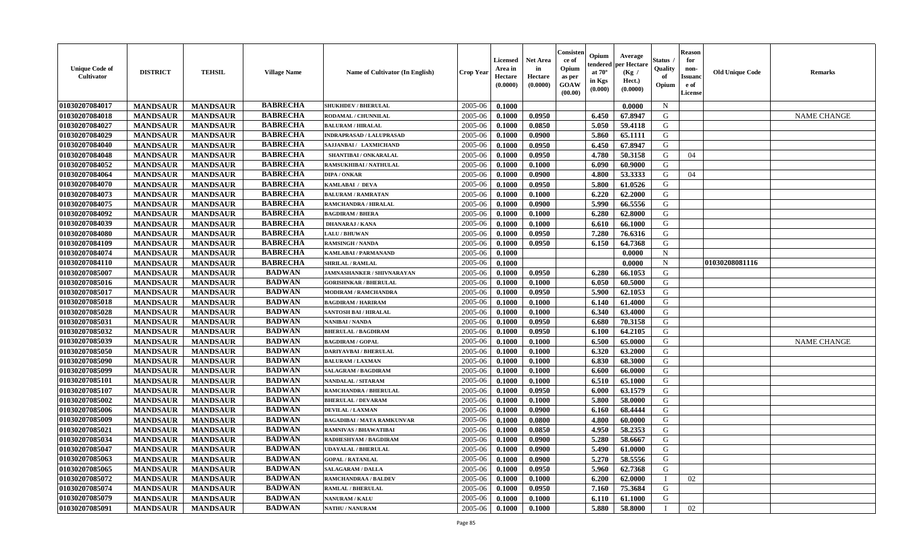| Unique Code of Cultivator | DISTRICT | TEHSIL | Village Name | Name of Cultivator (In English) | Crop Year | Licensed Area in Hectare (0.0000) | Net Area in Hectare (0.0000) | Consistence of Opium as per GOAW (00.00) | Opium tendered at 70° in Kgs (0.000) | Average per Hectare (Kg / Hect.) (0.0000) | Status / Quality of Opium | Reason for non-Issuance of License | Old Unique Code | Remarks |
|---|---|---|---|---|---|---|---|---|---|---|---|---|---|---|
| 01030207084017 | MANDSAUR | MANDSAUR | BABRECHA | SHUKHDEV / BHERULAL | 2005-06 | 0.1000 | | | | 0.0000 | N | | | |
| 01030207084018 | MANDSAUR | MANDSAUR | BABRECHA | RODAMAL / CHUNNILAL | 2005-06 | 0.1000 | 0.0950 | | 6.450 | 67.8947 | G | | | NAME CHANGE |
| 01030207084027 | MANDSAUR | MANDSAUR | BABRECHA | BALURAM / HIRALAL | 2005-06 | 0.1000 | 0.0850 | | 5.050 | 59.4118 | G | | | |
| 01030207084029 | MANDSAUR | MANDSAUR | BABRECHA | INDRAPRASAD / LALUPRASAD | 2005-06 | 0.1000 | 0.0900 | | 5.860 | 65.1111 | G | | | |
| 01030207084040 | MANDSAUR | MANDSAUR | BABRECHA | SAJJANBAI / LAXMICHAND | 2005-06 | 0.1000 | 0.0950 | | 6.450 | 67.8947 | G | | | |
| 01030207084048 | MANDSAUR | MANDSAUR | BABRECHA | SHANTIBAI / ONKARALAL | 2005-06 | 0.1000 | 0.0950 | | 4.780 | 50.3158 | G | 04 | | |
| 01030207084052 | MANDSAUR | MANDSAUR | BABRECHA | RAMSUKHIBAI / NATHULAL | 2005-06 | 0.1000 | 0.1000 | | 6.090 | 60.9000 | G | | | |
| 01030207084064 | MANDSAUR | MANDSAUR | BABRECHA | DIPA / ONKAR | 2005-06 | 0.1000 | 0.0900 | | 4.800 | 53.3333 | G | 04 | | |
| 01030207084070 | MANDSAUR | MANDSAUR | BABRECHA | KAMLABAI / DEVA | 2005-06 | 0.1000 | 0.0950 | | 5.800 | 61.0526 | G | | | |
| 01030207084073 | MANDSAUR | MANDSAUR | BABRECHA | BALURAM / RAMRATAN | 2005-06 | 0.1000 | 0.1000 | | 6.220 | 62.2000 | G | | | |
| 01030207084075 | MANDSAUR | MANDSAUR | BABRECHA | RAMCHANDRA / HIRALAL | 2005-06 | 0.1000 | 0.0900 | | 5.990 | 66.5556 | G | | | |
| 01030207084092 | MANDSAUR | MANDSAUR | BABRECHA | BAGDIRAM / BHERA | 2005-06 | 0.1000 | 0.1000 | | 6.280 | 62.8000 | G | | | |
| 01030207084039 | MANDSAUR | MANDSAUR | BABRECHA | DHANARAJ / KANA | 2005-06 | 0.1000 | 0.1000 | | 6.610 | 66.1000 | G | | | |
| 01030207084080 | MANDSAUR | MANDSAUR | BABRECHA | LALU / BHUWAN | 2005-06 | 0.1000 | 0.0950 | | 7.280 | 76.6316 | G | | | |
| 01030207084109 | MANDSAUR | MANDSAUR | BABRECHA | RAMSINGH / NANDA | 2005-06 | 0.1000 | 0.0950 | | 6.150 | 64.7368 | G | | | |
| 01030207084074 | MANDSAUR | MANDSAUR | BABRECHA | KAMLABAI / PARMANAND | 2005-06 | 0.1000 | | | | 0.0000 | N | | | |
| 01030207084110 | MANDSAUR | MANDSAUR | BABRECHA | SHRILAL / RAMLAL | 2005-06 | 0.1000 | | | | 0.0000 | N | | 01030208081116 | |
| 01030207085007 | MANDSAUR | MANDSAUR | BADWAN | JAMNASHANKER / SHIVNARAYAN | 2005-06 | 0.1000 | 0.0950 | | 6.280 | 66.1053 | G | | | |
| 01030207085016 | MANDSAUR | MANDSAUR | BADWAN | GORISHNKAR / BHERULAL | 2005-06 | 0.1000 | 0.1000 | | 6.050 | 60.5000 | G | | | |
| 01030207085017 | MANDSAUR | MANDSAUR | BADWAN | MODIRAM / RAMCHANDRA | 2005-06 | 0.1000 | 0.0950 | | 5.900 | 62.1053 | G | | | |
| 01030207085018 | MANDSAUR | MANDSAUR | BADWAN | BAGDIRAM / HARIRAM | 2005-06 | 0.1000 | 0.1000 | | 6.140 | 61.4000 | G | | | |
| 01030207085028 | MANDSAUR | MANDSAUR | BADWAN | SANTOSH BAI / HIRALAL | 2005-06 | 0.1000 | 0.1000 | | 6.340 | 63.4000 | G | | | |
| 01030207085031 | MANDSAUR | MANDSAUR | BADWAN | NANIBAI / NANDA | 2005-06 | 0.1000 | 0.0950 | | 6.680 | 70.3158 | G | | | |
| 01030207085032 | MANDSAUR | MANDSAUR | BADWAN | BHERULAL / BAGDIRAM | 2005-06 | 0.1000 | 0.0950 | | 6.100 | 64.2105 | G | | | |
| 01030207085039 | MANDSAUR | MANDSAUR | BADWAN | BAGDIRAM / GOPAL | 2005-06 | 0.1000 | 0.1000 | | 6.500 | 65.0000 | G | | | NAME CHANGE |
| 01030207085050 | MANDSAUR | MANDSAUR | BADWAN | DARIYAVBAI / BHERULAL | 2005-06 | 0.1000 | 0.1000 | | 6.320 | 63.2000 | G | | | |
| 01030207085090 | MANDSAUR | MANDSAUR | BADWAN | BALURAM / LAXMAN | 2005-06 | 0.1000 | 0.1000 | | 6.830 | 68.3000 | G | | | |
| 01030207085099 | MANDSAUR | MANDSAUR | BADWAN | SALAGRAM / BAGDIRAM | 2005-06 | 0.1000 | 0.1000 | | 6.600 | 66.0000 | G | | | |
| 01030207085101 | MANDSAUR | MANDSAUR | BADWAN | NANDALAL / SITARAM | 2005-06 | 0.1000 | 0.1000 | | 6.510 | 65.1000 | G | | | |
| 01030207085107 | MANDSAUR | MANDSAUR | BADWAN | RAMCHANDRA / BHERULAL | 2005-06 | 0.1000 | 0.0950 | | 6.000 | 63.1579 | G | | | |
| 01030207085002 | MANDSAUR | MANDSAUR | BADWAN | BHERULAL / DEVARAM | 2005-06 | 0.1000 | 0.1000 | | 5.800 | 58.0000 | G | | | |
| 01030207085006 | MANDSAUR | MANDSAUR | BADWAN | DEVILAL / LAXMAN | 2005-06 | 0.1000 | 0.0900 | | 6.160 | 68.4444 | G | | | |
| 01030207085009 | MANDSAUR | MANDSAUR | BADWAN | BAGADIBAI / MATA RAMKUNVAR | 2005-06 | 0.1000 | 0.0800 | | 4.800 | 60.0000 | G | | | |
| 01030207085021 | MANDSAUR | MANDSAUR | BADWAN | RAMNIVAS / BHAWATIBAI | 2005-06 | 0.1000 | 0.0850 | | 4.950 | 58.2353 | G | | | |
| 01030207085034 | MANDSAUR | MANDSAUR | BADWAN | RADHESHYAM / BAGDIRAM | 2005-06 | 0.1000 | 0.0900 | | 5.280 | 58.6667 | G | | | |
| 01030207085047 | MANDSAUR | MANDSAUR | BADWAN | UDAYALAL / BHERULAL | 2005-06 | 0.1000 | 0.0900 | | 5.490 | 61.0000 | G | | | |
| 01030207085063 | MANDSAUR | MANDSAUR | BADWAN | GOPAL / RATANLAL | 2005-06 | 0.1000 | 0.0900 | | 5.270 | 58.5556 | G | | | |
| 01030207085065 | MANDSAUR | MANDSAUR | BADWAN | SALAGARAM / DALLA | 2005-06 | 0.1000 | 0.0950 | | 5.960 | 62.7368 | G | | | |
| 01030207085072 | MANDSAUR | MANDSAUR | BADWAN | RAMCHANDRAA / BALDEV | 2005-06 | 0.1000 | 0.1000 | | 6.200 | 62.0000 | I | 02 | | |
| 01030207085074 | MANDSAUR | MANDSAUR | BADWAN | RAMLAL / BHERULAL | 2005-06 | 0.1000 | 0.0950 | | 7.160 | 75.3684 | G | | | |
| 01030207085079 | MANDSAUR | MANDSAUR | BADWAN | NANURAM / KALU | 2005-06 | 0.1000 | 0.1000 | | 6.110 | 61.1000 | G | | | |
| 01030207085091 | MANDSAUR | MANDSAUR | BADWAN | NATHU / NANURAM | 2005-06 | 0.1000 | 0.1000 | | 5.880 | 58.8000 | I | 02 | | |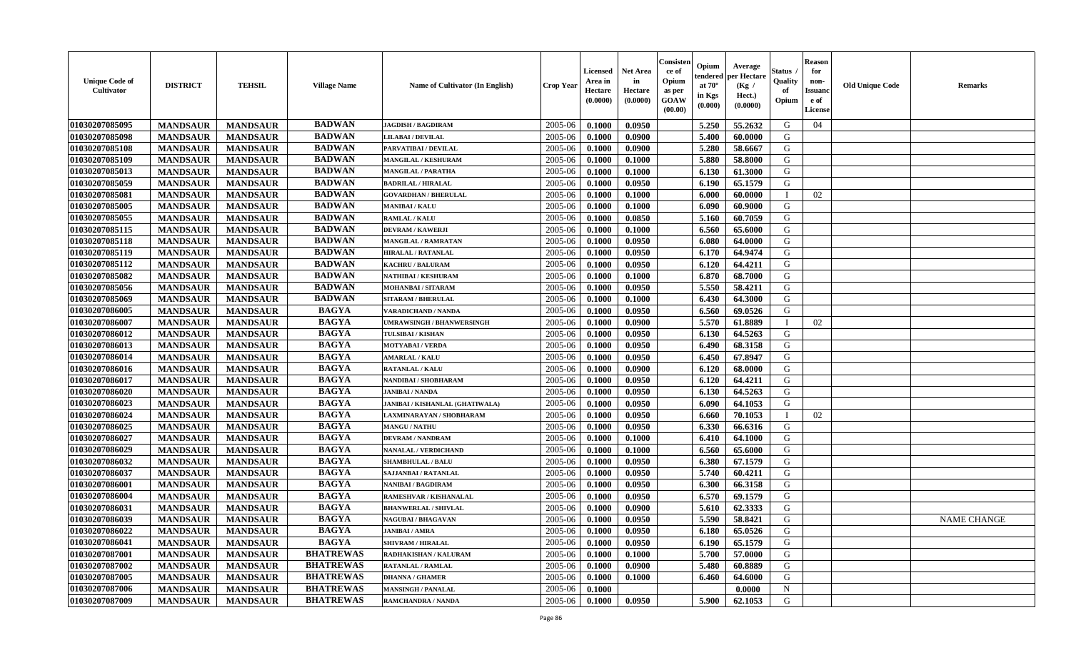| Unique Code of Cultivator | DISTRICT | TEHSIL | Village Name | Name of Cultivator (In English) | Crop Year | Licensed Area in Hectare (0.0000) | Net Area in Hectare (0.0000) | Consistence of Opium as per GOAW (00.00) | Opium tendered at 70° in Kgs (0.000) | Average per Hectare (Kg / Hect.) (0.0000) | Status / Quality of Opium | Reason for non-Issuance of License | Old Unique Code | Remarks |
|---|---|---|---|---|---|---|---|---|---|---|---|---|---|---|
| 01030207085095 | MANDSAUR | MANDSAUR | BADWAN | JAGDISH / BAGDIRAM | 2005-06 | 0.1000 | 0.0950 | | 5.250 | 55.2632 | G | 04 | | |
| 01030207085098 | MANDSAUR | MANDSAUR | BADWAN | LILABAI / DEVILAL | 2005-06 | 0.1000 | 0.0900 | | 5.400 | 60.0000 | G | | | |
| 01030207085108 | MANDSAUR | MANDSAUR | BADWAN | PARVATIBAI / DEVILAL | 2005-06 | 0.1000 | 0.0900 | | 5.280 | 58.6667 | G | | | |
| 01030207085109 | MANDSAUR | MANDSAUR | BADWAN | MANGILAL / KESHURAM | 2005-06 | 0.1000 | 0.1000 | | 5.880 | 58.8000 | G | | | |
| 01030207085013 | MANDSAUR | MANDSAUR | BADWAN | MANGILAL / PARATHA | 2005-06 | 0.1000 | 0.1000 | | 6.130 | 61.3000 | G | | | |
| 01030207085059 | MANDSAUR | MANDSAUR | BADWAN | BADRILAL / HIRALAL | 2005-06 | 0.1000 | 0.0950 | | 6.190 | 65.1579 | G | | | |
| 01030207085081 | MANDSAUR | MANDSAUR | BADWAN | GOVARDHAN / BHERULAL | 2005-06 | 0.1000 | 0.1000 | | 6.000 | 60.0000 | I | 02 | | |
| 01030207085005 | MANDSAUR | MANDSAUR | BADWAN | MANIBAI / KALU | 2005-06 | 0.1000 | 0.1000 | | 6.090 | 60.9000 | G | | | |
| 01030207085055 | MANDSAUR | MANDSAUR | BADWAN | RAMLAL / KALU | 2005-06 | 0.1000 | 0.0850 | | 5.160 | 60.7059 | G | | | |
| 01030207085115 | MANDSAUR | MANDSAUR | BADWAN | DEVRAM / KAWERJI | 2005-06 | 0.1000 | 0.1000 | | 6.560 | 65.6000 | G | | | |
| 01030207085118 | MANDSAUR | MANDSAUR | BADWAN | MANGILAL / RAMRATAN | 2005-06 | 0.1000 | 0.0950 | | 6.080 | 64.0000 | G | | | |
| 01030207085119 | MANDSAUR | MANDSAUR | BADWAN | HIRALAL / RATANLAL | 2005-06 | 0.1000 | 0.0950 | | 6.170 | 64.9474 | G | | | |
| 01030207085112 | MANDSAUR | MANDSAUR | BADWAN | KACHRU / BALURAM | 2005-06 | 0.1000 | 0.0950 | | 6.120 | 64.4211 | G | | | |
| 01030207085082 | MANDSAUR | MANDSAUR | BADWAN | NATHIBAI / KESHURAM | 2005-06 | 0.1000 | 0.1000 | | 6.870 | 68.7000 | G | | | |
| 01030207085056 | MANDSAUR | MANDSAUR | BADWAN | MOHANBAI / SITARAM | 2005-06 | 0.1000 | 0.0950 | | 5.550 | 58.4211 | G | | | |
| 01030207085069 | MANDSAUR | MANDSAUR | BADWAN | SITARAM / BHERULAL | 2005-06 | 0.1000 | 0.1000 | | 6.430 | 64.3000 | G | | | |
| 01030207086005 | MANDSAUR | MANDSAUR | BAGYA | VARADICHAND / NANDA | 2005-06 | 0.1000 | 0.0950 | | 6.560 | 69.0526 | G | | | |
| 01030207086007 | MANDSAUR | MANDSAUR | BAGYA | UMRAWSINGH / BHANWERSINGH | 2005-06 | 0.1000 | 0.0900 | | 5.570 | 61.8889 | I | 02 | | |
| 01030207086012 | MANDSAUR | MANDSAUR | BAGYA | TULSIBAI / KISHAN | 2005-06 | 0.1000 | 0.0950 | | 6.130 | 64.5263 | G | | | |
| 01030207086013 | MANDSAUR | MANDSAUR | BAGYA | MOTYABAI / VERDA | 2005-06 | 0.1000 | 0.0950 | | 6.490 | 68.3158 | G | | | |
| 01030207086014 | MANDSAUR | MANDSAUR | BAGYA | AMARLAL / KALU | 2005-06 | 0.1000 | 0.0950 | | 6.450 | 67.8947 | G | | | |
| 01030207086016 | MANDSAUR | MANDSAUR | BAGYA | RATANLAL / KALU | 2005-06 | 0.1000 | 0.0900 | | 6.120 | 68.0000 | G | | | |
| 01030207086017 | MANDSAUR | MANDSAUR | BAGYA | NANDIBAI / SHOBHARAM | 2005-06 | 0.1000 | 0.0950 | | 6.120 | 64.4211 | G | | | |
| 01030207086020 | MANDSAUR | MANDSAUR | BAGYA | JANIBAI / NANDA | 2005-06 | 0.1000 | 0.0950 | | 6.130 | 64.5263 | G | | | |
| 01030207086023 | MANDSAUR | MANDSAUR | BAGYA | JANIBAI / KISHANLAL (GHATIWALA) | 2005-06 | 0.1000 | 0.0950 | | 6.090 | 64.1053 | G | | | |
| 01030207086024 | MANDSAUR | MANDSAUR | BAGYA | LAXMINARAYAN / SHOBHARAM | 2005-06 | 0.1000 | 0.0950 | | 6.660 | 70.1053 | I | 02 | | |
| 01030207086025 | MANDSAUR | MANDSAUR | BAGYA | MANGU / NATHU | 2005-06 | 0.1000 | 0.0950 | | 6.330 | 66.6316 | G | | | |
| 01030207086027 | MANDSAUR | MANDSAUR | BAGYA | DEVRAM / NANDRAM | 2005-06 | 0.1000 | 0.1000 | | 6.410 | 64.1000 | G | | | |
| 01030207086029 | MANDSAUR | MANDSAUR | BAGYA | NANALAL / VERDICHAND | 2005-06 | 0.1000 | 0.1000 | | 6.560 | 65.6000 | G | | | |
| 01030207086032 | MANDSAUR | MANDSAUR | BAGYA | SHAMBHULAL / BALU | 2005-06 | 0.1000 | 0.0950 | | 6.380 | 67.1579 | G | | | |
| 01030207086037 | MANDSAUR | MANDSAUR | BAGYA | SAJJANBAI / RATANLAL | 2005-06 | 0.1000 | 0.0950 | | 5.740 | 60.4211 | G | | | |
| 01030207086001 | MANDSAUR | MANDSAUR | BAGYA | NANIBAI / BAGDIRAM | 2005-06 | 0.1000 | 0.0950 | | 6.300 | 66.3158 | G | | | |
| 01030207086004 | MANDSAUR | MANDSAUR | BAGYA | RAMESHVAR / KISHANALAL | 2005-06 | 0.1000 | 0.0950 | | 6.570 | 69.1579 | G | | | |
| 01030207086031 | MANDSAUR | MANDSAUR | BAGYA | BHANWERLAL / SHIVLAL | 2005-06 | 0.1000 | 0.0900 | | 5.610 | 62.3333 | G | | | |
| 01030207086039 | MANDSAUR | MANDSAUR | BAGYA | NAGUBAI / BHAGAVAN | 2005-06 | 0.1000 | 0.0950 | | 5.590 | 58.8421 | G | | | NAME CHANGE |
| 01030207086022 | MANDSAUR | MANDSAUR | BAGYA | JANIBAI / AMRA | 2005-06 | 0.1000 | 0.0950 | | 6.180 | 65.0526 | G | | | |
| 01030207086041 | MANDSAUR | MANDSAUR | BAGYA | SHIVRAM / HIRALAL | 2005-06 | 0.1000 | 0.0950 | | 6.190 | 65.1579 | G | | | |
| 01030207087001 | MANDSAUR | MANDSAUR | BHATREWAS | RADHAKISHAN / KALURAM | 2005-06 | 0.1000 | 0.1000 | | 5.700 | 57.0000 | G | | | |
| 01030207087002 | MANDSAUR | MANDSAUR | BHATREWAS | RATANLAL / RAMLAL | 2005-06 | 0.1000 | 0.0900 | | 5.480 | 60.8889 | G | | | |
| 01030207087005 | MANDSAUR | MANDSAUR | BHATREWAS | DHANNA / GHAMER | 2005-06 | 0.1000 | 0.1000 | | 6.460 | 64.6000 | G | | | |
| 01030207087006 | MANDSAUR | MANDSAUR | BHATREWAS | MANSINGH / PANALAL | 2005-06 | 0.1000 | | | | 0.0000 | N | | | |
| 01030207087009 | MANDSAUR | MANDSAUR | BHATREWAS | RAMCHANDRA / NANDA | 2005-06 | 0.1000 | 0.0950 | | 5.900 | 62.1053 | G | | | |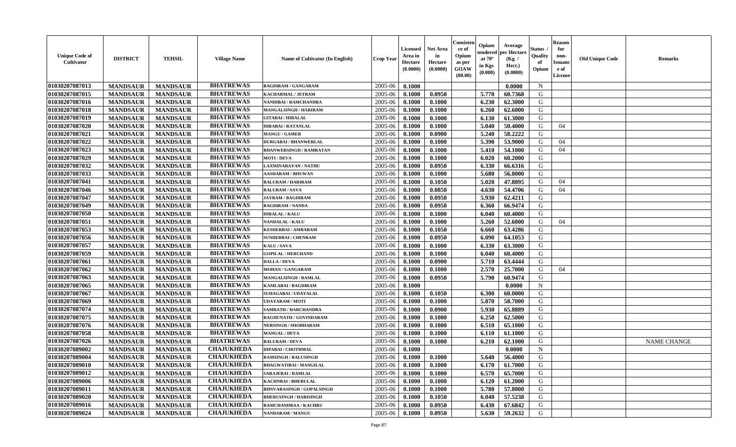| Unique Code of Cultivator | DISTRICT | TEHSIL | Village Name | Name of Cultivator (In English) | Crop Year | Licensed Area in Hectare (0.0000) | Net Area in Hectare (0.0000) | Consistence of Opium as per GOAW (00.00) | Opium tendered at 70° in Kgs (0.000) | Average per Hectare (Kg / Hect.) (0.0000) | Status / Quality of Opium | Reason for non-Issuance of License | Old Unique Code | Remarks |
|---|---|---|---|---|---|---|---|---|---|---|---|---|---|---|
| 01030207087013 | MANDSAUR | MANDSAUR | BHATREWAS | BAGDIRAM / GANGARAM | 2005-06 | 0.1000 | | | | 0.0000 | N | | | |
| 01030207087015 | MANDSAUR | MANDSAUR | BHATREWAS | KACHARMAL / JETRAM | 2005-06 | 0.1000 | 0.0950 | | 5.770 | 60.7368 | G | | | |
| 01030207087016 | MANDSAUR | MANDSAUR | BHATREWAS | NANDIBAI / RAMCHANDRA | 2005-06 | 0.1000 | 0.1000 | | 6.230 | 62.3000 | G | | | |
| 01030207087018 | MANDSAUR | MANDSAUR | BHATREWAS | MANGALSINGH / HARIRAM | 2005-06 | 0.1000 | 0.1000 | | 6.260 | 62.6000 | G | | | |
| 01030207087019 | MANDSAUR | MANDSAUR | BHATREWAS | GITABAI / HIRALAL | 2005-06 | 0.1000 | 0.1000 | | 6.130 | 61.3000 | G | | | |
| 01030207087020 | MANDSAUR | MANDSAUR | BHATREWAS | HIRABAI / RATANLAL | 2005-06 | 0.1000 | 0.1000 | | 5.040 | 50.4000 | G | 04 | | |
| 01030207087021 | MANDSAUR | MANDSAUR | BHATREWAS | MANGU / GAMER | 2005-06 | 0.1000 | 0.0900 | | 5.240 | 58.2222 | G | | | |
| 01030207087022 | MANDSAUR | MANDSAUR | BHATREWAS | DURGABAI / BHANWERLAL | 2005-06 | 0.1000 | 0.1000 | | 5.390 | 53.9000 | G | 04 | | |
| 01030207087023 | MANDSAUR | MANDSAUR | BHATREWAS | BHANWERSINGH / RAMRATAN | 2005-06 | 0.1000 | 0.1000 | | 5.410 | 54.1000 | G | 04 | | |
| 01030207087029 | MANDSAUR | MANDSAUR | BHATREWAS | MOTI / DEVA | 2005-06 | 0.1000 | 0.1000 | | 6.020 | 60.2000 | G | | | |
| 01030207087032 | MANDSAUR | MANDSAUR | BHATREWAS | LAXMINARAYAN / NATHU | 2005-06 | 0.1000 | 0.0950 | | 6.330 | 66.6316 | G | | | |
| 01030207087033 | MANDSAUR | MANDSAUR | BHATREWAS | AASHARAM / BHUWAN | 2005-06 | 0.1000 | 0.1000 | | 5.680 | 56.8000 | G | | | |
| 01030207087041 | MANDSAUR | MANDSAUR | BHATREWAS | BALURAM / HARIRAM | 2005-06 | 0.1000 | 0.1050 | | 5.020 | 47.8095 | G | 04 | | |
| 01030207087046 | MANDSAUR | MANDSAUR | BHATREWAS | BALURAM / SAVA | 2005-06 | 0.1000 | 0.0850 | | 4.630 | 54.4706 | G | 04 | | |
| 01030207087047 | MANDSAUR | MANDSAUR | BHATREWAS | JAYRAM / BAGDIRAM | 2005-06 | 0.1000 | 0.0950 | | 5.930 | 62.4211 | G | | | |
| 01030207087049 | MANDSAUR | MANDSAUR | BHATREWAS | BAGDIRAM / NANDA | 2005-06 | 0.1000 | 0.0950 | | 6.360 | 66.9474 | G | | | |
| 01030207087050 | MANDSAUR | MANDSAUR | BHATREWAS | HIRALAL / KALU | 2005-06 | 0.1000 | 0.1000 | | 6.040 | 60.4000 | G | | | |
| 01030207087051 | MANDSAUR | MANDSAUR | BHATREWAS | NANDALAL / KALU | 2005-06 | 0.1000 | 0.1000 | | 5.260 | 52.6000 | G | 04 | | |
| 01030207087053 | MANDSAUR | MANDSAUR | BHATREWAS | KESHERBAI / AMBARAM | 2005-06 | 0.1000 | 0.1050 | | 6.660 | 63.4286 | G | | | |
| 01030207087056 | MANDSAUR | MANDSAUR | BHATREWAS | SUNDERBAI / CHENRAM | 2005-06 | 0.1000 | 0.0950 | | 6.090 | 64.1053 | G | | | |
| 01030207087057 | MANDSAUR | MANDSAUR | BHATREWAS | KALU / SAVA | 2005-06 | 0.1000 | 0.1000 | | 6.330 | 63.3000 | G | | | |
| 01030207087059 | MANDSAUR | MANDSAUR | BHATREWAS | GOPILAL / HERCHAND | 2005-06 | 0.1000 | 0.1000 | | 6.040 | 60.4000 | G | | | |
| 01030207087061 | MANDSAUR | MANDSAUR | BHATREWAS | DALLA / DEVA | 2005-06 | 0.1000 | 0.0900 | | 5.710 | 63.4444 | G | | | |
| 01030207087062 | MANDSAUR | MANDSAUR | BHATREWAS | MOHAN / GANGARAM | 2005-06 | 0.1000 | 0.1000 | | 2.570 | 25.7000 | G | 04 | | |
| 01030207087063 | MANDSAUR | MANDSAUR | BHATREWAS | MANGALSINGH / RAMLAL | 2005-06 | 0.1000 | 0.0950 | | 5.790 | 60.9474 | G | | | |
| 01030207087065 | MANDSAUR | MANDSAUR | BHATREWAS | KAMLABAI / BAGDIRAM | 2005-06 | 0.1000 | | | | 0.0000 | N | | | |
| 01030207087067 | MANDSAUR | MANDSAUR | BHATREWAS | SUHAGABAI / UDAYALAL | 2005-06 | 0.1000 | 0.1050 | | 6.300 | 60.0000 | G | | | |
| 01030207087069 | MANDSAUR | MANDSAUR | BHATREWAS | UDAYARAM / MOTI | 2005-06 | 0.1000 | 0.1000 | | 5.870 | 58.7000 | G | | | |
| 01030207087074 | MANDSAUR | MANDSAUR | BHATREWAS | SAMRATH / HARCHANDRA | 2005-06 | 0.1000 | 0.0900 | | 5.930 | 65.8889 | G | | | |
| 01030207087075 | MANDSAUR | MANDSAUR | BHATREWAS | RAGHUNATH / GOVINDARAM | 2005-06 | 0.1000 | 0.1000 | | 6.250 | 62.5000 | G | | | |
| 01030207087076 | MANDSAUR | MANDSAUR | BHATREWAS | NERSINGH / SHOBHARAM | 2005-06 | 0.1000 | 0.1000 | | 6.510 | 65.1000 | G | | | |
| 01030207087058 | MANDSAUR | MANDSAUR | BHATREWAS | MANGAL / DEVA | 2005-06 | 0.1000 | 0.1000 | | 6.110 | 61.1000 | G | | | |
| 01030207087026 | MANDSAUR | MANDSAUR | BHATREWAS | BALURAM / DEVA | 2005-06 | 0.1000 | 0.1000 | | 6.210 | 62.1000 | G | | | NAME CHANGE |
| 01030207089002 | MANDSAUR | MANDSAUR | CHAJUKHEDA | DIPABAI / CHOTHMAL | 2005-06 | 0.1000 | | | | 0.0000 | N | | | |
| 01030207089004 | MANDSAUR | MANDSAUR | CHAJUKHEDA | RAMSINGH / BALUSINGH | 2005-06 | 0.1000 | 0.1000 | | 5.640 | 56.4000 | G | | | |
| 01030207089010 | MANDSAUR | MANDSAUR | CHAJUKHEDA | BHAGWATIBAI / MANGILAL | 2005-06 | 0.1000 | 0.1000 | | 6.170 | 61.7000 | G | | | |
| 01030207089012 | MANDSAUR | MANDSAUR | CHAJUKHEDA | SARAJEBAI / RAMLAL | 2005-06 | 0.1000 | 0.1000 | | 6.570 | 65.7000 | G | | | |
| 01030207089006 | MANDSAUR | MANDSAUR | CHAJUKHEDA | KACHNBAI / BHERULAL | 2005-06 | 0.1000 | 0.1000 | | 6.120 | 61.2000 | G | | | |
| 01030207089011 | MANDSAUR | MANDSAUR | CHAJUKHEDA | BHNVARASINGH / GOPALSINGH | 2005-06 | 0.1000 | 0.1000 | | 5.780 | 57.8000 | G | | | |
| 01030207089020 | MANDSAUR | MANDSAUR | CHAJUKHEDA | BHERUSINGH / HARISINGH | 2005-06 | 0.1000 | 0.1050 | | 6.040 | 57.5238 | G | | | |
| 01030207089016 | MANDSAUR | MANDSAUR | CHAJUKHEDA | RAMCHANDRAA / KACHRU | 2005-06 | 0.1000 | 0.0950 | | 6.430 | 67.6842 | G | | | |
| 01030207089024 | MANDSAUR | MANDSAUR | CHAJUKHEDA | NANDARAM / MANGU | 2005-06 | 0.1000 | 0.0950 | | 5.630 | 59.2632 | G | | | |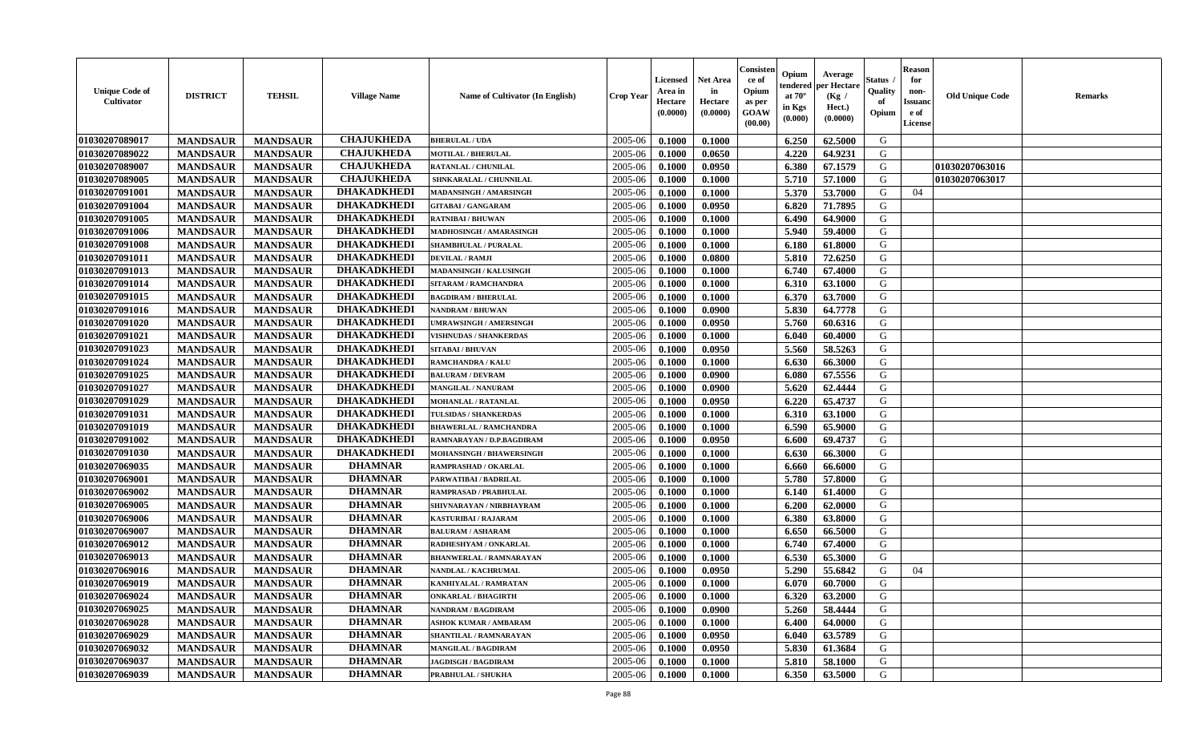| Unique Code of Cultivator | DISTRICT | TEHSIL | Village Name | Name of Cultivator (In English) | Crop Year | Licensed Area in Hectare (0.0000) | Net Area in Hectare (0.0000) | Consistence of Opium as per GOAW (00.00) | Opium tendered at 70° in Kgs (0.000) | Average per Hectare (Kg / Hect.) (0.0000) | Status / Quality of Opium | Reason for non-Issuance of License | Old Unique Code | Remarks |
|---|---|---|---|---|---|---|---|---|---|---|---|---|---|---|
| 01030207089017 | MANDSAUR | MANDSAUR | CHAJUKHEDA | BHERULAL / UDA | 2005-06 | 0.1000 | 0.1000 | | 6.250 | 62.5000 | G | | | |
| 01030207089022 | MANDSAUR | MANDSAUR | CHAJUKHEDA | MOTILAL / BHERULAL | 2005-06 | 0.1000 | 0.0650 | | 4.220 | 64.9231 | G | | | |
| 01030207089007 | MANDSAUR | MANDSAUR | CHAJUKHEDA | RATANLAL / CHUNILAL | 2005-06 | 0.1000 | 0.0950 | | 6.380 | 67.1579 | G | | 01030207063016 | |
| 01030207089005 | MANDSAUR | MANDSAUR | CHAJUKHEDA | SHNKARALAL / CHUNNILAL | 2005-06 | 0.1000 | 0.1000 | | 5.710 | 57.1000 | G | | 01030207063017 | |
| 01030207091001 | MANDSAUR | MANDSAUR | DHAKADKHEDI | MADANSINGH / AMARSINGH | 2005-06 | 0.1000 | 0.1000 | | 5.370 | 53.7000 | G | 04 | | |
| 01030207091004 | MANDSAUR | MANDSAUR | DHAKADKHEDI | GITABAI / GANGARAM | 2005-06 | 0.1000 | 0.0950 | | 6.820 | 71.7895 | G | | | |
| 01030207091005 | MANDSAUR | MANDSAUR | DHAKADKHEDI | RATNIBAI / BHUWAN | 2005-06 | 0.1000 | 0.1000 | | 6.490 | 64.9000 | G | | | |
| 01030207091006 | MANDSAUR | MANDSAUR | DHAKADKHEDI | MADHOSINGH / AMARASINGH | 2005-06 | 0.1000 | 0.1000 | | 5.940 | 59.4000 | G | | | |
| 01030207091008 | MANDSAUR | MANDSAUR | DHAKADKHEDI | SHAMBHULAL / PURALAL | 2005-06 | 0.1000 | 0.1000 | | 6.180 | 61.8000 | G | | | |
| 01030207091011 | MANDSAUR | MANDSAUR | DHAKADKHEDI | DEVILAL / RAMJI | 2005-06 | 0.1000 | 0.0800 | | 5.810 | 72.6250 | G | | | |
| 01030207091013 | MANDSAUR | MANDSAUR | DHAKADKHEDI | MADANSINGH / KALUSINGH | 2005-06 | 0.1000 | 0.1000 | | 6.740 | 67.4000 | G | | | |
| 01030207091014 | MANDSAUR | MANDSAUR | DHAKADKHEDI | SITARAM / RAMCHANDRA | 2005-06 | 0.1000 | 0.1000 | | 6.310 | 63.1000 | G | | | |
| 01030207091015 | MANDSAUR | MANDSAUR | DHAKADKHEDI | BAGDIRAM / BHERULAL | 2005-06 | 0.1000 | 0.1000 | | 6.370 | 63.7000 | G | | | |
| 01030207091016 | MANDSAUR | MANDSAUR | DHAKADKHEDI | NANDRAM / BHUWAN | 2005-06 | 0.1000 | 0.0900 | | 5.830 | 64.7778 | G | | | |
| 01030207091020 | MANDSAUR | MANDSAUR | DHAKADKHEDI | UMRAWSINGH / AMERSINGH | 2005-06 | 0.1000 | 0.0950 | | 5.760 | 60.6316 | G | | | |
| 01030207091021 | MANDSAUR | MANDSAUR | DHAKADKHEDI | VISHNUDAS / SHANKERDAS | 2005-06 | 0.1000 | 0.1000 | | 6.040 | 60.4000 | G | | | |
| 01030207091023 | MANDSAUR | MANDSAUR | DHAKADKHEDI | SITABAI / BHUVAN | 2005-06 | 0.1000 | 0.0950 | | 5.560 | 58.5263 | G | | | |
| 01030207091024 | MANDSAUR | MANDSAUR | DHAKADKHEDI | RAMCHANDRA / KALU | 2005-06 | 0.1000 | 0.1000 | | 6.630 | 66.3000 | G | | | |
| 01030207091025 | MANDSAUR | MANDSAUR | DHAKADKHEDI | BALURAM / DEVRAM | 2005-06 | 0.1000 | 0.0900 | | 6.080 | 67.5556 | G | | | |
| 01030207091027 | MANDSAUR | MANDSAUR | DHAKADKHEDI | MANGILAL / NANURAM | 2005-06 | 0.1000 | 0.0900 | | 5.620 | 62.4444 | G | | | |
| 01030207091029 | MANDSAUR | MANDSAUR | DHAKADKHEDI | MOHANLAL / RATANLAL | 2005-06 | 0.1000 | 0.0950 | | 6.220 | 65.4737 | G | | | |
| 01030207091031 | MANDSAUR | MANDSAUR | DHAKADKHEDI | TULSIDAS / SHANKERDAS | 2005-06 | 0.1000 | 0.1000 | | 6.310 | 63.1000 | G | | | |
| 01030207091019 | MANDSAUR | MANDSAUR | DHAKADKHEDI | BHAWERLAL / RAMCHANDRA | 2005-06 | 0.1000 | 0.1000 | | 6.590 | 65.9000 | G | | | |
| 01030207091002 | MANDSAUR | MANDSAUR | DHAKADKHEDI | RAMNARAYAN / D.P.BAGDIRAM | 2005-06 | 0.1000 | 0.0950 | | 6.600 | 69.4737 | G | | | |
| 01030207091030 | MANDSAUR | MANDSAUR | DHAKADKHEDI | MOHANSINGH / BHAWERSINGH | 2005-06 | 0.1000 | 0.1000 | | 6.630 | 66.3000 | G | | | |
| 01030207069035 | MANDSAUR | MANDSAUR | DHAMNAR | RAMPRASHAD / OKARLAL | 2005-06 | 0.1000 | 0.1000 | | 6.660 | 66.6000 | G | | | |
| 01030207069001 | MANDSAUR | MANDSAUR | DHAMNAR | PARWATIBAI / BADRILAL | 2005-06 | 0.1000 | 0.1000 | | 5.780 | 57.8000 | G | | | |
| 01030207069002 | MANDSAUR | MANDSAUR | DHAMNAR | RAMPRASAD / PRABHULAL | 2005-06 | 0.1000 | 0.1000 | | 6.140 | 61.4000 | G | | | |
| 01030207069005 | MANDSAUR | MANDSAUR | DHAMNAR | SHIVNARAYAN / NIRBHAYRAM | 2005-06 | 0.1000 | 0.1000 | | 6.200 | 62.0000 | G | | | |
| 01030207069006 | MANDSAUR | MANDSAUR | DHAMNAR | KASTURIBAI / RAJARAM | 2005-06 | 0.1000 | 0.1000 | | 6.380 | 63.8000 | G | | | |
| 01030207069007 | MANDSAUR | MANDSAUR | DHAMNAR | BALURAM / ASHARAM | 2005-06 | 0.1000 | 0.1000 | | 6.650 | 66.5000 | G | | | |
| 01030207069012 | MANDSAUR | MANDSAUR | DHAMNAR | RADHESHYAM / ONKARLAL | 2005-06 | 0.1000 | 0.1000 | | 6.740 | 67.4000 | G | | | |
| 01030207069013 | MANDSAUR | MANDSAUR | DHAMNAR | BHANWERLAL / RAMNARAYAN | 2005-06 | 0.1000 | 0.1000 | | 6.530 | 65.3000 | G | | | |
| 01030207069016 | MANDSAUR | MANDSAUR | DHAMNAR | NANDLAL / KACHRUMAL | 2005-06 | 0.1000 | 0.0950 | | 5.290 | 55.6842 | G | 04 | | |
| 01030207069019 | MANDSAUR | MANDSAUR | DHAMNAR | KANHIYALAL / RAMRATAN | 2005-06 | 0.1000 | 0.1000 | | 6.070 | 60.7000 | G | | | |
| 01030207069024 | MANDSAUR | MANDSAUR | DHAMNAR | ONKARLAL / BHAGIRTH | 2005-06 | 0.1000 | 0.1000 | | 6.320 | 63.2000 | G | | | |
| 01030207069025 | MANDSAUR | MANDSAUR | DHAMNAR | NANDRAM / BAGDIRAM | 2005-06 | 0.1000 | 0.0900 | | 5.260 | 58.4444 | G | | | |
| 01030207069028 | MANDSAUR | MANDSAUR | DHAMNAR | ASHOK KUMAR / AMBARAM | 2005-06 | 0.1000 | 0.1000 | | 6.400 | 64.0000 | G | | | |
| 01030207069029 | MANDSAUR | MANDSAUR | DHAMNAR | SHANTILAL / RAMNARAYAN | 2005-06 | 0.1000 | 0.0950 | | 6.040 | 63.5789 | G | | | |
| 01030207069032 | MANDSAUR | MANDSAUR | DHAMNAR | MANGILAL / BAGDIRAM | 2005-06 | 0.1000 | 0.0950 | | 5.830 | 61.3684 | G | | | |
| 01030207069037 | MANDSAUR | MANDSAUR | DHAMNAR | JAGDISGH / BAGDIRAM | 2005-06 | 0.1000 | 0.1000 | | 5.810 | 58.1000 | G | | | |
| 01030207069039 | MANDSAUR | MANDSAUR | DHAMNAR | PRABHULAL / SHUKHA | 2005-06 | 0.1000 | 0.1000 | | 6.350 | 63.5000 | G | | | |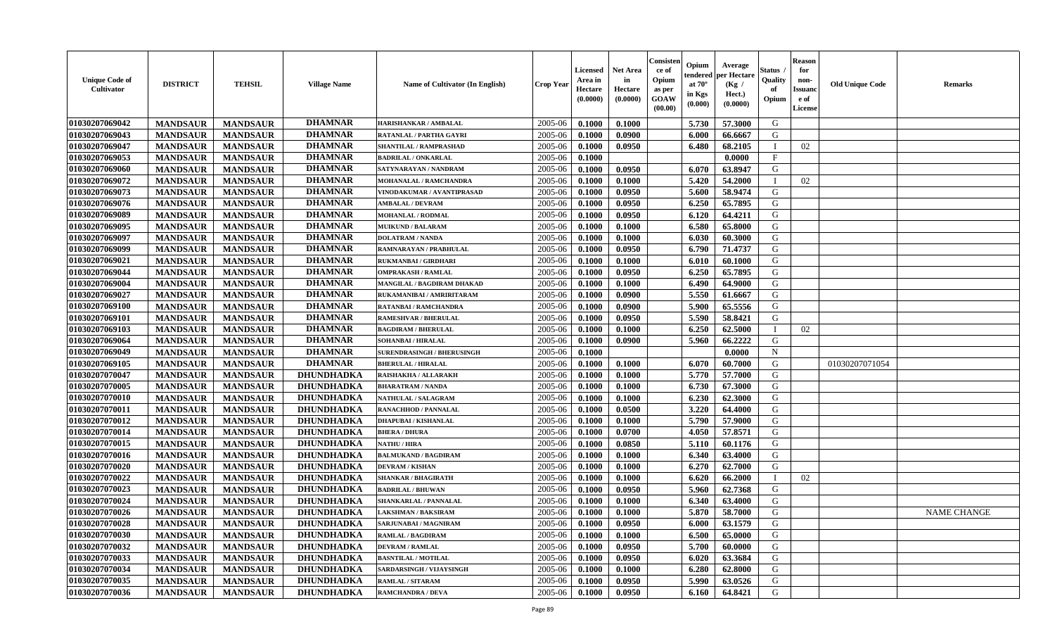| Unique Code of Cultivator | DISTRICT | TEHSIL | Village Name | Name of Cultivator (In English) | Crop Year | Licensed Area in Hectare (0.0000) | Net Area in Hectare (0.0000) | Consistence of Opium as per GOAW (00.00) | Opium tendered at 70° in Kgs (0.000) | Average per Hectare (Kg / Hect.) (0.0000) | Status / Quality of Opium | Reason for non-Issuance of License | Old Unique Code | Remarks |
|---|---|---|---|---|---|---|---|---|---|---|---|---|---|---|
| 01030207069042 | MANDSAUR | MANDSAUR | DHAMNAR | HARISHANKAR / AMBALAL | 2005-06 | 0.1000 | 0.1000 | | 5.730 | 57.3000 | G | | | |
| 01030207069043 | MANDSAUR | MANDSAUR | DHAMNAR | RATANLAL / PARTHA GAYRI | 2005-06 | 0.1000 | 0.0900 | | 6.000 | 66.6667 | G | | | |
| 01030207069047 | MANDSAUR | MANDSAUR | DHAMNAR | SHANTILAL / RAMPRASHAD | 2005-06 | 0.1000 | 0.0950 | | 6.480 | 68.2105 | I | 02 | | |
| 01030207069053 | MANDSAUR | MANDSAUR | DHAMNAR | BADRILAL / ONKARLAL | 2005-06 | 0.1000 | | | | 0.0000 | F | | | |
| 01030207069060 | MANDSAUR | MANDSAUR | DHAMNAR | SATYNARAYAN / NANDRAM | 2005-06 | 0.1000 | 0.0950 | | 6.070 | 63.8947 | G | | | |
| 01030207069072 | MANDSAUR | MANDSAUR | DHAMNAR | MOHANALAL / RAMCHANDRA | 2005-06 | 0.1000 | 0.1000 | | 5.420 | 54.2000 | I | 02 | | |
| 01030207069073 | MANDSAUR | MANDSAUR | DHAMNAR | VINODAKUMAR / AVANTIPRASAD | 2005-06 | 0.1000 | 0.0950 | | 5.600 | 58.9474 | G | | | |
| 01030207069076 | MANDSAUR | MANDSAUR | DHAMNAR | AMBALAL / DEVRAM | 2005-06 | 0.1000 | 0.0950 | | 6.250 | 65.7895 | G | | | |
| 01030207069089 | MANDSAUR | MANDSAUR | DHAMNAR | MOHANLAL / RODMAL | 2005-06 | 0.1000 | 0.0950 | | 6.120 | 64.4211 | G | | | |
| 01030207069095 | MANDSAUR | MANDSAUR | DHAMNAR | MUIKUND / BALARAM | 2005-06 | 0.1000 | 0.1000 | | 6.580 | 65.8000 | G | | | |
| 01030207069097 | MANDSAUR | MANDSAUR | DHAMNAR | DOLATRAM / NANDA | 2005-06 | 0.1000 | 0.1000 | | 6.030 | 60.3000 | G | | | |
| 01030207069099 | MANDSAUR | MANDSAUR | DHAMNAR | RAMNARAYAN / PRABHULAL | 2005-06 | 0.1000 | 0.0950 | | 6.790 | 71.4737 | G | | | |
| 01030207069021 | MANDSAUR | MANDSAUR | DHAMNAR | RUKMANBAI / GIRDHARI | 2005-06 | 0.1000 | 0.1000 | | 6.010 | 60.1000 | G | | | |
| 01030207069044 | MANDSAUR | MANDSAUR | DHAMNAR | OMPRAKASH / RAMLAL | 2005-06 | 0.1000 | 0.0950 | | 6.250 | 65.7895 | G | | | |
| 01030207069004 | MANDSAUR | MANDSAUR | DHAMNAR | MANGILAL / BAGDIRAM DHAKAD | 2005-06 | 0.1000 | 0.1000 | | 6.490 | 64.9000 | G | | | |
| 01030207069027 | MANDSAUR | MANDSAUR | DHAMNAR | RUKAMANIBAI / AMRIRITARAM | 2005-06 | 0.1000 | 0.0900 | | 5.550 | 61.6667 | G | | | |
| 01030207069100 | MANDSAUR | MANDSAUR | DHAMNAR | RATANBAI / RAMCHANDRA | 2005-06 | 0.1000 | 0.0900 | | 5.900 | 65.5556 | G | | | |
| 01030207069101 | MANDSAUR | MANDSAUR | DHAMNAR | RAMESHVAR / BHERULAL | 2005-06 | 0.1000 | 0.0950 | | 5.590 | 58.8421 | G | | | |
| 01030207069103 | MANDSAUR | MANDSAUR | DHAMNAR | BAGDIRAM / BHERULAL | 2005-06 | 0.1000 | 0.1000 | | 6.250 | 62.5000 | I | 02 | | |
| 01030207069064 | MANDSAUR | MANDSAUR | DHAMNAR | SOHANBAI / HIRALAL | 2005-06 | 0.1000 | 0.0900 | | 5.960 | 66.2222 | G | | | |
| 01030207069049 | MANDSAUR | MANDSAUR | DHAMNAR | SURENDRASINGH / BHERUSINGH | 2005-06 | 0.1000 | | | | 0.0000 | N | | | |
| 01030207069105 | MANDSAUR | MANDSAUR | DHAMNAR | BHERULAL / HIRALAL | 2005-06 | 0.1000 | 0.1000 | | 6.070 | 60.7000 | G | | 01030207071054 | |
| 01030207070047 | MANDSAUR | MANDSAUR | DHUNDHADKA | RAISHAKHA / ALLARAKH | 2005-06 | 0.1000 | 0.1000 | | 5.770 | 57.7000 | G | | | |
| 01030207070005 | MANDSAUR | MANDSAUR | DHUNDHADKA | BHARATRAM / NANDA | 2005-06 | 0.1000 | 0.1000 | | 6.730 | 67.3000 | G | | | |
| 01030207070010 | MANDSAUR | MANDSAUR | DHUNDHADKA | NATHULAL / SALAGRAM | 2005-06 | 0.1000 | 0.1000 | | 6.230 | 62.3000 | G | | | |
| 01030207070011 | MANDSAUR | MANDSAUR | DHUNDHADKA | RANACHHOD / PANNALAL | 2005-06 | 0.1000 | 0.0500 | | 3.220 | 64.4000 | G | | | |
| 01030207070012 | MANDSAUR | MANDSAUR | DHUNDHADKA | DHAPUBAI / KISHANLAL | 2005-06 | 0.1000 | 0.1000 | | 5.790 | 57.9000 | G | | | |
| 01030207070014 | MANDSAUR | MANDSAUR | DHUNDHADKA | BHERA / DHURA | 2005-06 | 0.1000 | 0.0700 | | 4.050 | 57.8571 | G | | | |
| 01030207070015 | MANDSAUR | MANDSAUR | DHUNDHADKA | NATHU / HIRA | 2005-06 | 0.1000 | 0.0850 | | 5.110 | 60.1176 | G | | | |
| 01030207070016 | MANDSAUR | MANDSAUR | DHUNDHADKA | BALMUKAND / BAGDIRAM | 2005-06 | 0.1000 | 0.1000 | | 6.340 | 63.4000 | G | | | |
| 01030207070020 | MANDSAUR | MANDSAUR | DHUNDHADKA | DEVRAM / KISHAN | 2005-06 | 0.1000 | 0.1000 | | 6.270 | 62.7000 | G | | | |
| 01030207070022 | MANDSAUR | MANDSAUR | DHUNDHADKA | SHANKAR / BHAGIRATH | 2005-06 | 0.1000 | 0.1000 | | 6.620 | 66.2000 | I | 02 | | |
| 01030207070023 | MANDSAUR | MANDSAUR | DHUNDHADKA | BADRILAL / BHUWAN | 2005-06 | 0.1000 | 0.0950 | | 5.960 | 62.7368 | G | | | |
| 01030207070024 | MANDSAUR | MANDSAUR | DHUNDHADKA | SHANKARLAL / PANNALAL | 2005-06 | 0.1000 | 0.1000 | | 6.340 | 63.4000 | G | | | |
| 01030207070026 | MANDSAUR | MANDSAUR | DHUNDHADKA | LAKSHMAN / BAKSIRAM | 2005-06 | 0.1000 | 0.1000 | | 5.870 | 58.7000 | G | | | NAME CHANGE |
| 01030207070028 | MANDSAUR | MANDSAUR | DHUNDHADKA | SARJUNABAI / MAGNIRAM | 2005-06 | 0.1000 | 0.0950 | | 6.000 | 63.1579 | G | | | |
| 01030207070030 | MANDSAUR | MANDSAUR | DHUNDHADKA | RAMLAL / BAGDIRAM | 2005-06 | 0.1000 | 0.1000 | | 6.500 | 65.0000 | G | | | |
| 01030207070032 | MANDSAUR | MANDSAUR | DHUNDHADKA | DEVRAM / RAMLAL | 2005-06 | 0.1000 | 0.0950 | | 5.700 | 60.0000 | G | | | |
| 01030207070033 | MANDSAUR | MANDSAUR | DHUNDHADKA | BASNTILAL / MOTILAL | 2005-06 | 0.1000 | 0.0950 | | 6.020 | 63.3684 | G | | | |
| 01030207070034 | MANDSAUR | MANDSAUR | DHUNDHADKA | SARDARSINGH / VIJAYSINGH | 2005-06 | 0.1000 | 0.1000 | | 6.280 | 62.8000 | G | | | |
| 01030207070035 | MANDSAUR | MANDSAUR | DHUNDHADKA | RAMLAL / SITARAM | 2005-06 | 0.1000 | 0.0950 | | 5.990 | 63.0526 | G | | | |
| 01030207070036 | MANDSAUR | MANDSAUR | DHUNDHADKA | RAMCHANDRA / DEVA | 2005-06 | 0.1000 | 0.0950 | | 6.160 | 64.8421 | G | | | |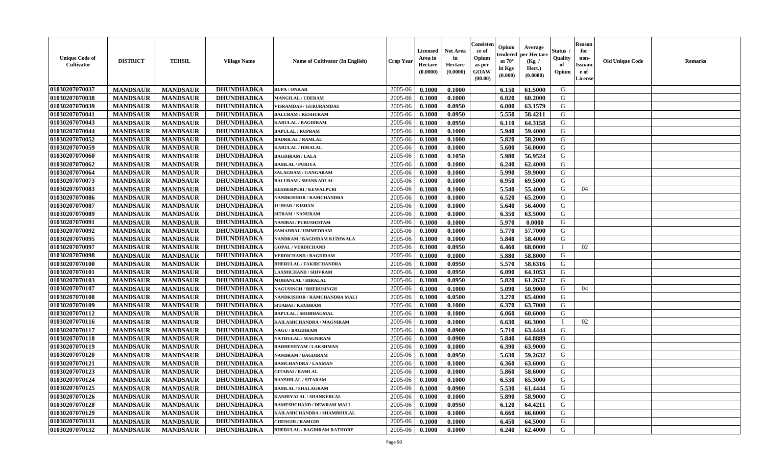| Unique Code of Cultivator | DISTRICT | TEHSIL | Village Name | Name of Cultivator (In English) | Crop Year | Licensed Area in Hectare (0.0000) | Net Area in Hectare (0.0000) | Consistence of Opium as per GOAW (00.00) | Opium tendered at 70° in Kgs (0.000) | Average per Hectare (Kg / Hect.) (0.0000) | Status / Quality of Opium | Reason for non-Issuance of License | Old Unique Code | Remarks |
|---|---|---|---|---|---|---|---|---|---|---|---|---|---|---|
| 01030207070037 | MANDSAUR | MANDSAUR | DHUNDHADKA | RUPA / ONKAR | 2005-06 | 0.1000 | 0.1000 | | 6.150 | 61.5000 | G | | | |
| 01030207070038 | MANDSAUR | MANDSAUR | DHUNDHADKA | MANGILAL / UDERAM | 2005-06 | 0.1000 | 0.1000 | | 6.020 | 60.2000 | G | | | |
| 01030207070039 | MANDSAUR | MANDSAUR | DHUNDHADKA | VISRAMDAS / GURURAMDAS | 2005-06 | 0.1000 | 0.0950 | | 6.000 | 63.1579 | G | | | |
| 01030207070041 | MANDSAUR | MANDSAUR | DHUNDHADKA | BALURAM / KESHURAM | 2005-06 | 0.1000 | 0.0950 | | 5.550 | 58.4211 | G | | | |
| 01030207070043 | MANDSAUR | MANDSAUR | DHUNDHADKA | KARULAL / BAGDIRAM | 2005-06 | 0.1000 | 0.0950 | | 6.110 | 64.3158 | G | | | |
| 01030207070044 | MANDSAUR | MANDSAUR | DHUNDHADKA | BAPULAL / RUPRAM | 2005-06 | 0.1000 | 0.1000 | | 5.940 | 59.4000 | G | | | |
| 01030207070052 | MANDSAUR | MANDSAUR | DHUNDHADKA | BADRILAL / RAMLAL | 2005-06 | 0.1000 | 0.1000 | | 5.820 | 58.2000 | G | | | |
| 01030207070059 | MANDSAUR | MANDSAUR | DHUNDHADKA | KARULAL / HIRALAL | 2005-06 | 0.1000 | 0.1000 | | 5.600 | 56.0000 | G | | | |
| 01030207070060 | MANDSAUR | MANDSAUR | DHUNDHADKA | BAGDIRAM / LALA | 2005-06 | 0.1000 | 0.1050 | | 5.980 | 56.9524 | G | | | |
| 01030207070062 | MANDSAUR | MANDSAUR | DHUNDHADKA | RAMLAL / PURIYA | 2005-06 | 0.1000 | 0.1000 | | 6.240 | 62.4000 | G | | | |
| 01030207070064 | MANDSAUR | MANDSAUR | DHUNDHADKA | SALAGRAM / GANGARAM | 2005-06 | 0.1000 | 0.1000 | | 5.990 | 59.9000 | G | | | |
| 01030207070073 | MANDSAUR | MANDSAUR | DHUNDHADKA | BALURAM / SHANKARLAL | 2005-06 | 0.1000 | 0.1000 | | 6.950 | 69.5000 | G | | | |
| 01030207070083 | MANDSAUR | MANDSAUR | DHUNDHADKA | KESHERPURI / KEWALPURI | 2005-06 | 0.1000 | 0.1000 | | 5.540 | 55.4000 | G | 04 | | |
| 01030207070086 | MANDSAUR | MANDSAUR | DHUNDHADKA | NANDKISHOR / RAMCHANDRA | 2005-06 | 0.1000 | 0.1000 | | 6.520 | 65.2000 | G | | | |
| 01030207070087 | MANDSAUR | MANDSAUR | DHUNDHADKA | JUJHAR / KISHAN | 2005-06 | 0.1000 | 0.1000 | | 5.640 | 56.4000 | G | | | |
| 01030207070089 | MANDSAUR | MANDSAUR | DHUNDHADKA | SITRAM / NANURAM | 2005-06 | 0.1000 | 0.1000 | | 6.350 | 63.5000 | G | | | |
| 01030207070091 | MANDSAUR | MANDSAUR | DHUNDHADKA | NANIBAI / PURUSHOTAM | 2005-06 | 0.1000 | 0.1000 | | 5.970 | 0.0000 | G | | | |
| 01030207070092 | MANDSAUR | MANDSAUR | DHUNDHADKA | SAMADBAI / UMMEDRAM | 2005-06 | 0.1000 | 0.1000 | | 5.770 | 57.7000 | G | | | |
| 01030207070095 | MANDSAUR | MANDSAUR | DHUNDHADKA | NANDRAM / BAGDIRAM KUDIWALA | 2005-06 | 0.1000 | 0.1000 | | 5.840 | 58.4000 | G | | | |
| 01030207070097 | MANDSAUR | MANDSAUR | DHUNDHADKA | GOPAL / VERDICHAND | 2005-06 | 0.1000 | 0.0950 | | 6.460 | 68.0000 | I | 02 | | |
| 01030207070098 | MANDSAUR | MANDSAUR | DHUNDHADKA | VERDICHAND / BAGDIRAM | 2005-06 | 0.1000 | 0.1000 | | 5.880 | 58.8000 | G | | | |
| 01030207070100 | MANDSAUR | MANDSAUR | DHUNDHADKA | BHERULAL / FAKIRCHANDRA | 2005-06 | 0.1000 | 0.0950 | | 5.570 | 58.6316 | G | | | |
| 01030207070101 | MANDSAUR | MANDSAUR | DHUNDHADKA | LAXMICHAND / SHIVRAM | 2005-06 | 0.1000 | 0.0950 | | 6.090 | 64.1053 | G | | | |
| 01030207070103 | MANDSAUR | MANDSAUR | DHUNDHADKA | MOHANLAL / HIRALAL | 2005-06 | 0.1000 | 0.0950 | | 5.820 | 61.2632 | G | | | |
| 01030207070107 | MANDSAUR | MANDSAUR | DHUNDHADKA | NAGUSINGH / BHERUSINGH | 2005-06 | 0.1000 | 0.1000 | | 5.090 | 50.9000 | G | 04 | | |
| 01030207070108 | MANDSAUR | MANDSAUR | DHUNDHADKA | NANDKISHOR / RAMCHANDRA MALI | 2005-06 | 0.1000 | 0.0500 | | 3.270 | 65.4000 | G | | | |
| 01030207070109 | MANDSAUR | MANDSAUR | DHUNDHADKA | SITABAI / KHUBRAM | 2005-06 | 0.1000 | 0.1000 | | 6.370 | 63.7000 | G | | | |
| 01030207070112 | MANDSAUR | MANDSAUR | DHUNDHADKA | BAPULAL / SHOBHAGMAL | 2005-06 | 0.1000 | 0.1000 | | 6.060 | 60.6000 | G | | | |
| 01030207070116 | MANDSAUR | MANDSAUR | DHUNDHADKA | KAILASHCHANDRA / MAGNIRAM | 2005-06 | 0.1000 | 0.1000 | | 6.630 | 66.3000 | I | 02 | | |
| 01030207070117 | MANDSAUR | MANDSAUR | DHUNDHADKA | NAGU / BAGDIRAM | 2005-06 | 0.1000 | 0.0900 | | 5.710 | 63.4444 | G | | | |
| 01030207070118 | MANDSAUR | MANDSAUR | DHUNDHADKA | NATHULAL / MAGNIRAM | 2005-06 | 0.1000 | 0.0900 | | 5.840 | 64.8889 | G | | | |
| 01030207070119 | MANDSAUR | MANDSAUR | DHUNDHADKA | RADHESHYAM / LAKSHMAN | 2005-06 | 0.1000 | 0.1000 | | 6.390 | 63.9000 | G | | | |
| 01030207070120 | MANDSAUR | MANDSAUR | DHUNDHADKA | NANDRAM / BAGDIRAM | 2005-06 | 0.1000 | 0.0950 | | 5.630 | 59.2632 | G | | | |
| 01030207070121 | MANDSAUR | MANDSAUR | DHUNDHADKA | RAMCHANDRA / LAXMAN | 2005-06 | 0.1000 | 0.1000 | | 6.360 | 63.6000 | G | | | |
| 01030207070123 | MANDSAUR | MANDSAUR | DHUNDHADKA | GITABAI / RAMLAL | 2005-06 | 0.1000 | 0.1000 | | 5.860 | 58.6000 | G | | | |
| 01030207070124 | MANDSAUR | MANDSAUR | DHUNDHADKA | BANSHILAL / SITARAM | 2005-06 | 0.1000 | 0.1000 | | 6.530 | 65.3000 | G | | | |
| 01030207070125 | MANDSAUR | MANDSAUR | DHUNDHADKA | RAMLAL / SHALAGRAM | 2005-06 | 0.1000 | 0.0900 | | 5.530 | 61.4444 | G | | | |
| 01030207070126 | MANDSAUR | MANDSAUR | DHUNDHADKA | KANHIYALAL / SHANKERLAL | 2005-06 | 0.1000 | 0.1000 | | 5.890 | 58.9000 | G | | | |
| 01030207070128 | MANDSAUR | MANDSAUR | DHUNDHADKA | RAMESHCHAND / DEWRAM MALI | 2005-06 | 0.1000 | 0.0950 | | 6.120 | 64.4211 | G | | | |
| 01030207070129 | MANDSAUR | MANDSAUR | DHUNDHADKA | KAILASHCHANDRA / SHAMBHULAL | 2005-06 | 0.1000 | 0.1000 | | 6.660 | 66.6000 | G | | | |
| 01030207070131 | MANDSAUR | MANDSAUR | DHUNDHADKA | CHENGIR / RAMGIR | 2005-06 | 0.1000 | 0.1000 | | 6.450 | 64.5000 | G | | | |
| 01030207070132 | MANDSAUR | MANDSAUR | DHUNDHADKA | BHERULAL / BAGDIRAM RATHORE | 2005-06 | 0.1000 | 0.1000 | | 6.240 | 62.4000 | G | | | |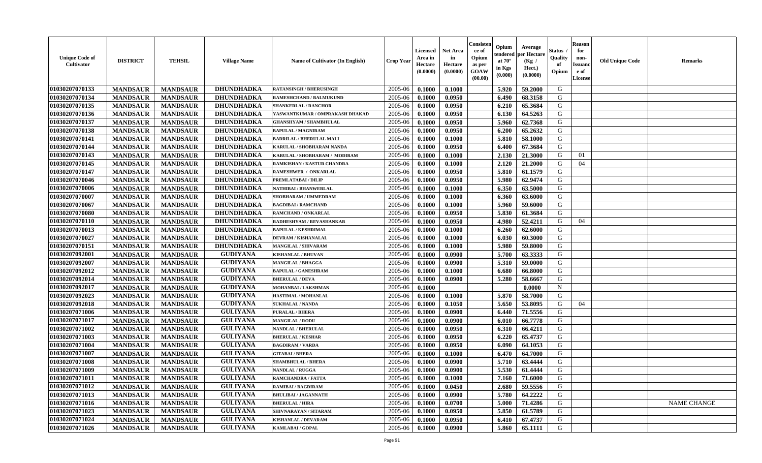| Unique Code of Cultivator | DISTRICT | TEHSIL | Village Name | Name of Cultivator (In English) | Crop Year | Licensed Area in Hectare (0.0000) | Net Area in Hectare (0.0000) | Consistence of Opium as per GOAW (00.00) | Opium tendered at 70° in Kgs (0.000) | Average per Hectare (Kg / Hect.) (0.0000) | Status / Quality of Opium | Reason for non-Issuance of License | Old Unique Code | Remarks |
|---|---|---|---|---|---|---|---|---|---|---|---|---|---|---|
| 01030207070133 | MANDSAUR | MANDSAUR | DHUNDHADKA | RATANSINGH / BHERUSINGH | 2005-06 | 0.1000 | 0.1000 | | 5.920 | 59.2000 | G | | | |
| 01030207070134 | MANDSAUR | MANDSAUR | DHUNDHADKA | RAMESHCHAND / BALMUKUND | 2005-06 | 0.1000 | 0.0950 | | 6.490 | 68.3158 | G | | | |
| 01030207070135 | MANDSAUR | MANDSAUR | DHUNDHADKA | SHANKERLAL / RANCHOR | 2005-06 | 0.1000 | 0.0950 | | 6.210 | 65.3684 | G | | | |
| 01030207070136 | MANDSAUR | MANDSAUR | DHUNDHADKA | YASWANTKUMAR / OMPRAKASH DHAKAD | 2005-06 | 0.1000 | 0.0950 | | 6.130 | 64.5263 | G | | | |
| 01030207070137 | MANDSAUR | MANDSAUR | DHUNDHADKA | GHANSHYAM / SHAMBHULAL | 2005-06 | 0.1000 | 0.0950 | | 5.960 | 62.7368 | G | | | |
| 01030207070138 | MANDSAUR | MANDSAUR | DHUNDHADKA | BAPULAL / MAGNIRAM | 2005-06 | 0.1000 | 0.0950 | | 6.200 | 65.2632 | G | | | |
| 01030207070141 | MANDSAUR | MANDSAUR | DHUNDHADKA | BADRILAL / BHERULAL MALI | 2005-06 | 0.1000 | 0.1000 | | 5.810 | 58.1000 | G | | | |
| 01030207070144 | MANDSAUR | MANDSAUR | DHUNDHADKA | KARULAL / SHOBHARAM NANDA | 2005-06 | 0.1000 | 0.0950 | | 6.400 | 67.3684 | G | | | |
| 01030207070143 | MANDSAUR | MANDSAUR | DHUNDHADKA | KARULAL / SHOBHARAM / MODIRAM | 2005-06 | 0.1000 | 0.1000 | | 2.130 | 21.3000 | G | 01 | | |
| 01030207070145 | MANDSAUR | MANDSAUR | DHUNDHADKA | RAMKISHAN / KASTUR CHANDRA | 2005-06 | 0.1000 | 0.1000 | | 2.120 | 21.2000 | G | 04 | | |
| 01030207070147 | MANDSAUR | MANDSAUR | DHUNDHADKA | RAMESHWER / ONKARLAL | 2005-06 | 0.1000 | 0.0950 | | 5.810 | 61.1579 | G | | | |
| 01030207070046 | MANDSAUR | MANDSAUR | DHUNDHADKA | PREMLATABAI / DILIP | 2005-06 | 0.1000 | 0.0950 | | 5.980 | 62.9474 | G | | | |
| 01030207070006 | MANDSAUR | MANDSAUR | DHUNDHADKA | NATHIBAI / BHANWERLAL | 2005-06 | 0.1000 | 0.1000 | | 6.350 | 63.5000 | G | | | |
| 01030207070007 | MANDSAUR | MANDSAUR | DHUNDHADKA | SHOBHARAM / UMMEDRAM | 2005-06 | 0.1000 | 0.1000 | | 6.360 | 63.6000 | G | | | |
| 01030207070067 | MANDSAUR | MANDSAUR | DHUNDHADKA | BAGDIBAI / RAMCHAND | 2005-06 | 0.1000 | 0.1000 | | 5.960 | 59.6000 | G | | | |
| 01030207070080 | MANDSAUR | MANDSAUR | DHUNDHADKA | RAMCHAND / ONKARLAL | 2005-06 | 0.1000 | 0.0950 | | 5.830 | 61.3684 | G | | | |
| 01030207070110 | MANDSAUR | MANDSAUR | DHUNDHADKA | RADHESHYAM / REVASHANKAR | 2005-06 | 0.1000 | 0.0950 | | 4.980 | 52.4211 | G | 04 | | |
| 01030207070013 | MANDSAUR | MANDSAUR | DHUNDHADKA | BAPULAL / KESHRIMAL | 2005-06 | 0.1000 | 0.1000 | | 6.260 | 62.6000 | G | | | |
| 01030207070027 | MANDSAUR | MANDSAUR | DHUNDHADKA | DEVRAM / KISHANALAL | 2005-06 | 0.1000 | 0.1000 | | 6.030 | 60.3000 | G | | | |
| 01030207070151 | MANDSAUR | MANDSAUR | DHUNDHADKA | MANGILAL / SHIVARAM | 2005-06 | 0.1000 | 0.1000 | | 5.980 | 59.8000 | G | | | |
| 01030207092001 | MANDSAUR | MANDSAUR | GUDIYANA | KISHANLAL / BHUVAN | 2005-06 | 0.1000 | 0.0900 | | 5.700 | 63.3333 | G | | | |
| 01030207092007 | MANDSAUR | MANDSAUR | GUDIYANA | MANGILAL / BHAGGA | 2005-06 | 0.1000 | 0.0900 | | 5.310 | 59.0000 | G | | | |
| 01030207092012 | MANDSAUR | MANDSAUR | GUDIYANA | BAPULAL / GANESHRAM | 2005-06 | 0.1000 | 0.1000 | | 6.680 | 66.8000 | G | | | |
| 01030207092014 | MANDSAUR | MANDSAUR | GUDIYANA | BHERULAL / DEVA | 2005-06 | 0.1000 | 0.0900 | | 5.280 | 58.6667 | G | | | |
| 01030207092017 | MANDSAUR | MANDSAUR | GUDIYANA | MOHANBAI / LAKSHMAN | 2005-06 | 0.1000 | | | | 0.0000 | N | | | |
| 01030207092023 | MANDSAUR | MANDSAUR | GUDIYANA | HASTIMAL / MOHANLAL | 2005-06 | 0.1000 | 0.1000 | | 5.870 | 58.7000 | G | | | |
| 01030207092018 | MANDSAUR | MANDSAUR | GUDIYANA | SUKHALAL / NANDA | 2005-06 | 0.1000 | 0.1050 | | 5.650 | 53.8095 | G | 04 | | |
| 01030207071006 | MANDSAUR | MANDSAUR | GULIYANA | PURALAL / BHERA | 2005-06 | 0.1000 | 0.0900 | | 6.440 | 71.5556 | G | | | |
| 01030207071017 | MANDSAUR | MANDSAUR | GULIYANA | MANGILAL / RODU | 2005-06 | 0.1000 | 0.0900 | | 6.010 | 66.7778 | G | | | |
| 01030207071002 | MANDSAUR | MANDSAUR | GULIYANA | NANDLAL / BHERULAL | 2005-06 | 0.1000 | 0.0950 | | 6.310 | 66.4211 | G | | | |
| 01030207071003 | MANDSAUR | MANDSAUR | GULIYANA | BHERULAL / KESHAR | 2005-06 | 0.1000 | 0.0950 | | 6.220 | 65.4737 | G | | | |
| 01030207071004 | MANDSAUR | MANDSAUR | GULIYANA | BAGDIRAM / VARDA | 2005-06 | 0.1000 | 0.0950 | | 6.090 | 64.1053 | G | | | |
| 01030207071007 | MANDSAUR | MANDSAUR | GULIYANA | GITABAI / BHERA | 2005-06 | 0.1000 | 0.1000 | | 6.470 | 64.7000 | G | | | |
| 01030207071008 | MANDSAUR | MANDSAUR | GULIYANA | SHAMBHULAL / BHERA | 2005-06 | 0.1000 | 0.0900 | | 5.710 | 63.4444 | G | | | |
| 01030207071009 | MANDSAUR | MANDSAUR | GULIYANA | NANDLAL / RUGGA | 2005-06 | 0.1000 | 0.0900 | | 5.530 | 61.4444 | G | | | |
| 01030207071011 | MANDSAUR | MANDSAUR | GULIYANA | RAMCHANDRA / FATTA | 2005-06 | 0.1000 | 0.1000 | | 7.160 | 71.6000 | G | | | |
| 01030207071012 | MANDSAUR | MANDSAUR | GULIYANA | RAMIBAI / BAGDIRAM | 2005-06 | 0.1000 | 0.0450 | | 2.680 | 59.5556 | G | | | |
| 01030207071013 | MANDSAUR | MANDSAUR | GULIYANA | BHULIBAI / JAGANNATH | 2005-06 | 0.1000 | 0.0900 | | 5.780 | 64.2222 | G | | | |
| 01030207071016 | MANDSAUR | MANDSAUR | GULIYANA | BHERULAL / HIRA | 2005-06 | 0.1000 | 0.0700 | | 5.000 | 71.4286 | G | | | NAME CHANGE |
| 01030207071023 | MANDSAUR | MANDSAUR | GULIYANA | SHIVNARAYAN / SITARAM | 2005-06 | 0.1000 | 0.0950 | | 5.850 | 61.5789 | G | | | |
| 01030207071024 | MANDSAUR | MANDSAUR | GULIYANA | KISHANLAL / DEVARAM | 2005-06 | 0.1000 | 0.0950 | | 6.410 | 67.4737 | G | | | |
| 01030207071026 | MANDSAUR | MANDSAUR | GULIYANA | KAMLABAI / GOPAL | 2005-06 | 0.1000 | 0.0900 | | 5.860 | 65.1111 | G | | | |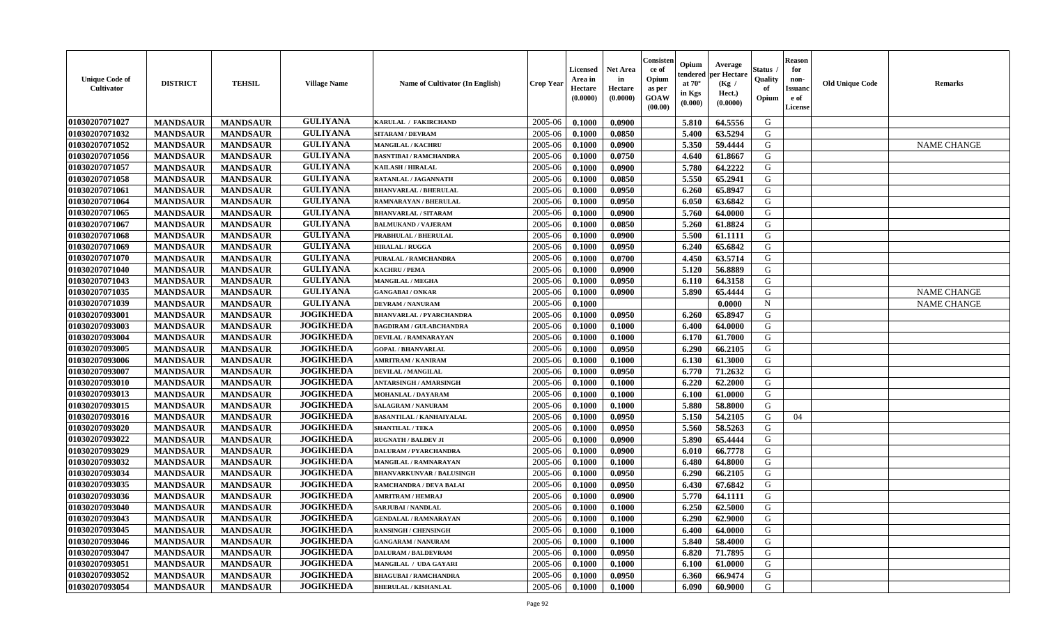| Unique Code of Cultivator | DISTRICT | TEHSIL | Village Name | Name of Cultivator (In English) | Crop Year | Licensed Area in Hectare (0.0000) | Net Area in Hectare (0.0000) | Consistence of Opium as per GOAW (00.00) | Opium tendered at 70° in Kgs (0.000) | Average per Hectare (Kg / Hect.) (0.0000) | Status / Quality of Opium | Reason for non-Issuance of License | Old Unique Code | Remarks |
|---|---|---|---|---|---|---|---|---|---|---|---|---|---|---|
| 01030207071027 | MANDSAUR | MANDSAUR | GULIYANA | KARULAL / FAKIRCHAND | 2005-06 | 0.1000 | 0.0900 | | 5.810 | 64.5556 | G | | | |
| 01030207071032 | MANDSAUR | MANDSAUR | GULIYANA | SITARAM / DEVRAM | 2005-06 | 0.1000 | 0.0850 | | 5.400 | 63.5294 | G | | | |
| 01030207071052 | MANDSAUR | MANDSAUR | GULIYANA | MANGILAL / KACHRU | 2005-06 | 0.1000 | 0.0900 | | 5.350 | 59.4444 | G | | | NAME CHANGE |
| 01030207071056 | MANDSAUR | MANDSAUR | GULIYANA | BASNTIBAI / RAMCHANDRA | 2005-06 | 0.1000 | 0.0750 | | 4.640 | 61.8667 | G | | | |
| 01030207071057 | MANDSAUR | MANDSAUR | GULIYANA | KAILASH / HIRALAL | 2005-06 | 0.1000 | 0.0900 | | 5.780 | 64.2222 | G | | | |
| 01030207071058 | MANDSAUR | MANDSAUR | GULIYANA | RATANLAL / JAGANNATH | 2005-06 | 0.1000 | 0.0850 | | 5.550 | 65.2941 | G | | | |
| 01030207071061 | MANDSAUR | MANDSAUR | GULIYANA | BHANVARLAL / BHERULAL | 2005-06 | 0.1000 | 0.0950 | | 6.260 | 65.8947 | G | | | |
| 01030207071064 | MANDSAUR | MANDSAUR | GULIYANA | RAMNARAYAN / BHERULAL | 2005-06 | 0.1000 | 0.0950 | | 6.050 | 63.6842 | G | | | |
| 01030207071065 | MANDSAUR | MANDSAUR | GULIYANA | BHANVARLAL / SITARAM | 2005-06 | 0.1000 | 0.0900 | | 5.760 | 64.0000 | G | | | |
| 01030207071067 | MANDSAUR | MANDSAUR | GULIYANA | BALMUKAND / VAJERAM | 2005-06 | 0.1000 | 0.0850 | | 5.260 | 61.8824 | G | | | |
| 01030207071068 | MANDSAUR | MANDSAUR | GULIYANA | PRABHULAL / BHERULAL | 2005-06 | 0.1000 | 0.0900 | | 5.500 | 61.1111 | G | | | |
| 01030207071069 | MANDSAUR | MANDSAUR | GULIYANA | HIRALAL / RUGGA | 2005-06 | 0.1000 | 0.0950 | | 6.240 | 65.6842 | G | | | |
| 01030207071070 | MANDSAUR | MANDSAUR | GULIYANA | PURALAL / RAMCHANDRA | 2005-06 | 0.1000 | 0.0700 | | 4.450 | 63.5714 | G | | | |
| 01030207071040 | MANDSAUR | MANDSAUR | GULIYANA | KACHRU / PEMA | 2005-06 | 0.1000 | 0.0900 | | 5.120 | 56.8889 | G | | | |
| 01030207071043 | MANDSAUR | MANDSAUR | GULIYANA | MANGILAL / MEGHA | 2005-06 | 0.1000 | 0.0950 | | 6.110 | 64.3158 | G | | | |
| 01030207071035 | MANDSAUR | MANDSAUR | GULIYANA | GANGABAI / ONKAR | 2005-06 | 0.1000 | 0.0900 | | 5.890 | 65.4444 | G | | | NAME CHANGE |
| 01030207071039 | MANDSAUR | MANDSAUR | GULIYANA | DEVRAM / NANURAM | 2005-06 | 0.1000 | | | | 0.0000 | N | | | NAME CHANGE |
| 01030207093001 | MANDSAUR | MANDSAUR | JOGIKHEDA | BHANVARLAL / PYARCHANDRA | 2005-06 | 0.1000 | 0.0950 | | 6.260 | 65.8947 | G | | | |
| 01030207093003 | MANDSAUR | MANDSAUR | JOGIKHEDA | BAGDIRAM / GULABCHANDRA | 2005-06 | 0.1000 | 0.1000 | | 6.400 | 64.0000 | G | | | |
| 01030207093004 | MANDSAUR | MANDSAUR | JOGIKHEDA | DEVILAL / RAMNARAYAN | 2005-06 | 0.1000 | 0.1000 | | 6.170 | 61.7000 | G | | | |
| 01030207093005 | MANDSAUR | MANDSAUR | JOGIKHEDA | GOPAL / BHANVARLAL | 2005-06 | 0.1000 | 0.0950 | | 6.290 | 66.2105 | G | | | |
| 01030207093006 | MANDSAUR | MANDSAUR | JOGIKHEDA | AMRITRAM / KANIRAM | 2005-06 | 0.1000 | 0.1000 | | 6.130 | 61.3000 | G | | | |
| 01030207093007 | MANDSAUR | MANDSAUR | JOGIKHEDA | DEVILAL / MANGILAL | 2005-06 | 0.1000 | 0.0950 | | 6.770 | 71.2632 | G | | | |
| 01030207093010 | MANDSAUR | MANDSAUR | JOGIKHEDA | ANTARSINGH / AMARSINGH | 2005-06 | 0.1000 | 0.1000 | | 6.220 | 62.2000 | G | | | |
| 01030207093013 | MANDSAUR | MANDSAUR | JOGIKHEDA | MOHANLAL / DAYARAM | 2005-06 | 0.1000 | 0.1000 | | 6.100 | 61.0000 | G | | | |
| 01030207093015 | MANDSAUR | MANDSAUR | JOGIKHEDA | SALAGRAM / NANURAM | 2005-06 | 0.1000 | 0.1000 | | 5.880 | 58.8000 | G | | | |
| 01030207093016 | MANDSAUR | MANDSAUR | JOGIKHEDA | BASANTILAL / KANHAIYALAL | 2005-06 | 0.1000 | 0.0950 | | 5.150 | 54.2105 | G | 04 | | |
| 01030207093020 | MANDSAUR | MANDSAUR | JOGIKHEDA | SHANTILAL / TEKA | 2005-06 | 0.1000 | 0.0950 | | 5.560 | 58.5263 | G | | | |
| 01030207093022 | MANDSAUR | MANDSAUR | JOGIKHEDA | RUGNATH / BALDEV JI | 2005-06 | 0.1000 | 0.0900 | | 5.890 | 65.4444 | G | | | |
| 01030207093029 | MANDSAUR | MANDSAUR | JOGIKHEDA | DALURAM / PYARCHANDRA | 2005-06 | 0.1000 | 0.0900 | | 6.010 | 66.7778 | G | | | |
| 01030207093032 | MANDSAUR | MANDSAUR | JOGIKHEDA | MANGILAL / RAMNARAYAN | 2005-06 | 0.1000 | 0.1000 | | 6.480 | 64.8000 | G | | | |
| 01030207093034 | MANDSAUR | MANDSAUR | JOGIKHEDA | BHANVARKUNVAR / BALUSINGH | 2005-06 | 0.1000 | 0.0950 | | 6.290 | 66.2105 | G | | | |
| 01030207093035 | MANDSAUR | MANDSAUR | JOGIKHEDA | RAMCHANDRA / DEVA BALAI | 2005-06 | 0.1000 | 0.0950 | | 6.430 | 67.6842 | G | | | |
| 01030207093036 | MANDSAUR | MANDSAUR | JOGIKHEDA | AMRITRAM / HEMRAJ | 2005-06 | 0.1000 | 0.0900 | | 5.770 | 64.1111 | G | | | |
| 01030207093040 | MANDSAUR | MANDSAUR | JOGIKHEDA | SARJUBAI / NANDLAL | 2005-06 | 0.1000 | 0.1000 | | 6.250 | 62.5000 | G | | | |
| 01030207093043 | MANDSAUR | MANDSAUR | JOGIKHEDA | GENDALAL / RAMNARAYAN | 2005-06 | 0.1000 | 0.1000 | | 6.290 | 62.9000 | G | | | |
| 01030207093045 | MANDSAUR | MANDSAUR | JOGIKHEDA | RANSINGH / CHENSINGH | 2005-06 | 0.1000 | 0.1000 | | 6.400 | 64.0000 | G | | | |
| 01030207093046 | MANDSAUR | MANDSAUR | JOGIKHEDA | GANGARAM / NANURAM | 2005-06 | 0.1000 | 0.1000 | | 5.840 | 58.4000 | G | | | |
| 01030207093047 | MANDSAUR | MANDSAUR | JOGIKHEDA | DALURAM / BALDEVRAM | 2005-06 | 0.1000 | 0.0950 | | 6.820 | 71.7895 | G | | | |
| 01030207093051 | MANDSAUR | MANDSAUR | JOGIKHEDA | MANGILAL / UDA GAYARI | 2005-06 | 0.1000 | 0.1000 | | 6.100 | 61.0000 | G | | | |
| 01030207093052 | MANDSAUR | MANDSAUR | JOGIKHEDA | BHAGUBAI / RAMCHANDRA | 2005-06 | 0.1000 | 0.0950 | | 6.360 | 66.9474 | G | | | |
| 01030207093054 | MANDSAUR | MANDSAUR | JOGIKHEDA | BHERULAL / KISHANLAL | 2005-06 | 0.1000 | 0.1000 | | 6.090 | 60.9000 | G | | | |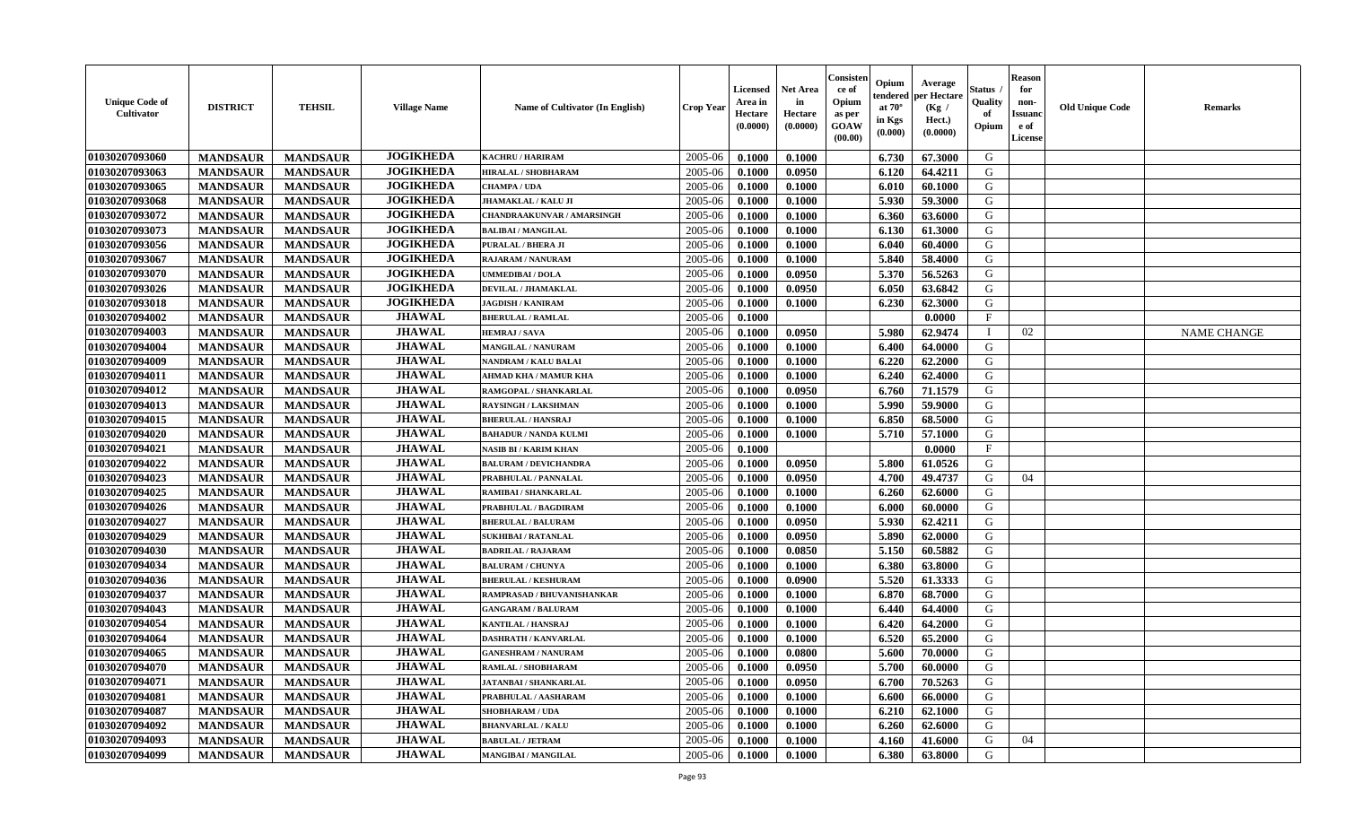| Unique Code of Cultivator | DISTRICT | TEHSIL | Village Name | Name of Cultivator (In English) | Crop Year | Licensed Area in Hectare (0.0000) | Net Area in Hectare (0.0000) | Consistence of Opium as per GOAW (00.00) | Opium tendered at 70° in Kgs (0.000) | Average per Hectare (Kg / Hect.) (0.0000) | Status / Quality of Opium | Reason for non-Issuance of License | Old Unique Code | Remarks |
|---|---|---|---|---|---|---|---|---|---|---|---|---|---|---|
| 01030207093060 | MANDSAUR | MANDSAUR | JOGIKHEDA | KACHRU / HARIRAM | 2005-06 | 0.1000 | 0.1000 | | 6.730 | 67.3000 | G | | | |
| 01030207093063 | MANDSAUR | MANDSAUR | JOGIKHEDA | HIRALAL / SHOBHARAM | 2005-06 | 0.1000 | 0.0950 | | 6.120 | 64.4211 | G | | | |
| 01030207093065 | MANDSAUR | MANDSAUR | JOGIKHEDA | CHAMPA / UDA | 2005-06 | 0.1000 | 0.1000 | | 6.010 | 60.1000 | G | | | |
| 01030207093068 | MANDSAUR | MANDSAUR | JOGIKHEDA | JHAMAKLAL / KALU JI | 2005-06 | 0.1000 | 0.1000 | | 5.930 | 59.3000 | G | | | |
| 01030207093072 | MANDSAUR | MANDSAUR | JOGIKHEDA | CHANDRAAKUNVAR / AMARSINGH | 2005-06 | 0.1000 | 0.1000 | | 6.360 | 63.6000 | G | | | |
| 01030207093073 | MANDSAUR | MANDSAUR | JOGIKHEDA | BALIBAI / MANGILAL | 2005-06 | 0.1000 | 0.1000 | | 6.130 | 61.3000 | G | | | |
| 01030207093056 | MANDSAUR | MANDSAUR | JOGIKHEDA | PURALAL / BHERA JI | 2005-06 | 0.1000 | 0.1000 | | 6.040 | 60.4000 | G | | | |
| 01030207093067 | MANDSAUR | MANDSAUR | JOGIKHEDA | RAJARAM / NANURAM | 2005-06 | 0.1000 | 0.1000 | | 5.840 | 58.4000 | G | | | |
| 01030207093070 | MANDSAUR | MANDSAUR | JOGIKHEDA | UMMEDIBAI / DOLA | 2005-06 | 0.1000 | 0.0950 | | 5.370 | 56.5263 | G | | | |
| 01030207093026 | MANDSAUR | MANDSAUR | JOGIKHEDA | DEVILAL / JHAMAKLAL | 2005-06 | 0.1000 | 0.0950 | | 6.050 | 63.6842 | G | | | |
| 01030207093018 | MANDSAUR | MANDSAUR | JOGIKHEDA | JAGDISH / KANIRAM | 2005-06 | 0.1000 | 0.1000 | | 6.230 | 62.3000 | G | | | |
| 01030207094002 | MANDSAUR | MANDSAUR | JHAWAL | BHERULAL / RAMLAL | 2005-06 | 0.1000 | | | | 0.0000 | F | | | |
| 01030207094003 | MANDSAUR | MANDSAUR | JHAWAL | HEMRAJ / SAVA | 2005-06 | 0.1000 | 0.0950 | | 5.980 | 62.9474 | I | 02 | | NAME CHANGE |
| 01030207094004 | MANDSAUR | MANDSAUR | JHAWAL | MANGILAL / NANURAM | 2005-06 | 0.1000 | 0.1000 | | 6.400 | 64.0000 | G | | | |
| 01030207094009 | MANDSAUR | MANDSAUR | JHAWAL | NANDRAM / KALU BALAI | 2005-06 | 0.1000 | 0.1000 | | 6.220 | 62.2000 | G | | | |
| 01030207094011 | MANDSAUR | MANDSAUR | JHAWAL | AHMAD KHA / MAMUR KHA | 2005-06 | 0.1000 | 0.1000 | | 6.240 | 62.4000 | G | | | |
| 01030207094012 | MANDSAUR | MANDSAUR | JHAWAL | RAMGOPAL / SHANKARLAL | 2005-06 | 0.1000 | 0.0950 | | 6.760 | 71.1579 | G | | | |
| 01030207094013 | MANDSAUR | MANDSAUR | JHAWAL | RAYSINGH / LAKSHMAN | 2005-06 | 0.1000 | 0.1000 | | 5.990 | 59.9000 | G | | | |
| 01030207094015 | MANDSAUR | MANDSAUR | JHAWAL | BHERULAL / HANSRAJ | 2005-06 | 0.1000 | 0.1000 | | 6.850 | 68.5000 | G | | | |
| 01030207094020 | MANDSAUR | MANDSAUR | JHAWAL | BAHADUR / NANDA KULMI | 2005-06 | 0.1000 | 0.1000 | | 5.710 | 57.1000 | G | | | |
| 01030207094021 | MANDSAUR | MANDSAUR | JHAWAL | NASIB BI / KARIM KHAN | 2005-06 | 0.1000 | | | | 0.0000 | F | | | |
| 01030207094022 | MANDSAUR | MANDSAUR | JHAWAL | BALURAM / DEVICHANDRA | 2005-06 | 0.1000 | 0.0950 | | 5.800 | 61.0526 | G | | | |
| 01030207094023 | MANDSAUR | MANDSAUR | JHAWAL | PRABHULAL / PANNALAL | 2005-06 | 0.1000 | 0.0950 | | 4.700 | 49.4737 | G | 04 | | |
| 01030207094025 | MANDSAUR | MANDSAUR | JHAWAL | RAMIBAI / SHANKARLAL | 2005-06 | 0.1000 | 0.1000 | | 6.260 | 62.6000 | G | | | |
| 01030207094026 | MANDSAUR | MANDSAUR | JHAWAL | PRABHULAL / BAGDIRAM | 2005-06 | 0.1000 | 0.1000 | | 6.000 | 60.0000 | G | | | |
| 01030207094027 | MANDSAUR | MANDSAUR | JHAWAL | BHERULAL / BALURAM | 2005-06 | 0.1000 | 0.0950 | | 5.930 | 62.4211 | G | | | |
| 01030207094029 | MANDSAUR | MANDSAUR | JHAWAL | SUKHIBAI / RATANLAL | 2005-06 | 0.1000 | 0.0950 | | 5.890 | 62.0000 | G | | | |
| 01030207094030 | MANDSAUR | MANDSAUR | JHAWAL | BADRILAL / RAJARAM | 2005-06 | 0.1000 | 0.0850 | | 5.150 | 60.5882 | G | | | |
| 01030207094034 | MANDSAUR | MANDSAUR | JHAWAL | BALURAM / CHUNYA | 2005-06 | 0.1000 | 0.1000 | | 6.380 | 63.8000 | G | | | |
| 01030207094036 | MANDSAUR | MANDSAUR | JHAWAL | BHERULAL / KESHURAM | 2005-06 | 0.1000 | 0.0900 | | 5.520 | 61.3333 | G | | | |
| 01030207094037 | MANDSAUR | MANDSAUR | JHAWAL | RAMPRASAD / BHUVANISHANKAR | 2005-06 | 0.1000 | 0.1000 | | 6.870 | 68.7000 | G | | | |
| 01030207094043 | MANDSAUR | MANDSAUR | JHAWAL | GANGARAM / BALURAM | 2005-06 | 0.1000 | 0.1000 | | 6.440 | 64.4000 | G | | | |
| 01030207094054 | MANDSAUR | MANDSAUR | JHAWAL | KANTILAL / HANSRAJ | 2005-06 | 0.1000 | 0.1000 | | 6.420 | 64.2000 | G | | | |
| 01030207094064 | MANDSAUR | MANDSAUR | JHAWAL | DASHRATH / KANVARLAL | 2005-06 | 0.1000 | 0.1000 | | 6.520 | 65.2000 | G | | | |
| 01030207094065 | MANDSAUR | MANDSAUR | JHAWAL | GANESHRAM / NANURAM | 2005-06 | 0.1000 | 0.0800 | | 5.600 | 70.0000 | G | | | |
| 01030207094070 | MANDSAUR | MANDSAUR | JHAWAL | RAMLAL / SHOBHARAM | 2005-06 | 0.1000 | 0.0950 | | 5.700 | 60.0000 | G | | | |
| 01030207094071 | MANDSAUR | MANDSAUR | JHAWAL | JATANBAI / SHANKARLAL | 2005-06 | 0.1000 | 0.0950 | | 6.700 | 70.5263 | G | | | |
| 01030207094081 | MANDSAUR | MANDSAUR | JHAWAL | PRABHULAL / AASHARAM | 2005-06 | 0.1000 | 0.1000 | | 6.600 | 66.0000 | G | | | |
| 01030207094087 | MANDSAUR | MANDSAUR | JHAWAL | SHOBHARAM / UDA | 2005-06 | 0.1000 | 0.1000 | | 6.210 | 62.1000 | G | | | |
| 01030207094092 | MANDSAUR | MANDSAUR | JHAWAL | BHANVARLAL / KALU | 2005-06 | 0.1000 | 0.1000 | | 6.260 | 62.6000 | G | | | |
| 01030207094093 | MANDSAUR | MANDSAUR | JHAWAL | BABULAL / JETRAM | 2005-06 | 0.1000 | 0.1000 | | 4.160 | 41.6000 | G | 04 | | |
| 01030207094099 | MANDSAUR | MANDSAUR | JHAWAL | MANGIBAI / MANGILAL | 2005-06 | 0.1000 | 0.1000 | | 6.380 | 63.8000 | G | | | |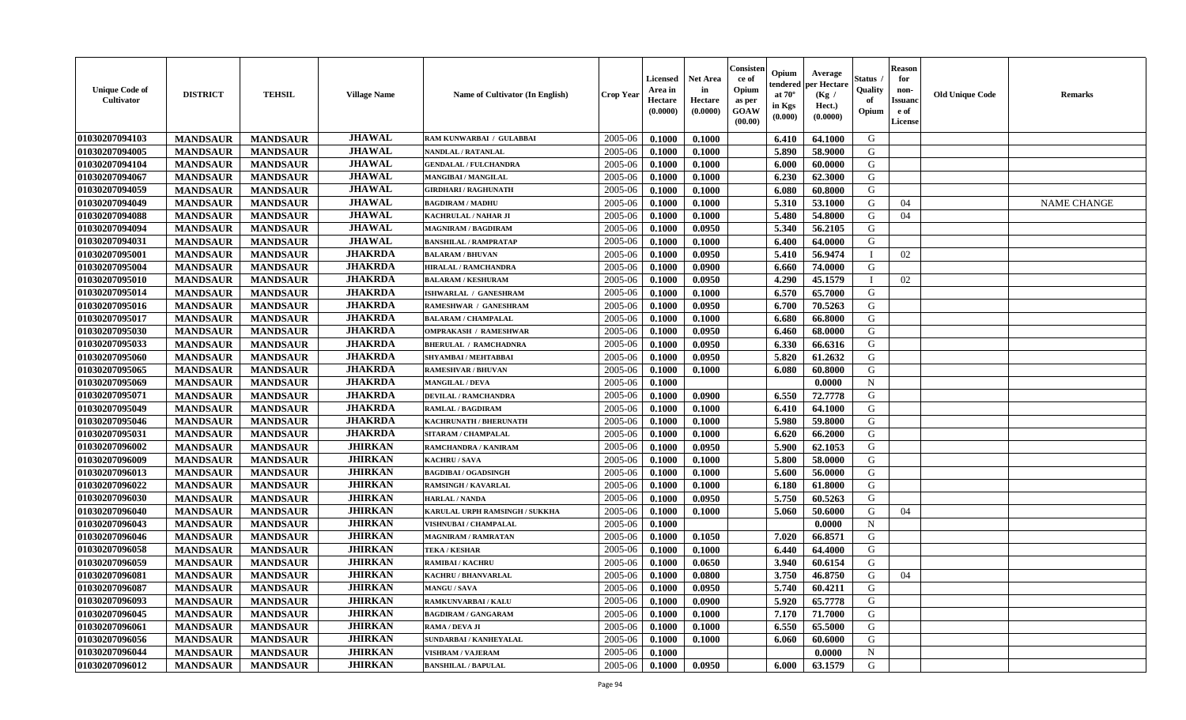| Unique Code of Cultivator | DISTRICT | TEHSIL | Village Name | Name of Cultivator (In English) | Crop Year | Licensed Area in Hectare (0.0000) | Net Area in Hectare (0.0000) | Consistence of Opium as per GOAW (00.00) | Opium tendered at 70° in Kgs (0.000) | Average per Hectare (Kg / Hect.) (0.0000) | Status / Quality of Opium | Reason for non-Issuance of License | Old Unique Code | Remarks |
|---|---|---|---|---|---|---|---|---|---|---|---|---|---|---|
| 01030207094103 | MANDSAUR | MANDSAUR | JHAWAL | RAM KUNWARBAI / GULABBAI | 2005-06 | 0.1000 | 0.1000 | | 6.410 | 64.1000 | G | | | |
| 01030207094005 | MANDSAUR | MANDSAUR | JHAWAL | NANDLAL / RATANLAL | 2005-06 | 0.1000 | 0.1000 | | 5.890 | 58.9000 | G | | | |
| 01030207094104 | MANDSAUR | MANDSAUR | JHAWAL | GENDALAL / FULCHANDRA | 2005-06 | 0.1000 | 0.1000 | | 6.000 | 60.0000 | G | | | |
| 01030207094067 | MANDSAUR | MANDSAUR | JHAWAL | MANGIBAI / MANGILAL | 2005-06 | 0.1000 | 0.1000 | | 6.230 | 62.3000 | G | | | |
| 01030207094059 | MANDSAUR | MANDSAUR | JHAWAL | GIRDHARI / RAGHUNATH | 2005-06 | 0.1000 | 0.1000 | | 6.080 | 60.8000 | G | | | |
| 01030207094049 | MANDSAUR | MANDSAUR | JHAWAL | BAGDIRAM / MADHU | 2005-06 | 0.1000 | 0.1000 | | 5.310 | 53.1000 | G | 04 | | NAME CHANGE |
| 01030207094088 | MANDSAUR | MANDSAUR | JHAWAL | KACHRULAL / NAHAR JI | 2005-06 | 0.1000 | 0.1000 | | 5.480 | 54.8000 | G | 04 | | |
| 01030207094094 | MANDSAUR | MANDSAUR | JHAWAL | MAGNIRAM / BAGDIRAM | 2005-06 | 0.1000 | 0.0950 | | 5.340 | 56.2105 | G | | | |
| 01030207094031 | MANDSAUR | MANDSAUR | JHAWAL | BANSHILAL / RAMPRATAP | 2005-06 | 0.1000 | 0.1000 | | 6.400 | 64.0000 | G | | | |
| 01030207095001 | MANDSAUR | MANDSAUR | JHAKRDA | BALARAM / BHUVAN | 2005-06 | 0.1000 | 0.0950 | | 5.410 | 56.9474 | I | 02 | | |
| 01030207095004 | MANDSAUR | MANDSAUR | JHAKRDA | HIRALAL / RAMCHANDRA | 2005-06 | 0.1000 | 0.0900 | | 6.660 | 74.0000 | G | | | |
| 01030207095010 | MANDSAUR | MANDSAUR | JHAKRDA | BALARAM / KESHURAM | 2005-06 | 0.1000 | 0.0950 | | 4.290 | 45.1579 | I | 02 | | |
| 01030207095014 | MANDSAUR | MANDSAUR | JHAKRDA | ISHWARLAL / GANESHRAM | 2005-06 | 0.1000 | 0.1000 | | 6.570 | 65.7000 | G | | | |
| 01030207095016 | MANDSAUR | MANDSAUR | JHAKRDA | RAMESHWAR / GANESHRAM | 2005-06 | 0.1000 | 0.0950 | | 6.700 | 70.5263 | G | | | |
| 01030207095017 | MANDSAUR | MANDSAUR | JHAKRDA | BALARAM / CHAMPALAL | 2005-06 | 0.1000 | 0.1000 | | 6.680 | 66.8000 | G | | | |
| 01030207095030 | MANDSAUR | MANDSAUR | JHAKRDA | OMPRAKASH / RAMESHWAR | 2005-06 | 0.1000 | 0.0950 | | 6.460 | 68.0000 | G | | | |
| 01030207095033 | MANDSAUR | MANDSAUR | JHAKRDA | BHERULAL / RAMCHADNRA | 2005-06 | 0.1000 | 0.0950 | | 6.330 | 66.6316 | G | | | |
| 01030207095060 | MANDSAUR | MANDSAUR | JHAKRDA | SHYAMBAI / MEHTABBAI | 2005-06 | 0.1000 | 0.0950 | | 5.820 | 61.2632 | G | | | |
| 01030207095065 | MANDSAUR | MANDSAUR | JHAKRDA | RAMESHVAR / BHUVAN | 2005-06 | 0.1000 | 0.1000 | | 6.080 | 60.8000 | G | | | |
| 01030207095069 | MANDSAUR | MANDSAUR | JHAKRDA | MANGILAL / DEVA | 2005-06 | 0.1000 | | | | 0.0000 | N | | | |
| 01030207095071 | MANDSAUR | MANDSAUR | JHAKRDA | DEVILAL / RAMCHANDRA | 2005-06 | 0.1000 | 0.0900 | | 6.550 | 72.7778 | G | | | |
| 01030207095049 | MANDSAUR | MANDSAUR | JHAKRDA | RAMLAL / BAGDIRAM | 2005-06 | 0.1000 | 0.1000 | | 6.410 | 64.1000 | G | | | |
| 01030207095046 | MANDSAUR | MANDSAUR | JHAKRDA | KACHRUNATH / BHERUNATH | 2005-06 | 0.1000 | 0.1000 | | 5.980 | 59.8000 | G | | | |
| 01030207095031 | MANDSAUR | MANDSAUR | JHAKRDA | SITARAM / CHAMPALAL | 2005-06 | 0.1000 | 0.1000 | | 6.620 | 66.2000 | G | | | |
| 01030207096002 | MANDSAUR | MANDSAUR | JHIRKAN | RAMCHANDRA / KANIRAM | 2005-06 | 0.1000 | 0.0950 | | 5.900 | 62.1053 | G | | | |
| 01030207096009 | MANDSAUR | MANDSAUR | JHIRKAN | KACHRU / SAVA | 2005-06 | 0.1000 | 0.1000 | | 5.800 | 58.0000 | G | | | |
| 01030207096013 | MANDSAUR | MANDSAUR | JHIRKAN | BAGDIBAI / OGADSINGH | 2005-06 | 0.1000 | 0.1000 | | 5.600 | 56.0000 | G | | | |
| 01030207096022 | MANDSAUR | MANDSAUR | JHIRKAN | RAMSINGH / KAVARLAL | 2005-06 | 0.1000 | 0.1000 | | 6.180 | 61.8000 | G | | | |
| 01030207096030 | MANDSAUR | MANDSAUR | JHIRKAN | HARLAL / NANDA | 2005-06 | 0.1000 | 0.0950 | | 5.750 | 60.5263 | G | | | |
| 01030207096040 | MANDSAUR | MANDSAUR | JHIRKAN | KARULAL URPH RAMSINGH / SUKKHA | 2005-06 | 0.1000 | 0.1000 | | 5.060 | 50.6000 | G | 04 | | |
| 01030207096043 | MANDSAUR | MANDSAUR | JHIRKAN | VISHNUBAI / CHAMPALAL | 2005-06 | 0.1000 | | | | 0.0000 | N | | | |
| 01030207096046 | MANDSAUR | MANDSAUR | JHIRKAN | MAGNIRAM / RAMRATAN | 2005-06 | 0.1000 | 0.1050 | | 7.020 | 66.8571 | G | | | |
| 01030207096058 | MANDSAUR | MANDSAUR | JHIRKAN | TEKA / KESHAR | 2005-06 | 0.1000 | 0.1000 | | 6.440 | 64.4000 | G | | | |
| 01030207096059 | MANDSAUR | MANDSAUR | JHIRKAN | RAMIBAI / KACHRU | 2005-06 | 0.1000 | 0.0650 | | 3.940 | 60.6154 | G | | | |
| 01030207096081 | MANDSAUR | MANDSAUR | JHIRKAN | KACHRU / BHANVARLAL | 2005-06 | 0.1000 | 0.0800 | | 3.750 | 46.8750 | G | 04 | | |
| 01030207096087 | MANDSAUR | MANDSAUR | JHIRKAN | MANGU / SAVA | 2005-06 | 0.1000 | 0.0950 | | 5.740 | 60.4211 | G | | | |
| 01030207096093 | MANDSAUR | MANDSAUR | JHIRKAN | RAMKUNVARBAI / KALU | 2005-06 | 0.1000 | 0.0900 | | 5.920 | 65.7778 | G | | | |
| 01030207096045 | MANDSAUR | MANDSAUR | JHIRKAN | BAGDIRAM / GANGARAM | 2005-06 | 0.1000 | 0.1000 | | 7.170 | 71.7000 | G | | | |
| 01030207096061 | MANDSAUR | MANDSAUR | JHIRKAN | RAMA / DEVA JI | 2005-06 | 0.1000 | 0.1000 | | 6.550 | 65.5000 | G | | | |
| 01030207096056 | MANDSAUR | MANDSAUR | JHIRKAN | SUNDARBAI / KANHEYALAL | 2005-06 | 0.1000 | 0.1000 | | 6.060 | 60.6000 | G | | | |
| 01030207096044 | MANDSAUR | MANDSAUR | JHIRKAN | VISHRAM / VAJERAM | 2005-06 | 0.1000 | | | | 0.0000 | N | | | |
| 01030207096012 | MANDSAUR | MANDSAUR | JHIRKAN | BANSHILAL / BAPULAL | 2005-06 | 0.1000 | 0.0950 | | 6.000 | 63.1579 | G | | | |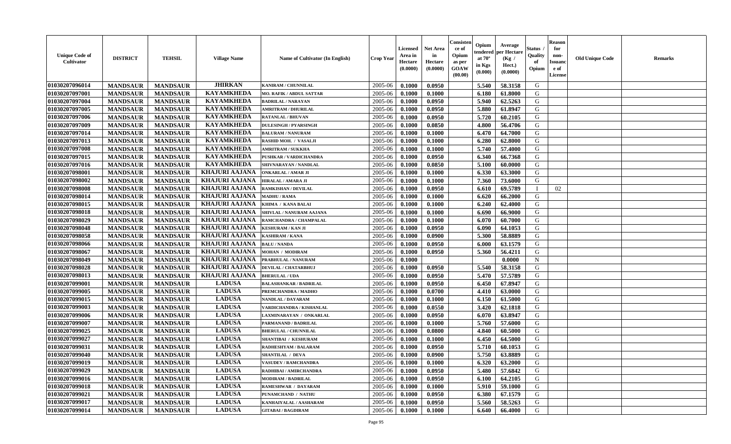| Unique Code of Cultivator | DISTRICT | TEHSIL | Village Name | Name of Cultivator (In English) | Crop Year | Licensed Area in Hectare (0.0000) | Net Area in Hectare (0.0000) | Consistence of Opium as per GOAW (00.00) | Opium tendered at 70° in Kgs (0.000) | Average per Hectare (Kg / Hect.) (0.0000) | Status / Quality of Opium | Reason for non-Issuance of License | Old Unique Code | Remarks |
|---|---|---|---|---|---|---|---|---|---|---|---|---|---|---|
| 01030207096014 | MANDSAUR | MANDSAUR | JHIRKAN | KANIRAM / CHUNNILAL | 2005-06 | 0.1000 | 0.0950 | | 5.540 | 58.3158 | G | | | |
| 01030207097001 | MANDSAUR | MANDSAUR | KAYAMKHEDA | MO. RAFIK / ABDUL SATTAR | 2005-06 | 0.1000 | 0.1000 | | 6.180 | 61.8000 | G | | | |
| 01030207097004 | MANDSAUR | MANDSAUR | KAYAMKHEDA | BADRILAL / NARAYAN | 2005-06 | 0.1000 | 0.0950 | | 5.940 | 62.5263 | G | | | |
| 01030207097005 | MANDSAUR | MANDSAUR | KAYAMKHEDA | AMRITRAM / DHURILAL | 2005-06 | 0.1000 | 0.0950 | | 5.880 | 61.8947 | G | | | |
| 01030207097006 | MANDSAUR | MANDSAUR | KAYAMKHEDA | RATANLAL / BHUVAN | 2005-06 | 0.1000 | 0.0950 | | 5.720 | 60.2105 | G | | | |
| 01030207097009 | MANDSAUR | MANDSAUR | KAYAMKHEDA | DULESINGH / PYARSINGH | 2005-06 | 0.1000 | 0.0850 | | 4.800 | 56.4706 | G | | | |
| 01030207097014 | MANDSAUR | MANDSAUR | KAYAMKHEDA | BALURAM / NANURAM | 2005-06 | 0.1000 | 0.1000 | | 6.470 | 64.7000 | G | | | |
| 01030207097013 | MANDSAUR | MANDSAUR | KAYAMKHEDA | RASHID MOH. / VASALJI | 2005-06 | 0.1000 | 0.1000 | | 6.280 | 62.8000 | G | | | |
| 01030207097008 | MANDSAUR | MANDSAUR | KAYAMKHEDA | AMRITRAM / SUKKHA | 2005-06 | 0.1000 | 0.1000 | | 5.740 | 57.4000 | G | | | |
| 01030207097015 | MANDSAUR | MANDSAUR | KAYAMKHEDA | PUSHKAR / VARDICHANDRA | 2005-06 | 0.1000 | 0.0950 | | 6.340 | 66.7368 | G | | | |
| 01030207097016 | MANDSAUR | MANDSAUR | KAYAMKHEDA | SHIVNARAYAN / NANDLAL | 2005-06 | 0.1000 | 0.0850 | | 5.100 | 60.0000 | G | | | |
| 01030207098001 | MANDSAUR | MANDSAUR | KHAJURI AAJANA | ONKARLAL / AMAR JI | 2005-06 | 0.1000 | 0.1000 | | 6.330 | 63.3000 | G | | | |
| 01030207098002 | MANDSAUR | MANDSAUR | KHAJURI AAJANA | HIRALAL / AMARA JI | 2005-06 | 0.1000 | 0.1000 | | 7.360 | 73.6000 | G | | | |
| 01030207098008 | MANDSAUR | MANDSAUR | KHAJURI AAJANA | RAMKISHAN / DEVILAL | 2005-06 | 0.1000 | 0.0950 | | 6.610 | 69.5789 | I | 02 | | |
| 01030207098014 | MANDSAUR | MANDSAUR | KHAJURI AAJANA | MADHU / RAMA | 2005-06 | 0.1000 | 0.1000 | | 6.620 | 66.2000 | G | | | |
| 01030207098015 | MANDSAUR | MANDSAUR | KHAJURI AAJANA | KHIMA / KANA BALAI | 2005-06 | 0.1000 | 0.1000 | | 6.240 | 62.4000 | G | | | |
| 01030207098018 | MANDSAUR | MANDSAUR | KHAJURI AAJANA | SHIVLAL / NANURAM AAJANA | 2005-06 | 0.1000 | 0.1000 | | 6.690 | 66.9000 | G | | | |
| 01030207098029 | MANDSAUR | MANDSAUR | KHAJURI AAJANA | RAMCHANDRA / CHAMPALAL | 2005-06 | 0.1000 | 0.1000 | | 6.070 | 60.7000 | G | | | |
| 01030207098048 | MANDSAUR | MANDSAUR | KHAJURI AAJANA | KESHURAM / KAN JI | 2005-06 | 0.1000 | 0.0950 | | 6.090 | 64.1053 | G | | | |
| 01030207098058 | MANDSAUR | MANDSAUR | KHAJURI AAJANA | KASHIRAM / KANA | 2005-06 | 0.1000 | 0.0900 | | 5.300 | 58.8889 | G | | | |
| 01030207098066 | MANDSAUR | MANDSAUR | KHAJURI AAJANA | BALU / NANDA | 2005-06 | 0.1000 | 0.0950 | | 6.000 | 63.1579 | G | | | |
| 01030207098067 | MANDSAUR | MANDSAUR | KHAJURI AAJANA | MOHAN / MODIRAM | 2005-06 | 0.1000 | 0.0950 | | 5.360 | 56.4211 | G | | | |
| 01030207098049 | MANDSAUR | MANDSAUR | KHAJURI AAJANA | PRABHULAL / NANURAM | 2005-06 | 0.1000 | | | | 0.0000 | N | | | |
| 01030207098028 | MANDSAUR | MANDSAUR | KHAJURI AAJANA | DEVILAL / CHATARBHUJ | 2005-06 | 0.1000 | 0.0950 | | 5.540 | 58.3158 | G | | | |
| 01030207098013 | MANDSAUR | MANDSAUR | KHAJURI AAJANA | BHERULAL / UDA | 2005-06 | 0.1000 | 0.0950 | | 5.470 | 57.5789 | G | | | |
| 01030207099001 | MANDSAUR | MANDSAUR | LADUSA | BALASHANKAR / BADRILAL | 2005-06 | 0.1000 | 0.0950 | | 6.450 | 67.8947 | G | | | |
| 01030207099005 | MANDSAUR | MANDSAUR | LADUSA | PREMCHANDRA / MADHO | 2005-06 | 0.1000 | 0.0700 | | 4.410 | 63.0000 | G | | | |
| 01030207099015 | MANDSAUR | MANDSAUR | LADUSA | NANDLAL / DAYARAM | 2005-06 | 0.1000 | 0.1000 | | 6.150 | 61.5000 | G | | | |
| 01030207099003 | MANDSAUR | MANDSAUR | LADUSA | VARDICHANDRA / KISHANLAL | 2005-06 | 0.1000 | 0.0550 | | 3.420 | 62.1818 | G | | | |
| 01030207099006 | MANDSAUR | MANDSAUR | LADUSA | LAXMINARAYAN / ONKARLAL | 2005-06 | 0.1000 | 0.0950 | | 6.070 | 63.8947 | G | | | |
| 01030207099007 | MANDSAUR | MANDSAUR | LADUSA | PARMANAND / BADRILAL | 2005-06 | 0.1000 | 0.1000 | | 5.760 | 57.6000 | G | | | |
| 01030207099025 | MANDSAUR | MANDSAUR | LADUSA | BHERULAL / CHUNNILAL | 2005-06 | 0.1000 | 0.0800 | | 4.840 | 60.5000 | G | | | |
| 01030207099027 | MANDSAUR | MANDSAUR | LADUSA | SHANTIBAI / KESHURAM | 2005-06 | 0.1000 | 0.1000 | | 6.450 | 64.5000 | G | | | |
| 01030207099031 | MANDSAUR | MANDSAUR | LADUSA | RADHESHYAM / BALARAM | 2005-06 | 0.1000 | 0.0950 | | 5.710 | 60.1053 | G | | | |
| 01030207099040 | MANDSAUR | MANDSAUR | LADUSA | SHANTILAL / DEVA | 2005-06 | 0.1000 | 0.0900 | | 5.750 | 63.8889 | G | | | |
| 01030207099019 | MANDSAUR | MANDSAUR | LADUSA | VASUDEV / RAMCHANDRA | 2005-06 | 0.1000 | 0.1000 | | 6.320 | 63.2000 | G | | | |
| 01030207099029 | MANDSAUR | MANDSAUR | LADUSA | RADHIBAI / AMIRCHANDRA | 2005-06 | 0.1000 | 0.0950 | | 5.480 | 57.6842 | G | | | |
| 01030207099016 | MANDSAUR | MANDSAUR | LADUSA | MODIRAM / BADRILAL | 2005-06 | 0.1000 | 0.0950 | | 6.100 | 64.2105 | G | | | |
| 01030207099018 | MANDSAUR | MANDSAUR | LADUSA | RAMESHWAR / DAYARAM | 2005-06 | 0.1000 | 0.1000 | | 5.910 | 59.1000 | G | | | |
| 01030207099021 | MANDSAUR | MANDSAUR | LADUSA | PUNAMCHAND / NATHU | 2005-06 | 0.1000 | 0.0950 | | 6.380 | 67.1579 | G | | | |
| 01030207099017 | MANDSAUR | MANDSAUR | LADUSA | KANHAIYALAL / AASHARAM | 2005-06 | 0.1000 | 0.0950 | | 5.560 | 58.5263 | G | | | |
| 01030207099014 | MANDSAUR | MANDSAUR | LADUSA | GITABAI / BAGDIRAM | 2005-06 | 0.1000 | 0.1000 | | 6.640 | 66.4000 | G | | | |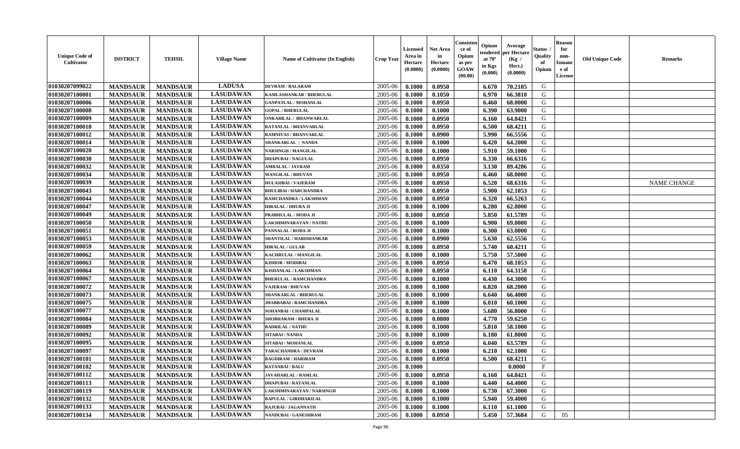| Unique Code of Cultivator | DISTRICT | TEHSIL | Village Name | Name of Cultivator (In English) | Crop Year | Licensed Area in Hectare (0.0000) | Net Area in Hectare (0.0000) | Consistence of Opium as per GOAW (00.00) | Opium tendered at 70° in Kgs (0.000) | Average per Hectare (Kg / Hect.) (0.0000) | Status / Quality of Opium | Reason for non-Issuance of License | Old Unique Code | Remarks |
|---|---|---|---|---|---|---|---|---|---|---|---|---|---|---|
| 01030207099022 | MANDSAUR | MANDSAUR | LADUSA | DEVRAM / BALARAM | 2005-06 | 0.1000 | 0.0950 | | 6.670 | 70.2105 | G | | | |
| 01030207100001 | MANDSAUR | MANDSAUR | LASUDAWAN | KAMLASHANKAR / BHERULAL | 2005-06 | 0.1000 | 0.1050 | | 6.970 | 66.3810 | G | | | |
| 01030207100006 | MANDSAUR | MANDSAUR | LASUDAWAN | GANPATLAL / MOHANLAL | 2005-06 | 0.1000 | 0.0950 | | 6.460 | 68.0000 | G | | | |
| 01030207100008 | MANDSAUR | MANDSAUR | LASUDAWAN | GOPAL / BHERULAL | 2005-06 | 0.1000 | 0.1000 | | 6.390 | 63.9000 | G | | | |
| 01030207100009 | MANDSAUR | MANDSAUR | LASUDAWAN | ONKARILAL / BHANWARLAL | 2005-06 | 0.1000 | 0.0950 | | 6.160 | 64.8421 | G | | | |
| 01030207100010 | MANDSAUR | MANDSAUR | LASUDAWAN | RATANLAL / BHANVARLAL | 2005-06 | 0.1000 | 0.0950 | | 6.500 | 68.4211 | G | | | |
| 01030207100012 | MANDSAUR | MANDSAUR | LASUDAWAN | RAMNIVAS / BHANVARLAL | 2005-06 | 0.1000 | 0.0900 | | 5.990 | 66.5556 | G | | | |
| 01030207100014 | MANDSAUR | MANDSAUR | LASUDAWAN | SHANKARLAL / NANDA | 2005-06 | 0.1000 | 0.1000 | | 6.420 | 64.2000 | G | | | |
| 01030207100020 | MANDSAUR | MANDSAUR | LASUDAWAN | NARSINGH / MANGILAL | 2005-06 | 0.1000 | 0.1000 | | 5.910 | 59.1000 | G | | | |
| 01030207100030 | MANDSAUR | MANDSAUR | LASUDAWAN | DHAPUBAI / NAGULAL | 2005-06 | 0.1000 | 0.0950 | | 6.330 | 66.6316 | G | | | |
| 01030207100032 | MANDSAUR | MANDSAUR | LASUDAWAN | AMBALAL / JAYRAM | 2005-06 | 0.1000 | 0.0350 | | 3.130 | 89.4286 | G | | | |
| 01030207100034 | MANDSAUR | MANDSAUR | LASUDAWAN | MANGILAL / BHUVAN | 2005-06 | 0.1000 | 0.0950 | | 6.460 | 68.0000 | G | | | |
| 01030207100039 | MANDSAUR | MANDSAUR | LASUDAWAN | HULASIBAI / VAJERAM | 2005-06 | 0.1000 | 0.0950 | | 6.520 | 68.6316 | G | | | NAME CHANGE |
| 01030207100043 | MANDSAUR | MANDSAUR | LASUDAWAN | BHULIBAI / HARCHANDRA | 2005-06 | 0.1000 | 0.0950 | | 5.900 | 62.1053 | G | | | |
| 01030207100044 | MANDSAUR | MANDSAUR | LASUDAWAN | RAMCHANDRA / LAKSHMAN | 2005-06 | 0.1000 | 0.0950 | | 6.320 | 66.5263 | G | | | |
| 01030207100047 | MANDSAUR | MANDSAUR | LASUDAWAN | HIRALAL / DHURA JI | 2005-06 | 0.1000 | 0.1000 | | 6.280 | 62.8000 | G | | | |
| 01030207100049 | MANDSAUR | MANDSAUR | LASUDAWAN | PRABHULAL / MODA JI | 2005-06 | 0.1000 | 0.0950 | | 5.850 | 61.5789 | G | | | |
| 01030207100050 | MANDSAUR | MANDSAUR | LASUDAWAN | LAKSHMINARAYAN / NATHU | 2005-06 | 0.1000 | 0.1000 | | 6.900 | 69.0000 | G | | | |
| 01030207100051 | MANDSAUR | MANDSAUR | LASUDAWAN | PANNALAL / RODA JI | 2005-06 | 0.1000 | 0.1000 | | 6.300 | 63.0000 | G | | | |
| 01030207100053 | MANDSAUR | MANDSAUR | LASUDAWAN | SHANTILAL / HARISHANKAR | 2005-06 | 0.1000 | 0.0900 | | 5.630 | 62.5556 | G | | | |
| 01030207100059 | MANDSAUR | MANDSAUR | LASUDAWAN | HIRALAL / GULAB | 2005-06 | 0.1000 | 0.0950 | | 5.740 | 60.4211 | G | | | |
| 01030207100062 | MANDSAUR | MANDSAUR | LASUDAWAN | KACHRULAL / MANGILAL | 2005-06 | 0.1000 | 0.1000 | | 5.750 | 57.5000 | G | | | |
| 01030207100063 | MANDSAUR | MANDSAUR | LASUDAWAN | KISHOR / MODIBAI | 2005-06 | 0.1000 | 0.0950 | | 6.470 | 68.1053 | G | | | |
| 01030207100064 | MANDSAUR | MANDSAUR | LASUDAWAN | KISHANLAL / LAKSHMAN | 2005-06 | 0.1000 | 0.0950 | | 6.110 | 64.3158 | G | | | |
| 01030207100067 | MANDSAUR | MANDSAUR | LASUDAWAN | BHERULAL / RAMCHANDRA | 2005-06 | 0.1000 | 0.1000 | | 6.430 | 64.3000 | G | | | |
| 01030207100072 | MANDSAUR | MANDSAUR | LASUDAWAN | VAJERAM / BHUVAN | 2005-06 | 0.1000 | 0.1000 | | 6.820 | 68.2000 | G | | | |
| 01030207100073 | MANDSAUR | MANDSAUR | LASUDAWAN | SHANKARLAL / BHERULAL | 2005-06 | 0.1000 | 0.1000 | | 6.640 | 66.4000 | G | | | |
| 01030207100075 | MANDSAUR | MANDSAUR | LASUDAWAN | JHABBABAI / RAMCHANDRA | 2005-06 | 0.1000 | 0.1000 | | 6.010 | 60.1000 | G | | | |
| 01030207100077 | MANDSAUR | MANDSAUR | LASUDAWAN | SOHANBAI / CHAMPALAL | 2005-06 | 0.1000 | 0.1000 | | 5.680 | 56.8000 | G | | | |
| 01030207100084 | MANDSAUR | MANDSAUR | LASUDAWAN | SHOBHARAM / BHERA JI | 2005-06 | 0.1000 | 0.0800 | | 4.770 | 59.6250 | G | | | |
| 01030207100089 | MANDSAUR | MANDSAUR | LASUDAWAN | BADRILAL / NATHU | 2005-06 | 0.1000 | 0.1000 | | 5.810 | 58.1000 | G | | | |
| 01030207100092 | MANDSAUR | MANDSAUR | LASUDAWAN | SITABAI / NANDA | 2005-06 | 0.1000 | 0.1000 | | 6.180 | 61.8000 | G | | | |
| 01030207100095 | MANDSAUR | MANDSAUR | LASUDAWAN | SITABAI / MOHANLAL | 2005-06 | 0.1000 | 0.0950 | | 6.040 | 63.5789 | G | | | |
| 01030207100097 | MANDSAUR | MANDSAUR | LASUDAWAN | TARACHANDRA / DEVRAM | 2005-06 | 0.1000 | 0.1000 | | 6.210 | 62.1000 | G | | | |
| 01030207100101 | MANDSAUR | MANDSAUR | LASUDAWAN | BAGDIRAM / HARIRAM | 2005-06 | 0.1000 | 0.0950 | | 6.500 | 68.4211 | G | | | |
| 01030207100102 | MANDSAUR | MANDSAUR | LASUDAWAN | RATANBAI / BALU | 2005-06 | 0.1000 | | | | 0.0000 | F | | | |
| 01030207100112 | MANDSAUR | MANDSAUR | LASUDAWAN | JAVAHARLAL / RAMLAL | 2005-06 | 0.1000 | 0.0950 | | 6.160 | 64.8421 | G | | | |
| 01030207100113 | MANDSAUR | MANDSAUR | LASUDAWAN | DHAPUBAI / RATANLAL | 2005-06 | 0.1000 | 0.1000 | | 6.440 | 64.4000 | G | | | |
| 01030207100119 | MANDSAUR | MANDSAUR | LASUDAWAN | LAKSHMINARAYAN / NARSINGH | 2005-06 | 0.1000 | 0.1000 | | 6.730 | 67.3000 | G | | | |
| 01030207100132 | MANDSAUR | MANDSAUR | LASUDAWAN | BAPULAL / GIRDHARILAL | 2005-06 | 0.1000 | 0.1000 | | 5.940 | 59.4000 | G | | | |
| 01030207100133 | MANDSAUR | MANDSAUR | LASUDAWAN | RAJUBAI / JAGANNATH | 2005-06 | 0.1000 | 0.1000 | | 6.110 | 61.1000 | G | | | |
| 01030207100134 | MANDSAUR | MANDSAUR | LASUDAWAN | NANDUBAI / GANESHRAM | 2005-06 | 0.1000 | 0.0950 | | 5.450 | 57.3684 | G | 05 | | |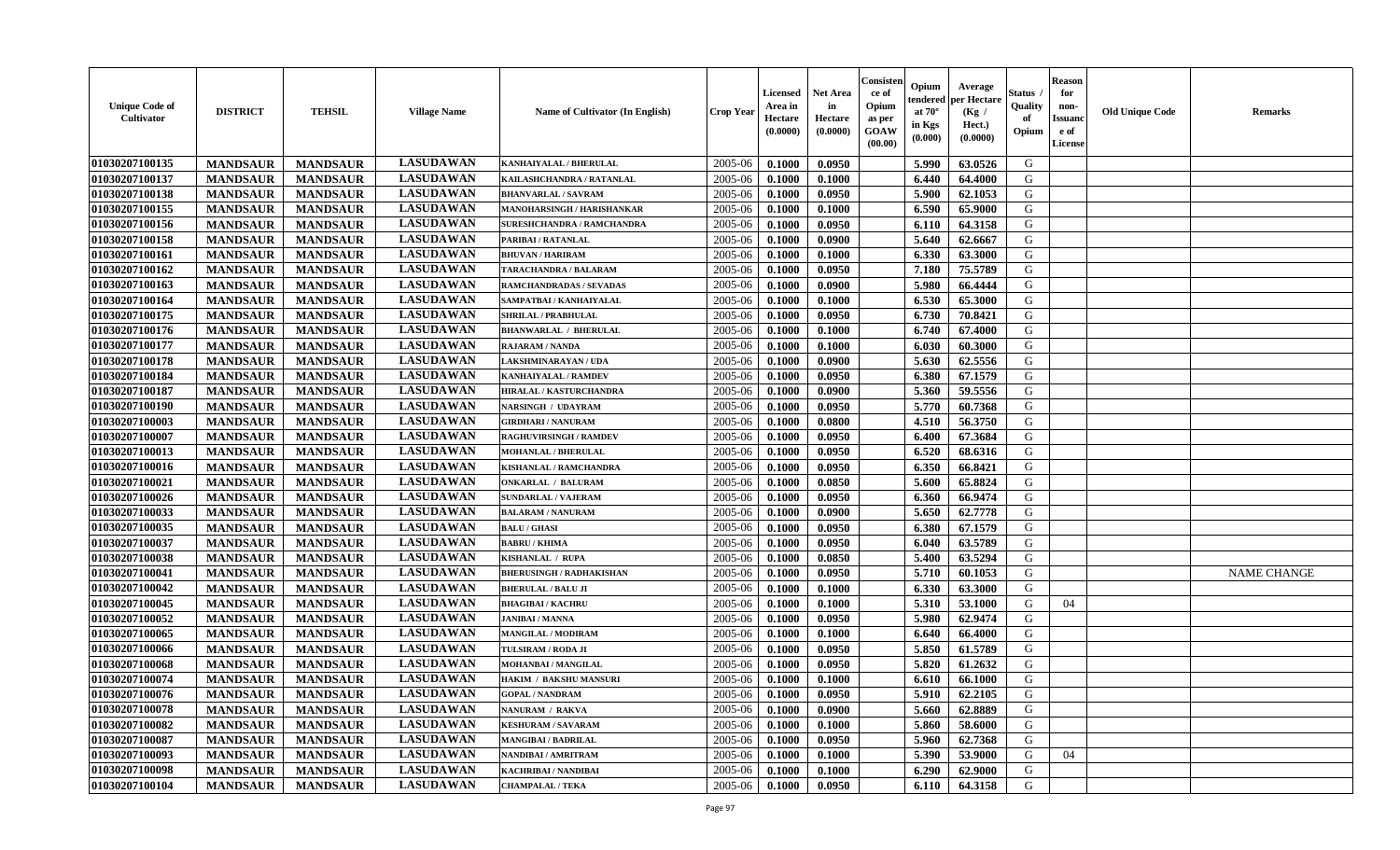| Unique Code of Cultivator | DISTRICT | TEHSIL | Village Name | Name of Cultivator (In English) | Crop Year | Licensed Area in Hectare (0.0000) | Net Area in Hectare (0.0000) | Consistence of Opium as per GOAW (00.00) | Opium tendered at 70° in Kgs (0.000) | Average per Hectare (Kg / Hect.) (0.0000) | Status / Quality of Opium | Reason for non-Issuance of License | Old Unique Code | Remarks |
|---|---|---|---|---|---|---|---|---|---|---|---|---|---|---|
| 01030207100135 | MANDSAUR | MANDSAUR | LASUDAWAN | KANHAIYALAL / BHERULAL | 2005-06 | 0.1000 | 0.0950 | | 5.990 | 63.0526 | G | | | |
| 01030207100137 | MANDSAUR | MANDSAUR | LASUDAWAN | KAILASHCHANDRA / RATANLAL | 2005-06 | 0.1000 | 0.1000 | | 6.440 | 64.4000 | G | | | |
| 01030207100138 | MANDSAUR | MANDSAUR | LASUDAWAN | BHANVARLAL / SAVRAM | 2005-06 | 0.1000 | 0.0950 | | 5.900 | 62.1053 | G | | | |
| 01030207100155 | MANDSAUR | MANDSAUR | LASUDAWAN | MANOHARSINGH / HARISHANKAR | 2005-06 | 0.1000 | 0.1000 | | 6.590 | 65.9000 | G | | | |
| 01030207100156 | MANDSAUR | MANDSAUR | LASUDAWAN | SURESHCHANDRA / RAMCHANDRA | 2005-06 | 0.1000 | 0.0950 | | 6.110 | 64.3158 | G | | | |
| 01030207100158 | MANDSAUR | MANDSAUR | LASUDAWAN | PARIBAI / RATANLAL | 2005-06 | 0.1000 | 0.0900 | | 5.640 | 62.6667 | G | | | |
| 01030207100161 | MANDSAUR | MANDSAUR | LASUDAWAN | BHUVAN / HARIRAM | 2005-06 | 0.1000 | 0.1000 | | 6.330 | 63.3000 | G | | | |
| 01030207100162 | MANDSAUR | MANDSAUR | LASUDAWAN | TARACHANDRA / BALARAM | 2005-06 | 0.1000 | 0.0950 | | 7.180 | 75.5789 | G | | | |
| 01030207100163 | MANDSAUR | MANDSAUR | LASUDAWAN | RAMCHANDRADAS / SEVADAS | 2005-06 | 0.1000 | 0.0900 | | 5.980 | 66.4444 | G | | | |
| 01030207100164 | MANDSAUR | MANDSAUR | LASUDAWAN | SAMPATBAI / KANHAIYALAL | 2005-06 | 0.1000 | 0.1000 | | 6.530 | 65.3000 | G | | | |
| 01030207100175 | MANDSAUR | MANDSAUR | LASUDAWAN | SHRILAL / PRABHULAL | 2005-06 | 0.1000 | 0.0950 | | 6.730 | 70.8421 | G | | | |
| 01030207100176 | MANDSAUR | MANDSAUR | LASUDAWAN | BHANWARLAL / BHERULAL | 2005-06 | 0.1000 | 0.1000 | | 6.740 | 67.4000 | G | | | |
| 01030207100177 | MANDSAUR | MANDSAUR | LASUDAWAN | RAJARAM / NANDA | 2005-06 | 0.1000 | 0.1000 | | 6.030 | 60.3000 | G | | | |
| 01030207100178 | MANDSAUR | MANDSAUR | LASUDAWAN | LAKSHMINARAYAN / UDA | 2005-06 | 0.1000 | 0.0900 | | 5.630 | 62.5556 | G | | | |
| 01030207100184 | MANDSAUR | MANDSAUR | LASUDAWAN | KANHAIYALAL / RAMDEV | 2005-06 | 0.1000 | 0.0950 | | 6.380 | 67.1579 | G | | | |
| 01030207100187 | MANDSAUR | MANDSAUR | LASUDAWAN | HIRALAL / KASTURCHANDRA | 2005-06 | 0.1000 | 0.0900 | | 5.360 | 59.5556 | G | | | |
| 01030207100190 | MANDSAUR | MANDSAUR | LASUDAWAN | NARSINGH / UDAYRAM | 2005-06 | 0.1000 | 0.0950 | | 5.770 | 60.7368 | G | | | |
| 01030207100003 | MANDSAUR | MANDSAUR | LASUDAWAN | GIRDHARI / NANURAM | 2005-06 | 0.1000 | 0.0800 | | 4.510 | 56.3750 | G | | | |
| 01030207100007 | MANDSAUR | MANDSAUR | LASUDAWAN | RAGHUVIRSINGH / RAMDEV | 2005-06 | 0.1000 | 0.0950 | | 6.400 | 67.3684 | G | | | |
| 01030207100013 | MANDSAUR | MANDSAUR | LASUDAWAN | MOHANLAL / BHERULAL | 2005-06 | 0.1000 | 0.0950 | | 6.520 | 68.6316 | G | | | |
| 01030207100016 | MANDSAUR | MANDSAUR | LASUDAWAN | KISHANLAL / RAMCHANDRA | 2005-06 | 0.1000 | 0.0950 | | 6.350 | 66.8421 | G | | | |
| 01030207100021 | MANDSAUR | MANDSAUR | LASUDAWAN | ONKARLAL / BALURAM | 2005-06 | 0.1000 | 0.0850 | | 5.600 | 65.8824 | G | | | |
| 01030207100026 | MANDSAUR | MANDSAUR | LASUDAWAN | SUNDARLAL / VAJERAM | 2005-06 | 0.1000 | 0.0950 | | 6.360 | 66.9474 | G | | | |
| 01030207100033 | MANDSAUR | MANDSAUR | LASUDAWAN | BALARAM / NANURAM | 2005-06 | 0.1000 | 0.0900 | | 5.650 | 62.7778 | G | | | |
| 01030207100035 | MANDSAUR | MANDSAUR | LASUDAWAN | BALU / GHASI | 2005-06 | 0.1000 | 0.0950 | | 6.380 | 67.1579 | G | | | |
| 01030207100037 | MANDSAUR | MANDSAUR | LASUDAWAN | BABRU / KHIMA | 2005-06 | 0.1000 | 0.0950 | | 6.040 | 63.5789 | G | | | |
| 01030207100038 | MANDSAUR | MANDSAUR | LASUDAWAN | KISHANLAL / RUPA | 2005-06 | 0.1000 | 0.0850 | | 5.400 | 63.5294 | G | | | |
| 01030207100041 | MANDSAUR | MANDSAUR | LASUDAWAN | BHERUSINGH / RADHAKISHAN | 2005-06 | 0.1000 | 0.0950 | | 5.710 | 60.1053 | G | | | NAME CHANGE |
| 01030207100042 | MANDSAUR | MANDSAUR | LASUDAWAN | BHERULAL / BALU JI | 2005-06 | 0.1000 | 0.1000 | | 6.330 | 63.3000 | G | | | |
| 01030207100045 | MANDSAUR | MANDSAUR | LASUDAWAN | BHAGIBAI / KACHRU | 2005-06 | 0.1000 | 0.1000 | | 5.310 | 53.1000 | G | 04 | | |
| 01030207100052 | MANDSAUR | MANDSAUR | LASUDAWAN | JANIBAI / MANNA | 2005-06 | 0.1000 | 0.0950 | | 5.980 | 62.9474 | G | | | |
| 01030207100065 | MANDSAUR | MANDSAUR | LASUDAWAN | MANGILAL / MODIRAM | 2005-06 | 0.1000 | 0.1000 | | 6.640 | 66.4000 | G | | | |
| 01030207100066 | MANDSAUR | MANDSAUR | LASUDAWAN | TULSIRAM / RODA JI | 2005-06 | 0.1000 | 0.0950 | | 5.850 | 61.5789 | G | | | |
| 01030207100068 | MANDSAUR | MANDSAUR | LASUDAWAN | MOHANBAI / MANGILAL | 2005-06 | 0.1000 | 0.0950 | | 5.820 | 61.2632 | G | | | |
| 01030207100074 | MANDSAUR | MANDSAUR | LASUDAWAN | HAKIM / BAKSHU MANSURI | 2005-06 | 0.1000 | 0.1000 | | 6.610 | 66.1000 | G | | | |
| 01030207100076 | MANDSAUR | MANDSAUR | LASUDAWAN | GOPAL / NANDRAM | 2005-06 | 0.1000 | 0.0950 | | 5.910 | 62.2105 | G | | | |
| 01030207100078 | MANDSAUR | MANDSAUR | LASUDAWAN | NANURAM / RAKVA | 2005-06 | 0.1000 | 0.0900 | | 5.660 | 62.8889 | G | | | |
| 01030207100082 | MANDSAUR | MANDSAUR | LASUDAWAN | KESHURAM / SAVARAM | 2005-06 | 0.1000 | 0.1000 | | 5.860 | 58.6000 | G | | | |
| 01030207100087 | MANDSAUR | MANDSAUR | LASUDAWAN | MANGIBAI / BADRILAL | 2005-06 | 0.1000 | 0.0950 | | 5.960 | 62.7368 | G | | | |
| 01030207100093 | MANDSAUR | MANDSAUR | LASUDAWAN | NANDIBAI / AMRITRAM | 2005-06 | 0.1000 | 0.1000 | | 5.390 | 53.9000 | G | 04 | | |
| 01030207100098 | MANDSAUR | MANDSAUR | LASUDAWAN | KACHRIBAI / NANDIBAI | 2005-06 | 0.1000 | 0.1000 | | 6.290 | 62.9000 | G | | | |
| 01030207100104 | MANDSAUR | MANDSAUR | LASUDAWAN | CHAMPALAL / TEKA | 2005-06 | 0.1000 | 0.0950 | | 6.110 | 64.3158 | G | | | |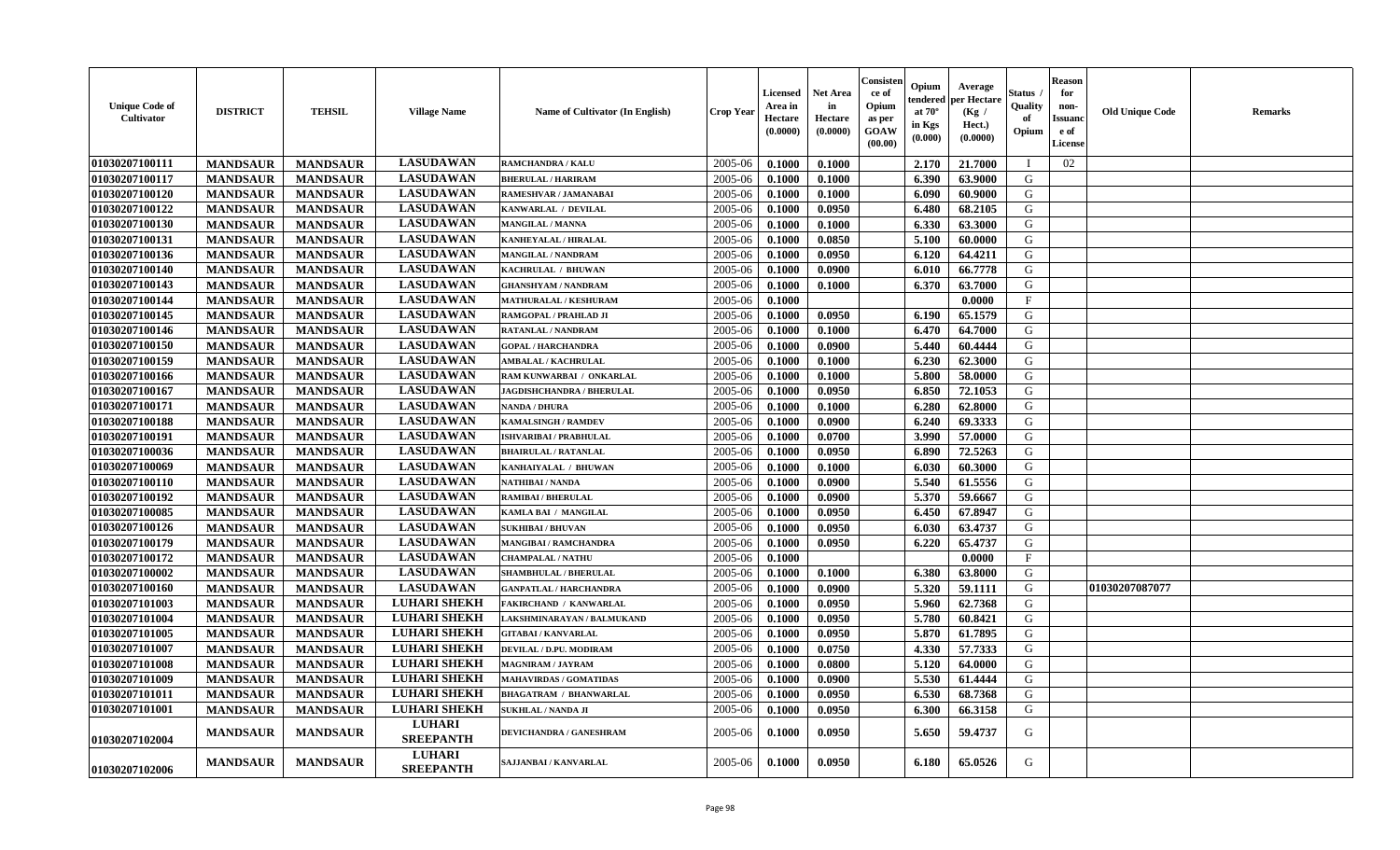| Unique Code of Cultivator | DISTRICT | TEHSIL | Village Name | Name of Cultivator (In English) | Crop Year | Licensed Area in Hectare (0.0000) | Net Area in Hectare (0.0000) | Consistence of Opium as per GOAW (00.00) | Opium tendered at 70° in Kgs (0.000) | Average per Hectare (Kg / Hect.) (0.0000) | Status / Quality of Opium | Reason for non-Issuance of License | Old Unique Code | Remarks |
|---|---|---|---|---|---|---|---|---|---|---|---|---|---|---|
| 01030207100111 | MANDSAUR | MANDSAUR | LASUDAWAN | RAMCHANDRA / KALU | 2005-06 | 0.1000 | 0.1000 | | 2.170 | 21.7000 | I | 02 | | |
| 01030207100117 | MANDSAUR | MANDSAUR | LASUDAWAN | BHERULAL / HARIRAM | 2005-06 | 0.1000 | 0.1000 | | 6.390 | 63.9000 | G | | | |
| 01030207100120 | MANDSAUR | MANDSAUR | LASUDAWAN | RAMESHVAR / JAMANABAI | 2005-06 | 0.1000 | 0.1000 | | 6.090 | 60.9000 | G | | | |
| 01030207100122 | MANDSAUR | MANDSAUR | LASUDAWAN | KANWARLAL / DEVILAL | 2005-06 | 0.1000 | 0.0950 | | 6.480 | 68.2105 | G | | | |
| 01030207100130 | MANDSAUR | MANDSAUR | LASUDAWAN | MANGILAL / MANNA | 2005-06 | 0.1000 | 0.1000 | | 6.330 | 63.3000 | G | | | |
| 01030207100131 | MANDSAUR | MANDSAUR | LASUDAWAN | KANHEYALAL / HIRALAL | 2005-06 | 0.1000 | 0.0850 | | 5.100 | 60.0000 | G | | | |
| 01030207100136 | MANDSAUR | MANDSAUR | LASUDAWAN | MANGILAL / NANDRAM | 2005-06 | 0.1000 | 0.0950 | | 6.120 | 64.4211 | G | | | |
| 01030207100140 | MANDSAUR | MANDSAUR | LASUDAWAN | KACHRULAL / BHUWAN | 2005-06 | 0.1000 | 0.0900 | | 6.010 | 66.7778 | G | | | |
| 01030207100143 | MANDSAUR | MANDSAUR | LASUDAWAN | GHANSHYAM / NANDRAM | 2005-06 | 0.1000 | 0.1000 | | 6.370 | 63.7000 | G | | | |
| 01030207100144 | MANDSAUR | MANDSAUR | LASUDAWAN | MATHURALAL / KESHURAM | 2005-06 | 0.1000 | | | | 0.0000 | F | | | |
| 01030207100145 | MANDSAUR | MANDSAUR | LASUDAWAN | RAMGOPAL / PRAHLAD JI | 2005-06 | 0.1000 | 0.0950 | | 6.190 | 65.1579 | G | | | |
| 01030207100146 | MANDSAUR | MANDSAUR | LASUDAWAN | RATANLAL / NANDRAM | 2005-06 | 0.1000 | 0.1000 | | 6.470 | 64.7000 | G | | | |
| 01030207100150 | MANDSAUR | MANDSAUR | LASUDAWAN | GOPAL / HARCHANDRA | 2005-06 | 0.1000 | 0.0900 | | 5.440 | 60.4444 | G | | | |
| 01030207100159 | MANDSAUR | MANDSAUR | LASUDAWAN | AMBALAL / KACHRULAL | 2005-06 | 0.1000 | 0.1000 | | 6.230 | 62.3000 | G | | | |
| 01030207100166 | MANDSAUR | MANDSAUR | LASUDAWAN | RAM KUNWARBAI / ONKARLAL | 2005-06 | 0.1000 | 0.1000 | | 5.800 | 58.0000 | G | | | |
| 01030207100167 | MANDSAUR | MANDSAUR | LASUDAWAN | JAGDISHCHANDRA / BHERULAL | 2005-06 | 0.1000 | 0.0950 | | 6.850 | 72.1053 | G | | | |
| 01030207100171 | MANDSAUR | MANDSAUR | LASUDAWAN | NANDA / DHURA | 2005-06 | 0.1000 | 0.1000 | | 6.280 | 62.8000 | G | | | |
| 01030207100188 | MANDSAUR | MANDSAUR | LASUDAWAN | KAMALSINGH / RAMDEV | 2005-06 | 0.1000 | 0.0900 | | 6.240 | 69.3333 | G | | | |
| 01030207100191 | MANDSAUR | MANDSAUR | LASUDAWAN | ISHVARIBAI / PRABHULAL | 2005-06 | 0.1000 | 0.0700 | | 3.990 | 57.0000 | G | | | |
| 01030207100036 | MANDSAUR | MANDSAUR | LASUDAWAN | BHAIRULAL / RATANLAL | 2005-06 | 0.1000 | 0.0950 | | 6.890 | 72.5263 | G | | | |
| 01030207100069 | MANDSAUR | MANDSAUR | LASUDAWAN | KANHAIYALAL / BHUWAN | 2005-06 | 0.1000 | 0.1000 | | 6.030 | 60.3000 | G | | | |
| 01030207100110 | MANDSAUR | MANDSAUR | LASUDAWAN | NATHIBAI / NANDA | 2005-06 | 0.1000 | 0.0900 | | 5.540 | 61.5556 | G | | | |
| 01030207100192 | MANDSAUR | MANDSAUR | LASUDAWAN | RAMIBAI / BHERULAL | 2005-06 | 0.1000 | 0.0900 | | 5.370 | 59.6667 | G | | | |
| 01030207100085 | MANDSAUR | MANDSAUR | LASUDAWAN | KAMLA BAI / MANGILAL | 2005-06 | 0.1000 | 0.0950 | | 6.450 | 67.8947 | G | | | |
| 01030207100126 | MANDSAUR | MANDSAUR | LASUDAWAN | SUKHIBAI / BHUVAN | 2005-06 | 0.1000 | 0.0950 | | 6.030 | 63.4737 | G | | | |
| 01030207100179 | MANDSAUR | MANDSAUR | LASUDAWAN | MANGIBAI / RAMCHANDRA | 2005-06 | 0.1000 | 0.0950 | | 6.220 | 65.4737 | G | | | |
| 01030207100172 | MANDSAUR | MANDSAUR | LASUDAWAN | CHAMPALAL / NATHU | 2005-06 | 0.1000 | | | | 0.0000 | F | | | |
| 01030207100002 | MANDSAUR | MANDSAUR | LASUDAWAN | SHAMBHULAL / BHERULAL | 2005-06 | 0.1000 | 0.1000 | | 6.380 | 63.8000 | G | | | |
| 01030207100160 | MANDSAUR | MANDSAUR | LASUDAWAN | GANPATLAL / HARCHANDRA | 2005-06 | 0.1000 | 0.0900 | | 5.320 | 59.1111 | G | | 01030207087077 | |
| 01030207101003 | MANDSAUR | MANDSAUR | LUHARI SHEKH | FAKIRCHAND / KANWARLAL | 2005-06 | 0.1000 | 0.0950 | | 5.960 | 62.7368 | G | | | |
| 01030207101004 | MANDSAUR | MANDSAUR | LUHARI SHEKH | LAKSHMINARAYAN / BALMUKAND | 2005-06 | 0.1000 | 0.0950 | | 5.780 | 60.8421 | G | | | |
| 01030207101005 | MANDSAUR | MANDSAUR | LUHARI SHEKH | GITABAI / KANVARLAL | 2005-06 | 0.1000 | 0.0950 | | 5.870 | 61.7895 | G | | | |
| 01030207101007 | MANDSAUR | MANDSAUR | LUHARI SHEKH | DEVILAL / D.PU. MODIRAM | 2005-06 | 0.1000 | 0.0750 | | 4.330 | 57.7333 | G | | | |
| 01030207101008 | MANDSAUR | MANDSAUR | LUHARI SHEKH | MAGNIRAM / JAYRAM | 2005-06 | 0.1000 | 0.0800 | | 5.120 | 64.0000 | G | | | |
| 01030207101009 | MANDSAUR | MANDSAUR | LUHARI SHEKH | MAHAVIRDAS / GOMATIDAS | 2005-06 | 0.1000 | 0.0900 | | 5.530 | 61.4444 | G | | | |
| 01030207101011 | MANDSAUR | MANDSAUR | LUHARI SHEKH | BHAGATRAM / BHANWARLAL | 2005-06 | 0.1000 | 0.0950 | | 6.530 | 68.7368 | G | | | |
| 01030207101001 | MANDSAUR | MANDSAUR | LUHARI SHEKH | SUKHLAL / NANDA JI | 2005-06 | 0.1000 | 0.0950 | | 6.300 | 66.3158 | G | | | |
| 01030207102004 | MANDSAUR | MANDSAUR | LUHARI SREEPANTH | DEVICHANDRA / GANESHRAM | 2005-06 | 0.1000 | 0.0950 | | 5.650 | 59.4737 | G | | | |
| 01030207102006 | MANDSAUR | MANDSAUR | LUHARI SREEPANTH | SAJJANBAI / KANVARLAL | 2005-06 | 0.1000 | 0.0950 | | 6.180 | 65.0526 | G | | | |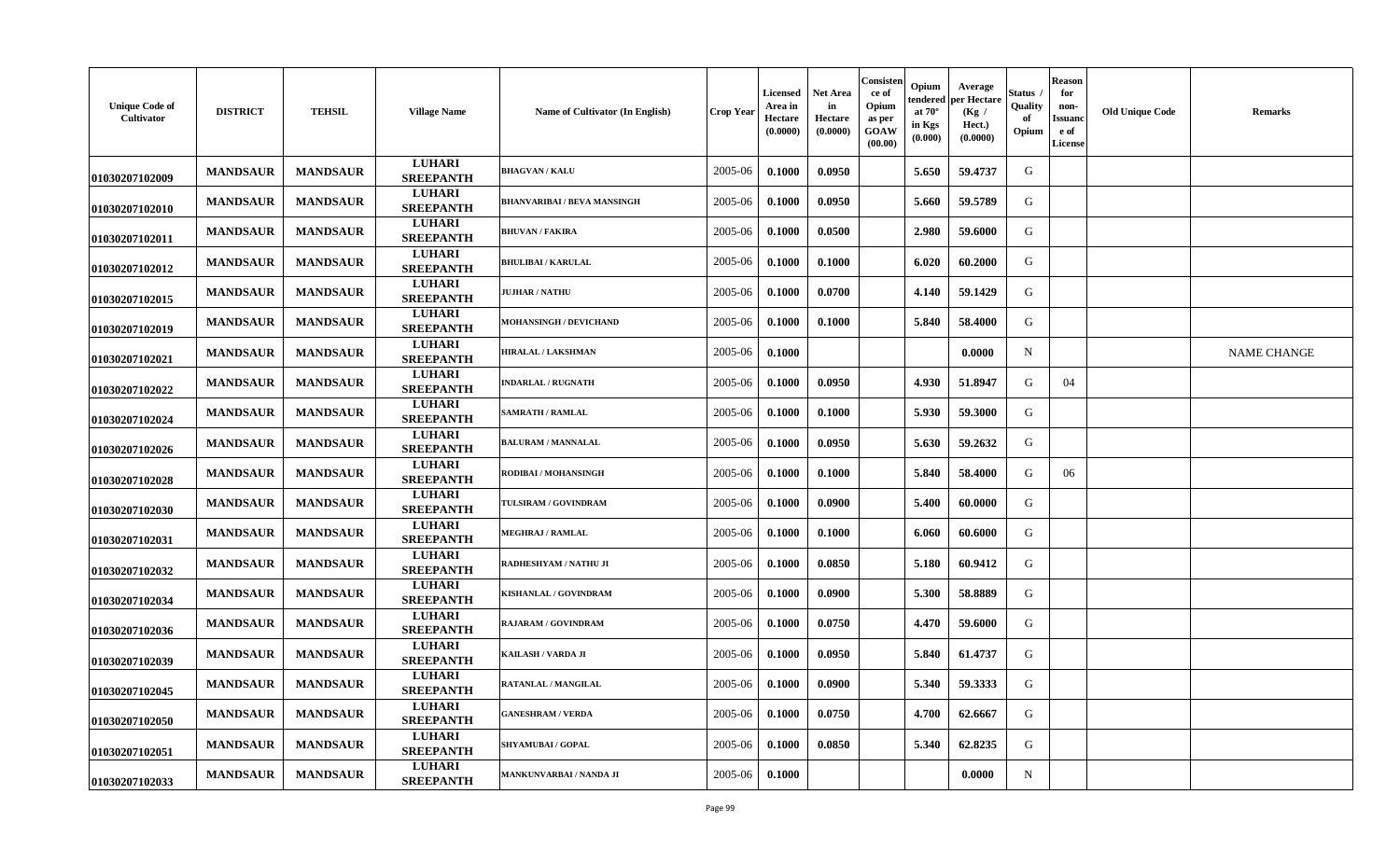| Unique Code of Cultivator | DISTRICT | TEHSIL | Village Name | Name of Cultivator (In English) | Crop Year | Licensed Area in Hectare (0.0000) | Net Area in Hectare (0.0000) | Consistence of Opium as per GOAW (00.00) | Opium tendered at 70° in Kgs (0.000) | Average per Hectare (Kg / Hect.) (0.0000) | Status / Quality of Opium | Reason for non-Issuance of License | Old Unique Code | Remarks |
|---|---|---|---|---|---|---|---|---|---|---|---|---|---|---|
| 01030207102009 | MANDSAUR | MANDSAUR | LUHARI SREEPANTH | BHAGVAN / KALU | 2005-06 | 0.1000 | 0.0950 | | 5.650 | 59.4737 | G | | | |
| 01030207102010 | MANDSAUR | MANDSAUR | LUHARI SREEPANTH | BHANVARIBAI / BEVA MANSINGH | 2005-06 | 0.1000 | 0.0950 | | 5.660 | 59.5789 | G | | | |
| 01030207102011 | MANDSAUR | MANDSAUR | LUHARI SREEPANTH | BHUVAN / FAKIRA | 2005-06 | 0.1000 | 0.0500 | | 2.980 | 59.6000 | G | | | |
| 01030207102012 | MANDSAUR | MANDSAUR | LUHARI SREEPANTH | BHULIBAI / KARULAL | 2005-06 | 0.1000 | 0.1000 | | 6.020 | 60.2000 | G | | | |
| 01030207102015 | MANDSAUR | MANDSAUR | LUHARI SREEPANTH | JUJHAR / NATHU | 2005-06 | 0.1000 | 0.0700 | | 4.140 | 59.1429 | G | | | |
| 01030207102019 | MANDSAUR | MANDSAUR | LUHARI SREEPANTH | MOHANSINGH / DEVICHAND | 2005-06 | 0.1000 | 0.1000 | | 5.840 | 58.4000 | G | | | |
| 01030207102021 | MANDSAUR | MANDSAUR | LUHARI SREEPANTH | HIRALAL / LAKSHMAN | 2005-06 | 0.1000 | | | | 0.0000 | N | | | NAME CHANGE |
| 01030207102022 | MANDSAUR | MANDSAUR | LUHARI SREEPANTH | INDARLAL / RUGNATH | 2005-06 | 0.1000 | 0.0950 | | 4.930 | 51.8947 | G | 04 | | |
| 01030207102024 | MANDSAUR | MANDSAUR | LUHARI SREEPANTH | SAMRATH / RAMLAL | 2005-06 | 0.1000 | 0.1000 | | 5.930 | 59.3000 | G | | | |
| 01030207102026 | MANDSAUR | MANDSAUR | LUHARI SREEPANTH | BALURAM / MANNALAL | 2005-06 | 0.1000 | 0.0950 | | 5.630 | 59.2632 | G | | | |
| 01030207102028 | MANDSAUR | MANDSAUR | LUHARI SREEPANTH | RODIBAI / MOHANSINGH | 2005-06 | 0.1000 | 0.1000 | | 5.840 | 58.4000 | G | 06 | | |
| 01030207102030 | MANDSAUR | MANDSAUR | LUHARI SREEPANTH | TULSIRAM / GOVINDRAM | 2005-06 | 0.1000 | 0.0900 | | 5.400 | 60.0000 | G | | | |
| 01030207102031 | MANDSAUR | MANDSAUR | LUHARI SREEPANTH | MEGHRAJ / RAMLAL | 2005-06 | 0.1000 | 0.1000 | | 6.060 | 60.6000 | G | | | |
| 01030207102032 | MANDSAUR | MANDSAUR | LUHARI SREEPANTH | RADHESHYAM / NATHU JI | 2005-06 | 0.1000 | 0.0850 | | 5.180 | 60.9412 | G | | | |
| 01030207102034 | MANDSAUR | MANDSAUR | LUHARI SREEPANTH | KISHANLAL / GOVINDRAM | 2005-06 | 0.1000 | 0.0900 | | 5.300 | 58.8889 | G | | | |
| 01030207102036 | MANDSAUR | MANDSAUR | LUHARI SREEPANTH | RAJARAM / GOVINDRAM | 2005-06 | 0.1000 | 0.0750 | | 4.470 | 59.6000 | G | | | |
| 01030207102039 | MANDSAUR | MANDSAUR | LUHARI SREEPANTH | KAILASH / VARDA JI | 2005-06 | 0.1000 | 0.0950 | | 5.840 | 61.4737 | G | | | |
| 01030207102045 | MANDSAUR | MANDSAUR | LUHARI SREEPANTH | RATANLAL / MANGILAL | 2005-06 | 0.1000 | 0.0900 | | 5.340 | 59.3333 | G | | | |
| 01030207102050 | MANDSAUR | MANDSAUR | LUHARI SREEPANTH | GANESHRAM / VERDA | 2005-06 | 0.1000 | 0.0750 | | 4.700 | 62.6667 | G | | | |
| 01030207102051 | MANDSAUR | MANDSAUR | LUHARI SREEPANTH | SHYAMUBAI / GOPAL | 2005-06 | 0.1000 | 0.0850 | | 5.340 | 62.8235 | G | | | |
| 01030207102033 | MANDSAUR | MANDSAUR | LUHARI SREEPANTH | MANKUNVARBAI / NANDA JI | 2005-06 | 0.1000 | | | | 0.0000 | N | | | |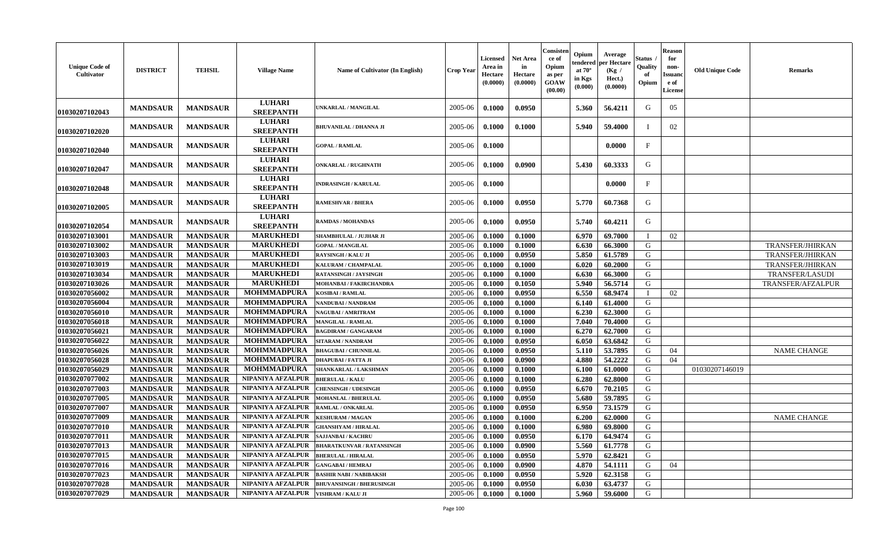| Unique Code of Cultivator | DISTRICT | TEHSIL | Village Name | Name of Cultivator (In English) | Crop Year | Licensed Area in Hectare (0.0000) | Net Area in Hectare (0.0000) | Consistence of Opium as per GOAW (00.00) | Opium tendered at 70° in Kgs (0.000) | Average per Hectare (Kg / Hect.) (0.0000) | Status / Quality of Opium | Reason for non-Issuance of License | Old Unique Code | Remarks |
|---|---|---|---|---|---|---|---|---|---|---|---|---|---|---|
| 01030207102043 | MANDSAUR | MANDSAUR | LUHARI SREEPANTH | UNKARLAL / MANGILAL | 2005-06 | 0.1000 | 0.0950 | | 5.360 | 56.4211 | G | 05 | | |
| 01030207102020 | MANDSAUR | MANDSAUR | LUHARI SREEPANTH | BHUVANILAL / DHANNA JI | 2005-06 | 0.1000 | 0.1000 | | 5.940 | 59.4000 | I | 02 | | |
| 01030207102040 | MANDSAUR | MANDSAUR | LUHARI SREEPANTH | GOPAL / RAMLAL | 2005-06 | 0.1000 | | | | 0.0000 | F | | | |
| 01030207102047 | MANDSAUR | MANDSAUR | LUHARI SREEPANTH | ONKARLAL / RUGHNATH | 2005-06 | 0.1000 | 0.0900 | | 5.430 | 60.3333 | G | | | |
| 01030207102048 | MANDSAUR | MANDSAUR | LUHARI SREEPANTH | INDRASINGH / KARULAL | 2005-06 | 0.1000 | | | | 0.0000 | F | | | |
| 01030207102005 | MANDSAUR | MANDSAUR | LUHARI SREEPANTH | RAMESHVAR / BHERA | 2005-06 | 0.1000 | 0.0950 | | 5.770 | 60.7368 | G | | | |
| 01030207102054 | MANDSAUR | MANDSAUR | LUHARI SREEPANTH | RAMDAS / MOHANDAS | 2005-06 | 0.1000 | 0.0950 | | 5.740 | 60.4211 | G | | | |
| 01030207103001 | MANDSAUR | MANDSAUR | MARUKHEDI | SHAMBHULAL / JUJHAR JI | 2005-06 | 0.1000 | 0.1000 | | 6.970 | 69.7000 | I | 02 | | |
| 01030207103002 | MANDSAUR | MANDSAUR | MARUKHEDI | GOPAL / MANGILAL | 2005-06 | 0.1000 | 0.1000 | | 6.630 | 66.3000 | G | | | TRANSFER/JHIRKAN |
| 01030207103003 | MANDSAUR | MANDSAUR | MARUKHEDI | RAYSINGH / KALU JI | 2005-06 | 0.1000 | 0.0950 | | 5.850 | 61.5789 | G | | | TRANSFER/JHIRKAN |
| 01030207103019 | MANDSAUR | MANDSAUR | MARUKHEDI | KALURAM / CHAMPALAL | 2005-06 | 0.1000 | 0.1000 | | 6.020 | 60.2000 | G | | | TRANSFER/JHIRKAN |
| 01030207103034 | MANDSAUR | MANDSAUR | MARUKHEDI | RATANSINGH / JAYSINGH | 2005-06 | 0.1000 | 0.1000 | | 6.630 | 66.3000 | G | | | TRANSFER/LASUDI |
| 01030207103026 | MANDSAUR | MANDSAUR | MARUKHEDI | MOHANBAI / FAKIRCHANDRA | 2005-06 | 0.1000 | 0.1050 | | 5.940 | 56.5714 | G | | | TRANSFER/AFZALPUR |
| 01030207056002 | MANDSAUR | MANDSAUR | MOHMMADPURA | KOSIBAI / RAMLAL | 2005-06 | 0.1000 | 0.0950 | | 6.550 | 68.9474 | I | 02 | | |
| 01030207056004 | MANDSAUR | MANDSAUR | MOHMMADPURA | NANDUBAI / NANDRAM | 2005-06 | 0.1000 | 0.1000 | | 6.140 | 61.4000 | G | | | |
| 01030207056010 | MANDSAUR | MANDSAUR | MOHMMADPURA | NAGUBAI / AMRITRAM | 2005-06 | 0.1000 | 0.1000 | | 6.230 | 62.3000 | G | | | |
| 01030207056018 | MANDSAUR | MANDSAUR | MOHMMADPURA | MANGILAL / RAMLAL | 2005-06 | 0.1000 | 0.1000 | | 7.040 | 70.4000 | G | | | |
| 01030207056021 | MANDSAUR | MANDSAUR | MOHMMADPURA | BAGDIRAM / GANGARAM | 2005-06 | 0.1000 | 0.1000 | | 6.270 | 62.7000 | G | | | |
| 01030207056022 | MANDSAUR | MANDSAUR | MOHMMADPURA | SITARAM / NANDRAM | 2005-06 | 0.1000 | 0.0950 | | 6.050 | 63.6842 | G | | | |
| 01030207056026 | MANDSAUR | MANDSAUR | MOHMMADPURA | BHAGUBAI / CHUNNILAL | 2005-06 | 0.1000 | 0.0950 | | 5.110 | 53.7895 | G | 04 | | NAME CHANGE |
| 01030207056028 | MANDSAUR | MANDSAUR | MOHMMADPURA | DHAPUBAI / FATTA JI | 2005-06 | 0.1000 | 0.0900 | | 4.880 | 54.2222 | G | 04 | | |
| 01030207056029 | MANDSAUR | MANDSAUR | MOHMMADPURA | SHANKARLAL / LAKSHMAN | 2005-06 | 0.1000 | 0.1000 | | 6.100 | 61.0000 | G | | 01030207146019 | |
| 01030207077002 | MANDSAUR | MANDSAUR | NIPANIYA AFZALPUR | BHERULAL / KALU | 2005-06 | 0.1000 | 0.1000 | | 6.280 | 62.8000 | G | | | |
| 01030207077003 | MANDSAUR | MANDSAUR | NIPANIYA AFZALPUR | CHENSINGH / UDESINGH | 2005-06 | 0.1000 | 0.0950 | | 6.670 | 70.2105 | G | | | |
| 01030207077005 | MANDSAUR | MANDSAUR | NIPANIYA AFZALPUR | MOHANLAL / BHERULAL | 2005-06 | 0.1000 | 0.0950 | | 5.680 | 59.7895 | G | | | |
| 01030207077007 | MANDSAUR | MANDSAUR | NIPANIYA AFZALPUR | RAMLAL / ONKARLAL | 2005-06 | 0.1000 | 0.0950 | | 6.950 | 73.1579 | G | | | |
| 01030207077009 | MANDSAUR | MANDSAUR | NIPANIYA AFZALPUR | KESHURAM / MAGAN | 2005-06 | 0.1000 | 0.1000 | | 6.200 | 62.0000 | G | | | NAME CHANGE |
| 01030207077010 | MANDSAUR | MANDSAUR | NIPANIYA AFZALPUR | GHANSHYAM / HIRALAL | 2005-06 | 0.1000 | 0.1000 | | 6.980 | 69.8000 | G | | | |
| 01030207077011 | MANDSAUR | MANDSAUR | NIPANIYA AFZALPUR | SAJJANBAI / KACHRU | 2005-06 | 0.1000 | 0.0950 | | 6.170 | 64.9474 | G | | | |
| 01030207077013 | MANDSAUR | MANDSAUR | NIPANIYA AFZALPUR | BHARATKUNVAR / RATANSINGH | 2005-06 | 0.1000 | 0.0900 | | 5.560 | 61.7778 | G | | | |
| 01030207077015 | MANDSAUR | MANDSAUR | NIPANIYA AFZALPUR | BHERULAL / HIRALAL | 2005-06 | 0.1000 | 0.0950 | | 5.970 | 62.8421 | G | | | |
| 01030207077016 | MANDSAUR | MANDSAUR | NIPANIYA AFZALPUR | GANGABAI / HEMRAJ | 2005-06 | 0.1000 | 0.0900 | | 4.870 | 54.1111 | G | 04 | | |
| 01030207077023 | MANDSAUR | MANDSAUR | NIPANIYA AFZALPUR | BASHIR NABI / NABIBAKSH | 2005-06 | 0.1000 | 0.0950 | | 5.920 | 62.3158 | G | | | |
| 01030207077028 | MANDSAUR | MANDSAUR | NIPANIYA AFZALPUR | BHUVANSINGH / BHERUSINGH | 2005-06 | 0.1000 | 0.0950 | | 6.030 | 63.4737 | G | | | |
| 01030207077029 | MANDSAUR | MANDSAUR | NIPANIYA AFZALPUR | VISHRAM / KALU JI | 2005-06 | 0.1000 | 0.1000 | | 5.960 | 59.6000 | G | | | |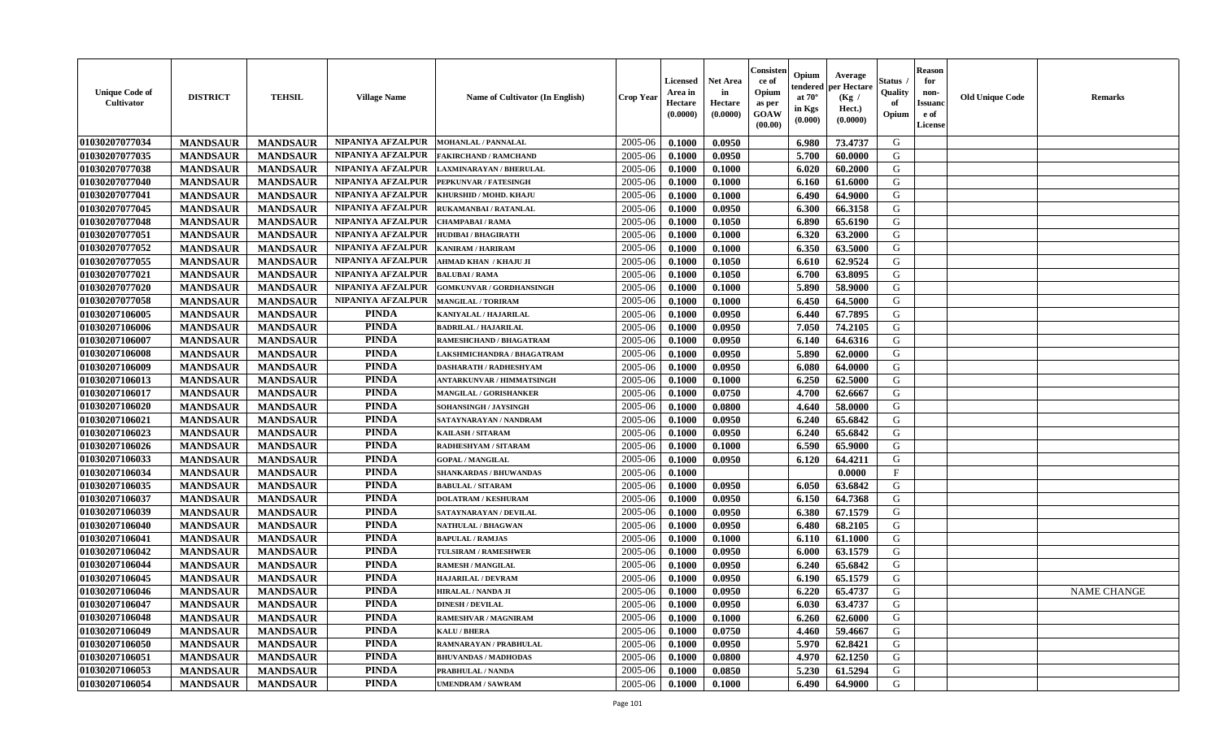| Unique Code of Cultivator | DISTRICT | TEHSIL | Village Name | Name of Cultivator (In English) | Crop Year | Licensed Area in Hectare (0.0000) | Net Area in Hectare (0.0000) | Consistence of Opium as per GOAW (00.00) | Opium tendered at 70° in Kgs (0.000) | Average per Hectare (Kg / Hect.) (0.0000) | Status / Quality of Opium | Reason for non-Issuance of License | Old Unique Code | Remarks |
|---|---|---|---|---|---|---|---|---|---|---|---|---|---|---|
| 01030207077034 | MANDSAUR | MANDSAUR | NIPANIYA AFZALPUR | MOHANLAL / PANNALAL | 2005-06 | 0.1000 | 0.0950 | | 6.980 | 73.4737 | G | | | |
| 01030207077035 | MANDSAUR | MANDSAUR | NIPANIYA AFZALPUR | FAKIRCHAND / RAMCHAND | 2005-06 | 0.1000 | 0.0950 | | 5.700 | 60.0000 | G | | | |
| 01030207077038 | MANDSAUR | MANDSAUR | NIPANIYA AFZALPUR | LAXMINARAYAN / BHERULAL | 2005-06 | 0.1000 | 0.1000 | | 6.020 | 60.2000 | G | | | |
| 01030207077040 | MANDSAUR | MANDSAUR | NIPANIYA AFZALPUR | PEPKUNVAR / FATESINGH | 2005-06 | 0.1000 | 0.1000 | | 6.160 | 61.6000 | G | | | |
| 01030207077041 | MANDSAUR | MANDSAUR | NIPANIYA AFZALPUR | KHURSHID / MOHD. KHAJU | 2005-06 | 0.1000 | 0.1000 | | 6.490 | 64.9000 | G | | | |
| 01030207077045 | MANDSAUR | MANDSAUR | NIPANIYA AFZALPUR | RUKAMANBAI / RATANLAL | 2005-06 | 0.1000 | 0.0950 | | 6.300 | 66.3158 | G | | | |
| 01030207077048 | MANDSAUR | MANDSAUR | NIPANIYA AFZALPUR | CHAMPABAI / RAMA | 2005-06 | 0.1000 | 0.1050 | | 6.890 | 65.6190 | G | | | |
| 01030207077051 | MANDSAUR | MANDSAUR | NIPANIYA AFZALPUR | HUDIBAI / BHAGIRATH | 2005-06 | 0.1000 | 0.1000 | | 6.320 | 63.2000 | G | | | |
| 01030207077052 | MANDSAUR | MANDSAUR | NIPANIYA AFZALPUR | KANIRAM / HARIRAM | 2005-06 | 0.1000 | 0.1000 | | 6.350 | 63.5000 | G | | | |
| 01030207077055 | MANDSAUR | MANDSAUR | NIPANIYA AFZALPUR | AHMAD KHAN / KHAJU JI | 2005-06 | 0.1000 | 0.1050 | | 6.610 | 62.9524 | G | | | |
| 01030207077021 | MANDSAUR | MANDSAUR | NIPANIYA AFZALPUR | BALUBAI / RAMA | 2005-06 | 0.1000 | 0.1050 | | 6.700 | 63.8095 | G | | | |
| 01030207077020 | MANDSAUR | MANDSAUR | NIPANIYA AFZALPUR | GOMKUNVAR / GORDHANSINGH | 2005-06 | 0.1000 | 0.1000 | | 5.890 | 58.9000 | G | | | |
| 01030207077058 | MANDSAUR | MANDSAUR | NIPANIYA AFZALPUR | MANGILAL / TORIRAM | 2005-06 | 0.1000 | 0.1000 | | 6.450 | 64.5000 | G | | | |
| 01030207106005 | MANDSAUR | MANDSAUR | PINDA | KANIYALAL / HAJARILAL | 2005-06 | 0.1000 | 0.0950 | | 6.440 | 67.7895 | G | | | |
| 01030207106006 | MANDSAUR | MANDSAUR | PINDA | BADRILAL / HAJARILAL | 2005-06 | 0.1000 | 0.0950 | | 7.050 | 74.2105 | G | | | |
| 01030207106007 | MANDSAUR | MANDSAUR | PINDA | RAMESHCHAND / BHAGATRAM | 2005-06 | 0.1000 | 0.0950 | | 6.140 | 64.6316 | G | | | |
| 01030207106008 | MANDSAUR | MANDSAUR | PINDA | LAKSHMICHANDRA / BHAGATRAM | 2005-06 | 0.1000 | 0.0950 | | 5.890 | 62.0000 | G | | | |
| 01030207106009 | MANDSAUR | MANDSAUR | PINDA | DASHARATH / RADHESHYAM | 2005-06 | 0.1000 | 0.0950 | | 6.080 | 64.0000 | G | | | |
| 01030207106013 | MANDSAUR | MANDSAUR | PINDA | ANTARKUNVAR / HIMMATSINGH | 2005-06 | 0.1000 | 0.1000 | | 6.250 | 62.5000 | G | | | |
| 01030207106017 | MANDSAUR | MANDSAUR | PINDA | MANGILAL / GORISHANKER | 2005-06 | 0.1000 | 0.0750 | | 4.700 | 62.6667 | G | | | |
| 01030207106020 | MANDSAUR | MANDSAUR | PINDA | SOHANSINGH / JAYSINGH | 2005-06 | 0.1000 | 0.0800 | | 4.640 | 58.0000 | G | | | |
| 01030207106021 | MANDSAUR | MANDSAUR | PINDA | SATAYNARAYAN / NANDRAM | 2005-06 | 0.1000 | 0.0950 | | 6.240 | 65.6842 | G | | | |
| 01030207106023 | MANDSAUR | MANDSAUR | PINDA | KAILASH / SITARAM | 2005-06 | 0.1000 | 0.0950 | | 6.240 | 65.6842 | G | | | |
| 01030207106026 | MANDSAUR | MANDSAUR | PINDA | RADHESHYAM / SITARAM | 2005-06 | 0.1000 | 0.1000 | | 6.590 | 65.9000 | G | | | |
| 01030207106033 | MANDSAUR | MANDSAUR | PINDA | GOPAL / MANGILAL | 2005-06 | 0.1000 | 0.0950 | | 6.120 | 64.4211 | G | | | |
| 01030207106034 | MANDSAUR | MANDSAUR | PINDA | SHANKARDAS / BHUWANDAS | 2005-06 | 0.1000 | | | | 0.0000 | F | | | |
| 01030207106035 | MANDSAUR | MANDSAUR | PINDA | BABULAL / SITARAM | 2005-06 | 0.1000 | 0.0950 | | 6.050 | 63.6842 | G | | | |
| 01030207106037 | MANDSAUR | MANDSAUR | PINDA | DOLATRAM / KESHURAM | 2005-06 | 0.1000 | 0.0950 | | 6.150 | 64.7368 | G | | | |
| 01030207106039 | MANDSAUR | MANDSAUR | PINDA | SATAYNARAYAN / DEVILAL | 2005-06 | 0.1000 | 0.0950 | | 6.380 | 67.1579 | G | | | |
| 01030207106040 | MANDSAUR | MANDSAUR | PINDA | NATHULAL / BHAGWAN | 2005-06 | 0.1000 | 0.0950 | | 6.480 | 68.2105 | G | | | |
| 01030207106041 | MANDSAUR | MANDSAUR | PINDA | BAPULAL / RAMJAS | 2005-06 | 0.1000 | 0.1000 | | 6.110 | 61.1000 | G | | | |
| 01030207106042 | MANDSAUR | MANDSAUR | PINDA | TULSIRAM / RAMESHWER | 2005-06 | 0.1000 | 0.0950 | | 6.000 | 63.1579 | G | | | |
| 01030207106044 | MANDSAUR | MANDSAUR | PINDA | RAMESH / MANGILAL | 2005-06 | 0.1000 | 0.0950 | | 6.240 | 65.6842 | G | | | |
| 01030207106045 | MANDSAUR | MANDSAUR | PINDA | HAJARILAL / DEVRAM | 2005-06 | 0.1000 | 0.0950 | | 6.190 | 65.1579 | G | | | |
| 01030207106046 | MANDSAUR | MANDSAUR | PINDA | HIRALAL / NANDA JI | 2005-06 | 0.1000 | 0.0950 | | 6.220 | 65.4737 | G | | | NAME CHANGE |
| 01030207106047 | MANDSAUR | MANDSAUR | PINDA | DINESH / DEVILAL | 2005-06 | 0.1000 | 0.0950 | | 6.030 | 63.4737 | G | | | |
| 01030207106048 | MANDSAUR | MANDSAUR | PINDA | RAMESHVAR / MAGNIRAM | 2005-06 | 0.1000 | 0.1000 | | 6.260 | 62.6000 | G | | | |
| 01030207106049 | MANDSAUR | MANDSAUR | PINDA | KALU / BHERA | 2005-06 | 0.1000 | 0.0750 | | 4.460 | 59.4667 | G | | | |
| 01030207106050 | MANDSAUR | MANDSAUR | PINDA | RAMNARAYAN / PRABHULAL | 2005-06 | 0.1000 | 0.0950 | | 5.970 | 62.8421 | G | | | |
| 01030207106051 | MANDSAUR | MANDSAUR | PINDA | BHUVANDAS / MADHODAS | 2005-06 | 0.1000 | 0.0800 | | 4.970 | 62.1250 | G | | | |
| 01030207106053 | MANDSAUR | MANDSAUR | PINDA | PRABHULAL / NANDA | 2005-06 | 0.1000 | 0.0850 | | 5.230 | 61.5294 | G | | | |
| 01030207106054 | MANDSAUR | MANDSAUR | PINDA | UMENDRAM / SAWRAM | 2005-06 | 0.1000 | 0.1000 | | 6.490 | 64.9000 | G | | | |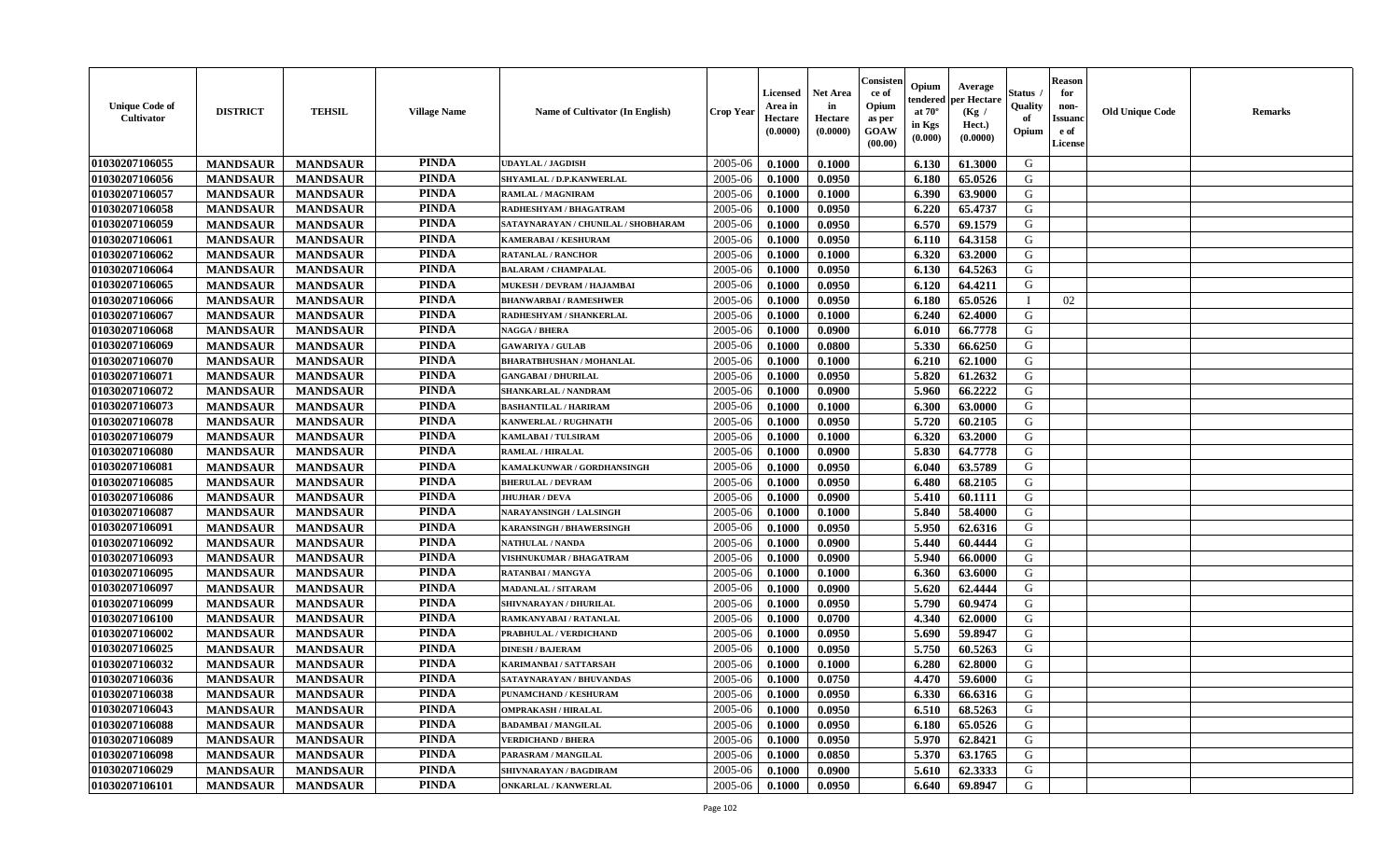| Unique Code of Cultivator | DISTRICT | TEHSIL | Village Name | Name of Cultivator (In English) | Crop Year | Licensed Area in Hectare (0.0000) | Net Area in Hectare (0.0000) | Consistence of Opium as per GOAW (00.00) | Opium tendered at 70° in Kgs (0.000) | Average per Hectare (Kg / Hect.) (0.0000) | Status / Quality of Opium | Reason for non-Issuance of License | Old Unique Code | Remarks |
|---|---|---|---|---|---|---|---|---|---|---|---|---|---|---|
| 01030207106055 | MANDSAUR | MANDSAUR | PINDA | UDAYLAL / JAGDISH | 2005-06 | 0.1000 | 0.1000 | | 6.130 | 61.3000 | G | | | |
| 01030207106056 | MANDSAUR | MANDSAUR | PINDA | SHYAMLAL / D.P.KANWERLAL | 2005-06 | 0.1000 | 0.0950 | | 6.180 | 65.0526 | G | | | |
| 01030207106057 | MANDSAUR | MANDSAUR | PINDA | RAMLAL / MAGNIRAM | 2005-06 | 0.1000 | 0.1000 | | 6.390 | 63.9000 | G | | | |
| 01030207106058 | MANDSAUR | MANDSAUR | PINDA | RADHESHYAM / BHAGATRAM | 2005-06 | 0.1000 | 0.0950 | | 6.220 | 65.4737 | G | | | |
| 01030207106059 | MANDSAUR | MANDSAUR | PINDA | SATAYNARAYAN / CHUNILAL / SHOBHARAM | 2005-06 | 0.1000 | 0.0950 | | 6.570 | 69.1579 | G | | | |
| 01030207106061 | MANDSAUR | MANDSAUR | PINDA | KAMERABAI / KESHURAM | 2005-06 | 0.1000 | 0.0950 | | 6.110 | 64.3158 | G | | | |
| 01030207106062 | MANDSAUR | MANDSAUR | PINDA | RATANLAL / RANCHOR | 2005-06 | 0.1000 | 0.1000 | | 6.320 | 63.2000 | G | | | |
| 01030207106064 | MANDSAUR | MANDSAUR | PINDA | BALARAM / CHAMPALAL | 2005-06 | 0.1000 | 0.0950 | | 6.130 | 64.5263 | G | | | |
| 01030207106065 | MANDSAUR | MANDSAUR | PINDA | MUKESH / DEVRAM / HAJAMBAI | 2005-06 | 0.1000 | 0.0950 | | 6.120 | 64.4211 | G | | | |
| 01030207106066 | MANDSAUR | MANDSAUR | PINDA | BHANWARBAI / RAMESHWER | 2005-06 | 0.1000 | 0.0950 | | 6.180 | 65.0526 | I | 02 | | |
| 01030207106067 | MANDSAUR | MANDSAUR | PINDA | RADHESHYAM / SHANKERLAL | 2005-06 | 0.1000 | 0.1000 | | 6.240 | 62.4000 | G | | | |
| 01030207106068 | MANDSAUR | MANDSAUR | PINDA | NAGGA / BHERA | 2005-06 | 0.1000 | 0.0900 | | 6.010 | 66.7778 | G | | | |
| 01030207106069 | MANDSAUR | MANDSAUR | PINDA | GAWARIYA / GULAB | 2005-06 | 0.1000 | 0.0800 | | 5.330 | 66.6250 | G | | | |
| 01030207106070 | MANDSAUR | MANDSAUR | PINDA | BHARATBHUSHAN / MOHANLAL | 2005-06 | 0.1000 | 0.1000 | | 6.210 | 62.1000 | G | | | |
| 01030207106071 | MANDSAUR | MANDSAUR | PINDA | GANGABAI / DHURILAL | 2005-06 | 0.1000 | 0.0950 | | 5.820 | 61.2632 | G | | | |
| 01030207106072 | MANDSAUR | MANDSAUR | PINDA | SHANKARLAL / NANDRAM | 2005-06 | 0.1000 | 0.0900 | | 5.960 | 66.2222 | G | | | |
| 01030207106073 | MANDSAUR | MANDSAUR | PINDA | BASHANTILAL / HARIRAM | 2005-06 | 0.1000 | 0.1000 | | 6.300 | 63.0000 | G | | | |
| 01030207106078 | MANDSAUR | MANDSAUR | PINDA | KANWERLAL / RUGHNATH | 2005-06 | 0.1000 | 0.0950 | | 5.720 | 60.2105 | G | | | |
| 01030207106079 | MANDSAUR | MANDSAUR | PINDA | KAMLABAI / TULSIRAM | 2005-06 | 0.1000 | 0.1000 | | 6.320 | 63.2000 | G | | | |
| 01030207106080 | MANDSAUR | MANDSAUR | PINDA | RAMLAL / HIRALAL | 2005-06 | 0.1000 | 0.0900 | | 5.830 | 64.7778 | G | | | |
| 01030207106081 | MANDSAUR | MANDSAUR | PINDA | KAMALKUNWAR / GORDHANSINGH | 2005-06 | 0.1000 | 0.0950 | | 6.040 | 63.5789 | G | | | |
| 01030207106085 | MANDSAUR | MANDSAUR | PINDA | BHERULAL / DEVRAM | 2005-06 | 0.1000 | 0.0950 | | 6.480 | 68.2105 | G | | | |
| 01030207106086 | MANDSAUR | MANDSAUR | PINDA | JHUJHAR / DEVA | 2005-06 | 0.1000 | 0.0900 | | 5.410 | 60.1111 | G | | | |
| 01030207106087 | MANDSAUR | MANDSAUR | PINDA | NARAYANSINGH / LALSINGH | 2005-06 | 0.1000 | 0.1000 | | 5.840 | 58.4000 | G | | | |
| 01030207106091 | MANDSAUR | MANDSAUR | PINDA | KARANSINGH / BHAWERSINGH | 2005-06 | 0.1000 | 0.0950 | | 5.950 | 62.6316 | G | | | |
| 01030207106092 | MANDSAUR | MANDSAUR | PINDA | NATHULAL / NANDA | 2005-06 | 0.1000 | 0.0900 | | 5.440 | 60.4444 | G | | | |
| 01030207106093 | MANDSAUR | MANDSAUR | PINDA | VISHNUKUMAR / BHAGATRAM | 2005-06 | 0.1000 | 0.0900 | | 5.940 | 66.0000 | G | | | |
| 01030207106095 | MANDSAUR | MANDSAUR | PINDA | RATANBAI / MANGYA | 2005-06 | 0.1000 | 0.1000 | | 6.360 | 63.6000 | G | | | |
| 01030207106097 | MANDSAUR | MANDSAUR | PINDA | MADANLAL / SITARAM | 2005-06 | 0.1000 | 0.0900 | | 5.620 | 62.4444 | G | | | |
| 01030207106099 | MANDSAUR | MANDSAUR | PINDA | SHIVNARAYAN / DHURILAL | 2005-06 | 0.1000 | 0.0950 | | 5.790 | 60.9474 | G | | | |
| 01030207106100 | MANDSAUR | MANDSAUR | PINDA | RAMKANYABAI / RATANLAL | 2005-06 | 0.1000 | 0.0700 | | 4.340 | 62.0000 | G | | | |
| 01030207106002 | MANDSAUR | MANDSAUR | PINDA | PRABHULAL / VERDICHAND | 2005-06 | 0.1000 | 0.0950 | | 5.690 | 59.8947 | G | | | |
| 01030207106025 | MANDSAUR | MANDSAUR | PINDA | DINESH / BAJERAM | 2005-06 | 0.1000 | 0.0950 | | 5.750 | 60.5263 | G | | | |
| 01030207106032 | MANDSAUR | MANDSAUR | PINDA | KARIMANBAI / SATTARSAH | 2005-06 | 0.1000 | 0.1000 | | 6.280 | 62.8000 | G | | | |
| 01030207106036 | MANDSAUR | MANDSAUR | PINDA | SATAYNARAYAN / BHUVANDAS | 2005-06 | 0.1000 | 0.0750 | | 4.470 | 59.6000 | G | | | |
| 01030207106038 | MANDSAUR | MANDSAUR | PINDA | PUNAMCHAND / KESHURAM | 2005-06 | 0.1000 | 0.0950 | | 6.330 | 66.6316 | G | | | |
| 01030207106043 | MANDSAUR | MANDSAUR | PINDA | OMPRAKASH / HIRALAL | 2005-06 | 0.1000 | 0.0950 | | 6.510 | 68.5263 | G | | | |
| 01030207106088 | MANDSAUR | MANDSAUR | PINDA | BADAMBAI / MANGILAL | 2005-06 | 0.1000 | 0.0950 | | 6.180 | 65.0526 | G | | | |
| 01030207106089 | MANDSAUR | MANDSAUR | PINDA | VERDICHAND / BHERA | 2005-06 | 0.1000 | 0.0950 | | 5.970 | 62.8421 | G | | | |
| 01030207106098 | MANDSAUR | MANDSAUR | PINDA | PARASRAM / MANGILAL | 2005-06 | 0.1000 | 0.0850 | | 5.370 | 63.1765 | G | | | |
| 01030207106029 | MANDSAUR | MANDSAUR | PINDA | SHIVNARAYAN / BAGDIRAM | 2005-06 | 0.1000 | 0.0900 | | 5.610 | 62.3333 | G | | | |
| 01030207106101 | MANDSAUR | MANDSAUR | PINDA | ONKARLAL / KANWERLAL | 2005-06 | 0.1000 | 0.0950 | | 6.640 | 69.8947 | G | | | |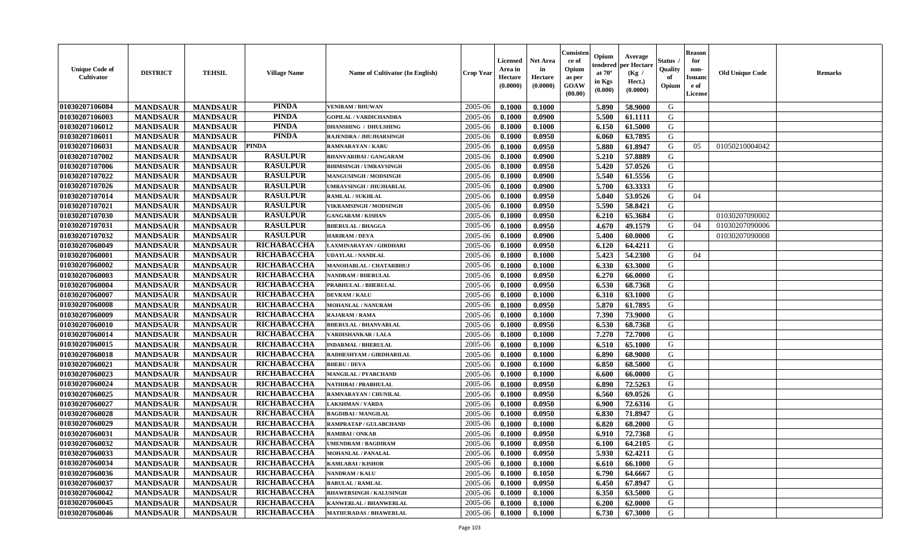| Unique Code of Cultivator | DISTRICT | TEHSIL | Village Name | Name of Cultivator (In English) | Crop Year | Licensed Area in Hectare (0.0000) | Net Area in Hectare (0.0000) | Consistence of Opium as per GOAW (00.00) | Opium tendered at 70° in Kgs (0.000) | Average per Hectare (Kg / Hect.) (0.0000) | Status / Quality of Opium | Reason for non-Issuance of License | Old Unique Code | Remarks |
|---|---|---|---|---|---|---|---|---|---|---|---|---|---|---|
| 01030207106084 | MANDSAUR | MANDSAUR | PINDA | VENIRAM / BHUWAN | 2005-06 | 0.1000 | 0.1000 | | 5.890 | 58.9000 | G | | | |
| 01030207106003 | MANDSAUR | MANDSAUR | PINDA | GOPILAL / VARDICHANDRA | 2005-06 | 0.1000 | 0.0900 | | 5.500 | 61.1111 | G | | | |
| 01030207106012 | MANDSAUR | MANDSAUR | PINDA | DHANSHING / DHULSHING | 2005-06 | 0.1000 | 0.1000 | | 6.150 | 61.5000 | G | | | |
| 01030207106011 | MANDSAUR | MANDSAUR | PINDA | RAJENDRA / JHUJHARSINGH | 2005-06 | 0.1000 | 0.0950 | | 6.060 | 63.7895 | G | | | |
| 01030207106031 | MANDSAUR | MANDSAUR | PINDA | RAMNARAYAN / KARU | 2005-06 | 0.1000 | 0.0950 | | 5.880 | 61.8947 | G | 05 | 01050210004042 | |
| 01030207107002 | MANDSAUR | MANDSAUR | RASULPUR | BHANVARIBAI / GANGARAM | 2005-06 | 0.1000 | 0.0900 | | 5.210 | 57.8889 | G | | | |
| 01030207107006 | MANDSAUR | MANDSAUR | RASULPUR | BHIMSINGH / UMRAVSINGH | 2005-06 | 0.1000 | 0.0950 | | 5.420 | 57.0526 | G | | | |
| 01030207107022 | MANDSAUR | MANDSAUR | RASULPUR | MANGUSINGH / MODSINGH | 2005-06 | 0.1000 | 0.0900 | | 5.540 | 61.5556 | G | | | |
| 01030207107026 | MANDSAUR | MANDSAUR | RASULPUR | UMRAVSINGH / JHUJHARLAL | 2005-06 | 0.1000 | 0.0900 | | 5.700 | 63.3333 | G | | | |
| 01030207107014 | MANDSAUR | MANDSAUR | RASULPUR | RAMLAL / SUKHLAL | 2005-06 | 0.1000 | 0.0950 | | 5.040 | 53.0526 | G | 04 | | |
| 01030207107021 | MANDSAUR | MANDSAUR | RASULPUR | VIKRAMSINGH / MODSINGH | 2005-06 | 0.1000 | 0.0950 | | 5.590 | 58.8421 | G | | | |
| 01030207107030 | MANDSAUR | MANDSAUR | RASULPUR | GANGARAM / KISHAN | 2005-06 | 0.1000 | 0.0950 | | 6.210 | 65.3684 | G | | 01030207090002 | |
| 01030207107031 | MANDSAUR | MANDSAUR | RASULPUR | BHERULAL / BHAGGA | 2005-06 | 0.1000 | 0.0950 | | 4.670 | 49.1579 | G | 04 | 01030207090006 | |
| 01030207107032 | MANDSAUR | MANDSAUR | RASULPUR | HARIRAM / DEVA | 2005-06 | 0.1000 | 0.0900 | | 5.400 | 60.0000 | G | | 01030207090008 | |
| 01030207060049 | MANDSAUR | MANDSAUR | RICHABACCHA | LAXMINARAYAN / GIRDHARI | 2005-06 | 0.1000 | 0.0950 | | 6.120 | 64.4211 | G | | | |
| 01030207060001 | MANDSAUR | MANDSAUR | RICHABACCHA | UDAYLAL / NANDLAL | 2005-06 | 0.1000 | 0.1000 | | 5.423 | 54.2300 | G | 04 | | |
| 01030207060002 | MANDSAUR | MANDSAUR | RICHABACCHA | MANOHARLAL / CHATARBHUJ | 2005-06 | 0.1000 | 0.1000 | | 6.330 | 63.3000 | G | | | |
| 01030207060003 | MANDSAUR | MANDSAUR | RICHABACCHA | NANDRAM / BHERULAL | 2005-06 | 0.1000 | 0.0950 | | 6.270 | 66.0000 | G | | | |
| 01030207060004 | MANDSAUR | MANDSAUR | RICHABACCHA | PRABHULAL / BHERULAL | 2005-06 | 0.1000 | 0.0950 | | 6.530 | 68.7368 | G | | | |
| 01030207060007 | MANDSAUR | MANDSAUR | RICHABACCHA | DEVRAM / KALU | 2005-06 | 0.1000 | 0.1000 | | 6.310 | 63.1000 | G | | | |
| 01030207060008 | MANDSAUR | MANDSAUR | RICHABACCHA | MOHANLAL / NANURAM | 2005-06 | 0.1000 | 0.0950 | | 5.870 | 61.7895 | G | | | |
| 01030207060009 | MANDSAUR | MANDSAUR | RICHABACCHA | RAJARAM / RAMA | 2005-06 | 0.1000 | 0.1000 | | 7.390 | 73.9000 | G | | | |
| 01030207060010 | MANDSAUR | MANDSAUR | RICHABACCHA | BHERULAL / BHANVARLAL | 2005-06 | 0.1000 | 0.0950 | | 6.530 | 68.7368 | G | | | |
| 01030207060014 | MANDSAUR | MANDSAUR | RICHABACCHA | VARDISHANKAR / LALA | 2005-06 | 0.1000 | 0.1000 | | 7.270 | 72.7000 | G | | | |
| 01030207060015 | MANDSAUR | MANDSAUR | RICHABACCHA | INDARMAL / BHERULAL | 2005-06 | 0.1000 | 0.1000 | | 6.510 | 65.1000 | G | | | |
| 01030207060018 | MANDSAUR | MANDSAUR | RICHABACCHA | RADHESHYAM / GIRDHARILAL | 2005-06 | 0.1000 | 0.1000 | | 6.890 | 68.9000 | G | | | |
| 01030207060021 | MANDSAUR | MANDSAUR | RICHABACCHA | BHERU / DEVA | 2005-06 | 0.1000 | 0.1000 | | 6.850 | 68.5000 | G | | | |
| 01030207060023 | MANDSAUR | MANDSAUR | RICHABACCHA | MANGILAL / PYARCHAND | 2005-06 | 0.1000 | 0.1000 | | 6.600 | 66.0000 | G | | | |
| 01030207060024 | MANDSAUR | MANDSAUR | RICHABACCHA | NATHIBAI / PRABHULAL | 2005-06 | 0.1000 | 0.0950 | | 6.890 | 72.5263 | G | | | |
| 01030207060025 | MANDSAUR | MANDSAUR | RICHABACCHA | RAMNARAYAN / CHUNILAL | 2005-06 | 0.1000 | 0.0950 | | 6.560 | 69.0526 | G | | | |
| 01030207060027 | MANDSAUR | MANDSAUR | RICHABACCHA | LAKSHMAN / VARDA | 2005-06 | 0.1000 | 0.0950 | | 6.900 | 72.6316 | G | | | |
| 01030207060028 | MANDSAUR | MANDSAUR | RICHABACCHA | BAGDIBAI / MANGILAL | 2005-06 | 0.1000 | 0.0950 | | 6.830 | 71.8947 | G | | | |
| 01030207060029 | MANDSAUR | MANDSAUR | RICHABACCHA | RAMPRATAP / GULABCHAND | 2005-06 | 0.1000 | 0.1000 | | 6.820 | 68.2000 | G | | | |
| 01030207060031 | MANDSAUR | MANDSAUR | RICHABACCHA | RAMIBAI / ONKAR | 2005-06 | 0.1000 | 0.0950 | | 6.910 | 72.7368 | G | | | |
| 01030207060032 | MANDSAUR | MANDSAUR | RICHABACCHA | UMENDRAM / BAGDIRAM | 2005-06 | 0.1000 | 0.0950 | | 6.100 | 64.2105 | G | | | |
| 01030207060033 | MANDSAUR | MANDSAUR | RICHABACCHA | MOHANLAL / PANALAL | 2005-06 | 0.1000 | 0.0950 | | 5.930 | 62.4211 | G | | | |
| 01030207060034 | MANDSAUR | MANDSAUR | RICHABACCHA | KAMLABAI / KISHOR | 2005-06 | 0.1000 | 0.1000 | | 6.610 | 66.1000 | G | | | |
| 01030207060036 | MANDSAUR | MANDSAUR | RICHABACCHA | NANDRAM / KALU | 2005-06 | 0.1000 | 0.1050 | | 6.790 | 64.6667 | G | | | |
| 01030207060037 | MANDSAUR | MANDSAUR | RICHABACCHA | BABULAL / RAMLAL | 2005-06 | 0.1000 | 0.0950 | | 6.450 | 67.8947 | G | | | |
| 01030207060042 | MANDSAUR | MANDSAUR | RICHABACCHA | BHAWERSINGH / KALUSINGH | 2005-06 | 0.1000 | 0.1000 | | 6.350 | 63.5000 | G | | | |
| 01030207060045 | MANDSAUR | MANDSAUR | RICHABACCHA | KANWERLAL / BHANWERLAL | 2005-06 | 0.1000 | 0.1000 | | 6.200 | 62.0000 | G | | | |
| 01030207060046 | MANDSAUR | MANDSAUR | RICHABACCHA | MATHURADAS / BHAWERLAL | 2005-06 | 0.1000 | 0.1000 | | 6.730 | 67.3000 | G | | | |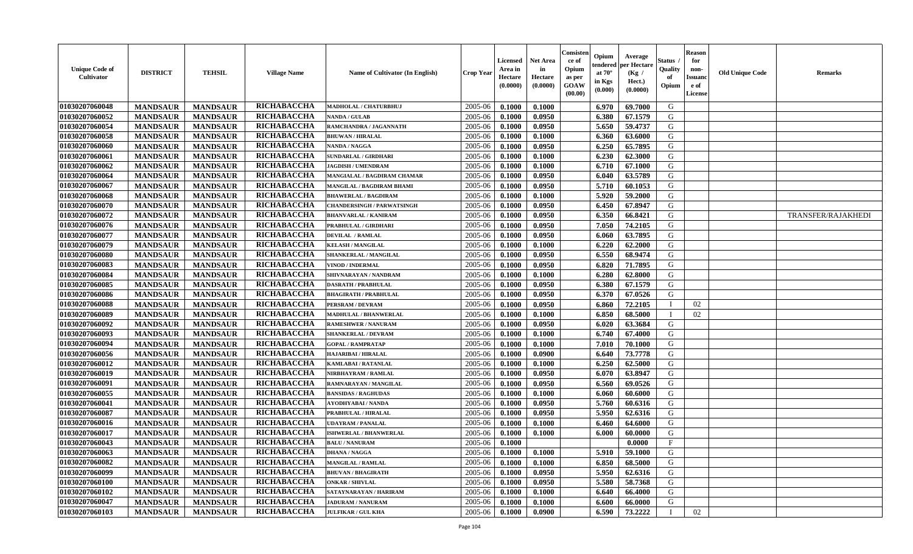| Unique Code of Cultivator | DISTRICT | TEHSIL | Village Name | Name of Cultivator (In English) | Crop Year | Licensed Area in Hectare (0.0000) | Net Area in Hectare (0.0000) | Consistence of Opium as per GOAW (00.00) | Opium tendered at 70° in Kgs (0.000) | Average per Hectare (Kg / Hect.) (0.0000) | Status / Quality of Opium | Reason for non-Issuance of License | Old Unique Code | Remarks |
|---|---|---|---|---|---|---|---|---|---|---|---|---|---|---|
| 01030207060048 | MANDSAUR | MANDSAUR | RICHABACCHA | MADHOLAL / CHATURBHUJ | 2005-06 | 0.1000 | 0.1000 | | 6.970 | 69.7000 | G | | | |
| 01030207060052 | MANDSAUR | MANDSAUR | RICHABACCHA | NANDA / GULAB | 2005-06 | 0.1000 | 0.0950 | | 6.380 | 67.1579 | G | | | |
| 01030207060054 | MANDSAUR | MANDSAUR | RICHABACCHA | RAMCHANDRA / JAGANNATH | 2005-06 | 0.1000 | 0.0950 | | 5.650 | 59.4737 | G | | | |
| 01030207060058 | MANDSAUR | MANDSAUR | RICHABACCHA | BHUWAN / HIRALAL | 2005-06 | 0.1000 | 0.1000 | | 6.360 | 63.6000 | G | | | |
| 01030207060060 | MANDSAUR | MANDSAUR | RICHABACCHA | NANDA / NAGGA | 2005-06 | 0.1000 | 0.0950 | | 6.250 | 65.7895 | G | | | |
| 01030207060061 | MANDSAUR | MANDSAUR | RICHABACCHA | SUNDARLAL / GIRDHARI | 2005-06 | 0.1000 | 0.1000 | | 6.230 | 62.3000 | G | | | |
| 01030207060062 | MANDSAUR | MANDSAUR | RICHABACCHA | JAGDISH / UMENDRAM | 2005-06 | 0.1000 | 0.1000 | | 6.710 | 67.1000 | G | | | |
| 01030207060064 | MANDSAUR | MANDSAUR | RICHABACCHA | MANGIALAL / BAGDIRAM CHAMAR | 2005-06 | 0.1000 | 0.0950 | | 6.040 | 63.5789 | G | | | |
| 01030207060067 | MANDSAUR | MANDSAUR | RICHABACCHA | MANGILAL / BAGDIRAM BHAMI | 2005-06 | 0.1000 | 0.0950 | | 5.710 | 60.1053 | G | | | |
| 01030207060068 | MANDSAUR | MANDSAUR | RICHABACCHA | BHAWERLAL / BAGDIRAM | 2005-06 | 0.1000 | 0.1000 | | 5.920 | 59.2000 | G | | | |
| 01030207060070 | MANDSAUR | MANDSAUR | RICHABACCHA | CHANDERSINGH / PARWATSINGH | 2005-06 | 0.1000 | 0.0950 | | 6.450 | 67.8947 | G | | | |
| 01030207060072 | MANDSAUR | MANDSAUR | RICHABACCHA | BHANVARLAL / KANIRAM | 2005-06 | 0.1000 | 0.0950 | | 6.350 | 66.8421 | G | | | TRANSFER/RAJAKHEDI |
| 01030207060076 | MANDSAUR | MANDSAUR | RICHABACCHA | PRABHULAL / GIRDHARI | 2005-06 | 0.1000 | 0.0950 | | 7.050 | 74.2105 | G | | | |
| 01030207060077 | MANDSAUR | MANDSAUR | RICHABACCHA | DEVILAL / RAMLAL | 2005-06 | 0.1000 | 0.0950 | | 6.060 | 63.7895 | G | | | |
| 01030207060079 | MANDSAUR | MANDSAUR | RICHABACCHA | KELASH / MANGILAL | 2005-06 | 0.1000 | 0.1000 | | 6.220 | 62.2000 | G | | | |
| 01030207060080 | MANDSAUR | MANDSAUR | RICHABACCHA | SHANKERLAL / MANGILAL | 2005-06 | 0.1000 | 0.0950 | | 6.550 | 68.9474 | G | | | |
| 01030207060083 | MANDSAUR | MANDSAUR | RICHABACCHA | VINOD / INDERMAL | 2005-06 | 0.1000 | 0.0950 | | 6.820 | 71.7895 | G | | | |
| 01030207060084 | MANDSAUR | MANDSAUR | RICHABACCHA | SHIVNARAYAN / NANDRAM | 2005-06 | 0.1000 | 0.1000 | | 6.280 | 62.8000 | G | | | |
| 01030207060085 | MANDSAUR | MANDSAUR | RICHABACCHA | DASRATH / PRABHULAL | 2005-06 | 0.1000 | 0.0950 | | 6.380 | 67.1579 | G | | | |
| 01030207060086 | MANDSAUR | MANDSAUR | RICHABACCHA | BHAGIRATH / PRABHULAL | 2005-06 | 0.1000 | 0.0950 | | 6.370 | 67.0526 | G | | | |
| 01030207060088 | MANDSAUR | MANDSAUR | RICHABACCHA | PERSRAM / DEVRAM | 2005-06 | 0.1000 | 0.0950 | | 6.860 | 72.2105 | I | 02 | | |
| 01030207060089 | MANDSAUR | MANDSAUR | RICHABACCHA | MADHULAL / BHANWERLAL | 2005-06 | 0.1000 | 0.1000 | | 6.850 | 68.5000 | I | 02 | | |
| 01030207060092 | MANDSAUR | MANDSAUR | RICHABACCHA | RAMESHWER / NANURAM | 2005-06 | 0.1000 | 0.0950 | | 6.020 | 63.3684 | G | | | |
| 01030207060093 | MANDSAUR | MANDSAUR | RICHABACCHA | SHANKERLAL / DEVRAM | 2005-06 | 0.1000 | 0.1000 | | 6.740 | 67.4000 | G | | | |
| 01030207060094 | MANDSAUR | MANDSAUR | RICHABACCHA | GOPAL / RAMPRATAP | 2005-06 | 0.1000 | 0.1000 | | 7.010 | 70.1000 | G | | | |
| 01030207060056 | MANDSAUR | MANDSAUR | RICHABACCHA | HAJARIBAI / HIRALAL | 2005-06 | 0.1000 | 0.0900 | | 6.640 | 73.7778 | G | | | |
| 01030207060012 | MANDSAUR | MANDSAUR | RICHABACCHA | KAMLABAI / RATANLAL | 2005-06 | 0.1000 | 0.1000 | | 6.250 | 62.5000 | G | | | |
| 01030207060019 | MANDSAUR | MANDSAUR | RICHABACCHA | NIRBHAYRAM / RAMLAL | 2005-06 | 0.1000 | 0.0950 | | 6.070 | 63.8947 | G | | | |
| 01030207060091 | MANDSAUR | MANDSAUR | RICHABACCHA | RAMNARAYAN / MANGILAL | 2005-06 | 0.1000 | 0.0950 | | 6.560 | 69.0526 | G | | | |
| 01030207060055 | MANDSAUR | MANDSAUR | RICHABACCHA | BANSIDAS / RAGHUDAS | 2005-06 | 0.1000 | 0.1000 | | 6.060 | 60.6000 | G | | | |
| 01030207060041 | MANDSAUR | MANDSAUR | RICHABACCHA | AYODHYABAI / NANDA | 2005-06 | 0.1000 | 0.0950 | | 5.760 | 60.6316 | G | | | |
| 01030207060087 | MANDSAUR | MANDSAUR | RICHABACCHA | PRABHULAL / HIRALAL | 2005-06 | 0.1000 | 0.0950 | | 5.950 | 62.6316 | G | | | |
| 01030207060016 | MANDSAUR | MANDSAUR | RICHABACCHA | UDAYRAM / PANALAL | 2005-06 | 0.1000 | 0.1000 | | 6.460 | 64.6000 | G | | | |
| 01030207060017 | MANDSAUR | MANDSAUR | RICHABACCHA | ISHWERLAL / BHANWERLAL | 2005-06 | 0.1000 | 0.1000 | | 6.000 | 60.0000 | G | | | |
| 01030207060043 | MANDSAUR | MANDSAUR | RICHABACCHA | BALU / NANURAM | 2005-06 | 0.1000 | | | | 0.0000 | F | | | |
| 01030207060063 | MANDSAUR | MANDSAUR | RICHABACCHA | DHANA / NAGGA | 2005-06 | 0.1000 | 0.1000 | | 5.910 | 59.1000 | G | | | |
| 01030207060082 | MANDSAUR | MANDSAUR | RICHABACCHA | MANGILAL / RAMLAL | 2005-06 | 0.1000 | 0.1000 | | 6.850 | 68.5000 | G | | | |
| 01030207060099 | MANDSAUR | MANDSAUR | RICHABACCHA | BHUVAN / BHAGIRATH | 2005-06 | 0.1000 | 0.0950 | | 5.950 | 62.6316 | G | | | |
| 01030207060100 | MANDSAUR | MANDSAUR | RICHABACCHA | ONKAR / SHIVLAL | 2005-06 | 0.1000 | 0.0950 | | 5.580 | 58.7368 | G | | | |
| 01030207060102 | MANDSAUR | MANDSAUR | RICHABACCHA | SATAYNARAYAN / HARIRAM | 2005-06 | 0.1000 | 0.1000 | | 6.640 | 66.4000 | G | | | |
| 01030207060047 | MANDSAUR | MANDSAUR | RICHABACCHA | JADURAM / NANURAM | 2005-06 | 0.1000 | 0.1000 | | 6.600 | 66.0000 | G | | | |
| 01030207060103 | MANDSAUR | MANDSAUR | RICHABACCHA | JULFIKAR / GUL KHA | 2005-06 | 0.1000 | 0.0900 | | 6.590 | 73.2222 | I | 02 | | |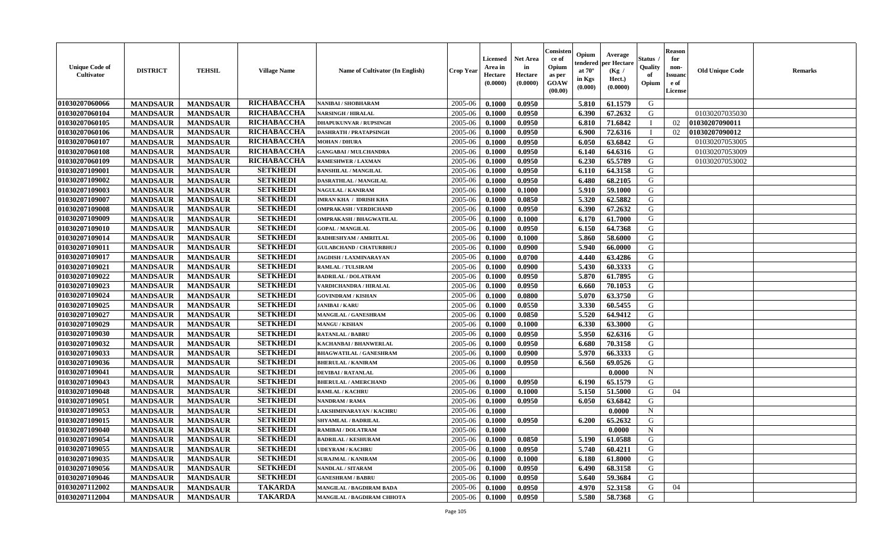| Unique Code of Cultivator | DISTRICT | TEHSIL | Village Name | Name of Cultivator (In English) | Crop Year | Licensed Area in Hectare (0.0000) | Net Area in Hectare (0.0000) | Consistence of Opium as per GOAW (00.00) | Opium tendered at 70° in Kgs (0.000) | Average per Hectare (Kg / Hect.) (0.0000) | Status / Quality of Opium | Reason for non-Issuance of License | Old Unique Code | Remarks |
|---|---|---|---|---|---|---|---|---|---|---|---|---|---|---|
| 01030207060066 | MANDSAUR | MANDSAUR | RICHABACCHA | NANIBAI / SHOBHARAM | 2005-06 | 0.1000 | 0.0950 | | 5.810 | 61.1579 | G | | | |
| 01030207060104 | MANDSAUR | MANDSAUR | RICHABACCHA | NARSINGH / HIRALAL | 2005-06 | 0.1000 | 0.0950 | | 6.390 | 67.2632 | G | | 01030207035030 | |
| 01030207060105 | MANDSAUR | MANDSAUR | RICHABACCHA | DHAPUKUNVAR / RUPSINGH | 2005-06 | 0.1000 | 0.0950 | | 6.810 | 71.6842 | I | 02 | 01030207090011 | |
| 01030207060106 | MANDSAUR | MANDSAUR | RICHABACCHA | DASHRATH / PRATAPSINGH | 2005-06 | 0.1000 | 0.0950 | | 6.900 | 72.6316 | I | 02 | 01030207090012 | |
| 01030207060107 | MANDSAUR | MANDSAUR | RICHABACCHA | MOHAN / DHURA | 2005-06 | 0.1000 | 0.0950 | | 6.050 | 63.6842 | G | | 01030207053005 | |
| 01030207060108 | MANDSAUR | MANDSAUR | RICHABACCHA | GANGABAI / MULCHANDRA | 2005-06 | 0.1000 | 0.0950 | | 6.140 | 64.6316 | G | | 01030207053009 | |
| 01030207060109 | MANDSAUR | MANDSAUR | RICHABACCHA | RAMESHWER / LAXMAN | 2005-06 | 0.1000 | 0.0950 | | 6.230 | 65.5789 | G | | 01030207053002 | |
| 01030207109001 | MANDSAUR | MANDSAUR | SETKHEDI | BANSHILAL / MANGILAL | 2005-06 | 0.1000 | 0.0950 | | 6.110 | 64.3158 | G | | | |
| 01030207109002 | MANDSAUR | MANDSAUR | SETKHEDI | DASRATHLAL / MANGILAL | 2005-06 | 0.1000 | 0.0950 | | 6.480 | 68.2105 | G | | | |
| 01030207109003 | MANDSAUR | MANDSAUR | SETKHEDI | NAGULAL / KANIRAM | 2005-06 | 0.1000 | 0.1000 | | 5.910 | 59.1000 | G | | | |
| 01030207109007 | MANDSAUR | MANDSAUR | SETKHEDI | IMRAN KHA / IDRISH KHA | 2005-06 | 0.1000 | 0.0850 | | 5.320 | 62.5882 | G | | | |
| 01030207109008 | MANDSAUR | MANDSAUR | SETKHEDI | OMPRAKASH / VERDICHAND | 2005-06 | 0.1000 | 0.0950 | | 6.390 | 67.2632 | G | | | |
| 01030207109009 | MANDSAUR | MANDSAUR | SETKHEDI | OMPRAKASH / BHAGWATILAL | 2005-06 | 0.1000 | 0.1000 | | 6.170 | 61.7000 | G | | | |
| 01030207109010 | MANDSAUR | MANDSAUR | SETKHEDI | GOPAL / MANGILAL | 2005-06 | 0.1000 | 0.0950 | | 6.150 | 64.7368 | G | | | |
| 01030207109014 | MANDSAUR | MANDSAUR | SETKHEDI | RADHESHYAM / AMRITLAL | 2005-06 | 0.1000 | 0.1000 | | 5.860 | 58.6000 | G | | | |
| 01030207109011 | MANDSAUR | MANDSAUR | SETKHEDI | GULABCHAND / CHATURBHUJ | 2005-06 | 0.1000 | 0.0900 | | 5.940 | 66.0000 | G | | | |
| 01030207109017 | MANDSAUR | MANDSAUR | SETKHEDI | JAGDISH / LAXMINARAYAN | 2005-06 | 0.1000 | 0.0700 | | 4.440 | 63.4286 | G | | | |
| 01030207109021 | MANDSAUR | MANDSAUR | SETKHEDI | RAMLAL / TULSIRAM | 2005-06 | 0.1000 | 0.0900 | | 5.430 | 60.3333 | G | | | |
| 01030207109022 | MANDSAUR | MANDSAUR | SETKHEDI | BADRILAL / DOLATRAM | 2005-06 | 0.1000 | 0.0950 | | 5.870 | 61.7895 | G | | | |
| 01030207109023 | MANDSAUR | MANDSAUR | SETKHEDI | VARDICHANDRA / HIRALAL | 2005-06 | 0.1000 | 0.0950 | | 6.660 | 70.1053 | G | | | |
| 01030207109024 | MANDSAUR | MANDSAUR | SETKHEDI | GOVINDRAM / KISHAN | 2005-06 | 0.1000 | 0.0800 | | 5.070 | 63.3750 | G | | | |
| 01030207109025 | MANDSAUR | MANDSAUR | SETKHEDI | JANIBAI / KARU | 2005-06 | 0.1000 | 0.0550 | | 3.330 | 60.5455 | G | | | |
| 01030207109027 | MANDSAUR | MANDSAUR | SETKHEDI | MANGILAL / GANESHRAM | 2005-06 | 0.1000 | 0.0850 | | 5.520 | 64.9412 | G | | | |
| 01030207109029 | MANDSAUR | MANDSAUR | SETKHEDI | MANGU / KISHAN | 2005-06 | 0.1000 | 0.1000 | | 6.330 | 63.3000 | G | | | |
| 01030207109030 | MANDSAUR | MANDSAUR | SETKHEDI | RATANLAL / BABRU | 2005-06 | 0.1000 | 0.0950 | | 5.950 | 62.6316 | G | | | |
| 01030207109032 | MANDSAUR | MANDSAUR | SETKHEDI | KACHANBAI / BHANWERLAL | 2005-06 | 0.1000 | 0.0950 | | 6.680 | 70.3158 | G | | | |
| 01030207109033 | MANDSAUR | MANDSAUR | SETKHEDI | BHAGWATILAL / GANESHRAM | 2005-06 | 0.1000 | 0.0900 | | 5.970 | 66.3333 | G | | | |
| 01030207109036 | MANDSAUR | MANDSAUR | SETKHEDI | BHERULAL / KANIRAM | 2005-06 | 0.1000 | 0.0950 | | 6.560 | 69.0526 | G | | | |
| 01030207109041 | MANDSAUR | MANDSAUR | SETKHEDI | DEVIBAI / RATANLAL | 2005-06 | 0.1000 | | | | 0.0000 | N | | | |
| 01030207109043 | MANDSAUR | MANDSAUR | SETKHEDI | BHERULAL / AMERCHAND | 2005-06 | 0.1000 | 0.0950 | | 6.190 | 65.1579 | G | | | |
| 01030207109048 | MANDSAUR | MANDSAUR | SETKHEDI | RAMLAL / KACHRU | 2005-06 | 0.1000 | 0.1000 | | 5.150 | 51.5000 | G | 04 | | |
| 01030207109051 | MANDSAUR | MANDSAUR | SETKHEDI | NANDRAM / RAMA | 2005-06 | 0.1000 | 0.0950 | | 6.050 | 63.6842 | G | | | |
| 01030207109053 | MANDSAUR | MANDSAUR | SETKHEDI | LAKSHMINARAYAN / KACHRU | 2005-06 | 0.1000 | | | | 0.0000 | N | | | |
| 01030207109015 | MANDSAUR | MANDSAUR | SETKHEDI | SHYAMLAL / BADRILAL | 2005-06 | 0.1000 | 0.0950 | | 6.200 | 65.2632 | G | | | |
| 01030207109040 | MANDSAUR | MANDSAUR | SETKHEDI | RAMIBAI / DOLATRAM | 2005-06 | 0.1000 | | | | 0.0000 | N | | | |
| 01030207109054 | MANDSAUR | MANDSAUR | SETKHEDI | BADRILAL / KESHURAM | 2005-06 | 0.1000 | 0.0850 | | 5.190 | 61.0588 | G | | | |
| 01030207109055 | MANDSAUR | MANDSAUR | SETKHEDI | UDEYRAM / KACHRU | 2005-06 | 0.1000 | 0.0950 | | 5.740 | 60.4211 | G | | | |
| 01030207109035 | MANDSAUR | MANDSAUR | SETKHEDI | SURAJMAL / KANIRAM | 2005-06 | 0.1000 | 0.1000 | | 6.180 | 61.8000 | G | | | |
| 01030207109056 | MANDSAUR | MANDSAUR | SETKHEDI | NANDLAL / SITARAM | 2005-06 | 0.1000 | 0.0950 | | 6.490 | 68.3158 | G | | | |
| 01030207109046 | MANDSAUR | MANDSAUR | SETKHEDI | GANESHRAM / BABRU | 2005-06 | 0.1000 | 0.0950 | | 5.640 | 59.3684 | G | | | |
| 01030207112002 | MANDSAUR | MANDSAUR | TAKARDA | MANGILAL / BAGDIRAM BADA | 2005-06 | 0.1000 | 0.0950 | | 4.970 | 52.3158 | G | 04 | | |
| 01030207112004 | MANDSAUR | MANDSAUR | TAKARDA | MANGILAL / BAGDIRAM CHHOTA | 2005-06 | 0.1000 | 0.0950 | | 5.580 | 58.7368 | G | | | |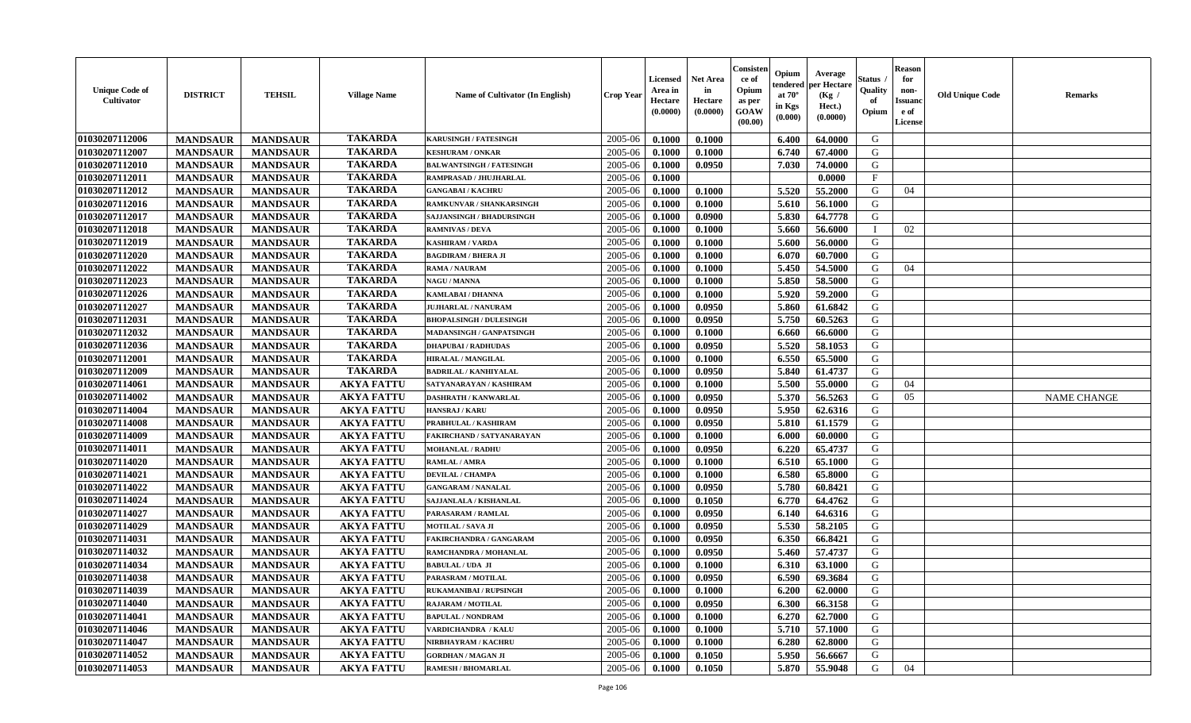| Unique Code of Cultivator | DISTRICT | TEHSIL | Village Name | Name of Cultivator (In English) | Crop Year | Licensed Area in Hectare (0.0000) | Net Area in Hectare (0.0000) | Consistence of Opium as per GOAW (00.00) | Opium tendered at 70° in Kgs (0.000) | Average per Hectare (Kg / Hect.) (0.0000) | Status / Quality of Opium | Reason for non-Issuance of License | Old Unique Code | Remarks |
|---|---|---|---|---|---|---|---|---|---|---|---|---|---|---|
| 01030207112006 | MANDSAUR | MANDSAUR | TAKARDA | KARUSINGH / FATESINGH | 2005-06 | 0.1000 | 0.1000 | | 6.400 | 64.0000 | G | | | |
| 01030207112007 | MANDSAUR | MANDSAUR | TAKARDA | KESHURAM / ONKAR | 2005-06 | 0.1000 | 0.1000 | | 6.740 | 67.4000 | G | | | |
| 01030207112010 | MANDSAUR | MANDSAUR | TAKARDA | BALWANTSINGH / FATESINGH | 2005-06 | 0.1000 | 0.0950 | | 7.030 | 74.0000 | G | | | |
| 01030207112011 | MANDSAUR | MANDSAUR | TAKARDA | RAMPRASAD / JHUJHARLAL | 2005-06 | 0.1000 | | | | 0.0000 | F | | | |
| 01030207112012 | MANDSAUR | MANDSAUR | TAKARDA | GANGABAI / KACHRU | 2005-06 | 0.1000 | 0.1000 | | 5.520 | 55.2000 | G | 04 | | |
| 01030207112016 | MANDSAUR | MANDSAUR | TAKARDA | RAMKUNVAR / SHANKARSINGH | 2005-06 | 0.1000 | 0.1000 | | 5.610 | 56.1000 | G | | | |
| 01030207112017 | MANDSAUR | MANDSAUR | TAKARDA | SAJJANSINGH / BHADURSINGH | 2005-06 | 0.1000 | 0.0900 | | 5.830 | 64.7778 | G | | | |
| 01030207112018 | MANDSAUR | MANDSAUR | TAKARDA | RAMNIVAS / DEVA | 2005-06 | 0.1000 | 0.1000 | | 5.660 | 56.6000 | I | 02 | | |
| 01030207112019 | MANDSAUR | MANDSAUR | TAKARDA | KASHIRAM / VARDA | 2005-06 | 0.1000 | 0.1000 | | 5.600 | 56.0000 | G | | | |
| 01030207112020 | MANDSAUR | MANDSAUR | TAKARDA | BAGDIRAM / BHERA JI | 2005-06 | 0.1000 | 0.1000 | | 6.070 | 60.7000 | G | | | |
| 01030207112022 | MANDSAUR | MANDSAUR | TAKARDA | RAMA / NAURAM | 2005-06 | 0.1000 | 0.1000 | | 5.450 | 54.5000 | G | 04 | | |
| 01030207112023 | MANDSAUR | MANDSAUR | TAKARDA | NAGU / MANNA | 2005-06 | 0.1000 | 0.1000 | | 5.850 | 58.5000 | G | | | |
| 01030207112026 | MANDSAUR | MANDSAUR | TAKARDA | KAMLABAI / DHANNA | 2005-06 | 0.1000 | 0.1000 | | 5.920 | 59.2000 | G | | | |
| 01030207112027 | MANDSAUR | MANDSAUR | TAKARDA | JUJHARLAL / NANURAM | 2005-06 | 0.1000 | 0.0950 | | 5.860 | 61.6842 | G | | | |
| 01030207112031 | MANDSAUR | MANDSAUR | TAKARDA | BHOPALSINGH / DULESINGH | 2005-06 | 0.1000 | 0.0950 | | 5.750 | 60.5263 | G | | | |
| 01030207112032 | MANDSAUR | MANDSAUR | TAKARDA | MADANSINGH / GANPATSINGH | 2005-06 | 0.1000 | 0.1000 | | 6.660 | 66.6000 | G | | | |
| 01030207112036 | MANDSAUR | MANDSAUR | TAKARDA | DHAPUBAI / RADHUDAS | 2005-06 | 0.1000 | 0.0950 | | 5.520 | 58.1053 | G | | | |
| 01030207112001 | MANDSAUR | MANDSAUR | TAKARDA | HIRALAL / MANGILAL | 2005-06 | 0.1000 | 0.1000 | | 6.550 | 65.5000 | G | | | |
| 01030207112009 | MANDSAUR | MANDSAUR | TAKARDA | BADRILAL / KANHIYALAL | 2005-06 | 0.1000 | 0.0950 | | 5.840 | 61.4737 | G | | | |
| 01030207114061 | MANDSAUR | MANDSAUR | AKYA FATTU | SATYANARAYAN / KASHIRAM | 2005-06 | 0.1000 | 0.1000 | | 5.500 | 55.0000 | G | 04 | | |
| 01030207114002 | MANDSAUR | MANDSAUR | AKYA FATTU | DASHRATH / KANWARLAL | 2005-06 | 0.1000 | 0.0950 | | 5.370 | 56.5263 | G | 05 | | NAME CHANGE |
| 01030207114004 | MANDSAUR | MANDSAUR | AKYA FATTU | HANSRAJ / KARU | 2005-06 | 0.1000 | 0.0950 | | 5.950 | 62.6316 | G | | | |
| 01030207114008 | MANDSAUR | MANDSAUR | AKYA FATTU | PRABHULAL / KASHIRAM | 2005-06 | 0.1000 | 0.0950 | | 5.810 | 61.1579 | G | | | |
| 01030207114009 | MANDSAUR | MANDSAUR | AKYA FATTU | FAKIRCHAND / SATYANARAYAN | 2005-06 | 0.1000 | 0.1000 | | 6.000 | 60.0000 | G | | | |
| 01030207114011 | MANDSAUR | MANDSAUR | AKYA FATTU | MOHANLAL / RADHU | 2005-06 | 0.1000 | 0.0950 | | 6.220 | 65.4737 | G | | | |
| 01030207114020 | MANDSAUR | MANDSAUR | AKYA FATTU | RAMLAL / AMRA | 2005-06 | 0.1000 | 0.1000 | | 6.510 | 65.1000 | G | | | |
| 01030207114021 | MANDSAUR | MANDSAUR | AKYA FATTU | DEVILAL / CHAMPA | 2005-06 | 0.1000 | 0.1000 | | 6.580 | 65.8000 | G | | | |
| 01030207114022 | MANDSAUR | MANDSAUR | AKYA FATTU | GANGARAM / NANALAL | 2005-06 | 0.1000 | 0.0950 | | 5.780 | 60.8421 | G | | | |
| 01030207114024 | MANDSAUR | MANDSAUR | AKYA FATTU | SAJJANLALA / KISHANLAL | 2005-06 | 0.1000 | 0.1050 | | 6.770 | 64.4762 | G | | | |
| 01030207114027 | MANDSAUR | MANDSAUR | AKYA FATTU | PARASARAM / RAMLAL | 2005-06 | 0.1000 | 0.0950 | | 6.140 | 64.6316 | G | | | |
| 01030207114029 | MANDSAUR | MANDSAUR | AKYA FATTU | MOTILAL / SAVA JI | 2005-06 | 0.1000 | 0.0950 | | 5.530 | 58.2105 | G | | | |
| 01030207114031 | MANDSAUR | MANDSAUR | AKYA FATTU | FAKIRCHANDRA / GANGARAM | 2005-06 | 0.1000 | 0.0950 | | 6.350 | 66.8421 | G | | | |
| 01030207114032 | MANDSAUR | MANDSAUR | AKYA FATTU | RAMCHANDRA / MOHANLAL | 2005-06 | 0.1000 | 0.0950 | | 5.460 | 57.4737 | G | | | |
| 01030207114034 | MANDSAUR | MANDSAUR | AKYA FATTU | BABULAL / UDA JI | 2005-06 | 0.1000 | 0.1000 | | 6.310 | 63.1000 | G | | | |
| 01030207114038 | MANDSAUR | MANDSAUR | AKYA FATTU | PARASRAM / MOTILAL | 2005-06 | 0.1000 | 0.0950 | | 6.590 | 69.3684 | G | | | |
| 01030207114039 | MANDSAUR | MANDSAUR | AKYA FATTU | RUKAMANIBAI / RUPSINGH | 2005-06 | 0.1000 | 0.1000 | | 6.200 | 62.0000 | G | | | |
| 01030207114040 | MANDSAUR | MANDSAUR | AKYA FATTU | RAJARAM / MOTILAL | 2005-06 | 0.1000 | 0.0950 | | 6.300 | 66.3158 | G | | | |
| 01030207114041 | MANDSAUR | MANDSAUR | AKYA FATTU | BAPULAL / NONDRAM | 2005-06 | 0.1000 | 0.1000 | | 6.270 | 62.7000 | G | | | |
| 01030207114046 | MANDSAUR | MANDSAUR | AKYA FATTU | VARDICHANDRA / KALU | 2005-06 | 0.1000 | 0.1000 | | 5.710 | 57.1000 | G | | | |
| 01030207114047 | MANDSAUR | MANDSAUR | AKYA FATTU | NIRBHAYRAM / KACHRU | 2005-06 | 0.1000 | 0.1000 | | 6.280 | 62.8000 | G | | | |
| 01030207114052 | MANDSAUR | MANDSAUR | AKYA FATTU | GORDHAN / MAGAN JI | 2005-06 | 0.1000 | 0.1050 | | 5.950 | 56.6667 | G | | | |
| 01030207114053 | MANDSAUR | MANDSAUR | AKYA FATTU | RAMESH / BHOMARLAL | 2005-06 | 0.1000 | 0.1050 | | 5.870 | 55.9048 | G | 04 | | |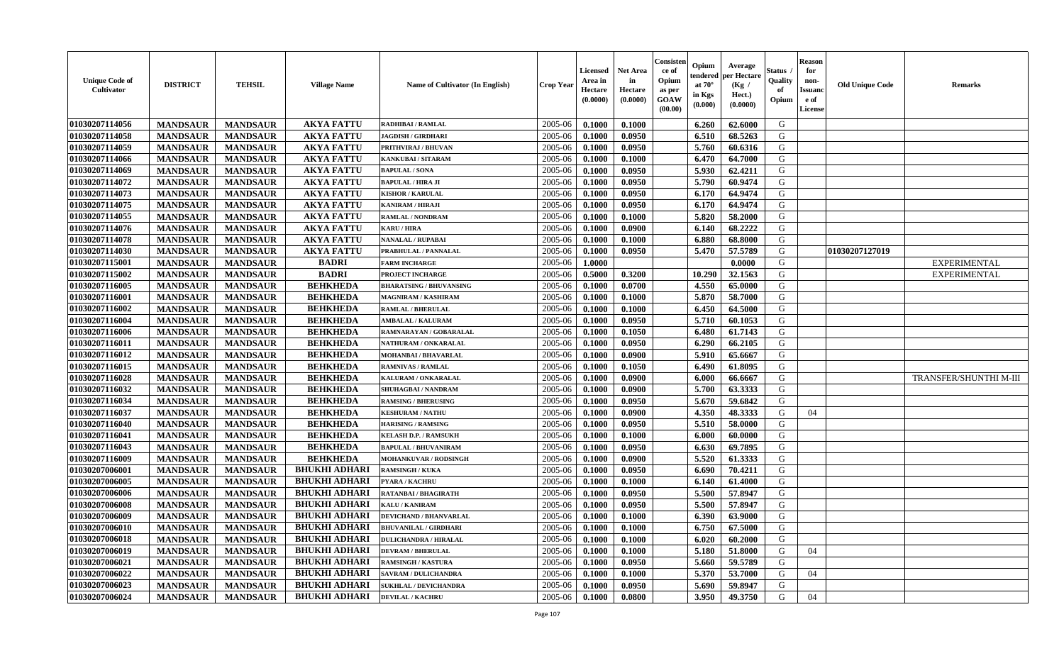| Unique Code of Cultivator | DISTRICT | TEHSIL | Village Name | Name of Cultivator (In English) | Crop Year | Licensed Area in Hectare (0.0000) | Net Area in Hectare (0.0000) | Consistence of Opium as per GOAW (00.00) | Opium tendered at 70° in Kgs (0.000) | Average per Hectare (Kg / Hect.) (0.0000) | Status / Quality of Opium | Reason for non-Issuance of License | Old Unique Code | Remarks |
|---|---|---|---|---|---|---|---|---|---|---|---|---|---|---|
| 01030207114056 | MANDSAUR | MANDSAUR | AKYA FATTU | RADHIBAI / RAMLAL | 2005-06 | 0.1000 | 0.1000 | | 6.260 | 62.6000 | G | | | |
| 01030207114058 | MANDSAUR | MANDSAUR | AKYA FATTU | JAGDISH / GIRDHARI | 2005-06 | 0.1000 | 0.0950 | | 6.510 | 68.5263 | G | | | |
| 01030207114059 | MANDSAUR | MANDSAUR | AKYA FATTU | PRITHVIRAJ / BHUVAN | 2005-06 | 0.1000 | 0.0950 | | 5.760 | 60.6316 | G | | | |
| 01030207114066 | MANDSAUR | MANDSAUR | AKYA FATTU | KANKUBAI / SITARAM | 2005-06 | 0.1000 | 0.1000 | | 6.470 | 64.7000 | G | | | |
| 01030207114069 | MANDSAUR | MANDSAUR | AKYA FATTU | BAPULAL / SONA | 2005-06 | 0.1000 | 0.0950 | | 5.930 | 62.4211 | G | | | |
| 01030207114072 | MANDSAUR | MANDSAUR | AKYA FATTU | BAPULAL / HIRA JI | 2005-06 | 0.1000 | 0.0950 | | 5.790 | 60.9474 | G | | | |
| 01030207114073 | MANDSAUR | MANDSAUR | AKYA FATTU | KISHOR / KARULAL | 2005-06 | 0.1000 | 0.0950 | | 6.170 | 64.9474 | G | | | |
| 01030207114075 | MANDSAUR | MANDSAUR | AKYA FATTU | KANIRAM / HIRAJI | 2005-06 | 0.1000 | 0.0950 | | 6.170 | 64.9474 | G | | | |
| 01030207114055 | MANDSAUR | MANDSAUR | AKYA FATTU | RAMLAL / NONDRAM | 2005-06 | 0.1000 | 0.1000 | | 5.820 | 58.2000 | G | | | |
| 01030207114076 | MANDSAUR | MANDSAUR | AKYA FATTU | KARU / HIRA | 2005-06 | 0.1000 | 0.0900 | | 6.140 | 68.2222 | G | | | |
| 01030207114078 | MANDSAUR | MANDSAUR | AKYA FATTU | NANALAL / RUPABAI | 2005-06 | 0.1000 | 0.1000 | | 6.880 | 68.8000 | G | | | |
| 01030207114030 | MANDSAUR | MANDSAUR | AKYA FATTU | PRABHULAL / PANNALAL | 2005-06 | 0.1000 | 0.0950 | | 5.470 | 57.5789 | G | | 01030207127019 | |
| 01030207115001 | MANDSAUR | MANDSAUR | BADRI | FARM INCHARGE | 2005-06 | 1.0000 | | | | 0.0000 | G | | | EXPERIMENTAL |
| 01030207115002 | MANDSAUR | MANDSAUR | BADRI | PROJECT INCHARGE | 2005-06 | 0.5000 | 0.3200 | | 10.290 | 32.1563 | G | | | EXPERIMENTAL |
| 01030207116005 | MANDSAUR | MANDSAUR | BEHKHEDA | BHARATSING / BHUVANSING | 2005-06 | 0.1000 | 0.0700 | | 4.550 | 65.0000 | G | | | |
| 01030207116001 | MANDSAUR | MANDSAUR | BEHKHEDA | MAGNIRAM / KASHIRAM | 2005-06 | 0.1000 | 0.1000 | | 5.870 | 58.7000 | G | | | |
| 01030207116002 | MANDSAUR | MANDSAUR | BEHKHEDA | RAMLAL / BHERULAL | 2005-06 | 0.1000 | 0.1000 | | 6.450 | 64.5000 | G | | | |
| 01030207116004 | MANDSAUR | MANDSAUR | BEHKHEDA | AMBALAL / KALURAM | 2005-06 | 0.1000 | 0.0950 | | 5.710 | 60.1053 | G | | | |
| 01030207116006 | MANDSAUR | MANDSAUR | BEHKHEDA | RAMNARAYAN / GOBARALAL | 2005-06 | 0.1000 | 0.1050 | | 6.480 | 61.7143 | G | | | |
| 01030207116011 | MANDSAUR | MANDSAUR | BEHKHEDA | NATHURAM / ONKARALAL | 2005-06 | 0.1000 | 0.0950 | | 6.290 | 66.2105 | G | | | |
| 01030207116012 | MANDSAUR | MANDSAUR | BEHKHEDA | MOHANBAI / BHAVARLAL | 2005-06 | 0.1000 | 0.0900 | | 5.910 | 65.6667 | G | | | |
| 01030207116015 | MANDSAUR | MANDSAUR | BEHKHEDA | RAMNIVAS / RAMLAL | 2005-06 | 0.1000 | 0.1050 | | 6.490 | 61.8095 | G | | | |
| 01030207116028 | MANDSAUR | MANDSAUR | BEHKHEDA | KALURAM / ONKARALAL | 2005-06 | 0.1000 | 0.0900 | | 6.000 | 66.6667 | G | | | TRANSFER/SHUNTHI M-III |
| 01030207116032 | MANDSAUR | MANDSAUR | BEHKHEDA | SHUHAGBAI / NANDRAM | 2005-06 | 0.1000 | 0.0900 | | 5.700 | 63.3333 | G | | | |
| 01030207116034 | MANDSAUR | MANDSAUR | BEHKHEDA | RAMSING / BHERUSING | 2005-06 | 0.1000 | 0.0950 | | 5.670 | 59.6842 | G | | | |
| 01030207116037 | MANDSAUR | MANDSAUR | BEHKHEDA | KESHURAM / NATHU | 2005-06 | 0.1000 | 0.0900 | | 4.350 | 48.3333 | G | 04 | | |
| 01030207116040 | MANDSAUR | MANDSAUR | BEHKHEDA | HARISING / RAMSING | 2005-06 | 0.1000 | 0.0950 | | 5.510 | 58.0000 | G | | | |
| 01030207116041 | MANDSAUR | MANDSAUR | BEHKHEDA | KELASH D.P. / RAMSUKH | 2005-06 | 0.1000 | 0.1000 | | 6.000 | 60.0000 | G | | | |
| 01030207116043 | MANDSAUR | MANDSAUR | BEHKHEDA | BAPULAL / BHUVANIRAM | 2005-06 | 0.1000 | 0.0950 | | 6.630 | 69.7895 | G | | | |
| 01030207116009 | MANDSAUR | MANDSAUR | BEHKHEDA | MOHANKUVAR / RODSINGH | 2005-06 | 0.1000 | 0.0900 | | 5.520 | 61.3333 | G | | | |
| 01030207006001 | MANDSAUR | MANDSAUR | BHUKHI ADHARI | RAMSINGH / KUKA | 2005-06 | 0.1000 | 0.0950 | | 6.690 | 70.4211 | G | | | |
| 01030207006005 | MANDSAUR | MANDSAUR | BHUKHI ADHARI | PYARA / KACHRU | 2005-06 | 0.1000 | 0.1000 | | 6.140 | 61.4000 | G | | | |
| 01030207006006 | MANDSAUR | MANDSAUR | BHUKHI ADHARI | RATANBAI / BHAGIRATH | 2005-06 | 0.1000 | 0.0950 | | 5.500 | 57.8947 | G | | | |
| 01030207006008 | MANDSAUR | MANDSAUR | BHUKHI ADHARI | KALU / KANIRAM | 2005-06 | 0.1000 | 0.0950 | | 5.500 | 57.8947 | G | | | |
| 01030207006009 | MANDSAUR | MANDSAUR | BHUKHI ADHARI | DEVICHAND / BHANVARLAL | 2005-06 | 0.1000 | 0.1000 | | 6.390 | 63.9000 | G | | | |
| 01030207006010 | MANDSAUR | MANDSAUR | BHUKHI ADHARI | BHUVANILAL / GIRDHARI | 2005-06 | 0.1000 | 0.1000 | | 6.750 | 67.5000 | G | | | |
| 01030207006018 | MANDSAUR | MANDSAUR | BHUKHI ADHARI | DULICHANDRA / HIRALAL | 2005-06 | 0.1000 | 0.1000 | | 6.020 | 60.2000 | G | | | |
| 01030207006019 | MANDSAUR | MANDSAUR | BHUKHI ADHARI | DEVRAM / BHERULAL | 2005-06 | 0.1000 | 0.1000 | | 5.180 | 51.8000 | G | 04 | | |
| 01030207006021 | MANDSAUR | MANDSAUR | BHUKHI ADHARI | RAMSINGH / KASTURA | 2005-06 | 0.1000 | 0.0950 | | 5.660 | 59.5789 | G | | | |
| 01030207006022 | MANDSAUR | MANDSAUR | BHUKHI ADHARI | SAVRAM / DULICHANDRA | 2005-06 | 0.1000 | 0.1000 | | 5.370 | 53.7000 | G | 04 | | |
| 01030207006023 | MANDSAUR | MANDSAUR | BHUKHI ADHARI | SUKHLAL / DEVICHANDRA | 2005-06 | 0.1000 | 0.0950 | | 5.690 | 59.8947 | G | | | |
| 01030207006024 | MANDSAUR | MANDSAUR | BHUKHI ADHARI | DEVILAL / KACHRU | 2005-06 | 0.1000 | 0.0800 | | 3.950 | 49.3750 | G | 04 | | |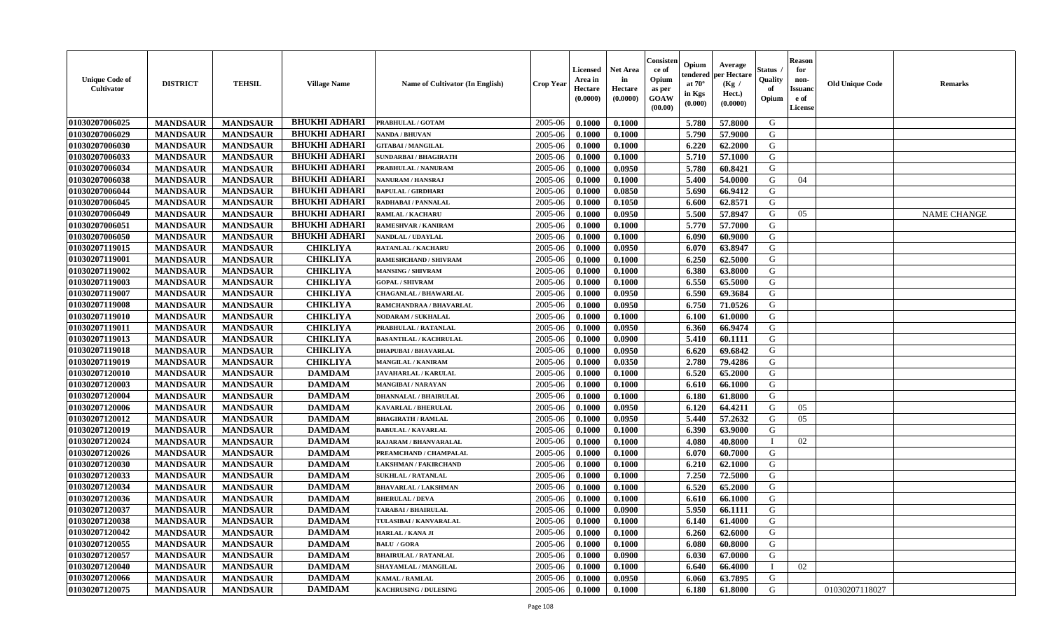| Unique Code of Cultivator | DISTRICT | TEHSIL | Village Name | Name of Cultivator (In English) | Crop Year | Licensed Area in Hectare (0.0000) | Net Area in Hectare (0.0000) | Consistence of Opium as per GOAW (00.00) | Opium tendered at 70° in Kgs (0.000) | Average per Hectare (Kg / Hect.) (0.0000) | Status / Quality of Opium | Reason for non-Issuance of License | Old Unique Code | Remarks |
|---|---|---|---|---|---|---|---|---|---|---|---|---|---|---|
| 01030207006025 | MANDSAUR | MANDSAUR | BHUKHI ADHARI | PRABHULAL / GOTAM | 2005-06 | 0.1000 | 0.1000 | | 5.780 | 57.8000 | G | | | |
| 01030207006029 | MANDSAUR | MANDSAUR | BHUKHI ADHARI | NANDA / BHUVAN | 2005-06 | 0.1000 | 0.1000 | | 5.790 | 57.9000 | G | | | |
| 01030207006030 | MANDSAUR | MANDSAUR | BHUKHI ADHARI | GITABAI / MANGILAL | 2005-06 | 0.1000 | 0.1000 | | 6.220 | 62.2000 | G | | | |
| 01030207006033 | MANDSAUR | MANDSAUR | BHUKHI ADHARI | SUNDARBAI / BHAGIRATH | 2005-06 | 0.1000 | 0.1000 | | 5.710 | 57.1000 | G | | | |
| 01030207006034 | MANDSAUR | MANDSAUR | BHUKHI ADHARI | PRABHULAL / NANURAM | 2005-06 | 0.1000 | 0.0950 | | 5.780 | 60.8421 | G | | | |
| 01030207006038 | MANDSAUR | MANDSAUR | BHUKHI ADHARI | NANURAM / HANSRAJ | 2005-06 | 0.1000 | 0.1000 | | 5.400 | 54.0000 | G | 04 | | |
| 01030207006044 | MANDSAUR | MANDSAUR | BHUKHI ADHARI | BAPULAL / GIRDHARI | 2005-06 | 0.1000 | 0.0850 | | 5.690 | 66.9412 | G | | | |
| 01030207006045 | MANDSAUR | MANDSAUR | BHUKHI ADHARI | RADHABAI / PANNALAL | 2005-06 | 0.1000 | 0.1050 | | 6.600 | 62.8571 | G | | | |
| 01030207006049 | MANDSAUR | MANDSAUR | BHUKHI ADHARI | RAMLAL / KACHARU | 2005-06 | 0.1000 | 0.0950 | | 5.500 | 57.8947 | G | 05 | | NAME CHANGE |
| 01030207006051 | MANDSAUR | MANDSAUR | BHUKHI ADHARI | RAMESHVAR / KANIRAM | 2005-06 | 0.1000 | 0.1000 | | 5.770 | 57.7000 | G | | | |
| 01030207006050 | MANDSAUR | MANDSAUR | BHUKHI ADHARI | NANDLAL / UDAYLAL | 2005-06 | 0.1000 | 0.1000 | | 6.090 | 60.9000 | G | | | |
| 01030207119015 | MANDSAUR | MANDSAUR | CHIKLIYA | RATANLAL / KACHARU | 2005-06 | 0.1000 | 0.0950 | | 6.070 | 63.8947 | G | | | |
| 01030207119001 | MANDSAUR | MANDSAUR | CHIKLIYA | RAMESHCHAND / SHIVRAM | 2005-06 | 0.1000 | 0.1000 | | 6.250 | 62.5000 | G | | | |
| 01030207119002 | MANDSAUR | MANDSAUR | CHIKLIYA | MANSING / SHIVRAM | 2005-06 | 0.1000 | 0.1000 | | 6.380 | 63.8000 | G | | | |
| 01030207119003 | MANDSAUR | MANDSAUR | CHIKLIYA | GOPAL / SHIVRAM | 2005-06 | 0.1000 | 0.1000 | | 6.550 | 65.5000 | G | | | |
| 01030207119007 | MANDSAUR | MANDSAUR | CHIKLIYA | CHAGANLAL / BHAWARLAL | 2005-06 | 0.1000 | 0.0950 | | 6.590 | 69.3684 | G | | | |
| 01030207119008 | MANDSAUR | MANDSAUR | CHIKLIYA | RAMCHANDRAA / BHAVARLAL | 2005-06 | 0.1000 | 0.0950 | | 6.750 | 71.0526 | G | | | |
| 01030207119010 | MANDSAUR | MANDSAUR | CHIKLIYA | NODARAM / SUKHALAL | 2005-06 | 0.1000 | 0.1000 | | 6.100 | 61.0000 | G | | | |
| 01030207119011 | MANDSAUR | MANDSAUR | CHIKLIYA | PRABHULAL / RATANLAL | 2005-06 | 0.1000 | 0.0950 | | 6.360 | 66.9474 | G | | | |
| 01030207119013 | MANDSAUR | MANDSAUR | CHIKLIYA | BASANTILAL / KACHRULAL | 2005-06 | 0.1000 | 0.0900 | | 5.410 | 60.1111 | G | | | |
| 01030207119018 | MANDSAUR | MANDSAUR | CHIKLIYA | DHAPUBAI / BHAVARLAL | 2005-06 | 0.1000 | 0.0950 | | 6.620 | 69.6842 | G | | | |
| 01030207119019 | MANDSAUR | MANDSAUR | CHIKLIYA | MANGILAL / KANIRAM | 2005-06 | 0.1000 | 0.0350 | | 2.780 | 79.4286 | G | | | |
| 01030207120010 | MANDSAUR | MANDSAUR | DAMDAM | JAVAHARLAL / KARULAL | 2005-06 | 0.1000 | 0.1000 | | 6.520 | 65.2000 | G | | | |
| 01030207120003 | MANDSAUR | MANDSAUR | DAMDAM | MANGIBAI / NARAYAN | 2005-06 | 0.1000 | 0.1000 | | 6.610 | 66.1000 | G | | | |
| 01030207120004 | MANDSAUR | MANDSAUR | DAMDAM | DHANNALAL / BHAIRULAL | 2005-06 | 0.1000 | 0.1000 | | 6.180 | 61.8000 | G | | | |
| 01030207120006 | MANDSAUR | MANDSAUR | DAMDAM | KAVARLAL / BHERULAL | 2005-06 | 0.1000 | 0.0950 | | 6.120 | 64.4211 | G | 05 | | |
| 01030207120012 | MANDSAUR | MANDSAUR | DAMDAM | BHAGIRATH / RAMLAL | 2005-06 | 0.1000 | 0.0950 | | 5.440 | 57.2632 | G | 05 | | |
| 01030207120019 | MANDSAUR | MANDSAUR | DAMDAM | BABULAL / KAVARLAL | 2005-06 | 0.1000 | 0.1000 | | 6.390 | 63.9000 | G | | | |
| 01030207120024 | MANDSAUR | MANDSAUR | DAMDAM | RAJARAM / BHANVARALAL | 2005-06 | 0.1000 | 0.1000 | | 4.080 | 40.8000 | I | 02 | | |
| 01030207120026 | MANDSAUR | MANDSAUR | DAMDAM | PREAMCHAND / CHAMPALAL | 2005-06 | 0.1000 | 0.1000 | | 6.070 | 60.7000 | G | | | |
| 01030207120030 | MANDSAUR | MANDSAUR | DAMDAM | LAKSHMAN / FAKIRCHAND | 2005-06 | 0.1000 | 0.1000 | | 6.210 | 62.1000 | G | | | |
| 01030207120033 | MANDSAUR | MANDSAUR | DAMDAM | SUKHLAL / RATANLAL | 2005-06 | 0.1000 | 0.1000 | | 7.250 | 72.5000 | G | | | |
| 01030207120034 | MANDSAUR | MANDSAUR | DAMDAM | BHAVARLAL / LAKSHMAN | 2005-06 | 0.1000 | 0.1000 | | 6.520 | 65.2000 | G | | | |
| 01030207120036 | MANDSAUR | MANDSAUR | DAMDAM | BHERULAL / DEVA | 2005-06 | 0.1000 | 0.1000 | | 6.610 | 66.1000 | G | | | |
| 01030207120037 | MANDSAUR | MANDSAUR | DAMDAM | TARABAI / BHAIRULAL | 2005-06 | 0.1000 | 0.0900 | | 5.950 | 66.1111 | G | | | |
| 01030207120038 | MANDSAUR | MANDSAUR | DAMDAM | TULASIBAI / KANVARALAL | 2005-06 | 0.1000 | 0.1000 | | 6.140 | 61.4000 | G | | | |
| 01030207120042 | MANDSAUR | MANDSAUR | DAMDAM | HARLAL / KANA JI | 2005-06 | 0.1000 | 0.1000 | | 6.260 | 62.6000 | G | | | |
| 01030207120055 | MANDSAUR | MANDSAUR | DAMDAM | BALU / GORA | 2005-06 | 0.1000 | 0.1000 | | 6.080 | 60.8000 | G | | | |
| 01030207120057 | MANDSAUR | MANDSAUR | DAMDAM | BHAIRULAL / RATANLAL | 2005-06 | 0.1000 | 0.0900 | | 6.030 | 67.0000 | G | | | |
| 01030207120040 | MANDSAUR | MANDSAUR | DAMDAM | SHAYAMLAL / MANGILAL | 2005-06 | 0.1000 | 0.1000 | | 6.640 | 66.4000 | I | 02 | | |
| 01030207120066 | MANDSAUR | MANDSAUR | DAMDAM | KAMAL / RAMLAL | 2005-06 | 0.1000 | 0.0950 | | 6.060 | 63.7895 | G | | | |
| 01030207120075 | MANDSAUR | MANDSAUR | DAMDAM | KACHRUSING / DULESING | 2005-06 | 0.1000 | 0.1000 | | 6.180 | 61.8000 | G | | 01030207118027 | |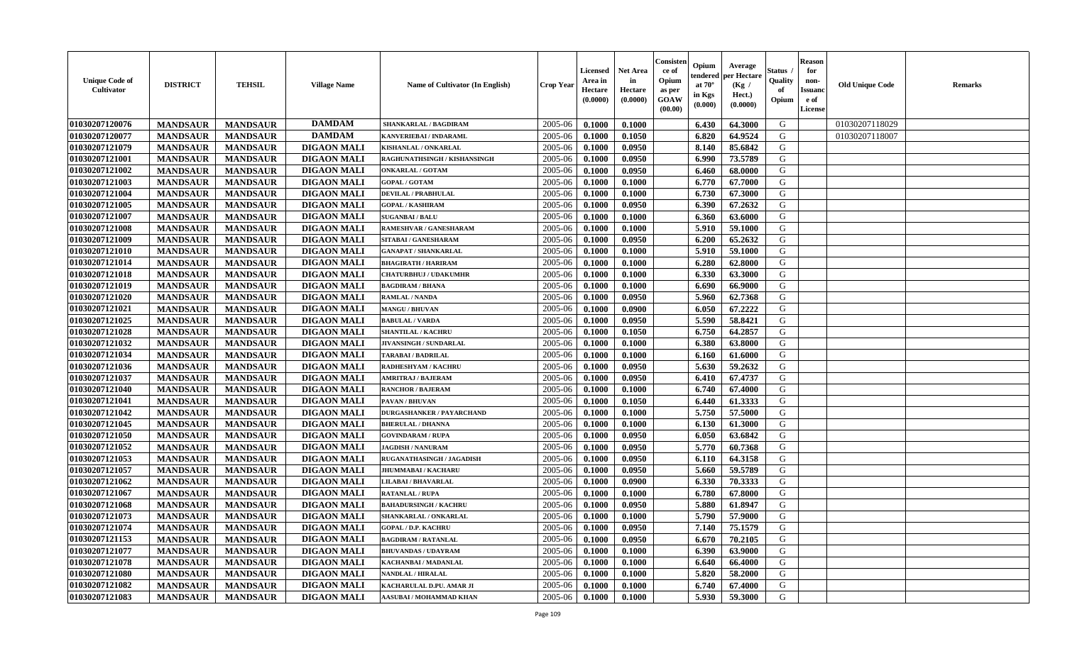| Unique Code of Cultivator | DISTRICT | TEHSIL | Village Name | Name of Cultivator (In English) | Crop Year | Licensed Area in Hectare (0.0000) | Net Area in Hectare (0.0000) | Consistence of Opium as per GOAW (00.00) | Opium tendered at 70° in Kgs (0.000) | Average per Hectare (Kg / Hect.) (0.0000) | Status / Quality of Opium | Reason for non-Issuance of License | Old Unique Code | Remarks |
|---|---|---|---|---|---|---|---|---|---|---|---|---|---|---|
| 01030207120076 | MANDSAUR | MANDSAUR | DAMDAM | SHANKARLAL / BAGDIRAM | 2005-06 | 0.1000 | 0.1000 | | 6.430 | 64.3000 | G | | 01030207118029 | |
| 01030207120077 | MANDSAUR | MANDSAUR | DAMDAM | KANVERIEBAI / INDARAML | 2005-06 | 0.1000 | 0.1050 | | 6.820 | 64.9524 | G | | 01030207118007 | |
| 01030207121079 | MANDSAUR | MANDSAUR | DIGAON MALI | KISHANLAL / ONKARLAL | 2005-06 | 0.1000 | 0.0950 | | 8.140 | 85.6842 | G | | | |
| 01030207121001 | MANDSAUR | MANDSAUR | DIGAON MALI | RAGHUNATHSINGH / KISHANSINGH | 2005-06 | 0.1000 | 0.0950 | | 6.990 | 73.5789 | G | | | |
| 01030207121002 | MANDSAUR | MANDSAUR | DIGAON MALI | ONKARLAL / GOTAM | 2005-06 | 0.1000 | 0.0950 | | 6.460 | 68.0000 | G | | | |
| 01030207121003 | MANDSAUR | MANDSAUR | DIGAON MALI | GOPAL / GOTAM | 2005-06 | 0.1000 | 0.1000 | | 6.770 | 67.7000 | G | | | |
| 01030207121004 | MANDSAUR | MANDSAUR | DIGAON MALI | DEVILAL / PRABHULAL | 2005-06 | 0.1000 | 0.1000 | | 6.730 | 67.3000 | G | | | |
| 01030207121005 | MANDSAUR | MANDSAUR | DIGAON MALI | GOPAL / KASHIRAM | 2005-06 | 0.1000 | 0.0950 | | 6.390 | 67.2632 | G | | | |
| 01030207121007 | MANDSAUR | MANDSAUR | DIGAON MALI | SUGANBAI / BALU | 2005-06 | 0.1000 | 0.1000 | | 6.360 | 63.6000 | G | | | |
| 01030207121008 | MANDSAUR | MANDSAUR | DIGAON MALI | RAMESHVAR / GANESHARAM | 2005-06 | 0.1000 | 0.1000 | | 5.910 | 59.1000 | G | | | |
| 01030207121009 | MANDSAUR | MANDSAUR | DIGAON MALI | SITABAI / GANESHARAM | 2005-06 | 0.1000 | 0.0950 | | 6.200 | 65.2632 | G | | | |
| 01030207121010 | MANDSAUR | MANDSAUR | DIGAON MALI | GANAPAT / SHANKARLAL | 2005-06 | 0.1000 | 0.1000 | | 5.910 | 59.1000 | G | | | |
| 01030207121014 | MANDSAUR | MANDSAUR | DIGAON MALI | BHAGIRATH / HARIRAM | 2005-06 | 0.1000 | 0.1000 | | 6.280 | 62.8000 | G | | | |
| 01030207121018 | MANDSAUR | MANDSAUR | DIGAON MALI | CHATURBHUJ / UDAKUMHR | 2005-06 | 0.1000 | 0.1000 | | 6.330 | 63.3000 | G | | | |
| 01030207121019 | MANDSAUR | MANDSAUR | DIGAON MALI | BAGDIRAM / BHANA | 2005-06 | 0.1000 | 0.1000 | | 6.690 | 66.9000 | G | | | |
| 01030207121020 | MANDSAUR | MANDSAUR | DIGAON MALI | RAMLAL / NANDA | 2005-06 | 0.1000 | 0.0950 | | 5.960 | 62.7368 | G | | | |
| 01030207121021 | MANDSAUR | MANDSAUR | DIGAON MALI | MANGU / BHUVAN | 2005-06 | 0.1000 | 0.0900 | | 6.050 | 67.2222 | G | | | |
| 01030207121025 | MANDSAUR | MANDSAUR | DIGAON MALI | BABULAL / VARDA | 2005-06 | 0.1000 | 0.0950 | | 5.590 | 58.8421 | G | | | |
| 01030207121028 | MANDSAUR | MANDSAUR | DIGAON MALI | SHANTILAL / KACHRU | 2005-06 | 0.1000 | 0.1050 | | 6.750 | 64.2857 | G | | | |
| 01030207121032 | MANDSAUR | MANDSAUR | DIGAON MALI | JIVANSINGH / SUNDARLAL | 2005-06 | 0.1000 | 0.1000 | | 6.380 | 63.8000 | G | | | |
| 01030207121034 | MANDSAUR | MANDSAUR | DIGAON MALI | TARABAI / BADRILAL | 2005-06 | 0.1000 | 0.1000 | | 6.160 | 61.6000 | G | | | |
| 01030207121036 | MANDSAUR | MANDSAUR | DIGAON MALI | RADHESHYAM / KACHRU | 2005-06 | 0.1000 | 0.0950 | | 5.630 | 59.2632 | G | | | |
| 01030207121037 | MANDSAUR | MANDSAUR | DIGAON MALI | AMRITRAJ / BAJERAM | 2005-06 | 0.1000 | 0.0950 | | 6.410 | 67.4737 | G | | | |
| 01030207121040 | MANDSAUR | MANDSAUR | DIGAON MALI | RANCHOR / BAJERAM | 2005-06 | 0.1000 | 0.1000 | | 6.740 | 67.4000 | G | | | |
| 01030207121041 | MANDSAUR | MANDSAUR | DIGAON MALI | PAVAN / BHUVAN | 2005-06 | 0.1000 | 0.1050 | | 6.440 | 61.3333 | G | | | |
| 01030207121042 | MANDSAUR | MANDSAUR | DIGAON MALI | DURGASHANKER / PAYARCHAND | 2005-06 | 0.1000 | 0.1000 | | 5.750 | 57.5000 | G | | | |
| 01030207121045 | MANDSAUR | MANDSAUR | DIGAON MALI | BHERULAL / DHANNA | 2005-06 | 0.1000 | 0.1000 | | 6.130 | 61.3000 | G | | | |
| 01030207121050 | MANDSAUR | MANDSAUR | DIGAON MALI | GOVINDARAM / RUPA | 2005-06 | 0.1000 | 0.0950 | | 6.050 | 63.6842 | G | | | |
| 01030207121052 | MANDSAUR | MANDSAUR | DIGAON MALI | JAGDISH / NANURAM | 2005-06 | 0.1000 | 0.0950 | | 5.770 | 60.7368 | G | | | |
| 01030207121053 | MANDSAUR | MANDSAUR | DIGAON MALI | RUGANATHASINGH / JAGADISH | 2005-06 | 0.1000 | 0.0950 | | 6.110 | 64.3158 | G | | | |
| 01030207121057 | MANDSAUR | MANDSAUR | DIGAON MALI | JHUMMABAI / KACHARU | 2005-06 | 0.1000 | 0.0950 | | 5.660 | 59.5789 | G | | | |
| 01030207121062 | MANDSAUR | MANDSAUR | DIGAON MALI | LILABAI / BHAVARLAL | 2005-06 | 0.1000 | 0.0900 | | 6.330 | 70.3333 | G | | | |
| 01030207121067 | MANDSAUR | MANDSAUR | DIGAON MALI | RATANLAL / RUPA | 2005-06 | 0.1000 | 0.1000 | | 6.780 | 67.8000 | G | | | |
| 01030207121068 | MANDSAUR | MANDSAUR | DIGAON MALI | BAHADURSINGH / KACHRU | 2005-06 | 0.1000 | 0.0950 | | 5.880 | 61.8947 | G | | | |
| 01030207121073 | MANDSAUR | MANDSAUR | DIGAON MALI | SHANKARLAL / ONKARLAL | 2005-06 | 0.1000 | 0.1000 | | 5.790 | 57.9000 | G | | | |
| 01030207121074 | MANDSAUR | MANDSAUR | DIGAON MALI | GOPAL / D.P. KACHRU | 2005-06 | 0.1000 | 0.0950 | | 7.140 | 75.1579 | G | | | |
| 01030207121153 | MANDSAUR | MANDSAUR | DIGAON MALI | BAGDIRAM / RATANLAL | 2005-06 | 0.1000 | 0.0950 | | 6.670 | 70.2105 | G | | | |
| 01030207121077 | MANDSAUR | MANDSAUR | DIGAON MALI | BHUVANDAS / UDAYRAM | 2005-06 | 0.1000 | 0.1000 | | 6.390 | 63.9000 | G | | | |
| 01030207121078 | MANDSAUR | MANDSAUR | DIGAON MALI | KACHANBAI / MADANLAL | 2005-06 | 0.1000 | 0.1000 | | 6.640 | 66.4000 | G | | | |
| 01030207121080 | MANDSAUR | MANDSAUR | DIGAON MALI | NANDLAL / HIRALAL | 2005-06 | 0.1000 | 0.1000 | | 5.820 | 58.2000 | G | | | |
| 01030207121082 | MANDSAUR | MANDSAUR | DIGAON MALI | KACHARULAL D.PU. AMAR JI | 2005-06 | 0.1000 | 0.1000 | | 6.740 | 67.4000 | G | | | |
| 01030207121083 | MANDSAUR | MANDSAUR | DIGAON MALI | AASUBAI / MOHAMMAD KHAN | 2005-06 | 0.1000 | 0.1000 | | 5.930 | 59.3000 | G | | | |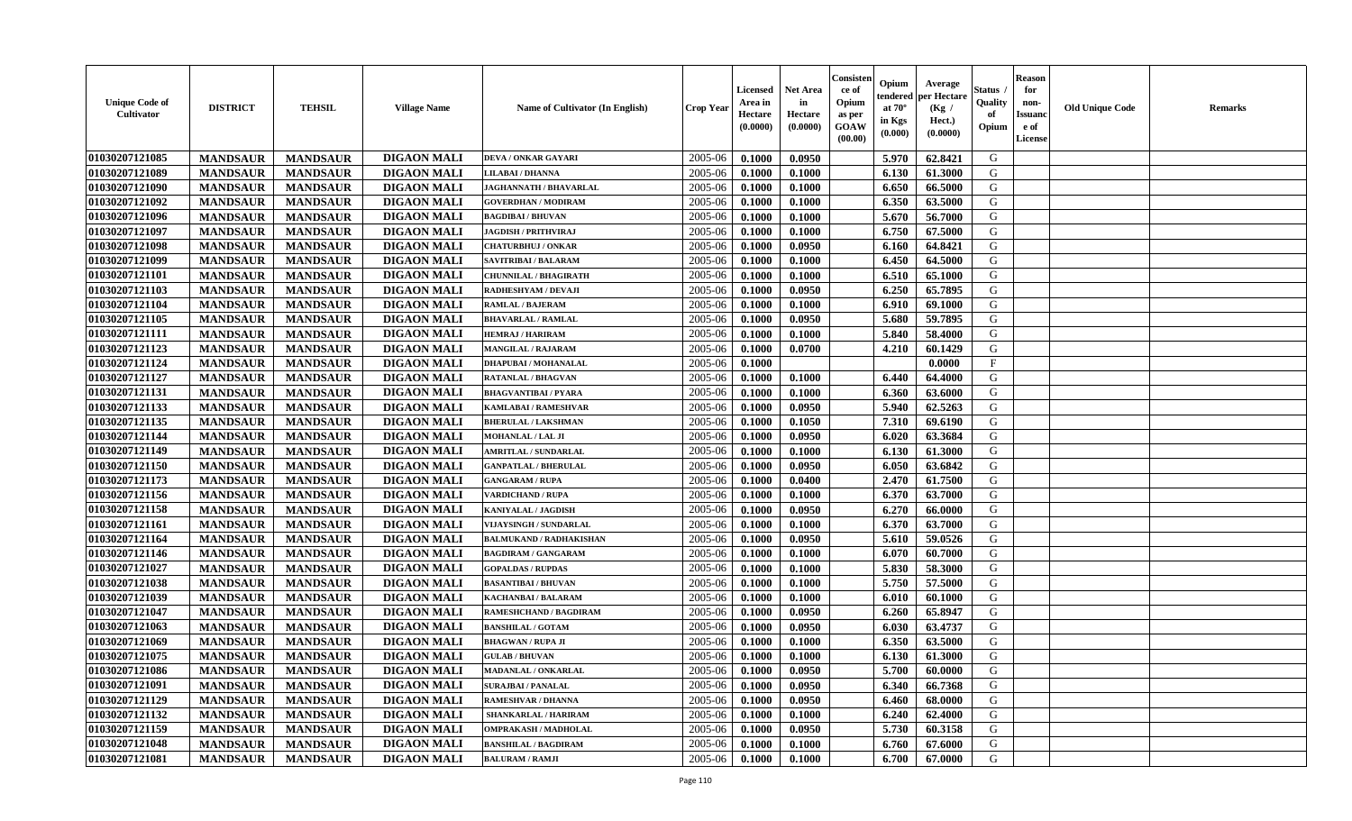| Unique Code of Cultivator | DISTRICT | TEHSIL | Village Name | Name of Cultivator (In English) | Crop Year | Licensed Area in Hectare (0.0000) | Net Area in Hectare (0.0000) | Consistence of Opium as per GOAW (00.00) | Opium tendered at 70° in Kgs (0.000) | Average per Hectare (Kg / Hect.) (0.0000) | Status / Quality of Opium | Reason for non-Issuance of License | Old Unique Code | Remarks |
|---|---|---|---|---|---|---|---|---|---|---|---|---|---|---|
| 01030207121085 | MANDSAUR | MANDSAUR | DIGAON MALI | DEVA / ONKAR GAYARI | 2005-06 | 0.1000 | 0.0950 | | 5.970 | 62.8421 | G | | | |
| 01030207121089 | MANDSAUR | MANDSAUR | DIGAON MALI | LILABAI / DHANNA | 2005-06 | 0.1000 | 0.1000 | | 6.130 | 61.3000 | G | | | |
| 01030207121090 | MANDSAUR | MANDSAUR | DIGAON MALI | JAGHANNATH / BHAVARLAL | 2005-06 | 0.1000 | 0.1000 | | 6.650 | 66.5000 | G | | | |
| 01030207121092 | MANDSAUR | MANDSAUR | DIGAON MALI | GOVERDHAN / MODIRAM | 2005-06 | 0.1000 | 0.1000 | | 6.350 | 63.5000 | G | | | |
| 01030207121096 | MANDSAUR | MANDSAUR | DIGAON MALI | BAGDIBAI / BHUVAN | 2005-06 | 0.1000 | 0.1000 | | 5.670 | 56.7000 | G | | | |
| 01030207121097 | MANDSAUR | MANDSAUR | DIGAON MALI | JAGDISH / PRITHVIRAJ | 2005-06 | 0.1000 | 0.1000 | | 6.750 | 67.5000 | G | | | |
| 01030207121098 | MANDSAUR | MANDSAUR | DIGAON MALI | CHATURBHUJ / ONKAR | 2005-06 | 0.1000 | 0.0950 | | 6.160 | 64.8421 | G | | | |
| 01030207121099 | MANDSAUR | MANDSAUR | DIGAON MALI | SAVITRIBAI / BALARAM | 2005-06 | 0.1000 | 0.1000 | | 6.450 | 64.5000 | G | | | |
| 01030207121101 | MANDSAUR | MANDSAUR | DIGAON MALI | CHUNNILAL / BHAGIRATH | 2005-06 | 0.1000 | 0.1000 | | 6.510 | 65.1000 | G | | | |
| 01030207121103 | MANDSAUR | MANDSAUR | DIGAON MALI | RADHESHYAM / DEVAJI | 2005-06 | 0.1000 | 0.0950 | | 6.250 | 65.7895 | G | | | |
| 01030207121104 | MANDSAUR | MANDSAUR | DIGAON MALI | RAMLAL / BAJERAM | 2005-06 | 0.1000 | 0.1000 | | 6.910 | 69.1000 | G | | | |
| 01030207121105 | MANDSAUR | MANDSAUR | DIGAON MALI | BHAVARLAL / RAMLAL | 2005-06 | 0.1000 | 0.0950 | | 5.680 | 59.7895 | G | | | |
| 01030207121111 | MANDSAUR | MANDSAUR | DIGAON MALI | HEMRAJ / HARIRAM | 2005-06 | 0.1000 | 0.1000 | | 5.840 | 58.4000 | G | | | |
| 01030207121123 | MANDSAUR | MANDSAUR | DIGAON MALI | MANGILAL / RAJARAM | 2005-06 | 0.1000 | 0.0700 | | 4.210 | 60.1429 | G | | | |
| 01030207121124 | MANDSAUR | MANDSAUR | DIGAON MALI | DHAPUBAI / MOHANALAL | 2005-06 | 0.1000 | | | | 0.0000 | F | | | |
| 01030207121127 | MANDSAUR | MANDSAUR | DIGAON MALI | RATANLAL / BHAGVAN | 2005-06 | 0.1000 | 0.1000 | | 6.440 | 64.4000 | G | | | |
| 01030207121131 | MANDSAUR | MANDSAUR | DIGAON MALI | BHAGVANTIBAI / PYARA | 2005-06 | 0.1000 | 0.1000 | | 6.360 | 63.6000 | G | | | |
| 01030207121133 | MANDSAUR | MANDSAUR | DIGAON MALI | KAMLABAI / RAMESHVAR | 2005-06 | 0.1000 | 0.0950 | | 5.940 | 62.5263 | G | | | |
| 01030207121135 | MANDSAUR | MANDSAUR | DIGAON MALI | BHERULAL / LAKSHMAN | 2005-06 | 0.1000 | 0.1050 | | 7.310 | 69.6190 | G | | | |
| 01030207121144 | MANDSAUR | MANDSAUR | DIGAON MALI | MOHANLAL / LAL JI | 2005-06 | 0.1000 | 0.0950 | | 6.020 | 63.3684 | G | | | |
| 01030207121149 | MANDSAUR | MANDSAUR | DIGAON MALI | AMRITLAL / SUNDARLAL | 2005-06 | 0.1000 | 0.1000 | | 6.130 | 61.3000 | G | | | |
| 01030207121150 | MANDSAUR | MANDSAUR | DIGAON MALI | GANPATLAL / BHERULAL | 2005-06 | 0.1000 | 0.0950 | | 6.050 | 63.6842 | G | | | |
| 01030207121173 | MANDSAUR | MANDSAUR | DIGAON MALI | GANGARAM / RUPA | 2005-06 | 0.1000 | 0.0400 | | 2.470 | 61.7500 | G | | | |
| 01030207121156 | MANDSAUR | MANDSAUR | DIGAON MALI | VARDICHAND / RUPA | 2005-06 | 0.1000 | 0.1000 | | 6.370 | 63.7000 | G | | | |
| 01030207121158 | MANDSAUR | MANDSAUR | DIGAON MALI | KANIYALAL / JAGDISH | 2005-06 | 0.1000 | 0.0950 | | 6.270 | 66.0000 | G | | | |
| 01030207121161 | MANDSAUR | MANDSAUR | DIGAON MALI | VIJAYSINGH / SUNDARLAL | 2005-06 | 0.1000 | 0.1000 | | 6.370 | 63.7000 | G | | | |
| 01030207121164 | MANDSAUR | MANDSAUR | DIGAON MALI | BALMUKAND / RADHAKISHAN | 2005-06 | 0.1000 | 0.0950 | | 5.610 | 59.0526 | G | | | |
| 01030207121146 | MANDSAUR | MANDSAUR | DIGAON MALI | BAGDIRAM / GANGARAM | 2005-06 | 0.1000 | 0.1000 | | 6.070 | 60.7000 | G | | | |
| 01030207121027 | MANDSAUR | MANDSAUR | DIGAON MALI | GOPALDAS / RUPDAS | 2005-06 | 0.1000 | 0.1000 | | 5.830 | 58.3000 | G | | | |
| 01030207121038 | MANDSAUR | MANDSAUR | DIGAON MALI | BASANTIBAI / BHUVAN | 2005-06 | 0.1000 | 0.1000 | | 5.750 | 57.5000 | G | | | |
| 01030207121039 | MANDSAUR | MANDSAUR | DIGAON MALI | KACHANBAI / BALARAM | 2005-06 | 0.1000 | 0.1000 | | 6.010 | 60.1000 | G | | | |
| 01030207121047 | MANDSAUR | MANDSAUR | DIGAON MALI | RAMESHCHAND / BAGDIRAM | 2005-06 | 0.1000 | 0.0950 | | 6.260 | 65.8947 | G | | | |
| 01030207121063 | MANDSAUR | MANDSAUR | DIGAON MALI | BANSHILAL / GOTAM | 2005-06 | 0.1000 | 0.0950 | | 6.030 | 63.4737 | G | | | |
| 01030207121069 | MANDSAUR | MANDSAUR | DIGAON MALI | BHAGWAN / RUPA JI | 2005-06 | 0.1000 | 0.1000 | | 6.350 | 63.5000 | G | | | |
| 01030207121075 | MANDSAUR | MANDSAUR | DIGAON MALI | GULAB / BHUVAN | 2005-06 | 0.1000 | 0.1000 | | 6.130 | 61.3000 | G | | | |
| 01030207121086 | MANDSAUR | MANDSAUR | DIGAON MALI | MADANLAL / ONKARLAL | 2005-06 | 0.1000 | 0.0950 | | 5.700 | 60.0000 | G | | | |
| 01030207121091 | MANDSAUR | MANDSAUR | DIGAON MALI | SURAJBAI / PANALAL | 2005-06 | 0.1000 | 0.0950 | | 6.340 | 66.7368 | G | | | |
| 01030207121129 | MANDSAUR | MANDSAUR | DIGAON MALI | RAMESHVAR / DHANNA | 2005-06 | 0.1000 | 0.0950 | | 6.460 | 68.0000 | G | | | |
| 01030207121132 | MANDSAUR | MANDSAUR | DIGAON MALI | SHANKARLAL / HARIRAM | 2005-06 | 0.1000 | 0.1000 | | 6.240 | 62.4000 | G | | | |
| 01030207121159 | MANDSAUR | MANDSAUR | DIGAON MALI | OMPRAKASH / MADHOLAL | 2005-06 | 0.1000 | 0.0950 | | 5.730 | 60.3158 | G | | | |
| 01030207121048 | MANDSAUR | MANDSAUR | DIGAON MALI | BANSHILAL / BAGDIRAM | 2005-06 | 0.1000 | 0.1000 | | 6.760 | 67.6000 | G | | | |
| 01030207121081 | MANDSAUR | MANDSAUR | DIGAON MALI | BALURAM / RAMJI | 2005-06 | 0.1000 | 0.1000 | | 6.700 | 67.0000 | G | | | |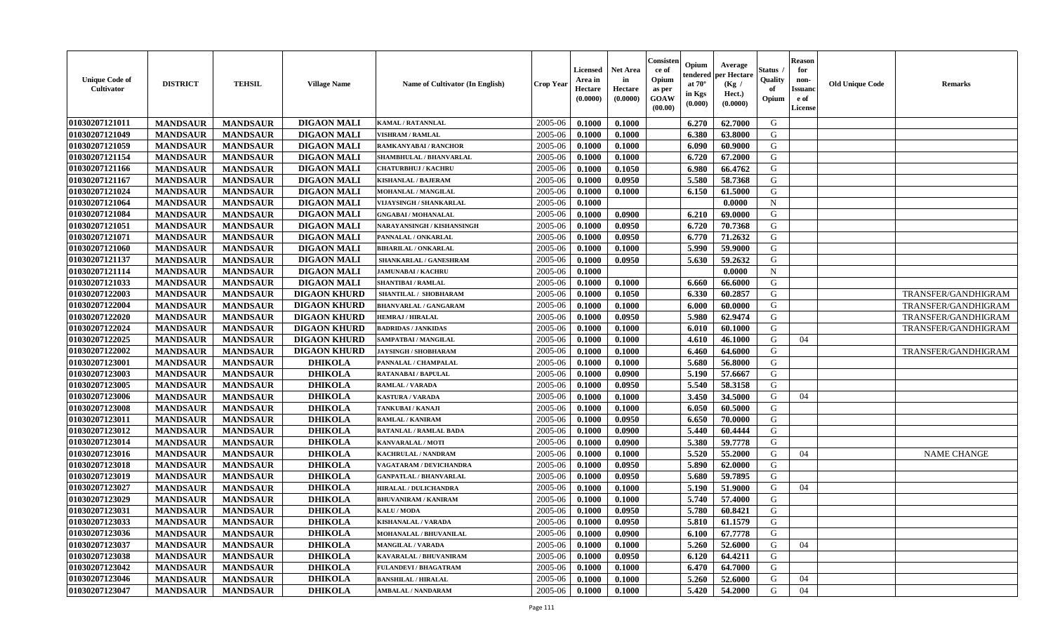| Unique Code of Cultivator | DISTRICT | TEHSIL | Village Name | Name of Cultivator (In English) | Crop Year | Licensed Area in Hectare (0.0000) | Net Area in Hectare (0.0000) | Consistence of Opium as per GOAW (00.00) | Opium tendered at 70° in Kgs (0.000) | Average per Hectare (Kg / Hect.) (0.0000) | Status / Quality of Opium | Reason for non-Issuance of License | Old Unique Code | Remarks |
|---|---|---|---|---|---|---|---|---|---|---|---|---|---|---|
| 01030207121011 | MANDSAUR | MANDSAUR | DIGAON MALI | KAMAL / RATANNLAL | 2005-06 | 0.1000 | 0.1000 | | 6.270 | 62.7000 | G | | | |
| 01030207121049 | MANDSAUR | MANDSAUR | DIGAON MALI | VISHRAM / RAMLAL | 2005-06 | 0.1000 | 0.1000 | | 6.380 | 63.8000 | G | | | |
| 01030207121059 | MANDSAUR | MANDSAUR | DIGAON MALI | RAMKANYABAI / RANCHOR | 2005-06 | 0.1000 | 0.1000 | | 6.090 | 60.9000 | G | | | |
| 01030207121154 | MANDSAUR | MANDSAUR | DIGAON MALI | SHAMBHULAL / BHANVARLAL | 2005-06 | 0.1000 | 0.1000 | | 6.720 | 67.2000 | G | | | |
| 01030207121166 | MANDSAUR | MANDSAUR | DIGAON MALI | CHATURBHUJ / KACHRU | 2005-06 | 0.1000 | 0.1050 | | 6.980 | 66.4762 | G | | | |
| 01030207121167 | MANDSAUR | MANDSAUR | DIGAON MALI | KISHANLAL / BAJERAM | 2005-06 | 0.1000 | 0.0950 | | 5.580 | 58.7368 | G | | | |
| 01030207121024 | MANDSAUR | MANDSAUR | DIGAON MALI | MOHANLAL / MANGILAL | 2005-06 | 0.1000 | 0.1000 | | 6.150 | 61.5000 | G | | | |
| 01030207121064 | MANDSAUR | MANDSAUR | DIGAON MALI | VIJAYSINGH / SHANKARLAL | 2005-06 | 0.1000 | | | | 0.0000 | N | | | |
| 01030207121084 | MANDSAUR | MANDSAUR | DIGAON MALI | GNGABAI / MOHANALAL | 2005-06 | 0.1000 | 0.0900 | | 6.210 | 69.0000 | G | | | |
| 01030207121051 | MANDSAUR | MANDSAUR | DIGAON MALI | NARAYANSINGH / KISHANSINGH | 2005-06 | 0.1000 | 0.0950 | | 6.720 | 70.7368 | G | | | |
| 01030207121071 | MANDSAUR | MANDSAUR | DIGAON MALI | PANNALAL / ONKARLAL | 2005-06 | 0.1000 | 0.0950 | | 6.770 | 71.2632 | G | | | |
| 01030207121060 | MANDSAUR | MANDSAUR | DIGAON MALI | BIHARILAL / ONKARLAL | 2005-06 | 0.1000 | 0.1000 | | 5.990 | 59.9000 | G | | | |
| 01030207121137 | MANDSAUR | MANDSAUR | DIGAON MALI | SHANKARLAL / GANESHRAM | 2005-06 | 0.1000 | 0.0950 | | 5.630 | 59.2632 | G | | | |
| 01030207121114 | MANDSAUR | MANDSAUR | DIGAON MALI | JAMUNABAI / KACHRU | 2005-06 | 0.1000 | | | | 0.0000 | N | | | |
| 01030207121033 | MANDSAUR | MANDSAUR | DIGAON MALI | SHANTIBAI / RAMLAL | 2005-06 | 0.1000 | 0.1000 | | 6.660 | 66.6000 | G | | | |
| 01030207122003 | MANDSAUR | MANDSAUR | DIGAON KHURD | SHANTILAL / SHOBHARAM | 2005-06 | 0.1000 | 0.1050 | | 6.330 | 60.2857 | G | | | TRANSFER/GANDHIGRAM |
| 01030207122004 | MANDSAUR | MANDSAUR | DIGAON KHURD | BHANVARLAL / GANGARAM | 2005-06 | 0.1000 | 0.1000 | | 6.000 | 60.0000 | G | | | TRANSFER/GANDHIGRAM |
| 01030207122020 | MANDSAUR | MANDSAUR | DIGAON KHURD | HEMRAJ / HIRALAL | 2005-06 | 0.1000 | 0.0950 | | 5.980 | 62.9474 | G | | | TRANSFER/GANDHIGRAM |
| 01030207122024 | MANDSAUR | MANDSAUR | DIGAON KHURD | BADRIDAS / JANKIDAS | 2005-06 | 0.1000 | 0.1000 | | 6.010 | 60.1000 | G | | | TRANSFER/GANDHIGRAM |
| 01030207122025 | MANDSAUR | MANDSAUR | DIGAON KHURD | SAMPATBAI / MANGILAL | 2005-06 | 0.1000 | 0.1000 | | 4.610 | 46.1000 | G | 04 | | |
| 01030207122002 | MANDSAUR | MANDSAUR | DIGAON KHURD | JAYSINGH / SHOBHARAM | 2005-06 | 0.1000 | 0.1000 | | 6.460 | 64.6000 | G | | | TRANSFER/GANDHIGRAM |
| 01030207123001 | MANDSAUR | MANDSAUR | DHIKOLA | PANNALAL / CHAMPALAL | 2005-06 | 0.1000 | 0.1000 | | 5.680 | 56.8000 | G | | | |
| 01030207123003 | MANDSAUR | MANDSAUR | DHIKOLA | RATANABAI / BAPULAL | 2005-06 | 0.1000 | 0.0900 | | 5.190 | 57.6667 | G | | | |
| 01030207123005 | MANDSAUR | MANDSAUR | DHIKOLA | RAMLAL / VARADA | 2005-06 | 0.1000 | 0.0950 | | 5.540 | 58.3158 | G | | | |
| 01030207123006 | MANDSAUR | MANDSAUR | DHIKOLA | KASTURA / VARADA | 2005-06 | 0.1000 | 0.1000 | | 3.450 | 34.5000 | G | 04 | | |
| 01030207123008 | MANDSAUR | MANDSAUR | DHIKOLA | TANKUBAI / KANAJI | 2005-06 | 0.1000 | 0.1000 | | 6.050 | 60.5000 | G | | | |
| 01030207123011 | MANDSAUR | MANDSAUR | DHIKOLA | RAMLAL / KANIRAM | 2005-06 | 0.1000 | 0.0950 | | 6.650 | 70.0000 | G | | | |
| 01030207123012 | MANDSAUR | MANDSAUR | DHIKOLA | RATANLAL / RAMLAL BADA | 2005-06 | 0.1000 | 0.0900 | | 5.440 | 60.4444 | G | | | |
| 01030207123014 | MANDSAUR | MANDSAUR | DHIKOLA | KANVARALAL / MOTI | 2005-06 | 0.1000 | 0.0900 | | 5.380 | 59.7778 | G | | | |
| 01030207123016 | MANDSAUR | MANDSAUR | DHIKOLA | KACHRULAL / NANDRAM | 2005-06 | 0.1000 | 0.1000 | | 5.520 | 55.2000 | G | 04 | | NAME CHANGE |
| 01030207123018 | MANDSAUR | MANDSAUR | DHIKOLA | VAGATARAM / DEVICHANDRA | 2005-06 | 0.1000 | 0.0950 | | 5.890 | 62.0000 | G | | | |
| 01030207123019 | MANDSAUR | MANDSAUR | DHIKOLA | GANPATLAL / BHANVARLAL | 2005-06 | 0.1000 | 0.0950 | | 5.680 | 59.7895 | G | | | |
| 01030207123027 | MANDSAUR | MANDSAUR | DHIKOLA | HIRALAL / DULICHANDRA | 2005-06 | 0.1000 | 0.1000 | | 5.190 | 51.9000 | G | 04 | | |
| 01030207123029 | MANDSAUR | MANDSAUR | DHIKOLA | BHUVANIRAM / KANIRAM | 2005-06 | 0.1000 | 0.1000 | | 5.740 | 57.4000 | G | | | |
| 01030207123031 | MANDSAUR | MANDSAUR | DHIKOLA | KALU / MODA | 2005-06 | 0.1000 | 0.0950 | | 5.780 | 60.8421 | G | | | |
| 01030207123033 | MANDSAUR | MANDSAUR | DHIKOLA | KISHANALAL / VARADA | 2005-06 | 0.1000 | 0.0950 | | 5.810 | 61.1579 | G | | | |
| 01030207123036 | MANDSAUR | MANDSAUR | DHIKOLA | MOHANALAL / BHUVANILAL | 2005-06 | 0.1000 | 0.0900 | | 6.100 | 67.7778 | G | | | |
| 01030207123037 | MANDSAUR | MANDSAUR | DHIKOLA | MANGILAL / VARADA | 2005-06 | 0.1000 | 0.1000 | | 5.260 | 52.6000 | G | 04 | | |
| 01030207123038 | MANDSAUR | MANDSAUR | DHIKOLA | KAVARALAL / BHUVANIRAM | 2005-06 | 0.1000 | 0.0950 | | 6.120 | 64.4211 | G | | | |
| 01030207123042 | MANDSAUR | MANDSAUR | DHIKOLA | FULANDEVI / BHAGATRAM | 2005-06 | 0.1000 | 0.1000 | | 6.470 | 64.7000 | G | | | |
| 01030207123046 | MANDSAUR | MANDSAUR | DHIKOLA | BANSHILAL / HIRALAL | 2005-06 | 0.1000 | 0.1000 | | 5.260 | 52.6000 | G | 04 | | |
| 01030207123047 | MANDSAUR | MANDSAUR | DHIKOLA | AMBALAL / NANDARAM | 2005-06 | 0.1000 | 0.1000 | | 5.420 | 54.2000 | G | 04 | | |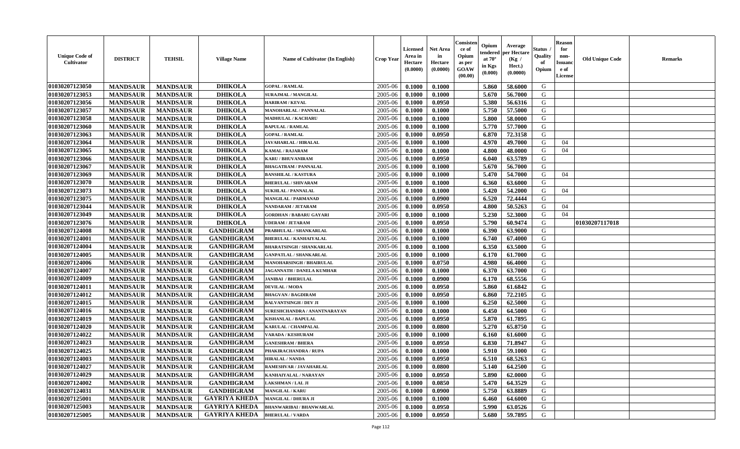| Unique Code of Cultivator | DISTRICT | TEHSIL | Village Name | Name of Cultivator (In English) | Crop Year | Licensed Area in Hectare (0.0000) | Net Area in Hectare (0.0000) | Consistence of Opium as per GOAW (00.00) | Opium tendered at 70° in Kgs (0.000) | Average per Hectare (Kg / Hect.) (0.0000) | Status / Quality of Opium | Reason for non-Issuance of License | Old Unique Code | Remarks |
|---|---|---|---|---|---|---|---|---|---|---|---|---|---|---|
| 01030207123050 | MANDSAUR | MANDSAUR | DHIKOLA | GOPAL / RAMLAL | 2005-06 | 0.1000 | 0.1000 | | 5.860 | 58.6000 | G | | | |
| 01030207123053 | MANDSAUR | MANDSAUR | DHIKOLA | SURAJMAL / MANGILAL | 2005-06 | 0.1000 | 0.1000 | | 5.670 | 56.7000 | G | | | |
| 01030207123056 | MANDSAUR | MANDSAUR | DHIKOLA | HARIRAM / KEVAL | 2005-06 | 0.1000 | 0.0950 | | 5.380 | 56.6316 | G | | | |
| 01030207123057 | MANDSAUR | MANDSAUR | DHIKOLA | MANOHARLAL / PANNALAL | 2005-06 | 0.1000 | 0.1000 | | 5.750 | 57.5000 | G | | | |
| 01030207123058 | MANDSAUR | MANDSAUR | DHIKOLA | MADHULAL / KACHARU | 2005-06 | 0.1000 | 0.1000 | | 5.800 | 58.0000 | G | | | |
| 01030207123060 | MANDSAUR | MANDSAUR | DHIKOLA | BAPULAL / RAMLAL | 2005-06 | 0.1000 | 0.1000 | | 5.770 | 57.7000 | G | | | |
| 01030207123063 | MANDSAUR | MANDSAUR | DHIKOLA | GOPAL / RAMLAL | 2005-06 | 0.1000 | 0.0950 | | 6.870 | 72.3158 | G | | | |
| 01030207123064 | MANDSAUR | MANDSAUR | DHIKOLA | JAVAHARLAL / HIRALAL | 2005-06 | 0.1000 | 0.1000 | | 4.970 | 49.7000 | G | 04 | | |
| 01030207123065 | MANDSAUR | MANDSAUR | DHIKOLA | KAMAL / RAJARAM | 2005-06 | 0.1000 | 0.1000 | | 4.800 | 48.0000 | G | 04 | | |
| 01030207123066 | MANDSAUR | MANDSAUR | DHIKOLA | KARU / BHUVANIRAM | 2005-06 | 0.1000 | 0.0950 | | 6.040 | 63.5789 | G | | | |
| 01030207123067 | MANDSAUR | MANDSAUR | DHIKOLA | BHAGATRAM / PANNALAL | 2005-06 | 0.1000 | 0.1000 | | 5.670 | 56.7000 | G | | | |
| 01030207123069 | MANDSAUR | MANDSAUR | DHIKOLA | BANSHILAL / KASTURA | 2005-06 | 0.1000 | 0.1000 | | 5.470 | 54.7000 | G | 04 | | |
| 01030207123070 | MANDSAUR | MANDSAUR | DHIKOLA | BHERULAL / SHIVARAM | 2005-06 | 0.1000 | 0.1000 | | 6.360 | 63.6000 | G | | | |
| 01030207123073 | MANDSAUR | MANDSAUR | DHIKOLA | SUKHLAL / PANNALAL | 2005-06 | 0.1000 | 0.1000 | | 5.420 | 54.2000 | G | 04 | | |
| 01030207123075 | MANDSAUR | MANDSAUR | DHIKOLA | MANGILAL / PARMANAD | 2005-06 | 0.1000 | 0.0900 | | 6.520 | 72.4444 | G | | | |
| 01030207123044 | MANDSAUR | MANDSAUR | DHIKOLA | NANDARAM / JETARAM | 2005-06 | 0.1000 | 0.0950 | | 4.800 | 50.5263 | G | 04 | | |
| 01030207123049 | MANDSAUR | MANDSAUR | DHIKOLA | GORDHAN / BABARU GAYARI | 2005-06 | 0.1000 | 0.1000 | | 5.230 | 52.3000 | G | 04 | | |
| 01030207123076 | MANDSAUR | MANDSAUR | DHIKOLA | UDERAM / JETARAM | 2005-06 | 0.1000 | 0.0950 | | 5.790 | 60.9474 | G | | 01030207117018 | |
| 01030207124008 | MANDSAUR | MANDSAUR | GANDHIGRAM | PRABHULAL / SHANKARLAL | 2005-06 | 0.1000 | 0.1000 | | 6.390 | 63.9000 | G | | | |
| 01030207124001 | MANDSAUR | MANDSAUR | GANDHIGRAM | BHERULAL / KANHAIYALAL | 2005-06 | 0.1000 | 0.1000 | | 6.740 | 67.4000 | G | | | |
| 01030207124004 | MANDSAUR | MANDSAUR | GANDHIGRAM | BHARATSINGH / SHANKARLAL | 2005-06 | 0.1000 | 0.1000 | | 6.350 | 63.5000 | G | | | |
| 01030207124005 | MANDSAUR | MANDSAUR | GANDHIGRAM | GANPATLAL / SHANKARLAL | 2005-06 | 0.1000 | 0.1000 | | 6.170 | 61.7000 | G | | | |
| 01030207124006 | MANDSAUR | MANDSAUR | GANDHIGRAM | MANOHARSINGH / BHAIRULAL | 2005-06 | 0.1000 | 0.0750 | | 4.980 | 66.4000 | G | | | |
| 01030207124007 | MANDSAUR | MANDSAUR | GANDHIGRAM | JAGANNATH / DANELA KUMHAR | 2005-06 | 0.1000 | 0.1000 | | 6.370 | 63.7000 | G | | | |
| 01030207124009 | MANDSAUR | MANDSAUR | GANDHIGRAM | JANIBAI / BHERULAL | 2005-06 | 0.1000 | 0.0900 | | 6.170 | 68.5556 | G | | | |
| 01030207124011 | MANDSAUR | MANDSAUR | GANDHIGRAM | DEVILAL / MODA | 2005-06 | 0.1000 | 0.0950 | | 5.860 | 61.6842 | G | | | |
| 01030207124012 | MANDSAUR | MANDSAUR | GANDHIGRAM | BHAGVAN / BAGDIRAM | 2005-06 | 0.1000 | 0.0950 | | 6.860 | 72.2105 | G | | | |
| 01030207124015 | MANDSAUR | MANDSAUR | GANDHIGRAM | BALVANTSINGH / DEV JI | 2005-06 | 0.1000 | 0.1000 | | 6.250 | 62.5000 | G | | | |
| 01030207124016 | MANDSAUR | MANDSAUR | GANDHIGRAM | SURESHCHANDRA / ANANTNARAYAN | 2005-06 | 0.1000 | 0.1000 | | 6.450 | 64.5000 | G | | | |
| 01030207124019 | MANDSAUR | MANDSAUR | GANDHIGRAM | KISHANLAL / BAPULAL | 2005-06 | 0.1000 | 0.0950 | | 5.870 | 61.7895 | G | | | |
| 01030207124020 | MANDSAUR | MANDSAUR | GANDHIGRAM | KARULAL / CHAMPALAL | 2005-06 | 0.1000 | 0.0800 | | 5.270 | 65.8750 | G | | | |
| 01030207124022 | MANDSAUR | MANDSAUR | GANDHIGRAM | VARADA / KESHURAM | 2005-06 | 0.1000 | 0.1000 | | 6.160 | 61.6000 | G | | | |
| 01030207124023 | MANDSAUR | MANDSAUR | GANDHIGRAM | GANESHRAM / BHERA | 2005-06 | 0.1000 | 0.0950 | | 6.830 | 71.8947 | G | | | |
| 01030207124025 | MANDSAUR | MANDSAUR | GANDHIGRAM | PHAKIRACHANDRA / RUPA | 2005-06 | 0.1000 | 0.1000 | | 5.910 | 59.1000 | G | | | |
| 01030207124003 | MANDSAUR | MANDSAUR | GANDHIGRAM | HIRALAL / NANDA | 2005-06 | 0.1000 | 0.0950 | | 6.510 | 68.5263 | G | | | |
| 01030207124027 | MANDSAUR | MANDSAUR | GANDHIGRAM | RAMESHVAR / JAVAHARLAL | 2005-06 | 0.1000 | 0.0800 | | 5.140 | 64.2500 | G | | | |
| 01030207124029 | MANDSAUR | MANDSAUR | GANDHIGRAM | KANHAIYALAL / NARAYAN | 2005-06 | 0.1000 | 0.0950 | | 5.890 | 62.0000 | G | | | |
| 01030207124002 | MANDSAUR | MANDSAUR | GANDHIGRAM | LAKSHMAN / LAL JI | 2005-06 | 0.1000 | 0.0850 | | 5.470 | 64.3529 | G | | | |
| 01030207124031 | MANDSAUR | MANDSAUR | GANDHIGRAM | MANGILAL / KARU | 2005-06 | 0.1000 | 0.0900 | | 5.750 | 63.8889 | G | | | |
| 01030207125001 | MANDSAUR | MANDSAUR | GAYRIYA KHEDA | MANGILAL / DHURA JI | 2005-06 | 0.1000 | 0.1000 | | 6.460 | 64.6000 | G | | | |
| 01030207125003 | MANDSAUR | MANDSAUR | GAYRIYA KHEDA | BHANWARIBAI / BHANWARLAL | 2005-06 | 0.1000 | 0.0950 | | 5.990 | 63.0526 | G | | | |
| 01030207125005 | MANDSAUR | MANDSAUR | GAYRIYA KHEDA | BHERULAL / VARDA | 2005-06 | 0.1000 | 0.0950 | | 5.680 | 59.7895 | G | | | |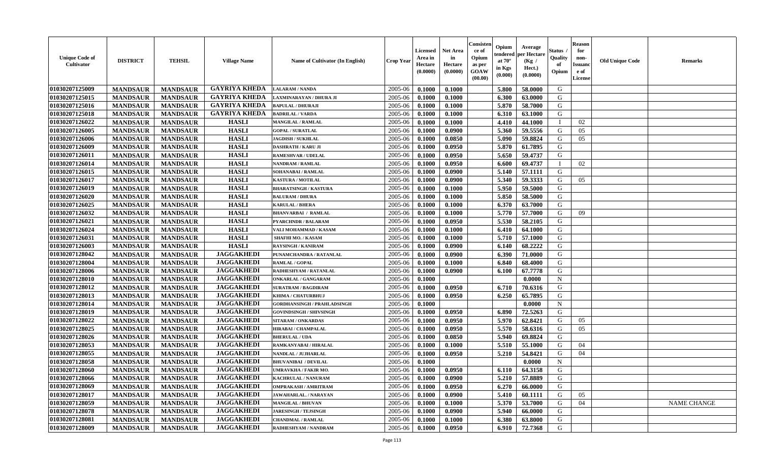| Unique Code of Cultivator | DISTRICT | TEHSIL | Village Name | Name of Cultivator (In English) | Crop Year | Licensed Area in Hectare (0.0000) | Net Area in Hectare (0.0000) | Consistence of Opium as per GOAW (00.00) | Opium tendered at 70° in Kgs (0.000) | Average per Hectare (Kg / Hect.) (0.0000) | Status / Quality of Opium | Reason for non-Issuance of License | Old Unique Code | Remarks |
|---|---|---|---|---|---|---|---|---|---|---|---|---|---|---|
| 01030207125009 | MANDSAUR | MANDSAUR | GAYRIYA KHEDA | LALARAM / NANDA | 2005-06 | 0.1000 | 0.1000 | | 5.800 | 58.0000 | G | | | |
| 01030207125015 | MANDSAUR | MANDSAUR | GAYRIYA KHEDA | LAXMINARAYAN / DHURA JI | 2005-06 | 0.1000 | 0.1000 | | 6.300 | 63.0000 | G | | | |
| 01030207125016 | MANDSAUR | MANDSAUR | GAYRIYA KHEDA | BAPULAL / DHURAJI | 2005-06 | 0.1000 | 0.1000 | | 5.870 | 58.7000 | G | | | |
| 01030207125018 | MANDSAUR | MANDSAUR | GAYRIYA KHEDA | BADRILAL / VARDA | 2005-06 | 0.1000 | 0.1000 | | 6.310 | 63.1000 | G | | | |
| 01030207126022 | MANDSAUR | MANDSAUR | HASLI | MANGILAL / RAMLAL | 2005-06 | 0.1000 | 0.1000 | | 4.410 | 44.1000 | I | 02 | | |
| 01030207126005 | MANDSAUR | MANDSAUR | HASLI | GOPAL / SURATLAL | 2005-06 | 0.1000 | 0.0900 | | 5.360 | 59.5556 | G | 05 | | |
| 01030207126006 | MANDSAUR | MANDSAUR | HASLI | JAGDISH / SUKHLAL | 2005-06 | 0.1000 | 0.0850 | | 5.090 | 59.8824 | G | 05 | | |
| 01030207126009 | MANDSAUR | MANDSAUR | HASLI | DASHRATH / KARU JI | 2005-06 | 0.1000 | 0.0950 | | 5.870 | 61.7895 | G | | | |
| 01030207126011 | MANDSAUR | MANDSAUR | HASLI | RAMESHVAR / UDELAL | 2005-06 | 0.1000 | 0.0950 | | 5.650 | 59.4737 | G | | | |
| 01030207126014 | MANDSAUR | MANDSAUR | HASLI | NANDRAM / RAMLAL | 2005-06 | 0.1000 | 0.0950 | | 6.600 | 69.4737 | I | 02 | | |
| 01030207126015 | MANDSAUR | MANDSAUR | HASLI | SOHANABAI / RAMLAL | 2005-06 | 0.1000 | 0.0900 | | 5.140 | 57.1111 | G | | | |
| 01030207126017 | MANDSAUR | MANDSAUR | HASLI | KASTURA / MOTILAL | 2005-06 | 0.1000 | 0.0900 | | 5.340 | 59.3333 | G | 05 | | |
| 01030207126019 | MANDSAUR | MANDSAUR | HASLI | BHARATSINGH / KASTURA | 2005-06 | 0.1000 | 0.1000 | | 5.950 | 59.5000 | G | | | |
| 01030207126020 | MANDSAUR | MANDSAUR | HASLI | BALURAM / DHURA | 2005-06 | 0.1000 | 0.1000 | | 5.850 | 58.5000 | G | | | |
| 01030207126025 | MANDSAUR | MANDSAUR | HASLI | KARULAL / BHERA | 2005-06 | 0.1000 | 0.1000 | | 6.370 | 63.7000 | G | | | |
| 01030207126032 | MANDSAUR | MANDSAUR | HASLI | BHANVARBAI / RAMLAL | 2005-06 | 0.1000 | 0.1000 | | 5.770 | 57.7000 | G | 09 | | |
| 01030207126021 | MANDSAUR | MANDSAUR | HASLI | PYARCHNDR / BALARAM | 2005-06 | 0.1000 | 0.0950 | | 5.530 | 58.2105 | G | | | |
| 01030207126024 | MANDSAUR | MANDSAUR | HASLI | VALI MOHAMMAD / KASAM | 2005-06 | 0.1000 | 0.1000 | | 6.410 | 64.1000 | G | | | |
| 01030207126031 | MANDSAUR | MANDSAUR | HASLI | SHAFHI MO. / KASAM | 2005-06 | 0.1000 | 0.1000 | | 5.710 | 57.1000 | G | | | |
| 01030207126003 | MANDSAUR | MANDSAUR | HASLI | RAYSINGH / KANIRAM | 2005-06 | 0.1000 | 0.0900 | | 6.140 | 68.2222 | G | | | |
| 01030207128042 | MANDSAUR | MANDSAUR | JAGGAKHEDI | PUNAMCHANDRA / RATANLAL | 2005-06 | 0.1000 | 0.0900 | | 6.390 | 71.0000 | G | | | |
| 01030207128004 | MANDSAUR | MANDSAUR | JAGGAKHEDI | RAMLAL / GOPAL | 2005-06 | 0.1000 | 0.1000 | | 6.840 | 68.4000 | G | | | |
| 01030207128006 | MANDSAUR | MANDSAUR | JAGGAKHEDI | RADHESHYAM / RATANLAL | 2005-06 | 0.1000 | 0.0900 | | 6.100 | 67.7778 | G | | | |
| 01030207128010 | MANDSAUR | MANDSAUR | JAGGAKHEDI | ONKARLAL / GANGARAM | 2005-06 | 0.1000 | | | | 0.0000 | N | | | |
| 01030207128012 | MANDSAUR | MANDSAUR | JAGGAKHEDI | SURATRAM / BAGDIRAM | 2005-06 | 0.1000 | 0.0950 | | 6.710 | 70.6316 | G | | | |
| 01030207128013 | MANDSAUR | MANDSAUR | JAGGAKHEDI | KHIMA / CHATURBHUJ | 2005-06 | 0.1000 | 0.0950 | | 6.250 | 65.7895 | G | | | |
| 01030207128014 | MANDSAUR | MANDSAUR | JAGGAKHEDI | GORDHANSINGH / PRAHLADSINGH | 2005-06 | 0.1000 | | | | 0.0000 | N | | | |
| 01030207128019 | MANDSAUR | MANDSAUR | JAGGAKHEDI | GOVINDSINGH / SHIVSINGH | 2005-06 | 0.1000 | 0.0950 | | 6.890 | 72.5263 | G | | | |
| 01030207128022 | MANDSAUR | MANDSAUR | JAGGAKHEDI | SITARAM / ONKARDAS | 2005-06 | 0.1000 | 0.0950 | | 5.970 | 62.8421 | G | 05 | | |
| 01030207128025 | MANDSAUR | MANDSAUR | JAGGAKHEDI | HIRABAI / CHAMPALAL | 2005-06 | 0.1000 | 0.0950 | | 5.570 | 58.6316 | G | 05 | | |
| 01030207128026 | MANDSAUR | MANDSAUR | JAGGAKHEDI | BHERULAL / UDA | 2005-06 | 0.1000 | 0.0850 | | 5.940 | 69.8824 | G | | | |
| 01030207128053 | MANDSAUR | MANDSAUR | JAGGAKHEDI | RAMKANYABAI / HIRALAL | 2005-06 | 0.1000 | 0.1000 | | 5.510 | 55.1000 | G | 04 | | |
| 01030207128055 | MANDSAUR | MANDSAUR | JAGGAKHEDI | NANDLAL / JUJHARLAL | 2005-06 | 0.1000 | 0.0950 | | 5.210 | 54.8421 | G | 04 | | |
| 01030207128058 | MANDSAUR | MANDSAUR | JAGGAKHEDI | BHUVANIBAI / DEVILAL | 2005-06 | 0.1000 | | | | 0.0000 | N | | | |
| 01030207128060 | MANDSAUR | MANDSAUR | JAGGAKHEDI | UMRAVKHA / FAKIR MO. | 2005-06 | 0.1000 | 0.0950 | | 6.110 | 64.3158 | G | | | |
| 01030207128066 | MANDSAUR | MANDSAUR | JAGGAKHEDI | KACHRULAL / NANURAM | 2005-06 | 0.1000 | 0.0900 | | 5.210 | 57.8889 | G | | | |
| 01030207128069 | MANDSAUR | MANDSAUR | JAGGAKHEDI | OMPRAKASH / AMRITRAM | 2005-06 | 0.1000 | 0.0950 | | 6.270 | 66.0000 | G | | | |
| 01030207128017 | MANDSAUR | MANDSAUR | JAGGAKHEDI | JAWAHARLAL. / NARAYAN | 2005-06 | 0.1000 | 0.0900 | | 5.410 | 60.1111 | G | 05 | | |
| 01030207128059 | MANDSAUR | MANDSAUR | JAGGAKHEDI | MANGILAL / BHUVAN | 2005-06 | 0.1000 | 0.1000 | | 5.370 | 53.7000 | G | 04 | | NAME CHANGE |
| 01030207128078 | MANDSAUR | MANDSAUR | JAGGAKHEDI | JARESINGH / TEJSINGH | 2005-06 | 0.1000 | 0.0900 | | 5.940 | 66.0000 | G | | | |
| 01030207128081 | MANDSAUR | MANDSAUR | JAGGAKHEDI | CHANDMAL / RAMLAL | 2005-06 | 0.1000 | 0.1000 | | 6.380 | 63.8000 | G | | | |
| 01030207128009 | MANDSAUR | MANDSAUR | JAGGAKHEDI | RADHESHYAM / NANDRAM | 2005-06 | 0.1000 | 0.0950 | | 6.910 | 72.7368 | G | | | |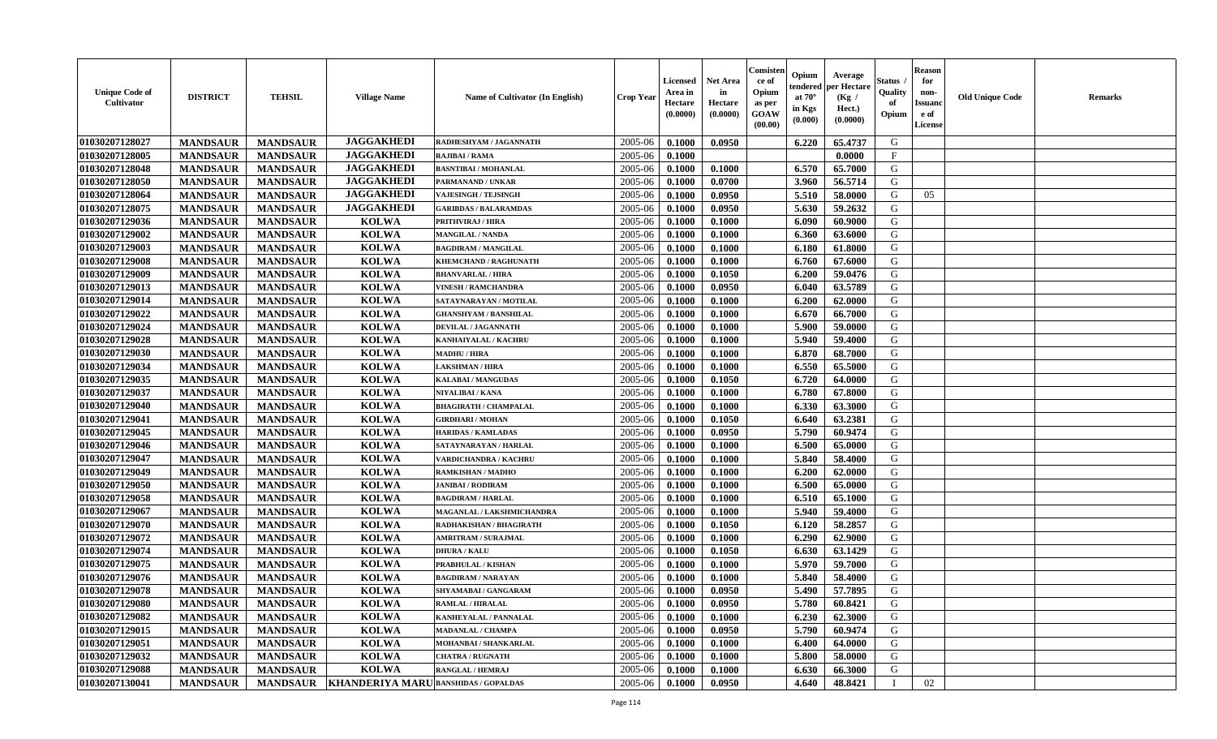| Unique Code of Cultivator | DISTRICT | TEHSIL | Village Name | Name of Cultivator (In English) | Crop Year | Licensed Area in Hectare (0.0000) | Net Area in Hectare (0.0000) | Consistence of Opium as per GOAW (00.00) | Opium tendered at 70° in Kgs (0.000) | Average per Hectare (Kg / Hect.) (0.0000) | Status / Quality of Opium | Reason for non-Issuance of License | Old Unique Code | Remarks |
|---|---|---|---|---|---|---|---|---|---|---|---|---|---|---|
| 01030207128027 | MANDSAUR | MANDSAUR | JAGGAKHEDI | RADHESHYAM / JAGANNATH | 2005-06 | 0.1000 | 0.0950 | | 6.220 | 65.4737 | G | | | |
| 01030207128005 | MANDSAUR | MANDSAUR | JAGGAKHEDI | RAJIBAI / RAMA | 2005-06 | 0.1000 | | | | 0.0000 | F | | | |
| 01030207128048 | MANDSAUR | MANDSAUR | JAGGAKHEDI | BASNTIBAI / MOHANLAL | 2005-06 | 0.1000 | 0.1000 | | 6.570 | 65.7000 | G | | | |
| 01030207128050 | MANDSAUR | MANDSAUR | JAGGAKHEDI | PARMANAND / UNKAR | 2005-06 | 0.1000 | 0.0700 | | 3.960 | 56.5714 | G | | | |
| 01030207128064 | MANDSAUR | MANDSAUR | JAGGAKHEDI | VAJESINGH / TEJSINGH | 2005-06 | 0.1000 | 0.0950 | | 5.510 | 58.0000 | G | 05 | | |
| 01030207128075 | MANDSAUR | MANDSAUR | JAGGAKHEDI | GARIBDAS / BALARAMDAS | 2005-06 | 0.1000 | 0.0950 | | 5.630 | 59.2632 | G | | | |
| 01030207129036 | MANDSAUR | MANDSAUR | KOLWA | PRITHVIRAJ / HIRA | 2005-06 | 0.1000 | 0.1000 | | 6.090 | 60.9000 | G | | | |
| 01030207129002 | MANDSAUR | MANDSAUR | KOLWA | MANGILAL / NANDA | 2005-06 | 0.1000 | 0.1000 | | 6.360 | 63.6000 | G | | | |
| 01030207129003 | MANDSAUR | MANDSAUR | KOLWA | BAGDIRAM / MANGILAL | 2005-06 | 0.1000 | 0.1000 | | 6.180 | 61.8000 | G | | | |
| 01030207129008 | MANDSAUR | MANDSAUR | KOLWA | KHEMCHAND / RAGHUNATH | 2005-06 | 0.1000 | 0.1000 | | 6.760 | 67.6000 | G | | | |
| 01030207129009 | MANDSAUR | MANDSAUR | KOLWA | BHANVARLAL / HIRA | 2005-06 | 0.1000 | 0.1050 | | 6.200 | 59.0476 | G | | | |
| 01030207129013 | MANDSAUR | MANDSAUR | KOLWA | VINESH / RAMCHANDRA | 2005-06 | 0.1000 | 0.0950 | | 6.040 | 63.5789 | G | | | |
| 01030207129014 | MANDSAUR | MANDSAUR | KOLWA | SATAYNARAYAN / MOTILAL | 2005-06 | 0.1000 | 0.1000 | | 6.200 | 62.0000 | G | | | |
| 01030207129022 | MANDSAUR | MANDSAUR | KOLWA | GHANSHYAM / BANSHILAL | 2005-06 | 0.1000 | 0.1000 | | 6.670 | 66.7000 | G | | | |
| 01030207129024 | MANDSAUR | MANDSAUR | KOLWA | DEVILAL / JAGANNATH | 2005-06 | 0.1000 | 0.1000 | | 5.900 | 59.0000 | G | | | |
| 01030207129028 | MANDSAUR | MANDSAUR | KOLWA | KANHAIYALAL / KACHRU | 2005-06 | 0.1000 | 0.1000 | | 5.940 | 59.4000 | G | | | |
| 01030207129030 | MANDSAUR | MANDSAUR | KOLWA | MADHU / HIRA | 2005-06 | 0.1000 | 0.1000 | | 6.870 | 68.7000 | G | | | |
| 01030207129034 | MANDSAUR | MANDSAUR | KOLWA | LAKSHMAN / HIRA | 2005-06 | 0.1000 | 0.1000 | | 6.550 | 65.5000 | G | | | |
| 01030207129035 | MANDSAUR | MANDSAUR | KOLWA | KALABAI / MANGUDAS | 2005-06 | 0.1000 | 0.1050 | | 6.720 | 64.0000 | G | | | |
| 01030207129037 | MANDSAUR | MANDSAUR | KOLWA | NIYALIBAI / KANA | 2005-06 | 0.1000 | 0.1000 | | 6.780 | 67.8000 | G | | | |
| 01030207129040 | MANDSAUR | MANDSAUR | KOLWA | BHAGIRATH / CHAMPALAL | 2005-06 | 0.1000 | 0.1000 | | 6.330 | 63.3000 | G | | | |
| 01030207129041 | MANDSAUR | MANDSAUR | KOLWA | GIRDHARI / MOHAN | 2005-06 | 0.1000 | 0.1050 | | 6.640 | 63.2381 | G | | | |
| 01030207129045 | MANDSAUR | MANDSAUR | KOLWA | HARIDAS / KAMLADAS | 2005-06 | 0.1000 | 0.0950 | | 5.790 | 60.9474 | G | | | |
| 01030207129046 | MANDSAUR | MANDSAUR | KOLWA | SATAYNARAYAN / HARLAL | 2005-06 | 0.1000 | 0.1000 | | 6.500 | 65.0000 | G | | | |
| 01030207129047 | MANDSAUR | MANDSAUR | KOLWA | VARDICHANDRA / KACHRU | 2005-06 | 0.1000 | 0.1000 | | 5.840 | 58.4000 | G | | | |
| 01030207129049 | MANDSAUR | MANDSAUR | KOLWA | RAMKISHAN / MADHO | 2005-06 | 0.1000 | 0.1000 | | 6.200 | 62.0000 | G | | | |
| 01030207129050 | MANDSAUR | MANDSAUR | KOLWA | JANIBAI / RODIRAM | 2005-06 | 0.1000 | 0.1000 | | 6.500 | 65.0000 | G | | | |
| 01030207129058 | MANDSAUR | MANDSAUR | KOLWA | BAGDIRAM / HARLAL | 2005-06 | 0.1000 | 0.1000 | | 6.510 | 65.1000 | G | | | |
| 01030207129067 | MANDSAUR | MANDSAUR | KOLWA | MAGANLAL / LAKSHMICHANDRA | 2005-06 | 0.1000 | 0.1000 | | 5.940 | 59.4000 | G | | | |
| 01030207129070 | MANDSAUR | MANDSAUR | KOLWA | RADHAKISHAN / BHAGIRATH | 2005-06 | 0.1000 | 0.1050 | | 6.120 | 58.2857 | G | | | |
| 01030207129072 | MANDSAUR | MANDSAUR | KOLWA | AMRITRAM / SURAJMAL | 2005-06 | 0.1000 | 0.1000 | | 6.290 | 62.9000 | G | | | |
| 01030207129074 | MANDSAUR | MANDSAUR | KOLWA | DHURA / KALU | 2005-06 | 0.1000 | 0.1050 | | 6.630 | 63.1429 | G | | | |
| 01030207129075 | MANDSAUR | MANDSAUR | KOLWA | PRABHULAL / KISHAN | 2005-06 | 0.1000 | 0.1000 | | 5.970 | 59.7000 | G | | | |
| 01030207129076 | MANDSAUR | MANDSAUR | KOLWA | BAGDIRAM / NARAYAN | 2005-06 | 0.1000 | 0.1000 | | 5.840 | 58.4000 | G | | | |
| 01030207129078 | MANDSAUR | MANDSAUR | KOLWA | SHYAMABAI / GANGARAM | 2005-06 | 0.1000 | 0.0950 | | 5.490 | 57.7895 | G | | | |
| 01030207129080 | MANDSAUR | MANDSAUR | KOLWA | RAMLAL / HIRALAL | 2005-06 | 0.1000 | 0.0950 | | 5.780 | 60.8421 | G | | | |
| 01030207129082 | MANDSAUR | MANDSAUR | KOLWA | KANHEYALAL / PANNALAL | 2005-06 | 0.1000 | 0.1000 | | 6.230 | 62.3000 | G | | | |
| 01030207129015 | MANDSAUR | MANDSAUR | KOLWA | MADANLAL / CHAMPA | 2005-06 | 0.1000 | 0.0950 | | 5.790 | 60.9474 | G | | | |
| 01030207129051 | MANDSAUR | MANDSAUR | KOLWA | MOHANBAI / SHANKARLAL | 2005-06 | 0.1000 | 0.1000 | | 6.400 | 64.0000 | G | | | |
| 01030207129032 | MANDSAUR | MANDSAUR | KOLWA | CHATRA / RUGNATH | 2005-06 | 0.1000 | 0.1000 | | 5.800 | 58.0000 | G | | | |
| 01030207129088 | MANDSAUR | MANDSAUR | KOLWA | RANGLAL / HEMRAJ | 2005-06 | 0.1000 | 0.1000 | | 6.630 | 66.3000 | G | | | |
| 01030207130041 | MANDSAUR | MANDSAUR | KHANDERIYA MARU | BANSHIDAS / GOPALDAS | 2005-06 | 0.1000 | 0.0950 | | 4.640 | 48.8421 | I | 02 | | |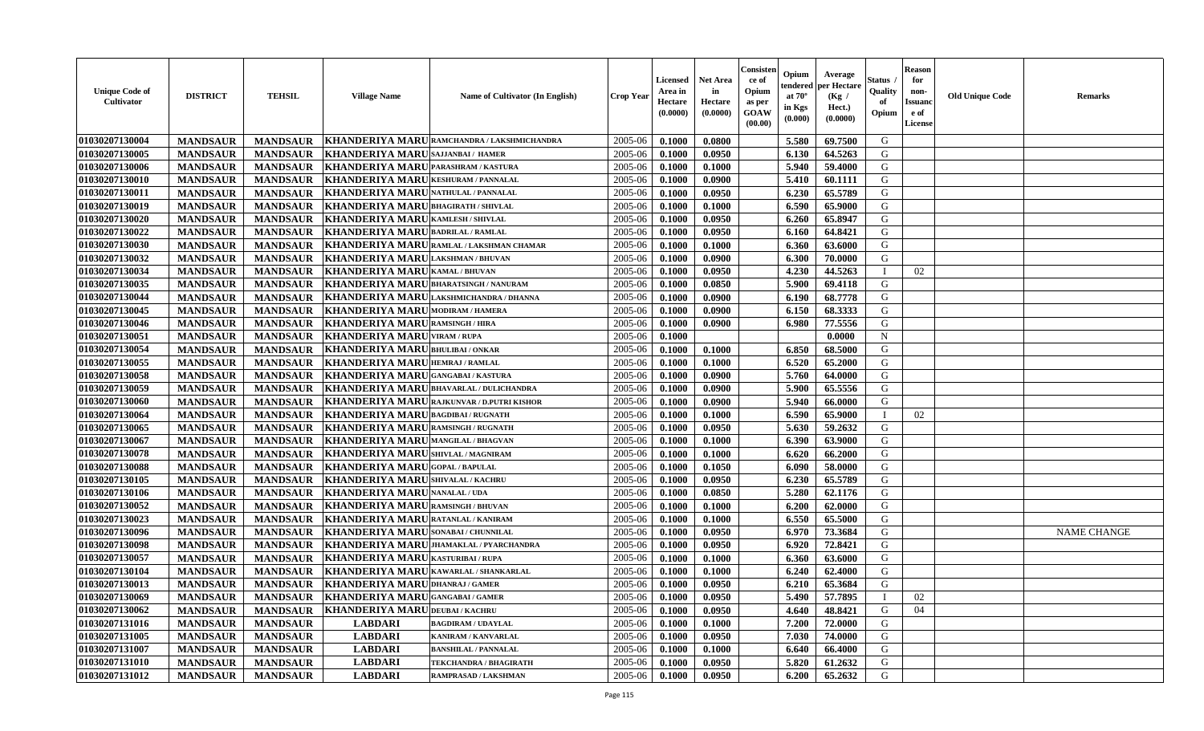| Unique Code of Cultivator | DISTRICT | TEHSIL | Village Name | Name of Cultivator (In English) | Crop Year | Licensed Area in Hectare (0.0000) | Net Area in Hectare (0.0000) | Consistence of Opium as per GOAW (00.00) | Opium tendered at 70° in Kgs (0.000) | Average per Hectare (Kg / Hect.) (0.0000) | Status / Quality of Opium | Reason for non-Issuance of License | Old Unique Code | Remarks |
|---|---|---|---|---|---|---|---|---|---|---|---|---|---|---|
| 01030207130004 | MANDSAUR | MANDSAUR | KHANDERIYA MARU | RAMCHANDRA / LAKSHMICHANDRA | 2005-06 | 0.1000 | 0.0800 | | 5.580 | 69.7500 | G | | | |
| 01030207130005 | MANDSAUR | MANDSAUR | KHANDERIYA MARU | SAJJANBAI / HAMER | 2005-06 | 0.1000 | 0.0950 | | 6.130 | 64.5263 | G | | | |
| 01030207130006 | MANDSAUR | MANDSAUR | KHANDERIYA MARU | PARASHRAM / KASTURA | 2005-06 | 0.1000 | 0.1000 | | 5.940 | 59.4000 | G | | | |
| 01030207130010 | MANDSAUR | MANDSAUR | KHANDERIYA MARU | KESHURAM / PANNALAL | 2005-06 | 0.1000 | 0.0900 | | 5.410 | 60.1111 | G | | | |
| 01030207130011 | MANDSAUR | MANDSAUR | KHANDERIYA MARU | NATHULAL / PANNALAL | 2005-06 | 0.1000 | 0.0950 | | 6.230 | 65.5789 | G | | | |
| 01030207130019 | MANDSAUR | MANDSAUR | KHANDERIYA MARU | BHAGIRATH / SHIVLAL | 2005-06 | 0.1000 | 0.1000 | | 6.590 | 65.9000 | G | | | |
| 01030207130020 | MANDSAUR | MANDSAUR | KHANDERIYA MARU | KAMLESH / SHIVLAL | 2005-06 | 0.1000 | 0.0950 | | 6.260 | 65.8947 | G | | | |
| 01030207130022 | MANDSAUR | MANDSAUR | KHANDERIYA MARU | BADRILAL / RAMLAL | 2005-06 | 0.1000 | 0.0950 | | 6.160 | 64.8421 | G | | | |
| 01030207130030 | MANDSAUR | MANDSAUR | KHANDERIYA MARU | RAMLAL / LAKSHMAN CHAMAR | 2005-06 | 0.1000 | 0.1000 | | 6.360 | 63.6000 | G | | | |
| 01030207130032 | MANDSAUR | MANDSAUR | KHANDERIYA MARU | LAKSHMAN / BHUVAN | 2005-06 | 0.1000 | 0.0900 | | 6.300 | 70.0000 | G | | | |
| 01030207130034 | MANDSAUR | MANDSAUR | KHANDERIYA MARU | KAMAL / BHUVAN | 2005-06 | 0.1000 | 0.0950 | | 4.230 | 44.5263 | I | 02 | | |
| 01030207130035 | MANDSAUR | MANDSAUR | KHANDERIYA MARU | BHARATSINGH / NANURAM | 2005-06 | 0.1000 | 0.0850 | | 5.900 | 69.4118 | G | | | |
| 01030207130044 | MANDSAUR | MANDSAUR | KHANDERIYA MARU | LAKSHMICHANDRA / DHANNA | 2005-06 | 0.1000 | 0.0900 | | 6.190 | 68.7778 | G | | | |
| 01030207130045 | MANDSAUR | MANDSAUR | KHANDERIYA MARU | MODIRAM / HAMERA | 2005-06 | 0.1000 | 0.0900 | | 6.150 | 68.3333 | G | | | |
| 01030207130046 | MANDSAUR | MANDSAUR | KHANDERIYA MARU | RAMSINGH / HIRA | 2005-06 | 0.1000 | 0.0900 | | 6.980 | 77.5556 | G | | | |
| 01030207130051 | MANDSAUR | MANDSAUR | KHANDERIYA MARU | VIRAM / RUPA | 2005-06 | 0.1000 | | | | 0.0000 | N | | | |
| 01030207130054 | MANDSAUR | MANDSAUR | KHANDERIYA MARU | BHULIBAI / ONKAR | 2005-06 | 0.1000 | 0.1000 | | 6.850 | 68.5000 | G | | | |
| 01030207130055 | MANDSAUR | MANDSAUR | KHANDERIYA MARU | HEMRAJ / RAMLAL | 2005-06 | 0.1000 | 0.1000 | | 6.520 | 65.2000 | G | | | |
| 01030207130058 | MANDSAUR | MANDSAUR | KHANDERIYA MARU | GANGABAI / KASTURA | 2005-06 | 0.1000 | 0.0900 | | 5.760 | 64.0000 | G | | | |
| 01030207130059 | MANDSAUR | MANDSAUR | KHANDERIYA MARU | BHAVARLAL / DULICHANDRA | 2005-06 | 0.1000 | 0.0900 | | 5.900 | 65.5556 | G | | | |
| 01030207130060 | MANDSAUR | MANDSAUR | KHANDERIYA MARU | RAJKUNVAR / D.PUTRI KISHOR | 2005-06 | 0.1000 | 0.0900 | | 5.940 | 66.0000 | G | | | |
| 01030207130064 | MANDSAUR | MANDSAUR | KHANDERIYA MARU | BAGDIBAI / RUGNATH | 2005-06 | 0.1000 | 0.1000 | | 6.590 | 65.9000 | I | 02 | | |
| 01030207130065 | MANDSAUR | MANDSAUR | KHANDERIYA MARU | RAMSINGH / RUGNATH | 2005-06 | 0.1000 | 0.0950 | | 5.630 | 59.2632 | G | | | |
| 01030207130067 | MANDSAUR | MANDSAUR | KHANDERIYA MARU | MANGILAL / BHAGVAN | 2005-06 | 0.1000 | 0.1000 | | 6.390 | 63.9000 | G | | | |
| 01030207130078 | MANDSAUR | MANDSAUR | KHANDERIYA MARU | SHIVLAL / MAGNIRAM | 2005-06 | 0.1000 | 0.1000 | | 6.620 | 66.2000 | G | | | |
| 01030207130088 | MANDSAUR | MANDSAUR | KHANDERIYA MARU | GOPAL / BAPULAL | 2005-06 | 0.1000 | 0.1050 | | 6.090 | 58.0000 | G | | | |
| 01030207130105 | MANDSAUR | MANDSAUR | KHANDERIYA MARU | SHIVALAL / KACHRU | 2005-06 | 0.1000 | 0.0950 | | 6.230 | 65.5789 | G | | | |
| 01030207130106 | MANDSAUR | MANDSAUR | KHANDERIYA MARU | NANALAL / UDA | 2005-06 | 0.1000 | 0.0850 | | 5.280 | 62.1176 | G | | | |
| 01030207130052 | MANDSAUR | MANDSAUR | KHANDERIYA MARU | RAMSINGH / BHUVAN | 2005-06 | 0.1000 | 0.1000 | | 6.200 | 62.0000 | G | | | |
| 01030207130023 | MANDSAUR | MANDSAUR | KHANDERIYA MARU | RATANLAL / KANIRAM | 2005-06 | 0.1000 | 0.1000 | | 6.550 | 65.5000 | G | | | |
| 01030207130096 | MANDSAUR | MANDSAUR | KHANDERIYA MARU | SONABAI / CHUNNILAL | 2005-06 | 0.1000 | 0.0950 | | 6.970 | 73.3684 | G | | | NAME CHANGE |
| 01030207130098 | MANDSAUR | MANDSAUR | KHANDERIYA MARU | JHAMAKLAL / PYARCHANDRA | 2005-06 | 0.1000 | 0.0950 | | 6.920 | 72.8421 | G | | | |
| 01030207130057 | MANDSAUR | MANDSAUR | KHANDERIYA MARU | KASTURIBAI / RUPA | 2005-06 | 0.1000 | 0.1000 | | 6.360 | 63.6000 | G | | | |
| 01030207130104 | MANDSAUR | MANDSAUR | KHANDERIYA MARU | KAWARLAL / SHANKARLAL | 2005-06 | 0.1000 | 0.1000 | | 6.240 | 62.4000 | G | | | |
| 01030207130013 | MANDSAUR | MANDSAUR | KHANDERIYA MARU | DHANRAJ / GAMER | 2005-06 | 0.1000 | 0.0950 | | 6.210 | 65.3684 | G | | | |
| 01030207130069 | MANDSAUR | MANDSAUR | KHANDERIYA MARU | GANGABAI / GAMER | 2005-06 | 0.1000 | 0.0950 | | 5.490 | 57.7895 | I | 02 | | |
| 01030207130062 | MANDSAUR | MANDSAUR | KHANDERIYA MARU | DEUBAI / KACHRU | 2005-06 | 0.1000 | 0.0950 | | 4.640 | 48.8421 | G | 04 | | |
| 01030207131016 | MANDSAUR | MANDSAUR | LABDARI | BAGDIRAM / UDAYLAL | 2005-06 | 0.1000 | 0.1000 | | 7.200 | 72.0000 | G | | | |
| 01030207131005 | MANDSAUR | MANDSAUR | LABDARI | KANIRAM / KANVARLAL | 2005-06 | 0.1000 | 0.0950 | | 7.030 | 74.0000 | G | | | |
| 01030207131007 | MANDSAUR | MANDSAUR | LABDARI | BANSHILAL / PANNALAL | 2005-06 | 0.1000 | 0.1000 | | 6.640 | 66.4000 | G | | | |
| 01030207131010 | MANDSAUR | MANDSAUR | LABDARI | TEKCHANDRA / BHAGIRATH | 2005-06 | 0.1000 | 0.0950 | | 5.820 | 61.2632 | G | | | |
| 01030207131012 | MANDSAUR | MANDSAUR | LABDARI | RAMPRASAD / LAKSHMAN | 2005-06 | 0.1000 | 0.0950 | | 6.200 | 65.2632 | G | | | |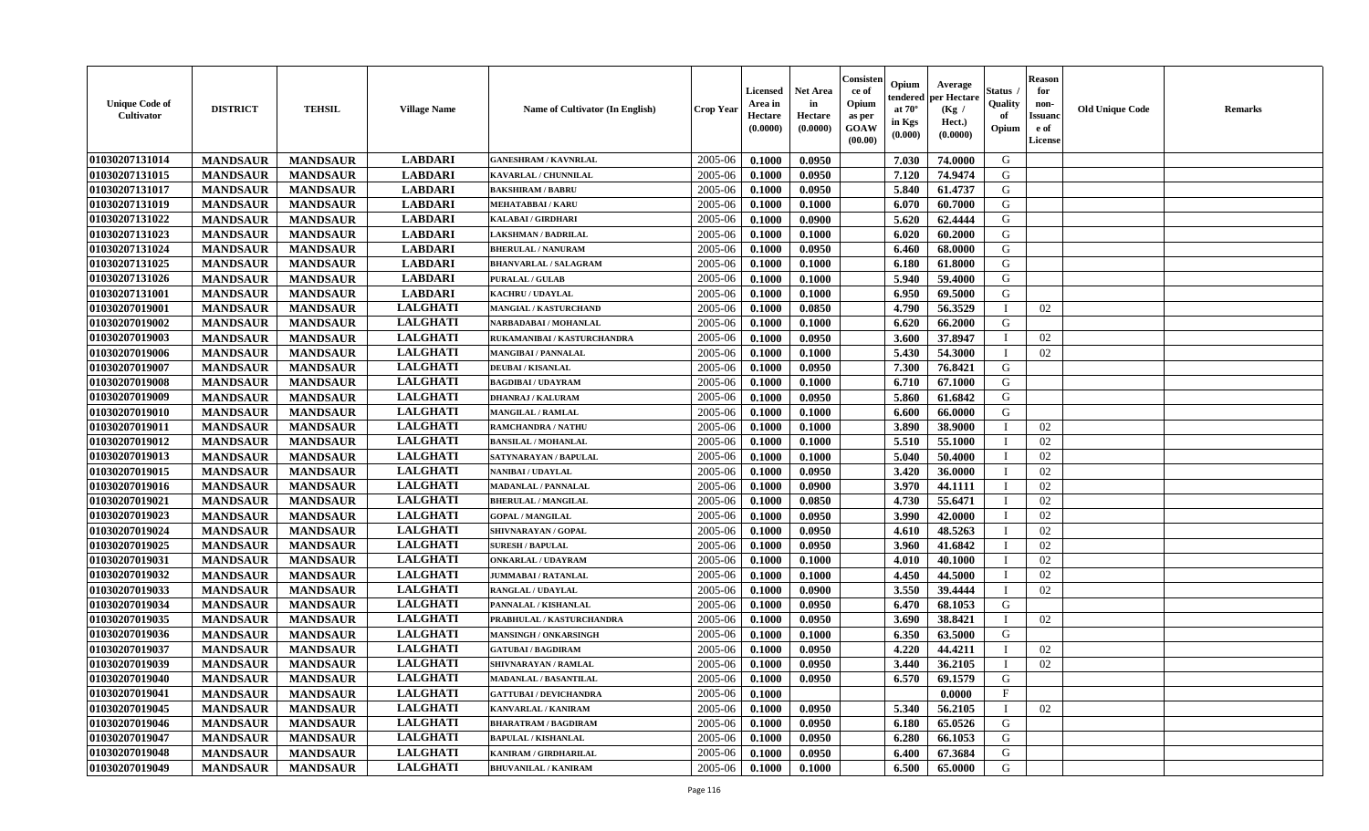| Unique Code of Cultivator | DISTRICT | TEHSIL | Village Name | Name of Cultivator (In English) | Crop Year | Licensed Area in Hectare (0.0000) | Net Area in Hectare (0.0000) | Consistence of Opium as per GOAW (00.00) | Opium tendered at 70° in Kgs (0.000) | Average per Hectare (Kg / Hect.) (0.0000) | Status / Quality of Opium | Reason for non-Issuance of License | Old Unique Code | Remarks |
|---|---|---|---|---|---|---|---|---|---|---|---|---|---|---|
| 01030207131014 | MANDSAUR | MANDSAUR | LABDARI | GANESHRAM / KAVNRLAL | 2005-06 | 0.1000 | 0.0950 | | 7.030 | 74.0000 | G | | | |
| 01030207131015 | MANDSAUR | MANDSAUR | LABDARI | KAVARLAL / CHUNNILAL | 2005-06 | 0.1000 | 0.0950 | | 7.120 | 74.9474 | G | | | |
| 01030207131017 | MANDSAUR | MANDSAUR | LABDARI | BAKSHIRAM / BABRU | 2005-06 | 0.1000 | 0.0950 | | 5.840 | 61.4737 | G | | | |
| 01030207131019 | MANDSAUR | MANDSAUR | LABDARI | MEHATABBAI / KARU | 2005-06 | 0.1000 | 0.1000 | | 6.070 | 60.7000 | G | | | |
| 01030207131022 | MANDSAUR | MANDSAUR | LABDARI | KALABAI / GIRDHARI | 2005-06 | 0.1000 | 0.0900 | | 5.620 | 62.4444 | G | | | |
| 01030207131023 | MANDSAUR | MANDSAUR | LABDARI | LAKSHMAN / BADRILAL | 2005-06 | 0.1000 | 0.1000 | | 6.020 | 60.2000 | G | | | |
| 01030207131024 | MANDSAUR | MANDSAUR | LABDARI | BHERULAL / NANURAM | 2005-06 | 0.1000 | 0.0950 | | 6.460 | 68.0000 | G | | | |
| 01030207131025 | MANDSAUR | MANDSAUR | LABDARI | BHANVARLAL / SALAGRAM | 2005-06 | 0.1000 | 0.1000 | | 6.180 | 61.8000 | G | | | |
| 01030207131026 | MANDSAUR | MANDSAUR | LABDARI | PURALAL / GULAB | 2005-06 | 0.1000 | 0.1000 | | 5.940 | 59.4000 | G | | | |
| 01030207131001 | MANDSAUR | MANDSAUR | LABDARI | KACHRU / UDAYLAL | 2005-06 | 0.1000 | 0.1000 | | 6.950 | 69.5000 | G | | | |
| 01030207019001 | MANDSAUR | MANDSAUR | LALGHATI | MANGIAL / KASTURCHAND | 2005-06 | 0.1000 | 0.0850 | | 4.790 | 56.3529 | I | 02 | | |
| 01030207019002 | MANDSAUR | MANDSAUR | LALGHATI | NARBADABAI / MOHANLAL | 2005-06 | 0.1000 | 0.1000 | | 6.620 | 66.2000 | G | | | |
| 01030207019003 | MANDSAUR | MANDSAUR | LALGHATI | RUKAMANIBAI / KASTURCHANDRA | 2005-06 | 0.1000 | 0.0950 | | 3.600 | 37.8947 | I | 02 | | |
| 01030207019006 | MANDSAUR | MANDSAUR | LALGHATI | MANGIBAI / PANNALAL | 2005-06 | 0.1000 | 0.1000 | | 5.430 | 54.3000 | I | 02 | | |
| 01030207019007 | MANDSAUR | MANDSAUR | LALGHATI | DEUBAI / KISANLAL | 2005-06 | 0.1000 | 0.0950 | | 7.300 | 76.8421 | G | | | |
| 01030207019008 | MANDSAUR | MANDSAUR | LALGHATI | BAGDIBAI / UDAYRAM | 2005-06 | 0.1000 | 0.1000 | | 6.710 | 67.1000 | G | | | |
| 01030207019009 | MANDSAUR | MANDSAUR | LALGHATI | DHANRAJ / KALURAM | 2005-06 | 0.1000 | 0.0950 | | 5.860 | 61.6842 | G | | | |
| 01030207019010 | MANDSAUR | MANDSAUR | LALGHATI | MANGILAL / RAMLAL | 2005-06 | 0.1000 | 0.1000 | | 6.600 | 66.0000 | G | | | |
| 01030207019011 | MANDSAUR | MANDSAUR | LALGHATI | RAMCHANDRA / NATHU | 2005-06 | 0.1000 | 0.1000 | | 3.890 | 38.9000 | I | 02 | | |
| 01030207019012 | MANDSAUR | MANDSAUR | LALGHATI | BANSILAL / MOHANLAL | 2005-06 | 0.1000 | 0.1000 | | 5.510 | 55.1000 | I | 02 | | |
| 01030207019013 | MANDSAUR | MANDSAUR | LALGHATI | SATYNARAYAN / BAPULAL | 2005-06 | 0.1000 | 0.1000 | | 5.040 | 50.4000 | I | 02 | | |
| 01030207019015 | MANDSAUR | MANDSAUR | LALGHATI | NANIBAI / UDAYLAL | 2005-06 | 0.1000 | 0.0950 | | 3.420 | 36.0000 | I | 02 | | |
| 01030207019016 | MANDSAUR | MANDSAUR | LALGHATI | MADANLAL / PANNALAL | 2005-06 | 0.1000 | 0.0900 | | 3.970 | 44.1111 | I | 02 | | |
| 01030207019021 | MANDSAUR | MANDSAUR | LALGHATI | BHERULAL / MANGILAL | 2005-06 | 0.1000 | 0.0850 | | 4.730 | 55.6471 | I | 02 | | |
| 01030207019023 | MANDSAUR | MANDSAUR | LALGHATI | GOPAL / MANGILAL | 2005-06 | 0.1000 | 0.0950 | | 3.990 | 42.0000 | I | 02 | | |
| 01030207019024 | MANDSAUR | MANDSAUR | LALGHATI | SHIVNARAYAN / GOPAL | 2005-06 | 0.1000 | 0.0950 | | 4.610 | 48.5263 | I | 02 | | |
| 01030207019025 | MANDSAUR | MANDSAUR | LALGHATI | SURESH / BAPULAL | 2005-06 | 0.1000 | 0.0950 | | 3.960 | 41.6842 | I | 02 | | |
| 01030207019031 | MANDSAUR | MANDSAUR | LALGHATI | ONKARLAL / UDAYRAM | 2005-06 | 0.1000 | 0.1000 | | 4.010 | 40.1000 | I | 02 | | |
| 01030207019032 | MANDSAUR | MANDSAUR | LALGHATI | JUMMABAI / RATANLAL | 2005-06 | 0.1000 | 0.1000 | | 4.450 | 44.5000 | I | 02 | | |
| 01030207019033 | MANDSAUR | MANDSAUR | LALGHATI | RANGLAL / UDAYLAL | 2005-06 | 0.1000 | 0.0900 | | 3.550 | 39.4444 | I | 02 | | |
| 01030207019034 | MANDSAUR | MANDSAUR | LALGHATI | PANNALAL / KISHANLAL | 2005-06 | 0.1000 | 0.0950 | | 6.470 | 68.1053 | G | | | |
| 01030207019035 | MANDSAUR | MANDSAUR | LALGHATI | PRABHULAL / KASTURCHANDRA | 2005-06 | 0.1000 | 0.0950 | | 3.690 | 38.8421 | I | 02 | | |
| 01030207019036 | MANDSAUR | MANDSAUR | LALGHATI | MANSINGH / ONKARSINGH | 2005-06 | 0.1000 | 0.1000 | | 6.350 | 63.5000 | G | | | |
| 01030207019037 | MANDSAUR | MANDSAUR | LALGHATI | GATUBAI / BAGDIRAM | 2005-06 | 0.1000 | 0.0950 | | 4.220 | 44.4211 | I | 02 | | |
| 01030207019039 | MANDSAUR | MANDSAUR | LALGHATI | SHIVNARAYAN / RAMLAL | 2005-06 | 0.1000 | 0.0950 | | 3.440 | 36.2105 | I | 02 | | |
| 01030207019040 | MANDSAUR | MANDSAUR | LALGHATI | MADANLAL / BASANTILAL | 2005-06 | 0.1000 | 0.0950 | | 6.570 | 69.1579 | G | | | |
| 01030207019041 | MANDSAUR | MANDSAUR | LALGHATI | GATTUBAI / DEVICHANDRA | 2005-06 | 0.1000 | | | | 0.0000 | F | | | |
| 01030207019045 | MANDSAUR | MANDSAUR | LALGHATI | KANVARLAL / KANIRAM | 2005-06 | 0.1000 | 0.0950 | | 5.340 | 56.2105 | I | 02 | | |
| 01030207019046 | MANDSAUR | MANDSAUR | LALGHATI | BHARATRAM / BAGDIRAM | 2005-06 | 0.1000 | 0.0950 | | 6.180 | 65.0526 | G | | | |
| 01030207019047 | MANDSAUR | MANDSAUR | LALGHATI | BAPULAL / KISHANLAL | 2005-06 | 0.1000 | 0.0950 | | 6.280 | 66.1053 | G | | | |
| 01030207019048 | MANDSAUR | MANDSAUR | LALGHATI | KANIRAM / GIRDHARILAL | 2005-06 | 0.1000 | 0.0950 | | 6.400 | 67.3684 | G | | | |
| 01030207019049 | MANDSAUR | MANDSAUR | LALGHATI | BHUVANILAL / KANIRAM | 2005-06 | 0.1000 | 0.1000 | | 6.500 | 65.0000 | G | | | |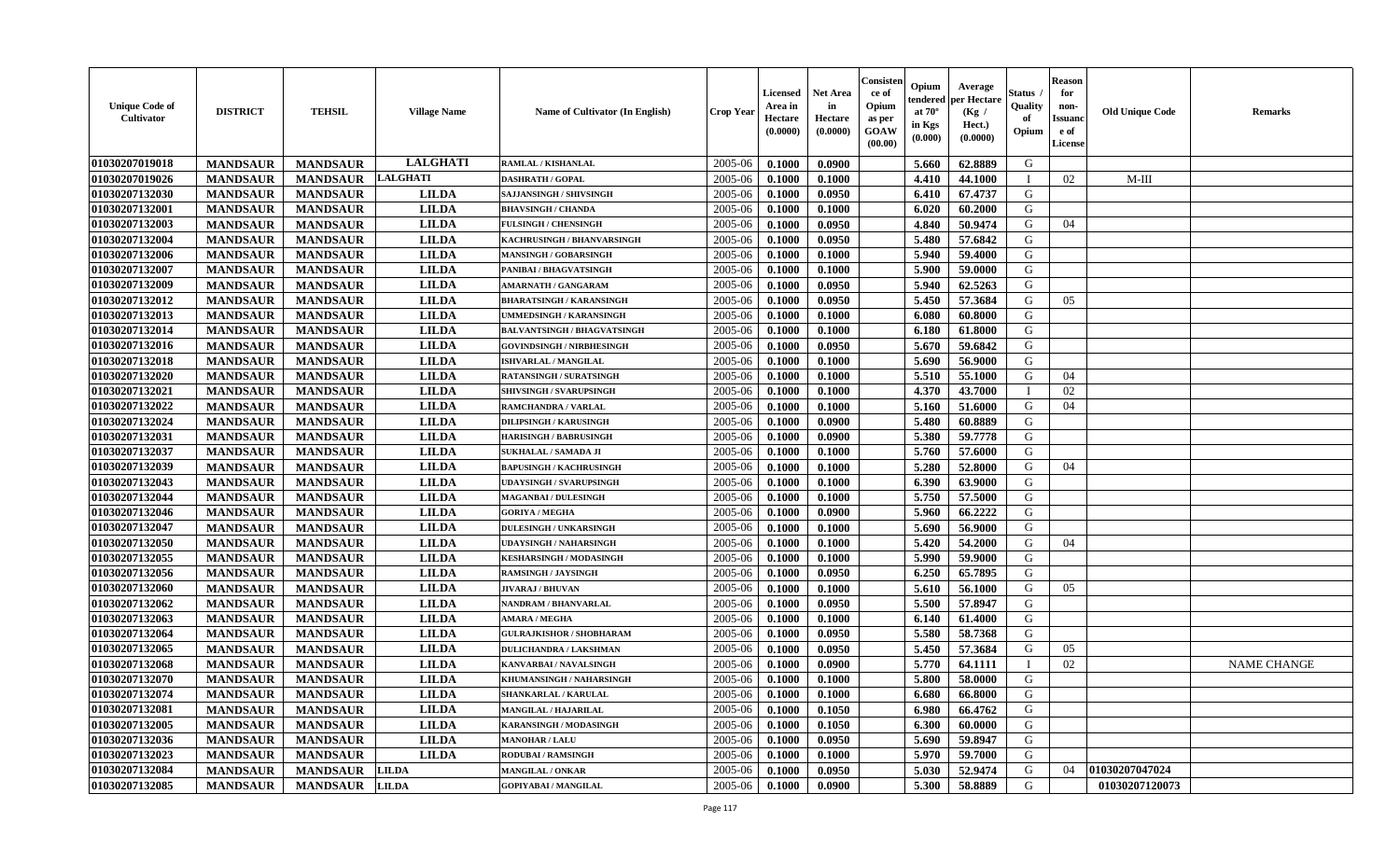| Unique Code of Cultivator | DISTRICT | TEHSIL | Village Name | Name of Cultivator (In English) | Crop Year | Licensed Area in Hectare (0.0000) | Net Area in Hectare (0.0000) | Consistence of Opium as per GOAW (00.00) | Opium tendered at 70° in Kgs (0.000) | Average per Hectare (Kg / Hect.) (0.0000) | Status / Quality of Opium | Reason for non-Issuance of License | Old Unique Code | Remarks |
|---|---|---|---|---|---|---|---|---|---|---|---|---|---|---|
| 01030207019018 | MANDSAUR | MANDSAUR | LALGHATI | RAMLAL / KISHANLAL | 2005-06 | 0.1000 | 0.0900 | | 5.660 | 62.8889 | G | | | |
| 01030207019026 | MANDSAUR | MANDSAUR | LALGHATI | DASHRATH / GOPAL | 2005-06 | 0.1000 | 0.1000 | | 4.410 | 44.1000 | I | 02 | M-III | |
| 01030207132030 | MANDSAUR | MANDSAUR | LILDA | SAJJANSINGH / SHIVSINGH | 2005-06 | 0.1000 | 0.0950 | | 6.410 | 67.4737 | G | | | |
| 01030207132001 | MANDSAUR | MANDSAUR | LILDA | BHAVSINGH / CHANDA | 2005-06 | 0.1000 | 0.1000 | | 6.020 | 60.2000 | G | | | |
| 01030207132003 | MANDSAUR | MANDSAUR | LILDA | FULSINGH / CHENSINGH | 2005-06 | 0.1000 | 0.0950 | | 4.840 | 50.9474 | G | 04 | | |
| 01030207132004 | MANDSAUR | MANDSAUR | LILDA | KACHRUSINGH / BHANVARSINGH | 2005-06 | 0.1000 | 0.0950 | | 5.480 | 57.6842 | G | | | |
| 01030207132006 | MANDSAUR | MANDSAUR | LILDA | MANSINGH / GOBARSINGH | 2005-06 | 0.1000 | 0.1000 | | 5.940 | 59.4000 | G | | | |
| 01030207132007 | MANDSAUR | MANDSAUR | LILDA | PANIBAI / BHAGVATSINGH | 2005-06 | 0.1000 | 0.1000 | | 5.900 | 59.0000 | G | | | |
| 01030207132009 | MANDSAUR | MANDSAUR | LILDA | AMARNATH / GANGARAM | 2005-06 | 0.1000 | 0.0950 | | 5.940 | 62.5263 | G | | | |
| 01030207132012 | MANDSAUR | MANDSAUR | LILDA | BHARATSINGH / KARANSINGH | 2005-06 | 0.1000 | 0.0950 | | 5.450 | 57.3684 | G | 05 | | |
| 01030207132013 | MANDSAUR | MANDSAUR | LILDA | UMMEDSINGH / KARANSINGH | 2005-06 | 0.1000 | 0.1000 | | 6.080 | 60.8000 | G | | | |
| 01030207132014 | MANDSAUR | MANDSAUR | LILDA | BALVANTSINGH / BHAGVATSINGH | 2005-06 | 0.1000 | 0.1000 | | 6.180 | 61.8000 | G | | | |
| 01030207132016 | MANDSAUR | MANDSAUR | LILDA | GOVINDSINGH / NIRBHESINGH | 2005-06 | 0.1000 | 0.0950 | | 5.670 | 59.6842 | G | | | |
| 01030207132018 | MANDSAUR | MANDSAUR | LILDA | ISHVARLAL / MANGILAL | 2005-06 | 0.1000 | 0.1000 | | 5.690 | 56.9000 | G | | | |
| 01030207132020 | MANDSAUR | MANDSAUR | LILDA | RATANSINGH / SURATSINGH | 2005-06 | 0.1000 | 0.1000 | | 5.510 | 55.1000 | G | 04 | | |
| 01030207132021 | MANDSAUR | MANDSAUR | LILDA | SHIVSINGH / SVARUPSINGH | 2005-06 | 0.1000 | 0.1000 | | 4.370 | 43.7000 | I | 02 | | |
| 01030207132022 | MANDSAUR | MANDSAUR | LILDA | RAMCHANDRA / VARLAL | 2005-06 | 0.1000 | 0.1000 | | 5.160 | 51.6000 | G | 04 | | |
| 01030207132024 | MANDSAUR | MANDSAUR | LILDA | DILIPSINGH / KARUSINGH | 2005-06 | 0.1000 | 0.0900 | | 5.480 | 60.8889 | G | | | |
| 01030207132031 | MANDSAUR | MANDSAUR | LILDA | HARISINGH / BABRUSINGH | 2005-06 | 0.1000 | 0.0900 | | 5.380 | 59.7778 | G | | | |
| 01030207132037 | MANDSAUR | MANDSAUR | LILDA | SUKHALAL / SAMADA JI | 2005-06 | 0.1000 | 0.1000 | | 5.760 | 57.6000 | G | | | |
| 01030207132039 | MANDSAUR | MANDSAUR | LILDA | BAPUSINGH / KACHRUSINGH | 2005-06 | 0.1000 | 0.1000 | | 5.280 | 52.8000 | G | 04 | | |
| 01030207132043 | MANDSAUR | MANDSAUR | LILDA | UDAYSINGH / SVARUPSINGH | 2005-06 | 0.1000 | 0.1000 | | 6.390 | 63.9000 | G | | | |
| 01030207132044 | MANDSAUR | MANDSAUR | LILDA | MAGANBAI / DULESINGH | 2005-06 | 0.1000 | 0.1000 | | 5.750 | 57.5000 | G | | | |
| 01030207132046 | MANDSAUR | MANDSAUR | LILDA | GORIYA / MEGHA | 2005-06 | 0.1000 | 0.0900 | | 5.960 | 66.2222 | G | | | |
| 01030207132047 | MANDSAUR | MANDSAUR | LILDA | DULESINGH / UNKARSINGH | 2005-06 | 0.1000 | 0.1000 | | 5.690 | 56.9000 | G | | | |
| 01030207132050 | MANDSAUR | MANDSAUR | LILDA | UDAYSINGH / NAHARSINGH | 2005-06 | 0.1000 | 0.1000 | | 5.420 | 54.2000 | G | 04 | | |
| 01030207132055 | MANDSAUR | MANDSAUR | LILDA | KESHARSINGH / MODASINGH | 2005-06 | 0.1000 | 0.1000 | | 5.990 | 59.9000 | G | | | |
| 01030207132056 | MANDSAUR | MANDSAUR | LILDA | RAMSINGH / JAYSINGH | 2005-06 | 0.1000 | 0.0950 | | 6.250 | 65.7895 | G | | | |
| 01030207132060 | MANDSAUR | MANDSAUR | LILDA | JIVARAJ / BHUVAN | 2005-06 | 0.1000 | 0.1000 | | 5.610 | 56.1000 | G | 05 | | |
| 01030207132062 | MANDSAUR | MANDSAUR | LILDA | NANDRAM / BHANVARLAL | 2005-06 | 0.1000 | 0.0950 | | 5.500 | 57.8947 | G | | | |
| 01030207132063 | MANDSAUR | MANDSAUR | LILDA | AMARA / MEGHA | 2005-06 | 0.1000 | 0.1000 | | 6.140 | 61.4000 | G | | | |
| 01030207132064 | MANDSAUR | MANDSAUR | LILDA | GULRAJKISHOR / SHOBHARAM | 2005-06 | 0.1000 | 0.0950 | | 5.580 | 58.7368 | G | | | |
| 01030207132065 | MANDSAUR | MANDSAUR | LILDA | DULICHANDRA / LAKSHMAN | 2005-06 | 0.1000 | 0.0950 | | 5.450 | 57.3684 | G | 05 | | |
| 01030207132068 | MANDSAUR | MANDSAUR | LILDA | KANVARBAI / NAVALSINGH | 2005-06 | 0.1000 | 0.0900 | | 5.770 | 64.1111 | I | 02 | | NAME CHANGE |
| 01030207132070 | MANDSAUR | MANDSAUR | LILDA | KHUMANSINGH / NAHARSINGH | 2005-06 | 0.1000 | 0.1000 | | 5.800 | 58.0000 | G | | | |
| 01030207132074 | MANDSAUR | MANDSAUR | LILDA | SHANKARLAL / KARULAL | 2005-06 | 0.1000 | 0.1000 | | 6.680 | 66.8000 | G | | | |
| 01030207132081 | MANDSAUR | MANDSAUR | LILDA | MANGILAL / HAJARILAL | 2005-06 | 0.1000 | 0.1050 | | 6.980 | 66.4762 | G | | | |
| 01030207132005 | MANDSAUR | MANDSAUR | LILDA | KARANSINGH / MODASINGH | 2005-06 | 0.1000 | 0.1050 | | 6.300 | 60.0000 | G | | | |
| 01030207132036 | MANDSAUR | MANDSAUR | LILDA | MANOHAR / LALU | 2005-06 | 0.1000 | 0.0950 | | 5.690 | 59.8947 | G | | | |
| 01030207132023 | MANDSAUR | MANDSAUR | LILDA | RODUBAI / RAMSINGH | 2005-06 | 0.1000 | 0.1000 | | 5.970 | 59.7000 | G | | | |
| 01030207132084 | MANDSAUR | MANDSAUR | LILDA | MANGILAL / ONKAR | 2005-06 | 0.1000 | 0.0950 | | 5.030 | 52.9474 | G | 04 | 01030207047024 | |
| 01030207132085 | MANDSAUR | MANDSAUR | LILDA | GOPIYABAI / MANGILAL | 2005-06 | 0.1000 | 0.0900 | | 5.300 | 58.8889 | G | | 01030207120073 | |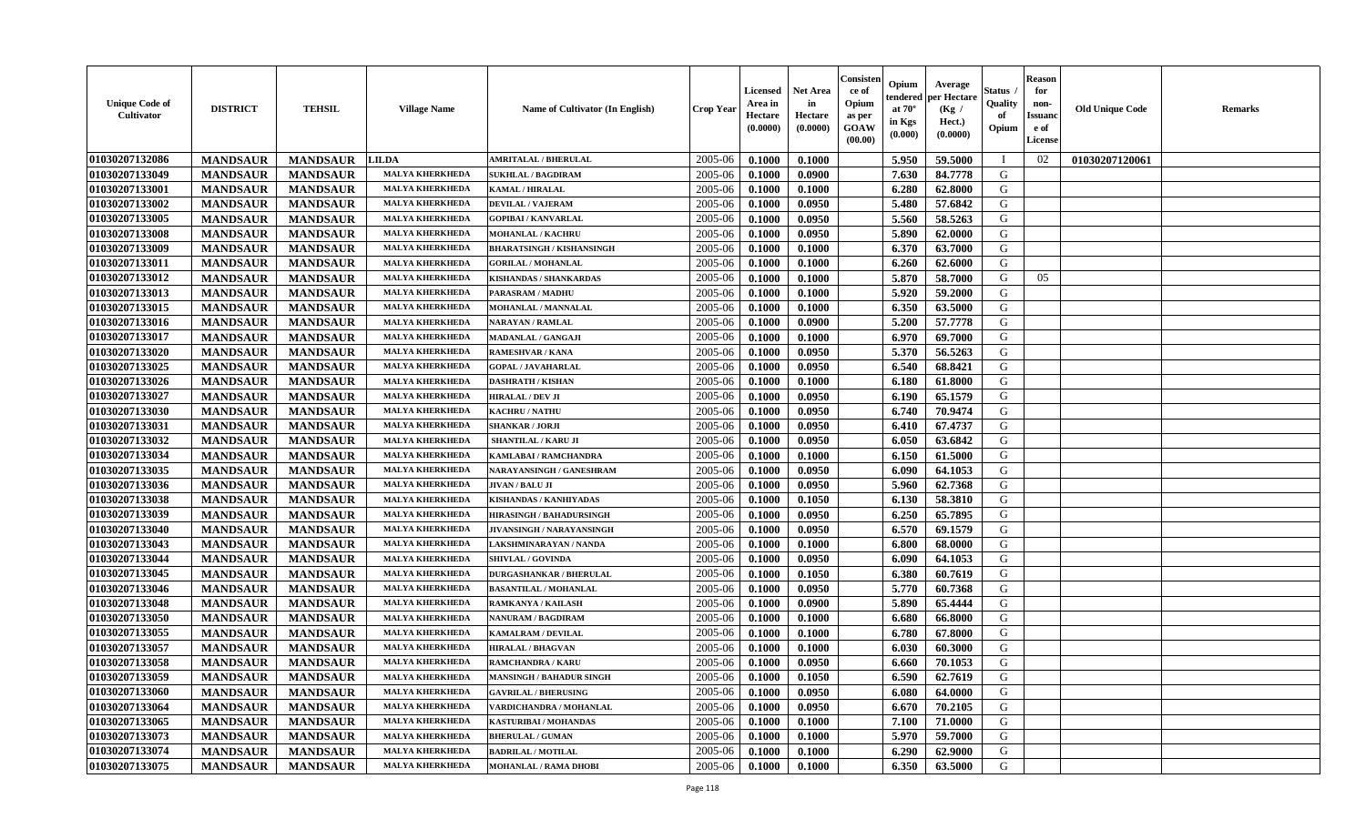| Unique Code of Cultivator | DISTRICT | TEHSIL | Village Name | Name of Cultivator (In English) | Crop Year | Licensed Area in Hectare (0.0000) | Net Area in Hectare (0.0000) | Consistence of Opium as per GOAW (00.00) | Opium tendered at 70° in Kgs (0.000) | Average per Hectare (Kg / Hect.) (0.0000) | Status / Quality of Opium | Reason for non-Issuance of License | Old Unique Code | Remarks |
|---|---|---|---|---|---|---|---|---|---|---|---|---|---|---|
| 01030207132086 | MANDSAUR | MANDSAUR | LILDA | AMRITALAL / BHERULAL | 2005-06 | 0.1000 | 0.1000 | | 5.950 | 59.5000 | I | 02 | 01030207120061 | |
| 01030207133049 | MANDSAUR | MANDSAUR | MALYA KHERKHEDA | SUKHLAL / BAGDIRAM | 2005-06 | 0.1000 | 0.0900 | | 7.630 | 84.7778 | G | | | |
| 01030207133001 | MANDSAUR | MANDSAUR | MALYA KHERKHEDA | KAMAL / HIRALAL | 2005-06 | 0.1000 | 0.1000 | | 6.280 | 62.8000 | G | | | |
| 01030207133002 | MANDSAUR | MANDSAUR | MALYA KHERKHEDA | DEVILAL / VAJERAM | 2005-06 | 0.1000 | 0.0950 | | 5.480 | 57.6842 | G | | | |
| 01030207133005 | MANDSAUR | MANDSAUR | MALYA KHERKHEDA | GOPIBAI / KANVARLAL | 2005-06 | 0.1000 | 0.0950 | | 5.560 | 58.5263 | G | | | |
| 01030207133008 | MANDSAUR | MANDSAUR | MALYA KHERKHEDA | MOHANLAL / KACHRU | 2005-06 | 0.1000 | 0.0950 | | 5.890 | 62.0000 | G | | | |
| 01030207133009 | MANDSAUR | MANDSAUR | MALYA KHERKHEDA | BHARATSINGH / KISHANSINGH | 2005-06 | 0.1000 | 0.1000 | | 6.370 | 63.7000 | G | | | |
| 01030207133011 | MANDSAUR | MANDSAUR | MALYA KHERKHEDA | GORILAL / MOHANLAL | 2005-06 | 0.1000 | 0.1000 | | 6.260 | 62.6000 | G | | | |
| 01030207133012 | MANDSAUR | MANDSAUR | MALYA KHERKHEDA | KISHANDAS / SHANKARDAS | 2005-06 | 0.1000 | 0.1000 | | 5.870 | 58.7000 | G | 05 | | |
| 01030207133013 | MANDSAUR | MANDSAUR | MALYA KHERKHEDA | PARASRAM / MADHU | 2005-06 | 0.1000 | 0.1000 | | 5.920 | 59.2000 | G | | | |
| 01030207133015 | MANDSAUR | MANDSAUR | MALYA KHERKHEDA | MOHANLAL / MANNALAL | 2005-06 | 0.1000 | 0.1000 | | 6.350 | 63.5000 | G | | | |
| 01030207133016 | MANDSAUR | MANDSAUR | MALYA KHERKHEDA | NARAYAN / RAMLAL | 2005-06 | 0.1000 | 0.0900 | | 5.200 | 57.7778 | G | | | |
| 01030207133017 | MANDSAUR | MANDSAUR | MALYA KHERKHEDA | MADANLAL / GANGAJI | 2005-06 | 0.1000 | 0.1000 | | 6.970 | 69.7000 | G | | | |
| 01030207133020 | MANDSAUR | MANDSAUR | MALYA KHERKHEDA | RAMESHVAR / KANA | 2005-06 | 0.1000 | 0.0950 | | 5.370 | 56.5263 | G | | | |
| 01030207133025 | MANDSAUR | MANDSAUR | MALYA KHERKHEDA | GOPAL / JAVAHARLAL | 2005-06 | 0.1000 | 0.0950 | | 6.540 | 68.8421 | G | | | |
| 01030207133026 | MANDSAUR | MANDSAUR | MALYA KHERKHEDA | DASHRATH / KISHAN | 2005-06 | 0.1000 | 0.1000 | | 6.180 | 61.8000 | G | | | |
| 01030207133027 | MANDSAUR | MANDSAUR | MALYA KHERKHEDA | HIRALAL / DEV JI | 2005-06 | 0.1000 | 0.0950 | | 6.190 | 65.1579 | G | | | |
| 01030207133030 | MANDSAUR | MANDSAUR | MALYA KHERKHEDA | KACHRU / NATHU | 2005-06 | 0.1000 | 0.0950 | | 6.740 | 70.9474 | G | | | |
| 01030207133031 | MANDSAUR | MANDSAUR | MALYA KHERKHEDA | SHANKAR / JORJI | 2005-06 | 0.1000 | 0.0950 | | 6.410 | 67.4737 | G | | | |
| 01030207133032 | MANDSAUR | MANDSAUR | MALYA KHERKHEDA | SHANTILAL / KARU JI | 2005-06 | 0.1000 | 0.0950 | | 6.050 | 63.6842 | G | | | |
| 01030207133034 | MANDSAUR | MANDSAUR | MALYA KHERKHEDA | KAMLABAI / RAMCHANDRA | 2005-06 | 0.1000 | 0.1000 | | 6.150 | 61.5000 | G | | | |
| 01030207133035 | MANDSAUR | MANDSAUR | MALYA KHERKHEDA | NARAYANSINGH / GANESHRAM | 2005-06 | 0.1000 | 0.0950 | | 6.090 | 64.1053 | G | | | |
| 01030207133036 | MANDSAUR | MANDSAUR | MALYA KHERKHEDA | JIVAN / BALU JI | 2005-06 | 0.1000 | 0.0950 | | 5.960 | 62.7368 | G | | | |
| 01030207133038 | MANDSAUR | MANDSAUR | MALYA KHERKHEDA | KISHANDAS / KANHIYADAS | 2005-06 | 0.1000 | 0.1050 | | 6.130 | 58.3810 | G | | | |
| 01030207133039 | MANDSAUR | MANDSAUR | MALYA KHERKHEDA | HIRASINGH / BAHADURSINGH | 2005-06 | 0.1000 | 0.0950 | | 6.250 | 65.7895 | G | | | |
| 01030207133040 | MANDSAUR | MANDSAUR | MALYA KHERKHEDA | JIVANSINGH / NARAYANSINGH | 2005-06 | 0.1000 | 0.0950 | | 6.570 | 69.1579 | G | | | |
| 01030207133043 | MANDSAUR | MANDSAUR | MALYA KHERKHEDA | LAKSHMINARAYAN / NANDA | 2005-06 | 0.1000 | 0.1000 | | 6.800 | 68.0000 | G | | | |
| 01030207133044 | MANDSAUR | MANDSAUR | MALYA KHERKHEDA | SHIVLAL / GOVINDA | 2005-06 | 0.1000 | 0.0950 | | 6.090 | 64.1053 | G | | | |
| 01030207133045 | MANDSAUR | MANDSAUR | MALYA KHERKHEDA | DURGASHANKAR / BHERULAL | 2005-06 | 0.1000 | 0.1050 | | 6.380 | 60.7619 | G | | | |
| 01030207133046 | MANDSAUR | MANDSAUR | MALYA KHERKHEDA | BASANTILAL / MOHANLAL | 2005-06 | 0.1000 | 0.0950 | | 5.770 | 60.7368 | G | | | |
| 01030207133048 | MANDSAUR | MANDSAUR | MALYA KHERKHEDA | RAMKANYA / KAILASH | 2005-06 | 0.1000 | 0.0900 | | 5.890 | 65.4444 | G | | | |
| 01030207133050 | MANDSAUR | MANDSAUR | MALYA KHERKHEDA | NANURAM / BAGDIRAM | 2005-06 | 0.1000 | 0.1000 | | 6.680 | 66.8000 | G | | | |
| 01030207133055 | MANDSAUR | MANDSAUR | MALYA KHERKHEDA | KAMALRAM / DEVILAL | 2005-06 | 0.1000 | 0.1000 | | 6.780 | 67.8000 | G | | | |
| 01030207133057 | MANDSAUR | MANDSAUR | MALYA KHERKHEDA | HIRALAL / BHAGVAN | 2005-06 | 0.1000 | 0.1000 | | 6.030 | 60.3000 | G | | | |
| 01030207133058 | MANDSAUR | MANDSAUR | MALYA KHERKHEDA | RAMCHANDRA / KARU | 2005-06 | 0.1000 | 0.0950 | | 6.660 | 70.1053 | G | | | |
| 01030207133059 | MANDSAUR | MANDSAUR | MALYA KHERKHEDA | MANSINGH / BAHADUR SINGH | 2005-06 | 0.1000 | 0.1050 | | 6.590 | 62.7619 | G | | | |
| 01030207133060 | MANDSAUR | MANDSAUR | MALYA KHERKHEDA | GAVRILAL / BHERUSING | 2005-06 | 0.1000 | 0.0950 | | 6.080 | 64.0000 | G | | | |
| 01030207133064 | MANDSAUR | MANDSAUR | MALYA KHERKHEDA | VARDICHANDRA / MOHANLAL | 2005-06 | 0.1000 | 0.0950 | | 6.670 | 70.2105 | G | | | |
| 01030207133065 | MANDSAUR | MANDSAUR | MALYA KHERKHEDA | KASTURIBAI / MOHANDAS | 2005-06 | 0.1000 | 0.1000 | | 7.100 | 71.0000 | G | | | |
| 01030207133073 | MANDSAUR | MANDSAUR | MALYA KHERKHEDA | BHERULAL / GUMAN | 2005-06 | 0.1000 | 0.1000 | | 5.970 | 59.7000 | G | | | |
| 01030207133074 | MANDSAUR | MANDSAUR | MALYA KHERKHEDA | BADRILAL / MOTILAL | 2005-06 | 0.1000 | 0.1000 | | 6.290 | 62.9000 | G | | | |
| 01030207133075 | MANDSAUR | MANDSAUR | MALYA KHERKHEDA | MOHANLAL / RAMA DHOBI | 2005-06 | 0.1000 | 0.1000 | | 6.350 | 63.5000 | G | | | |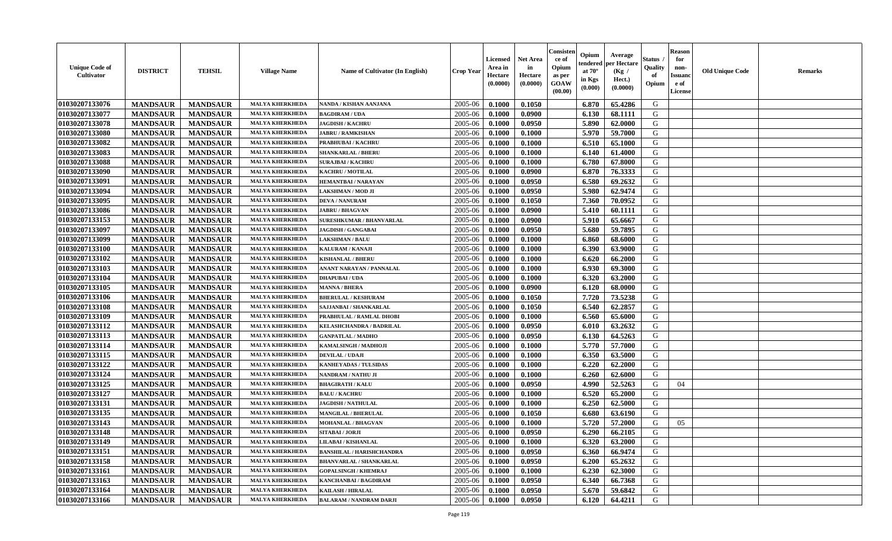| Unique Code of Cultivator | DISTRICT | TEHSIL | Village Name | Name of Cultivator (In English) | Crop Year | Licensed Area in Hectare (0.0000) | Net Area in Hectare (0.0000) | Consistence of Opium as per GOAW (00.00) | Opium tendered at 70° in Kgs (0.000) | Average per Hectare (Kg / Hect.) (0.0000) | Status / Quality of Opium | Reason for non-Issuance of License | Old Unique Code | Remarks |
|---|---|---|---|---|---|---|---|---|---|---|---|---|---|---|
| 01030207133076 | MANDSAUR | MANDSAUR | MALYA KHERKHEDA | NANDA / KISHAN AANJANA | 2005-06 | 0.1000 | 0.1050 | | 6.870 | 65.4286 | G | | | |
| 01030207133077 | MANDSAUR | MANDSAUR | MALYA KHERKHEDA | BAGDIRAM / UDA | 2005-06 | 0.1000 | 0.0900 | | 6.130 | 68.1111 | G | | | |
| 01030207133078 | MANDSAUR | MANDSAUR | MALYA KHERKHEDA | JAGDISH / KACHRU | 2005-06 | 0.1000 | 0.0950 | | 5.890 | 62.0000 | G | | | |
| 01030207133080 | MANDSAUR | MANDSAUR | MALYA KHERKHEDA | JABRU / RAMKISHAN | 2005-06 | 0.1000 | 0.1000 | | 5.970 | 59.7000 | G | | | |
| 01030207133082 | MANDSAUR | MANDSAUR | MALYA KHERKHEDA | PRABHUBAI / KACHRU | 2005-06 | 0.1000 | 0.1000 | | 6.510 | 65.1000 | G | | | |
| 01030207133083 | MANDSAUR | MANDSAUR | MALYA KHERKHEDA | SHANKARLAL / BHERU | 2005-06 | 0.1000 | 0.1000 | | 6.140 | 61.4000 | G | | | |
| 01030207133088 | MANDSAUR | MANDSAUR | MALYA KHERKHEDA | SURAJBAI / KACHRU | 2005-06 | 0.1000 | 0.1000 | | 6.780 | 67.8000 | G | | | |
| 01030207133090 | MANDSAUR | MANDSAUR | MALYA KHERKHEDA | KACHRU / MOTILAL | 2005-06 | 0.1000 | 0.0900 | | 6.870 | 76.3333 | G | | | |
| 01030207133091 | MANDSAUR | MANDSAUR | MALYA KHERKHEDA | HEMANTBAI / NARAYAN | 2005-06 | 0.1000 | 0.0950 | | 6.580 | 69.2632 | G | | | |
| 01030207133094 | MANDSAUR | MANDSAUR | MALYA KHERKHEDA | LAKSHMAN / MOD JI | 2005-06 | 0.1000 | 0.0950 | | 5.980 | 62.9474 | G | | | |
| 01030207133095 | MANDSAUR | MANDSAUR | MALYA KHERKHEDA | DEVA / NANURAM | 2005-06 | 0.1000 | 0.1050 | | 7.360 | 70.0952 | G | | | |
| 01030207133086 | MANDSAUR | MANDSAUR | MALYA KHERKHEDA | JABRU / BHAGVAN | 2005-06 | 0.1000 | 0.0900 | | 5.410 | 60.1111 | G | | | |
| 01030207133153 | MANDSAUR | MANDSAUR | MALYA KHERKHEDA | SURESHKUMAR / BHANVARLAL | 2005-06 | 0.1000 | 0.0900 | | 5.910 | 65.6667 | G | | | |
| 01030207133097 | MANDSAUR | MANDSAUR | MALYA KHERKHEDA | JAGDISH / GANGABAI | 2005-06 | 0.1000 | 0.0950 | | 5.680 | 59.7895 | G | | | |
| 01030207133099 | MANDSAUR | MANDSAUR | MALYA KHERKHEDA | LAKSHMAN / BALU | 2005-06 | 0.1000 | 0.1000 | | 6.860 | 68.6000 | G | | | |
| 01030207133100 | MANDSAUR | MANDSAUR | MALYA KHERKHEDA | KALURAM / KANAJI | 2005-06 | 0.1000 | 0.1000 | | 6.390 | 63.9000 | G | | | |
| 01030207133102 | MANDSAUR | MANDSAUR | MALYA KHERKHEDA | KISHANLAL / BHERU | 2005-06 | 0.1000 | 0.1000 | | 6.620 | 66.2000 | G | | | |
| 01030207133103 | MANDSAUR | MANDSAUR | MALYA KHERKHEDA | ANANT NARAYAN / PANNALAL | 2005-06 | 0.1000 | 0.1000 | | 6.930 | 69.3000 | G | | | |
| 01030207133104 | MANDSAUR | MANDSAUR | MALYA KHERKHEDA | DHAPUBAI / UDA | 2005-06 | 0.1000 | 0.1000 | | 6.320 | 63.2000 | G | | | |
| 01030207133105 | MANDSAUR | MANDSAUR | MALYA KHERKHEDA | MANNA / BHERA | 2005-06 | 0.1000 | 0.0900 | | 6.120 | 68.0000 | G | | | |
| 01030207133106 | MANDSAUR | MANDSAUR | MALYA KHERKHEDA | BHERULAL / KESHURAM | 2005-06 | 0.1000 | 0.1050 | | 7.720 | 73.5238 | G | | | |
| 01030207133108 | MANDSAUR | MANDSAUR | MALYA KHERKHEDA | SAJJANBAI / SHANKARLAL | 2005-06 | 0.1000 | 0.1050 | | 6.540 | 62.2857 | G | | | |
| 01030207133109 | MANDSAUR | MANDSAUR | MALYA KHERKHEDA | PRABHULAL / RAMLAL DHOBI | 2005-06 | 0.1000 | 0.1000 | | 6.560 | 65.6000 | G | | | |
| 01030207133112 | MANDSAUR | MANDSAUR | MALYA KHERKHEDA | KELASHCHANDRA / BADRILAL | 2005-06 | 0.1000 | 0.0950 | | 6.010 | 63.2632 | G | | | |
| 01030207133113 | MANDSAUR | MANDSAUR | MALYA KHERKHEDA | GANPATLAL / MADHO | 2005-06 | 0.1000 | 0.0950 | | 6.130 | 64.5263 | G | | | |
| 01030207133114 | MANDSAUR | MANDSAUR | MALYA KHERKHEDA | KAMALSINGH / MADHOJI | 2005-06 | 0.1000 | 0.1000 | | 5.770 | 57.7000 | G | | | |
| 01030207133115 | MANDSAUR | MANDSAUR | MALYA KHERKHEDA | DEVILAL / UDAJI | 2005-06 | 0.1000 | 0.1000 | | 6.350 | 63.5000 | G | | | |
| 01030207133122 | MANDSAUR | MANDSAUR | MALYA KHERKHEDA | KANHEYADAS / TULSIDAS | 2005-06 | 0.1000 | 0.1000 | | 6.220 | 62.2000 | G | | | |
| 01030207133124 | MANDSAUR | MANDSAUR | MALYA KHERKHEDA | NANDRAM / NATHU JI | 2005-06 | 0.1000 | 0.1000 | | 6.260 | 62.6000 | G | | | |
| 01030207133125 | MANDSAUR | MANDSAUR | MALYA KHERKHEDA | BHAGIRATH / KALU | 2005-06 | 0.1000 | 0.0950 | | 4.990 | 52.5263 | G | 04 | | |
| 01030207133127 | MANDSAUR | MANDSAUR | MALYA KHERKHEDA | BALU / KACHRU | 2005-06 | 0.1000 | 0.1000 | | 6.520 | 65.2000 | G | | | |
| 01030207133131 | MANDSAUR | MANDSAUR | MALYA KHERKHEDA | JAGDISH / NATHULAL | 2005-06 | 0.1000 | 0.1000 | | 6.250 | 62.5000 | G | | | |
| 01030207133135 | MANDSAUR | MANDSAUR | MALYA KHERKHEDA | MANGILAL / BHERULAL | 2005-06 | 0.1000 | 0.1050 | | 6.680 | 63.6190 | G | | | |
| 01030207133143 | MANDSAUR | MANDSAUR | MALYA KHERKHEDA | MOHANLAL / BHAGVAN | 2005-06 | 0.1000 | 0.1000 | | 5.720 | 57.2000 | G | 05 | | |
| 01030207133148 | MANDSAUR | MANDSAUR | MALYA KHERKHEDA | SITABAI / JORJI | 2005-06 | 0.1000 | 0.0950 | | 6.290 | 66.2105 | G | | | |
| 01030207133149 | MANDSAUR | MANDSAUR | MALYA KHERKHEDA | LILABAI / KISHANLAL | 2005-06 | 0.1000 | 0.1000 | | 6.320 | 63.2000 | G | | | |
| 01030207133151 | MANDSAUR | MANDSAUR | MALYA KHERKHEDA | BANSHILAL / HARISHCHANDRA | 2005-06 | 0.1000 | 0.0950 | | 6.360 | 66.9474 | G | | | |
| 01030207133158 | MANDSAUR | MANDSAUR | MALYA KHERKHEDA | BHANVARLAL / SHANKARLAL | 2005-06 | 0.1000 | 0.0950 | | 6.200 | 65.2632 | G | | | |
| 01030207133161 | MANDSAUR | MANDSAUR | MALYA KHERKHEDA | GOPALSINGH / KHEMRAJ | 2005-06 | 0.1000 | 0.1000 | | 6.230 | 62.3000 | G | | | |
| 01030207133163 | MANDSAUR | MANDSAUR | MALYA KHERKHEDA | KANCHANBAI / BAGDIRAM | 2005-06 | 0.1000 | 0.0950 | | 6.340 | 66.7368 | G | | | |
| 01030207133164 | MANDSAUR | MANDSAUR | MALYA KHERKHEDA | KAILASH / HIRALAL | 2005-06 | 0.1000 | 0.0950 | | 5.670 | 59.6842 | G | | | |
| 01030207133166 | MANDSAUR | MANDSAUR | MALYA KHERKHEDA | BALARAM / NANDRAM DARJI | 2005-06 | 0.1000 | 0.0950 | | 6.120 | 64.4211 | G | | | |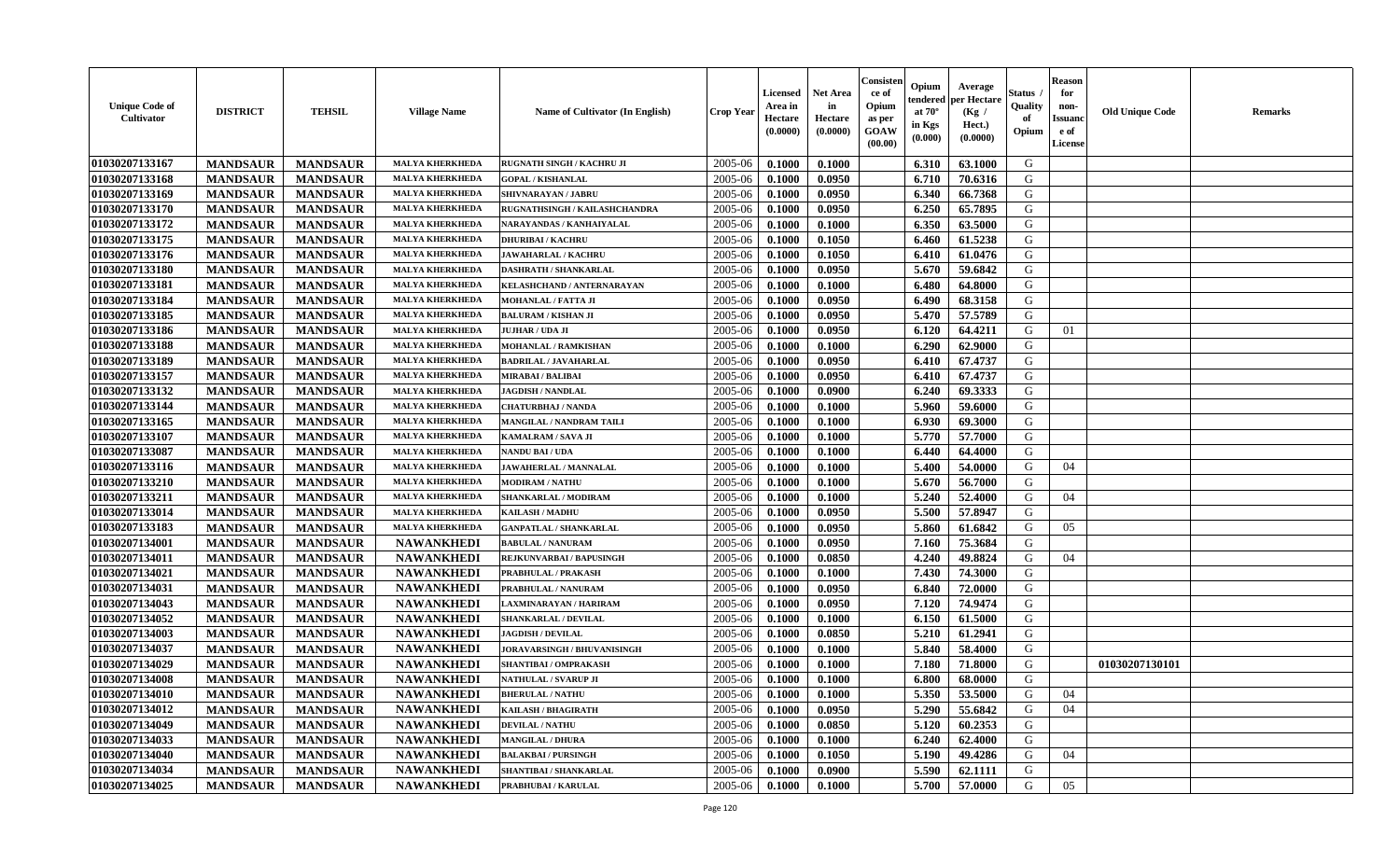| Unique Code of Cultivator | DISTRICT | TEHSIL | Village Name | Name of Cultivator (In English) | Crop Year | Licensed Area in Hectare (0.0000) | Net Area in Hectare (0.0000) | Consistence of Opium as per GOAW (00.00) | Opium tendered at 70° in Kgs (0.000) | Average per Hectare (Kg / Hect.) (0.0000) | Status / Quality of Opium | Reason for non-Issuance of License | Old Unique Code | Remarks |
|---|---|---|---|---|---|---|---|---|---|---|---|---|---|---|
| 01030207133167 | MANDSAUR | MANDSAUR | MALYA KHERKHEDA | RUGNATH SINGH / KACHRU JI | 2005-06 | 0.1000 | 0.1000 | | 6.310 | 63.1000 | G | | | |
| 01030207133168 | MANDSAUR | MANDSAUR | MALYA KHERKHEDA | GOPAL / KISHANLAL | 2005-06 | 0.1000 | 0.0950 | | 6.710 | 70.6316 | G | | | |
| 01030207133169 | MANDSAUR | MANDSAUR | MALYA KHERKHEDA | SHIVNARAYAN / JABRU | 2005-06 | 0.1000 | 0.0950 | | 6.340 | 66.7368 | G | | | |
| 01030207133170 | MANDSAUR | MANDSAUR | MALYA KHERKHEDA | RUGNATHSINGH / KAILASHCHANDRA | 2005-06 | 0.1000 | 0.0950 | | 6.250 | 65.7895 | G | | | |
| 01030207133172 | MANDSAUR | MANDSAUR | MALYA KHERKHEDA | NARAYANDAS / KANHAIYALAL | 2005-06 | 0.1000 | 0.1000 | | 6.350 | 63.5000 | G | | | |
| 01030207133175 | MANDSAUR | MANDSAUR | MALYA KHERKHEDA | DHURIBAI / KACHRU | 2005-06 | 0.1000 | 0.1050 | | 6.460 | 61.5238 | G | | | |
| 01030207133176 | MANDSAUR | MANDSAUR | MALYA KHERKHEDA | JAWAHARLAL / KACHRU | 2005-06 | 0.1000 | 0.1050 | | 6.410 | 61.0476 | G | | | |
| 01030207133180 | MANDSAUR | MANDSAUR | MALYA KHERKHEDA | DASHRATH / SHANKARLAL | 2005-06 | 0.1000 | 0.0950 | | 5.670 | 59.6842 | G | | | |
| 01030207133181 | MANDSAUR | MANDSAUR | MALYA KHERKHEDA | KELASHCHAND / ANTERNARAYAN | 2005-06 | 0.1000 | 0.1000 | | 6.480 | 64.8000 | G | | | |
| 01030207133184 | MANDSAUR | MANDSAUR | MALYA KHERKHEDA | MOHANLAL / FATTA JI | 2005-06 | 0.1000 | 0.0950 | | 6.490 | 68.3158 | G | | | |
| 01030207133185 | MANDSAUR | MANDSAUR | MALYA KHERKHEDA | BALURAM / KISHAN JI | 2005-06 | 0.1000 | 0.0950 | | 5.470 | 57.5789 | G | | | |
| 01030207133186 | MANDSAUR | MANDSAUR | MALYA KHERKHEDA | JUJHAR / UDA JI | 2005-06 | 0.1000 | 0.0950 | | 6.120 | 64.4211 | G | 01 | | |
| 01030207133188 | MANDSAUR | MANDSAUR | MALYA KHERKHEDA | MOHANLAL / RAMKISHAN | 2005-06 | 0.1000 | 0.1000 | | 6.290 | 62.9000 | G | | | |
| 01030207133189 | MANDSAUR | MANDSAUR | MALYA KHERKHEDA | BADRILAL / JAVAHARLAL | 2005-06 | 0.1000 | 0.0950 | | 6.410 | 67.4737 | G | | | |
| 01030207133157 | MANDSAUR | MANDSAUR | MALYA KHERKHEDA | MIRABAI / BALIBAI | 2005-06 | 0.1000 | 0.0950 | | 6.410 | 67.4737 | G | | | |
| 01030207133132 | MANDSAUR | MANDSAUR | MALYA KHERKHEDA | JAGDISH / NANDLAL | 2005-06 | 0.1000 | 0.0900 | | 6.240 | 69.3333 | G | | | |
| 01030207133144 | MANDSAUR | MANDSAUR | MALYA KHERKHEDA | CHATURBHAJ / NANDA | 2005-06 | 0.1000 | 0.1000 | | 5.960 | 59.6000 | G | | | |
| 01030207133165 | MANDSAUR | MANDSAUR | MALYA KHERKHEDA | MANGILAL / NANDRAM TAILI | 2005-06 | 0.1000 | 0.1000 | | 6.930 | 69.3000 | G | | | |
| 01030207133107 | MANDSAUR | MANDSAUR | MALYA KHERKHEDA | KAMALRAM / SAVA JI | 2005-06 | 0.1000 | 0.1000 | | 5.770 | 57.7000 | G | | | |
| 01030207133087 | MANDSAUR | MANDSAUR | MALYA KHERKHEDA | NANDU BAI / UDA | 2005-06 | 0.1000 | 0.1000 | | 6.440 | 64.4000 | G | | | |
| 01030207133116 | MANDSAUR | MANDSAUR | MALYA KHERKHEDA | JAWAHERLAL / MANNALAL | 2005-06 | 0.1000 | 0.1000 | | 5.400 | 54.0000 | G | 04 | | |
| 01030207133210 | MANDSAUR | MANDSAUR | MALYA KHERKHEDA | MODIRAM / NATHU | 2005-06 | 0.1000 | 0.1000 | | 5.670 | 56.7000 | G | | | |
| 01030207133211 | MANDSAUR | MANDSAUR | MALYA KHERKHEDA | SHANKARLAL / MODIRAM | 2005-06 | 0.1000 | 0.1000 | | 5.240 | 52.4000 | G | 04 | | |
| 01030207133014 | MANDSAUR | MANDSAUR | MALYA KHERKHEDA | KAILASH / MADHU | 2005-06 | 0.1000 | 0.0950 | | 5.500 | 57.8947 | G | | | |
| 01030207133183 | MANDSAUR | MANDSAUR | MALYA KHERKHEDA | GANPATLAL / SHANKARLAL | 2005-06 | 0.1000 | 0.0950 | | 5.860 | 61.6842 | G | 05 | | |
| 01030207134001 | MANDSAUR | MANDSAUR | NAWANKHEDI | BABULAL / NANURAM | 2005-06 | 0.1000 | 0.0950 | | 7.160 | 75.3684 | G | | | |
| 01030207134011 | MANDSAUR | MANDSAUR | NAWANKHEDI | REJKUNVARBAI / BAPUSINGH | 2005-06 | 0.1000 | 0.0850 | | 4.240 | 49.8824 | G | 04 | | |
| 01030207134021 | MANDSAUR | MANDSAUR | NAWANKHEDI | PRABHULAL / PRAKASH | 2005-06 | 0.1000 | 0.1000 | | 7.430 | 74.3000 | G | | | |
| 01030207134031 | MANDSAUR | MANDSAUR | NAWANKHEDI | PRABHULAL / NANURAM | 2005-06 | 0.1000 | 0.0950 | | 6.840 | 72.0000 | G | | | |
| 01030207134043 | MANDSAUR | MANDSAUR | NAWANKHEDI | LAXMINARAYAN / HARIRAM | 2005-06 | 0.1000 | 0.0950 | | 7.120 | 74.9474 | G | | | |
| 01030207134052 | MANDSAUR | MANDSAUR | NAWANKHEDI | SHANKARLAL / DEVILAL | 2005-06 | 0.1000 | 0.1000 | | 6.150 | 61.5000 | G | | | |
| 01030207134003 | MANDSAUR | MANDSAUR | NAWANKHEDI | JAGDISH / DEVILAL | 2005-06 | 0.1000 | 0.0850 | | 5.210 | 61.2941 | G | | | |
| 01030207134037 | MANDSAUR | MANDSAUR | NAWANKHEDI | JORAVARSINGH / BHUVANISINGH | 2005-06 | 0.1000 | 0.1000 | | 5.840 | 58.4000 | G | | | |
| 01030207134029 | MANDSAUR | MANDSAUR | NAWANKHEDI | SHANTIBAI / OMPRAKASH | 2005-06 | 0.1000 | 0.1000 | | 7.180 | 71.8000 | G | | 01030207130101 | |
| 01030207134008 | MANDSAUR | MANDSAUR | NAWANKHEDI | NATHULAL / SVARUP JI | 2005-06 | 0.1000 | 0.1000 | | 6.800 | 68.0000 | G | | | |
| 01030207134010 | MANDSAUR | MANDSAUR | NAWANKHEDI | BHERULAL / NATHU | 2005-06 | 0.1000 | 0.1000 | | 5.350 | 53.5000 | G | 04 | | |
| 01030207134012 | MANDSAUR | MANDSAUR | NAWANKHEDI | KAILASH / BHAGIRATH | 2005-06 | 0.1000 | 0.0950 | | 5.290 | 55.6842 | G | 04 | | |
| 01030207134049 | MANDSAUR | MANDSAUR | NAWANKHEDI | DEVILAL / NATHU | 2005-06 | 0.1000 | 0.0850 | | 5.120 | 60.2353 | G | | | |
| 01030207134033 | MANDSAUR | MANDSAUR | NAWANKHEDI | MANGILAL / DHURA | 2005-06 | 0.1000 | 0.1000 | | 6.240 | 62.4000 | G | | | |
| 01030207134040 | MANDSAUR | MANDSAUR | NAWANKHEDI | BALAKBAI / PURSINGH | 2005-06 | 0.1000 | 0.1050 | | 5.190 | 49.4286 | G | 04 | | |
| 01030207134034 | MANDSAUR | MANDSAUR | NAWANKHEDI | SHANTIBAI / SHANKARLAL | 2005-06 | 0.1000 | 0.0900 | | 5.590 | 62.1111 | G | | | |
| 01030207134025 | MANDSAUR | MANDSAUR | NAWANKHEDI | PRABHUBAI / KARULAL | 2005-06 | 0.1000 | 0.1000 | | 5.700 | 57.0000 | G | 05 | | |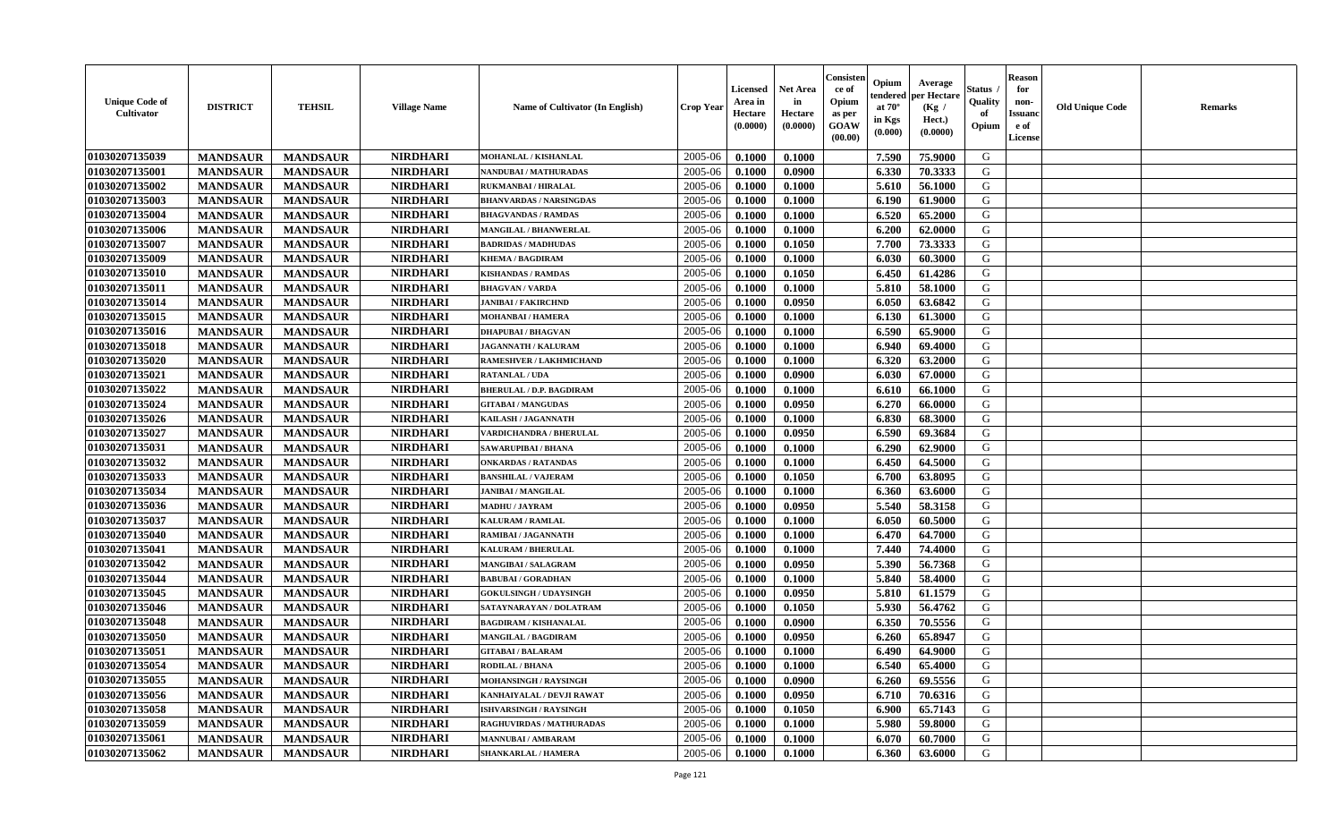| Unique Code of Cultivator | DISTRICT | TEHSIL | Village Name | Name of Cultivator (In English) | Crop Year | Licensed Area in Hectare (0.0000) | Net Area in Hectare (0.0000) | Consistence of Opium as per GOAW (00.00) | Opium tendered at 70° in Kgs (0.000) | Average per Hectare (Kg / Hect.) (0.0000) | Status / Quality of Opium | Reason for non-Issuance of License | Old Unique Code | Remarks |
|---|---|---|---|---|---|---|---|---|---|---|---|---|---|---|
| 01030207135039 | MANDSAUR | MANDSAUR | NIRDHARI | MOHANLAL / KISHANLAL | 2005-06 | 0.1000 | 0.1000 | | 7.590 | 75.9000 | G | | | |
| 01030207135001 | MANDSAUR | MANDSAUR | NIRDHARI | NANDUBAI / MATHURADAS | 2005-06 | 0.1000 | 0.0900 | | 6.330 | 70.3333 | G | | | |
| 01030207135002 | MANDSAUR | MANDSAUR | NIRDHARI | RUKMANBAI / HIRALAL | 2005-06 | 0.1000 | 0.1000 | | 5.610 | 56.1000 | G | | | |
| 01030207135003 | MANDSAUR | MANDSAUR | NIRDHARI | BHANVARDAS / NARSINGDAS | 2005-06 | 0.1000 | 0.1000 | | 6.190 | 61.9000 | G | | | |
| 01030207135004 | MANDSAUR | MANDSAUR | NIRDHARI | BHAGVANDAS / RAMDAS | 2005-06 | 0.1000 | 0.1000 | | 6.520 | 65.2000 | G | | | |
| 01030207135006 | MANDSAUR | MANDSAUR | NIRDHARI | MANGILAL / BHANWERLAL | 2005-06 | 0.1000 | 0.1000 | | 6.200 | 62.0000 | G | | | |
| 01030207135007 | MANDSAUR | MANDSAUR | NIRDHARI | BADRIDAS / MADHUDAS | 2005-06 | 0.1000 | 0.1050 | | 7.700 | 73.3333 | G | | | |
| 01030207135009 | MANDSAUR | MANDSAUR | NIRDHARI | KHEMA / BAGDIRAM | 2005-06 | 0.1000 | 0.1000 | | 6.030 | 60.3000 | G | | | |
| 01030207135010 | MANDSAUR | MANDSAUR | NIRDHARI | KISHANDAS / RAMDAS | 2005-06 | 0.1000 | 0.1050 | | 6.450 | 61.4286 | G | | | |
| 01030207135011 | MANDSAUR | MANDSAUR | NIRDHARI | BHAGVAN / VARDA | 2005-06 | 0.1000 | 0.1000 | | 5.810 | 58.1000 | G | | | |
| 01030207135014 | MANDSAUR | MANDSAUR | NIRDHARI | JANIBAI / FAKIRCHND | 2005-06 | 0.1000 | 0.0950 | | 6.050 | 63.6842 | G | | | |
| 01030207135015 | MANDSAUR | MANDSAUR | NIRDHARI | MOHANBAI / HAMERA | 2005-06 | 0.1000 | 0.1000 | | 6.130 | 61.3000 | G | | | |
| 01030207135016 | MANDSAUR | MANDSAUR | NIRDHARI | DHAPUBAI / BHAGVAN | 2005-06 | 0.1000 | 0.1000 | | 6.590 | 65.9000 | G | | | |
| 01030207135018 | MANDSAUR | MANDSAUR | NIRDHARI | JAGANNATH / KALURAM | 2005-06 | 0.1000 | 0.1000 | | 6.940 | 69.4000 | G | | | |
| 01030207135020 | MANDSAUR | MANDSAUR | NIRDHARI | RAMESHVER / LAKHMICHAND | 2005-06 | 0.1000 | 0.1000 | | 6.320 | 63.2000 | G | | | |
| 01030207135021 | MANDSAUR | MANDSAUR | NIRDHARI | RATANLAL / UDA | 2005-06 | 0.1000 | 0.0900 | | 6.030 | 67.0000 | G | | | |
| 01030207135022 | MANDSAUR | MANDSAUR | NIRDHARI | BHERULAL / D.P. BAGDIRAM | 2005-06 | 0.1000 | 0.1000 | | 6.610 | 66.1000 | G | | | |
| 01030207135024 | MANDSAUR | MANDSAUR | NIRDHARI | GITABAI / MANGUDAS | 2005-06 | 0.1000 | 0.0950 | | 6.270 | 66.0000 | G | | | |
| 01030207135026 | MANDSAUR | MANDSAUR | NIRDHARI | KAILASH / JAGANNATH | 2005-06 | 0.1000 | 0.1000 | | 6.830 | 68.3000 | G | | | |
| 01030207135027 | MANDSAUR | MANDSAUR | NIRDHARI | VARDICHANDRA / BHERULAL | 2005-06 | 0.1000 | 0.0950 | | 6.590 | 69.3684 | G | | | |
| 01030207135031 | MANDSAUR | MANDSAUR | NIRDHARI | SAWARUPIBAI / BHANA | 2005-06 | 0.1000 | 0.1000 | | 6.290 | 62.9000 | G | | | |
| 01030207135032 | MANDSAUR | MANDSAUR | NIRDHARI | ONKARDAS / RATANDAS | 2005-06 | 0.1000 | 0.1000 | | 6.450 | 64.5000 | G | | | |
| 01030207135033 | MANDSAUR | MANDSAUR | NIRDHARI | BANSHILAL / VAJERAM | 2005-06 | 0.1000 | 0.1050 | | 6.700 | 63.8095 | G | | | |
| 01030207135034 | MANDSAUR | MANDSAUR | NIRDHARI | JANIBAI / MANGILAL | 2005-06 | 0.1000 | 0.1000 | | 6.360 | 63.6000 | G | | | |
| 01030207135036 | MANDSAUR | MANDSAUR | NIRDHARI | MADHU / JAYRAM | 2005-06 | 0.1000 | 0.0950 | | 5.540 | 58.3158 | G | | | |
| 01030207135037 | MANDSAUR | MANDSAUR | NIRDHARI | KALURAM / RAMLAL | 2005-06 | 0.1000 | 0.1000 | | 6.050 | 60.5000 | G | | | |
| 01030207135040 | MANDSAUR | MANDSAUR | NIRDHARI | RAMIBAI / JAGANNATH | 2005-06 | 0.1000 | 0.1000 | | 6.470 | 64.7000 | G | | | |
| 01030207135041 | MANDSAUR | MANDSAUR | NIRDHARI | KALURAM / BHERULAL | 2005-06 | 0.1000 | 0.1000 | | 7.440 | 74.4000 | G | | | |
| 01030207135042 | MANDSAUR | MANDSAUR | NIRDHARI | MANGIBAI / SALAGRAM | 2005-06 | 0.1000 | 0.0950 | | 5.390 | 56.7368 | G | | | |
| 01030207135044 | MANDSAUR | MANDSAUR | NIRDHARI | BABUBAI / GORADHAN | 2005-06 | 0.1000 | 0.1000 | | 5.840 | 58.4000 | G | | | |
| 01030207135045 | MANDSAUR | MANDSAUR | NIRDHARI | GOKULSINGH / UDAYSINGH | 2005-06 | 0.1000 | 0.0950 | | 5.810 | 61.1579 | G | | | |
| 01030207135046 | MANDSAUR | MANDSAUR | NIRDHARI | SATAYNARAYAN / DOLATRAM | 2005-06 | 0.1000 | 0.1050 | | 5.930 | 56.4762 | G | | | |
| 01030207135048 | MANDSAUR | MANDSAUR | NIRDHARI | BAGDIRAM / KISHANALAL | 2005-06 | 0.1000 | 0.0900 | | 6.350 | 70.5556 | G | | | |
| 01030207135050 | MANDSAUR | MANDSAUR | NIRDHARI | MANGILAL / BAGDIRAM | 2005-06 | 0.1000 | 0.0950 | | 6.260 | 65.8947 | G | | | |
| 01030207135051 | MANDSAUR | MANDSAUR | NIRDHARI | GITABAI / BALARAM | 2005-06 | 0.1000 | 0.1000 | | 6.490 | 64.9000 | G | | | |
| 01030207135054 | MANDSAUR | MANDSAUR | NIRDHARI | RODILAL / BHANA | 2005-06 | 0.1000 | 0.1000 | | 6.540 | 65.4000 | G | | | |
| 01030207135055 | MANDSAUR | MANDSAUR | NIRDHARI | MOHANSINGH / RAYSINGH | 2005-06 | 0.1000 | 0.0900 | | 6.260 | 69.5556 | G | | | |
| 01030207135056 | MANDSAUR | MANDSAUR | NIRDHARI | KANHAIYALAL / DEVJI RAWAT | 2005-06 | 0.1000 | 0.0950 | | 6.710 | 70.6316 | G | | | |
| 01030207135058 | MANDSAUR | MANDSAUR | NIRDHARI | ISHVARSINGH / RAYSINGH | 2005-06 | 0.1000 | 0.1050 | | 6.900 | 65.7143 | G | | | |
| 01030207135059 | MANDSAUR | MANDSAUR | NIRDHARI | RAGHUVIRDAS / MATHURADAS | 2005-06 | 0.1000 | 0.1000 | | 5.980 | 59.8000 | G | | | |
| 01030207135061 | MANDSAUR | MANDSAUR | NIRDHARI | MANNUBAI / AMBARAM | 2005-06 | 0.1000 | 0.1000 | | 6.070 | 60.7000 | G | | | |
| 01030207135062 | MANDSAUR | MANDSAUR | NIRDHARI | SHANKARLAL / HAMERA | 2005-06 | 0.1000 | 0.1000 | | 6.360 | 63.6000 | G | | | |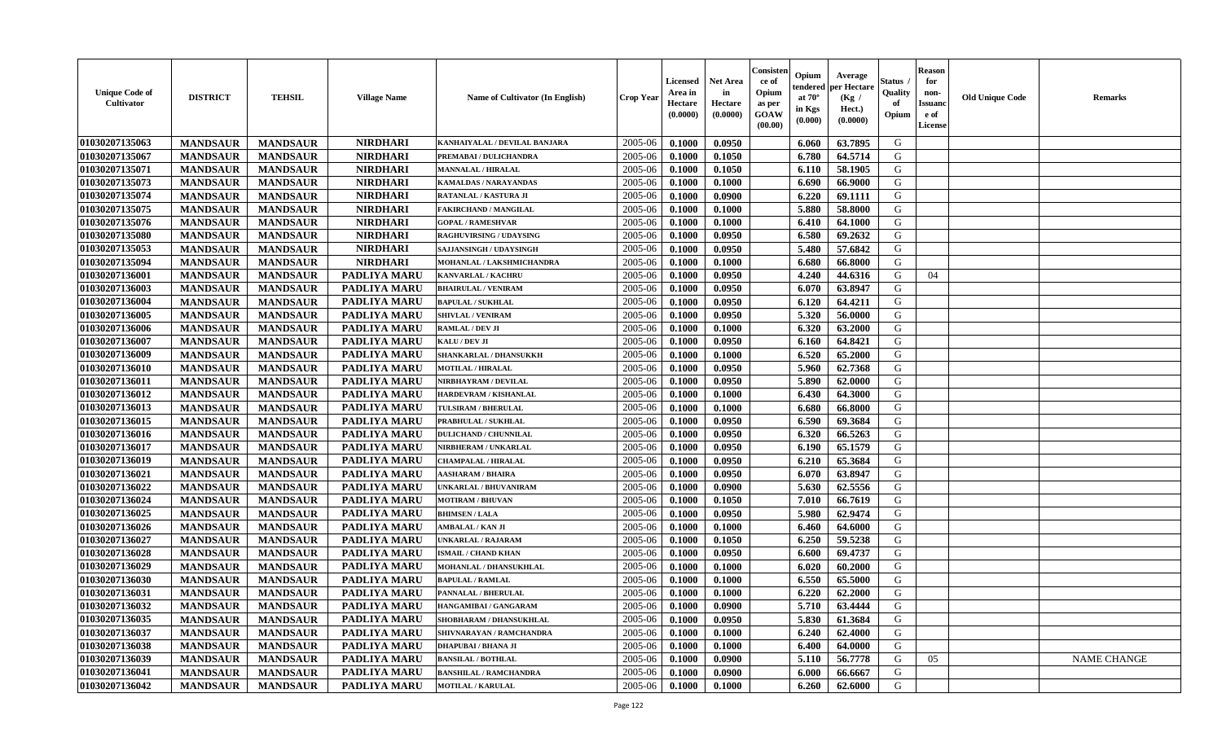| Unique Code of Cultivator | DISTRICT | TEHSIL | Village Name | Name of Cultivator (In English) | Crop Year | Licensed Area in Hectare (0.0000) | Net Area in Hectare (0.0000) | Consistence of Opium as per GOAW (00.00) | Opium tendered at 70° in Kgs (0.000) | Average per Hectare (Kg / Hect.) (0.0000) | Status / Quality of Opium | Reason for non-Issuance of License | Old Unique Code | Remarks |
|---|---|---|---|---|---|---|---|---|---|---|---|---|---|---|
| 01030207135063 | MANDSAUR | MANDSAUR | NIRDHARI | KANHAIYALAL / DEVILAL BANJARA | 2005-06 | 0.1000 | 0.0950 | | 6.060 | 63.7895 | G | | | |
| 01030207135067 | MANDSAUR | MANDSAUR | NIRDHARI | PREMABAI / DULICHANDRA | 2005-06 | 0.1000 | 0.1050 | | 6.780 | 64.5714 | G | | | |
| 01030207135071 | MANDSAUR | MANDSAUR | NIRDHARI | MANNALAL / HIRALAL | 2005-06 | 0.1000 | 0.1050 | | 6.110 | 58.1905 | G | | | |
| 01030207135073 | MANDSAUR | MANDSAUR | NIRDHARI | KAMALDAS / NARAYANDAS | 2005-06 | 0.1000 | 0.1000 | | 6.690 | 66.9000 | G | | | |
| 01030207135074 | MANDSAUR | MANDSAUR | NIRDHARI | RATANLAL / KASTURA JI | 2005-06 | 0.1000 | 0.0900 | | 6.220 | 69.1111 | G | | | |
| 01030207135075 | MANDSAUR | MANDSAUR | NIRDHARI | FAKIRCHAND / MANGILAL | 2005-06 | 0.1000 | 0.1000 | | 5.880 | 58.8000 | G | | | |
| 01030207135076 | MANDSAUR | MANDSAUR | NIRDHARI | GOPAL / RAMESHVAR | 2005-06 | 0.1000 | 0.1000 | | 6.410 | 64.1000 | G | | | |
| 01030207135080 | MANDSAUR | MANDSAUR | NIRDHARI | RAGHUVIRSING / UDAYSING | 2005-06 | 0.1000 | 0.0950 | | 6.580 | 69.2632 | G | | | |
| 01030207135053 | MANDSAUR | MANDSAUR | NIRDHARI | SAJJANSINGH / UDAYSINGH | 2005-06 | 0.1000 | 0.0950 | | 5.480 | 57.6842 | G | | | |
| 01030207135094 | MANDSAUR | MANDSAUR | NIRDHARI | MOHANLAL / LAKSHMICHANDRA | 2005-06 | 0.1000 | 0.1000 | | 6.680 | 66.8000 | G | | | |
| 01030207136001 | MANDSAUR | MANDSAUR | PADLIYA MARU | KANVARLAL / KACHRU | 2005-06 | 0.1000 | 0.0950 | | 4.240 | 44.6316 | G | 04 | | |
| 01030207136003 | MANDSAUR | MANDSAUR | PADLIYA MARU | BHAIRULAL / VENIRAM | 2005-06 | 0.1000 | 0.0950 | | 6.070 | 63.8947 | G | | | |
| 01030207136004 | MANDSAUR | MANDSAUR | PADLIYA MARU | BAPULAL / SUKHLAL | 2005-06 | 0.1000 | 0.0950 | | 6.120 | 64.4211 | G | | | |
| 01030207136005 | MANDSAUR | MANDSAUR | PADLIYA MARU | SHIVLAL / VENIRAM | 2005-06 | 0.1000 | 0.0950 | | 5.320 | 56.0000 | G | | | |
| 01030207136006 | MANDSAUR | MANDSAUR | PADLIYA MARU | RAMLAL / DEV JI | 2005-06 | 0.1000 | 0.1000 | | 6.320 | 63.2000 | G | | | |
| 01030207136007 | MANDSAUR | MANDSAUR | PADLIYA MARU | KALU / DEV JI | 2005-06 | 0.1000 | 0.0950 | | 6.160 | 64.8421 | G | | | |
| 01030207136009 | MANDSAUR | MANDSAUR | PADLIYA MARU | SHANKARLAL / DHANSUKKH | 2005-06 | 0.1000 | 0.1000 | | 6.520 | 65.2000 | G | | | |
| 01030207136010 | MANDSAUR | MANDSAUR | PADLIYA MARU | MOTILAL / HIRALAL | 2005-06 | 0.1000 | 0.0950 | | 5.960 | 62.7368 | G | | | |
| 01030207136011 | MANDSAUR | MANDSAUR | PADLIYA MARU | NIRBHAYRAM / DEVILAL | 2005-06 | 0.1000 | 0.0950 | | 5.890 | 62.0000 | G | | | |
| 01030207136012 | MANDSAUR | MANDSAUR | PADLIYA MARU | HARDEVRAM / KISHANLAL | 2005-06 | 0.1000 | 0.1000 | | 6.430 | 64.3000 | G | | | |
| 01030207136013 | MANDSAUR | MANDSAUR | PADLIYA MARU | TULSIRAM / BHERULAL | 2005-06 | 0.1000 | 0.1000 | | 6.680 | 66.8000 | G | | | |
| 01030207136015 | MANDSAUR | MANDSAUR | PADLIYA MARU | PRABHULAL / SUKHLAL | 2005-06 | 0.1000 | 0.0950 | | 6.590 | 69.3684 | G | | | |
| 01030207136016 | MANDSAUR | MANDSAUR | PADLIYA MARU | DULICHAND / CHUNNILAL | 2005-06 | 0.1000 | 0.0950 | | 6.320 | 66.5263 | G | | | |
| 01030207136017 | MANDSAUR | MANDSAUR | PADLIYA MARU | NIRBHERAM / UNKARLAL | 2005-06 | 0.1000 | 0.0950 | | 6.190 | 65.1579 | G | | | |
| 01030207136019 | MANDSAUR | MANDSAUR | PADLIYA MARU | CHAMPALAL / HIRALAL | 2005-06 | 0.1000 | 0.0950 | | 6.210 | 65.3684 | G | | | |
| 01030207136021 | MANDSAUR | MANDSAUR | PADLIYA MARU | AASHARAM / BHAIRA | 2005-06 | 0.1000 | 0.0950 | | 6.070 | 63.8947 | G | | | |
| 01030207136022 | MANDSAUR | MANDSAUR | PADLIYA MARU | UNKARLAL / BHUVANIRAM | 2005-06 | 0.1000 | 0.0900 | | 5.630 | 62.5556 | G | | | |
| 01030207136024 | MANDSAUR | MANDSAUR | PADLIYA MARU | MOTIRAM / BHUVAN | 2005-06 | 0.1000 | 0.1050 | | 7.010 | 66.7619 | G | | | |
| 01030207136025 | MANDSAUR | MANDSAUR | PADLIYA MARU | BHIMSEN / LALA | 2005-06 | 0.1000 | 0.0950 | | 5.980 | 62.9474 | G | | | |
| 01030207136026 | MANDSAUR | MANDSAUR | PADLIYA MARU | AMBALAL / KAN JI | 2005-06 | 0.1000 | 0.1000 | | 6.460 | 64.6000 | G | | | |
| 01030207136027 | MANDSAUR | MANDSAUR | PADLIYA MARU | UNKARLAL / RAJARAM | 2005-06 | 0.1000 | 0.1050 | | 6.250 | 59.5238 | G | | | |
| 01030207136028 | MANDSAUR | MANDSAUR | PADLIYA MARU | ISMAIL / CHAND KHAN | 2005-06 | 0.1000 | 0.0950 | | 6.600 | 69.4737 | G | | | |
| 01030207136029 | MANDSAUR | MANDSAUR | PADLIYA MARU | MOHANLAL / DHANSUKHLAL | 2005-06 | 0.1000 | 0.1000 | | 6.020 | 60.2000 | G | | | |
| 01030207136030 | MANDSAUR | MANDSAUR | PADLIYA MARU | BAPULAL / RAMLAL | 2005-06 | 0.1000 | 0.1000 | | 6.550 | 65.5000 | G | | | |
| 01030207136031 | MANDSAUR | MANDSAUR | PADLIYA MARU | PANNALAL / BHERULAL | 2005-06 | 0.1000 | 0.1000 | | 6.220 | 62.2000 | G | | | |
| 01030207136032 | MANDSAUR | MANDSAUR | PADLIYA MARU | HANGAMIBAI / GANGARAM | 2005-06 | 0.1000 | 0.0900 | | 5.710 | 63.4444 | G | | | |
| 01030207136035 | MANDSAUR | MANDSAUR | PADLIYA MARU | SHOBHARAM / DHANSUKHLAL | 2005-06 | 0.1000 | 0.0950 | | 5.830 | 61.3684 | G | | | |
| 01030207136037 | MANDSAUR | MANDSAUR | PADLIYA MARU | SHIVNARAYAN / RAMCHANDRA | 2005-06 | 0.1000 | 0.1000 | | 6.240 | 62.4000 | G | | | |
| 01030207136038 | MANDSAUR | MANDSAUR | PADLIYA MARU | DHAPUBAI / BHANA JI | 2005-06 | 0.1000 | 0.1000 | | 6.400 | 64.0000 | G | | | |
| 01030207136039 | MANDSAUR | MANDSAUR | PADLIYA MARU | BANSILAL / BOTHLAL | 2005-06 | 0.1000 | 0.0900 | | 5.110 | 56.7778 | G | 05 | | NAME CHANGE |
| 01030207136041 | MANDSAUR | MANDSAUR | PADLIYA MARU | BANSHILAL / RAMCHANDRA | 2005-06 | 0.1000 | 0.0900 | | 6.000 | 66.6667 | G | | | |
| 01030207136042 | MANDSAUR | MANDSAUR | PADLIYA MARU | MOTILAL / KARULAL | 2005-06 | 0.1000 | 0.1000 | | 6.260 | 62.6000 | G | | | |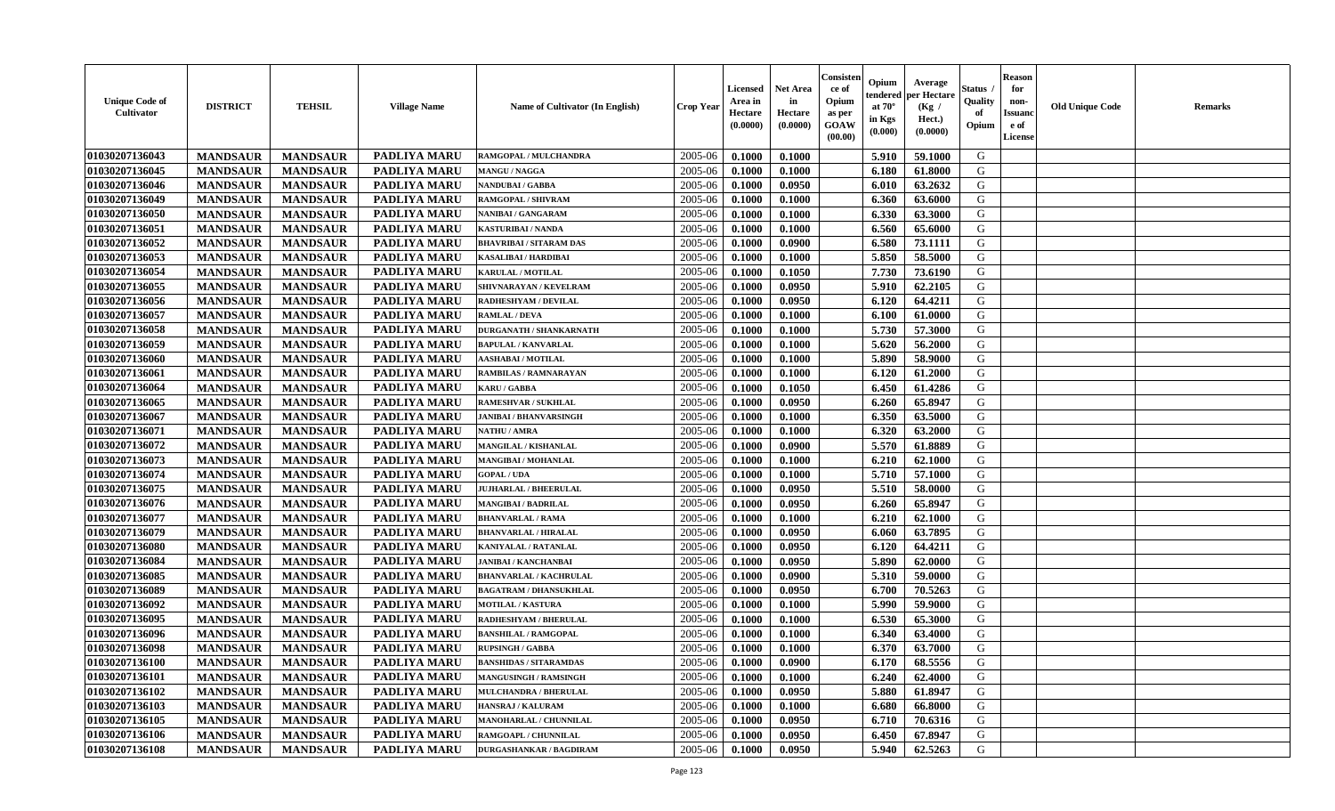| Unique Code of Cultivator | DISTRICT | TEHSIL | Village Name | Name of Cultivator (In English) | Crop Year | Licensed Area in Hectare (0.0000) | Net Area in Hectare (0.0000) | Consistence of Opium as per GOAW (00.00) | Opium tendered at 70° in Kgs (0.000) | Average per Hectare (Kg / Hect.) (0.0000) | Status / Quality of Opium | Reason for non-Issuance of License | Old Unique Code | Remarks |
|---|---|---|---|---|---|---|---|---|---|---|---|---|---|---|
| 01030207136043 | MANDSAUR | MANDSAUR | PADLIYA MARU | RAMGOPAL / MULCHANDRA | 2005-06 | 0.1000 | 0.1000 | | 5.910 | 59.1000 | G | | | |
| 01030207136045 | MANDSAUR | MANDSAUR | PADLIYA MARU | MANGU / NAGGA | 2005-06 | 0.1000 | 0.1000 | | 6.180 | 61.8000 | G | | | |
| 01030207136046 | MANDSAUR | MANDSAUR | PADLIYA MARU | NANDUBAI / GABBA | 2005-06 | 0.1000 | 0.0950 | | 6.010 | 63.2632 | G | | | |
| 01030207136049 | MANDSAUR | MANDSAUR | PADLIYA MARU | RAMGOPAL / SHIVRAM | 2005-06 | 0.1000 | 0.1000 | | 6.360 | 63.6000 | G | | | |
| 01030207136050 | MANDSAUR | MANDSAUR | PADLIYA MARU | NANIBAI / GANGARAM | 2005-06 | 0.1000 | 0.1000 | | 6.330 | 63.3000 | G | | | |
| 01030207136051 | MANDSAUR | MANDSAUR | PADLIYA MARU | KASTURIBAI / NANDA | 2005-06 | 0.1000 | 0.1000 | | 6.560 | 65.6000 | G | | | |
| 01030207136052 | MANDSAUR | MANDSAUR | PADLIYA MARU | BHAVRIBAI / SITARAM DAS | 2005-06 | 0.1000 | 0.0900 | | 6.580 | 73.1111 | G | | | |
| 01030207136053 | MANDSAUR | MANDSAUR | PADLIYA MARU | KASALIBAI / HARDIBAI | 2005-06 | 0.1000 | 0.1000 | | 5.850 | 58.5000 | G | | | |
| 01030207136054 | MANDSAUR | MANDSAUR | PADLIYA MARU | KARULAL / MOTILAL | 2005-06 | 0.1000 | 0.1050 | | 7.730 | 73.6190 | G | | | |
| 01030207136055 | MANDSAUR | MANDSAUR | PADLIYA MARU | SHIVNARAYAN / KEVELRAM | 2005-06 | 0.1000 | 0.0950 | | 5.910 | 62.2105 | G | | | |
| 01030207136056 | MANDSAUR | MANDSAUR | PADLIYA MARU | RADHESHYAM / DEVILAL | 2005-06 | 0.1000 | 0.0950 | | 6.120 | 64.4211 | G | | | |
| 01030207136057 | MANDSAUR | MANDSAUR | PADLIYA MARU | RAMLAL / DEVA | 2005-06 | 0.1000 | 0.1000 | | 6.100 | 61.0000 | G | | | |
| 01030207136058 | MANDSAUR | MANDSAUR | PADLIYA MARU | DURGANATH / SHANKARNATH | 2005-06 | 0.1000 | 0.1000 | | 5.730 | 57.3000 | G | | | |
| 01030207136059 | MANDSAUR | MANDSAUR | PADLIYA MARU | BAPULAL / KANVARLAL | 2005-06 | 0.1000 | 0.1000 | | 5.620 | 56.2000 | G | | | |
| 01030207136060 | MANDSAUR | MANDSAUR | PADLIYA MARU | AASHABAI / MOTILAL | 2005-06 | 0.1000 | 0.1000 | | 5.890 | 58.9000 | G | | | |
| 01030207136061 | MANDSAUR | MANDSAUR | PADLIYA MARU | RAMBILAS / RAMNARAYAN | 2005-06 | 0.1000 | 0.1000 | | 6.120 | 61.2000 | G | | | |
| 01030207136064 | MANDSAUR | MANDSAUR | PADLIYA MARU | KARU / GABBA | 2005-06 | 0.1000 | 0.1050 | | 6.450 | 61.4286 | G | | | |
| 01030207136065 | MANDSAUR | MANDSAUR | PADLIYA MARU | RAMESHVAR / SUKHLAL | 2005-06 | 0.1000 | 0.0950 | | 6.260 | 65.8947 | G | | | |
| 01030207136067 | MANDSAUR | MANDSAUR | PADLIYA MARU | JANIBAI / BHANVARSINGH | 2005-06 | 0.1000 | 0.1000 | | 6.350 | 63.5000 | G | | | |
| 01030207136071 | MANDSAUR | MANDSAUR | PADLIYA MARU | NATHU / AMRA | 2005-06 | 0.1000 | 0.1000 | | 6.320 | 63.2000 | G | | | |
| 01030207136072 | MANDSAUR | MANDSAUR | PADLIYA MARU | MANGILAL / KISHANLAL | 2005-06 | 0.1000 | 0.0900 | | 5.570 | 61.8889 | G | | | |
| 01030207136073 | MANDSAUR | MANDSAUR | PADLIYA MARU | MANGIBAI / MOHANLAL | 2005-06 | 0.1000 | 0.1000 | | 6.210 | 62.1000 | G | | | |
| 01030207136074 | MANDSAUR | MANDSAUR | PADLIYA MARU | GOPAL / UDA | 2005-06 | 0.1000 | 0.1000 | | 5.710 | 57.1000 | G | | | |
| 01030207136075 | MANDSAUR | MANDSAUR | PADLIYA MARU | JUJHARLAL / BHEERULAL | 2005-06 | 0.1000 | 0.0950 | | 5.510 | 58.0000 | G | | | |
| 01030207136076 | MANDSAUR | MANDSAUR | PADLIYA MARU | MANGIBAI / BADRILAL | 2005-06 | 0.1000 | 0.0950 | | 6.260 | 65.8947 | G | | | |
| 01030207136077 | MANDSAUR | MANDSAUR | PADLIYA MARU | BHANVARLAL / RAMA | 2005-06 | 0.1000 | 0.1000 | | 6.210 | 62.1000 | G | | | |
| 01030207136079 | MANDSAUR | MANDSAUR | PADLIYA MARU | BHANVARLAL / HIRALAL | 2005-06 | 0.1000 | 0.0950 | | 6.060 | 63.7895 | G | | | |
| 01030207136080 | MANDSAUR | MANDSAUR | PADLIYA MARU | KANIYALAL / RATANLAL | 2005-06 | 0.1000 | 0.0950 | | 6.120 | 64.4211 | G | | | |
| 01030207136084 | MANDSAUR | MANDSAUR | PADLIYA MARU | JANIBAI / KANCHANBAI | 2005-06 | 0.1000 | 0.0950 | | 5.890 | 62.0000 | G | | | |
| 01030207136085 | MANDSAUR | MANDSAUR | PADLIYA MARU | BHANVARLAL / KACHRULAL | 2005-06 | 0.1000 | 0.0900 | | 5.310 | 59.0000 | G | | | |
| 01030207136089 | MANDSAUR | MANDSAUR | PADLIYA MARU | BAGATRAM / DHANSUKHLAL | 2005-06 | 0.1000 | 0.0950 | | 6.700 | 70.5263 | G | | | |
| 01030207136092 | MANDSAUR | MANDSAUR | PADLIYA MARU | MOTILAL / KASTURA | 2005-06 | 0.1000 | 0.1000 | | 5.990 | 59.9000 | G | | | |
| 01030207136095 | MANDSAUR | MANDSAUR | PADLIYA MARU | RADHESHYAM / BHERULAL | 2005-06 | 0.1000 | 0.1000 | | 6.530 | 65.3000 | G | | | |
| 01030207136096 | MANDSAUR | MANDSAUR | PADLIYA MARU | BANSHILAL / RAMGOPAL | 2005-06 | 0.1000 | 0.1000 | | 6.340 | 63.4000 | G | | | |
| 01030207136098 | MANDSAUR | MANDSAUR | PADLIYA MARU | RUPSINGH / GABBA | 2005-06 | 0.1000 | 0.1000 | | 6.370 | 63.7000 | G | | | |
| 01030207136100 | MANDSAUR | MANDSAUR | PADLIYA MARU | BANSHIDAS / SITARAMDAS | 2005-06 | 0.1000 | 0.0900 | | 6.170 | 68.5556 | G | | | |
| 01030207136101 | MANDSAUR | MANDSAUR | PADLIYA MARU | MANGUSINGH / RAMSINGH | 2005-06 | 0.1000 | 0.1000 | | 6.240 | 62.4000 | G | | | |
| 01030207136102 | MANDSAUR | MANDSAUR | PADLIYA MARU | MULCHANDRA / BHERULAL | 2005-06 | 0.1000 | 0.0950 | | 5.880 | 61.8947 | G | | | |
| 01030207136103 | MANDSAUR | MANDSAUR | PADLIYA MARU | HANSRAJ / KALURAM | 2005-06 | 0.1000 | 0.1000 | | 6.680 | 66.8000 | G | | | |
| 01030207136105 | MANDSAUR | MANDSAUR | PADLIYA MARU | MANOHARLAL / CHUNNILAL | 2005-06 | 0.1000 | 0.0950 | | 6.710 | 70.6316 | G | | | |
| 01030207136106 | MANDSAUR | MANDSAUR | PADLIYA MARU | RAMGOAPL / CHUNNILAL | 2005-06 | 0.1000 | 0.0950 | | 6.450 | 67.8947 | G | | | |
| 01030207136108 | MANDSAUR | MANDSAUR | PADLIYA MARU | DURGASHANKAR / BAGDIRAM | 2005-06 | 0.1000 | 0.0950 | | 5.940 | 62.5263 | G | | | |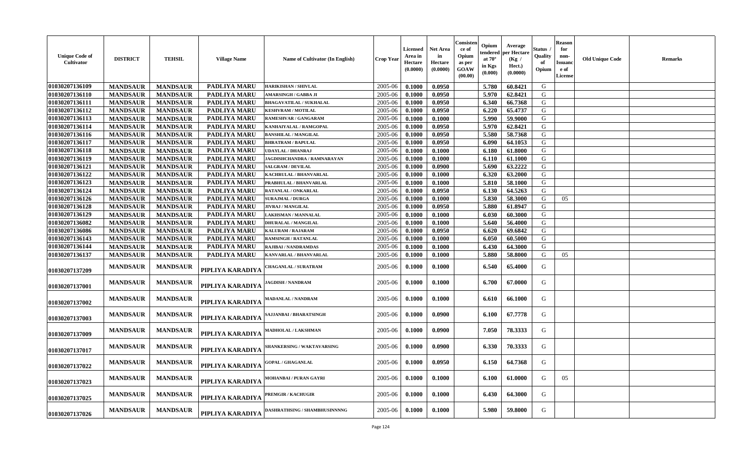| Unique Code of Cultivator | DISTRICT | TEHSIL | Village Name | Name of Cultivator (In English) | Crop Year | Licensed Area in Hectare (0.0000) | Net Area in Hectare (0.0000) | Consistence of Opium as per GOAW (00.00) | Opium tendered at 70° in Kgs (0.000) | Average per Hectare (Kg / Hect.) (0.0000) | Status / Quality of Opium | Reason for non-Issuance of License | Old Unique Code | Remarks |
|---|---|---|---|---|---|---|---|---|---|---|---|---|---|---|
| 01030207136109 | MANDSAUR | MANDSAUR | PADLIYA MARU | HARIKISHAN / SHIVLAL | 2005-06 | 0.1000 | 0.0950 | | 5.780 | 60.8421 | G | | | |
| 01030207136110 | MANDSAUR | MANDSAUR | PADLIYA MARU | AMARSINGH / GABBA JI | 2005-06 | 0.1000 | 0.0950 | | 5.970 | 62.8421 | G | | | |
| 01030207136111 | MANDSAUR | MANDSAUR | PADLIYA MARU | BHAGAVATILAL / SUKHALAL | 2005-06 | 0.1000 | 0.0950 | | 6.340 | 66.7368 | G | | | |
| 01030207136112 | MANDSAUR | MANDSAUR | PADLIYA MARU | KESHVRAM / MOTILAL | 2005-06 | 0.1000 | 0.0950 | | 6.220 | 65.4737 | G | | | |
| 01030207136113 | MANDSAUR | MANDSAUR | PADLIYA MARU | RAMESHVAR / GANGARAM | 2005-06 | 0.1000 | 0.1000 | | 5.990 | 59.9000 | G | | | |
| 01030207136114 | MANDSAUR | MANDSAUR | PADLIYA MARU | KANHAIYALAL / RAMGOPAL | 2005-06 | 0.1000 | 0.0950 | | 5.970 | 62.8421 | G | | | |
| 01030207136116 | MANDSAUR | MANDSAUR | PADLIYA MARU | BANSHILAL / MANGILAL | 2005-06 | 0.1000 | 0.0950 | | 5.580 | 58.7368 | G | | | |
| 01030207136117 | MANDSAUR | MANDSAUR | PADLIYA MARU | BHRATRAM / BAPULAL | 2005-06 | 0.1000 | 0.0950 | | 6.090 | 64.1053 | G | | | |
| 01030207136118 | MANDSAUR | MANDSAUR | PADLIYA MARU | UDAYLAL / DHANRAJ | 2005-06 | 0.1000 | 0.1000 | | 6.180 | 61.8000 | G | | | |
| 01030207136119 | MANDSAUR | MANDSAUR | PADLIYA MARU | JAGDISHCHANDRA / RAMNARAYAN | 2005-06 | 0.1000 | 0.1000 | | 6.110 | 61.1000 | G | | | |
| 01030207136121 | MANDSAUR | MANDSAUR | PADLIYA MARU | SALGRAM / DEVILAL | 2005-06 | 0.1000 | 0.0900 | | 5.690 | 63.2222 | G | | | |
| 01030207136122 | MANDSAUR | MANDSAUR | PADLIYA MARU | KACHRULAL / BHANVARLAL | 2005-06 | 0.1000 | 0.1000 | | 6.320 | 63.2000 | G | | | |
| 01030207136123 | MANDSAUR | MANDSAUR | PADLIYA MARU | PRABHULAL / BHANVARLAL | 2005-06 | 0.1000 | 0.1000 | | 5.810 | 58.1000 | G | | | |
| 01030207136124 | MANDSAUR | MANDSAUR | PADLIYA MARU | RATANLAL / ONKARLAL | 2005-06 | 0.1000 | 0.0950 | | 6.130 | 64.5263 | G | | | |
| 01030207136126 | MANDSAUR | MANDSAUR | PADLIYA MARU | SURAJMAL / DURGA | 2005-06 | 0.1000 | 0.1000 | | 5.830 | 58.3000 | G | 05 | | |
| 01030207136128 | MANDSAUR | MANDSAUR | PADLIYA MARU | JIVRAJ / MANGILAL | 2005-06 | 0.1000 | 0.0950 | | 5.880 | 61.8947 | G | | | |
| 01030207136129 | MANDSAUR | MANDSAUR | PADLIYA MARU | LAKHSMAN / MANNALAL | 2005-06 | 0.1000 | 0.1000 | | 6.030 | 60.3000 | G | | | |
| 01030207136082 | MANDSAUR | MANDSAUR | PADLIYA MARU | DHURALAL / MANGILAL | 2005-06 | 0.1000 | 0.1000 | | 5.640 | 56.4000 | G | | | |
| 01030207136086 | MANDSAUR | MANDSAUR | PADLIYA MARU | KALURAM / RAJARAM | 2005-06 | 0.1000 | 0.0950 | | 6.620 | 69.6842 | G | | | |
| 01030207136143 | MANDSAUR | MANDSAUR | PADLIYA MARU | RAMSINGH / RATANLAL | 2005-06 | 0.1000 | 0.1000 | | 6.050 | 60.5000 | G | | | |
| 01030207136144 | MANDSAUR | MANDSAUR | PADLIYA MARU | RAJIBAI / NANDRAMDAS | 2005-06 | 0.1000 | 0.1000 | | 6.430 | 64.3000 | G | | | |
| 01030207136137 | MANDSAUR | MANDSAUR | PADLIYA MARU | KANVARLAL / BHANVARLAL | 2005-06 | 0.1000 | 0.1000 | | 5.880 | 58.8000 | G | 05 | | |
| 01030207137209 | MANDSAUR | MANDSAUR | PIPLIYA KARADIYA | CHAGANLAL / SURATRAM | 2005-06 | 0.1000 | 0.1000 | | 6.540 | 65.4000 | G | | | |
| 01030207137001 | MANDSAUR | MANDSAUR | PIPLIYA KARADIYA | JAGDISH / NANDRAM | 2005-06 | 0.1000 | 0.1000 | | 6.700 | 67.0000 | G | | | |
| 01030207137002 | MANDSAUR | MANDSAUR | PIPLIYA KARADIYA | MADANLAL / NANDRAM | 2005-06 | 0.1000 | 0.1000 | | 6.610 | 66.1000 | G | | | |
| 01030207137003 | MANDSAUR | MANDSAUR | PIPLIYA KARADIYA | SAJJANBAI / BHARATSINGH | 2005-06 | 0.1000 | 0.0900 | | 6.100 | 67.7778 | G | | | |
| 01030207137009 | MANDSAUR | MANDSAUR | PIPLIYA KARADIYA | MADHOLAL / LAKSHMAN | 2005-06 | 0.1000 | 0.0900 | | 7.050 | 78.3333 | G | | | |
| 01030207137017 | MANDSAUR | MANDSAUR | PIPLIYA KARADIYA | SHANKERSING / WAKTAVARSING | 2005-06 | 0.1000 | 0.0900 | | 6.330 | 70.3333 | G | | | |
| 01030207137022 | MANDSAUR | MANDSAUR | PIPLIYA KARADIYA | GOPAL / GHAGANLAL | 2005-06 | 0.1000 | 0.0950 | | 6.150 | 64.7368 | G | | | |
| 01030207137023 | MANDSAUR | MANDSAUR | PIPLIYA KARADIYA | MOHANBAI / PURAN GAYRI | 2005-06 | 0.1000 | 0.1000 | | 6.100 | 61.0000 | G | 05 | | |
| 01030207137025 | MANDSAUR | MANDSAUR | PIPLIYA KARADIYA | PREMGIR / KACHUGIR | 2005-06 | 0.1000 | 0.1000 | | 6.430 | 64.3000 | G | | | |
| 01030207137026 | MANDSAUR | MANDSAUR | PIPLIYA KARADIYA | DASHRATHSING / SHAMBHUSINNNNG | 2005-06 | 0.1000 | 0.1000 | | 5.980 | 59.8000 | G | | | |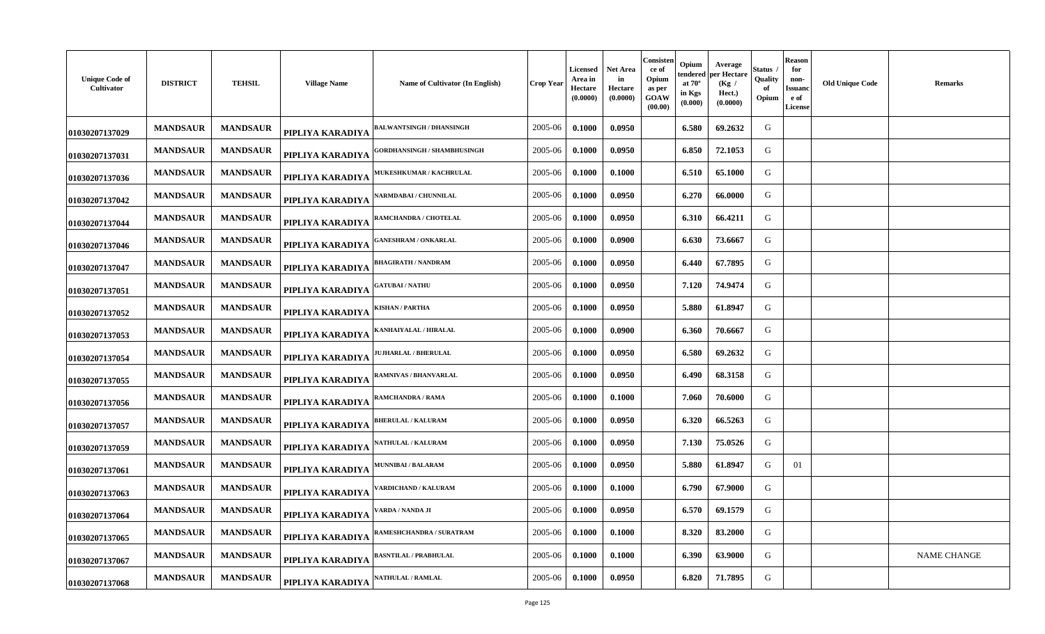| Unique Code of Cultivator | DISTRICT | TEHSIL | Village Name | Name of Cultivator (In English) | Crop Year | Licensed Area in Hectare (0.0000) | Net Area in Hectare (0.0000) | Consistence of Opium as per GOAW (00.00) | Opium tendered at 70° in Kgs (0.000) | Average per Hectare (Kg / Hect.) (0.0000) | Status / Quality of Opium | Reason for non-Issuance of License | Old Unique Code | Remarks |
|---|---|---|---|---|---|---|---|---|---|---|---|---|---|---|
| 01030207137029 | MANDSAUR | MANDSAUR | PIPLIYA KARADIYA | BALWANTSINGH / DHANSINGH | 2005-06 | 0.1000 | 0.0950 | | 6.580 | 69.2632 | G | | | |
| 01030207137031 | MANDSAUR | MANDSAUR | PIPLIYA KARADIYA | GORDHANSINGH / SHAMBHUSINGH | 2005-06 | 0.1000 | 0.0950 | | 6.850 | 72.1053 | G | | | |
| 01030207137036 | MANDSAUR | MANDSAUR | PIPLIYA KARADIYA | MUKESHKUMAR / KACHRULAL | 2005-06 | 0.1000 | 0.1000 | | 6.510 | 65.1000 | G | | | |
| 01030207137042 | MANDSAUR | MANDSAUR | PIPLIYA KARADIYA | NARMDABAI / CHUNNILAL | 2005-06 | 0.1000 | 0.0950 | | 6.270 | 66.0000 | G | | | |
| 01030207137044 | MANDSAUR | MANDSAUR | PIPLIYA KARADIYA | RAMCHANDRA / CHOTELAL | 2005-06 | 0.1000 | 0.0950 | | 6.310 | 66.4211 | G | | | |
| 01030207137046 | MANDSAUR | MANDSAUR | PIPLIYA KARADIYA | GANESHRAM / ONKARLAL | 2005-06 | 0.1000 | 0.0900 | | 6.630 | 73.6667 | G | | | |
| 01030207137047 | MANDSAUR | MANDSAUR | PIPLIYA KARADIYA | BHAGIRATH / NANDRAM | 2005-06 | 0.1000 | 0.0950 | | 6.440 | 67.7895 | G | | | |
| 01030207137051 | MANDSAUR | MANDSAUR | PIPLIYA KARADIYA | GATUBAI / NATHU | 2005-06 | 0.1000 | 0.0950 | | 7.120 | 74.9474 | G | | | |
| 01030207137052 | MANDSAUR | MANDSAUR | PIPLIYA KARADIYA | KISHAN / PARTHA | 2005-06 | 0.1000 | 0.0950 | | 5.880 | 61.8947 | G | | | |
| 01030207137053 | MANDSAUR | MANDSAUR | PIPLIYA KARADIYA | KANHAIYALAL / HIRALAL | 2005-06 | 0.1000 | 0.0900 | | 6.360 | 70.6667 | G | | | |
| 01030207137054 | MANDSAUR | MANDSAUR | PIPLIYA KARADIYA | JUJHARLAL / BHERULAL | 2005-06 | 0.1000 | 0.0950 | | 6.580 | 69.2632 | G | | | |
| 01030207137055 | MANDSAUR | MANDSAUR | PIPLIYA KARADIYA | RAMNIVAS / BHANVARLAL | 2005-06 | 0.1000 | 0.0950 | | 6.490 | 68.3158 | G | | | |
| 01030207137056 | MANDSAUR | MANDSAUR | PIPLIYA KARADIYA | RAMCHANDRA / RAMA | 2005-06 | 0.1000 | 0.1000 | | 7.060 | 70.6000 | G | | | |
| 01030207137057 | MANDSAUR | MANDSAUR | PIPLIYA KARADIYA | BHERULAL / KALURAM | 2005-06 | 0.1000 | 0.0950 | | 6.320 | 66.5263 | G | | | |
| 01030207137059 | MANDSAUR | MANDSAUR | PIPLIYA KARADIYA | NATHULAL / KALURAM | 2005-06 | 0.1000 | 0.0950 | | 7.130 | 75.0526 | G | | | |
| 01030207137061 | MANDSAUR | MANDSAUR | PIPLIYA KARADIYA | MUNNIBAI / BALARAM | 2005-06 | 0.1000 | 0.0950 | | 5.880 | 61.8947 | G | 01 | | |
| 01030207137063 | MANDSAUR | MANDSAUR | PIPLIYA KARADIYA | VARDICHAND / KALURAM | 2005-06 | 0.1000 | 0.1000 | | 6.790 | 67.9000 | G | | | |
| 01030207137064 | MANDSAUR | MANDSAUR | PIPLIYA KARADIYA | VARDA / NANDA JI | 2005-06 | 0.1000 | 0.0950 | | 6.570 | 69.1579 | G | | | |
| 01030207137065 | MANDSAUR | MANDSAUR | PIPLIYA KARADIYA | RAMESHCHANDRA / SURATRAM | 2005-06 | 0.1000 | 0.1000 | | 8.320 | 83.2000 | G | | | |
| 01030207137067 | MANDSAUR | MANDSAUR | PIPLIYA KARADIYA | BASNTILAL / PRABHULAL | 2005-06 | 0.1000 | 0.1000 | | 6.390 | 63.9000 | G | | | NAME CHANGE |
| 01030207137068 | MANDSAUR | MANDSAUR | PIPLIYA KARADIYA | NATHULAL / RAMLAL | 2005-06 | 0.1000 | 0.0950 | | 6.820 | 71.7895 | G | | | |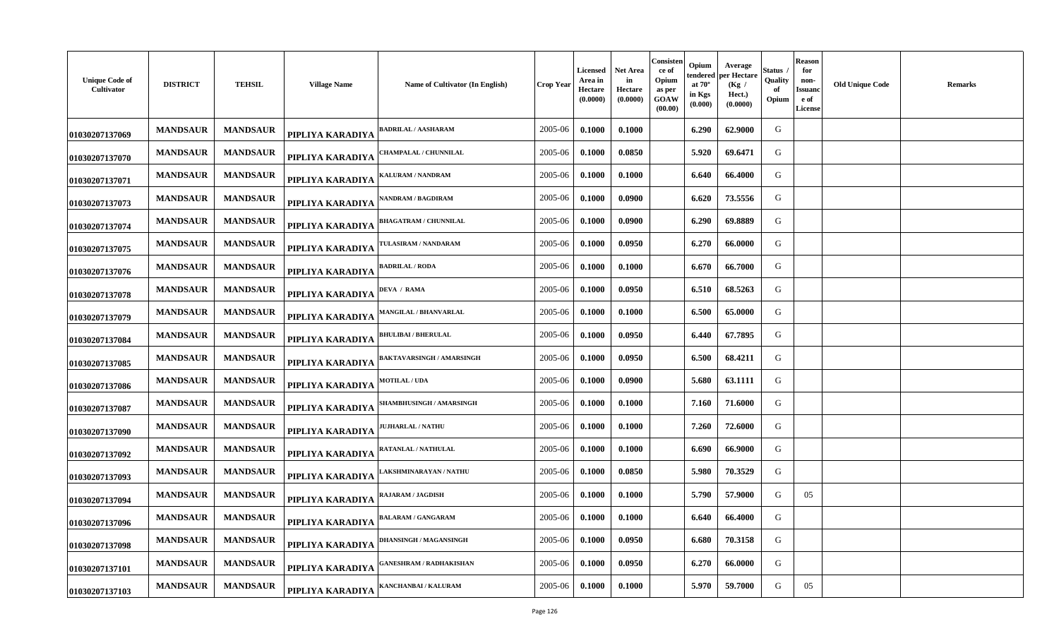| Unique Code of Cultivator | DISTRICT | TEHSIL | Village Name | Name of Cultivator (In English) | Crop Year | Licensed Area in Hectare (0.0000) | Net Area in Hectare (0.0000) | Consistence of Opium as per GOAW (00.00) | Opium tendered at 70° in Kgs (0.000) | Average per Hectare (Kg / Hect.) (0.0000) | Status / Quality of Opium | Reason for non-Issuance of License | Old Unique Code | Remarks |
|---|---|---|---|---|---|---|---|---|---|---|---|---|---|---|
| 01030207137069 | MANDSAUR | MANDSAUR | PIPLIYA KARADIYA | BADRILAL / AASHARAM | 2005-06 | 0.1000 | 0.1000 | | 6.290 | 62.9000 | G | | | |
| 01030207137070 | MANDSAUR | MANDSAUR | PIPLIYA KARADIYA | CHAMPALAL / CHUNNILAL | 2005-06 | 0.1000 | 0.0850 | | 5.920 | 69.6471 | G | | | |
| 01030207137071 | MANDSAUR | MANDSAUR | PIPLIYA KARADIYA | KALURAM / NANDRAM | 2005-06 | 0.1000 | 0.1000 | | 6.640 | 66.4000 | G | | | |
| 01030207137073 | MANDSAUR | MANDSAUR | PIPLIYA KARADIYA | NANDRAM / BAGDIRAM | 2005-06 | 0.1000 | 0.0900 | | 6.620 | 73.5556 | G | | | |
| 01030207137074 | MANDSAUR | MANDSAUR | PIPLIYA KARADIYA | BHAGATRAM / CHUNNILAL | 2005-06 | 0.1000 | 0.0900 | | 6.290 | 69.8889 | G | | | |
| 01030207137075 | MANDSAUR | MANDSAUR | PIPLIYA KARADIYA | TULASIRAM / NANDARAM | 2005-06 | 0.1000 | 0.0950 | | 6.270 | 66.0000 | G | | | |
| 01030207137076 | MANDSAUR | MANDSAUR | PIPLIYA KARADIYA | BADRILAL / RODA | 2005-06 | 0.1000 | 0.1000 | | 6.670 | 66.7000 | G | | | |
| 01030207137078 | MANDSAUR | MANDSAUR | PIPLIYA KARADIYA | DEVA / RAMA | 2005-06 | 0.1000 | 0.0950 | | 6.510 | 68.5263 | G | | | |
| 01030207137079 | MANDSAUR | MANDSAUR | PIPLIYA KARADIYA | MANGILAL / BHANVARLAL | 2005-06 | 0.1000 | 0.1000 | | 6.500 | 65.0000 | G | | | |
| 01030207137084 | MANDSAUR | MANDSAUR | PIPLIYA KARADIYA | BHULIBAI / BHERULAL | 2005-06 | 0.1000 | 0.0950 | | 6.440 | 67.7895 | G | | | |
| 01030207137085 | MANDSAUR | MANDSAUR | PIPLIYA KARADIYA | BAKTAVARSINGH / AMARSINGH | 2005-06 | 0.1000 | 0.0950 | | 6.500 | 68.4211 | G | | | |
| 01030207137086 | MANDSAUR | MANDSAUR | PIPLIYA KARADIYA | MOTILAL / UDA | 2005-06 | 0.1000 | 0.0900 | | 5.680 | 63.1111 | G | | | |
| 01030207137087 | MANDSAUR | MANDSAUR | PIPLIYA KARADIYA | SHAMBHUSINGH / AMARSINGH | 2005-06 | 0.1000 | 0.1000 | | 7.160 | 71.6000 | G | | | |
| 01030207137090 | MANDSAUR | MANDSAUR | PIPLIYA KARADIYA | JUJHARLAL / NATHU | 2005-06 | 0.1000 | 0.1000 | | 7.260 | 72.6000 | G | | | |
| 01030207137092 | MANDSAUR | MANDSAUR | PIPLIYA KARADIYA | RATANLAL / NATHULAL | 2005-06 | 0.1000 | 0.1000 | | 6.690 | 66.9000 | G | | | |
| 01030207137093 | MANDSAUR | MANDSAUR | PIPLIYA KARADIYA | LAKSHMINARAYAN / NATHU | 2005-06 | 0.1000 | 0.0850 | | 5.980 | 70.3529 | G | | | |
| 01030207137094 | MANDSAUR | MANDSAUR | PIPLIYA KARADIYA | RAJARAM / JAGDISH | 2005-06 | 0.1000 | 0.1000 | | 5.790 | 57.9000 | G | 05 | | |
| 01030207137096 | MANDSAUR | MANDSAUR | PIPLIYA KARADIYA | BALARAM / GANGARAM | 2005-06 | 0.1000 | 0.1000 | | 6.640 | 66.4000 | G | | | |
| 01030207137098 | MANDSAUR | MANDSAUR | PIPLIYA KARADIYA | DHANSINGH / MAGANSINGH | 2005-06 | 0.1000 | 0.0950 | | 6.680 | 70.3158 | G | | | |
| 01030207137101 | MANDSAUR | MANDSAUR | PIPLIYA KARADIYA | GANESHRAM / RADHAKISHAN | 2005-06 | 0.1000 | 0.0950 | | 6.270 | 66.0000 | G | | | |
| 01030207137103 | MANDSAUR | MANDSAUR | PIPLIYA KARADIYA | KANCHANBAI / KALURAM | 2005-06 | 0.1000 | 0.1000 | | 5.970 | 59.7000 | G | 05 | | |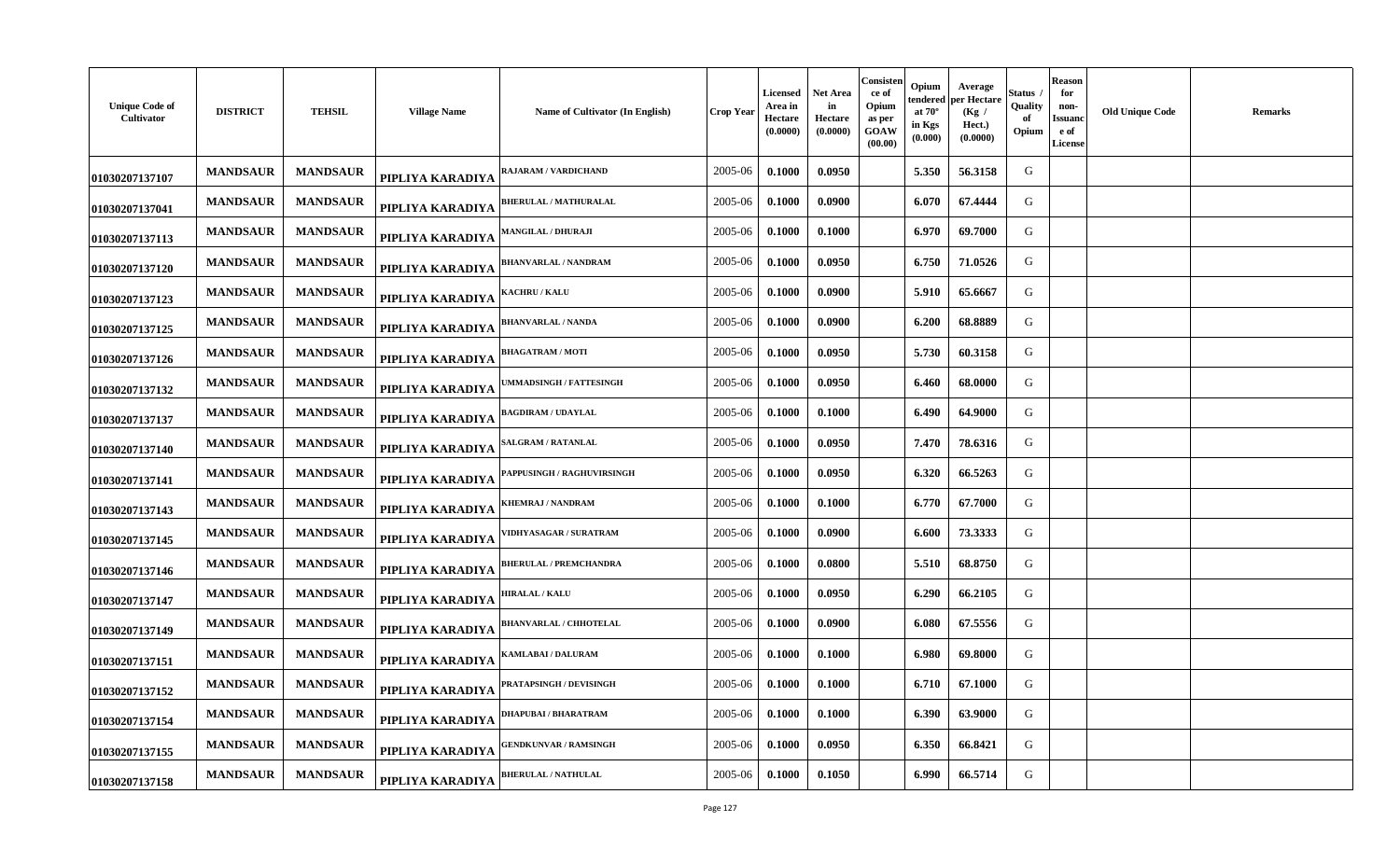| Unique Code of Cultivator | DISTRICT | TEHSIL | Village Name | Name of Cultivator (In English) | Crop Year | Licensed Area in Hectare (0.0000) | Net Area in Hectare (0.0000) | Consistence of Opium as per GOAW (00.00) | Opium tendered at 70° in Kgs (0.000) | Average per Hectare (Kg / Hect.) (0.0000) | Status / Quality of Opium | Reason for non-Issuance of License | Old Unique Code | Remarks |
|---|---|---|---|---|---|---|---|---|---|---|---|---|---|---|
| 01030207137107 | MANDSAUR | MANDSAUR | PIPLIYA KARADIYA | RAJARAM / VARDICHAND | 2005-06 | 0.1000 | 0.0950 | | 5.350 | 56.3158 | G | | | |
| 01030207137041 | MANDSAUR | MANDSAUR | PIPLIYA KARADIYA | BHERULAL / MATHURALAL | 2005-06 | 0.1000 | 0.0900 | | 6.070 | 67.4444 | G | | | |
| 01030207137113 | MANDSAUR | MANDSAUR | PIPLIYA KARADIYA | MANGILAL / DHURAJI | 2005-06 | 0.1000 | 0.1000 | | 6.970 | 69.7000 | G | | | |
| 01030207137120 | MANDSAUR | MANDSAUR | PIPLIYA KARADIYA | BHANVARLAL / NANDRAM | 2005-06 | 0.1000 | 0.0950 | | 6.750 | 71.0526 | G | | | |
| 01030207137123 | MANDSAUR | MANDSAUR | PIPLIYA KARADIYA | KACHRU / KALU | 2005-06 | 0.1000 | 0.0900 | | 5.910 | 65.6667 | G | | | |
| 01030207137125 | MANDSAUR | MANDSAUR | PIPLIYA KARADIYA | BHANVARLAL / NANDA | 2005-06 | 0.1000 | 0.0900 | | 6.200 | 68.8889 | G | | | |
| 01030207137126 | MANDSAUR | MANDSAUR | PIPLIYA KARADIYA | BHAGATRAM / MOTI | 2005-06 | 0.1000 | 0.0950 | | 5.730 | 60.3158 | G | | | |
| 01030207137132 | MANDSAUR | MANDSAUR | PIPLIYA KARADIYA | UMMADSINGH / FATTESINGH | 2005-06 | 0.1000 | 0.0950 | | 6.460 | 68.0000 | G | | | |
| 01030207137137 | MANDSAUR | MANDSAUR | PIPLIYA KARADIYA | BAGDIRAM / UDAYLAL | 2005-06 | 0.1000 | 0.1000 | | 6.490 | 64.9000 | G | | | |
| 01030207137140 | MANDSAUR | MANDSAUR | PIPLIYA KARADIYA | SALGRAM / RATANLAL | 2005-06 | 0.1000 | 0.0950 | | 7.470 | 78.6316 | G | | | |
| 01030207137141 | MANDSAUR | MANDSAUR | PIPLIYA KARADIYA | PAPPUSINGH / RAGHUVIRSINGH | 2005-06 | 0.1000 | 0.0950 | | 6.320 | 66.5263 | G | | | |
| 01030207137143 | MANDSAUR | MANDSAUR | PIPLIYA KARADIYA | KHEMRAJ / NANDRAM | 2005-06 | 0.1000 | 0.1000 | | 6.770 | 67.7000 | G | | | |
| 01030207137145 | MANDSAUR | MANDSAUR | PIPLIYA KARADIYA | VIDHYASAGAR / SURATRAM | 2005-06 | 0.1000 | 0.0900 | | 6.600 | 73.3333 | G | | | |
| 01030207137146 | MANDSAUR | MANDSAUR | PIPLIYA KARADIYA | BHERULAL / PREMCHANDRA | 2005-06 | 0.1000 | 0.0800 | | 5.510 | 68.8750 | G | | | |
| 01030207137147 | MANDSAUR | MANDSAUR | PIPLIYA KARADIYA | HIRALAL / KALU | 2005-06 | 0.1000 | 0.0950 | | 6.290 | 66.2105 | G | | | |
| 01030207137149 | MANDSAUR | MANDSAUR | PIPLIYA KARADIYA | BHANVARLAL / CHHOTELAL | 2005-06 | 0.1000 | 0.0900 | | 6.080 | 67.5556 | G | | | |
| 01030207137151 | MANDSAUR | MANDSAUR | PIPLIYA KARADIYA | KAMLABAI / DALURAM | 2005-06 | 0.1000 | 0.1000 | | 6.980 | 69.8000 | G | | | |
| 01030207137152 | MANDSAUR | MANDSAUR | PIPLIYA KARADIYA | PRATAPSINGH / DEVISINGH | 2005-06 | 0.1000 | 0.1000 | | 6.710 | 67.1000 | G | | | |
| 01030207137154 | MANDSAUR | MANDSAUR | PIPLIYA KARADIYA | DHAPUBAI / BHARATRAM | 2005-06 | 0.1000 | 0.1000 | | 6.390 | 63.9000 | G | | | |
| 01030207137155 | MANDSAUR | MANDSAUR | PIPLIYA KARADIYA | GENDKUNVAR / RAMSINGH | 2005-06 | 0.1000 | 0.0950 | | 6.350 | 66.8421 | G | | | |
| 01030207137158 | MANDSAUR | MANDSAUR | PIPLIYA KARADIYA | BHERULAL / NATHULAL | 2005-06 | 0.1000 | 0.1050 | | 6.990 | 66.5714 | G | | | |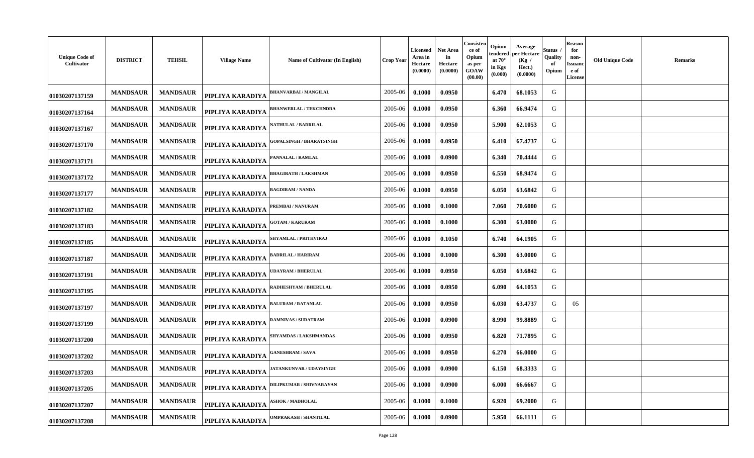| Unique Code of Cultivator | DISTRICT | TEHSIL | Village Name | Name of Cultivator (In English) | Crop Year | Licensed Area in Hectare (0.0000) | Net Area in Hectare (0.0000) | Consistence of Opium as per GOAW (00.00) | Opium tendered at 70° in Kgs (0.000) | Average per Hectare (Kg / Hect.) (0.0000) | Status / Quality of Opium | Reason for non-Issuance of License | Old Unique Code | Remarks |
|---|---|---|---|---|---|---|---|---|---|---|---|---|---|---|
| 01030207137159 | MANDSAUR | MANDSAUR | PIPLIYA KARADIYA | BHANVARBAI / MANGILAL | 2005-06 | 0.1000 | 0.0950 | | 6.470 | 68.1053 | G | | | |
| 01030207137164 | MANDSAUR | MANDSAUR | PIPLIYA KARADIYA | BHANWERLAL / TEKCHNDRA | 2005-06 | 0.1000 | 0.0950 | | 6.360 | 66.9474 | G | | | |
| 01030207137167 | MANDSAUR | MANDSAUR | PIPLIYA KARADIYA | NATHULAL / BADRILAL | 2005-06 | 0.1000 | 0.0950 | | 5.900 | 62.1053 | G | | | |
| 01030207137170 | MANDSAUR | MANDSAUR | PIPLIYA KARADIYA | GOPALSINGH / BHARATSINGH | 2005-06 | 0.1000 | 0.0950 | | 6.410 | 67.4737 | G | | | |
| 01030207137171 | MANDSAUR | MANDSAUR | PIPLIYA KARADIYA | PANNALAL / RAMLAL | 2005-06 | 0.1000 | 0.0900 | | 6.340 | 70.4444 | G | | | |
| 01030207137172 | MANDSAUR | MANDSAUR | PIPLIYA KARADIYA | BHAGIRATH / LAKSHMAN | 2005-06 | 0.1000 | 0.0950 | | 6.550 | 68.9474 | G | | | |
| 01030207137177 | MANDSAUR | MANDSAUR | PIPLIYA KARADIYA | BAGDIRAM / NANDA | 2005-06 | 0.1000 | 0.0950 | | 6.050 | 63.6842 | G | | | |
| 01030207137182 | MANDSAUR | MANDSAUR | PIPLIYA KARADIYA | PREMBAI / NANURAM | 2005-06 | 0.1000 | 0.1000 | | 7.060 | 70.6000 | G | | | |
| 01030207137183 | MANDSAUR | MANDSAUR | PIPLIYA KARADIYA | GOTAM / KARURAM | 2005-06 | 0.1000 | 0.1000 | | 6.300 | 63.0000 | G | | | |
| 01030207137185 | MANDSAUR | MANDSAUR | PIPLIYA KARADIYA | SHYAMLAL / PRITHVIRAJ | 2005-06 | 0.1000 | 0.1050 | | 6.740 | 64.1905 | G | | | |
| 01030207137187 | MANDSAUR | MANDSAUR | PIPLIYA KARADIYA | BADRILAL / HARIRAM | 2005-06 | 0.1000 | 0.1000 | | 6.300 | 63.0000 | G | | | |
| 01030207137191 | MANDSAUR | MANDSAUR | PIPLIYA KARADIYA | UDAYRAM / BHERULAL | 2005-06 | 0.1000 | 0.0950 | | 6.050 | 63.6842 | G | | | |
| 01030207137195 | MANDSAUR | MANDSAUR | PIPLIYA KARADIYA | RADHESHYAM / BHERULAL | 2005-06 | 0.1000 | 0.0950 | | 6.090 | 64.1053 | G | | | |
| 01030207137197 | MANDSAUR | MANDSAUR | PIPLIYA KARADIYA | BALURAM / RATANLAL | 2005-06 | 0.1000 | 0.0950 | | 6.030 | 63.4737 | G | 05 | | |
| 01030207137199 | MANDSAUR | MANDSAUR | PIPLIYA KARADIYA | RAMNIVAS / SURATRAM | 2005-06 | 0.1000 | 0.0900 | | 8.990 | 99.8889 | G | | | |
| 01030207137200 | MANDSAUR | MANDSAUR | PIPLIYA KARADIYA | SHYAMDAS / LAKSHMANDAS | 2005-06 | 0.1000 | 0.0950 | | 6.820 | 71.7895 | G | | | |
| 01030207137202 | MANDSAUR | MANDSAUR | PIPLIYA KARADIYA | GANESHRAM / SAVA | 2005-06 | 0.1000 | 0.0950 | | 6.270 | 66.0000 | G | | | |
| 01030207137203 | MANDSAUR | MANDSAUR | PIPLIYA KARADIYA | JATANKUNVAR / UDAYSINGH | 2005-06 | 0.1000 | 0.0900 | | 6.150 | 68.3333 | G | | | |
| 01030207137205 | MANDSAUR | MANDSAUR | PIPLIYA KARADIYA | DILIPKUMAR / SHIVNARAYAN | 2005-06 | 0.1000 | 0.0900 | | 6.000 | 66.6667 | G | | | |
| 01030207137207 | MANDSAUR | MANDSAUR | PIPLIYA KARADIYA | ASHOK / MADHOLAL | 2005-06 | 0.1000 | 0.1000 | | 6.920 | 69.2000 | G | | | |
| 01030207137208 | MANDSAUR | MANDSAUR | PIPLIYA KARADIYA | OMPRAKASH / SHANTILAL | 2005-06 | 0.1000 | 0.0900 | | 5.950 | 66.1111 | G | | | |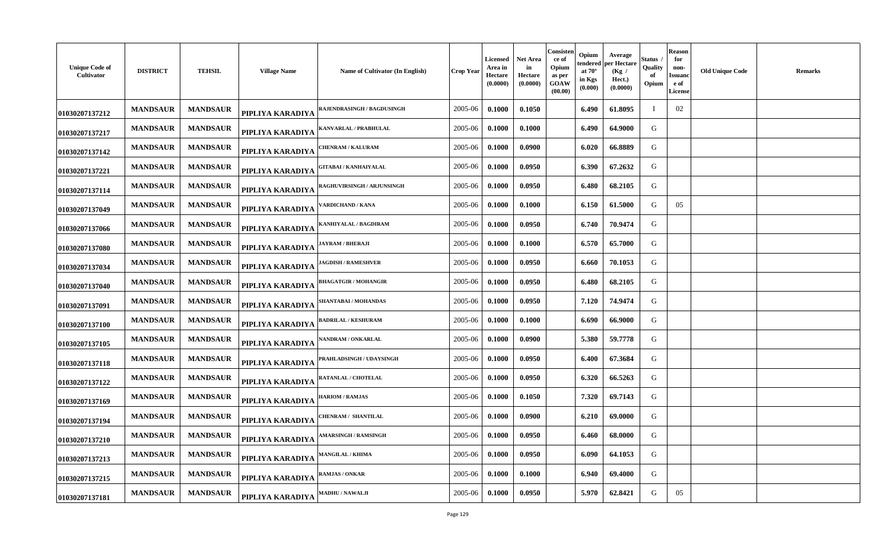| Unique Code of Cultivator | DISTRICT | TEHSIL | Village Name | Name of Cultivator (In English) | Crop Year | Licensed Area in Hectare (0.0000) | Net Area in Hectare (0.0000) | Consistence of Opium as per GOAW (00.00) | Opium tendered at 70° in Kgs (0.000) | Average per Hectare (Kg / Hect.) (0.0000) | Status / Quality of Opium | Reason for non-Issuance of License | Old Unique Code | Remarks |
|---|---|---|---|---|---|---|---|---|---|---|---|---|---|---|
| 01030207137212 | MANDSAUR | MANDSAUR | PIPLIYA KARADIYA | RAJENDRASINGH / BAGDUSINGH | 2005-06 | 0.1000 | 0.1050 | | 6.490 | 61.8095 | I | 02 | | |
| 01030207137217 | MANDSAUR | MANDSAUR | PIPLIYA KARADIYA | KANVARLAL / PRABHULAL | 2005-06 | 0.1000 | 0.1000 | | 6.490 | 64.9000 | G | | | |
| 01030207137142 | MANDSAUR | MANDSAUR | PIPLIYA KARADIYA | CHENRAM / KALURAM | 2005-06 | 0.1000 | 0.0900 | | 6.020 | 66.8889 | G | | | |
| 01030207137221 | MANDSAUR | MANDSAUR | PIPLIYA KARADIYA | GITABAI / KANHAIYALAL | 2005-06 | 0.1000 | 0.0950 | | 6.390 | 67.2632 | G | | | |
| 01030207137114 | MANDSAUR | MANDSAUR | PIPLIYA KARADIYA | RAGHUVIRSINGH / ARJUNSINGH | 2005-06 | 0.1000 | 0.0950 | | 6.480 | 68.2105 | G | | | |
| 01030207137049 | MANDSAUR | MANDSAUR | PIPLIYA KARADIYA | VARDICHAND / KANA | 2005-06 | 0.1000 | 0.1000 | | 6.150 | 61.5000 | G | 05 | | |
| 01030207137066 | MANDSAUR | MANDSAUR | PIPLIYA KARADIYA | KANHIYALAL / BAGDIRAM | 2005-06 | 0.1000 | 0.0950 | | 6.740 | 70.9474 | G | | | |
| 01030207137080 | MANDSAUR | MANDSAUR | PIPLIYA KARADIYA | JAYRAM / BHERAJI | 2005-06 | 0.1000 | 0.1000 | | 6.570 | 65.7000 | G | | | |
| 01030207137034 | MANDSAUR | MANDSAUR | PIPLIYA KARADIYA | JAGDISH / RAMESHVER | 2005-06 | 0.1000 | 0.0950 | | 6.660 | 70.1053 | G | | | |
| 01030207137040 | MANDSAUR | MANDSAUR | PIPLIYA KARADIYA | BHAGATGIR / MOHANGIR | 2005-06 | 0.1000 | 0.0950 | | 6.480 | 68.2105 | G | | | |
| 01030207137091 | MANDSAUR | MANDSAUR | PIPLIYA KARADIYA | SHANTABAI / MOHANDAS | 2005-06 | 0.1000 | 0.0950 | | 7.120 | 74.9474 | G | | | |
| 01030207137100 | MANDSAUR | MANDSAUR | PIPLIYA KARADIYA | BADRILAL / KESHURAM | 2005-06 | 0.1000 | 0.1000 | | 6.690 | 66.9000 | G | | | |
| 01030207137105 | MANDSAUR | MANDSAUR | PIPLIYA KARADIYA | NANDRAM / ONKARLAL | 2005-06 | 0.1000 | 0.0900 | | 5.380 | 59.7778 | G | | | |
| 01030207137118 | MANDSAUR | MANDSAUR | PIPLIYA KARADIYA | PRAHLADSINGH / UDAYSINGH | 2005-06 | 0.1000 | 0.0950 | | 6.400 | 67.3684 | G | | | |
| 01030207137122 | MANDSAUR | MANDSAUR | PIPLIYA KARADIYA | RATANLAL / CHOTELAL | 2005-06 | 0.1000 | 0.0950 | | 6.320 | 66.5263 | G | | | |
| 01030207137169 | MANDSAUR | MANDSAUR | PIPLIYA KARADIYA | HARIOM / RAMJAS | 2005-06 | 0.1000 | 0.1050 | | 7.320 | 69.7143 | G | | | |
| 01030207137194 | MANDSAUR | MANDSAUR | PIPLIYA KARADIYA | CHENRAM / SHANTILAL | 2005-06 | 0.1000 | 0.0900 | | 6.210 | 69.0000 | G | | | |
| 01030207137210 | MANDSAUR | MANDSAUR | PIPLIYA KARADIYA | AMARSINGH / RAMSINGH | 2005-06 | 0.1000 | 0.0950 | | 6.460 | 68.0000 | G | | | |
| 01030207137213 | MANDSAUR | MANDSAUR | PIPLIYA KARADIYA | MANGILAL / KHIMA | 2005-06 | 0.1000 | 0.0950 | | 6.090 | 64.1053 | G | | | |
| 01030207137215 | MANDSAUR | MANDSAUR | PIPLIYA KARADIYA | RAMJAS / ONKAR | 2005-06 | 0.1000 | 0.1000 | | 6.940 | 69.4000 | G | | | |
| 01030207137181 | MANDSAUR | MANDSAUR | PIPLIYA KARADIYA | MADHU / NAWALJI | 2005-06 | 0.1000 | 0.0950 | | 5.970 | 62.8421 | G | 05 | | |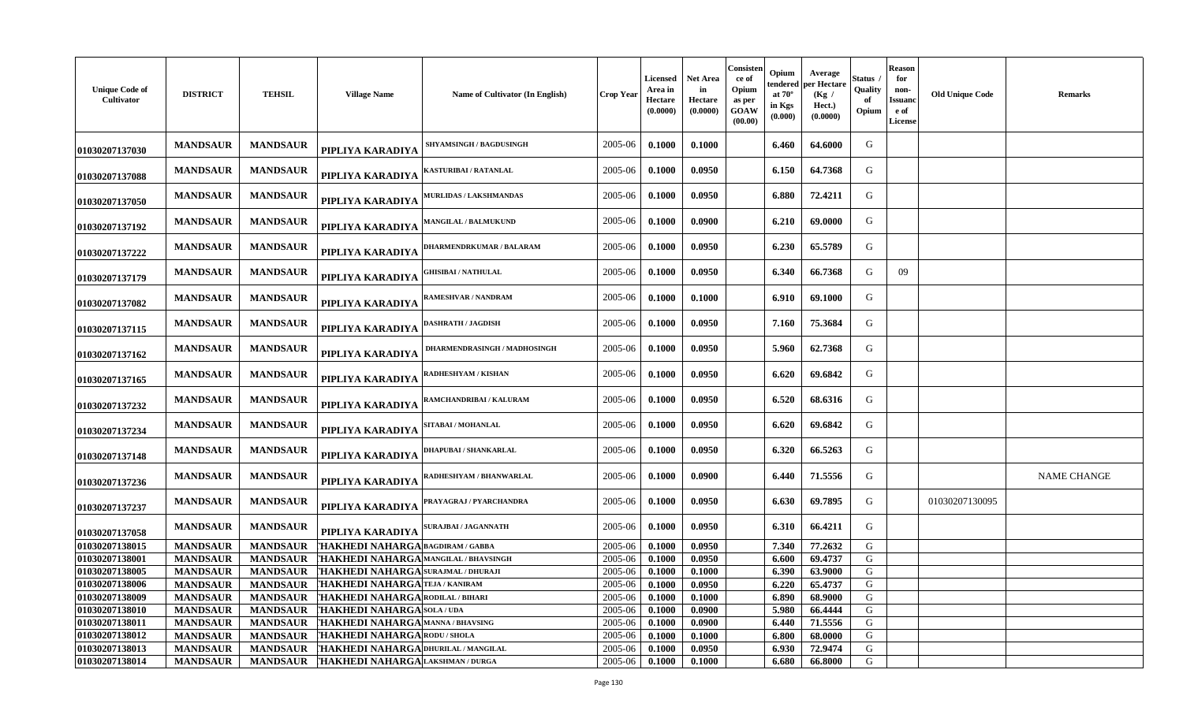| Unique Code of Cultivator | DISTRICT | TEHSIL | Village Name | Name of Cultivator (In English) | Crop Year | Licensed Area in Hectare (0.0000) | Net Area in Hectare (0.0000) | Consistence of Opium as per GOAW (00.00) | Opium tendered at 70° in Kgs (0.000) | Average per Hectare (Kg / Hect.) (0.0000) | Status / Quality of Opium | Reason for non-Issuance of License | Old Unique Code | Remarks |
|---|---|---|---|---|---|---|---|---|---|---|---|---|---|---|
| 01030207137030 | MANDSAUR | MANDSAUR | PIPLIYA KARADIYA | SHYAMSINGH / BAGDUSINGH | 2005-06 | 0.1000 | 0.1000 | | 6.460 | 64.6000 | G | | | |
| 01030207137088 | MANDSAUR | MANDSAUR | PIPLIYA KARADIYA | KASTURIBAI / RATANLAL | 2005-06 | 0.1000 | 0.0950 | | 6.150 | 64.7368 | G | | | |
| 01030207137050 | MANDSAUR | MANDSAUR | PIPLIYA KARADIYA | MURLIDAS / LAKSHMANDAS | 2005-06 | 0.1000 | 0.0950 | | 6.880 | 72.4211 | G | | | |
| 01030207137192 | MANDSAUR | MANDSAUR | PIPLIYA KARADIYA | MANGILAL / BALMUKUND | 2005-06 | 0.1000 | 0.0900 | | 6.210 | 69.0000 | G | | | |
| 01030207137222 | MANDSAUR | MANDSAUR | PIPLIYA KARADIYA | DHARMENDRKUMAR / BALARAM | 2005-06 | 0.1000 | 0.0950 | | 6.230 | 65.5789 | G | | | |
| 01030207137179 | MANDSAUR | MANDSAUR | PIPLIYA KARADIYA | GHISIBAI / NATHULAL | 2005-06 | 0.1000 | 0.0950 | | 6.340 | 66.7368 | G | 09 | | |
| 01030207137082 | MANDSAUR | MANDSAUR | PIPLIYA KARADIYA | RAMESHVAR / NANDRAM | 2005-06 | 0.1000 | 0.1000 | | 6.910 | 69.1000 | G | | | |
| 01030207137115 | MANDSAUR | MANDSAUR | PIPLIYA KARADIYA | DASHRATH / JAGDISH | 2005-06 | 0.1000 | 0.0950 | | 7.160 | 75.3684 | G | | | |
| 01030207137162 | MANDSAUR | MANDSAUR | PIPLIYA KARADIYA | DHARMENDRASINGH / MADHOSINGH | 2005-06 | 0.1000 | 0.0950 | | 5.960 | 62.7368 | G | | | |
| 01030207137165 | MANDSAUR | MANDSAUR | PIPLIYA KARADIYA | RADHESHYAM / KISHAN | 2005-06 | 0.1000 | 0.0950 | | 6.620 | 69.6842 | G | | | |
| 01030207137232 | MANDSAUR | MANDSAUR | PIPLIYA KARADIYA | RAMCHANDRIBAI / KALURAM | 2005-06 | 0.1000 | 0.0950 | | 6.520 | 68.6316 | G | | | |
| 01030207137234 | MANDSAUR | MANDSAUR | PIPLIYA KARADIYA | SITABAI / MOHANLAL | 2005-06 | 0.1000 | 0.0950 | | 6.620 | 69.6842 | G | | | |
| 01030207137148 | MANDSAUR | MANDSAUR | PIPLIYA KARADIYA | DHAPUBAI / SHANKARLAL | 2005-06 | 0.1000 | 0.0950 | | 6.320 | 66.5263 | G | | | |
| 01030207137236 | MANDSAUR | MANDSAUR | PIPLIYA KARADIYA | RADHESHYAM / BHANWARLAL | 2005-06 | 0.1000 | 0.0900 | | 6.440 | 71.5556 | G | | | NAME CHANGE |
| 01030207137237 | MANDSAUR | MANDSAUR | PIPLIYA KARADIYA | PRAYAGRAJ / PYARCHANDRA | 2005-06 | 0.1000 | 0.0950 | | 6.630 | 69.7895 | G | | 01030207130095 | |
| 01030207137058 | MANDSAUR | MANDSAUR | PIPLIYA KARADIYA | SURAJBAI / JAGANNATH | 2005-06 | 0.1000 | 0.0950 | | 6.310 | 66.4211 | G | | | |
| 01030207138015 | MANDSAUR | MANDSAUR | THAKHEDI NAHARGARH | BAGDIRAM / GABBA | 2005-06 | 0.1000 | 0.0950 | | 7.340 | 77.2632 | G | | | |
| 01030207138001 | MANDSAUR | MANDSAUR | THAKHEDI NAHARGARH | MANGILAL / BHAVSINGH | 2005-06 | 0.1000 | 0.0950 | | 6.600 | 69.4737 | G | | | |
| 01030207138005 | MANDSAUR | MANDSAUR | THAKHEDI NAHARGARH | SURAJMAL / DHURAJI | 2005-06 | 0.1000 | 0.1000 | | 6.390 | 63.9000 | G | | | |
| 01030207138006 | MANDSAUR | MANDSAUR | THAKHEDI NAHARGARH | TEJA / KANIRAM | 2005-06 | 0.1000 | 0.0950 | | 6.220 | 65.4737 | G | | | |
| 01030207138009 | MANDSAUR | MANDSAUR | THAKHEDI NAHARGARH | RODILAL / BIHARI | 2005-06 | 0.1000 | 0.1000 | | 6.890 | 68.9000 | G | | | |
| 01030207138010 | MANDSAUR | MANDSAUR | THAKHEDI NAHARGARH | SOLA / UDA | 2005-06 | 0.1000 | 0.0900 | | 5.980 | 66.4444 | G | | | |
| 01030207138011 | MANDSAUR | MANDSAUR | THAKHEDI NAHARGARH | MANNA / BHAVSING | 2005-06 | 0.1000 | 0.0900 | | 6.440 | 71.5556 | G | | | |
| 01030207138012 | MANDSAUR | MANDSAUR | THAKHEDI NAHARGARH | RODU / SHOLA | 2005-06 | 0.1000 | 0.1000 | | 6.800 | 68.0000 | G | | | |
| 01030207138013 | MANDSAUR | MANDSAUR | THAKHEDI NAHARGARH | DHURILAL / MANGILAL | 2005-06 | 0.1000 | 0.0950 | | 6.930 | 72.9474 | G | | | |
| 01030207138014 | MANDSAUR | MANDSAUR | THAKHEDI NAHARGARH | LAKSHMAN / DURGA | 2005-06 | 0.1000 | 0.1000 | | 6.680 | 66.8000 | G | | | |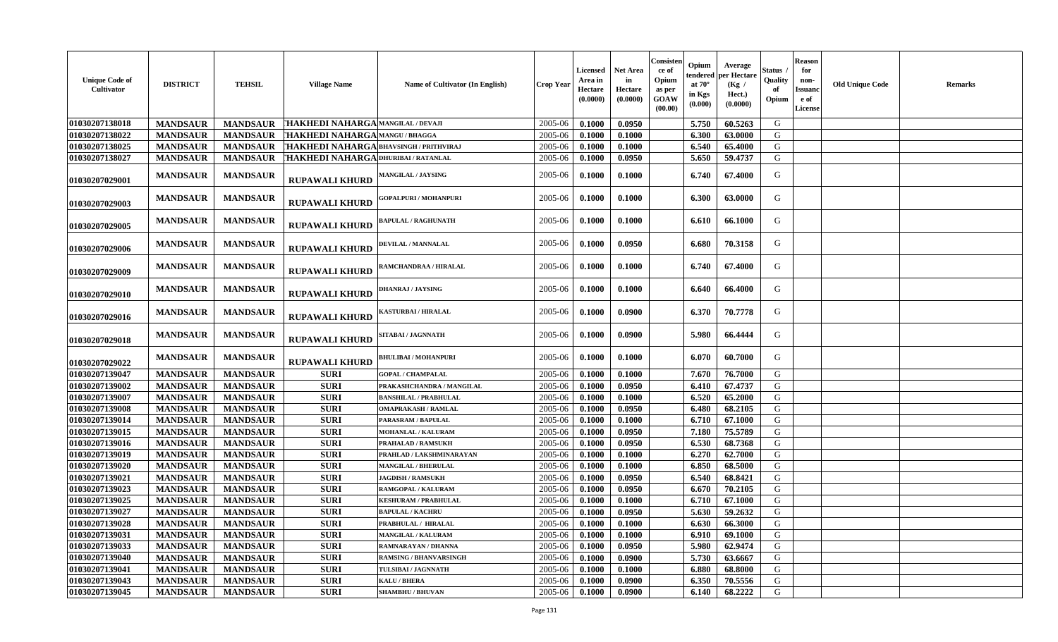| Unique Code of Cultivator | DISTRICT | TEHSIL | Village Name | Name of Cultivator (In English) | Crop Year | Licensed Area in Hectare (0.0000) | Net Area in Hectare (0.0000) | Consistence of Opium as per GOAW (00.00) | Opium tendered at 70° in Kgs (0.000) | Average per Hectare (Kg / Hect.) (0.0000) | Status / Quality of Opium | Reason for non-Issuance of License | Old Unique Code | Remarks |
|---|---|---|---|---|---|---|---|---|---|---|---|---|---|---|
| 01030207138018 | MANDSAUR | MANDSAUR | THAKHEDI NAHARGA | MANGILAL / DEVAJI | 2005-06 | 0.1000 | 0.0950 | | 5.750 | 60.5263 | G | | | |
| 01030207138022 | MANDSAUR | MANDSAUR | THAKHEDI NAHARGA | MANGU / BHAGGA | 2005-06 | 0.1000 | 0.1000 | | 6.300 | 63.0000 | G | | | |
| 01030207138025 | MANDSAUR | MANDSAUR | THAKHEDI NAHARGA | BHAVSINGH / PRITHVIRAJ | 2005-06 | 0.1000 | 0.1000 | | 6.540 | 65.4000 | G | | | |
| 01030207138027 | MANDSAUR | MANDSAUR | THAKHEDI NAHARGA | DHURIBAI / RATANLAL | 2005-06 | 0.1000 | 0.0950 | | 5.650 | 59.4737 | G | | | |
| 01030207029001 | MANDSAUR | MANDSAUR | RUPAWALI KHURD | MANGILAL / JAYSING | 2005-06 | 0.1000 | 0.1000 | | 6.740 | 67.4000 | G | | | |
| 01030207029003 | MANDSAUR | MANDSAUR | RUPAWALI KHURD | GOPALPURI / MOHANPURI | 2005-06 | 0.1000 | 0.1000 | | 6.300 | 63.0000 | G | | | |
| 01030207029005 | MANDSAUR | MANDSAUR | RUPAWALI KHURD | BAPULAL / RAGHUNATH | 2005-06 | 0.1000 | 0.1000 | | 6.610 | 66.1000 | G | | | |
| 01030207029006 | MANDSAUR | MANDSAUR | RUPAWALI KHURD | DEVILAL / MANNALAL | 2005-06 | 0.1000 | 0.0950 | | 6.680 | 70.3158 | G | | | |
| 01030207029009 | MANDSAUR | MANDSAUR | RUPAWALI KHURD | RAMCHANDRAA / HIRALAL | 2005-06 | 0.1000 | 0.1000 | | 6.740 | 67.4000 | G | | | |
| 01030207029010 | MANDSAUR | MANDSAUR | RUPAWALI KHURD | DHANRAJ / JAYSING | 2005-06 | 0.1000 | 0.1000 | | 6.640 | 66.4000 | G | | | |
| 01030207029016 | MANDSAUR | MANDSAUR | RUPAWALI KHURD | KASTURBAI / HIRALAL | 2005-06 | 0.1000 | 0.0900 | | 6.370 | 70.7778 | G | | | |
| 01030207029018 | MANDSAUR | MANDSAUR | RUPAWALI KHURD | SITABAI / JAGNNATH | 2005-06 | 0.1000 | 0.0900 | | 5.980 | 66.4444 | G | | | |
| 01030207029022 | MANDSAUR | MANDSAUR | RUPAWALI KHURD | BHULIBAI / MOHANPURI | 2005-06 | 0.1000 | 0.1000 | | 6.070 | 60.7000 | G | | | |
| 01030207139047 | MANDSAUR | MANDSAUR | SURI | GOPAL / CHAMPALAL | 2005-06 | 0.1000 | 0.1000 | | 7.670 | 76.7000 | G | | | |
| 01030207139002 | MANDSAUR | MANDSAUR | SURI | PRAKASHCHANDRA / MANGILAL | 2005-06 | 0.1000 | 0.0950 | | 6.410 | 67.4737 | G | | | |
| 01030207139007 | MANDSAUR | MANDSAUR | SURI | BANSHILAL / PRABHULAL | 2005-06 | 0.1000 | 0.1000 | | 6.520 | 65.2000 | G | | | |
| 01030207139008 | MANDSAUR | MANDSAUR | SURI | OMAPRAKASH / RAMLAL | 2005-06 | 0.1000 | 0.0950 | | 6.480 | 68.2105 | G | | | |
| 01030207139014 | MANDSAUR | MANDSAUR | SURI | PARASRAM / BAPULAL | 2005-06 | 0.1000 | 0.1000 | | 6.710 | 67.1000 | G | | | |
| 01030207139015 | MANDSAUR | MANDSAUR | SURI | MOHANLAL / KALURAM | 2005-06 | 0.1000 | 0.0950 | | 7.180 | 75.5789 | G | | | |
| 01030207139016 | MANDSAUR | MANDSAUR | SURI | PRAHALAD / RAMSUKH | 2005-06 | 0.1000 | 0.0950 | | 6.530 | 68.7368 | G | | | |
| 01030207139019 | MANDSAUR | MANDSAUR | SURI | PRAHLAD / LAKSHMINARAYAN | 2005-06 | 0.1000 | 0.1000 | | 6.270 | 62.7000 | G | | | |
| 01030207139020 | MANDSAUR | MANDSAUR | SURI | MANGILAL / BHERULAL | 2005-06 | 0.1000 | 0.1000 | | 6.850 | 68.5000 | G | | | |
| 01030207139021 | MANDSAUR | MANDSAUR | SURI | JAGDISH / RAMSUKH | 2005-06 | 0.1000 | 0.0950 | | 6.540 | 68.8421 | G | | | |
| 01030207139023 | MANDSAUR | MANDSAUR | SURI | RAMGOPAL / KALURAM | 2005-06 | 0.1000 | 0.0950 | | 6.670 | 70.2105 | G | | | |
| 01030207139025 | MANDSAUR | MANDSAUR | SURI | KESHURAM / PRABHULAL | 2005-06 | 0.1000 | 0.1000 | | 6.710 | 67.1000 | G | | | |
| 01030207139027 | MANDSAUR | MANDSAUR | SURI | BAPULAL / KACHRU | 2005-06 | 0.1000 | 0.0950 | | 5.630 | 59.2632 | G | | | |
| 01030207139028 | MANDSAUR | MANDSAUR | SURI | PRABHULAL / HIRALAL | 2005-06 | 0.1000 | 0.1000 | | 6.630 | 66.3000 | G | | | |
| 01030207139031 | MANDSAUR | MANDSAUR | SURI | MANGILAL / KALURAM | 2005-06 | 0.1000 | 0.1000 | | 6.910 | 69.1000 | G | | | |
| 01030207139033 | MANDSAUR | MANDSAUR | SURI | RAMNARAYAN / DHANNA | 2005-06 | 0.1000 | 0.0950 | | 5.980 | 62.9474 | G | | | |
| 01030207139040 | MANDSAUR | MANDSAUR | SURI | RAMSING / BHANVARSINGH | 2005-06 | 0.1000 | 0.0900 | | 5.730 | 63.6667 | G | | | |
| 01030207139041 | MANDSAUR | MANDSAUR | SURI | TULSIBAI / JAGNNATH | 2005-06 | 0.1000 | 0.1000 | | 6.880 | 68.8000 | G | | | |
| 01030207139043 | MANDSAUR | MANDSAUR | SURI | KALU / BHERA | 2005-06 | 0.1000 | 0.0900 | | 6.350 | 70.5556 | G | | | |
| 01030207139045 | MANDSAUR | MANDSAUR | SURI | SHAMBHU / BHUVAN | 2005-06 | 0.1000 | 0.0900 | | 6.140 | 68.2222 | G | | | |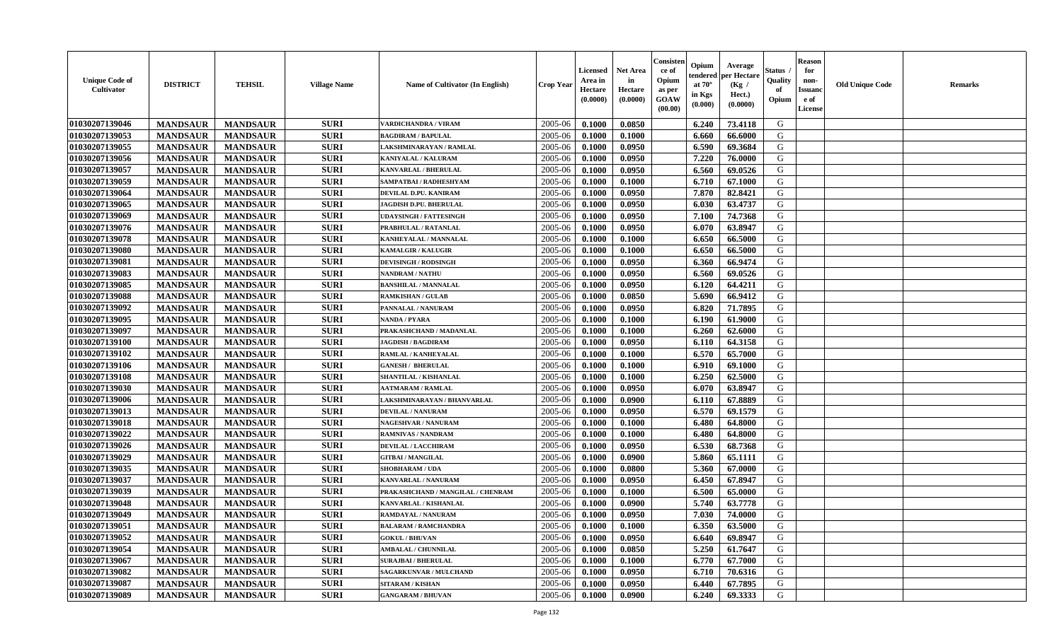| Unique Code of Cultivator | DISTRICT | TEHSIL | Village Name | Name of Cultivator (In English) | Crop Year | Licensed Area in Hectare (0.0000) | Net Area in Hectare (0.0000) | Consistence of Opium as per GOAW (00.00) | Opium tendered at 70° in Kgs (0.000) | Average per Hectare (Kg / Hect.) (0.0000) | Status / Quality of Opium | Reason for non-Issuance of License | Old Unique Code | Remarks |
|---|---|---|---|---|---|---|---|---|---|---|---|---|---|---|
| 01030207139046 | MANDSAUR | MANDSAUR | SURI | VARDICHANDRA / VIRAM | 2005-06 | 0.1000 | 0.0850 | | 6.240 | 73.4118 | G | | | |
| 01030207139053 | MANDSAUR | MANDSAUR | SURI | BAGDIRAM / BAPULAL | 2005-06 | 0.1000 | 0.1000 | | 6.660 | 66.6000 | G | | | |
| 01030207139055 | MANDSAUR | MANDSAUR | SURI | LAKSHMINARAYAN / RAMLAL | 2005-06 | 0.1000 | 0.0950 | | 6.590 | 69.3684 | G | | | |
| 01030207139056 | MANDSAUR | MANDSAUR | SURI | KANIYALAL / KALURAM | 2005-06 | 0.1000 | 0.0950 | | 7.220 | 76.0000 | G | | | |
| 01030207139057 | MANDSAUR | MANDSAUR | SURI | KANVARLAL / BHERULAL | 2005-06 | 0.1000 | 0.0950 | | 6.560 | 69.0526 | G | | | |
| 01030207139059 | MANDSAUR | MANDSAUR | SURI | SAMPATBAI / RADHESHYAM | 2005-06 | 0.1000 | 0.1000 | | 6.710 | 67.1000 | G | | | |
| 01030207139064 | MANDSAUR | MANDSAUR | SURI | DEVILAL D.PU. KANIRAM | 2005-06 | 0.1000 | 0.0950 | | 7.870 | 82.8421 | G | | | |
| 01030207139065 | MANDSAUR | MANDSAUR | SURI | JAGDISH D.PU. BHERULAL | 2005-06 | 0.1000 | 0.0950 | | 6.030 | 63.4737 | G | | | |
| 01030207139069 | MANDSAUR | MANDSAUR | SURI | UDAYSINGH / FATTESINGH | 2005-06 | 0.1000 | 0.0950 | | 7.100 | 74.7368 | G | | | |
| 01030207139076 | MANDSAUR | MANDSAUR | SURI | PRABHULAL / RATANLAL | 2005-06 | 0.1000 | 0.0950 | | 6.070 | 63.8947 | G | | | |
| 01030207139078 | MANDSAUR | MANDSAUR | SURI | KANHEYALAL / MANNALAL | 2005-06 | 0.1000 | 0.1000 | | 6.650 | 66.5000 | G | | | |
| 01030207139080 | MANDSAUR | MANDSAUR | SURI | KAMALGIR / KALUGIR | 2005-06 | 0.1000 | 0.1000 | | 6.650 | 66.5000 | G | | | |
| 01030207139081 | MANDSAUR | MANDSAUR | SURI | DEVISINGH / RODSINGH | 2005-06 | 0.1000 | 0.0950 | | 6.360 | 66.9474 | G | | | |
| 01030207139083 | MANDSAUR | MANDSAUR | SURI | NANDRAM / NATHU | 2005-06 | 0.1000 | 0.0950 | | 6.560 | 69.0526 | G | | | |
| 01030207139085 | MANDSAUR | MANDSAUR | SURI | BANSHILAL / MANNALAL | 2005-06 | 0.1000 | 0.0950 | | 6.120 | 64.4211 | G | | | |
| 01030207139088 | MANDSAUR | MANDSAUR | SURI | RAMKISHAN / GULAB | 2005-06 | 0.1000 | 0.0850 | | 5.690 | 66.9412 | G | | | |
| 01030207139092 | MANDSAUR | MANDSAUR | SURI | PANNALAL / NANURAM | 2005-06 | 0.1000 | 0.0950 | | 6.820 | 71.7895 | G | | | |
| 01030207139095 | MANDSAUR | MANDSAUR | SURI | NANDA / PYARA | 2005-06 | 0.1000 | 0.1000 | | 6.190 | 61.9000 | G | | | |
| 01030207139097 | MANDSAUR | MANDSAUR | SURI | PRAKASHCHAND / MADANLAL | 2005-06 | 0.1000 | 0.1000 | | 6.260 | 62.6000 | G | | | |
| 01030207139100 | MANDSAUR | MANDSAUR | SURI | JAGDISH / BAGDIRAM | 2005-06 | 0.1000 | 0.0950 | | 6.110 | 64.3158 | G | | | |
| 01030207139102 | MANDSAUR | MANDSAUR | SURI | RAMLAL / KANHEYALAL | 2005-06 | 0.1000 | 0.1000 | | 6.570 | 65.7000 | G | | | |
| 01030207139106 | MANDSAUR | MANDSAUR | SURI | GANESH / BHERULAL | 2005-06 | 0.1000 | 0.1000 | | 6.910 | 69.1000 | G | | | |
| 01030207139108 | MANDSAUR | MANDSAUR | SURI | SHANTILAL / KISHANLAL | 2005-06 | 0.1000 | 0.1000 | | 6.250 | 62.5000 | G | | | |
| 01030207139030 | MANDSAUR | MANDSAUR | SURI | AATMARAM / RAMLAL | 2005-06 | 0.1000 | 0.0950 | | 6.070 | 63.8947 | G | | | |
| 01030207139006 | MANDSAUR | MANDSAUR | SURI | LAKSHMINARAYAN / BHANVARLAL | 2005-06 | 0.1000 | 0.0900 | | 6.110 | 67.8889 | G | | | |
| 01030207139013 | MANDSAUR | MANDSAUR | SURI | DEVILAL / NANURAM | 2005-06 | 0.1000 | 0.0950 | | 6.570 | 69.1579 | G | | | |
| 01030207139018 | MANDSAUR | MANDSAUR | SURI | NAGESHVAR / NANURAM | 2005-06 | 0.1000 | 0.1000 | | 6.480 | 64.8000 | G | | | |
| 01030207139022 | MANDSAUR | MANDSAUR | SURI | RAMNIVAS / NANDRAM | 2005-06 | 0.1000 | 0.1000 | | 6.480 | 64.8000 | G | | | |
| 01030207139026 | MANDSAUR | MANDSAUR | SURI | DEVILAL / LACCHIRAM | 2005-06 | 0.1000 | 0.0950 | | 6.530 | 68.7368 | G | | | |
| 01030207139029 | MANDSAUR | MANDSAUR | SURI | GITBAI / MANGILAL | 2005-06 | 0.1000 | 0.0900 | | 5.860 | 65.1111 | G | | | |
| 01030207139035 | MANDSAUR | MANDSAUR | SURI | SHOBHARAM / UDA | 2005-06 | 0.1000 | 0.0800 | | 5.360 | 67.0000 | G | | | |
| 01030207139037 | MANDSAUR | MANDSAUR | SURI | KANVARLAL / NANURAM | 2005-06 | 0.1000 | 0.0950 | | 6.450 | 67.8947 | G | | | |
| 01030207139039 | MANDSAUR | MANDSAUR | SURI | PRAKASHCHAND / MANGILAL / CHENRAM | 2005-06 | 0.1000 | 0.1000 | | 6.500 | 65.0000 | G | | | |
| 01030207139048 | MANDSAUR | MANDSAUR | SURI | KANVARLAL / KISHANLAL | 2005-06 | 0.1000 | 0.0900 | | 5.740 | 63.7778 | G | | | |
| 01030207139049 | MANDSAUR | MANDSAUR | SURI | RAMDAYAL / NANURAM | 2005-06 | 0.1000 | 0.0950 | | 7.030 | 74.0000 | G | | | |
| 01030207139051 | MANDSAUR | MANDSAUR | SURI | BALARAM / RAMCHANDRA | 2005-06 | 0.1000 | 0.1000 | | 6.350 | 63.5000 | G | | | |
| 01030207139052 | MANDSAUR | MANDSAUR | SURI | GOKUL / BHUVAN | 2005-06 | 0.1000 | 0.0950 | | 6.640 | 69.8947 | G | | | |
| 01030207139054 | MANDSAUR | MANDSAUR | SURI | AMBALAL / CHUNNILAL | 2005-06 | 0.1000 | 0.0850 | | 5.250 | 61.7647 | G | | | |
| 01030207139067 | MANDSAUR | MANDSAUR | SURI | SURAJBAI / BHERULAL | 2005-06 | 0.1000 | 0.1000 | | 6.770 | 67.7000 | G | | | |
| 01030207139082 | MANDSAUR | MANDSAUR | SURI | SAGARKUNVAR / MULCHAND | 2005-06 | 0.1000 | 0.0950 | | 6.710 | 70.6316 | G | | | |
| 01030207139087 | MANDSAUR | MANDSAUR | SURI | SITARAM / KISHAN | 2005-06 | 0.1000 | 0.0950 | | 6.440 | 67.7895 | G | | | |
| 01030207139089 | MANDSAUR | MANDSAUR | SURI | GANGARAM / BHUVAN | 2005-06 | 0.1000 | 0.0900 | | 6.240 | 69.3333 | G | | | |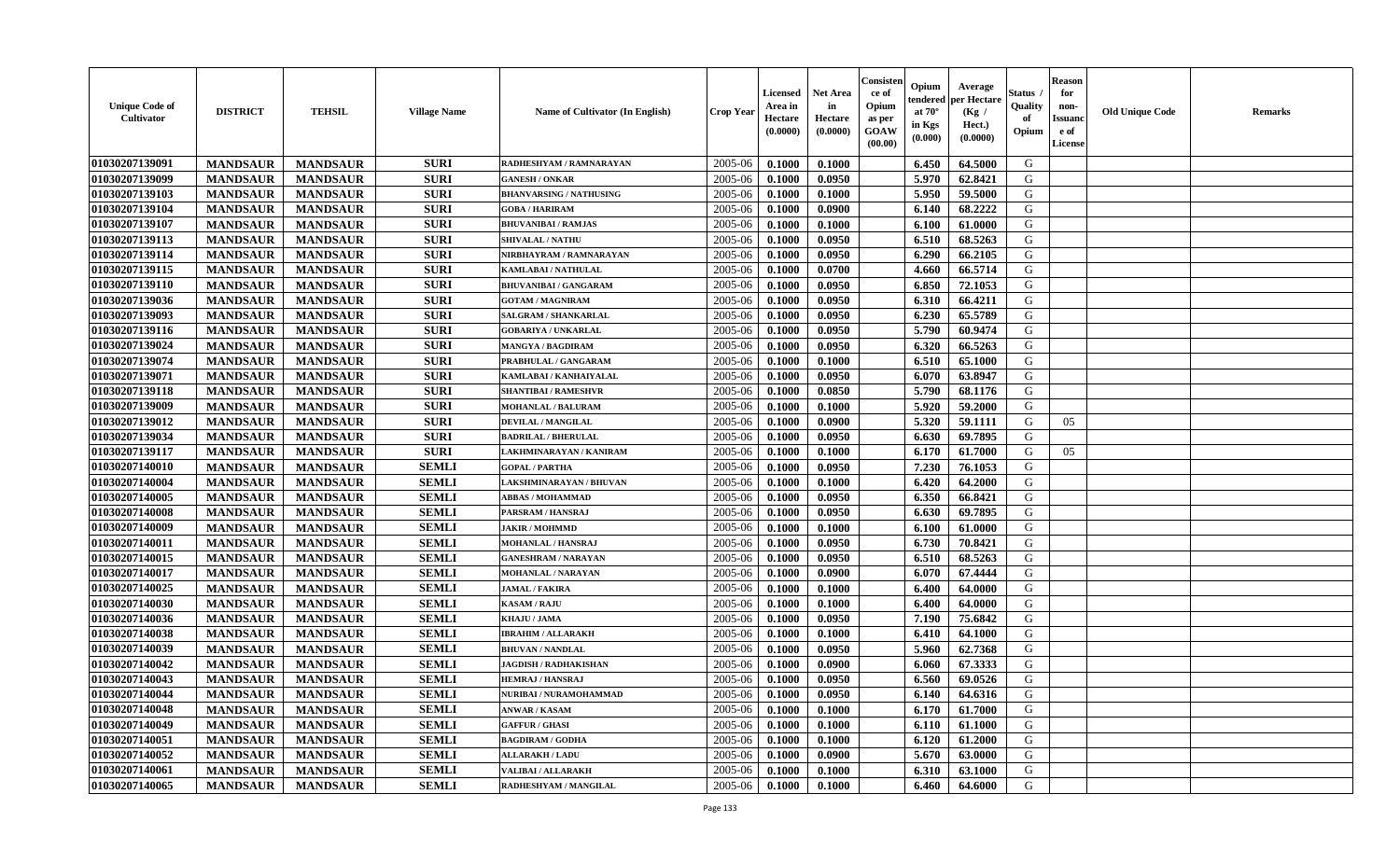| Unique Code of Cultivator | DISTRICT | TEHSIL | Village Name | Name of Cultivator (In English) | Crop Year | Licensed Area in Hectare (0.0000) | Net Area in Hectare (0.0000) | Consistence of Opium as per GOAW (00.00) | Opium tendered at 70° in Kgs (0.000) | Average per Hectare (Kg / Hect.) (0.0000) | Status / Quality of Opium | Reason for non-Issuance of License | Old Unique Code | Remarks |
|---|---|---|---|---|---|---|---|---|---|---|---|---|---|---|
| 01030207139091 | MANDSAUR | MANDSAUR | SURI | RADHESHYAM / RAMNARAYAN | 2005-06 | 0.1000 | 0.1000 | | 6.450 | 64.5000 | G | | | |
| 01030207139099 | MANDSAUR | MANDSAUR | SURI | GANESH / ONKAR | 2005-06 | 0.1000 | 0.0950 | | 5.970 | 62.8421 | G | | | |
| 01030207139103 | MANDSAUR | MANDSAUR | SURI | BHANVARSING / NATHUSING | 2005-06 | 0.1000 | 0.1000 | | 5.950 | 59.5000 | G | | | |
| 01030207139104 | MANDSAUR | MANDSAUR | SURI | GOBA / HARIRAM | 2005-06 | 0.1000 | 0.0900 | | 6.140 | 68.2222 | G | | | |
| 01030207139107 | MANDSAUR | MANDSAUR | SURI | BHUVANIBAI / RAMJAS | 2005-06 | 0.1000 | 0.1000 | | 6.100 | 61.0000 | G | | | |
| 01030207139113 | MANDSAUR | MANDSAUR | SURI | SHIVALAL / NATHU | 2005-06 | 0.1000 | 0.0950 | | 6.510 | 68.5263 | G | | | |
| 01030207139114 | MANDSAUR | MANDSAUR | SURI | NIRBHAYRAM / RAMNARAYAN | 2005-06 | 0.1000 | 0.0950 | | 6.290 | 66.2105 | G | | | |
| 01030207139115 | MANDSAUR | MANDSAUR | SURI | KAMLABAI / NATHULAL | 2005-06 | 0.1000 | 0.0700 | | 4.660 | 66.5714 | G | | | |
| 01030207139110 | MANDSAUR | MANDSAUR | SURI | BHUVANIBAI / GANGARAM | 2005-06 | 0.1000 | 0.0950 | | 6.850 | 72.1053 | G | | | |
| 01030207139036 | MANDSAUR | MANDSAUR | SURI | GOTAM / MAGNIRAM | 2005-06 | 0.1000 | 0.0950 | | 6.310 | 66.4211 | G | | | |
| 01030207139093 | MANDSAUR | MANDSAUR | SURI | SALGRAM / SHANKARLAL | 2005-06 | 0.1000 | 0.0950 | | 6.230 | 65.5789 | G | | | |
| 01030207139116 | MANDSAUR | MANDSAUR | SURI | GOBARIYA / UNKARLAL | 2005-06 | 0.1000 | 0.0950 | | 5.790 | 60.9474 | G | | | |
| 01030207139024 | MANDSAUR | MANDSAUR | SURI | MANGYA / BAGDIRAM | 2005-06 | 0.1000 | 0.0950 | | 6.320 | 66.5263 | G | | | |
| 01030207139074 | MANDSAUR | MANDSAUR | SURI | PRABHULAL / GANGARAM | 2005-06 | 0.1000 | 0.1000 | | 6.510 | 65.1000 | G | | | |
| 01030207139071 | MANDSAUR | MANDSAUR | SURI | KAMLABAI / KANHAIYALAL | 2005-06 | 0.1000 | 0.0950 | | 6.070 | 63.8947 | G | | | |
| 01030207139118 | MANDSAUR | MANDSAUR | SURI | SHANTIBAI / RAMESHVR | 2005-06 | 0.1000 | 0.0850 | | 5.790 | 68.1176 | G | | | |
| 01030207139009 | MANDSAUR | MANDSAUR | SURI | MOHANLAL / BALURAM | 2005-06 | 0.1000 | 0.1000 | | 5.920 | 59.2000 | G | | | |
| 01030207139012 | MANDSAUR | MANDSAUR | SURI | DEVILAL / MANGILAL | 2005-06 | 0.1000 | 0.0900 | | 5.320 | 59.1111 | G | 05 | | |
| 01030207139034 | MANDSAUR | MANDSAUR | SURI | BADRILAL / BHERULAL | 2005-06 | 0.1000 | 0.0950 | | 6.630 | 69.7895 | G | | | |
| 01030207139117 | MANDSAUR | MANDSAUR | SURI | LAKHMINARAYAN / KANIRAM | 2005-06 | 0.1000 | 0.1000 | | 6.170 | 61.7000 | G | 05 | | |
| 01030207140010 | MANDSAUR | MANDSAUR | SEMLI | GOPAL / PARTHA | 2005-06 | 0.1000 | 0.0950 | | 7.230 | 76.1053 | G | | | |
| 01030207140004 | MANDSAUR | MANDSAUR | SEMLI | LAKSHMINARAYAN / BHUVAN | 2005-06 | 0.1000 | 0.1000 | | 6.420 | 64.2000 | G | | | |
| 01030207140005 | MANDSAUR | MANDSAUR | SEMLI | ABBAS / MOHAMMAD | 2005-06 | 0.1000 | 0.0950 | | 6.350 | 66.8421 | G | | | |
| 01030207140008 | MANDSAUR | MANDSAUR | SEMLI | PARSRAM / HANSRAJ | 2005-06 | 0.1000 | 0.0950 | | 6.630 | 69.7895 | G | | | |
| 01030207140009 | MANDSAUR | MANDSAUR | SEMLI | JAKIR / MOHMMD | 2005-06 | 0.1000 | 0.1000 | | 6.100 | 61.0000 | G | | | |
| 01030207140011 | MANDSAUR | MANDSAUR | SEMLI | MOHANLAL / HANSRAJ | 2005-06 | 0.1000 | 0.0950 | | 6.730 | 70.8421 | G | | | |
| 01030207140015 | MANDSAUR | MANDSAUR | SEMLI | GANESHRAM / NARAYAN | 2005-06 | 0.1000 | 0.0950 | | 6.510 | 68.5263 | G | | | |
| 01030207140017 | MANDSAUR | MANDSAUR | SEMLI | MOHANLAL / NARAYAN | 2005-06 | 0.1000 | 0.0900 | | 6.070 | 67.4444 | G | | | |
| 01030207140025 | MANDSAUR | MANDSAUR | SEMLI | JAMAL / FAKIRA | 2005-06 | 0.1000 | 0.1000 | | 6.400 | 64.0000 | G | | | |
| 01030207140030 | MANDSAUR | MANDSAUR | SEMLI | KASAM / RAJU | 2005-06 | 0.1000 | 0.1000 | | 6.400 | 64.0000 | G | | | |
| 01030207140036 | MANDSAUR | MANDSAUR | SEMLI | KHAJU / JAMA | 2005-06 | 0.1000 | 0.0950 | | 7.190 | 75.6842 | G | | | |
| 01030207140038 | MANDSAUR | MANDSAUR | SEMLI | IBRAHIM / ALLARAKH | 2005-06 | 0.1000 | 0.1000 | | 6.410 | 64.1000 | G | | | |
| 01030207140039 | MANDSAUR | MANDSAUR | SEMLI | BHUVAN / NANDLAL | 2005-06 | 0.1000 | 0.0950 | | 5.960 | 62.7368 | G | | | |
| 01030207140042 | MANDSAUR | MANDSAUR | SEMLI | JAGDISH / RADHAKISHAN | 2005-06 | 0.1000 | 0.0900 | | 6.060 | 67.3333 | G | | | |
| 01030207140043 | MANDSAUR | MANDSAUR | SEMLI | HEMRAJ / HANSRAJ | 2005-06 | 0.1000 | 0.0950 | | 6.560 | 69.0526 | G | | | |
| 01030207140044 | MANDSAUR | MANDSAUR | SEMLI | NURIBAI / NURAMOHAMMAD | 2005-06 | 0.1000 | 0.0950 | | 6.140 | 64.6316 | G | | | |
| 01030207140048 | MANDSAUR | MANDSAUR | SEMLI | ANWAR / KASAM | 2005-06 | 0.1000 | 0.1000 | | 6.170 | 61.7000 | G | | | |
| 01030207140049 | MANDSAUR | MANDSAUR | SEMLI | GAFFUR / GHASI | 2005-06 | 0.1000 | 0.1000 | | 6.110 | 61.1000 | G | | | |
| 01030207140051 | MANDSAUR | MANDSAUR | SEMLI | BAGDIRAM / GODHA | 2005-06 | 0.1000 | 0.1000 | | 6.120 | 61.2000 | G | | | |
| 01030207140052 | MANDSAUR | MANDSAUR | SEMLI | ALLARAKH / LADU | 2005-06 | 0.1000 | 0.0900 | | 5.670 | 63.0000 | G | | | |
| 01030207140061 | MANDSAUR | MANDSAUR | SEMLI | VALIBAI / ALLARAKH | 2005-06 | 0.1000 | 0.1000 | | 6.310 | 63.1000 | G | | | |
| 01030207140065 | MANDSAUR | MANDSAUR | SEMLI | RADHESHYAM / MANGILAL | 2005-06 | 0.1000 | 0.1000 | | 6.460 | 64.6000 | G | | | |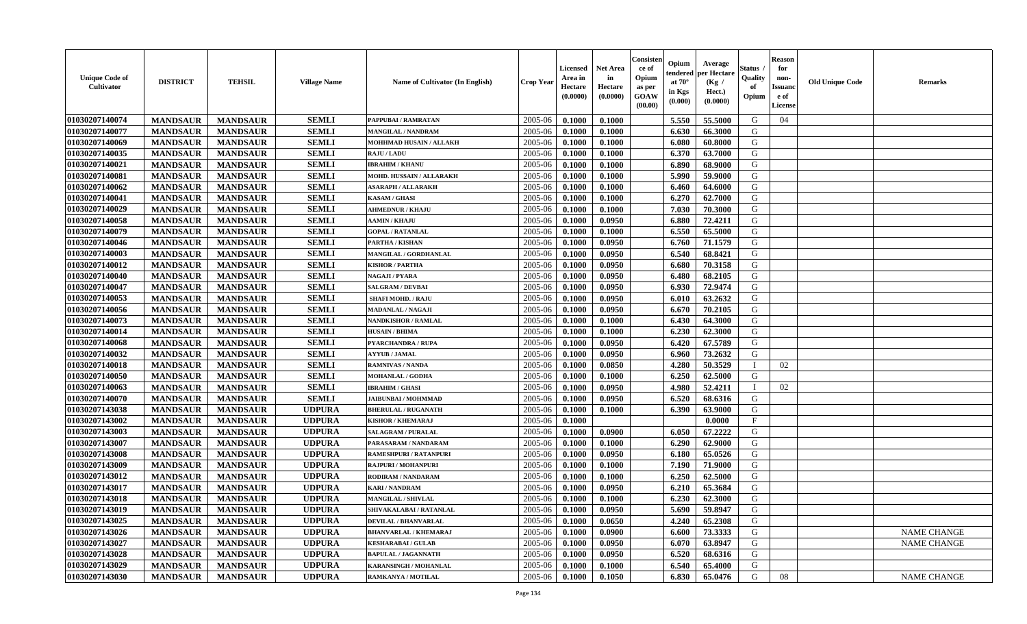| Unique Code of Cultivator | DISTRICT | TEHSIL | Village Name | Name of Cultivator (In English) | Crop Year | Licensed Area in Hectare (0.0000) | Net Area in Hectare (0.0000) | Consistence of Opium as per GOAW (00.00) | Opium tendered at 70° in Kgs (0.000) | Average per Hectare (Kg / Hect.) (0.0000) | Status / Quality of Opium | Reason for non-Issuance of License | Old Unique Code | Remarks |
|---|---|---|---|---|---|---|---|---|---|---|---|---|---|---|
| 01030207140074 | MANDSAUR | MANDSAUR | SEMLI | PAPPUBAI / RAMRATAN | 2005-06 | 0.1000 | 0.1000 | | 5.550 | 55.5000 | G | 04 | | |
| 01030207140077 | MANDSAUR | MANDSAUR | SEMLI | MANGILAL / NANDRAM | 2005-06 | 0.1000 | 0.1000 | | 6.630 | 66.3000 | G | | | |
| 01030207140069 | MANDSAUR | MANDSAUR | SEMLI | MOHHMAD HUSAIN / ALLAKH | 2005-06 | 0.1000 | 0.1000 | | 6.080 | 60.8000 | G | | | |
| 01030207140035 | MANDSAUR | MANDSAUR | SEMLI | RAJU / LADU | 2005-06 | 0.1000 | 0.1000 | | 6.370 | 63.7000 | G | | | |
| 01030207140021 | MANDSAUR | MANDSAUR | SEMLI | IBRAHIM / KHANU | 2005-06 | 0.1000 | 0.1000 | | 6.890 | 68.9000 | G | | | |
| 01030207140081 | MANDSAUR | MANDSAUR | SEMLI | MOHD. HUSSAIN / ALLARAKH | 2005-06 | 0.1000 | 0.1000 | | 5.990 | 59.9000 | G | | | |
| 01030207140062 | MANDSAUR | MANDSAUR | SEMLI | ASARAPH / ALLARAKH | 2005-06 | 0.1000 | 0.1000 | | 6.460 | 64.6000 | G | | | |
| 01030207140041 | MANDSAUR | MANDSAUR | SEMLI | KASAM / GHASI | 2005-06 | 0.1000 | 0.1000 | | 6.270 | 62.7000 | G | | | |
| 01030207140029 | MANDSAUR | MANDSAUR | SEMLI | AHMEDNUR / KHAJU | 2005-06 | 0.1000 | 0.1000 | | 7.030 | 70.3000 | G | | | |
| 01030207140058 | MANDSAUR | MANDSAUR | SEMLI | AAMIN / KHAJU | 2005-06 | 0.1000 | 0.0950 | | 6.880 | 72.4211 | G | | | |
| 01030207140079 | MANDSAUR | MANDSAUR | SEMLI | GOPAL / RATANLAL | 2005-06 | 0.1000 | 0.1000 | | 6.550 | 65.5000 | G | | | |
| 01030207140046 | MANDSAUR | MANDSAUR | SEMLI | PARTHA / KISHAN | 2005-06 | 0.1000 | 0.0950 | | 6.760 | 71.1579 | G | | | |
| 01030207140003 | MANDSAUR | MANDSAUR | SEMLI | MANGILAL / GORDHANLAL | 2005-06 | 0.1000 | 0.0950 | | 6.540 | 68.8421 | G | | | |
| 01030207140012 | MANDSAUR | MANDSAUR | SEMLI | KISHOR / PARTHA | 2005-06 | 0.1000 | 0.0950 | | 6.680 | 70.3158 | G | | | |
| 01030207140040 | MANDSAUR | MANDSAUR | SEMLI | NAGAJI / PYARA | 2005-06 | 0.1000 | 0.0950 | | 6.480 | 68.2105 | G | | | |
| 01030207140047 | MANDSAUR | MANDSAUR | SEMLI | SALGRAM / DEVBAI | 2005-06 | 0.1000 | 0.0950 | | 6.930 | 72.9474 | G | | | |
| 01030207140053 | MANDSAUR | MANDSAUR | SEMLI | SHAFI MOHD. / RAJU | 2005-06 | 0.1000 | 0.0950 | | 6.010 | 63.2632 | G | | | |
| 01030207140056 | MANDSAUR | MANDSAUR | SEMLI | MADANLAL / NAGAJI | 2005-06 | 0.1000 | 0.0950 | | 6.670 | 70.2105 | G | | | |
| 01030207140073 | MANDSAUR | MANDSAUR | SEMLI | NANDKISHOR / RAMLAL | 2005-06 | 0.1000 | 0.1000 | | 6.430 | 64.3000 | G | | | |
| 01030207140014 | MANDSAUR | MANDSAUR | SEMLI | HUSAIN / BHIMA | 2005-06 | 0.1000 | 0.1000 | | 6.230 | 62.3000 | G | | | |
| 01030207140068 | MANDSAUR | MANDSAUR | SEMLI | PYARCHANDRA / RUPA | 2005-06 | 0.1000 | 0.0950 | | 6.420 | 67.5789 | G | | | |
| 01030207140032 | MANDSAUR | MANDSAUR | SEMLI | AYYUB / JAMAL | 2005-06 | 0.1000 | 0.0950 | | 6.960 | 73.2632 | G | | | |
| 01030207140018 | MANDSAUR | MANDSAUR | SEMLI | RAMNIVAS / NANDA | 2005-06 | 0.1000 | 0.0850 | | 4.280 | 50.3529 | I | 02 | | |
| 01030207140050 | MANDSAUR | MANDSAUR | SEMLI | MOHANLAL / GODHA | 2005-06 | 0.1000 | 0.1000 | | 6.250 | 62.5000 | G | | | |
| 01030207140063 | MANDSAUR | MANDSAUR | SEMLI | IBRAHIM / GHASI | 2005-06 | 0.1000 | 0.0950 | | 4.980 | 52.4211 | I | 02 | | |
| 01030207140070 | MANDSAUR | MANDSAUR | SEMLI | JAIBUNBAI / MOHMMAD | 2005-06 | 0.1000 | 0.0950 | | 6.520 | 68.6316 | G | | | |
| 01030207143038 | MANDSAUR | MANDSAUR | UDPURA | BHERULAL / RUGANATH | 2005-06 | 0.1000 | 0.1000 | | 6.390 | 63.9000 | G | | | |
| 01030207143002 | MANDSAUR | MANDSAUR | UDPURA | KISHOR / KHEMARAJ | 2005-06 | 0.1000 | | | | 0.0000 | F | | | |
| 01030207143003 | MANDSAUR | MANDSAUR | UDPURA | SALAGRAM / PURALAL | 2005-06 | 0.1000 | 0.0900 | | 6.050 | 67.2222 | G | | | |
| 01030207143007 | MANDSAUR | MANDSAUR | UDPURA | PARASARAM / NANDARAM | 2005-06 | 0.1000 | 0.1000 | | 6.290 | 62.9000 | G | | | |
| 01030207143008 | MANDSAUR | MANDSAUR | UDPURA | RAMESHPURI / RATANPURI | 2005-06 | 0.1000 | 0.0950 | | 6.180 | 65.0526 | G | | | |
| 01030207143009 | MANDSAUR | MANDSAUR | UDPURA | RAJPURI / MOHANPURI | 2005-06 | 0.1000 | 0.1000 | | 7.190 | 71.9000 | G | | | |
| 01030207143012 | MANDSAUR | MANDSAUR | UDPURA | RODIRAM / NANDARAM | 2005-06 | 0.1000 | 0.1000 | | 6.250 | 62.5000 | G | | | |
| 01030207143017 | MANDSAUR | MANDSAUR | UDPURA | KARI / NANDRAM | 2005-06 | 0.1000 | 0.0950 | | 6.210 | 65.3684 | G | | | |
| 01030207143018 | MANDSAUR | MANDSAUR | UDPURA | MANGILAL / SHIVLAL | 2005-06 | 0.1000 | 0.1000 | | 6.230 | 62.3000 | G | | | |
| 01030207143019 | MANDSAUR | MANDSAUR | UDPURA | SHIVAKALABAI / RATANLAL | 2005-06 | 0.1000 | 0.0950 | | 5.690 | 59.8947 | G | | | |
| 01030207143025 | MANDSAUR | MANDSAUR | UDPURA | DEVILAL / BHANVARLAL | 2005-06 | 0.1000 | 0.0650 | | 4.240 | 65.2308 | G | | | |
| 01030207143026 | MANDSAUR | MANDSAUR | UDPURA | BHANVARLAL / KHEMARAJ | 2005-06 | 0.1000 | 0.0900 | | 6.600 | 73.3333 | G | | | NAME CHANGE |
| 01030207143027 | MANDSAUR | MANDSAUR | UDPURA | KESHARABAI / GULAB | 2005-06 | 0.1000 | 0.0950 | | 6.070 | 63.8947 | G | | | NAME CHANGE |
| 01030207143028 | MANDSAUR | MANDSAUR | UDPURA | BAPULAL / JAGANNATH | 2005-06 | 0.1000 | 0.0950 | | 6.520 | 68.6316 | G | | | |
| 01030207143029 | MANDSAUR | MANDSAUR | UDPURA | KARANSINGH / MOHANLAL | 2005-06 | 0.1000 | 0.1000 | | 6.540 | 65.4000 | G | | | |
| 01030207143030 | MANDSAUR | MANDSAUR | UDPURA | RAMKANYA / MOTILAL | 2005-06 | 0.1000 | 0.1050 | | 6.830 | 65.0476 | G | 08 | | NAME CHANGE |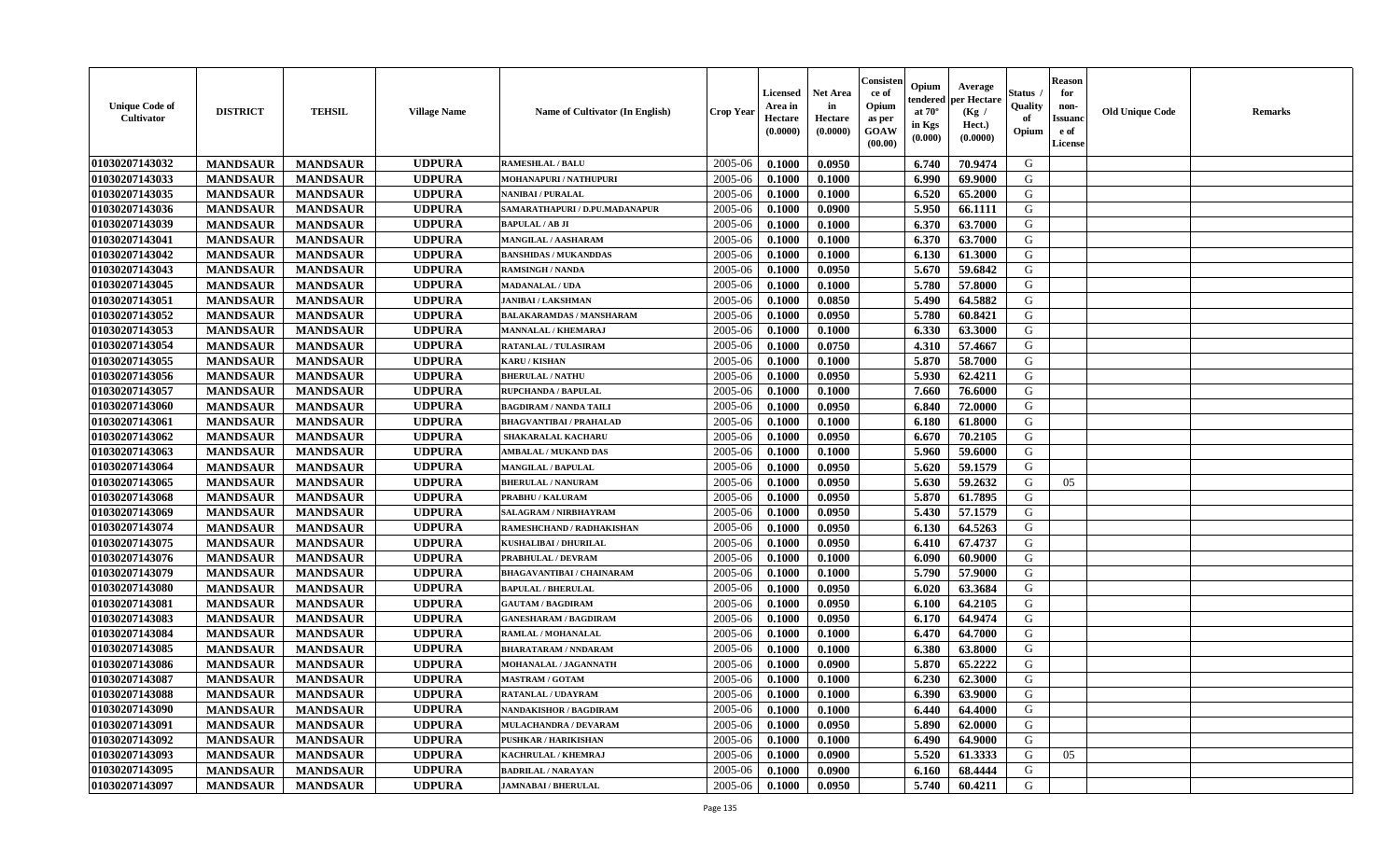| Unique Code of Cultivator | DISTRICT | TEHSIL | Village Name | Name of Cultivator (In English) | Crop Year | Licensed Area in Hectare (0.0000) | Net Area in Hectare (0.0000) | Consistence of Opium as per GOAW (00.00) | Opium tendered at 70° in Kgs (0.000) | Average per Hectare (Kg / Hect.) (0.0000) | Status / Quality of Opium | Reason for non-Issuance of License | Old Unique Code | Remarks |
|---|---|---|---|---|---|---|---|---|---|---|---|---|---|---|
| 01030207143032 | MANDSAUR | MANDSAUR | UDPURA | RAMESHLAL / BALU | 2005-06 | 0.1000 | 0.0950 | | 6.740 | 70.9474 | G | | | |
| 01030207143033 | MANDSAUR | MANDSAUR | UDPURA | MOHANAPURI / NATHUPURI | 2005-06 | 0.1000 | 0.1000 | | 6.990 | 69.9000 | G | | | |
| 01030207143035 | MANDSAUR | MANDSAUR | UDPURA | NANIBAI / PURALAL | 2005-06 | 0.1000 | 0.1000 | | 6.520 | 65.2000 | G | | | |
| 01030207143036 | MANDSAUR | MANDSAUR | UDPURA | SAMARATHAPURI / D.PU.MADANAPUR | 2005-06 | 0.1000 | 0.0900 | | 5.950 | 66.1111 | G | | | |
| 01030207143039 | MANDSAUR | MANDSAUR | UDPURA | BAPULAL / AB JI | 2005-06 | 0.1000 | 0.1000 | | 6.370 | 63.7000 | G | | | |
| 01030207143041 | MANDSAUR | MANDSAUR | UDPURA | MANGILAL / AASHARAM | 2005-06 | 0.1000 | 0.1000 | | 6.370 | 63.7000 | G | | | |
| 01030207143042 | MANDSAUR | MANDSAUR | UDPURA | BANSHIDAS / MUKANDDAS | 2005-06 | 0.1000 | 0.1000 | | 6.130 | 61.3000 | G | | | |
| 01030207143043 | MANDSAUR | MANDSAUR | UDPURA | RAMSINGH / NANDA | 2005-06 | 0.1000 | 0.0950 | | 5.670 | 59.6842 | G | | | |
| 01030207143045 | MANDSAUR | MANDSAUR | UDPURA | MADANALAL / UDA | 2005-06 | 0.1000 | 0.1000 | | 5.780 | 57.8000 | G | | | |
| 01030207143051 | MANDSAUR | MANDSAUR | UDPURA | JANIBAI / LAKSHMAN | 2005-06 | 0.1000 | 0.0850 | | 5.490 | 64.5882 | G | | | |
| 01030207143052 | MANDSAUR | MANDSAUR | UDPURA | BALAKARAMDAS / MANSHARAM | 2005-06 | 0.1000 | 0.0950 | | 5.780 | 60.8421 | G | | | |
| 01030207143053 | MANDSAUR | MANDSAUR | UDPURA | MANNALAL / KHEMARAJ | 2005-06 | 0.1000 | 0.1000 | | 6.330 | 63.3000 | G | | | |
| 01030207143054 | MANDSAUR | MANDSAUR | UDPURA | RATANLAL / TULASIRAM | 2005-06 | 0.1000 | 0.0750 | | 4.310 | 57.4667 | G | | | |
| 01030207143055 | MANDSAUR | MANDSAUR | UDPURA | KARU / KISHAN | 2005-06 | 0.1000 | 0.1000 | | 5.870 | 58.7000 | G | | | |
| 01030207143056 | MANDSAUR | MANDSAUR | UDPURA | BHERULAL / NATHU | 2005-06 | 0.1000 | 0.0950 | | 5.930 | 62.4211 | G | | | |
| 01030207143057 | MANDSAUR | MANDSAUR | UDPURA | RUPCHANDA / BAPULAL | 2005-06 | 0.1000 | 0.1000 | | 7.660 | 76.6000 | G | | | |
| 01030207143060 | MANDSAUR | MANDSAUR | UDPURA | BAGDIRAM / NANDA TAILI | 2005-06 | 0.1000 | 0.0950 | | 6.840 | 72.0000 | G | | | |
| 01030207143061 | MANDSAUR | MANDSAUR | UDPURA | BHAGVANTIBAI / PRAHALAD | 2005-06 | 0.1000 | 0.1000 | | 6.180 | 61.8000 | G | | | |
| 01030207143062 | MANDSAUR | MANDSAUR | UDPURA | SHAKARALAL KACHARU | 2005-06 | 0.1000 | 0.0950 | | 6.670 | 70.2105 | G | | | |
| 01030207143063 | MANDSAUR | MANDSAUR | UDPURA | AMBALAL / MUKAND DAS | 2005-06 | 0.1000 | 0.1000 | | 5.960 | 59.6000 | G | | | |
| 01030207143064 | MANDSAUR | MANDSAUR | UDPURA | MANGILAL / BAPULAL | 2005-06 | 0.1000 | 0.0950 | | 5.620 | 59.1579 | G | | | |
| 01030207143065 | MANDSAUR | MANDSAUR | UDPURA | BHERULAL / NANURAM | 2005-06 | 0.1000 | 0.0950 | | 5.630 | 59.2632 | G | 05 | | |
| 01030207143068 | MANDSAUR | MANDSAUR | UDPURA | PRABHU / KALURAM | 2005-06 | 0.1000 | 0.0950 | | 5.870 | 61.7895 | G | | | |
| 01030207143069 | MANDSAUR | MANDSAUR | UDPURA | SALAGRAM / NIRBHAYRAM | 2005-06 | 0.1000 | 0.0950 | | 5.430 | 57.1579 | G | | | |
| 01030207143074 | MANDSAUR | MANDSAUR | UDPURA | RAMESHCHAND / RADHAKISHAN | 2005-06 | 0.1000 | 0.0950 | | 6.130 | 64.5263 | G | | | |
| 01030207143075 | MANDSAUR | MANDSAUR | UDPURA | KUSHALIBAI / DHURILAL | 2005-06 | 0.1000 | 0.0950 | | 6.410 | 67.4737 | G | | | |
| 01030207143076 | MANDSAUR | MANDSAUR | UDPURA | PRABHULAL / DEVRAM | 2005-06 | 0.1000 | 0.1000 | | 6.090 | 60.9000 | G | | | |
| 01030207143079 | MANDSAUR | MANDSAUR | UDPURA | BHAGAVANTIBAI / CHAINARAM | 2005-06 | 0.1000 | 0.1000 | | 5.790 | 57.9000 | G | | | |
| 01030207143080 | MANDSAUR | MANDSAUR | UDPURA | BAPULAL / BHERULAL | 2005-06 | 0.1000 | 0.0950 | | 6.020 | 63.3684 | G | | | |
| 01030207143081 | MANDSAUR | MANDSAUR | UDPURA | GAUTAM / BAGDIRAM | 2005-06 | 0.1000 | 0.0950 | | 6.100 | 64.2105 | G | | | |
| 01030207143083 | MANDSAUR | MANDSAUR | UDPURA | GANESHARAM / BAGDIRAM | 2005-06 | 0.1000 | 0.0950 | | 6.170 | 64.9474 | G | | | |
| 01030207143084 | MANDSAUR | MANDSAUR | UDPURA | RAMLAL / MOHANALAL | 2005-06 | 0.1000 | 0.1000 | | 6.470 | 64.7000 | G | | | |
| 01030207143085 | MANDSAUR | MANDSAUR | UDPURA | BHARATARAM / NNDARAM | 2005-06 | 0.1000 | 0.1000 | | 6.380 | 63.8000 | G | | | |
| 01030207143086 | MANDSAUR | MANDSAUR | UDPURA | MOHANALAL / JAGANNATH | 2005-06 | 0.1000 | 0.0900 | | 5.870 | 65.2222 | G | | | |
| 01030207143087 | MANDSAUR | MANDSAUR | UDPURA | MASTRAM / GOTAM | 2005-06 | 0.1000 | 0.1000 | | 6.230 | 62.3000 | G | | | |
| 01030207143088 | MANDSAUR | MANDSAUR | UDPURA | RATANLAL / UDAYRAM | 2005-06 | 0.1000 | 0.1000 | | 6.390 | 63.9000 | G | | | |
| 01030207143090 | MANDSAUR | MANDSAUR | UDPURA | NANDAKISHOR / BAGDIRAM | 2005-06 | 0.1000 | 0.1000 | | 6.440 | 64.4000 | G | | | |
| 01030207143091 | MANDSAUR | MANDSAUR | UDPURA | MULACHANDRA / DEVARAM | 2005-06 | 0.1000 | 0.0950 | | 5.890 | 62.0000 | G | | | |
| 01030207143092 | MANDSAUR | MANDSAUR | UDPURA | PUSHKAR / HARIKISHAN | 2005-06 | 0.1000 | 0.1000 | | 6.490 | 64.9000 | G | | | |
| 01030207143093 | MANDSAUR | MANDSAUR | UDPURA | KACHRULAL / KHEMRAJ | 2005-06 | 0.1000 | 0.0900 | | 5.520 | 61.3333 | G | 05 | | |
| 01030207143095 | MANDSAUR | MANDSAUR | UDPURA | BADRILAL / NARAYAN | 2005-06 | 0.1000 | 0.0900 | | 6.160 | 68.4444 | G | | | |
| 01030207143097 | MANDSAUR | MANDSAUR | UDPURA | JAMNABAI / BHERULAL | 2005-06 | 0.1000 | 0.0950 | | 5.740 | 60.4211 | G | | | |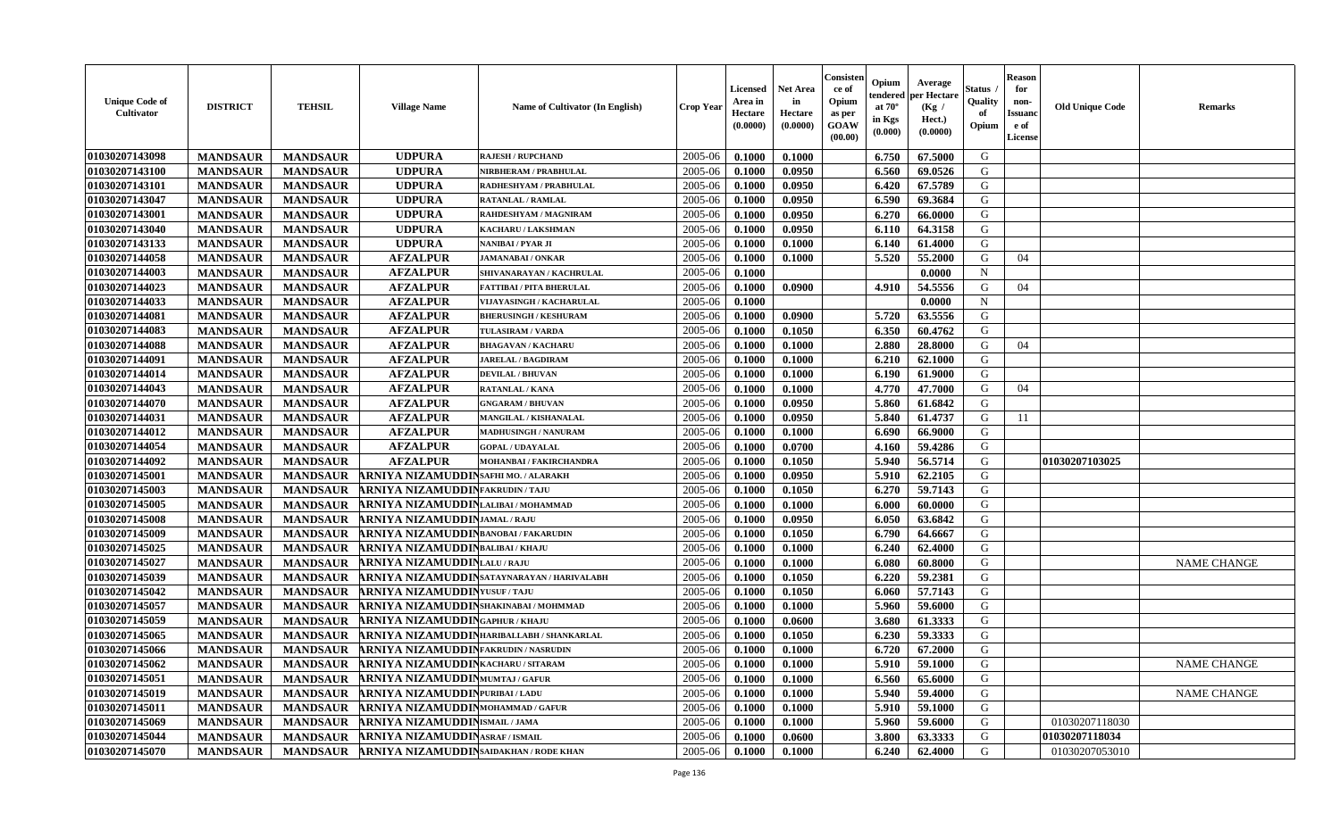| Unique Code of Cultivator | DISTRICT | TEHSIL | Village Name | Name of Cultivator (In English) | Crop Year | Licensed Area in Hectare (0.0000) | Net Area in Hectare (0.0000) | Consistence of Opium as per GOAW (00.00) | Opium tendered at 70° in Kgs (0.000) | Average per Hectare (Kg / Hect.) (0.0000) | Status / Quality of Opium | Reason for non-Issuance of License | Old Unique Code | Remarks |
|---|---|---|---|---|---|---|---|---|---|---|---|---|---|---|
| 01030207143098 | MANDSAUR | MANDSAUR | UDPURA | RAJESH / RUPCHAND | 2005-06 | 0.1000 | 0.1000 | | 6.750 | 67.5000 | G | | | |
| 01030207143100 | MANDSAUR | MANDSAUR | UDPURA | NIRBHERAM / PRABHULAL | 2005-06 | 0.1000 | 0.0950 | | 6.560 | 69.0526 | G | | | |
| 01030207143101 | MANDSAUR | MANDSAUR | UDPURA | RADHESHYAM / PRABHULAL | 2005-06 | 0.1000 | 0.0950 | | 6.420 | 67.5789 | G | | | |
| 01030207143047 | MANDSAUR | MANDSAUR | UDPURA | RATANLAL / RAMLAL | 2005-06 | 0.1000 | 0.0950 | | 6.590 | 69.3684 | G | | | |
| 01030207143001 | MANDSAUR | MANDSAUR | UDPURA | RAHDESHYAM / MAGNIRAM | 2005-06 | 0.1000 | 0.0950 | | 6.270 | 66.0000 | G | | | |
| 01030207143040 | MANDSAUR | MANDSAUR | UDPURA | KACHARU / LAKSHMAN | 2005-06 | 0.1000 | 0.0950 | | 6.110 | 64.3158 | G | | | |
| 01030207143133 | MANDSAUR | MANDSAUR | UDPURA | NANIBAI / PYAR JI | 2005-06 | 0.1000 | 0.1000 | | 6.140 | 61.4000 | G | | | |
| 01030207144058 | MANDSAUR | MANDSAUR | AFZALPUR | JAMANABAI / ONKAR | 2005-06 | 0.1000 | 0.1000 | | 5.520 | 55.2000 | G | 04 | | |
| 01030207144003 | MANDSAUR | MANDSAUR | AFZALPUR | SHIVANARAYAN / KACHRULAL | 2005-06 | 0.1000 | | | | 0.0000 | N | | | |
| 01030207144023 | MANDSAUR | MANDSAUR | AFZALPUR | FATTIBAI / PITA BHERULAL | 2005-06 | 0.1000 | 0.0900 | | 4.910 | 54.5556 | G | 04 | | |
| 01030207144033 | MANDSAUR | MANDSAUR | AFZALPUR | VIJAYASINGH / KACHARULAL | 2005-06 | 0.1000 | | | | 0.0000 | N | | | |
| 01030207144081 | MANDSAUR | MANDSAUR | AFZALPUR | BHERUSINGH / KESHURAM | 2005-06 | 0.1000 | 0.0900 | | 5.720 | 63.5556 | G | | | |
| 01030207144083 | MANDSAUR | MANDSAUR | AFZALPUR | TULASIRAM / VARDA | 2005-06 | 0.1000 | 0.1050 | | 6.350 | 60.4762 | G | | | |
| 01030207144088 | MANDSAUR | MANDSAUR | AFZALPUR | BHAGAVAN / KACHARU | 2005-06 | 0.1000 | 0.1000 | | 2.880 | 28.8000 | G | 04 | | |
| 01030207144091 | MANDSAUR | MANDSAUR | AFZALPUR | JARELAL / BAGDIRAM | 2005-06 | 0.1000 | 0.1000 | | 6.210 | 62.1000 | G | | | |
| 01030207144014 | MANDSAUR | MANDSAUR | AFZALPUR | DEVILAL / BHUVAN | 2005-06 | 0.1000 | 0.1000 | | 6.190 | 61.9000 | G | | | |
| 01030207144043 | MANDSAUR | MANDSAUR | AFZALPUR | RATANLAL / KANA | 2005-06 | 0.1000 | 0.1000 | | 4.770 | 47.7000 | G | 04 | | |
| 01030207144070 | MANDSAUR | MANDSAUR | AFZALPUR | GNGARAM / BHUVAN | 2005-06 | 0.1000 | 0.0950 | | 5.860 | 61.6842 | G | | | |
| 01030207144031 | MANDSAUR | MANDSAUR | AFZALPUR | MANGILAL / KISHANALAL | 2005-06 | 0.1000 | 0.0950 | | 5.840 | 61.4737 | G | 11 | | |
| 01030207144012 | MANDSAUR | MANDSAUR | AFZALPUR | MADHUSINGH / NANURAM | 2005-06 | 0.1000 | 0.1000 | | 6.690 | 66.9000 | G | | | |
| 01030207144054 | MANDSAUR | MANDSAUR | AFZALPUR | GOPAL / UDAYALAL | 2005-06 | 0.1000 | 0.0700 | | 4.160 | 59.4286 | G | | | |
| 01030207144092 | MANDSAUR | MANDSAUR | AFZALPUR | MOHANBAI / FAKIRCHANDRA | 2005-06 | 0.1000 | 0.1050 | | 5.940 | 56.5714 | G | | 01030207103025 | |
| 01030207145001 | MANDSAUR | MANDSAUR | ARNIYA NIZAMUDDIN | SAFHI MO. / ALARAKH | 2005-06 | 0.1000 | 0.0950 | | 5.910 | 62.2105 | G | | | |
| 01030207145003 | MANDSAUR | MANDSAUR | ARNIYA NIZAMUDDIN | FAKRUDIN / TAJU | 2005-06 | 0.1000 | 0.1050 | | 6.270 | 59.7143 | G | | | |
| 01030207145005 | MANDSAUR | MANDSAUR | ARNIYA NIZAMUDDIN | LALIBAI / MOHAMMAD | 2005-06 | 0.1000 | 0.1000 | | 6.000 | 60.0000 | G | | | |
| 01030207145008 | MANDSAUR | MANDSAUR | ARNIYA NIZAMUDDIN | JAMAL / RAJU | 2005-06 | 0.1000 | 0.0950 | | 6.050 | 63.6842 | G | | | |
| 01030207145009 | MANDSAUR | MANDSAUR | ARNIYA NIZAMUDDIN | BANOBAI / FAKARUDIN | 2005-06 | 0.1000 | 0.1050 | | 6.790 | 64.6667 | G | | | |
| 01030207145025 | MANDSAUR | MANDSAUR | ARNIYA NIZAMUDDIN | BALIBAI / KHAJU | 2005-06 | 0.1000 | 0.1000 | | 6.240 | 62.4000 | G | | | |
| 01030207145027 | MANDSAUR | MANDSAUR | ARNIYA NIZAMUDDIN | LALU / RAJU | 2005-06 | 0.1000 | 0.1000 | | 6.080 | 60.8000 | G | | | NAME CHANGE |
| 01030207145039 | MANDSAUR | MANDSAUR | ARNIYA NIZAMUDDIN | SATAYNARAYAN / HARIVALABH | 2005-06 | 0.1000 | 0.1050 | | 6.220 | 59.2381 | G | | | |
| 01030207145042 | MANDSAUR | MANDSAUR | ARNIYA NIZAMUDDIN | YUSUF / TAJU | 2005-06 | 0.1000 | 0.1050 | | 6.060 | 57.7143 | G | | | |
| 01030207145057 | MANDSAUR | MANDSAUR | ARNIYA NIZAMUDDIN | SHAKINABAI / MOHMMAD | 2005-06 | 0.1000 | 0.1000 | | 5.960 | 59.6000 | G | | | |
| 01030207145059 | MANDSAUR | MANDSAUR | ARNIYA NIZAMUDDIN | GAPHUR / KHAJU | 2005-06 | 0.1000 | 0.0600 | | 3.680 | 61.3333 | G | | | |
| 01030207145065 | MANDSAUR | MANDSAUR | ARNIYA NIZAMUDDIN | HARIBALLABH / SHANKARLAL | 2005-06 | 0.1000 | 0.1050 | | 6.230 | 59.3333 | G | | | |
| 01030207145066 | MANDSAUR | MANDSAUR | ARNIYA NIZAMUDDIN | FAKRUDIN / NASRUDIN | 2005-06 | 0.1000 | 0.1000 | | 6.720 | 67.2000 | G | | | |
| 01030207145062 | MANDSAUR | MANDSAUR | ARNIYA NIZAMUDDIN | KACHARU / SITARAM | 2005-06 | 0.1000 | 0.1000 | | 5.910 | 59.1000 | G | | | NAME CHANGE |
| 01030207145051 | MANDSAUR | MANDSAUR | ARNIYA NIZAMUDDIN | MUMTAJ / GAFUR | 2005-06 | 0.1000 | 0.1000 | | 6.560 | 65.6000 | G | | | |
| 01030207145019 | MANDSAUR | MANDSAUR | ARNIYA NIZAMUDDIN | PURIBAI / LADU | 2005-06 | 0.1000 | 0.1000 | | 5.940 | 59.4000 | G | | | NAME CHANGE |
| 01030207145011 | MANDSAUR | MANDSAUR | ARNIYA NIZAMUDDIN | MOHAMMAD / GAFUR | 2005-06 | 0.1000 | 0.1000 | | 5.910 | 59.1000 | G | | | |
| 01030207145069 | MANDSAUR | MANDSAUR | ARNIYA NIZAMUDDIN | ISMAIL / JAMA | 2005-06 | 0.1000 | 0.1000 | | 5.960 | 59.6000 | G | | 01030207118030 | |
| 01030207145044 | MANDSAUR | MANDSAUR | ARNIYA NIZAMUDDIN | ASRAF / ISMAIL | 2005-06 | 0.1000 | 0.0600 | | 3.800 | 63.3333 | G | | 01030207118034 | |
| 01030207145070 | MANDSAUR | MANDSAUR | ARNIYA NIZAMUDDIN | SAIDAKHAN / RODE KHAN | 2005-06 | 0.1000 | 0.1000 | | 6.240 | 62.4000 | G | | 01030207053010 | |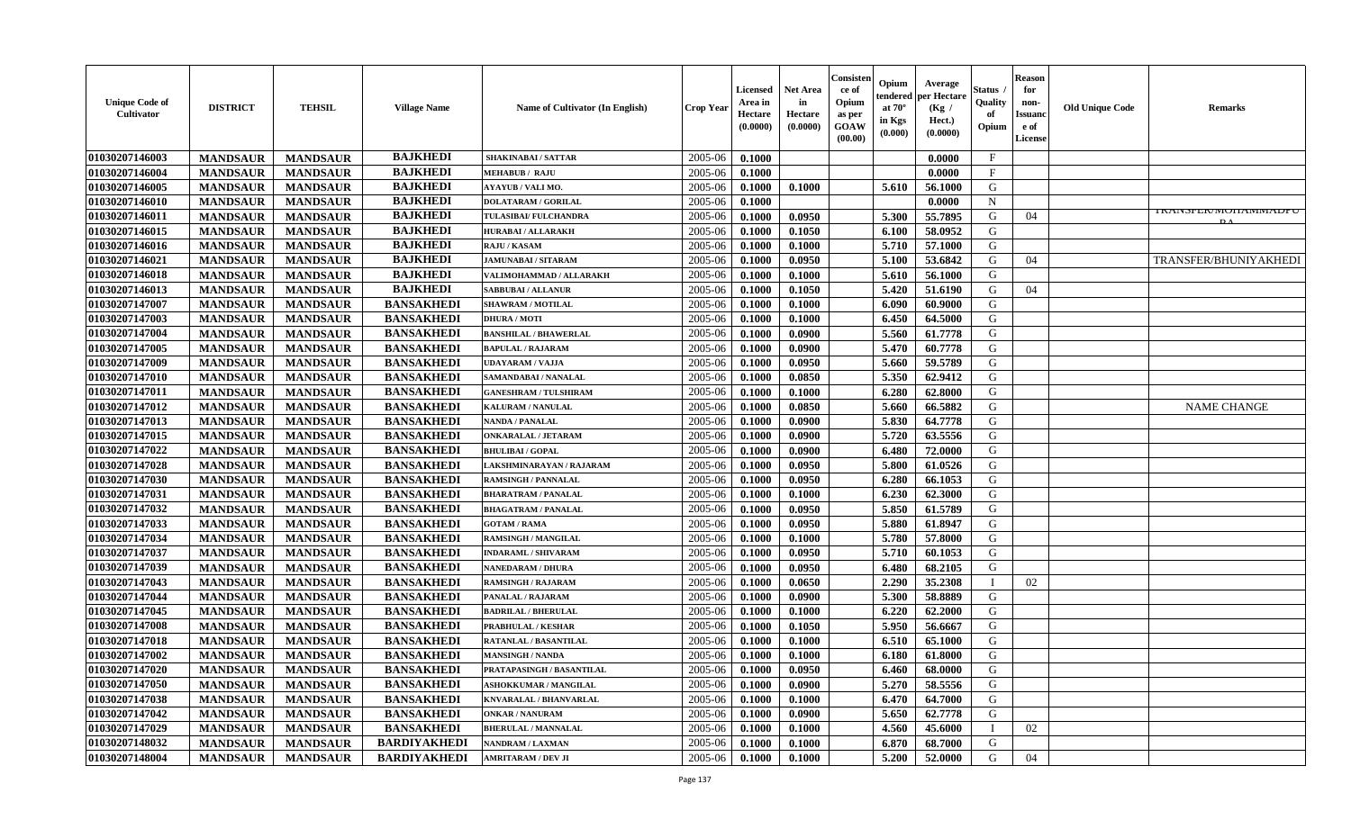| Unique Code of Cultivator | DISTRICT | TEHSIL | Village Name | Name of Cultivator (In English) | Crop Year | Licensed Area in Hectare (0.0000) | Net Area in Hectare (0.0000) | Consistence of Opium as per GOAW (00.00) | Opium tendered at 70° in Kgs (0.000) | Average per Hectare (Kg / Hect.) (0.0000) | Status / Quality of Opium | Reason for non-Issuance of License | Old Unique Code | Remarks |
|---|---|---|---|---|---|---|---|---|---|---|---|---|---|---|
| 01030207146003 | MANDSAUR | MANDSAUR | BAJKHEDI | SHAKINABAI / SATTAR | 2005-06 | 0.1000 | | | | 0.0000 | F | | | |
| 01030207146004 | MANDSAUR | MANDSAUR | BAJKHEDI | MEHABUB / RAJU | 2005-06 | 0.1000 | | | | 0.0000 | F | | | |
| 01030207146005 | MANDSAUR | MANDSAUR | BAJKHEDI | AYAYUB / VALI MO. | 2005-06 | 0.1000 | 0.1000 | | 5.610 | 56.1000 | G | | | |
| 01030207146010 | MANDSAUR | MANDSAUR | BAJKHEDI | DOLATARAM / GORILAL | 2005-06 | 0.1000 | | | | 0.0000 | N | | | |
| 01030207146011 | MANDSAUR | MANDSAUR | BAJKHEDI | TULASIBAI/ FULCHANDRA | 2005-06 | 0.1000 | 0.0950 | | 5.300 | 55.7895 | G | 04 | | TRANSFER/MOHAMMADPURA |
| 01030207146015 | MANDSAUR | MANDSAUR | BAJKHEDI | HURABAI / ALLARAKH | 2005-06 | 0.1000 | 0.1050 | | 6.100 | 58.0952 | G | | | |
| 01030207146016 | MANDSAUR | MANDSAUR | BAJKHEDI | RAJU / KASAM | 2005-06 | 0.1000 | 0.1000 | | 5.710 | 57.1000 | G | | | |
| 01030207146021 | MANDSAUR | MANDSAUR | BAJKHEDI | JAMUNABAI / SITARAM | 2005-06 | 0.1000 | 0.0950 | | 5.100 | 53.6842 | G | 04 | | TRANSFER/BHUNIYAKHEDI |
| 01030207146018 | MANDSAUR | MANDSAUR | BAJKHEDI | VALIMOHAMMAD / ALLARAKH | 2005-06 | 0.1000 | 0.1000 | | 5.610 | 56.1000 | G | | | |
| 01030207146013 | MANDSAUR | MANDSAUR | BAJKHEDI | SABBUBAI / ALLANUR | 2005-06 | 0.1000 | 0.1050 | | 5.420 | 51.6190 | G | 04 | | |
| 01030207147007 | MANDSAUR | MANDSAUR | BANSAKHEDI | SHAWRAM / MOTILAL | 2005-06 | 0.1000 | 0.1000 | | 6.090 | 60.9000 | G | | | |
| 01030207147003 | MANDSAUR | MANDSAUR | BANSAKHEDI | DHURA / MOTI | 2005-06 | 0.1000 | 0.1000 | | 6.450 | 64.5000 | G | | | |
| 01030207147004 | MANDSAUR | MANDSAUR | BANSAKHEDI | BANSHILAL / BHAWERLAL | 2005-06 | 0.1000 | 0.0900 | | 5.560 | 61.7778 | G | | | |
| 01030207147005 | MANDSAUR | MANDSAUR | BANSAKHEDI | BAPULAL / RAJARAM | 2005-06 | 0.1000 | 0.0900 | | 5.470 | 60.7778 | G | | | |
| 01030207147009 | MANDSAUR | MANDSAUR | BANSAKHEDI | UDAYARAM / VAJJA | 2005-06 | 0.1000 | 0.0950 | | 5.660 | 59.5789 | G | | | |
| 01030207147010 | MANDSAUR | MANDSAUR | BANSAKHEDI | SAMANDABAI / NANALAL | 2005-06 | 0.1000 | 0.0850 | | 5.350 | 62.9412 | G | | | |
| 01030207147011 | MANDSAUR | MANDSAUR | BANSAKHEDI | GANESHRAM / TULSHIRAM | 2005-06 | 0.1000 | 0.1000 | | 6.280 | 62.8000 | G | | | |
| 01030207147012 | MANDSAUR | MANDSAUR | BANSAKHEDI | KALURAM / NANULAL | 2005-06 | 0.1000 | 0.0850 | | 5.660 | 66.5882 | G | | | NAME CHANGE |
| 01030207147013 | MANDSAUR | MANDSAUR | BANSAKHEDI | NANDA / PANALAL | 2005-06 | 0.1000 | 0.0900 | | 5.830 | 64.7778 | G | | | |
| 01030207147015 | MANDSAUR | MANDSAUR | BANSAKHEDI | ONKARALAL / JETARAM | 2005-06 | 0.1000 | 0.0900 | | 5.720 | 63.5556 | G | | | |
| 01030207147022 | MANDSAUR | MANDSAUR | BANSAKHEDI | BHULIBAI / GOPAL | 2005-06 | 0.1000 | 0.0900 | | 6.480 | 72.0000 | G | | | |
| 01030207147028 | MANDSAUR | MANDSAUR | BANSAKHEDI | LAKSHMINARAYAN / RAJARAM | 2005-06 | 0.1000 | 0.0950 | | 5.800 | 61.0526 | G | | | |
| 01030207147030 | MANDSAUR | MANDSAUR | BANSAKHEDI | RAMSINGH / PANNALAL | 2005-06 | 0.1000 | 0.0950 | | 6.280 | 66.1053 | G | | | |
| 01030207147031 | MANDSAUR | MANDSAUR | BANSAKHEDI | BHARATRAM / PANALAL | 2005-06 | 0.1000 | 0.1000 | | 6.230 | 62.3000 | G | | | |
| 01030207147032 | MANDSAUR | MANDSAUR | BANSAKHEDI | BHAGATRAM / PANALAL | 2005-06 | 0.1000 | 0.0950 | | 5.850 | 61.5789 | G | | | |
| 01030207147033 | MANDSAUR | MANDSAUR | BANSAKHEDI | GOTAM / RAMA | 2005-06 | 0.1000 | 0.0950 | | 5.880 | 61.8947 | G | | | |
| 01030207147034 | MANDSAUR | MANDSAUR | BANSAKHEDI | RAMSINGH / MANGILAL | 2005-06 | 0.1000 | 0.1000 | | 5.780 | 57.8000 | G | | | |
| 01030207147037 | MANDSAUR | MANDSAUR | BANSAKHEDI | INDARAML / SHIVARAM | 2005-06 | 0.1000 | 0.0950 | | 5.710 | 60.1053 | G | | | |
| 01030207147039 | MANDSAUR | MANDSAUR | BANSAKHEDI | NANEDARAM / DHURA | 2005-06 | 0.1000 | 0.0950 | | 6.480 | 68.2105 | G | | | |
| 01030207147043 | MANDSAUR | MANDSAUR | BANSAKHEDI | RAMSINGH / RAJARAM | 2005-06 | 0.1000 | 0.0650 | | 2.290 | 35.2308 | I | 02 | | |
| 01030207147044 | MANDSAUR | MANDSAUR | BANSAKHEDI | PANALAL / RAJARAM | 2005-06 | 0.1000 | 0.0900 | | 5.300 | 58.8889 | G | | | |
| 01030207147045 | MANDSAUR | MANDSAUR | BANSAKHEDI | BADRILAL / BHERULAL | 2005-06 | 0.1000 | 0.1000 | | 6.220 | 62.2000 | G | | | |
| 01030207147008 | MANDSAUR | MANDSAUR | BANSAKHEDI | PRABHULAL / KESHAR | 2005-06 | 0.1000 | 0.1050 | | 5.950 | 56.6667 | G | | | |
| 01030207147018 | MANDSAUR | MANDSAUR | BANSAKHEDI | RATANLAL / BASANTILAL | 2005-06 | 0.1000 | 0.1000 | | 6.510 | 65.1000 | G | | | |
| 01030207147002 | MANDSAUR | MANDSAUR | BANSAKHEDI | MANSINGH / NANDA | 2005-06 | 0.1000 | 0.1000 | | 6.180 | 61.8000 | G | | | |
| 01030207147020 | MANDSAUR | MANDSAUR | BANSAKHEDI | PRATAPASINGH / BASANTILAL | 2005-06 | 0.1000 | 0.0950 | | 6.460 | 68.0000 | G | | | |
| 01030207147050 | MANDSAUR | MANDSAUR | BANSAKHEDI | ASHOKKUMAR / MANGILAL | 2005-06 | 0.1000 | 0.0900 | | 5.270 | 58.5556 | G | | | |
| 01030207147038 | MANDSAUR | MANDSAUR | BANSAKHEDI | KNVARALAL / BHANVARLAL | 2005-06 | 0.1000 | 0.1000 | | 6.470 | 64.7000 | G | | | |
| 01030207147042 | MANDSAUR | MANDSAUR | BANSAKHEDI | ONKAR / NANURAM | 2005-06 | 0.1000 | 0.0900 | | 5.650 | 62.7778 | G | | | |
| 01030207147029 | MANDSAUR | MANDSAUR | BANSAKHEDI | BHERULAL / MANNALAL | 2005-06 | 0.1000 | 0.1000 | | 4.560 | 45.6000 | I | 02 | | |
| 01030207148032 | MANDSAUR | MANDSAUR | BARDIYAKHEDI | NANDRAM / LAXMAN | 2005-06 | 0.1000 | 0.1000 | | 6.870 | 68.7000 | G | | | |
| 01030207148004 | MANDSAUR | MANDSAUR | BARDIYAKHEDI | AMRITARAM / DEV JI | 2005-06 | 0.1000 | 0.1000 | | 5.200 | 52.0000 | G | 04 | | |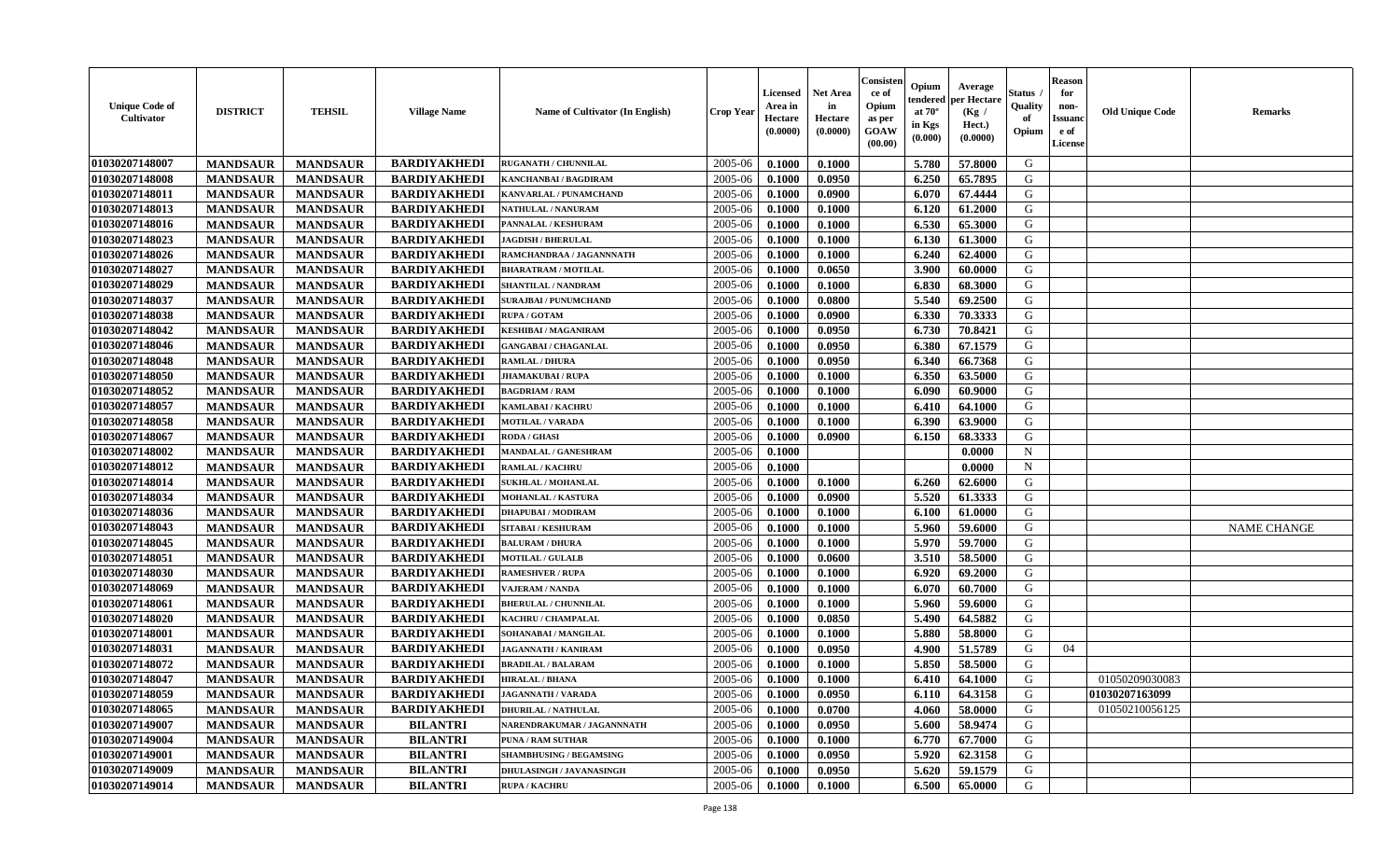| Unique Code of Cultivator | DISTRICT | TEHSIL | Village Name | Name of Cultivator (In English) | Crop Year | Licensed Area in Hectare (0.0000) | Net Area in Hectare (0.0000) | Consistence of Opium as per GOAW (00.00) | Opium tendered at 70° in Kgs (0.000) | Average per Hectare (Kg / Hect.) (0.0000) | Status / Quality of Opium | Reason for non-Issuance of License | Old Unique Code | Remarks |
|---|---|---|---|---|---|---|---|---|---|---|---|---|---|---|
| 01030207148007 | MANDSAUR | MANDSAUR | BARDIYAKHEDI | RUGANATH / CHUNNILAL | 2005-06 | 0.1000 | 0.1000 | | 5.780 | 57.8000 | G | | | |
| 01030207148008 | MANDSAUR | MANDSAUR | BARDIYAKHEDI | KANCHANBAI / BAGDIRAM | 2005-06 | 0.1000 | 0.0950 | | 6.250 | 65.7895 | G | | | |
| 01030207148011 | MANDSAUR | MANDSAUR | BARDIYAKHEDI | KANVARLAL / PUNAMCHAND | 2005-06 | 0.1000 | 0.0900 | | 6.070 | 67.4444 | G | | | |
| 01030207148013 | MANDSAUR | MANDSAUR | BARDIYAKHEDI | NATHULAL / NANURAM | 2005-06 | 0.1000 | 0.1000 | | 6.120 | 61.2000 | G | | | |
| 01030207148016 | MANDSAUR | MANDSAUR | BARDIYAKHEDI | PANNALAL / KESHURAM | 2005-06 | 0.1000 | 0.1000 | | 6.530 | 65.3000 | G | | | |
| 01030207148023 | MANDSAUR | MANDSAUR | BARDIYAKHEDI | JAGDISH / BHERULAL | 2005-06 | 0.1000 | 0.1000 | | 6.130 | 61.3000 | G | | | |
| 01030207148026 | MANDSAUR | MANDSAUR | BARDIYAKHEDI | RAMCHANDRAA / JAGANNNATH | 2005-06 | 0.1000 | 0.1000 | | 6.240 | 62.4000 | G | | | |
| 01030207148027 | MANDSAUR | MANDSAUR | BARDIYAKHEDI | BHARATRAM / MOTILAL | 2005-06 | 0.1000 | 0.0650 | | 3.900 | 60.0000 | G | | | |
| 01030207148029 | MANDSAUR | MANDSAUR | BARDIYAKHEDI | SHANTILAL / NANDRAM | 2005-06 | 0.1000 | 0.1000 | | 6.830 | 68.3000 | G | | | |
| 01030207148037 | MANDSAUR | MANDSAUR | BARDIYAKHEDI | SURAJBAI / PUNUMCHAND | 2005-06 | 0.1000 | 0.0800 | | 5.540 | 69.2500 | G | | | |
| 01030207148038 | MANDSAUR | MANDSAUR | BARDIYAKHEDI | RUPA / GOTAM | 2005-06 | 0.1000 | 0.0900 | | 6.330 | 70.3333 | G | | | |
| 01030207148042 | MANDSAUR | MANDSAUR | BARDIYAKHEDI | KESHIBAI / MAGANIRAM | 2005-06 | 0.1000 | 0.0950 | | 6.730 | 70.8421 | G | | | |
| 01030207148046 | MANDSAUR | MANDSAUR | BARDIYAKHEDI | GANGABAI / CHAGANLAL | 2005-06 | 0.1000 | 0.0950 | | 6.380 | 67.1579 | G | | | |
| 01030207148048 | MANDSAUR | MANDSAUR | BARDIYAKHEDI | RAMLAL / DHURA | 2005-06 | 0.1000 | 0.0950 | | 6.340 | 66.7368 | G | | | |
| 01030207148050 | MANDSAUR | MANDSAUR | BARDIYAKHEDI | JHAMAKUBAI / RUPA | 2005-06 | 0.1000 | 0.1000 | | 6.350 | 63.5000 | G | | | |
| 01030207148052 | MANDSAUR | MANDSAUR | BARDIYAKHEDI | BAGDRIAM / RAM | 2005-06 | 0.1000 | 0.1000 | | 6.090 | 60.9000 | G | | | |
| 01030207148057 | MANDSAUR | MANDSAUR | BARDIYAKHEDI | KAMLABAI / KACHRU | 2005-06 | 0.1000 | 0.1000 | | 6.410 | 64.1000 | G | | | |
| 01030207148058 | MANDSAUR | MANDSAUR | BARDIYAKHEDI | MOTILAL / VARADA | 2005-06 | 0.1000 | 0.1000 | | 6.390 | 63.9000 | G | | | |
| 01030207148067 | MANDSAUR | MANDSAUR | BARDIYAKHEDI | RODA / GHASI | 2005-06 | 0.1000 | 0.0900 | | 6.150 | 68.3333 | G | | | |
| 01030207148002 | MANDSAUR | MANDSAUR | BARDIYAKHEDI | MANDALAL / GANESHRAM | 2005-06 | 0.1000 | | | | 0.0000 | N | | | |
| 01030207148012 | MANDSAUR | MANDSAUR | BARDIYAKHEDI | RAMLAL / KACHRU | 2005-06 | 0.1000 | | | | 0.0000 | N | | | |
| 01030207148014 | MANDSAUR | MANDSAUR | BARDIYAKHEDI | SUKHLAL / MOHANLAL | 2005-06 | 0.1000 | 0.1000 | | 6.260 | 62.6000 | G | | | |
| 01030207148034 | MANDSAUR | MANDSAUR | BARDIYAKHEDI | MOHANLAL / KASTURA | 2005-06 | 0.1000 | 0.0900 | | 5.520 | 61.3333 | G | | | |
| 01030207148036 | MANDSAUR | MANDSAUR | BARDIYAKHEDI | DHAPUBAI / MODIRAM | 2005-06 | 0.1000 | 0.1000 | | 6.100 | 61.0000 | G | | | |
| 01030207148043 | MANDSAUR | MANDSAUR | BARDIYAKHEDI | SITABAI / KESHURAM | 2005-06 | 0.1000 | 0.1000 | | 5.960 | 59.6000 | G | | | NAME CHANGE |
| 01030207148045 | MANDSAUR | MANDSAUR | BARDIYAKHEDI | BALURAM / DHURA | 2005-06 | 0.1000 | 0.1000 | | 5.970 | 59.7000 | G | | | |
| 01030207148051 | MANDSAUR | MANDSAUR | BARDIYAKHEDI | MOTILAL / GULALB | 2005-06 | 0.1000 | 0.0600 | | 3.510 | 58.5000 | G | | | |
| 01030207148030 | MANDSAUR | MANDSAUR | BARDIYAKHEDI | RAMESHVER / RUPA | 2005-06 | 0.1000 | 0.1000 | | 6.920 | 69.2000 | G | | | |
| 01030207148069 | MANDSAUR | MANDSAUR | BARDIYAKHEDI | VAJERAM / NANDA | 2005-06 | 0.1000 | 0.1000 | | 6.070 | 60.7000 | G | | | |
| 01030207148061 | MANDSAUR | MANDSAUR | BARDIYAKHEDI | BHERULAL / CHUNNILAL | 2005-06 | 0.1000 | 0.1000 | | 5.960 | 59.6000 | G | | | |
| 01030207148020 | MANDSAUR | MANDSAUR | BARDIYAKHEDI | KACHRU / CHAMPALAL | 2005-06 | 0.1000 | 0.0850 | | 5.490 | 64.5882 | G | | | |
| 01030207148001 | MANDSAUR | MANDSAUR | BARDIYAKHEDI | SOHANABAI / MANGILAL | 2005-06 | 0.1000 | 0.1000 | | 5.880 | 58.8000 | G | | | |
| 01030207148031 | MANDSAUR | MANDSAUR | BARDIYAKHEDI | JAGANNATH / KANIRAM | 2005-06 | 0.1000 | 0.0950 | | 4.900 | 51.5789 | G | 04 | | |
| 01030207148072 | MANDSAUR | MANDSAUR | BARDIYAKHEDI | BRADILAL / BALARAM | 2005-06 | 0.1000 | 0.1000 | | 5.850 | 58.5000 | G | | | |
| 01030207148047 | MANDSAUR | MANDSAUR | BARDIYAKHEDI | HIRALAL / BHANA | 2005-06 | 0.1000 | 0.1000 | | 6.410 | 64.1000 | G | | 01050209030083 | |
| 01030207148059 | MANDSAUR | MANDSAUR | BARDIYAKHEDI | JAGANNATH / VARADA | 2005-06 | 0.1000 | 0.0950 | | 6.110 | 64.3158 | G | | 01030207163099 | |
| 01030207148065 | MANDSAUR | MANDSAUR | BARDIYAKHEDI | DHURILAL / NATHULAL | 2005-06 | 0.1000 | 0.0700 | | 4.060 | 58.0000 | G | | 01050210056125 | |
| 01030207149007 | MANDSAUR | MANDSAUR | BILANTRI | NARENDRAKUMAR / JAGANNNATH | 2005-06 | 0.1000 | 0.0950 | | 5.600 | 58.9474 | G | | | |
| 01030207149004 | MANDSAUR | MANDSAUR | BILANTRI | PUNA / RAM SUTHAR | 2005-06 | 0.1000 | 0.1000 | | 6.770 | 67.7000 | G | | | |
| 01030207149001 | MANDSAUR | MANDSAUR | BILANTRI | SHAMBHUSING / BEGAMSING | 2005-06 | 0.1000 | 0.0950 | | 5.920 | 62.3158 | G | | | |
| 01030207149009 | MANDSAUR | MANDSAUR | BILANTRI | DHULASINGH / JAVANASINGH | 2005-06 | 0.1000 | 0.0950 | | 5.620 | 59.1579 | G | | | |
| 01030207149014 | MANDSAUR | MANDSAUR | BILANTRI | RUPA / KACHRU | 2005-06 | 0.1000 | 0.1000 | | 6.500 | 65.0000 | G | | | |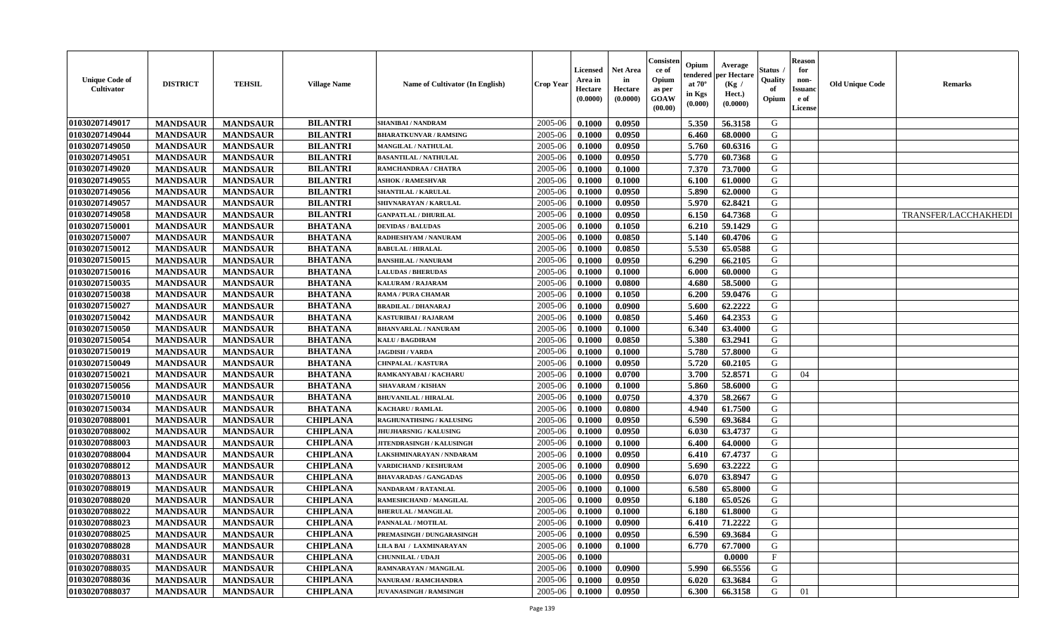| Unique Code of Cultivator | DISTRICT | TEHSIL | Village Name | Name of Cultivator (In English) | Crop Year | Licensed Area in Hectare (0.0000) | Net Area in Hectare (0.0000) | Consistence of Opium as per GOAW (00.00) | Opium tendered at 70° in Kgs (0.000) | Average per Hectare (Kg / Hect.) (0.0000) | Status / Quality of Opium | Reason for non-Issuance of License | Old Unique Code | Remarks |
|---|---|---|---|---|---|---|---|---|---|---|---|---|---|---|
| 01030207149017 | MANDSAUR | MANDSAUR | BILANTRI | SHANIBAI / NANDRAM | 2005-06 | 0.1000 | 0.0950 | | 5.350 | 56.3158 | G | | | |
| 01030207149044 | MANDSAUR | MANDSAUR | BILANTRI | BHARATKUNVAR / RAMSING | 2005-06 | 0.1000 | 0.0950 | | 6.460 | 68.0000 | G | | | |
| 01030207149050 | MANDSAUR | MANDSAUR | BILANTRI | MANGILAL / NATHULAL | 2005-06 | 0.1000 | 0.0950 | | 5.760 | 60.6316 | G | | | |
| 01030207149051 | MANDSAUR | MANDSAUR | BILANTRI | BASANTILAL / NATHULAL | 2005-06 | 0.1000 | 0.0950 | | 5.770 | 60.7368 | G | | | |
| 01030207149020 | MANDSAUR | MANDSAUR | BILANTRI | RAMCHANDRAA / CHATRA | 2005-06 | 0.1000 | 0.1000 | | 7.370 | 73.7000 | G | | | |
| 01030207149055 | MANDSAUR | MANDSAUR | BILANTRI | ASHOK / RAMESHVAR | 2005-06 | 0.1000 | 0.1000 | | 6.100 | 61.0000 | G | | | |
| 01030207149056 | MANDSAUR | MANDSAUR | BILANTRI | SHANTILAL / KARULAL | 2005-06 | 0.1000 | 0.0950 | | 5.890 | 62.0000 | G | | | |
| 01030207149057 | MANDSAUR | MANDSAUR | BILANTRI | SHIVNARAYAN / KARULAL | 2005-06 | 0.1000 | 0.0950 | | 5.970 | 62.8421 | G | | | |
| 01030207149058 | MANDSAUR | MANDSAUR | BILANTRI | GANPATLAL / DHURILAL | 2005-06 | 0.1000 | 0.0950 | | 6.150 | 64.7368 | G | | | TRANSFER/LACCHAKHEDI |
| 01030207150001 | MANDSAUR | MANDSAUR | BHATANA | DEVIDAS / BALUDAS | 2005-06 | 0.1000 | 0.1050 | | 6.210 | 59.1429 | G | | | |
| 01030207150007 | MANDSAUR | MANDSAUR | BHATANA | RADHESHYAM / NANURAM | 2005-06 | 0.1000 | 0.0850 | | 5.140 | 60.4706 | G | | | |
| 01030207150012 | MANDSAUR | MANDSAUR | BHATANA | BABULAL / HIRALAL | 2005-06 | 0.1000 | 0.0850 | | 5.530 | 65.0588 | G | | | |
| 01030207150015 | MANDSAUR | MANDSAUR | BHATANA | BANSHILAL / NANURAM | 2005-06 | 0.1000 | 0.0950 | | 6.290 | 66.2105 | G | | | |
| 01030207150016 | MANDSAUR | MANDSAUR | BHATANA | LALUDAS / BHERUDAS | 2005-06 | 0.1000 | 0.1000 | | 6.000 | 60.0000 | G | | | |
| 01030207150035 | MANDSAUR | MANDSAUR | BHATANA | KALURAM / RAJARAM | 2005-06 | 0.1000 | 0.0800 | | 4.680 | 58.5000 | G | | | |
| 01030207150038 | MANDSAUR | MANDSAUR | BHATANA | RAMA / PURA CHAMAR | 2005-06 | 0.1000 | 0.1050 | | 6.200 | 59.0476 | G | | | |
| 01030207150027 | MANDSAUR | MANDSAUR | BHATANA | BRADILAL / DHANARAJ | 2005-06 | 0.1000 | 0.0900 | | 5.600 | 62.2222 | G | | | |
| 01030207150042 | MANDSAUR | MANDSAUR | BHATANA | KASTURIBAI / RAJARAM | 2005-06 | 0.1000 | 0.0850 | | 5.460 | 64.2353 | G | | | |
| 01030207150050 | MANDSAUR | MANDSAUR | BHATANA | BHANVARLAL / NANURAM | 2005-06 | 0.1000 | 0.1000 | | 6.340 | 63.4000 | G | | | |
| 01030207150054 | MANDSAUR | MANDSAUR | BHATANA | KALU / BAGDIRAM | 2005-06 | 0.1000 | 0.0850 | | 5.380 | 63.2941 | G | | | |
| 01030207150019 | MANDSAUR | MANDSAUR | BHATANA | JAGDISH / VARDA | 2005-06 | 0.1000 | 0.1000 | | 5.780 | 57.8000 | G | | | |
| 01030207150049 | MANDSAUR | MANDSAUR | BHATANA | CHNPALAL / KASTURA | 2005-06 | 0.1000 | 0.0950 | | 5.720 | 60.2105 | G | | | |
| 01030207150021 | MANDSAUR | MANDSAUR | BHATANA | RAMKANYABAI / KACHARU | 2005-06 | 0.1000 | 0.0700 | | 3.700 | 52.8571 | G | 04 | | |
| 01030207150056 | MANDSAUR | MANDSAUR | BHATANA | SHAVARAM / KISHAN | 2005-06 | 0.1000 | 0.1000 | | 5.860 | 58.6000 | G | | | |
| 01030207150010 | MANDSAUR | MANDSAUR | BHATANA | BHUVANILAL / HIRALAL | 2005-06 | 0.1000 | 0.0750 | | 4.370 | 58.2667 | G | | | |
| 01030207150034 | MANDSAUR | MANDSAUR | BHATANA | KACHARU / RAMLAL | 2005-06 | 0.1000 | 0.0800 | | 4.940 | 61.7500 | G | | | |
| 01030207088001 | MANDSAUR | MANDSAUR | CHIPLANA | RAGHUNATHSING / KALUSING | 2005-06 | 0.1000 | 0.0950 | | 6.590 | 69.3684 | G | | | |
| 01030207088002 | MANDSAUR | MANDSAUR | CHIPLANA | JHUJHARSNIG / KALUSING | 2005-06 | 0.1000 | 0.0950 | | 6.030 | 63.4737 | G | | | |
| 01030207088003 | MANDSAUR | MANDSAUR | CHIPLANA | JITENDRASINGH / KALUSINGH | 2005-06 | 0.1000 | 0.1000 | | 6.400 | 64.0000 | G | | | |
| 01030207088004 | MANDSAUR | MANDSAUR | CHIPLANA | LAKSHMINARAYAN / NNDARAM | 2005-06 | 0.1000 | 0.0950 | | 6.410 | 67.4737 | G | | | |
| 01030207088012 | MANDSAUR | MANDSAUR | CHIPLANA | VARDICHAND / KESHURAM | 2005-06 | 0.1000 | 0.0900 | | 5.690 | 63.2222 | G | | | |
| 01030207088013 | MANDSAUR | MANDSAUR | CHIPLANA | BHAVARADAS / GANGADAS | 2005-06 | 0.1000 | 0.0950 | | 6.070 | 63.8947 | G | | | |
| 01030207088019 | MANDSAUR | MANDSAUR | CHIPLANA | NANDARAM / RATANLAL | 2005-06 | 0.1000 | 0.1000 | | 6.580 | 65.8000 | G | | | |
| 01030207088020 | MANDSAUR | MANDSAUR | CHIPLANA | RAMESHCHAND / MANGILAL | 2005-06 | 0.1000 | 0.0950 | | 6.180 | 65.0526 | G | | | |
| 01030207088022 | MANDSAUR | MANDSAUR | CHIPLANA | BHERULAL / MANGILAL | 2005-06 | 0.1000 | 0.1000 | | 6.180 | 61.8000 | G | | | |
| 01030207088023 | MANDSAUR | MANDSAUR | CHIPLANA | PANNALAL / MOTILAL | 2005-06 | 0.1000 | 0.0900 | | 6.410 | 71.2222 | G | | | |
| 01030207088025 | MANDSAUR | MANDSAUR | CHIPLANA | PREMASINGH / DUNGARASINGH | 2005-06 | 0.1000 | 0.0950 | | 6.590 | 69.3684 | G | | | |
| 01030207088028 | MANDSAUR | MANDSAUR | CHIPLANA | LILA BAI / LAXMINARAYAN | 2005-06 | 0.1000 | 0.1000 | | 6.770 | 67.7000 | G | | | |
| 01030207088031 | MANDSAUR | MANDSAUR | CHIPLANA | CHUNNILAL / UDAJI | 2005-06 | 0.1000 | | | | 0.0000 | F | | | |
| 01030207088035 | MANDSAUR | MANDSAUR | CHIPLANA | RAMNARAYAN / MANGILAL | 2005-06 | 0.1000 | 0.0900 | | 5.990 | 66.5556 | G | | | |
| 01030207088036 | MANDSAUR | MANDSAUR | CHIPLANA | NANURAM / RAMCHANDRA | 2005-06 | 0.1000 | 0.0950 | | 6.020 | 63.3684 | G | | | |
| 01030207088037 | MANDSAUR | MANDSAUR | CHIPLANA | JUVANASINGH / RAMSINGH | 2005-06 | 0.1000 | 0.0950 | | 6.300 | 66.3158 | G | 01 | | |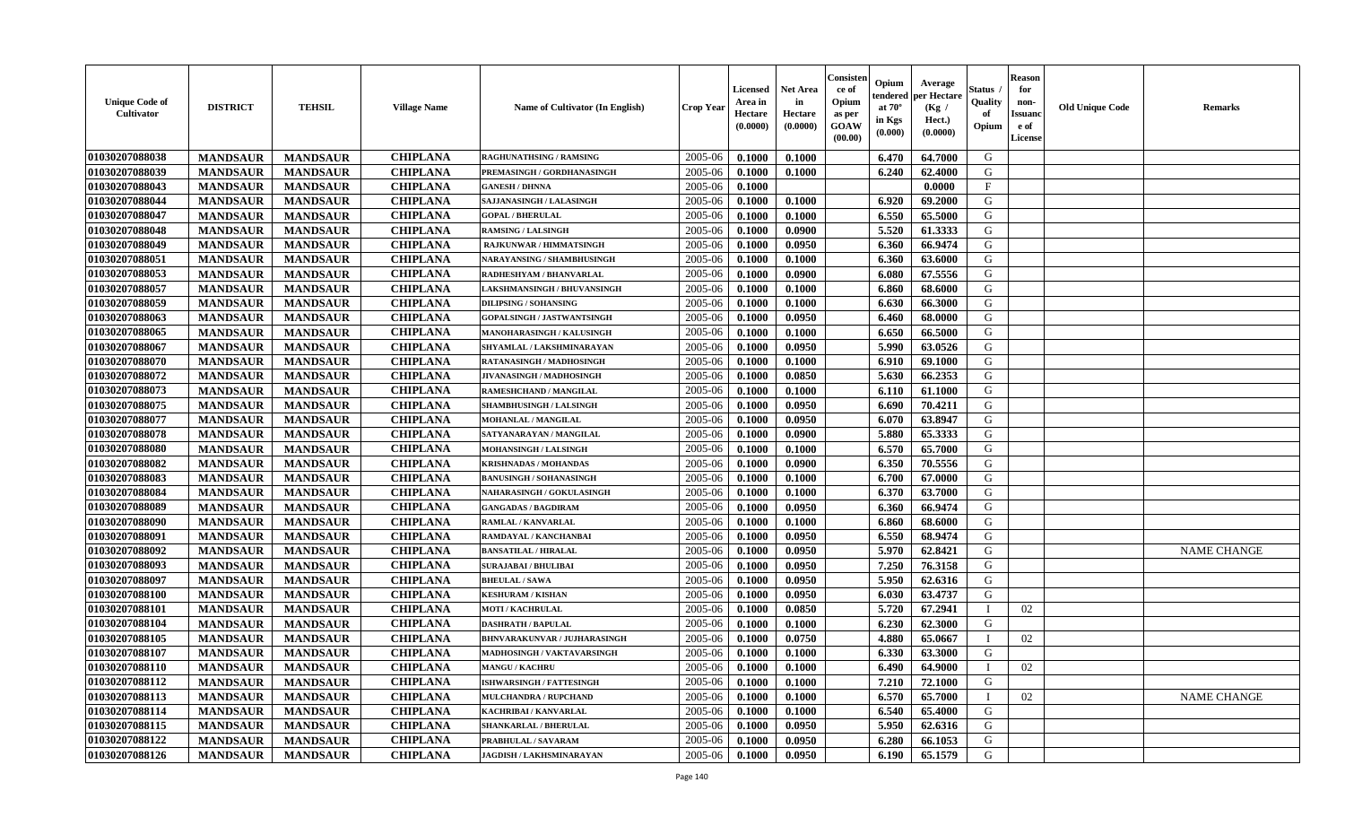| Unique Code of Cultivator | DISTRICT | TEHSIL | Village Name | Name of Cultivator (In English) | Crop Year | Licensed Area in Hectare (0.0000) | Net Area in Hectare (0.0000) | Consistence of Opium as per GOAW (00.00) | Opium tendered at 70° in Kgs (0.000) | Average per Hectare (Kg / Hect.) (0.0000) | Status / Quality of Opium | Reason for non-Issuance of License | Old Unique Code | Remarks |
|---|---|---|---|---|---|---|---|---|---|---|---|---|---|---|
| 01030207088038 | MANDSAUR | MANDSAUR | CHIPLANA | RAGHUNATHSING / RAMSING | 2005-06 | 0.1000 | 0.1000 | | 6.470 | 64.7000 | G | | | |
| 01030207088039 | MANDSAUR | MANDSAUR | CHIPLANA | PREMASINGH / GORDHANASINGH | 2005-06 | 0.1000 | 0.1000 | | 6.240 | 62.4000 | G | | | |
| 01030207088043 | MANDSAUR | MANDSAUR | CHIPLANA | GANESH / DHNNA | 2005-06 | 0.1000 | | | | 0.0000 | F | | | |
| 01030207088044 | MANDSAUR | MANDSAUR | CHIPLANA | SAJJANASINGH / LALASINGH | 2005-06 | 0.1000 | 0.1000 | | 6.920 | 69.2000 | G | | | |
| 01030207088047 | MANDSAUR | MANDSAUR | CHIPLANA | GOPAL / BHERULAL | 2005-06 | 0.1000 | 0.1000 | | 6.550 | 65.5000 | G | | | |
| 01030207088048 | MANDSAUR | MANDSAUR | CHIPLANA | RAMSING / LALSINGH | 2005-06 | 0.1000 | 0.0900 | | 5.520 | 61.3333 | G | | | |
| 01030207088049 | MANDSAUR | MANDSAUR | CHIPLANA | RAJKUNWAR / HIMMATSINGH | 2005-06 | 0.1000 | 0.0950 | | 6.360 | 66.9474 | G | | | |
| 01030207088051 | MANDSAUR | MANDSAUR | CHIPLANA | NARAYANSING / SHAMBHUSINGH | 2005-06 | 0.1000 | 0.1000 | | 6.360 | 63.6000 | G | | | |
| 01030207088053 | MANDSAUR | MANDSAUR | CHIPLANA | RADHESHYAM / BHANVARLAL | 2005-06 | 0.1000 | 0.0900 | | 6.080 | 67.5556 | G | | | |
| 01030207088057 | MANDSAUR | MANDSAUR | CHIPLANA | LAKSHMANSINGH / BHUVANSINGH | 2005-06 | 0.1000 | 0.1000 | | 6.860 | 68.6000 | G | | | |
| 01030207088059 | MANDSAUR | MANDSAUR | CHIPLANA | DILIPSING / SOHANSING | 2005-06 | 0.1000 | 0.1000 | | 6.630 | 66.3000 | G | | | |
| 01030207088063 | MANDSAUR | MANDSAUR | CHIPLANA | GOPALSINGH / JASTWANTSINGH | 2005-06 | 0.1000 | 0.0950 | | 6.460 | 68.0000 | G | | | |
| 01030207088065 | MANDSAUR | MANDSAUR | CHIPLANA | MANOHARASINGH / KALUSINGH | 2005-06 | 0.1000 | 0.1000 | | 6.650 | 66.5000 | G | | | |
| 01030207088067 | MANDSAUR | MANDSAUR | CHIPLANA | SHYAMLAL / LAKSHMINARAYAN | 2005-06 | 0.1000 | 0.0950 | | 5.990 | 63.0526 | G | | | |
| 01030207088070 | MANDSAUR | MANDSAUR | CHIPLANA | RATANASINGH / MADHOSINGH | 2005-06 | 0.1000 | 0.1000 | | 6.910 | 69.1000 | G | | | |
| 01030207088072 | MANDSAUR | MANDSAUR | CHIPLANA | JIVANASINGH / MADHOSINGH | 2005-06 | 0.1000 | 0.0850 | | 5.630 | 66.2353 | G | | | |
| 01030207088073 | MANDSAUR | MANDSAUR | CHIPLANA | RAMESHCHAND / MANGILAL | 2005-06 | 0.1000 | 0.1000 | | 6.110 | 61.1000 | G | | | |
| 01030207088075 | MANDSAUR | MANDSAUR | CHIPLANA | SHAMBHUSINGH / LALSINGH | 2005-06 | 0.1000 | 0.0950 | | 6.690 | 70.4211 | G | | | |
| 01030207088077 | MANDSAUR | MANDSAUR | CHIPLANA | MOHANLAL / MANGILAL | 2005-06 | 0.1000 | 0.0950 | | 6.070 | 63.8947 | G | | | |
| 01030207088078 | MANDSAUR | MANDSAUR | CHIPLANA | SATYANARAYAN / MANGILAL | 2005-06 | 0.1000 | 0.0900 | | 5.880 | 65.3333 | G | | | |
| 01030207088080 | MANDSAUR | MANDSAUR | CHIPLANA | MOHANSINGH / LALSINGH | 2005-06 | 0.1000 | 0.1000 | | 6.570 | 65.7000 | G | | | |
| 01030207088082 | MANDSAUR | MANDSAUR | CHIPLANA | KRISHNADAS / MOHANDAS | 2005-06 | 0.1000 | 0.0900 | | 6.350 | 70.5556 | G | | | |
| 01030207088083 | MANDSAUR | MANDSAUR | CHIPLANA | BANUSINGH / SOHANASINGH | 2005-06 | 0.1000 | 0.1000 | | 6.700 | 67.0000 | G | | | |
| 01030207088084 | MANDSAUR | MANDSAUR | CHIPLANA | NAHARASINGH / GOKULASINGH | 2005-06 | 0.1000 | 0.1000 | | 6.370 | 63.7000 | G | | | |
| 01030207088089 | MANDSAUR | MANDSAUR | CHIPLANA | GANGADAS / BAGDIRAM | 2005-06 | 0.1000 | 0.0950 | | 6.360 | 66.9474 | G | | | |
| 01030207088090 | MANDSAUR | MANDSAUR | CHIPLANA | RAMLAL / KANVARLAL | 2005-06 | 0.1000 | 0.1000 | | 6.860 | 68.6000 | G | | | |
| 01030207088091 | MANDSAUR | MANDSAUR | CHIPLANA | RAMDAYAL / KANCHANBAI | 2005-06 | 0.1000 | 0.0950 | | 6.550 | 68.9474 | G | | | |
| 01030207088092 | MANDSAUR | MANDSAUR | CHIPLANA | BANSATILAL / HIRALAL | 2005-06 | 0.1000 | 0.0950 | | 5.970 | 62.8421 | G | | | NAME CHANGE |
| 01030207088093 | MANDSAUR | MANDSAUR | CHIPLANA | SURAJABAI / BHULIBAI | 2005-06 | 0.1000 | 0.0950 | | 7.250 | 76.3158 | G | | | |
| 01030207088097 | MANDSAUR | MANDSAUR | CHIPLANA | BHEULAL / SAWA | 2005-06 | 0.1000 | 0.0950 | | 5.950 | 62.6316 | G | | | |
| 01030207088100 | MANDSAUR | MANDSAUR | CHIPLANA | KESHURAM / KISHAN | 2005-06 | 0.1000 | 0.0950 | | 6.030 | 63.4737 | G | | | |
| 01030207088101 | MANDSAUR | MANDSAUR | CHIPLANA | MOTI / KACHRULAL | 2005-06 | 0.1000 | 0.0850 | | 5.720 | 67.2941 | I | 02 | | |
| 01030207088104 | MANDSAUR | MANDSAUR | CHIPLANA | DASHRATH / BAPULAL | 2005-06 | 0.1000 | 0.1000 | | 6.230 | 62.3000 | G | | | |
| 01030207088105 | MANDSAUR | MANDSAUR | CHIPLANA | BHNVARAKUNVAR / JUJHARASINGH | 2005-06 | 0.1000 | 0.0750 | | 4.880 | 65.0667 | I | 02 | | |
| 01030207088107 | MANDSAUR | MANDSAUR | CHIPLANA | MADHOSINGH / VAKTAVARSINGH | 2005-06 | 0.1000 | 0.1000 | | 6.330 | 63.3000 | G | | | |
| 01030207088110 | MANDSAUR | MANDSAUR | CHIPLANA | MANGU / KACHRU | 2005-06 | 0.1000 | 0.1000 | | 6.490 | 64.9000 | I | 02 | | |
| 01030207088112 | MANDSAUR | MANDSAUR | CHIPLANA | ISHWARSINGH / FATTESINGH | 2005-06 | 0.1000 | 0.1000 | | 7.210 | 72.1000 | G | | | |
| 01030207088113 | MANDSAUR | MANDSAUR | CHIPLANA | MULCHANDRA / RUPCHAND | 2005-06 | 0.1000 | 0.1000 | | 6.570 | 65.7000 | I | 02 | | NAME CHANGE |
| 01030207088114 | MANDSAUR | MANDSAUR | CHIPLANA | KACHRIBAI / KANVARLAL | 2005-06 | 0.1000 | 0.1000 | | 6.540 | 65.4000 | G | | | |
| 01030207088115 | MANDSAUR | MANDSAUR | CHIPLANA | SHANKARLAL / BHERULAL | 2005-06 | 0.1000 | 0.0950 | | 5.950 | 62.6316 | G | | | |
| 01030207088122 | MANDSAUR | MANDSAUR | CHIPLANA | PRABHULAL / SAVARAM | 2005-06 | 0.1000 | 0.0950 | | 6.280 | 66.1053 | G | | | |
| 01030207088126 | MANDSAUR | MANDSAUR | CHIPLANA | JAGDISH / LAKHSMINARAYAN | 2005-06 | 0.1000 | 0.0950 | | 6.190 | 65.1579 | G | | | |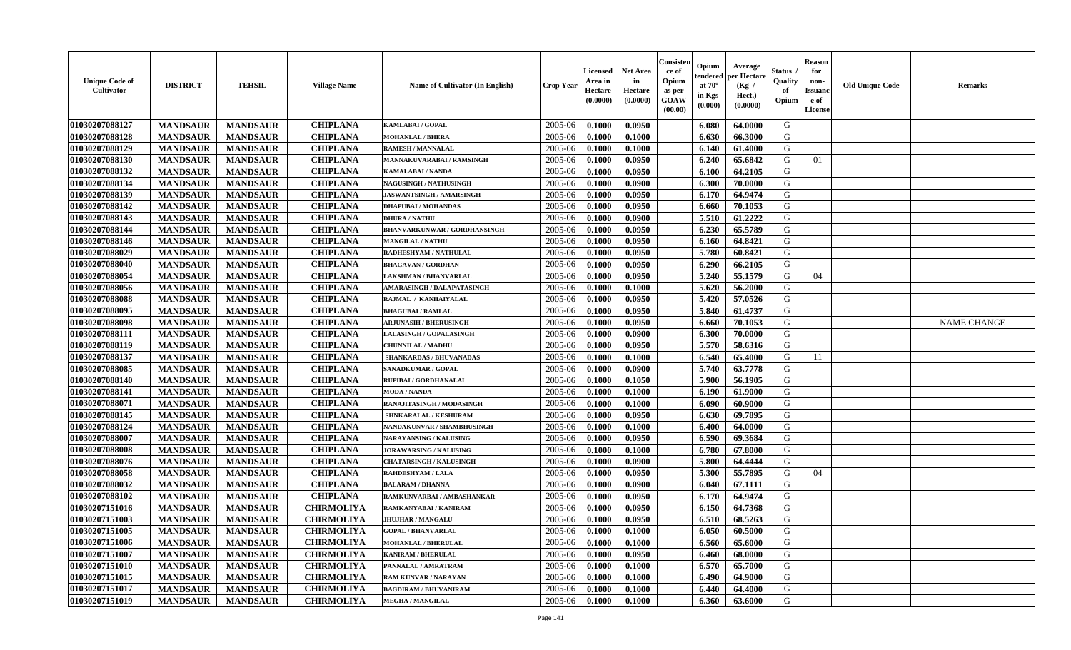| Unique Code of Cultivator | DISTRICT | TEHSIL | Village Name | Name of Cultivator (In English) | Crop Year | Licensed Area in Hectare (0.0000) | Net Area in Hectare (0.0000) | Consistence of Opium as per GOAW (00.00) | Opium tendered at 70° in Kgs (0.000) | Average per Hectare (Kg / Hect.) (0.0000) | Status / Quality of Opium | Reason for non-Issuance of License | Old Unique Code | Remarks |
|---|---|---|---|---|---|---|---|---|---|---|---|---|---|---|
| 01030207088127 | MANDSAUR | MANDSAUR | CHIPLANA | KAMLABAI / GOPAL | 2005-06 | 0.1000 | 0.0950 | | 6.080 | 64.0000 | G | | | |
| 01030207088128 | MANDSAUR | MANDSAUR | CHIPLANA | MOHANLAL / BHERA | 2005-06 | 0.1000 | 0.1000 | | 6.630 | 66.3000 | G | | | |
| 01030207088129 | MANDSAUR | MANDSAUR | CHIPLANA | RAMESH / MANNALAL | 2005-06 | 0.1000 | 0.1000 | | 6.140 | 61.4000 | G | | | |
| 01030207088130 | MANDSAUR | MANDSAUR | CHIPLANA | MANNAKUVARABAI / RAMSINGH | 2005-06 | 0.1000 | 0.0950 | | 6.240 | 65.6842 | G | 01 | | |
| 01030207088132 | MANDSAUR | MANDSAUR | CHIPLANA | KAMALABAI / NANDA | 2005-06 | 0.1000 | 0.0950 | | 6.100 | 64.2105 | G | | | |
| 01030207088134 | MANDSAUR | MANDSAUR | CHIPLANA | NAGUSINGH / NATHUSINGH | 2005-06 | 0.1000 | 0.0900 | | 6.300 | 70.0000 | G | | | |
| 01030207088139 | MANDSAUR | MANDSAUR | CHIPLANA | JASWANTSINGH / AMARSINGH | 2005-06 | 0.1000 | 0.0950 | | 6.170 | 64.9474 | G | | | |
| 01030207088142 | MANDSAUR | MANDSAUR | CHIPLANA | DHAPUBAI / MOHANDAS | 2005-06 | 0.1000 | 0.0950 | | 6.660 | 70.1053 | G | | | |
| 01030207088143 | MANDSAUR | MANDSAUR | CHIPLANA | DHURA / NATHU | 2005-06 | 0.1000 | 0.0900 | | 5.510 | 61.2222 | G | | | |
| 01030207088144 | MANDSAUR | MANDSAUR | CHIPLANA | BHANVARKUNWAR / GORDHANSINGH | 2005-06 | 0.1000 | 0.0950 | | 6.230 | 65.5789 | G | | | |
| 01030207088146 | MANDSAUR | MANDSAUR | CHIPLANA | MANGILAL / NATHU | 2005-06 | 0.1000 | 0.0950 | | 6.160 | 64.8421 | G | | | |
| 01030207088029 | MANDSAUR | MANDSAUR | CHIPLANA | RADHESHYAM / NATHULAL | 2005-06 | 0.1000 | 0.0950 | | 5.780 | 60.8421 | G | | | |
| 01030207088040 | MANDSAUR | MANDSAUR | CHIPLANA | BHAGAVAN / GORDHAN | 2005-06 | 0.1000 | 0.0950 | | 6.290 | 66.2105 | G | | | |
| 01030207088054 | MANDSAUR | MANDSAUR | CHIPLANA | LAKSHMAN / BHANVARLAL | 2005-06 | 0.1000 | 0.0950 | | 5.240 | 55.1579 | G | 04 | | |
| 01030207088056 | MANDSAUR | MANDSAUR | CHIPLANA | AMARASINGH / DALAPATASINGH | 2005-06 | 0.1000 | 0.1000 | | 5.620 | 56.2000 | G | | | |
| 01030207088088 | MANDSAUR | MANDSAUR | CHIPLANA | RAJMAL / KANHAIYALAL | 2005-06 | 0.1000 | 0.0950 | | 5.420 | 57.0526 | G | | | |
| 01030207088095 | MANDSAUR | MANDSAUR | CHIPLANA | BHAGUBAI / RAMLAL | 2005-06 | 0.1000 | 0.0950 | | 5.840 | 61.4737 | G | | | |
| 01030207088098 | MANDSAUR | MANDSAUR | CHIPLANA | ARJUNASIH / BHERUSINGH | 2005-06 | 0.1000 | 0.0950 | | 6.660 | 70.1053 | G | | | NAME CHANGE |
| 01030207088111 | MANDSAUR | MANDSAUR | CHIPLANA | LALASINGH / GOPALASINGH | 2005-06 | 0.1000 | 0.0900 | | 6.300 | 70.0000 | G | | | |
| 01030207088119 | MANDSAUR | MANDSAUR | CHIPLANA | CHUNNILAL / MADHU | 2005-06 | 0.1000 | 0.0950 | | 5.570 | 58.6316 | G | | | |
| 01030207088137 | MANDSAUR | MANDSAUR | CHIPLANA | SHANKARDAS / BHUVANADAS | 2005-06 | 0.1000 | 0.1000 | | 6.540 | 65.4000 | G | 11 | | |
| 01030207088085 | MANDSAUR | MANDSAUR | CHIPLANA | SANADKUMAR / GOPAL | 2005-06 | 0.1000 | 0.0900 | | 5.740 | 63.7778 | G | | | |
| 01030207088140 | MANDSAUR | MANDSAUR | CHIPLANA | RUPIBAI / GORDHANALAL | 2005-06 | 0.1000 | 0.1050 | | 5.900 | 56.1905 | G | | | |
| 01030207088141 | MANDSAUR | MANDSAUR | CHIPLANA | MODA / NANDA | 2005-06 | 0.1000 | 0.1000 | | 6.190 | 61.9000 | G | | | |
| 01030207088071 | MANDSAUR | MANDSAUR | CHIPLANA | RANAJITASINGH / MODASINGH | 2005-06 | 0.1000 | 0.1000 | | 6.090 | 60.9000 | G | | | |
| 01030207088145 | MANDSAUR | MANDSAUR | CHIPLANA | SHNKARALAL / KESHURAM | 2005-06 | 0.1000 | 0.0950 | | 6.630 | 69.7895 | G | | | |
| 01030207088124 | MANDSAUR | MANDSAUR | CHIPLANA | NANDAKUNVAR / SHAMBHUSINGH | 2005-06 | 0.1000 | 0.1000 | | 6.400 | 64.0000 | G | | | |
| 01030207088007 | MANDSAUR | MANDSAUR | CHIPLANA | NARAYANSING / KALUSING | 2005-06 | 0.1000 | 0.0950 | | 6.590 | 69.3684 | G | | | |
| 01030207088008 | MANDSAUR | MANDSAUR | CHIPLANA | JORAWARSING / KALUSING | 2005-06 | 0.1000 | 0.1000 | | 6.780 | 67.8000 | G | | | |
| 01030207088076 | MANDSAUR | MANDSAUR | CHIPLANA | CHATARSINGH / KALUSINGH | 2005-06 | 0.1000 | 0.0900 | | 5.800 | 64.4444 | G | | | |
| 01030207088058 | MANDSAUR | MANDSAUR | CHIPLANA | RAHDESHYAM / LALA | 2005-06 | 0.1000 | 0.0950 | | 5.300 | 55.7895 | G | 04 | | |
| 01030207088032 | MANDSAUR | MANDSAUR | CHIPLANA | BALARAM / DHANNA | 2005-06 | 0.1000 | 0.0900 | | 6.040 | 67.1111 | G | | | |
| 01030207088102 | MANDSAUR | MANDSAUR | CHIPLANA | RAMKUNVARBAI / AMBASHANKAR | 2005-06 | 0.1000 | 0.0950 | | 6.170 | 64.9474 | G | | | |
| 01030207151016 | MANDSAUR | MANDSAUR | CHIRMOLIYA | RAMKANYABAI / KANIRAM | 2005-06 | 0.1000 | 0.0950 | | 6.150 | 64.7368 | G | | | |
| 01030207151003 | MANDSAUR | MANDSAUR | CHIRMOLIYA | JHUJHAR / MANGALU | 2005-06 | 0.1000 | 0.0950 | | 6.510 | 68.5263 | G | | | |
| 01030207151005 | MANDSAUR | MANDSAUR | CHIRMOLIYA | GOPAL / BHANVARLAL | 2005-06 | 0.1000 | 0.1000 | | 6.050 | 60.5000 | G | | | |
| 01030207151006 | MANDSAUR | MANDSAUR | CHIRMOLIYA | MOHANLAL / BHERULAL | 2005-06 | 0.1000 | 0.1000 | | 6.560 | 65.6000 | G | | | |
| 01030207151007 | MANDSAUR | MANDSAUR | CHIRMOLIYA | KANIRAM / BHERULAL | 2005-06 | 0.1000 | 0.0950 | | 6.460 | 68.0000 | G | | | |
| 01030207151010 | MANDSAUR | MANDSAUR | CHIRMOLIYA | PANNALAL / AMRATRAM | 2005-06 | 0.1000 | 0.1000 | | 6.570 | 65.7000 | G | | | |
| 01030207151015 | MANDSAUR | MANDSAUR | CHIRMOLIYA | RAM KUNVAR / NARAYAN | 2005-06 | 0.1000 | 0.1000 | | 6.490 | 64.9000 | G | | | |
| 01030207151017 | MANDSAUR | MANDSAUR | CHIRMOLIYA | BAGDIRAM / BHUVANIRAM | 2005-06 | 0.1000 | 0.1000 | | 6.440 | 64.4000 | G | | | |
| 01030207151019 | MANDSAUR | MANDSAUR | CHIRMOLIYA | MEGHA / MANGILAL | 2005-06 | 0.1000 | 0.1000 | | 6.360 | 63.6000 | G | | | |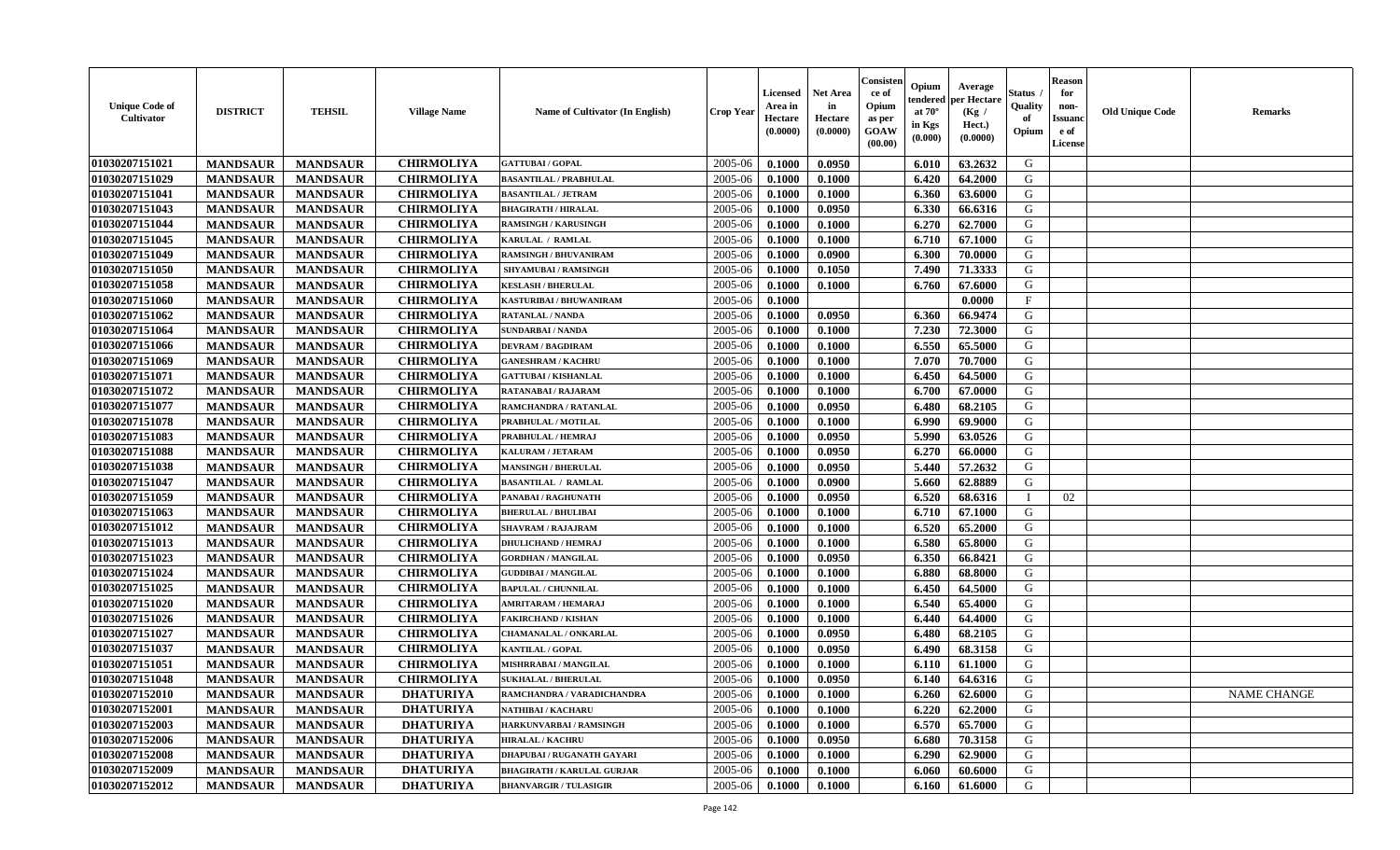| Unique Code of Cultivator | DISTRICT | TEHSIL | Village Name | Name of Cultivator (In English) | Crop Year | Licensed Area in Hectare (0.0000) | Net Area in Hectare (0.0000) | Consistence of Opium as per GOAW (00.00) | Opium tendered at 70° in Kgs (0.000) | Average per Hectare (Kg / Hect.) (0.0000) | Status / Quality of Opium | Reason for non-Issuance of License | Old Unique Code | Remarks |
|---|---|---|---|---|---|---|---|---|---|---|---|---|---|---|
| 01030207151021 | MANDSAUR | MANDSAUR | CHIRMOLIYA | GATTUBAI / GOPAL | 2005-06 | 0.1000 | 0.0950 | | 6.010 | 63.2632 | G | | | |
| 01030207151029 | MANDSAUR | MANDSAUR | CHIRMOLIYA | BASANTILAL / PRABHULAL | 2005-06 | 0.1000 | 0.1000 | | 6.420 | 64.2000 | G | | | |
| 01030207151041 | MANDSAUR | MANDSAUR | CHIRMOLIYA | BASANTILAL / JETRAM | 2005-06 | 0.1000 | 0.1000 | | 6.360 | 63.6000 | G | | | |
| 01030207151043 | MANDSAUR | MANDSAUR | CHIRMOLIYA | BHAGIRATH / HIRALAL | 2005-06 | 0.1000 | 0.0950 | | 6.330 | 66.6316 | G | | | |
| 01030207151044 | MANDSAUR | MANDSAUR | CHIRMOLIYA | RAMSINGH / KARUSINGH | 2005-06 | 0.1000 | 0.1000 | | 6.270 | 62.7000 | G | | | |
| 01030207151045 | MANDSAUR | MANDSAUR | CHIRMOLIYA | KARULAL / RAMLAL | 2005-06 | 0.1000 | 0.1000 | | 6.710 | 67.1000 | G | | | |
| 01030207151049 | MANDSAUR | MANDSAUR | CHIRMOLIYA | RAMSINGH / BHUVANIRAM | 2005-06 | 0.1000 | 0.0900 | | 6.300 | 70.0000 | G | | | |
| 01030207151050 | MANDSAUR | MANDSAUR | CHIRMOLIYA | SHYAMUBAI / RAMSINGH | 2005-06 | 0.1000 | 0.1050 | | 7.490 | 71.3333 | G | | | |
| 01030207151058 | MANDSAUR | MANDSAUR | CHIRMOLIYA | KESLASH / BHERULAL | 2005-06 | 0.1000 | 0.1000 | | 6.760 | 67.6000 | G | | | |
| 01030207151060 | MANDSAUR | MANDSAUR | CHIRMOLIYA | KASTURIBAI / BHUWANIRAM | 2005-06 | 0.1000 | | | | 0.0000 | F | | | |
| 01030207151062 | MANDSAUR | MANDSAUR | CHIRMOLIYA | RATANLAL / NANDA | 2005-06 | 0.1000 | 0.0950 | | 6.360 | 66.9474 | G | | | |
| 01030207151064 | MANDSAUR | MANDSAUR | CHIRMOLIYA | SUNDARBAI / NANDA | 2005-06 | 0.1000 | 0.1000 | | 7.230 | 72.3000 | G | | | |
| 01030207151066 | MANDSAUR | MANDSAUR | CHIRMOLIYA | DEVRAM / BAGDIRAM | 2005-06 | 0.1000 | 0.1000 | | 6.550 | 65.5000 | G | | | |
| 01030207151069 | MANDSAUR | MANDSAUR | CHIRMOLIYA | GANESHRAM / KACHRU | 2005-06 | 0.1000 | 0.1000 | | 7.070 | 70.7000 | G | | | |
| 01030207151071 | MANDSAUR | MANDSAUR | CHIRMOLIYA | GATTUBAI / KISHANLAL | 2005-06 | 0.1000 | 0.1000 | | 6.450 | 64.5000 | G | | | |
| 01030207151072 | MANDSAUR | MANDSAUR | CHIRMOLIYA | RATANABAI / RAJARAM | 2005-06 | 0.1000 | 0.1000 | | 6.700 | 67.0000 | G | | | |
| 01030207151077 | MANDSAUR | MANDSAUR | CHIRMOLIYA | RAMCHANDRA / RATANLAL | 2005-06 | 0.1000 | 0.0950 | | 6.480 | 68.2105 | G | | | |
| 01030207151078 | MANDSAUR | MANDSAUR | CHIRMOLIYA | PRABHULAL / MOTILAL | 2005-06 | 0.1000 | 0.1000 | | 6.990 | 69.9000 | G | | | |
| 01030207151083 | MANDSAUR | MANDSAUR | CHIRMOLIYA | PRABHULAL / HEMRAJ | 2005-06 | 0.1000 | 0.0950 | | 5.990 | 63.0526 | G | | | |
| 01030207151088 | MANDSAUR | MANDSAUR | CHIRMOLIYA | KALURAM / JETARAM | 2005-06 | 0.1000 | 0.0950 | | 6.270 | 66.0000 | G | | | |
| 01030207151038 | MANDSAUR | MANDSAUR | CHIRMOLIYA | MANSINGH / BHERULAL | 2005-06 | 0.1000 | 0.0950 | | 5.440 | 57.2632 | G | | | |
| 01030207151047 | MANDSAUR | MANDSAUR | CHIRMOLIYA | BASANTILAL / RAMLAL | 2005-06 | 0.1000 | 0.0900 | | 5.660 | 62.8889 | G | | | |
| 01030207151059 | MANDSAUR | MANDSAUR | CHIRMOLIYA | PANABAI / RAGHUNATH | 2005-06 | 0.1000 | 0.0950 | | 6.520 | 68.6316 | I | 02 | | |
| 01030207151063 | MANDSAUR | MANDSAUR | CHIRMOLIYA | BHERULAL / BHULIBAI | 2005-06 | 0.1000 | 0.1000 | | 6.710 | 67.1000 | G | | | |
| 01030207151012 | MANDSAUR | MANDSAUR | CHIRMOLIYA | SHAVRAM / RAJAJRAM | 2005-06 | 0.1000 | 0.1000 | | 6.520 | 65.2000 | G | | | |
| 01030207151013 | MANDSAUR | MANDSAUR | CHIRMOLIYA | DHULICHAND / HEMRAJ | 2005-06 | 0.1000 | 0.1000 | | 6.580 | 65.8000 | G | | | |
| 01030207151023 | MANDSAUR | MANDSAUR | CHIRMOLIYA | GORDHAN / MANGILAL | 2005-06 | 0.1000 | 0.0950 | | 6.350 | 66.8421 | G | | | |
| 01030207151024 | MANDSAUR | MANDSAUR | CHIRMOLIYA | GUDDIBAI / MANGILAL | 2005-06 | 0.1000 | 0.1000 | | 6.880 | 68.8000 | G | | | |
| 01030207151025 | MANDSAUR | MANDSAUR | CHIRMOLIYA | BAPULAL / CHUNNILAL | 2005-06 | 0.1000 | 0.1000 | | 6.450 | 64.5000 | G | | | |
| 01030207151020 | MANDSAUR | MANDSAUR | CHIRMOLIYA | AMRITARAM / HEMARAJ | 2005-06 | 0.1000 | 0.1000 | | 6.540 | 65.4000 | G | | | |
| 01030207151026 | MANDSAUR | MANDSAUR | CHIRMOLIYA | FAKIRCHAND / KISHAN | 2005-06 | 0.1000 | 0.1000 | | 6.440 | 64.4000 | G | | | |
| 01030207151027 | MANDSAUR | MANDSAUR | CHIRMOLIYA | CHAMANALAL / ONKARLAL | 2005-06 | 0.1000 | 0.0950 | | 6.480 | 68.2105 | G | | | |
| 01030207151037 | MANDSAUR | MANDSAUR | CHIRMOLIYA | KANTILAL / GOPAL | 2005-06 | 0.1000 | 0.0950 | | 6.490 | 68.3158 | G | | | |
| 01030207151051 | MANDSAUR | MANDSAUR | CHIRMOLIYA | MISHRRABAI / MANGILAL | 2005-06 | 0.1000 | 0.1000 | | 6.110 | 61.1000 | G | | | |
| 01030207151048 | MANDSAUR | MANDSAUR | CHIRMOLIYA | SUKHALAL / BHERULAL | 2005-06 | 0.1000 | 0.0950 | | 6.140 | 64.6316 | G | | | |
| 01030207152010 | MANDSAUR | MANDSAUR | DHATURIYA | RAMCHANDRA / VARADICHANDRA | 2005-06 | 0.1000 | 0.1000 | | 6.260 | 62.6000 | G | | | NAME CHANGE |
| 01030207152001 | MANDSAUR | MANDSAUR | DHATURIYA | NATHIBAI / KACHARU | 2005-06 | 0.1000 | 0.1000 | | 6.220 | 62.2000 | G | | | |
| 01030207152003 | MANDSAUR | MANDSAUR | DHATURIYA | HARKUNVARBAI / RAMSINGH | 2005-06 | 0.1000 | 0.1000 | | 6.570 | 65.7000 | G | | | |
| 01030207152006 | MANDSAUR | MANDSAUR | DHATURIYA | HIRALAL / KACHRU | 2005-06 | 0.1000 | 0.0950 | | 6.680 | 70.3158 | G | | | |
| 01030207152008 | MANDSAUR | MANDSAUR | DHATURIYA | DHAPUBAI / RUGANATH GAYARI | 2005-06 | 0.1000 | 0.1000 | | 6.290 | 62.9000 | G | | | |
| 01030207152009 | MANDSAUR | MANDSAUR | DHATURIYA | BHAGIRATH / KARULAL GURJAR | 2005-06 | 0.1000 | 0.1000 | | 6.060 | 60.6000 | G | | | |
| 01030207152012 | MANDSAUR | MANDSAUR | DHATURIYA | BHANVARGIR / TULASIGIR | 2005-06 | 0.1000 | 0.1000 | | 6.160 | 61.6000 | G | | | |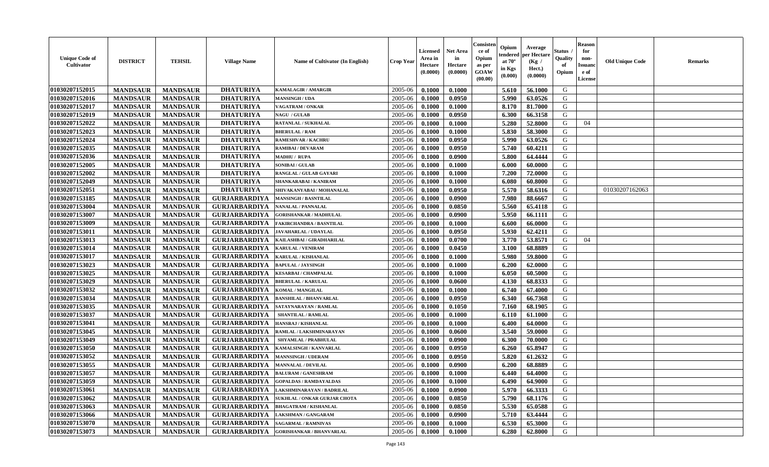| Unique Code of Cultivator | DISTRICT | TEHSIL | Village Name | Name of Cultivator (In English) | Crop Year | Licensed Area in Hectare (0.0000) | Net Area in Hectare (0.0000) | Consistence of Opium as per GOAW (00.00) | Opium tendered at 70° in Kgs (0.000) | Average per Hectare (Kg / Hect.) (0.0000) | Status / Quality of Opium | Reason for non-Issuance of License | Old Unique Code | Remarks |
|---|---|---|---|---|---|---|---|---|---|---|---|---|---|---|
| 01030207152015 | MANDSAUR | MANDSAUR | DHATURIYA | KAMALAGIR / AMARGIR | 2005-06 | 0.1000 | 0.1000 | | 5.610 | 56.1000 | G | | | |
| 01030207152016 | MANDSAUR | MANDSAUR | DHATURIYA | MANSINGH / UDA | 2005-06 | 0.1000 | 0.0950 | | 5.990 | 63.0526 | G | | | |
| 01030207152017 | MANDSAUR | MANDSAUR | DHATURIYA | VAGATRAM / ONKAR | 2005-06 | 0.1000 | 0.1000 | | 8.170 | 81.7000 | G | | | |
| 01030207152019 | MANDSAUR | MANDSAUR | DHATURIYA | NAGU / GULAB | 2005-06 | 0.1000 | 0.0950 | | 6.300 | 66.3158 | G | | | |
| 01030207152022 | MANDSAUR | MANDSAUR | DHATURIYA | RATANLAL / SUKHALAL | 2005-06 | 0.1000 | 0.1000 | | 5.280 | 52.8000 | G | 04 | | |
| 01030207152023 | MANDSAUR | MANDSAUR | DHATURIYA | BHERULAL / RAM | 2005-06 | 0.1000 | 0.1000 | | 5.830 | 58.3000 | G | | | |
| 01030207152024 | MANDSAUR | MANDSAUR | DHATURIYA | RAMESHVAR / KACHRU | 2005-06 | 0.1000 | 0.0950 | | 5.990 | 63.0526 | G | | | |
| 01030207152035 | MANDSAUR | MANDSAUR | DHATURIYA | RAMIBAI / DEVARAM | 2005-06 | 0.1000 | 0.0950 | | 5.740 | 60.4211 | G | | | |
| 01030207152036 | MANDSAUR | MANDSAUR | DHATURIYA | MADHU / RUPA | 2005-06 | 0.1000 | 0.0900 | | 5.800 | 64.4444 | G | | | |
| 01030207152005 | MANDSAUR | MANDSAUR | DHATURIYA | SONIBAI / GULAB | 2005-06 | 0.1000 | 0.1000 | | 6.000 | 60.0000 | G | | | |
| 01030207152002 | MANDSAUR | MANDSAUR | DHATURIYA | RANGLAL / GULAB GAYARI | 2005-06 | 0.1000 | 0.1000 | | 7.200 | 72.0000 | G | | | |
| 01030207152049 | MANDSAUR | MANDSAUR | DHATURIYA | SHANKARABAI / KANIRAM | 2005-06 | 0.1000 | 0.1000 | | 6.080 | 60.8000 | G | | | |
| 01030207152051 | MANDSAUR | MANDSAUR | DHATURIYA | SHIVAKANYABAI / MOHANALAL | 2005-06 | 0.1000 | 0.0950 | | 5.570 | 58.6316 | G | | 01030207162063 | |
| 01030207153185 | MANDSAUR | MANDSAUR | GURJARBARDIYA | MANSINGH / BASNTILAL | 2005-06 | 0.1000 | 0.0900 | | 7.980 | 88.6667 | G | | | |
| 01030207153004 | MANDSAUR | MANDSAUR | GURJARBARDIYA | NANALAL / PANNALAL | 2005-06 | 0.1000 | 0.0850 | | 5.560 | 65.4118 | G | | | |
| 01030207153007 | MANDSAUR | MANDSAUR | GURJARBARDIYA | GORISHANKAR / MADHULAL | 2005-06 | 0.1000 | 0.0900 | | 5.950 | 66.1111 | G | | | |
| 01030207153009 | MANDSAUR | MANDSAUR | GURJARBARDIYA | FAKIRCHANDRA / BASNTILAL | 2005-06 | 0.1000 | 0.1000 | | 6.600 | 66.0000 | G | | | |
| 01030207153011 | MANDSAUR | MANDSAUR | GURJARBARDIYA | JAVAHARLAL / UDAYLAL | 2005-06 | 0.1000 | 0.0950 | | 5.930 | 62.4211 | G | | | |
| 01030207153013 | MANDSAUR | MANDSAUR | GURJARBARDIYA | KAILASHBAI / GIRADHARILAL | 2005-06 | 0.1000 | 0.0700 | | 3.770 | 53.8571 | G | 04 | | |
| 01030207153014 | MANDSAUR | MANDSAUR | GURJARBARDIYA | KARULAL / VENIRAM | 2005-06 | 0.1000 | 0.0450 | | 3.100 | 68.8889 | G | | | |
| 01030207153017 | MANDSAUR | MANDSAUR | GURJARBARDIYA | KARULAL / KISHANLAL | 2005-06 | 0.1000 | 0.1000 | | 5.980 | 59.8000 | G | | | |
| 01030207153023 | MANDSAUR | MANDSAUR | GURJARBARDIYA | BAPULAL / JAYSINGH | 2005-06 | 0.1000 | 0.1000 | | 6.200 | 62.0000 | G | | | |
| 01030207153025 | MANDSAUR | MANDSAUR | GURJARBARDIYA | KESARBAI / CHAMPALAL | 2005-06 | 0.1000 | 0.1000 | | 6.050 | 60.5000 | G | | | |
| 01030207153029 | MANDSAUR | MANDSAUR | GURJARBARDIYA | BHERULAL / KARULAL | 2005-06 | 0.1000 | 0.0600 | | 4.130 | 68.8333 | G | | | |
| 01030207153032 | MANDSAUR | MANDSAUR | GURJARBARDIYA | KOMAL / MANGILAL | 2005-06 | 0.1000 | 0.1000 | | 6.740 | 67.4000 | G | | | |
| 01030207153034 | MANDSAUR | MANDSAUR | GURJARBARDIYA | BANSHILAL / BHANVARLAL | 2005-06 | 0.1000 | 0.0950 | | 6.340 | 66.7368 | G | | | |
| 01030207153035 | MANDSAUR | MANDSAUR | GURJARBARDIYA | SATAYNARAYAN / RAMLAL | 2005-06 | 0.1000 | 0.1050 | | 7.160 | 68.1905 | G | | | |
| 01030207153037 | MANDSAUR | MANDSAUR | GURJARBARDIYA | SHANTILAL / RAMLAL | 2005-06 | 0.1000 | 0.1000 | | 6.110 | 61.1000 | G | | | |
| 01030207153041 | MANDSAUR | MANDSAUR | GURJARBARDIYA | HANSRAJ / KISHANLAL | 2005-06 | 0.1000 | 0.1000 | | 6.400 | 64.0000 | G | | | |
| 01030207153045 | MANDSAUR | MANDSAUR | GURJARBARDIYA | RAMLAL / LAKSHMINARAYAN | 2005-06 | 0.1000 | 0.0600 | | 3.540 | 59.0000 | G | | | |
| 01030207153049 | MANDSAUR | MANDSAUR | GURJARBARDIYA | SHYAMLAL / PRABHULAL | 2005-06 | 0.1000 | 0.0900 | | 6.300 | 70.0000 | G | | | |
| 01030207153050 | MANDSAUR | MANDSAUR | GURJARBARDIYA | KAMALSINGH / KANVARLAL | 2005-06 | 0.1000 | 0.0950 | | 6.260 | 65.8947 | G | | | |
| 01030207153052 | MANDSAUR | MANDSAUR | GURJARBARDIYA | MANNSINGH / UDERAM | 2005-06 | 0.1000 | 0.0950 | | 5.820 | 61.2632 | G | | | |
| 01030207153055 | MANDSAUR | MANDSAUR | GURJARBARDIYA | MANNALAL / DEVILAL | 2005-06 | 0.1000 | 0.0900 | | 6.200 | 68.8889 | G | | | |
| 01030207153057 | MANDSAUR | MANDSAUR | GURJARBARDIYA | BALURAM / GANESHRAM | 2005-06 | 0.1000 | 0.1000 | | 6.440 | 64.4000 | G | | | |
| 01030207153059 | MANDSAUR | MANDSAUR | GURJARBARDIYA | GOPALDAS / RAMDAYALDAS | 2005-06 | 0.1000 | 0.1000 | | 6.490 | 64.9000 | G | | | |
| 01030207153061 | MANDSAUR | MANDSAUR | GURJARBARDIYA | LAKSHMINARAYAN / BADRILAL | 2005-06 | 0.1000 | 0.0900 | | 5.970 | 66.3333 | G | | | |
| 01030207153062 | MANDSAUR | MANDSAUR | GURJARBARDIYA | SUKHLAL / ONKAR GURJAR CHOTA | 2005-06 | 0.1000 | 0.0850 | | 5.790 | 68.1176 | G | | | |
| 01030207153063 | MANDSAUR | MANDSAUR | GURJARBARDIYA | BHAGATRAM / KISHANLAL | 2005-06 | 0.1000 | 0.0850 | | 5.530 | 65.0588 | G | | | |
| 01030207153066 | MANDSAUR | MANDSAUR | GURJARBARDIYA | LAKSHMAN / GANGARAM | 2005-06 | 0.1000 | 0.0900 | | 5.710 | 63.4444 | G | | | |
| 01030207153070 | MANDSAUR | MANDSAUR | GURJARBARDIYA | SAGARMAL / RAMNIVAS | 2005-06 | 0.1000 | 0.1000 | | 6.530 | 65.3000 | G | | | |
| 01030207153073 | MANDSAUR | MANDSAUR | GURJARBARDIYA | GORISHANKAR / BHANVARLAL | 2005-06 | 0.1000 | 0.1000 | | 6.280 | 62.8000 | G | | | |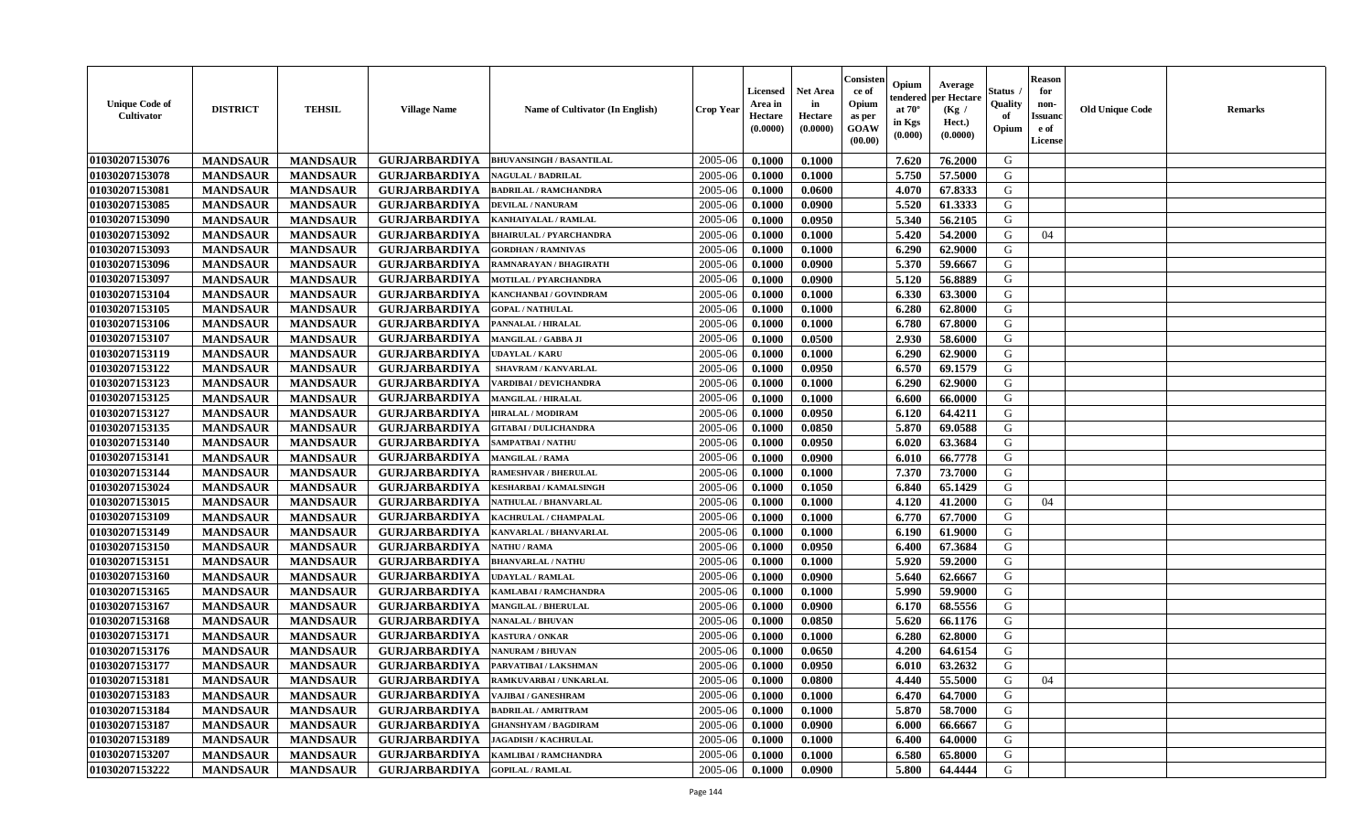| Unique Code of Cultivator | DISTRICT | TEHSIL | Village Name | Name of Cultivator (In English) | Crop Year | Licensed Area in Hectare (0.0000) | Net Area in Hectare (0.0000) | Consistence of Opium as per GOAW (00.00) | Opium tendered at 70° in Kgs (0.000) | Average per Hectare (Kg / Hect.) (0.0000) | Status / Quality of Opium | Reason for non-Issuance of License | Old Unique Code | Remarks |
|---|---|---|---|---|---|---|---|---|---|---|---|---|---|---|
| 01030207153076 | MANDSAUR | MANDSAUR | GURJARBARDIYA | BHUVANSINGH / BASANTILAL | 2005-06 | 0.1000 | 0.1000 | | 7.620 | 76.2000 | G | | | |
| 01030207153078 | MANDSAUR | MANDSAUR | GURJARBARDIYA | NAGULAL / BADRILAL | 2005-06 | 0.1000 | 0.1000 | | 5.750 | 57.5000 | G | | | |
| 01030207153081 | MANDSAUR | MANDSAUR | GURJARBARDIYA | BADRILAL / RAMCHANDRA | 2005-06 | 0.1000 | 0.0600 | | 4.070 | 67.8333 | G | | | |
| 01030207153085 | MANDSAUR | MANDSAUR | GURJARBARDIYA | DEVILAL / NANURAM | 2005-06 | 0.1000 | 0.0900 | | 5.520 | 61.3333 | G | | | |
| 01030207153090 | MANDSAUR | MANDSAUR | GURJARBARDIYA | KANHAIYALAL / RAMLAL | 2005-06 | 0.1000 | 0.0950 | | 5.340 | 56.2105 | G | | | |
| 01030207153092 | MANDSAUR | MANDSAUR | GURJARBARDIYA | BHAIRULAL / PYARCHANDRA | 2005-06 | 0.1000 | 0.1000 | | 5.420 | 54.2000 | G | 04 | | |
| 01030207153093 | MANDSAUR | MANDSAUR | GURJARBARDIYA | GORDHAN / RAMNIVAS | 2005-06 | 0.1000 | 0.1000 | | 6.290 | 62.9000 | G | | | |
| 01030207153096 | MANDSAUR | MANDSAUR | GURJARBARDIYA | RAMNARAYAN / BHAGIRATH | 2005-06 | 0.1000 | 0.0900 | | 5.370 | 59.6667 | G | | | |
| 01030207153097 | MANDSAUR | MANDSAUR | GURJARBARDIYA | MOTILAL / PYARCHANDRA | 2005-06 | 0.1000 | 0.0900 | | 5.120 | 56.8889 | G | | | |
| 01030207153104 | MANDSAUR | MANDSAUR | GURJARBARDIYA | KANCHANBAI / GOVINDRAM | 2005-06 | 0.1000 | 0.1000 | | 6.330 | 63.3000 | G | | | |
| 01030207153105 | MANDSAUR | MANDSAUR | GURJARBARDIYA | GOPAL / NATHULAL | 2005-06 | 0.1000 | 0.1000 | | 6.280 | 62.8000 | G | | | |
| 01030207153106 | MANDSAUR | MANDSAUR | GURJARBARDIYA | PANNALAL / HIRALAL | 2005-06 | 0.1000 | 0.1000 | | 6.780 | 67.8000 | G | | | |
| 01030207153107 | MANDSAUR | MANDSAUR | GURJARBARDIYA | MANGILAL / GABBA JI | 2005-06 | 0.1000 | 0.0500 | | 2.930 | 58.6000 | G | | | |
| 01030207153119 | MANDSAUR | MANDSAUR | GURJARBARDIYA | UDAYLAL / KARU | 2005-06 | 0.1000 | 0.1000 | | 6.290 | 62.9000 | G | | | |
| 01030207153122 | MANDSAUR | MANDSAUR | GURJARBARDIYA | SHAVRAM / KANVARLAL | 2005-06 | 0.1000 | 0.0950 | | 6.570 | 69.1579 | G | | | |
| 01030207153123 | MANDSAUR | MANDSAUR | GURJARBARDIYA | VARDIBAI / DEVICHANDRA | 2005-06 | 0.1000 | 0.1000 | | 6.290 | 62.9000 | G | | | |
| 01030207153125 | MANDSAUR | MANDSAUR | GURJARBARDIYA | MANGILAL / HIRALAL | 2005-06 | 0.1000 | 0.1000 | | 6.600 | 66.0000 | G | | | |
| 01030207153127 | MANDSAUR | MANDSAUR | GURJARBARDIYA | HIRALAL / MODIRAM | 2005-06 | 0.1000 | 0.0950 | | 6.120 | 64.4211 | G | | | |
| 01030207153135 | MANDSAUR | MANDSAUR | GURJARBARDIYA | GITABAI / DULICHANDRA | 2005-06 | 0.1000 | 0.0850 | | 5.870 | 69.0588 | G | | | |
| 01030207153140 | MANDSAUR | MANDSAUR | GURJARBARDIYA | SAMPATBAI / NATHU | 2005-06 | 0.1000 | 0.0950 | | 6.020 | 63.3684 | G | | | |
| 01030207153141 | MANDSAUR | MANDSAUR | GURJARBARDIYA | MANGILAL / RAMA | 2005-06 | 0.1000 | 0.0900 | | 6.010 | 66.7778 | G | | | |
| 01030207153144 | MANDSAUR | MANDSAUR | GURJARBARDIYA | RAMESHVAR / BHERULAL | 2005-06 | 0.1000 | 0.1000 | | 7.370 | 73.7000 | G | | | |
| 01030207153024 | MANDSAUR | MANDSAUR | GURJARBARDIYA | KESHARBAI / KAMALSINGH | 2005-06 | 0.1000 | 0.1050 | | 6.840 | 65.1429 | G | | | |
| 01030207153015 | MANDSAUR | MANDSAUR | GURJARBARDIYA | NATHULAL / BHANVARLAL | 2005-06 | 0.1000 | 0.1000 | | 4.120 | 41.2000 | G | 04 | | |
| 01030207153109 | MANDSAUR | MANDSAUR | GURJARBARDIYA | KACHRULAL / CHAMPALAL | 2005-06 | 0.1000 | 0.1000 | | 6.770 | 67.7000 | G | | | |
| 01030207153149 | MANDSAUR | MANDSAUR | GURJARBARDIYA | KANVARLAL / BHANVARLAL | 2005-06 | 0.1000 | 0.1000 | | 6.190 | 61.9000 | G | | | |
| 01030207153150 | MANDSAUR | MANDSAUR | GURJARBARDIYA | NATHU / RAMA | 2005-06 | 0.1000 | 0.0950 | | 6.400 | 67.3684 | G | | | |
| 01030207153151 | MANDSAUR | MANDSAUR | GURJARBARDIYA | BHANVARLAL / NATHU | 2005-06 | 0.1000 | 0.1000 | | 5.920 | 59.2000 | G | | | |
| 01030207153160 | MANDSAUR | MANDSAUR | GURJARBARDIYA | UDAYLAL / RAMLAL | 2005-06 | 0.1000 | 0.0900 | | 5.640 | 62.6667 | G | | | |
| 01030207153165 | MANDSAUR | MANDSAUR | GURJARBARDIYA | KAMLABAI / RAMCHANDRA | 2005-06 | 0.1000 | 0.1000 | | 5.990 | 59.9000 | G | | | |
| 01030207153167 | MANDSAUR | MANDSAUR | GURJARBARDIYA | MANGILAL / BHERULAL | 2005-06 | 0.1000 | 0.0900 | | 6.170 | 68.5556 | G | | | |
| 01030207153168 | MANDSAUR | MANDSAUR | GURJARBARDIYA | NANALAL / BHUVAN | 2005-06 | 0.1000 | 0.0850 | | 5.620 | 66.1176 | G | | | |
| 01030207153171 | MANDSAUR | MANDSAUR | GURJARBARDIYA | KASTURA / ONKAR | 2005-06 | 0.1000 | 0.1000 | | 6.280 | 62.8000 | G | | | |
| 01030207153176 | MANDSAUR | MANDSAUR | GURJARBARDIYA | NANURAM / BHUVAN | 2005-06 | 0.1000 | 0.0650 | | 4.200 | 64.6154 | G | | | |
| 01030207153177 | MANDSAUR | MANDSAUR | GURJARBARDIYA | PARVATIBAI / LAKSHMAN | 2005-06 | 0.1000 | 0.0950 | | 6.010 | 63.2632 | G | | | |
| 01030207153181 | MANDSAUR | MANDSAUR | GURJARBARDIYA | RAMKUVARBAI / UNKARLAL | 2005-06 | 0.1000 | 0.0800 | | 4.440 | 55.5000 | G | 04 | | |
| 01030207153183 | MANDSAUR | MANDSAUR | GURJARBARDIYA | VAJIBAI / GANESHRAM | 2005-06 | 0.1000 | 0.1000 | | 6.470 | 64.7000 | G | | | |
| 01030207153184 | MANDSAUR | MANDSAUR | GURJARBARDIYA | BADRILAL / AMRITRAM | 2005-06 | 0.1000 | 0.1000 | | 5.870 | 58.7000 | G | | | |
| 01030207153187 | MANDSAUR | MANDSAUR | GURJARBARDIYA | GHANSHYAM / BAGDIRAM | 2005-06 | 0.1000 | 0.0900 | | 6.000 | 66.6667 | G | | | |
| 01030207153189 | MANDSAUR | MANDSAUR | GURJARBARDIYA | JAGADISH / KACHRULAL | 2005-06 | 0.1000 | 0.1000 | | 6.400 | 64.0000 | G | | | |
| 01030207153207 | MANDSAUR | MANDSAUR | GURJARBARDIYA | KAMLIBAI / RAMCHANDRA | 2005-06 | 0.1000 | 0.1000 | | 6.580 | 65.8000 | G | | | |
| 01030207153222 | MANDSAUR | MANDSAUR | GURJARBARDIYA | GOPILAL / RAMLAL | 2005-06 | 0.1000 | 0.0900 | | 5.800 | 64.4444 | G | | | |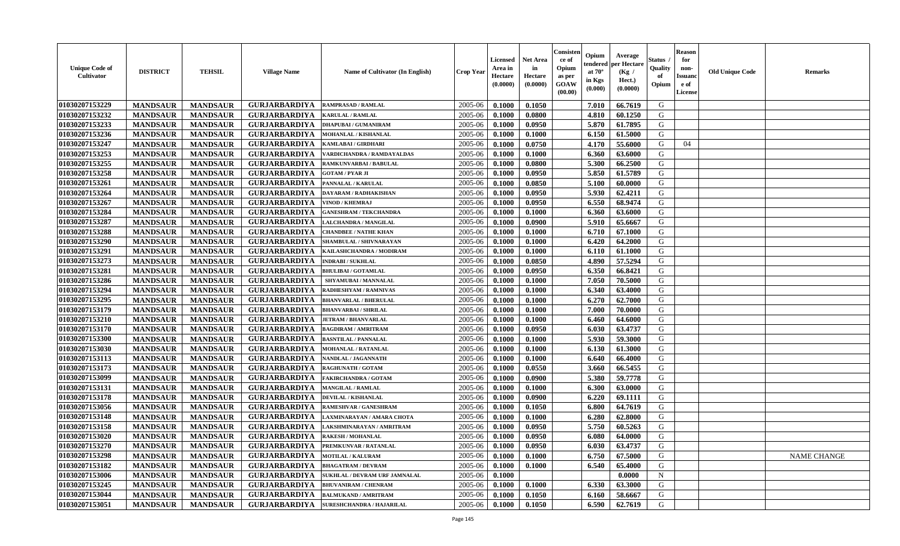| Unique Code of Cultivator | DISTRICT | TEHSIL | Village Name | Name of Cultivator (In English) | Crop Year | Licensed Area in Hectare (0.0000) | Net Area in Hectare (0.0000) | Consistence of Opium as per GOAW (00.00) | Opium tendered at 70° in Kgs (0.000) | Average per Hectare (Kg / Hect.) (0.0000) | Status / Quality of Opium | Reason for non-Issuance of License | Old Unique Code | Remarks |
|---|---|---|---|---|---|---|---|---|---|---|---|---|---|---|
| 01030207153229 | MANDSAUR | MANDSAUR | GURJARBARDIYA | RAMPRASAD / RAMLAL | 2005-06 | 0.1000 | 0.1050 | | 7.010 | 66.7619 | G | | | |
| 01030207153232 | MANDSAUR | MANDSAUR | GURJARBARDIYA | KARULAL / RAMLAL | 2005-06 | 0.1000 | 0.0800 | | 4.810 | 60.1250 | G | | | |
| 01030207153233 | MANDSAUR | MANDSAUR | GURJARBARDIYA | DHAPUBAI / GUMANIRAM | 2005-06 | 0.1000 | 0.0950 | | 5.870 | 61.7895 | G | | | |
| 01030207153236 | MANDSAUR | MANDSAUR | GURJARBARDIYA | MOHANLAL / KISHANLAL | 2005-06 | 0.1000 | 0.1000 | | 6.150 | 61.5000 | G | | | |
| 01030207153247 | MANDSAUR | MANDSAUR | GURJARBARDIYA | KAMLABAI / GIRDHARI | 2005-06 | 0.1000 | 0.0750 | | 4.170 | 55.6000 | G | 04 | | |
| 01030207153253 | MANDSAUR | MANDSAUR | GURJARBARDIYA | VARDICHANDRA / RAMDAYALDAS | 2005-06 | 0.1000 | 0.1000 | | 6.360 | 63.6000 | G | | | |
| 01030207153255 | MANDSAUR | MANDSAUR | GURJARBARDIYA | RAMKUNVARBAI / BABULAL | 2005-06 | 0.1000 | 0.0800 | | 5.300 | 66.2500 | G | | | |
| 01030207153258 | MANDSAUR | MANDSAUR | GURJARBARDIYA | GOTAM / PYAR JI | 2005-06 | 0.1000 | 0.0950 | | 5.850 | 61.5789 | G | | | |
| 01030207153261 | MANDSAUR | MANDSAUR | GURJARBARDIYA | PANNALAL / KARULAL | 2005-06 | 0.1000 | 0.0850 | | 5.100 | 60.0000 | G | | | |
| 01030207153264 | MANDSAUR | MANDSAUR | GURJARBARDIYA | DAYARAM / RADHAKISHAN | 2005-06 | 0.1000 | 0.0950 | | 5.930 | 62.4211 | G | | | |
| 01030207153267 | MANDSAUR | MANDSAUR | GURJARBARDIYA | VINOD / KHEMRAJ | 2005-06 | 0.1000 | 0.0950 | | 6.550 | 68.9474 | G | | | |
| 01030207153284 | MANDSAUR | MANDSAUR | GURJARBARDIYA | GANESHRAM / TEKCHANDRA | 2005-06 | 0.1000 | 0.1000 | | 6.360 | 63.6000 | G | | | |
| 01030207153287 | MANDSAUR | MANDSAUR | GURJARBARDIYA | LALCHANDRA / MANGILAL | 2005-06 | 0.1000 | 0.0900 | | 5.910 | 65.6667 | G | | | |
| 01030207153288 | MANDSAUR | MANDSAUR | GURJARBARDIYA | CHANDBEE / NATHE KHAN | 2005-06 | 0.1000 | 0.1000 | | 6.710 | 67.1000 | G | | | |
| 01030207153290 | MANDSAUR | MANDSAUR | GURJARBARDIYA | SHAMBULAL / SHIVNARAYAN | 2005-06 | 0.1000 | 0.1000 | | 6.420 | 64.2000 | G | | | |
| 01030207153291 | MANDSAUR | MANDSAUR | GURJARBARDIYA | KAILASHCHANDRA / MODIRAM | 2005-06 | 0.1000 | 0.1000 | | 6.110 | 61.1000 | G | | | |
| 01030207153273 | MANDSAUR | MANDSAUR | GURJARBARDIYA | INDRABI / SUKHLAL | 2005-06 | 0.1000 | 0.0850 | | 4.890 | 57.5294 | G | | | |
| 01030207153281 | MANDSAUR | MANDSAUR | GURJARBARDIYA | BHULIBAI / GOTAMLAL | 2005-06 | 0.1000 | 0.0950 | | 6.350 | 66.8421 | G | | | |
| 01030207153286 | MANDSAUR | MANDSAUR | GURJARBARDIYA | SHYAMUBAI / MANNALAL | 2005-06 | 0.1000 | 0.1000 | | 7.050 | 70.5000 | G | | | |
| 01030207153294 | MANDSAUR | MANDSAUR | GURJARBARDIYA | RADHESHYAM / RAMNIVAS | 2005-06 | 0.1000 | 0.1000 | | 6.340 | 63.4000 | G | | | |
| 01030207153295 | MANDSAUR | MANDSAUR | GURJARBARDIYA | BHANVARLAL / BHERULAL | 2005-06 | 0.1000 | 0.1000 | | 6.270 | 62.7000 | G | | | |
| 01030207153179 | MANDSAUR | MANDSAUR | GURJARBARDIYA | BHANVARBAI / SHRILAL | 2005-06 | 0.1000 | 0.1000 | | 7.000 | 70.0000 | G | | | |
| 01030207153210 | MANDSAUR | MANDSAUR | GURJARBARDIYA | JETRAM / BHANVARLAL | 2005-06 | 0.1000 | 0.1000 | | 6.460 | 64.6000 | G | | | |
| 01030207153170 | MANDSAUR | MANDSAUR | GURJARBARDIYA | BAGDIRAM / AMRITRAM | 2005-06 | 0.1000 | 0.0950 | | 6.030 | 63.4737 | G | | | |
| 01030207153300 | MANDSAUR | MANDSAUR | GURJARBARDIYA | BASNTILAL / PANNALAL | 2005-06 | 0.1000 | 0.1000 | | 5.930 | 59.3000 | G | | | |
| 01030207153030 | MANDSAUR | MANDSAUR | GURJARBARDIYA | MOHANLAL / RATANLAL | 2005-06 | 0.1000 | 0.1000 | | 6.130 | 61.3000 | G | | | |
| 01030207153113 | MANDSAUR | MANDSAUR | GURJARBARDIYA | NANDLAL / JAGANNATH | 2005-06 | 0.1000 | 0.1000 | | 6.640 | 66.4000 | G | | | |
| 01030207153173 | MANDSAUR | MANDSAUR | GURJARBARDIYA | RAGHUNATH / GOTAM | 2005-06 | 0.1000 | 0.0550 | | 3.660 | 66.5455 | G | | | |
| 01030207153099 | MANDSAUR | MANDSAUR | GURJARBARDIYA | FAKIRCHANDRA / GOTAM | 2005-06 | 0.1000 | 0.0900 | | 5.380 | 59.7778 | G | | | |
| 01030207153131 | MANDSAUR | MANDSAUR | GURJARBARDIYA | MANGILAL / RAMLAL | 2005-06 | 0.1000 | 0.1000 | | 6.300 | 63.0000 | G | | | |
| 01030207153178 | MANDSAUR | MANDSAUR | GURJARBARDIYA | DEVILAL / KISHANLAL | 2005-06 | 0.1000 | 0.0900 | | 6.220 | 69.1111 | G | | | |
| 01030207153056 | MANDSAUR | MANDSAUR | GURJARBARDIYA | RAMESHVAR / GANESHRAM | 2005-06 | 0.1000 | 0.1050 | | 6.800 | 64.7619 | G | | | |
| 01030207153148 | MANDSAUR | MANDSAUR | GURJARBARDIYA | LAXMINARAYAN / AMARA CHOTA | 2005-06 | 0.1000 | 0.1000 | | 6.280 | 62.8000 | G | | | |
| 01030207153158 | MANDSAUR | MANDSAUR | GURJARBARDIYA | LAKSHMINARAYAN / AMRITRAM | 2005-06 | 0.1000 | 0.0950 | | 5.750 | 60.5263 | G | | | |
| 01030207153020 | MANDSAUR | MANDSAUR | GURJARBARDIYA | RAKESH / MOHANLAL | 2005-06 | 0.1000 | 0.0950 | | 6.080 | 64.0000 | G | | | |
| 01030207153270 | MANDSAUR | MANDSAUR | GURJARBARDIYA | PREMKUNVAR / RATANLAL | 2005-06 | 0.1000 | 0.0950 | | 6.030 | 63.4737 | G | | | |
| 01030207153298 | MANDSAUR | MANDSAUR | GURJARBARDIYA | MOTILAL / KALURAM | 2005-06 | 0.1000 | 0.1000 | | 6.750 | 67.5000 | G | | | NAME CHANGE |
| 01030207153182 | MANDSAUR | MANDSAUR | GURJARBARDIYA | BHAGATRAM / DEVRAM | 2005-06 | 0.1000 | 0.1000 | | 6.540 | 65.4000 | G | | | |
| 01030207153006 | MANDSAUR | MANDSAUR | GURJARBARDIYA | SUKHLAL / DEVRAM URF JAMNALAL | 2005-06 | 0.1000 | | | | 0.0000 | N | | | |
| 01030207153245 | MANDSAUR | MANDSAUR | GURJARBARDIYA | BHUVANIRAM / CHENRAM | 2005-06 | 0.1000 | 0.1000 | | 6.330 | 63.3000 | G | | | |
| 01030207153044 | MANDSAUR | MANDSAUR | GURJARBARDIYA | BALMUKAND / AMRITRAM | 2005-06 | 0.1000 | 0.1050 | | 6.160 | 58.6667 | G | | | |
| 01030207153051 | MANDSAUR | MANDSAUR | GURJARBARDIYA | SURESHCHANDRA / HAJARILAL | 2005-06 | 0.1000 | 0.1050 | | 6.590 | 62.7619 | G | | | |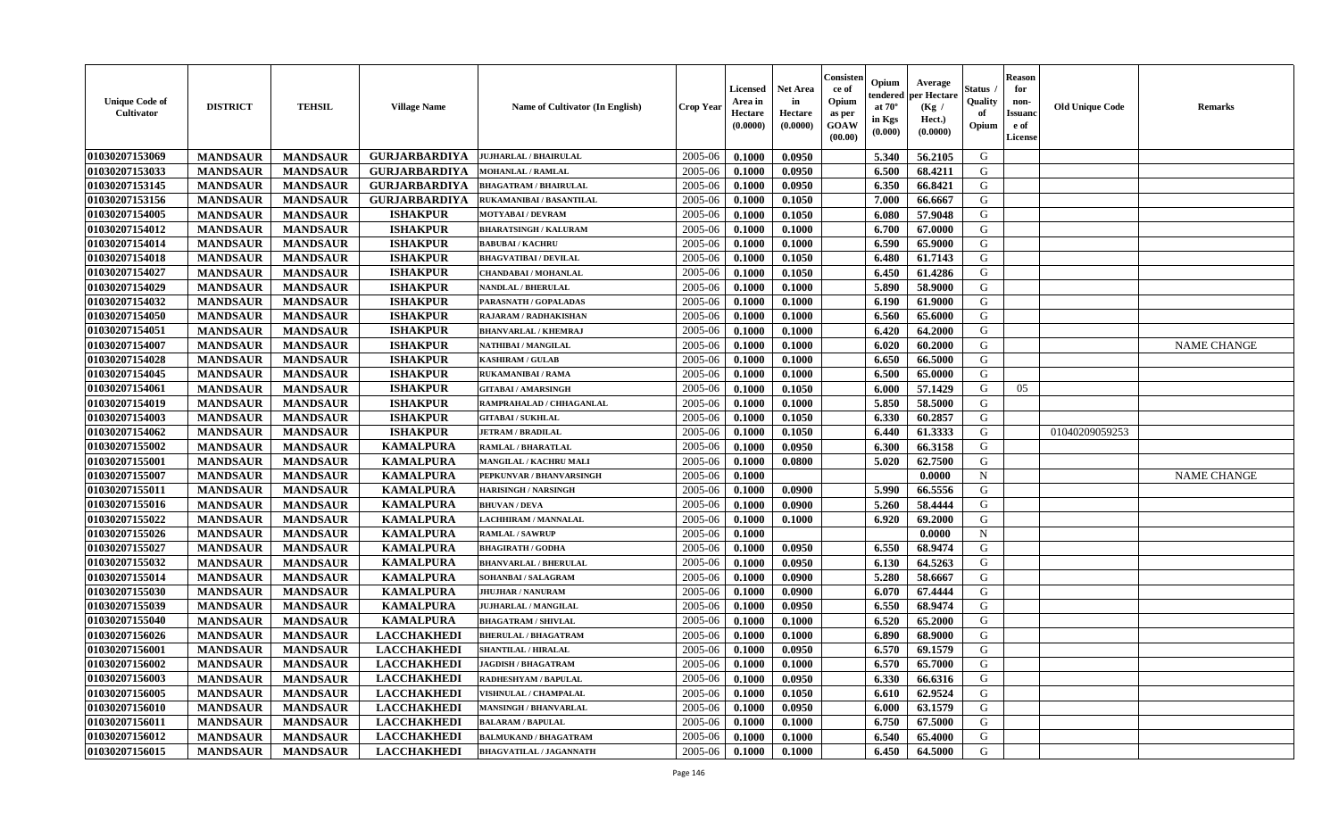| Unique Code of Cultivator | DISTRICT | TEHSIL | Village Name | Name of Cultivator (In English) | Crop Year | Licensed Area in Hectare (0.0000) | Net Area in Hectare (0.0000) | Consistence of Opium as per GOAW (00.00) | Opium tendered at 70° in Kgs (0.000) | Average per Hectare (Kg / Hect.) (0.0000) | Status / Quality of Opium | Reason for non-Issuance of License | Old Unique Code | Remarks |
|---|---|---|---|---|---|---|---|---|---|---|---|---|---|---|
| 01030207153069 | MANDSAUR | MANDSAUR | GURJARBARDIYA | JUJHARLAL / BHAIRULAL | 2005-06 | 0.1000 | 0.0950 | | 5.340 | 56.2105 | G | | | |
| 01030207153033 | MANDSAUR | MANDSAUR | GURJARBARDIYA | MOHANLAL / RAMLAL | 2005-06 | 0.1000 | 0.0950 | | 6.500 | 68.4211 | G | | | |
| 01030207153145 | MANDSAUR | MANDSAUR | GURJARBARDIYA | BHAGATRAM / BHAIRULAL | 2005-06 | 0.1000 | 0.0950 | | 6.350 | 66.8421 | G | | | |
| 01030207153156 | MANDSAUR | MANDSAUR | GURJARBARDIYA | RUKAMANIBAI / BASANTILAL | 2005-06 | 0.1000 | 0.1050 | | 7.000 | 66.6667 | G | | | |
| 01030207154005 | MANDSAUR | MANDSAUR | ISHAKPUR | MOTYABAI / DEVRAM | 2005-06 | 0.1000 | 0.1050 | | 6.080 | 57.9048 | G | | | |
| 01030207154012 | MANDSAUR | MANDSAUR | ISHAKPUR | BHARATSINGH / KALURAM | 2005-06 | 0.1000 | 0.1000 | | 6.700 | 67.0000 | G | | | |
| 01030207154014 | MANDSAUR | MANDSAUR | ISHAKPUR | BABUBAI / KACHRU | 2005-06 | 0.1000 | 0.1000 | | 6.590 | 65.9000 | G | | | |
| 01030207154018 | MANDSAUR | MANDSAUR | ISHAKPUR | BHAGVATIBAI / DEVILAL | 2005-06 | 0.1000 | 0.1050 | | 6.480 | 61.7143 | G | | | |
| 01030207154027 | MANDSAUR | MANDSAUR | ISHAKPUR | CHANDABAI / MOHANLAL | 2005-06 | 0.1000 | 0.1050 | | 6.450 | 61.4286 | G | | | |
| 01030207154029 | MANDSAUR | MANDSAUR | ISHAKPUR | NANDLAL / BHERULAL | 2005-06 | 0.1000 | 0.1000 | | 5.890 | 58.9000 | G | | | |
| 01030207154032 | MANDSAUR | MANDSAUR | ISHAKPUR | PARASNATH / GOPALADAS | 2005-06 | 0.1000 | 0.1000 | | 6.190 | 61.9000 | G | | | |
| 01030207154050 | MANDSAUR | MANDSAUR | ISHAKPUR | RAJARAM / RADHAKISHAN | 2005-06 | 0.1000 | 0.1000 | | 6.560 | 65.6000 | G | | | |
| 01030207154051 | MANDSAUR | MANDSAUR | ISHAKPUR | BHANVARLAL / KHEMRAJ | 2005-06 | 0.1000 | 0.1000 | | 6.420 | 64.2000 | G | | | |
| 01030207154007 | MANDSAUR | MANDSAUR | ISHAKPUR | NATHIBAI / MANGILAL | 2005-06 | 0.1000 | 0.1000 | | 6.020 | 60.2000 | G | | | NAME CHANGE |
| 01030207154028 | MANDSAUR | MANDSAUR | ISHAKPUR | KASHIRAM / GULAB | 2005-06 | 0.1000 | 0.1000 | | 6.650 | 66.5000 | G | | | |
| 01030207154045 | MANDSAUR | MANDSAUR | ISHAKPUR | RUKAMANIBAI / RAMA | 2005-06 | 0.1000 | 0.1000 | | 6.500 | 65.0000 | G | | | |
| 01030207154061 | MANDSAUR | MANDSAUR | ISHAKPUR | GITABAI / AMARSINGH | 2005-06 | 0.1000 | 0.1050 | | 6.000 | 57.1429 | G | 05 | | |
| 01030207154019 | MANDSAUR | MANDSAUR | ISHAKPUR | RAMPRAHALAD / CHHAGANLAL | 2005-06 | 0.1000 | 0.1000 | | 5.850 | 58.5000 | G | | | |
| 01030207154003 | MANDSAUR | MANDSAUR | ISHAKPUR | GITABAI / SUKHLAL | 2005-06 | 0.1000 | 0.1050 | | 6.330 | 60.2857 | G | | | |
| 01030207154062 | MANDSAUR | MANDSAUR | ISHAKPUR | JETRAM / BRADILAL | 2005-06 | 0.1000 | 0.1050 | | 6.440 | 61.3333 | G | | 01040209059253 | |
| 01030207155002 | MANDSAUR | MANDSAUR | KAMALPURA | RAMLAL / BHARATLAL | 2005-06 | 0.1000 | 0.0950 | | 6.300 | 66.3158 | G | | | |
| 01030207155001 | MANDSAUR | MANDSAUR | KAMALPURA | MANGILAL / KACHRU MALI | 2005-06 | 0.1000 | 0.0800 | | 5.020 | 62.7500 | G | | | |
| 01030207155007 | MANDSAUR | MANDSAUR | KAMALPURA | PEPKUNVAR / BHANVARSINGH | 2005-06 | 0.1000 | | | | 0.0000 | N | | | NAME CHANGE |
| 01030207155011 | MANDSAUR | MANDSAUR | KAMALPURA | HARISINGH / NARSINGH | 2005-06 | 0.1000 | 0.0900 | | 5.990 | 66.5556 | G | | | |
| 01030207155016 | MANDSAUR | MANDSAUR | KAMALPURA | BHUVAN / DEVA | 2005-06 | 0.1000 | 0.0900 | | 5.260 | 58.4444 | G | | | |
| 01030207155022 | MANDSAUR | MANDSAUR | KAMALPURA | LACHHIRAM / MANNALAL | 2005-06 | 0.1000 | 0.1000 | | 6.920 | 69.2000 | G | | | |
| 01030207155026 | MANDSAUR | MANDSAUR | KAMALPURA | RAMLAL / SAWRUP | 2005-06 | 0.1000 | | | | 0.0000 | N | | | |
| 01030207155027 | MANDSAUR | MANDSAUR | KAMALPURA | BHAGIRATH / GODHA | 2005-06 | 0.1000 | 0.0950 | | 6.550 | 68.9474 | G | | | |
| 01030207155032 | MANDSAUR | MANDSAUR | KAMALPURA | BHANVARLAL / BHERULAL | 2005-06 | 0.1000 | 0.0950 | | 6.130 | 64.5263 | G | | | |
| 01030207155014 | MANDSAUR | MANDSAUR | KAMALPURA | SOHANBAI / SALAGRAM | 2005-06 | 0.1000 | 0.0900 | | 5.280 | 58.6667 | G | | | |
| 01030207155030 | MANDSAUR | MANDSAUR | KAMALPURA | JHUJHAR / NANURAM | 2005-06 | 0.1000 | 0.0900 | | 6.070 | 67.4444 | G | | | |
| 01030207155039 | MANDSAUR | MANDSAUR | KAMALPURA | JUJHARLAL / MANGILAL | 2005-06 | 0.1000 | 0.0950 | | 6.550 | 68.9474 | G | | | |
| 01030207155040 | MANDSAUR | MANDSAUR | KAMALPURA | BHAGATRAM / SHIVLAL | 2005-06 | 0.1000 | 0.1000 | | 6.520 | 65.2000 | G | | | |
| 01030207156026 | MANDSAUR | MANDSAUR | LACCHAKHEDI | BHERULAL / BHAGATRAM | 2005-06 | 0.1000 | 0.1000 | | 6.890 | 68.9000 | G | | | |
| 01030207156001 | MANDSAUR | MANDSAUR | LACCHAKHEDI | SHANTILAL / HIRALAL | 2005-06 | 0.1000 | 0.0950 | | 6.570 | 69.1579 | G | | | |
| 01030207156002 | MANDSAUR | MANDSAUR | LACCHAKHEDI | JAGDISH / BHAGATRAM | 2005-06 | 0.1000 | 0.1000 | | 6.570 | 65.7000 | G | | | |
| 01030207156003 | MANDSAUR | MANDSAUR | LACCHAKHEDI | RADHESHYAM / BAPULAL | 2005-06 | 0.1000 | 0.0950 | | 6.330 | 66.6316 | G | | | |
| 01030207156005 | MANDSAUR | MANDSAUR | LACCHAKHEDI | VISHNULAL / CHAMPALAL | 2005-06 | 0.1000 | 0.1050 | | 6.610 | 62.9524 | G | | | |
| 01030207156010 | MANDSAUR | MANDSAUR | LACCHAKHEDI | MANSINGH / BHANVARLAL | 2005-06 | 0.1000 | 0.0950 | | 6.000 | 63.1579 | G | | | |
| 01030207156011 | MANDSAUR | MANDSAUR | LACCHAKHEDI | BALARAM / BAPULAL | 2005-06 | 0.1000 | 0.1000 | | 6.750 | 67.5000 | G | | | |
| 01030207156012 | MANDSAUR | MANDSAUR | LACCHAKHEDI | BALMUKAND / BHAGATRAM | 2005-06 | 0.1000 | 0.1000 | | 6.540 | 65.4000 | G | | | |
| 01030207156015 | MANDSAUR | MANDSAUR | LACCHAKHEDI | BHAGVATILAL / JAGANNATH | 2005-06 | 0.1000 | 0.1000 | | 6.450 | 64.5000 | G | | | |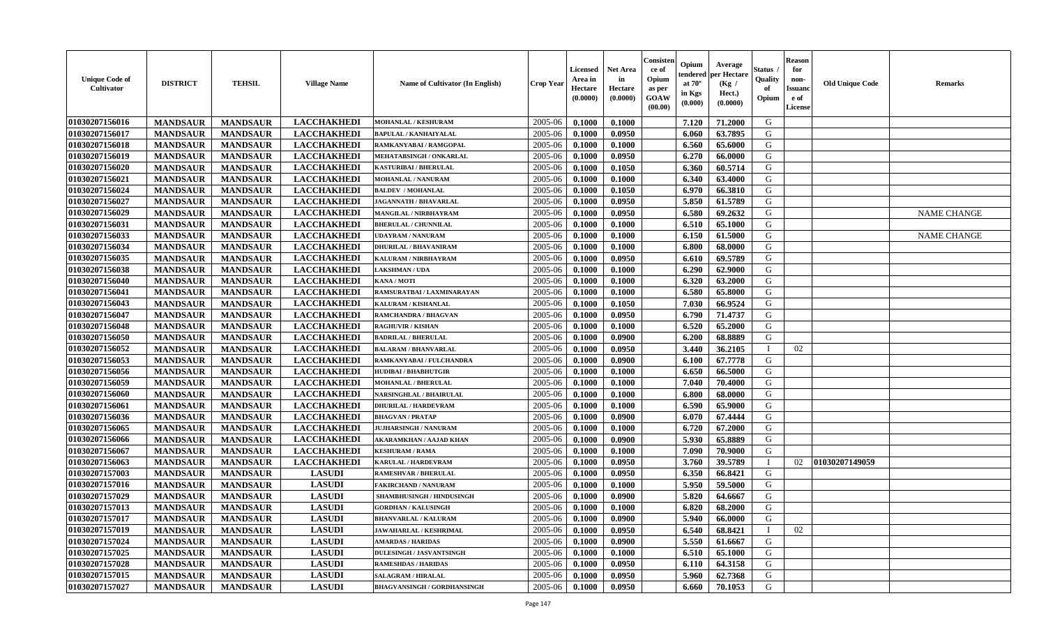| Unique Code of Cultivator | DISTRICT | TEHSIL | Village Name | Name of Cultivator (In English) | Crop Year | Licensed Area in Hectare (0.0000) | Net Area in Hectare (0.0000) | Consistence of Opium as per GOAW (00.00) | Opium tendered at 70° in Kgs (0.000) | Average per Hectare (Kg / Hect.) (0.0000) | Status / Quality of Opium | Reason for non-Issuance of License | Old Unique Code | Remarks |
|---|---|---|---|---|---|---|---|---|---|---|---|---|---|---|
| 01030207156016 | MANDSAUR | MANDSAUR | LACCHAKHEDI | MOHANLAL / KESHURAM | 2005-06 | 0.1000 | 0.1000 | | 7.120 | 71.2000 | G | | | |
| 01030207156017 | MANDSAUR | MANDSAUR | LACCHAKHEDI | BAPULAL / KANHAIYALAL | 2005-06 | 0.1000 | 0.0950 | | 6.060 | 63.7895 | G | | | |
| 01030207156018 | MANDSAUR | MANDSAUR | LACCHAKHEDI | RAMKANYABAI / RAMGOPAL | 2005-06 | 0.1000 | 0.1000 | | 6.560 | 65.6000 | G | | | |
| 01030207156019 | MANDSAUR | MANDSAUR | LACCHAKHEDI | MEHATABSINGH / ONKARLAL | 2005-06 | 0.1000 | 0.0950 | | 6.270 | 66.0000 | G | | | |
| 01030207156020 | MANDSAUR | MANDSAUR | LACCHAKHEDI | KASTURIBAI / BHERULAL | 2005-06 | 0.1000 | 0.1050 | | 6.360 | 60.5714 | G | | | |
| 01030207156021 | MANDSAUR | MANDSAUR | LACCHAKHEDI | MOHANLAL / NANURAM | 2005-06 | 0.1000 | 0.1000 | | 6.340 | 63.4000 | G | | | |
| 01030207156024 | MANDSAUR | MANDSAUR | LACCHAKHEDI | BALDEV / MOHANLAL | 2005-06 | 0.1000 | 0.1050 | | 6.970 | 66.3810 | G | | | |
| 01030207156027 | MANDSAUR | MANDSAUR | LACCHAKHEDI | JAGANNATH / BHAVARLAL | 2005-06 | 0.1000 | 0.0950 | | 5.850 | 61.5789 | G | | | |
| 01030207156029 | MANDSAUR | MANDSAUR | LACCHAKHEDI | MANGILAL / NIRBHAYRAM | 2005-06 | 0.1000 | 0.0950 | | 6.580 | 69.2632 | G | | | NAME CHANGE |
| 01030207156031 | MANDSAUR | MANDSAUR | LACCHAKHEDI | BHERULAL / CHUNNILAL | 2005-06 | 0.1000 | 0.1000 | | 6.510 | 65.1000 | G | | | |
| 01030207156033 | MANDSAUR | MANDSAUR | LACCHAKHEDI | UDAYRAM / NANURAM | 2005-06 | 0.1000 | 0.1000 | | 6.150 | 61.5000 | G | | | NAME CHANGE |
| 01030207156034 | MANDSAUR | MANDSAUR | LACCHAKHEDI | DHURILAL / BHAVANIRAM | 2005-06 | 0.1000 | 0.1000 | | 6.800 | 68.0000 | G | | | |
| 01030207156035 | MANDSAUR | MANDSAUR | LACCHAKHEDI | KALURAM / NIRBHAYRAM | 2005-06 | 0.1000 | 0.0950 | | 6.610 | 69.5789 | G | | | |
| 01030207156038 | MANDSAUR | MANDSAUR | LACCHAKHEDI | LAKSHMAN / UDA | 2005-06 | 0.1000 | 0.1000 | | 6.290 | 62.9000 | G | | | |
| 01030207156040 | MANDSAUR | MANDSAUR | LACCHAKHEDI | KANA / MOTI | 2005-06 | 0.1000 | 0.1000 | | 6.320 | 63.2000 | G | | | |
| 01030207156041 | MANDSAUR | MANDSAUR | LACCHAKHEDI | RAMSURATBAI / LAXMINARAYAN | 2005-06 | 0.1000 | 0.1000 | | 6.580 | 65.8000 | G | | | |
| 01030207156043 | MANDSAUR | MANDSAUR | LACCHAKHEDI | KALURAM / KISHANLAL | 2005-06 | 0.1000 | 0.1050 | | 7.030 | 66.9524 | G | | | |
| 01030207156047 | MANDSAUR | MANDSAUR | LACCHAKHEDI | RAMCHANDRA / BHAGVAN | 2005-06 | 0.1000 | 0.0950 | | 6.790 | 71.4737 | G | | | |
| 01030207156048 | MANDSAUR | MANDSAUR | LACCHAKHEDI | RAGHUVIR / KISHAN | 2005-06 | 0.1000 | 0.1000 | | 6.520 | 65.2000 | G | | | |
| 01030207156050 | MANDSAUR | MANDSAUR | LACCHAKHEDI | BADRILAL / BHERULAL | 2005-06 | 0.1000 | 0.0900 | | 6.200 | 68.8889 | G | | | |
| 01030207156052 | MANDSAUR | MANDSAUR | LACCHAKHEDI | BALARAM / BHANVARLAL | 2005-06 | 0.1000 | 0.0950 | | 3.440 | 36.2105 | I | 02 | | |
| 01030207156053 | MANDSAUR | MANDSAUR | LACCHAKHEDI | RAMKANYABAI / FULCHANDRA | 2005-06 | 0.1000 | 0.0900 | | 6.100 | 67.7778 | G | | | |
| 01030207156056 | MANDSAUR | MANDSAUR | LACCHAKHEDI | HUDIBAI / BHABHUTGIR | 2005-06 | 0.1000 | 0.1000 | | 6.650 | 66.5000 | G | | | |
| 01030207156059 | MANDSAUR | MANDSAUR | LACCHAKHEDI | MOHANLAL / BHERULAL | 2005-06 | 0.1000 | 0.1000 | | 7.040 | 70.4000 | G | | | |
| 01030207156060 | MANDSAUR | MANDSAUR | LACCHAKHEDI | NARSINGHLAL / BHAIRULAL | 2005-06 | 0.1000 | 0.1000 | | 6.800 | 68.0000 | G | | | |
| 01030207156061 | MANDSAUR | MANDSAUR | LACCHAKHEDI | DHURILAL / HARDEVRAM | 2005-06 | 0.1000 | 0.1000 | | 6.590 | 65.9000 | G | | | |
| 01030207156036 | MANDSAUR | MANDSAUR | LACCHAKHEDI | BHAGVAN / PRATAP | 2005-06 | 0.1000 | 0.0900 | | 6.070 | 67.4444 | G | | | |
| 01030207156065 | MANDSAUR | MANDSAUR | LACCHAKHEDI | JUJHARSINGH / NANURAM | 2005-06 | 0.1000 | 0.1000 | | 6.720 | 67.2000 | G | | | |
| 01030207156066 | MANDSAUR | MANDSAUR | LACCHAKHEDI | AKARAMKHAN / AAJAD KHAN | 2005-06 | 0.1000 | 0.0900 | | 5.930 | 65.8889 | G | | | |
| 01030207156067 | MANDSAUR | MANDSAUR | LACCHAKHEDI | KESHURAM / RAMA | 2005-06 | 0.1000 | 0.1000 | | 7.090 | 70.9000 | G | | | |
| 01030207156063 | MANDSAUR | MANDSAUR | LACCHAKHEDI | KARULAL / HARDEVRAM | 2005-06 | 0.1000 | 0.0950 | | 3.760 | 39.5789 | I | 02 | 01030207149059 | |
| 01030207157003 | MANDSAUR | MANDSAUR | LASUDI | RAMESHVAR / BHERULAL | 2005-06 | 0.1000 | 0.0950 | | 6.350 | 66.8421 | G | | | |
| 01030207157016 | MANDSAUR | MANDSAUR | LASUDI | FAKIRCHAND / NANURAM | 2005-06 | 0.1000 | 0.1000 | | 5.950 | 59.5000 | G | | | |
| 01030207157029 | MANDSAUR | MANDSAUR | LASUDI | SHAMBHUSINGH / HINDUSINGH | 2005-06 | 0.1000 | 0.0900 | | 5.820 | 64.6667 | G | | | |
| 01030207157013 | MANDSAUR | MANDSAUR | LASUDI | GORDHAN / KALUSINGH | 2005-06 | 0.1000 | 0.1000 | | 6.820 | 68.2000 | G | | | |
| 01030207157017 | MANDSAUR | MANDSAUR | LASUDI | BHANVARLAL / KALURAM | 2005-06 | 0.1000 | 0.0900 | | 5.940 | 66.0000 | G | | | |
| 01030207157019 | MANDSAUR | MANDSAUR | LASUDI | JAWAHARLAL / KESHRIMAL | 2005-06 | 0.1000 | 0.0950 | | 6.540 | 68.8421 | I | 02 | | |
| 01030207157024 | MANDSAUR | MANDSAUR | LASUDI | AMARDAS / HARIDAS | 2005-06 | 0.1000 | 0.0900 | | 5.550 | 61.6667 | G | | | |
| 01030207157025 | MANDSAUR | MANDSAUR | LASUDI | DULESINGH / JASVANTSINGH | 2005-06 | 0.1000 | 0.1000 | | 6.510 | 65.1000 | G | | | |
| 01030207157028 | MANDSAUR | MANDSAUR | LASUDI | RAMESHDAS / HARIDAS | 2005-06 | 0.1000 | 0.0950 | | 6.110 | 64.3158 | G | | | |
| 01030207157015 | MANDSAUR | MANDSAUR | LASUDI | SALAGRAM / HIRALAL | 2005-06 | 0.1000 | 0.0950 | | 5.960 | 62.7368 | G | | | |
| 01030207157027 | MANDSAUR | MANDSAUR | LASUDI | BHAGVANSINGH / GORDHANSINGH | 2005-06 | 0.1000 | 0.0950 | | 6.660 | 70.1053 | G | | | |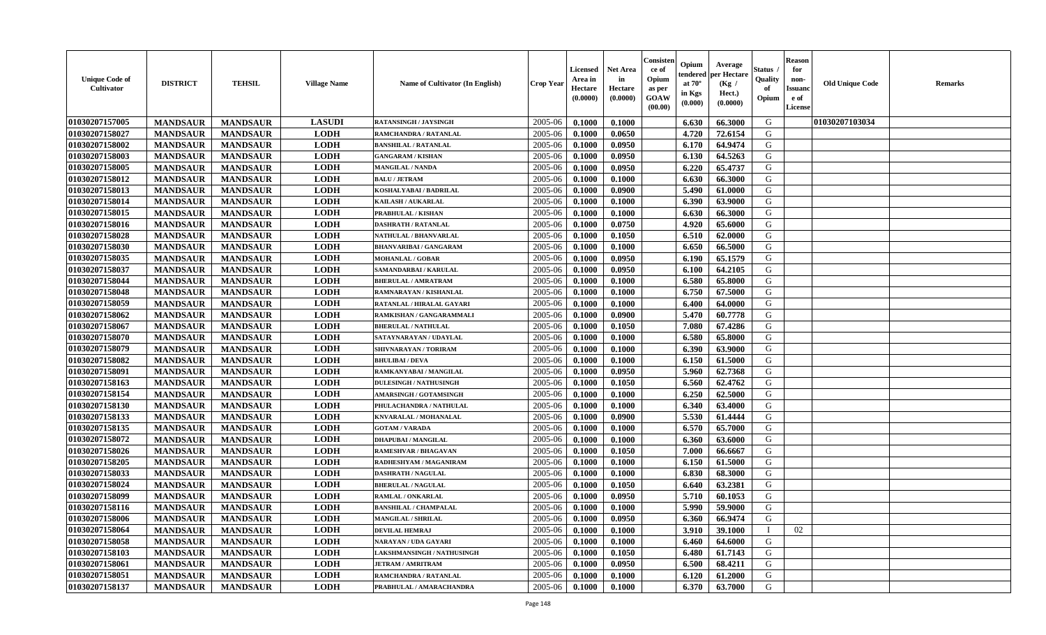| Unique Code of Cultivator | DISTRICT | TEHSIL | Village Name | Name of Cultivator (In English) | Crop Year | Licensed Area in Hectare (0.0000) | Net Area in Hectare (0.0000) | Consistence of Opium as per GOAW (00.00) | Opium tendered at 70° in Kgs (0.000) | Average per Hectare (Kg / Hect.) (0.0000) | Status / Quality of Opium | Reason for non-Issuance of License | Old Unique Code | Remarks |
|---|---|---|---|---|---|---|---|---|---|---|---|---|---|---|
| 01030207157005 | MANDSAUR | MANDSAUR | LASUDI | RATANSINGH / JAYSINGH | 2005-06 | 0.1000 | 0.1000 | | 6.630 | 66.3000 | G | | 01030207103034 | |
| 01030207158027 | MANDSAUR | MANDSAUR | LODH | RAMCHANDRA / RATANLAL | 2005-06 | 0.1000 | 0.0650 | | 4.720 | 72.6154 | G | | | |
| 01030207158002 | MANDSAUR | MANDSAUR | LODH | BANSHILAL / RATANLAL | 2005-06 | 0.1000 | 0.0950 | | 6.170 | 64.9474 | G | | | |
| 01030207158003 | MANDSAUR | MANDSAUR | LODH | GANGARAM / KISHAN | 2005-06 | 0.1000 | 0.0950 | | 6.130 | 64.5263 | G | | | |
| 01030207158005 | MANDSAUR | MANDSAUR | LODH | MANGILAL / NANDA | 2005-06 | 0.1000 | 0.0950 | | 6.220 | 65.4737 | G | | | |
| 01030207158012 | MANDSAUR | MANDSAUR | LODH | BALU / JETRAM | 2005-06 | 0.1000 | 0.1000 | | 6.630 | 66.3000 | G | | | |
| 01030207158013 | MANDSAUR | MANDSAUR | LODH | KOSHALYABAI / BADRILAL | 2005-06 | 0.1000 | 0.0900 | | 5.490 | 61.0000 | G | | | |
| 01030207158014 | MANDSAUR | MANDSAUR | LODH | KAILASH / AUKARLAL | 2005-06 | 0.1000 | 0.1000 | | 6.390 | 63.9000 | G | | | |
| 01030207158015 | MANDSAUR | MANDSAUR | LODH | PRABHULAL / KISHAN | 2005-06 | 0.1000 | 0.1000 | | 6.630 | 66.3000 | G | | | |
| 01030207158016 | MANDSAUR | MANDSAUR | LODH | DASHRATH / RATANLAL | 2005-06 | 0.1000 | 0.0750 | | 4.920 | 65.6000 | G | | | |
| 01030207158028 | MANDSAUR | MANDSAUR | LODH | NATHULAL / BHANVARLAL | 2005-06 | 0.1000 | 0.1050 | | 6.510 | 62.0000 | G | | | |
| 01030207158030 | MANDSAUR | MANDSAUR | LODH | BHANVARIBAI / GANGARAM | 2005-06 | 0.1000 | 0.1000 | | 6.650 | 66.5000 | G | | | |
| 01030207158035 | MANDSAUR | MANDSAUR | LODH | MOHANLAL / GOBAR | 2005-06 | 0.1000 | 0.0950 | | 6.190 | 65.1579 | G | | | |
| 01030207158037 | MANDSAUR | MANDSAUR | LODH | SAMANDARBAI / KARULAL | 2005-06 | 0.1000 | 0.0950 | | 6.100 | 64.2105 | G | | | |
| 01030207158044 | MANDSAUR | MANDSAUR | LODH | BHERULAL / AMRATRAM | 2005-06 | 0.1000 | 0.1000 | | 6.580 | 65.8000 | G | | | |
| 01030207158048 | MANDSAUR | MANDSAUR | LODH | RAMNARAYAN / KISHANLAL | 2005-06 | 0.1000 | 0.1000 | | 6.750 | 67.5000 | G | | | |
| 01030207158059 | MANDSAUR | MANDSAUR | LODH | RATANLAL / HIRALAL GAYARI | 2005-06 | 0.1000 | 0.1000 | | 6.400 | 64.0000 | G | | | |
| 01030207158062 | MANDSAUR | MANDSAUR | LODH | RAMKISHAN / GANGARAMMALI | 2005-06 | 0.1000 | 0.0900 | | 5.470 | 60.7778 | G | | | |
| 01030207158067 | MANDSAUR | MANDSAUR | LODH | BHERULAL / NATHULAL | 2005-06 | 0.1000 | 0.1050 | | 7.080 | 67.4286 | G | | | |
| 01030207158070 | MANDSAUR | MANDSAUR | LODH | SATAYNARAYAN / UDAYLAL | 2005-06 | 0.1000 | 0.1000 | | 6.580 | 65.8000 | G | | | |
| 01030207158079 | MANDSAUR | MANDSAUR | LODH | SHIVNARAYAN / TORIRAM | 2005-06 | 0.1000 | 0.1000 | | 6.390 | 63.9000 | G | | | |
| 01030207158082 | MANDSAUR | MANDSAUR | LODH | BHULIBAI / DEVA | 2005-06 | 0.1000 | 0.1000 | | 6.150 | 61.5000 | G | | | |
| 01030207158091 | MANDSAUR | MANDSAUR | LODH | RAMKANYABAI / MANGILAL | 2005-06 | 0.1000 | 0.0950 | | 5.960 | 62.7368 | G | | | |
| 01030207158163 | MANDSAUR | MANDSAUR | LODH | DULESINGH / NATHUSINGH | 2005-06 | 0.1000 | 0.1050 | | 6.560 | 62.4762 | G | | | |
| 01030207158154 | MANDSAUR | MANDSAUR | LODH | AMARSINGH / GOTAMSINGH | 2005-06 | 0.1000 | 0.1000 | | 6.250 | 62.5000 | G | | | |
| 01030207158130 | MANDSAUR | MANDSAUR | LODH | PHULACHANDRA / NATHULAL | 2005-06 | 0.1000 | 0.1000 | | 6.340 | 63.4000 | G | | | |
| 01030207158133 | MANDSAUR | MANDSAUR | LODH | KNVARALAL / MOHANALAL | 2005-06 | 0.1000 | 0.0900 | | 5.530 | 61.4444 | G | | | |
| 01030207158135 | MANDSAUR | MANDSAUR | LODH | GOTAM / VARADA | 2005-06 | 0.1000 | 0.1000 | | 6.570 | 65.7000 | G | | | |
| 01030207158072 | MANDSAUR | MANDSAUR | LODH | DHAPUBAI / MANGILAL | 2005-06 | 0.1000 | 0.1000 | | 6.360 | 63.6000 | G | | | |
| 01030207158026 | MANDSAUR | MANDSAUR | LODH | RAMESHVAR / BHAGAVAN | 2005-06 | 0.1000 | 0.1050 | | 7.000 | 66.6667 | G | | | |
| 01030207158205 | MANDSAUR | MANDSAUR | LODH | RADHESHYAM / MAGANIRAM | 2005-06 | 0.1000 | 0.1000 | | 6.150 | 61.5000 | G | | | |
| 01030207158033 | MANDSAUR | MANDSAUR | LODH | DASHRATH / NAGULAL | 2005-06 | 0.1000 | 0.1000 | | 6.830 | 68.3000 | G | | | |
| 01030207158024 | MANDSAUR | MANDSAUR | LODH | BHERULAL / NAGULAL | 2005-06 | 0.1000 | 0.1050 | | 6.640 | 63.2381 | G | | | |
| 01030207158099 | MANDSAUR | MANDSAUR | LODH | RAMLAL / ONKARLAL | 2005-06 | 0.1000 | 0.0950 | | 5.710 | 60.1053 | G | | | |
| 01030207158116 | MANDSAUR | MANDSAUR | LODH | BANSHILAL / CHAMPALAL | 2005-06 | 0.1000 | 0.1000 | | 5.990 | 59.9000 | G | | | |
| 01030207158006 | MANDSAUR | MANDSAUR | LODH | MANGILAL / SHRILAL | 2005-06 | 0.1000 | 0.0950 | | 6.360 | 66.9474 | G | | | |
| 01030207158064 | MANDSAUR | MANDSAUR | LODH | DEVILAL HEMRAJ | 2005-06 | 0.1000 | 0.1000 | | 3.910 | 39.1000 | I | 02 | | |
| 01030207158058 | MANDSAUR | MANDSAUR | LODH | NARAYAN / UDA GAYARI | 2005-06 | 0.1000 | 0.1000 | | 6.460 | 64.6000 | G | | | |
| 01030207158103 | MANDSAUR | MANDSAUR | LODH | LAKSHMANSINGH / NATHUSINGH | 2005-06 | 0.1000 | 0.1050 | | 6.480 | 61.7143 | G | | | |
| 01030207158061 | MANDSAUR | MANDSAUR | LODH | JETRAM / AMRITRAM | 2005-06 | 0.1000 | 0.0950 | | 6.500 | 68.4211 | G | | | |
| 01030207158051 | MANDSAUR | MANDSAUR | LODH | RAMCHANDRA / RATANLAL | 2005-06 | 0.1000 | 0.1000 | | 6.120 | 61.2000 | G | | | |
| 01030207158137 | MANDSAUR | MANDSAUR | LODH | PRABHULAL / AMARACHANDRA | 2005-06 | 0.1000 | 0.1000 | | 6.370 | 63.7000 | G | | | |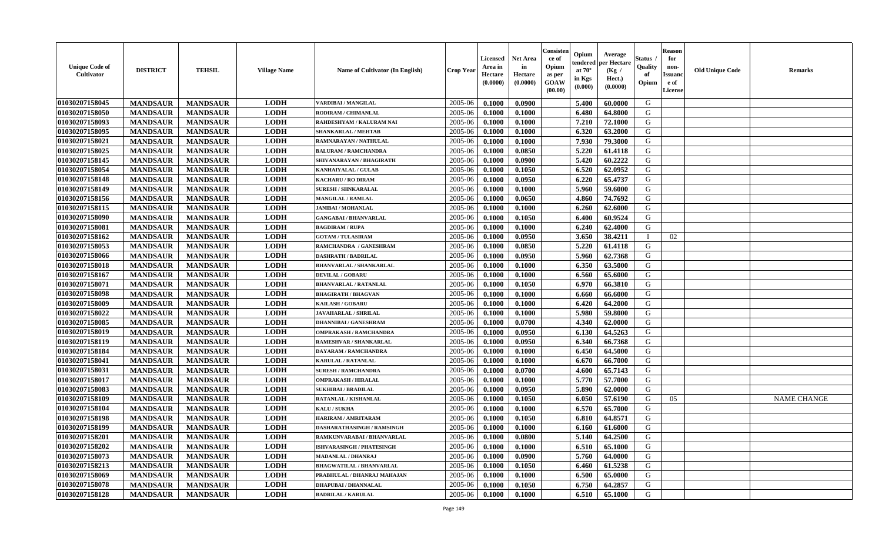| Unique Code of Cultivator | DISTRICT | TEHSIL | Village Name | Name of Cultivator (In English) | Crop Year | Licensed Area in Hectare (0.0000) | Net Area in Hectare (0.0000) | Consistence of Opium as per GOAW (00.00) | Opium tendered at 70° in Kgs (0.000) | Average per Hectare (Kg / Hect.) (0.0000) | Status / Quality of Opium | Reason for non-Issuance of License | Old Unique Code | Remarks |
|---|---|---|---|---|---|---|---|---|---|---|---|---|---|---|
| 01030207158045 | MANDSAUR | MANDSAUR | LODH | VARDIBAI / MANGILAL | 2005-06 | 0.1000 | 0.0900 | | 5.400 | 60.0000 | G | | | |
| 01030207158050 | MANDSAUR | MANDSAUR | LODH | RODIRAM / CHIMANLAL | 2005-06 | 0.1000 | 0.1000 | | 6.480 | 64.8000 | G | | | |
| 01030207158093 | MANDSAUR | MANDSAUR | LODH | RAHDESHYAM / KALURAM NAI | 2005-06 | 0.1000 | 0.1000 | | 7.210 | 72.1000 | G | | | |
| 01030207158095 | MANDSAUR | MANDSAUR | LODH | SHANKARLAL / MEHTAB | 2005-06 | 0.1000 | 0.1000 | | 6.320 | 63.2000 | G | | | |
| 01030207158021 | MANDSAUR | MANDSAUR | LODH | RAMNARAYAN / NATHULAL | 2005-06 | 0.1000 | 0.1000 | | 7.930 | 79.3000 | G | | | |
| 01030207158025 | MANDSAUR | MANDSAUR | LODH | BALURAM / RAMCHANDRA | 2005-06 | 0.1000 | 0.0850 | | 5.220 | 61.4118 | G | | | |
| 01030207158145 | MANDSAUR | MANDSAUR | LODH | SHIVANARAYAN / BHAGIRATH | 2005-06 | 0.1000 | 0.0900 | | 5.420 | 60.2222 | G | | | |
| 01030207158054 | MANDSAUR | MANDSAUR | LODH | KANHAIYALAL / GULAB | 2005-06 | 0.1000 | 0.1050 | | 6.520 | 62.0952 | G | | | |
| 01030207158148 | MANDSAUR | MANDSAUR | LODH | KACHARU / RO DIRAM | 2005-06 | 0.1000 | 0.0950 | | 6.220 | 65.4737 | G | | | |
| 01030207158149 | MANDSAUR | MANDSAUR | LODH | SURESH / SHNKARALAL | 2005-06 | 0.1000 | 0.1000 | | 5.960 | 59.6000 | G | | | |
| 01030207158156 | MANDSAUR | MANDSAUR | LODH | MANGILAL / RAMLAL | 2005-06 | 0.1000 | 0.0650 | | 4.860 | 74.7692 | G | | | |
| 01030207158115 | MANDSAUR | MANDSAUR | LODH | JANIBAI / MOHANLAL | 2005-06 | 0.1000 | 0.1000 | | 6.260 | 62.6000 | G | | | |
| 01030207158090 | MANDSAUR | MANDSAUR | LODH | GANGABAI / BHANVARLAL | 2005-06 | 0.1000 | 0.1050 | | 6.400 | 60.9524 | G | | | |
| 01030207158081 | MANDSAUR | MANDSAUR | LODH | BAGDIRAM / RUPA | 2005-06 | 0.1000 | 0.1000 | | 6.240 | 62.4000 | G | | | |
| 01030207158162 | MANDSAUR | MANDSAUR | LODH | GOTAM / TULASIRAM | 2005-06 | 0.1000 | 0.0950 | | 3.650 | 38.4211 | I | 02 | | |
| 01030207158053 | MANDSAUR | MANDSAUR | LODH | RAMCHANDRA / GANESHRAM | 2005-06 | 0.1000 | 0.0850 | | 5.220 | 61.4118 | G | | | |
| 01030207158066 | MANDSAUR | MANDSAUR | LODH | DASHRATH / BADRILAL | 2005-06 | 0.1000 | 0.0950 | | 5.960 | 62.7368 | G | | | |
| 01030207158018 | MANDSAUR | MANDSAUR | LODH | BHANVARLAL / SHANKARLAL | 2005-06 | 0.1000 | 0.1000 | | 6.350 | 63.5000 | G | | | |
| 01030207158167 | MANDSAUR | MANDSAUR | LODH | DEVILAL / GOBARU | 2005-06 | 0.1000 | 0.1000 | | 6.560 | 65.6000 | G | | | |
| 01030207158071 | MANDSAUR | MANDSAUR | LODH | BHANVARLAL / RATANLAL | 2005-06 | 0.1000 | 0.1050 | | 6.970 | 66.3810 | G | | | |
| 01030207158098 | MANDSAUR | MANDSAUR | LODH | BHAGIRATH / BHAGVAN | 2005-06 | 0.1000 | 0.1000 | | 6.660 | 66.6000 | G | | | |
| 01030207158009 | MANDSAUR | MANDSAUR | LODH | KAILASH / GOBARU | 2005-06 | 0.1000 | 0.1000 | | 6.420 | 64.2000 | G | | | |
| 01030207158022 | MANDSAUR | MANDSAUR | LODH | JAVAHARLAL / SHRILAL | 2005-06 | 0.1000 | 0.1000 | | 5.980 | 59.8000 | G | | | |
| 01030207158085 | MANDSAUR | MANDSAUR | LODH | DHANNIBAI / GANESHRAM | 2005-06 | 0.1000 | 0.0700 | | 4.340 | 62.0000 | G | | | |
| 01030207158019 | MANDSAUR | MANDSAUR | LODH | OMPRAKASH / RAMCHANDRA | 2005-06 | 0.1000 | 0.0950 | | 6.130 | 64.5263 | G | | | |
| 01030207158119 | MANDSAUR | MANDSAUR | LODH | RAMESHVAR / SHANKARLAL | 2005-06 | 0.1000 | 0.0950 | | 6.340 | 66.7368 | G | | | |
| 01030207158184 | MANDSAUR | MANDSAUR | LODH | DAYARAM / RAMCHANDRA | 2005-06 | 0.1000 | 0.1000 | | 6.450 | 64.5000 | G | | | |
| 01030207158041 | MANDSAUR | MANDSAUR | LODH | KARULAL / RATANLAL | 2005-06 | 0.1000 | 0.1000 | | 6.670 | 66.7000 | G | | | |
| 01030207158031 | MANDSAUR | MANDSAUR | LODH | SURESH / RAMCHANDRA | 2005-06 | 0.1000 | 0.0700 | | 4.600 | 65.7143 | G | | | |
| 01030207158017 | MANDSAUR | MANDSAUR | LODH | OMPRAKASH / HIRALAL | 2005-06 | 0.1000 | 0.1000 | | 5.770 | 57.7000 | G | | | |
| 01030207158083 | MANDSAUR | MANDSAUR | LODH | SUKHIBAI / BRADILAL | 2005-06 | 0.1000 | 0.0950 | | 5.890 | 62.0000 | G | | | |
| 01030207158109 | MANDSAUR | MANDSAUR | LODH | RATANLAL / KISHANLAL | 2005-06 | 0.1000 | 0.1050 | | 6.050 | 57.6190 | G | 05 | | NAME CHANGE |
| 01030207158104 | MANDSAUR | MANDSAUR | LODH | KALU / SUKHA | 2005-06 | 0.1000 | 0.1000 | | 6.570 | 65.7000 | G | | | |
| 01030207158198 | MANDSAUR | MANDSAUR | LODH | HARIRAM / AMRITARAM | 2005-06 | 0.1000 | 0.1050 | | 6.810 | 64.8571 | G | | | |
| 01030207158199 | MANDSAUR | MANDSAUR | LODH | DASHARATHASINGH / RAMSINGH | 2005-06 | 0.1000 | 0.1000 | | 6.160 | 61.6000 | G | | | |
| 01030207158201 | MANDSAUR | MANDSAUR | LODH | RAMKUNVARABAI / BHANVARLAL | 2005-06 | 0.1000 | 0.0800 | | 5.140 | 64.2500 | G | | | |
| 01030207158202 | MANDSAUR | MANDSAUR | LODH | ISHVARASINGH / PHATESINGH | 2005-06 | 0.1000 | 0.1000 | | 6.510 | 65.1000 | G | | | |
| 01030207158073 | MANDSAUR | MANDSAUR | LODH | MADANLAL / DHANRAJ | 2005-06 | 0.1000 | 0.0900 | | 5.760 | 64.0000 | G | | | |
| 01030207158213 | MANDSAUR | MANDSAUR | LODH | BHAGWATILAL / BHANVARLAL | 2005-06 | 0.1000 | 0.1050 | | 6.460 | 61.5238 | G | | | |
| 01030207158069 | MANDSAUR | MANDSAUR | LODH | PRABHULAL / DHANRAJ MAHAJAN | 2005-06 | 0.1000 | 0.1000 | | 6.500 | 65.0000 | G | | | |
| 01030207158078 | MANDSAUR | MANDSAUR | LODH | DHAPUBAI / DHANNALAL | 2005-06 | 0.1000 | 0.1050 | | 6.750 | 64.2857 | G | | | |
| 01030207158128 | MANDSAUR | MANDSAUR | LODH | BADRILAL / KARULAL | 2005-06 | 0.1000 | 0.1000 | | 6.510 | 65.1000 | G | | | |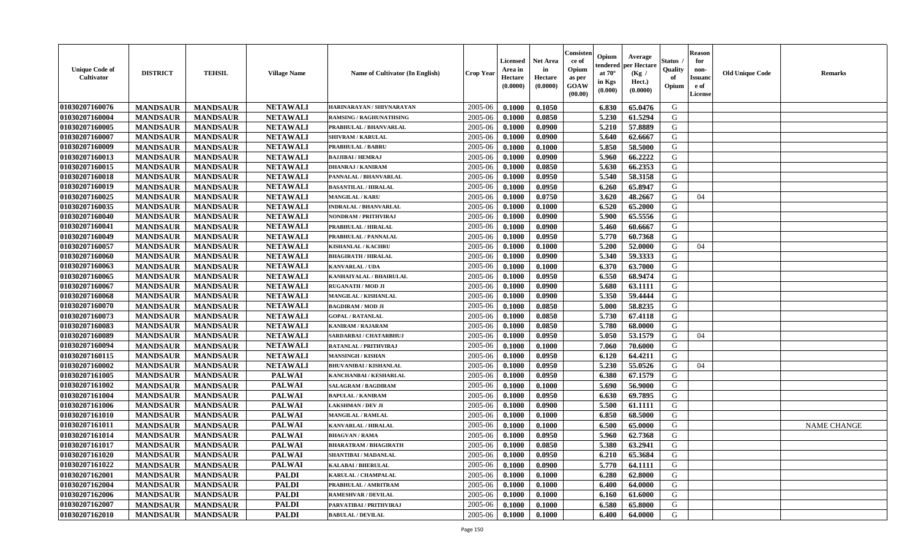| Unique Code of Cultivator | DISTRICT | TEHSIL | Village Name | Name of Cultivator (In English) | Crop Year | Licensed Area in Hectare (0.0000) | Net Area in Hectare (0.0000) | Consistence of Opium as per GOAW (00.00) | Opium tendered at 70° in Kgs (0.000) | Average per Hectare (Kg / Hect.) (0.0000) | Status / Quality of Opium | Reason for non-Issuance of License | Old Unique Code | Remarks |
|---|---|---|---|---|---|---|---|---|---|---|---|---|---|---|
| 01030207160076 | MANDSAUR | MANDSAUR | NETAWALI | HARINARAYAN / SHIVNARAYAN | 2005-06 | 0.1000 | 0.1050 | | 6.830 | 65.0476 | G | | | |
| 01030207160004 | MANDSAUR | MANDSAUR | NETAWALI | RAMSING / RAGHUNATHSING | 2005-06 | 0.1000 | 0.0850 | | 5.230 | 61.5294 | G | | | |
| 01030207160005 | MANDSAUR | MANDSAUR | NETAWALI | PRABHULAL / BHANVARLAL | 2005-06 | 0.1000 | 0.0900 | | 5.210 | 57.8889 | G | | | |
| 01030207160007 | MANDSAUR | MANDSAUR | NETAWALI | SHIVRAM / KARULAL | 2005-06 | 0.1000 | 0.0900 | | 5.640 | 62.6667 | G | | | |
| 01030207160009 | MANDSAUR | MANDSAUR | NETAWALI | PRABHULAL / BABRU | 2005-06 | 0.1000 | 0.1000 | | 5.850 | 58.5000 | G | | | |
| 01030207160013 | MANDSAUR | MANDSAUR | NETAWALI | BAJJIBAI / HEMRAJ | 2005-06 | 0.1000 | 0.0900 | | 5.960 | 66.2222 | G | | | |
| 01030207160015 | MANDSAUR | MANDSAUR | NETAWALI | DHANRAJ / KANIRAM | 2005-06 | 0.1000 | 0.0850 | | 5.630 | 66.2353 | G | | | |
| 01030207160018 | MANDSAUR | MANDSAUR | NETAWALI | PANNALAL / BHANVARLAL | 2005-06 | 0.1000 | 0.0950 | | 5.540 | 58.3158 | G | | | |
| 01030207160019 | MANDSAUR | MANDSAUR | NETAWALI | BASANTILAL / HIRALAL | 2005-06 | 0.1000 | 0.0950 | | 6.260 | 65.8947 | G | | | |
| 01030207160025 | MANDSAUR | MANDSAUR | NETAWALI | MANGILAL / KARU | 2005-06 | 0.1000 | 0.0750 | | 3.620 | 48.2667 | G | 04 | | |
| 01030207160035 | MANDSAUR | MANDSAUR | NETAWALI | INDRALAL / BHANVARLAL | 2005-06 | 0.1000 | 0.1000 | | 6.520 | 65.2000 | G | | | |
| 01030207160040 | MANDSAUR | MANDSAUR | NETAWALI | NONDRAM / PRITHVIRAJ | 2005-06 | 0.1000 | 0.0900 | | 5.900 | 65.5556 | G | | | |
| 01030207160041 | MANDSAUR | MANDSAUR | NETAWALI | PRABHULAL / HIRALAL | 2005-06 | 0.1000 | 0.0900 | | 5.460 | 60.6667 | G | | | |
| 01030207160049 | MANDSAUR | MANDSAUR | NETAWALI | PRABHULAL / PANNALAL | 2005-06 | 0.1000 | 0.0950 | | 5.770 | 60.7368 | G | | | |
| 01030207160057 | MANDSAUR | MANDSAUR | NETAWALI | KISHANLAL / KACHRU | 2005-06 | 0.1000 | 0.1000 | | 5.200 | 52.0000 | G | 04 | | |
| 01030207160060 | MANDSAUR | MANDSAUR | NETAWALI | BHAGIRATH / HIRALAL | 2005-06 | 0.1000 | 0.0900 | | 5.340 | 59.3333 | G | | | |
| 01030207160063 | MANDSAUR | MANDSAUR | NETAWALI | KANVARLAL / UDA | 2005-06 | 0.1000 | 0.1000 | | 6.370 | 63.7000 | G | | | |
| 01030207160065 | MANDSAUR | MANDSAUR | NETAWALI | KANHAIYALAL / BHAIRULAL | 2005-06 | 0.1000 | 0.0950 | | 6.550 | 68.9474 | G | | | |
| 01030207160067 | MANDSAUR | MANDSAUR | NETAWALI | RUGANATH / MOD JI | 2005-06 | 0.1000 | 0.0900 | | 5.680 | 63.1111 | G | | | |
| 01030207160068 | MANDSAUR | MANDSAUR | NETAWALI | MANGILAL / KISHANLAL | 2005-06 | 0.1000 | 0.0900 | | 5.350 | 59.4444 | G | | | |
| 01030207160070 | MANDSAUR | MANDSAUR | NETAWALI | BAGDIRAM / MOD JI | 2005-06 | 0.1000 | 0.0850 | | 5.000 | 58.8235 | G | | | |
| 01030207160073 | MANDSAUR | MANDSAUR | NETAWALI | GOPAL / RATANLAL | 2005-06 | 0.1000 | 0.0850 | | 5.730 | 67.4118 | G | | | |
| 01030207160083 | MANDSAUR | MANDSAUR | NETAWALI | KANIRAM / RAJARAM | 2005-06 | 0.1000 | 0.0850 | | 5.780 | 68.0000 | G | | | |
| 01030207160089 | MANDSAUR | MANDSAUR | NETAWALI | SARDARBAI / CHATARBHUJ | 2005-06 | 0.1000 | 0.0950 | | 5.050 | 53.1579 | G | 04 | | |
| 01030207160094 | MANDSAUR | MANDSAUR | NETAWALI | RATANLAL / PRITHVIRAJ | 2005-06 | 0.1000 | 0.1000 | | 7.060 | 70.6000 | G | | | |
| 01030207160115 | MANDSAUR | MANDSAUR | NETAWALI | MANSINGH / KISHAN | 2005-06 | 0.1000 | 0.0950 | | 6.120 | 64.4211 | G | | | |
| 01030207160002 | MANDSAUR | MANDSAUR | NETAWALI | BHUVANIBAI / KISHANLAL | 2005-06 | 0.1000 | 0.0950 | | 5.230 | 55.0526 | G | 04 | | |
| 01030207161005 | MANDSAUR | MANDSAUR | PALWAI | KANCHANBAI / KESHARLAL | 2005-06 | 0.1000 | 0.0950 | | 6.380 | 67.1579 | G | | | |
| 01030207161002 | MANDSAUR | MANDSAUR | PALWAI | SALAGRAM / BAGDIRAM | 2005-06 | 0.1000 | 0.1000 | | 5.690 | 56.9000 | G | | | |
| 01030207161004 | MANDSAUR | MANDSAUR | PALWAI | BAPULAL / KANIRAM | 2005-06 | 0.1000 | 0.0950 | | 6.630 | 69.7895 | G | | | |
| 01030207161006 | MANDSAUR | MANDSAUR | PALWAI | LAKSHMAN / DEV JI | 2005-06 | 0.1000 | 0.0900 | | 5.500 | 61.1111 | G | | | |
| 01030207161010 | MANDSAUR | MANDSAUR | PALWAI | MANGILAL / RAMLAL | 2005-06 | 0.1000 | 0.1000 | | 6.850 | 68.5000 | G | | | |
| 01030207161011 | MANDSAUR | MANDSAUR | PALWAI | KANVARLAL / HIRALAL | 2005-06 | 0.1000 | 0.1000 | | 6.500 | 65.0000 | G | | | NAME CHANGE |
| 01030207161014 | MANDSAUR | MANDSAUR | PALWAI | BHAGVAN / RAMA | 2005-06 | 0.1000 | 0.0950 | | 5.960 | 62.7368 | G | | | |
| 01030207161017 | MANDSAUR | MANDSAUR | PALWAI | BHARATRAM / BHAGIRATH | 2005-06 | 0.1000 | 0.0850 | | 5.380 | 63.2941 | G | | | |
| 01030207161020 | MANDSAUR | MANDSAUR | PALWAI | SHANTIBAI / MADANLAL | 2005-06 | 0.1000 | 0.0950 | | 6.210 | 65.3684 | G | | | |
| 01030207161022 | MANDSAUR | MANDSAUR | PALWAI | KALABAI / BHERULAL | 2005-06 | 0.1000 | 0.0900 | | 5.770 | 64.1111 | G | | | |
| 01030207162001 | MANDSAUR | MANDSAUR | PALDI | KARULAL / CHAMPALAL | 2005-06 | 0.1000 | 0.1000 | | 6.280 | 62.8000 | G | | | |
| 01030207162004 | MANDSAUR | MANDSAUR | PALDI | PRABHULAL / AMRITRAM | 2005-06 | 0.1000 | 0.1000 | | 6.400 | 64.0000 | G | | | |
| 01030207162006 | MANDSAUR | MANDSAUR | PALDI | RAMESHVAR / DEVILAL | 2005-06 | 0.1000 | 0.1000 | | 6.160 | 61.6000 | G | | | |
| 01030207162007 | MANDSAUR | MANDSAUR | PALDI | PARVATIBAI / PRITHVIRAJ | 2005-06 | 0.1000 | 0.1000 | | 6.580 | 65.8000 | G | | | |
| 01030207162010 | MANDSAUR | MANDSAUR | PALDI | BABULAL / DEVILAL | 2005-06 | 0.1000 | 0.1000 | | 6.400 | 64.0000 | G | | | |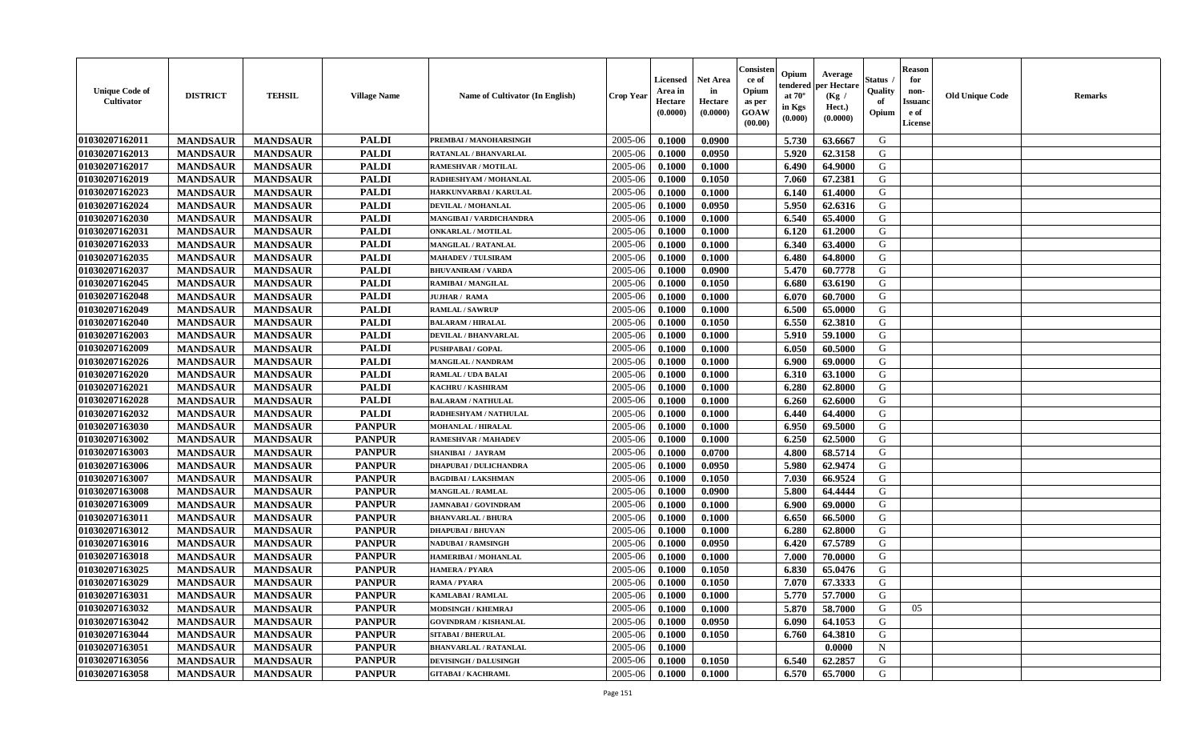| Unique Code of Cultivator | DISTRICT | TEHSIL | Village Name | Name of Cultivator (In English) | Crop Year | Licensed Area in Hectare (0.0000) | Net Area in Hectare (0.0000) | Consistence of Opium as per GOAW (00.00) | Opium tendered at 70° in Kgs (0.000) | Average per Hectare (Kg / Hect.) (0.0000) | Status / Quality of Opium | Reason for non-Issuance of License | Old Unique Code | Remarks |
|---|---|---|---|---|---|---|---|---|---|---|---|---|---|---|
| 01030207162011 | MANDSAUR | MANDSAUR | PALDI | PREMBAI / MANOHARSINGH | 2005-06 | 0.1000 | 0.0900 | | 5.730 | 63.6667 | G | | | |
| 01030207162013 | MANDSAUR | MANDSAUR | PALDI | RATANLAL / BHANVARLAL | 2005-06 | 0.1000 | 0.0950 | | 5.920 | 62.3158 | G | | | |
| 01030207162017 | MANDSAUR | MANDSAUR | PALDI | RAMESHVAR / MOTILAL | 2005-06 | 0.1000 | 0.1000 | | 6.490 | 64.9000 | G | | | |
| 01030207162019 | MANDSAUR | MANDSAUR | PALDI | RADHESHYAM / MOHANLAL | 2005-06 | 0.1000 | 0.1050 | | 7.060 | 67.2381 | G | | | |
| 01030207162023 | MANDSAUR | MANDSAUR | PALDI | HARKUNVARBAI / KARULAL | 2005-06 | 0.1000 | 0.1000 | | 6.140 | 61.4000 | G | | | |
| 01030207162024 | MANDSAUR | MANDSAUR | PALDI | DEVILAL / MOHANLAL | 2005-06 | 0.1000 | 0.0950 | | 5.950 | 62.6316 | G | | | |
| 01030207162030 | MANDSAUR | MANDSAUR | PALDI | MANGIBAI / VARDICHANDRA | 2005-06 | 0.1000 | 0.1000 | | 6.540 | 65.4000 | G | | | |
| 01030207162031 | MANDSAUR | MANDSAUR | PALDI | ONKARLAL / MOTILAL | 2005-06 | 0.1000 | 0.1000 | | 6.120 | 61.2000 | G | | | |
| 01030207162033 | MANDSAUR | MANDSAUR | PALDI | MANGILAL / RATANLAL | 2005-06 | 0.1000 | 0.1000 | | 6.340 | 63.4000 | G | | | |
| 01030207162035 | MANDSAUR | MANDSAUR | PALDI | MAHADEV / TULSIRAM | 2005-06 | 0.1000 | 0.1000 | | 6.480 | 64.8000 | G | | | |
| 01030207162037 | MANDSAUR | MANDSAUR | PALDI | BHUVANIRAM / VARDA | 2005-06 | 0.1000 | 0.0900 | | 5.470 | 60.7778 | G | | | |
| 01030207162045 | MANDSAUR | MANDSAUR | PALDI | RAMIBAI / MANGILAL | 2005-06 | 0.1000 | 0.1050 | | 6.680 | 63.6190 | G | | | |
| 01030207162048 | MANDSAUR | MANDSAUR | PALDI | JUJHAR / RAMA | 2005-06 | 0.1000 | 0.1000 | | 6.070 | 60.7000 | G | | | |
| 01030207162049 | MANDSAUR | MANDSAUR | PALDI | RAMLAL / SAWRUP | 2005-06 | 0.1000 | 0.1000 | | 6.500 | 65.0000 | G | | | |
| 01030207162040 | MANDSAUR | MANDSAUR | PALDI | BALARAM / HIRALAL | 2005-06 | 0.1000 | 0.1050 | | 6.550 | 62.3810 | G | | | |
| 01030207162003 | MANDSAUR | MANDSAUR | PALDI | DEVILAL / BHANVARLAL | 2005-06 | 0.1000 | 0.1000 | | 5.910 | 59.1000 | G | | | |
| 01030207162009 | MANDSAUR | MANDSAUR | PALDI | PUSHPABAI / GOPAL | 2005-06 | 0.1000 | 0.1000 | | 6.050 | 60.5000 | G | | | |
| 01030207162026 | MANDSAUR | MANDSAUR | PALDI | MANGILAL / NANDRAM | 2005-06 | 0.1000 | 0.1000 | | 6.900 | 69.0000 | G | | | |
| 01030207162020 | MANDSAUR | MANDSAUR | PALDI | RAMLAL / UDA BALAI | 2005-06 | 0.1000 | 0.1000 | | 6.310 | 63.1000 | G | | | |
| 01030207162021 | MANDSAUR | MANDSAUR | PALDI | KACHRU / KASHIRAM | 2005-06 | 0.1000 | 0.1000 | | 6.280 | 62.8000 | G | | | |
| 01030207162028 | MANDSAUR | MANDSAUR | PALDI | BALARAM / NATHULAL | 2005-06 | 0.1000 | 0.1000 | | 6.260 | 62.6000 | G | | | |
| 01030207162032 | MANDSAUR | MANDSAUR | PALDI | RADHESHYAM / NATHULAL | 2005-06 | 0.1000 | 0.1000 | | 6.440 | 64.4000 | G | | | |
| 01030207163030 | MANDSAUR | MANDSAUR | PANPUR | MOHANLAL / HIRALAL | 2005-06 | 0.1000 | 0.1000 | | 6.950 | 69.5000 | G | | | |
| 01030207163002 | MANDSAUR | MANDSAUR | PANPUR | RAMESHVAR / MAHADEV | 2005-06 | 0.1000 | 0.1000 | | 6.250 | 62.5000 | G | | | |
| 01030207163003 | MANDSAUR | MANDSAUR | PANPUR | SHANIBAI / JAYRAM | 2005-06 | 0.1000 | 0.0700 | | 4.800 | 68.5714 | G | | | |
| 01030207163006 | MANDSAUR | MANDSAUR | PANPUR | DHAPUBAI / DULICHANDRA | 2005-06 | 0.1000 | 0.0950 | | 5.980 | 62.9474 | G | | | |
| 01030207163007 | MANDSAUR | MANDSAUR | PANPUR | BAGDIBAI / LAKSHMAN | 2005-06 | 0.1000 | 0.1050 | | 7.030 | 66.9524 | G | | | |
| 01030207163008 | MANDSAUR | MANDSAUR | PANPUR | MANGILAL / RAMLAL | 2005-06 | 0.1000 | 0.0900 | | 5.800 | 64.4444 | G | | | |
| 01030207163009 | MANDSAUR | MANDSAUR | PANPUR | JAMNABAI / GOVINDRAM | 2005-06 | 0.1000 | 0.1000 | | 6.900 | 69.0000 | G | | | |
| 01030207163011 | MANDSAUR | MANDSAUR | PANPUR | BHANVARLAL / BHURA | 2005-06 | 0.1000 | 0.1000 | | 6.650 | 66.5000 | G | | | |
| 01030207163012 | MANDSAUR | MANDSAUR | PANPUR | DHAPUBAI / BHUVAN | 2005-06 | 0.1000 | 0.1000 | | 6.280 | 62.8000 | G | | | |
| 01030207163016 | MANDSAUR | MANDSAUR | PANPUR | NADUBAI / RAMSINGH | 2005-06 | 0.1000 | 0.0950 | | 6.420 | 67.5789 | G | | | |
| 01030207163018 | MANDSAUR | MANDSAUR | PANPUR | HAMERIBAI / MOHANLAL | 2005-06 | 0.1000 | 0.1000 | | 7.000 | 70.0000 | G | | | |
| 01030207163025 | MANDSAUR | MANDSAUR | PANPUR | HAMERA / PYARA | 2005-06 | 0.1000 | 0.1050 | | 6.830 | 65.0476 | G | | | |
| 01030207163029 | MANDSAUR | MANDSAUR | PANPUR | RAMA / PYARA | 2005-06 | 0.1000 | 0.1050 | | 7.070 | 67.3333 | G | | | |
| 01030207163031 | MANDSAUR | MANDSAUR | PANPUR | KAMLABAI / RAMLAL | 2005-06 | 0.1000 | 0.1000 | | 5.770 | 57.7000 | G | | | |
| 01030207163032 | MANDSAUR | MANDSAUR | PANPUR | MODSINGH / KHEMRAJ | 2005-06 | 0.1000 | 0.1000 | | 5.870 | 58.7000 | G | 05 | | |
| 01030207163042 | MANDSAUR | MANDSAUR | PANPUR | GOVINDRAM / KISHANLAL | 2005-06 | 0.1000 | 0.0950 | | 6.090 | 64.1053 | G | | | |
| 01030207163044 | MANDSAUR | MANDSAUR | PANPUR | SITABAI / BHERULAL | 2005-06 | 0.1000 | 0.1050 | | 6.760 | 64.3810 | G | | | |
| 01030207163051 | MANDSAUR | MANDSAUR | PANPUR | BHANVARLAL / RATANLAL | 2005-06 | 0.1000 | | | | 0.0000 | N | | | |
| 01030207163056 | MANDSAUR | MANDSAUR | PANPUR | DEVISINGH / DALUSINGH | 2005-06 | 0.1000 | 0.1050 | | 6.540 | 62.2857 | G | | | |
| 01030207163058 | MANDSAUR | MANDSAUR | PANPUR | GITABAI / KACHRAML | 2005-06 | 0.1000 | 0.1000 | | 6.570 | 65.7000 | G | | | |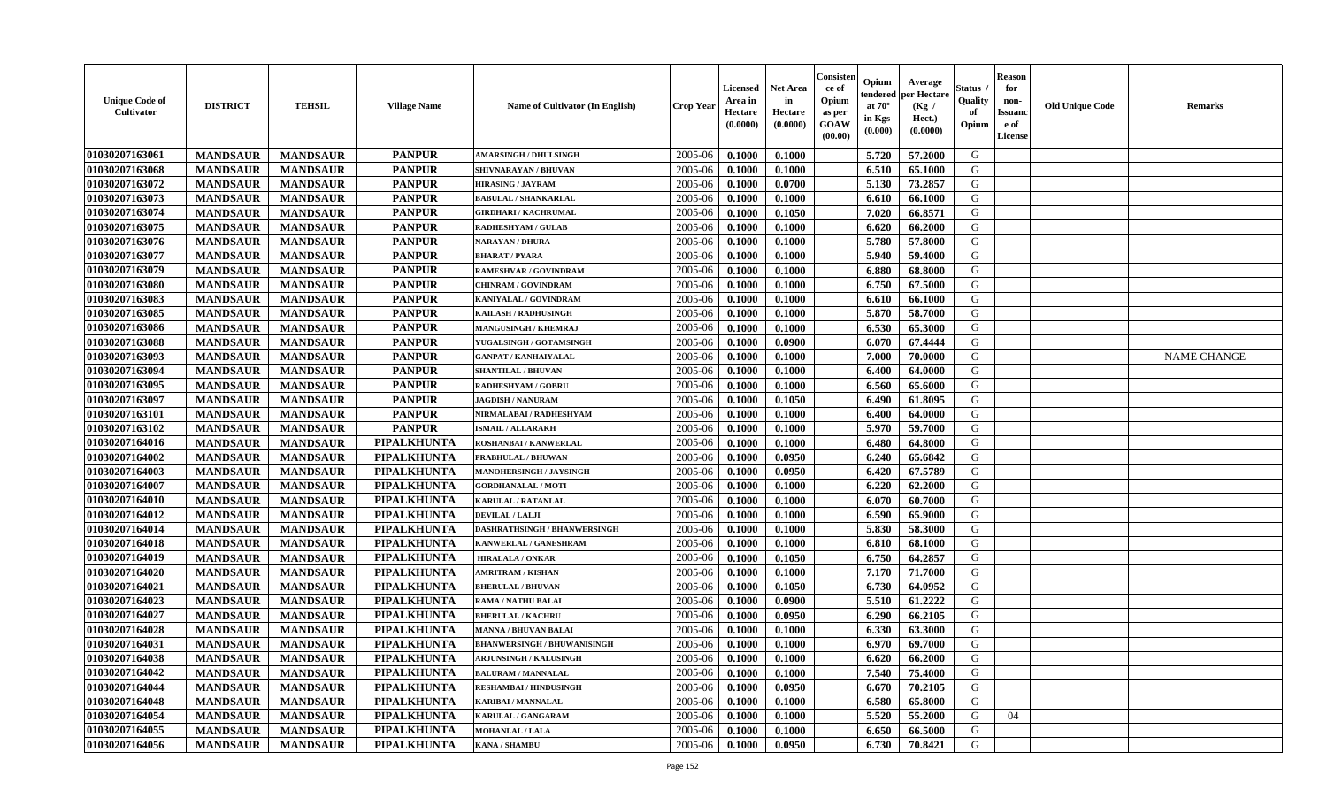| Unique Code of Cultivator | DISTRICT | TEHSIL | Village Name | Name of Cultivator (In English) | Crop Year | Licensed Area in Hectare (0.0000) | Net Area in Hectare (0.0000) | Consistence of Opium as per GOAW (00.00) | Opium tendered at 70° in Kgs (0.000) | Average per Hectare (Kg / Hect.) (0.0000) | Status / Quality of Opium | Reason for non-Issuance of License | Old Unique Code | Remarks |
|---|---|---|---|---|---|---|---|---|---|---|---|---|---|---|
| 01030207163061 | MANDSAUR | MANDSAUR | PANPUR | AMARSINGH / DHULSINGH | 2005-06 | 0.1000 | 0.1000 | | 5.720 | 57.2000 | G | | | |
| 01030207163068 | MANDSAUR | MANDSAUR | PANPUR | SHIVNARAYAN / BHUVAN | 2005-06 | 0.1000 | 0.1000 | | 6.510 | 65.1000 | G | | | |
| 01030207163072 | MANDSAUR | MANDSAUR | PANPUR | HIRASING / JAYRAM | 2005-06 | 0.1000 | 0.0700 | | 5.130 | 73.2857 | G | | | |
| 01030207163073 | MANDSAUR | MANDSAUR | PANPUR | BABULAL / SHANKARLAL | 2005-06 | 0.1000 | 0.1000 | | 6.610 | 66.1000 | G | | | |
| 01030207163074 | MANDSAUR | MANDSAUR | PANPUR | GIRDHARI / KACHRUMAL | 2005-06 | 0.1000 | 0.1050 | | 7.020 | 66.8571 | G | | | |
| 01030207163075 | MANDSAUR | MANDSAUR | PANPUR | RADHESHYAM / GULAB | 2005-06 | 0.1000 | 0.1000 | | 6.620 | 66.2000 | G | | | |
| 01030207163076 | MANDSAUR | MANDSAUR | PANPUR | NARAYAN / DHURA | 2005-06 | 0.1000 | 0.1000 | | 5.780 | 57.8000 | G | | | |
| 01030207163077 | MANDSAUR | MANDSAUR | PANPUR | BHARAT / PYARA | 2005-06 | 0.1000 | 0.1000 | | 5.940 | 59.4000 | G | | | |
| 01030207163079 | MANDSAUR | MANDSAUR | PANPUR | RAMESHVAR / GOVINDRAM | 2005-06 | 0.1000 | 0.1000 | | 6.880 | 68.8000 | G | | | |
| 01030207163080 | MANDSAUR | MANDSAUR | PANPUR | CHINRAM / GOVINDRAM | 2005-06 | 0.1000 | 0.1000 | | 6.750 | 67.5000 | G | | | |
| 01030207163083 | MANDSAUR | MANDSAUR | PANPUR | KANIYALAL / GOVINDRAM | 2005-06 | 0.1000 | 0.1000 | | 6.610 | 66.1000 | G | | | |
| 01030207163085 | MANDSAUR | MANDSAUR | PANPUR | KAILASH / RADHUSINGH | 2005-06 | 0.1000 | 0.1000 | | 5.870 | 58.7000 | G | | | |
| 01030207163086 | MANDSAUR | MANDSAUR | PANPUR | MANGUSINGH / KHEMRAJ | 2005-06 | 0.1000 | 0.1000 | | 6.530 | 65.3000 | G | | | |
| 01030207163088 | MANDSAUR | MANDSAUR | PANPUR | YUGALSINGH / GOTAMSINGH | 2005-06 | 0.1000 | 0.0900 | | 6.070 | 67.4444 | G | | | |
| 01030207163093 | MANDSAUR | MANDSAUR | PANPUR | GANPAT / KANHAIYALAL | 2005-06 | 0.1000 | 0.1000 | | 7.000 | 70.0000 | G | | | NAME CHANGE |
| 01030207163094 | MANDSAUR | MANDSAUR | PANPUR | SHANTILAL / BHUVAN | 2005-06 | 0.1000 | 0.1000 | | 6.400 | 64.0000 | G | | | |
| 01030207163095 | MANDSAUR | MANDSAUR | PANPUR | RADHESHYAM / GOBRU | 2005-06 | 0.1000 | 0.1000 | | 6.560 | 65.6000 | G | | | |
| 01030207163097 | MANDSAUR | MANDSAUR | PANPUR | JAGDISH / NANURAM | 2005-06 | 0.1000 | 0.1050 | | 6.490 | 61.8095 | G | | | |
| 01030207163101 | MANDSAUR | MANDSAUR | PANPUR | NIRMALABAI / RADHESHYAM | 2005-06 | 0.1000 | 0.1000 | | 6.400 | 64.0000 | G | | | |
| 01030207163102 | MANDSAUR | MANDSAUR | PANPUR | ISMAIL / ALLARAKH | 2005-06 | 0.1000 | 0.1000 | | 5.970 | 59.7000 | G | | | |
| 01030207164016 | MANDSAUR | MANDSAUR | PIPALKHUNTA | ROSHANBAI / KANWERLAL | 2005-06 | 0.1000 | 0.1000 | | 6.480 | 64.8000 | G | | | |
| 01030207164002 | MANDSAUR | MANDSAUR | PIPALKHUNTA | PRABHULAL / BHUWAN | 2005-06 | 0.1000 | 0.0950 | | 6.240 | 65.6842 | G | | | |
| 01030207164003 | MANDSAUR | MANDSAUR | PIPALKHUNTA | MANOHERSINGH / JAYSINGH | 2005-06 | 0.1000 | 0.0950 | | 6.420 | 67.5789 | G | | | |
| 01030207164007 | MANDSAUR | MANDSAUR | PIPALKHUNTA | GORDHANALAL / MOTI | 2005-06 | 0.1000 | 0.1000 | | 6.220 | 62.2000 | G | | | |
| 01030207164010 | MANDSAUR | MANDSAUR | PIPALKHUNTA | KARULAL / RATANLAL | 2005-06 | 0.1000 | 0.1000 | | 6.070 | 60.7000 | G | | | |
| 01030207164012 | MANDSAUR | MANDSAUR | PIPALKHUNTA | DEVILAL / LALJI | 2005-06 | 0.1000 | 0.1000 | | 6.590 | 65.9000 | G | | | |
| 01030207164014 | MANDSAUR | MANDSAUR | PIPALKHUNTA | DASHRATHSINGH / BHANWERSINGH | 2005-06 | 0.1000 | 0.1000 | | 5.830 | 58.3000 | G | | | |
| 01030207164018 | MANDSAUR | MANDSAUR | PIPALKHUNTA | KANWERLAL / GANESHRAM | 2005-06 | 0.1000 | 0.1000 | | 6.810 | 68.1000 | G | | | |
| 01030207164019 | MANDSAUR | MANDSAUR | PIPALKHUNTA | HIRALALA / ONKAR | 2005-06 | 0.1000 | 0.1050 | | 6.750 | 64.2857 | G | | | |
| 01030207164020 | MANDSAUR | MANDSAUR | PIPALKHUNTA | AMRITRAM / KISHAN | 2005-06 | 0.1000 | 0.1000 | | 7.170 | 71.7000 | G | | | |
| 01030207164021 | MANDSAUR | MANDSAUR | PIPALKHUNTA | BHERULAL / BHUVAN | 2005-06 | 0.1000 | 0.1050 | | 6.730 | 64.0952 | G | | | |
| 01030207164023 | MANDSAUR | MANDSAUR | PIPALKHUNTA | RAMA / NATHU BALAI | 2005-06 | 0.1000 | 0.0900 | | 5.510 | 61.2222 | G | | | |
| 01030207164027 | MANDSAUR | MANDSAUR | PIPALKHUNTA | BHERULAL / KACHRU | 2005-06 | 0.1000 | 0.0950 | | 6.290 | 66.2105 | G | | | |
| 01030207164028 | MANDSAUR | MANDSAUR | PIPALKHUNTA | MANNA / BHUVAN BALAI | 2005-06 | 0.1000 | 0.1000 | | 6.330 | 63.3000 | G | | | |
| 01030207164031 | MANDSAUR | MANDSAUR | PIPALKHUNTA | BHANWERSINGH / BHUWANISINGH | 2005-06 | 0.1000 | 0.1000 | | 6.970 | 69.7000 | G | | | |
| 01030207164038 | MANDSAUR | MANDSAUR | PIPALKHUNTA | ARJUNSINGH / KALUSINGH | 2005-06 | 0.1000 | 0.1000 | | 6.620 | 66.2000 | G | | | |
| 01030207164042 | MANDSAUR | MANDSAUR | PIPALKHUNTA | BALURAM / MANNALAL | 2005-06 | 0.1000 | 0.1000 | | 7.540 | 75.4000 | G | | | |
| 01030207164044 | MANDSAUR | MANDSAUR | PIPALKHUNTA | RESHAMBAI / HINDUSINGH | 2005-06 | 0.1000 | 0.0950 | | 6.670 | 70.2105 | G | | | |
| 01030207164048 | MANDSAUR | MANDSAUR | PIPALKHUNTA | KARIBAI / MANNALAL | 2005-06 | 0.1000 | 0.1000 | | 6.580 | 65.8000 | G | | | |
| 01030207164054 | MANDSAUR | MANDSAUR | PIPALKHUNTA | KARULAL / GANGARAM | 2005-06 | 0.1000 | 0.1000 | | 5.520 | 55.2000 | G | 04 | | |
| 01030207164055 | MANDSAUR | MANDSAUR | PIPALKHUNTA | MOHANLAL / LALA | 2005-06 | 0.1000 | 0.1000 | | 6.650 | 66.5000 | G | | | |
| 01030207164056 | MANDSAUR | MANDSAUR | PIPALKHUNTA | KANA / SHAMBU | 2005-06 | 0.1000 | 0.0950 | | 6.730 | 70.8421 | G | | | |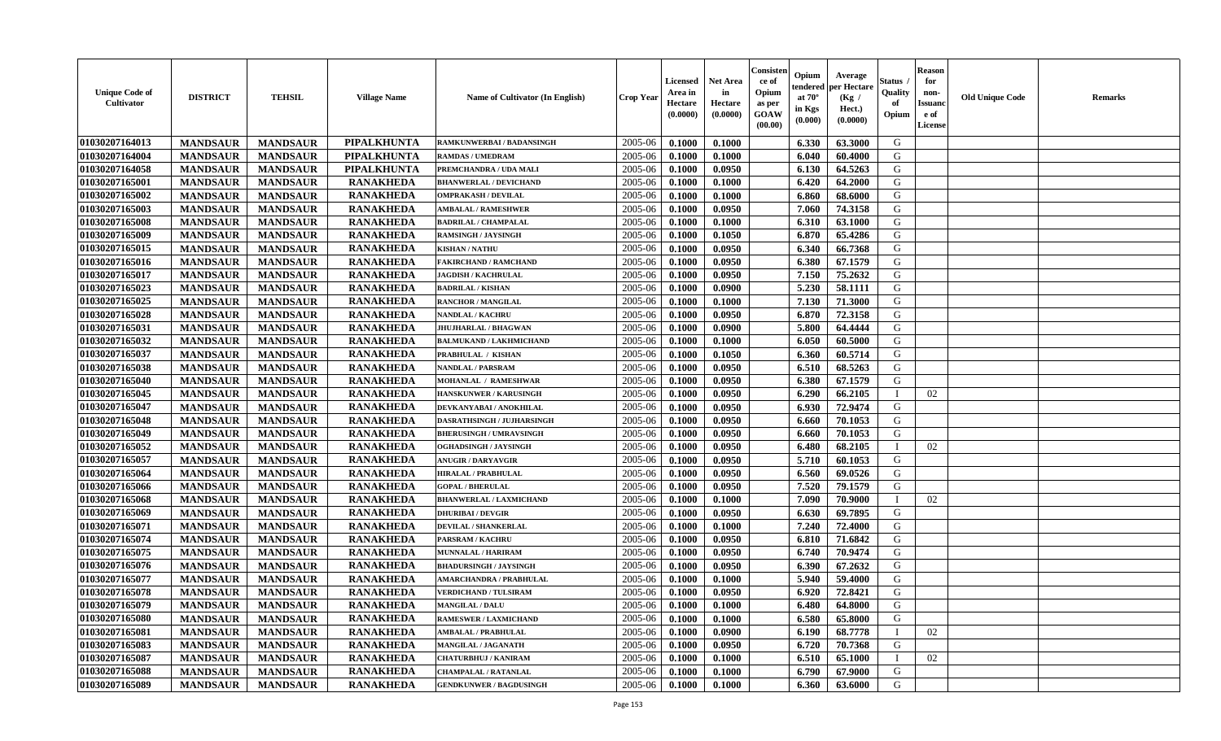| Unique Code of Cultivator | DISTRICT | TEHSIL | Village Name | Name of Cultivator (In English) | Crop Year | Licensed Area in Hectare (0.0000) | Net Area in Hectare (0.0000) | Consistence of Opium as per GOAW (00.00) | Opium tendered at 70° in Kgs (0.000) | Average per Hectare (Kg / Hect.) (0.0000) | Status / Quality of Opium | Reason for non-Issuance of License | Old Unique Code | Remarks |
|---|---|---|---|---|---|---|---|---|---|---|---|---|---|---|
| 01030207164013 | MANDSAUR | MANDSAUR | PIPALKHUNTA | RAMKUNWERBAI / BADANSINGH | 2005-06 | 0.1000 | 0.1000 | | 6.330 | 63.3000 | G | | | |
| 01030207164004 | MANDSAUR | MANDSAUR | PIPALKHUNTA | RAMDAS / UMEDRAM | 2005-06 | 0.1000 | 0.1000 | | 6.040 | 60.4000 | G | | | |
| 01030207164058 | MANDSAUR | MANDSAUR | PIPALKHUNTA | PREMCHANDRA / UDA MALI | 2005-06 | 0.1000 | 0.0950 | | 6.130 | 64.5263 | G | | | |
| 01030207165001 | MANDSAUR | MANDSAUR | RANAKHEDA | BHANWERLAL / DEVICHAND | 2005-06 | 0.1000 | 0.1000 | | 6.420 | 64.2000 | G | | | |
| 01030207165002 | MANDSAUR | MANDSAUR | RANAKHEDA | OMPRAKASH / DEVILAL | 2005-06 | 0.1000 | 0.1000 | | 6.860 | 68.6000 | G | | | |
| 01030207165003 | MANDSAUR | MANDSAUR | RANAKHEDA | AMBALAL / RAMESHWER | 2005-06 | 0.1000 | 0.0950 | | 7.060 | 74.3158 | G | | | |
| 01030207165008 | MANDSAUR | MANDSAUR | RANAKHEDA | BADRILAL / CHAMPALAL | 2005-06 | 0.1000 | 0.1000 | | 6.310 | 63.1000 | G | | | |
| 01030207165009 | MANDSAUR | MANDSAUR | RANAKHEDA | RAMSINGH / JAYSINGH | 2005-06 | 0.1000 | 0.1050 | | 6.870 | 65.4286 | G | | | |
| 01030207165015 | MANDSAUR | MANDSAUR | RANAKHEDA | KISHAN / NATHU | 2005-06 | 0.1000 | 0.0950 | | 6.340 | 66.7368 | G | | | |
| 01030207165016 | MANDSAUR | MANDSAUR | RANAKHEDA | FAKIRCHAND / RAMCHAND | 2005-06 | 0.1000 | 0.0950 | | 6.380 | 67.1579 | G | | | |
| 01030207165017 | MANDSAUR | MANDSAUR | RANAKHEDA | JAGDISH / KACHRULAL | 2005-06 | 0.1000 | 0.0950 | | 7.150 | 75.2632 | G | | | |
| 01030207165023 | MANDSAUR | MANDSAUR | RANAKHEDA | BADRILAL / KISHAN | 2005-06 | 0.1000 | 0.0900 | | 5.230 | 58.1111 | G | | | |
| 01030207165025 | MANDSAUR | MANDSAUR | RANAKHEDA | RANCHOR / MANGILAL | 2005-06 | 0.1000 | 0.1000 | | 7.130 | 71.3000 | G | | | |
| 01030207165028 | MANDSAUR | MANDSAUR | RANAKHEDA | NANDLAL / KACHRU | 2005-06 | 0.1000 | 0.0950 | | 6.870 | 72.3158 | G | | | |
| 01030207165031 | MANDSAUR | MANDSAUR | RANAKHEDA | JHUJHARLAL / BHAGWAN | 2005-06 | 0.1000 | 0.0900 | | 5.800 | 64.4444 | G | | | |
| 01030207165032 | MANDSAUR | MANDSAUR | RANAKHEDA | BALMUKAND / LAKHMICHAND | 2005-06 | 0.1000 | 0.1000 | | 6.050 | 60.5000 | G | | | |
| 01030207165037 | MANDSAUR | MANDSAUR | RANAKHEDA | PRABHULAL / KISHAN | 2005-06 | 0.1000 | 0.1050 | | 6.360 | 60.5714 | G | | | |
| 01030207165038 | MANDSAUR | MANDSAUR | RANAKHEDA | NANDLAL / PARSRAM | 2005-06 | 0.1000 | 0.0950 | | 6.510 | 68.5263 | G | | | |
| 01030207165040 | MANDSAUR | MANDSAUR | RANAKHEDA | MOHANLAL / RAMESHWAR | 2005-06 | 0.1000 | 0.0950 | | 6.380 | 67.1579 | G | | | |
| 01030207165045 | MANDSAUR | MANDSAUR | RANAKHEDA | HANSKUNWER / KARUSINGH | 2005-06 | 0.1000 | 0.0950 | | 6.290 | 66.2105 | I | 02 | | |
| 01030207165047 | MANDSAUR | MANDSAUR | RANAKHEDA | DEVKANYABAI / ANOKHILAL | 2005-06 | 0.1000 | 0.0950 | | 6.930 | 72.9474 | G | | | |
| 01030207165048 | MANDSAUR | MANDSAUR | RANAKHEDA | DASRATHSINGH / JUJHARSINGH | 2005-06 | 0.1000 | 0.0950 | | 6.660 | 70.1053 | G | | | |
| 01030207165049 | MANDSAUR | MANDSAUR | RANAKHEDA | BHERUSINGH / UMRAVSINGH | 2005-06 | 0.1000 | 0.0950 | | 6.660 | 70.1053 | G | | | |
| 01030207165052 | MANDSAUR | MANDSAUR | RANAKHEDA | OGHADSINGH / JAYSINGH | 2005-06 | 0.1000 | 0.0950 | | 6.480 | 68.2105 | I | 02 | | |
| 01030207165057 | MANDSAUR | MANDSAUR | RANAKHEDA | ANUGIR / DARYAVGIR | 2005-06 | 0.1000 | 0.0950 | | 5.710 | 60.1053 | G | | | |
| 01030207165064 | MANDSAUR | MANDSAUR | RANAKHEDA | HIRALAL / PRABHULAL | 2005-06 | 0.1000 | 0.0950 | | 6.560 | 69.0526 | G | | | |
| 01030207165066 | MANDSAUR | MANDSAUR | RANAKHEDA | GOPAL / BHERULAL | 2005-06 | 0.1000 | 0.0950 | | 7.520 | 79.1579 | G | | | |
| 01030207165068 | MANDSAUR | MANDSAUR | RANAKHEDA | BHANWERLAL / LAXMICHAND | 2005-06 | 0.1000 | 0.1000 | | 7.090 | 70.9000 | I | 02 | | |
| 01030207165069 | MANDSAUR | MANDSAUR | RANAKHEDA | DHURIBAI / DEVGIR | 2005-06 | 0.1000 | 0.0950 | | 6.630 | 69.7895 | G | | | |
| 01030207165071 | MANDSAUR | MANDSAUR | RANAKHEDA | DEVILAL / SHANKERLAL | 2005-06 | 0.1000 | 0.1000 | | 7.240 | 72.4000 | G | | | |
| 01030207165074 | MANDSAUR | MANDSAUR | RANAKHEDA | PARSRAM / KACHRU | 2005-06 | 0.1000 | 0.0950 | | 6.810 | 71.6842 | G | | | |
| 01030207165075 | MANDSAUR | MANDSAUR | RANAKHEDA | MUNNALAL / HARIRAM | 2005-06 | 0.1000 | 0.0950 | | 6.740 | 70.9474 | G | | | |
| 01030207165076 | MANDSAUR | MANDSAUR | RANAKHEDA | BHADURSINGH / JAYSINGH | 2005-06 | 0.1000 | 0.0950 | | 6.390 | 67.2632 | G | | | |
| 01030207165077 | MANDSAUR | MANDSAUR | RANAKHEDA | AMARCHANDRA / PRABHULAL | 2005-06 | 0.1000 | 0.1000 | | 5.940 | 59.4000 | G | | | |
| 01030207165078 | MANDSAUR | MANDSAUR | RANAKHEDA | VERDICHAND / TULSIRAM | 2005-06 | 0.1000 | 0.0950 | | 6.920 | 72.8421 | G | | | |
| 01030207165079 | MANDSAUR | MANDSAUR | RANAKHEDA | MANGILAL / DALU | 2005-06 | 0.1000 | 0.1000 | | 6.480 | 64.8000 | G | | | |
| 01030207165080 | MANDSAUR | MANDSAUR | RANAKHEDA | RAMESWER / LAXMICHAND | 2005-06 | 0.1000 | 0.1000 | | 6.580 | 65.8000 | G | | | |
| 01030207165081 | MANDSAUR | MANDSAUR | RANAKHEDA | AMBALAL / PRABHULAL | 2005-06 | 0.1000 | 0.0900 | | 6.190 | 68.7778 | I | 02 | | |
| 01030207165083 | MANDSAUR | MANDSAUR | RANAKHEDA | MANGILAL / JAGANATH | 2005-06 | 0.1000 | 0.0950 | | 6.720 | 70.7368 | G | | | |
| 01030207165087 | MANDSAUR | MANDSAUR | RANAKHEDA | CHATURBHUJ / KANIRAM | 2005-06 | 0.1000 | 0.1000 | | 6.510 | 65.1000 | I | 02 | | |
| 01030207165088 | MANDSAUR | MANDSAUR | RANAKHEDA | CHAMPALAL / RATANLAL | 2005-06 | 0.1000 | 0.1000 | | 6.790 | 67.9000 | G | | | |
| 01030207165089 | MANDSAUR | MANDSAUR | RANAKHEDA | GENDKUNWER / BAGDUSINGH | 2005-06 | 0.1000 | 0.1000 | | 6.360 | 63.6000 | G | | | |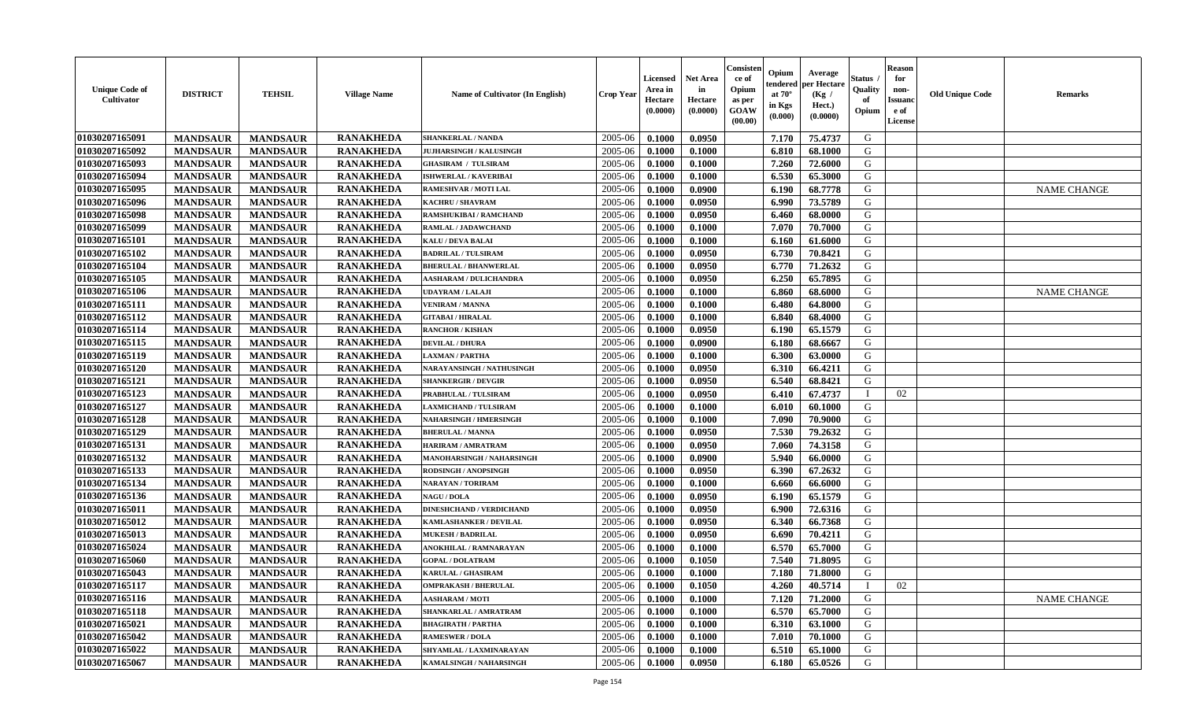| Unique Code of Cultivator | DISTRICT | TEHSIL | Village Name | Name of Cultivator (In English) | Crop Year | Licensed Area in Hectare (0.0000) | Net Area in Hectare (0.0000) | Consistence of Opium as per GOAW (00.00) | Opium tendered at 70° in Kgs (0.000) | Average per Hectare (Kg / Hect.) (0.0000) | Status / Quality of Opium | Reason for non-Issuance of License | Old Unique Code | Remarks |
|---|---|---|---|---|---|---|---|---|---|---|---|---|---|---|
| 01030207165091 | MANDSAUR | MANDSAUR | RANAKHEDA | SHANKERLAL / NANDA | 2005-06 | 0.1000 | 0.0950 | | 7.170 | 75.4737 | G | | | |
| 01030207165092 | MANDSAUR | MANDSAUR | RANAKHEDA | JUJHARSINGH / KALUSINGH | 2005-06 | 0.1000 | 0.1000 | | 6.810 | 68.1000 | G | | | |
| 01030207165093 | MANDSAUR | MANDSAUR | RANAKHEDA | GHASIRAM / TULSIRAM | 2005-06 | 0.1000 | 0.1000 | | 7.260 | 72.6000 | G | | | |
| 01030207165094 | MANDSAUR | MANDSAUR | RANAKHEDA | ISHWERLAL / KAVERIBAI | 2005-06 | 0.1000 | 0.1000 | | 6.530 | 65.3000 | G | | | |
| 01030207165095 | MANDSAUR | MANDSAUR | RANAKHEDA | RAMESHVAR / MOTI LAL | 2005-06 | 0.1000 | 0.0900 | | 6.190 | 68.7778 | G | | | NAME CHANGE |
| 01030207165096 | MANDSAUR | MANDSAUR | RANAKHEDA | KACHRU / SHAVRAM | 2005-06 | 0.1000 | 0.0950 | | 6.990 | 73.5789 | G | | | |
| 01030207165098 | MANDSAUR | MANDSAUR | RANAKHEDA | RAMSHUKIBAI / RAMCHAND | 2005-06 | 0.1000 | 0.0950 | | 6.460 | 68.0000 | G | | | |
| 01030207165099 | MANDSAUR | MANDSAUR | RANAKHEDA | RAMLAL / JADAWCHAND | 2005-06 | 0.1000 | 0.1000 | | 7.070 | 70.7000 | G | | | |
| 01030207165101 | MANDSAUR | MANDSAUR | RANAKHEDA | KALU / DEVA BALAI | 2005-06 | 0.1000 | 0.1000 | | 6.160 | 61.6000 | G | | | |
| 01030207165102 | MANDSAUR | MANDSAUR | RANAKHEDA | BADRILAL / TULSIRAM | 2005-06 | 0.1000 | 0.0950 | | 6.730 | 70.8421 | G | | | |
| 01030207165104 | MANDSAUR | MANDSAUR | RANAKHEDA | BHERULAL / BHANWERLAL | 2005-06 | 0.1000 | 0.0950 | | 6.770 | 71.2632 | G | | | |
| 01030207165105 | MANDSAUR | MANDSAUR | RANAKHEDA | AASHARAM / DULICHANDRA | 2005-06 | 0.1000 | 0.0950 | | 6.250 | 65.7895 | G | | | |
| 01030207165106 | MANDSAUR | MANDSAUR | RANAKHEDA | UDAYRAM / LALAJI | 2005-06 | 0.1000 | 0.1000 | | 6.860 | 68.6000 | G | | | NAME CHANGE |
| 01030207165111 | MANDSAUR | MANDSAUR | RANAKHEDA | VENIRAM / MANNA | 2005-06 | 0.1000 | 0.1000 | | 6.480 | 64.8000 | G | | | |
| 01030207165112 | MANDSAUR | MANDSAUR | RANAKHEDA | GITABAI / HIRALAL | 2005-06 | 0.1000 | 0.1000 | | 6.840 | 68.4000 | G | | | |
| 01030207165114 | MANDSAUR | MANDSAUR | RANAKHEDA | RANCHOR / KISHAN | 2005-06 | 0.1000 | 0.0950 | | 6.190 | 65.1579 | G | | | |
| 01030207165115 | MANDSAUR | MANDSAUR | RANAKHEDA | DEVILAL / DHURA | 2005-06 | 0.1000 | 0.0900 | | 6.180 | 68.6667 | G | | | |
| 01030207165119 | MANDSAUR | MANDSAUR | RANAKHEDA | LAXMAN / PARTHA | 2005-06 | 0.1000 | 0.1000 | | 6.300 | 63.0000 | G | | | |
| 01030207165120 | MANDSAUR | MANDSAUR | RANAKHEDA | NARAYANSINGH / NATHUSINGH | 2005-06 | 0.1000 | 0.0950 | | 6.310 | 66.4211 | G | | | |
| 01030207165121 | MANDSAUR | MANDSAUR | RANAKHEDA | SHANKERGIR / DEVGIR | 2005-06 | 0.1000 | 0.0950 | | 6.540 | 68.8421 | G | | | |
| 01030207165123 | MANDSAUR | MANDSAUR | RANAKHEDA | PRABHULAL / TULSIRAM | 2005-06 | 0.1000 | 0.0950 | | 6.410 | 67.4737 | I | 02 | | |
| 01030207165127 | MANDSAUR | MANDSAUR | RANAKHEDA | LAXMICHAND / TULSIRAM | 2005-06 | 0.1000 | 0.1000 | | 6.010 | 60.1000 | G | | | |
| 01030207165128 | MANDSAUR | MANDSAUR | RANAKHEDA | NAHARSINGH / HMERSINGH | 2005-06 | 0.1000 | 0.1000 | | 7.090 | 70.9000 | G | | | |
| 01030207165129 | MANDSAUR | MANDSAUR | RANAKHEDA | BHERULAL / MANNA | 2005-06 | 0.1000 | 0.0950 | | 7.530 | 79.2632 | G | | | |
| 01030207165131 | MANDSAUR | MANDSAUR | RANAKHEDA | HARIRAM / AMRATRAM | 2005-06 | 0.1000 | 0.0950 | | 7.060 | 74.3158 | G | | | |
| 01030207165132 | MANDSAUR | MANDSAUR | RANAKHEDA | MANOHARSINGH / NAHARSINGH | 2005-06 | 0.1000 | 0.0900 | | 5.940 | 66.0000 | G | | | |
| 01030207165133 | MANDSAUR | MANDSAUR | RANAKHEDA | RODSINGH / ANOPSINGH | 2005-06 | 0.1000 | 0.0950 | | 6.390 | 67.2632 | G | | | |
| 01030207165134 | MANDSAUR | MANDSAUR | RANAKHEDA | NARAYAN / TORIRAM | 2005-06 | 0.1000 | 0.1000 | | 6.660 | 66.6000 | G | | | |
| 01030207165136 | MANDSAUR | MANDSAUR | RANAKHEDA | NAGU / DOLA | 2005-06 | 0.1000 | 0.0950 | | 6.190 | 65.1579 | G | | | |
| 01030207165011 | MANDSAUR | MANDSAUR | RANAKHEDA | DINESHCHAND / VERDICHAND | 2005-06 | 0.1000 | 0.0950 | | 6.900 | 72.6316 | G | | | |
| 01030207165012 | MANDSAUR | MANDSAUR | RANAKHEDA | KAMLASHANKER / DEVILAL | 2005-06 | 0.1000 | 0.0950 | | 6.340 | 66.7368 | G | | | |
| 01030207165013 | MANDSAUR | MANDSAUR | RANAKHEDA | MUKESH / BADRILAL | 2005-06 | 0.1000 | 0.0950 | | 6.690 | 70.4211 | G | | | |
| 01030207165024 | MANDSAUR | MANDSAUR | RANAKHEDA | ANOKHILAL / RAMNARAYAN | 2005-06 | 0.1000 | 0.1000 | | 6.570 | 65.7000 | G | | | |
| 01030207165060 | MANDSAUR | MANDSAUR | RANAKHEDA | GOPAL / DOLATRAM | 2005-06 | 0.1000 | 0.1050 | | 7.540 | 71.8095 | G | | | |
| 01030207165043 | MANDSAUR | MANDSAUR | RANAKHEDA | KARULAL / GHASIRAM | 2005-06 | 0.1000 | 0.1000 | | 7.180 | 71.8000 | G | | | |
| 01030207165117 | MANDSAUR | MANDSAUR | RANAKHEDA | OMPRAKASH / BHERULAL | 2005-06 | 0.1000 | 0.1050 | | 4.260 | 40.5714 | I | 02 | | |
| 01030207165116 | MANDSAUR | MANDSAUR | RANAKHEDA | AASHARAM / MOTI | 2005-06 | 0.1000 | 0.1000 | | 7.120 | 71.2000 | G | | | NAME CHANGE |
| 01030207165118 | MANDSAUR | MANDSAUR | RANAKHEDA | SHANKARLAL / AMRATRAM | 2005-06 | 0.1000 | 0.1000 | | 6.570 | 65.7000 | G | | | |
| 01030207165021 | MANDSAUR | MANDSAUR | RANAKHEDA | BHAGIRATH / PARTHA | 2005-06 | 0.1000 | 0.1000 | | 6.310 | 63.1000 | G | | | |
| 01030207165042 | MANDSAUR | MANDSAUR | RANAKHEDA | RAMESWER / DOLA | 2005-06 | 0.1000 | 0.1000 | | 7.010 | 70.1000 | G | | | |
| 01030207165022 | MANDSAUR | MANDSAUR | RANAKHEDA | SHYAMLAL / LAXMINARAYAN | 2005-06 | 0.1000 | 0.1000 | | 6.510 | 65.1000 | G | | | |
| 01030207165067 | MANDSAUR | MANDSAUR | RANAKHEDA | KAMALSINGH / NAHARSINGH | 2005-06 | 0.1000 | 0.0950 | | 6.180 | 65.0526 | G | | | |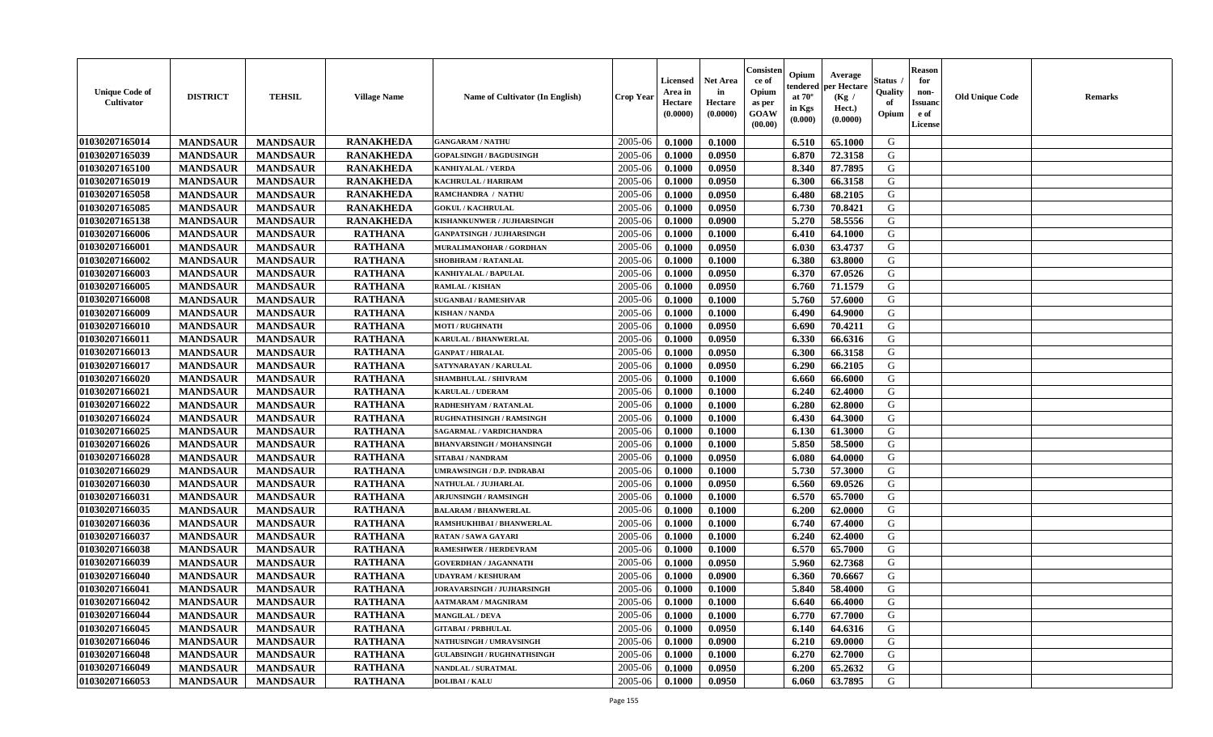| Unique Code of Cultivator | DISTRICT | TEHSIL | Village Name | Name of Cultivator (In English) | Crop Year | Licensed Area in Hectare (0.0000) | Net Area in Hectare (0.0000) | Consistence of Opium as per GOAW (00.00) | Opium tendered at 70° in Kgs (0.000) | Average per Hectare (Kg / Hect.) (0.0000) | Status / Quality of Opium | Reason for non-Issuance of License | Old Unique Code | Remarks |
|---|---|---|---|---|---|---|---|---|---|---|---|---|---|---|
| 01030207165014 | MANDSAUR | MANDSAUR | RANAKHEDA | GANGARAM / NATHU | 2005-06 | 0.1000 | 0.1000 | | 6.510 | 65.1000 | G | | | |
| 01030207165039 | MANDSAUR | MANDSAUR | RANAKHEDA | GOPALSINGH / BAGDUSINGH | 2005-06 | 0.1000 | 0.0950 | | 6.870 | 72.3158 | G | | | |
| 01030207165100 | MANDSAUR | MANDSAUR | RANAKHEDA | KANHIYALAL / VERDA | 2005-06 | 0.1000 | 0.0950 | | 8.340 | 87.7895 | G | | | |
| 01030207165019 | MANDSAUR | MANDSAUR | RANAKHEDA | KACHRULAL / HARIRAM | 2005-06 | 0.1000 | 0.0950 | | 6.300 | 66.3158 | G | | | |
| 01030207165058 | MANDSAUR | MANDSAUR | RANAKHEDA | RAMCHANDRA / NATHU | 2005-06 | 0.1000 | 0.0950 | | 6.480 | 68.2105 | G | | | |
| 01030207165085 | MANDSAUR | MANDSAUR | RANAKHEDA | GOKUL / KACHRULAL | 2005-06 | 0.1000 | 0.0950 | | 6.730 | 70.8421 | G | | | |
| 01030207165138 | MANDSAUR | MANDSAUR | RANAKHEDA | KISHANKUNWER / JUJHARSINGH | 2005-06 | 0.1000 | 0.0900 | | 5.270 | 58.5556 | G | | | |
| 01030207166006 | MANDSAUR | MANDSAUR | RATHANA | GANPATSINGH / JUJHARSINGH | 2005-06 | 0.1000 | 0.1000 | | 6.410 | 64.1000 | G | | | |
| 01030207166001 | MANDSAUR | MANDSAUR | RATHANA | MURALIMANOHAR / GORDHAN | 2005-06 | 0.1000 | 0.0950 | | 6.030 | 63.4737 | G | | | |
| 01030207166002 | MANDSAUR | MANDSAUR | RATHANA | SHOBHRAM / RATANLAL | 2005-06 | 0.1000 | 0.1000 | | 6.380 | 63.8000 | G | | | |
| 01030207166003 | MANDSAUR | MANDSAUR | RATHANA | KANHIYALAL / BAPULAL | 2005-06 | 0.1000 | 0.0950 | | 6.370 | 67.0526 | G | | | |
| 01030207166005 | MANDSAUR | MANDSAUR | RATHANA | RAMLAL / KISHAN | 2005-06 | 0.1000 | 0.0950 | | 6.760 | 71.1579 | G | | | |
| 01030207166008 | MANDSAUR | MANDSAUR | RATHANA | SUGANBAI / RAMESHVAR | 2005-06 | 0.1000 | 0.1000 | | 5.760 | 57.6000 | G | | | |
| 01030207166009 | MANDSAUR | MANDSAUR | RATHANA | KISHAN / NANDA | 2005-06 | 0.1000 | 0.1000 | | 6.490 | 64.9000 | G | | | |
| 01030207166010 | MANDSAUR | MANDSAUR | RATHANA | MOTI / RUGHNATH | 2005-06 | 0.1000 | 0.0950 | | 6.690 | 70.4211 | G | | | |
| 01030207166011 | MANDSAUR | MANDSAUR | RATHANA | KARULAL / BHANWERLAL | 2005-06 | 0.1000 | 0.0950 | | 6.330 | 66.6316 | G | | | |
| 01030207166013 | MANDSAUR | MANDSAUR | RATHANA | GANPAT / HIRALAL | 2005-06 | 0.1000 | 0.0950 | | 6.300 | 66.3158 | G | | | |
| 01030207166017 | MANDSAUR | MANDSAUR | RATHANA | SATYNARAYAN / KARULAL | 2005-06 | 0.1000 | 0.0950 | | 6.290 | 66.2105 | G | | | |
| 01030207166020 | MANDSAUR | MANDSAUR | RATHANA | SHAMBHULAL / SHIVRAM | 2005-06 | 0.1000 | 0.1000 | | 6.660 | 66.6000 | G | | | |
| 01030207166021 | MANDSAUR | MANDSAUR | RATHANA | KARULAL / UDERAM | 2005-06 | 0.1000 | 0.1000 | | 6.240 | 62.4000 | G | | | |
| 01030207166022 | MANDSAUR | MANDSAUR | RATHANA | RADHESHYAM / RATANLAL | 2005-06 | 0.1000 | 0.1000 | | 6.280 | 62.8000 | G | | | |
| 01030207166024 | MANDSAUR | MANDSAUR | RATHANA | RUGHNATHSINGH / RAMSINGH | 2005-06 | 0.1000 | 0.1000 | | 6.430 | 64.3000 | G | | | |
| 01030207166025 | MANDSAUR | MANDSAUR | RATHANA | SAGARMAL / VARDICHANDRA | 2005-06 | 0.1000 | 0.1000 | | 6.130 | 61.3000 | G | | | |
| 01030207166026 | MANDSAUR | MANDSAUR | RATHANA | BHANVARSINGH / MOHANSINGH | 2005-06 | 0.1000 | 0.1000 | | 5.850 | 58.5000 | G | | | |
| 01030207166028 | MANDSAUR | MANDSAUR | RATHANA | SITABAI / NANDRAM | 2005-06 | 0.1000 | 0.0950 | | 6.080 | 64.0000 | G | | | |
| 01030207166029 | MANDSAUR | MANDSAUR | RATHANA | UMRAWSINGH / D.P. INDRABAI | 2005-06 | 0.1000 | 0.1000 | | 5.730 | 57.3000 | G | | | |
| 01030207166030 | MANDSAUR | MANDSAUR | RATHANA | NATHULAL / JUJHARLAL | 2005-06 | 0.1000 | 0.0950 | | 6.560 | 69.0526 | G | | | |
| 01030207166031 | MANDSAUR | MANDSAUR | RATHANA | ARJUNSINGH / RAMSINGH | 2005-06 | 0.1000 | 0.1000 | | 6.570 | 65.7000 | G | | | |
| 01030207166035 | MANDSAUR | MANDSAUR | RATHANA | BALARAM / BHANWERLAL | 2005-06 | 0.1000 | 0.1000 | | 6.200 | 62.0000 | G | | | |
| 01030207166036 | MANDSAUR | MANDSAUR | RATHANA | RAMSHUKHIBAI / BHANWERLAL | 2005-06 | 0.1000 | 0.1000 | | 6.740 | 67.4000 | G | | | |
| 01030207166037 | MANDSAUR | MANDSAUR | RATHANA | RATAN / SAWA GAYARI | 2005-06 | 0.1000 | 0.1000 | | 6.240 | 62.4000 | G | | | |
| 01030207166038 | MANDSAUR | MANDSAUR | RATHANA | RAMESHWER / HERDEVRAM | 2005-06 | 0.1000 | 0.1000 | | 6.570 | 65.7000 | G | | | |
| 01030207166039 | MANDSAUR | MANDSAUR | RATHANA | GOVERDHAN / JAGANNATH | 2005-06 | 0.1000 | 0.0950 | | 5.960 | 62.7368 | G | | | |
| 01030207166040 | MANDSAUR | MANDSAUR | RATHANA | UDAYRAM / KESHURAM | 2005-06 | 0.1000 | 0.0900 | | 6.360 | 70.6667 | G | | | |
| 01030207166041 | MANDSAUR | MANDSAUR | RATHANA | JORAVARSINGH / JUJHARSINGH | 2005-06 | 0.1000 | 0.1000 | | 5.840 | 58.4000 | G | | | |
| 01030207166042 | MANDSAUR | MANDSAUR | RATHANA | AATMARAM / MAGNIRAM | 2005-06 | 0.1000 | 0.1000 | | 6.640 | 66.4000 | G | | | |
| 01030207166044 | MANDSAUR | MANDSAUR | RATHANA | MANGILAL / DEVA | 2005-06 | 0.1000 | 0.1000 | | 6.770 | 67.7000 | G | | | |
| 01030207166045 | MANDSAUR | MANDSAUR | RATHANA | GITABAI / PRBHULAL | 2005-06 | 0.1000 | 0.0950 | | 6.140 | 64.6316 | G | | | |
| 01030207166046 | MANDSAUR | MANDSAUR | RATHANA | NATHUSINGH / UMRAVSINGH | 2005-06 | 0.1000 | 0.0900 | | 6.210 | 69.0000 | G | | | |
| 01030207166048 | MANDSAUR | MANDSAUR | RATHANA | GULABSINGH / RUGHNATHSINGH | 2005-06 | 0.1000 | 0.1000 | | 6.270 | 62.7000 | G | | | |
| 01030207166049 | MANDSAUR | MANDSAUR | RATHANA | NANDLAL / SURATMAL | 2005-06 | 0.1000 | 0.0950 | | 6.200 | 65.2632 | G | | | |
| 01030207166053 | MANDSAUR | MANDSAUR | RATHANA | DOLIBAI / KALU | 2005-06 | 0.1000 | 0.0950 | | 6.060 | 63.7895 | G | | | |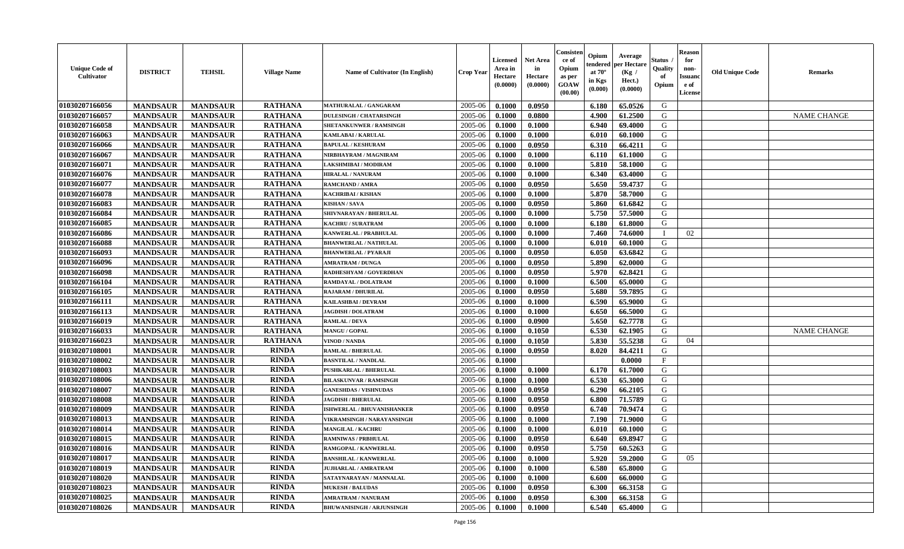| Unique Code of Cultivator | DISTRICT | TEHSIL | Village Name | Name of Cultivator (In English) | Crop Year | Licensed Area in Hectare (0.0000) | Net Area in Hectare (0.0000) | Consistence of Opium as per GOAW (00.00) | Opium tendered at 70° in Kgs (0.000) | Average per Hectare (Kg / Hect.) (0.0000) | Status / Quality of Opium | Reason for non-Issuance of License | Old Unique Code | Remarks |
|---|---|---|---|---|---|---|---|---|---|---|---|---|---|---|
| 01030207166056 | MANDSAUR | MANDSAUR | RATHANA | MATHURALAL / GANGARAM | 2005-06 | 0.1000 | 0.0950 | | 6.180 | 65.0526 | G | | | |
| 01030207166057 | MANDSAUR | MANDSAUR | RATHANA | DULESINGH / CHATARSINGH | 2005-06 | 0.1000 | 0.0800 | | 4.900 | 61.2500 | G | | | NAME CHANGE |
| 01030207166058 | MANDSAUR | MANDSAUR | RATHANA | SHETANKUNWER / RAMSINGH | 2005-06 | 0.1000 | 0.1000 | | 6.940 | 69.4000 | G | | | |
| 01030207166063 | MANDSAUR | MANDSAUR | RATHANA | KAMLABAI / KARULAL | 2005-06 | 0.1000 | 0.1000 | | 6.010 | 60.1000 | G | | | |
| 01030207166066 | MANDSAUR | MANDSAUR | RATHANA | BAPULAL / KESHURAM | 2005-06 | 0.1000 | 0.0950 | | 6.310 | 66.4211 | G | | | |
| 01030207166067 | MANDSAUR | MANDSAUR | RATHANA | NIRBHAYRAM / MAGNIRAM | 2005-06 | 0.1000 | 0.1000 | | 6.110 | 61.1000 | G | | | |
| 01030207166071 | MANDSAUR | MANDSAUR | RATHANA | LAKSHMIBAI / MODIRAM | 2005-06 | 0.1000 | 0.1000 | | 5.810 | 58.1000 | G | | | |
| 01030207166076 | MANDSAUR | MANDSAUR | RATHANA | HIRALAL / NANURAM | 2005-06 | 0.1000 | 0.1000 | | 6.340 | 63.4000 | G | | | |
| 01030207166077 | MANDSAUR | MANDSAUR | RATHANA | RAMCHAND / AMRA | 2005-06 | 0.1000 | 0.0950 | | 5.650 | 59.4737 | G | | | |
| 01030207166078 | MANDSAUR | MANDSAUR | RATHANA | KACHRIBAI / KISHAN | 2005-06 | 0.1000 | 0.1000 | | 5.870 | 58.7000 | G | | | |
| 01030207166083 | MANDSAUR | MANDSAUR | RATHANA | KISHAN / SAVA | 2005-06 | 0.1000 | 0.0950 | | 5.860 | 61.6842 | G | | | |
| 01030207166084 | MANDSAUR | MANDSAUR | RATHANA | SHIVNARAYAN / BHERULAL | 2005-06 | 0.1000 | 0.1000 | | 5.750 | 57.5000 | G | | | |
| 01030207166085 | MANDSAUR | MANDSAUR | RATHANA | KACHRU / SURATRAM | 2005-06 | 0.1000 | 0.1000 | | 6.180 | 61.8000 | G | | | |
| 01030207166086 | MANDSAUR | MANDSAUR | RATHANA | KANWERLAL / PRABHULAL | 2005-06 | 0.1000 | 0.1000 | | 7.460 | 74.6000 | I | 02 | | |
| 01030207166088 | MANDSAUR | MANDSAUR | RATHANA | BHANWERLAL / NATHULAL | 2005-06 | 0.1000 | 0.1000 | | 6.010 | 60.1000 | G | | | |
| 01030207166093 | MANDSAUR | MANDSAUR | RATHANA | BHANWERLAL / PYARAJI | 2005-06 | 0.1000 | 0.0950 | | 6.050 | 63.6842 | G | | | |
| 01030207166096 | MANDSAUR | MANDSAUR | RATHANA | AMRATRAM / DUNGA | 2005-06 | 0.1000 | 0.0950 | | 5.890 | 62.0000 | G | | | |
| 01030207166098 | MANDSAUR | MANDSAUR | RATHANA | RADHESHYAM / GOVERDHAN | 2005-06 | 0.1000 | 0.0950 | | 5.970 | 62.8421 | G | | | |
| 01030207166104 | MANDSAUR | MANDSAUR | RATHANA | RAMDAYAL / DOLATRAM | 2005-06 | 0.1000 | 0.1000 | | 6.500 | 65.0000 | G | | | |
| 01030207166105 | MANDSAUR | MANDSAUR | RATHANA | RAJARAM / DHURILAL | 2005-06 | 0.1000 | 0.0950 | | 5.680 | 59.7895 | G | | | |
| 01030207166111 | MANDSAUR | MANDSAUR | RATHANA | KAILASHBAI / DEVRAM | 2005-06 | 0.1000 | 0.1000 | | 6.590 | 65.9000 | G | | | |
| 01030207166113 | MANDSAUR | MANDSAUR | RATHANA | JAGDISH / DOLATRAM | 2005-06 | 0.1000 | 0.1000 | | 6.650 | 66.5000 | G | | | |
| 01030207166019 | MANDSAUR | MANDSAUR | RATHANA | RAMLAL / DEVA | 2005-06 | 0.1000 | 0.0900 | | 5.650 | 62.7778 | G | | | |
| 01030207166033 | MANDSAUR | MANDSAUR | RATHANA | MANGU / GOPAL | 2005-06 | 0.1000 | 0.1050 | | 6.530 | 62.1905 | G | | | NAME CHANGE |
| 01030207166023 | MANDSAUR | MANDSAUR | RATHANA | VINOD / NANDA | 2005-06 | 0.1000 | 0.1050 | | 5.830 | 55.5238 | G | 04 | | |
| 01030207108001 | MANDSAUR | MANDSAUR | RINDA | RAMLAL / BHERULAL | 2005-06 | 0.1000 | 0.0950 | | 8.020 | 84.4211 | G | | | |
| 01030207108002 | MANDSAUR | MANDSAUR | RINDA | BASNTILAL / NANDLAL | 2005-06 | 0.1000 | | | | 0.0000 | F | | | |
| 01030207108003 | MANDSAUR | MANDSAUR | RINDA | PUSHKARLAL / BHERULAL | 2005-06 | 0.1000 | 0.1000 | | 6.170 | 61.7000 | G | | | |
| 01030207108006 | MANDSAUR | MANDSAUR | RINDA | BILASKUNVAR / RAMSINGH | 2005-06 | 0.1000 | 0.1000 | | 6.530 | 65.3000 | G | | | |
| 01030207108007 | MANDSAUR | MANDSAUR | RINDA | GANESHDAS / VISHNUDAS | 2005-06 | 0.1000 | 0.0950 | | 6.290 | 66.2105 | G | | | |
| 01030207108008 | MANDSAUR | MANDSAUR | RINDA | JAGDISH / BHERULAL | 2005-06 | 0.1000 | 0.0950 | | 6.800 | 71.5789 | G | | | |
| 01030207108009 | MANDSAUR | MANDSAUR | RINDA | ISHWERLAL / BHUVANISHANKER | 2005-06 | 0.1000 | 0.0950 | | 6.740 | 70.9474 | G | | | |
| 01030207108013 | MANDSAUR | MANDSAUR | RINDA | VIKRAMSINGH / NARAYANSINGH | 2005-06 | 0.1000 | 0.1000 | | 7.190 | 71.9000 | G | | | |
| 01030207108014 | MANDSAUR | MANDSAUR | RINDA | MANGILAL / KACHRU | 2005-06 | 0.1000 | 0.1000 | | 6.010 | 60.1000 | G | | | |
| 01030207108015 | MANDSAUR | MANDSAUR | RINDA | RAMNIWAS / PRBHULAL | 2005-06 | 0.1000 | 0.0950 | | 6.640 | 69.8947 | G | | | |
| 01030207108016 | MANDSAUR | MANDSAUR | RINDA | RAMGOPAL / KANWERLAL | 2005-06 | 0.1000 | 0.0950 | | 5.750 | 60.5263 | G | | | |
| 01030207108017 | MANDSAUR | MANDSAUR | RINDA | BANSHILAL / KANWERLAL | 2005-06 | 0.1000 | 0.1000 | | 5.920 | 59.2000 | G | 05 | | |
| 01030207108019 | MANDSAUR | MANDSAUR | RINDA | JUJHARLAL / AMRATRAM | 2005-06 | 0.1000 | 0.1000 | | 6.580 | 65.8000 | G | | | |
| 01030207108020 | MANDSAUR | MANDSAUR | RINDA | SATAYNARAYAN / MANNALAL | 2005-06 | 0.1000 | 0.1000 | | 6.600 | 66.0000 | G | | | |
| 01030207108023 | MANDSAUR | MANDSAUR | RINDA | MUKESH / BALUDAS | 2005-06 | 0.1000 | 0.0950 | | 6.300 | 66.3158 | G | | | |
| 01030207108025 | MANDSAUR | MANDSAUR | RINDA | AMRATRAM / NANURAM | 2005-06 | 0.1000 | 0.0950 | | 6.300 | 66.3158 | G | | | |
| 01030207108026 | MANDSAUR | MANDSAUR | RINDA | BHUWANISINGH / ARJUNSINGH | 2005-06 | 0.1000 | 0.1000 | | 6.540 | 65.4000 | G | | | |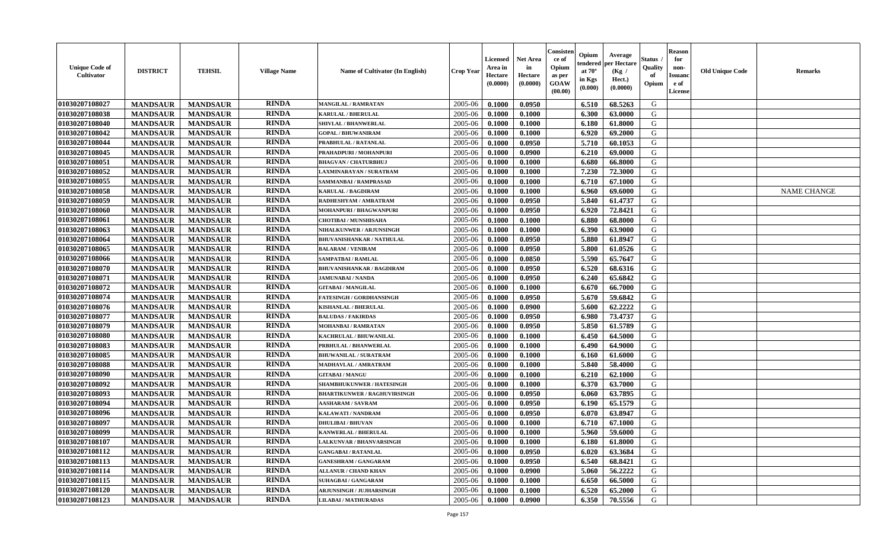| Unique Code of Cultivator | DISTRICT | TEHSIL | Village Name | Name of Cultivator (In English) | Crop Year | Licensed Area in Hectare (0.0000) | Net Area in Hectare (0.0000) | Consistence of Opium as per GOAW (00.00) | Opium tendered at 70° in Kgs (0.000) | Average per Hectare (Kg / Hect.) (0.0000) | Status / Quality of Opium | Reason for non-Issuance of License | Old Unique Code | Remarks |
|---|---|---|---|---|---|---|---|---|---|---|---|---|---|---|
| 01030207108027 | MANDSAUR | MANDSAUR | RINDA | MANGILAL / RAMRATAN | 2005-06 | 0.1000 | 0.0950 | | 6.510 | 68.5263 | G | | | |
| 01030207108038 | MANDSAUR | MANDSAUR | RINDA | KARULAL / BHERULAL | 2005-06 | 0.1000 | 0.1000 | | 6.300 | 63.0000 | G | | | |
| 01030207108040 | MANDSAUR | MANDSAUR | RINDA | SHIVLAL / BHANWERLAL | 2005-06 | 0.1000 | 0.1000 | | 6.180 | 61.8000 | G | | | |
| 01030207108042 | MANDSAUR | MANDSAUR | RINDA | GOPAL / BHUWANIRAM | 2005-06 | 0.1000 | 0.1000 | | 6.920 | 69.2000 | G | | | |
| 01030207108044 | MANDSAUR | MANDSAUR | RINDA | PRABHULAL / RATANLAL | 2005-06 | 0.1000 | 0.0950 | | 5.710 | 60.1053 | G | | | |
| 01030207108045 | MANDSAUR | MANDSAUR | RINDA | PRAHADPURI / MOHANPURI | 2005-06 | 0.1000 | 0.0900 | | 6.210 | 69.0000 | G | | | |
| 01030207108051 | MANDSAUR | MANDSAUR | RINDA | BHAGVAN / CHATURBHUJ | 2005-06 | 0.1000 | 0.1000 | | 6.680 | 66.8000 | G | | | |
| 01030207108052 | MANDSAUR | MANDSAUR | RINDA | LAXMINARAYAN / SURATRAM | 2005-06 | 0.1000 | 0.1000 | | 7.230 | 72.3000 | G | | | |
| 01030207108055 | MANDSAUR | MANDSAUR | RINDA | SAMMANBAI / RAMPRASAD | 2005-06 | 0.1000 | 0.1000 | | 6.710 | 67.1000 | G | | | |
| 01030207108058 | MANDSAUR | MANDSAUR | RINDA | KARULAL / BAGDIRAM | 2005-06 | 0.1000 | 0.1000 | | 6.960 | 69.6000 | G | | | NAME CHANGE |
| 01030207108059 | MANDSAUR | MANDSAUR | RINDA | RADHESHYAM / AMRATRAM | 2005-06 | 0.1000 | 0.0950 | | 5.840 | 61.4737 | G | | | |
| 01030207108060 | MANDSAUR | MANDSAUR | RINDA | MOHANPURI / BHAGWANPURI | 2005-06 | 0.1000 | 0.0950 | | 6.920 | 72.8421 | G | | | |
| 01030207108061 | MANDSAUR | MANDSAUR | RINDA | CHOTIBAI / MUNSHISAHA | 2005-06 | 0.1000 | 0.1000 | | 6.880 | 68.8000 | G | | | |
| 01030207108063 | MANDSAUR | MANDSAUR | RINDA | NIHALKUNWER / ARJUNSINGH | 2005-06 | 0.1000 | 0.1000 | | 6.390 | 63.9000 | G | | | |
| 01030207108064 | MANDSAUR | MANDSAUR | RINDA | BHUVANISHANKAR / NATHULAL | 2005-06 | 0.1000 | 0.0950 | | 5.880 | 61.8947 | G | | | |
| 01030207108065 | MANDSAUR | MANDSAUR | RINDA | BALARAM / VENIRAM | 2005-06 | 0.1000 | 0.0950 | | 5.800 | 61.0526 | G | | | |
| 01030207108066 | MANDSAUR | MANDSAUR | RINDA | SAMPATBAI / RAMLAL | 2005-06 | 0.1000 | 0.0850 | | 5.590 | 65.7647 | G | | | |
| 01030207108070 | MANDSAUR | MANDSAUR | RINDA | BHUVANISHANKAR / BAGDIRAM | 2005-06 | 0.1000 | 0.0950 | | 6.520 | 68.6316 | G | | | |
| 01030207108071 | MANDSAUR | MANDSAUR | RINDA | JAMUNABAI / NANDA | 2005-06 | 0.1000 | 0.0950 | | 6.240 | 65.6842 | G | | | |
| 01030207108072 | MANDSAUR | MANDSAUR | RINDA | GITABAI / MANGILAL | 2005-06 | 0.1000 | 0.1000 | | 6.670 | 66.7000 | G | | | |
| 01030207108074 | MANDSAUR | MANDSAUR | RINDA | FATESINGH / GORDHANSINGH | 2005-06 | 0.1000 | 0.0950 | | 5.670 | 59.6842 | G | | | |
| 01030207108076 | MANDSAUR | MANDSAUR | RINDA | KISHANLAL / BHERULAL | 2005-06 | 0.1000 | 0.0900 | | 5.600 | 62.2222 | G | | | |
| 01030207108077 | MANDSAUR | MANDSAUR | RINDA | BALUDAS / FAKIRDAS | 2005-06 | 0.1000 | 0.0950 | | 6.980 | 73.4737 | G | | | |
| 01030207108079 | MANDSAUR | MANDSAUR | RINDA | MOHANBAI / RAMRATAN | 2005-06 | 0.1000 | 0.0950 | | 5.850 | 61.5789 | G | | | |
| 01030207108080 | MANDSAUR | MANDSAUR | RINDA | KACHRULAL / BHUWANILAL | 2005-06 | 0.1000 | 0.1000 | | 6.450 | 64.5000 | G | | | |
| 01030207108083 | MANDSAUR | MANDSAUR | RINDA | PRBHULAL / BHANWERLAL | 2005-06 | 0.1000 | 0.1000 | | 6.490 | 64.9000 | G | | | |
| 01030207108085 | MANDSAUR | MANDSAUR | RINDA | BHUWANILAL / SURATRAM | 2005-06 | 0.1000 | 0.1000 | | 6.160 | 61.6000 | G | | | |
| 01030207108088 | MANDSAUR | MANDSAUR | RINDA | MADHAVLAL / AMRATRAM | 2005-06 | 0.1000 | 0.1000 | | 5.840 | 58.4000 | G | | | |
| 01030207108090 | MANDSAUR | MANDSAUR | RINDA | GITABAI / MANGU | 2005-06 | 0.1000 | 0.1000 | | 6.210 | 62.1000 | G | | | |
| 01030207108092 | MANDSAUR | MANDSAUR | RINDA | SHAMBHUKUNWER / HATESINGH | 2005-06 | 0.1000 | 0.1000 | | 6.370 | 63.7000 | G | | | |
| 01030207108093 | MANDSAUR | MANDSAUR | RINDA | BHARTIKUNWER / RAGHUVIRSINGH | 2005-06 | 0.1000 | 0.0950 | | 6.060 | 63.7895 | G | | | |
| 01030207108094 | MANDSAUR | MANDSAUR | RINDA | AASHARAM / SAVRAM | 2005-06 | 0.1000 | 0.0950 | | 6.190 | 65.1579 | G | | | |
| 01030207108096 | MANDSAUR | MANDSAUR | RINDA | KALAWATI / NANDRAM | 2005-06 | 0.1000 | 0.0950 | | 6.070 | 63.8947 | G | | | |
| 01030207108097 | MANDSAUR | MANDSAUR | RINDA | DHULIBAI / BHUVAN | 2005-06 | 0.1000 | 0.1000 | | 6.710 | 67.1000 | G | | | |
| 01030207108099 | MANDSAUR | MANDSAUR | RINDA | KANWERLAL / BHERULAL | 2005-06 | 0.1000 | 0.1000 | | 5.960 | 59.6000 | G | | | |
| 01030207108107 | MANDSAUR | MANDSAUR | RINDA | LALKUNVAR / BHANVARSINGH | 2005-06 | 0.1000 | 0.1000 | | 6.180 | 61.8000 | G | | | |
| 01030207108112 | MANDSAUR | MANDSAUR | RINDA | GANGABAI / RATANLAL | 2005-06 | 0.1000 | 0.0950 | | 6.020 | 63.3684 | G | | | |
| 01030207108113 | MANDSAUR | MANDSAUR | RINDA | GANESHRAM / GANGARAM | 2005-06 | 0.1000 | 0.0950 | | 6.540 | 68.8421 | G | | | |
| 01030207108114 | MANDSAUR | MANDSAUR | RINDA | ALLANUR / CHAND KHAN | 2005-06 | 0.1000 | 0.0900 | | 5.060 | 56.2222 | G | | | |
| 01030207108115 | MANDSAUR | MANDSAUR | RINDA | SUHAGBAI / GANGARAM | 2005-06 | 0.1000 | 0.1000 | | 6.650 | 66.5000 | G | | | |
| 01030207108120 | MANDSAUR | MANDSAUR | RINDA | ARJUNSINGH / JUJHARSINGH | 2005-06 | 0.1000 | 0.1000 | | 6.520 | 65.2000 | G | | | |
| 01030207108123 | MANDSAUR | MANDSAUR | RINDA | LILABAI / MATHURADAS | 2005-06 | 0.1000 | 0.0900 | | 6.350 | 70.5556 | G | | | |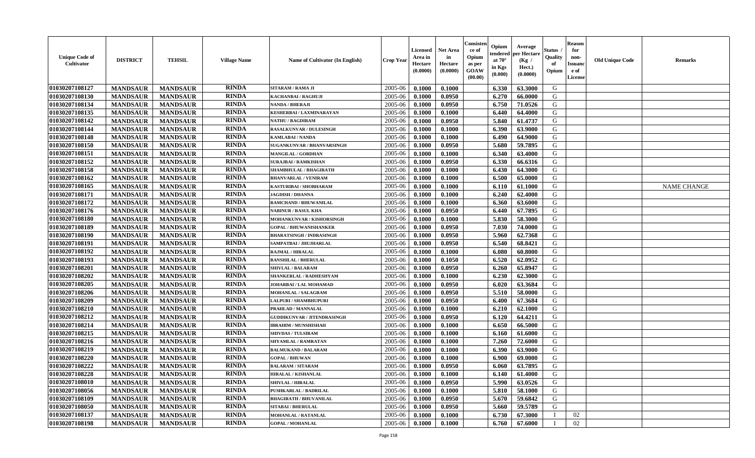| Unique Code of Cultivator | DISTRICT | TEHSIL | Village Name | Name of Cultivator (In English) | Crop Year | Licensed Area in Hectare (0.0000) | Net Area in Hectare (0.0000) | Consistence of Opium as per GOAW (00.00) | Opium tendered at 70° in Kgs (0.000) | Average per Hectare (Kg / Hect.) (0.0000) | Status / Quality of Opium | Reason for non-Issuance of License | Old Unique Code | Remarks |
|---|---|---|---|---|---|---|---|---|---|---|---|---|---|---|
| 01030207108127 | MANDSAUR | MANDSAUR | RINDA | SITARAM / RAMA JI | 2005-06 | 0.1000 | 0.1000 | | 6.330 | 63.3000 | G | | | |
| 01030207108130 | MANDSAUR | MANDSAUR | RINDA | KACHANBAI / RAGHUJI | 2005-06 | 0.1000 | 0.0950 | | 6.270 | 66.0000 | G | | | |
| 01030207108134 | MANDSAUR | MANDSAUR | RINDA | NANDA / BHERAJI | 2005-06 | 0.1000 | 0.0950 | | 6.750 | 71.0526 | G | | | |
| 01030207108135 | MANDSAUR | MANDSAUR | RINDA | KESHERBAI / LAXMINARAYAN | 2005-06 | 0.1000 | 0.1000 | | 6.440 | 64.4000 | G | | | |
| 01030207108142 | MANDSAUR | MANDSAUR | RINDA | NATHU / BAGDIRAM | 2005-06 | 0.1000 | 0.0950 | | 5.840 | 61.4737 | G | | | |
| 01030207108144 | MANDSAUR | MANDSAUR | RINDA | RASALKUNVAR / DULESINGH | 2005-06 | 0.1000 | 0.1000 | | 6.390 | 63.9000 | G | | | |
| 01030207108148 | MANDSAUR | MANDSAUR | RINDA | KAMLABAI / NANDA | 2005-06 | 0.1000 | 0.1000 | | 6.490 | 64.9000 | G | | | |
| 01030207108150 | MANDSAUR | MANDSAUR | RINDA | SUGANKUNVAR / BHANVARSINGH | 2005-06 | 0.1000 | 0.0950 | | 5.680 | 59.7895 | G | | | |
| 01030207108151 | MANDSAUR | MANDSAUR | RINDA | MANGILAL / GORDHAN | 2005-06 | 0.1000 | 0.1000 | | 6.340 | 63.4000 | G | | | |
| 01030207108152 | MANDSAUR | MANDSAUR | RINDA | SURAJBAI / RAMKISHAN | 2005-06 | 0.1000 | 0.0950 | | 6.330 | 66.6316 | G | | | |
| 01030207108158 | MANDSAUR | MANDSAUR | RINDA | SHAMBHULAL / BHAGIRATH | 2005-06 | 0.1000 | 0.1000 | | 6.430 | 64.3000 | G | | | |
| 01030207108162 | MANDSAUR | MANDSAUR | RINDA | BHANVARLAL / VENIRAM | 2005-06 | 0.1000 | 0.1000 | | 6.500 | 65.0000 | G | | | |
| 01030207108165 | MANDSAUR | MANDSAUR | RINDA | KASTURIBAI / SHOBHARAM | 2005-06 | 0.1000 | 0.1000 | | 6.110 | 61.1000 | G | | | NAME CHANGE |
| 01030207108171 | MANDSAUR | MANDSAUR | RINDA | JAGDISH / DHANNA | 2005-06 | 0.1000 | 0.1000 | | 6.240 | 62.4000 | G | | | |
| 01030207108172 | MANDSAUR | MANDSAUR | RINDA | RAMCHAND / BHUWANILAL | 2005-06 | 0.1000 | 0.1000 | | 6.360 | 63.6000 | G | | | |
| 01030207108176 | MANDSAUR | MANDSAUR | RINDA | NABINUR / RASUL KHA | 2005-06 | 0.1000 | 0.0950 | | 6.440 | 67.7895 | G | | | |
| 01030207108180 | MANDSAUR | MANDSAUR | RINDA | MOHANKUNVAR / KISHORSINGH | 2005-06 | 0.1000 | 0.1000 | | 5.830 | 58.3000 | G | | | |
| 01030207108189 | MANDSAUR | MANDSAUR | RINDA | GOPAL / BHUWANISHANKER | 2005-06 | 0.1000 | 0.0950 | | 7.030 | 74.0000 | G | | | |
| 01030207108190 | MANDSAUR | MANDSAUR | RINDA | BHARATSINGH / INDRASINGH | 2005-06 | 0.1000 | 0.0950 | | 5.960 | 62.7368 | G | | | |
| 01030207108191 | MANDSAUR | MANDSAUR | RINDA | SAMPATBAI / JHUJHARLAL | 2005-06 | 0.1000 | 0.0950 | | 6.540 | 68.8421 | G | | | |
| 01030207108192 | MANDSAUR | MANDSAUR | RINDA | RAJMAL / HIRALAL | 2005-06 | 0.1000 | 0.1000 | | 6.080 | 60.8000 | G | | | |
| 01030207108193 | MANDSAUR | MANDSAUR | RINDA | BANSHILAL / BHERULAL | 2005-06 | 0.1000 | 0.1050 | | 6.520 | 62.0952 | G | | | |
| 01030207108201 | MANDSAUR | MANDSAUR | RINDA | SHIVLAL / BALARAM | 2005-06 | 0.1000 | 0.0950 | | 6.260 | 65.8947 | G | | | |
| 01030207108202 | MANDSAUR | MANDSAUR | RINDA | SHANKERLAL / RADHESHYAM | 2005-06 | 0.1000 | 0.1000 | | 6.230 | 62.3000 | G | | | |
| 01030207108205 | MANDSAUR | MANDSAUR | RINDA | JOHARBAI / LAL MOHAMAD | 2005-06 | 0.1000 | 0.0950 | | 6.020 | 63.3684 | G | | | |
| 01030207108206 | MANDSAUR | MANDSAUR | RINDA | MOHANLAL / SALAGRAM | 2005-06 | 0.1000 | 0.0950 | | 5.510 | 58.0000 | G | | | |
| 01030207108209 | MANDSAUR | MANDSAUR | RINDA | LALPURI / SHAMBHUPURI | 2005-06 | 0.1000 | 0.0950 | | 6.400 | 67.3684 | G | | | |
| 01030207108210 | MANDSAUR | MANDSAUR | RINDA | PRAHLAD / MANNALAL | 2005-06 | 0.1000 | 0.1000 | | 6.210 | 62.1000 | G | | | |
| 01030207108212 | MANDSAUR | MANDSAUR | RINDA | GUDDIKUNVAR / JITENDRASINGH | 2005-06 | 0.1000 | 0.0950 | | 6.120 | 64.4211 | G | | | |
| 01030207108214 | MANDSAUR | MANDSAUR | RINDA | IBRAHIM / MUNSHISHAH | 2005-06 | 0.1000 | 0.1000 | | 6.650 | 66.5000 | G | | | |
| 01030207108215 | MANDSAUR | MANDSAUR | RINDA | SHIVDAS / TULSIRAM | 2005-06 | 0.1000 | 0.1000 | | 6.160 | 61.6000 | G | | | |
| 01030207108216 | MANDSAUR | MANDSAUR | RINDA | SHYAMLAL / RAMRATAN | 2005-06 | 0.1000 | 0.1000 | | 7.260 | 72.6000 | G | | | |
| 01030207108219 | MANDSAUR | MANDSAUR | RINDA | BALMUKAND / BALARAM | 2005-06 | 0.1000 | 0.1000 | | 6.390 | 63.9000 | G | | | |
| 01030207108220 | MANDSAUR | MANDSAUR | RINDA | GOPAL / BHUWAN | 2005-06 | 0.1000 | 0.1000 | | 6.900 | 69.0000 | G | | | |
| 01030207108222 | MANDSAUR | MANDSAUR | RINDA | BALARAM / SITARAM | 2005-06 | 0.1000 | 0.0950 | | 6.060 | 63.7895 | G | | | |
| 01030207108228 | MANDSAUR | MANDSAUR | RINDA | HIRALAL / KISHANLAL | 2005-06 | 0.1000 | 0.1000 | | 6.140 | 61.4000 | G | | | |
| 01030207108010 | MANDSAUR | MANDSAUR | RINDA | SHIVLAL / HIRALAL | 2005-06 | 0.1000 | 0.0950 | | 5.990 | 63.0526 | G | | | |
| 01030207108056 | MANDSAUR | MANDSAUR | RINDA | PUSHKARLAL / BADRILAL | 2005-06 | 0.1000 | 0.1000 | | 5.810 | 58.1000 | G | | | |
| 01030207108109 | MANDSAUR | MANDSAUR | RINDA | BHAGIRATH / BHUVANILAL | 2005-06 | 0.1000 | 0.0950 | | 5.670 | 59.6842 | G | | | |
| 01030207108050 | MANDSAUR | MANDSAUR | RINDA | SITABAI / BHERULAL | 2005-06 | 0.1000 | 0.0950 | | 5.660 | 59.5789 | G | | | |
| 01030207108137 | MANDSAUR | MANDSAUR | RINDA | MOHANLAL / RATANLAL | 2005-06 | 0.1000 | 0.1000 | | 6.730 | 67.3000 | I | 02 | | |
| 01030207108198 | MANDSAUR | MANDSAUR | RINDA | GOPAL / MOHANLAL | 2005-06 | 0.1000 | 0.1000 | | 6.760 | 67.6000 | I | 02 | | |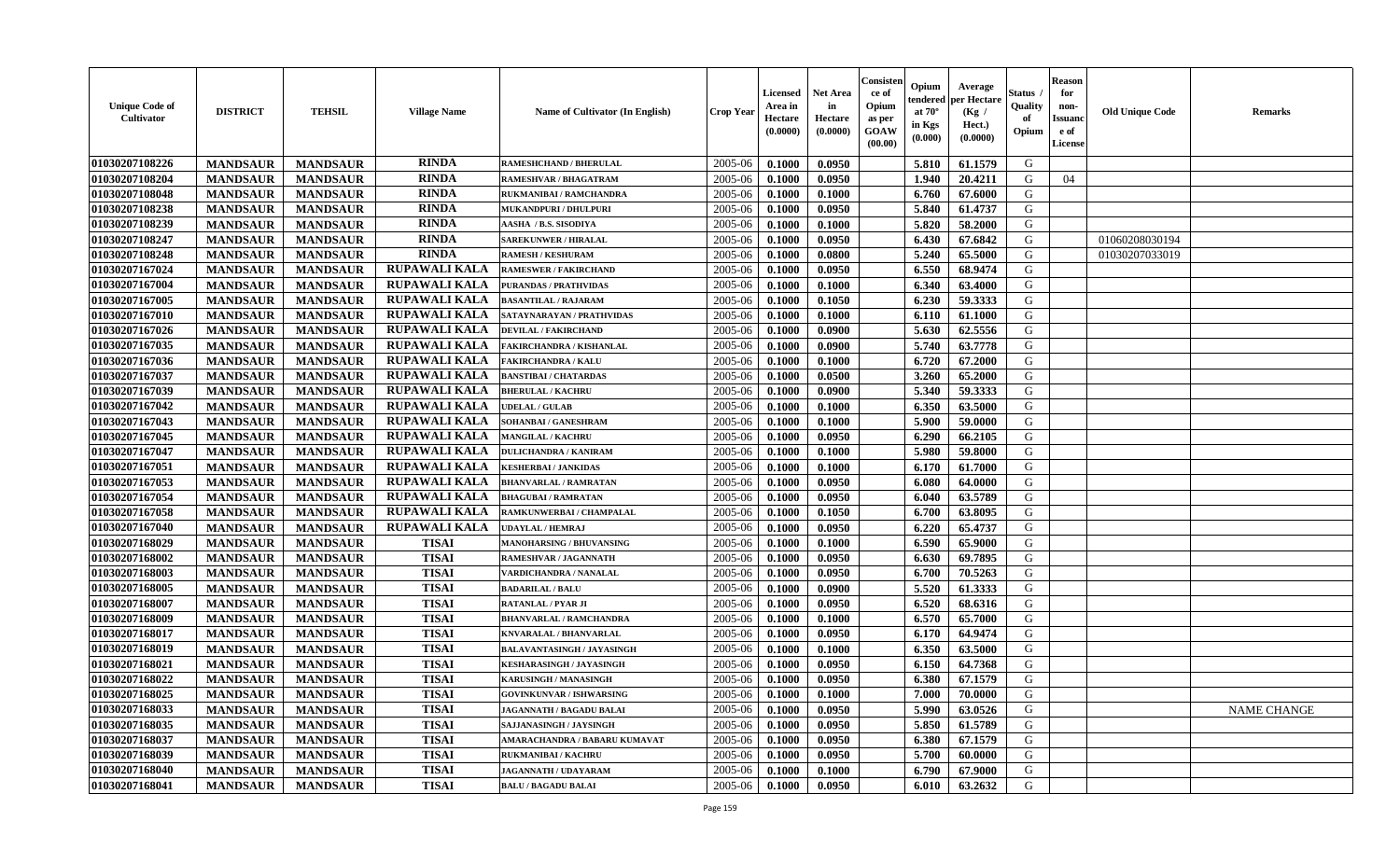| Unique Code of Cultivator | DISTRICT | TEHSIL | Village Name | Name of Cultivator (In English) | Crop Year | Licensed Area in Hectare (0.0000) | Net Area in Hectare (0.0000) | Consistence of Opium as per GOAW (00.00) | Opium tendered at 70° in Kgs (0.000) | Average per Hectare (Kg / Hect.) (0.0000) | Status / Quality of Opium | Reason for non-Issuance of License | Old Unique Code | Remarks |
|---|---|---|---|---|---|---|---|---|---|---|---|---|---|---|
| 01030207108226 | MANDSAUR | MANDSAUR | RINDA | RAMESHCHAND / BHERULAL | 2005-06 | 0.1000 | 0.0950 | | 5.810 | 61.1579 | G | | | |
| 01030207108204 | MANDSAUR | MANDSAUR | RINDA | RAMESHVAR / BHAGATRAM | 2005-06 | 0.1000 | 0.0950 | | 1.940 | 20.4211 | G | 04 | | |
| 01030207108048 | MANDSAUR | MANDSAUR | RINDA | RUKMANIBAI / RAMCHANDRA | 2005-06 | 0.1000 | 0.1000 | | 6.760 | 67.6000 | G | | | |
| 01030207108238 | MANDSAUR | MANDSAUR | RINDA | MUKANDPURI / DHULPURI | 2005-06 | 0.1000 | 0.0950 | | 5.840 | 61.4737 | G | | | |
| 01030207108239 | MANDSAUR | MANDSAUR | RINDA | AASHA / B.S. SISODIYA | 2005-06 | 0.1000 | 0.1000 | | 5.820 | 58.2000 | G | | | |
| 01030207108247 | MANDSAUR | MANDSAUR | RINDA | SAREKUNWER / HIRALAL | 2005-06 | 0.1000 | 0.0950 | | 6.430 | 67.6842 | G | | 01060208030194 | |
| 01030207108248 | MANDSAUR | MANDSAUR | RINDA | RAMESH / KESHURAM | 2005-06 | 0.1000 | 0.0800 | | 5.240 | 65.5000 | G | | 01030207033019 | |
| 01030207167024 | MANDSAUR | MANDSAUR | RUPAWALI KALA | RAMESWER / FAKIRCHAND | 2005-06 | 0.1000 | 0.0950 | | 6.550 | 68.9474 | G | | | |
| 01030207167004 | MANDSAUR | MANDSAUR | RUPAWALI KALA | PURANDAS / PRATHVIDAS | 2005-06 | 0.1000 | 0.1000 | | 6.340 | 63.4000 | G | | | |
| 01030207167005 | MANDSAUR | MANDSAUR | RUPAWALI KALA | BASANTILAL / RAJARAM | 2005-06 | 0.1000 | 0.1050 | | 6.230 | 59.3333 | G | | | |
| 01030207167010 | MANDSAUR | MANDSAUR | RUPAWALI KALA | SATAYNARAYAN / PRATHVIDAS | 2005-06 | 0.1000 | 0.1000 | | 6.110 | 61.1000 | G | | | |
| 01030207167026 | MANDSAUR | MANDSAUR | RUPAWALI KALA | DEVILAL / FAKIRCHAND | 2005-06 | 0.1000 | 0.0900 | | 5.630 | 62.5556 | G | | | |
| 01030207167035 | MANDSAUR | MANDSAUR | RUPAWALI KALA | FAKIRCHANDRA / KISHANLAL | 2005-06 | 0.1000 | 0.0900 | | 5.740 | 63.7778 | G | | | |
| 01030207167036 | MANDSAUR | MANDSAUR | RUPAWALI KALA | FAKIRCHANDRA / KALU | 2005-06 | 0.1000 | 0.1000 | | 6.720 | 67.2000 | G | | | |
| 01030207167037 | MANDSAUR | MANDSAUR | RUPAWALI KALA | BANSTIBAI / CHATARDAS | 2005-06 | 0.1000 | 0.0500 | | 3.260 | 65.2000 | G | | | |
| 01030207167039 | MANDSAUR | MANDSAUR | RUPAWALI KALA | BHERULAL / KACHRU | 2005-06 | 0.1000 | 0.0900 | | 5.340 | 59.3333 | G | | | |
| 01030207167042 | MANDSAUR | MANDSAUR | RUPAWALI KALA | UDELAL / GULAB | 2005-06 | 0.1000 | 0.1000 | | 6.350 | 63.5000 | G | | | |
| 01030207167043 | MANDSAUR | MANDSAUR | RUPAWALI KALA | SOHANBAI / GANESHRAM | 2005-06 | 0.1000 | 0.1000 | | 5.900 | 59.0000 | G | | | |
| 01030207167045 | MANDSAUR | MANDSAUR | RUPAWALI KALA | MANGILAL / KACHRU | 2005-06 | 0.1000 | 0.0950 | | 6.290 | 66.2105 | G | | | |
| 01030207167047 | MANDSAUR | MANDSAUR | RUPAWALI KALA | DULICHANDRA / KANIRAM | 2005-06 | 0.1000 | 0.1000 | | 5.980 | 59.8000 | G | | | |
| 01030207167051 | MANDSAUR | MANDSAUR | RUPAWALI KALA | KESHERBAI / JANKIDAS | 2005-06 | 0.1000 | 0.1000 | | 6.170 | 61.7000 | G | | | |
| 01030207167053 | MANDSAUR | MANDSAUR | RUPAWALI KALA | BHANVARLAL / RAMRATAN | 2005-06 | 0.1000 | 0.0950 | | 6.080 | 64.0000 | G | | | |
| 01030207167054 | MANDSAUR | MANDSAUR | RUPAWALI KALA | BHAGUBAI / RAMRATAN | 2005-06 | 0.1000 | 0.0950 | | 6.040 | 63.5789 | G | | | |
| 01030207167058 | MANDSAUR | MANDSAUR | RUPAWALI KALA | RAMKUNWERBAI / CHAMPALAL | 2005-06 | 0.1000 | 0.1050 | | 6.700 | 63.8095 | G | | | |
| 01030207167040 | MANDSAUR | MANDSAUR | RUPAWALI KALA | UDAYLAL / HEMRAJ | 2005-06 | 0.1000 | 0.0950 | | 6.220 | 65.4737 | G | | | |
| 01030207168029 | MANDSAUR | MANDSAUR | TISAI | MANOHARSING / BHUVANSING | 2005-06 | 0.1000 | 0.1000 | | 6.590 | 65.9000 | G | | | |
| 01030207168002 | MANDSAUR | MANDSAUR | TISAI | RAMESHVAR / JAGANNATH | 2005-06 | 0.1000 | 0.0950 | | 6.630 | 69.7895 | G | | | |
| 01030207168003 | MANDSAUR | MANDSAUR | TISAI | VARDICHANDRA / NANALAL | 2005-06 | 0.1000 | 0.0950 | | 6.700 | 70.5263 | G | | | |
| 01030207168005 | MANDSAUR | MANDSAUR | TISAI | BADARILAL / BALU | 2005-06 | 0.1000 | 0.0900 | | 5.520 | 61.3333 | G | | | |
| 01030207168007 | MANDSAUR | MANDSAUR | TISAI | RATANLAL / PYAR JI | 2005-06 | 0.1000 | 0.0950 | | 6.520 | 68.6316 | G | | | |
| 01030207168009 | MANDSAUR | MANDSAUR | TISAI | BHANVARLAL / RAMCHANDRA | 2005-06 | 0.1000 | 0.1000 | | 6.570 | 65.7000 | G | | | |
| 01030207168017 | MANDSAUR | MANDSAUR | TISAI | KNVARALAL / BHANVARLAL | 2005-06 | 0.1000 | 0.0950 | | 6.170 | 64.9474 | G | | | |
| 01030207168019 | MANDSAUR | MANDSAUR | TISAI | BALAVANTASINGH / JAYASINGH | 2005-06 | 0.1000 | 0.1000 | | 6.350 | 63.5000 | G | | | |
| 01030207168021 | MANDSAUR | MANDSAUR | TISAI | KESHARASINGH / JAYASINGH | 2005-06 | 0.1000 | 0.0950 | | 6.150 | 64.7368 | G | | | |
| 01030207168022 | MANDSAUR | MANDSAUR | TISAI | KARUSINGH / MANASINGH | 2005-06 | 0.1000 | 0.0950 | | 6.380 | 67.1579 | G | | | |
| 01030207168025 | MANDSAUR | MANDSAUR | TISAI | GOVINKUNVAR / ISHWARSING | 2005-06 | 0.1000 | 0.1000 | | 7.000 | 70.0000 | G | | | |
| 01030207168033 | MANDSAUR | MANDSAUR | TISAI | JAGANNATH / BAGADU BALAI | 2005-06 | 0.1000 | 0.0950 | | 5.990 | 63.0526 | G | | | NAME CHANGE |
| 01030207168035 | MANDSAUR | MANDSAUR | TISAI | SAJJANASINGH / JAYSINGH | 2005-06 | 0.1000 | 0.0950 | | 5.850 | 61.5789 | G | | | |
| 01030207168037 | MANDSAUR | MANDSAUR | TISAI | AMARACHANDRA / BABARU KUMAVAT | 2005-06 | 0.1000 | 0.0950 | | 6.380 | 67.1579 | G | | | |
| 01030207168039 | MANDSAUR | MANDSAUR | TISAI | RUKMANIBAI / KACHRU | 2005-06 | 0.1000 | 0.0950 | | 5.700 | 60.0000 | G | | | |
| 01030207168040 | MANDSAUR | MANDSAUR | TISAI | JAGANNATH / UDAYARAM | 2005-06 | 0.1000 | 0.1000 | | 6.790 | 67.9000 | G | | | |
| 01030207168041 | MANDSAUR | MANDSAUR | TISAI | BALU / BAGADU BALAI | 2005-06 | 0.1000 | 0.0950 | | 6.010 | 63.2632 | G | | | |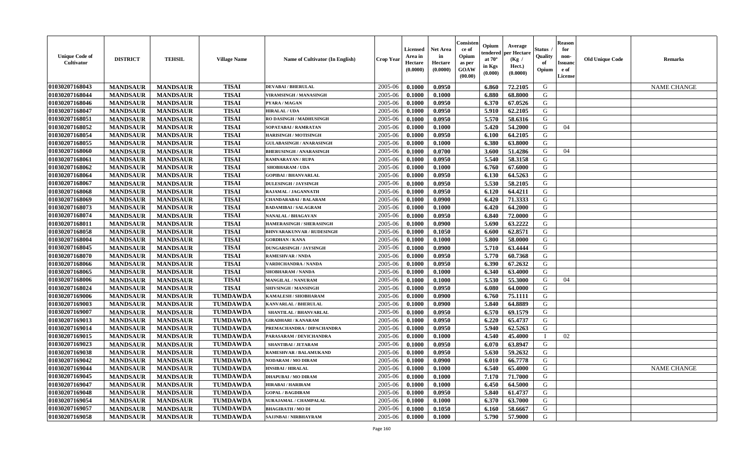| Unique Code of Cultivator | DISTRICT | TEHSIL | Village Name | Name of Cultivator (In English) | Crop Year | Licensed Area in Hectare (0.0000) | Net Area in Hectare (0.0000) | Consistence of Opium as per GOAW (00.00) | Opium tendered at 70° in Kgs (0.000) | Average per Hectare (Kg / Hect.) (0.0000) | Status / Quality of Opium | Reason for non-Issuance of License | Old Unique Code | Remarks |
|---|---|---|---|---|---|---|---|---|---|---|---|---|---|---|
| 01030207168043 | MANDSAUR | MANDSAUR | TISAI | DEVABAI / BHERULAL | 2005-06 | 0.1000 | 0.0950 | | 6.860 | 72.2105 | G | | | NAME CHANGE |
| 01030207168044 | MANDSAUR | MANDSAUR | TISAI | VIRAMSINGH / MANASINGH | 2005-06 | 0.1000 | 0.1000 | | 6.880 | 68.8000 | G | | | |
| 01030207168046 | MANDSAUR | MANDSAUR | TISAI | PYARA / MAGAN | 2005-06 | 0.1000 | 0.0950 | | 6.370 | 67.0526 | G | | | |
| 01030207168047 | MANDSAUR | MANDSAUR | TISAI | HIRALAL / UDA | 2005-06 | 0.1000 | 0.0950 | | 5.910 | 62.2105 | G | | | |
| 01030207168051 | MANDSAUR | MANDSAUR | TISAI | RO DASINGH / MADHUSINGH | 2005-06 | 0.1000 | 0.0950 | | 5.570 | 58.6316 | G | | | |
| 01030207168052 | MANDSAUR | MANDSAUR | TISAI | SOPATABAI / RAMRATAN | 2005-06 | 0.1000 | 0.1000 | | 5.420 | 54.2000 | G | 04 | | |
| 01030207168054 | MANDSAUR | MANDSAUR | TISAI | HARISINGH / MOTISINGH | 2005-06 | 0.1000 | 0.0950 | | 6.100 | 64.2105 | G | | | |
| 01030207168055 | MANDSAUR | MANDSAUR | TISAI | GULABASINGH / ANARASINGH | 2005-06 | 0.1000 | 0.1000 | | 6.380 | 63.8000 | G | | | |
| 01030207168060 | MANDSAUR | MANDSAUR | TISAI | BHERUSINGH / ANARASINGH | 2005-06 | 0.1000 | 0.0700 | | 3.600 | 51.4286 | G | 04 | | |
| 01030207168061 | MANDSAUR | MANDSAUR | TISAI | RAMNARAYAN / RUPA | 2005-06 | 0.1000 | 0.0950 | | 5.540 | 58.3158 | G | | | |
| 01030207168062 | MANDSAUR | MANDSAUR | TISAI | SHOBHARAM / UDA | 2005-06 | 0.1000 | 0.1000 | | 6.760 | 67.6000 | G | | | |
| 01030207168064 | MANDSAUR | MANDSAUR | TISAI | GOPIBAI / BHANVARLAL | 2005-06 | 0.1000 | 0.0950 | | 6.130 | 64.5263 | G | | | |
| 01030207168067 | MANDSAUR | MANDSAUR | TISAI | DULESINGH / JAYSINGH | 2005-06 | 0.1000 | 0.0950 | | 5.530 | 58.2105 | G | | | |
| 01030207168068 | MANDSAUR | MANDSAUR | TISAI | RAJAMAL / JAGANNATH | 2005-06 | 0.1000 | 0.0950 | | 6.120 | 64.4211 | G | | | |
| 01030207168069 | MANDSAUR | MANDSAUR | TISAI | CHANDARABAI / BALARAM | 2005-06 | 0.1000 | 0.0900 | | 6.420 | 71.3333 | G | | | |
| 01030207168073 | MANDSAUR | MANDSAUR | TISAI | BADAMIBAI / SALAGRAM | 2005-06 | 0.1000 | 0.1000 | | 6.420 | 64.2000 | G | | | |
| 01030207168074 | MANDSAUR | MANDSAUR | TISAI | NANALAL / BHAGAVAN | 2005-06 | 0.1000 | 0.0950 | | 6.840 | 72.0000 | G | | | |
| 01030207168011 | MANDSAUR | MANDSAUR | TISAI | HAMERASINGH / SHERASINGH | 2005-06 | 0.1000 | 0.0900 | | 5.690 | 63.2222 | G | | | |
| 01030207168058 | MANDSAUR | MANDSAUR | TISAI | BHNVARAKUNVAR / RUDESINGH | 2005-06 | 0.1000 | 0.1050 | | 6.600 | 62.8571 | G | | | |
| 01030207168004 | MANDSAUR | MANDSAUR | TISAI | GORDHAN / KANA | 2005-06 | 0.1000 | 0.1000 | | 5.800 | 58.0000 | G | | | |
| 01030207168045 | MANDSAUR | MANDSAUR | TISAI | DUNGARSINGH / JAYSINGH | 2005-06 | 0.1000 | 0.0900 | | 5.710 | 63.4444 | G | | | |
| 01030207168070 | MANDSAUR | MANDSAUR | TISAI | RAMESHVAR / NNDA | 2005-06 | 0.1000 | 0.0950 | | 5.770 | 60.7368 | G | | | |
| 01030207168066 | MANDSAUR | MANDSAUR | TISAI | VARDICHANDRA / NANDA | 2005-06 | 0.1000 | 0.0950 | | 6.390 | 67.2632 | G | | | |
| 01030207168065 | MANDSAUR | MANDSAUR | TISAI | SHOBHARAM / NANDA | 2005-06 | 0.1000 | 0.1000 | | 6.340 | 63.4000 | G | | | |
| 01030207168006 | MANDSAUR | MANDSAUR | TISAI | MANGILAL / NANURAM | 2005-06 | 0.1000 | 0.1000 | | 5.530 | 55.3000 | G | 04 | | |
| 01030207168024 | MANDSAUR | MANDSAUR | TISAI | SHIVSINGH / MANSINGH | 2005-06 | 0.1000 | 0.0950 | | 6.080 | 64.0000 | G | | | |
| 01030207169006 | MANDSAUR | MANDSAUR | TUMDAWDA | KAMALESH / SHOBHARAM | 2005-06 | 0.1000 | 0.0900 | | 6.760 | 75.1111 | G | | | |
| 01030207169003 | MANDSAUR | MANDSAUR | TUMDAWDA | KANVARLAL / BHERULAL | 2005-06 | 0.1000 | 0.0900 | | 5.840 | 64.8889 | G | | | |
| 01030207169007 | MANDSAUR | MANDSAUR | TUMDAWDA | SHANTILAL / BHANVARLAL | 2005-06 | 0.1000 | 0.0950 | | 6.570 | 69.1579 | G | | | |
| 01030207169013 | MANDSAUR | MANDSAUR | TUMDAWDA | GIRADHARI / KANARAM | 2005-06 | 0.1000 | 0.0950 | | 6.220 | 65.4737 | G | | | |
| 01030207169014 | MANDSAUR | MANDSAUR | TUMDAWDA | PREMACHANDRA / DIPACHANDRA | 2005-06 | 0.1000 | 0.0950 | | 5.940 | 62.5263 | G | | | |
| 01030207169015 | MANDSAUR | MANDSAUR | TUMDAWDA | PARASARAM / DEVICHANDRA | 2005-06 | 0.1000 | 0.1000 | | 4.540 | 45.4000 | I | 02 | | |
| 01030207169023 | MANDSAUR | MANDSAUR | TUMDAWDA | SHANTIBAI / JETARAM | 2005-06 | 0.1000 | 0.0950 | | 6.070 | 63.8947 | G | | | |
| 01030207169038 | MANDSAUR | MANDSAUR | TUMDAWDA | RAMESHVAR / BALAMUKAND | 2005-06 | 0.1000 | 0.0950 | | 5.630 | 59.2632 | G | | | |
| 01030207169042 | MANDSAUR | MANDSAUR | TUMDAWDA | NODARAM / MO DIRAM | 2005-06 | 0.1000 | 0.0900 | | 6.010 | 66.7778 | G | | | |
| 01030207169044 | MANDSAUR | MANDSAUR | TUMDAWDA | HNSIBAI / HIRALAL | 2005-06 | 0.1000 | 0.1000 | | 6.540 | 65.4000 | G | | | NAME CHANGE |
| 01030207169045 | MANDSAUR | MANDSAUR | TUMDAWDA | DHAPUBAI / MO DIRAM | 2005-06 | 0.1000 | 0.1000 | | 7.170 | 71.7000 | G | | | |
| 01030207169047 | MANDSAUR | MANDSAUR | TUMDAWDA | HIRABAI / HARIRAM | 2005-06 | 0.1000 | 0.1000 | | 6.450 | 64.5000 | G | | | |
| 01030207169048 | MANDSAUR | MANDSAUR | TUMDAWDA | GOPAL / BAGDIRAM | 2005-06 | 0.1000 | 0.0950 | | 5.840 | 61.4737 | G | | | |
| 01030207169054 | MANDSAUR | MANDSAUR | TUMDAWDA | SURAJAMAL / CHAMPALAL | 2005-06 | 0.1000 | 0.1000 | | 6.370 | 63.7000 | G | | | |
| 01030207169057 | MANDSAUR | MANDSAUR | TUMDAWDA | BHAGIRATH / MO DI | 2005-06 | 0.1000 | 0.1050 | | 6.160 | 58.6667 | G | | | |
| 01030207169058 | MANDSAUR | MANDSAUR | TUMDAWDA | SAJJNBAI / NIRBHAYRAM | 2005-06 | 0.1000 | 0.1000 | | 5.790 | 57.9000 | G | | | |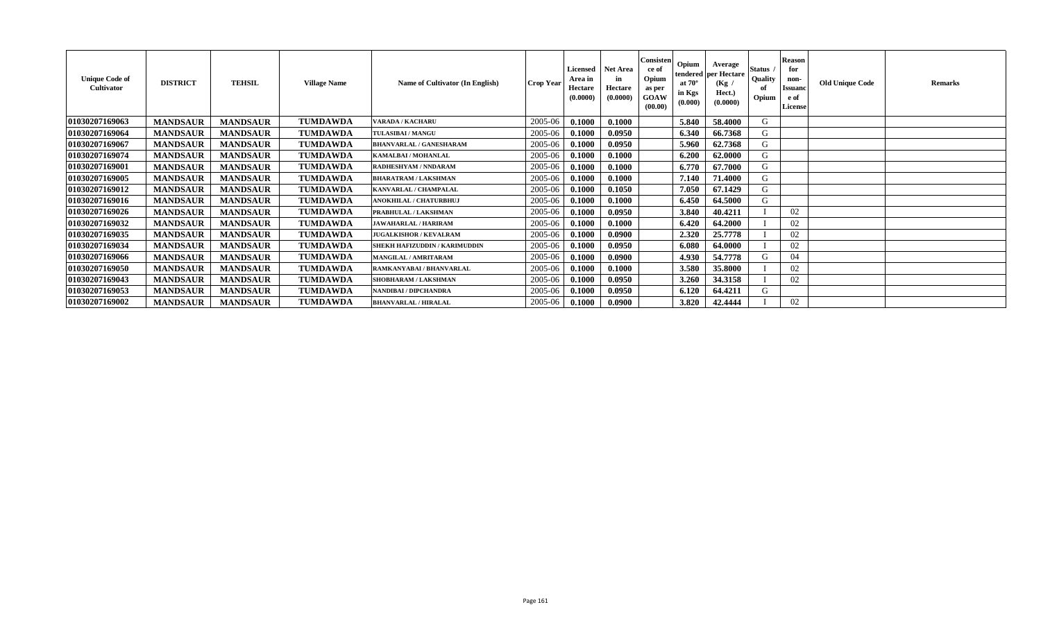| Unique Code of Cultivator | DISTRICT | TEHSIL | Village Name | Name of Cultivator (In English) | Crop Year | Licensed Area in Hectare (0.0000) | Net Area in Hectare (0.0000) | Consistence of Opium as per GOAW (00.00) | Opium tendered at 70° in Kgs (0.000) | Average per Hectare (Kg / Hect.) (0.0000) | Status / Quality of Opium | Reason for non-Issuance of License | Old Unique Code | Remarks |
|---|---|---|---|---|---|---|---|---|---|---|---|---|---|---|
| 01030207169063 | MANDSAUR | MANDSAUR | TUMDAWDA | VARADA / KACHARU | 2005-06 | 0.1000 | 0.1000 | | 5.840 | 58.4000 | G | | | |
| 01030207169064 | MANDSAUR | MANDSAUR | TUMDAWDA | TULASIBAI / MANGU | 2005-06 | 0.1000 | 0.0950 | | 6.340 | 66.7368 | G | | | |
| 01030207169067 | MANDSAUR | MANDSAUR | TUMDAWDA | BHANVARLAL / GANESHARAM | 2005-06 | 0.1000 | 0.0950 | | 5.960 | 62.7368 | G | | | |
| 01030207169074 | MANDSAUR | MANDSAUR | TUMDAWDA | KAMALBAI / MOHANLAL | 2005-06 | 0.1000 | 0.1000 | | 6.200 | 62.0000 | G | | | |
| 01030207169001 | MANDSAUR | MANDSAUR | TUMDAWDA | RADHESHYAM / NNDARAM | 2005-06 | 0.1000 | 0.1000 | | 6.770 | 67.7000 | G | | | |
| 01030207169005 | MANDSAUR | MANDSAUR | TUMDAWDA | BHARATRAM / LAKSHMAN | 2005-06 | 0.1000 | 0.1000 | | 7.140 | 71.4000 | G | | | |
| 01030207169012 | MANDSAUR | MANDSAUR | TUMDAWDA | KANVARLAL / CHAMPALAL | 2005-06 | 0.1000 | 0.1050 | | 7.050 | 67.1429 | G | | | |
| 01030207169016 | MANDSAUR | MANDSAUR | TUMDAWDA | ANOKHILAL / CHATURBHUJ | 2005-06 | 0.1000 | 0.1000 | | 6.450 | 64.5000 | G | | | |
| 01030207169026 | MANDSAUR | MANDSAUR | TUMDAWDA | PRABHULAL / LAKSHMAN | 2005-06 | 0.1000 | 0.0950 | | 3.840 | 40.4211 | I | 02 | | |
| 01030207169032 | MANDSAUR | MANDSAUR | TUMDAWDA | JAWAHARLAL / HARIRAM | 2005-06 | 0.1000 | 0.1000 | | 6.420 | 64.2000 | I | 02 | | |
| 01030207169035 | MANDSAUR | MANDSAUR | TUMDAWDA | JUGALKISHOR / KEVALRAM | 2005-06 | 0.1000 | 0.0900 | | 2.320 | 25.7778 | I | 02 | | |
| 01030207169034 | MANDSAUR | MANDSAUR | TUMDAWDA | SHEKH HAFIZUDDIN / KARIMUDDIN | 2005-06 | 0.1000 | 0.0950 | | 6.080 | 64.0000 | I | 02 | | |
| 01030207169066 | MANDSAUR | MANDSAUR | TUMDAWDA | MANGILAL / AMRITARAM | 2005-06 | 0.1000 | 0.0900 | | 4.930 | 54.7778 | G | 04 | | |
| 01030207169050 | MANDSAUR | MANDSAUR | TUMDAWDA | RAMKANYABAI / BHANVARLAL | 2005-06 | 0.1000 | 0.1000 | | 3.580 | 35.8000 | I | 02 | | |
| 01030207169043 | MANDSAUR | MANDSAUR | TUMDAWDA | SHOBHARAM / LAKSHMAN | 2005-06 | 0.1000 | 0.0950 | | 3.260 | 34.3158 | I | 02 | | |
| 01030207169053 | MANDSAUR | MANDSAUR | TUMDAWDA | NANDIBAI / DIPCHANDRA | 2005-06 | 0.1000 | 0.0950 | | 6.120 | 64.4211 | G | | | |
| 01030207169002 | MANDSAUR | MANDSAUR | TUMDAWDA | BHANVARLAL / HIRALAL | 2005-06 | 0.1000 | 0.0900 | | 3.820 | 42.4444 | I | 02 | | |